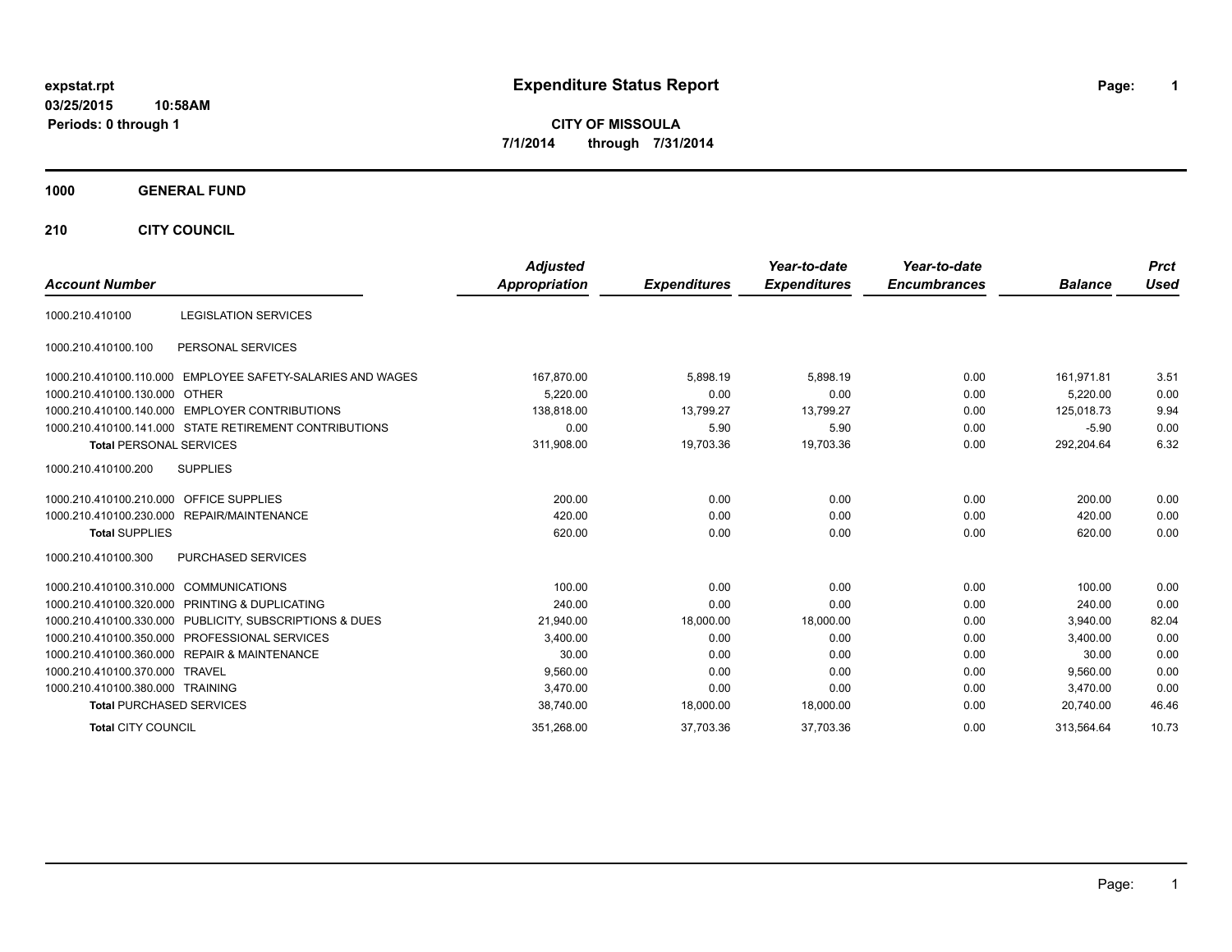expstat.rpt
03/25/2015 10:58AM
Periods: 0 through 1

# Expenditure Status Report

**CITY OF MISSOULA**
**7/1/2014 through 7/31/2014**

## 1000 GENERAL FUND

### 210 CITY COUNCIL

| Account Number | | Adjusted Appropriation | Expenditures | Year-to-date Expenditures | Year-to-date Encumbrances | Balance | Prct Used |
|---|---|---|---|---|---|---|---|
| 1000.210.410100 | LEGISLATION SERVICES | | | | | | |
| 1000.210.410100.100 | PERSONAL SERVICES | | | | | | |
| 1000.210.410100.110.000 | EMPLOYEE SAFETY-SALARIES AND WAGES | 167,870.00 | 5,898.19 | 5,898.19 | 0.00 | 161,971.81 | 3.51 |
| 1000.210.410100.130.000 | OTHER | 5,220.00 | 0.00 | 0.00 | 0.00 | 5,220.00 | 0.00 |
| 1000.210.410100.140.000 | EMPLOYER CONTRIBUTIONS | 138,818.00 | 13,799.27 | 13,799.27 | 0.00 | 125,018.73 | 9.94 |
| 1000.210.410100.141.000 | STATE RETIREMENT CONTRIBUTIONS | 0.00 | 5.90 | 5.90 | 0.00 | -5.90 | 0.00 |
| **Total** PERSONAL SERVICES | | 311,908.00 | 19,703.36 | 19,703.36 | 0.00 | 292,204.64 | 6.32 |
| 1000.210.410100.200 | SUPPLIES | | | | | | |
| 1000.210.410100.210.000 | OFFICE SUPPLIES | 200.00 | 0.00 | 0.00 | 0.00 | 200.00 | 0.00 |
| 1000.210.410100.230.000 | REPAIR/MAINTENANCE | 420.00 | 0.00 | 0.00 | 0.00 | 420.00 | 0.00 |
| **Total** SUPPLIES | | 620.00 | 0.00 | 0.00 | 0.00 | 620.00 | 0.00 |
| 1000.210.410100.300 | PURCHASED SERVICES | | | | | | |
| 1000.210.410100.310.000 | COMMUNICATIONS | 100.00 | 0.00 | 0.00 | 0.00 | 100.00 | 0.00 |
| 1000.210.410100.320.000 | PRINTING & DUPLICATING | 240.00 | 0.00 | 0.00 | 0.00 | 240.00 | 0.00 |
| 1000.210.410100.330.000 | PUBLICITY, SUBSCRIPTIONS & DUES | 21,940.00 | 18,000.00 | 18,000.00 | 0.00 | 3,940.00 | 82.04 |
| 1000.210.410100.350.000 | PROFESSIONAL SERVICES | 3,400.00 | 0.00 | 0.00 | 0.00 | 3,400.00 | 0.00 |
| 1000.210.410100.360.000 | REPAIR & MAINTENANCE | 30.00 | 0.00 | 0.00 | 0.00 | 30.00 | 0.00 |
| 1000.210.410100.370.000 | TRAVEL | 9,560.00 | 0.00 | 0.00 | 0.00 | 9,560.00 | 0.00 |
| 1000.210.410100.380.000 | TRAINING | 3,470.00 | 0.00 | 0.00 | 0.00 | 3,470.00 | 0.00 |
| **Total** PURCHASED SERVICES | | 38,740.00 | 18,000.00 | 18,000.00 | 0.00 | 20,740.00 | 46.46 |
| **Total** CITY COUNCIL | | 351,268.00 | 37,703.36 | 37,703.36 | 0.00 | 313,564.64 | 10.73 |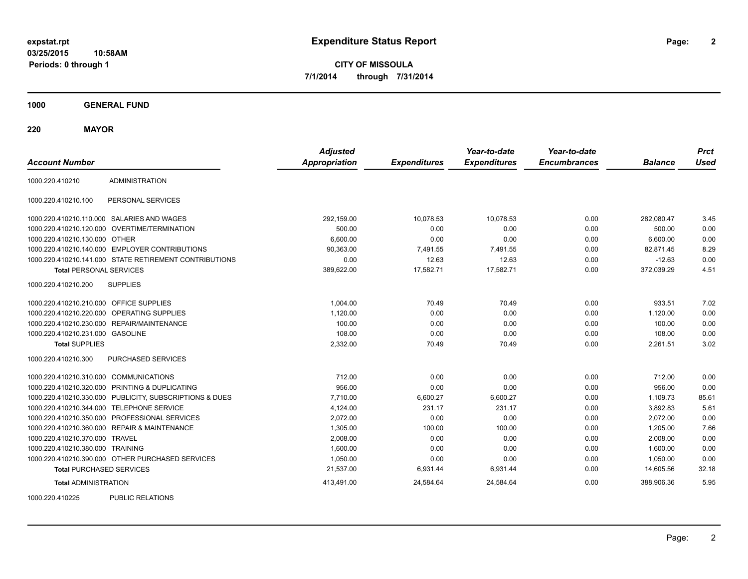**Expenditure Status Report**

**CITY OF MISSOULA**

**7/1/2014 through 7/31/2014**

expstat.rpt
03/25/2015 10:58AM
Periods: 0 through 1

## 1000 GENERAL FUND

### 220 MAYOR

| Account Number | | Adjusted Appropriation | Expenditures | Year-to-date Expenditures | Year-to-date Encumbrances | Balance | Prct Used |
|---|---|---|---|---|---|---|---|
| 1000.220.410210 | ADMINISTRATION | | | | | | |
| 1000.220.410210.100 | PERSONAL SERVICES | | | | | | |
| 1000.220.410210.110.000 | SALARIES AND WAGES | 292,159.00 | 10,078.53 | 10,078.53 | 0.00 | 282,080.47 | 3.45 |
| 1000.220.410210.120.000 | OVERTIME/TERMINATION | 500.00 | 0.00 | 0.00 | 0.00 | 500.00 | 0.00 |
| 1000.220.410210.130.000 | OTHER | 6,600.00 | 0.00 | 0.00 | 0.00 | 6,600.00 | 0.00 |
| 1000.220.410210.140.000 | EMPLOYER CONTRIBUTIONS | 90,363.00 | 7,491.55 | 7,491.55 | 0.00 | 82,871.45 | 8.29 |
| 1000.220.410210.141.000 | STATE RETIREMENT CONTRIBUTIONS | 0.00 | 12.63 | 12.63 | 0.00 | -12.63 | 0.00 |
| **Total** PERSONAL SERVICES | | 389,622.00 | 17,582.71 | 17,582.71 | 0.00 | 372,039.29 | 4.51 |
| 1000.220.410210.200 | SUPPLIES | | | | | | |
| 1000.220.410210.210.000 | OFFICE SUPPLIES | 1,004.00 | 70.49 | 70.49 | 0.00 | 933.51 | 7.02 |
| 1000.220.410210.220.000 | OPERATING SUPPLIES | 1,120.00 | 0.00 | 0.00 | 0.00 | 1,120.00 | 0.00 |
| 1000.220.410210.230.000 | REPAIR/MAINTENANCE | 100.00 | 0.00 | 0.00 | 0.00 | 100.00 | 0.00 |
| 1000.220.410210.231.000 | GASOLINE | 108.00 | 0.00 | 0.00 | 0.00 | 108.00 | 0.00 |
| **Total** SUPPLIES | | 2,332.00 | 70.49 | 70.49 | 0.00 | 2,261.51 | 3.02 |
| 1000.220.410210.300 | PURCHASED SERVICES | | | | | | |
| 1000.220.410210.310.000 | COMMUNICATIONS | 712.00 | 0.00 | 0.00 | 0.00 | 712.00 | 0.00 |
| 1000.220.410210.320.000 | PRINTING & DUPLICATING | 956.00 | 0.00 | 0.00 | 0.00 | 956.00 | 0.00 |
| 1000.220.410210.330.000 | PUBLICITY, SUBSCRIPTIONS & DUES | 7,710.00 | 6,600.27 | 6,600.27 | 0.00 | 1,109.73 | 85.61 |
| 1000.220.410210.344.000 | TELEPHONE SERVICE | 4,124.00 | 231.17 | 231.17 | 0.00 | 3,892.83 | 5.61 |
| 1000.220.410210.350.000 | PROFESSIONAL SERVICES | 2,072.00 | 0.00 | 0.00 | 0.00 | 2,072.00 | 0.00 |
| 1000.220.410210.360.000 | REPAIR & MAINTENANCE | 1,305.00 | 100.00 | 100.00 | 0.00 | 1,205.00 | 7.66 |
| 1000.220.410210.370.000 | TRAVEL | 2,008.00 | 0.00 | 0.00 | 0.00 | 2,008.00 | 0.00 |
| 1000.220.410210.380.000 | TRAINING | 1,600.00 | 0.00 | 0.00 | 0.00 | 1,600.00 | 0.00 |
| 1000.220.410210.390.000 | OTHER PURCHASED SERVICES | 1,050.00 | 0.00 | 0.00 | 0.00 | 1,050.00 | 0.00 |
| **Total** PURCHASED SERVICES | | 21,537.00 | 6,931.44 | 6,931.44 | 0.00 | 14,605.56 | 32.18 |
| **Total** ADMINISTRATION | | 413,491.00 | 24,584.64 | 24,584.64 | 0.00 | 388,906.36 | 5.95 |
| 1000.220.410225 | PUBLIC RELATIONS | | | | | | |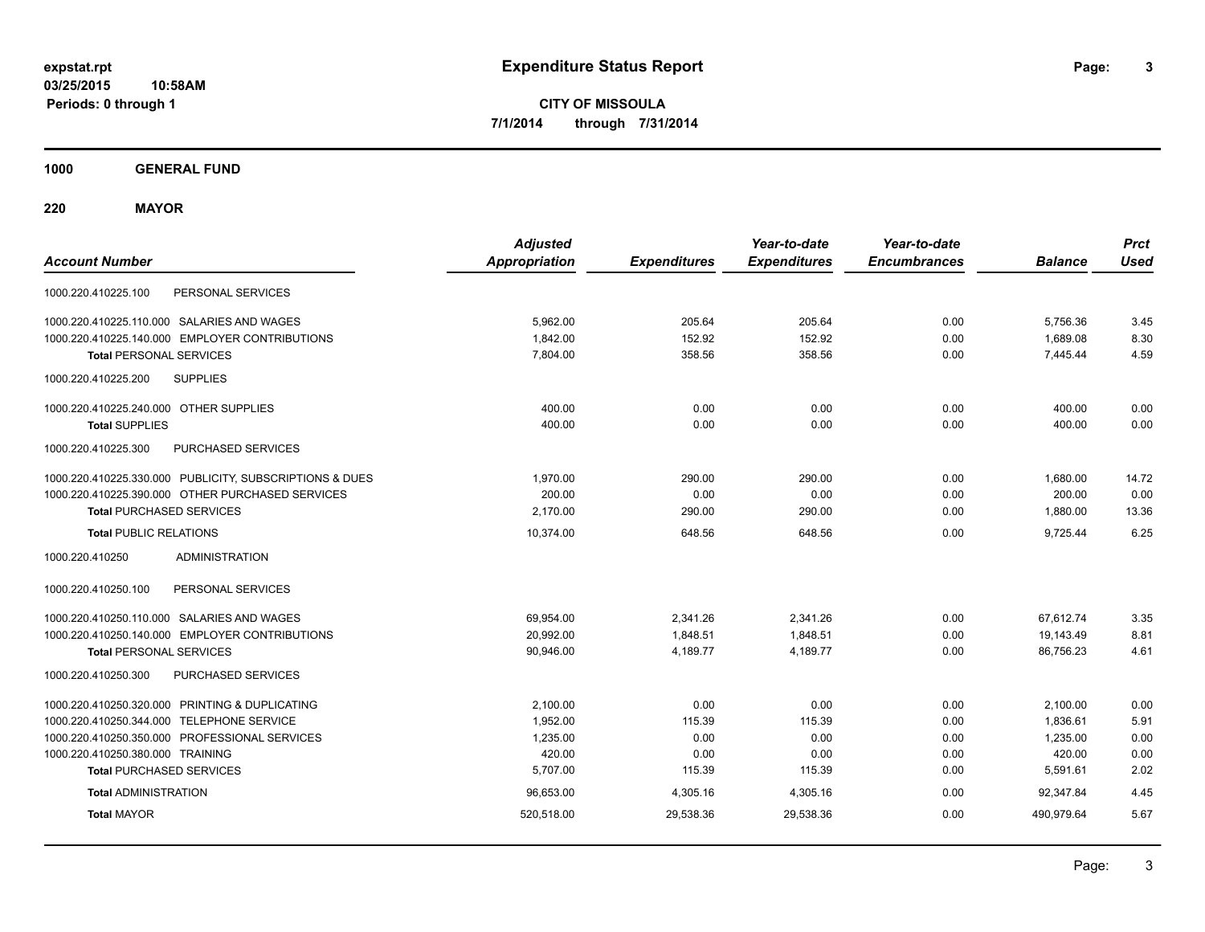# Expenditure Status Report

**CITY OF MISSOULA**

**7/1/2014 through 7/31/2014**

expstat.rpt
03/25/2015 10:58AM
Periods: 0 through 1

## 1000 GENERAL FUND

### 220 MAYOR

| Account Number | | Adjusted Appropriation | Expenditures | Year-to-date Expenditures | Year-to-date Encumbrances | Balance | Prct Used |
|---|---|---|---|---|---|---|---|
| 1000.220.410225.100 | PERSONAL SERVICES | | | | | | |
| 1000.220.410225.110.000 | SALARIES AND WAGES | 5,962.00 | 205.64 | 205.64 | 0.00 | 5,756.36 | 3.45 |
| 1000.220.410225.140.000 | EMPLOYER CONTRIBUTIONS | 1,842.00 | 152.92 | 152.92 | 0.00 | 1,689.08 | 8.30 |
| **Total** PERSONAL SERVICES | | 7,804.00 | 358.56 | 358.56 | 0.00 | 7,445.44 | 4.59 |
| 1000.220.410225.200 | SUPPLIES | | | | | | |
| 1000.220.410225.240.000 | OTHER SUPPLIES | 400.00 | 0.00 | 0.00 | 0.00 | 400.00 | 0.00 |
| **Total** SUPPLIES | | 400.00 | 0.00 | 0.00 | 0.00 | 400.00 | 0.00 |
| 1000.220.410225.300 | PURCHASED SERVICES | | | | | | |
| 1000.220.410225.330.000 | PUBLICITY, SUBSCRIPTIONS & DUES | 1,970.00 | 290.00 | 290.00 | 0.00 | 1,680.00 | 14.72 |
| 1000.220.410225.390.000 | OTHER PURCHASED SERVICES | 200.00 | 0.00 | 0.00 | 0.00 | 200.00 | 0.00 |
| **Total** PURCHASED SERVICES | | 2,170.00 | 290.00 | 290.00 | 0.00 | 1,880.00 | 13.36 |
| **Total** PUBLIC RELATIONS | | 10,374.00 | 648.56 | 648.56 | 0.00 | 9,725.44 | 6.25 |
| 1000.220.410250 | ADMINISTRATION | | | | | | |
| 1000.220.410250.100 | PERSONAL SERVICES | | | | | | |
| 1000.220.410250.110.000 | SALARIES AND WAGES | 69,954.00 | 2,341.26 | 2,341.26 | 0.00 | 67,612.74 | 3.35 |
| 1000.220.410250.140.000 | EMPLOYER CONTRIBUTIONS | 20,992.00 | 1,848.51 | 1,848.51 | 0.00 | 19,143.49 | 8.81 |
| **Total** PERSONAL SERVICES | | 90,946.00 | 4,189.77 | 4,189.77 | 0.00 | 86,756.23 | 4.61 |
| 1000.220.410250.300 | PURCHASED SERVICES | | | | | | |
| 1000.220.410250.320.000 | PRINTING & DUPLICATING | 2,100.00 | 0.00 | 0.00 | 0.00 | 2,100.00 | 0.00 |
| 1000.220.410250.344.000 | TELEPHONE SERVICE | 1,952.00 | 115.39 | 115.39 | 0.00 | 1,836.61 | 5.91 |
| 1000.220.410250.350.000 | PROFESSIONAL SERVICES | 1,235.00 | 0.00 | 0.00 | 0.00 | 1,235.00 | 0.00 |
| 1000.220.410250.380.000 | TRAINING | 420.00 | 0.00 | 0.00 | 0.00 | 420.00 | 0.00 |
| **Total** PURCHASED SERVICES | | 5,707.00 | 115.39 | 115.39 | 0.00 | 5,591.61 | 2.02 |
| **Total** ADMINISTRATION | | 96,653.00 | 4,305.16 | 4,305.16 | 0.00 | 92,347.84 | 4.45 |
| **Total** MAYOR | | 520,518.00 | 29,538.36 | 29,538.36 | 0.00 | 490,979.64 | 5.67 |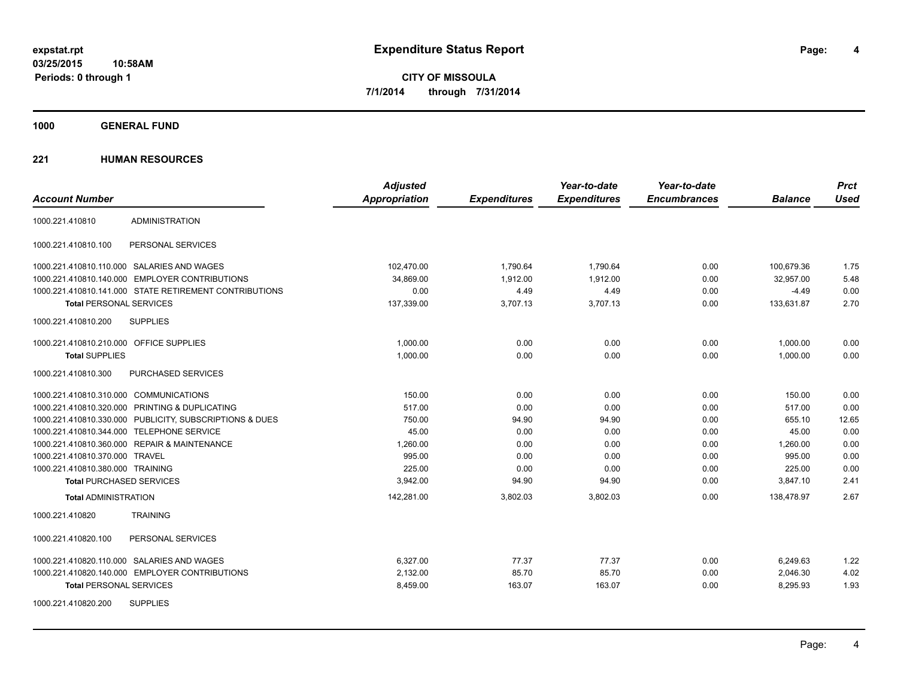**expstat.rpt**
**03/25/2015 10:58AM**
**Periods: 0 through 1**

# Expenditure Status Report

**CITY OF MISSOULA**
**7/1/2014 through 7/31/2014**

## 1000 GENERAL FUND

## 221 HUMAN RESOURCES

| Account Number | | Adjusted Appropriation | Expenditures | Year-to-date Expenditures | Year-to-date Encumbrances | Balance | Prct Used |
|---|---|---|---|---|---|---|---|
| 1000.221.410810 | ADMINISTRATION | | | | | | |
| 1000.221.410810.100 | PERSONAL SERVICES | | | | | | |
| 1000.221.410810.110.000 | SALARIES AND WAGES | 102,470.00 | 1,790.64 | 1,790.64 | 0.00 | 100,679.36 | 1.75 |
| 1000.221.410810.140.000 | EMPLOYER CONTRIBUTIONS | 34,869.00 | 1,912.00 | 1,912.00 | 0.00 | 32,957.00 | 5.48 |
| 1000.221.410810.141.000 | STATE RETIREMENT CONTRIBUTIONS | 0.00 | 4.49 | 4.49 | 0.00 | -4.49 | 0.00 |
| **Total** PERSONAL SERVICES | | 137,339.00 | 3,707.13 | 3,707.13 | 0.00 | 133,631.87 | 2.70 |
| 1000.221.410810.200 | SUPPLIES | | | | | | |
| 1000.221.410810.210.000 | OFFICE SUPPLIES | 1,000.00 | 0.00 | 0.00 | 0.00 | 1,000.00 | 0.00 |
| **Total** SUPPLIES | | 1,000.00 | 0.00 | 0.00 | 0.00 | 1,000.00 | 0.00 |
| 1000.221.410810.300 | PURCHASED SERVICES | | | | | | |
| 1000.221.410810.310.000 | COMMUNICATIONS | 150.00 | 0.00 | 0.00 | 0.00 | 150.00 | 0.00 |
| 1000.221.410810.320.000 | PRINTING & DUPLICATING | 517.00 | 0.00 | 0.00 | 0.00 | 517.00 | 0.00 |
| 1000.221.410810.330.000 | PUBLICITY, SUBSCRIPTIONS & DUES | 750.00 | 94.90 | 94.90 | 0.00 | 655.10 | 12.65 |
| 1000.221.410810.344.000 | TELEPHONE SERVICE | 45.00 | 0.00 | 0.00 | 0.00 | 45.00 | 0.00 |
| 1000.221.410810.360.000 | REPAIR & MAINTENANCE | 1,260.00 | 0.00 | 0.00 | 0.00 | 1,260.00 | 0.00 |
| 1000.221.410810.370.000 | TRAVEL | 995.00 | 0.00 | 0.00 | 0.00 | 995.00 | 0.00 |
| 1000.221.410810.380.000 | TRAINING | 225.00 | 0.00 | 0.00 | 0.00 | 225.00 | 0.00 |
| **Total** PURCHASED SERVICES | | 3,942.00 | 94.90 | 94.90 | 0.00 | 3,847.10 | 2.41 |
| **Total** ADMINISTRATION | | 142,281.00 | 3,802.03 | 3,802.03 | 0.00 | 138,478.97 | 2.67 |
| 1000.221.410820 | TRAINING | | | | | | |
| 1000.221.410820.100 | PERSONAL SERVICES | | | | | | |
| 1000.221.410820.110.000 | SALARIES AND WAGES | 6,327.00 | 77.37 | 77.37 | 0.00 | 6,249.63 | 1.22 |
| 1000.221.410820.140.000 | EMPLOYER CONTRIBUTIONS | 2,132.00 | 85.70 | 85.70 | 0.00 | 2,046.30 | 4.02 |
| **Total** PERSONAL SERVICES | | 8,459.00 | 163.07 | 163.07 | 0.00 | 8,295.93 | 1.93 |
| 1000.221.410820.200 | SUPPLIES | | | | | | |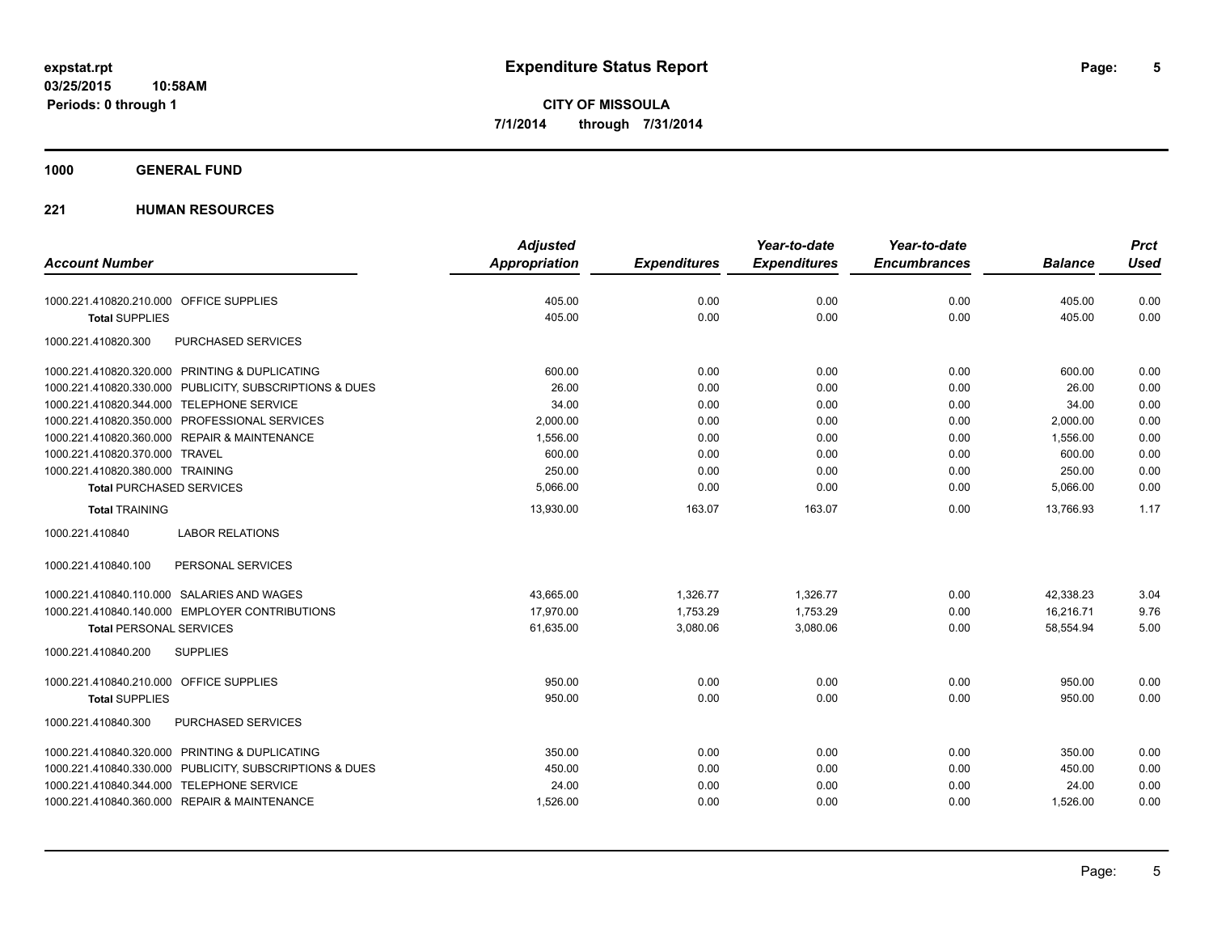# Expenditure Status Report

**expstat.rpt**
**03/25/2015 10:58AM**
**Periods: 0 through 1**

**CITY OF MISSOULA**
**7/1/2014 through 7/31/2014**

**1000 GENERAL FUND**

**221 HUMAN RESOURCES**

| Account Number | Adjusted Appropriation | Expenditures | Year-to-date Expenditures | Year-to-date Encumbrances | Balance | Prct Used |
|---|---|---|---|---|---|---|
| 1000.221.410820.210.000 OFFICE SUPPLIES | 405.00 | 0.00 | 0.00 | 0.00 | 405.00 | 0.00 |
| **Total** SUPPLIES | 405.00 | 0.00 | 0.00 | 0.00 | 405.00 | 0.00 |
| 1000.221.410820.300 PURCHASED SERVICES | | | | | | |
| 1000.221.410820.320.000 PRINTING & DUPLICATING | 600.00 | 0.00 | 0.00 | 0.00 | 600.00 | 0.00 |
| 1000.221.410820.330.000 PUBLICITY, SUBSCRIPTIONS & DUES | 26.00 | 0.00 | 0.00 | 0.00 | 26.00 | 0.00 |
| 1000.221.410820.344.000 TELEPHONE SERVICE | 34.00 | 0.00 | 0.00 | 0.00 | 34.00 | 0.00 |
| 1000.221.410820.350.000 PROFESSIONAL SERVICES | 2,000.00 | 0.00 | 0.00 | 0.00 | 2,000.00 | 0.00 |
| 1000.221.410820.360.000 REPAIR & MAINTENANCE | 1,556.00 | 0.00 | 0.00 | 0.00 | 1,556.00 | 0.00 |
| 1000.221.410820.370.000 TRAVEL | 600.00 | 0.00 | 0.00 | 0.00 | 600.00 | 0.00 |
| 1000.221.410820.380.000 TRAINING | 250.00 | 0.00 | 0.00 | 0.00 | 250.00 | 0.00 |
| **Total** PURCHASED SERVICES | 5,066.00 | 0.00 | 0.00 | 0.00 | 5,066.00 | 0.00 |
| **Total** TRAINING | 13,930.00 | 163.07 | 163.07 | 0.00 | 13,766.93 | 1.17 |
| 1000.221.410840 LABOR RELATIONS | | | | | | |
| 1000.221.410840.100 PERSONAL SERVICES | | | | | | |
| 1000.221.410840.110.000 SALARIES AND WAGES | 43,665.00 | 1,326.77 | 1,326.77 | 0.00 | 42,338.23 | 3.04 |
| 1000.221.410840.140.000 EMPLOYER CONTRIBUTIONS | 17,970.00 | 1,753.29 | 1,753.29 | 0.00 | 16,216.71 | 9.76 |
| **Total** PERSONAL SERVICES | 61,635.00 | 3,080.06 | 3,080.06 | 0.00 | 58,554.94 | 5.00 |
| 1000.221.410840.200 SUPPLIES | | | | | | |
| 1000.221.410840.210.000 OFFICE SUPPLIES | 950.00 | 0.00 | 0.00 | 0.00 | 950.00 | 0.00 |
| **Total** SUPPLIES | 950.00 | 0.00 | 0.00 | 0.00 | 950.00 | 0.00 |
| 1000.221.410840.300 PURCHASED SERVICES | | | | | | |
| 1000.221.410840.320.000 PRINTING & DUPLICATING | 350.00 | 0.00 | 0.00 | 0.00 | 350.00 | 0.00 |
| 1000.221.410840.330.000 PUBLICITY, SUBSCRIPTIONS & DUES | 450.00 | 0.00 | 0.00 | 0.00 | 450.00 | 0.00 |
| 1000.221.410840.344.000 TELEPHONE SERVICE | 24.00 | 0.00 | 0.00 | 0.00 | 24.00 | 0.00 |
| 1000.221.410840.360.000 REPAIR & MAINTENANCE | 1,526.00 | 0.00 | 0.00 | 0.00 | 1,526.00 | 0.00 |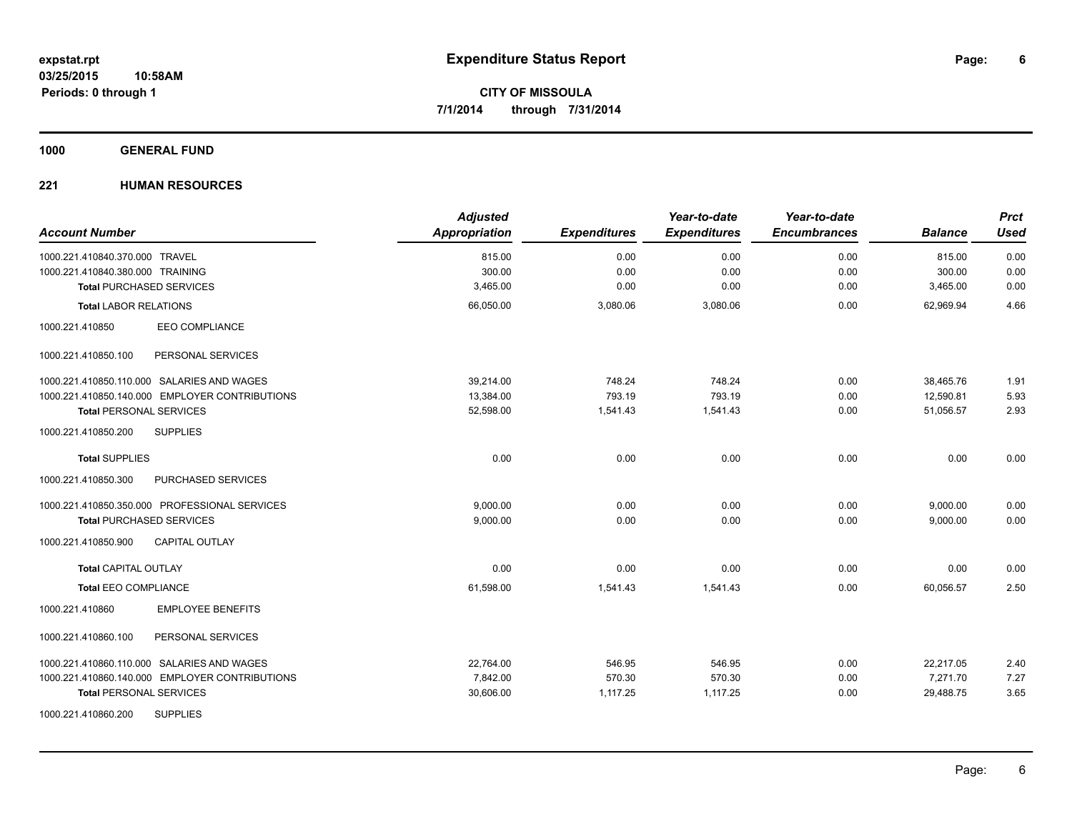# Expenditure Status Report

expstat.rpt
03/25/2015 10:58AM
Periods: 0 through 1

**CITY OF MISSOULA**
**7/1/2014 through 7/31/2014**

## 1000 GENERAL FUND

### 221 HUMAN RESOURCES

| Account Number | Adjusted Appropriation | Expenditures | Year-to-date Expenditures | Year-to-date Encumbrances | Balance | Prct Used |
|---|---|---|---|---|---|---|
| 1000.221.410840.370.000 TRAVEL | 815.00 | 0.00 | 0.00 | 0.00 | 815.00 | 0.00 |
| 1000.221.410840.380.000 TRAINING | 300.00 | 0.00 | 0.00 | 0.00 | 300.00 | 0.00 |
| **Total** PURCHASED SERVICES | 3,465.00 | 0.00 | 0.00 | 0.00 | 3,465.00 | 0.00 |
| **Total** LABOR RELATIONS | 66,050.00 | 3,080.06 | 3,080.06 | 0.00 | 62,969.94 | 4.66 |
| 1000.221.410850 EEO COMPLIANCE | | | | | | |
| 1000.221.410850.100 PERSONAL SERVICES | | | | | | |
| 1000.221.410850.110.000 SALARIES AND WAGES | 39,214.00 | 748.24 | 748.24 | 0.00 | 38,465.76 | 1.91 |
| 1000.221.410850.140.000 EMPLOYER CONTRIBUTIONS | 13,384.00 | 793.19 | 793.19 | 0.00 | 12,590.81 | 5.93 |
| **Total** PERSONAL SERVICES | 52,598.00 | 1,541.43 | 1,541.43 | 0.00 | 51,056.57 | 2.93 |
| 1000.221.410850.200 SUPPLIES | | | | | | |
| **Total** SUPPLIES | 0.00 | 0.00 | 0.00 | 0.00 | 0.00 | 0.00 |
| 1000.221.410850.300 PURCHASED SERVICES | | | | | | |
| 1000.221.410850.350.000 PROFESSIONAL SERVICES | 9,000.00 | 0.00 | 0.00 | 0.00 | 9,000.00 | 0.00 |
| **Total** PURCHASED SERVICES | 9,000.00 | 0.00 | 0.00 | 0.00 | 9,000.00 | 0.00 |
| 1000.221.410850.900 CAPITAL OUTLAY | | | | | | |
| **Total** CAPITAL OUTLAY | 0.00 | 0.00 | 0.00 | 0.00 | 0.00 | 0.00 |
| **Total** EEO COMPLIANCE | 61,598.00 | 1,541.43 | 1,541.43 | 0.00 | 60,056.57 | 2.50 |
| 1000.221.410860 EMPLOYEE BENEFITS | | | | | | |
| 1000.221.410860.100 PERSONAL SERVICES | | | | | | |
| 1000.221.410860.110.000 SALARIES AND WAGES | 22,764.00 | 546.95 | 546.95 | 0.00 | 22,217.05 | 2.40 |
| 1000.221.410860.140.000 EMPLOYER CONTRIBUTIONS | 7,842.00 | 570.30 | 570.30 | 0.00 | 7,271.70 | 7.27 |
| **Total** PERSONAL SERVICES | 30,606.00 | 1,117.25 | 1,117.25 | 0.00 | 29,488.75 | 3.65 |
| 1000.221.410860.200 SUPPLIES | | | | | | |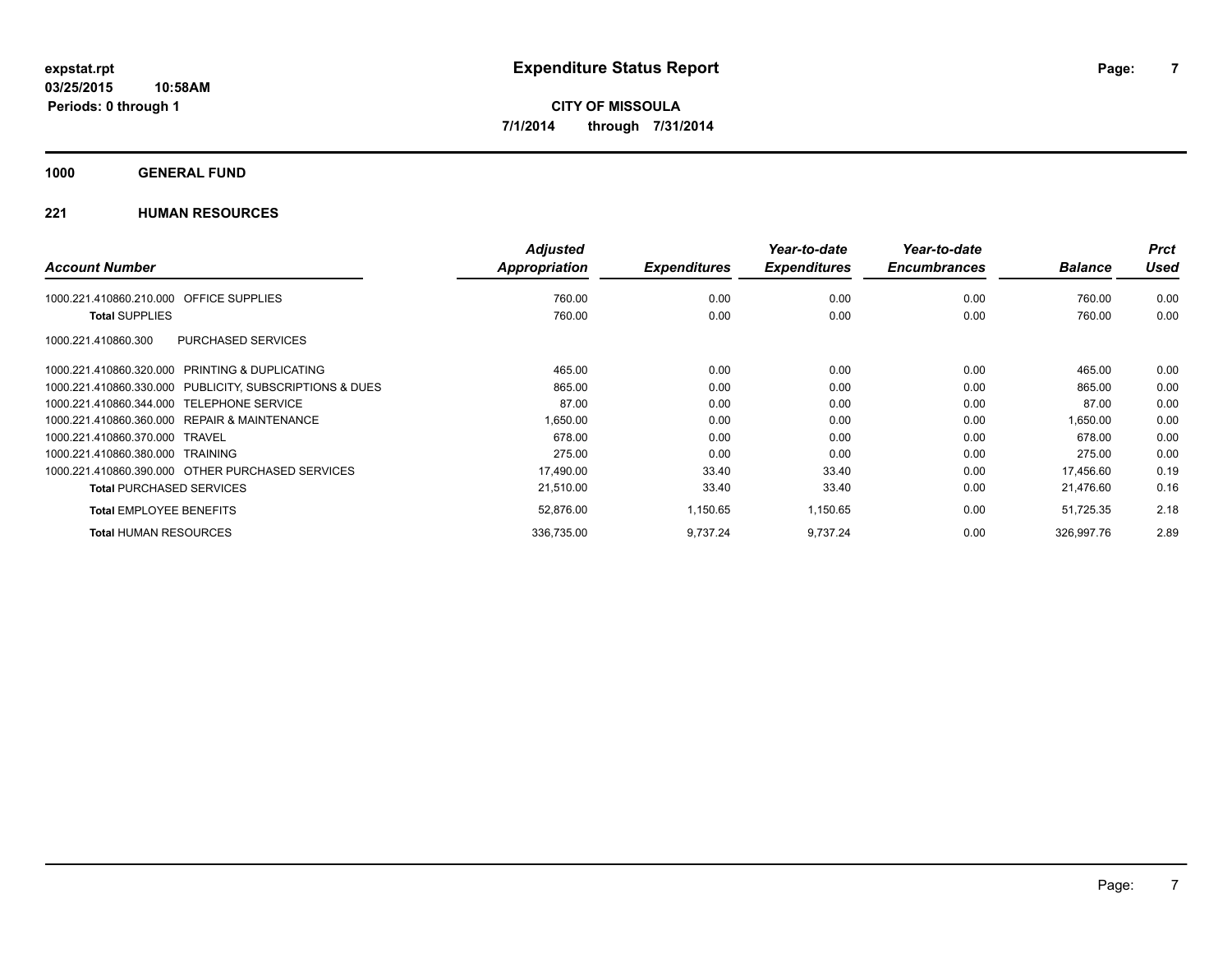**expstat.rpt**
**03/25/2015 10:58AM**
**Periods: 0 through 1**

# Expenditure Status Report

**CITY OF MISSOULA**
**7/1/2014 through 7/31/2014**

## 1000 GENERAL FUND

### 221 HUMAN RESOURCES

| Account Number | | Adjusted Appropriation | Expenditures | Year-to-date Expenditures | Year-to-date Encumbrances | Balance | Prct Used |
|---|---|---|---|---|---|---|---|
| 1000.221.410860.210.000 | OFFICE SUPPLIES | 760.00 | 0.00 | 0.00 | 0.00 | 760.00 | 0.00 |
| **Total** SUPPLIES | | 760.00 | 0.00 | 0.00 | 0.00 | 760.00 | 0.00 |
| 1000.221.410860.300 | PURCHASED SERVICES | | | | | | |
| 1000.221.410860.320.000 | PRINTING & DUPLICATING | 465.00 | 0.00 | 0.00 | 0.00 | 465.00 | 0.00 |
| 1000.221.410860.330.000 | PUBLICITY, SUBSCRIPTIONS & DUES | 865.00 | 0.00 | 0.00 | 0.00 | 865.00 | 0.00 |
| 1000.221.410860.344.000 | TELEPHONE SERVICE | 87.00 | 0.00 | 0.00 | 0.00 | 87.00 | 0.00 |
| 1000.221.410860.360.000 | REPAIR & MAINTENANCE | 1,650.00 | 0.00 | 0.00 | 0.00 | 1,650.00 | 0.00 |
| 1000.221.410860.370.000 | TRAVEL | 678.00 | 0.00 | 0.00 | 0.00 | 678.00 | 0.00 |
| 1000.221.410860.380.000 | TRAINING | 275.00 | 0.00 | 0.00 | 0.00 | 275.00 | 0.00 |
| 1000.221.410860.390.000 | OTHER PURCHASED SERVICES | 17,490.00 | 33.40 | 33.40 | 0.00 | 17,456.60 | 0.19 |
| **Total** PURCHASED SERVICES | | 21,510.00 | 33.40 | 33.40 | 0.00 | 21,476.60 | 0.16 |
| **Total** EMPLOYEE BENEFITS | | 52,876.00 | 1,150.65 | 1,150.65 | 0.00 | 51,725.35 | 2.18 |
| **Total** HUMAN RESOURCES | | 336,735.00 | 9,737.24 | 9,737.24 | 0.00 | 326,997.76 | 2.89 |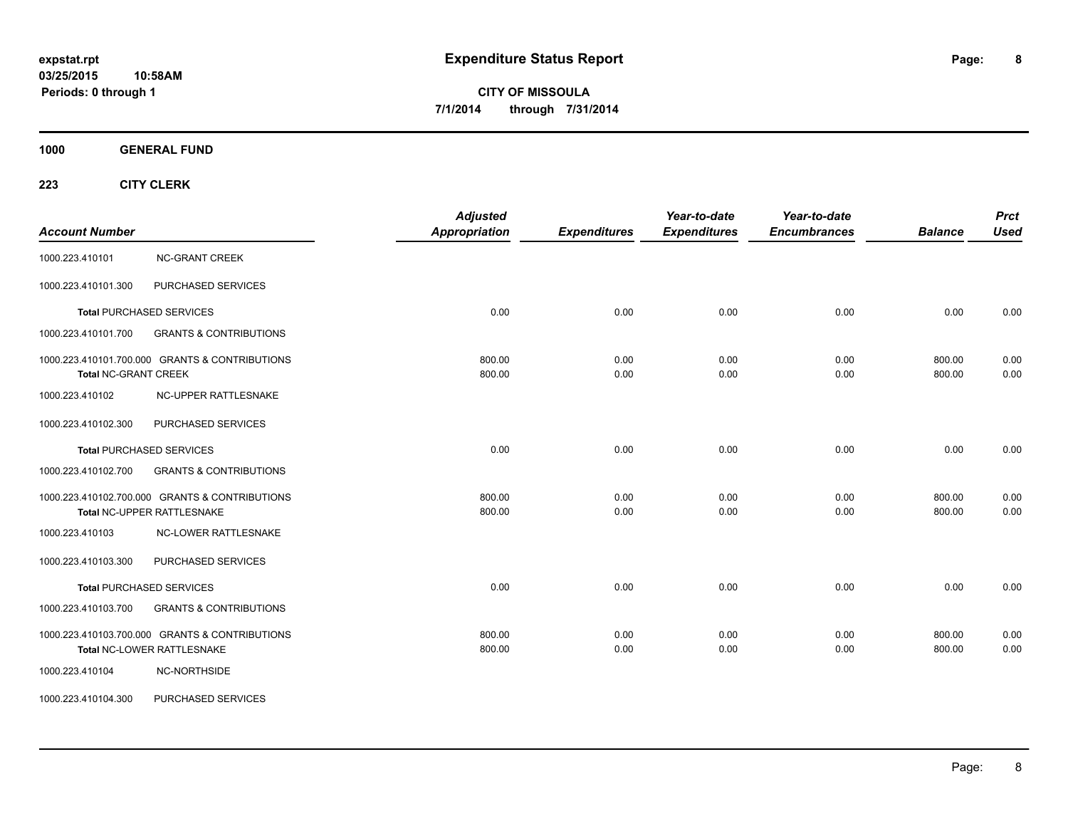**expstat.rpt**
**03/25/2015 10:58AM**
**Periods: 0 through 1**

# Expenditure Status Report

**CITY OF MISSOULA**
**7/1/2014 through 7/31/2014**

## 1000 GENERAL FUND

### 223 CITY CLERK

| Account Number | | Adjusted Appropriation | Expenditures | Year-to-date Expenditures | Year-to-date Encumbrances | Balance | Prct Used |
|---|---|---|---|---|---|---|---|
| 1000.223.410101 | NC-GRANT CREEK | | | | | | |
| 1000.223.410101.300 | PURCHASED SERVICES | | | | | | |
| Total PURCHASED SERVICES | | 0.00 | 0.00 | 0.00 | 0.00 | 0.00 | 0.00 |
| 1000.223.410101.700 | GRANTS & CONTRIBUTIONS | | | | | | |
| 1000.223.410101.700.000 | GRANTS & CONTRIBUTIONS | 800.00 | 0.00 | 0.00 | 0.00 | 800.00 | 0.00 |
| Total NC-GRANT CREEK | | 800.00 | 0.00 | 0.00 | 0.00 | 800.00 | 0.00 |
| 1000.223.410102 | NC-UPPER RATTLESNAKE | | | | | | |
| 1000.223.410102.300 | PURCHASED SERVICES | | | | | | |
| Total PURCHASED SERVICES | | 0.00 | 0.00 | 0.00 | 0.00 | 0.00 | 0.00 |
| 1000.223.410102.700 | GRANTS & CONTRIBUTIONS | | | | | | |
| 1000.223.410102.700.000 | GRANTS & CONTRIBUTIONS | 800.00 | 0.00 | 0.00 | 0.00 | 800.00 | 0.00 |
| Total NC-UPPER RATTLESNAKE | | 800.00 | 0.00 | 0.00 | 0.00 | 800.00 | 0.00 |
| 1000.223.410103 | NC-LOWER RATTLESNAKE | | | | | | |
| 1000.223.410103.300 | PURCHASED SERVICES | | | | | | |
| Total PURCHASED SERVICES | | 0.00 | 0.00 | 0.00 | 0.00 | 0.00 | 0.00 |
| 1000.223.410103.700 | GRANTS & CONTRIBUTIONS | | | | | | |
| 1000.223.410103.700.000 | GRANTS & CONTRIBUTIONS | 800.00 | 0.00 | 0.00 | 0.00 | 800.00 | 0.00 |
| Total NC-LOWER RATTLESNAKE | | 800.00 | 0.00 | 0.00 | 0.00 | 800.00 | 0.00 |
| 1000.223.410104 | NC-NORTHSIDE | | | | | | |
| 1000.223.410104.300 | PURCHASED SERVICES | | | | | | |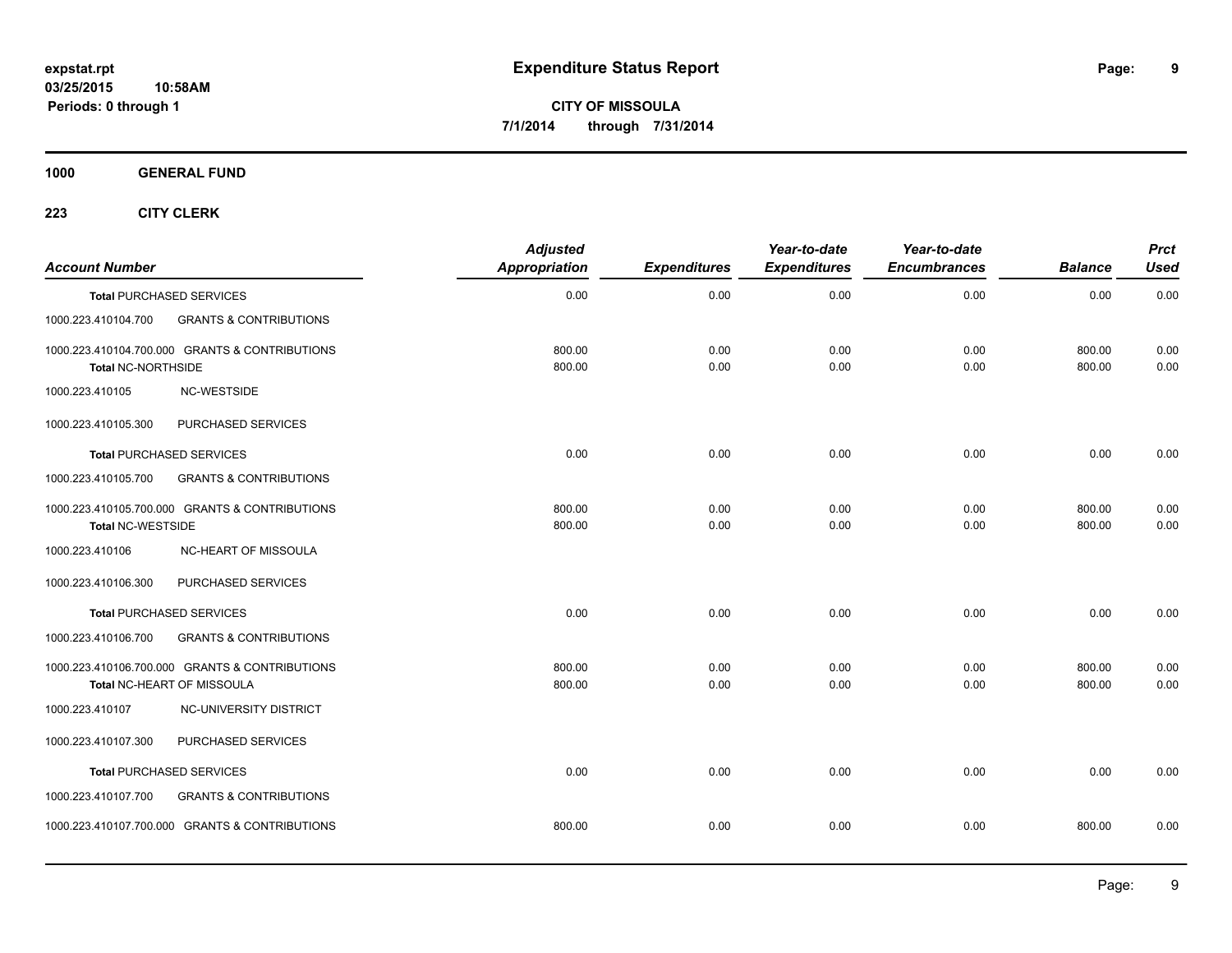**expstat.rpt**
**03/25/2015 10:58AM**
**Periods: 0 through 1**

# Expenditure Status Report

**CITY OF MISSOULA**
**7/1/2014 through 7/31/2014**

**1000 GENERAL FUND**

**223 CITY CLERK**

| Account Number | | Adjusted Appropriation | Expenditures | Year-to-date Expenditures | Year-to-date Encumbrances | Balance | Prct Used |
|---|---|---|---|---|---|---|---|
| **Total** PURCHASED SERVICES | | 0.00 | 0.00 | 0.00 | 0.00 | 0.00 | 0.00 |
| 1000.223.410104.700 | GRANTS & CONTRIBUTIONS | | | | | | |
| 1000.223.410104.700.000 | GRANTS & CONTRIBUTIONS | 800.00 | 0.00 | 0.00 | 0.00 | 800.00 | 0.00 |
| **Total** NC-NORTHSIDE | | 800.00 | 0.00 | 0.00 | 0.00 | 800.00 | 0.00 |
| 1000.223.410105 | NC-WESTSIDE | | | | | | |
| 1000.223.410105.300 | PURCHASED SERVICES | | | | | | |
| **Total** PURCHASED SERVICES | | 0.00 | 0.00 | 0.00 | 0.00 | 0.00 | 0.00 |
| 1000.223.410105.700 | GRANTS & CONTRIBUTIONS | | | | | | |
| 1000.223.410105.700.000 | GRANTS & CONTRIBUTIONS | 800.00 | 0.00 | 0.00 | 0.00 | 800.00 | 0.00 |
| **Total** NC-WESTSIDE | | 800.00 | 0.00 | 0.00 | 0.00 | 800.00 | 0.00 |
| 1000.223.410106 | NC-HEART OF MISSOULA | | | | | | |
| 1000.223.410106.300 | PURCHASED SERVICES | | | | | | |
| **Total** PURCHASED SERVICES | | 0.00 | 0.00 | 0.00 | 0.00 | 0.00 | 0.00 |
| 1000.223.410106.700 | GRANTS & CONTRIBUTIONS | | | | | | |
| 1000.223.410106.700.000 | GRANTS & CONTRIBUTIONS | 800.00 | 0.00 | 0.00 | 0.00 | 800.00 | 0.00 |
| **Total** NC-HEART OF MISSOULA | | 800.00 | 0.00 | 0.00 | 0.00 | 800.00 | 0.00 |
| 1000.223.410107 | NC-UNIVERSITY DISTRICT | | | | | | |
| 1000.223.410107.300 | PURCHASED SERVICES | | | | | | |
| **Total** PURCHASED SERVICES | | 0.00 | 0.00 | 0.00 | 0.00 | 0.00 | 0.00 |
| 1000.223.410107.700 | GRANTS & CONTRIBUTIONS | | | | | | |
| 1000.223.410107.700.000 | GRANTS & CONTRIBUTIONS | 800.00 | 0.00 | 0.00 | 0.00 | 800.00 | 0.00 |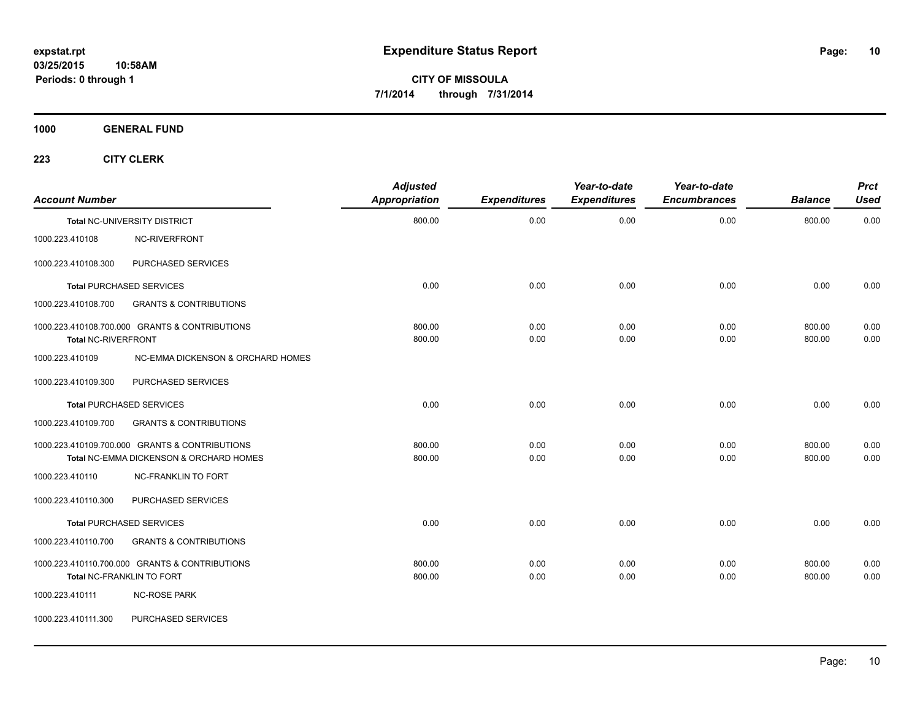# Expenditure Status Report

**CITY OF MISSOULA**
**7/1/2014 through 7/31/2014**

expstat.rpt
03/25/2015 10:58AM
Periods: 0 through 1

**1000 GENERAL FUND**

**223 CITY CLERK**

| Account Number | | Adjusted Appropriation | Expenditures | Year-to-date Expenditures | Year-to-date Encumbrances | Balance | Prct Used |
|---|---|---|---|---|---|---|---|
| **Total** NC-UNIVERSITY DISTRICT | | 800.00 | 0.00 | 0.00 | 0.00 | 800.00 | 0.00 |
| 1000.223.410108 | NC-RIVERFRONT | | | | | | |
| 1000.223.410108.300 | PURCHASED SERVICES | | | | | | |
| **Total** PURCHASED SERVICES | | 0.00 | 0.00 | 0.00 | 0.00 | 0.00 | 0.00 |
| 1000.223.410108.700 | GRANTS & CONTRIBUTIONS | | | | | | |
| 1000.223.410108.700.000 | GRANTS & CONTRIBUTIONS | 800.00 | 0.00 | 0.00 | 0.00 | 800.00 | 0.00 |
| **Total** NC-RIVERFRONT | | 800.00 | 0.00 | 0.00 | 0.00 | 800.00 | 0.00 |
| 1000.223.410109 | NC-EMMA DICKENSON & ORCHARD HOMES | | | | | | |
| 1000.223.410109.300 | PURCHASED SERVICES | | | | | | |
| **Total** PURCHASED SERVICES | | 0.00 | 0.00 | 0.00 | 0.00 | 0.00 | 0.00 |
| 1000.223.410109.700 | GRANTS & CONTRIBUTIONS | | | | | | |
| 1000.223.410109.700.000 | GRANTS & CONTRIBUTIONS | 800.00 | 0.00 | 0.00 | 0.00 | 800.00 | 0.00 |
| **Total** NC-EMMA DICKENSON & ORCHARD HOMES | | 800.00 | 0.00 | 0.00 | 0.00 | 800.00 | 0.00 |
| 1000.223.410110 | NC-FRANKLIN TO FORT | | | | | | |
| 1000.223.410110.300 | PURCHASED SERVICES | | | | | | |
| **Total** PURCHASED SERVICES | | 0.00 | 0.00 | 0.00 | 0.00 | 0.00 | 0.00 |
| 1000.223.410110.700 | GRANTS & CONTRIBUTIONS | | | | | | |
| 1000.223.410110.700.000 | GRANTS & CONTRIBUTIONS | 800.00 | 0.00 | 0.00 | 0.00 | 800.00 | 0.00 |
| **Total** NC-FRANKLIN TO FORT | | 800.00 | 0.00 | 0.00 | 0.00 | 800.00 | 0.00 |
| 1000.223.410111 | NC-ROSE PARK | | | | | | |
| 1000.223.410111.300 | PURCHASED SERVICES | | | | | | |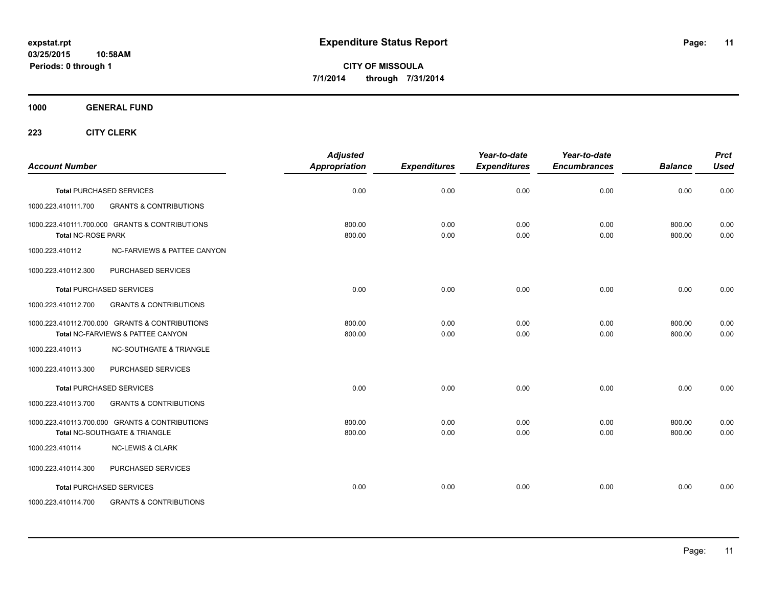# Expenditure Status Report

**CITY OF MISSOULA**

**7/1/2014 through 7/31/2014**

**expstat.rpt**
**03/25/2015 10:58AM**
**Periods: 0 through 1**

**1000 GENERAL FUND**

**223 CITY CLERK**

| Account Number | | Adjusted Appropriation | Expenditures | Year-to-date Expenditures | Year-to-date Encumbrances | Balance | Prct Used |
|---|---|---|---|---|---|---|---|
| **Total** PURCHASED SERVICES | | 0.00 | 0.00 | 0.00 | 0.00 | 0.00 | 0.00 |
| 1000.223.410111.700 | GRANTS & CONTRIBUTIONS | | | | | | |
| 1000.223.410111.700.000 | GRANTS & CONTRIBUTIONS | 800.00 | 0.00 | 0.00 | 0.00 | 800.00 | 0.00 |
| **Total** NC-ROSE PARK | | 800.00 | 0.00 | 0.00 | 0.00 | 800.00 | 0.00 |
| 1000.223.410112 | NC-FARVIEWS & PATTEE CANYON | | | | | | |
| 1000.223.410112.300 | PURCHASED SERVICES | | | | | | |
| **Total** PURCHASED SERVICES | | 0.00 | 0.00 | 0.00 | 0.00 | 0.00 | 0.00 |
| 1000.223.410112.700 | GRANTS & CONTRIBUTIONS | | | | | | |
| 1000.223.410112.700.000 | GRANTS & CONTRIBUTIONS | 800.00 | 0.00 | 0.00 | 0.00 | 800.00 | 0.00 |
| **Total** NC-FARVIEWS & PATTEE CANYON | | 800.00 | 0.00 | 0.00 | 0.00 | 800.00 | 0.00 |
| 1000.223.410113 | NC-SOUTHGATE & TRIANGLE | | | | | | |
| 1000.223.410113.300 | PURCHASED SERVICES | | | | | | |
| **Total** PURCHASED SERVICES | | 0.00 | 0.00 | 0.00 | 0.00 | 0.00 | 0.00 |
| 1000.223.410113.700 | GRANTS & CONTRIBUTIONS | | | | | | |
| 1000.223.410113.700.000 | GRANTS & CONTRIBUTIONS | 800.00 | 0.00 | 0.00 | 0.00 | 800.00 | 0.00 |
| **Total** NC-SOUTHGATE & TRIANGLE | | 800.00 | 0.00 | 0.00 | 0.00 | 800.00 | 0.00 |
| 1000.223.410114 | NC-LEWIS & CLARK | | | | | | |
| 1000.223.410114.300 | PURCHASED SERVICES | | | | | | |
| **Total** PURCHASED SERVICES | | 0.00 | 0.00 | 0.00 | 0.00 | 0.00 | 0.00 |
| 1000.223.410114.700 | GRANTS & CONTRIBUTIONS | | | | | | |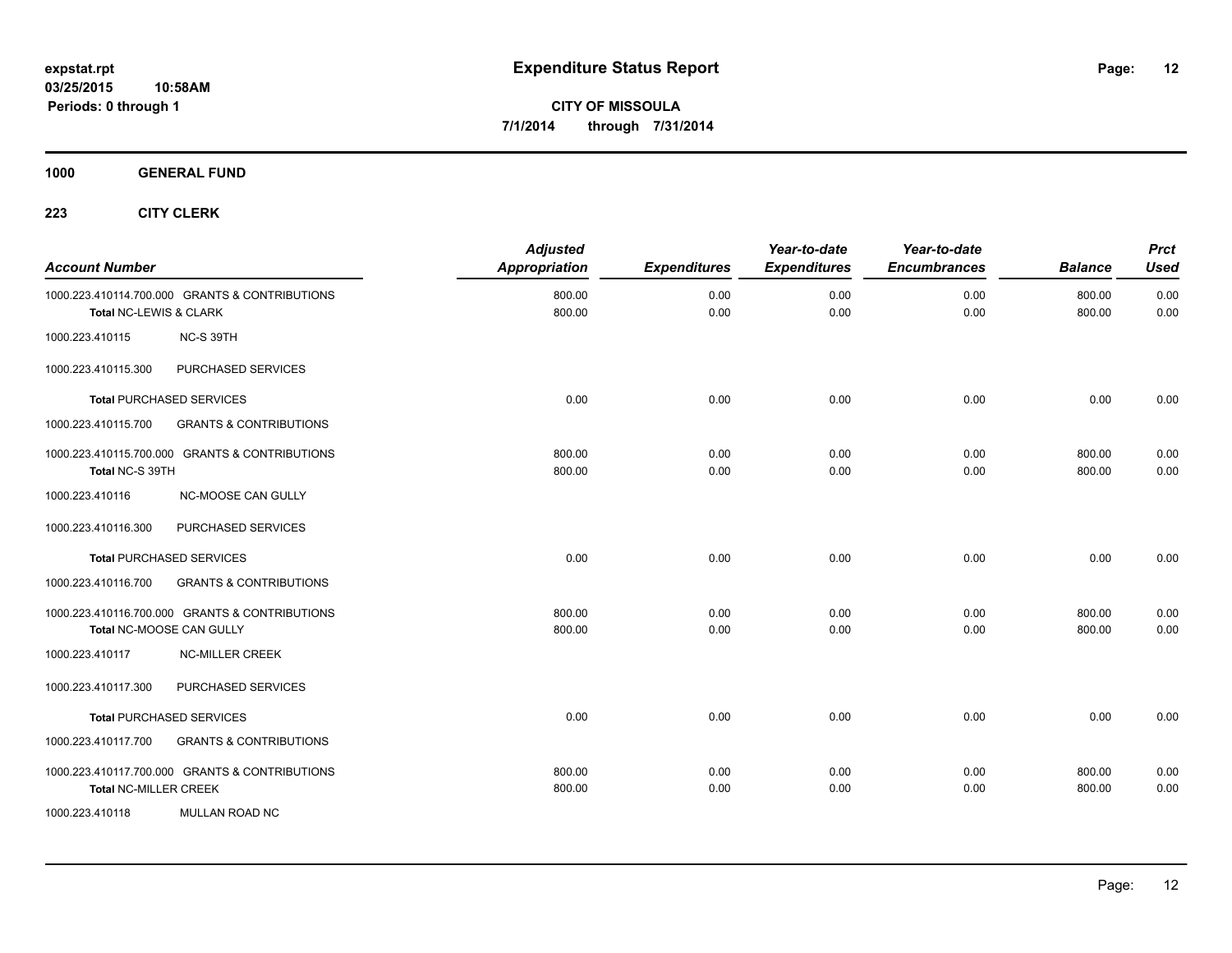**expstat.rpt**
**03/25/2015 10:58AM**
**Periods: 0 through 1**

# Expenditure Status Report

**CITY OF MISSOULA**
**7/1/2014 through 7/31/2014**

## 1000 GENERAL FUND

### 223 CITY CLERK

| Account Number | | Adjusted Appropriation | Expenditures | Year-to-date Expenditures | Year-to-date Encumbrances | Balance | Prct Used |
|---|---|---|---|---|---|---|---|
| 1000.223.410114.700.000 | GRANTS & CONTRIBUTIONS | 800.00 | 0.00 | 0.00 | 0.00 | 800.00 | 0.00 |
| **Total** NC-LEWIS & CLARK | | 800.00 | 0.00 | 0.00 | 0.00 | 800.00 | 0.00 |
| 1000.223.410115 | NC-S 39TH | | | | | | |
| 1000.223.410115.300 | PURCHASED SERVICES | | | | | | |
| **Total** PURCHASED SERVICES | | 0.00 | 0.00 | 0.00 | 0.00 | 0.00 | 0.00 |
| 1000.223.410115.700 | GRANTS & CONTRIBUTIONS | | | | | | |
| 1000.223.410115.700.000 | GRANTS & CONTRIBUTIONS | 800.00 | 0.00 | 0.00 | 0.00 | 800.00 | 0.00 |
| **Total** NC-S 39TH | | 800.00 | 0.00 | 0.00 | 0.00 | 800.00 | 0.00 |
| 1000.223.410116 | NC-MOOSE CAN GULLY | | | | | | |
| 1000.223.410116.300 | PURCHASED SERVICES | | | | | | |
| **Total** PURCHASED SERVICES | | 0.00 | 0.00 | 0.00 | 0.00 | 0.00 | 0.00 |
| 1000.223.410116.700 | GRANTS & CONTRIBUTIONS | | | | | | |
| 1000.223.410116.700.000 | GRANTS & CONTRIBUTIONS | 800.00 | 0.00 | 0.00 | 0.00 | 800.00 | 0.00 |
| **Total** NC-MOOSE CAN GULLY | | 800.00 | 0.00 | 0.00 | 0.00 | 800.00 | 0.00 |
| 1000.223.410117 | NC-MILLER CREEK | | | | | | |
| 1000.223.410117.300 | PURCHASED SERVICES | | | | | | |
| **Total** PURCHASED SERVICES | | 0.00 | 0.00 | 0.00 | 0.00 | 0.00 | 0.00 |
| 1000.223.410117.700 | GRANTS & CONTRIBUTIONS | | | | | | |
| 1000.223.410117.700.000 | GRANTS & CONTRIBUTIONS | 800.00 | 0.00 | 0.00 | 0.00 | 800.00 | 0.00 |
| **Total** NC-MILLER CREEK | | 800.00 | 0.00 | 0.00 | 0.00 | 800.00 | 0.00 |
| 1000.223.410118 | MULLAN ROAD NC | | | | | | |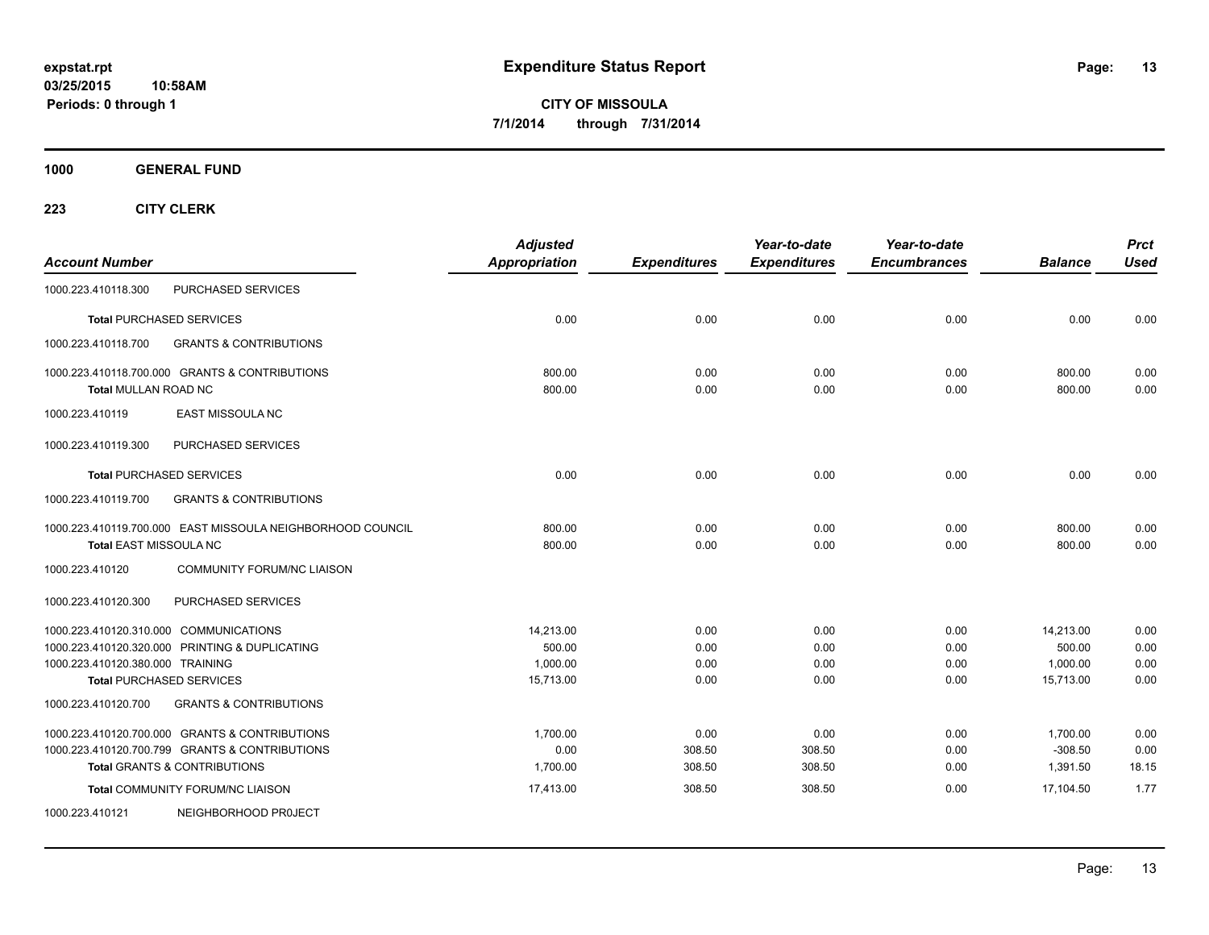**expstat.rpt**
**03/25/2015 10:58AM**
**Periods: 0 through 1**

# Expenditure Status Report

**CITY OF MISSOULA**
**7/1/2014 through 7/31/2014**

**1000 GENERAL FUND**

**223 CITY CLERK**

| Account Number | | Adjusted Appropriation | Expenditures | Year-to-date Expenditures | Year-to-date Encumbrances | Balance | Prct Used |
|---|---|---|---|---|---|---|---|
| 1000.223.410118.300 | PURCHASED SERVICES | | | | | | |
| **Total** PURCHASED SERVICES | | 0.00 | 0.00 | 0.00 | 0.00 | 0.00 | 0.00 |
| 1000.223.410118.700 | GRANTS & CONTRIBUTIONS | | | | | | |
| 1000.223.410118.700.000 GRANTS & CONTRIBUTIONS | | 800.00 | 0.00 | 0.00 | 0.00 | 800.00 | 0.00 |
| **Total** MULLAN ROAD NC | | 800.00 | 0.00 | 0.00 | 0.00 | 800.00 | 0.00 |
| 1000.223.410119 | EAST MISSOULA NC | | | | | | |
| 1000.223.410119.300 | PURCHASED SERVICES | | | | | | |
| **Total** PURCHASED SERVICES | | 0.00 | 0.00 | 0.00 | 0.00 | 0.00 | 0.00 |
| 1000.223.410119.700 | GRANTS & CONTRIBUTIONS | | | | | | |
| 1000.223.410119.700.000 EAST MISSOULA NEIGHBORHOOD COUNCIL | | 800.00 | 0.00 | 0.00 | 0.00 | 800.00 | 0.00 |
| **Total** EAST MISSOULA NC | | 800.00 | 0.00 | 0.00 | 0.00 | 800.00 | 0.00 |
| 1000.223.410120 | COMMUNITY FORUM/NC LIAISON | | | | | | |
| 1000.223.410120.300 | PURCHASED SERVICES | | | | | | |
| 1000.223.410120.310.000 COMMUNICATIONS | | 14,213.00 | 0.00 | 0.00 | 0.00 | 14,213.00 | 0.00 |
| 1000.223.410120.320.000 PRINTING & DUPLICATING | | 500.00 | 0.00 | 0.00 | 0.00 | 500.00 | 0.00 |
| 1000.223.410120.380.000 TRAINING | | 1,000.00 | 0.00 | 0.00 | 0.00 | 1,000.00 | 0.00 |
| **Total** PURCHASED SERVICES | | 15,713.00 | 0.00 | 0.00 | 0.00 | 15,713.00 | 0.00 |
| 1000.223.410120.700 | GRANTS & CONTRIBUTIONS | | | | | | |
| 1000.223.410120.700.000 GRANTS & CONTRIBUTIONS | | 1,700.00 | 0.00 | 0.00 | 0.00 | 1,700.00 | 0.00 |
| 1000.223.410120.700.799 GRANTS & CONTRIBUTIONS | | 0.00 | 308.50 | 308.50 | 0.00 | -308.50 | 0.00 |
| **Total** GRANTS & CONTRIBUTIONS | | 1,700.00 | 308.50 | 308.50 | 0.00 | 1,391.50 | 18.15 |
| **Total** COMMUNITY FORUM/NC LIAISON | | 17,413.00 | 308.50 | 308.50 | 0.00 | 17,104.50 | 1.77 |
| 1000.223.410121 | NEIGHBORHOOD PR0JECT | | | | | | |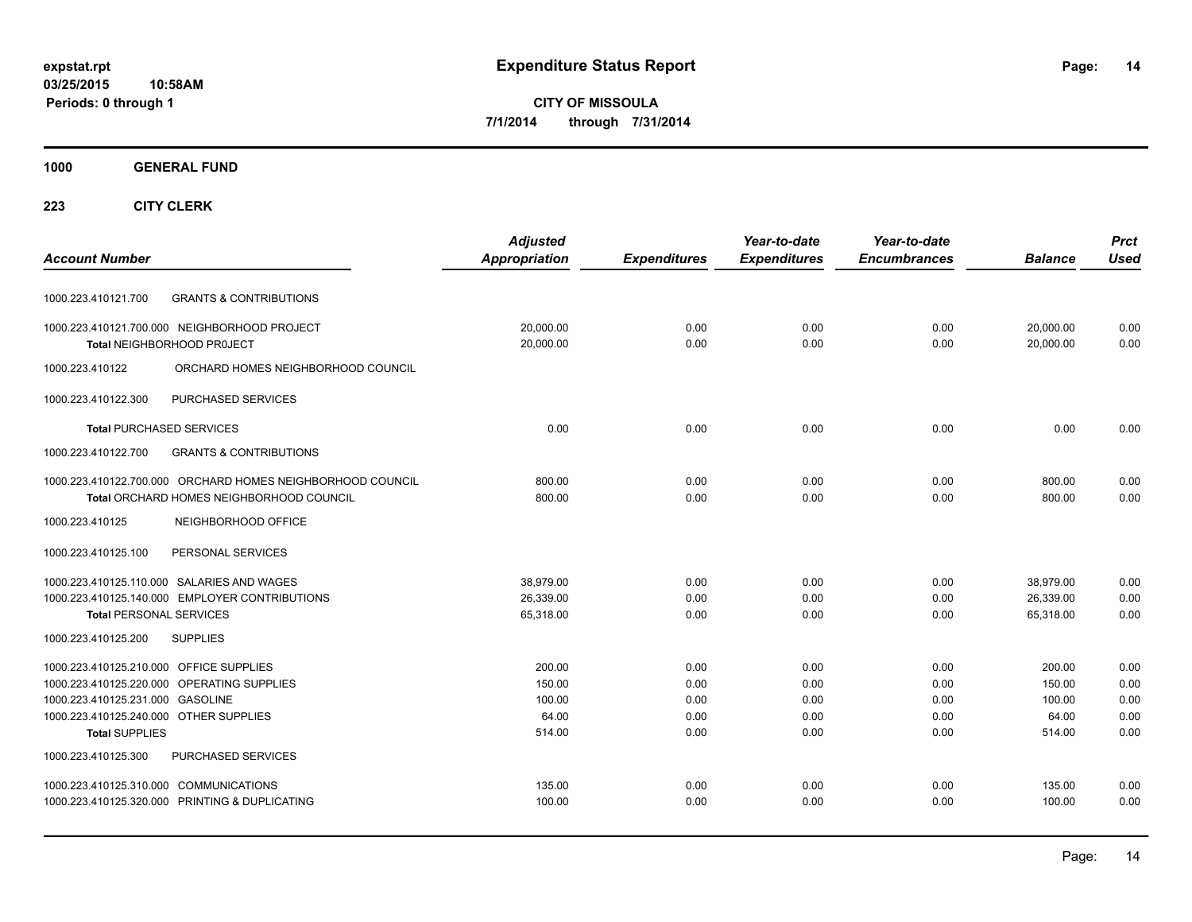# Expenditure Status Report

expstat.rpt
03/25/2015 10:58AM
Periods: 0 through 1

**CITY OF MISSOULA**
**7/1/2014 through 7/31/2014**

**1000 GENERAL FUND**

**223 CITY CLERK**

| Account Number | | Adjusted Appropriation | Expenditures | Year-to-date Expenditures | Year-to-date Encumbrances | Balance | Prct Used |
|---|---|---|---|---|---|---|---|
| 1000.223.410121.700 | GRANTS & CONTRIBUTIONS | | | | | | |
| 1000.223.410121.700.000 | NEIGHBORHOOD PROJECT | 20,000.00 | 0.00 | 0.00 | 0.00 | 20,000.00 | 0.00 |
| Total NEIGHBORHOOD PR0JECT | | 20,000.00 | 0.00 | 0.00 | 0.00 | 20,000.00 | 0.00 |
| 1000.223.410122 | ORCHARD HOMES NEIGHBORHOOD COUNCIL | | | | | | |
| 1000.223.410122.300 | PURCHASED SERVICES | | | | | | |
| Total PURCHASED SERVICES | | 0.00 | 0.00 | 0.00 | 0.00 | 0.00 | 0.00 |
| 1000.223.410122.700 | GRANTS & CONTRIBUTIONS | | | | | | |
| 1000.223.410122.700.000 | ORCHARD HOMES NEIGHBORHOOD COUNCIL | 800.00 | 0.00 | 0.00 | 0.00 | 800.00 | 0.00 |
| Total ORCHARD HOMES NEIGHBORHOOD COUNCIL | | 800.00 | 0.00 | 0.00 | 0.00 | 800.00 | 0.00 |
| 1000.223.410125 | NEIGHBORHOOD OFFICE | | | | | | |
| 1000.223.410125.100 | PERSONAL SERVICES | | | | | | |
| 1000.223.410125.110.000 | SALARIES AND WAGES | 38,979.00 | 0.00 | 0.00 | 0.00 | 38,979.00 | 0.00 |
| 1000.223.410125.140.000 | EMPLOYER CONTRIBUTIONS | 26,339.00 | 0.00 | 0.00 | 0.00 | 26,339.00 | 0.00 |
| Total PERSONAL SERVICES | | 65,318.00 | 0.00 | 0.00 | 0.00 | 65,318.00 | 0.00 |
| 1000.223.410125.200 | SUPPLIES | | | | | | |
| 1000.223.410125.210.000 | OFFICE SUPPLIES | 200.00 | 0.00 | 0.00 | 0.00 | 200.00 | 0.00 |
| 1000.223.410125.220.000 | OPERATING SUPPLIES | 150.00 | 0.00 | 0.00 | 0.00 | 150.00 | 0.00 |
| 1000.223.410125.231.000 | GASOLINE | 100.00 | 0.00 | 0.00 | 0.00 | 100.00 | 0.00 |
| 1000.223.410125.240.000 | OTHER SUPPLIES | 64.00 | 0.00 | 0.00 | 0.00 | 64.00 | 0.00 |
| Total SUPPLIES | | 514.00 | 0.00 | 0.00 | 0.00 | 514.00 | 0.00 |
| 1000.223.410125.300 | PURCHASED SERVICES | | | | | | |
| 1000.223.410125.310.000 | COMMUNICATIONS | 135.00 | 0.00 | 0.00 | 0.00 | 135.00 | 0.00 |
| 1000.223.410125.320.000 | PRINTING & DUPLICATING | 100.00 | 0.00 | 0.00 | 0.00 | 100.00 | 0.00 |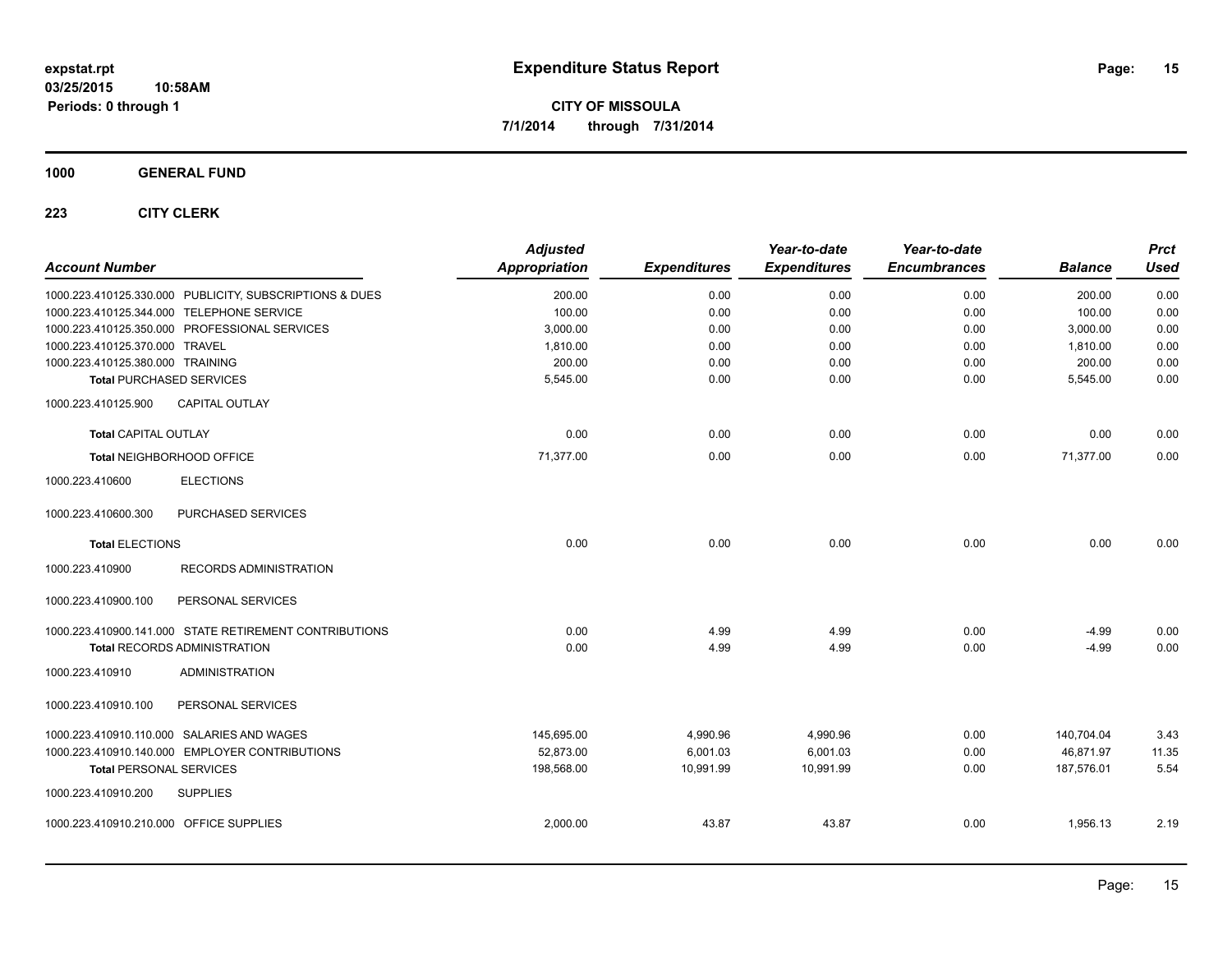# Expenditure Status Report

**CITY OF MISSOULA**
**7/1/2014 through 7/31/2014**

expstat.rpt
03/25/2015 10:58AM
Periods: 0 through 1

## 1000 GENERAL FUND

## 223 CITY CLERK

| Account Number | Adjusted Appropriation | Expenditures | Year-to-date Expenditures | Year-to-date Encumbrances | Balance | Prct Used |
|---|---|---|---|---|---|---|
| 1000.223.410125.330.000 PUBLICITY, SUBSCRIPTIONS & DUES | 200.00 | 0.00 | 0.00 | 0.00 | 200.00 | 0.00 |
| 1000.223.410125.344.000 TELEPHONE SERVICE | 100.00 | 0.00 | 0.00 | 0.00 | 100.00 | 0.00 |
| 1000.223.410125.350.000 PROFESSIONAL SERVICES | 3,000.00 | 0.00 | 0.00 | 0.00 | 3,000.00 | 0.00 |
| 1000.223.410125.370.000 TRAVEL | 1,810.00 | 0.00 | 0.00 | 0.00 | 1,810.00 | 0.00 |
| 1000.223.410125.380.000 TRAINING | 200.00 | 0.00 | 0.00 | 0.00 | 200.00 | 0.00 |
| **Total** PURCHASED SERVICES | 5,545.00 | 0.00 | 0.00 | 0.00 | 5,545.00 | 0.00 |
| 1000.223.410125.900 CAPITAL OUTLAY | | | | | | |
| **Total** CAPITAL OUTLAY | 0.00 | 0.00 | 0.00 | 0.00 | 0.00 | 0.00 |
| **Total** NEIGHBORHOOD OFFICE | 71,377.00 | 0.00 | 0.00 | 0.00 | 71,377.00 | 0.00 |
| 1000.223.410600 ELECTIONS | | | | | | |
| 1000.223.410600.300 PURCHASED SERVICES | | | | | | |
| **Total** ELECTIONS | 0.00 | 0.00 | 0.00 | 0.00 | 0.00 | 0.00 |
| 1000.223.410900 RECORDS ADMINISTRATION | | | | | | |
| 1000.223.410900.100 PERSONAL SERVICES | | | | | | |
| 1000.223.410900.141.000 STATE RETIREMENT CONTRIBUTIONS | 0.00 | 4.99 | 4.99 | 0.00 | -4.99 | 0.00 |
| **Total** RECORDS ADMINISTRATION | 0.00 | 4.99 | 4.99 | 0.00 | -4.99 | 0.00 |
| 1000.223.410910 ADMINISTRATION | | | | | | |
| 1000.223.410910.100 PERSONAL SERVICES | | | | | | |
| 1000.223.410910.110.000 SALARIES AND WAGES | 145,695.00 | 4,990.96 | 4,990.96 | 0.00 | 140,704.04 | 3.43 |
| 1000.223.410910.140.000 EMPLOYER CONTRIBUTIONS | 52,873.00 | 6,001.03 | 6,001.03 | 0.00 | 46,871.97 | 11.35 |
| **Total** PERSONAL SERVICES | 198,568.00 | 10,991.99 | 10,991.99 | 0.00 | 187,576.01 | 5.54 |
| 1000.223.410910.200 SUPPLIES | | | | | | |
| 1000.223.410910.210.000 OFFICE SUPPLIES | 2,000.00 | 43.87 | 43.87 | 0.00 | 1,956.13 | 2.19 |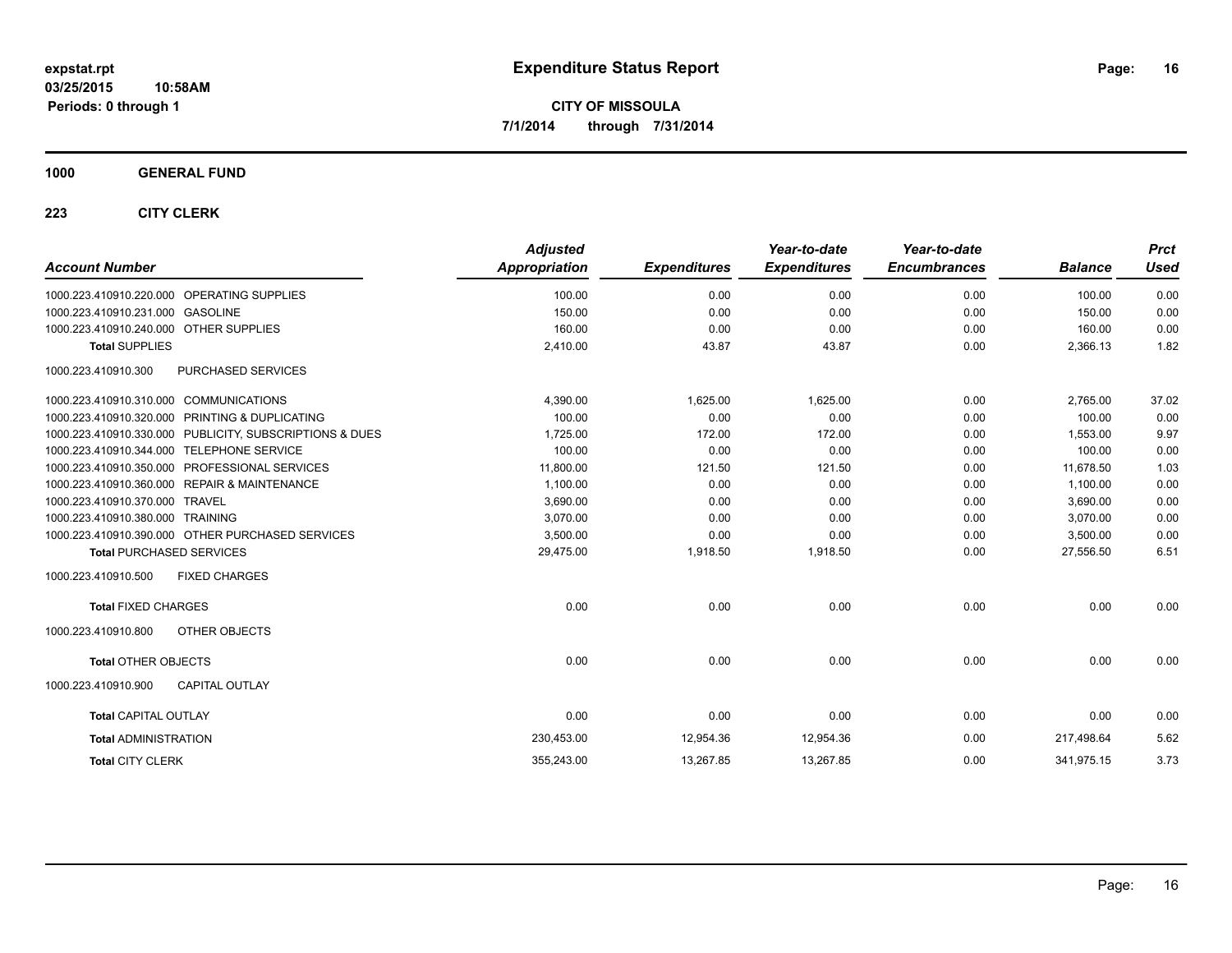expstat.rpt
03/25/2015 10:58AM
Periods: 0 through 1

# Expenditure Status Report

**CITY OF MISSOULA**
**7/1/2014 through 7/31/2014**

**1000 GENERAL FUND**

**223 CITY CLERK**

| Account Number | | Adjusted Appropriation | Expenditures | Year-to-date Expenditures | Year-to-date Encumbrances | Balance | Prct Used |
|---|---|---|---|---|---|---|---|
| 1000.223.410910.220.000 | OPERATING SUPPLIES | 100.00 | 0.00 | 0.00 | 0.00 | 100.00 | 0.00 |
| 1000.223.410910.231.000 | GASOLINE | 150.00 | 0.00 | 0.00 | 0.00 | 150.00 | 0.00 |
| 1000.223.410910.240.000 | OTHER SUPPLIES | 160.00 | 0.00 | 0.00 | 0.00 | 160.00 | 0.00 |
| **Total SUPPLIES** | | 2,410.00 | 43.87 | 43.87 | 0.00 | 2,366.13 | 1.82 |
| 1000.223.410910.300 | PURCHASED SERVICES | | | | | | |
| 1000.223.410910.310.000 | COMMUNICATIONS | 4,390.00 | 1,625.00 | 1,625.00 | 0.00 | 2,765.00 | 37.02 |
| 1000.223.410910.320.000 | PRINTING & DUPLICATING | 100.00 | 0.00 | 0.00 | 0.00 | 100.00 | 0.00 |
| 1000.223.410910.330.000 | PUBLICITY, SUBSCRIPTIONS & DUES | 1,725.00 | 172.00 | 172.00 | 0.00 | 1,553.00 | 9.97 |
| 1000.223.410910.344.000 | TELEPHONE SERVICE | 100.00 | 0.00 | 0.00 | 0.00 | 100.00 | 0.00 |
| 1000.223.410910.350.000 | PROFESSIONAL SERVICES | 11,800.00 | 121.50 | 121.50 | 0.00 | 11,678.50 | 1.03 |
| 1000.223.410910.360.000 | REPAIR & MAINTENANCE | 1,100.00 | 0.00 | 0.00 | 0.00 | 1,100.00 | 0.00 |
| 1000.223.410910.370.000 | TRAVEL | 3,690.00 | 0.00 | 0.00 | 0.00 | 3,690.00 | 0.00 |
| 1000.223.410910.380.000 | TRAINING | 3,070.00 | 0.00 | 0.00 | 0.00 | 3,070.00 | 0.00 |
| 1000.223.410910.390.000 | OTHER PURCHASED SERVICES | 3,500.00 | 0.00 | 0.00 | 0.00 | 3,500.00 | 0.00 |
| **Total PURCHASED SERVICES** | | 29,475.00 | 1,918.50 | 1,918.50 | 0.00 | 27,556.50 | 6.51 |
| 1000.223.410910.500 | FIXED CHARGES | | | | | | |
| **Total FIXED CHARGES** | | 0.00 | 0.00 | 0.00 | 0.00 | 0.00 | 0.00 |
| 1000.223.410910.800 | OTHER OBJECTS | | | | | | |
| **Total OTHER OBJECTS** | | 0.00 | 0.00 | 0.00 | 0.00 | 0.00 | 0.00 |
| 1000.223.410910.900 | CAPITAL OUTLAY | | | | | | |
| **Total CAPITAL OUTLAY** | | 0.00 | 0.00 | 0.00 | 0.00 | 0.00 | 0.00 |
| **Total ADMINISTRATION** | | 230,453.00 | 12,954.36 | 12,954.36 | 0.00 | 217,498.64 | 5.62 |
| **Total CITY CLERK** | | 355,243.00 | 13,267.85 | 13,267.85 | 0.00 | 341,975.15 | 3.73 |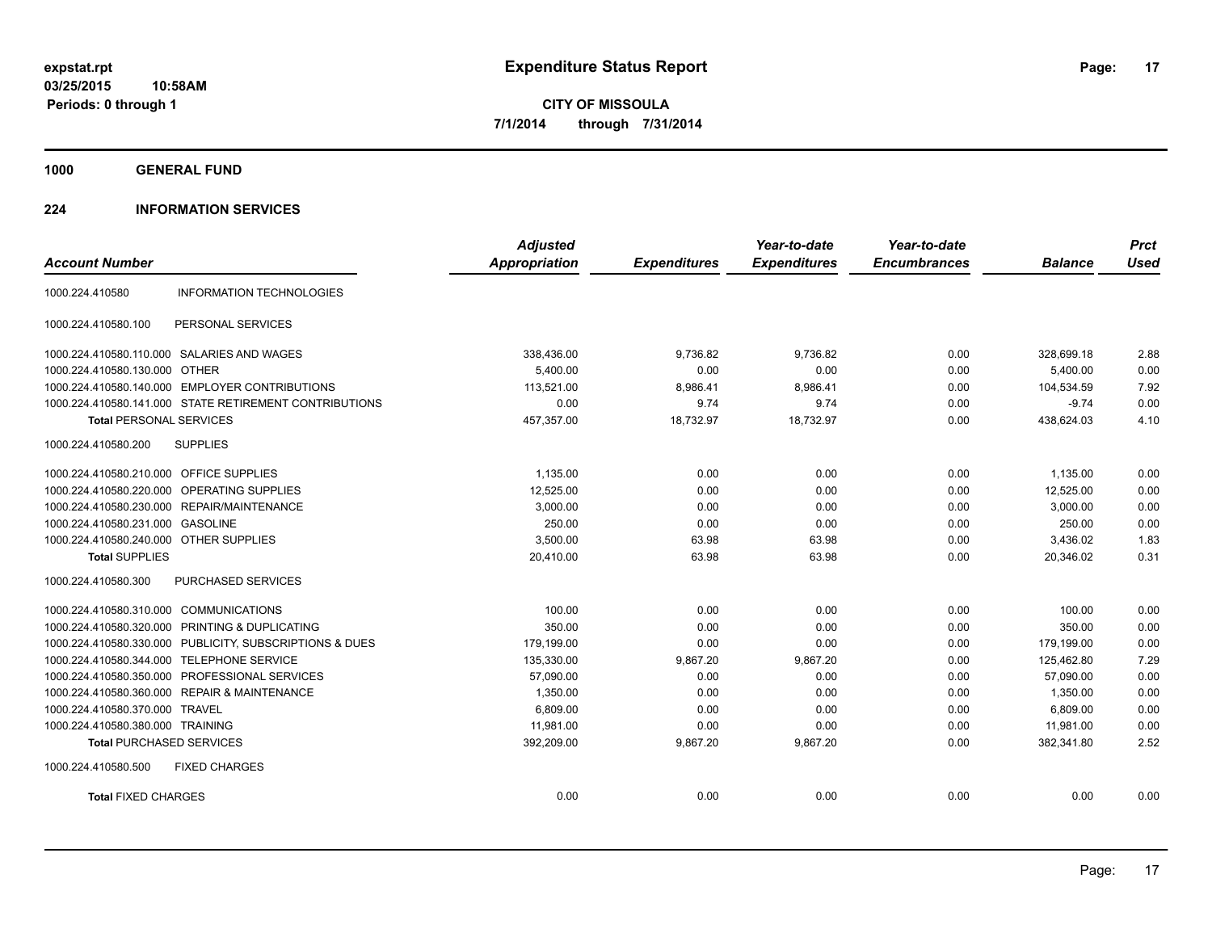**expstat.rpt**
**03/25/2015 10:58AM**
**Periods: 0 through 1**

# Expenditure Status Report

**CITY OF MISSOULA**
**7/1/2014 through 7/31/2014**

## 1000 GENERAL FUND

### 224 INFORMATION SERVICES

| Account Number | | Adjusted Appropriation | Expenditures | Year-to-date Expenditures | Year-to-date Encumbrances | Balance | Prct Used |
|---|---|---|---|---|---|---|---|
| 1000.224.410580 | INFORMATION TECHNOLOGIES | | | | | | |
| 1000.224.410580.100 | PERSONAL SERVICES | | | | | | |
| 1000.224.410580.110.000 | SALARIES AND WAGES | 338,436.00 | 9,736.82 | 9,736.82 | 0.00 | 328,699.18 | 2.88 |
| 1000.224.410580.130.000 | OTHER | 5,400.00 | 0.00 | 0.00 | 0.00 | 5,400.00 | 0.00 |
| 1000.224.410580.140.000 | EMPLOYER CONTRIBUTIONS | 113,521.00 | 8,986.41 | 8,986.41 | 0.00 | 104,534.59 | 7.92 |
| 1000.224.410580.141.000 | STATE RETIREMENT CONTRIBUTIONS | 0.00 | 9.74 | 9.74 | 0.00 | -9.74 | 0.00 |
| **Total** PERSONAL SERVICES | | 457,357.00 | 18,732.97 | 18,732.97 | 0.00 | 438,624.03 | 4.10 |
| 1000.224.410580.200 | SUPPLIES | | | | | | |
| 1000.224.410580.210.000 | OFFICE SUPPLIES | 1,135.00 | 0.00 | 0.00 | 0.00 | 1,135.00 | 0.00 |
| 1000.224.410580.220.000 | OPERATING SUPPLIES | 12,525.00 | 0.00 | 0.00 | 0.00 | 12,525.00 | 0.00 |
| 1000.224.410580.230.000 | REPAIR/MAINTENANCE | 3,000.00 | 0.00 | 0.00 | 0.00 | 3,000.00 | 0.00 |
| 1000.224.410580.231.000 | GASOLINE | 250.00 | 0.00 | 0.00 | 0.00 | 250.00 | 0.00 |
| 1000.224.410580.240.000 | OTHER SUPPLIES | 3,500.00 | 63.98 | 63.98 | 0.00 | 3,436.02 | 1.83 |
| **Total** SUPPLIES | | 20,410.00 | 63.98 | 63.98 | 0.00 | 20,346.02 | 0.31 |
| 1000.224.410580.300 | PURCHASED SERVICES | | | | | | |
| 1000.224.410580.310.000 | COMMUNICATIONS | 100.00 | 0.00 | 0.00 | 0.00 | 100.00 | 0.00 |
| 1000.224.410580.320.000 | PRINTING & DUPLICATING | 350.00 | 0.00 | 0.00 | 0.00 | 350.00 | 0.00 |
| 1000.224.410580.330.000 | PUBLICITY, SUBSCRIPTIONS & DUES | 179,199.00 | 0.00 | 0.00 | 0.00 | 179,199.00 | 0.00 |
| 1000.224.410580.344.000 | TELEPHONE SERVICE | 135,330.00 | 9,867.20 | 9,867.20 | 0.00 | 125,462.80 | 7.29 |
| 1000.224.410580.350.000 | PROFESSIONAL SERVICES | 57,090.00 | 0.00 | 0.00 | 0.00 | 57,090.00 | 0.00 |
| 1000.224.410580.360.000 | REPAIR & MAINTENANCE | 1,350.00 | 0.00 | 0.00 | 0.00 | 1,350.00 | 0.00 |
| 1000.224.410580.370.000 | TRAVEL | 6,809.00 | 0.00 | 0.00 | 0.00 | 6,809.00 | 0.00 |
| 1000.224.410580.380.000 | TRAINING | 11,981.00 | 0.00 | 0.00 | 0.00 | 11,981.00 | 0.00 |
| **Total** PURCHASED SERVICES | | 392,209.00 | 9,867.20 | 9,867.20 | 0.00 | 382,341.80 | 2.52 |
| 1000.224.410580.500 | FIXED CHARGES | | | | | | |
| **Total** FIXED CHARGES | | 0.00 | 0.00 | 0.00 | 0.00 | 0.00 | 0.00 |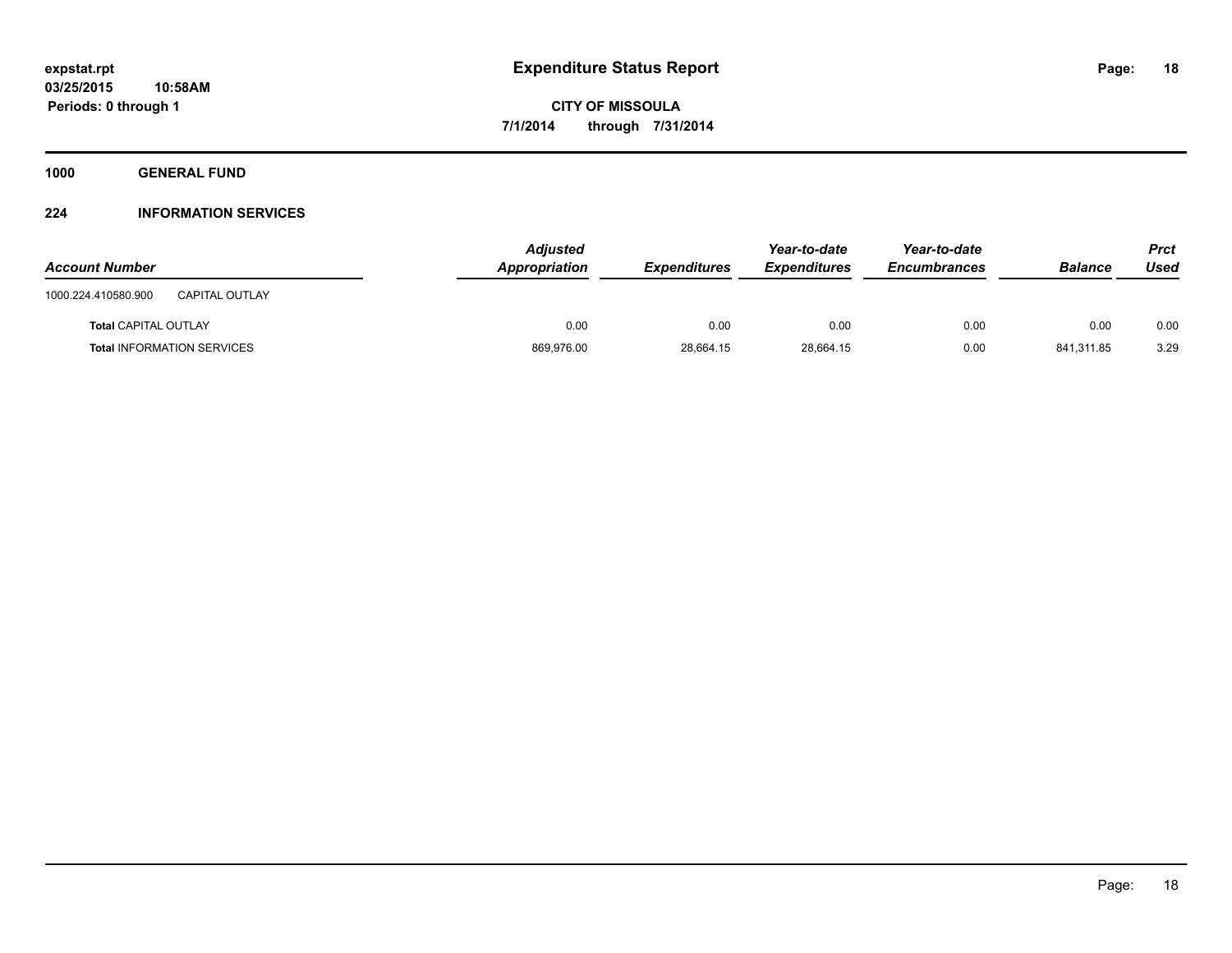# Expenditure Status Report

**CITY OF MISSOULA**

**7/1/2014 through 7/31/2014**

expstat.rpt
03/25/2015 10:58AM
Periods: 0 through 1

**1000 GENERAL FUND**

**224 INFORMATION SERVICES**

| Account Number | | Adjusted Appropriation | Expenditures | Year-to-date Expenditures | Year-to-date Encumbrances | Balance | Prct Used |
|---|---|---|---|---|---|---|---|
| 1000.224.410580.900 | CAPITAL OUTLAY | | | | | | |
| **Total** CAPITAL OUTLAY | | 0.00 | 0.00 | 0.00 | 0.00 | 0.00 | 0.00 |
| **Total** INFORMATION SERVICES | | 869,976.00 | 28,664.15 | 28,664.15 | 0.00 | 841,311.85 | 3.29 |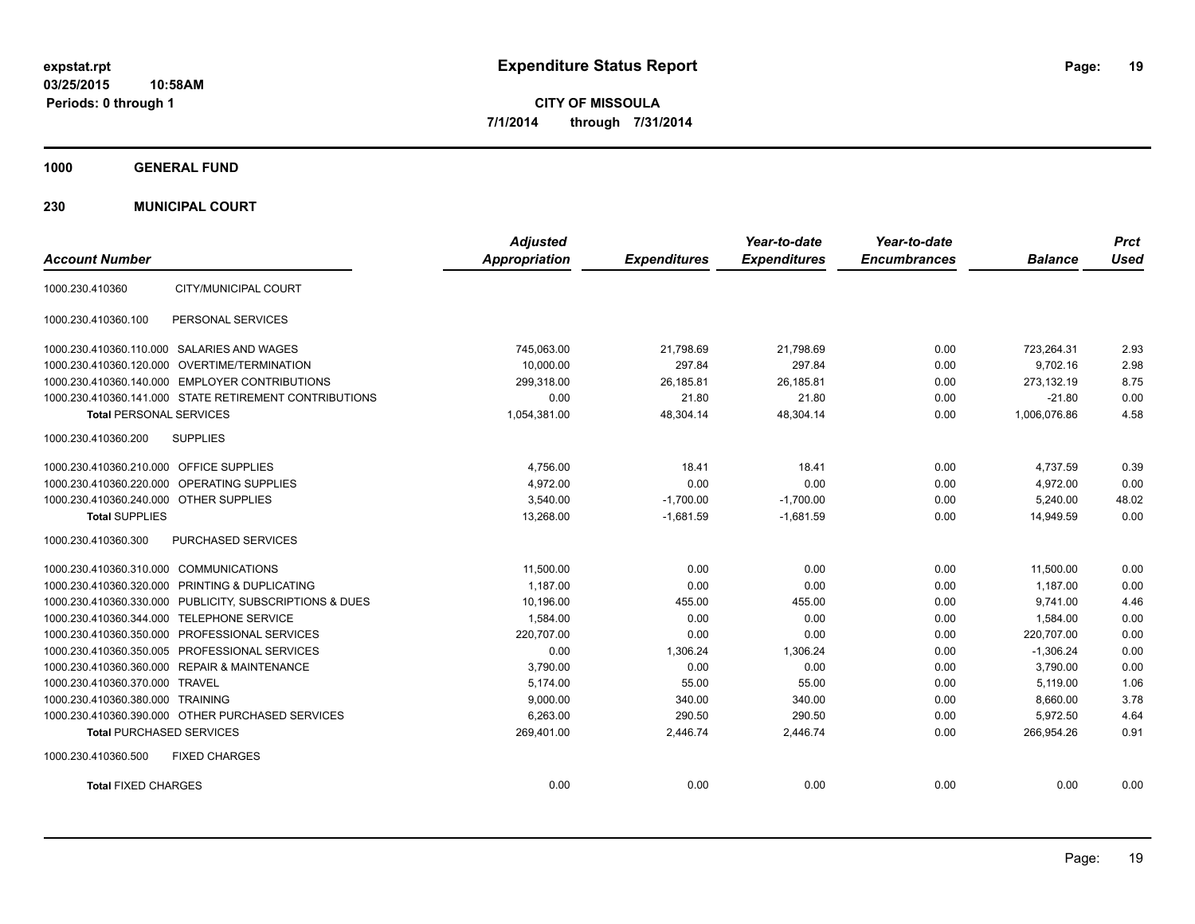**expstat.rpt**
**03/25/2015 10:58AM**
**Periods: 0 through 1**

# Expenditure Status Report

**CITY OF MISSOULA**
**7/1/2014 through 7/31/2014**

## 1000 GENERAL FUND

### 230 MUNICIPAL COURT

| Account Number | | Adjusted Appropriation | Expenditures | Year-to-date Expenditures | Year-to-date Encumbrances | Balance | Prct Used |
|---|---|---|---|---|---|---|---|
| 1000.230.410360 | CITY/MUNICIPAL COURT | | | | | | |
| 1000.230.410360.100 | PERSONAL SERVICES | | | | | | |
| 1000.230.410360.110.000 | SALARIES AND WAGES | 745,063.00 | 21,798.69 | 21,798.69 | 0.00 | 723,264.31 | 2.93 |
| 1000.230.410360.120.000 | OVERTIME/TERMINATION | 10,000.00 | 297.84 | 297.84 | 0.00 | 9,702.16 | 2.98 |
| 1000.230.410360.140.000 | EMPLOYER CONTRIBUTIONS | 299,318.00 | 26,185.81 | 26,185.81 | 0.00 | 273,132.19 | 8.75 |
| 1000.230.410360.141.000 | STATE RETIREMENT CONTRIBUTIONS | 0.00 | 21.80 | 21.80 | 0.00 | -21.80 | 0.00 |
| **Total** PERSONAL SERVICES | | 1,054,381.00 | 48,304.14 | 48,304.14 | 0.00 | 1,006,076.86 | 4.58 |
| 1000.230.410360.200 | SUPPLIES | | | | | | |
| 1000.230.410360.210.000 | OFFICE SUPPLIES | 4,756.00 | 18.41 | 18.41 | 0.00 | 4,737.59 | 0.39 |
| 1000.230.410360.220.000 | OPERATING SUPPLIES | 4,972.00 | 0.00 | 0.00 | 0.00 | 4,972.00 | 0.00 |
| 1000.230.410360.240.000 | OTHER SUPPLIES | 3,540.00 | -1,700.00 | -1,700.00 | 0.00 | 5,240.00 | 48.02 |
| **Total SUPPLIES** | | 13,268.00 | -1,681.59 | -1,681.59 | 0.00 | 14,949.59 | 0.00 |
| 1000.230.410360.300 | PURCHASED SERVICES | | | | | | |
| 1000.230.410360.310.000 | COMMUNICATIONS | 11,500.00 | 0.00 | 0.00 | 0.00 | 11,500.00 | 0.00 |
| 1000.230.410360.320.000 | PRINTING & DUPLICATING | 1,187.00 | 0.00 | 0.00 | 0.00 | 1,187.00 | 0.00 |
| 1000.230.410360.330.000 | PUBLICITY, SUBSCRIPTIONS & DUES | 10,196.00 | 455.00 | 455.00 | 0.00 | 9,741.00 | 4.46 |
| 1000.230.410360.344.000 | TELEPHONE SERVICE | 1,584.00 | 0.00 | 0.00 | 0.00 | 1,584.00 | 0.00 |
| 1000.230.410360.350.000 | PROFESSIONAL SERVICES | 220,707.00 | 0.00 | 0.00 | 0.00 | 220,707.00 | 0.00 |
| 1000.230.410360.350.005 | PROFESSIONAL SERVICES | 0.00 | 1,306.24 | 1,306.24 | 0.00 | -1,306.24 | 0.00 |
| 1000.230.410360.360.000 | REPAIR & MAINTENANCE | 3,790.00 | 0.00 | 0.00 | 0.00 | 3,790.00 | 0.00 |
| 1000.230.410360.370.000 | TRAVEL | 5,174.00 | 55.00 | 55.00 | 0.00 | 5,119.00 | 1.06 |
| 1000.230.410360.380.000 | TRAINING | 9,000.00 | 340.00 | 340.00 | 0.00 | 8,660.00 | 3.78 |
| 1000.230.410360.390.000 | OTHER PURCHASED SERVICES | 6,263.00 | 290.50 | 290.50 | 0.00 | 5,972.50 | 4.64 |
| **Total** PURCHASED SERVICES | | 269,401.00 | 2,446.74 | 2,446.74 | 0.00 | 266,954.26 | 0.91 |
| 1000.230.410360.500 | FIXED CHARGES | | | | | | |
| **Total** FIXED CHARGES | | 0.00 | 0.00 | 0.00 | 0.00 | 0.00 | 0.00 |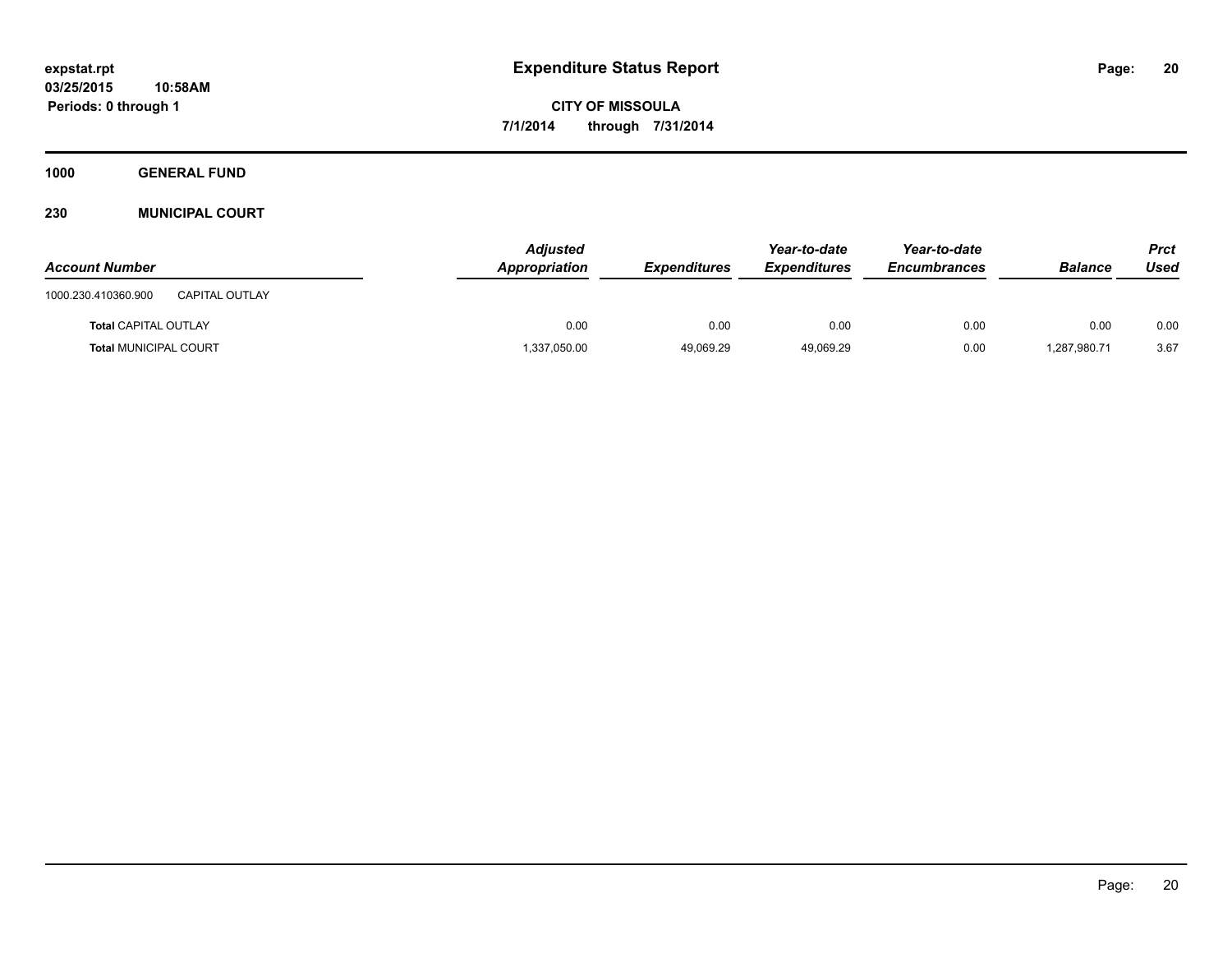**expstat.rpt**
**03/25/2015 10:58AM**
**Periods: 0 through 1**

# Expenditure Status Report

**CITY OF MISSOULA**
**7/1/2014 through 7/31/2014**

## 1000 GENERAL FUND

### 230 MUNICIPAL COURT

| Account Number | | Adjusted Appropriation | Expenditures | Year-to-date Expenditures | Year-to-date Encumbrances | Balance | Prct Used |
|---|---|---|---|---|---|---|---|
| 1000.230.410360.900 | CAPITAL OUTLAY | | | | | | |
| **Total** CAPITAL OUTLAY | | 0.00 | 0.00 | 0.00 | 0.00 | 0.00 | 0.00 |
| **Total** MUNICIPAL COURT | | 1,337,050.00 | 49,069.29 | 49,069.29 | 0.00 | 1,287,980.71 | 3.67 |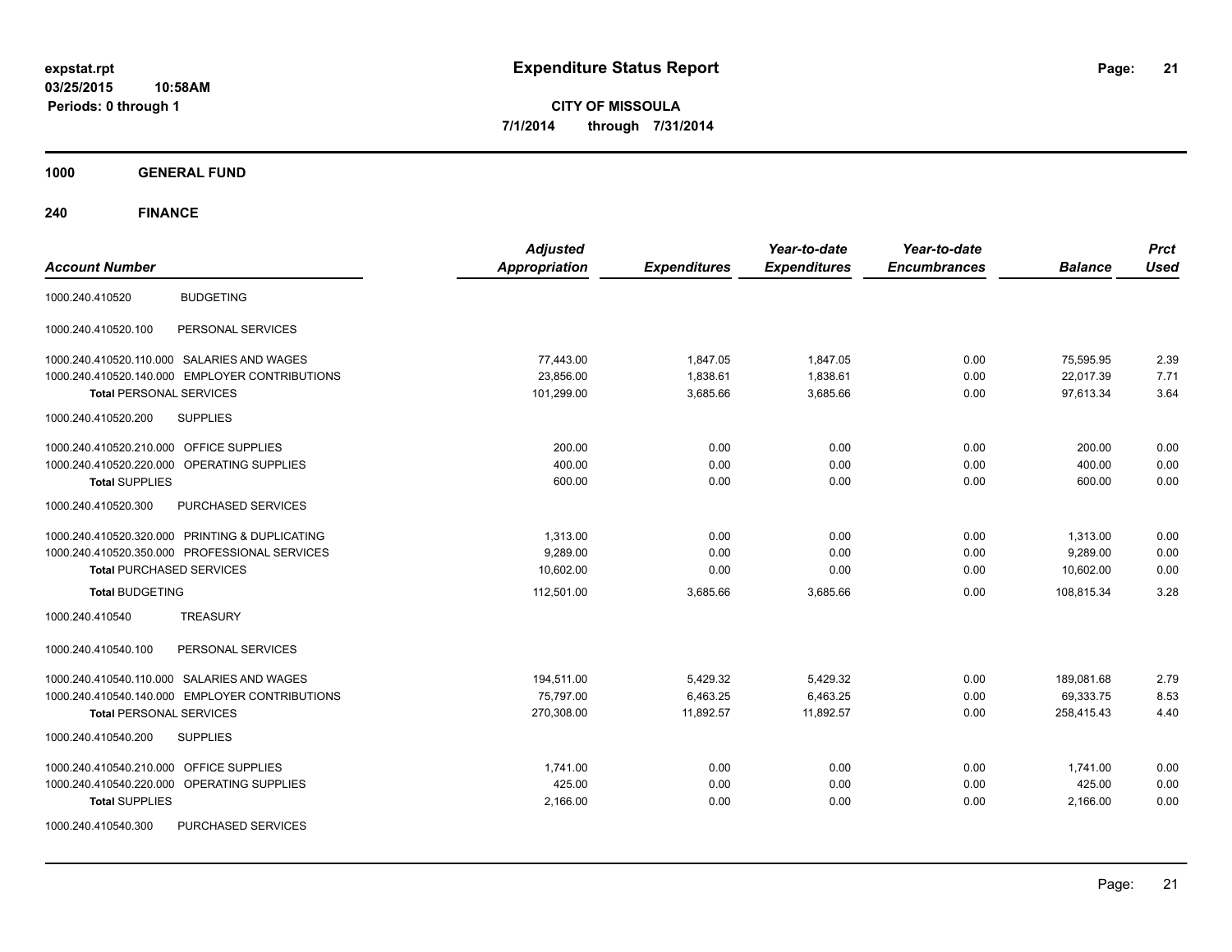**expstat.rpt**
**03/25/2015 10:58AM**
**Periods: 0 through 1**

# Expenditure Status Report

**CITY OF MISSOULA**
**7/1/2014 through 7/31/2014**

## 1000 GENERAL FUND

## 240 FINANCE

| Account Number | | Adjusted Appropriation | Expenditures | Year-to-date Expenditures | Year-to-date Encumbrances | Balance | Prct Used |
|---|---|---|---|---|---|---|---|
| 1000.240.410520 | BUDGETING | | | | | | |
| 1000.240.410520.100 | PERSONAL SERVICES | | | | | | |
| 1000.240.410520.110.000 | SALARIES AND WAGES | 77,443.00 | 1,847.05 | 1,847.05 | 0.00 | 75,595.95 | 2.39 |
| 1000.240.410520.140.000 | EMPLOYER CONTRIBUTIONS | 23,856.00 | 1,838.61 | 1,838.61 | 0.00 | 22,017.39 | 7.71 |
| **Total** PERSONAL SERVICES | | 101,299.00 | 3,685.66 | 3,685.66 | 0.00 | 97,613.34 | 3.64 |
| 1000.240.410520.200 | SUPPLIES | | | | | | |
| 1000.240.410520.210.000 | OFFICE SUPPLIES | 200.00 | 0.00 | 0.00 | 0.00 | 200.00 | 0.00 |
| 1000.240.410520.220.000 | OPERATING SUPPLIES | 400.00 | 0.00 | 0.00 | 0.00 | 400.00 | 0.00 |
| **Total** SUPPLIES | | 600.00 | 0.00 | 0.00 | 0.00 | 600.00 | 0.00 |
| 1000.240.410520.300 | PURCHASED SERVICES | | | | | | |
| 1000.240.410520.320.000 | PRINTING & DUPLICATING | 1,313.00 | 0.00 | 0.00 | 0.00 | 1,313.00 | 0.00 |
| 1000.240.410520.350.000 | PROFESSIONAL SERVICES | 9,289.00 | 0.00 | 0.00 | 0.00 | 9,289.00 | 0.00 |
| **Total** PURCHASED SERVICES | | 10,602.00 | 0.00 | 0.00 | 0.00 | 10,602.00 | 0.00 |
| **Total** BUDGETING | | 112,501.00 | 3,685.66 | 3,685.66 | 0.00 | 108,815.34 | 3.28 |
| 1000.240.410540 | TREASURY | | | | | | |
| 1000.240.410540.100 | PERSONAL SERVICES | | | | | | |
| 1000.240.410540.110.000 | SALARIES AND WAGES | 194,511.00 | 5,429.32 | 5,429.32 | 0.00 | 189,081.68 | 2.79 |
| 1000.240.410540.140.000 | EMPLOYER CONTRIBUTIONS | 75,797.00 | 6,463.25 | 6,463.25 | 0.00 | 69,333.75 | 8.53 |
| **Total** PERSONAL SERVICES | | 270,308.00 | 11,892.57 | 11,892.57 | 0.00 | 258,415.43 | 4.40 |
| 1000.240.410540.200 | SUPPLIES | | | | | | |
| 1000.240.410540.210.000 | OFFICE SUPPLIES | 1,741.00 | 0.00 | 0.00 | 0.00 | 1,741.00 | 0.00 |
| 1000.240.410540.220.000 | OPERATING SUPPLIES | 425.00 | 0.00 | 0.00 | 0.00 | 425.00 | 0.00 |
| **Total** SUPPLIES | | 2,166.00 | 0.00 | 0.00 | 0.00 | 2,166.00 | 0.00 |
| 1000.240.410540.300 | PURCHASED SERVICES | | | | | | |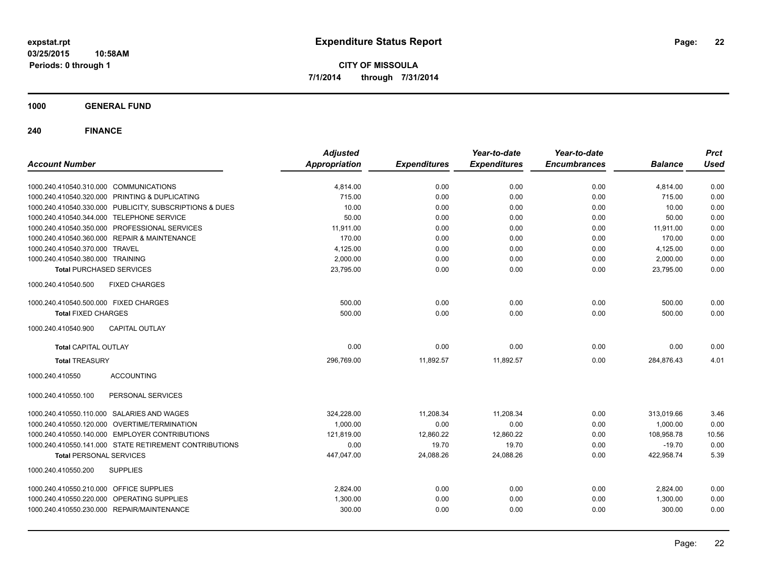# Expenditure Status Report

expstat.rpt
03/25/2015 10:58AM
Periods: 0 through 1

**CITY OF MISSOULA**
**7/1/2014 through 7/31/2014**

## 1000 GENERAL FUND

### 240 FINANCE

| Account Number | Adjusted Appropriation | Expenditures | Year-to-date Expenditures | Year-to-date Encumbrances | Balance | Prct Used |
|---|---|---|---|---|---|---|
| 1000.240.410540.310.000 COMMUNICATIONS | 4,814.00 | 0.00 | 0.00 | 0.00 | 4,814.00 | 0.00 |
| 1000.240.410540.320.000 PRINTING & DUPLICATING | 715.00 | 0.00 | 0.00 | 0.00 | 715.00 | 0.00 |
| 1000.240.410540.330.000 PUBLICITY, SUBSCRIPTIONS & DUES | 10.00 | 0.00 | 0.00 | 0.00 | 10.00 | 0.00 |
| 1000.240.410540.344.000 TELEPHONE SERVICE | 50.00 | 0.00 | 0.00 | 0.00 | 50.00 | 0.00 |
| 1000.240.410540.350.000 PROFESSIONAL SERVICES | 11,911.00 | 0.00 | 0.00 | 0.00 | 11,911.00 | 0.00 |
| 1000.240.410540.360.000 REPAIR & MAINTENANCE | 170.00 | 0.00 | 0.00 | 0.00 | 170.00 | 0.00 |
| 1000.240.410540.370.000 TRAVEL | 4,125.00 | 0.00 | 0.00 | 0.00 | 4,125.00 | 0.00 |
| 1000.240.410540.380.000 TRAINING | 2,000.00 | 0.00 | 0.00 | 0.00 | 2,000.00 | 0.00 |
| **Total** PURCHASED SERVICES | 23,795.00 | 0.00 | 0.00 | 0.00 | 23,795.00 | 0.00 |
| 1000.240.410540.500 FIXED CHARGES | | | | | | |
| 1000.240.410540.500.000 FIXED CHARGES | 500.00 | 0.00 | 0.00 | 0.00 | 500.00 | 0.00 |
| **Total** FIXED CHARGES | 500.00 | 0.00 | 0.00 | 0.00 | 500.00 | 0.00 |
| 1000.240.410540.900 CAPITAL OUTLAY | | | | | | |
| **Total** CAPITAL OUTLAY | 0.00 | 0.00 | 0.00 | 0.00 | 0.00 | 0.00 |
| **Total** TREASURY | 296,769.00 | 11,892.57 | 11,892.57 | 0.00 | 284,876.43 | 4.01 |
| 1000.240.410550 ACCOUNTING | | | | | | |
| 1000.240.410550.100 PERSONAL SERVICES | | | | | | |
| 1000.240.410550.110.000 SALARIES AND WAGES | 324,228.00 | 11,208.34 | 11,208.34 | 0.00 | 313,019.66 | 3.46 |
| 1000.240.410550.120.000 OVERTIME/TERMINATION | 1,000.00 | 0.00 | 0.00 | 0.00 | 1,000.00 | 0.00 |
| 1000.240.410550.140.000 EMPLOYER CONTRIBUTIONS | 121,819.00 | 12,860.22 | 12,860.22 | 0.00 | 108,958.78 | 10.56 |
| 1000.240.410550.141.000 STATE RETIREMENT CONTRIBUTIONS | 0.00 | 19.70 | 19.70 | 0.00 | -19.70 | 0.00 |
| **Total** PERSONAL SERVICES | 447,047.00 | 24,088.26 | 24,088.26 | 0.00 | 422,958.74 | 5.39 |
| 1000.240.410550.200 SUPPLIES | | | | | | |
| 1000.240.410550.210.000 OFFICE SUPPLIES | 2,824.00 | 0.00 | 0.00 | 0.00 | 2,824.00 | 0.00 |
| 1000.240.410550.220.000 OPERATING SUPPLIES | 1,300.00 | 0.00 | 0.00 | 0.00 | 1,300.00 | 0.00 |
| 1000.240.410550.230.000 REPAIR/MAINTENANCE | 300.00 | 0.00 | 0.00 | 0.00 | 300.00 | 0.00 |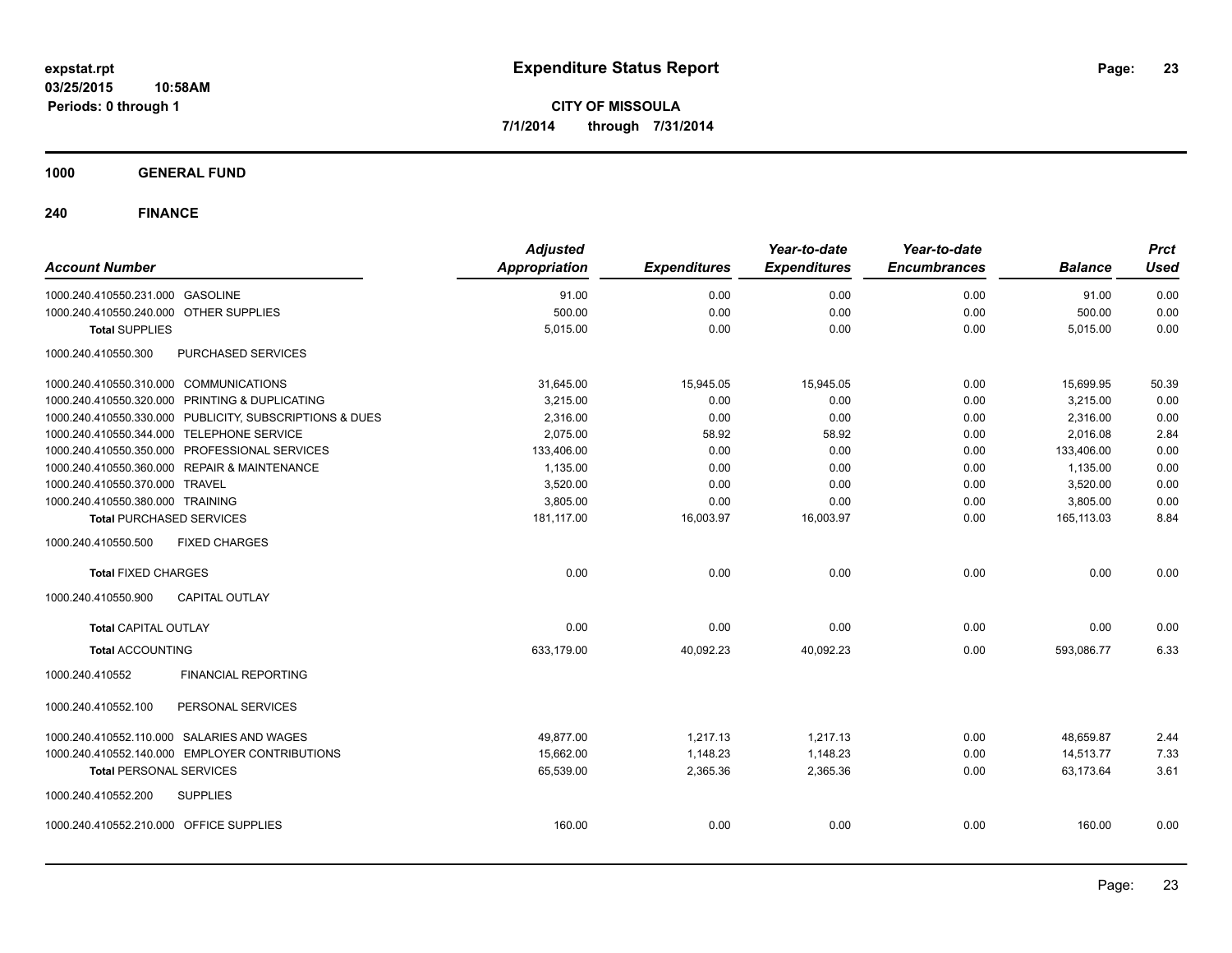**expstat.rpt**
**03/25/2015 10:58AM**
**Periods: 0 through 1**

# Expenditure Status Report

**CITY OF MISSOULA**
**7/1/2014 through 7/31/2014**

## 1000 GENERAL FUND

## 240 FINANCE

| Account Number | | Adjusted Appropriation | Expenditures | Year-to-date Expenditures | Year-to-date Encumbrances | Balance | Prct Used |
|---|---|---|---|---|---|---|---|
| 1000.240.410550.231.000 | GASOLINE | 91.00 | 0.00 | 0.00 | 0.00 | 91.00 | 0.00 |
| 1000.240.410550.240.000 | OTHER SUPPLIES | 500.00 | 0.00 | 0.00 | 0.00 | 500.00 | 0.00 |
| **Total** SUPPLIES | | 5,015.00 | 0.00 | 0.00 | 0.00 | 5,015.00 | 0.00 |
| 1000.240.410550.300 | PURCHASED SERVICES | | | | | | |
| 1000.240.410550.310.000 | COMMUNICATIONS | 31,645.00 | 15,945.05 | 15,945.05 | 0.00 | 15,699.95 | 50.39 |
| 1000.240.410550.320.000 | PRINTING & DUPLICATING | 3,215.00 | 0.00 | 0.00 | 0.00 | 3,215.00 | 0.00 |
| 1000.240.410550.330.000 | PUBLICITY, SUBSCRIPTIONS & DUES | 2,316.00 | 0.00 | 0.00 | 0.00 | 2,316.00 | 0.00 |
| 1000.240.410550.344.000 | TELEPHONE SERVICE | 2,075.00 | 58.92 | 58.92 | 0.00 | 2,016.08 | 2.84 |
| 1000.240.410550.350.000 | PROFESSIONAL SERVICES | 133,406.00 | 0.00 | 0.00 | 0.00 | 133,406.00 | 0.00 |
| 1000.240.410550.360.000 | REPAIR & MAINTENANCE | 1,135.00 | 0.00 | 0.00 | 0.00 | 1,135.00 | 0.00 |
| 1000.240.410550.370.000 | TRAVEL | 3,520.00 | 0.00 | 0.00 | 0.00 | 3,520.00 | 0.00 |
| 1000.240.410550.380.000 | TRAINING | 3,805.00 | 0.00 | 0.00 | 0.00 | 3,805.00 | 0.00 |
| **Total** PURCHASED SERVICES | | 181,117.00 | 16,003.97 | 16,003.97 | 0.00 | 165,113.03 | 8.84 |
| 1000.240.410550.500 | FIXED CHARGES | | | | | | |
| **Total** FIXED CHARGES | | 0.00 | 0.00 | 0.00 | 0.00 | 0.00 | 0.00 |
| 1000.240.410550.900 | CAPITAL OUTLAY | | | | | | |
| **Total** CAPITAL OUTLAY | | 0.00 | 0.00 | 0.00 | 0.00 | 0.00 | 0.00 |
| **Total** ACCOUNTING | | 633,179.00 | 40,092.23 | 40,092.23 | 0.00 | 593,086.77 | 6.33 |
| 1000.240.410552 | FINANCIAL REPORTING | | | | | | |
| 1000.240.410552.100 | PERSONAL SERVICES | | | | | | |
| 1000.240.410552.110.000 | SALARIES AND WAGES | 49,877.00 | 1,217.13 | 1,217.13 | 0.00 | 48,659.87 | 2.44 |
| 1000.240.410552.140.000 | EMPLOYER CONTRIBUTIONS | 15,662.00 | 1,148.23 | 1,148.23 | 0.00 | 14,513.77 | 7.33 |
| **Total** PERSONAL SERVICES | | 65,539.00 | 2,365.36 | 2,365.36 | 0.00 | 63,173.64 | 3.61 |
| 1000.240.410552.200 | SUPPLIES | | | | | | |
| 1000.240.410552.210.000 | OFFICE SUPPLIES | 160.00 | 0.00 | 0.00 | 0.00 | 160.00 | 0.00 |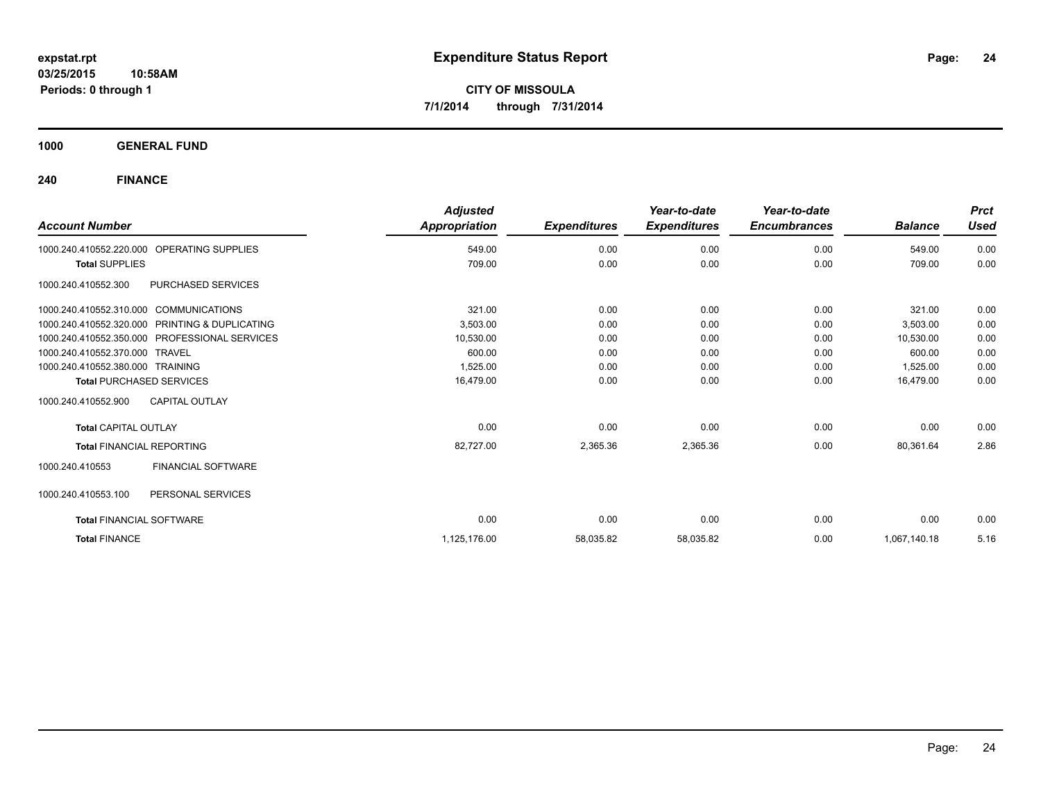**expstat.rpt**
**03/25/2015 10:58AM**
**Periods: 0 through 1**

# Expenditure Status Report

**CITY OF MISSOULA**
**7/1/2014 through 7/31/2014**

## 1000 GENERAL FUND

## 240 FINANCE

| Account Number | Adjusted Appropriation | Expenditures | Year-to-date Expenditures | Year-to-date Encumbrances | Balance | Prct Used |
|---|---|---|---|---|---|---|
| 1000.240.410552.220.000 OPERATING SUPPLIES | 549.00 | 0.00 | 0.00 | 0.00 | 549.00 | 0.00 |
| **Total** SUPPLIES | 709.00 | 0.00 | 0.00 | 0.00 | 709.00 | 0.00 |
| 1000.240.410552.300 PURCHASED SERVICES | | | | | | |
| 1000.240.410552.310.000 COMMUNICATIONS | 321.00 | 0.00 | 0.00 | 0.00 | 321.00 | 0.00 |
| 1000.240.410552.320.000 PRINTING & DUPLICATING | 3,503.00 | 0.00 | 0.00 | 0.00 | 3,503.00 | 0.00 |
| 1000.240.410552.350.000 PROFESSIONAL SERVICES | 10,530.00 | 0.00 | 0.00 | 0.00 | 10,530.00 | 0.00 |
| 1000.240.410552.370.000 TRAVEL | 600.00 | 0.00 | 0.00 | 0.00 | 600.00 | 0.00 |
| 1000.240.410552.380.000 TRAINING | 1,525.00 | 0.00 | 0.00 | 0.00 | 1,525.00 | 0.00 |
| **Total** PURCHASED SERVICES | 16,479.00 | 0.00 | 0.00 | 0.00 | 16,479.00 | 0.00 |
| 1000.240.410552.900 CAPITAL OUTLAY | | | | | | |
| **Total** CAPITAL OUTLAY | 0.00 | 0.00 | 0.00 | 0.00 | 0.00 | 0.00 |
| **Total** FINANCIAL REPORTING | 82,727.00 | 2,365.36 | 2,365.36 | 0.00 | 80,361.64 | 2.86 |
| 1000.240.410553 FINANCIAL SOFTWARE | | | | | | |
| 1000.240.410553.100 PERSONAL SERVICES | | | | | | |
| **Total** FINANCIAL SOFTWARE | 0.00 | 0.00 | 0.00 | 0.00 | 0.00 | 0.00 |
| **Total** FINANCE | 1,125,176.00 | 58,035.82 | 58,035.82 | 0.00 | 1,067,140.18 | 5.16 |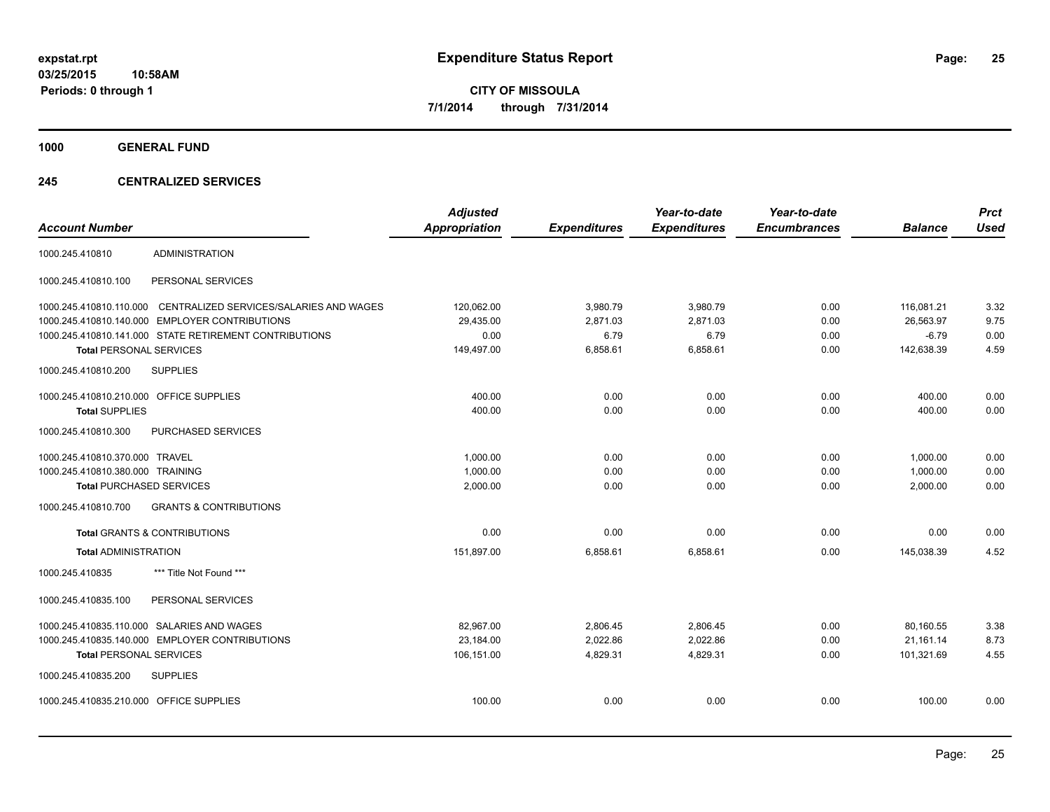**expstat.rpt**
**03/25/2015 10:58AM**
**Periods: 0 through 1**

# Expenditure Status Report

**CITY OF MISSOULA**
**7/1/2014 through 7/31/2014**

## 1000 GENERAL FUND

## 245 CENTRALIZED SERVICES

| Account Number | | Adjusted Appropriation | Expenditures | Year-to-date Expenditures | Year-to-date Encumbrances | Balance | Prct Used |
|---|---|---|---|---|---|---|---|
| 1000.245.410810 | ADMINISTRATION | | | | | | |
| 1000.245.410810.100 | PERSONAL SERVICES | | | | | | |
| 1000.245.410810.110.000 | CENTRALIZED SERVICES/SALARIES AND WAGES | 120,062.00 | 3,980.79 | 3,980.79 | 0.00 | 116,081.21 | 3.32 |
| 1000.245.410810.140.000 | EMPLOYER CONTRIBUTIONS | 29,435.00 | 2,871.03 | 2,871.03 | 0.00 | 26,563.97 | 9.75 |
| 1000.245.410810.141.000 | STATE RETIREMENT CONTRIBUTIONS | 0.00 | 6.79 | 6.79 | 0.00 | -6.79 | 0.00 |
| **Total** PERSONAL SERVICES | | 149,497.00 | 6,858.61 | 6,858.61 | 0.00 | 142,638.39 | 4.59 |
| 1000.245.410810.200 | SUPPLIES | | | | | | |
| 1000.245.410810.210.000 | OFFICE SUPPLIES | 400.00 | 0.00 | 0.00 | 0.00 | 400.00 | 0.00 |
| **Total** SUPPLIES | | 400.00 | 0.00 | 0.00 | 0.00 | 400.00 | 0.00 |
| 1000.245.410810.300 | PURCHASED SERVICES | | | | | | |
| 1000.245.410810.370.000 | TRAVEL | 1,000.00 | 0.00 | 0.00 | 0.00 | 1,000.00 | 0.00 |
| 1000.245.410810.380.000 | TRAINING | 1,000.00 | 0.00 | 0.00 | 0.00 | 1,000.00 | 0.00 |
| **Total** PURCHASED SERVICES | | 2,000.00 | 0.00 | 0.00 | 0.00 | 2,000.00 | 0.00 |
| 1000.245.410810.700 | GRANTS & CONTRIBUTIONS | | | | | | |
| **Total** GRANTS & CONTRIBUTIONS | | 0.00 | 0.00 | 0.00 | 0.00 | 0.00 | 0.00 |
| **Total** ADMINISTRATION | | 151,897.00 | 6,858.61 | 6,858.61 | 0.00 | 145,038.39 | 4.52 |
| 1000.245.410835 | *** Title Not Found *** | | | | | | |
| 1000.245.410835.100 | PERSONAL SERVICES | | | | | | |
| 1000.245.410835.110.000 | SALARIES AND WAGES | 82,967.00 | 2,806.45 | 2,806.45 | 0.00 | 80,160.55 | 3.38 |
| 1000.245.410835.140.000 | EMPLOYER CONTRIBUTIONS | 23,184.00 | 2,022.86 | 2,022.86 | 0.00 | 21,161.14 | 8.73 |
| **Total** PERSONAL SERVICES | | 106,151.00 | 4,829.31 | 4,829.31 | 0.00 | 101,321.69 | 4.55 |
| 1000.245.410835.200 | SUPPLIES | | | | | | |
| 1000.245.410835.210.000 | OFFICE SUPPLIES | 100.00 | 0.00 | 0.00 | 0.00 | 100.00 | 0.00 |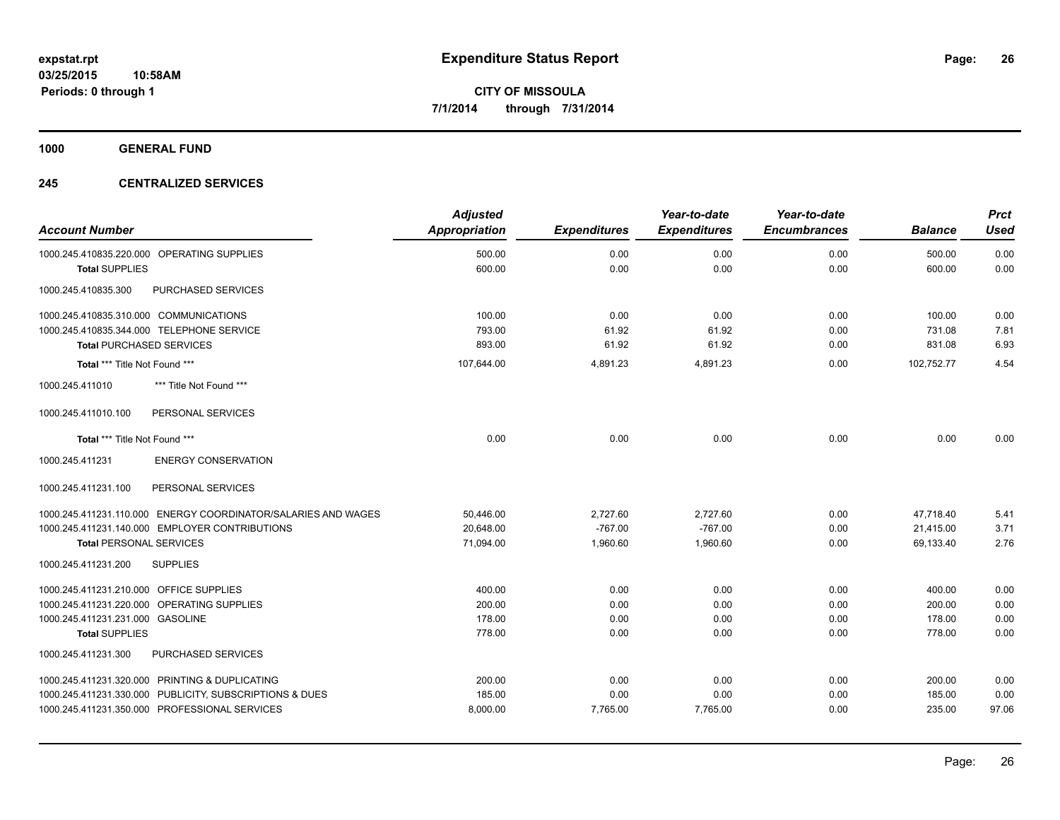**CITY OF MISSOULA**

**7/1/2014 through 7/31/2014**

## 1000 GENERAL FUND

### 245 CENTRALIZED SERVICES

| Account Number | Adjusted Appropriation | Expenditures | Year-to-date Expenditures | Year-to-date Encumbrances | Balance | Prct Used |
|---|---|---|---|---|---|---|
| 1000.245.410835.220.000 OPERATING SUPPLIES | 500.00 | 0.00 | 0.00 | 0.00 | 500.00 | 0.00 |
| **Total** SUPPLIES | 600.00 | 0.00 | 0.00 | 0.00 | 600.00 | 0.00 |
| 1000.245.410835.300 PURCHASED SERVICES | | | | | | |
| 1000.245.410835.310.000 COMMUNICATIONS | 100.00 | 0.00 | 0.00 | 0.00 | 100.00 | 0.00 |
| 1000.245.410835.344.000 TELEPHONE SERVICE | 793.00 | 61.92 | 61.92 | 0.00 | 731.08 | 7.81 |
| **Total** PURCHASED SERVICES | 893.00 | 61.92 | 61.92 | 0.00 | 831.08 | 6.93 |
| **Total** *** Title Not Found *** | 107,644.00 | 4,891.23 | 4,891.23 | 0.00 | 102,752.77 | 4.54 |
| 1000.245.411010 *** Title Not Found *** | | | | | | |
| 1000.245.411010.100 PERSONAL SERVICES | | | | | | |
| **Total** *** Title Not Found *** | 0.00 | 0.00 | 0.00 | 0.00 | 0.00 | 0.00 |
| 1000.245.411231 ENERGY CONSERVATION | | | | | | |
| 1000.245.411231.100 PERSONAL SERVICES | | | | | | |
| 1000.245.411231.110.000 ENERGY COORDINATOR/SALARIES AND WAGES | 50,446.00 | 2,727.60 | 2,727.60 | 0.00 | 47,718.40 | 5.41 |
| 1000.245.411231.140.000 EMPLOYER CONTRIBUTIONS | 20,648.00 | -767.00 | -767.00 | 0.00 | 21,415.00 | 3.71 |
| **Total** PERSONAL SERVICES | 71,094.00 | 1,960.60 | 1,960.60 | 0.00 | 69,133.40 | 2.76 |
| 1000.245.411231.200 SUPPLIES | | | | | | |
| 1000.245.411231.210.000 OFFICE SUPPLIES | 400.00 | 0.00 | 0.00 | 0.00 | 400.00 | 0.00 |
| 1000.245.411231.220.000 OPERATING SUPPLIES | 200.00 | 0.00 | 0.00 | 0.00 | 200.00 | 0.00 |
| 1000.245.411231.231.000 GASOLINE | 178.00 | 0.00 | 0.00 | 0.00 | 178.00 | 0.00 |
| **Total** SUPPLIES | 778.00 | 0.00 | 0.00 | 0.00 | 778.00 | 0.00 |
| 1000.245.411231.300 PURCHASED SERVICES | | | | | | |
| 1000.245.411231.320.000 PRINTING & DUPLICATING | 200.00 | 0.00 | 0.00 | 0.00 | 200.00 | 0.00 |
| 1000.245.411231.330.000 PUBLICITY, SUBSCRIPTIONS & DUES | 185.00 | 0.00 | 0.00 | 0.00 | 185.00 | 0.00 |
| 1000.245.411231.350.000 PROFESSIONAL SERVICES | 8,000.00 | 7,765.00 | 7,765.00 | 0.00 | 235.00 | 97.06 |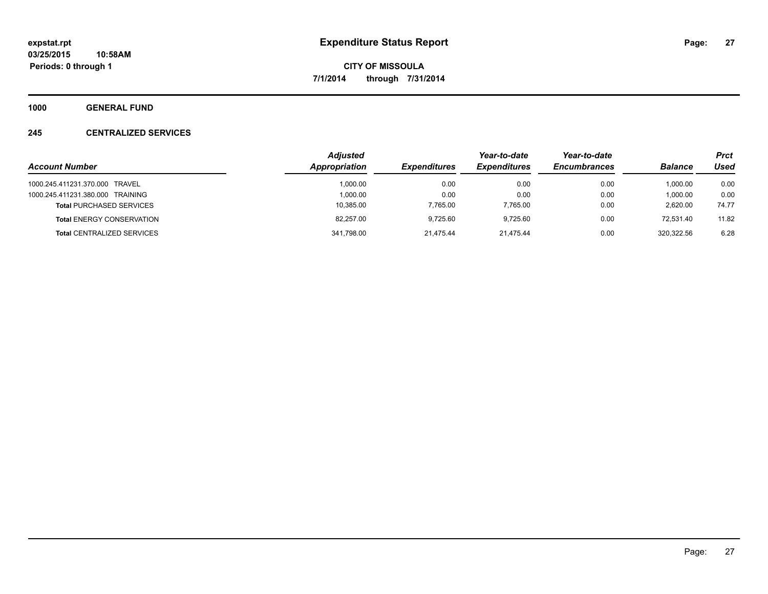**expstat.rpt**
**03/25/2015 10:58AM**
**Periods: 0 through 1**

# Expenditure Status Report

**CITY OF MISSOULA**
**7/1/2014 through 7/31/2014**

## 1000 GENERAL FUND

### 245 CENTRALIZED SERVICES

| *Account Number* | *Adjusted Appropriation* | *Expenditures* | *Year-to-date Expenditures* | *Year-to-date Encumbrances* | *Balance* | *Prct Used* |
|---|---|---|---|---|---|---|
| 1000.245.411231.370.000 TRAVEL | 1,000.00 | 0.00 | 0.00 | 0.00 | 1,000.00 | 0.00 |
| 1000.245.411231.380.000 TRAINING | 1,000.00 | 0.00 | 0.00 | 0.00 | 1,000.00 | 0.00 |
| **Total** PURCHASED SERVICES | 10,385.00 | 7,765.00 | 7,765.00 | 0.00 | 2,620.00 | 74.77 |
| **Total** ENERGY CONSERVATION | 82,257.00 | 9,725.60 | 9,725.60 | 0.00 | 72,531.40 | 11.82 |
| **Total** CENTRALIZED SERVICES | 341,798.00 | 21,475.44 | 21,475.44 | 0.00 | 320,322.56 | 6.28 |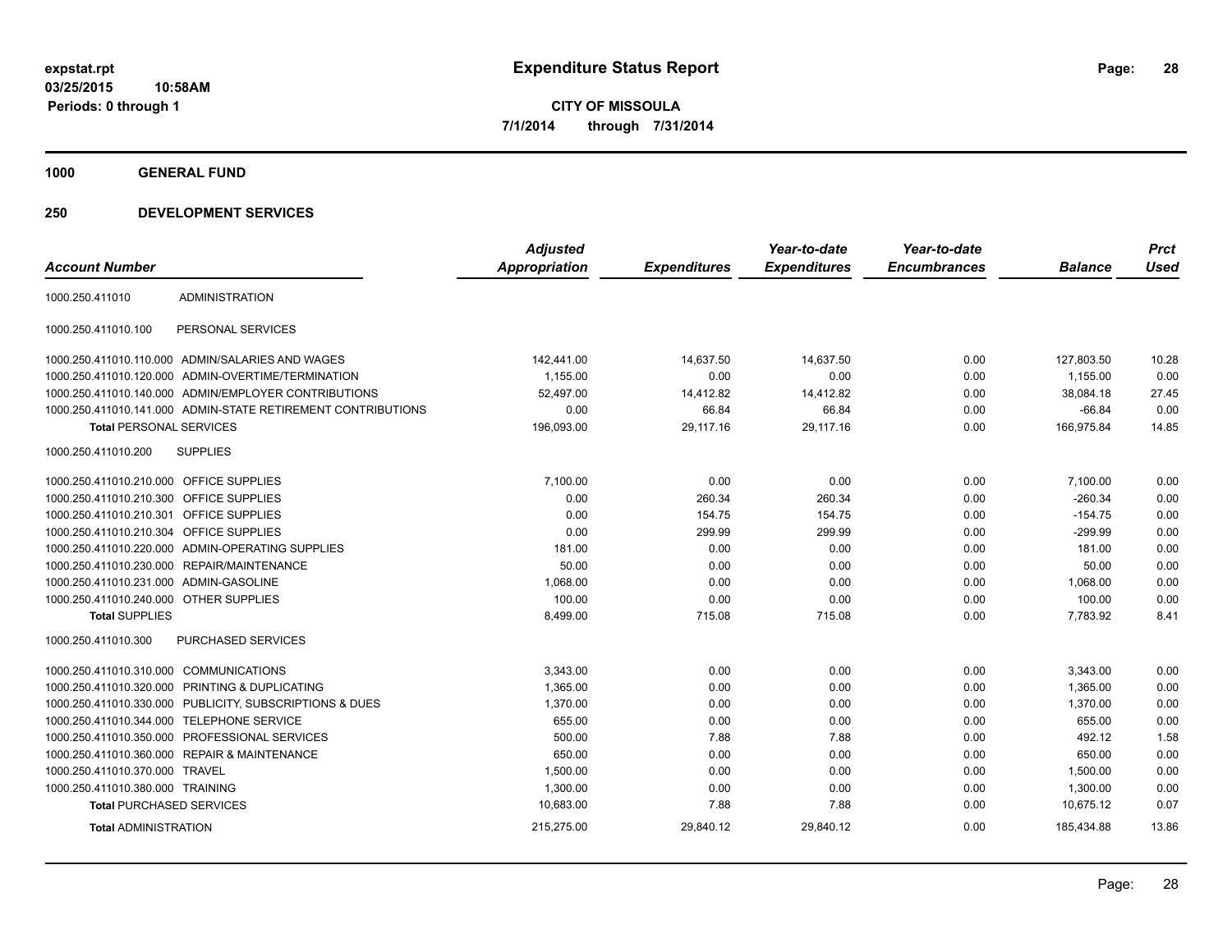# Expenditure Status Report

**CITY OF MISSOULA**

**7/1/2014 through 7/31/2014**

expstat.rpt
03/25/2015 10:58AM
Periods: 0 through 1

## 1000 GENERAL FUND

## 250 DEVELOPMENT SERVICES

| Account Number | | Adjusted Appropriation | Expenditures | Year-to-date Expenditures | Year-to-date Encumbrances | Balance | Prct Used |
|---|---|---|---|---|---|---|---|
| 1000.250.411010 | ADMINISTRATION | | | | | | |
| 1000.250.411010.100 | PERSONAL SERVICES | | | | | | |
| 1000.250.411010.110.000 | ADMIN/SALARIES AND WAGES | 142,441.00 | 14,637.50 | 14,637.50 | 0.00 | 127,803.50 | 10.28 |
| 1000.250.411010.120.000 | ADMIN-OVERTIME/TERMINATION | 1,155.00 | 0.00 | 0.00 | 0.00 | 1,155.00 | 0.00 |
| 1000.250.411010.140.000 | ADMIN/EMPLOYER CONTRIBUTIONS | 52,497.00 | 14,412.82 | 14,412.82 | 0.00 | 38,084.18 | 27.45 |
| 1000.250.411010.141.000 | ADMIN-STATE RETIREMENT CONTRIBUTIONS | 0.00 | 66.84 | 66.84 | 0.00 | -66.84 | 0.00 |
| **Total** PERSONAL SERVICES | | 196,093.00 | 29,117.16 | 29,117.16 | 0.00 | 166,975.84 | 14.85 |
| 1000.250.411010.200 | SUPPLIES | | | | | | |
| 1000.250.411010.210.000 | OFFICE SUPPLIES | 7,100.00 | 0.00 | 0.00 | 0.00 | 7,100.00 | 0.00 |
| 1000.250.411010.210.300 | OFFICE SUPPLIES | 0.00 | 260.34 | 260.34 | 0.00 | -260.34 | 0.00 |
| 1000.250.411010.210.301 | OFFICE SUPPLIES | 0.00 | 154.75 | 154.75 | 0.00 | -154.75 | 0.00 |
| 1000.250.411010.210.304 | OFFICE SUPPLIES | 0.00 | 299.99 | 299.99 | 0.00 | -299.99 | 0.00 |
| 1000.250.411010.220.000 | ADMIN-OPERATING SUPPLIES | 181.00 | 0.00 | 0.00 | 0.00 | 181.00 | 0.00 |
| 1000.250.411010.230.000 | REPAIR/MAINTENANCE | 50.00 | 0.00 | 0.00 | 0.00 | 50.00 | 0.00 |
| 1000.250.411010.231.000 | ADMIN-GASOLINE | 1,068.00 | 0.00 | 0.00 | 0.00 | 1,068.00 | 0.00 |
| 1000.250.411010.240.000 | OTHER SUPPLIES | 100.00 | 0.00 | 0.00 | 0.00 | 100.00 | 0.00 |
| **Total** SUPPLIES | | 8,499.00 | 715.08 | 715.08 | 0.00 | 7,783.92 | 8.41 |
| 1000.250.411010.300 | PURCHASED SERVICES | | | | | | |
| 1000.250.411010.310.000 | COMMUNICATIONS | 3,343.00 | 0.00 | 0.00 | 0.00 | 3,343.00 | 0.00 |
| 1000.250.411010.320.000 | PRINTING & DUPLICATING | 1,365.00 | 0.00 | 0.00 | 0.00 | 1,365.00 | 0.00 |
| 1000.250.411010.330.000 | PUBLICITY, SUBSCRIPTIONS & DUES | 1,370.00 | 0.00 | 0.00 | 0.00 | 1,370.00 | 0.00 |
| 1000.250.411010.344.000 | TELEPHONE SERVICE | 655.00 | 0.00 | 0.00 | 0.00 | 655.00 | 0.00 |
| 1000.250.411010.350.000 | PROFESSIONAL SERVICES | 500.00 | 7.88 | 7.88 | 0.00 | 492.12 | 1.58 |
| 1000.250.411010.360.000 | REPAIR & MAINTENANCE | 650.00 | 0.00 | 0.00 | 0.00 | 650.00 | 0.00 |
| 1000.250.411010.370.000 | TRAVEL | 1,500.00 | 0.00 | 0.00 | 0.00 | 1,500.00 | 0.00 |
| 1000.250.411010.380.000 | TRAINING | 1,300.00 | 0.00 | 0.00 | 0.00 | 1,300.00 | 0.00 |
| **Total** PURCHASED SERVICES | | 10,683.00 | 7.88 | 7.88 | 0.00 | 10,675.12 | 0.07 |
| **Total** ADMINISTRATION | | 215,275.00 | 29,840.12 | 29,840.12 | 0.00 | 185,434.88 | 13.86 |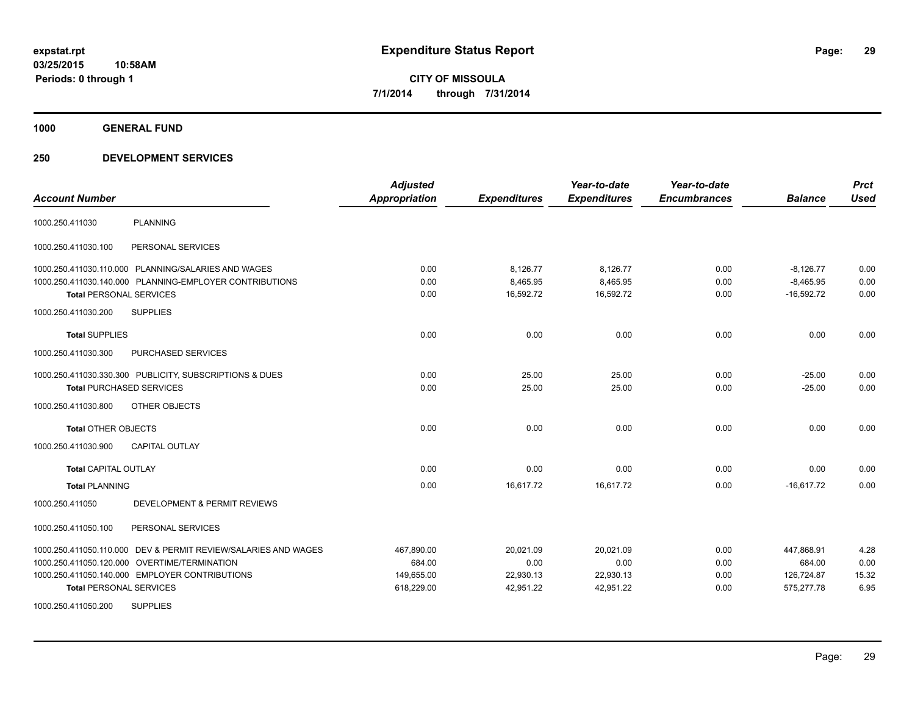# Expenditure Status Report

**expstat.rpt**
**03/25/2015 10:58AM**
**Periods: 0 through 1**

**CITY OF MISSOULA**
**7/1/2014 through 7/31/2014**

## 1000 GENERAL FUND

## 250 DEVELOPMENT SERVICES

| Account Number | Adjusted Appropriation | Expenditures | Year-to-date Expenditures | Year-to-date Encumbrances | Balance | Prct Used |
|---|---|---|---|---|---|---|
| 1000.250.411030 PLANNING | | | | | | |
| 1000.250.411030.100 PERSONAL SERVICES | | | | | | |
| 1000.250.411030.110.000 PLANNING/SALARIES AND WAGES | 0.00 | 8,126.77 | 8,126.77 | 0.00 | -8,126.77 | 0.00 |
| 1000.250.411030.140.000 PLANNING-EMPLOYER CONTRIBUTIONS | 0.00 | 8,465.95 | 8,465.95 | 0.00 | -8,465.95 | 0.00 |
| **Total** PERSONAL SERVICES | 0.00 | 16,592.72 | 16,592.72 | 0.00 | -16,592.72 | 0.00 |
| 1000.250.411030.200 SUPPLIES | | | | | | |
| **Total** SUPPLIES | 0.00 | 0.00 | 0.00 | 0.00 | 0.00 | 0.00 |
| 1000.250.411030.300 PURCHASED SERVICES | | | | | | |
| 1000.250.411030.330.300 PUBLICITY, SUBSCRIPTIONS & DUES | 0.00 | 25.00 | 25.00 | 0.00 | -25.00 | 0.00 |
| **Total** PURCHASED SERVICES | 0.00 | 25.00 | 25.00 | 0.00 | -25.00 | 0.00 |
| 1000.250.411030.800 OTHER OBJECTS | | | | | | |
| **Total** OTHER OBJECTS | 0.00 | 0.00 | 0.00 | 0.00 | 0.00 | 0.00 |
| 1000.250.411030.900 CAPITAL OUTLAY | | | | | | |
| **Total** CAPITAL OUTLAY | 0.00 | 0.00 | 0.00 | 0.00 | 0.00 | 0.00 |
| **Total** PLANNING | 0.00 | 16,617.72 | 16,617.72 | 0.00 | -16,617.72 | 0.00 |
| 1000.250.411050 DEVELOPMENT & PERMIT REVIEWS | | | | | | |
| 1000.250.411050.100 PERSONAL SERVICES | | | | | | |
| 1000.250.411050.110.000 DEV & PERMIT REVIEW/SALARIES AND WAGES | 467,890.00 | 20,021.09 | 20,021.09 | 0.00 | 447,868.91 | 4.28 |
| 1000.250.411050.120.000 OVERTIME/TERMINATION | 684.00 | 0.00 | 0.00 | 0.00 | 684.00 | 0.00 |
| 1000.250.411050.140.000 EMPLOYER CONTRIBUTIONS | 149,655.00 | 22,930.13 | 22,930.13 | 0.00 | 126,724.87 | 15.32 |
| **Total** PERSONAL SERVICES | 618,229.00 | 42,951.22 | 42,951.22 | 0.00 | 575,277.78 | 6.95 |
| 1000.250.411050.200 SUPPLIES | | | | | | |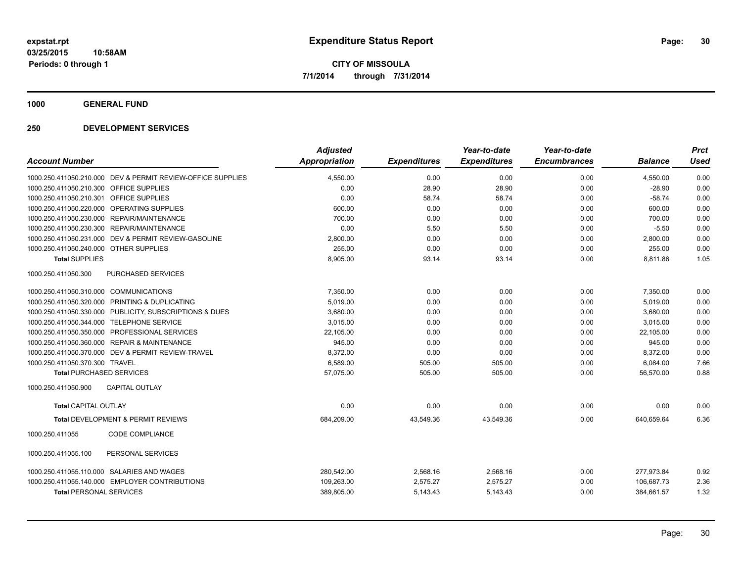# Expenditure Status Report

**CITY OF MISSOULA**
**7/1/2014 through 7/31/2014**

expstat.rpt
03/25/2015 10:58AM
Periods: 0 through 1

**1000 GENERAL FUND**

**250 DEVELOPMENT SERVICES**

| Account Number | | Adjusted Appropriation | Expenditures | Year-to-date Expenditures | Year-to-date Encumbrances | Balance | Prct Used |
|---|---|---|---|---|---|---|---|
| 1000.250.411050.210.000 | DEV & PERMIT REVIEW-OFFICE SUPPLIES | 4,550.00 | 0.00 | 0.00 | 0.00 | 4,550.00 | 0.00 |
| 1000.250.411050.210.300 | OFFICE SUPPLIES | 0.00 | 28.90 | 28.90 | 0.00 | -28.90 | 0.00 |
| 1000.250.411050.210.301 | OFFICE SUPPLIES | 0.00 | 58.74 | 58.74 | 0.00 | -58.74 | 0.00 |
| 1000.250.411050.220.000 | OPERATING SUPPLIES | 600.00 | 0.00 | 0.00 | 0.00 | 600.00 | 0.00 |
| 1000.250.411050.230.000 | REPAIR/MAINTENANCE | 700.00 | 0.00 | 0.00 | 0.00 | 700.00 | 0.00 |
| 1000.250.411050.230.300 | REPAIR/MAINTENANCE | 0.00 | 5.50 | 5.50 | 0.00 | -5.50 | 0.00 |
| 1000.250.411050.231.000 | DEV & PERMIT REVIEW-GASOLINE | 2,800.00 | 0.00 | 0.00 | 0.00 | 2,800.00 | 0.00 |
| 1000.250.411050.240.000 | OTHER SUPPLIES | 255.00 | 0.00 | 0.00 | 0.00 | 255.00 | 0.00 |
| **Total SUPPLIES** | | 8,905.00 | 93.14 | 93.14 | 0.00 | 8,811.86 | 1.05 |
| 1000.250.411050.300 | PURCHASED SERVICES | | | | | | |
| 1000.250.411050.310.000 | COMMUNICATIONS | 7,350.00 | 0.00 | 0.00 | 0.00 | 7,350.00 | 0.00 |
| 1000.250.411050.320.000 | PRINTING & DUPLICATING | 5,019.00 | 0.00 | 0.00 | 0.00 | 5,019.00 | 0.00 |
| 1000.250.411050.330.000 | PUBLICITY, SUBSCRIPTIONS & DUES | 3,680.00 | 0.00 | 0.00 | 0.00 | 3,680.00 | 0.00 |
| 1000.250.411050.344.000 | TELEPHONE SERVICE | 3,015.00 | 0.00 | 0.00 | 0.00 | 3,015.00 | 0.00 |
| 1000.250.411050.350.000 | PROFESSIONAL SERVICES | 22,105.00 | 0.00 | 0.00 | 0.00 | 22,105.00 | 0.00 |
| 1000.250.411050.360.000 | REPAIR & MAINTENANCE | 945.00 | 0.00 | 0.00 | 0.00 | 945.00 | 0.00 |
| 1000.250.411050.370.000 | DEV & PERMIT REVIEW-TRAVEL | 8,372.00 | 0.00 | 0.00 | 0.00 | 8,372.00 | 0.00 |
| 1000.250.411050.370.300 | TRAVEL | 6,589.00 | 505.00 | 505.00 | 0.00 | 6,084.00 | 7.66 |
| **Total PURCHASED SERVICES** | | 57,075.00 | 505.00 | 505.00 | 0.00 | 56,570.00 | 0.88 |
| 1000.250.411050.900 | CAPITAL OUTLAY | | | | | | |
| **Total CAPITAL OUTLAY** | | 0.00 | 0.00 | 0.00 | 0.00 | 0.00 | 0.00 |
| **Total DEVELOPMENT & PERMIT REVIEWS** | | 684,209.00 | 43,549.36 | 43,549.36 | 0.00 | 640,659.64 | 6.36 |
| 1000.250.411055 | CODE COMPLIANCE | | | | | | |
| 1000.250.411055.100 | PERSONAL SERVICES | | | | | | |
| 1000.250.411055.110.000 | SALARIES AND WAGES | 280,542.00 | 2,568.16 | 2,568.16 | 0.00 | 277,973.84 | 0.92 |
| 1000.250.411055.140.000 | EMPLOYER CONTRIBUTIONS | 109,263.00 | 2,575.27 | 2,575.27 | 0.00 | 106,687.73 | 2.36 |
| **Total PERSONAL SERVICES** | | 389,805.00 | 5,143.43 | 5,143.43 | 0.00 | 384,661.57 | 1.32 |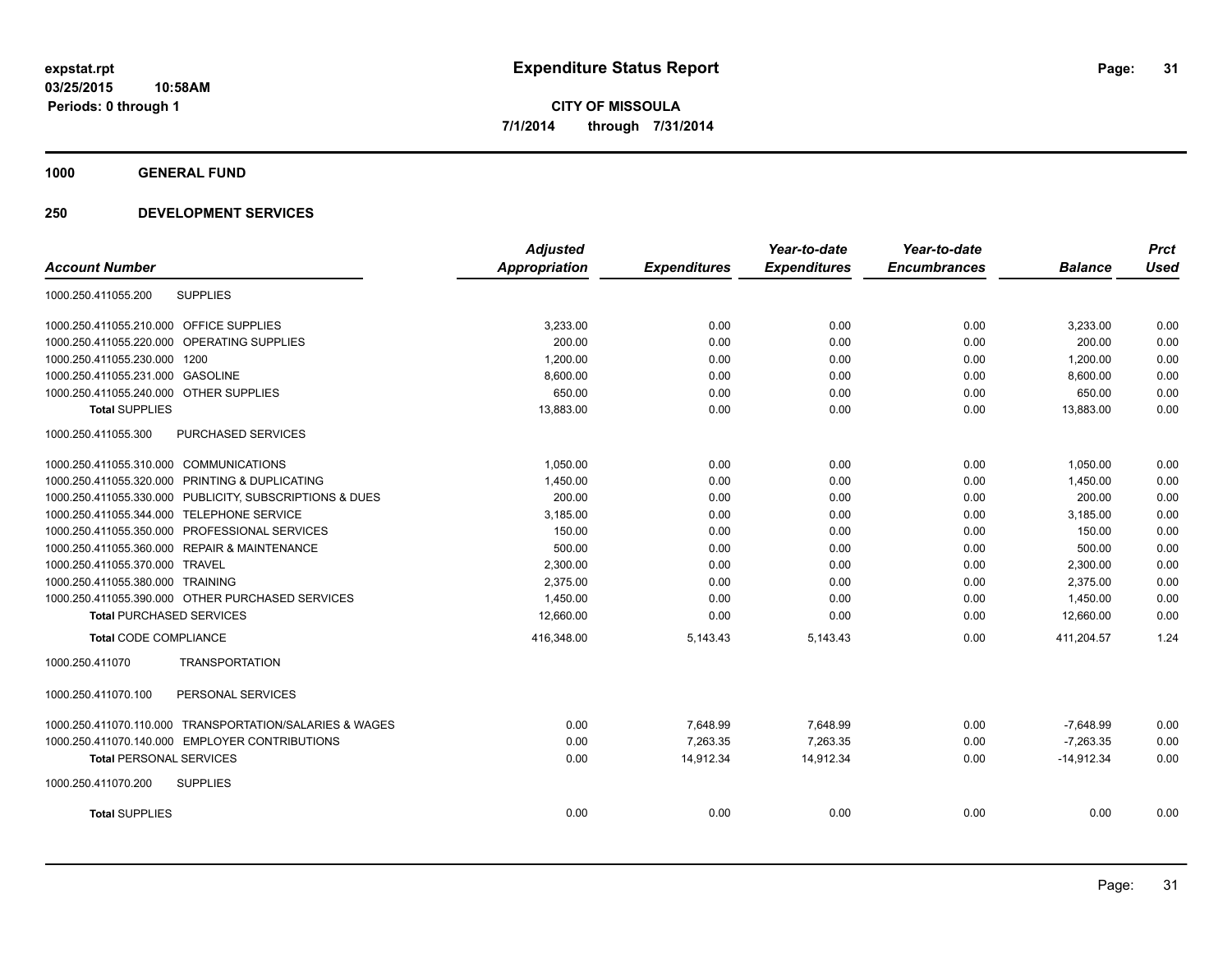**expstat.rpt**
**03/25/2015 10:58AM**
**Periods: 0 through 1**

# Expenditure Status Report

**CITY OF MISSOULA**
**7/1/2014 through 7/31/2014**

## 1000 GENERAL FUND

## 250 DEVELOPMENT SERVICES

| Account Number | | Adjusted Appropriation | Expenditures | Year-to-date Expenditures | Year-to-date Encumbrances | Balance | Prct Used |
|---|---|---|---|---|---|---|---|
| 1000.250.411055.200 | SUPPLIES | | | | | | |
| 1000.250.411055.210.000 | OFFICE SUPPLIES | 3,233.00 | 0.00 | 0.00 | 0.00 | 3,233.00 | 0.00 |
| 1000.250.411055.220.000 | OPERATING SUPPLIES | 200.00 | 0.00 | 0.00 | 0.00 | 200.00 | 0.00 |
| 1000.250.411055.230.000 | 1200 | 1,200.00 | 0.00 | 0.00 | 0.00 | 1,200.00 | 0.00 |
| 1000.250.411055.231.000 | GASOLINE | 8,600.00 | 0.00 | 0.00 | 0.00 | 8,600.00 | 0.00 |
| 1000.250.411055.240.000 | OTHER SUPPLIES | 650.00 | 0.00 | 0.00 | 0.00 | 650.00 | 0.00 |
| **Total** SUPPLIES | | 13,883.00 | 0.00 | 0.00 | 0.00 | 13,883.00 | 0.00 |
| 1000.250.411055.300 | PURCHASED SERVICES | | | | | | |
| 1000.250.411055.310.000 | COMMUNICATIONS | 1,050.00 | 0.00 | 0.00 | 0.00 | 1,050.00 | 0.00 |
| 1000.250.411055.320.000 | PRINTING & DUPLICATING | 1,450.00 | 0.00 | 0.00 | 0.00 | 1,450.00 | 0.00 |
| 1000.250.411055.330.000 | PUBLICITY, SUBSCRIPTIONS & DUES | 200.00 | 0.00 | 0.00 | 0.00 | 200.00 | 0.00 |
| 1000.250.411055.344.000 | TELEPHONE SERVICE | 3,185.00 | 0.00 | 0.00 | 0.00 | 3,185.00 | 0.00 |
| 1000.250.411055.350.000 | PROFESSIONAL SERVICES | 150.00 | 0.00 | 0.00 | 0.00 | 150.00 | 0.00 |
| 1000.250.411055.360.000 | REPAIR & MAINTENANCE | 500.00 | 0.00 | 0.00 | 0.00 | 500.00 | 0.00 |
| 1000.250.411055.370.000 | TRAVEL | 2,300.00 | 0.00 | 0.00 | 0.00 | 2,300.00 | 0.00 |
| 1000.250.411055.380.000 | TRAINING | 2,375.00 | 0.00 | 0.00 | 0.00 | 2,375.00 | 0.00 |
| 1000.250.411055.390.000 | OTHER PURCHASED SERVICES | 1,450.00 | 0.00 | 0.00 | 0.00 | 1,450.00 | 0.00 |
| **Total** PURCHASED SERVICES | | 12,660.00 | 0.00 | 0.00 | 0.00 | 12,660.00 | 0.00 |
| **Total** CODE COMPLIANCE | | 416,348.00 | 5,143.43 | 5,143.43 | 0.00 | 411,204.57 | 1.24 |
| 1000.250.411070 | TRANSPORTATION | | | | | | |
| 1000.250.411070.100 | PERSONAL SERVICES | | | | | | |
| 1000.250.411070.110.000 | TRANSPORTATION/SALARIES & WAGES | 0.00 | 7,648.99 | 7,648.99 | 0.00 | -7,648.99 | 0.00 |
| 1000.250.411070.140.000 | EMPLOYER CONTRIBUTIONS | 0.00 | 7,263.35 | 7,263.35 | 0.00 | -7,263.35 | 0.00 |
| **Total** PERSONAL SERVICES | | 0.00 | 14,912.34 | 14,912.34 | 0.00 | -14,912.34 | 0.00 |
| 1000.250.411070.200 | SUPPLIES | | | | | | |
| **Total** SUPPLIES | | 0.00 | 0.00 | 0.00 | 0.00 | 0.00 | 0.00 |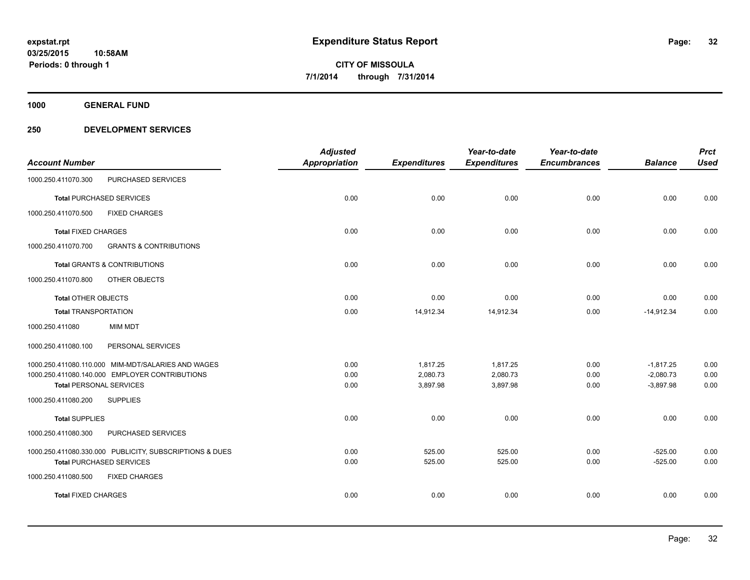# Expenditure Status Report

**CITY OF MISSOULA**

**7/1/2014 through 7/31/2014**

expstat.rpt
03/25/2015 10:58AM
Periods: 0 through 1

## 1000 GENERAL FUND

### 250 DEVELOPMENT SERVICES

| Account Number | | Adjusted Appropriation | Expenditures | Year-to-date Expenditures | Year-to-date Encumbrances | Balance | Prct Used |
|---|---|---|---|---|---|---|---|
| 1000.250.411070.300 | PURCHASED SERVICES | | | | | | |
| **Total** PURCHASED SERVICES | | 0.00 | 0.00 | 0.00 | 0.00 | 0.00 | 0.00 |
| 1000.250.411070.500 | FIXED CHARGES | | | | | | |
| **Total** FIXED CHARGES | | 0.00 | 0.00 | 0.00 | 0.00 | 0.00 | 0.00 |
| 1000.250.411070.700 | GRANTS & CONTRIBUTIONS | | | | | | |
| **Total** GRANTS & CONTRIBUTIONS | | 0.00 | 0.00 | 0.00 | 0.00 | 0.00 | 0.00 |
| 1000.250.411070.800 | OTHER OBJECTS | | | | | | |
| **Total** OTHER OBJECTS | | 0.00 | 0.00 | 0.00 | 0.00 | 0.00 | 0.00 |
| **Total** TRANSPORTATION | | 0.00 | 14,912.34 | 14,912.34 | 0.00 | -14,912.34 | 0.00 |
| 1000.250.411080 | MIM MDT | | | | | | |
| 1000.250.411080.100 | PERSONAL SERVICES | | | | | | |
| 1000.250.411080.110.000 | MIM-MDT/SALARIES AND WAGES | 0.00 | 1,817.25 | 1,817.25 | 0.00 | -1,817.25 | 0.00 |
| 1000.250.411080.140.000 | EMPLOYER CONTRIBUTIONS | 0.00 | 2,080.73 | 2,080.73 | 0.00 | -2,080.73 | 0.00 |
| **Total** PERSONAL SERVICES | | 0.00 | 3,897.98 | 3,897.98 | 0.00 | -3,897.98 | 0.00 |
| 1000.250.411080.200 | SUPPLIES | | | | | | |
| **Total** SUPPLIES | | 0.00 | 0.00 | 0.00 | 0.00 | 0.00 | 0.00 |
| 1000.250.411080.300 | PURCHASED SERVICES | | | | | | |
| 1000.250.411080.330.000 | PUBLICITY, SUBSCRIPTIONS & DUES | 0.00 | 525.00 | 525.00 | 0.00 | -525.00 | 0.00 |
| **Total** PURCHASED SERVICES | | 0.00 | 525.00 | 525.00 | 0.00 | -525.00 | 0.00 |
| 1000.250.411080.500 | FIXED CHARGES | | | | | | |
| **Total** FIXED CHARGES | | 0.00 | 0.00 | 0.00 | 0.00 | 0.00 | 0.00 |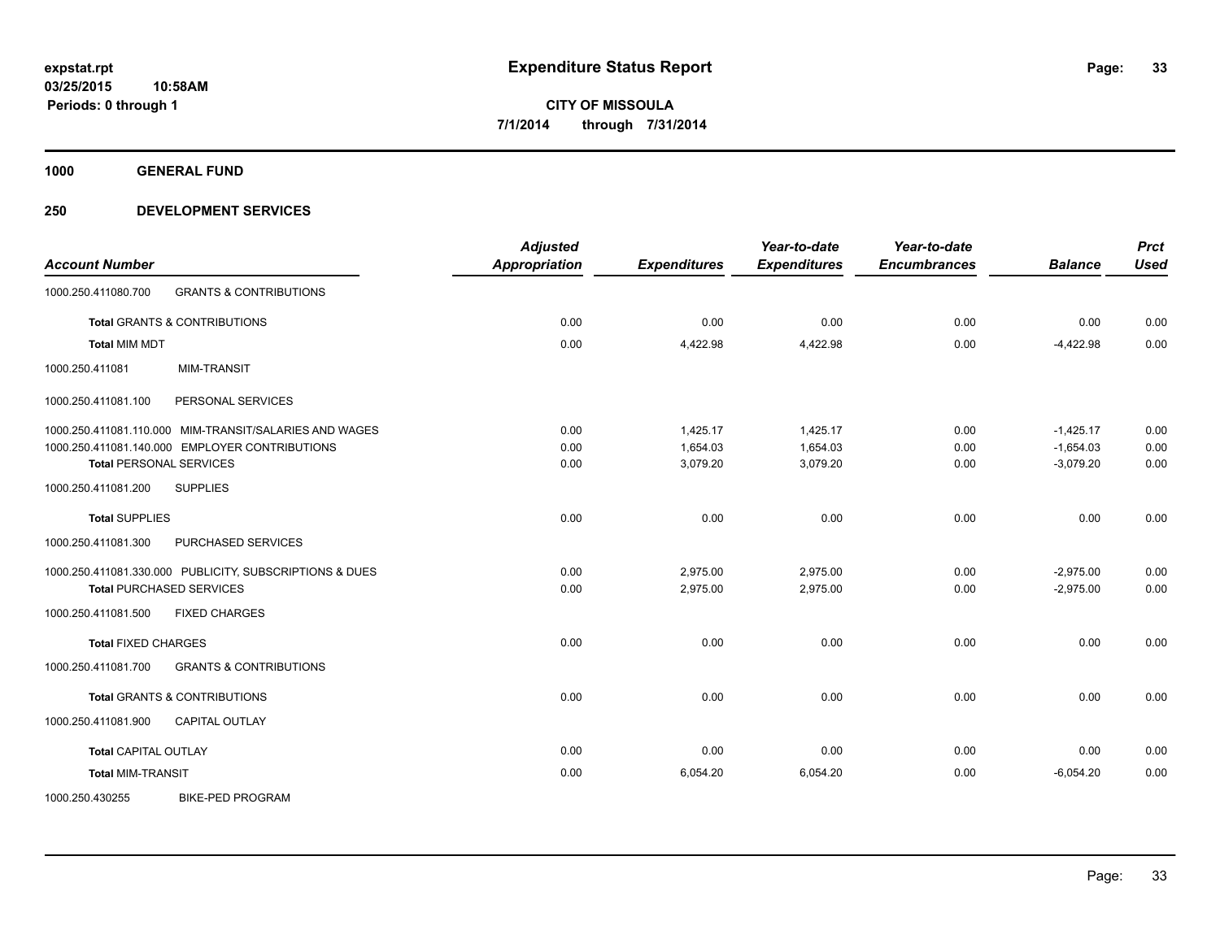# Expenditure Status Report

**CITY OF MISSOULA**
**7/1/2014 through 7/31/2014**

expstat.rpt
03/25/2015 10:58AM
Periods: 0 through 1

## 1000 GENERAL FUND

### 250 DEVELOPMENT SERVICES

| Account Number | | Adjusted Appropriation | Expenditures | Year-to-date Expenditures | Year-to-date Encumbrances | Balance | Prct Used |
|---|---|---|---|---|---|---|---|
| 1000.250.411080.700 | GRANTS & CONTRIBUTIONS | | | | | | |
| **Total** GRANTS & CONTRIBUTIONS | | 0.00 | 0.00 | 0.00 | 0.00 | 0.00 | 0.00 |
| **Total** MIM MDT | | 0.00 | 4,422.98 | 4,422.98 | 0.00 | -4,422.98 | 0.00 |
| 1000.250.411081 | MIM-TRANSIT | | | | | | |
| 1000.250.411081.100 | PERSONAL SERVICES | | | | | | |
| 1000.250.411081.110.000 | MIM-TRANSIT/SALARIES AND WAGES | 0.00 | 1,425.17 | 1,425.17 | 0.00 | -1,425.17 | 0.00 |
| 1000.250.411081.140.000 | EMPLOYER CONTRIBUTIONS | 0.00 | 1,654.03 | 1,654.03 | 0.00 | -1,654.03 | 0.00 |
| **Total** PERSONAL SERVICES | | 0.00 | 3,079.20 | 3,079.20 | 0.00 | -3,079.20 | 0.00 |
| 1000.250.411081.200 | SUPPLIES | | | | | | |
| **Total** SUPPLIES | | 0.00 | 0.00 | 0.00 | 0.00 | 0.00 | 0.00 |
| 1000.250.411081.300 | PURCHASED SERVICES | | | | | | |
| 1000.250.411081.330.000 | PUBLICITY, SUBSCRIPTIONS & DUES | 0.00 | 2,975.00 | 2,975.00 | 0.00 | -2,975.00 | 0.00 |
| **Total** PURCHASED SERVICES | | 0.00 | 2,975.00 | 2,975.00 | 0.00 | -2,975.00 | 0.00 |
| 1000.250.411081.500 | FIXED CHARGES | | | | | | |
| **Total** FIXED CHARGES | | 0.00 | 0.00 | 0.00 | 0.00 | 0.00 | 0.00 |
| 1000.250.411081.700 | GRANTS & CONTRIBUTIONS | | | | | | |
| **Total** GRANTS & CONTRIBUTIONS | | 0.00 | 0.00 | 0.00 | 0.00 | 0.00 | 0.00 |
| 1000.250.411081.900 | CAPITAL OUTLAY | | | | | | |
| **Total** CAPITAL OUTLAY | | 0.00 | 0.00 | 0.00 | 0.00 | 0.00 | 0.00 |
| **Total** MIM-TRANSIT | | 0.00 | 6,054.20 | 6,054.20 | 0.00 | -6,054.20 | 0.00 |
| 1000.250.430255 | BIKE-PED PROGRAM | | | | | | |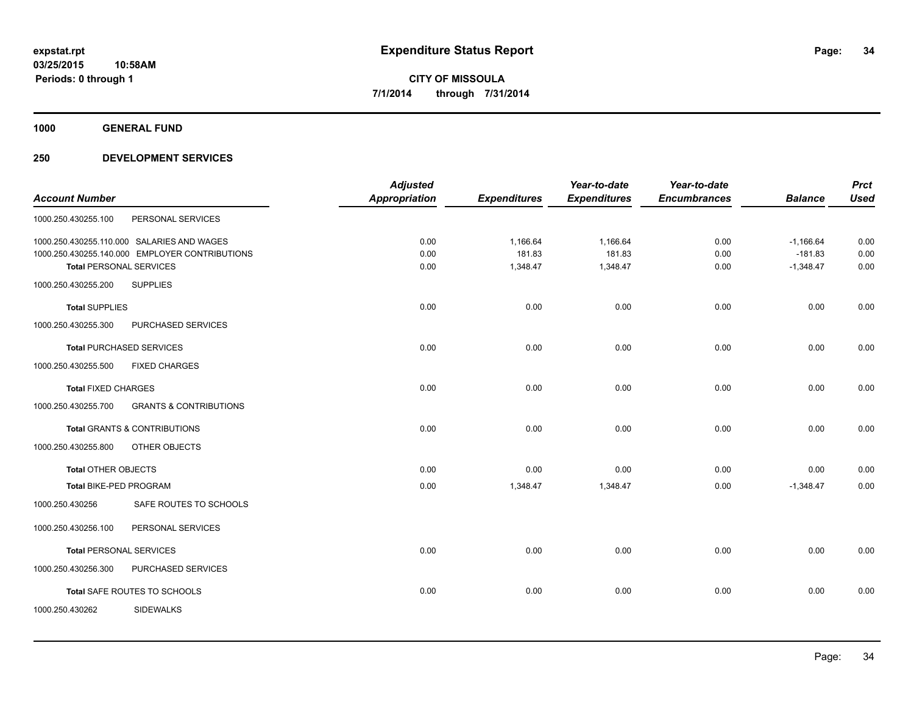**expstat.rpt**
**03/25/2015 10:58AM**
**Periods: 0 through 1**

# Expenditure Status Report

**CITY OF MISSOULA**
**7/1/2014 through 7/31/2014**

## 1000 GENERAL FUND

## 250 DEVELOPMENT SERVICES

| Account Number | | Adjusted Appropriation | Expenditures | Year-to-date Expenditures | Year-to-date Encumbrances | Balance | Prct Used |
|---|---|---|---|---|---|---|---|
| 1000.250.430255.100 | PERSONAL SERVICES | | | | | | |
| 1000.250.430255.110.000 | SALARIES AND WAGES | 0.00 | 1,166.64 | 1,166.64 | 0.00 | -1,166.64 | 0.00 |
| 1000.250.430255.140.000 | EMPLOYER CONTRIBUTIONS | 0.00 | 181.83 | 181.83 | 0.00 | -181.83 | 0.00 |
| **Total** PERSONAL SERVICES | | 0.00 | 1,348.47 | 1,348.47 | 0.00 | -1,348.47 | 0.00 |
| 1000.250.430255.200 | SUPPLIES | | | | | | |
| **Total** SUPPLIES | | 0.00 | 0.00 | 0.00 | 0.00 | 0.00 | 0.00 |
| 1000.250.430255.300 | PURCHASED SERVICES | | | | | | |
| **Total** PURCHASED SERVICES | | 0.00 | 0.00 | 0.00 | 0.00 | 0.00 | 0.00 |
| 1000.250.430255.500 | FIXED CHARGES | | | | | | |
| **Total** FIXED CHARGES | | 0.00 | 0.00 | 0.00 | 0.00 | 0.00 | 0.00 |
| 1000.250.430255.700 | GRANTS & CONTRIBUTIONS | | | | | | |
| **Total** GRANTS & CONTRIBUTIONS | | 0.00 | 0.00 | 0.00 | 0.00 | 0.00 | 0.00 |
| 1000.250.430255.800 | OTHER OBJECTS | | | | | | |
| **Total** OTHER OBJECTS | | 0.00 | 0.00 | 0.00 | 0.00 | 0.00 | 0.00 |
| **Total BIKE-PED PROGRAM** | | 0.00 | 1,348.47 | 1,348.47 | 0.00 | -1,348.47 | 0.00 |
| 1000.250.430256 | SAFE ROUTES TO SCHOOLS | | | | | | |
| 1000.250.430256.100 | PERSONAL SERVICES | | | | | | |
| **Total** PERSONAL SERVICES | | 0.00 | 0.00 | 0.00 | 0.00 | 0.00 | 0.00 |
| 1000.250.430256.300 | PURCHASED SERVICES | | | | | | |
| **Total** SAFE ROUTES TO SCHOOLS | | 0.00 | 0.00 | 0.00 | 0.00 | 0.00 | 0.00 |
| 1000.250.430262 | SIDEWALKS | | | | | | |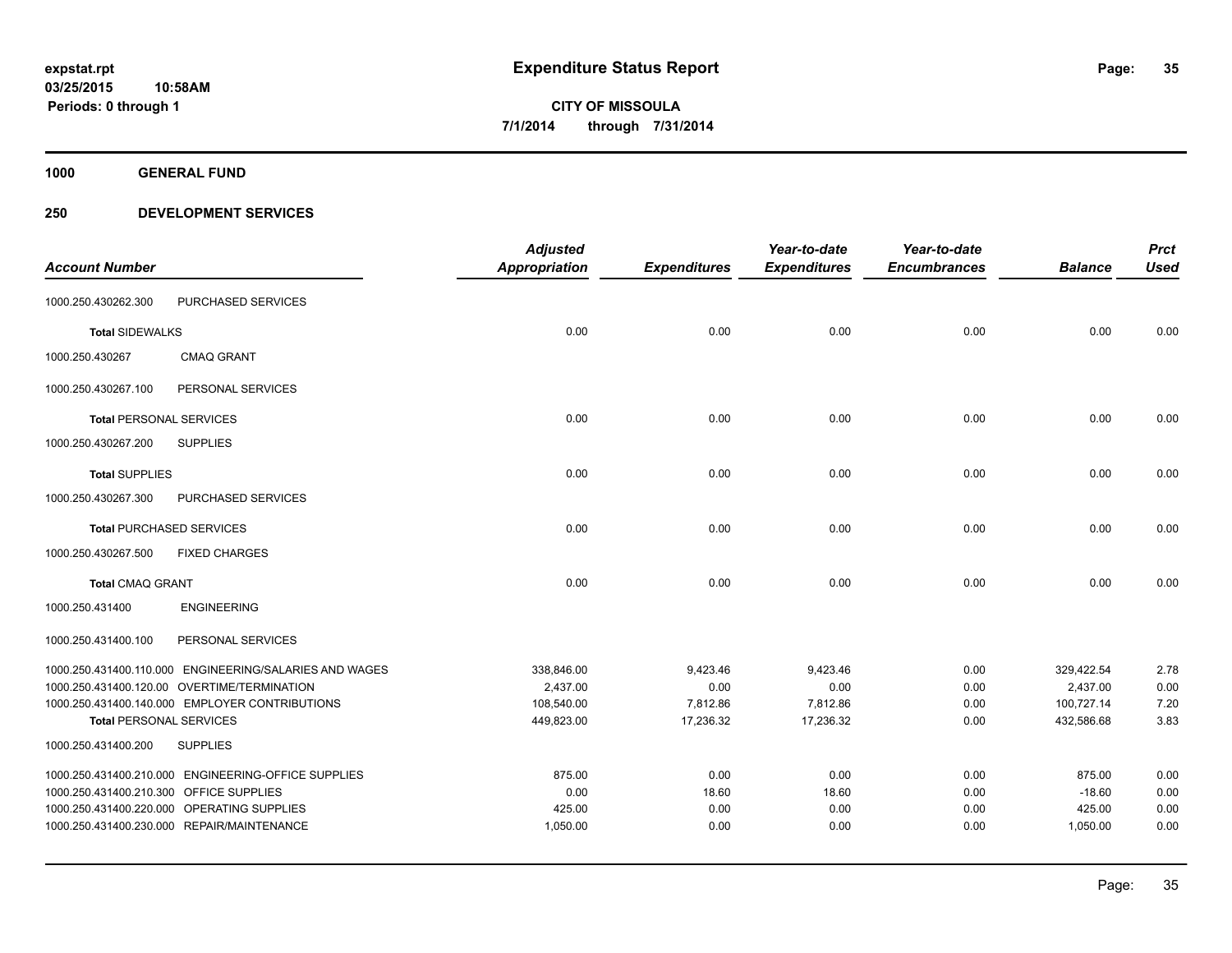**expstat.rpt**
**03/25/2015 10:58AM**
**Periods: 0 through 1**

# Expenditure Status Report

**CITY OF MISSOULA**
**7/1/2014 through 7/31/2014**

## 1000 GENERAL FUND

## 250 DEVELOPMENT SERVICES

| Account Number | | Adjusted Appropriation | Expenditures | Year-to-date Expenditures | Year-to-date Encumbrances | Balance | Prct Used |
|---|---|---|---|---|---|---|---|
| 1000.250.430262.300 | PURCHASED SERVICES | | | | | | |
| **Total** SIDEWALKS | | 0.00 | 0.00 | 0.00 | 0.00 | 0.00 | 0.00 |
| 1000.250.430267 | CMAQ GRANT | | | | | | |
| 1000.250.430267.100 | PERSONAL SERVICES | | | | | | |
| **Total** PERSONAL SERVICES | | 0.00 | 0.00 | 0.00 | 0.00 | 0.00 | 0.00 |
| 1000.250.430267.200 | SUPPLIES | | | | | | |
| **Total** SUPPLIES | | 0.00 | 0.00 | 0.00 | 0.00 | 0.00 | 0.00 |
| 1000.250.430267.300 | PURCHASED SERVICES | | | | | | |
| **Total** PURCHASED SERVICES | | 0.00 | 0.00 | 0.00 | 0.00 | 0.00 | 0.00 |
| 1000.250.430267.500 | FIXED CHARGES | | | | | | |
| **Total** CMAQ GRANT | | 0.00 | 0.00 | 0.00 | 0.00 | 0.00 | 0.00 |
| 1000.250.431400 | ENGINEERING | | | | | | |
| 1000.250.431400.100 | PERSONAL SERVICES | | | | | | |
| 1000.250.431400.110.000 | ENGINEERING/SALARIES AND WAGES | 338,846.00 | 9,423.46 | 9,423.46 | 0.00 | 329,422.54 | 2.78 |
| 1000.250.431400.120.00 | OVERTIME/TERMINATION | 2,437.00 | 0.00 | 0.00 | 0.00 | 2,437.00 | 0.00 |
| 1000.250.431400.140.000 | EMPLOYER CONTRIBUTIONS | 108,540.00 | 7,812.86 | 7,812.86 | 0.00 | 100,727.14 | 7.20 |
| **Total** PERSONAL SERVICES | | 449,823.00 | 17,236.32 | 17,236.32 | 0.00 | 432,586.68 | 3.83 |
| 1000.250.431400.200 | SUPPLIES | | | | | | |
| 1000.250.431400.210.000 | ENGINEERING-OFFICE SUPPLIES | 875.00 | 0.00 | 0.00 | 0.00 | 875.00 | 0.00 |
| 1000.250.431400.210.300 | OFFICE SUPPLIES | 0.00 | 18.60 | 18.60 | 0.00 | -18.60 | 0.00 |
| 1000.250.431400.220.000 | OPERATING SUPPLIES | 425.00 | 0.00 | 0.00 | 0.00 | 425.00 | 0.00 |
| 1000.250.431400.230.000 | REPAIR/MAINTENANCE | 1,050.00 | 0.00 | 0.00 | 0.00 | 1,050.00 | 0.00 |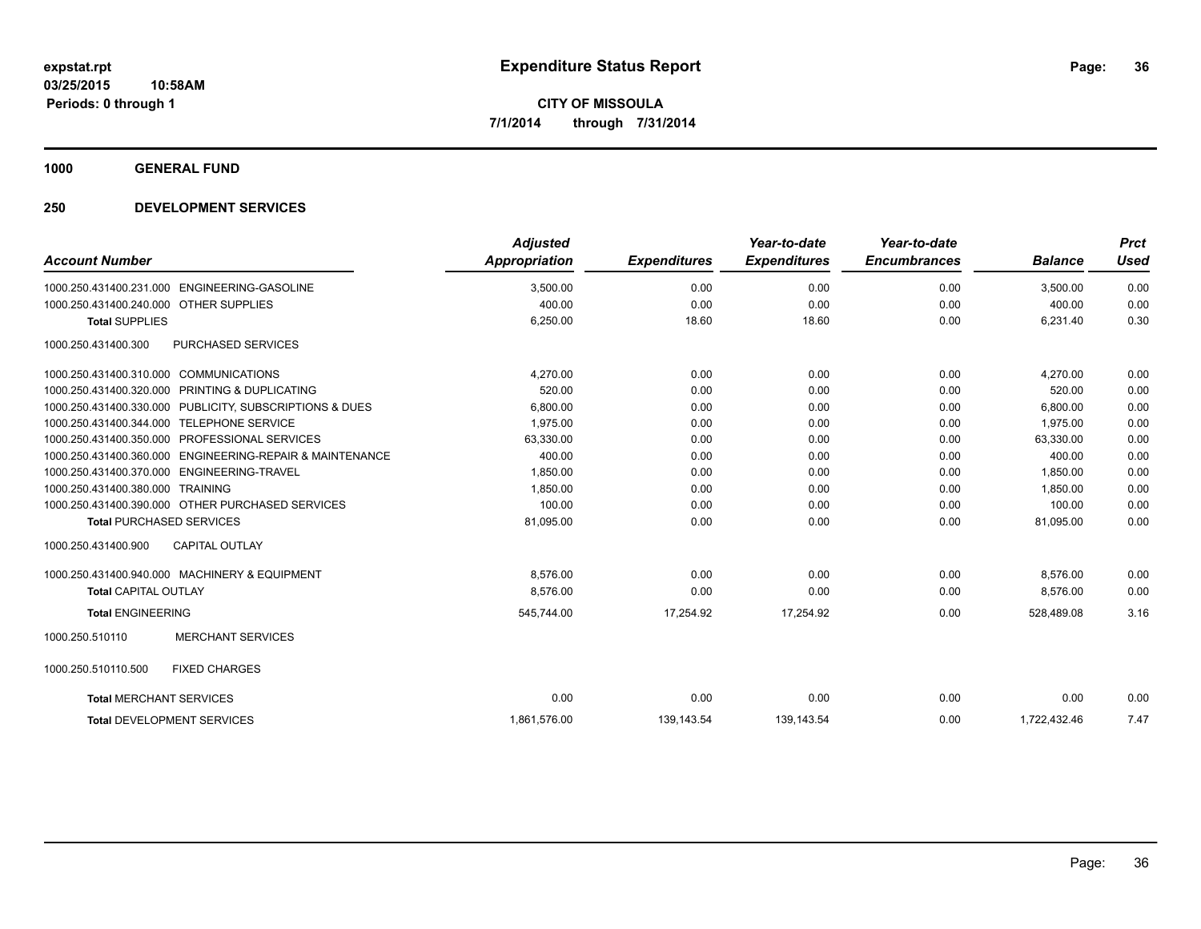**expstat.rpt**
**03/25/2015 10:58AM**
**Periods: 0 through 1**

# Expenditure Status Report

**CITY OF MISSOULA**
**7/1/2014 through 7/31/2014**

## 1000 GENERAL FUND

## 250 DEVELOPMENT SERVICES

| Account Number | | Adjusted Appropriation | Expenditures | Year-to-date Expenditures | Year-to-date Encumbrances | Balance | Prct Used |
|---|---|---|---|---|---|---|---|
| 1000.250.431400.231.000 | ENGINEERING-GASOLINE | 3,500.00 | 0.00 | 0.00 | 0.00 | 3,500.00 | 0.00 |
| 1000.250.431400.240.000 | OTHER SUPPLIES | 400.00 | 0.00 | 0.00 | 0.00 | 400.00 | 0.00 |
| **Total** SUPPLIES | | 6,250.00 | 18.60 | 18.60 | 0.00 | 6,231.40 | 0.30 |
| 1000.250.431400.300 | PURCHASED SERVICES | | | | | | |
| 1000.250.431400.310.000 | COMMUNICATIONS | 4,270.00 | 0.00 | 0.00 | 0.00 | 4,270.00 | 0.00 |
| 1000.250.431400.320.000 | PRINTING & DUPLICATING | 520.00 | 0.00 | 0.00 | 0.00 | 520.00 | 0.00 |
| 1000.250.431400.330.000 | PUBLICITY, SUBSCRIPTIONS & DUES | 6,800.00 | 0.00 | 0.00 | 0.00 | 6,800.00 | 0.00 |
| 1000.250.431400.344.000 | TELEPHONE SERVICE | 1,975.00 | 0.00 | 0.00 | 0.00 | 1,975.00 | 0.00 |
| 1000.250.431400.350.000 | PROFESSIONAL SERVICES | 63,330.00 | 0.00 | 0.00 | 0.00 | 63,330.00 | 0.00 |
| 1000.250.431400.360.000 | ENGINEERING-REPAIR & MAINTENANCE | 400.00 | 0.00 | 0.00 | 0.00 | 400.00 | 0.00 |
| 1000.250.431400.370.000 | ENGINEERING-TRAVEL | 1,850.00 | 0.00 | 0.00 | 0.00 | 1,850.00 | 0.00 |
| 1000.250.431400.380.000 | TRAINING | 1,850.00 | 0.00 | 0.00 | 0.00 | 1,850.00 | 0.00 |
| 1000.250.431400.390.000 | OTHER PURCHASED SERVICES | 100.00 | 0.00 | 0.00 | 0.00 | 100.00 | 0.00 |
| **Total** PURCHASED SERVICES | | 81,095.00 | 0.00 | 0.00 | 0.00 | 81,095.00 | 0.00 |
| 1000.250.431400.900 | CAPITAL OUTLAY | | | | | | |
| 1000.250.431400.940.000 | MACHINERY & EQUIPMENT | 8,576.00 | 0.00 | 0.00 | 0.00 | 8,576.00 | 0.00 |
| **Total** CAPITAL OUTLAY | | 8,576.00 | 0.00 | 0.00 | 0.00 | 8,576.00 | 0.00 |
| **Total** ENGINEERING | | 545,744.00 | 17,254.92 | 17,254.92 | 0.00 | 528,489.08 | 3.16 |
| 1000.250.510110 | MERCHANT SERVICES | | | | | | |
| 1000.250.510110.500 | FIXED CHARGES | | | | | | |
| **Total** MERCHANT SERVICES | | 0.00 | 0.00 | 0.00 | 0.00 | 0.00 | 0.00 |
| **Total** DEVELOPMENT SERVICES | | 1,861,576.00 | 139,143.54 | 139,143.54 | 0.00 | 1,722,432.46 | 7.47 |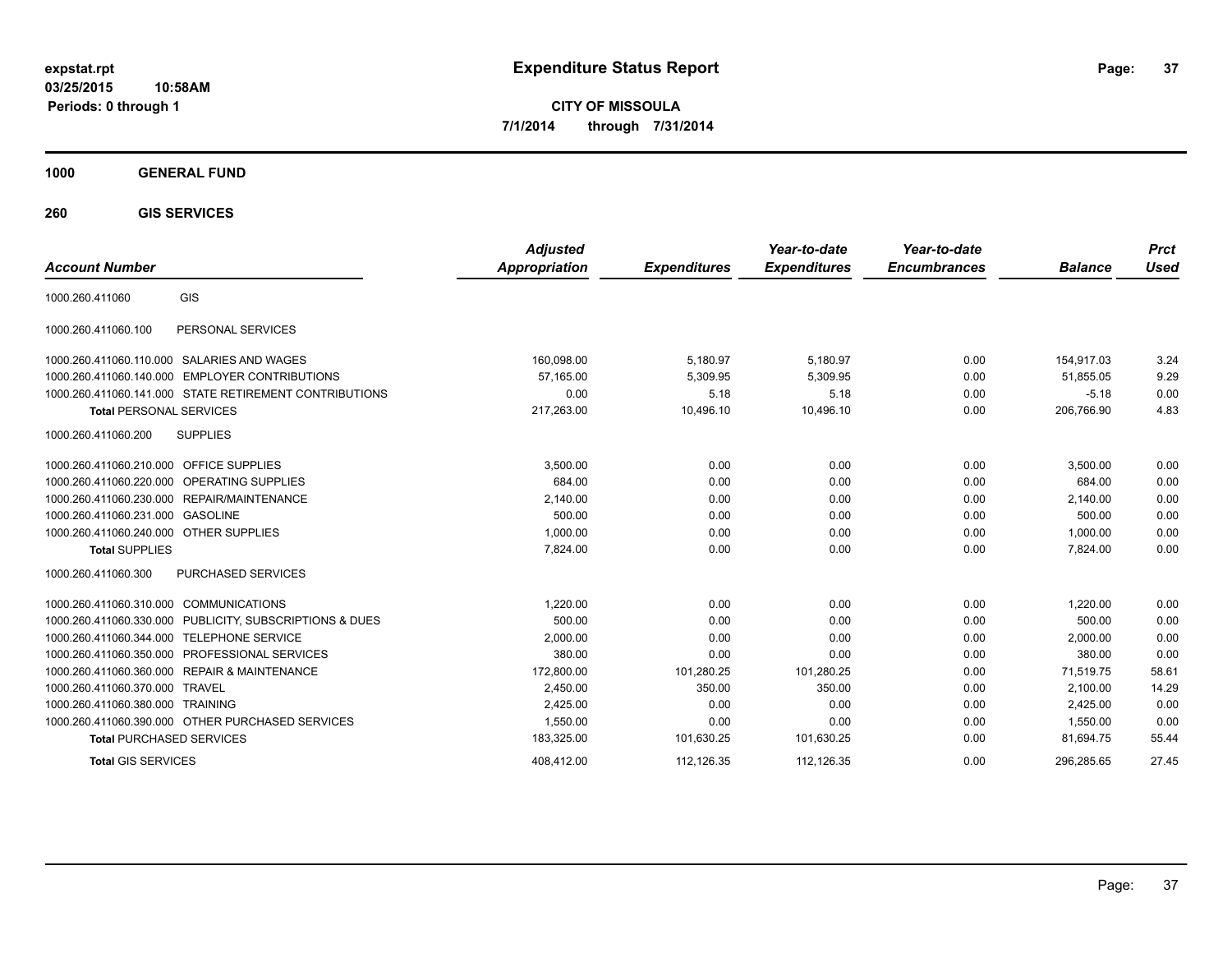**expstat.rpt**
**03/25/2015 10:58AM**
**Periods: 0 through 1**

# Expenditure Status Report

**CITY OF MISSOULA**
**7/1/2014 through 7/31/2014**

## 1000 GENERAL FUND

### 260 GIS SERVICES

| Account Number | | Adjusted Appropriation | Expenditures | Year-to-date Expenditures | Year-to-date Encumbrances | Balance | Prct Used |
|---|---|---|---|---|---|---|---|
| 1000.260.411060 | GIS | | | | | | |
| 1000.260.411060.100 | PERSONAL SERVICES | | | | | | |
| 1000.260.411060.110.000 | SALARIES AND WAGES | 160,098.00 | 5,180.97 | 5,180.97 | 0.00 | 154,917.03 | 3.24 |
| 1000.260.411060.140.000 | EMPLOYER CONTRIBUTIONS | 57,165.00 | 5,309.95 | 5,309.95 | 0.00 | 51,855.05 | 9.29 |
| 1000.260.411060.141.000 | STATE RETIREMENT CONTRIBUTIONS | 0.00 | 5.18 | 5.18 | 0.00 | -5.18 | 0.00 |
| **Total** PERSONAL SERVICES | | 217,263.00 | 10,496.10 | 10,496.10 | 0.00 | 206,766.90 | 4.83 |
| 1000.260.411060.200 | SUPPLIES | | | | | | |
| 1000.260.411060.210.000 | OFFICE SUPPLIES | 3,500.00 | 0.00 | 0.00 | 0.00 | 3,500.00 | 0.00 |
| 1000.260.411060.220.000 | OPERATING SUPPLIES | 684.00 | 0.00 | 0.00 | 0.00 | 684.00 | 0.00 |
| 1000.260.411060.230.000 | REPAIR/MAINTENANCE | 2,140.00 | 0.00 | 0.00 | 0.00 | 2,140.00 | 0.00 |
| 1000.260.411060.231.000 | GASOLINE | 500.00 | 0.00 | 0.00 | 0.00 | 500.00 | 0.00 |
| 1000.260.411060.240.000 | OTHER SUPPLIES | 1,000.00 | 0.00 | 0.00 | 0.00 | 1,000.00 | 0.00 |
| **Total** SUPPLIES | | 7,824.00 | 0.00 | 0.00 | 0.00 | 7,824.00 | 0.00 |
| 1000.260.411060.300 | PURCHASED SERVICES | | | | | | |
| 1000.260.411060.310.000 | COMMUNICATIONS | 1,220.00 | 0.00 | 0.00 | 0.00 | 1,220.00 | 0.00 |
| 1000.260.411060.330.000 | PUBLICITY, SUBSCRIPTIONS & DUES | 500.00 | 0.00 | 0.00 | 0.00 | 500.00 | 0.00 |
| 1000.260.411060.344.000 | TELEPHONE SERVICE | 2,000.00 | 0.00 | 0.00 | 0.00 | 2,000.00 | 0.00 |
| 1000.260.411060.350.000 | PROFESSIONAL SERVICES | 380.00 | 0.00 | 0.00 | 0.00 | 380.00 | 0.00 |
| 1000.260.411060.360.000 | REPAIR & MAINTENANCE | 172,800.00 | 101,280.25 | 101,280.25 | 0.00 | 71,519.75 | 58.61 |
| 1000.260.411060.370.000 | TRAVEL | 2,450.00 | 350.00 | 350.00 | 0.00 | 2,100.00 | 14.29 |
| 1000.260.411060.380.000 | TRAINING | 2,425.00 | 0.00 | 0.00 | 0.00 | 2,425.00 | 0.00 |
| 1000.260.411060.390.000 | OTHER PURCHASED SERVICES | 1,550.00 | 0.00 | 0.00 | 0.00 | 1,550.00 | 0.00 |
| **Total** PURCHASED SERVICES | | 183,325.00 | 101,630.25 | 101,630.25 | 0.00 | 81,694.75 | 55.44 |
| **Total** GIS SERVICES | | 408,412.00 | 112,126.35 | 112,126.35 | 0.00 | 296,285.65 | 27.45 |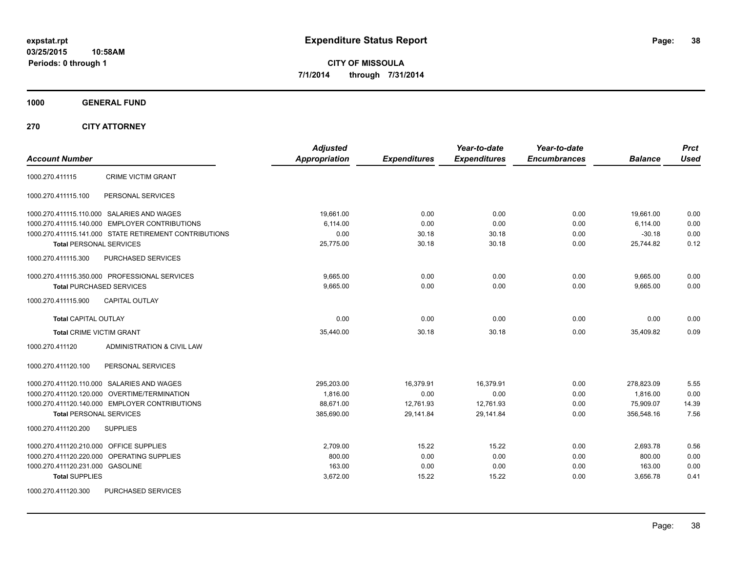**expstat.rpt**
**03/25/2015 10:58AM**
**Periods: 0 through 1**

# Expenditure Status Report

**CITY OF MISSOULA**
**7/1/2014 through 7/31/2014**

## 1000 GENERAL FUND

## 270 CITY ATTORNEY

| Account Number | | Adjusted Appropriation | Expenditures | Year-to-date Expenditures | Year-to-date Encumbrances | Balance | Prct Used |
|---|---|---|---|---|---|---|---|
| 1000.270.411115 | CRIME VICTIM GRANT | | | | | | |
| 1000.270.411115.100 | PERSONAL SERVICES | | | | | | |
| 1000.270.411115.110.000 | SALARIES AND WAGES | 19,661.00 | 0.00 | 0.00 | 0.00 | 19,661.00 | 0.00 |
| 1000.270.411115.140.000 | EMPLOYER CONTRIBUTIONS | 6,114.00 | 0.00 | 0.00 | 0.00 | 6,114.00 | 0.00 |
| 1000.270.411115.141.000 | STATE RETIREMENT CONTRIBUTIONS | 0.00 | 30.18 | 30.18 | 0.00 | -30.18 | 0.00 |
| **Total** PERSONAL SERVICES | | 25,775.00 | 30.18 | 30.18 | 0.00 | 25,744.82 | 0.12 |
| 1000.270.411115.300 | PURCHASED SERVICES | | | | | | |
| 1000.270.411115.350.000 | PROFESSIONAL SERVICES | 9,665.00 | 0.00 | 0.00 | 0.00 | 9,665.00 | 0.00 |
| **Total** PURCHASED SERVICES | | 9,665.00 | 0.00 | 0.00 | 0.00 | 9,665.00 | 0.00 |
| 1000.270.411115.900 | CAPITAL OUTLAY | | | | | | |
| **Total** CAPITAL OUTLAY | | 0.00 | 0.00 | 0.00 | 0.00 | 0.00 | 0.00 |
| **Total** CRIME VICTIM GRANT | | 35,440.00 | 30.18 | 30.18 | 0.00 | 35,409.82 | 0.09 |
| 1000.270.411120 | ADMINISTRATION & CIVIL LAW | | | | | | |
| 1000.270.411120.100 | PERSONAL SERVICES | | | | | | |
| 1000.270.411120.110.000 | SALARIES AND WAGES | 295,203.00 | 16,379.91 | 16,379.91 | 0.00 | 278,823.09 | 5.55 |
| 1000.270.411120.120.000 | OVERTIME/TERMINATION | 1,816.00 | 0.00 | 0.00 | 0.00 | 1,816.00 | 0.00 |
| 1000.270.411120.140.000 | EMPLOYER CONTRIBUTIONS | 88,671.00 | 12,761.93 | 12,761.93 | 0.00 | 75,909.07 | 14.39 |
| **Total** PERSONAL SERVICES | | 385,690.00 | 29,141.84 | 29,141.84 | 0.00 | 356,548.16 | 7.56 |
| 1000.270.411120.200 | SUPPLIES | | | | | | |
| 1000.270.411120.210.000 | OFFICE SUPPLIES | 2,709.00 | 15.22 | 15.22 | 0.00 | 2,693.78 | 0.56 |
| 1000.270.411120.220.000 | OPERATING SUPPLIES | 800.00 | 0.00 | 0.00 | 0.00 | 800.00 | 0.00 |
| 1000.270.411120.231.000 | GASOLINE | 163.00 | 0.00 | 0.00 | 0.00 | 163.00 | 0.00 |
| **Total** SUPPLIES | | 3,672.00 | 15.22 | 15.22 | 0.00 | 3,656.78 | 0.41 |
| 1000.270.411120.300 | PURCHASED SERVICES | | | | | | |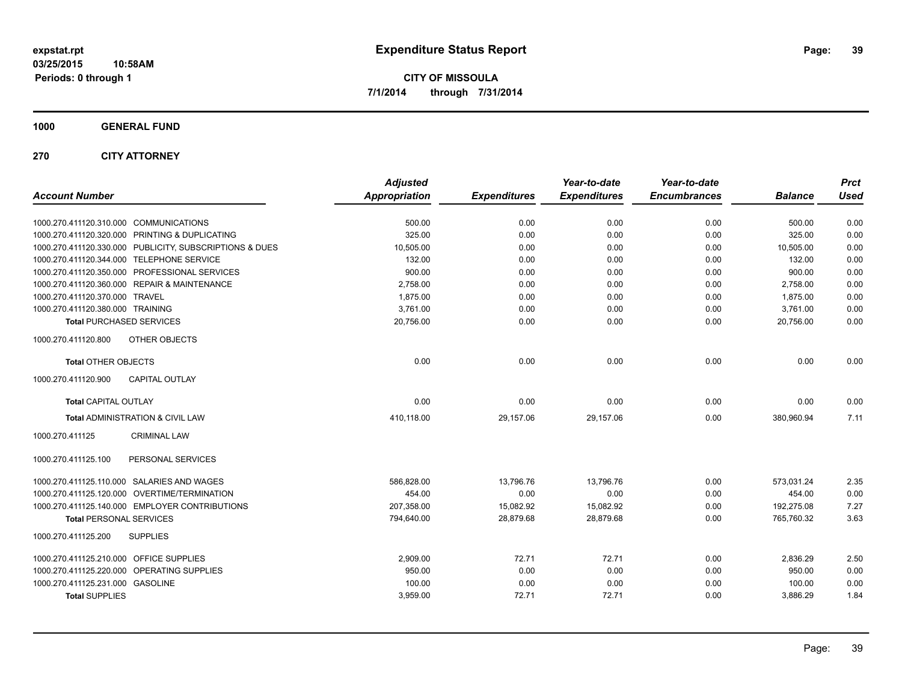**expstat.rpt**
**03/25/2015 10:58AM**
**Periods: 0 through 1**

# Expenditure Status Report

**CITY OF MISSOULA**
**7/1/2014 through 7/31/2014**

## 1000 GENERAL FUND

## 270 CITY ATTORNEY

| Account Number | Adjusted Appropriation | Expenditures | Year-to-date Expenditures | Year-to-date Encumbrances | Balance | Prct Used |
|---|---|---|---|---|---|---|
| 1000.270.411120.310.000 COMMUNICATIONS | 500.00 | 0.00 | 0.00 | 0.00 | 500.00 | 0.00 |
| 1000.270.411120.320.000 PRINTING & DUPLICATING | 325.00 | 0.00 | 0.00 | 0.00 | 325.00 | 0.00 |
| 1000.270.411120.330.000 PUBLICITY, SUBSCRIPTIONS & DUES | 10,505.00 | 0.00 | 0.00 | 0.00 | 10,505.00 | 0.00 |
| 1000.270.411120.344.000 TELEPHONE SERVICE | 132.00 | 0.00 | 0.00 | 0.00 | 132.00 | 0.00 |
| 1000.270.411120.350.000 PROFESSIONAL SERVICES | 900.00 | 0.00 | 0.00 | 0.00 | 900.00 | 0.00 |
| 1000.270.411120.360.000 REPAIR & MAINTENANCE | 2,758.00 | 0.00 | 0.00 | 0.00 | 2,758.00 | 0.00 |
| 1000.270.411120.370.000 TRAVEL | 1,875.00 | 0.00 | 0.00 | 0.00 | 1,875.00 | 0.00 |
| 1000.270.411120.380.000 TRAINING | 3,761.00 | 0.00 | 0.00 | 0.00 | 3,761.00 | 0.00 |
| **Total** PURCHASED SERVICES | 20,756.00 | 0.00 | 0.00 | 0.00 | 20,756.00 | 0.00 |
| 1000.270.411120.800 OTHER OBJECTS | | | | | | |
| **Total** OTHER OBJECTS | 0.00 | 0.00 | 0.00 | 0.00 | 0.00 | 0.00 |
| 1000.270.411120.900 CAPITAL OUTLAY | | | | | | |
| **Total** CAPITAL OUTLAY | 0.00 | 0.00 | 0.00 | 0.00 | 0.00 | 0.00 |
| **Total** ADMINISTRATION & CIVIL LAW | 410,118.00 | 29,157.06 | 29,157.06 | 0.00 | 380,960.94 | 7.11 |
| 1000.270.411125 CRIMINAL LAW | | | | | | |
| 1000.270.411125.100 PERSONAL SERVICES | | | | | | |
| 1000.270.411125.110.000 SALARIES AND WAGES | 586,828.00 | 13,796.76 | 13,796.76 | 0.00 | 573,031.24 | 2.35 |
| 1000.270.411125.120.000 OVERTIME/TERMINATION | 454.00 | 0.00 | 0.00 | 0.00 | 454.00 | 0.00 |
| 1000.270.411125.140.000 EMPLOYER CONTRIBUTIONS | 207,358.00 | 15,082.92 | 15,082.92 | 0.00 | 192,275.08 | 7.27 |
| **Total** PERSONAL SERVICES | 794,640.00 | 28,879.68 | 28,879.68 | 0.00 | 765,760.32 | 3.63 |
| 1000.270.411125.200 SUPPLIES | | | | | | |
| 1000.270.411125.210.000 OFFICE SUPPLIES | 2,909.00 | 72.71 | 72.71 | 0.00 | 2,836.29 | 2.50 |
| 1000.270.411125.220.000 OPERATING SUPPLIES | 950.00 | 0.00 | 0.00 | 0.00 | 950.00 | 0.00 |
| 1000.270.411125.231.000 GASOLINE | 100.00 | 0.00 | 0.00 | 0.00 | 100.00 | 0.00 |
| **Total** SUPPLIES | 3,959.00 | 72.71 | 72.71 | 0.00 | 3,886.29 | 1.84 |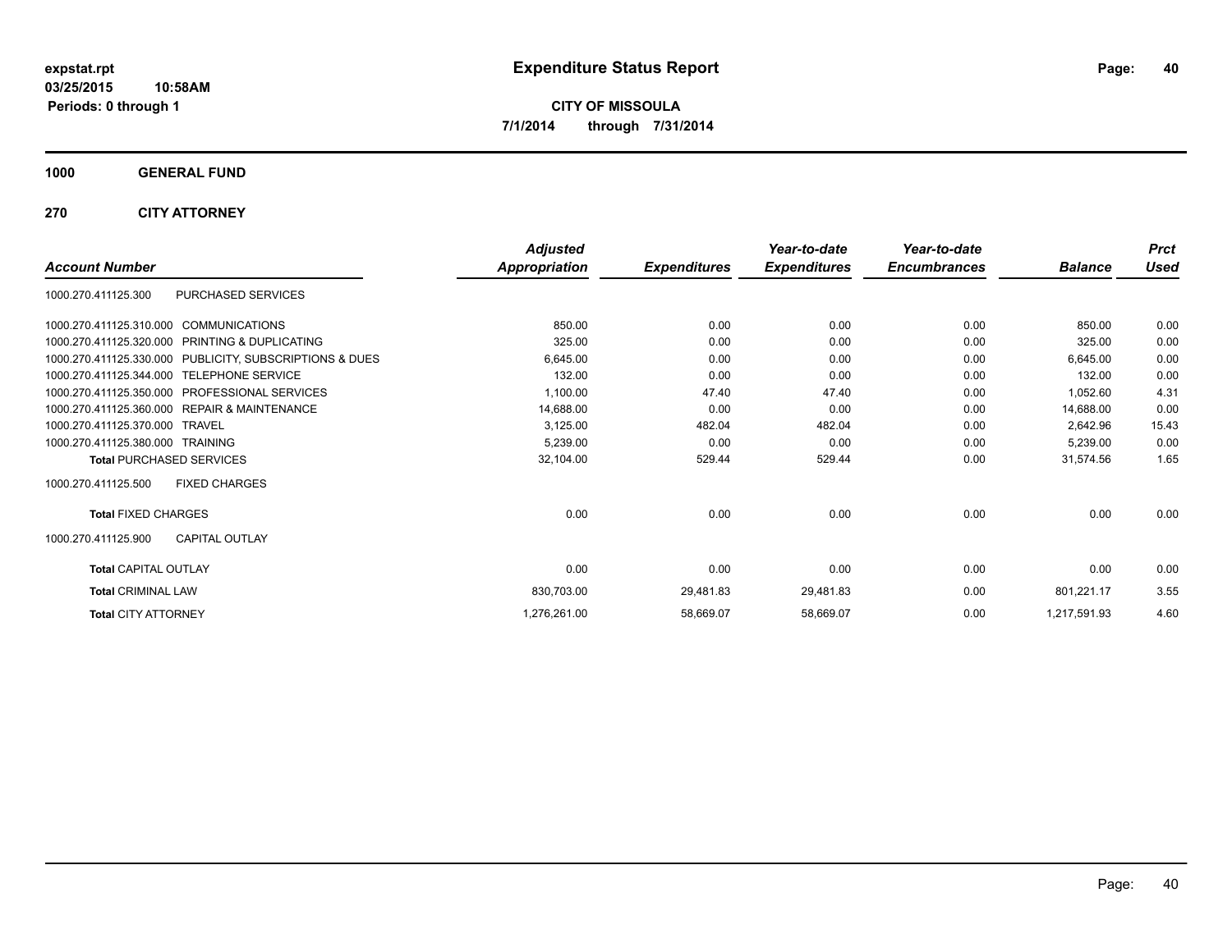**expstat.rpt**
**03/25/2015 10:58AM**
**Periods: 0 through 1**

# Expenditure Status Report

**CITY OF MISSOULA**
**7/1/2014 through 7/31/2014**

## 1000 GENERAL FUND

## 270 CITY ATTORNEY

| Account Number | | Adjusted Appropriation | Expenditures | Year-to-date Expenditures | Year-to-date Encumbrances | Balance | Prct Used |
|---|---|---|---|---|---|---|---|
| 1000.270.411125.300 | PURCHASED SERVICES | | | | | | |
| 1000.270.411125.310.000 | COMMUNICATIONS | 850.00 | 0.00 | 0.00 | 0.00 | 850.00 | 0.00 |
| 1000.270.411125.320.000 | PRINTING & DUPLICATING | 325.00 | 0.00 | 0.00 | 0.00 | 325.00 | 0.00 |
| 1000.270.411125.330.000 | PUBLICITY, SUBSCRIPTIONS & DUES | 6,645.00 | 0.00 | 0.00 | 0.00 | 6,645.00 | 0.00 |
| 1000.270.411125.344.000 | TELEPHONE SERVICE | 132.00 | 0.00 | 0.00 | 0.00 | 132.00 | 0.00 |
| 1000.270.411125.350.000 | PROFESSIONAL SERVICES | 1,100.00 | 47.40 | 47.40 | 0.00 | 1,052.60 | 4.31 |
| 1000.270.411125.360.000 | REPAIR & MAINTENANCE | 14,688.00 | 0.00 | 0.00 | 0.00 | 14,688.00 | 0.00 |
| 1000.270.411125.370.000 | TRAVEL | 3,125.00 | 482.04 | 482.04 | 0.00 | 2,642.96 | 15.43 |
| 1000.270.411125.380.000 | TRAINING | 5,239.00 | 0.00 | 0.00 | 0.00 | 5,239.00 | 0.00 |
| **Total** PURCHASED SERVICES | | 32,104.00 | 529.44 | 529.44 | 0.00 | 31,574.56 | 1.65 |
| 1000.270.411125.500 | FIXED CHARGES | | | | | | |
| **Total** FIXED CHARGES | | 0.00 | 0.00 | 0.00 | 0.00 | 0.00 | 0.00 |
| 1000.270.411125.900 | CAPITAL OUTLAY | | | | | | |
| **Total** CAPITAL OUTLAY | | 0.00 | 0.00 | 0.00 | 0.00 | 0.00 | 0.00 |
| **Total** CRIMINAL LAW | | 830,703.00 | 29,481.83 | 29,481.83 | 0.00 | 801,221.17 | 3.55 |
| **Total** CITY ATTORNEY | | 1,276,261.00 | 58,669.07 | 58,669.07 | 0.00 | 1,217,591.93 | 4.60 |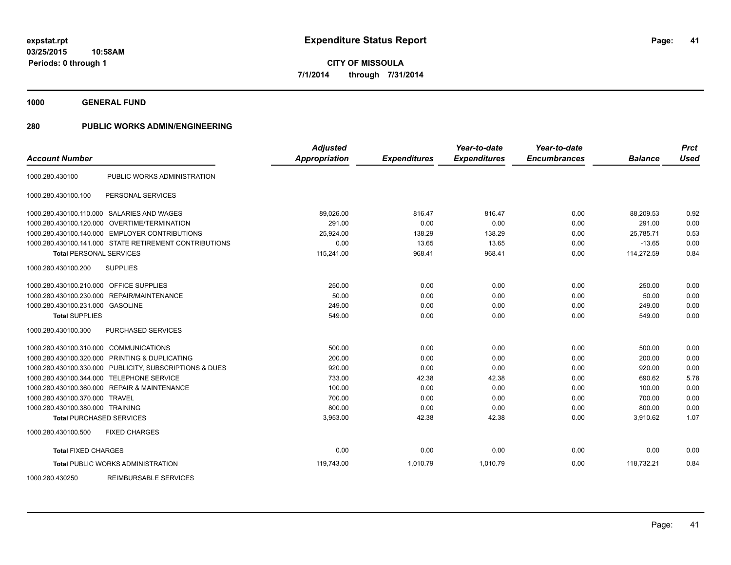expstat.rpt
03/25/2015 10:58AM
Periods: 0 through 1

# Expenditure Status Report

**CITY OF MISSOULA**
**7/1/2014 through 7/31/2014**

## 1000 GENERAL FUND

## 280 PUBLIC WORKS ADMIN/ENGINEERING

| Account Number | | Adjusted Appropriation | Expenditures | Year-to-date Expenditures | Year-to-date Encumbrances | Balance | Prct Used |
|---|---|---|---|---|---|---|---|
| 1000.280.430100 | PUBLIC WORKS ADMINISTRATION | | | | | | |
| 1000.280.430100.100 | PERSONAL SERVICES | | | | | | |
| 1000.280.430100.110.000 | SALARIES AND WAGES | 89,026.00 | 816.47 | 816.47 | 0.00 | 88,209.53 | 0.92 |
| 1000.280.430100.120.000 | OVERTIME/TERMINATION | 291.00 | 0.00 | 0.00 | 0.00 | 291.00 | 0.00 |
| 1000.280.430100.140.000 | EMPLOYER CONTRIBUTIONS | 25,924.00 | 138.29 | 138.29 | 0.00 | 25,785.71 | 0.53 |
| 1000.280.430100.141.000 | STATE RETIREMENT CONTRIBUTIONS | 0.00 | 13.65 | 13.65 | 0.00 | -13.65 | 0.00 |
| **Total** PERSONAL SERVICES | | 115,241.00 | 968.41 | 968.41 | 0.00 | 114,272.59 | 0.84 |
| 1000.280.430100.200 | SUPPLIES | | | | | | |
| 1000.280.430100.210.000 | OFFICE SUPPLIES | 250.00 | 0.00 | 0.00 | 0.00 | 250.00 | 0.00 |
| 1000.280.430100.230.000 | REPAIR/MAINTENANCE | 50.00 | 0.00 | 0.00 | 0.00 | 50.00 | 0.00 |
| 1000.280.430100.231.000 | GASOLINE | 249.00 | 0.00 | 0.00 | 0.00 | 249.00 | 0.00 |
| **Total** SUPPLIES | | 549.00 | 0.00 | 0.00 | 0.00 | 549.00 | 0.00 |
| 1000.280.430100.300 | PURCHASED SERVICES | | | | | | |
| 1000.280.430100.310.000 | COMMUNICATIONS | 500.00 | 0.00 | 0.00 | 0.00 | 500.00 | 0.00 |
| 1000.280.430100.320.000 | PRINTING & DUPLICATING | 200.00 | 0.00 | 0.00 | 0.00 | 200.00 | 0.00 |
| 1000.280.430100.330.000 | PUBLICITY, SUBSCRIPTIONS & DUES | 920.00 | 0.00 | 0.00 | 0.00 | 920.00 | 0.00 |
| 1000.280.430100.344.000 | TELEPHONE SERVICE | 733.00 | 42.38 | 42.38 | 0.00 | 690.62 | 5.78 |
| 1000.280.430100.360.000 | REPAIR & MAINTENANCE | 100.00 | 0.00 | 0.00 | 0.00 | 100.00 | 0.00 |
| 1000.280.430100.370.000 | TRAVEL | 700.00 | 0.00 | 0.00 | 0.00 | 700.00 | 0.00 |
| 1000.280.430100.380.000 | TRAINING | 800.00 | 0.00 | 0.00 | 0.00 | 800.00 | 0.00 |
| **Total** PURCHASED SERVICES | | 3,953.00 | 42.38 | 42.38 | 0.00 | 3,910.62 | 1.07 |
| 1000.280.430100.500 | FIXED CHARGES | | | | | | |
| **Total** FIXED CHARGES | | 0.00 | 0.00 | 0.00 | 0.00 | 0.00 | 0.00 |
| **Total** PUBLIC WORKS ADMINISTRATION | | 119,743.00 | 1,010.79 | 1,010.79 | 0.00 | 118,732.21 | 0.84 |
| 1000.280.430250 | REIMBURSABLE SERVICES | | | | | | |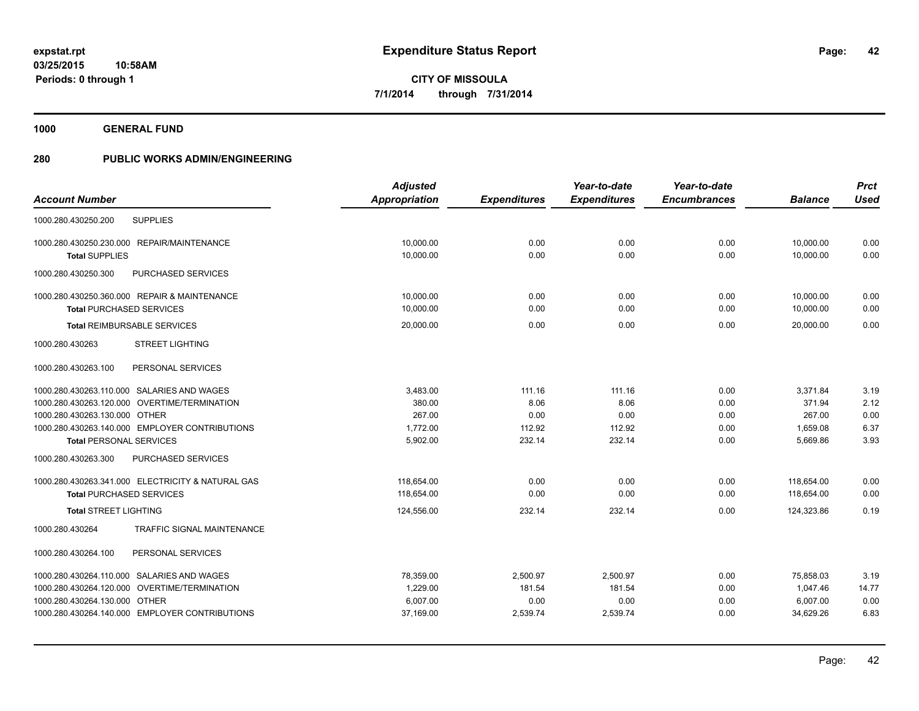**expstat.rpt**
**03/25/2015 10:58AM**
**Periods: 0 through 1**

# Expenditure Status Report

**CITY OF MISSOULA**
**7/1/2014 through 7/31/2014**

## 1000 GENERAL FUND

## 280 PUBLIC WORKS ADMIN/ENGINEERING

| Account Number | Adjusted Appropriation | Expenditures | Year-to-date Expenditures | Year-to-date Encumbrances | Balance | Prct Used |
|---|---|---|---|---|---|---|
| 1000.280.430250.200 SUPPLIES | | | | | | |
| 1000.280.430250.230.000 REPAIR/MAINTENANCE | 10,000.00 | 0.00 | 0.00 | 0.00 | 10,000.00 | 0.00 |
| **Total** SUPPLIES | 10,000.00 | 0.00 | 0.00 | 0.00 | 10,000.00 | 0.00 |
| 1000.280.430250.300 PURCHASED SERVICES | | | | | | |
| 1000.280.430250.360.000 REPAIR & MAINTENANCE | 10,000.00 | 0.00 | 0.00 | 0.00 | 10,000.00 | 0.00 |
| **Total** PURCHASED SERVICES | 10,000.00 | 0.00 | 0.00 | 0.00 | 10,000.00 | 0.00 |
| **Total** REIMBURSABLE SERVICES | 20,000.00 | 0.00 | 0.00 | 0.00 | 20,000.00 | 0.00 |
| 1000.280.430263 STREET LIGHTING | | | | | | |
| 1000.280.430263.100 PERSONAL SERVICES | | | | | | |
| 1000.280.430263.110.000 SALARIES AND WAGES | 3,483.00 | 111.16 | 111.16 | 0.00 | 3,371.84 | 3.19 |
| 1000.280.430263.120.000 OVERTIME/TERMINATION | 380.00 | 8.06 | 8.06 | 0.00 | 371.94 | 2.12 |
| 1000.280.430263.130.000 OTHER | 267.00 | 0.00 | 0.00 | 0.00 | 267.00 | 0.00 |
| 1000.280.430263.140.000 EMPLOYER CONTRIBUTIONS | 1,772.00 | 112.92 | 112.92 | 0.00 | 1,659.08 | 6.37 |
| **Total** PERSONAL SERVICES | 5,902.00 | 232.14 | 232.14 | 0.00 | 5,669.86 | 3.93 |
| 1000.280.430263.300 PURCHASED SERVICES | | | | | | |
| 1000.280.430263.341.000 ELECTRICITY & NATURAL GAS | 118,654.00 | 0.00 | 0.00 | 0.00 | 118,654.00 | 0.00 |
| **Total** PURCHASED SERVICES | 118,654.00 | 0.00 | 0.00 | 0.00 | 118,654.00 | 0.00 |
| **Total** STREET LIGHTING | 124,556.00 | 232.14 | 232.14 | 0.00 | 124,323.86 | 0.19 |
| 1000.280.430264 TRAFFIC SIGNAL MAINTENANCE | | | | | | |
| 1000.280.430264.100 PERSONAL SERVICES | | | | | | |
| 1000.280.430264.110.000 SALARIES AND WAGES | 78,359.00 | 2,500.97 | 2,500.97 | 0.00 | 75,858.03 | 3.19 |
| 1000.280.430264.120.000 OVERTIME/TERMINATION | 1,229.00 | 181.54 | 181.54 | 0.00 | 1,047.46 | 14.77 |
| 1000.280.430264.130.000 OTHER | 6,007.00 | 0.00 | 0.00 | 0.00 | 6,007.00 | 0.00 |
| 1000.280.430264.140.000 EMPLOYER CONTRIBUTIONS | 37,169.00 | 2,539.74 | 2,539.74 | 0.00 | 34,629.26 | 6.83 |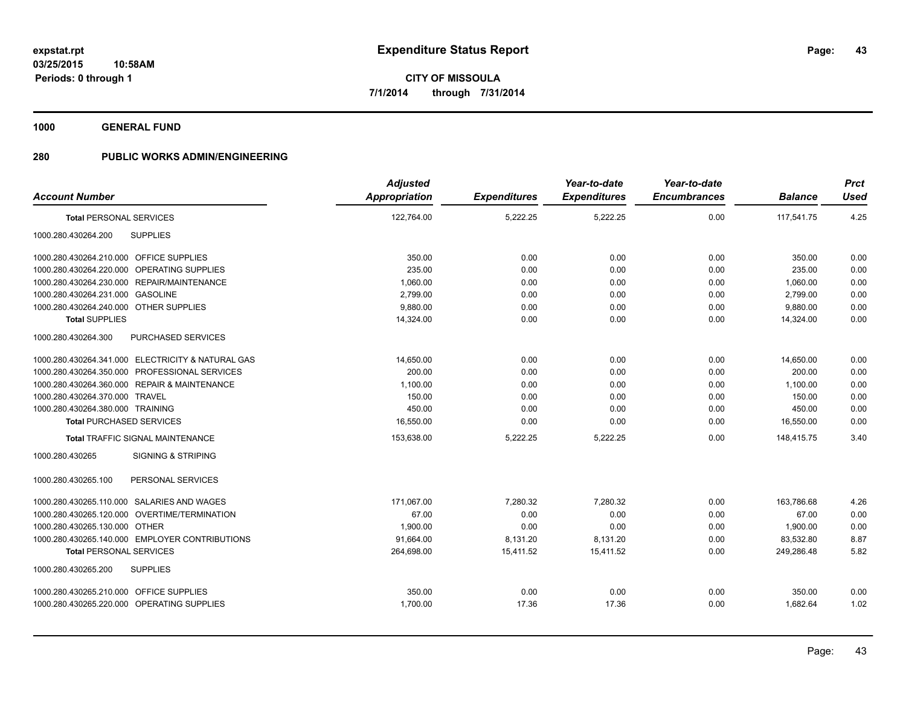**expstat.rpt**
**03/25/2015 10:58AM**
**Periods: 0 through 1**

# Expenditure Status Report

**CITY OF MISSOULA**
**7/1/2014 through 7/31/2014**

**1000 GENERAL FUND**

## 280 PUBLIC WORKS ADMIN/ENGINEERING

| Account Number | *Adjusted Appropriation* | *Expenditures* | *Year-to-date Expenditures* | *Year-to-date Encumbrances* | *Balance* | *Prct Used* |
|---|---|---|---|---|---|---|
| **Total** PERSONAL SERVICES | 122,764.00 | 5,222.25 | 5,222.25 | 0.00 | 117,541.75 | 4.25 |
| 1000.280.430264.200 SUPPLIES | | | | | | |
| 1000.280.430264.210.000 OFFICE SUPPLIES | 350.00 | 0.00 | 0.00 | 0.00 | 350.00 | 0.00 |
| 1000.280.430264.220.000 OPERATING SUPPLIES | 235.00 | 0.00 | 0.00 | 0.00 | 235.00 | 0.00 |
| 1000.280.430264.230.000 REPAIR/MAINTENANCE | 1,060.00 | 0.00 | 0.00 | 0.00 | 1,060.00 | 0.00 |
| 1000.280.430264.231.000 GASOLINE | 2,799.00 | 0.00 | 0.00 | 0.00 | 2,799.00 | 0.00 |
| 1000.280.430264.240.000 OTHER SUPPLIES | 9,880.00 | 0.00 | 0.00 | 0.00 | 9,880.00 | 0.00 |
| **Total** SUPPLIES | 14,324.00 | 0.00 | 0.00 | 0.00 | 14,324.00 | 0.00 |
| 1000.280.430264.300 PURCHASED SERVICES | | | | | | |
| 1000.280.430264.341.000 ELECTRICITY & NATURAL GAS | 14,650.00 | 0.00 | 0.00 | 0.00 | 14,650.00 | 0.00 |
| 1000.280.430264.350.000 PROFESSIONAL SERVICES | 200.00 | 0.00 | 0.00 | 0.00 | 200.00 | 0.00 |
| 1000.280.430264.360.000 REPAIR & MAINTENANCE | 1,100.00 | 0.00 | 0.00 | 0.00 | 1,100.00 | 0.00 |
| 1000.280.430264.370.000 TRAVEL | 150.00 | 0.00 | 0.00 | 0.00 | 150.00 | 0.00 |
| 1000.280.430264.380.000 TRAINING | 450.00 | 0.00 | 0.00 | 0.00 | 450.00 | 0.00 |
| **Total** PURCHASED SERVICES | 16,550.00 | 0.00 | 0.00 | 0.00 | 16,550.00 | 0.00 |
| **Total** TRAFFIC SIGNAL MAINTENANCE | 153,638.00 | 5,222.25 | 5,222.25 | 0.00 | 148,415.75 | 3.40 |
| 1000.280.430265 SIGNING & STRIPING | | | | | | |
| 1000.280.430265.100 PERSONAL SERVICES | | | | | | |
| 1000.280.430265.110.000 SALARIES AND WAGES | 171,067.00 | 7,280.32 | 7,280.32 | 0.00 | 163,786.68 | 4.26 |
| 1000.280.430265.120.000 OVERTIME/TERMINATION | 67.00 | 0.00 | 0.00 | 0.00 | 67.00 | 0.00 |
| 1000.280.430265.130.000 OTHER | 1,900.00 | 0.00 | 0.00 | 0.00 | 1,900.00 | 0.00 |
| 1000.280.430265.140.000 EMPLOYER CONTRIBUTIONS | 91,664.00 | 8,131.20 | 8,131.20 | 0.00 | 83,532.80 | 8.87 |
| **Total** PERSONAL SERVICES | 264,698.00 | 15,411.52 | 15,411.52 | 0.00 | 249,286.48 | 5.82 |
| 1000.280.430265.200 SUPPLIES | | | | | | |
| 1000.280.430265.210.000 OFFICE SUPPLIES | 350.00 | 0.00 | 0.00 | 0.00 | 350.00 | 0.00 |
| 1000.280.430265.220.000 OPERATING SUPPLIES | 1,700.00 | 17.36 | 17.36 | 0.00 | 1,682.64 | 1.02 |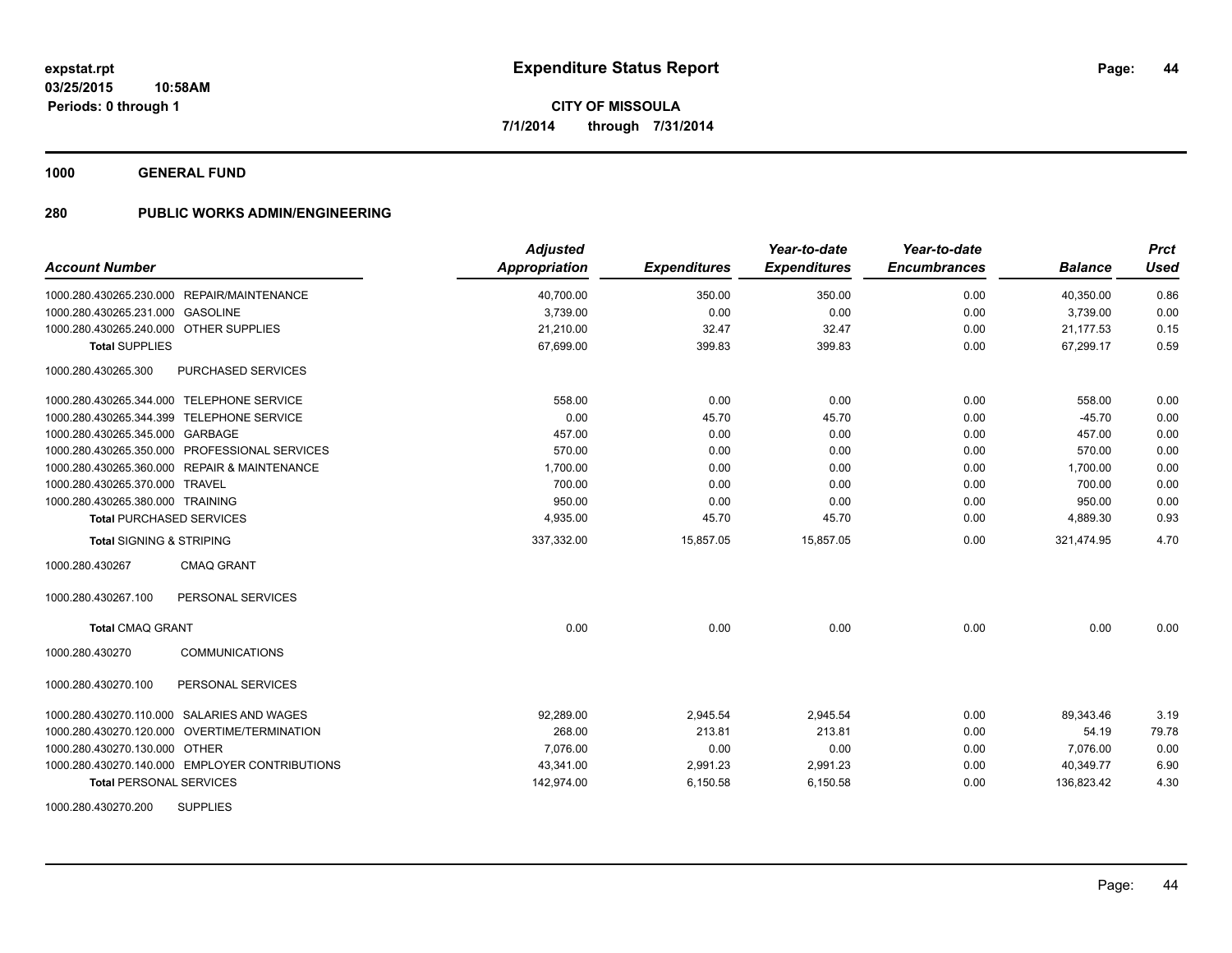# Expenditure Status Report

**CITY OF MISSOULA**

**7/1/2014 through 7/31/2014**

expstat.rpt
03/25/2015 10:58AM
Periods: 0 through 1

## 1000 GENERAL FUND

## 280 PUBLIC WORKS ADMIN/ENGINEERING

| Account Number | | Adjusted Appropriation | Expenditures | Year-to-date Expenditures | Year-to-date Encumbrances | Balance | Prct Used |
|---|---|---|---|---|---|---|---|
| 1000.280.430265.230.000 | REPAIR/MAINTENANCE | 40,700.00 | 350.00 | 350.00 | 0.00 | 40,350.00 | 0.86 |
| 1000.280.430265.231.000 | GASOLINE | 3,739.00 | 0.00 | 0.00 | 0.00 | 3,739.00 | 0.00 |
| 1000.280.430265.240.000 | OTHER SUPPLIES | 21,210.00 | 32.47 | 32.47 | 0.00 | 21,177.53 | 0.15 |
| **Total** SUPPLIES | | 67,699.00 | 399.83 | 399.83 | 0.00 | 67,299.17 | 0.59 |
| 1000.280.430265.300 | PURCHASED SERVICES | | | | | | |
| 1000.280.430265.344.000 | TELEPHONE SERVICE | 558.00 | 0.00 | 0.00 | 0.00 | 558.00 | 0.00 |
| 1000.280.430265.344.399 | TELEPHONE SERVICE | 0.00 | 45.70 | 45.70 | 0.00 | -45.70 | 0.00 |
| 1000.280.430265.345.000 | GARBAGE | 457.00 | 0.00 | 0.00 | 0.00 | 457.00 | 0.00 |
| 1000.280.430265.350.000 | PROFESSIONAL SERVICES | 570.00 | 0.00 | 0.00 | 0.00 | 570.00 | 0.00 |
| 1000.280.430265.360.000 | REPAIR & MAINTENANCE | 1,700.00 | 0.00 | 0.00 | 0.00 | 1,700.00 | 0.00 |
| 1000.280.430265.370.000 | TRAVEL | 700.00 | 0.00 | 0.00 | 0.00 | 700.00 | 0.00 |
| 1000.280.430265.380.000 | TRAINING | 950.00 | 0.00 | 0.00 | 0.00 | 950.00 | 0.00 |
| **Total** PURCHASED SERVICES | | 4,935.00 | 45.70 | 45.70 | 0.00 | 4,889.30 | 0.93 |
| **Total** SIGNING & STRIPING | | 337,332.00 | 15,857.05 | 15,857.05 | 0.00 | 321,474.95 | 4.70 |
| 1000.280.430267 | CMAQ GRANT | | | | | | |
| 1000.280.430267.100 | PERSONAL SERVICES | | | | | | |
| **Total** CMAQ GRANT | | 0.00 | 0.00 | 0.00 | 0.00 | 0.00 | 0.00 |
| 1000.280.430270 | COMMUNICATIONS | | | | | | |
| 1000.280.430270.100 | PERSONAL SERVICES | | | | | | |
| 1000.280.430270.110.000 | SALARIES AND WAGES | 92,289.00 | 2,945.54 | 2,945.54 | 0.00 | 89,343.46 | 3.19 |
| 1000.280.430270.120.000 | OVERTIME/TERMINATION | 268.00 | 213.81 | 213.81 | 0.00 | 54.19 | 79.78 |
| 1000.280.430270.130.000 | OTHER | 7,076.00 | 0.00 | 0.00 | 0.00 | 7,076.00 | 0.00 |
| 1000.280.430270.140.000 | EMPLOYER CONTRIBUTIONS | 43,341.00 | 2,991.23 | 2,991.23 | 0.00 | 40,349.77 | 6.90 |
| **Total** PERSONAL SERVICES | | 142,974.00 | 6,150.58 | 6,150.58 | 0.00 | 136,823.42 | 4.30 |
| 1000.280.430270.200 | SUPPLIES | | | | | | |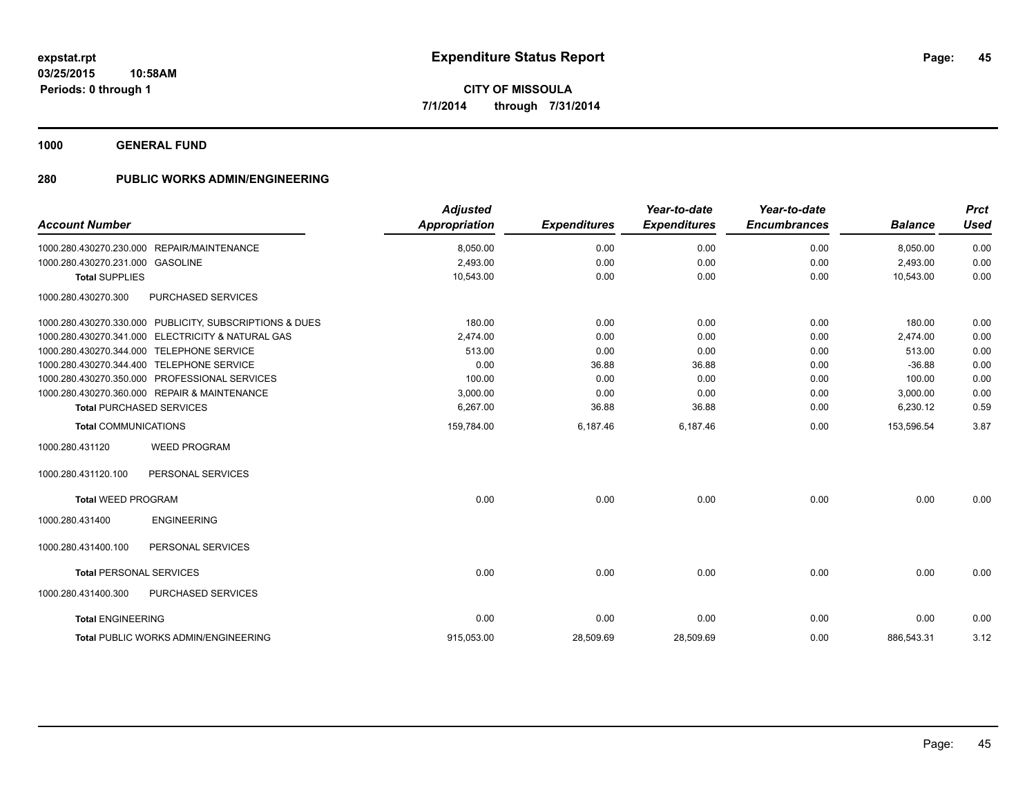# Expenditure Status Report

**CITY OF MISSOULA**

**7/1/2014 through 7/31/2014**

expstat.rpt
03/25/2015 10:58AM
Periods: 0 through 1

## 1000 GENERAL FUND

## 280 PUBLIC WORKS ADMIN/ENGINEERING

| Account Number | | Adjusted Appropriation | Expenditures | Year-to-date Expenditures | Year-to-date Encumbrances | Balance | Prct Used |
|---|---|---|---|---|---|---|---|
| 1000.280.430270.230.000 | REPAIR/MAINTENANCE | 8,050.00 | 0.00 | 0.00 | 0.00 | 8,050.00 | 0.00 |
| 1000.280.430270.231.000 | GASOLINE | 2,493.00 | 0.00 | 0.00 | 0.00 | 2,493.00 | 0.00 |
| **Total** SUPPLIES | | 10,543.00 | 0.00 | 0.00 | 0.00 | 10,543.00 | 0.00 |
| 1000.280.430270.300 | PURCHASED SERVICES | | | | | | |
| 1000.280.430270.330.000 | PUBLICITY, SUBSCRIPTIONS & DUES | 180.00 | 0.00 | 0.00 | 0.00 | 180.00 | 0.00 |
| 1000.280.430270.341.000 | ELECTRICITY & NATURAL GAS | 2,474.00 | 0.00 | 0.00 | 0.00 | 2,474.00 | 0.00 |
| 1000.280.430270.344.000 | TELEPHONE SERVICE | 513.00 | 0.00 | 0.00 | 0.00 | 513.00 | 0.00 |
| 1000.280.430270.344.400 | TELEPHONE SERVICE | 0.00 | 36.88 | 36.88 | 0.00 | -36.88 | 0.00 |
| 1000.280.430270.350.000 | PROFESSIONAL SERVICES | 100.00 | 0.00 | 0.00 | 0.00 | 100.00 | 0.00 |
| 1000.280.430270.360.000 | REPAIR & MAINTENANCE | 3,000.00 | 0.00 | 0.00 | 0.00 | 3,000.00 | 0.00 |
| **Total** PURCHASED SERVICES | | 6,267.00 | 36.88 | 36.88 | 0.00 | 6,230.12 | 0.59 |
| **Total** COMMUNICATIONS | | 159,784.00 | 6,187.46 | 6,187.46 | 0.00 | 153,596.54 | 3.87 |
| 1000.280.431120 | WEED PROGRAM | | | | | | |
| 1000.280.431120.100 | PERSONAL SERVICES | | | | | | |
| **Total** WEED PROGRAM | | 0.00 | 0.00 | 0.00 | 0.00 | 0.00 | 0.00 |
| 1000.280.431400 | ENGINEERING | | | | | | |
| 1000.280.431400.100 | PERSONAL SERVICES | | | | | | |
| **Total** PERSONAL SERVICES | | 0.00 | 0.00 | 0.00 | 0.00 | 0.00 | 0.00 |
| 1000.280.431400.300 | PURCHASED SERVICES | | | | | | |
| **Total** ENGINEERING | | 0.00 | 0.00 | 0.00 | 0.00 | 0.00 | 0.00 |
| **Total** PUBLIC WORKS ADMIN/ENGINEERING | | 915,053.00 | 28,509.69 | 28,509.69 | 0.00 | 886,543.31 | 3.12 |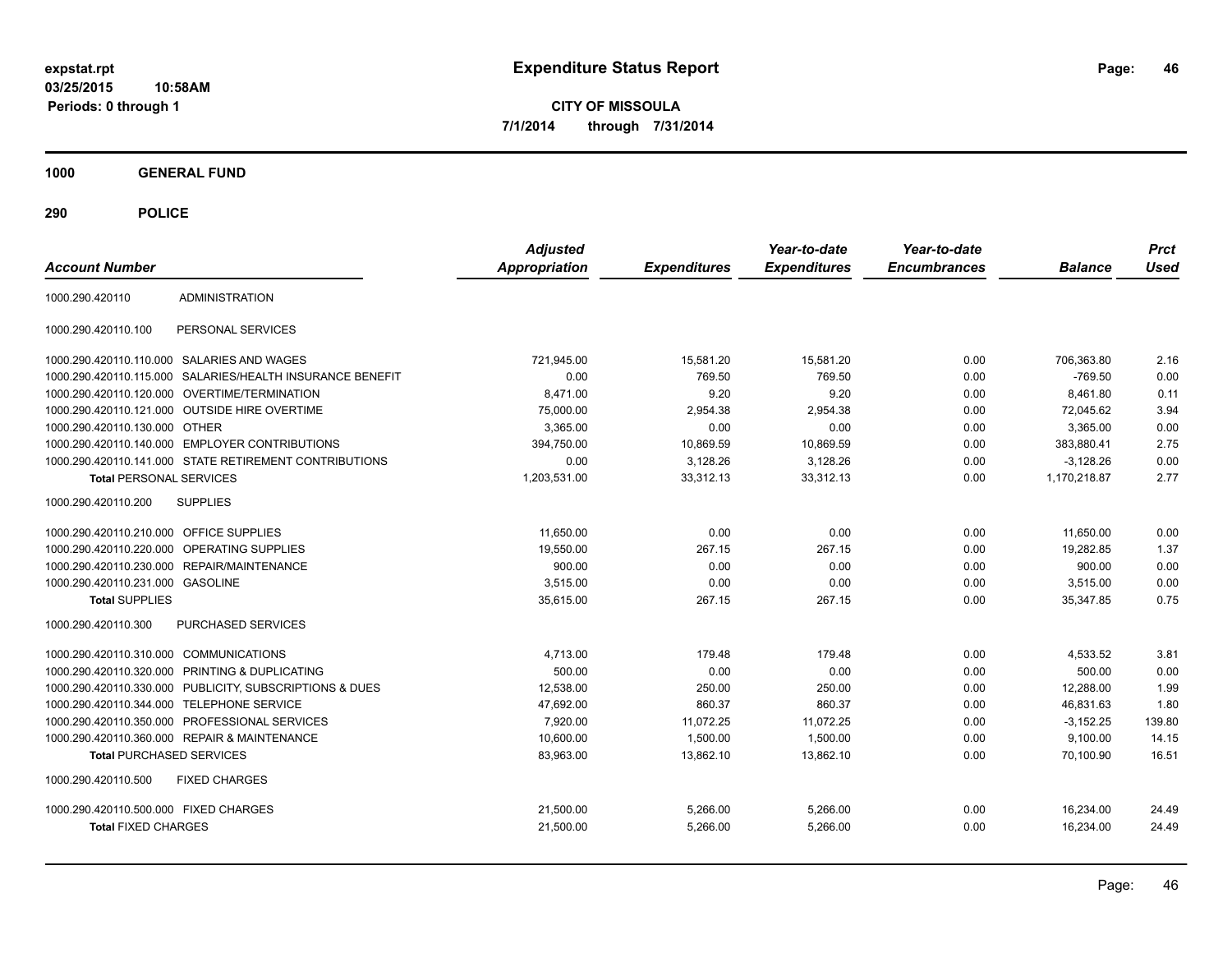**expstat.rpt**
**03/25/2015 10:58AM**
**Periods: 0 through 1**

# Expenditure Status Report

**CITY OF MISSOULA**
**7/1/2014 through 7/31/2014**

## 1000 GENERAL FUND

## 290 POLICE

| Account Number | | Adjusted Appropriation | Expenditures | Year-to-date Expenditures | Year-to-date Encumbrances | Balance | Prct Used |
|---|---|---|---|---|---|---|---|
| 1000.290.420110 | ADMINISTRATION | | | | | | |
| 1000.290.420110.100 | PERSONAL SERVICES | | | | | | |
| 1000.290.420110.110.000 | SALARIES AND WAGES | 721,945.00 | 15,581.20 | 15,581.20 | 0.00 | 706,363.80 | 2.16 |
| 1000.290.420110.115.000 | SALARIES/HEALTH INSURANCE BENEFIT | 0.00 | 769.50 | 769.50 | 0.00 | -769.50 | 0.00 |
| 1000.290.420110.120.000 | OVERTIME/TERMINATION | 8,471.00 | 9.20 | 9.20 | 0.00 | 8,461.80 | 0.11 |
| 1000.290.420110.121.000 | OUTSIDE HIRE OVERTIME | 75,000.00 | 2,954.38 | 2,954.38 | 0.00 | 72,045.62 | 3.94 |
| 1000.290.420110.130.000 | OTHER | 3,365.00 | 0.00 | 0.00 | 0.00 | 3,365.00 | 0.00 |
| 1000.290.420110.140.000 | EMPLOYER CONTRIBUTIONS | 394,750.00 | 10,869.59 | 10,869.59 | 0.00 | 383,880.41 | 2.75 |
| 1000.290.420110.141.000 | STATE RETIREMENT CONTRIBUTIONS | 0.00 | 3,128.26 | 3,128.26 | 0.00 | -3,128.26 | 0.00 |
| **Total** PERSONAL SERVICES | | 1,203,531.00 | 33,312.13 | 33,312.13 | 0.00 | 1,170,218.87 | 2.77 |
| 1000.290.420110.200 | SUPPLIES | | | | | | |
| 1000.290.420110.210.000 | OFFICE SUPPLIES | 11,650.00 | 0.00 | 0.00 | 0.00 | 11,650.00 | 0.00 |
| 1000.290.420110.220.000 | OPERATING SUPPLIES | 19,550.00 | 267.15 | 267.15 | 0.00 | 19,282.85 | 1.37 |
| 1000.290.420110.230.000 | REPAIR/MAINTENANCE | 900.00 | 0.00 | 0.00 | 0.00 | 900.00 | 0.00 |
| 1000.290.420110.231.000 | GASOLINE | 3,515.00 | 0.00 | 0.00 | 0.00 | 3,515.00 | 0.00 |
| **Total** SUPPLIES | | 35,615.00 | 267.15 | 267.15 | 0.00 | 35,347.85 | 0.75 |
| 1000.290.420110.300 | PURCHASED SERVICES | | | | | | |
| 1000.290.420110.310.000 | COMMUNICATIONS | 4,713.00 | 179.48 | 179.48 | 0.00 | 4,533.52 | 3.81 |
| 1000.290.420110.320.000 | PRINTING & DUPLICATING | 500.00 | 0.00 | 0.00 | 0.00 | 500.00 | 0.00 |
| 1000.290.420110.330.000 | PUBLICITY, SUBSCRIPTIONS & DUES | 12,538.00 | 250.00 | 250.00 | 0.00 | 12,288.00 | 1.99 |
| 1000.290.420110.344.000 | TELEPHONE SERVICE | 47,692.00 | 860.37 | 860.37 | 0.00 | 46,831.63 | 1.80 |
| 1000.290.420110.350.000 | PROFESSIONAL SERVICES | 7,920.00 | 11,072.25 | 11,072.25 | 0.00 | -3,152.25 | 139.80 |
| 1000.290.420110.360.000 | REPAIR & MAINTENANCE | 10,600.00 | 1,500.00 | 1,500.00 | 0.00 | 9,100.00 | 14.15 |
| **Total** PURCHASED SERVICES | | 83,963.00 | 13,862.10 | 13,862.10 | 0.00 | 70,100.90 | 16.51 |
| 1000.290.420110.500 | FIXED CHARGES | | | | | | |
| 1000.290.420110.500.000 | FIXED CHARGES | 21,500.00 | 5,266.00 | 5,266.00 | 0.00 | 16,234.00 | 24.49 |
| **Total** FIXED CHARGES | | 21,500.00 | 5,266.00 | 5,266.00 | 0.00 | 16,234.00 | 24.49 |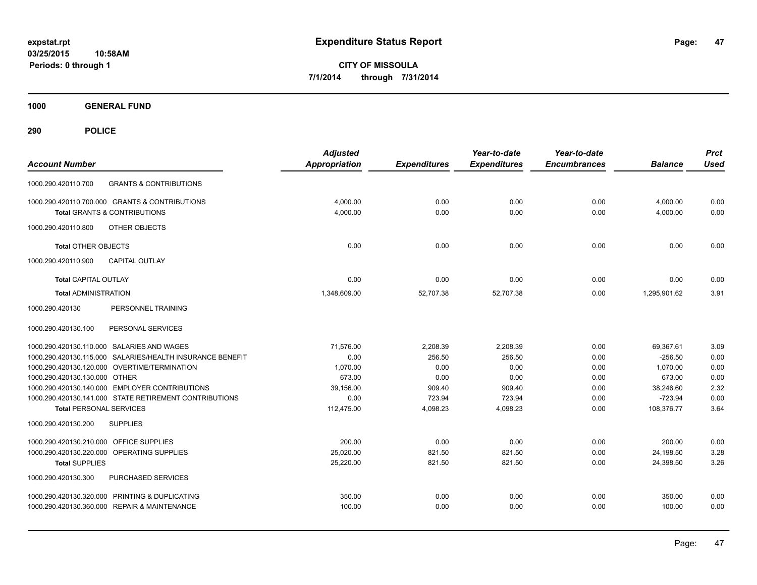**expstat.rpt**
**03/25/2015 10:58AM**
**Periods: 0 through 1**

# Expenditure Status Report

**CITY OF MISSOULA**
**7/1/2014 through 7/31/2014**

## 1000 GENERAL FUND

## 290 POLICE

| Account Number | | Adjusted Appropriation | Expenditures | Year-to-date Expenditures | Year-to-date Encumbrances | Balance | Prct Used |
|---|---|---|---|---|---|---|---|
| 1000.290.420110.700 | GRANTS & CONTRIBUTIONS | | | | | | |
| 1000.290.420110.700.000 | GRANTS & CONTRIBUTIONS | 4,000.00 | 0.00 | 0.00 | 0.00 | 4,000.00 | 0.00 |
| **Total** GRANTS & CONTRIBUTIONS | | 4,000.00 | 0.00 | 0.00 | 0.00 | 4,000.00 | 0.00 |
| 1000.290.420110.800 | OTHER OBJECTS | | | | | | |
| **Total** OTHER OBJECTS | | 0.00 | 0.00 | 0.00 | 0.00 | 0.00 | 0.00 |
| 1000.290.420110.900 | CAPITAL OUTLAY | | | | | | |
| **Total** CAPITAL OUTLAY | | 0.00 | 0.00 | 0.00 | 0.00 | 0.00 | 0.00 |
| **Total** ADMINISTRATION | | 1,348,609.00 | 52,707.38 | 52,707.38 | 0.00 | 1,295,901.62 | 3.91 |
| 1000.290.420130 | PERSONNEL TRAINING | | | | | | |
| 1000.290.420130.100 | PERSONAL SERVICES | | | | | | |
| 1000.290.420130.110.000 | SALARIES AND WAGES | 71,576.00 | 2,208.39 | 2,208.39 | 0.00 | 69,367.61 | 3.09 |
| 1000.290.420130.115.000 | SALARIES/HEALTH INSURANCE BENEFIT | 0.00 | 256.50 | 256.50 | 0.00 | -256.50 | 0.00 |
| 1000.290.420130.120.000 | OVERTIME/TERMINATION | 1,070.00 | 0.00 | 0.00 | 0.00 | 1,070.00 | 0.00 |
| 1000.290.420130.130.000 | OTHER | 673.00 | 0.00 | 0.00 | 0.00 | 673.00 | 0.00 |
| 1000.290.420130.140.000 | EMPLOYER CONTRIBUTIONS | 39,156.00 | 909.40 | 909.40 | 0.00 | 38,246.60 | 2.32 |
| 1000.290.420130.141.000 | STATE RETIREMENT CONTRIBUTIONS | 0.00 | 723.94 | 723.94 | 0.00 | -723.94 | 0.00 |
| **Total** PERSONAL SERVICES | | 112,475.00 | 4,098.23 | 4,098.23 | 0.00 | 108,376.77 | 3.64 |
| 1000.290.420130.200 | SUPPLIES | | | | | | |
| 1000.290.420130.210.000 | OFFICE SUPPLIES | 200.00 | 0.00 | 0.00 | 0.00 | 200.00 | 0.00 |
| 1000.290.420130.220.000 | OPERATING SUPPLIES | 25,020.00 | 821.50 | 821.50 | 0.00 | 24,198.50 | 3.28 |
| **Total** SUPPLIES | | 25,220.00 | 821.50 | 821.50 | 0.00 | 24,398.50 | 3.26 |
| 1000.290.420130.300 | PURCHASED SERVICES | | | | | | |
| 1000.290.420130.320.000 | PRINTING & DUPLICATING | 350.00 | 0.00 | 0.00 | 0.00 | 350.00 | 0.00 |
| 1000.290.420130.360.000 | REPAIR & MAINTENANCE | 100.00 | 0.00 | 0.00 | 0.00 | 100.00 | 0.00 |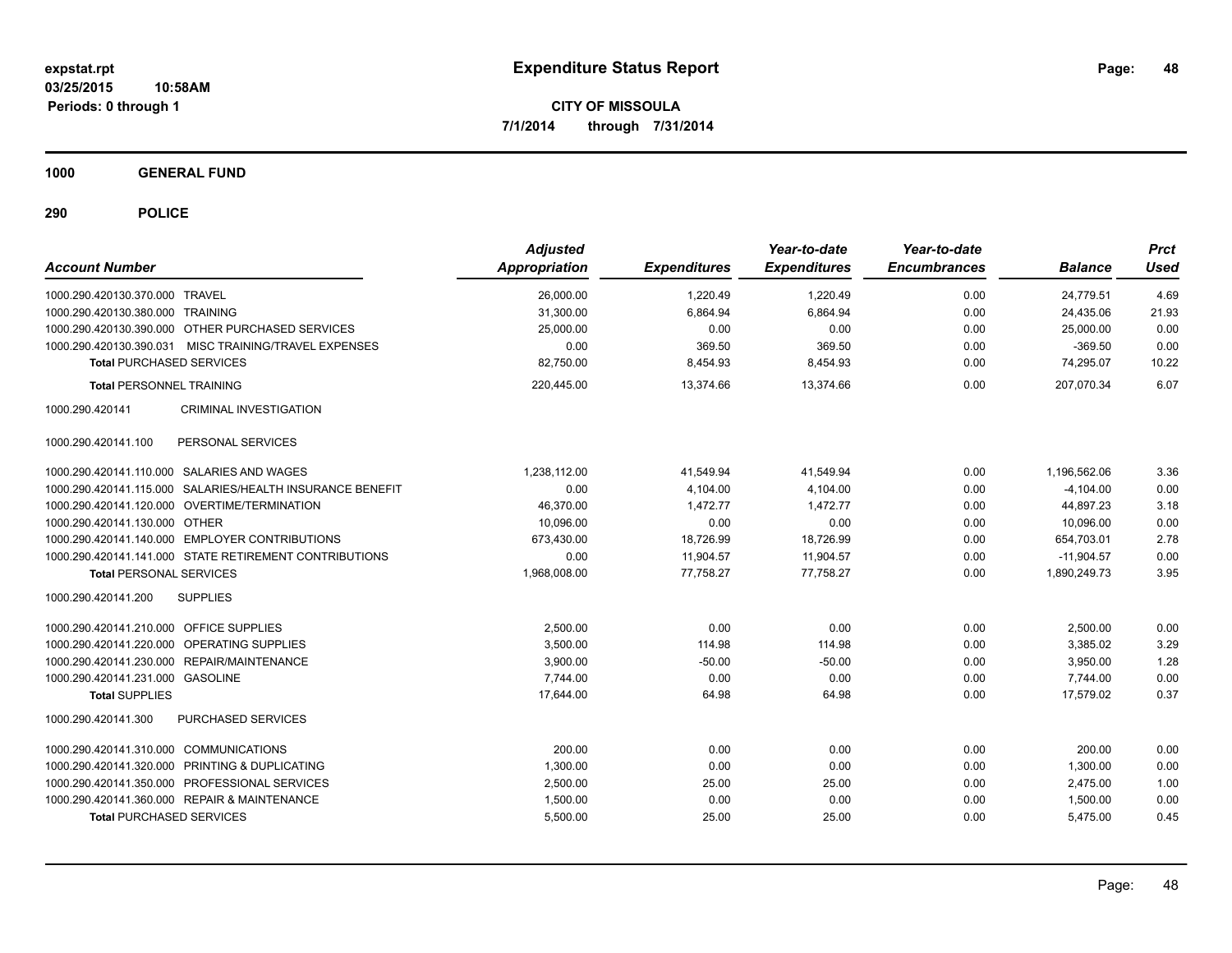**Expenditure Status Report**

**CITY OF MISSOULA**

**7/1/2014 through 7/31/2014**

expstat.rpt
03/25/2015 10:58AM
Periods: 0 through 1

## 1000 GENERAL FUND

## 290 POLICE

| Account Number | Adjusted Appropriation | Expenditures | Year-to-date Expenditures | Year-to-date Encumbrances | Balance | Prct Used |
|---|---|---|---|---|---|---|
| 1000.290.420130.370.000 TRAVEL | 26,000.00 | 1,220.49 | 1,220.49 | 0.00 | 24,779.51 | 4.69 |
| 1000.290.420130.380.000 TRAINING | 31,300.00 | 6,864.94 | 6,864.94 | 0.00 | 24,435.06 | 21.93 |
| 1000.290.420130.390.000 OTHER PURCHASED SERVICES | 25,000.00 | 0.00 | 0.00 | 0.00 | 25,000.00 | 0.00 |
| 1000.290.420130.390.031 MISC TRAINING/TRAVEL EXPENSES | 0.00 | 369.50 | 369.50 | 0.00 | -369.50 | 0.00 |
| **Total** PURCHASED SERVICES | 82,750.00 | 8,454.93 | 8,454.93 | 0.00 | 74,295.07 | 10.22 |
| **Total** PERSONNEL TRAINING | 220,445.00 | 13,374.66 | 13,374.66 | 0.00 | 207,070.34 | 6.07 |
| 1000.290.420141 CRIMINAL INVESTIGATION | | | | | | |
| 1000.290.420141.100 PERSONAL SERVICES | | | | | | |
| 1000.290.420141.110.000 SALARIES AND WAGES | 1,238,112.00 | 41,549.94 | 41,549.94 | 0.00 | 1,196,562.06 | 3.36 |
| 1000.290.420141.115.000 SALARIES/HEALTH INSURANCE BENEFIT | 0.00 | 4,104.00 | 4,104.00 | 0.00 | -4,104.00 | 0.00 |
| 1000.290.420141.120.000 OVERTIME/TERMINATION | 46,370.00 | 1,472.77 | 1,472.77 | 0.00 | 44,897.23 | 3.18 |
| 1000.290.420141.130.000 OTHER | 10,096.00 | 0.00 | 0.00 | 0.00 | 10,096.00 | 0.00 |
| 1000.290.420141.140.000 EMPLOYER CONTRIBUTIONS | 673,430.00 | 18,726.99 | 18,726.99 | 0.00 | 654,703.01 | 2.78 |
| 1000.290.420141.141.000 STATE RETIREMENT CONTRIBUTIONS | 0.00 | 11,904.57 | 11,904.57 | 0.00 | -11,904.57 | 0.00 |
| **Total** PERSONAL SERVICES | 1,968,008.00 | 77,758.27 | 77,758.27 | 0.00 | 1,890,249.73 | 3.95 |
| 1000.290.420141.200 SUPPLIES | | | | | | |
| 1000.290.420141.210.000 OFFICE SUPPLIES | 2,500.00 | 0.00 | 0.00 | 0.00 | 2,500.00 | 0.00 |
| 1000.290.420141.220.000 OPERATING SUPPLIES | 3,500.00 | 114.98 | 114.98 | 0.00 | 3,385.02 | 3.29 |
| 1000.290.420141.230.000 REPAIR/MAINTENANCE | 3,900.00 | -50.00 | -50.00 | 0.00 | 3,950.00 | 1.28 |
| 1000.290.420141.231.000 GASOLINE | 7,744.00 | 0.00 | 0.00 | 0.00 | 7,744.00 | 0.00 |
| **Total** SUPPLIES | 17,644.00 | 64.98 | 64.98 | 0.00 | 17,579.02 | 0.37 |
| 1000.290.420141.300 PURCHASED SERVICES | | | | | | |
| 1000.290.420141.310.000 COMMUNICATIONS | 200.00 | 0.00 | 0.00 | 0.00 | 200.00 | 0.00 |
| 1000.290.420141.320.000 PRINTING & DUPLICATING | 1,300.00 | 0.00 | 0.00 | 0.00 | 1,300.00 | 0.00 |
| 1000.290.420141.350.000 PROFESSIONAL SERVICES | 2,500.00 | 25.00 | 25.00 | 0.00 | 2,475.00 | 1.00 |
| 1000.290.420141.360.000 REPAIR & MAINTENANCE | 1,500.00 | 0.00 | 0.00 | 0.00 | 1,500.00 | 0.00 |
| **Total** PURCHASED SERVICES | 5,500.00 | 25.00 | 25.00 | 0.00 | 5,475.00 | 0.45 |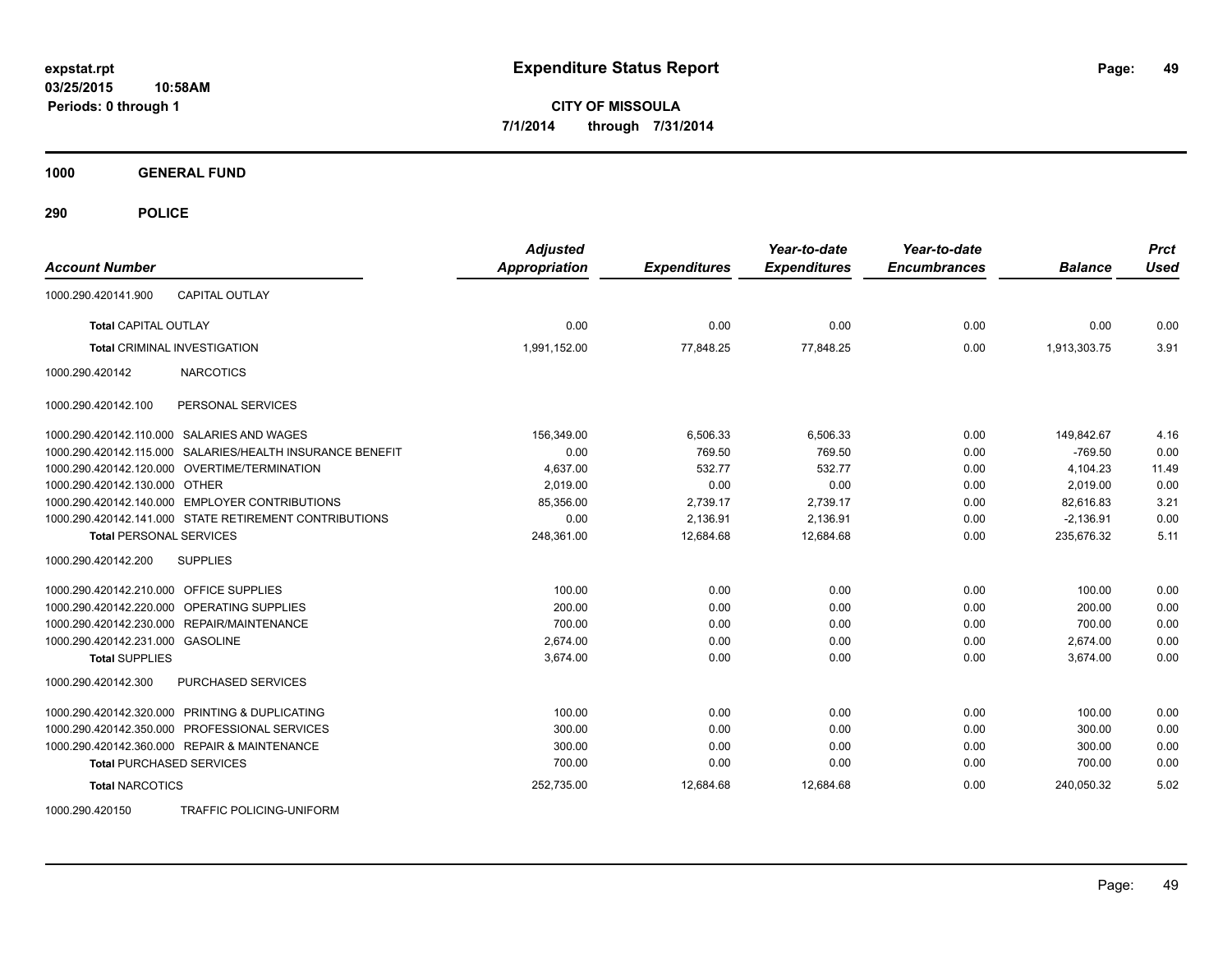# Expenditure Status Report

**CITY OF MISSOULA**

**7/1/2014 through 7/31/2014**

expstat.rpt
03/25/2015 10:58AM
Periods: 0 through 1

**1000 GENERAL FUND**

**290 POLICE**

| Account Number | | Adjusted Appropriation | Expenditures | Year-to-date Expenditures | Year-to-date Encumbrances | Balance | Prct Used |
|---|---|---|---|---|---|---|---|
| 1000.290.420141.900 | CAPITAL OUTLAY | | | | | | |
| **Total** CAPITAL OUTLAY | | 0.00 | 0.00 | 0.00 | 0.00 | 0.00 | 0.00 |
| **Total** CRIMINAL INVESTIGATION | | 1,991,152.00 | 77,848.25 | 77,848.25 | 0.00 | 1,913,303.75 | 3.91 |
| 1000.290.420142 | NARCOTICS | | | | | | |
| 1000.290.420142.100 | PERSONAL SERVICES | | | | | | |
| 1000.290.420142.110.000 | SALARIES AND WAGES | 156,349.00 | 6,506.33 | 6,506.33 | 0.00 | 149,842.67 | 4.16 |
| 1000.290.420142.115.000 | SALARIES/HEALTH INSURANCE BENEFIT | 0.00 | 769.50 | 769.50 | 0.00 | -769.50 | 0.00 |
| 1000.290.420142.120.000 | OVERTIME/TERMINATION | 4,637.00 | 532.77 | 532.77 | 0.00 | 4,104.23 | 11.49 |
| 1000.290.420142.130.000 | OTHER | 2,019.00 | 0.00 | 0.00 | 0.00 | 2,019.00 | 0.00 |
| 1000.290.420142.140.000 | EMPLOYER CONTRIBUTIONS | 85,356.00 | 2,739.17 | 2,739.17 | 0.00 | 82,616.83 | 3.21 |
| 1000.290.420142.141.000 | STATE RETIREMENT CONTRIBUTIONS | 0.00 | 2,136.91 | 2,136.91 | 0.00 | -2,136.91 | 0.00 |
| **Total** PERSONAL SERVICES | | 248,361.00 | 12,684.68 | 12,684.68 | 0.00 | 235,676.32 | 5.11 |
| 1000.290.420142.200 | SUPPLIES | | | | | | |
| 1000.290.420142.210.000 | OFFICE SUPPLIES | 100.00 | 0.00 | 0.00 | 0.00 | 100.00 | 0.00 |
| 1000.290.420142.220.000 | OPERATING SUPPLIES | 200.00 | 0.00 | 0.00 | 0.00 | 200.00 | 0.00 |
| 1000.290.420142.230.000 | REPAIR/MAINTENANCE | 700.00 | 0.00 | 0.00 | 0.00 | 700.00 | 0.00 |
| 1000.290.420142.231.000 | GASOLINE | 2,674.00 | 0.00 | 0.00 | 0.00 | 2,674.00 | 0.00 |
| **Total** SUPPLIES | | 3,674.00 | 0.00 | 0.00 | 0.00 | 3,674.00 | 0.00 |
| 1000.290.420142.300 | PURCHASED SERVICES | | | | | | |
| 1000.290.420142.320.000 | PRINTING & DUPLICATING | 100.00 | 0.00 | 0.00 | 0.00 | 100.00 | 0.00 |
| 1000.290.420142.350.000 | PROFESSIONAL SERVICES | 300.00 | 0.00 | 0.00 | 0.00 | 300.00 | 0.00 |
| 1000.290.420142.360.000 | REPAIR & MAINTENANCE | 300.00 | 0.00 | 0.00 | 0.00 | 300.00 | 0.00 |
| **Total** PURCHASED SERVICES | | 700.00 | 0.00 | 0.00 | 0.00 | 700.00 | 0.00 |
| **Total** NARCOTICS | | 252,735.00 | 12,684.68 | 12,684.68 | 0.00 | 240,050.32 | 5.02 |
| 1000.290.420150 | TRAFFIC POLICING-UNIFORM | | | | | | |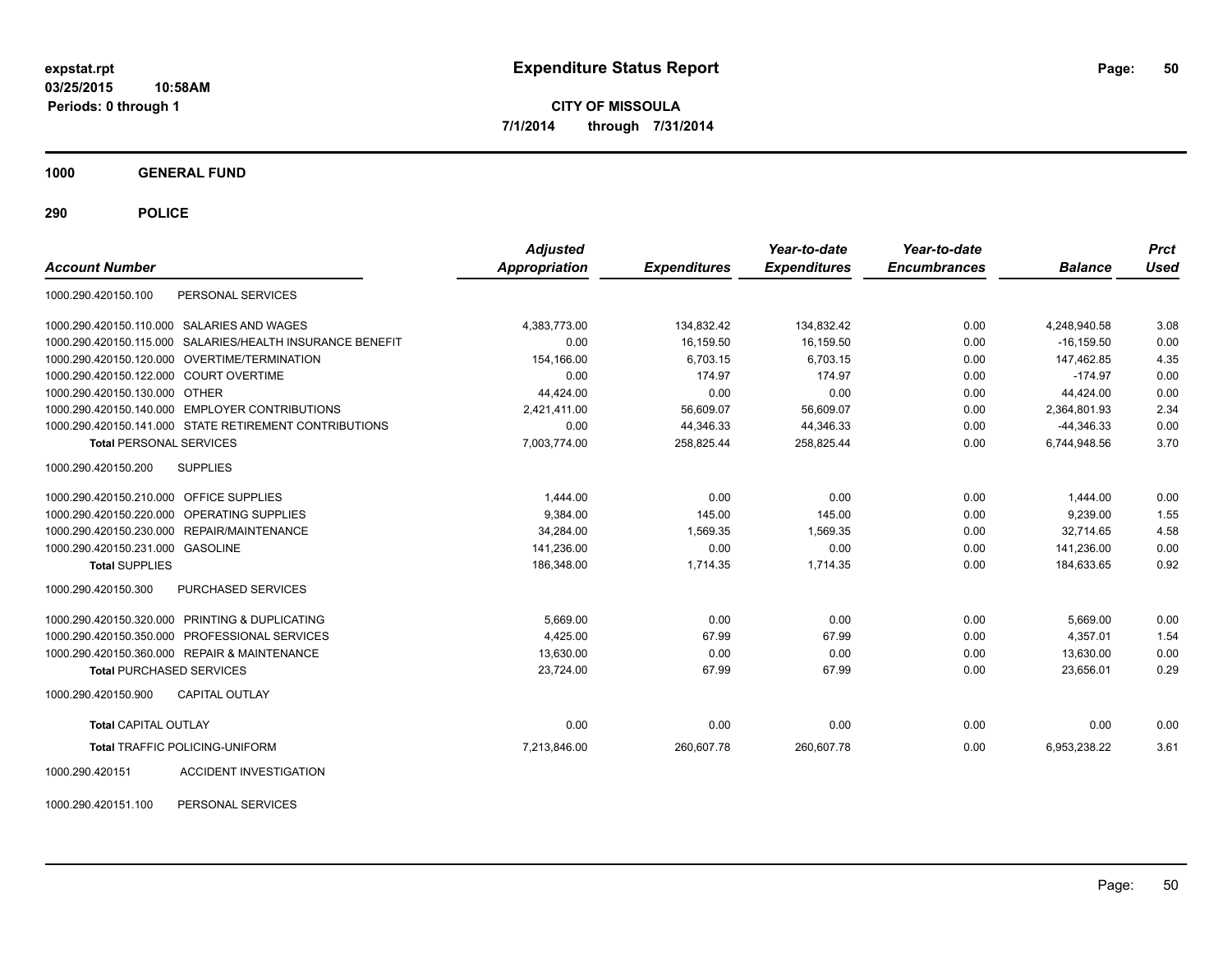**expstat.rpt**
**03/25/2015 10:58AM**
**Periods: 0 through 1**

# Expenditure Status Report

**CITY OF MISSOULA**
**7/1/2014 through 7/31/2014**

## 1000 GENERAL FUND

## 290 POLICE

| Account Number | | Adjusted Appropriation | Expenditures | Year-to-date Expenditures | Year-to-date Encumbrances | Balance | Prct Used |
|---|---|---|---|---|---|---|---|
| 1000.290.420150.100 | PERSONAL SERVICES | | | | | | |
| 1000.290.420150.110.000 | SALARIES AND WAGES | 4,383,773.00 | 134,832.42 | 134,832.42 | 0.00 | 4,248,940.58 | 3.08 |
| 1000.290.420150.115.000 | SALARIES/HEALTH INSURANCE BENEFIT | 0.00 | 16,159.50 | 16,159.50 | 0.00 | -16,159.50 | 0.00 |
| 1000.290.420150.120.000 | OVERTIME/TERMINATION | 154,166.00 | 6,703.15 | 6,703.15 | 0.00 | 147,462.85 | 4.35 |
| 1000.290.420150.122.000 | COURT OVERTIME | 0.00 | 174.97 | 174.97 | 0.00 | -174.97 | 0.00 |
| 1000.290.420150.130.000 | OTHER | 44,424.00 | 0.00 | 0.00 | 0.00 | 44,424.00 | 0.00 |
| 1000.290.420150.140.000 | EMPLOYER CONTRIBUTIONS | 2,421,411.00 | 56,609.07 | 56,609.07 | 0.00 | 2,364,801.93 | 2.34 |
| 1000.290.420150.141.000 | STATE RETIREMENT CONTRIBUTIONS | 0.00 | 44,346.33 | 44,346.33 | 0.00 | -44,346.33 | 0.00 |
| **Total** PERSONAL SERVICES | | 7,003,774.00 | 258,825.44 | 258,825.44 | 0.00 | 6,744,948.56 | 3.70 |
| 1000.290.420150.200 | SUPPLIES | | | | | | |
| 1000.290.420150.210.000 | OFFICE SUPPLIES | 1,444.00 | 0.00 | 0.00 | 0.00 | 1,444.00 | 0.00 |
| 1000.290.420150.220.000 | OPERATING SUPPLIES | 9,384.00 | 145.00 | 145.00 | 0.00 | 9,239.00 | 1.55 |
| 1000.290.420150.230.000 | REPAIR/MAINTENANCE | 34,284.00 | 1,569.35 | 1,569.35 | 0.00 | 32,714.65 | 4.58 |
| 1000.290.420150.231.000 | GASOLINE | 141,236.00 | 0.00 | 0.00 | 0.00 | 141,236.00 | 0.00 |
| **Total** SUPPLIES | | 186,348.00 | 1,714.35 | 1,714.35 | 0.00 | 184,633.65 | 0.92 |
| 1000.290.420150.300 | PURCHASED SERVICES | | | | | | |
| 1000.290.420150.320.000 | PRINTING & DUPLICATING | 5,669.00 | 0.00 | 0.00 | 0.00 | 5,669.00 | 0.00 |
| 1000.290.420150.350.000 | PROFESSIONAL SERVICES | 4,425.00 | 67.99 | 67.99 | 0.00 | 4,357.01 | 1.54 |
| 1000.290.420150.360.000 | REPAIR & MAINTENANCE | 13,630.00 | 0.00 | 0.00 | 0.00 | 13,630.00 | 0.00 |
| **Total** PURCHASED SERVICES | | 23,724.00 | 67.99 | 67.99 | 0.00 | 23,656.01 | 0.29 |
| 1000.290.420150.900 | CAPITAL OUTLAY | | | | | | |
| **Total** CAPITAL OUTLAY | | 0.00 | 0.00 | 0.00 | 0.00 | 0.00 | 0.00 |
| **Total** TRAFFIC POLICING-UNIFORM | | 7,213,846.00 | 260,607.78 | 260,607.78 | 0.00 | 6,953,238.22 | 3.61 |
| 1000.290.420151 | ACCIDENT INVESTIGATION | | | | | | |
| 1000.290.420151.100 | PERSONAL SERVICES | | | | | | |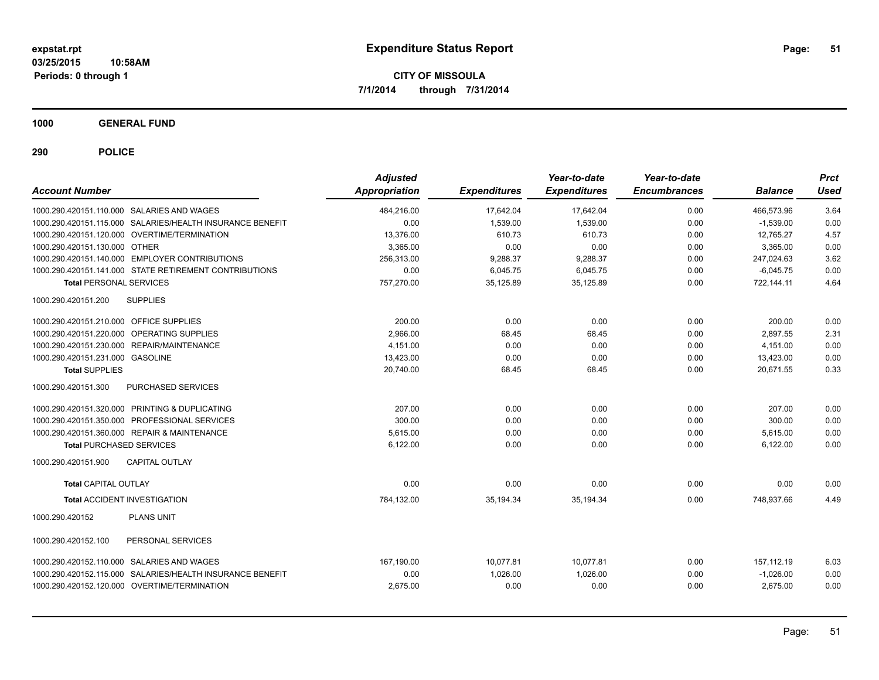**expstat.rpt**
**03/25/2015 10:58AM**
**Periods: 0 through 1**

# Expenditure Status Report

**CITY OF MISSOULA**
**7/1/2014 through 7/31/2014**

## 1000 GENERAL FUND

### 290 POLICE

| Account Number | Adjusted Appropriation | Expenditures | Year-to-date Expenditures | Year-to-date Encumbrances | Balance | Prct Used |
|---|---|---|---|---|---|---|
| 1000.290.420151.110.000 SALARIES AND WAGES | 484,216.00 | 17,642.04 | 17,642.04 | 0.00 | 466,573.96 | 3.64 |
| 1000.290.420151.115.000 SALARIES/HEALTH INSURANCE BENEFIT | 0.00 | 1,539.00 | 1,539.00 | 0.00 | -1,539.00 | 0.00 |
| 1000.290.420151.120.000 OVERTIME/TERMINATION | 13,376.00 | 610.73 | 610.73 | 0.00 | 12,765.27 | 4.57 |
| 1000.290.420151.130.000 OTHER | 3,365.00 | 0.00 | 0.00 | 0.00 | 3,365.00 | 0.00 |
| 1000.290.420151.140.000 EMPLOYER CONTRIBUTIONS | 256,313.00 | 9,288.37 | 9,288.37 | 0.00 | 247,024.63 | 3.62 |
| 1000.290.420151.141.000 STATE RETIREMENT CONTRIBUTIONS | 0.00 | 6,045.75 | 6,045.75 | 0.00 | -6,045.75 | 0.00 |
| **Total PERSONAL SERVICES** | 757,270.00 | 35,125.89 | 35,125.89 | 0.00 | 722,144.11 | 4.64 |
| 1000.290.420151.200 SUPPLIES | | | | | | |
| 1000.290.420151.210.000 OFFICE SUPPLIES | 200.00 | 0.00 | 0.00 | 0.00 | 200.00 | 0.00 |
| 1000.290.420151.220.000 OPERATING SUPPLIES | 2,966.00 | 68.45 | 68.45 | 0.00 | 2,897.55 | 2.31 |
| 1000.290.420151.230.000 REPAIR/MAINTENANCE | 4,151.00 | 0.00 | 0.00 | 0.00 | 4,151.00 | 0.00 |
| 1000.290.420151.231.000 GASOLINE | 13,423.00 | 0.00 | 0.00 | 0.00 | 13,423.00 | 0.00 |
| **Total SUPPLIES** | 20,740.00 | 68.45 | 68.45 | 0.00 | 20,671.55 | 0.33 |
| 1000.290.420151.300 PURCHASED SERVICES | | | | | | |
| 1000.290.420151.320.000 PRINTING & DUPLICATING | 207.00 | 0.00 | 0.00 | 0.00 | 207.00 | 0.00 |
| 1000.290.420151.350.000 PROFESSIONAL SERVICES | 300.00 | 0.00 | 0.00 | 0.00 | 300.00 | 0.00 |
| 1000.290.420151.360.000 REPAIR & MAINTENANCE | 5,615.00 | 0.00 | 0.00 | 0.00 | 5,615.00 | 0.00 |
| **Total PURCHASED SERVICES** | 6,122.00 | 0.00 | 0.00 | 0.00 | 6,122.00 | 0.00 |
| 1000.290.420151.900 CAPITAL OUTLAY | | | | | | |
| **Total CAPITAL OUTLAY** | 0.00 | 0.00 | 0.00 | 0.00 | 0.00 | 0.00 |
| **Total ACCIDENT INVESTIGATION** | 784,132.00 | 35,194.34 | 35,194.34 | 0.00 | 748,937.66 | 4.49 |
| 1000.290.420152 PLANS UNIT | | | | | | |
| 1000.290.420152.100 PERSONAL SERVICES | | | | | | |
| 1000.290.420152.110.000 SALARIES AND WAGES | 167,190.00 | 10,077.81 | 10,077.81 | 0.00 | 157,112.19 | 6.03 |
| 1000.290.420152.115.000 SALARIES/HEALTH INSURANCE BENEFIT | 0.00 | 1,026.00 | 1,026.00 | 0.00 | -1,026.00 | 0.00 |
| 1000.290.420152.120.000 OVERTIME/TERMINATION | 2,675.00 | 0.00 | 0.00 | 0.00 | 2,675.00 | 0.00 |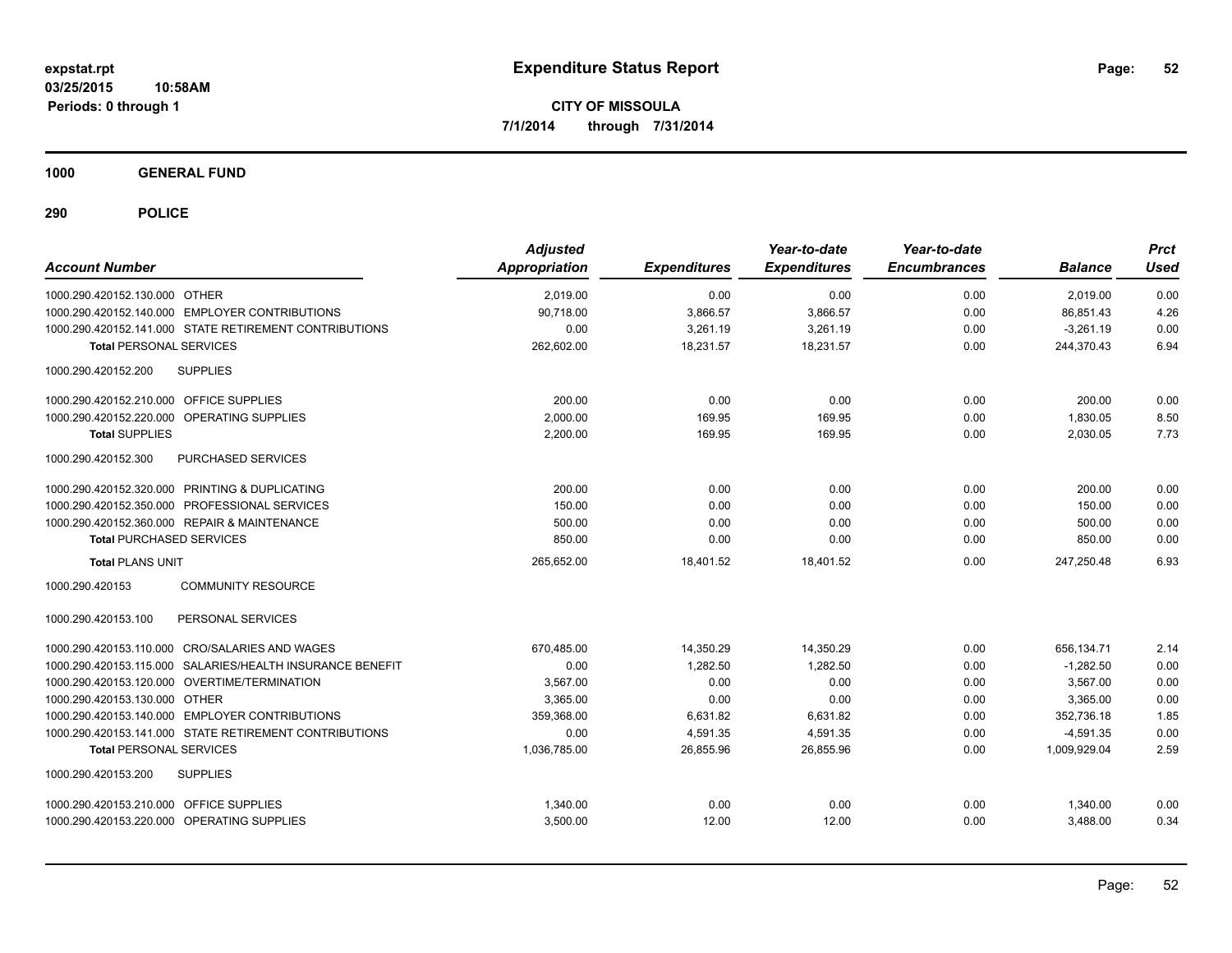# Expenditure Status Report

**CITY OF MISSOULA**
**7/1/2014 through 7/31/2014**

expstat.rpt
03/25/2015 10:58AM
Periods: 0 through 1

## 1000 GENERAL FUND

## 290 POLICE

| Account Number | Adjusted Appropriation | Expenditures | Year-to-date Expenditures | Year-to-date Encumbrances | Balance | Prct Used |
|---|---|---|---|---|---|---|
| 1000.290.420152.130.000 OTHER | 2,019.00 | 0.00 | 0.00 | 0.00 | 2,019.00 | 0.00 |
| 1000.290.420152.140.000 EMPLOYER CONTRIBUTIONS | 90,718.00 | 3,866.57 | 3,866.57 | 0.00 | 86,851.43 | 4.26 |
| 1000.290.420152.141.000 STATE RETIREMENT CONTRIBUTIONS | 0.00 | 3,261.19 | 3,261.19 | 0.00 | -3,261.19 | 0.00 |
| **Total** PERSONAL SERVICES | 262,602.00 | 18,231.57 | 18,231.57 | 0.00 | 244,370.43 | 6.94 |
| 1000.290.420152.200 SUPPLIES | | | | | | |
| 1000.290.420152.210.000 OFFICE SUPPLIES | 200.00 | 0.00 | 0.00 | 0.00 | 200.00 | 0.00 |
| 1000.290.420152.220.000 OPERATING SUPPLIES | 2,000.00 | 169.95 | 169.95 | 0.00 | 1,830.05 | 8.50 |
| **Total** SUPPLIES | 2,200.00 | 169.95 | 169.95 | 0.00 | 2,030.05 | 7.73 |
| 1000.290.420152.300 PURCHASED SERVICES | | | | | | |
| 1000.290.420152.320.000 PRINTING & DUPLICATING | 200.00 | 0.00 | 0.00 | 0.00 | 200.00 | 0.00 |
| 1000.290.420152.350.000 PROFESSIONAL SERVICES | 150.00 | 0.00 | 0.00 | 0.00 | 150.00 | 0.00 |
| 1000.290.420152.360.000 REPAIR & MAINTENANCE | 500.00 | 0.00 | 0.00 | 0.00 | 500.00 | 0.00 |
| **Total** PURCHASED SERVICES | 850.00 | 0.00 | 0.00 | 0.00 | 850.00 | 0.00 |
| **Total** PLANS UNIT | 265,652.00 | 18,401.52 | 18,401.52 | 0.00 | 247,250.48 | 6.93 |
| 1000.290.420153 COMMUNITY RESOURCE | | | | | | |
| 1000.290.420153.100 PERSONAL SERVICES | | | | | | |
| 1000.290.420153.110.000 CRO/SALARIES AND WAGES | 670,485.00 | 14,350.29 | 14,350.29 | 0.00 | 656,134.71 | 2.14 |
| 1000.290.420153.115.000 SALARIES/HEALTH INSURANCE BENEFIT | 0.00 | 1,282.50 | 1,282.50 | 0.00 | -1,282.50 | 0.00 |
| 1000.290.420153.120.000 OVERTIME/TERMINATION | 3,567.00 | 0.00 | 0.00 | 0.00 | 3,567.00 | 0.00 |
| 1000.290.420153.130.000 OTHER | 3,365.00 | 0.00 | 0.00 | 0.00 | 3,365.00 | 0.00 |
| 1000.290.420153.140.000 EMPLOYER CONTRIBUTIONS | 359,368.00 | 6,631.82 | 6,631.82 | 0.00 | 352,736.18 | 1.85 |
| 1000.290.420153.141.000 STATE RETIREMENT CONTRIBUTIONS | 0.00 | 4,591.35 | 4,591.35 | 0.00 | -4,591.35 | 0.00 |
| **Total** PERSONAL SERVICES | 1,036,785.00 | 26,855.96 | 26,855.96 | 0.00 | 1,009,929.04 | 2.59 |
| 1000.290.420153.200 SUPPLIES | | | | | | |
| 1000.290.420153.210.000 OFFICE SUPPLIES | 1,340.00 | 0.00 | 0.00 | 0.00 | 1,340.00 | 0.00 |
| 1000.290.420153.220.000 OPERATING SUPPLIES | 3,500.00 | 12.00 | 12.00 | 0.00 | 3,488.00 | 0.34 |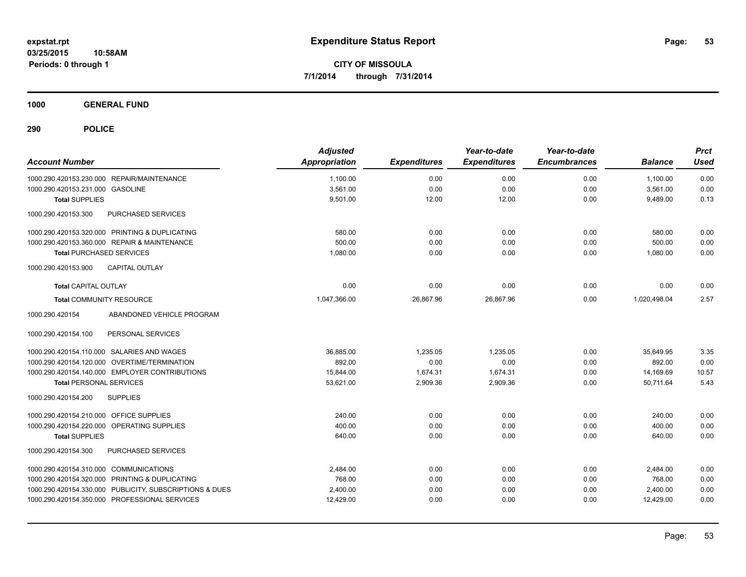# Expenditure Status Report

**CITY OF MISSOULA**
**7/1/2014 through 7/31/2014**

expstat.rpt
03/25/2015 10:58AM
Periods: 0 through 1

**1000 GENERAL FUND**

**290 POLICE**

| Account Number | Adjusted Appropriation | Expenditures | Year-to-date Expenditures | Year-to-date Encumbrances | Balance | Prct Used |
|---|---|---|---|---|---|---|
| 1000.290.420153.230.000 REPAIR/MAINTENANCE | 1,100.00 | 0.00 | 0.00 | 0.00 | 1,100.00 | 0.00 |
| 1000.290.420153.231.000 GASOLINE | 3,561.00 | 0.00 | 0.00 | 0.00 | 3,561.00 | 0.00 |
| **Total** SUPPLIES | 9,501.00 | 12.00 | 12.00 | 0.00 | 9,489.00 | 0.13 |
| 1000.290.420153.300 PURCHASED SERVICES | | | | | | |
| 1000.290.420153.320.000 PRINTING & DUPLICATING | 580.00 | 0.00 | 0.00 | 0.00 | 580.00 | 0.00 |
| 1000.290.420153.360.000 REPAIR & MAINTENANCE | 500.00 | 0.00 | 0.00 | 0.00 | 500.00 | 0.00 |
| **Total** PURCHASED SERVICES | 1,080.00 | 0.00 | 0.00 | 0.00 | 1,080.00 | 0.00 |
| 1000.290.420153.900 CAPITAL OUTLAY | | | | | | |
| **Total** CAPITAL OUTLAY | 0.00 | 0.00 | 0.00 | 0.00 | 0.00 | 0.00 |
| **Total** COMMUNITY RESOURCE | 1,047,366.00 | 26,867.96 | 26,867.96 | 0.00 | 1,020,498.04 | 2.57 |
| 1000.290.420154 ABANDONED VEHICLE PROGRAM | | | | | | |
| 1000.290.420154.100 PERSONAL SERVICES | | | | | | |
| 1000.290.420154.110.000 SALARIES AND WAGES | 36,885.00 | 1,235.05 | 1,235.05 | 0.00 | 35,649.95 | 3.35 |
| 1000.290.420154.120.000 OVERTIME/TERMINATION | 892.00 | 0.00 | 0.00 | 0.00 | 892.00 | 0.00 |
| 1000.290.420154.140.000 EMPLOYER CONTRIBUTIONS | 15,844.00 | 1,674.31 | 1,674.31 | 0.00 | 14,169.69 | 10.57 |
| **Total** PERSONAL SERVICES | 53,621.00 | 2,909.36 | 2,909.36 | 0.00 | 50,711.64 | 5.43 |
| 1000.290.420154.200 SUPPLIES | | | | | | |
| 1000.290.420154.210.000 OFFICE SUPPLIES | 240.00 | 0.00 | 0.00 | 0.00 | 240.00 | 0.00 |
| 1000.290.420154.220.000 OPERATING SUPPLIES | 400.00 | 0.00 | 0.00 | 0.00 | 400.00 | 0.00 |
| **Total** SUPPLIES | 640.00 | 0.00 | 0.00 | 0.00 | 640.00 | 0.00 |
| 1000.290.420154.300 PURCHASED SERVICES | | | | | | |
| 1000.290.420154.310.000 COMMUNICATIONS | 2,484.00 | 0.00 | 0.00 | 0.00 | 2,484.00 | 0.00 |
| 1000.290.420154.320.000 PRINTING & DUPLICATING | 768.00 | 0.00 | 0.00 | 0.00 | 768.00 | 0.00 |
| 1000.290.420154.330.000 PUBLICITY, SUBSCRIPTIONS & DUES | 2,400.00 | 0.00 | 0.00 | 0.00 | 2,400.00 | 0.00 |
| 1000.290.420154.350.000 PROFESSIONAL SERVICES | 12,429.00 | 0.00 | 0.00 | 0.00 | 12,429.00 | 0.00 |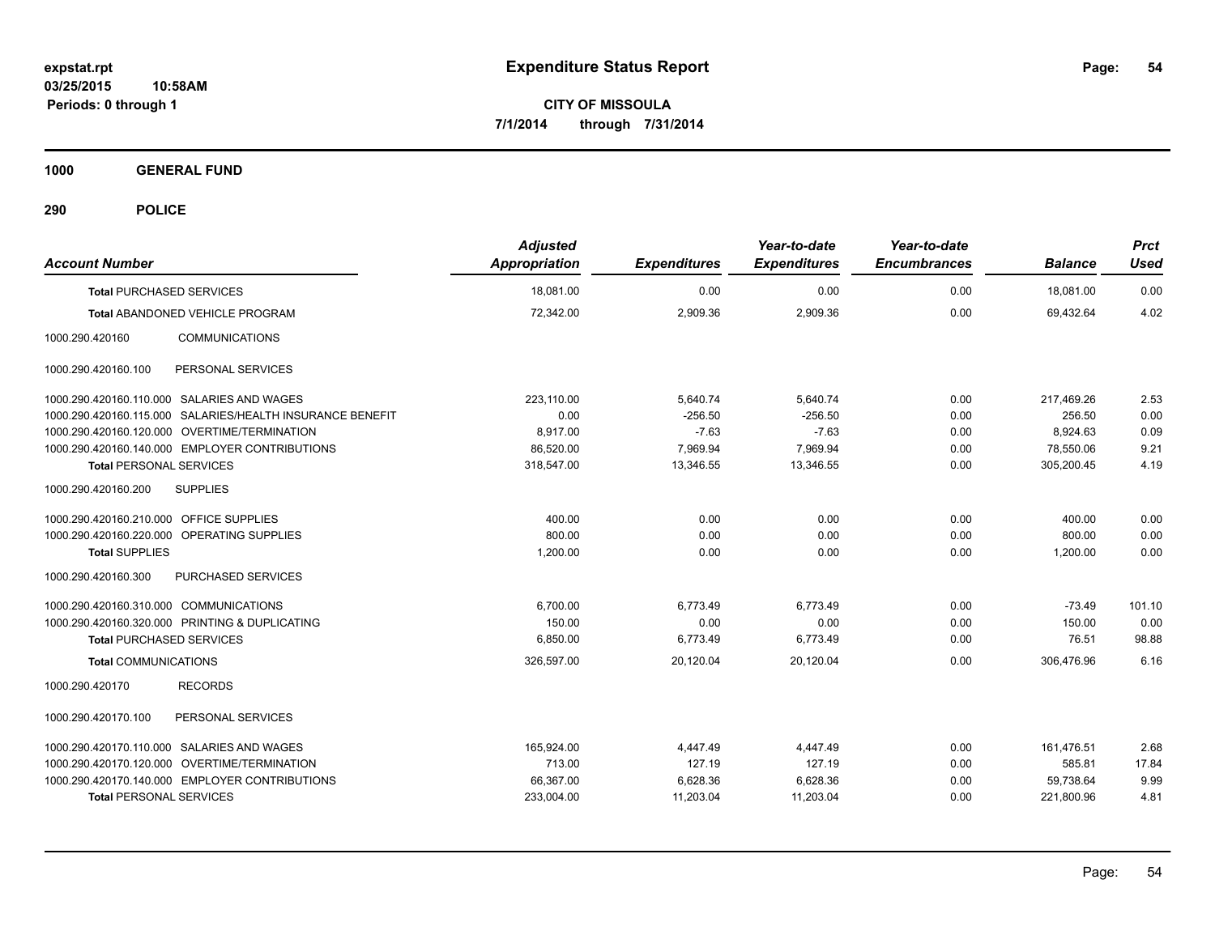**expstat.rpt**
**03/25/2015 10:58AM**
**Periods: 0 through 1**

# Expenditure Status Report

**CITY OF MISSOULA**
**7/1/2014 through 7/31/2014**

## 1000 GENERAL FUND

## 290 POLICE

| Account Number | | Adjusted Appropriation | Expenditures | Year-to-date Expenditures | Year-to-date Encumbrances | Balance | Prct Used |
|---|---|---|---|---|---|---|---|
| **Total** PURCHASED SERVICES | | 18,081.00 | 0.00 | 0.00 | 0.00 | 18,081.00 | 0.00 |
| **Total** ABANDONED VEHICLE PROGRAM | | 72,342.00 | 2,909.36 | 2,909.36 | 0.00 | 69,432.64 | 4.02 |
| 1000.290.420160 | COMMUNICATIONS | | | | | | |
| 1000.290.420160.100 | PERSONAL SERVICES | | | | | | |
| 1000.290.420160.110.000 | SALARIES AND WAGES | 223,110.00 | 5,640.74 | 5,640.74 | 0.00 | 217,469.26 | 2.53 |
| 1000.290.420160.115.000 | SALARIES/HEALTH INSURANCE BENEFIT | 0.00 | -256.50 | -256.50 | 0.00 | 256.50 | 0.00 |
| 1000.290.420160.120.000 | OVERTIME/TERMINATION | 8,917.00 | -7.63 | -7.63 | 0.00 | 8,924.63 | 0.09 |
| 1000.290.420160.140.000 | EMPLOYER CONTRIBUTIONS | 86,520.00 | 7,969.94 | 7,969.94 | 0.00 | 78,550.06 | 9.21 |
| **Total** PERSONAL SERVICES | | 318,547.00 | 13,346.55 | 13,346.55 | 0.00 | 305,200.45 | 4.19 |
| 1000.290.420160.200 | SUPPLIES | | | | | | |
| 1000.290.420160.210.000 | OFFICE SUPPLIES | 400.00 | 0.00 | 0.00 | 0.00 | 400.00 | 0.00 |
| 1000.290.420160.220.000 | OPERATING SUPPLIES | 800.00 | 0.00 | 0.00 | 0.00 | 800.00 | 0.00 |
| **Total** SUPPLIES | | 1,200.00 | 0.00 | 0.00 | 0.00 | 1,200.00 | 0.00 |
| 1000.290.420160.300 | PURCHASED SERVICES | | | | | | |
| 1000.290.420160.310.000 | COMMUNICATIONS | 6,700.00 | 6,773.49 | 6,773.49 | 0.00 | -73.49 | 101.10 |
| 1000.290.420160.320.000 | PRINTING & DUPLICATING | 150.00 | 0.00 | 0.00 | 0.00 | 150.00 | 0.00 |
| **Total** PURCHASED SERVICES | | 6,850.00 | 6,773.49 | 6,773.49 | 0.00 | 76.51 | 98.88 |
| **Total** COMMUNICATIONS | | 326,597.00 | 20,120.04 | 20,120.04 | 0.00 | 306,476.96 | 6.16 |
| 1000.290.420170 | RECORDS | | | | | | |
| 1000.290.420170.100 | PERSONAL SERVICES | | | | | | |
| 1000.290.420170.110.000 | SALARIES AND WAGES | 165,924.00 | 4,447.49 | 4,447.49 | 0.00 | 161,476.51 | 2.68 |
| 1000.290.420170.120.000 | OVERTIME/TERMINATION | 713.00 | 127.19 | 127.19 | 0.00 | 585.81 | 17.84 |
| 1000.290.420170.140.000 | EMPLOYER CONTRIBUTIONS | 66,367.00 | 6,628.36 | 6,628.36 | 0.00 | 59,738.64 | 9.99 |
| **Total** PERSONAL SERVICES | | 233,004.00 | 11,203.04 | 11,203.04 | 0.00 | 221,800.96 | 4.81 |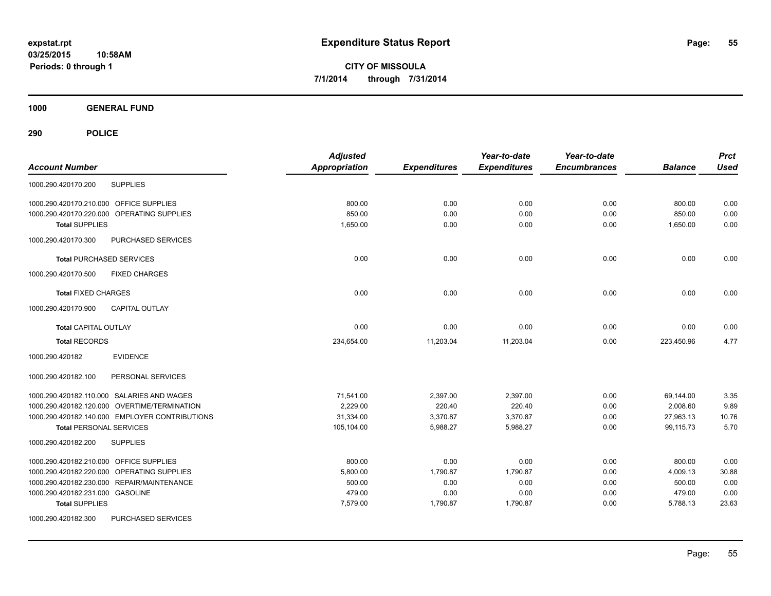# Expenditure Status Report

**CITY OF MISSOULA**

**7/1/2014 through 7/31/2014**

expstat.rpt
03/25/2015 10:58AM
Periods: 0 through 1

## 1000 GENERAL FUND

### 290 POLICE

| Account Number | | Adjusted Appropriation | Expenditures | Year-to-date Expenditures | Year-to-date Encumbrances | Balance | Prct Used |
|---|---|---|---|---|---|---|---|
| 1000.290.420170.200 | SUPPLIES | | | | | | |
| 1000.290.420170.210.000 | OFFICE SUPPLIES | 800.00 | 0.00 | 0.00 | 0.00 | 800.00 | 0.00 |
| 1000.290.420170.220.000 | OPERATING SUPPLIES | 850.00 | 0.00 | 0.00 | 0.00 | 850.00 | 0.00 |
| **Total** SUPPLIES | | 1,650.00 | 0.00 | 0.00 | 0.00 | 1,650.00 | 0.00 |
| 1000.290.420170.300 | PURCHASED SERVICES | | | | | | |
| **Total** PURCHASED SERVICES | | 0.00 | 0.00 | 0.00 | 0.00 | 0.00 | 0.00 |
| 1000.290.420170.500 | FIXED CHARGES | | | | | | |
| **Total** FIXED CHARGES | | 0.00 | 0.00 | 0.00 | 0.00 | 0.00 | 0.00 |
| 1000.290.420170.900 | CAPITAL OUTLAY | | | | | | |
| **Total** CAPITAL OUTLAY | | 0.00 | 0.00 | 0.00 | 0.00 | 0.00 | 0.00 |
| **Total** RECORDS | | 234,654.00 | 11,203.04 | 11,203.04 | 0.00 | 223,450.96 | 4.77 |
| 1000.290.420182 | EVIDENCE | | | | | | |
| 1000.290.420182.100 | PERSONAL SERVICES | | | | | | |
| 1000.290.420182.110.000 | SALARIES AND WAGES | 71,541.00 | 2,397.00 | 2,397.00 | 0.00 | 69,144.00 | 3.35 |
| 1000.290.420182.120.000 | OVERTIME/TERMINATION | 2,229.00 | 220.40 | 220.40 | 0.00 | 2,008.60 | 9.89 |
| 1000.290.420182.140.000 | EMPLOYER CONTRIBUTIONS | 31,334.00 | 3,370.87 | 3,370.87 | 0.00 | 27,963.13 | 10.76 |
| **Total** PERSONAL SERVICES | | 105,104.00 | 5,988.27 | 5,988.27 | 0.00 | 99,115.73 | 5.70 |
| 1000.290.420182.200 | SUPPLIES | | | | | | |
| 1000.290.420182.210.000 | OFFICE SUPPLIES | 800.00 | 0.00 | 0.00 | 0.00 | 800.00 | 0.00 |
| 1000.290.420182.220.000 | OPERATING SUPPLIES | 5,800.00 | 1,790.87 | 1,790.87 | 0.00 | 4,009.13 | 30.88 |
| 1000.290.420182.230.000 | REPAIR/MAINTENANCE | 500.00 | 0.00 | 0.00 | 0.00 | 500.00 | 0.00 |
| 1000.290.420182.231.000 | GASOLINE | 479.00 | 0.00 | 0.00 | 0.00 | 479.00 | 0.00 |
| **Total** SUPPLIES | | 7,579.00 | 1,790.87 | 1,790.87 | 0.00 | 5,788.13 | 23.63 |
| 1000.290.420182.300 | PURCHASED SERVICES | | | | | | |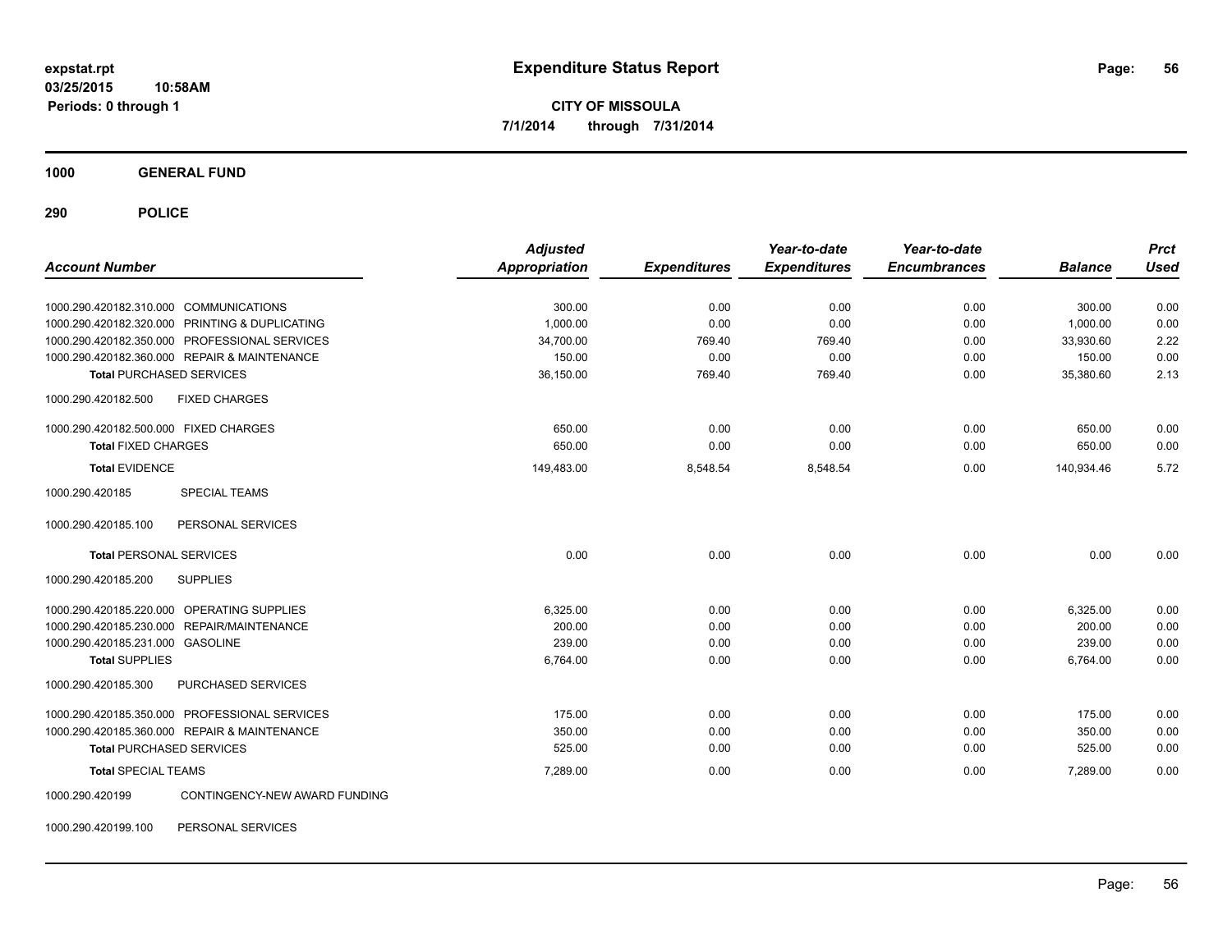# Expenditure Status Report

**CITY OF MISSOULA**

**7/1/2014 through 7/31/2014**

expstat.rpt
03/25/2015 10:58AM
Periods: 0 through 1

**1000 GENERAL FUND**

**290 POLICE**

| Account Number | | Adjusted Appropriation | Expenditures | Year-to-date Expenditures | Year-to-date Encumbrances | Balance | Prct Used |
|---|---|---|---|---|---|---|---|
| 1000.290.420182.310.000 | COMMUNICATIONS | 300.00 | 0.00 | 0.00 | 0.00 | 300.00 | 0.00 |
| 1000.290.420182.320.000 | PRINTING & DUPLICATING | 1,000.00 | 0.00 | 0.00 | 0.00 | 1,000.00 | 0.00 |
| 1000.290.420182.350.000 | PROFESSIONAL SERVICES | 34,700.00 | 769.40 | 769.40 | 0.00 | 33,930.60 | 2.22 |
| 1000.290.420182.360.000 | REPAIR & MAINTENANCE | 150.00 | 0.00 | 0.00 | 0.00 | 150.00 | 0.00 |
| **Total** PURCHASED SERVICES | | 36,150.00 | 769.40 | 769.40 | 0.00 | 35,380.60 | 2.13 |
| 1000.290.420182.500 | FIXED CHARGES | | | | | | |
| 1000.290.420182.500.000 | FIXED CHARGES | 650.00 | 0.00 | 0.00 | 0.00 | 650.00 | 0.00 |
| **Total** FIXED CHARGES | | 650.00 | 0.00 | 0.00 | 0.00 | 650.00 | 0.00 |
| **Total** EVIDENCE | | 149,483.00 | 8,548.54 | 8,548.54 | 0.00 | 140,934.46 | 5.72 |
| 1000.290.420185 | SPECIAL TEAMS | | | | | | |
| 1000.290.420185.100 | PERSONAL SERVICES | | | | | | |
| **Total** PERSONAL SERVICES | | 0.00 | 0.00 | 0.00 | 0.00 | 0.00 | 0.00 |
| 1000.290.420185.200 | SUPPLIES | | | | | | |
| 1000.290.420185.220.000 | OPERATING SUPPLIES | 6,325.00 | 0.00 | 0.00 | 0.00 | 6,325.00 | 0.00 |
| 1000.290.420185.230.000 | REPAIR/MAINTENANCE | 200.00 | 0.00 | 0.00 | 0.00 | 200.00 | 0.00 |
| 1000.290.420185.231.000 | GASOLINE | 239.00 | 0.00 | 0.00 | 0.00 | 239.00 | 0.00 |
| **Total** SUPPLIES | | 6,764.00 | 0.00 | 0.00 | 0.00 | 6,764.00 | 0.00 |
| 1000.290.420185.300 | PURCHASED SERVICES | | | | | | |
| 1000.290.420185.350.000 | PROFESSIONAL SERVICES | 175.00 | 0.00 | 0.00 | 0.00 | 175.00 | 0.00 |
| 1000.290.420185.360.000 | REPAIR & MAINTENANCE | 350.00 | 0.00 | 0.00 | 0.00 | 350.00 | 0.00 |
| **Total** PURCHASED SERVICES | | 525.00 | 0.00 | 0.00 | 0.00 | 525.00 | 0.00 |
| **Total** SPECIAL TEAMS | | 7,289.00 | 0.00 | 0.00 | 0.00 | 7,289.00 | 0.00 |
| 1000.290.420199 | CONTINGENCY-NEW AWARD FUNDING | | | | | | |
| 1000.290.420199.100 | PERSONAL SERVICES | | | | | | |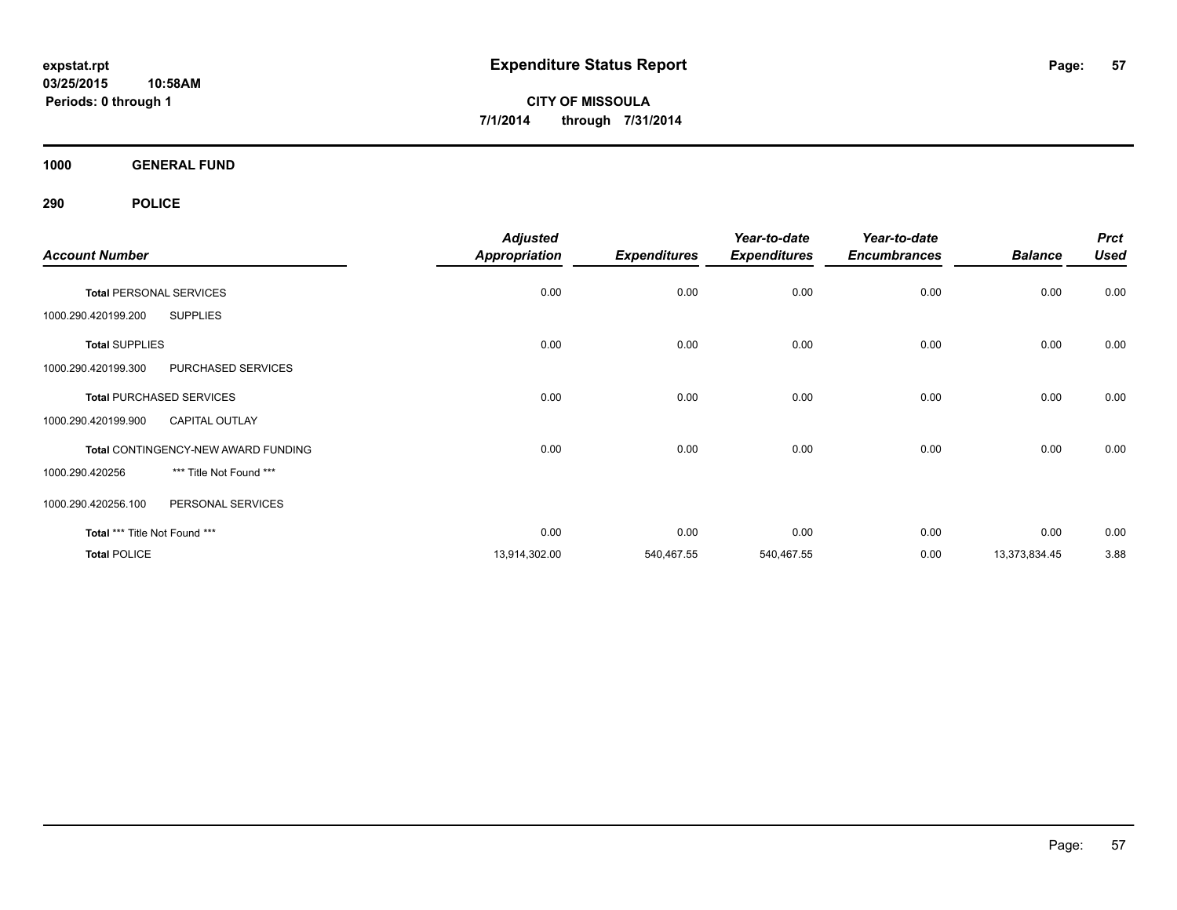**expstat.rpt**
**03/25/2015 10:58AM**
**Periods: 0 through 1**

# Expenditure Status Report

**CITY OF MISSOULA**
**7/1/2014 through 7/31/2014**

## 1000 GENERAL FUND

### 290 POLICE

| Account Number | | Adjusted Appropriation | Expenditures | Year-to-date Expenditures | Year-to-date Encumbrances | Balance | Prct Used |
|---|---|---|---|---|---|---|---|
| **Total** PERSONAL SERVICES | | 0.00 | 0.00 | 0.00 | 0.00 | 0.00 | 0.00 |
| 1000.290.420199.200 | SUPPLIES | | | | | | |
| **Total** SUPPLIES | | 0.00 | 0.00 | 0.00 | 0.00 | 0.00 | 0.00 |
| 1000.290.420199.300 | PURCHASED SERVICES | | | | | | |
| **Total** PURCHASED SERVICES | | 0.00 | 0.00 | 0.00 | 0.00 | 0.00 | 0.00 |
| 1000.290.420199.900 | CAPITAL OUTLAY | | | | | | |
| **Total** CONTINGENCY-NEW AWARD FUNDING | | 0.00 | 0.00 | 0.00 | 0.00 | 0.00 | 0.00 |
| 1000.290.420256 | *** Title Not Found *** | | | | | | |
| 1000.290.420256.100 | PERSONAL SERVICES | | | | | | |
| **Total** *** Title Not Found *** | | 0.00 | 0.00 | 0.00 | 0.00 | 0.00 | 0.00 |
| **Total** POLICE | | 13,914,302.00 | 540,467.55 | 540,467.55 | 0.00 | 13,373,834.45 | 3.88 |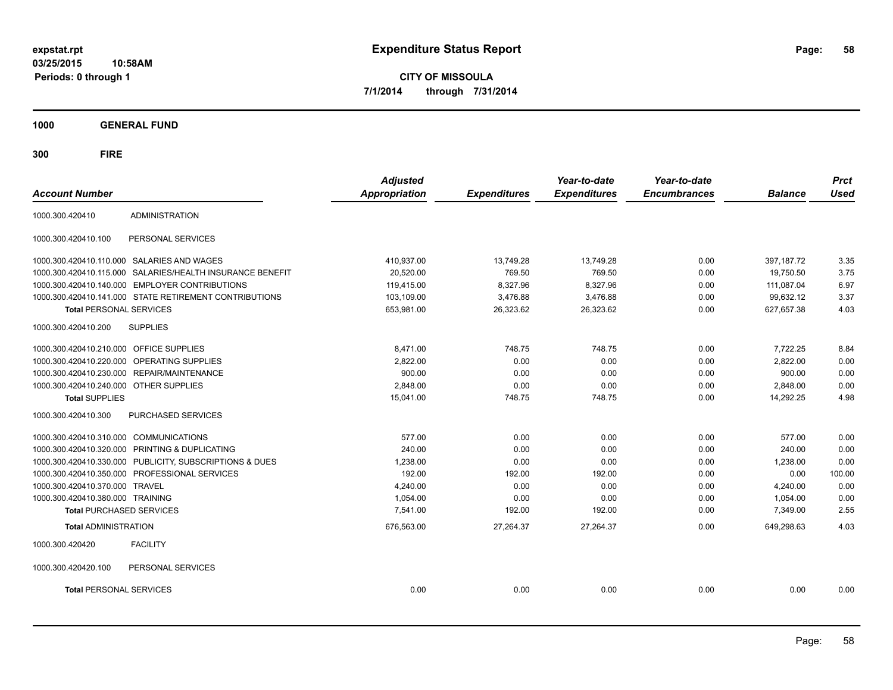# Expenditure Status Report

**CITY OF MISSOULA**
**7/1/2014 through 7/31/2014**

expstat.rpt
03/25/2015 10:58AM
Periods: 0 through 1

## 1000 GENERAL FUND

## 300 FIRE

| Account Number | | Adjusted Appropriation | Expenditures | Year-to-date Expenditures | Year-to-date Encumbrances | Balance | Prct Used |
|---|---|---|---|---|---|---|---|
| 1000.300.420410 | ADMINISTRATION | | | | | | |
| 1000.300.420410.100 | PERSONAL SERVICES | | | | | | |
| 1000.300.420410.110.000 | SALARIES AND WAGES | 410,937.00 | 13,749.28 | 13,749.28 | 0.00 | 397,187.72 | 3.35 |
| 1000.300.420410.115.000 | SALARIES/HEALTH INSURANCE BENEFIT | 20,520.00 | 769.50 | 769.50 | 0.00 | 19,750.50 | 3.75 |
| 1000.300.420410.140.000 | EMPLOYER CONTRIBUTIONS | 119,415.00 | 8,327.96 | 8,327.96 | 0.00 | 111,087.04 | 6.97 |
| 1000.300.420410.141.000 | STATE RETIREMENT CONTRIBUTIONS | 103,109.00 | 3,476.88 | 3,476.88 | 0.00 | 99,632.12 | 3.37 |
| **Total** PERSONAL SERVICES | | 653,981.00 | 26,323.62 | 26,323.62 | 0.00 | 627,657.38 | 4.03 |
| 1000.300.420410.200 | SUPPLIES | | | | | | |
| 1000.300.420410.210.000 | OFFICE SUPPLIES | 8,471.00 | 748.75 | 748.75 | 0.00 | 7,722.25 | 8.84 |
| 1000.300.420410.220.000 | OPERATING SUPPLIES | 2,822.00 | 0.00 | 0.00 | 0.00 | 2,822.00 | 0.00 |
| 1000.300.420410.230.000 | REPAIR/MAINTENANCE | 900.00 | 0.00 | 0.00 | 0.00 | 900.00 | 0.00 |
| 1000.300.420410.240.000 | OTHER SUPPLIES | 2,848.00 | 0.00 | 0.00 | 0.00 | 2,848.00 | 0.00 |
| **Total** SUPPLIES | | 15,041.00 | 748.75 | 748.75 | 0.00 | 14,292.25 | 4.98 |
| 1000.300.420410.300 | PURCHASED SERVICES | | | | | | |
| 1000.300.420410.310.000 | COMMUNICATIONS | 577.00 | 0.00 | 0.00 | 0.00 | 577.00 | 0.00 |
| 1000.300.420410.320.000 | PRINTING & DUPLICATING | 240.00 | 0.00 | 0.00 | 0.00 | 240.00 | 0.00 |
| 1000.300.420410.330.000 | PUBLICITY, SUBSCRIPTIONS & DUES | 1,238.00 | 0.00 | 0.00 | 0.00 | 1,238.00 | 0.00 |
| 1000.300.420410.350.000 | PROFESSIONAL SERVICES | 192.00 | 192.00 | 192.00 | 0.00 | 0.00 | 100.00 |
| 1000.300.420410.370.000 | TRAVEL | 4,240.00 | 0.00 | 0.00 | 0.00 | 4,240.00 | 0.00 |
| 1000.300.420410.380.000 | TRAINING | 1,054.00 | 0.00 | 0.00 | 0.00 | 1,054.00 | 0.00 |
| **Total** PURCHASED SERVICES | | 7,541.00 | 192.00 | 192.00 | 0.00 | 7,349.00 | 2.55 |
| **Total** ADMINISTRATION | | 676,563.00 | 27,264.37 | 27,264.37 | 0.00 | 649,298.63 | 4.03 |
| 1000.300.420420 | FACILITY | | | | | | |
| 1000.300.420420.100 | PERSONAL SERVICES | | | | | | |
| **Total** PERSONAL SERVICES | | 0.00 | 0.00 | 0.00 | 0.00 | 0.00 | 0.00 |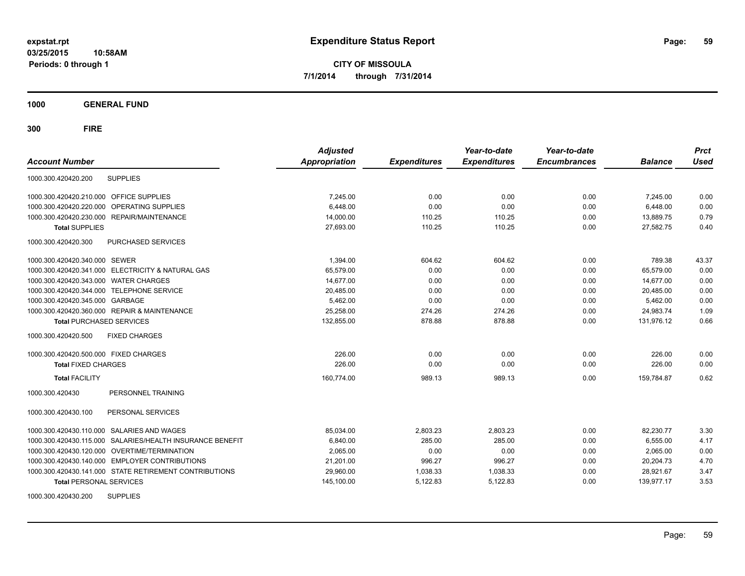**expstat.rpt**
**03/25/2015 10:58AM**
**Periods: 0 through 1**

# Expenditure Status Report

**CITY OF MISSOULA**
**7/1/2014 through 7/31/2014**

## 1000 GENERAL FUND

### 300 FIRE

| Account Number | | Adjusted Appropriation | Expenditures | Year-to-date Expenditures | Year-to-date Encumbrances | Balance | Prct Used |
|---|---|---|---|---|---|---|---|
| 1000.300.420420.200 | SUPPLIES | | | | | | |
| 1000.300.420420.210.000 | OFFICE SUPPLIES | 7,245.00 | 0.00 | 0.00 | 0.00 | 7,245.00 | 0.00 |
| 1000.300.420420.220.000 | OPERATING SUPPLIES | 6,448.00 | 0.00 | 0.00 | 0.00 | 6,448.00 | 0.00 |
| 1000.300.420420.230.000 | REPAIR/MAINTENANCE | 14,000.00 | 110.25 | 110.25 | 0.00 | 13,889.75 | 0.79 |
| **Total** SUPPLIES | | 27,693.00 | 110.25 | 110.25 | 0.00 | 27,582.75 | 0.40 |
| 1000.300.420420.300 | PURCHASED SERVICES | | | | | | |
| 1000.300.420420.340.000 | SEWER | 1,394.00 | 604.62 | 604.62 | 0.00 | 789.38 | 43.37 |
| 1000.300.420420.341.000 | ELECTRICITY & NATURAL GAS | 65,579.00 | 0.00 | 0.00 | 0.00 | 65,579.00 | 0.00 |
| 1000.300.420420.343.000 | WATER CHARGES | 14,677.00 | 0.00 | 0.00 | 0.00 | 14,677.00 | 0.00 |
| 1000.300.420420.344.000 | TELEPHONE SERVICE | 20,485.00 | 0.00 | 0.00 | 0.00 | 20,485.00 | 0.00 |
| 1000.300.420420.345.000 | GARBAGE | 5,462.00 | 0.00 | 0.00 | 0.00 | 5,462.00 | 0.00 |
| 1000.300.420420.360.000 | REPAIR & MAINTENANCE | 25,258.00 | 274.26 | 274.26 | 0.00 | 24,983.74 | 1.09 |
| **Total** PURCHASED SERVICES | | 132,855.00 | 878.88 | 878.88 | 0.00 | 131,976.12 | 0.66 |
| 1000.300.420420.500 | FIXED CHARGES | | | | | | |
| 1000.300.420420.500.000 | FIXED CHARGES | 226.00 | 0.00 | 0.00 | 0.00 | 226.00 | 0.00 |
| **Total** FIXED CHARGES | | 226.00 | 0.00 | 0.00 | 0.00 | 226.00 | 0.00 |
| **Total** FACILITY | | 160,774.00 | 989.13 | 989.13 | 0.00 | 159,784.87 | 0.62 |
| 1000.300.420430 | PERSONNEL TRAINING | | | | | | |
| 1000.300.420430.100 | PERSONAL SERVICES | | | | | | |
| 1000.300.420430.110.000 | SALARIES AND WAGES | 85,034.00 | 2,803.23 | 2,803.23 | 0.00 | 82,230.77 | 3.30 |
| 1000.300.420430.115.000 | SALARIES/HEALTH INSURANCE BENEFIT | 6,840.00 | 285.00 | 285.00 | 0.00 | 6,555.00 | 4.17 |
| 1000.300.420430.120.000 | OVERTIME/TERMINATION | 2,065.00 | 0.00 | 0.00 | 0.00 | 2,065.00 | 0.00 |
| 1000.300.420430.140.000 | EMPLOYER CONTRIBUTIONS | 21,201.00 | 996.27 | 996.27 | 0.00 | 20,204.73 | 4.70 |
| 1000.300.420430.141.000 | STATE RETIREMENT CONTRIBUTIONS | 29,960.00 | 1,038.33 | 1,038.33 | 0.00 | 28,921.67 | 3.47 |
| **Total** PERSONAL SERVICES | | 145,100.00 | 5,122.83 | 5,122.83 | 0.00 | 139,977.17 | 3.53 |
| 1000.300.420430.200 | SUPPLIES | | | | | | |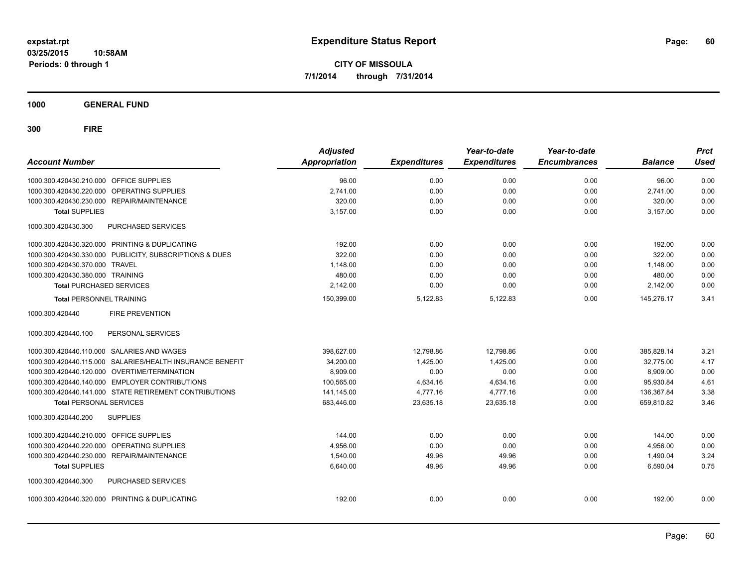**Expenditure Status Report**

**CITY OF MISSOULA**

**7/1/2014 through 7/31/2014**

expstat.rpt
03/25/2015 10:58AM
Periods: 0 through 1

**1000 GENERAL FUND**

**300 FIRE**

| Account Number | | Adjusted Appropriation | Expenditures | Year-to-date Expenditures | Year-to-date Encumbrances | Balance | Prct Used |
|---|---|---|---|---|---|---|---|
| 1000.300.420430.210.000 | OFFICE SUPPLIES | 96.00 | 0.00 | 0.00 | 0.00 | 96.00 | 0.00 |
| 1000.300.420430.220.000 | OPERATING SUPPLIES | 2,741.00 | 0.00 | 0.00 | 0.00 | 2,741.00 | 0.00 |
| 1000.300.420430.230.000 | REPAIR/MAINTENANCE | 320.00 | 0.00 | 0.00 | 0.00 | 320.00 | 0.00 |
| **Total** SUPPLIES | | 3,157.00 | 0.00 | 0.00 | 0.00 | 3,157.00 | 0.00 |
| 1000.300.420430.300 | PURCHASED SERVICES | | | | | | |
| 1000.300.420430.320.000 | PRINTING & DUPLICATING | 192.00 | 0.00 | 0.00 | 0.00 | 192.00 | 0.00 |
| 1000.300.420430.330.000 | PUBLICITY, SUBSCRIPTIONS & DUES | 322.00 | 0.00 | 0.00 | 0.00 | 322.00 | 0.00 |
| 1000.300.420430.370.000 | TRAVEL | 1,148.00 | 0.00 | 0.00 | 0.00 | 1,148.00 | 0.00 |
| 1000.300.420430.380.000 | TRAINING | 480.00 | 0.00 | 0.00 | 0.00 | 480.00 | 0.00 |
| **Total** PURCHASED SERVICES | | 2,142.00 | 0.00 | 0.00 | 0.00 | 2,142.00 | 0.00 |
| **Total** PERSONNEL TRAINING | | 150,399.00 | 5,122.83 | 5,122.83 | 0.00 | 145,276.17 | 3.41 |
| 1000.300.420440 | FIRE PREVENTION | | | | | | |
| 1000.300.420440.100 | PERSONAL SERVICES | | | | | | |
| 1000.300.420440.110.000 | SALARIES AND WAGES | 398,627.00 | 12,798.86 | 12,798.86 | 0.00 | 385,828.14 | 3.21 |
| 1000.300.420440.115.000 | SALARIES/HEALTH INSURANCE BENEFIT | 34,200.00 | 1,425.00 | 1,425.00 | 0.00 | 32,775.00 | 4.17 |
| 1000.300.420440.120.000 | OVERTIME/TERMINATION | 8,909.00 | 0.00 | 0.00 | 0.00 | 8,909.00 | 0.00 |
| 1000.300.420440.140.000 | EMPLOYER CONTRIBUTIONS | 100,565.00 | 4,634.16 | 4,634.16 | 0.00 | 95,930.84 | 4.61 |
| 1000.300.420440.141.000 | STATE RETIREMENT CONTRIBUTIONS | 141,145.00 | 4,777.16 | 4,777.16 | 0.00 | 136,367.84 | 3.38 |
| **Total** PERSONAL SERVICES | | 683,446.00 | 23,635.18 | 23,635.18 | 0.00 | 659,810.82 | 3.46 |
| 1000.300.420440.200 | SUPPLIES | | | | | | |
| 1000.300.420440.210.000 | OFFICE SUPPLIES | 144.00 | 0.00 | 0.00 | 0.00 | 144.00 | 0.00 |
| 1000.300.420440.220.000 | OPERATING SUPPLIES | 4,956.00 | 0.00 | 0.00 | 0.00 | 4,956.00 | 0.00 |
| 1000.300.420440.230.000 | REPAIR/MAINTENANCE | 1,540.00 | 49.96 | 49.96 | 0.00 | 1,490.04 | 3.24 |
| **Total** SUPPLIES | | 6,640.00 | 49.96 | 49.96 | 0.00 | 6,590.04 | 0.75 |
| 1000.300.420440.300 | PURCHASED SERVICES | | | | | | |
| 1000.300.420440.320.000 | PRINTING & DUPLICATING | 192.00 | 0.00 | 0.00 | 0.00 | 192.00 | 0.00 |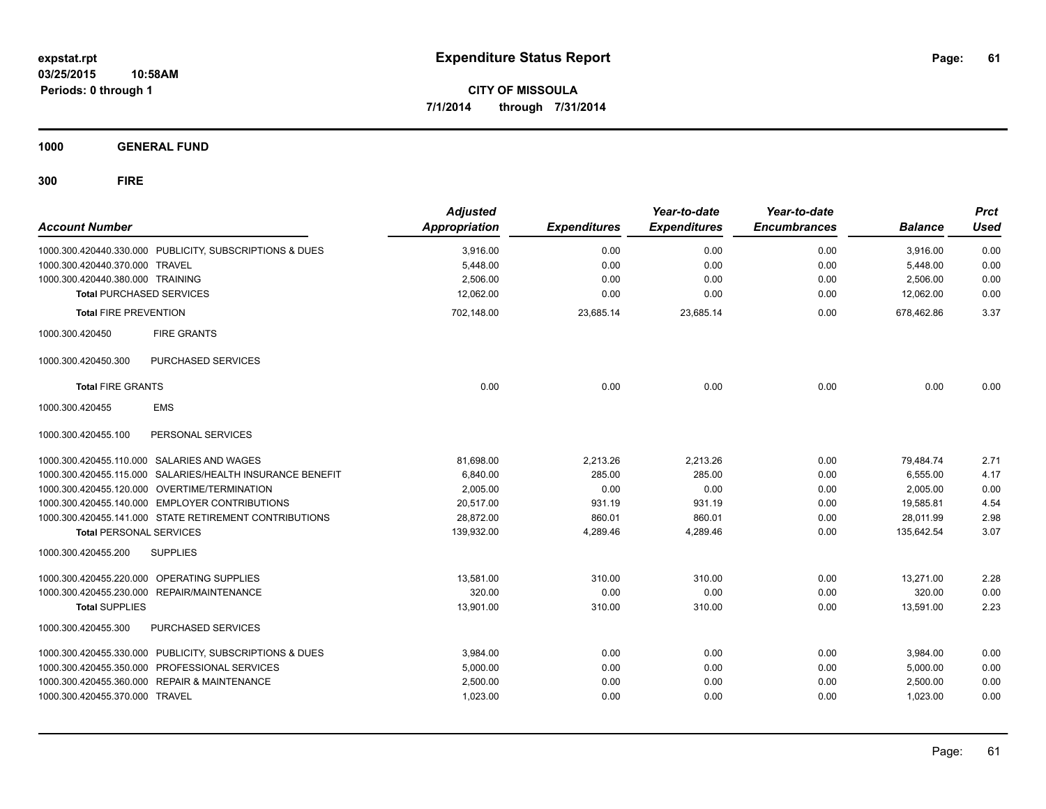**expstat.rpt**
**03/25/2015 10:58AM**
**Periods: 0 through 1**

# Expenditure Status Report

**CITY OF MISSOULA**
**7/1/2014 through 7/31/2014**

## 1000 GENERAL FUND

## 300 FIRE

| Account Number | | Adjusted Appropriation | Expenditures | Year-to-date Expenditures | Year-to-date Encumbrances | Balance | Prct Used |
|---|---|---|---|---|---|---|---|
| 1000.300.420440.330.000 | PUBLICITY, SUBSCRIPTIONS & DUES | 3,916.00 | 0.00 | 0.00 | 0.00 | 3,916.00 | 0.00 |
| 1000.300.420440.370.000 | TRAVEL | 5,448.00 | 0.00 | 0.00 | 0.00 | 5,448.00 | 0.00 |
| 1000.300.420440.380.000 | TRAINING | 2,506.00 | 0.00 | 0.00 | 0.00 | 2,506.00 | 0.00 |
| **Total** PURCHASED SERVICES | | 12,062.00 | 0.00 | 0.00 | 0.00 | 12,062.00 | 0.00 |
| **Total** FIRE PREVENTION | | 702,148.00 | 23,685.14 | 23,685.14 | 0.00 | 678,462.86 | 3.37 |
| 1000.300.420450 | FIRE GRANTS | | | | | | |
| 1000.300.420450.300 | PURCHASED SERVICES | | | | | | |
| **Total** FIRE GRANTS | | 0.00 | 0.00 | 0.00 | 0.00 | 0.00 | 0.00 |
| 1000.300.420455 | EMS | | | | | | |
| 1000.300.420455.100 | PERSONAL SERVICES | | | | | | |
| 1000.300.420455.110.000 | SALARIES AND WAGES | 81,698.00 | 2,213.26 | 2,213.26 | 0.00 | 79,484.74 | 2.71 |
| 1000.300.420455.115.000 | SALARIES/HEALTH INSURANCE BENEFIT | 6,840.00 | 285.00 | 285.00 | 0.00 | 6,555.00 | 4.17 |
| 1000.300.420455.120.000 | OVERTIME/TERMINATION | 2,005.00 | 0.00 | 0.00 | 0.00 | 2,005.00 | 0.00 |
| 1000.300.420455.140.000 | EMPLOYER CONTRIBUTIONS | 20,517.00 | 931.19 | 931.19 | 0.00 | 19,585.81 | 4.54 |
| 1000.300.420455.141.000 | STATE RETIREMENT CONTRIBUTIONS | 28,872.00 | 860.01 | 860.01 | 0.00 | 28,011.99 | 2.98 |
| **Total** PERSONAL SERVICES | | 139,932.00 | 4,289.46 | 4,289.46 | 0.00 | 135,642.54 | 3.07 |
| 1000.300.420455.200 | SUPPLIES | | | | | | |
| 1000.300.420455.220.000 | OPERATING SUPPLIES | 13,581.00 | 310.00 | 310.00 | 0.00 | 13,271.00 | 2.28 |
| 1000.300.420455.230.000 | REPAIR/MAINTENANCE | 320.00 | 0.00 | 0.00 | 0.00 | 320.00 | 0.00 |
| **Total** SUPPLIES | | 13,901.00 | 310.00 | 310.00 | 0.00 | 13,591.00 | 2.23 |
| 1000.300.420455.300 | PURCHASED SERVICES | | | | | | |
| 1000.300.420455.330.000 | PUBLICITY, SUBSCRIPTIONS & DUES | 3,984.00 | 0.00 | 0.00 | 0.00 | 3,984.00 | 0.00 |
| 1000.300.420455.350.000 | PROFESSIONAL SERVICES | 5,000.00 | 0.00 | 0.00 | 0.00 | 5,000.00 | 0.00 |
| 1000.300.420455.360.000 | REPAIR & MAINTENANCE | 2,500.00 | 0.00 | 0.00 | 0.00 | 2,500.00 | 0.00 |
| 1000.300.420455.370.000 | TRAVEL | 1,023.00 | 0.00 | 0.00 | 0.00 | 1,023.00 | 0.00 |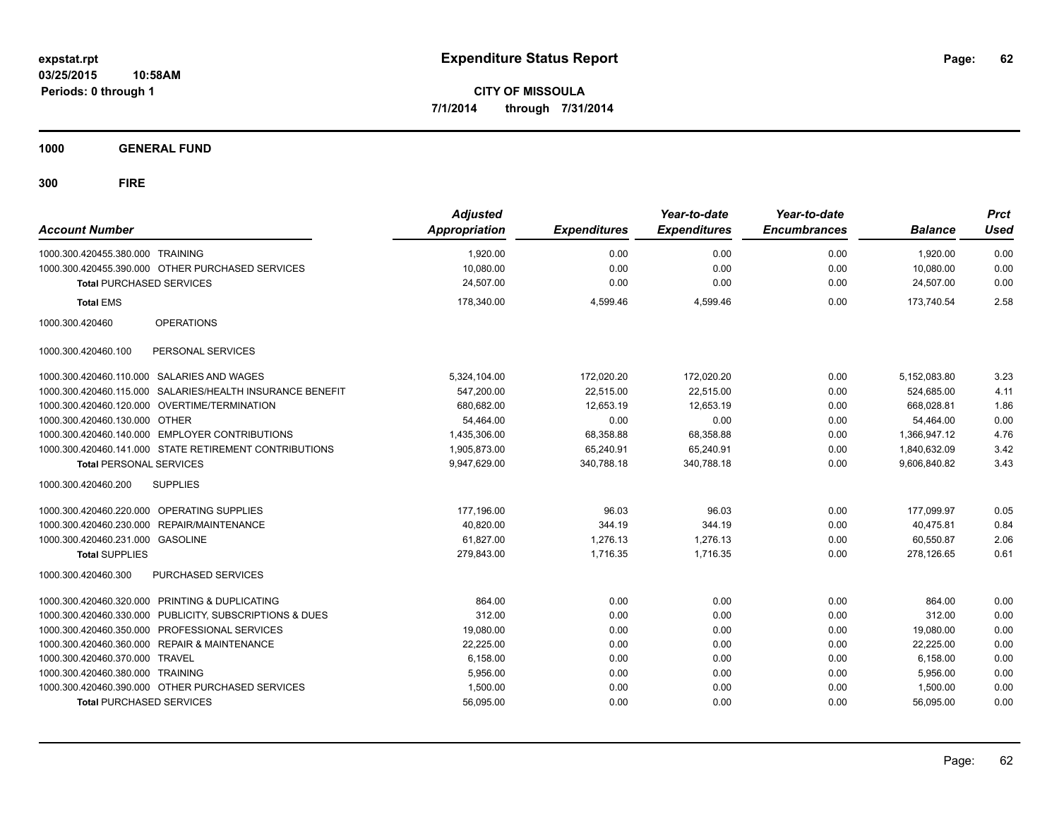**expstat.rpt**
**03/25/2015 10:58AM**
**Periods: 0 through 1**

# Expenditure Status Report

**CITY OF MISSOULA**
**7/1/2014 through 7/31/2014**

## 1000 GENERAL FUND

## 300 FIRE

| Account Number | | *Adjusted Appropriation* | *Expenditures* | *Year-to-date Expenditures* | *Year-to-date Encumbrances* | *Balance* | *Prct Used* |
|---|---|---|---|---|---|---|---|
| 1000.300.420455.380.000 | TRAINING | 1,920.00 | 0.00 | 0.00 | 0.00 | 1,920.00 | 0.00 |
| 1000.300.420455.390.000 | OTHER PURCHASED SERVICES | 10,080.00 | 0.00 | 0.00 | 0.00 | 10,080.00 | 0.00 |
| **Total** PURCHASED SERVICES | | 24,507.00 | 0.00 | 0.00 | 0.00 | 24,507.00 | 0.00 |
| **Total** EMS | | 178,340.00 | 4,599.46 | 4,599.46 | 0.00 | 173,740.54 | 2.58 |
| 1000.300.420460 | OPERATIONS | | | | | | |
| 1000.300.420460.100 | PERSONAL SERVICES | | | | | | |
| 1000.300.420460.110.000 | SALARIES AND WAGES | 5,324,104.00 | 172,020.20 | 172,020.20 | 0.00 | 5,152,083.80 | 3.23 |
| 1000.300.420460.115.000 | SALARIES/HEALTH INSURANCE BENEFIT | 547,200.00 | 22,515.00 | 22,515.00 | 0.00 | 524,685.00 | 4.11 |
| 1000.300.420460.120.000 | OVERTIME/TERMINATION | 680,682.00 | 12,653.19 | 12,653.19 | 0.00 | 668,028.81 | 1.86 |
| 1000.300.420460.130.000 | OTHER | 54,464.00 | 0.00 | 0.00 | 0.00 | 54,464.00 | 0.00 |
| 1000.300.420460.140.000 | EMPLOYER CONTRIBUTIONS | 1,435,306.00 | 68,358.88 | 68,358.88 | 0.00 | 1,366,947.12 | 4.76 |
| 1000.300.420460.141.000 | STATE RETIREMENT CONTRIBUTIONS | 1,905,873.00 | 65,240.91 | 65,240.91 | 0.00 | 1,840,632.09 | 3.42 |
| **Total** PERSONAL SERVICES | | 9,947,629.00 | 340,788.18 | 340,788.18 | 0.00 | 9,606,840.82 | 3.43 |
| 1000.300.420460.200 | SUPPLIES | | | | | | |
| 1000.300.420460.220.000 | OPERATING SUPPLIES | 177,196.00 | 96.03 | 96.03 | 0.00 | 177,099.97 | 0.05 |
| 1000.300.420460.230.000 | REPAIR/MAINTENANCE | 40,820.00 | 344.19 | 344.19 | 0.00 | 40,475.81 | 0.84 |
| 1000.300.420460.231.000 | GASOLINE | 61,827.00 | 1,276.13 | 1,276.13 | 0.00 | 60,550.87 | 2.06 |
| **Total** SUPPLIES | | 279,843.00 | 1,716.35 | 1,716.35 | 0.00 | 278,126.65 | 0.61 |
| 1000.300.420460.300 | PURCHASED SERVICES | | | | | | |
| 1000.300.420460.320.000 | PRINTING & DUPLICATING | 864.00 | 0.00 | 0.00 | 0.00 | 864.00 | 0.00 |
| 1000.300.420460.330.000 | PUBLICITY, SUBSCRIPTIONS & DUES | 312.00 | 0.00 | 0.00 | 0.00 | 312.00 | 0.00 |
| 1000.300.420460.350.000 | PROFESSIONAL SERVICES | 19,080.00 | 0.00 | 0.00 | 0.00 | 19,080.00 | 0.00 |
| 1000.300.420460.360.000 | REPAIR & MAINTENANCE | 22,225.00 | 0.00 | 0.00 | 0.00 | 22,225.00 | 0.00 |
| 1000.300.420460.370.000 | TRAVEL | 6,158.00 | 0.00 | 0.00 | 0.00 | 6,158.00 | 0.00 |
| 1000.300.420460.380.000 | TRAINING | 5,956.00 | 0.00 | 0.00 | 0.00 | 5,956.00 | 0.00 |
| 1000.300.420460.390.000 | OTHER PURCHASED SERVICES | 1,500.00 | 0.00 | 0.00 | 0.00 | 1,500.00 | 0.00 |
| **Total** PURCHASED SERVICES | | 56,095.00 | 0.00 | 0.00 | 0.00 | 56,095.00 | 0.00 |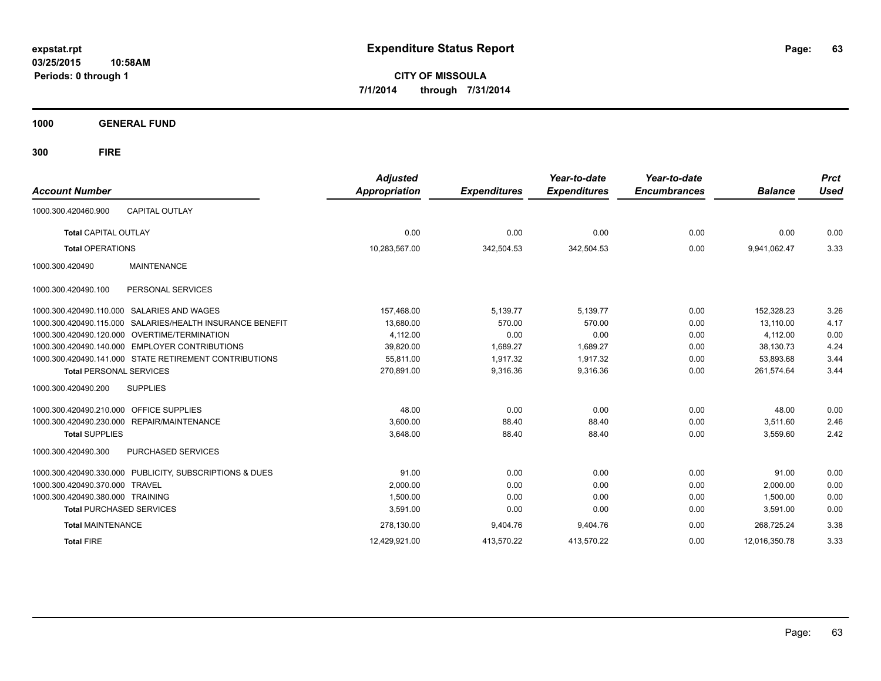**expstat.rpt**
**03/25/2015 10:58AM**
**Periods: 0 through 1**

# Expenditure Status Report

**CITY OF MISSOULA**
**7/1/2014 through 7/31/2014**

## 1000 GENERAL FUND

## 300 FIRE

| Account Number | | Adjusted Appropriation | Expenditures | Year-to-date Expenditures | Year-to-date Encumbrances | Balance | Prct Used |
|---|---|---|---|---|---|---|---|
| 1000.300.420460.900 | CAPITAL OUTLAY | | | | | | |
| **Total** CAPITAL OUTLAY | | 0.00 | 0.00 | 0.00 | 0.00 | 0.00 | 0.00 |
| **Total** OPERATIONS | | 10,283,567.00 | 342,504.53 | 342,504.53 | 0.00 | 9,941,062.47 | 3.33 |
| 1000.300.420490 | MAINTENANCE | | | | | | |
| 1000.300.420490.100 | PERSONAL SERVICES | | | | | | |
| 1000.300.420490.110.000 | SALARIES AND WAGES | 157,468.00 | 5,139.77 | 5,139.77 | 0.00 | 152,328.23 | 3.26 |
| 1000.300.420490.115.000 | SALARIES/HEALTH INSURANCE BENEFIT | 13,680.00 | 570.00 | 570.00 | 0.00 | 13,110.00 | 4.17 |
| 1000.300.420490.120.000 | OVERTIME/TERMINATION | 4,112.00 | 0.00 | 0.00 | 0.00 | 4,112.00 | 0.00 |
| 1000.300.420490.140.000 | EMPLOYER CONTRIBUTIONS | 39,820.00 | 1,689.27 | 1,689.27 | 0.00 | 38,130.73 | 4.24 |
| 1000.300.420490.141.000 | STATE RETIREMENT CONTRIBUTIONS | 55,811.00 | 1,917.32 | 1,917.32 | 0.00 | 53,893.68 | 3.44 |
| **Total** PERSONAL SERVICES | | 270,891.00 | 9,316.36 | 9,316.36 | 0.00 | 261,574.64 | 3.44 |
| 1000.300.420490.200 | SUPPLIES | | | | | | |
| 1000.300.420490.210.000 | OFFICE SUPPLIES | 48.00 | 0.00 | 0.00 | 0.00 | 48.00 | 0.00 |
| 1000.300.420490.230.000 | REPAIR/MAINTENANCE | 3,600.00 | 88.40 | 88.40 | 0.00 | 3,511.60 | 2.46 |
| **Total** SUPPLIES | | 3,648.00 | 88.40 | 88.40 | 0.00 | 3,559.60 | 2.42 |
| 1000.300.420490.300 | PURCHASED SERVICES | | | | | | |
| 1000.300.420490.330.000 | PUBLICITY, SUBSCRIPTIONS & DUES | 91.00 | 0.00 | 0.00 | 0.00 | 91.00 | 0.00 |
| 1000.300.420490.370.000 | TRAVEL | 2,000.00 | 0.00 | 0.00 | 0.00 | 2,000.00 | 0.00 |
| 1000.300.420490.380.000 | TRAINING | 1,500.00 | 0.00 | 0.00 | 0.00 | 1,500.00 | 0.00 |
| **Total** PURCHASED SERVICES | | 3,591.00 | 0.00 | 0.00 | 0.00 | 3,591.00 | 0.00 |
| **Total** MAINTENANCE | | 278,130.00 | 9,404.76 | 9,404.76 | 0.00 | 268,725.24 | 3.38 |
| **Total** FIRE | | 12,429,921.00 | 413,570.22 | 413,570.22 | 0.00 | 12,016,350.78 | 3.33 |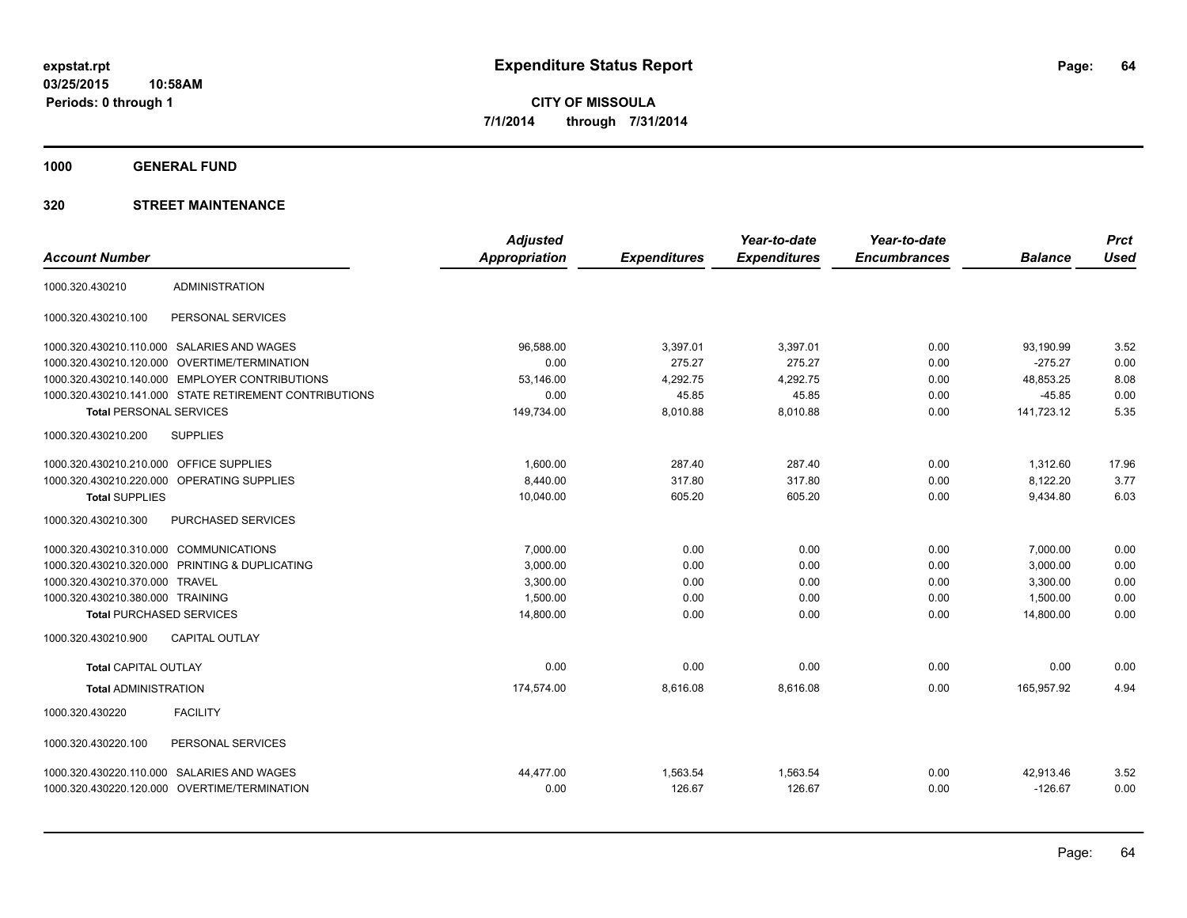**expstat.rpt**
**03/25/2015 10:58AM**
**Periods: 0 through 1**

# Expenditure Status Report

**CITY OF MISSOULA**
**7/1/2014 through 7/31/2014**

## 1000 GENERAL FUND

## 320 STREET MAINTENANCE

| Account Number | | Adjusted Appropriation | Expenditures | Year-to-date Expenditures | Year-to-date Encumbrances | Balance | Prct Used |
|---|---|---|---|---|---|---|---|
| 1000.320.430210 | ADMINISTRATION | | | | | | |
| 1000.320.430210.100 | PERSONAL SERVICES | | | | | | |
| 1000.320.430210.110.000 | SALARIES AND WAGES | 96,588.00 | 3,397.01 | 3,397.01 | 0.00 | 93,190.99 | 3.52 |
| 1000.320.430210.120.000 | OVERTIME/TERMINATION | 0.00 | 275.27 | 275.27 | 0.00 | -275.27 | 0.00 |
| 1000.320.430210.140.000 | EMPLOYER CONTRIBUTIONS | 53,146.00 | 4,292.75 | 4,292.75 | 0.00 | 48,853.25 | 8.08 |
| 1000.320.430210.141.000 | STATE RETIREMENT CONTRIBUTIONS | 0.00 | 45.85 | 45.85 | 0.00 | -45.85 | 0.00 |
| **Total** PERSONAL SERVICES | | 149,734.00 | 8,010.88 | 8,010.88 | 0.00 | 141,723.12 | 5.35 |
| 1000.320.430210.200 | SUPPLIES | | | | | | |
| 1000.320.430210.210.000 | OFFICE SUPPLIES | 1,600.00 | 287.40 | 287.40 | 0.00 | 1,312.60 | 17.96 |
| 1000.320.430210.220.000 | OPERATING SUPPLIES | 8,440.00 | 317.80 | 317.80 | 0.00 | 8,122.20 | 3.77 |
| **Total** SUPPLIES | | 10,040.00 | 605.20 | 605.20 | 0.00 | 9,434.80 | 6.03 |
| 1000.320.430210.300 | PURCHASED SERVICES | | | | | | |
| 1000.320.430210.310.000 | COMMUNICATIONS | 7,000.00 | 0.00 | 0.00 | 0.00 | 7,000.00 | 0.00 |
| 1000.320.430210.320.000 | PRINTING & DUPLICATING | 3,000.00 | 0.00 | 0.00 | 0.00 | 3,000.00 | 0.00 |
| 1000.320.430210.370.000 | TRAVEL | 3,300.00 | 0.00 | 0.00 | 0.00 | 3,300.00 | 0.00 |
| 1000.320.430210.380.000 | TRAINING | 1,500.00 | 0.00 | 0.00 | 0.00 | 1,500.00 | 0.00 |
| **Total** PURCHASED SERVICES | | 14,800.00 | 0.00 | 0.00 | 0.00 | 14,800.00 | 0.00 |
| 1000.320.430210.900 | CAPITAL OUTLAY | | | | | | |
| **Total** CAPITAL OUTLAY | | 0.00 | 0.00 | 0.00 | 0.00 | 0.00 | 0.00 |
| **Total** ADMINISTRATION | | 174,574.00 | 8,616.08 | 8,616.08 | 0.00 | 165,957.92 | 4.94 |
| 1000.320.430220 | FACILITY | | | | | | |
| 1000.320.430220.100 | PERSONAL SERVICES | | | | | | |
| 1000.320.430220.110.000 | SALARIES AND WAGES | 44,477.00 | 1,563.54 | 1,563.54 | 0.00 | 42,913.46 | 3.52 |
| 1000.320.430220.120.000 | OVERTIME/TERMINATION | 0.00 | 126.67 | 126.67 | 0.00 | -126.67 | 0.00 |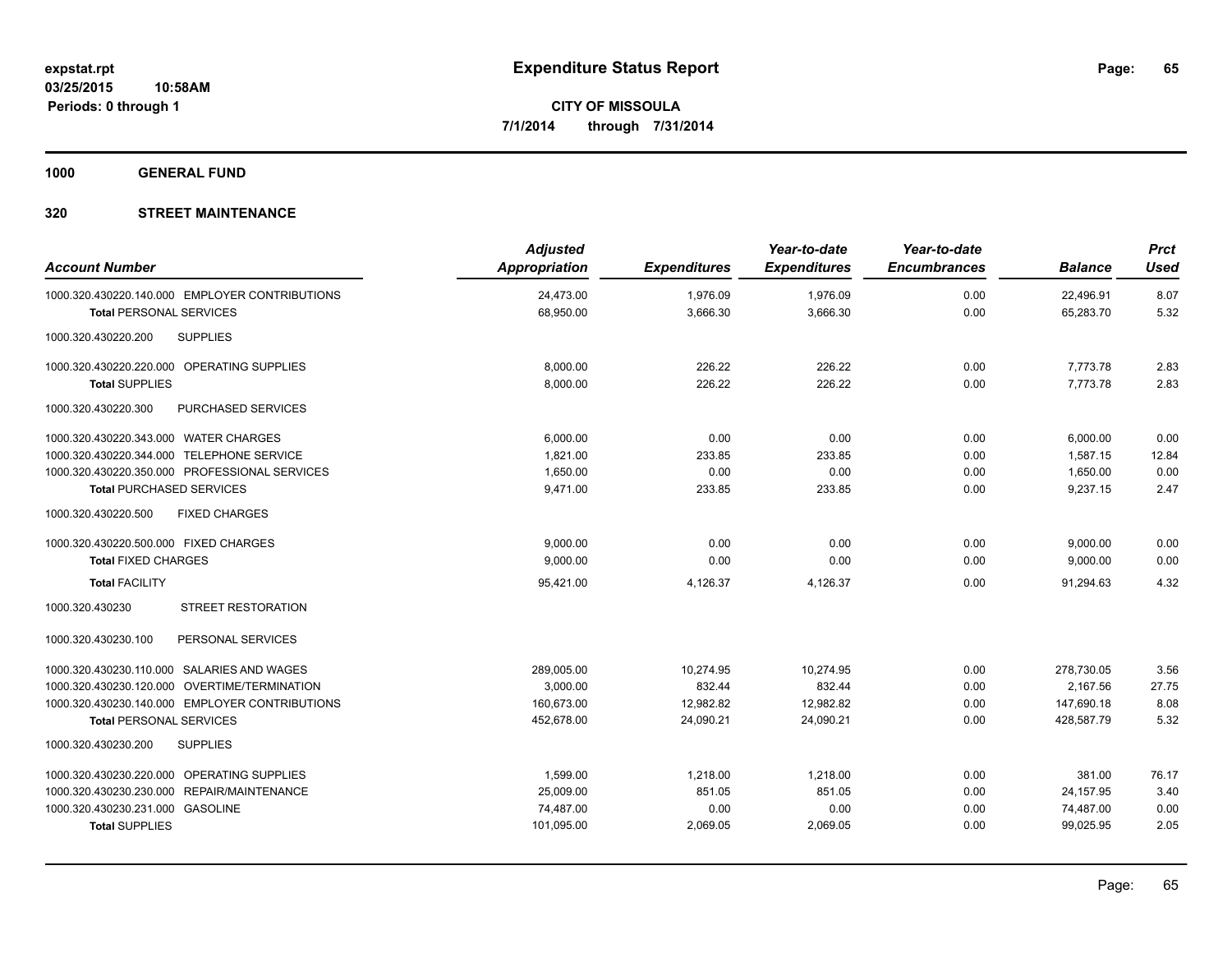# Expenditure Status Report

**CITY OF MISSOULA**
**7/1/2014 through 7/31/2014**

**Periods: 0 through 1**

**1000 GENERAL FUND**

**320 STREET MAINTENANCE**

| Account Number | Adjusted Appropriation | Expenditures | Year-to-date Expenditures | Year-to-date Encumbrances | Balance | Prct Used |
|---|---|---|---|---|---|---|
| 1000.320.430220.140.000 EMPLOYER CONTRIBUTIONS | 24,473.00 | 1,976.09 | 1,976.09 | 0.00 | 22,496.91 | 8.07 |
| **Total** PERSONAL SERVICES | 68,950.00 | 3,666.30 | 3,666.30 | 0.00 | 65,283.70 | 5.32 |
| 1000.320.430220.200 SUPPLIES | | | | | | |
| 1000.320.430220.220.000 OPERATING SUPPLIES | 8,000.00 | 226.22 | 226.22 | 0.00 | 7,773.78 | 2.83 |
| **Total** SUPPLIES | 8,000.00 | 226.22 | 226.22 | 0.00 | 7,773.78 | 2.83 |
| 1000.320.430220.300 PURCHASED SERVICES | | | | | | |
| 1000.320.430220.343.000 WATER CHARGES | 6,000.00 | 0.00 | 0.00 | 0.00 | 6,000.00 | 0.00 |
| 1000.320.430220.344.000 TELEPHONE SERVICE | 1,821.00 | 233.85 | 233.85 | 0.00 | 1,587.15 | 12.84 |
| 1000.320.430220.350.000 PROFESSIONAL SERVICES | 1,650.00 | 0.00 | 0.00 | 0.00 | 1,650.00 | 0.00 |
| **Total** PURCHASED SERVICES | 9,471.00 | 233.85 | 233.85 | 0.00 | 9,237.15 | 2.47 |
| 1000.320.430220.500 FIXED CHARGES | | | | | | |
| 1000.320.430220.500.000 FIXED CHARGES | 9,000.00 | 0.00 | 0.00 | 0.00 | 9,000.00 | 0.00 |
| **Total** FIXED CHARGES | 9,000.00 | 0.00 | 0.00 | 0.00 | 9,000.00 | 0.00 |
| **Total** FACILITY | 95,421.00 | 4,126.37 | 4,126.37 | 0.00 | 91,294.63 | 4.32 |
| 1000.320.430230 STREET RESTORATION | | | | | | |
| 1000.320.430230.100 PERSONAL SERVICES | | | | | | |
| 1000.320.430230.110.000 SALARIES AND WAGES | 289,005.00 | 10,274.95 | 10,274.95 | 0.00 | 278,730.05 | 3.56 |
| 1000.320.430230.120.000 OVERTIME/TERMINATION | 3,000.00 | 832.44 | 832.44 | 0.00 | 2,167.56 | 27.75 |
| 1000.320.430230.140.000 EMPLOYER CONTRIBUTIONS | 160,673.00 | 12,982.82 | 12,982.82 | 0.00 | 147,690.18 | 8.08 |
| **Total** PERSONAL SERVICES | 452,678.00 | 24,090.21 | 24,090.21 | 0.00 | 428,587.79 | 5.32 |
| 1000.320.430230.200 SUPPLIES | | | | | | |
| 1000.320.430230.220.000 OPERATING SUPPLIES | 1,599.00 | 1,218.00 | 1,218.00 | 0.00 | 381.00 | 76.17 |
| 1000.320.430230.230.000 REPAIR/MAINTENANCE | 25,009.00 | 851.05 | 851.05 | 0.00 | 24,157.95 | 3.40 |
| 1000.320.430230.231.000 GASOLINE | 74,487.00 | 0.00 | 0.00 | 0.00 | 74,487.00 | 0.00 |
| **Total** SUPPLIES | 101,095.00 | 2,069.05 | 2,069.05 | 0.00 | 99,025.95 | 2.05 |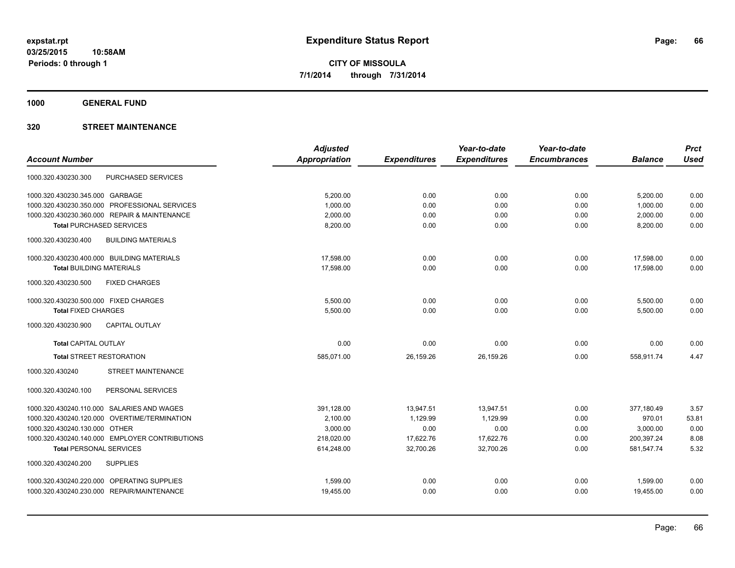# Expenditure Status Report

**CITY OF MISSOULA**

**7/1/2014 through 7/31/2014**

expstat.rpt
03/25/2015 10:58AM
Periods: 0 through 1

## 1000 GENERAL FUND

### 320 STREET MAINTENANCE

| Account Number | | Adjusted Appropriation | Expenditures | Year-to-date Expenditures | Year-to-date Encumbrances | Balance | Prct Used |
|---|---|---|---|---|---|---|---|
| 1000.320.430230.300 | PURCHASED SERVICES | | | | | | |
| 1000.320.430230.345.000 | GARBAGE | 5,200.00 | 0.00 | 0.00 | 0.00 | 5,200.00 | 0.00 |
| 1000.320.430230.350.000 | PROFESSIONAL SERVICES | 1,000.00 | 0.00 | 0.00 | 0.00 | 1,000.00 | 0.00 |
| 1000.320.430230.360.000 | REPAIR & MAINTENANCE | 2,000.00 | 0.00 | 0.00 | 0.00 | 2,000.00 | 0.00 |
| **Total** PURCHASED SERVICES | | 8,200.00 | 0.00 | 0.00 | 0.00 | 8,200.00 | 0.00 |
| 1000.320.430230.400 | BUILDING MATERIALS | | | | | | |
| 1000.320.430230.400.000 | BUILDING MATERIALS | 17,598.00 | 0.00 | 0.00 | 0.00 | 17,598.00 | 0.00 |
| **Total** BUILDING MATERIALS | | 17,598.00 | 0.00 | 0.00 | 0.00 | 17,598.00 | 0.00 |
| 1000.320.430230.500 | FIXED CHARGES | | | | | | |
| 1000.320.430230.500.000 | FIXED CHARGES | 5,500.00 | 0.00 | 0.00 | 0.00 | 5,500.00 | 0.00 |
| **Total** FIXED CHARGES | | 5,500.00 | 0.00 | 0.00 | 0.00 | 5,500.00 | 0.00 |
| 1000.320.430230.900 | CAPITAL OUTLAY | | | | | | |
| **Total** CAPITAL OUTLAY | | 0.00 | 0.00 | 0.00 | 0.00 | 0.00 | 0.00 |
| **Total** STREET RESTORATION | | 585,071.00 | 26,159.26 | 26,159.26 | 0.00 | 558,911.74 | 4.47 |
| 1000.320.430240 | STREET MAINTENANCE | | | | | | |
| 1000.320.430240.100 | PERSONAL SERVICES | | | | | | |
| 1000.320.430240.110.000 | SALARIES AND WAGES | 391,128.00 | 13,947.51 | 13,947.51 | 0.00 | 377,180.49 | 3.57 |
| 1000.320.430240.120.000 | OVERTIME/TERMINATION | 2,100.00 | 1,129.99 | 1,129.99 | 0.00 | 970.01 | 53.81 |
| 1000.320.430240.130.000 | OTHER | 3,000.00 | 0.00 | 0.00 | 0.00 | 3,000.00 | 0.00 |
| 1000.320.430240.140.000 | EMPLOYER CONTRIBUTIONS | 218,020.00 | 17,622.76 | 17,622.76 | 0.00 | 200,397.24 | 8.08 |
| **Total** PERSONAL SERVICES | | 614,248.00 | 32,700.26 | 32,700.26 | 0.00 | 581,547.74 | 5.32 |
| 1000.320.430240.200 | SUPPLIES | | | | | | |
| 1000.320.430240.220.000 | OPERATING SUPPLIES | 1,599.00 | 0.00 | 0.00 | 0.00 | 1,599.00 | 0.00 |
| 1000.320.430240.230.000 | REPAIR/MAINTENANCE | 19,455.00 | 0.00 | 0.00 | 0.00 | 19,455.00 | 0.00 |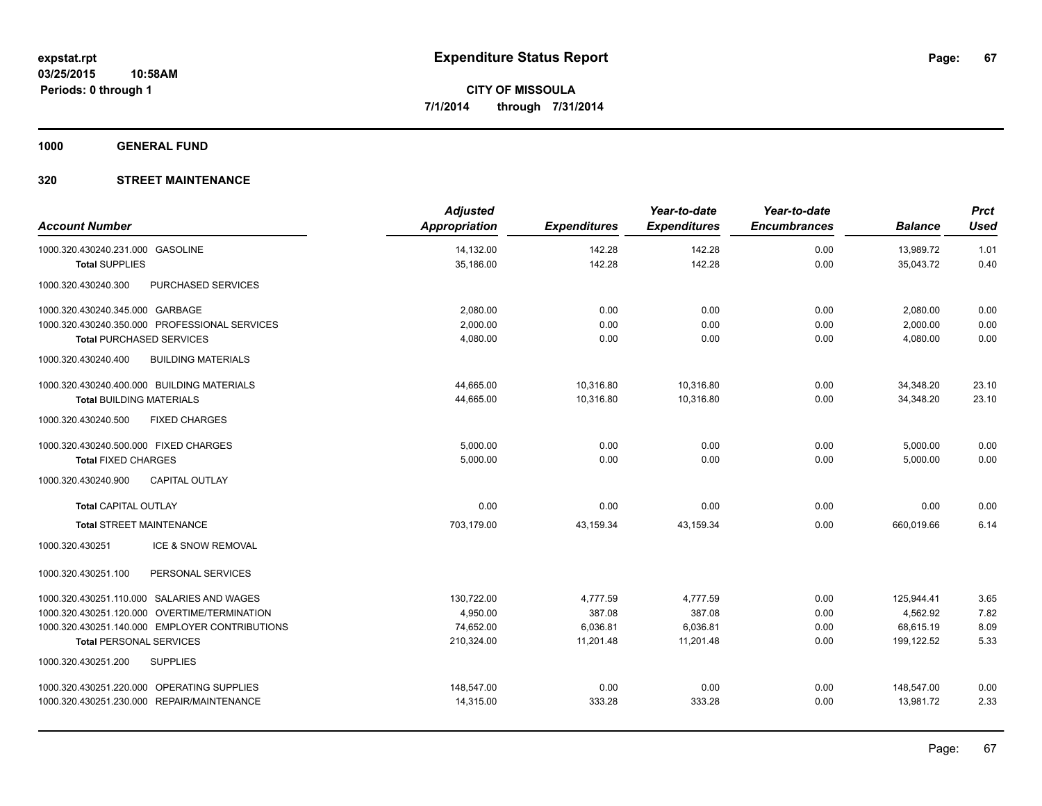**expstat.rpt**
**03/25/2015 10:58AM**
**Periods: 0 through 1**

# Expenditure Status Report

**CITY OF MISSOULA**
**7/1/2014 through 7/31/2014**

## 1000 GENERAL FUND

### 320 STREET MAINTENANCE

| Account Number | | Adjusted Appropriation | Expenditures | Year-to-date Expenditures | Year-to-date Encumbrances | Balance | Prct Used |
|---|---|---|---|---|---|---|---|
| 1000.320.430240.231.000 | GASOLINE | 14,132.00 | 142.28 | 142.28 | 0.00 | 13,989.72 | 1.01 |
| **Total** SUPPLIES | | 35,186.00 | 142.28 | 142.28 | 0.00 | 35,043.72 | 0.40 |
| 1000.320.430240.300 | PURCHASED SERVICES | | | | | | |
| 1000.320.430240.345.000 | GARBAGE | 2,080.00 | 0.00 | 0.00 | 0.00 | 2,080.00 | 0.00 |
| 1000.320.430240.350.000 | PROFESSIONAL SERVICES | 2,000.00 | 0.00 | 0.00 | 0.00 | 2,000.00 | 0.00 |
| **Total** PURCHASED SERVICES | | 4,080.00 | 0.00 | 0.00 | 0.00 | 4,080.00 | 0.00 |
| 1000.320.430240.400 | BUILDING MATERIALS | | | | | | |
| 1000.320.430240.400.000 | BUILDING MATERIALS | 44,665.00 | 10,316.80 | 10,316.80 | 0.00 | 34,348.20 | 23.10 |
| **Total** BUILDING MATERIALS | | 44,665.00 | 10,316.80 | 10,316.80 | 0.00 | 34,348.20 | 23.10 |
| 1000.320.430240.500 | FIXED CHARGES | | | | | | |
| 1000.320.430240.500.000 | FIXED CHARGES | 5,000.00 | 0.00 | 0.00 | 0.00 | 5,000.00 | 0.00 |
| **Total** FIXED CHARGES | | 5,000.00 | 0.00 | 0.00 | 0.00 | 5,000.00 | 0.00 |
| 1000.320.430240.900 | CAPITAL OUTLAY | | | | | | |
| **Total** CAPITAL OUTLAY | | 0.00 | 0.00 | 0.00 | 0.00 | 0.00 | 0.00 |
| **Total** STREET MAINTENANCE | | 703,179.00 | 43,159.34 | 43,159.34 | 0.00 | 660,019.66 | 6.14 |
| 1000.320.430251 | ICE & SNOW REMOVAL | | | | | | |
| 1000.320.430251.100 | PERSONAL SERVICES | | | | | | |
| 1000.320.430251.110.000 | SALARIES AND WAGES | 130,722.00 | 4,777.59 | 4,777.59 | 0.00 | 125,944.41 | 3.65 |
| 1000.320.430251.120.000 | OVERTIME/TERMINATION | 4,950.00 | 387.08 | 387.08 | 0.00 | 4,562.92 | 7.82 |
| 1000.320.430251.140.000 | EMPLOYER CONTRIBUTIONS | 74,652.00 | 6,036.81 | 6,036.81 | 0.00 | 68,615.19 | 8.09 |
| **Total** PERSONAL SERVICES | | 210,324.00 | 11,201.48 | 11,201.48 | 0.00 | 199,122.52 | 5.33 |
| 1000.320.430251.200 | SUPPLIES | | | | | | |
| 1000.320.430251.220.000 | OPERATING SUPPLIES | 148,547.00 | 0.00 | 0.00 | 0.00 | 148,547.00 | 0.00 |
| 1000.320.430251.230.000 | REPAIR/MAINTENANCE | 14,315.00 | 333.28 | 333.28 | 0.00 | 13,981.72 | 2.33 |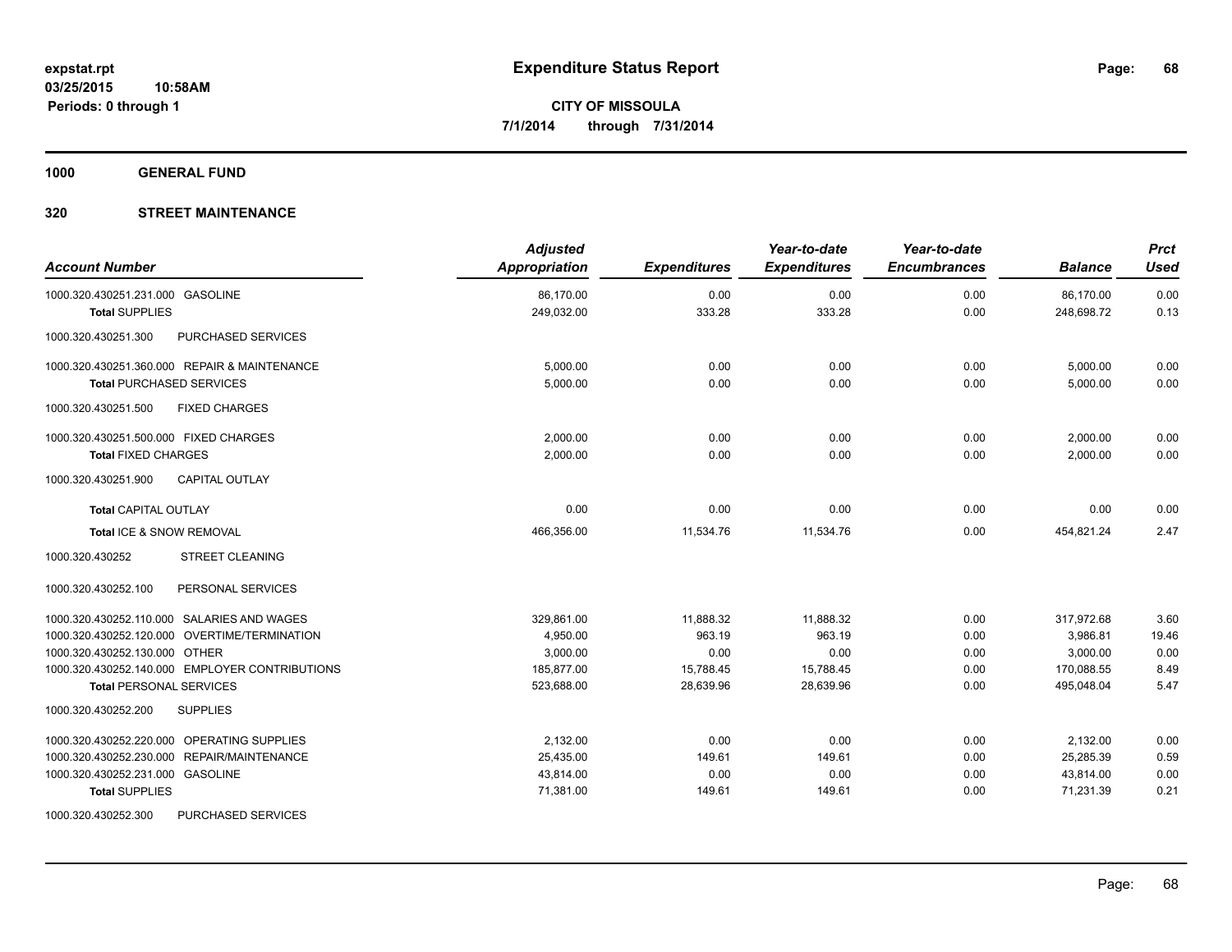**expstat.rpt**
**03/25/2015 10:58AM**
**Periods: 0 through 1**

# Expenditure Status Report

**CITY OF MISSOULA**
**7/1/2014 through 7/31/2014**

## 1000 GENERAL FUND

## 320 STREET MAINTENANCE

| Account Number | | Adjusted Appropriation | Expenditures | Year-to-date Expenditures | Year-to-date Encumbrances | Balance | Prct Used |
|---|---|---|---|---|---|---|---|
| 1000.320.430251.231.000 | GASOLINE | 86,170.00 | 0.00 | 0.00 | 0.00 | 86,170.00 | 0.00 |
| **Total** SUPPLIES | | 249,032.00 | 333.28 | 333.28 | 0.00 | 248,698.72 | 0.13 |
| 1000.320.430251.300 | PURCHASED SERVICES | | | | | | |
| 1000.320.430251.360.000 | REPAIR & MAINTENANCE | 5,000.00 | 0.00 | 0.00 | 0.00 | 5,000.00 | 0.00 |
| **Total** PURCHASED SERVICES | | 5,000.00 | 0.00 | 0.00 | 0.00 | 5,000.00 | 0.00 |
| 1000.320.430251.500 | FIXED CHARGES | | | | | | |
| 1000.320.430251.500.000 | FIXED CHARGES | 2,000.00 | 0.00 | 0.00 | 0.00 | 2,000.00 | 0.00 |
| **Total** FIXED CHARGES | | 2,000.00 | 0.00 | 0.00 | 0.00 | 2,000.00 | 0.00 |
| 1000.320.430251.900 | CAPITAL OUTLAY | | | | | | |
| **Total** CAPITAL OUTLAY | | 0.00 | 0.00 | 0.00 | 0.00 | 0.00 | 0.00 |
| **Total** ICE & SNOW REMOVAL | | 466,356.00 | 11,534.76 | 11,534.76 | 0.00 | 454,821.24 | 2.47 |
| 1000.320.430252 | STREET CLEANING | | | | | | |
| 1000.320.430252.100 | PERSONAL SERVICES | | | | | | |
| 1000.320.430252.110.000 | SALARIES AND WAGES | 329,861.00 | 11,888.32 | 11,888.32 | 0.00 | 317,972.68 | 3.60 |
| 1000.320.430252.120.000 | OVERTIME/TERMINATION | 4,950.00 | 963.19 | 963.19 | 0.00 | 3,986.81 | 19.46 |
| 1000.320.430252.130.000 | OTHER | 3,000.00 | 0.00 | 0.00 | 0.00 | 3,000.00 | 0.00 |
| 1000.320.430252.140.000 | EMPLOYER CONTRIBUTIONS | 185,877.00 | 15,788.45 | 15,788.45 | 0.00 | 170,088.55 | 8.49 |
| **Total** PERSONAL SERVICES | | 523,688.00 | 28,639.96 | 28,639.96 | 0.00 | 495,048.04 | 5.47 |
| 1000.320.430252.200 | SUPPLIES | | | | | | |
| 1000.320.430252.220.000 | OPERATING SUPPLIES | 2,132.00 | 0.00 | 0.00 | 0.00 | 2,132.00 | 0.00 |
| 1000.320.430252.230.000 | REPAIR/MAINTENANCE | 25,435.00 | 149.61 | 149.61 | 0.00 | 25,285.39 | 0.59 |
| 1000.320.430252.231.000 | GASOLINE | 43,814.00 | 0.00 | 0.00 | 0.00 | 43,814.00 | 0.00 |
| **Total** SUPPLIES | | 71,381.00 | 149.61 | 149.61 | 0.00 | 71,231.39 | 0.21 |
| 1000.320.430252.300 | PURCHASED SERVICES | | | | | | |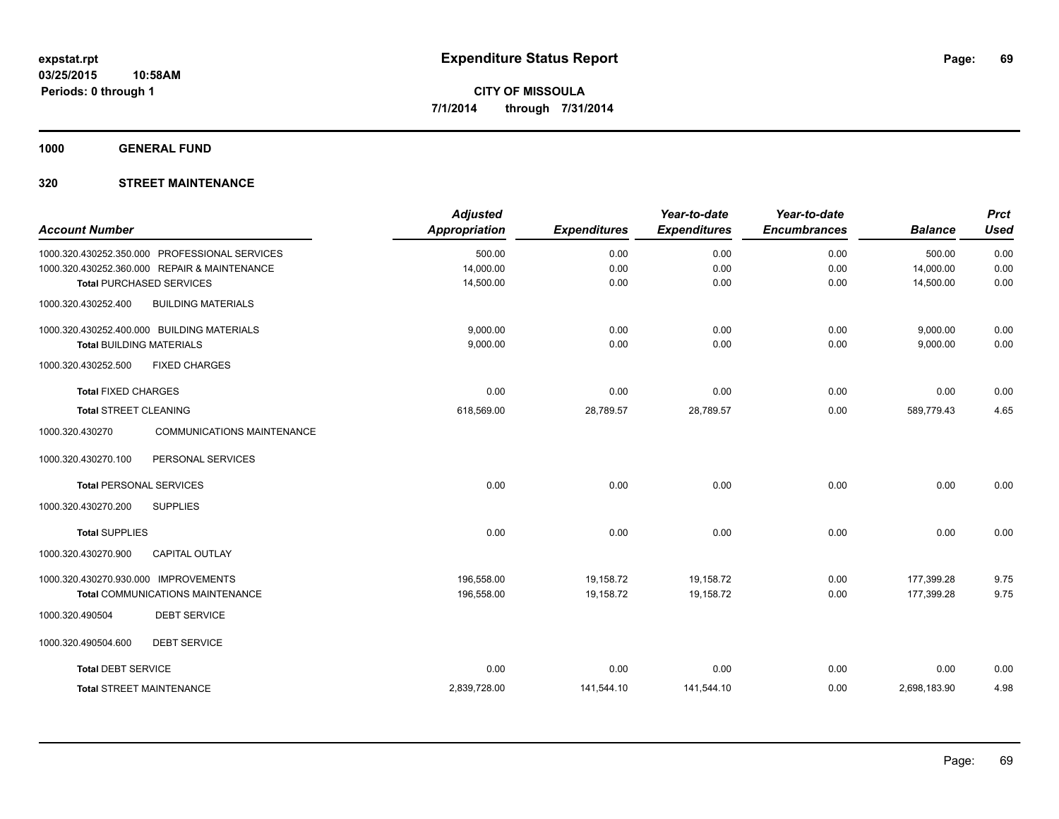**expstat.rpt**
**03/25/2015 10:58AM**
**Periods: 0 through 1**

# Expenditure Status Report

**CITY OF MISSOULA**
**7/1/2014 through 7/31/2014**

## 1000 GENERAL FUND

### 320 STREET MAINTENANCE

| Account Number | | Adjusted Appropriation | Expenditures | Year-to-date Expenditures | Year-to-date Encumbrances | Balance | Prct Used |
|---|---|---|---|---|---|---|---|
| 1000.320.430252.350.000 | PROFESSIONAL SERVICES | 500.00 | 0.00 | 0.00 | 0.00 | 500.00 | 0.00 |
| 1000.320.430252.360.000 | REPAIR & MAINTENANCE | 14,000.00 | 0.00 | 0.00 | 0.00 | 14,000.00 | 0.00 |
| **Total** PURCHASED SERVICES | | 14,500.00 | 0.00 | 0.00 | 0.00 | 14,500.00 | 0.00 |
| 1000.320.430252.400 | BUILDING MATERIALS | | | | | | |
| 1000.320.430252.400.000 | BUILDING MATERIALS | 9,000.00 | 0.00 | 0.00 | 0.00 | 9,000.00 | 0.00 |
| **Total** BUILDING MATERIALS | | 9,000.00 | 0.00 | 0.00 | 0.00 | 9,000.00 | 0.00 |
| 1000.320.430252.500 | FIXED CHARGES | | | | | | |
| **Total** FIXED CHARGES | | 0.00 | 0.00 | 0.00 | 0.00 | 0.00 | 0.00 |
| **Total** STREET CLEANING | | 618,569.00 | 28,789.57 | 28,789.57 | 0.00 | 589,779.43 | 4.65 |
| 1000.320.430270 | COMMUNICATIONS MAINTENANCE | | | | | | |
| 1000.320.430270.100 | PERSONAL SERVICES | | | | | | |
| **Total** PERSONAL SERVICES | | 0.00 | 0.00 | 0.00 | 0.00 | 0.00 | 0.00 |
| 1000.320.430270.200 | SUPPLIES | | | | | | |
| **Total** SUPPLIES | | 0.00 | 0.00 | 0.00 | 0.00 | 0.00 | 0.00 |
| 1000.320.430270.900 | CAPITAL OUTLAY | | | | | | |
| 1000.320.430270.930.000 | IMPROVEMENTS | 196,558.00 | 19,158.72 | 19,158.72 | 0.00 | 177,399.28 | 9.75 |
| **Total** COMMUNICATIONS MAINTENANCE | | 196,558.00 | 19,158.72 | 19,158.72 | 0.00 | 177,399.28 | 9.75 |
| 1000.320.490504 | DEBT SERVICE | | | | | | |
| 1000.320.490504.600 | DEBT SERVICE | | | | | | |
| **Total** DEBT SERVICE | | 0.00 | 0.00 | 0.00 | 0.00 | 0.00 | 0.00 |
| **Total** STREET MAINTENANCE | | 2,839,728.00 | 141,544.10 | 141,544.10 | 0.00 | 2,698,183.90 | 4.98 |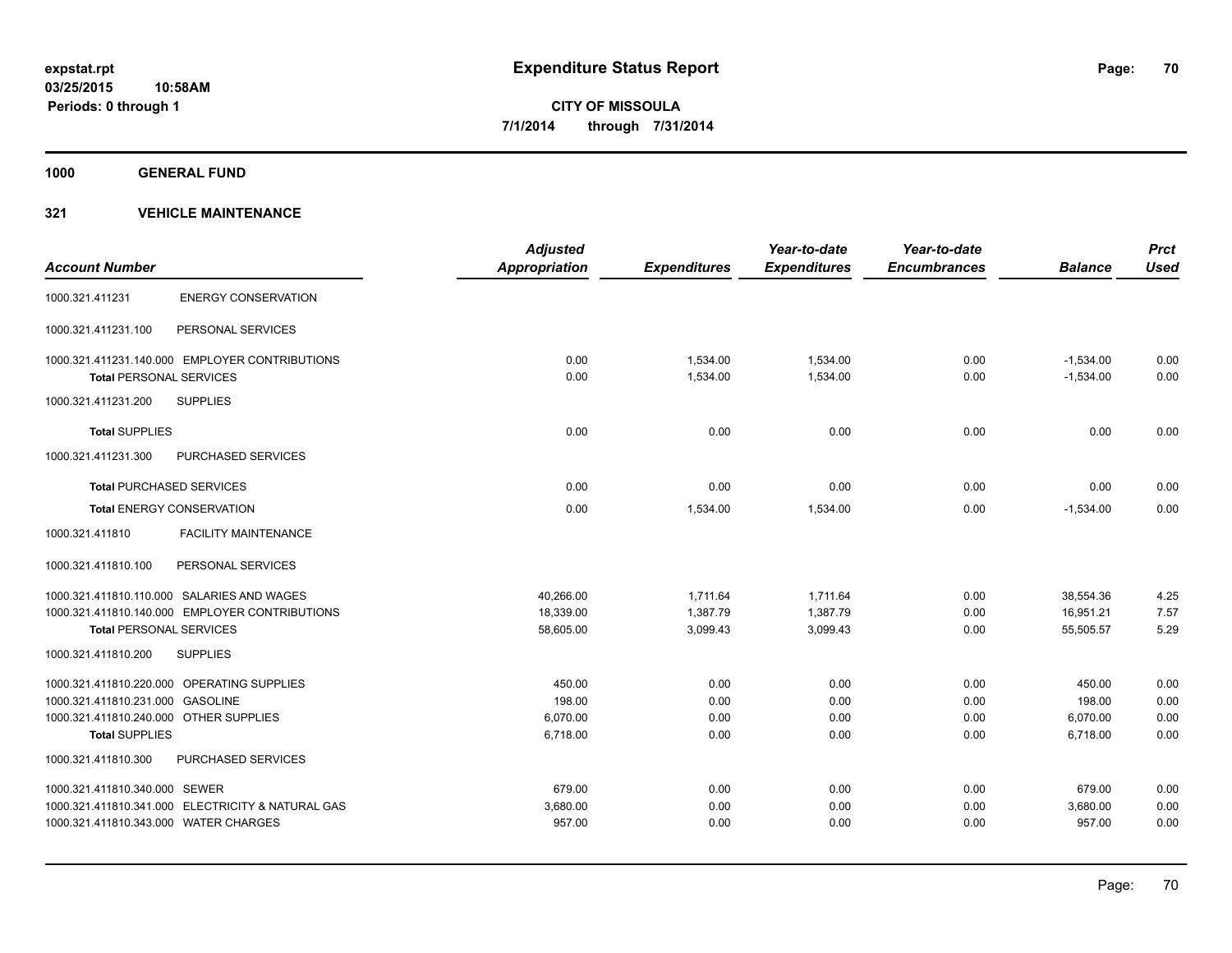# Expenditure Status Report

**expstat.rpt**
**03/25/2015 10:58AM**
**Periods: 0 through 1**

**CITY OF MISSOULA**
**7/1/2014 through 7/31/2014**

## 1000 GENERAL FUND

### 321 VEHICLE MAINTENANCE

| Account Number | | Adjusted Appropriation | Expenditures | Year-to-date Expenditures | Year-to-date Encumbrances | Balance | Prct Used |
|---|---|---|---|---|---|---|---|
| 1000.321.411231 | ENERGY CONSERVATION | | | | | | |
| 1000.321.411231.100 | PERSONAL SERVICES | | | | | | |
| 1000.321.411231.140.000 | EMPLOYER CONTRIBUTIONS | 0.00 | 1,534.00 | 1,534.00 | 0.00 | -1,534.00 | 0.00 |
| **Total** PERSONAL SERVICES | | 0.00 | 1,534.00 | 1,534.00 | 0.00 | -1,534.00 | 0.00 |
| 1000.321.411231.200 | SUPPLIES | | | | | | |
| **Total** SUPPLIES | | 0.00 | 0.00 | 0.00 | 0.00 | 0.00 | 0.00 |
| 1000.321.411231.300 | PURCHASED SERVICES | | | | | | |
| **Total** PURCHASED SERVICES | | 0.00 | 0.00 | 0.00 | 0.00 | 0.00 | 0.00 |
| **Total** ENERGY CONSERVATION | | 0.00 | 1,534.00 | 1,534.00 | 0.00 | -1,534.00 | 0.00 |
| 1000.321.411810 | FACILITY MAINTENANCE | | | | | | |
| 1000.321.411810.100 | PERSONAL SERVICES | | | | | | |
| 1000.321.411810.110.000 | SALARIES AND WAGES | 40,266.00 | 1,711.64 | 1,711.64 | 0.00 | 38,554.36 | 4.25 |
| 1000.321.411810.140.000 | EMPLOYER CONTRIBUTIONS | 18,339.00 | 1,387.79 | 1,387.79 | 0.00 | 16,951.21 | 7.57 |
| **Total** PERSONAL SERVICES | | 58,605.00 | 3,099.43 | 3,099.43 | 0.00 | 55,505.57 | 5.29 |
| 1000.321.411810.200 | SUPPLIES | | | | | | |
| 1000.321.411810.220.000 | OPERATING SUPPLIES | 450.00 | 0.00 | 0.00 | 0.00 | 450.00 | 0.00 |
| 1000.321.411810.231.000 | GASOLINE | 198.00 | 0.00 | 0.00 | 0.00 | 198.00 | 0.00 |
| 1000.321.411810.240.000 | OTHER SUPPLIES | 6,070.00 | 0.00 | 0.00 | 0.00 | 6,070.00 | 0.00 |
| **Total** SUPPLIES | | 6,718.00 | 0.00 | 0.00 | 0.00 | 6,718.00 | 0.00 |
| 1000.321.411810.300 | PURCHASED SERVICES | | | | | | |
| 1000.321.411810.340.000 | SEWER | 679.00 | 0.00 | 0.00 | 0.00 | 679.00 | 0.00 |
| 1000.321.411810.341.000 | ELECTRICITY & NATURAL GAS | 3,680.00 | 0.00 | 0.00 | 0.00 | 3,680.00 | 0.00 |
| 1000.321.411810.343.000 | WATER CHARGES | 957.00 | 0.00 | 0.00 | 0.00 | 957.00 | 0.00 |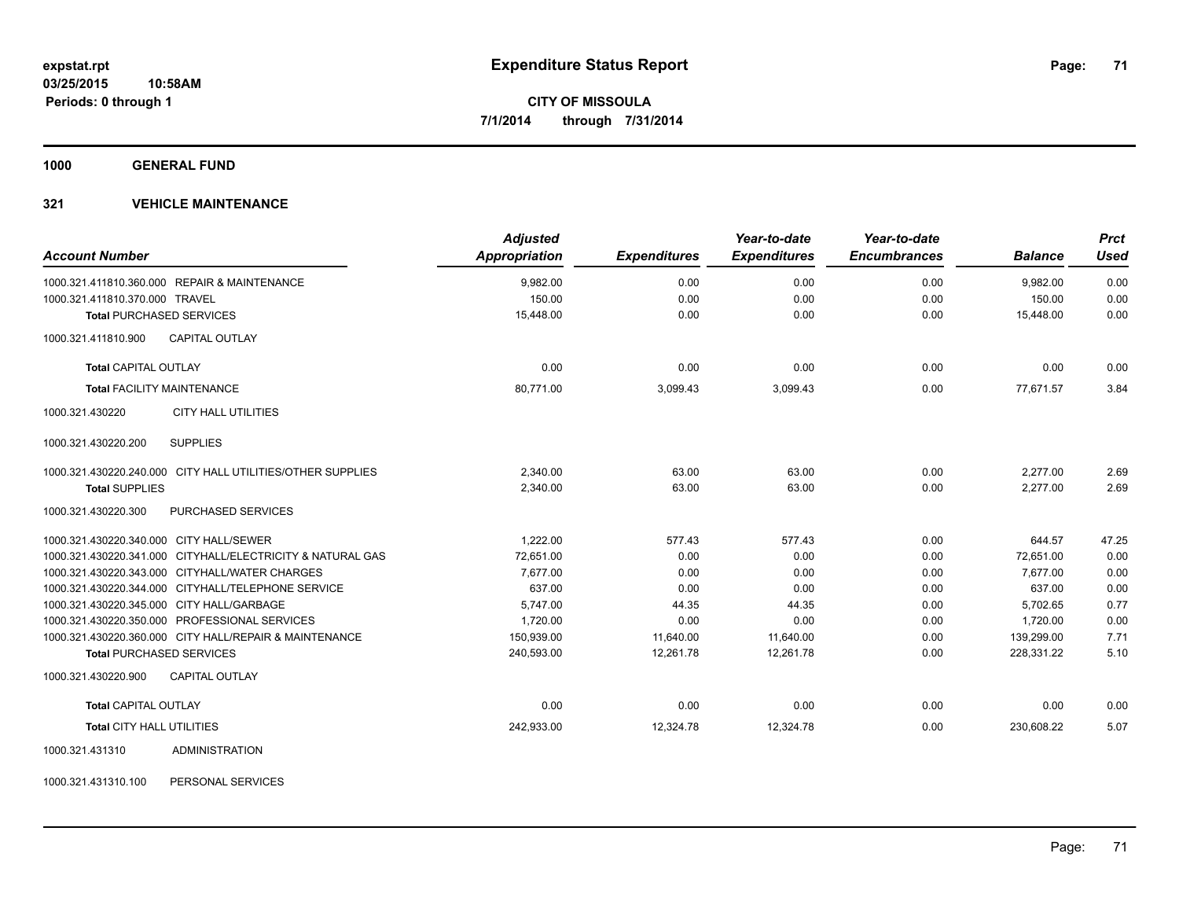**expstat.rpt**
**03/25/2015 10:58AM**
**Periods: 0 through 1**

# Expenditure Status Report

**CITY OF MISSOULA**
**7/1/2014 through 7/31/2014**

## 1000 GENERAL FUND

### 321 VEHICLE MAINTENANCE

| Account Number | Adjusted Appropriation | Expenditures | Year-to-date Expenditures | Year-to-date Encumbrances | Balance | Prct Used |
|---|---|---|---|---|---|---|
| 1000.321.411810.360.000 REPAIR & MAINTENANCE | 9,982.00 | 0.00 | 0.00 | 0.00 | 9,982.00 | 0.00 |
| 1000.321.411810.370.000 TRAVEL | 150.00 | 0.00 | 0.00 | 0.00 | 150.00 | 0.00 |
| **Total** PURCHASED SERVICES | 15,448.00 | 0.00 | 0.00 | 0.00 | 15,448.00 | 0.00 |
| 1000.321.411810.900 CAPITAL OUTLAY | | | | | | |
| **Total** CAPITAL OUTLAY | 0.00 | 0.00 | 0.00 | 0.00 | 0.00 | 0.00 |
| **Total** FACILITY MAINTENANCE | 80,771.00 | 3,099.43 | 3,099.43 | 0.00 | 77,671.57 | 3.84 |
| 1000.321.430220 CITY HALL UTILITIES | | | | | | |
| 1000.321.430220.200 SUPPLIES | | | | | | |
| 1000.321.430220.240.000 CITY HALL UTILITIES/OTHER SUPPLIES | 2,340.00 | 63.00 | 63.00 | 0.00 | 2,277.00 | 2.69 |
| **Total** SUPPLIES | 2,340.00 | 63.00 | 63.00 | 0.00 | 2,277.00 | 2.69 |
| 1000.321.430220.300 PURCHASED SERVICES | | | | | | |
| 1000.321.430220.340.000 CITY HALL/SEWER | 1,222.00 | 577.43 | 577.43 | 0.00 | 644.57 | 47.25 |
| 1000.321.430220.341.000 CITYHALL/ELECTRICITY & NATURAL GAS | 72,651.00 | 0.00 | 0.00 | 0.00 | 72,651.00 | 0.00 |
| 1000.321.430220.343.000 CITYHALL/WATER CHARGES | 7,677.00 | 0.00 | 0.00 | 0.00 | 7,677.00 | 0.00 |
| 1000.321.430220.344.000 CITYHALL/TELEPHONE SERVICE | 637.00 | 0.00 | 0.00 | 0.00 | 637.00 | 0.00 |
| 1000.321.430220.345.000 CITY HALL/GARBAGE | 5,747.00 | 44.35 | 44.35 | 0.00 | 5,702.65 | 0.77 |
| 1000.321.430220.350.000 PROFESSIONAL SERVICES | 1,720.00 | 0.00 | 0.00 | 0.00 | 1,720.00 | 0.00 |
| 1000.321.430220.360.000 CITY HALL/REPAIR & MAINTENANCE | 150,939.00 | 11,640.00 | 11,640.00 | 0.00 | 139,299.00 | 7.71 |
| **Total** PURCHASED SERVICES | 240,593.00 | 12,261.78 | 12,261.78 | 0.00 | 228,331.22 | 5.10 |
| 1000.321.430220.900 CAPITAL OUTLAY | | | | | | |
| **Total** CAPITAL OUTLAY | 0.00 | 0.00 | 0.00 | 0.00 | 0.00 | 0.00 |
| **Total** CITY HALL UTILITIES | 242,933.00 | 12,324.78 | 12,324.78 | 0.00 | 230,608.22 | 5.07 |
| 1000.321.431310 ADMINISTRATION | | | | | | |
| 1000.321.431310.100 PERSONAL SERVICES | | | | | | |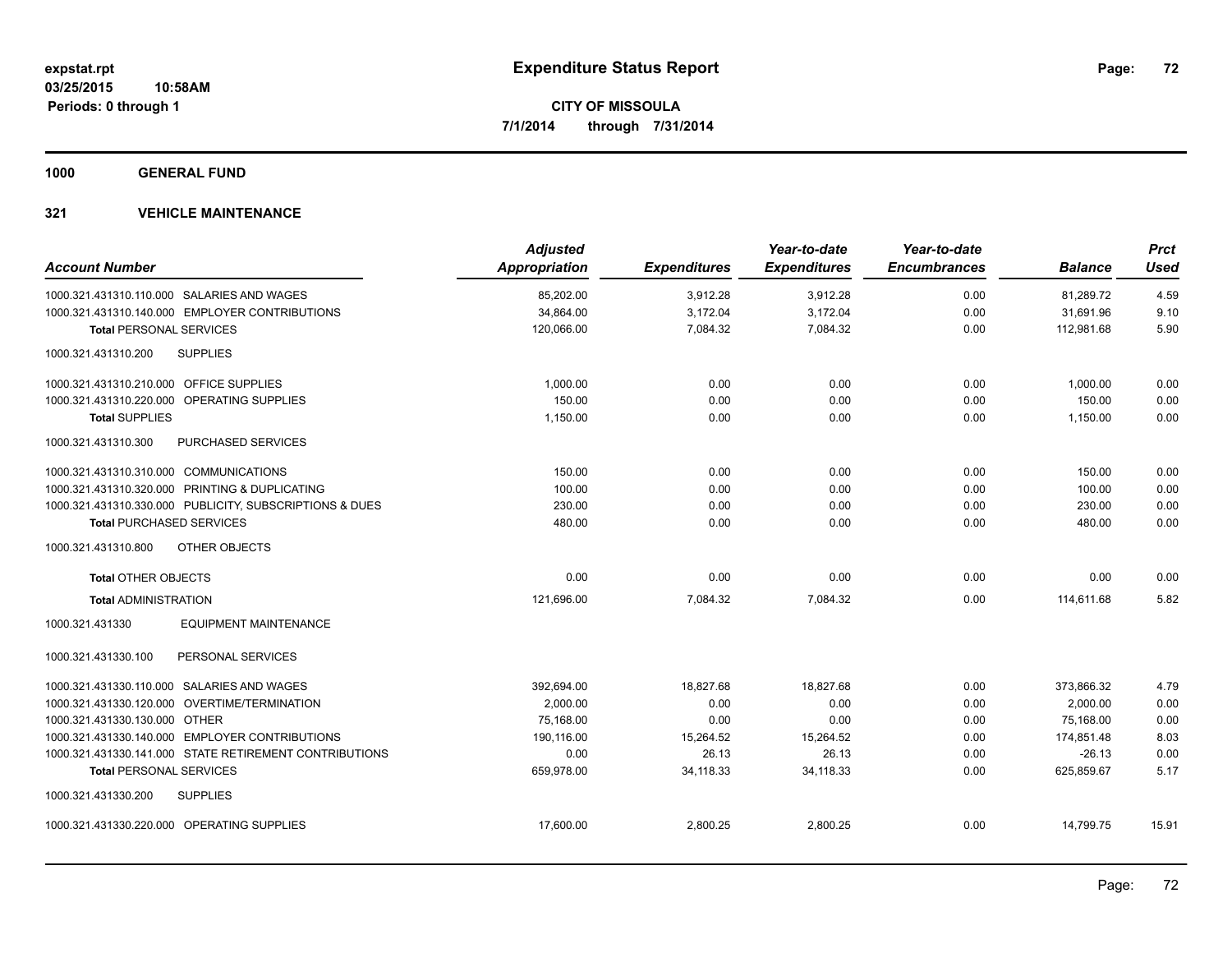# Expenditure Status Report

expstat.rpt
03/25/2015 10:58AM
Periods: 0 through 1

**CITY OF MISSOULA**
**7/1/2014 through 7/31/2014**

## 1000 GENERAL FUND

### 321 VEHICLE MAINTENANCE

| Account Number | Adjusted Appropriation | Expenditures | Year-to-date Expenditures | Year-to-date Encumbrances | Balance | Prct Used |
|---|---|---|---|---|---|---|
| 1000.321.431310.110.000 SALARIES AND WAGES | 85,202.00 | 3,912.28 | 3,912.28 | 0.00 | 81,289.72 | 4.59 |
| 1000.321.431310.140.000 EMPLOYER CONTRIBUTIONS | 34,864.00 | 3,172.04 | 3,172.04 | 0.00 | 31,691.96 | 9.10 |
| **Total** PERSONAL SERVICES | 120,066.00 | 7,084.32 | 7,084.32 | 0.00 | 112,981.68 | 5.90 |
| 1000.321.431310.200 SUPPLIES | | | | | | |
| 1000.321.431310.210.000 OFFICE SUPPLIES | 1,000.00 | 0.00 | 0.00 | 0.00 | 1,000.00 | 0.00 |
| 1000.321.431310.220.000 OPERATING SUPPLIES | 150.00 | 0.00 | 0.00 | 0.00 | 150.00 | 0.00 |
| **Total** SUPPLIES | 1,150.00 | 0.00 | 0.00 | 0.00 | 1,150.00 | 0.00 |
| 1000.321.431310.300 PURCHASED SERVICES | | | | | | |
| 1000.321.431310.310.000 COMMUNICATIONS | 150.00 | 0.00 | 0.00 | 0.00 | 150.00 | 0.00 |
| 1000.321.431310.320.000 PRINTING & DUPLICATING | 100.00 | 0.00 | 0.00 | 0.00 | 100.00 | 0.00 |
| 1000.321.431310.330.000 PUBLICITY, SUBSCRIPTIONS & DUES | 230.00 | 0.00 | 0.00 | 0.00 | 230.00 | 0.00 |
| **Total** PURCHASED SERVICES | 480.00 | 0.00 | 0.00 | 0.00 | 480.00 | 0.00 |
| 1000.321.431310.800 OTHER OBJECTS | | | | | | |
| **Total** OTHER OBJECTS | 0.00 | 0.00 | 0.00 | 0.00 | 0.00 | 0.00 |
| **Total** ADMINISTRATION | 121,696.00 | 7,084.32 | 7,084.32 | 0.00 | 114,611.68 | 5.82 |
| 1000.321.431330 EQUIPMENT MAINTENANCE | | | | | | |
| 1000.321.431330.100 PERSONAL SERVICES | | | | | | |
| 1000.321.431330.110.000 SALARIES AND WAGES | 392,694.00 | 18,827.68 | 18,827.68 | 0.00 | 373,866.32 | 4.79 |
| 1000.321.431330.120.000 OVERTIME/TERMINATION | 2,000.00 | 0.00 | 0.00 | 0.00 | 2,000.00 | 0.00 |
| 1000.321.431330.130.000 OTHER | 75,168.00 | 0.00 | 0.00 | 0.00 | 75,168.00 | 0.00 |
| 1000.321.431330.140.000 EMPLOYER CONTRIBUTIONS | 190,116.00 | 15,264.52 | 15,264.52 | 0.00 | 174,851.48 | 8.03 |
| 1000.321.431330.141.000 STATE RETIREMENT CONTRIBUTIONS | 0.00 | 26.13 | 26.13 | 0.00 | -26.13 | 0.00 |
| **Total** PERSONAL SERVICES | 659,978.00 | 34,118.33 | 34,118.33 | 0.00 | 625,859.67 | 5.17 |
| 1000.321.431330.200 SUPPLIES | | | | | | |
| 1000.321.431330.220.000 OPERATING SUPPLIES | 17,600.00 | 2,800.25 | 2,800.25 | 0.00 | 14,799.75 | 15.91 |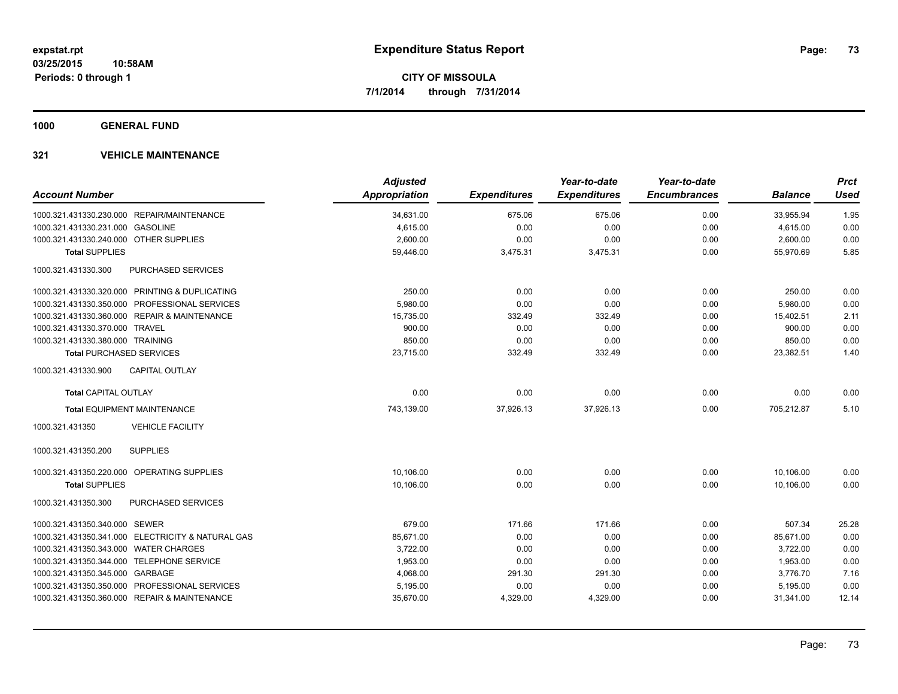**expstat.rpt**
**03/25/2015 10:58AM**
**Periods: 0 through 1**

# Expenditure Status Report

**CITY OF MISSOULA**
**7/1/2014 through 7/31/2014**

## 1000 GENERAL FUND

## 321 VEHICLE MAINTENANCE

| Account Number | | Adjusted Appropriation | Expenditures | Year-to-date Expenditures | Year-to-date Encumbrances | Balance | Prct Used |
|---|---|---|---|---|---|---|---|
| 1000.321.431330.230.000 | REPAIR/MAINTENANCE | 34,631.00 | 675.06 | 675.06 | 0.00 | 33,955.94 | 1.95 |
| 1000.321.431330.231.000 | GASOLINE | 4,615.00 | 0.00 | 0.00 | 0.00 | 4,615.00 | 0.00 |
| 1000.321.431330.240.000 | OTHER SUPPLIES | 2,600.00 | 0.00 | 0.00 | 0.00 | 2,600.00 | 0.00 |
| **Total** SUPPLIES | | 59,446.00 | 3,475.31 | 3,475.31 | 0.00 | 55,970.69 | 5.85 |
| 1000.321.431330.300 | PURCHASED SERVICES | | | | | | |
| 1000.321.431330.320.000 | PRINTING & DUPLICATING | 250.00 | 0.00 | 0.00 | 0.00 | 250.00 | 0.00 |
| 1000.321.431330.350.000 | PROFESSIONAL SERVICES | 5,980.00 | 0.00 | 0.00 | 0.00 | 5,980.00 | 0.00 |
| 1000.321.431330.360.000 | REPAIR & MAINTENANCE | 15,735.00 | 332.49 | 332.49 | 0.00 | 15,402.51 | 2.11 |
| 1000.321.431330.370.000 | TRAVEL | 900.00 | 0.00 | 0.00 | 0.00 | 900.00 | 0.00 |
| 1000.321.431330.380.000 | TRAINING | 850.00 | 0.00 | 0.00 | 0.00 | 850.00 | 0.00 |
| **Total** PURCHASED SERVICES | | 23,715.00 | 332.49 | 332.49 | 0.00 | 23,382.51 | 1.40 |
| 1000.321.431330.900 | CAPITAL OUTLAY | | | | | | |
| **Total** CAPITAL OUTLAY | | 0.00 | 0.00 | 0.00 | 0.00 | 0.00 | 0.00 |
| **Total** EQUIPMENT MAINTENANCE | | 743,139.00 | 37,926.13 | 37,926.13 | 0.00 | 705,212.87 | 5.10 |
| 1000.321.431350 | VEHICLE FACILITY | | | | | | |
| 1000.321.431350.200 | SUPPLIES | | | | | | |
| 1000.321.431350.220.000 | OPERATING SUPPLIES | 10,106.00 | 0.00 | 0.00 | 0.00 | 10,106.00 | 0.00 |
| **Total** SUPPLIES | | 10,106.00 | 0.00 | 0.00 | 0.00 | 10,106.00 | 0.00 |
| 1000.321.431350.300 | PURCHASED SERVICES | | | | | | |
| 1000.321.431350.340.000 | SEWER | 679.00 | 171.66 | 171.66 | 0.00 | 507.34 | 25.28 |
| 1000.321.431350.341.000 | ELECTRICITY & NATURAL GAS | 85,671.00 | 0.00 | 0.00 | 0.00 | 85,671.00 | 0.00 |
| 1000.321.431350.343.000 | WATER CHARGES | 3,722.00 | 0.00 | 0.00 | 0.00 | 3,722.00 | 0.00 |
| 1000.321.431350.344.000 | TELEPHONE SERVICE | 1,953.00 | 0.00 | 0.00 | 0.00 | 1,953.00 | 0.00 |
| 1000.321.431350.345.000 | GARBAGE | 4,068.00 | 291.30 | 291.30 | 0.00 | 3,776.70 | 7.16 |
| 1000.321.431350.350.000 | PROFESSIONAL SERVICES | 5,195.00 | 0.00 | 0.00 | 0.00 | 5,195.00 | 0.00 |
| 1000.321.431350.360.000 | REPAIR & MAINTENANCE | 35,670.00 | 4,329.00 | 4,329.00 | 0.00 | 31,341.00 | 12.14 |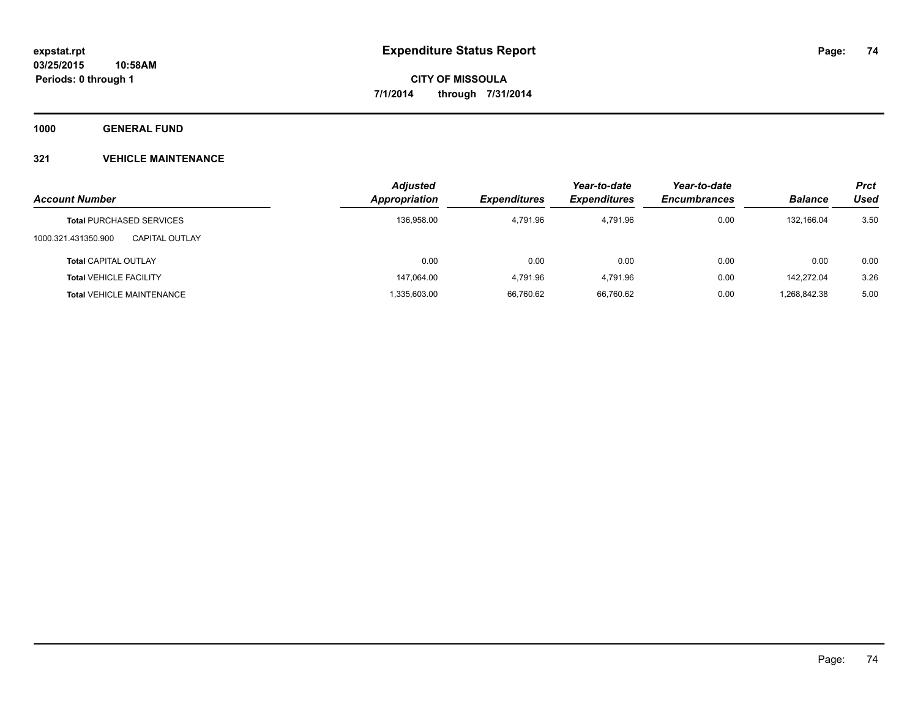**expstat.rpt**
**03/25/2015 10:58AM**
**Periods: 0 through 1**

# Expenditure Status Report

**CITY OF MISSOULA**
**7/1/2014 through 7/31/2014**

## 1000 GENERAL FUND

### 321 VEHICLE MAINTENANCE

| Account Number | | Adjusted Appropriation | Expenditures | Year-to-date Expenditures | Year-to-date Encumbrances | Balance | Prct Used |
|---|---|---|---|---|---|---|---|
| **Total** PURCHASED SERVICES | | 136,958.00 | 4,791.96 | 4,791.96 | 0.00 | 132,166.04 | 3.50 |
| 1000.321.431350.900 | CAPITAL OUTLAY | | | | | | |
| **Total** CAPITAL OUTLAY | | 0.00 | 0.00 | 0.00 | 0.00 | 0.00 | 0.00 |
| **Total** VEHICLE FACILITY | | 147,064.00 | 4,791.96 | 4,791.96 | 0.00 | 142,272.04 | 3.26 |
| **Total** VEHICLE MAINTENANCE | | 1,335,603.00 | 66,760.62 | 66,760.62 | 0.00 | 1,268,842.38 | 5.00 |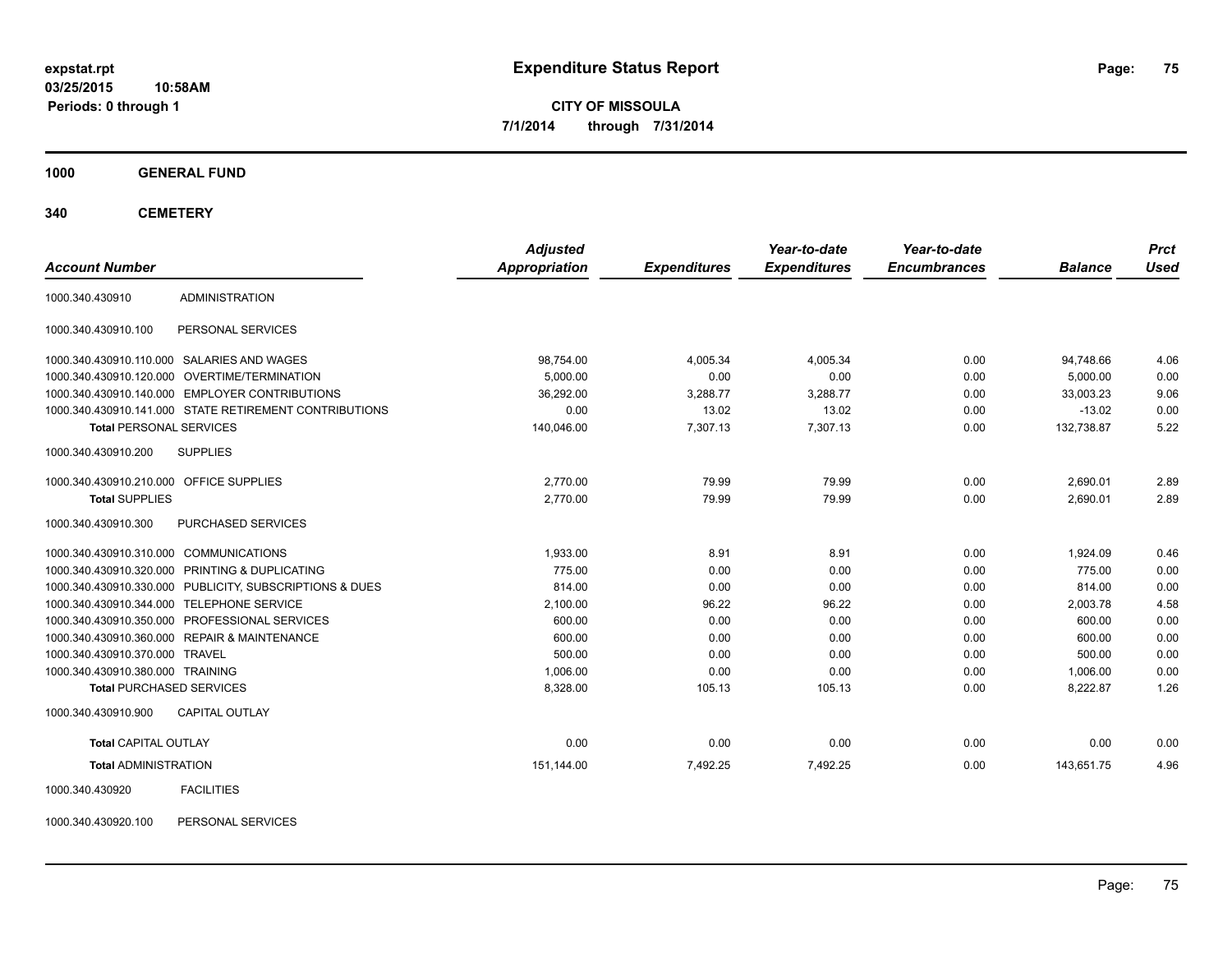# Expenditure Status Report

**CITY OF MISSOULA**

**7/1/2014 through 7/31/2014**

expstat.rpt
03/25/2015 10:58AM
Periods: 0 through 1

## 1000 GENERAL FUND

## 340 CEMETERY

| Account Number | | Adjusted Appropriation | Expenditures | Year-to-date Expenditures | Year-to-date Encumbrances | Balance | Prct Used |
|---|---|---|---|---|---|---|---|
| 1000.340.430910 | ADMINISTRATION | | | | | | |
| 1000.340.430910.100 | PERSONAL SERVICES | | | | | | |
| 1000.340.430910.110.000 | SALARIES AND WAGES | 98,754.00 | 4,005.34 | 4,005.34 | 0.00 | 94,748.66 | 4.06 |
| 1000.340.430910.120.000 | OVERTIME/TERMINATION | 5,000.00 | 0.00 | 0.00 | 0.00 | 5,000.00 | 0.00 |
| 1000.340.430910.140.000 | EMPLOYER CONTRIBUTIONS | 36,292.00 | 3,288.77 | 3,288.77 | 0.00 | 33,003.23 | 9.06 |
| 1000.340.430910.141.000 | STATE RETIREMENT CONTRIBUTIONS | 0.00 | 13.02 | 13.02 | 0.00 | -13.02 | 0.00 |
| **Total** PERSONAL SERVICES | | 140,046.00 | 7,307.13 | 7,307.13 | 0.00 | 132,738.87 | 5.22 |
| 1000.340.430910.200 | SUPPLIES | | | | | | |
| 1000.340.430910.210.000 | OFFICE SUPPLIES | 2,770.00 | 79.99 | 79.99 | 0.00 | 2,690.01 | 2.89 |
| **Total** SUPPLIES | | 2,770.00 | 79.99 | 79.99 | 0.00 | 2,690.01 | 2.89 |
| 1000.340.430910.300 | PURCHASED SERVICES | | | | | | |
| 1000.340.430910.310.000 | COMMUNICATIONS | 1,933.00 | 8.91 | 8.91 | 0.00 | 1,924.09 | 0.46 |
| 1000.340.430910.320.000 | PRINTING & DUPLICATING | 775.00 | 0.00 | 0.00 | 0.00 | 775.00 | 0.00 |
| 1000.340.430910.330.000 | PUBLICITY, SUBSCRIPTIONS & DUES | 814.00 | 0.00 | 0.00 | 0.00 | 814.00 | 0.00 |
| 1000.340.430910.344.000 | TELEPHONE SERVICE | 2,100.00 | 96.22 | 96.22 | 0.00 | 2,003.78 | 4.58 |
| 1000.340.430910.350.000 | PROFESSIONAL SERVICES | 600.00 | 0.00 | 0.00 | 0.00 | 600.00 | 0.00 |
| 1000.340.430910.360.000 | REPAIR & MAINTENANCE | 600.00 | 0.00 | 0.00 | 0.00 | 600.00 | 0.00 |
| 1000.340.430910.370.000 | TRAVEL | 500.00 | 0.00 | 0.00 | 0.00 | 500.00 | 0.00 |
| 1000.340.430910.380.000 | TRAINING | 1,006.00 | 0.00 | 0.00 | 0.00 | 1,006.00 | 0.00 |
| **Total** PURCHASED SERVICES | | 8,328.00 | 105.13 | 105.13 | 0.00 | 8,222.87 | 1.26 |
| 1000.340.430910.900 | CAPITAL OUTLAY | | | | | | |
| **Total** CAPITAL OUTLAY | | 0.00 | 0.00 | 0.00 | 0.00 | 0.00 | 0.00 |
| **Total** ADMINISTRATION | | 151,144.00 | 7,492.25 | 7,492.25 | 0.00 | 143,651.75 | 4.96 |
| 1000.340.430920 | FACILITIES | | | | | | |
| 1000.340.430920.100 | PERSONAL SERVICES | | | | | | |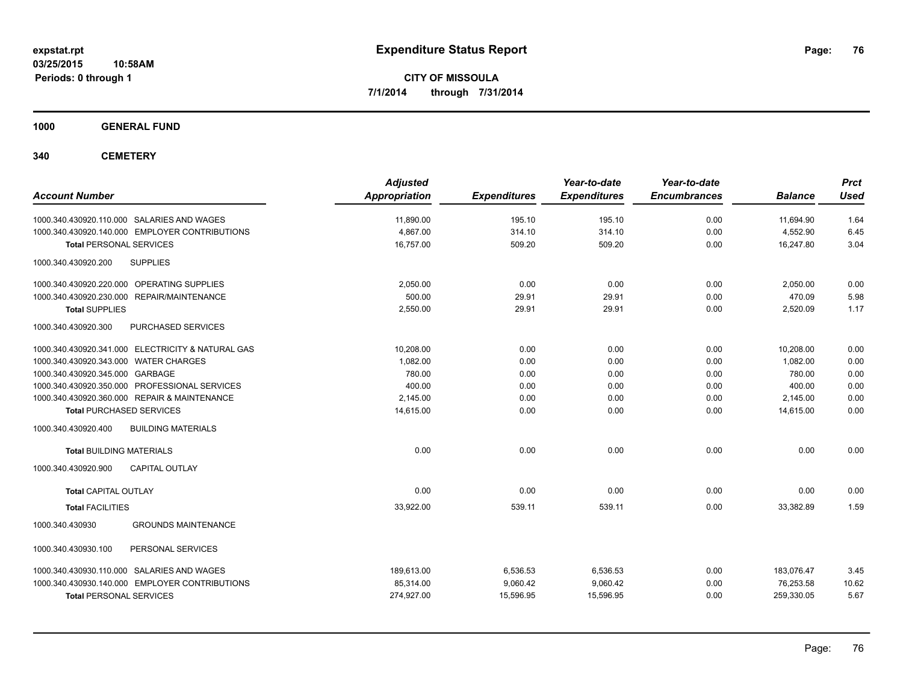**expstat.rpt**
**03/25/2015 10:58AM**
**Periods: 0 through 1**

# Expenditure Status Report

**CITY OF MISSOULA**
**7/1/2014 through 7/31/2014**

**1000 GENERAL FUND**

**340 CEMETERY**

| Account Number | Adjusted Appropriation | Expenditures | Year-to-date Expenditures | Year-to-date Encumbrances | Balance | Prct Used |
|---|---|---|---|---|---|---|
| 1000.340.430920.110.000 SALARIES AND WAGES | 11,890.00 | 195.10 | 195.10 | 0.00 | 11,694.90 | 1.64 |
| 1000.340.430920.140.000 EMPLOYER CONTRIBUTIONS | 4,867.00 | 314.10 | 314.10 | 0.00 | 4,552.90 | 6.45 |
| **Total** PERSONAL SERVICES | 16,757.00 | 509.20 | 509.20 | 0.00 | 16,247.80 | 3.04 |
| 1000.340.430920.200 SUPPLIES | | | | | | |
| 1000.340.430920.220.000 OPERATING SUPPLIES | 2,050.00 | 0.00 | 0.00 | 0.00 | 2,050.00 | 0.00 |
| 1000.340.430920.230.000 REPAIR/MAINTENANCE | 500.00 | 29.91 | 29.91 | 0.00 | 470.09 | 5.98 |
| **Total** SUPPLIES | 2,550.00 | 29.91 | 29.91 | 0.00 | 2,520.09 | 1.17 |
| 1000.340.430920.300 PURCHASED SERVICES | | | | | | |
| 1000.340.430920.341.000 ELECTRICITY & NATURAL GAS | 10,208.00 | 0.00 | 0.00 | 0.00 | 10,208.00 | 0.00 |
| 1000.340.430920.343.000 WATER CHARGES | 1,082.00 | 0.00 | 0.00 | 0.00 | 1,082.00 | 0.00 |
| 1000.340.430920.345.000 GARBAGE | 780.00 | 0.00 | 0.00 | 0.00 | 780.00 | 0.00 |
| 1000.340.430920.350.000 PROFESSIONAL SERVICES | 400.00 | 0.00 | 0.00 | 0.00 | 400.00 | 0.00 |
| 1000.340.430920.360.000 REPAIR & MAINTENANCE | 2,145.00 | 0.00 | 0.00 | 0.00 | 2,145.00 | 0.00 |
| **Total** PURCHASED SERVICES | 14,615.00 | 0.00 | 0.00 | 0.00 | 14,615.00 | 0.00 |
| 1000.340.430920.400 BUILDING MATERIALS | | | | | | |
| **Total** BUILDING MATERIALS | 0.00 | 0.00 | 0.00 | 0.00 | 0.00 | 0.00 |
| 1000.340.430920.900 CAPITAL OUTLAY | | | | | | |
| **Total** CAPITAL OUTLAY | 0.00 | 0.00 | 0.00 | 0.00 | 0.00 | 0.00 |
| **Total** FACILITIES | 33,922.00 | 539.11 | 539.11 | 0.00 | 33,382.89 | 1.59 |
| 1000.340.430930 GROUNDS MAINTENANCE | | | | | | |
| 1000.340.430930.100 PERSONAL SERVICES | | | | | | |
| 1000.340.430930.110.000 SALARIES AND WAGES | 189,613.00 | 6,536.53 | 6,536.53 | 0.00 | 183,076.47 | 3.45 |
| 1000.340.430930.140.000 EMPLOYER CONTRIBUTIONS | 85,314.00 | 9,060.42 | 9,060.42 | 0.00 | 76,253.58 | 10.62 |
| **Total** PERSONAL SERVICES | 274,927.00 | 15,596.95 | 15,596.95 | 0.00 | 259,330.05 | 5.67 |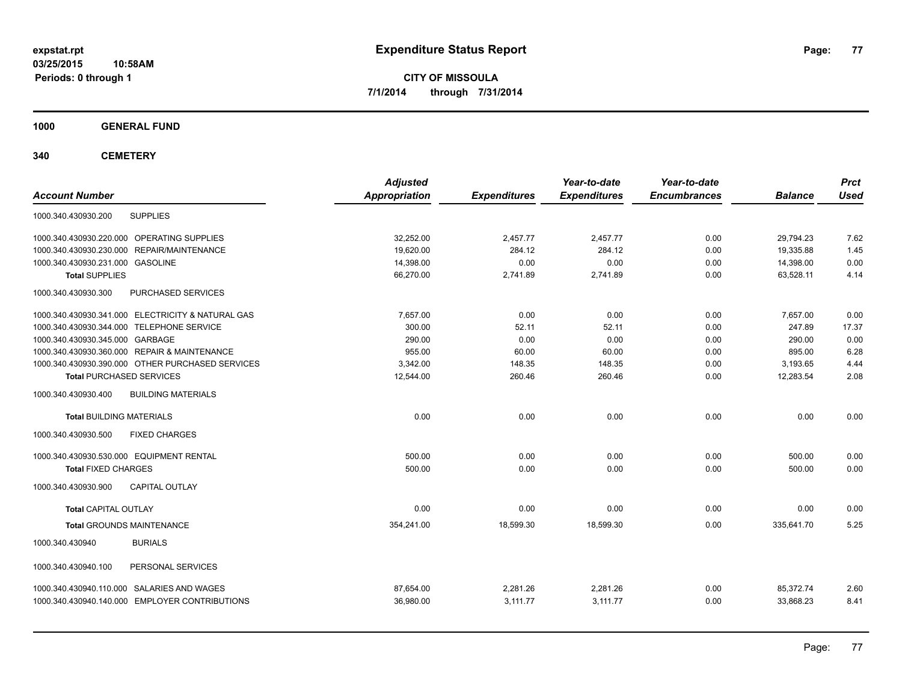**expstat.rpt**
**03/25/2015 10:58AM**
**Periods: 0 through 1**

# Expenditure Status Report

**CITY OF MISSOULA**
**7/1/2014 through 7/31/2014**

## 1000 GENERAL FUND

## 340 CEMETERY

| Account Number | | Adjusted Appropriation | Expenditures | Year-to-date Expenditures | Year-to-date Encumbrances | Balance | Prct Used |
|---|---|---|---|---|---|---|---|
| 1000.340.430930.200 | SUPPLIES | | | | | | |
| 1000.340.430930.220.000 | OPERATING SUPPLIES | 32,252.00 | 2,457.77 | 2,457.77 | 0.00 | 29,794.23 | 7.62 |
| 1000.340.430930.230.000 | REPAIR/MAINTENANCE | 19,620.00 | 284.12 | 284.12 | 0.00 | 19,335.88 | 1.45 |
| 1000.340.430930.231.000 | GASOLINE | 14,398.00 | 0.00 | 0.00 | 0.00 | 14,398.00 | 0.00 |
| **Total SUPPLIES** | | 66,270.00 | 2,741.89 | 2,741.89 | 0.00 | 63,528.11 | 4.14 |
| 1000.340.430930.300 | PURCHASED SERVICES | | | | | | |
| 1000.340.430930.341.000 | ELECTRICITY & NATURAL GAS | 7,657.00 | 0.00 | 0.00 | 0.00 | 7,657.00 | 0.00 |
| 1000.340.430930.344.000 | TELEPHONE SERVICE | 300.00 | 52.11 | 52.11 | 0.00 | 247.89 | 17.37 |
| 1000.340.430930.345.000 | GARBAGE | 290.00 | 0.00 | 0.00 | 0.00 | 290.00 | 0.00 |
| 1000.340.430930.360.000 | REPAIR & MAINTENANCE | 955.00 | 60.00 | 60.00 | 0.00 | 895.00 | 6.28 |
| 1000.340.430930.390.000 | OTHER PURCHASED SERVICES | 3,342.00 | 148.35 | 148.35 | 0.00 | 3,193.65 | 4.44 |
| **Total PURCHASED SERVICES** | | 12,544.00 | 260.46 | 260.46 | 0.00 | 12,283.54 | 2.08 |
| 1000.340.430930.400 | BUILDING MATERIALS | | | | | | |
| **Total BUILDING MATERIALS** | | 0.00 | 0.00 | 0.00 | 0.00 | 0.00 | 0.00 |
| 1000.340.430930.500 | FIXED CHARGES | | | | | | |
| 1000.340.430930.530.000 | EQUIPMENT RENTAL | 500.00 | 0.00 | 0.00 | 0.00 | 500.00 | 0.00 |
| **Total FIXED CHARGES** | | 500.00 | 0.00 | 0.00 | 0.00 | 500.00 | 0.00 |
| 1000.340.430930.900 | CAPITAL OUTLAY | | | | | | |
| **Total CAPITAL OUTLAY** | | 0.00 | 0.00 | 0.00 | 0.00 | 0.00 | 0.00 |
| **Total GROUNDS MAINTENANCE** | | 354,241.00 | 18,599.30 | 18,599.30 | 0.00 | 335,641.70 | 5.25 |
| 1000.340.430940 | BURIALS | | | | | | |
| 1000.340.430940.100 | PERSONAL SERVICES | | | | | | |
| 1000.340.430940.110.000 | SALARIES AND WAGES | 87,654.00 | 2,281.26 | 2,281.26 | 0.00 | 85,372.74 | 2.60 |
| 1000.340.430940.140.000 | EMPLOYER CONTRIBUTIONS | 36,980.00 | 3,111.77 | 3,111.77 | 0.00 | 33,868.23 | 8.41 |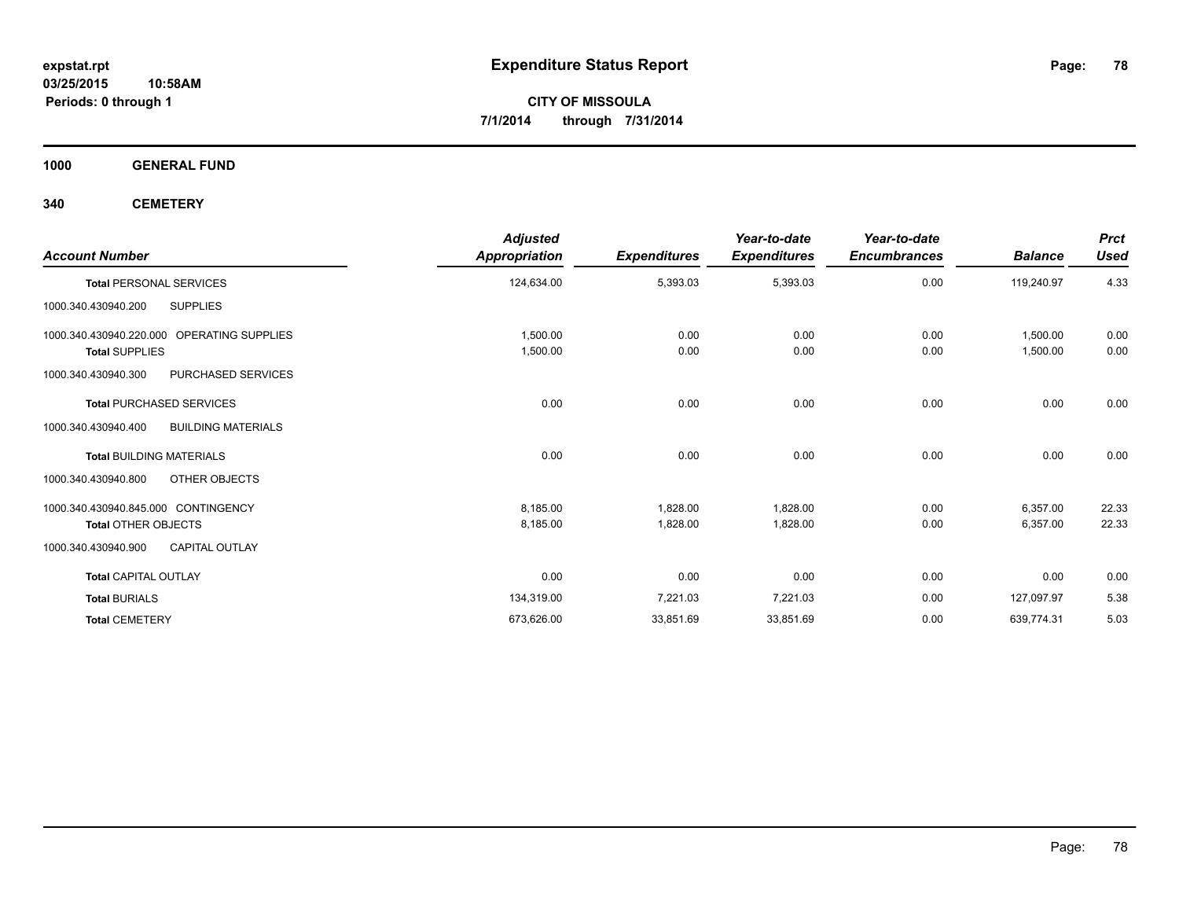# Expenditure Status Report

expstat.rpt
03/25/2015 10:58AM
Periods: 0 through 1

**CITY OF MISSOULA**
**7/1/2014 through 7/31/2014**

## 1000 GENERAL FUND

### 340 CEMETERY

| Account Number | | Adjusted Appropriation | Expenditures | Year-to-date Expenditures | Year-to-date Encumbrances | Balance | Prct Used |
|---|---|---|---|---|---|---|---|
| **Total** PERSONAL SERVICES | | 124,634.00 | 5,393.03 | 5,393.03 | 0.00 | 119,240.97 | 4.33 |
| 1000.340.430940.200 | SUPPLIES | | | | | | |
| 1000.340.430940.220.000 | OPERATING SUPPLIES | 1,500.00 | 0.00 | 0.00 | 0.00 | 1,500.00 | 0.00 |
| **Total** SUPPLIES | | 1,500.00 | 0.00 | 0.00 | 0.00 | 1,500.00 | 0.00 |
| 1000.340.430940.300 | PURCHASED SERVICES | | | | | | |
| **Total** PURCHASED SERVICES | | 0.00 | 0.00 | 0.00 | 0.00 | 0.00 | 0.00 |
| 1000.340.430940.400 | BUILDING MATERIALS | | | | | | |
| **Total** BUILDING MATERIALS | | 0.00 | 0.00 | 0.00 | 0.00 | 0.00 | 0.00 |
| 1000.340.430940.800 | OTHER OBJECTS | | | | | | |
| 1000.340.430940.845.000 | CONTINGENCY | 8,185.00 | 1,828.00 | 1,828.00 | 0.00 | 6,357.00 | 22.33 |
| **Total** OTHER OBJECTS | | 8,185.00 | 1,828.00 | 1,828.00 | 0.00 | 6,357.00 | 22.33 |
| 1000.340.430940.900 | CAPITAL OUTLAY | | | | | | |
| **Total** CAPITAL OUTLAY | | 0.00 | 0.00 | 0.00 | 0.00 | 0.00 | 0.00 |
| **Total** BURIALS | | 134,319.00 | 7,221.03 | 7,221.03 | 0.00 | 127,097.97 | 5.38 |
| **Total** CEMETERY | | 673,626.00 | 33,851.69 | 33,851.69 | 0.00 | 639,774.31 | 5.03 |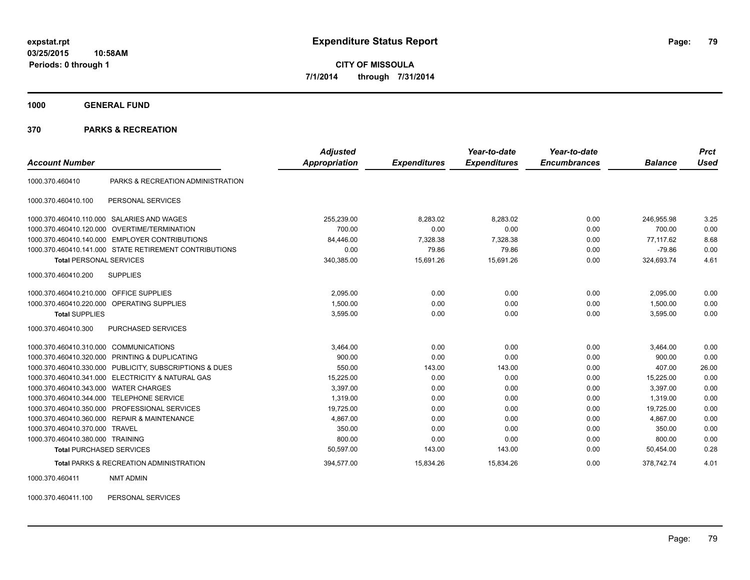**expstat.rpt**
**03/25/2015 10:58AM**
**Periods: 0 through 1**

# Expenditure Status Report

**CITY OF MISSOULA**
**7/1/2014 through 7/31/2014**

## 1000 GENERAL FUND

## 370 PARKS & RECREATION

| Account Number | | Adjusted Appropriation | Expenditures | Year-to-date Expenditures | Year-to-date Encumbrances | Balance | Prct Used |
|---|---|---|---|---|---|---|---|
| 1000.370.460410 | PARKS & RECREATION ADMINISTRATION | | | | | | |
| 1000.370.460410.100 | PERSONAL SERVICES | | | | | | |
| 1000.370.460410.110.000 | SALARIES AND WAGES | 255,239.00 | 8,283.02 | 8,283.02 | 0.00 | 246,955.98 | 3.25 |
| 1000.370.460410.120.000 | OVERTIME/TERMINATION | 700.00 | 0.00 | 0.00 | 0.00 | 700.00 | 0.00 |
| 1000.370.460410.140.000 | EMPLOYER CONTRIBUTIONS | 84,446.00 | 7,328.38 | 7,328.38 | 0.00 | 77,117.62 | 8.68 |
| 1000.370.460410.141.000 | STATE RETIREMENT CONTRIBUTIONS | 0.00 | 79.86 | 79.86 | 0.00 | -79.86 | 0.00 |
| **Total** PERSONAL SERVICES | | 340,385.00 | 15,691.26 | 15,691.26 | 0.00 | 324,693.74 | 4.61 |
| 1000.370.460410.200 | SUPPLIES | | | | | | |
| 1000.370.460410.210.000 | OFFICE SUPPLIES | 2,095.00 | 0.00 | 0.00 | 0.00 | 2,095.00 | 0.00 |
| 1000.370.460410.220.000 | OPERATING SUPPLIES | 1,500.00 | 0.00 | 0.00 | 0.00 | 1,500.00 | 0.00 |
| **Total** SUPPLIES | | 3,595.00 | 0.00 | 0.00 | 0.00 | 3,595.00 | 0.00 |
| 1000.370.460410.300 | PURCHASED SERVICES | | | | | | |
| 1000.370.460410.310.000 | COMMUNICATIONS | 3,464.00 | 0.00 | 0.00 | 0.00 | 3,464.00 | 0.00 |
| 1000.370.460410.320.000 | PRINTING & DUPLICATING | 900.00 | 0.00 | 0.00 | 0.00 | 900.00 | 0.00 |
| 1000.370.460410.330.000 | PUBLICITY, SUBSCRIPTIONS & DUES | 550.00 | 143.00 | 143.00 | 0.00 | 407.00 | 26.00 |
| 1000.370.460410.341.000 | ELECTRICITY & NATURAL GAS | 15,225.00 | 0.00 | 0.00 | 0.00 | 15,225.00 | 0.00 |
| 1000.370.460410.343.000 | WATER CHARGES | 3,397.00 | 0.00 | 0.00 | 0.00 | 3,397.00 | 0.00 |
| 1000.370.460410.344.000 | TELEPHONE SERVICE | 1,319.00 | 0.00 | 0.00 | 0.00 | 1,319.00 | 0.00 |
| 1000.370.460410.350.000 | PROFESSIONAL SERVICES | 19,725.00 | 0.00 | 0.00 | 0.00 | 19,725.00 | 0.00 |
| 1000.370.460410.360.000 | REPAIR & MAINTENANCE | 4,867.00 | 0.00 | 0.00 | 0.00 | 4,867.00 | 0.00 |
| 1000.370.460410.370.000 | TRAVEL | 350.00 | 0.00 | 0.00 | 0.00 | 350.00 | 0.00 |
| 1000.370.460410.380.000 | TRAINING | 800.00 | 0.00 | 0.00 | 0.00 | 800.00 | 0.00 |
| **Total** PURCHASED SERVICES | | 50,597.00 | 143.00 | 143.00 | 0.00 | 50,454.00 | 0.28 |
| **Total** PARKS & RECREATION ADMINISTRATION | | 394,577.00 | 15,834.26 | 15,834.26 | 0.00 | 378,742.74 | 4.01 |
| 1000.370.460411 | NMT ADMIN | | | | | | |
| 1000.370.460411.100 | PERSONAL SERVICES | | | | | | |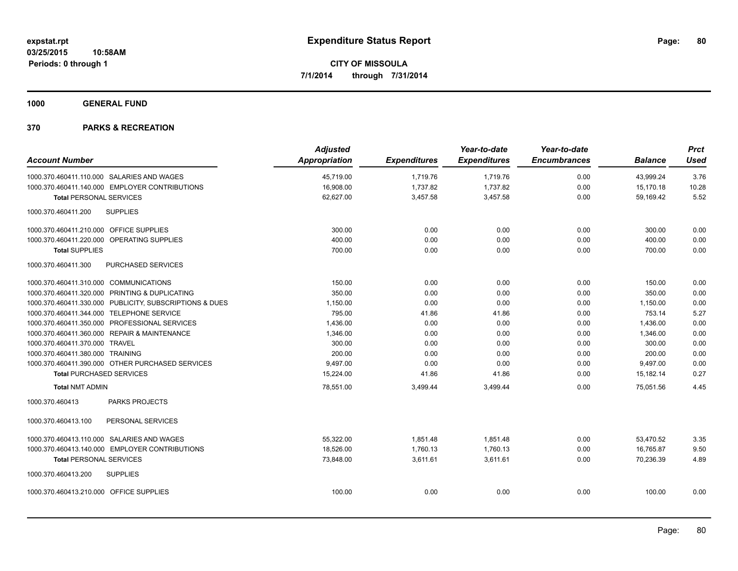# Expenditure Status Report

expstat.rpt
03/25/2015 10:58AM
Periods: 0 through 1

**CITY OF MISSOULA**
**7/1/2014 through 7/31/2014**

**1000 GENERAL FUND**

**370 PARKS & RECREATION**

| Account Number | Adjusted Appropriation | Expenditures | Year-to-date Expenditures | Year-to-date Encumbrances | Balance | Prct Used |
|---|---|---|---|---|---|---|
| 1000.370.460411.110.000 SALARIES AND WAGES | 45,719.00 | 1,719.76 | 1,719.76 | 0.00 | 43,999.24 | 3.76 |
| 1000.370.460411.140.000 EMPLOYER CONTRIBUTIONS | 16,908.00 | 1,737.82 | 1,737.82 | 0.00 | 15,170.18 | 10.28 |
| **Total** PERSONAL SERVICES | 62,627.00 | 3,457.58 | 3,457.58 | 0.00 | 59,169.42 | 5.52 |
| 1000.370.460411.200 SUPPLIES | | | | | | |
| 1000.370.460411.210.000 OFFICE SUPPLIES | 300.00 | 0.00 | 0.00 | 0.00 | 300.00 | 0.00 |
| 1000.370.460411.220.000 OPERATING SUPPLIES | 400.00 | 0.00 | 0.00 | 0.00 | 400.00 | 0.00 |
| **Total** SUPPLIES | 700.00 | 0.00 | 0.00 | 0.00 | 700.00 | 0.00 |
| 1000.370.460411.300 PURCHASED SERVICES | | | | | | |
| 1000.370.460411.310.000 COMMUNICATIONS | 150.00 | 0.00 | 0.00 | 0.00 | 150.00 | 0.00 |
| 1000.370.460411.320.000 PRINTING & DUPLICATING | 350.00 | 0.00 | 0.00 | 0.00 | 350.00 | 0.00 |
| 1000.370.460411.330.000 PUBLICITY, SUBSCRIPTIONS & DUES | 1,150.00 | 0.00 | 0.00 | 0.00 | 1,150.00 | 0.00 |
| 1000.370.460411.344.000 TELEPHONE SERVICE | 795.00 | 41.86 | 41.86 | 0.00 | 753.14 | 5.27 |
| 1000.370.460411.350.000 PROFESSIONAL SERVICES | 1,436.00 | 0.00 | 0.00 | 0.00 | 1,436.00 | 0.00 |
| 1000.370.460411.360.000 REPAIR & MAINTENANCE | 1,346.00 | 0.00 | 0.00 | 0.00 | 1,346.00 | 0.00 |
| 1000.370.460411.370.000 TRAVEL | 300.00 | 0.00 | 0.00 | 0.00 | 300.00 | 0.00 |
| 1000.370.460411.380.000 TRAINING | 200.00 | 0.00 | 0.00 | 0.00 | 200.00 | 0.00 |
| 1000.370.460411.390.000 OTHER PURCHASED SERVICES | 9,497.00 | 0.00 | 0.00 | 0.00 | 9,497.00 | 0.00 |
| **Total** PURCHASED SERVICES | 15,224.00 | 41.86 | 41.86 | 0.00 | 15,182.14 | 0.27 |
| **Total** NMT ADMIN | 78,551.00 | 3,499.44 | 3,499.44 | 0.00 | 75,051.56 | 4.45 |
| 1000.370.460413 PARKS PROJECTS | | | | | | |
| 1000.370.460413.100 PERSONAL SERVICES | | | | | | |
| 1000.370.460413.110.000 SALARIES AND WAGES | 55,322.00 | 1,851.48 | 1,851.48 | 0.00 | 53,470.52 | 3.35 |
| 1000.370.460413.140.000 EMPLOYER CONTRIBUTIONS | 18,526.00 | 1,760.13 | 1,760.13 | 0.00 | 16,765.87 | 9.50 |
| **Total** PERSONAL SERVICES | 73,848.00 | 3,611.61 | 3,611.61 | 0.00 | 70,236.39 | 4.89 |
| 1000.370.460413.200 SUPPLIES | | | | | | |
| 1000.370.460413.210.000 OFFICE SUPPLIES | 100.00 | 0.00 | 0.00 | 0.00 | 100.00 | 0.00 |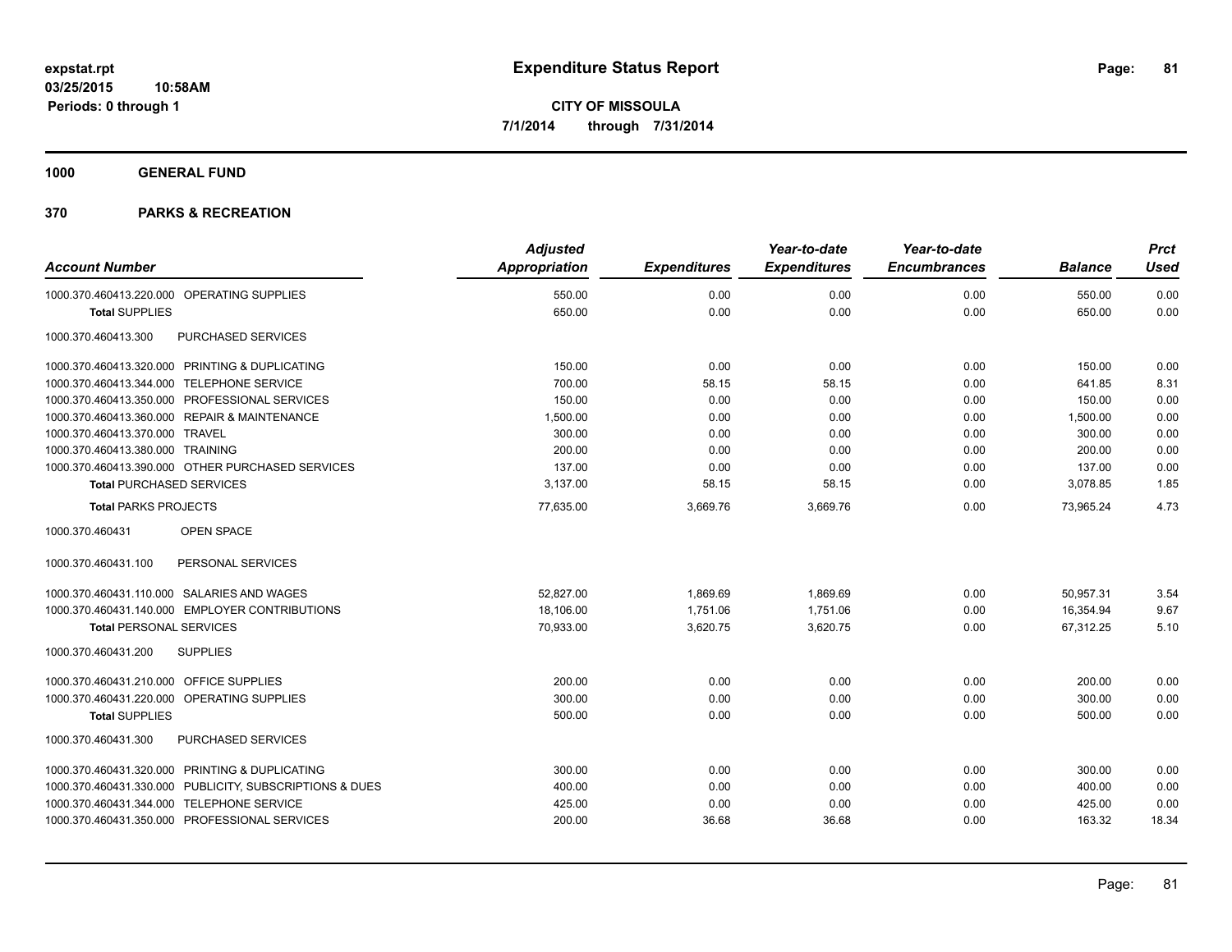**expstat.rpt**
**03/25/2015 10:58AM**
**Periods: 0 through 1**

# Expenditure Status Report

**CITY OF MISSOULA**
**7/1/2014 through 7/31/2014**

## 1000 GENERAL FUND

## 370 PARKS & RECREATION

| Account Number | Adjusted Appropriation | Expenditures | Year-to-date Expenditures | Year-to-date Encumbrances | Balance | Prct Used |
|---|---|---|---|---|---|---|
| 1000.370.460413.220.000 OPERATING SUPPLIES | 550.00 | 0.00 | 0.00 | 0.00 | 550.00 | 0.00 |
| **Total** SUPPLIES | 650.00 | 0.00 | 0.00 | 0.00 | 650.00 | 0.00 |
| 1000.370.460413.300 PURCHASED SERVICES | | | | | | |
| 1000.370.460413.320.000 PRINTING & DUPLICATING | 150.00 | 0.00 | 0.00 | 0.00 | 150.00 | 0.00 |
| 1000.370.460413.344.000 TELEPHONE SERVICE | 700.00 | 58.15 | 58.15 | 0.00 | 641.85 | 8.31 |
| 1000.370.460413.350.000 PROFESSIONAL SERVICES | 150.00 | 0.00 | 0.00 | 0.00 | 150.00 | 0.00 |
| 1000.370.460413.360.000 REPAIR & MAINTENANCE | 1,500.00 | 0.00 | 0.00 | 0.00 | 1,500.00 | 0.00 |
| 1000.370.460413.370.000 TRAVEL | 300.00 | 0.00 | 0.00 | 0.00 | 300.00 | 0.00 |
| 1000.370.460413.380.000 TRAINING | 200.00 | 0.00 | 0.00 | 0.00 | 200.00 | 0.00 |
| 1000.370.460413.390.000 OTHER PURCHASED SERVICES | 137.00 | 0.00 | 0.00 | 0.00 | 137.00 | 0.00 |
| **Total** PURCHASED SERVICES | 3,137.00 | 58.15 | 58.15 | 0.00 | 3,078.85 | 1.85 |
| **Total** PARKS PROJECTS | 77,635.00 | 3,669.76 | 3,669.76 | 0.00 | 73,965.24 | 4.73 |
| 1000.370.460431 OPEN SPACE | | | | | | |
| 1000.370.460431.100 PERSONAL SERVICES | | | | | | |
| 1000.370.460431.110.000 SALARIES AND WAGES | 52,827.00 | 1,869.69 | 1,869.69 | 0.00 | 50,957.31 | 3.54 |
| 1000.370.460431.140.000 EMPLOYER CONTRIBUTIONS | 18,106.00 | 1,751.06 | 1,751.06 | 0.00 | 16,354.94 | 9.67 |
| **Total** PERSONAL SERVICES | 70,933.00 | 3,620.75 | 3,620.75 | 0.00 | 67,312.25 | 5.10 |
| 1000.370.460431.200 SUPPLIES | | | | | | |
| 1000.370.460431.210.000 OFFICE SUPPLIES | 200.00 | 0.00 | 0.00 | 0.00 | 200.00 | 0.00 |
| 1000.370.460431.220.000 OPERATING SUPPLIES | 300.00 | 0.00 | 0.00 | 0.00 | 300.00 | 0.00 |
| **Total** SUPPLIES | 500.00 | 0.00 | 0.00 | 0.00 | 500.00 | 0.00 |
| 1000.370.460431.300 PURCHASED SERVICES | | | | | | |
| 1000.370.460431.320.000 PRINTING & DUPLICATING | 300.00 | 0.00 | 0.00 | 0.00 | 300.00 | 0.00 |
| 1000.370.460431.330.000 PUBLICITY, SUBSCRIPTIONS & DUES | 400.00 | 0.00 | 0.00 | 0.00 | 400.00 | 0.00 |
| 1000.370.460431.344.000 TELEPHONE SERVICE | 425.00 | 0.00 | 0.00 | 0.00 | 425.00 | 0.00 |
| 1000.370.460431.350.000 PROFESSIONAL SERVICES | 200.00 | 36.68 | 36.68 | 0.00 | 163.32 | 18.34 |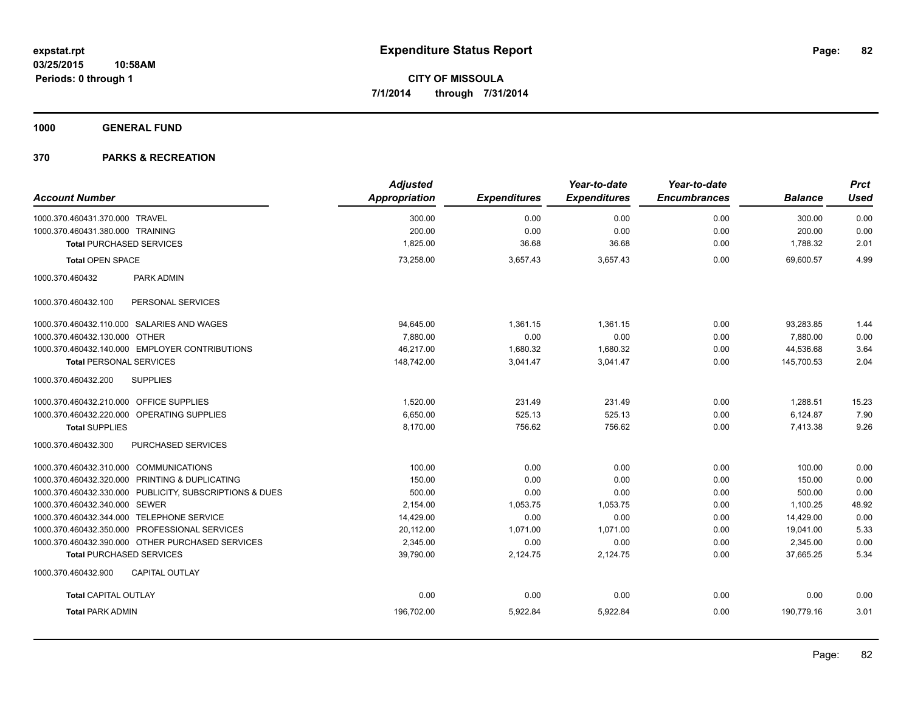**expstat.rpt**
**03/25/2015 10:58AM**
**Periods: 0 through 1**

# Expenditure Status Report

**CITY OF MISSOULA**
**7/1/2014 through 7/31/2014**

## 1000 GENERAL FUND

## 370 PARKS & RECREATION

| Account Number | Adjusted Appropriation | Expenditures | Year-to-date Expenditures | Year-to-date Encumbrances | Balance | Prct Used |
|---|---|---|---|---|---|---|
| 1000.370.460431.370.000 TRAVEL | 300.00 | 0.00 | 0.00 | 0.00 | 300.00 | 0.00 |
| 1000.370.460431.380.000 TRAINING | 200.00 | 0.00 | 0.00 | 0.00 | 200.00 | 0.00 |
| **Total** PURCHASED SERVICES | 1,825.00 | 36.68 | 36.68 | 0.00 | 1,788.32 | 2.01 |
| **Total** OPEN SPACE | 73,258.00 | 3,657.43 | 3,657.43 | 0.00 | 69,600.57 | 4.99 |
| 1000.370.460432 PARK ADMIN | | | | | | |
| 1000.370.460432.100 PERSONAL SERVICES | | | | | | |
| 1000.370.460432.110.000 SALARIES AND WAGES | 94,645.00 | 1,361.15 | 1,361.15 | 0.00 | 93,283.85 | 1.44 |
| 1000.370.460432.130.000 OTHER | 7,880.00 | 0.00 | 0.00 | 0.00 | 7,880.00 | 0.00 |
| 1000.370.460432.140.000 EMPLOYER CONTRIBUTIONS | 46,217.00 | 1,680.32 | 1,680.32 | 0.00 | 44,536.68 | 3.64 |
| **Total** PERSONAL SERVICES | 148,742.00 | 3,041.47 | 3,041.47 | 0.00 | 145,700.53 | 2.04 |
| 1000.370.460432.200 SUPPLIES | | | | | | |
| 1000.370.460432.210.000 OFFICE SUPPLIES | 1,520.00 | 231.49 | 231.49 | 0.00 | 1,288.51 | 15.23 |
| 1000.370.460432.220.000 OPERATING SUPPLIES | 6,650.00 | 525.13 | 525.13 | 0.00 | 6,124.87 | 7.90 |
| **Total** SUPPLIES | 8,170.00 | 756.62 | 756.62 | 0.00 | 7,413.38 | 9.26 |
| 1000.370.460432.300 PURCHASED SERVICES | | | | | | |
| 1000.370.460432.310.000 COMMUNICATIONS | 100.00 | 0.00 | 0.00 | 0.00 | 100.00 | 0.00 |
| 1000.370.460432.320.000 PRINTING & DUPLICATING | 150.00 | 0.00 | 0.00 | 0.00 | 150.00 | 0.00 |
| 1000.370.460432.330.000 PUBLICITY, SUBSCRIPTIONS & DUES | 500.00 | 0.00 | 0.00 | 0.00 | 500.00 | 0.00 |
| 1000.370.460432.340.000 SEWER | 2,154.00 | 1,053.75 | 1,053.75 | 0.00 | 1,100.25 | 48.92 |
| 1000.370.460432.344.000 TELEPHONE SERVICE | 14,429.00 | 0.00 | 0.00 | 0.00 | 14,429.00 | 0.00 |
| 1000.370.460432.350.000 PROFESSIONAL SERVICES | 20,112.00 | 1,071.00 | 1,071.00 | 0.00 | 19,041.00 | 5.33 |
| 1000.370.460432.390.000 OTHER PURCHASED SERVICES | 2,345.00 | 0.00 | 0.00 | 0.00 | 2,345.00 | 0.00 |
| **Total** PURCHASED SERVICES | 39,790.00 | 2,124.75 | 2,124.75 | 0.00 | 37,665.25 | 5.34 |
| 1000.370.460432.900 CAPITAL OUTLAY | | | | | | |
| **Total** CAPITAL OUTLAY | 0.00 | 0.00 | 0.00 | 0.00 | 0.00 | 0.00 |
| **Total** PARK ADMIN | 196,702.00 | 5,922.84 | 5,922.84 | 0.00 | 190,779.16 | 3.01 |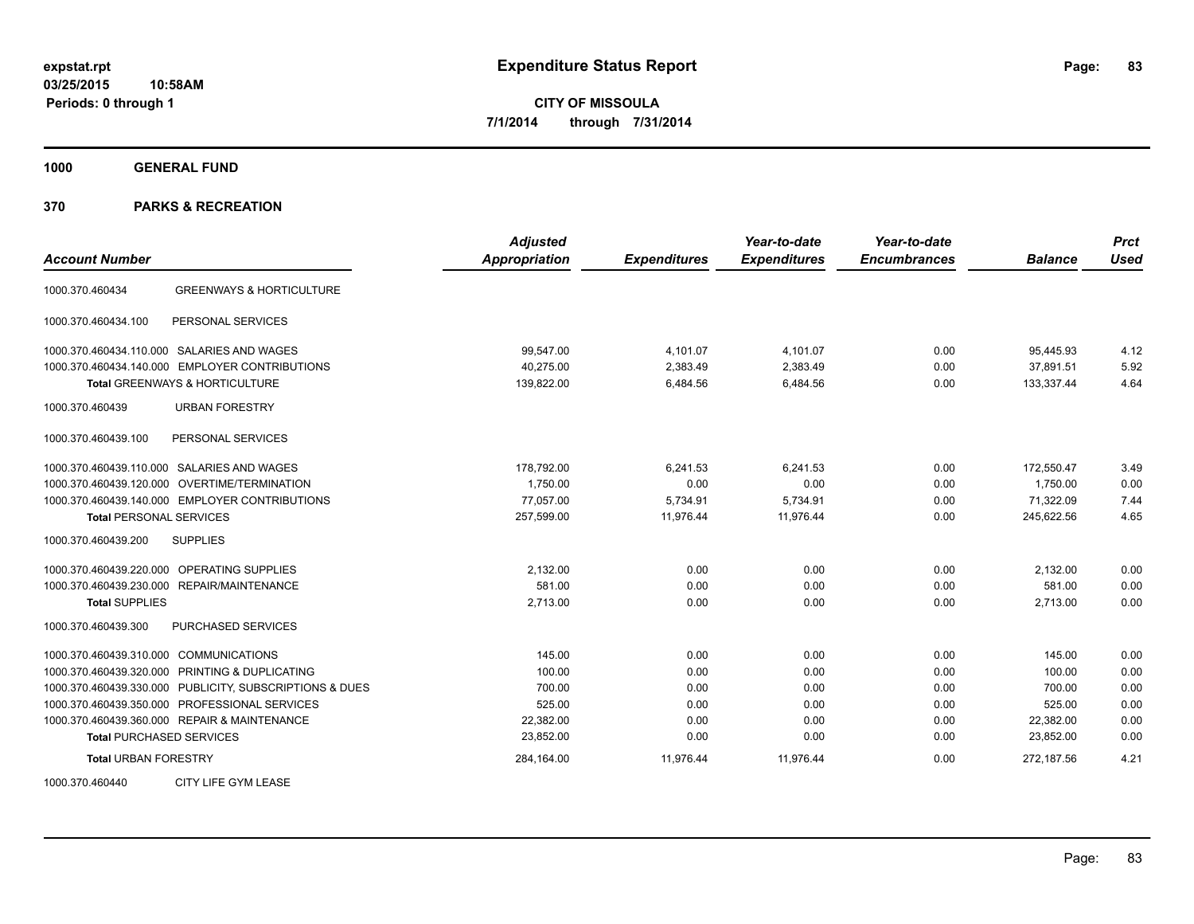**expstat.rpt**
**03/25/2015 10:58AM**
**Periods: 0 through 1**

# Expenditure Status Report

**CITY OF MISSOULA**
**7/1/2014 through 7/31/2014**

## 1000 GENERAL FUND

## 370 PARKS & RECREATION

| Account Number | | Adjusted Appropriation | Expenditures | Year-to-date Expenditures | Year-to-date Encumbrances | Balance | Prct Used |
|---|---|---|---|---|---|---|---|
| 1000.370.460434 | GREENWAYS & HORTICULTURE | | | | | | |
| 1000.370.460434.100 | PERSONAL SERVICES | | | | | | |
| 1000.370.460434.110.000 | SALARIES AND WAGES | 99,547.00 | 4,101.07 | 4,101.07 | 0.00 | 95,445.93 | 4.12 |
| 1000.370.460434.140.000 | EMPLOYER CONTRIBUTIONS | 40,275.00 | 2,383.49 | 2,383.49 | 0.00 | 37,891.51 | 5.92 |
| **Total** GREENWAYS & HORTICULTURE | | 139,822.00 | 6,484.56 | 6,484.56 | 0.00 | 133,337.44 | 4.64 |
| 1000.370.460439 | URBAN FORESTRY | | | | | | |
| 1000.370.460439.100 | PERSONAL SERVICES | | | | | | |
| 1000.370.460439.110.000 | SALARIES AND WAGES | 178,792.00 | 6,241.53 | 6,241.53 | 0.00 | 172,550.47 | 3.49 |
| 1000.370.460439.120.000 | OVERTIME/TERMINATION | 1,750.00 | 0.00 | 0.00 | 0.00 | 1,750.00 | 0.00 |
| 1000.370.460439.140.000 | EMPLOYER CONTRIBUTIONS | 77,057.00 | 5,734.91 | 5,734.91 | 0.00 | 71,322.09 | 7.44 |
| **Total** PERSONAL SERVICES | | 257,599.00 | 11,976.44 | 11,976.44 | 0.00 | 245,622.56 | 4.65 |
| 1000.370.460439.200 | SUPPLIES | | | | | | |
| 1000.370.460439.220.000 | OPERATING SUPPLIES | 2,132.00 | 0.00 | 0.00 | 0.00 | 2,132.00 | 0.00 |
| 1000.370.460439.230.000 | REPAIR/MAINTENANCE | 581.00 | 0.00 | 0.00 | 0.00 | 581.00 | 0.00 |
| **Total** SUPPLIES | | 2,713.00 | 0.00 | 0.00 | 0.00 | 2,713.00 | 0.00 |
| 1000.370.460439.300 | PURCHASED SERVICES | | | | | | |
| 1000.370.460439.310.000 | COMMUNICATIONS | 145.00 | 0.00 | 0.00 | 0.00 | 145.00 | 0.00 |
| 1000.370.460439.320.000 | PRINTING & DUPLICATING | 100.00 | 0.00 | 0.00 | 0.00 | 100.00 | 0.00 |
| 1000.370.460439.330.000 | PUBLICITY, SUBSCRIPTIONS & DUES | 700.00 | 0.00 | 0.00 | 0.00 | 700.00 | 0.00 |
| 1000.370.460439.350.000 | PROFESSIONAL SERVICES | 525.00 | 0.00 | 0.00 | 0.00 | 525.00 | 0.00 |
| 1000.370.460439.360.000 | REPAIR & MAINTENANCE | 22,382.00 | 0.00 | 0.00 | 0.00 | 22,382.00 | 0.00 |
| **Total** PURCHASED SERVICES | | 23,852.00 | 0.00 | 0.00 | 0.00 | 23,852.00 | 0.00 |
| **Total** URBAN FORESTRY | | 284,164.00 | 11,976.44 | 11,976.44 | 0.00 | 272,187.56 | 4.21 |
| 1000.370.460440 | CITY LIFE GYM LEASE | | | | | | |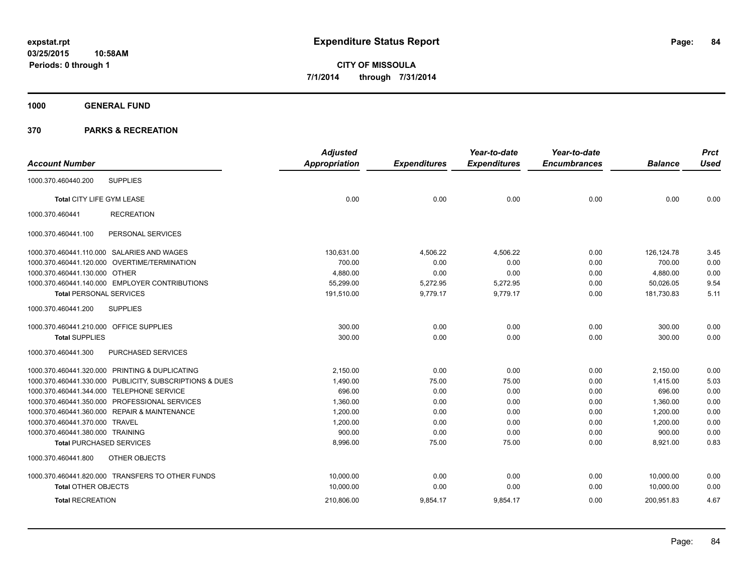# Expenditure Status Report

**CITY OF MISSOULA**

**7/1/2014 through 7/31/2014**

expstat.rpt
03/25/2015 10:58AM
Periods: 0 through 1

**1000 GENERAL FUND**

**370 PARKS & RECREATION**

| Account Number | | Adjusted Appropriation | Expenditures | Year-to-date Expenditures | Year-to-date Encumbrances | Balance | Prct Used |
|---|---|---|---|---|---|---|---|
| 1000.370.460440.200 | SUPPLIES | | | | | | |
| **Total** CITY LIFE GYM LEASE | | 0.00 | 0.00 | 0.00 | 0.00 | 0.00 | 0.00 |
| 1000.370.460441 | RECREATION | | | | | | |
| 1000.370.460441.100 | PERSONAL SERVICES | | | | | | |
| 1000.370.460441.110.000 | SALARIES AND WAGES | 130,631.00 | 4,506.22 | 4,506.22 | 0.00 | 126,124.78 | 3.45 |
| 1000.370.460441.120.000 | OVERTIME/TERMINATION | 700.00 | 0.00 | 0.00 | 0.00 | 700.00 | 0.00 |
| 1000.370.460441.130.000 | OTHER | 4,880.00 | 0.00 | 0.00 | 0.00 | 4,880.00 | 0.00 |
| 1000.370.460441.140.000 | EMPLOYER CONTRIBUTIONS | 55,299.00 | 5,272.95 | 5,272.95 | 0.00 | 50,026.05 | 9.54 |
| **Total** PERSONAL SERVICES | | 191,510.00 | 9,779.17 | 9,779.17 | 0.00 | 181,730.83 | 5.11 |
| 1000.370.460441.200 | SUPPLIES | | | | | | |
| 1000.370.460441.210.000 | OFFICE SUPPLIES | 300.00 | 0.00 | 0.00 | 0.00 | 300.00 | 0.00 |
| **Total** SUPPLIES | | 300.00 | 0.00 | 0.00 | 0.00 | 300.00 | 0.00 |
| 1000.370.460441.300 | PURCHASED SERVICES | | | | | | |
| 1000.370.460441.320.000 | PRINTING & DUPLICATING | 2,150.00 | 0.00 | 0.00 | 0.00 | 2,150.00 | 0.00 |
| 1000.370.460441.330.000 | PUBLICITY, SUBSCRIPTIONS & DUES | 1,490.00 | 75.00 | 75.00 | 0.00 | 1,415.00 | 5.03 |
| 1000.370.460441.344.000 | TELEPHONE SERVICE | 696.00 | 0.00 | 0.00 | 0.00 | 696.00 | 0.00 |
| 1000.370.460441.350.000 | PROFESSIONAL SERVICES | 1,360.00 | 0.00 | 0.00 | 0.00 | 1,360.00 | 0.00 |
| 1000.370.460441.360.000 | REPAIR & MAINTENANCE | 1,200.00 | 0.00 | 0.00 | 0.00 | 1,200.00 | 0.00 |
| 1000.370.460441.370.000 | TRAVEL | 1,200.00 | 0.00 | 0.00 | 0.00 | 1,200.00 | 0.00 |
| 1000.370.460441.380.000 | TRAINING | 900.00 | 0.00 | 0.00 | 0.00 | 900.00 | 0.00 |
| **Total** PURCHASED SERVICES | | 8,996.00 | 75.00 | 75.00 | 0.00 | 8,921.00 | 0.83 |
| 1000.370.460441.800 | OTHER OBJECTS | | | | | | |
| 1000.370.460441.820.000 | TRANSFERS TO OTHER FUNDS | 10,000.00 | 0.00 | 0.00 | 0.00 | 10,000.00 | 0.00 |
| **Total** OTHER OBJECTS | | 10,000.00 | 0.00 | 0.00 | 0.00 | 10,000.00 | 0.00 |
| **Total** RECREATION | | 210,806.00 | 9,854.17 | 9,854.17 | 0.00 | 200,951.83 | 4.67 |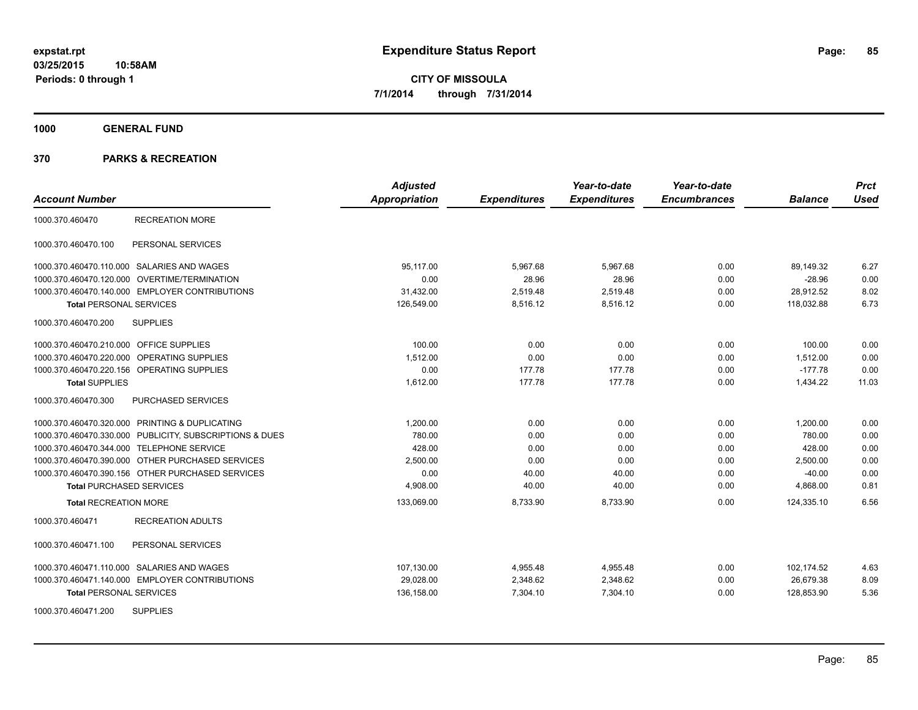**expstat.rpt**
**03/25/2015 10:58AM**
**Periods: 0 through 1**

# Expenditure Status Report

**CITY OF MISSOULA**
**7/1/2014 through 7/31/2014**

## 1000 GENERAL FUND

## 370 PARKS & RECREATION

| Account Number | | Adjusted Appropriation | Expenditures | Year-to-date Expenditures | Year-to-date Encumbrances | Balance | Prct Used |
|---|---|---|---|---|---|---|---|
| 1000.370.460470 | RECREATION MORE | | | | | | |
| 1000.370.460470.100 | PERSONAL SERVICES | | | | | | |
| 1000.370.460470.110.000 | SALARIES AND WAGES | 95,117.00 | 5,967.68 | 5,967.68 | 0.00 | 89,149.32 | 6.27 |
| 1000.370.460470.120.000 | OVERTIME/TERMINATION | 0.00 | 28.96 | 28.96 | 0.00 | -28.96 | 0.00 |
| 1000.370.460470.140.000 | EMPLOYER CONTRIBUTIONS | 31,432.00 | 2,519.48 | 2,519.48 | 0.00 | 28,912.52 | 8.02 |
| **Total** PERSONAL SERVICES | | 126,549.00 | 8,516.12 | 8,516.12 | 0.00 | 118,032.88 | 6.73 |
| 1000.370.460470.200 | SUPPLIES | | | | | | |
| 1000.370.460470.210.000 | OFFICE SUPPLIES | 100.00 | 0.00 | 0.00 | 0.00 | 100.00 | 0.00 |
| 1000.370.460470.220.000 | OPERATING SUPPLIES | 1,512.00 | 0.00 | 0.00 | 0.00 | 1,512.00 | 0.00 |
| 1000.370.460470.220.156 | OPERATING SUPPLIES | 0.00 | 177.78 | 177.78 | 0.00 | -177.78 | 0.00 |
| **Total** SUPPLIES | | 1,612.00 | 177.78 | 177.78 | 0.00 | 1,434.22 | 11.03 |
| 1000.370.460470.300 | PURCHASED SERVICES | | | | | | |
| 1000.370.460470.320.000 | PRINTING & DUPLICATING | 1,200.00 | 0.00 | 0.00 | 0.00 | 1,200.00 | 0.00 |
| 1000.370.460470.330.000 | PUBLICITY, SUBSCRIPTIONS & DUES | 780.00 | 0.00 | 0.00 | 0.00 | 780.00 | 0.00 |
| 1000.370.460470.344.000 | TELEPHONE SERVICE | 428.00 | 0.00 | 0.00 | 0.00 | 428.00 | 0.00 |
| 1000.370.460470.390.000 | OTHER PURCHASED SERVICES | 2,500.00 | 0.00 | 0.00 | 0.00 | 2,500.00 | 0.00 |
| 1000.370.460470.390.156 | OTHER PURCHASED SERVICES | 0.00 | 40.00 | 40.00 | 0.00 | -40.00 | 0.00 |
| **Total** PURCHASED SERVICES | | 4,908.00 | 40.00 | 40.00 | 0.00 | 4,868.00 | 0.81 |
| **Total** RECREATION MORE | | 133,069.00 | 8,733.90 | 8,733.90 | 0.00 | 124,335.10 | 6.56 |
| 1000.370.460471 | RECREATION ADULTS | | | | | | |
| 1000.370.460471.100 | PERSONAL SERVICES | | | | | | |
| 1000.370.460471.110.000 | SALARIES AND WAGES | 107,130.00 | 4,955.48 | 4,955.48 | 0.00 | 102,174.52 | 4.63 |
| 1000.370.460471.140.000 | EMPLOYER CONTRIBUTIONS | 29,028.00 | 2,348.62 | 2,348.62 | 0.00 | 26,679.38 | 8.09 |
| **Total** PERSONAL SERVICES | | 136,158.00 | 7,304.10 | 7,304.10 | 0.00 | 128,853.90 | 5.36 |
| 1000.370.460471.200 | SUPPLIES | | | | | | |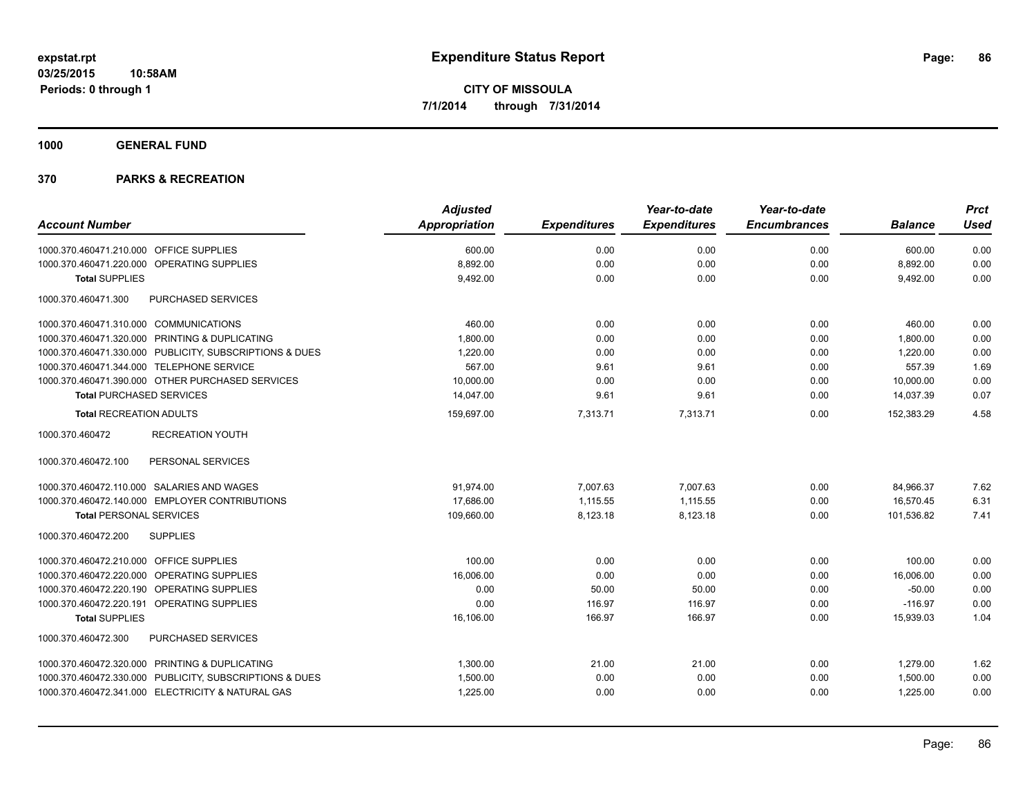**Expenditure Status Report**

**CITY OF MISSOULA**

**7/1/2014 through 7/31/2014**

expstat.rpt
03/25/2015 10:58AM
Periods: 0 through 1

**1000 GENERAL FUND**

**370 PARKS & RECREATION**

| Account Number | Adjusted Appropriation | Expenditures | Year-to-date Expenditures | Year-to-date Encumbrances | Balance | Prct Used |
|---|---|---|---|---|---|---|
| 1000.370.460471.210.000 OFFICE SUPPLIES | 600.00 | 0.00 | 0.00 | 0.00 | 600.00 | 0.00 |
| 1000.370.460471.220.000 OPERATING SUPPLIES | 8,892.00 | 0.00 | 0.00 | 0.00 | 8,892.00 | 0.00 |
| **Total** SUPPLIES | 9,492.00 | 0.00 | 0.00 | 0.00 | 9,492.00 | 0.00 |
| 1000.370.460471.300 PURCHASED SERVICES | | | | | | |
| 1000.370.460471.310.000 COMMUNICATIONS | 460.00 | 0.00 | 0.00 | 0.00 | 460.00 | 0.00 |
| 1000.370.460471.320.000 PRINTING & DUPLICATING | 1,800.00 | 0.00 | 0.00 | 0.00 | 1,800.00 | 0.00 |
| 1000.370.460471.330.000 PUBLICITY, SUBSCRIPTIONS & DUES | 1,220.00 | 0.00 | 0.00 | 0.00 | 1,220.00 | 0.00 |
| 1000.370.460471.344.000 TELEPHONE SERVICE | 567.00 | 9.61 | 9.61 | 0.00 | 557.39 | 1.69 |
| 1000.370.460471.390.000 OTHER PURCHASED SERVICES | 10,000.00 | 0.00 | 0.00 | 0.00 | 10,000.00 | 0.00 |
| **Total** PURCHASED SERVICES | 14,047.00 | 9.61 | 9.61 | 0.00 | 14,037.39 | 0.07 |
| **Total** RECREATION ADULTS | 159,697.00 | 7,313.71 | 7,313.71 | 0.00 | 152,383.29 | 4.58 |
| 1000.370.460472 RECREATION YOUTH | | | | | | |
| 1000.370.460472.100 PERSONAL SERVICES | | | | | | |
| 1000.370.460472.110.000 SALARIES AND WAGES | 91,974.00 | 7,007.63 | 7,007.63 | 0.00 | 84,966.37 | 7.62 |
| 1000.370.460472.140.000 EMPLOYER CONTRIBUTIONS | 17,686.00 | 1,115.55 | 1,115.55 | 0.00 | 16,570.45 | 6.31 |
| **Total** PERSONAL SERVICES | 109,660.00 | 8,123.18 | 8,123.18 | 0.00 | 101,536.82 | 7.41 |
| 1000.370.460472.200 SUPPLIES | | | | | | |
| 1000.370.460472.210.000 OFFICE SUPPLIES | 100.00 | 0.00 | 0.00 | 0.00 | 100.00 | 0.00 |
| 1000.370.460472.220.000 OPERATING SUPPLIES | 16,006.00 | 0.00 | 0.00 | 0.00 | 16,006.00 | 0.00 |
| 1000.370.460472.220.190 OPERATING SUPPLIES | 0.00 | 50.00 | 50.00 | 0.00 | -50.00 | 0.00 |
| 1000.370.460472.220.191 OPERATING SUPPLIES | 0.00 | 116.97 | 116.97 | 0.00 | -116.97 | 0.00 |
| **Total** SUPPLIES | 16,106.00 | 166.97 | 166.97 | 0.00 | 15,939.03 | 1.04 |
| 1000.370.460472.300 PURCHASED SERVICES | | | | | | |
| 1000.370.460472.320.000 PRINTING & DUPLICATING | 1,300.00 | 21.00 | 21.00 | 0.00 | 1,279.00 | 1.62 |
| 1000.370.460472.330.000 PUBLICITY, SUBSCRIPTIONS & DUES | 1,500.00 | 0.00 | 0.00 | 0.00 | 1,500.00 | 0.00 |
| 1000.370.460472.341.000 ELECTRICITY & NATURAL GAS | 1,225.00 | 0.00 | 0.00 | 0.00 | 1,225.00 | 0.00 |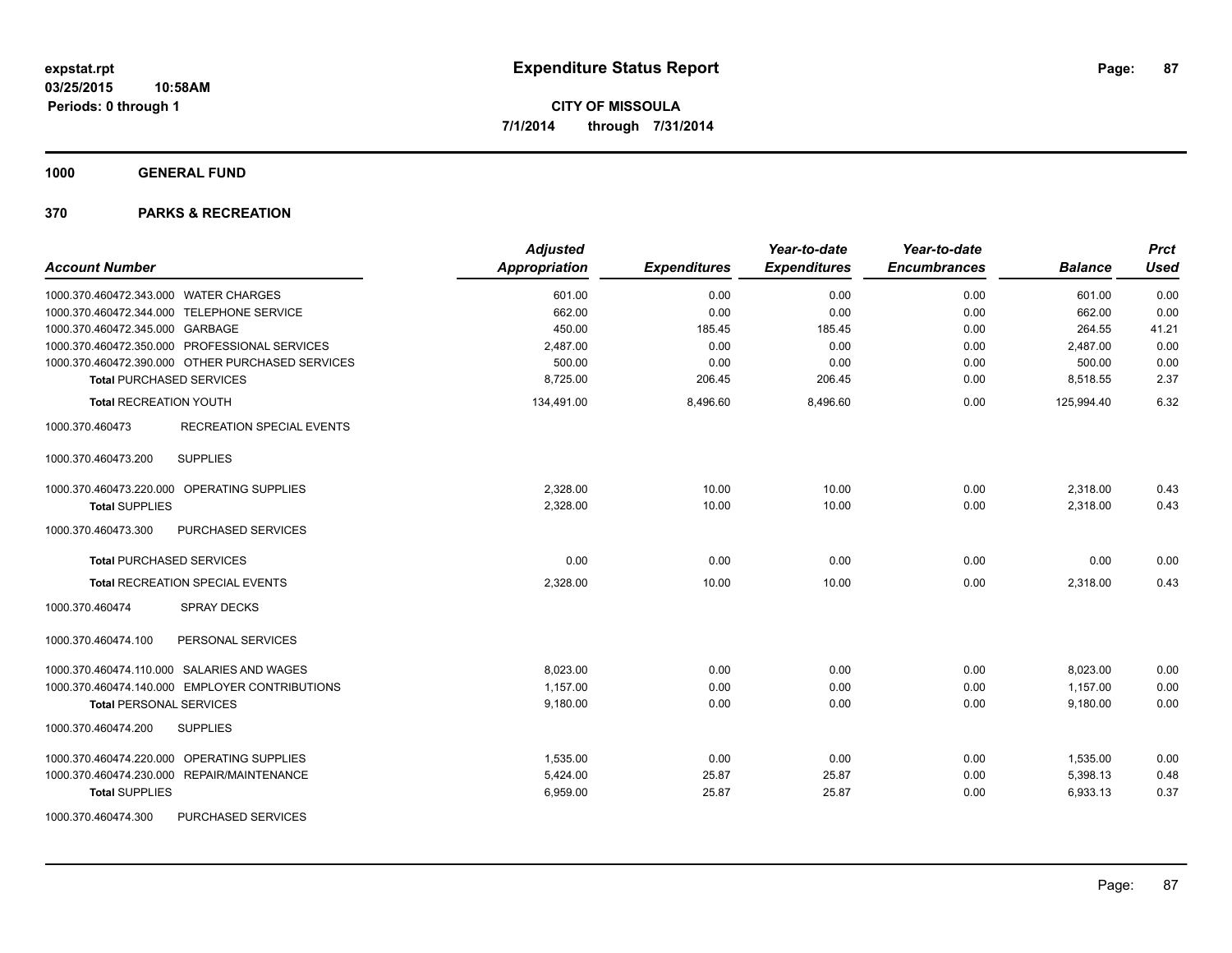**expstat.rpt**
**03/25/2015 10:58AM**
**Periods: 0 through 1**

# Expenditure Status Report

**CITY OF MISSOULA**
**7/1/2014 through 7/31/2014**

## 1000 GENERAL FUND

## 370 PARKS & RECREATION

| Account Number | | Adjusted Appropriation | Expenditures | Year-to-date Expenditures | Year-to-date Encumbrances | Balance | Prct Used |
|---|---|---|---|---|---|---|---|
| 1000.370.460472.343.000 | WATER CHARGES | 601.00 | 0.00 | 0.00 | 0.00 | 601.00 | 0.00 |
| 1000.370.460472.344.000 | TELEPHONE SERVICE | 662.00 | 0.00 | 0.00 | 0.00 | 662.00 | 0.00 |
| 1000.370.460472.345.000 | GARBAGE | 450.00 | 185.45 | 185.45 | 0.00 | 264.55 | 41.21 |
| 1000.370.460472.350.000 | PROFESSIONAL SERVICES | 2,487.00 | 0.00 | 0.00 | 0.00 | 2,487.00 | 0.00 |
| 1000.370.460472.390.000 | OTHER PURCHASED SERVICES | 500.00 | 0.00 | 0.00 | 0.00 | 500.00 | 0.00 |
| **Total** PURCHASED SERVICES | | 8,725.00 | 206.45 | 206.45 | 0.00 | 8,518.55 | 2.37 |
| **Total** RECREATION YOUTH | | 134,491.00 | 8,496.60 | 8,496.60 | 0.00 | 125,994.40 | 6.32 |
| 1000.370.460473 | RECREATION SPECIAL EVENTS | | | | | | |
| 1000.370.460473.200 | SUPPLIES | | | | | | |
| 1000.370.460473.220.000 | OPERATING SUPPLIES | 2,328.00 | 10.00 | 10.00 | 0.00 | 2,318.00 | 0.43 |
| **Total** SUPPLIES | | 2,328.00 | 10.00 | 10.00 | 0.00 | 2,318.00 | 0.43 |
| 1000.370.460473.300 | PURCHASED SERVICES | | | | | | |
| **Total** PURCHASED SERVICES | | 0.00 | 0.00 | 0.00 | 0.00 | 0.00 | 0.00 |
| **Total** RECREATION SPECIAL EVENTS | | 2,328.00 | 10.00 | 10.00 | 0.00 | 2,318.00 | 0.43 |
| 1000.370.460474 | SPRAY DECKS | | | | | | |
| 1000.370.460474.100 | PERSONAL SERVICES | | | | | | |
| 1000.370.460474.110.000 | SALARIES AND WAGES | 8,023.00 | 0.00 | 0.00 | 0.00 | 8,023.00 | 0.00 |
| 1000.370.460474.140.000 | EMPLOYER CONTRIBUTIONS | 1,157.00 | 0.00 | 0.00 | 0.00 | 1,157.00 | 0.00 |
| **Total** PERSONAL SERVICES | | 9,180.00 | 0.00 | 0.00 | 0.00 | 9,180.00 | 0.00 |
| 1000.370.460474.200 | SUPPLIES | | | | | | |
| 1000.370.460474.220.000 | OPERATING SUPPLIES | 1,535.00 | 0.00 | 0.00 | 0.00 | 1,535.00 | 0.00 |
| 1000.370.460474.230.000 | REPAIR/MAINTENANCE | 5,424.00 | 25.87 | 25.87 | 0.00 | 5,398.13 | 0.48 |
| **Total** SUPPLIES | | 6,959.00 | 25.87 | 25.87 | 0.00 | 6,933.13 | 0.37 |
| 1000.370.460474.300 | PURCHASED SERVICES | | | | | | |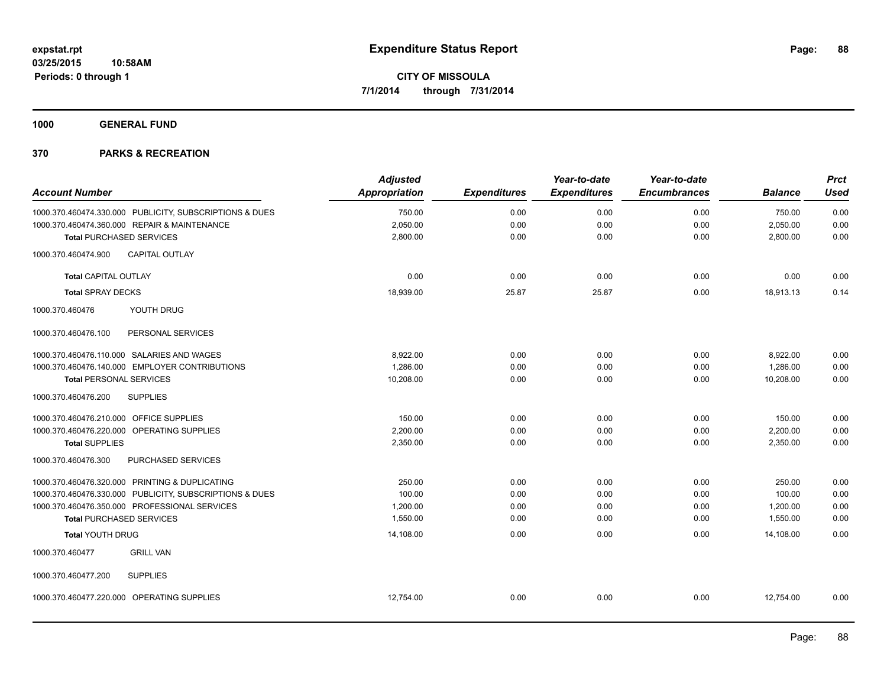**expstat.rpt**
**03/25/2015 10:58AM**
**Periods: 0 through 1**

# Expenditure Status Report

**CITY OF MISSOULA**
**7/1/2014 through 7/31/2014**

## 1000 GENERAL FUND

## 370 PARKS & RECREATION

| Account Number | Adjusted Appropriation | Expenditures | Year-to-date Expenditures | Year-to-date Encumbrances | Balance | Prct Used |
|---|---|---|---|---|---|---|
| 1000.370.460474.330.000 PUBLICITY, SUBSCRIPTIONS & DUES | 750.00 | 0.00 | 0.00 | 0.00 | 750.00 | 0.00 |
| 1000.370.460474.360.000 REPAIR & MAINTENANCE | 2,050.00 | 0.00 | 0.00 | 0.00 | 2,050.00 | 0.00 |
| **Total** PURCHASED SERVICES | 2,800.00 | 0.00 | 0.00 | 0.00 | 2,800.00 | 0.00 |
| 1000.370.460474.900 CAPITAL OUTLAY | | | | | | |
| **Total** CAPITAL OUTLAY | 0.00 | 0.00 | 0.00 | 0.00 | 0.00 | 0.00 |
| **Total** SPRAY DECKS | 18,939.00 | 25.87 | 25.87 | 0.00 | 18,913.13 | 0.14 |
| 1000.370.460476 YOUTH DRUG | | | | | | |
| 1000.370.460476.100 PERSONAL SERVICES | | | | | | |
| 1000.370.460476.110.000 SALARIES AND WAGES | 8,922.00 | 0.00 | 0.00 | 0.00 | 8,922.00 | 0.00 |
| 1000.370.460476.140.000 EMPLOYER CONTRIBUTIONS | 1,286.00 | 0.00 | 0.00 | 0.00 | 1,286.00 | 0.00 |
| **Total** PERSONAL SERVICES | 10,208.00 | 0.00 | 0.00 | 0.00 | 10,208.00 | 0.00 |
| 1000.370.460476.200 SUPPLIES | | | | | | |
| 1000.370.460476.210.000 OFFICE SUPPLIES | 150.00 | 0.00 | 0.00 | 0.00 | 150.00 | 0.00 |
| 1000.370.460476.220.000 OPERATING SUPPLIES | 2,200.00 | 0.00 | 0.00 | 0.00 | 2,200.00 | 0.00 |
| **Total** SUPPLIES | 2,350.00 | 0.00 | 0.00 | 0.00 | 2,350.00 | 0.00 |
| 1000.370.460476.300 PURCHASED SERVICES | | | | | | |
| 1000.370.460476.320.000 PRINTING & DUPLICATING | 250.00 | 0.00 | 0.00 | 0.00 | 250.00 | 0.00 |
| 1000.370.460476.330.000 PUBLICITY, SUBSCRIPTIONS & DUES | 100.00 | 0.00 | 0.00 | 0.00 | 100.00 | 0.00 |
| 1000.370.460476.350.000 PROFESSIONAL SERVICES | 1,200.00 | 0.00 | 0.00 | 0.00 | 1,200.00 | 0.00 |
| **Total** PURCHASED SERVICES | 1,550.00 | 0.00 | 0.00 | 0.00 | 1,550.00 | 0.00 |
| **Total** YOUTH DRUG | 14,108.00 | 0.00 | 0.00 | 0.00 | 14,108.00 | 0.00 |
| 1000.370.460477 GRILL VAN | | | | | | |
| 1000.370.460477.200 SUPPLIES | | | | | | |
| 1000.370.460477.220.000 OPERATING SUPPLIES | 12,754.00 | 0.00 | 0.00 | 0.00 | 12,754.00 | 0.00 |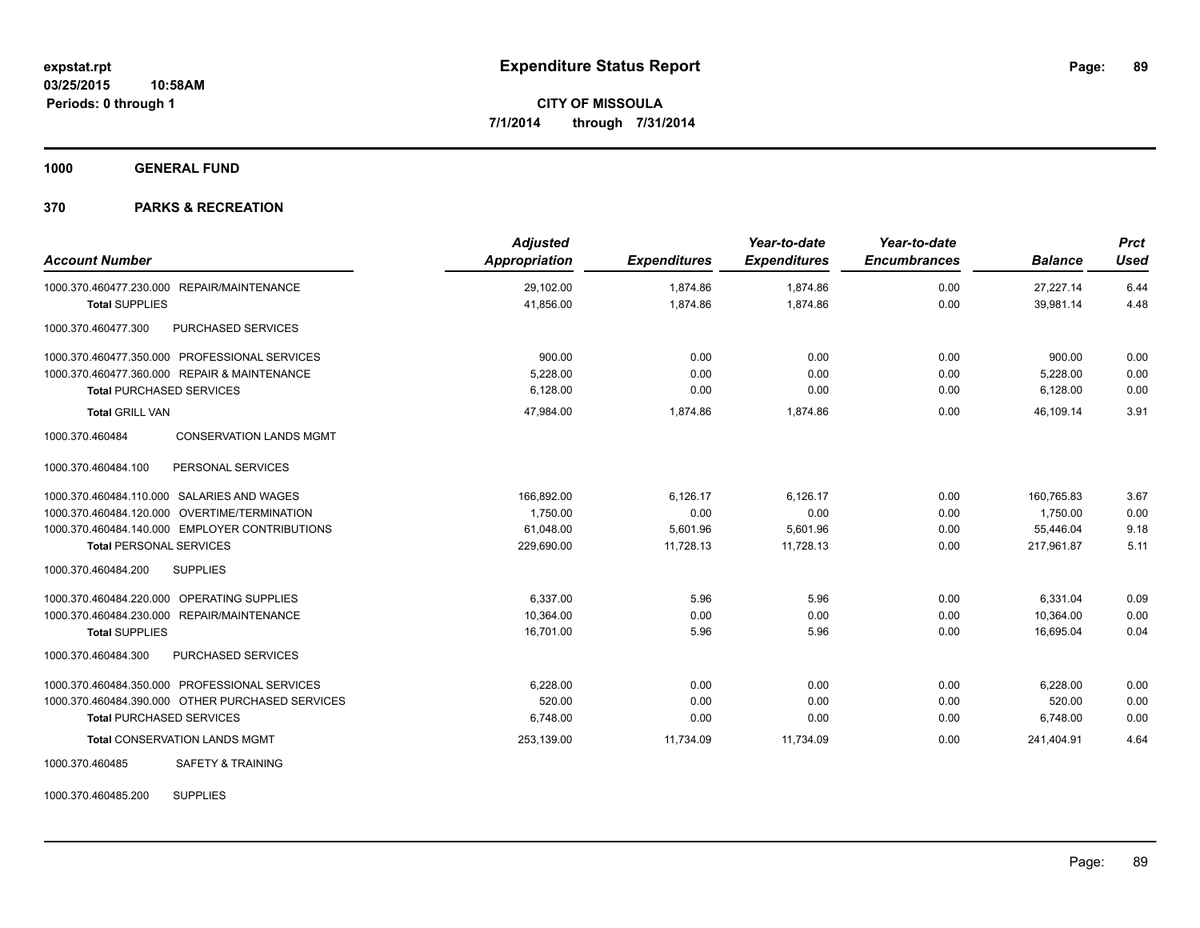**expstat.rpt**
**03/25/2015 10:58AM**
**Periods: 0 through 1**

# Expenditure Status Report

**CITY OF MISSOULA**
**7/1/2014 through 7/31/2014**

## 1000 GENERAL FUND

## 370 PARKS & RECREATION

| Account Number | Adjusted Appropriation | Expenditures | Year-to-date Expenditures | Year-to-date Encumbrances | Balance | Prct Used |
|---|---|---|---|---|---|---|
| 1000.370.460477.230.000 REPAIR/MAINTENANCE | 29,102.00 | 1,874.86 | 1,874.86 | 0.00 | 27,227.14 | 6.44 |
| **Total SUPPLIES** | 41,856.00 | 1,874.86 | 1,874.86 | 0.00 | 39,981.14 | 4.48 |
| 1000.370.460477.300 PURCHASED SERVICES | | | | | | |
| 1000.370.460477.350.000 PROFESSIONAL SERVICES | 900.00 | 0.00 | 0.00 | 0.00 | 900.00 | 0.00 |
| 1000.370.460477.360.000 REPAIR & MAINTENANCE | 5,228.00 | 0.00 | 0.00 | 0.00 | 5,228.00 | 0.00 |
| **Total PURCHASED SERVICES** | 6,128.00 | 0.00 | 0.00 | 0.00 | 6,128.00 | 0.00 |
| **Total GRILL VAN** | 47,984.00 | 1,874.86 | 1,874.86 | 0.00 | 46,109.14 | 3.91 |
| 1000.370.460484 CONSERVATION LANDS MGMT | | | | | | |
| 1000.370.460484.100 PERSONAL SERVICES | | | | | | |
| 1000.370.460484.110.000 SALARIES AND WAGES | 166,892.00 | 6,126.17 | 6,126.17 | 0.00 | 160,765.83 | 3.67 |
| 1000.370.460484.120.000 OVERTIME/TERMINATION | 1,750.00 | 0.00 | 0.00 | 0.00 | 1,750.00 | 0.00 |
| 1000.370.460484.140.000 EMPLOYER CONTRIBUTIONS | 61,048.00 | 5,601.96 | 5,601.96 | 0.00 | 55,446.04 | 9.18 |
| **Total PERSONAL SERVICES** | 229,690.00 | 11,728.13 | 11,728.13 | 0.00 | 217,961.87 | 5.11 |
| 1000.370.460484.200 SUPPLIES | | | | | | |
| 1000.370.460484.220.000 OPERATING SUPPLIES | 6,337.00 | 5.96 | 5.96 | 0.00 | 6,331.04 | 0.09 |
| 1000.370.460484.230.000 REPAIR/MAINTENANCE | 10,364.00 | 0.00 | 0.00 | 0.00 | 10,364.00 | 0.00 |
| **Total SUPPLIES** | 16,701.00 | 5.96 | 5.96 | 0.00 | 16,695.04 | 0.04 |
| 1000.370.460484.300 PURCHASED SERVICES | | | | | | |
| 1000.370.460484.350.000 PROFESSIONAL SERVICES | 6,228.00 | 0.00 | 0.00 | 0.00 | 6,228.00 | 0.00 |
| 1000.370.460484.390.000 OTHER PURCHASED SERVICES | 520.00 | 0.00 | 0.00 | 0.00 | 520.00 | 0.00 |
| **Total PURCHASED SERVICES** | 6,748.00 | 0.00 | 0.00 | 0.00 | 6,748.00 | 0.00 |
| **Total CONSERVATION LANDS MGMT** | 253,139.00 | 11,734.09 | 11,734.09 | 0.00 | 241,404.91 | 4.64 |
| 1000.370.460485 SAFETY & TRAINING | | | | | | |
| 1000.370.460485.200 SUPPLIES | | | | | | |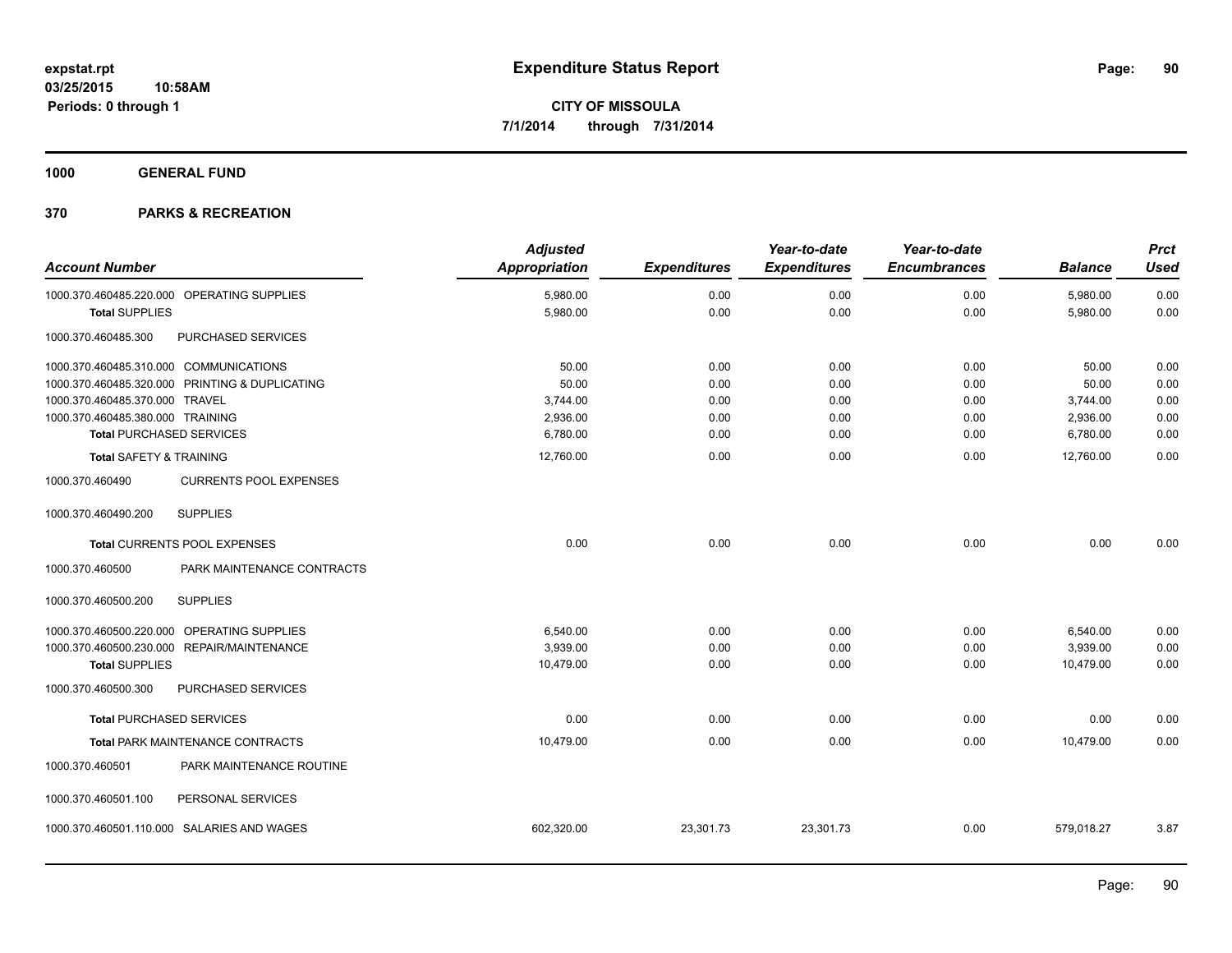**expstat.rpt**
**03/25/2015 10:58AM**
**Periods: 0 through 1**

# Expenditure Status Report

**CITY OF MISSOULA**
**7/1/2014 through 7/31/2014**

## 1000 GENERAL FUND

## 370 PARKS & RECREATION

| Account Number | | Adjusted Appropriation | Expenditures | Year-to-date Expenditures | Year-to-date Encumbrances | Balance | Prct Used |
|---|---|---|---|---|---|---|---|
| 1000.370.460485.220.000 | OPERATING SUPPLIES | 5,980.00 | 0.00 | 0.00 | 0.00 | 5,980.00 | 0.00 |
| **Total** SUPPLIES | | 5,980.00 | 0.00 | 0.00 | 0.00 | 5,980.00 | 0.00 |
| 1000.370.460485.300 | PURCHASED SERVICES | | | | | | |
| 1000.370.460485.310.000 | COMMUNICATIONS | 50.00 | 0.00 | 0.00 | 0.00 | 50.00 | 0.00 |
| 1000.370.460485.320.000 | PRINTING & DUPLICATING | 50.00 | 0.00 | 0.00 | 0.00 | 50.00 | 0.00 |
| 1000.370.460485.370.000 | TRAVEL | 3,744.00 | 0.00 | 0.00 | 0.00 | 3,744.00 | 0.00 |
| 1000.370.460485.380.000 | TRAINING | 2,936.00 | 0.00 | 0.00 | 0.00 | 2,936.00 | 0.00 |
| **Total** PURCHASED SERVICES | | 6,780.00 | 0.00 | 0.00 | 0.00 | 6,780.00 | 0.00 |
| **Total** SAFETY & TRAINING | | 12,760.00 | 0.00 | 0.00 | 0.00 | 12,760.00 | 0.00 |
| 1000.370.460490 | CURRENTS POOL EXPENSES | | | | | | |
| 1000.370.460490.200 | SUPPLIES | | | | | | |
| **Total** CURRENTS POOL EXPENSES | | 0.00 | 0.00 | 0.00 | 0.00 | 0.00 | 0.00 |
| 1000.370.460500 | PARK MAINTENANCE CONTRACTS | | | | | | |
| 1000.370.460500.200 | SUPPLIES | | | | | | |
| 1000.370.460500.220.000 | OPERATING SUPPLIES | 6,540.00 | 0.00 | 0.00 | 0.00 | 6,540.00 | 0.00 |
| 1000.370.460500.230.000 | REPAIR/MAINTENANCE | 3,939.00 | 0.00 | 0.00 | 0.00 | 3,939.00 | 0.00 |
| **Total** SUPPLIES | | 10,479.00 | 0.00 | 0.00 | 0.00 | 10,479.00 | 0.00 |
| 1000.370.460500.300 | PURCHASED SERVICES | | | | | | |
| **Total** PURCHASED SERVICES | | 0.00 | 0.00 | 0.00 | 0.00 | 0.00 | 0.00 |
| **Total** PARK MAINTENANCE CONTRACTS | | 10,479.00 | 0.00 | 0.00 | 0.00 | 10,479.00 | 0.00 |
| 1000.370.460501 | PARK MAINTENANCE ROUTINE | | | | | | |
| 1000.370.460501.100 | PERSONAL SERVICES | | | | | | |
| 1000.370.460501.110.000 | SALARIES AND WAGES | 602,320.00 | 23,301.73 | 23,301.73 | 0.00 | 579,018.27 | 3.87 |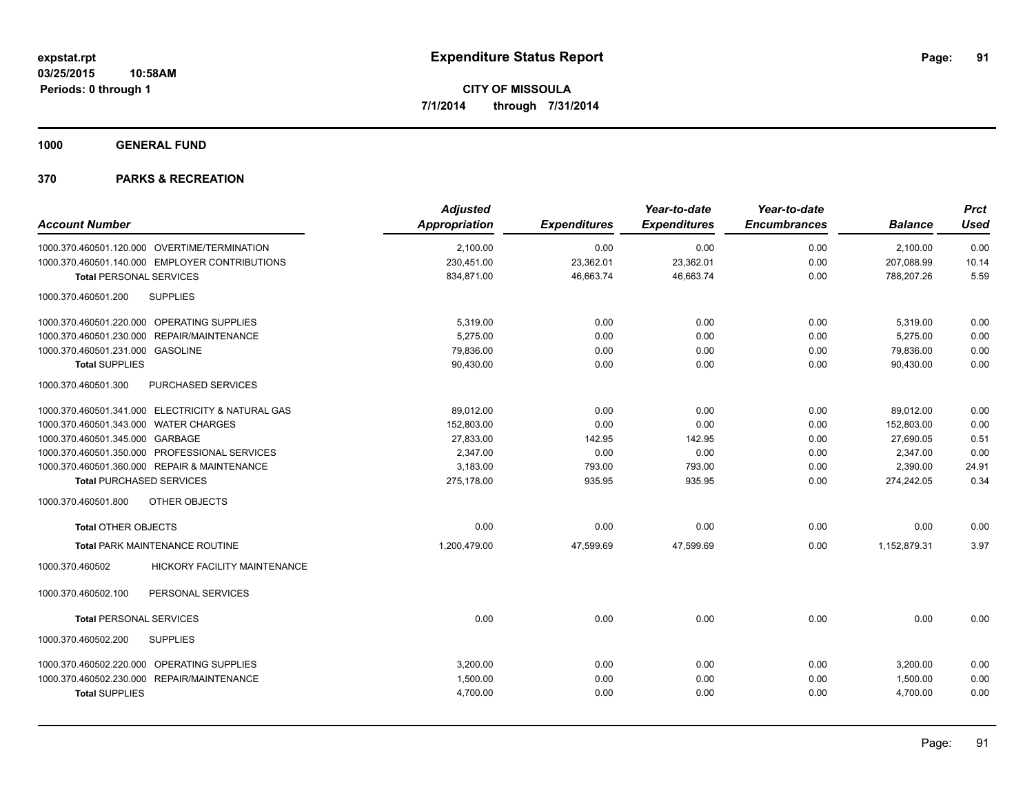# Expenditure Status Report

expstat.rpt
03/25/2015 10:58AM
Periods: 0 through 1

**CITY OF MISSOULA**
**7/1/2014 through 7/31/2014**

**1000 GENERAL FUND**

**370 PARKS & RECREATION**

| Account Number | Adjusted Appropriation | Expenditures | Year-to-date Expenditures | Year-to-date Encumbrances | Balance | Prct Used |
|---|---|---|---|---|---|---|
| 1000.370.460501.120.000 OVERTIME/TERMINATION | 2,100.00 | 0.00 | 0.00 | 0.00 | 2,100.00 | 0.00 |
| 1000.370.460501.140.000 EMPLOYER CONTRIBUTIONS | 230,451.00 | 23,362.01 | 23,362.01 | 0.00 | 207,088.99 | 10.14 |
| **Total** PERSONAL SERVICES | 834,871.00 | 46,663.74 | 46,663.74 | 0.00 | 788,207.26 | 5.59 |
| 1000.370.460501.200 SUPPLIES | | | | | | |
| 1000.370.460501.220.000 OPERATING SUPPLIES | 5,319.00 | 0.00 | 0.00 | 0.00 | 5,319.00 | 0.00 |
| 1000.370.460501.230.000 REPAIR/MAINTENANCE | 5,275.00 | 0.00 | 0.00 | 0.00 | 5,275.00 | 0.00 |
| 1000.370.460501.231.000 GASOLINE | 79,836.00 | 0.00 | 0.00 | 0.00 | 79,836.00 | 0.00 |
| **Total** SUPPLIES | 90,430.00 | 0.00 | 0.00 | 0.00 | 90,430.00 | 0.00 |
| 1000.370.460501.300 PURCHASED SERVICES | | | | | | |
| 1000.370.460501.341.000 ELECTRICITY & NATURAL GAS | 89,012.00 | 0.00 | 0.00 | 0.00 | 89,012.00 | 0.00 |
| 1000.370.460501.343.000 WATER CHARGES | 152,803.00 | 0.00 | 0.00 | 0.00 | 152,803.00 | 0.00 |
| 1000.370.460501.345.000 GARBAGE | 27,833.00 | 142.95 | 142.95 | 0.00 | 27,690.05 | 0.51 |
| 1000.370.460501.350.000 PROFESSIONAL SERVICES | 2,347.00 | 0.00 | 0.00 | 0.00 | 2,347.00 | 0.00 |
| 1000.370.460501.360.000 REPAIR & MAINTENANCE | 3,183.00 | 793.00 | 793.00 | 0.00 | 2,390.00 | 24.91 |
| **Total** PURCHASED SERVICES | 275,178.00 | 935.95 | 935.95 | 0.00 | 274,242.05 | 0.34 |
| 1000.370.460501.800 OTHER OBJECTS | | | | | | |
| **Total** OTHER OBJECTS | 0.00 | 0.00 | 0.00 | 0.00 | 0.00 | 0.00 |
| **Total** PARK MAINTENANCE ROUTINE | 1,200,479.00 | 47,599.69 | 47,599.69 | 0.00 | 1,152,879.31 | 3.97 |
| 1000.370.460502 HICKORY FACILITY MAINTENANCE | | | | | | |
| 1000.370.460502.100 PERSONAL SERVICES | | | | | | |
| **Total** PERSONAL SERVICES | 0.00 | 0.00 | 0.00 | 0.00 | 0.00 | 0.00 |
| 1000.370.460502.200 SUPPLIES | | | | | | |
| 1000.370.460502.220.000 OPERATING SUPPLIES | 3,200.00 | 0.00 | 0.00 | 0.00 | 3,200.00 | 0.00 |
| 1000.370.460502.230.000 REPAIR/MAINTENANCE | 1,500.00 | 0.00 | 0.00 | 0.00 | 1,500.00 | 0.00 |
| **Total** SUPPLIES | 4,700.00 | 0.00 | 0.00 | 0.00 | 4,700.00 | 0.00 |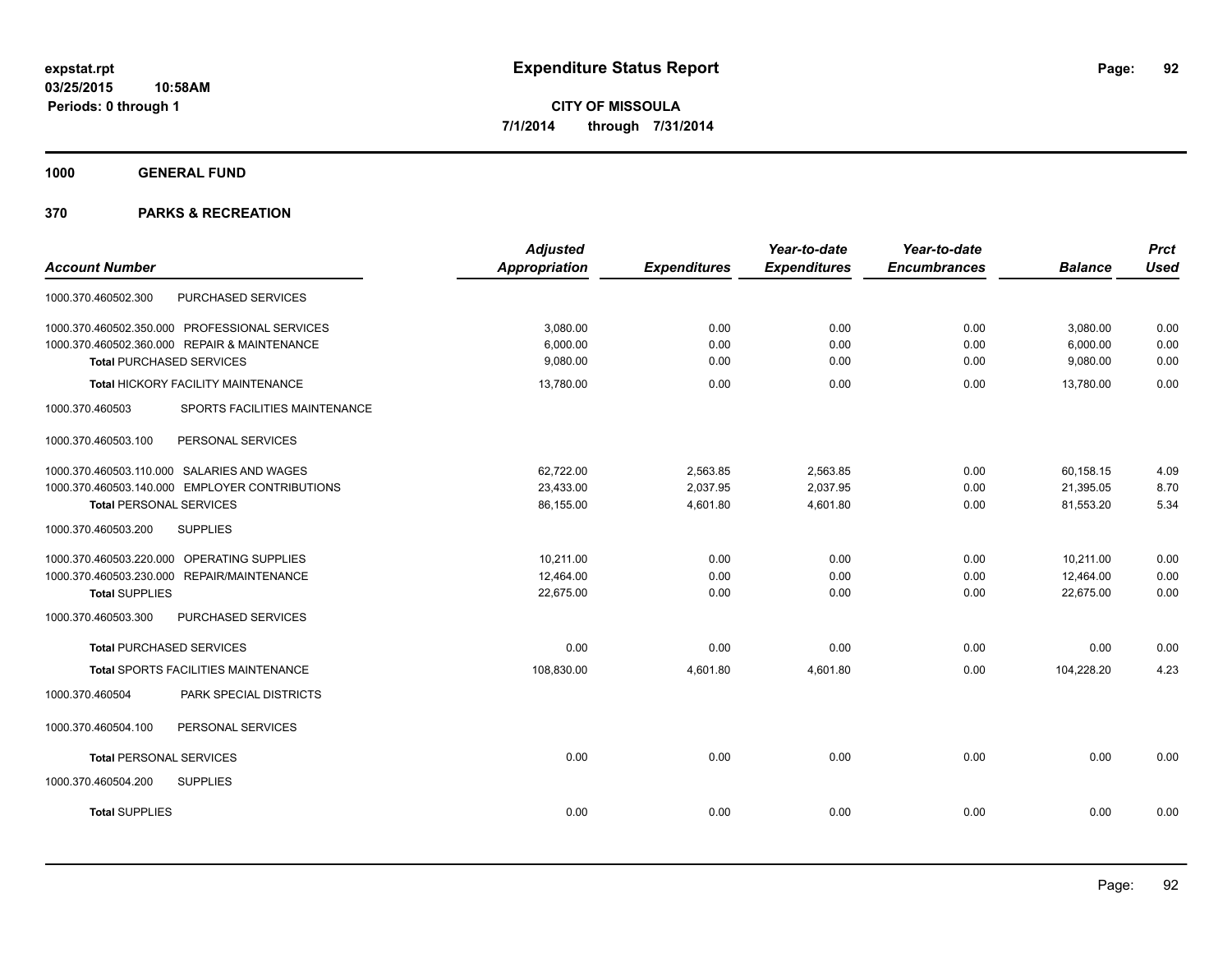**expstat.rpt**
**03/25/2015 10:58AM**
**Periods: 0 through 1**

# Expenditure Status Report

**CITY OF MISSOULA**
**7/1/2014 through 7/31/2014**

## 1000 GENERAL FUND

## 370 PARKS & RECREATION

| Account Number | | Adjusted Appropriation | Expenditures | Year-to-date Expenditures | Year-to-date Encumbrances | Balance | Prct Used |
|---|---|---|---|---|---|---|---|
| 1000.370.460502.300 | PURCHASED SERVICES | | | | | | |
| 1000.370.460502.350.000 | PROFESSIONAL SERVICES | 3,080.00 | 0.00 | 0.00 | 0.00 | 3,080.00 | 0.00 |
| 1000.370.460502.360.000 | REPAIR & MAINTENANCE | 6,000.00 | 0.00 | 0.00 | 0.00 | 6,000.00 | 0.00 |
| **Total** PURCHASED SERVICES | | 9,080.00 | 0.00 | 0.00 | 0.00 | 9,080.00 | 0.00 |
| **Total** HICKORY FACILITY MAINTENANCE | | 13,780.00 | 0.00 | 0.00 | 0.00 | 13,780.00 | 0.00 |
| 1000.370.460503 | SPORTS FACILITIES MAINTENANCE | | | | | | |
| 1000.370.460503.100 | PERSONAL SERVICES | | | | | | |
| 1000.370.460503.110.000 | SALARIES AND WAGES | 62,722.00 | 2,563.85 | 2,563.85 | 0.00 | 60,158.15 | 4.09 |
| 1000.370.460503.140.000 | EMPLOYER CONTRIBUTIONS | 23,433.00 | 2,037.95 | 2,037.95 | 0.00 | 21,395.05 | 8.70 |
| **Total** PERSONAL SERVICES | | 86,155.00 | 4,601.80 | 4,601.80 | 0.00 | 81,553.20 | 5.34 |
| 1000.370.460503.200 | SUPPLIES | | | | | | |
| 1000.370.460503.220.000 | OPERATING SUPPLIES | 10,211.00 | 0.00 | 0.00 | 0.00 | 10,211.00 | 0.00 |
| 1000.370.460503.230.000 | REPAIR/MAINTENANCE | 12,464.00 | 0.00 | 0.00 | 0.00 | 12,464.00 | 0.00 |
| **Total** SUPPLIES | | 22,675.00 | 0.00 | 0.00 | 0.00 | 22,675.00 | 0.00 |
| 1000.370.460503.300 | PURCHASED SERVICES | | | | | | |
| **Total** PURCHASED SERVICES | | 0.00 | 0.00 | 0.00 | 0.00 | 0.00 | 0.00 |
| **Total** SPORTS FACILITIES MAINTENANCE | | 108,830.00 | 4,601.80 | 4,601.80 | 0.00 | 104,228.20 | 4.23 |
| 1000.370.460504 | PARK SPECIAL DISTRICTS | | | | | | |
| 1000.370.460504.100 | PERSONAL SERVICES | | | | | | |
| **Total** PERSONAL SERVICES | | 0.00 | 0.00 | 0.00 | 0.00 | 0.00 | 0.00 |
| 1000.370.460504.200 | SUPPLIES | | | | | | |
| **Total** SUPPLIES | | 0.00 | 0.00 | 0.00 | 0.00 | 0.00 | 0.00 |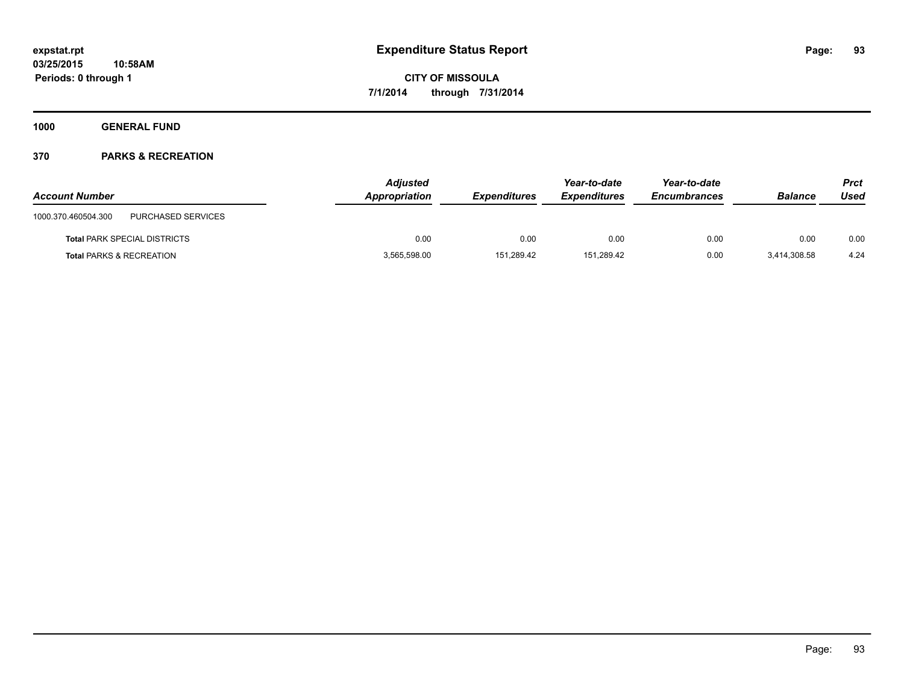# Expenditure Status Report

**CITY OF MISSOULA**

**7/1/2014 through 7/31/2014**

expstat.rpt
03/25/2015 10:58AM
Periods: 0 through 1

**1000 GENERAL FUND**

**370 PARKS & RECREATION**

| Account Number | | Adjusted Appropriation | Expenditures | Year-to-date Expenditures | Year-to-date Encumbrances | Balance | Prct Used |
|---|---|---|---|---|---|---|---|
| 1000.370.460504.300 | PURCHASED SERVICES | | | | | | |
| **Total** PARK SPECIAL DISTRICTS | | 0.00 | 0.00 | 0.00 | 0.00 | 0.00 | 0.00 |
| **Total** PARKS & RECREATION | | 3,565,598.00 | 151,289.42 | 151,289.42 | 0.00 | 3,414,308.58 | 4.24 |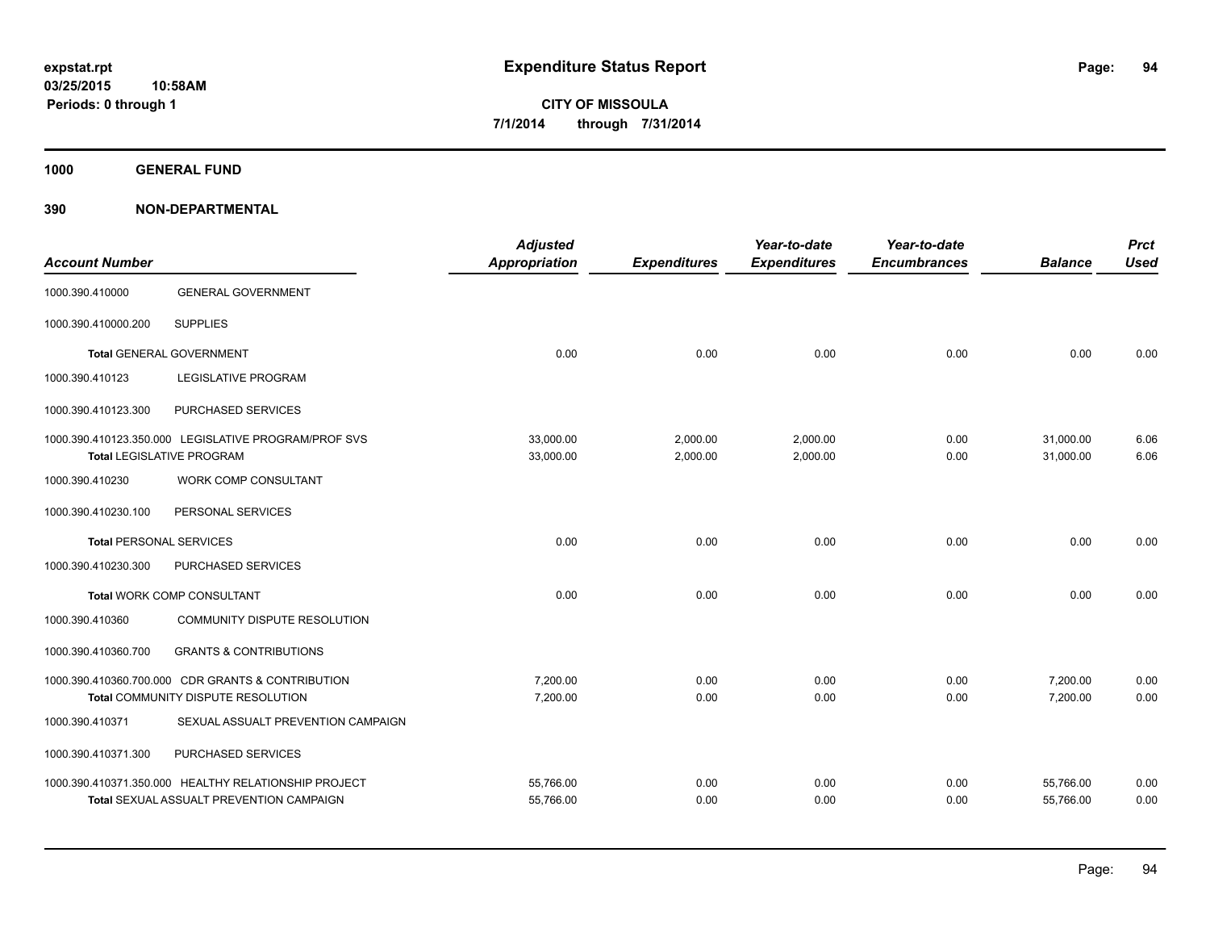# Expenditure Status Report

**CITY OF MISSOULA**

**7/1/2014 through 7/31/2014**

expstat.rpt
03/25/2015 10:58AM
Periods: 0 through 1

**1000 GENERAL FUND**

**390 NON-DEPARTMENTAL**

| Account Number | | Adjusted Appropriation | Expenditures | Year-to-date Expenditures | Year-to-date Encumbrances | Balance | Prct Used |
|---|---|---|---|---|---|---|---|
| 1000.390.410000 | GENERAL GOVERNMENT | | | | | | |
| 1000.390.410000.200 | SUPPLIES | | | | | | |
| **Total** GENERAL GOVERNMENT | | 0.00 | 0.00 | 0.00 | 0.00 | 0.00 | 0.00 |
| 1000.390.410123 | LEGISLATIVE PROGRAM | | | | | | |
| 1000.390.410123.300 | PURCHASED SERVICES | | | | | | |
| 1000.390.410123.350.000 | LEGISLATIVE PROGRAM/PROF SVS | 33,000.00 | 2,000.00 | 2,000.00 | 0.00 | 31,000.00 | 6.06 |
| **Total** LEGISLATIVE PROGRAM | | 33,000.00 | 2,000.00 | 2,000.00 | 0.00 | 31,000.00 | 6.06 |
| 1000.390.410230 | WORK COMP CONSULTANT | | | | | | |
| 1000.390.410230.100 | PERSONAL SERVICES | | | | | | |
| **Total** PERSONAL SERVICES | | 0.00 | 0.00 | 0.00 | 0.00 | 0.00 | 0.00 |
| 1000.390.410230.300 | PURCHASED SERVICES | | | | | | |
| **Total** WORK COMP CONSULTANT | | 0.00 | 0.00 | 0.00 | 0.00 | 0.00 | 0.00 |
| 1000.390.410360 | COMMUNITY DISPUTE RESOLUTION | | | | | | |
| 1000.390.410360.700 | GRANTS & CONTRIBUTIONS | | | | | | |
| 1000.390.410360.700.000 | CDR GRANTS & CONTRIBUTION | 7,200.00 | 0.00 | 0.00 | 0.00 | 7,200.00 | 0.00 |
| **Total** COMMUNITY DISPUTE RESOLUTION | | 7,200.00 | 0.00 | 0.00 | 0.00 | 7,200.00 | 0.00 |
| 1000.390.410371 | SEXUAL ASSUALT PREVENTION CAMPAIGN | | | | | | |
| 1000.390.410371.300 | PURCHASED SERVICES | | | | | | |
| 1000.390.410371.350.000 | HEALTHY RELATIONSHIP PROJECT | 55,766.00 | 0.00 | 0.00 | 0.00 | 55,766.00 | 0.00 |
| **Total** SEXUAL ASSUALT PREVENTION CAMPAIGN | | 55,766.00 | 0.00 | 0.00 | 0.00 | 55,766.00 | 0.00 |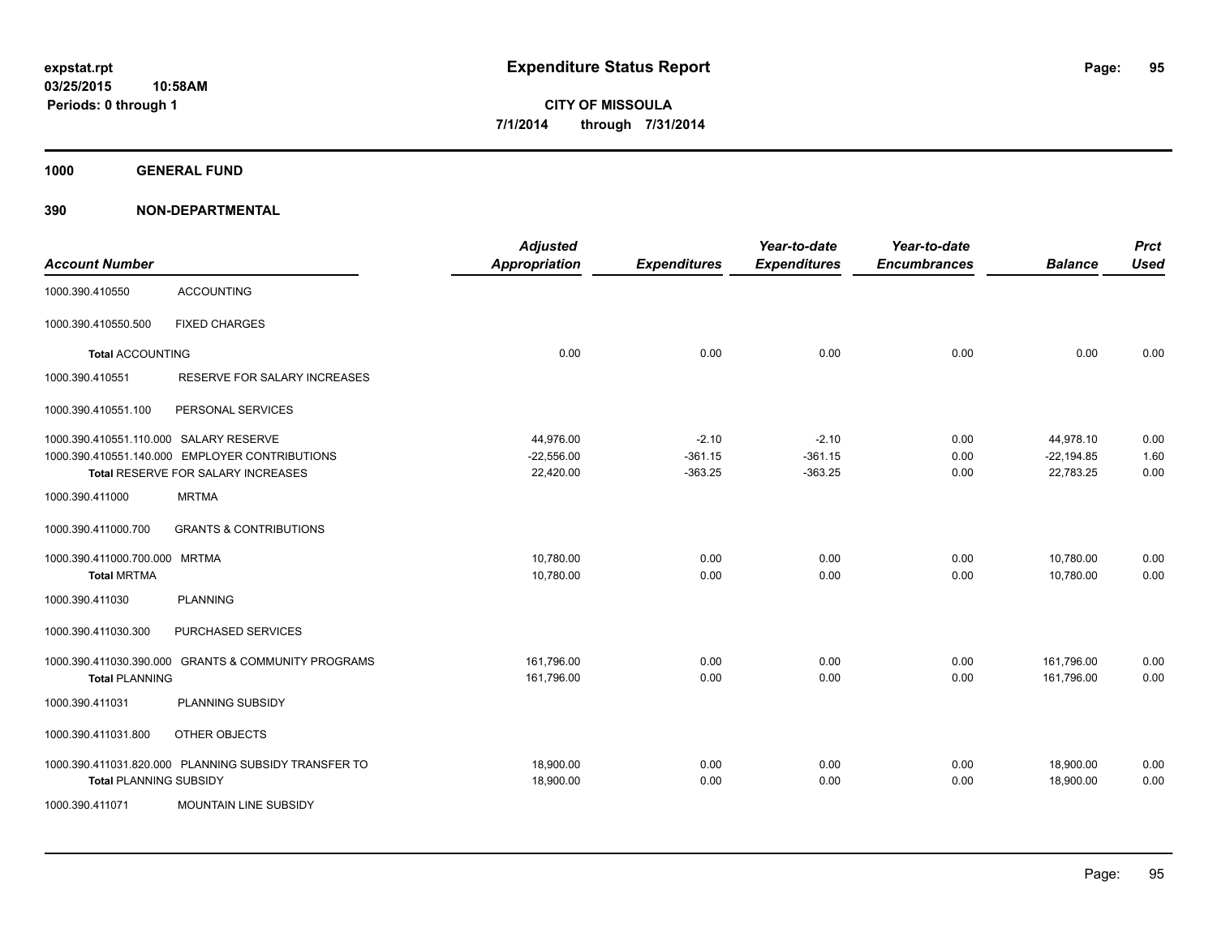# Expenditure Status Report

**CITY OF MISSOULA**
**7/1/2014 through 7/31/2014**

expstat.rpt
03/25/2015 10:58AM
Periods: 0 through 1

**1000 GENERAL FUND**

**390 NON-DEPARTMENTAL**

| Account Number | | Adjusted Appropriation | Expenditures | Year-to-date Expenditures | Year-to-date Encumbrances | Balance | Prct Used |
|---|---|---|---|---|---|---|---|
| 1000.390.410550 | ACCOUNTING | | | | | | |
| 1000.390.410550.500 | FIXED CHARGES | | | | | | |
| **Total** ACCOUNTING | | 0.00 | 0.00 | 0.00 | 0.00 | 0.00 | 0.00 |
| 1000.390.410551 | RESERVE FOR SALARY INCREASES | | | | | | |
| 1000.390.410551.100 | PERSONAL SERVICES | | | | | | |
| 1000.390.410551.110.000 | SALARY RESERVE | 44,976.00 | -2.10 | -2.10 | 0.00 | 44,978.10 | 0.00 |
| 1000.390.410551.140.000 | EMPLOYER CONTRIBUTIONS | -22,556.00 | -361.15 | -361.15 | 0.00 | -22,194.85 | 1.60 |
| **Total** RESERVE FOR SALARY INCREASES | | 22,420.00 | -363.25 | -363.25 | 0.00 | 22,783.25 | 0.00 |
| 1000.390.411000 | MRTMA | | | | | | |
| 1000.390.411000.700 | GRANTS & CONTRIBUTIONS | | | | | | |
| 1000.390.411000.700.000 | MRTMA | 10,780.00 | 0.00 | 0.00 | 0.00 | 10,780.00 | 0.00 |
| **Total** MRTMA | | 10,780.00 | 0.00 | 0.00 | 0.00 | 10,780.00 | 0.00 |
| 1000.390.411030 | PLANNING | | | | | | |
| 1000.390.411030.300 | PURCHASED SERVICES | | | | | | |
| 1000.390.411030.390.000 | GRANTS & COMMUNITY PROGRAMS | 161,796.00 | 0.00 | 0.00 | 0.00 | 161,796.00 | 0.00 |
| **Total** PLANNING | | 161,796.00 | 0.00 | 0.00 | 0.00 | 161,796.00 | 0.00 |
| 1000.390.411031 | PLANNING SUBSIDY | | | | | | |
| 1000.390.411031.800 | OTHER OBJECTS | | | | | | |
| 1000.390.411031.820.000 | PLANNING SUBSIDY TRANSFER TO | 18,900.00 | 0.00 | 0.00 | 0.00 | 18,900.00 | 0.00 |
| **Total** PLANNING SUBSIDY | | 18,900.00 | 0.00 | 0.00 | 0.00 | 18,900.00 | 0.00 |
| 1000.390.411071 | MOUNTAIN LINE SUBSIDY | | | | | | |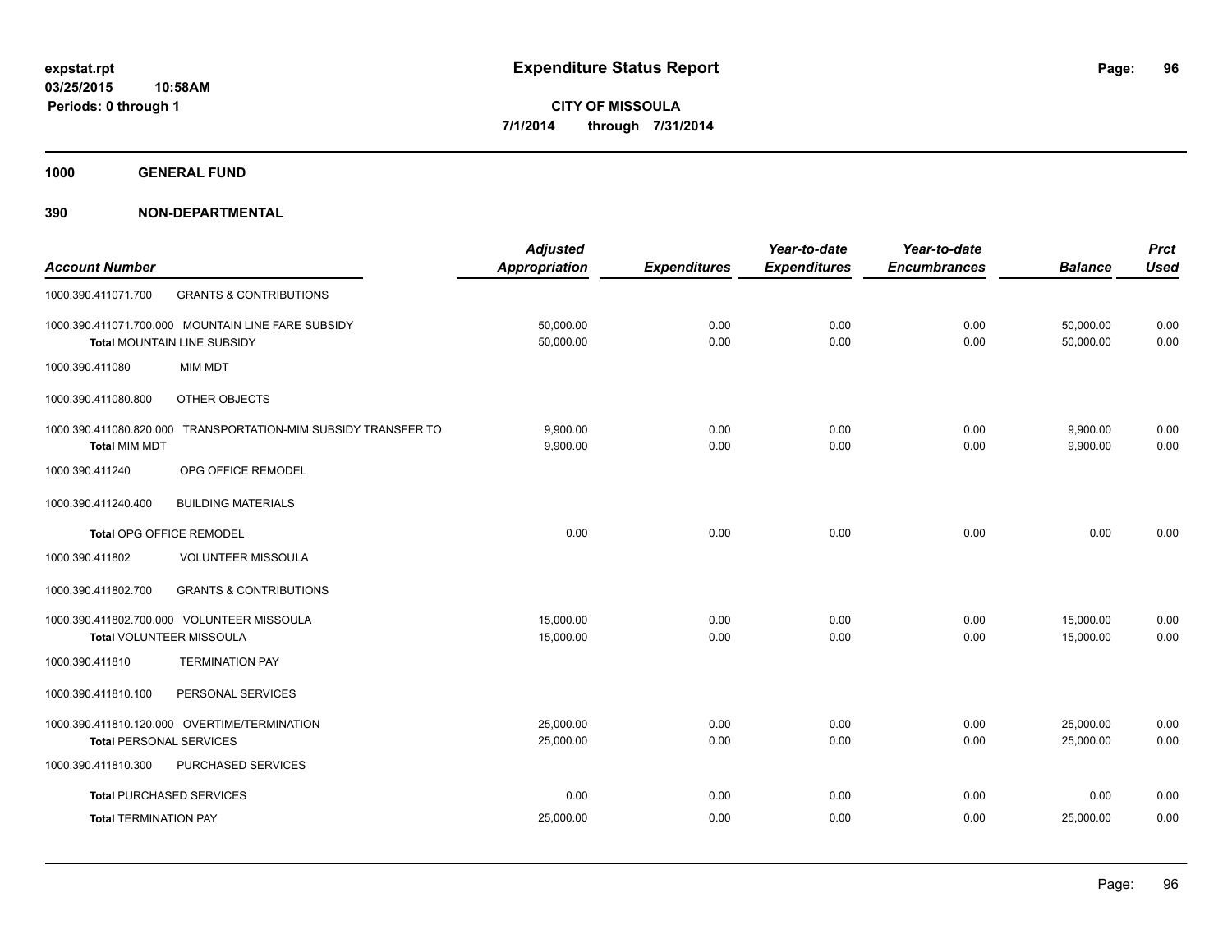**expstat.rpt**
**03/25/2015 10:58AM**
**Periods: 0 through 1**

# Expenditure Status Report

**CITY OF MISSOULA**
**7/1/2014 through 7/31/2014**

## 1000 GENERAL FUND

## 390 NON-DEPARTMENTAL

| Account Number | | Adjusted Appropriation | Expenditures | Year-to-date Expenditures | Year-to-date Encumbrances | Balance | Prct Used |
|---|---|---|---|---|---|---|---|
| 1000.390.411071.700 | GRANTS & CONTRIBUTIONS | | | | | | |
| 1000.390.411071.700.000 | MOUNTAIN LINE FARE SUBSIDY | 50,000.00 | 0.00 | 0.00 | 0.00 | 50,000.00 | 0.00 |
| Total MOUNTAIN LINE SUBSIDY | | 50,000.00 | 0.00 | 0.00 | 0.00 | 50,000.00 | 0.00 |
| 1000.390.411080 | MIM MDT | | | | | | |
| 1000.390.411080.800 | OTHER OBJECTS | | | | | | |
| 1000.390.411080.820.000 | TRANSPORTATION-MIM SUBSIDY TRANSFER TO | 9,900.00 | 0.00 | 0.00 | 0.00 | 9,900.00 | 0.00 |
| Total MIM MDT | | 9,900.00 | 0.00 | 0.00 | 0.00 | 9,900.00 | 0.00 |
| 1000.390.411240 | OPG OFFICE REMODEL | | | | | | |
| 1000.390.411240.400 | BUILDING MATERIALS | | | | | | |
| Total OPG OFFICE REMODEL | | 0.00 | 0.00 | 0.00 | 0.00 | 0.00 | 0.00 |
| 1000.390.411802 | VOLUNTEER MISSOULA | | | | | | |
| 1000.390.411802.700 | GRANTS & CONTRIBUTIONS | | | | | | |
| 1000.390.411802.700.000 | VOLUNTEER MISSOULA | 15,000.00 | 0.00 | 0.00 | 0.00 | 15,000.00 | 0.00 |
| Total VOLUNTEER MISSOULA | | 15,000.00 | 0.00 | 0.00 | 0.00 | 15,000.00 | 0.00 |
| 1000.390.411810 | TERMINATION PAY | | | | | | |
| 1000.390.411810.100 | PERSONAL SERVICES | | | | | | |
| 1000.390.411810.120.000 | OVERTIME/TERMINATION | 25,000.00 | 0.00 | 0.00 | 0.00 | 25,000.00 | 0.00 |
| Total PERSONAL SERVICES | | 25,000.00 | 0.00 | 0.00 | 0.00 | 25,000.00 | 0.00 |
| 1000.390.411810.300 | PURCHASED SERVICES | | | | | | |
| Total PURCHASED SERVICES | | 0.00 | 0.00 | 0.00 | 0.00 | 0.00 | 0.00 |
| Total TERMINATION PAY | | 25,000.00 | 0.00 | 0.00 | 0.00 | 25,000.00 | 0.00 |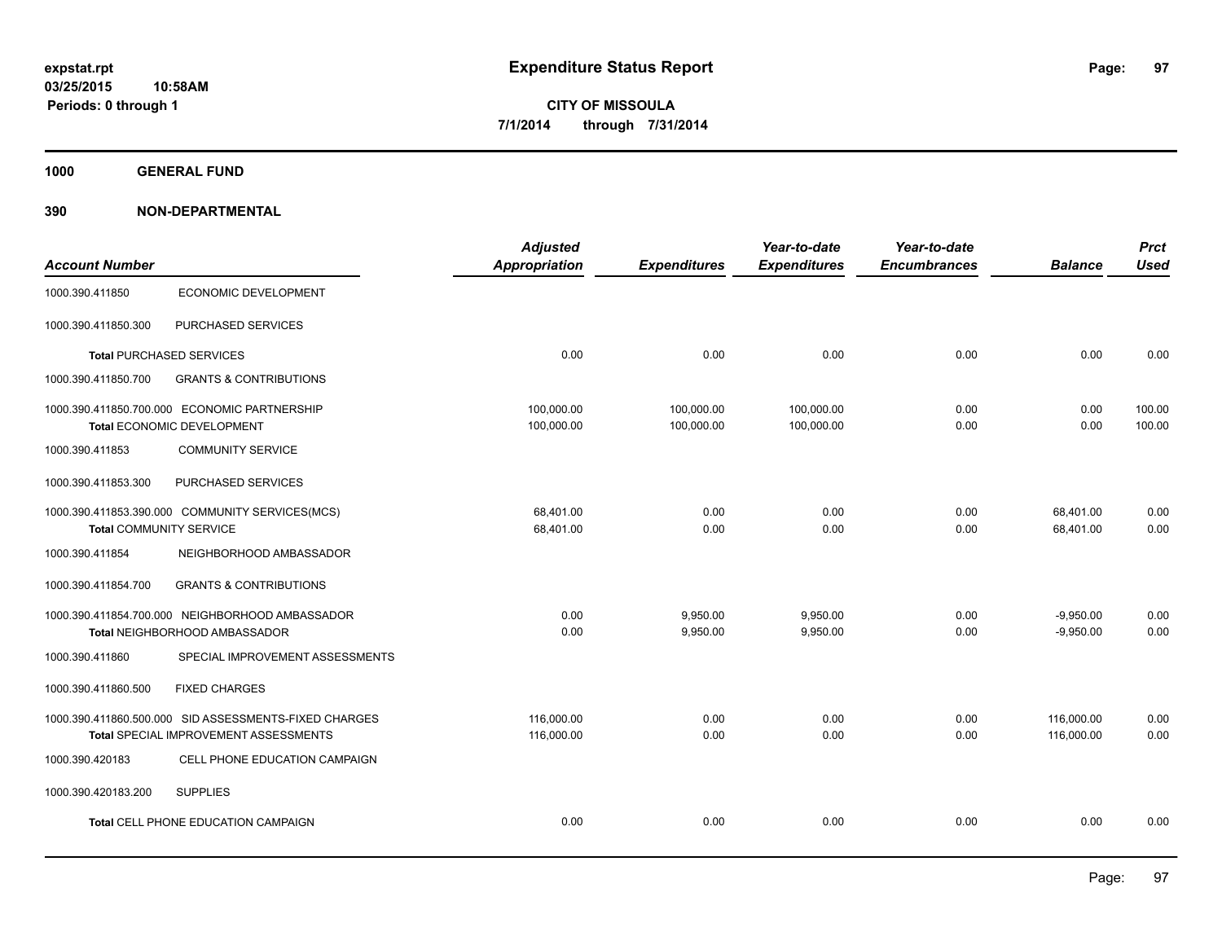# Expenditure Status Report

expstat.rpt
03/25/2015 10:58AM
Periods: 0 through 1

**CITY OF MISSOULA**
**7/1/2014 through 7/31/2014**

**1000 GENERAL FUND**

**390 NON-DEPARTMENTAL**

| Account Number | | Adjusted Appropriation | Expenditures | Year-to-date Expenditures | Year-to-date Encumbrances | Balance | Prct Used |
|---|---|---|---|---|---|---|---|
| 1000.390.411850 | ECONOMIC DEVELOPMENT | | | | | | |
| 1000.390.411850.300 | PURCHASED SERVICES | | | | | | |
| **Total** PURCHASED SERVICES | | 0.00 | 0.00 | 0.00 | 0.00 | 0.00 | 0.00 |
| 1000.390.411850.700 | GRANTS & CONTRIBUTIONS | | | | | | |
| 1000.390.411850.700.000 | ECONOMIC PARTNERSHIP | 100,000.00 | 100,000.00 | 100,000.00 | 0.00 | 0.00 | 100.00 |
| **Total** ECONOMIC DEVELOPMENT | | 100,000.00 | 100,000.00 | 100,000.00 | 0.00 | 0.00 | 100.00 |
| 1000.390.411853 | COMMUNITY SERVICE | | | | | | |
| 1000.390.411853.300 | PURCHASED SERVICES | | | | | | |
| 1000.390.411853.390.000 | COMMUNITY SERVICES(MCS) | 68,401.00 | 0.00 | 0.00 | 0.00 | 68,401.00 | 0.00 |
| **Total** COMMUNITY SERVICE | | 68,401.00 | 0.00 | 0.00 | 0.00 | 68,401.00 | 0.00 |
| 1000.390.411854 | NEIGHBORHOOD AMBASSADOR | | | | | | |
| 1000.390.411854.700 | GRANTS & CONTRIBUTIONS | | | | | | |
| 1000.390.411854.700.000 | NEIGHBORHOOD AMBASSADOR | 0.00 | 9,950.00 | 9,950.00 | 0.00 | -9,950.00 | 0.00 |
| **Total** NEIGHBORHOOD AMBASSADOR | | 0.00 | 9,950.00 | 9,950.00 | 0.00 | -9,950.00 | 0.00 |
| 1000.390.411860 | SPECIAL IMPROVEMENT ASSESSMENTS | | | | | | |
| 1000.390.411860.500 | FIXED CHARGES | | | | | | |
| 1000.390.411860.500.000 | SID ASSESSMENTS-FIXED CHARGES | 116,000.00 | 0.00 | 0.00 | 0.00 | 116,000.00 | 0.00 |
| **Total** SPECIAL IMPROVEMENT ASSESSMENTS | | 116,000.00 | 0.00 | 0.00 | 0.00 | 116,000.00 | 0.00 |
| 1000.390.420183 | CELL PHONE EDUCATION CAMPAIGN | | | | | | |
| 1000.390.420183.200 | SUPPLIES | | | | | | |
| **Total** CELL PHONE EDUCATION CAMPAIGN | | 0.00 | 0.00 | 0.00 | 0.00 | 0.00 | 0.00 |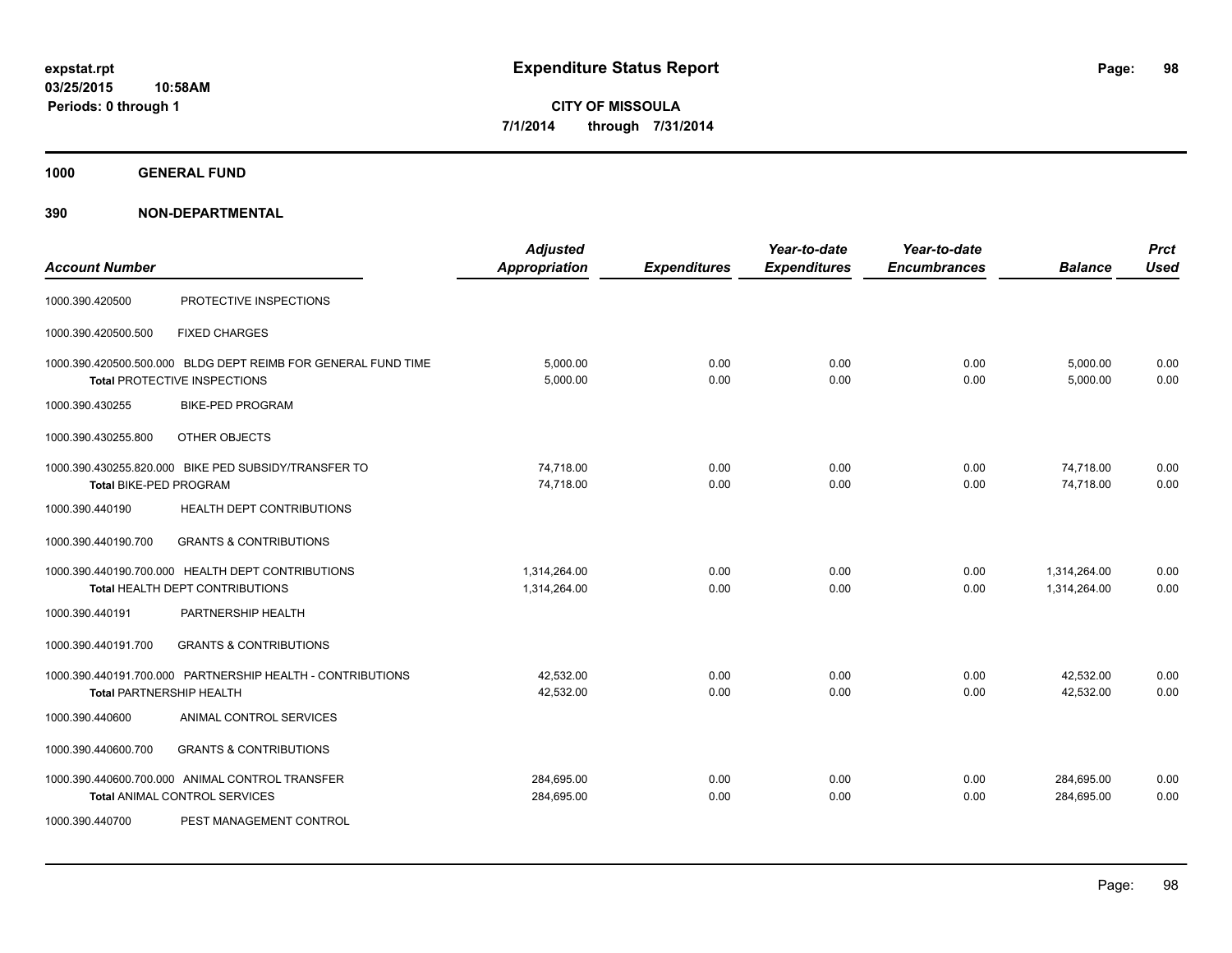expstat.rpt
03/25/2015 10:58AM
Periods: 0 through 1

# Expenditure Status Report

**CITY OF MISSOULA**
**7/1/2014 through 7/31/2014**

## 1000 GENERAL FUND

## 390 NON-DEPARTMENTAL

| Account Number | | Adjusted Appropriation | Expenditures | Year-to-date Expenditures | Year-to-date Encumbrances | Balance | Prct Used |
|---|---|---|---|---|---|---|---|
| 1000.390.420500 | PROTECTIVE INSPECTIONS | | | | | | |
| 1000.390.420500.500 | FIXED CHARGES | | | | | | |
| 1000.390.420500.500.000 | BLDG DEPT REIMB FOR GENERAL FUND TIME | 5,000.00 | 0.00 | 0.00 | 0.00 | 5,000.00 | 0.00 |
| **Total** PROTECTIVE INSPECTIONS | | 5,000.00 | 0.00 | 0.00 | 0.00 | 5,000.00 | 0.00 |
| 1000.390.430255 | BIKE-PED PROGRAM | | | | | | |
| 1000.390.430255.800 | OTHER OBJECTS | | | | | | |
| 1000.390.430255.820.000 | BIKE PED SUBSIDY/TRANSFER TO | 74,718.00 | 0.00 | 0.00 | 0.00 | 74,718.00 | 0.00 |
| **Total** BIKE-PED PROGRAM | | 74,718.00 | 0.00 | 0.00 | 0.00 | 74,718.00 | 0.00 |
| 1000.390.440190 | HEALTH DEPT CONTRIBUTIONS | | | | | | |
| 1000.390.440190.700 | GRANTS & CONTRIBUTIONS | | | | | | |
| 1000.390.440190.700.000 | HEALTH DEPT CONTRIBUTIONS | 1,314,264.00 | 0.00 | 0.00 | 0.00 | 1,314,264.00 | 0.00 |
| **Total** HEALTH DEPT CONTRIBUTIONS | | 1,314,264.00 | 0.00 | 0.00 | 0.00 | 1,314,264.00 | 0.00 |
| 1000.390.440191 | PARTNERSHIP HEALTH | | | | | | |
| 1000.390.440191.700 | GRANTS & CONTRIBUTIONS | | | | | | |
| 1000.390.440191.700.000 | PARTNERSHIP HEALTH - CONTRIBUTIONS | 42,532.00 | 0.00 | 0.00 | 0.00 | 42,532.00 | 0.00 |
| **Total** PARTNERSHIP HEALTH | | 42,532.00 | 0.00 | 0.00 | 0.00 | 42,532.00 | 0.00 |
| 1000.390.440600 | ANIMAL CONTROL SERVICES | | | | | | |
| 1000.390.440600.700 | GRANTS & CONTRIBUTIONS | | | | | | |
| 1000.390.440600.700.000 | ANIMAL CONTROL TRANSFER | 284,695.00 | 0.00 | 0.00 | 0.00 | 284,695.00 | 0.00 |
| **Total** ANIMAL CONTROL SERVICES | | 284,695.00 | 0.00 | 0.00 | 0.00 | 284,695.00 | 0.00 |
| 1000.390.440700 | PEST MANAGEMENT CONTROL | | | | | | |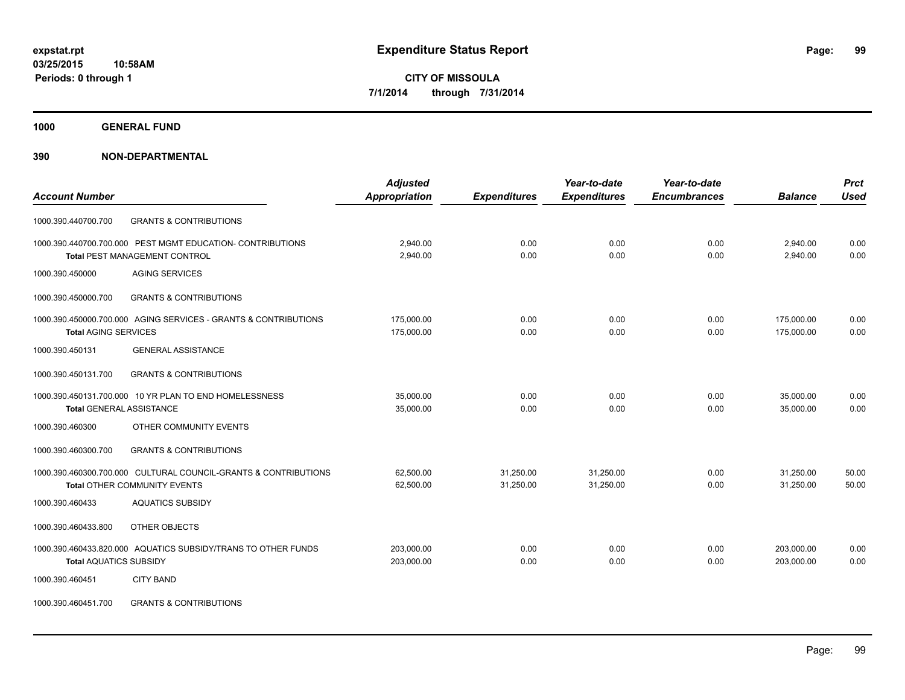**expstat.rpt**
**03/25/2015 10:58AM**
**Periods: 0 through 1**

# Expenditure Status Report

**CITY OF MISSOULA**
**7/1/2014 through 7/31/2014**

## 1000 GENERAL FUND

## 390 NON-DEPARTMENTAL

| Account Number | | Adjusted Appropriation | Expenditures | Year-to-date Expenditures | Year-to-date Encumbrances | Balance | Prct Used |
|---|---|---|---|---|---|---|---|
| 1000.390.440700.700 | GRANTS & CONTRIBUTIONS | | | | | | |
| 1000.390.440700.700.000 | PEST MGMT EDUCATION- CONTRIBUTIONS | 2,940.00 | 0.00 | 0.00 | 0.00 | 2,940.00 | 0.00 |
| **Total** PEST MANAGEMENT CONTROL | | 2,940.00 | 0.00 | 0.00 | 0.00 | 2,940.00 | 0.00 |
| 1000.390.450000 | AGING SERVICES | | | | | | |
| 1000.390.450000.700 | GRANTS & CONTRIBUTIONS | | | | | | |
| 1000.390.450000.700.000 | AGING SERVICES - GRANTS & CONTRIBUTIONS | 175,000.00 | 0.00 | 0.00 | 0.00 | 175,000.00 | 0.00 |
| **Total** AGING SERVICES | | 175,000.00 | 0.00 | 0.00 | 0.00 | 175,000.00 | 0.00 |
| 1000.390.450131 | GENERAL ASSISTANCE | | | | | | |
| 1000.390.450131.700 | GRANTS & CONTRIBUTIONS | | | | | | |
| 1000.390.450131.700.000 | 10 YR PLAN TO END HOMELESSNESS | 35,000.00 | 0.00 | 0.00 | 0.00 | 35,000.00 | 0.00 |
| **Total** GENERAL ASSISTANCE | | 35,000.00 | 0.00 | 0.00 | 0.00 | 35,000.00 | 0.00 |
| 1000.390.460300 | OTHER COMMUNITY EVENTS | | | | | | |
| 1000.390.460300.700 | GRANTS & CONTRIBUTIONS | | | | | | |
| 1000.390.460300.700.000 | CULTURAL COUNCIL-GRANTS & CONTRIBUTIONS | 62,500.00 | 31,250.00 | 31,250.00 | 0.00 | 31,250.00 | 50.00 |
| **Total** OTHER COMMUNITY EVENTS | | 62,500.00 | 31,250.00 | 31,250.00 | 0.00 | 31,250.00 | 50.00 |
| 1000.390.460433 | AQUATICS SUBSIDY | | | | | | |
| 1000.390.460433.800 | OTHER OBJECTS | | | | | | |
| 1000.390.460433.820.000 | AQUATICS SUBSIDY/TRANS TO OTHER FUNDS | 203,000.00 | 0.00 | 0.00 | 0.00 | 203,000.00 | 0.00 |
| **Total** AQUATICS SUBSIDY | | 203,000.00 | 0.00 | 0.00 | 0.00 | 203,000.00 | 0.00 |
| 1000.390.460451 | CITY BAND | | | | | | |
| 1000.390.460451.700 | GRANTS & CONTRIBUTIONS | | | | | | |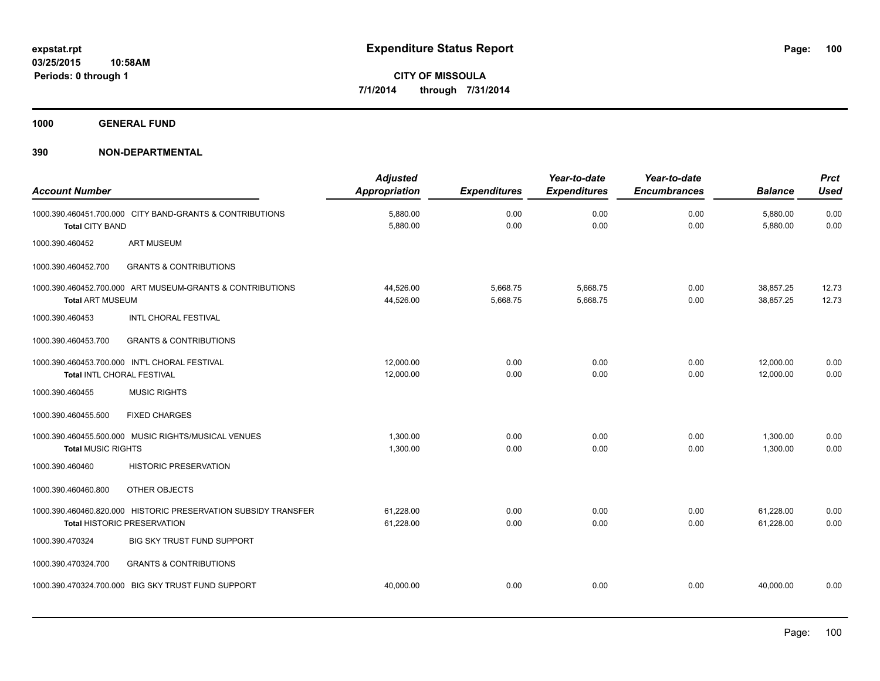**Expenditure Status Report**

**CITY OF MISSOULA**
**7/1/2014 through 7/31/2014**

expstat.rpt
03/25/2015 10:58AM
Periods: 0 through 1

## 1000 GENERAL FUND

### 390 NON-DEPARTMENTAL

| Account Number | Adjusted Appropriation | Expenditures | Year-to-date Expenditures | Year-to-date Encumbrances | Balance | Prct Used |
|---|---|---|---|---|---|---|
| 1000.390.460451.700.000 CITY BAND-GRANTS & CONTRIBUTIONS | 5,880.00 | 0.00 | 0.00 | 0.00 | 5,880.00 | 0.00 |
| **Total** CITY BAND | 5,880.00 | 0.00 | 0.00 | 0.00 | 5,880.00 | 0.00 |
| 1000.390.460452 ART MUSEUM | | | | | | |
| 1000.390.460452.700 GRANTS & CONTRIBUTIONS | | | | | | |
| 1000.390.460452.700.000 ART MUSEUM-GRANTS & CONTRIBUTIONS | 44,526.00 | 5,668.75 | 5,668.75 | 0.00 | 38,857.25 | 12.73 |
| **Total** ART MUSEUM | 44,526.00 | 5,668.75 | 5,668.75 | 0.00 | 38,857.25 | 12.73 |
| 1000.390.460453 INTL CHORAL FESTIVAL | | | | | | |
| 1000.390.460453.700 GRANTS & CONTRIBUTIONS | | | | | | |
| 1000.390.460453.700.000 INT'L CHORAL FESTIVAL | 12,000.00 | 0.00 | 0.00 | 0.00 | 12,000.00 | 0.00 |
| **Total** INTL CHORAL FESTIVAL | 12,000.00 | 0.00 | 0.00 | 0.00 | 12,000.00 | 0.00 |
| 1000.390.460455 MUSIC RIGHTS | | | | | | |
| 1000.390.460455.500 FIXED CHARGES | | | | | | |
| 1000.390.460455.500.000 MUSIC RIGHTS/MUSICAL VENUES | 1,300.00 | 0.00 | 0.00 | 0.00 | 1,300.00 | 0.00 |
| **Total** MUSIC RIGHTS | 1,300.00 | 0.00 | 0.00 | 0.00 | 1,300.00 | 0.00 |
| 1000.390.460460 HISTORIC PRESERVATION | | | | | | |
| 1000.390.460460.800 OTHER OBJECTS | | | | | | |
| 1000.390.460460.820.000 HISTORIC PRESERVATION SUBSIDY TRANSFER | 61,228.00 | 0.00 | 0.00 | 0.00 | 61,228.00 | 0.00 |
| **Total** HISTORIC PRESERVATION | 61,228.00 | 0.00 | 0.00 | 0.00 | 61,228.00 | 0.00 |
| 1000.390.470324 BIG SKY TRUST FUND SUPPORT | | | | | | |
| 1000.390.470324.700 GRANTS & CONTRIBUTIONS | | | | | | |
| 1000.390.470324.700.000 BIG SKY TRUST FUND SUPPORT | 40,000.00 | 0.00 | 0.00 | 0.00 | 40,000.00 | 0.00 |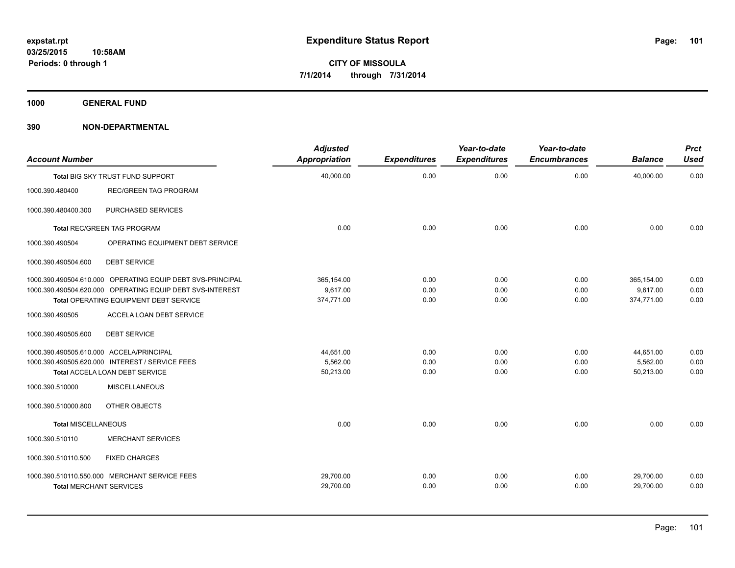**expstat.rpt**
**03/25/2015 10:58AM**
**Periods: 0 through 1**

# Expenditure Status Report

**CITY OF MISSOULA**
**7/1/2014 through 7/31/2014**

## 1000 GENERAL FUND

## 390 NON-DEPARTMENTAL

| Account Number | | Adjusted Appropriation | Expenditures | Year-to-date Expenditures | Year-to-date Encumbrances | Balance | Prct Used |
|---|---|---|---|---|---|---|---|
| **Total** BIG SKY TRUST FUND SUPPORT | | 40,000.00 | 0.00 | 0.00 | 0.00 | 40,000.00 | 0.00 |
| 1000.390.480400 | REC/GREEN TAG PROGRAM | | | | | | |
| 1000.390.480400.300 | PURCHASED SERVICES | | | | | | |
| **Total** REC/GREEN TAG PROGRAM | | 0.00 | 0.00 | 0.00 | 0.00 | 0.00 | 0.00 |
| 1000.390.490504 | OPERATING EQUIPMENT DEBT SERVICE | | | | | | |
| 1000.390.490504.600 | DEBT SERVICE | | | | | | |
| 1000.390.490504.610.000 | OPERATING EQUIP DEBT SVS-PRINCIPAL | 365,154.00 | 0.00 | 0.00 | 0.00 | 365,154.00 | 0.00 |
| 1000.390.490504.620.000 | OPERATING EQUIP DEBT SVS-INTEREST | 9,617.00 | 0.00 | 0.00 | 0.00 | 9,617.00 | 0.00 |
| **Total** OPERATING EQUIPMENT DEBT SERVICE | | 374,771.00 | 0.00 | 0.00 | 0.00 | 374,771.00 | 0.00 |
| 1000.390.490505 | ACCELA LOAN DEBT SERVICE | | | | | | |
| 1000.390.490505.600 | DEBT SERVICE | | | | | | |
| 1000.390.490505.610.000 | ACCELA/PRINCIPAL | 44,651.00 | 0.00 | 0.00 | 0.00 | 44,651.00 | 0.00 |
| 1000.390.490505.620.000 | INTEREST / SERVICE FEES | 5,562.00 | 0.00 | 0.00 | 0.00 | 5,562.00 | 0.00 |
| **Total** ACCELA LOAN DEBT SERVICE | | 50,213.00 | 0.00 | 0.00 | 0.00 | 50,213.00 | 0.00 |
| 1000.390.510000 | MISCELLANEOUS | | | | | | |
| 1000.390.510000.800 | OTHER OBJECTS | | | | | | |
| **Total MISCELLANEOUS** | | 0.00 | 0.00 | 0.00 | 0.00 | 0.00 | 0.00 |
| 1000.390.510110 | MERCHANT SERVICES | | | | | | |
| 1000.390.510110.500 | FIXED CHARGES | | | | | | |
| 1000.390.510110.550.000 | MERCHANT SERVICE FEES | 29,700.00 | 0.00 | 0.00 | 0.00 | 29,700.00 | 0.00 |
| **Total** MERCHANT SERVICES | | 29,700.00 | 0.00 | 0.00 | 0.00 | 29,700.00 | 0.00 |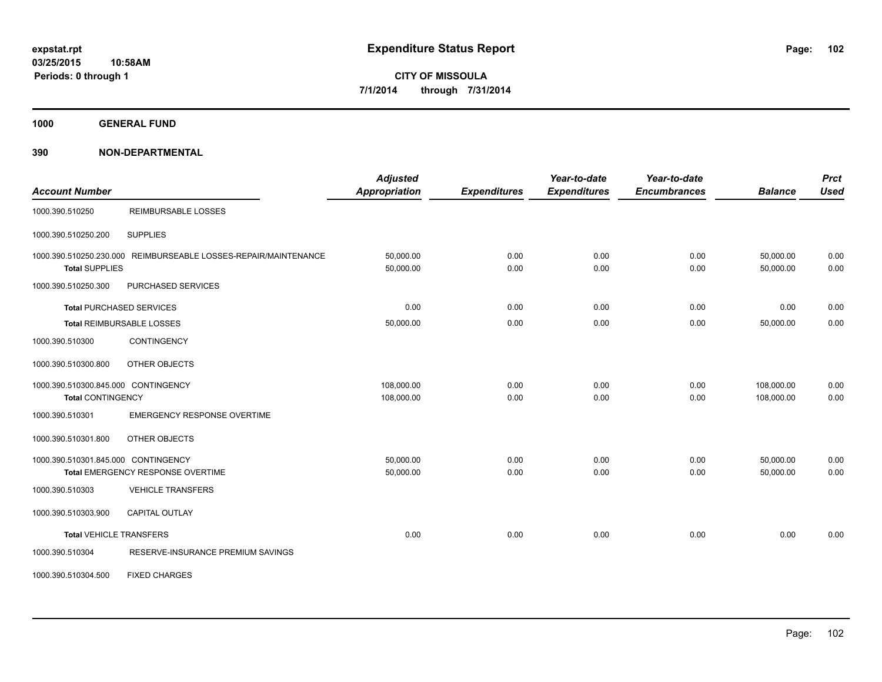# Expenditure Status Report

expstat.rpt
03/25/2015 10:58AM
Periods: 0 through 1

**CITY OF MISSOULA**
**7/1/2014 through 7/31/2014**

## 1000 GENERAL FUND

### 390 NON-DEPARTMENTAL

| Account Number | | *Adjusted Appropriation* | *Expenditures* | *Year-to-date Expenditures* | *Year-to-date Encumbrances* | *Balance* | *Prct Used* |
|---|---|---|---|---|---|---|---|
| 1000.390.510250 | REIMBURSABLE LOSSES | | | | | | |
| 1000.390.510250.200 | SUPPLIES | | | | | | |
| 1000.390.510250.230.000 | REIMBURSEABLE LOSSES-REPAIR/MAINTENANCE | 50,000.00 | 0.00 | 0.00 | 0.00 | 50,000.00 | 0.00 |
| **Total** SUPPLIES | | 50,000.00 | 0.00 | 0.00 | 0.00 | 50,000.00 | 0.00 |
| 1000.390.510250.300 | PURCHASED SERVICES | | | | | | |
| **Total** PURCHASED SERVICES | | 0.00 | 0.00 | 0.00 | 0.00 | 0.00 | 0.00 |
| **Total** REIMBURSABLE LOSSES | | 50,000.00 | 0.00 | 0.00 | 0.00 | 50,000.00 | 0.00 |
| 1000.390.510300 | CONTINGENCY | | | | | | |
| 1000.390.510300.800 | OTHER OBJECTS | | | | | | |
| 1000.390.510300.845.000 | CONTINGENCY | 108,000.00 | 0.00 | 0.00 | 0.00 | 108,000.00 | 0.00 |
| **Total CONTINGENCY** | | 108,000.00 | 0.00 | 0.00 | 0.00 | 108,000.00 | 0.00 |
| 1000.390.510301 | EMERGENCY RESPONSE OVERTIME | | | | | | |
| 1000.390.510301.800 | OTHER OBJECTS | | | | | | |
| 1000.390.510301.845.000 | CONTINGENCY | 50,000.00 | 0.00 | 0.00 | 0.00 | 50,000.00 | 0.00 |
| | **Total** EMERGENCY RESPONSE OVERTIME | 50,000.00 | 0.00 | 0.00 | 0.00 | 50,000.00 | 0.00 |
| 1000.390.510303 | VEHICLE TRANSFERS | | | | | | |
| 1000.390.510303.900 | CAPITAL OUTLAY | | | | | | |
| **Total** VEHICLE TRANSFERS | | 0.00 | 0.00 | 0.00 | 0.00 | 0.00 | 0.00 |
| 1000.390.510304 | RESERVE-INSURANCE PREMIUM SAVINGS | | | | | | |
| 1000.390.510304.500 | FIXED CHARGES | | | | | | |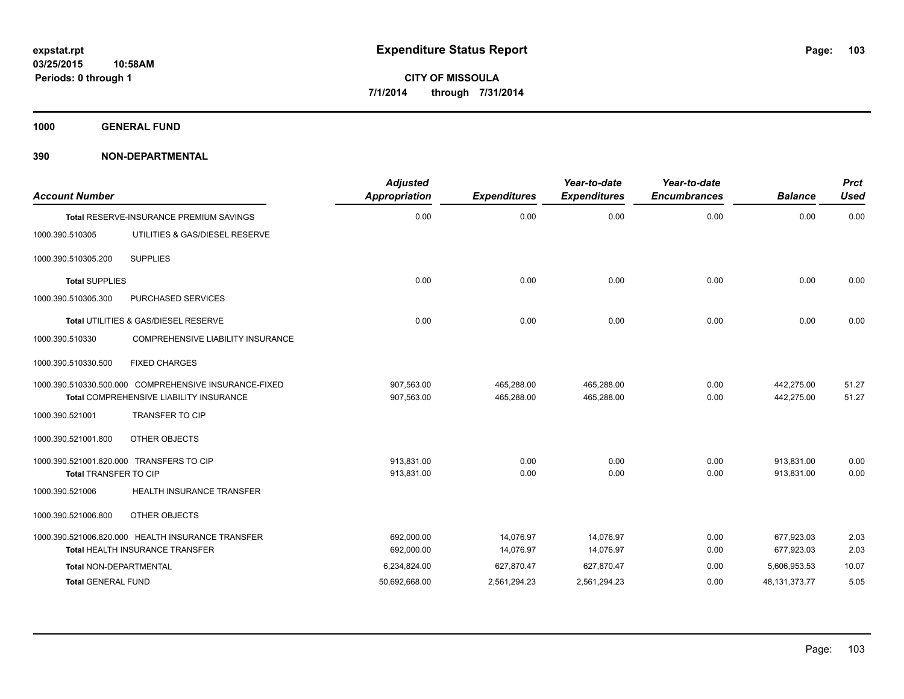**expstat.rpt**
**03/25/2015 10:58AM**
**Periods: 0 through 1**

# Expenditure Status Report

**CITY OF MISSOULA**
**7/1/2014 through 7/31/2014**

## 1000 GENERAL FUND

### 390 NON-DEPARTMENTAL

| Account Number | | Adjusted Appropriation | Expenditures | Year-to-date Expenditures | Year-to-date Encumbrances | Balance | Prct Used |
|---|---|---|---|---|---|---|---|
| **Total** RESERVE-INSURANCE PREMIUM SAVINGS | | 0.00 | 0.00 | 0.00 | 0.00 | 0.00 | 0.00 |
| 1000.390.510305 | UTILITIES & GAS/DIESEL RESERVE | | | | | | |
| 1000.390.510305.200 | SUPPLIES | | | | | | |
| **Total** SUPPLIES | | 0.00 | 0.00 | 0.00 | 0.00 | 0.00 | 0.00 |
| 1000.390.510305.300 | PURCHASED SERVICES | | | | | | |
| **Total** UTILITIES & GAS/DIESEL RESERVE | | 0.00 | 0.00 | 0.00 | 0.00 | 0.00 | 0.00 |
| 1000.390.510330 | COMPREHENSIVE LIABILITY INSURANCE | | | | | | |
| 1000.390.510330.500 | FIXED CHARGES | | | | | | |
| 1000.390.510330.500.000 | COMPREHENSIVE INSURANCE-FIXED | 907,563.00 | 465,288.00 | 465,288.00 | 0.00 | 442,275.00 | 51.27 |
| **Total** COMPREHENSIVE LIABILITY INSURANCE | | 907,563.00 | 465,288.00 | 465,288.00 | 0.00 | 442,275.00 | 51.27 |
| 1000.390.521001 | TRANSFER TO CIP | | | | | | |
| 1000.390.521001.800 | OTHER OBJECTS | | | | | | |
| 1000.390.521001.820.000 | TRANSFERS TO CIP | 913,831.00 | 0.00 | 0.00 | 0.00 | 913,831.00 | 0.00 |
| **Total** TRANSFER TO CIP | | 913,831.00 | 0.00 | 0.00 | 0.00 | 913,831.00 | 0.00 |
| 1000.390.521006 | HEALTH INSURANCE TRANSFER | | | | | | |
| 1000.390.521006.800 | OTHER OBJECTS | | | | | | |
| 1000.390.521006.820.000 | HEALTH INSURANCE TRANSFER | 692,000.00 | 14,076.97 | 14,076.97 | 0.00 | 677,923.03 | 2.03 |
| **Total** HEALTH INSURANCE TRANSFER | | 692,000.00 | 14,076.97 | 14,076.97 | 0.00 | 677,923.03 | 2.03 |
| **Total** NON-DEPARTMENTAL | | 6,234,824.00 | 627,870.47 | 627,870.47 | 0.00 | 5,606,953.53 | 10.07 |
| **Total** GENERAL FUND | | 50,692,668.00 | 2,561,294.23 | 2,561,294.23 | 0.00 | 48,131,373.77 | 5.05 |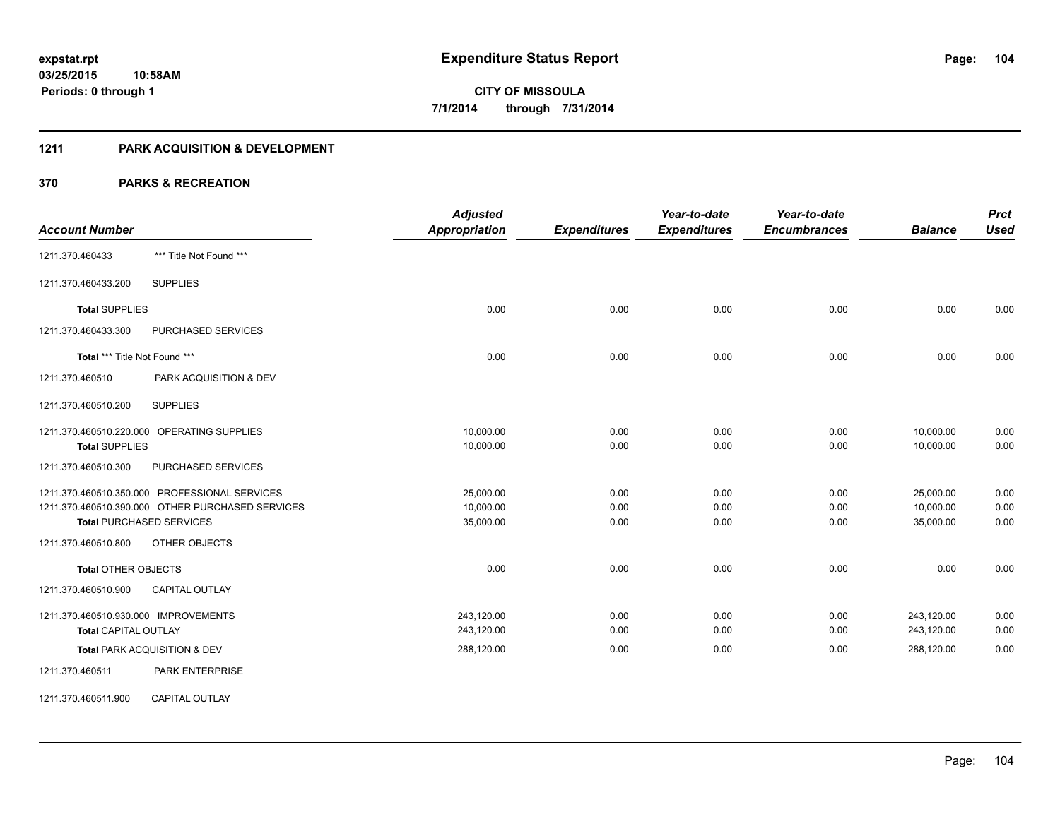**expstat.rpt**
**03/25/2015 10:58AM**
**Periods: 0 through 1**

# Expenditure Status Report

**CITY OF MISSOULA**
**7/1/2014 through 7/31/2014**

## 1211 PARK ACQUISITION & DEVELOPMENT

## 370 PARKS & RECREATION

| Account Number | | Adjusted Appropriation | Expenditures | Year-to-date Expenditures | Year-to-date Encumbrances | Balance | Prct Used |
|---|---|---|---|---|---|---|---|
| 1211.370.460433 | *** Title Not Found *** | | | | | | |
| 1211.370.460433.200 | SUPPLIES | | | | | | |
| **Total** SUPPLIES | | 0.00 | 0.00 | 0.00 | 0.00 | 0.00 | 0.00 |
| 1211.370.460433.300 | PURCHASED SERVICES | | | | | | |
| **Total** *** Title Not Found *** | | 0.00 | 0.00 | 0.00 | 0.00 | 0.00 | 0.00 |
| 1211.370.460510 | PARK ACQUISITION & DEV | | | | | | |
| 1211.370.460510.200 | SUPPLIES | | | | | | |
| 1211.370.460510.220.000 | OPERATING SUPPLIES | 10,000.00 | 0.00 | 0.00 | 0.00 | 10,000.00 | 0.00 |
| **Total** SUPPLIES | | 10,000.00 | 0.00 | 0.00 | 0.00 | 10,000.00 | 0.00 |
| 1211.370.460510.300 | PURCHASED SERVICES | | | | | | |
| 1211.370.460510.350.000 | PROFESSIONAL SERVICES | 25,000.00 | 0.00 | 0.00 | 0.00 | 25,000.00 | 0.00 |
| 1211.370.460510.390.000 | OTHER PURCHASED SERVICES | 10,000.00 | 0.00 | 0.00 | 0.00 | 10,000.00 | 0.00 |
| **Total** PURCHASED SERVICES | | 35,000.00 | 0.00 | 0.00 | 0.00 | 35,000.00 | 0.00 |
| 1211.370.460510.800 | OTHER OBJECTS | | | | | | |
| **Total** OTHER OBJECTS | | 0.00 | 0.00 | 0.00 | 0.00 | 0.00 | 0.00 |
| 1211.370.460510.900 | CAPITAL OUTLAY | | | | | | |
| 1211.370.460510.930.000 | IMPROVEMENTS | 243,120.00 | 0.00 | 0.00 | 0.00 | 243,120.00 | 0.00 |
| **Total** CAPITAL OUTLAY | | 243,120.00 | 0.00 | 0.00 | 0.00 | 243,120.00 | 0.00 |
| **Total** PARK ACQUISITION & DEV | | 288,120.00 | 0.00 | 0.00 | 0.00 | 288,120.00 | 0.00 |
| 1211.370.460511 | PARK ENTERPRISE | | | | | | |
| 1211.370.460511.900 | CAPITAL OUTLAY | | | | | | |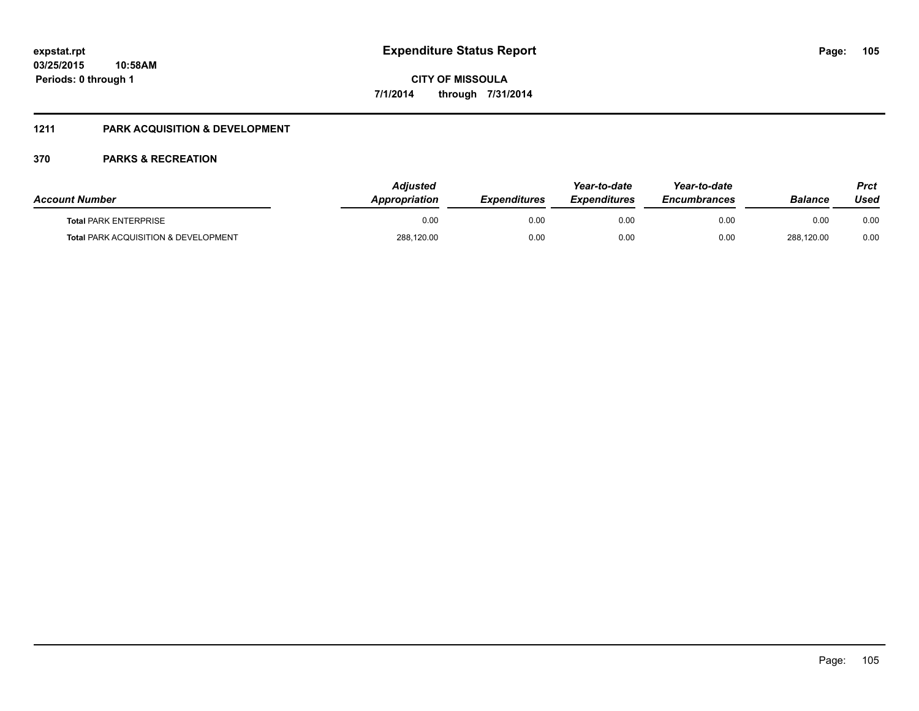# Expenditure Status Report

expstat.rpt
03/25/2015 10:58AM
Periods: 0 through 1

**CITY OF MISSOULA**
**7/1/2014 through 7/31/2014**

## 1211 PARK ACQUISITION & DEVELOPMENT

## 370 PARKS & RECREATION

| Account Number | Adjusted Appropriation | Expenditures | Year-to-date Expenditures | Year-to-date Encumbrances | Balance | Prct Used |
|---|---|---|---|---|---|---|
| **Total** PARK ENTERPRISE | 0.00 | 0.00 | 0.00 | 0.00 | 0.00 | 0.00 |
| **Total** PARK ACQUISITION & DEVELOPMENT | 288,120.00 | 0.00 | 0.00 | 0.00 | 288,120.00 | 0.00 |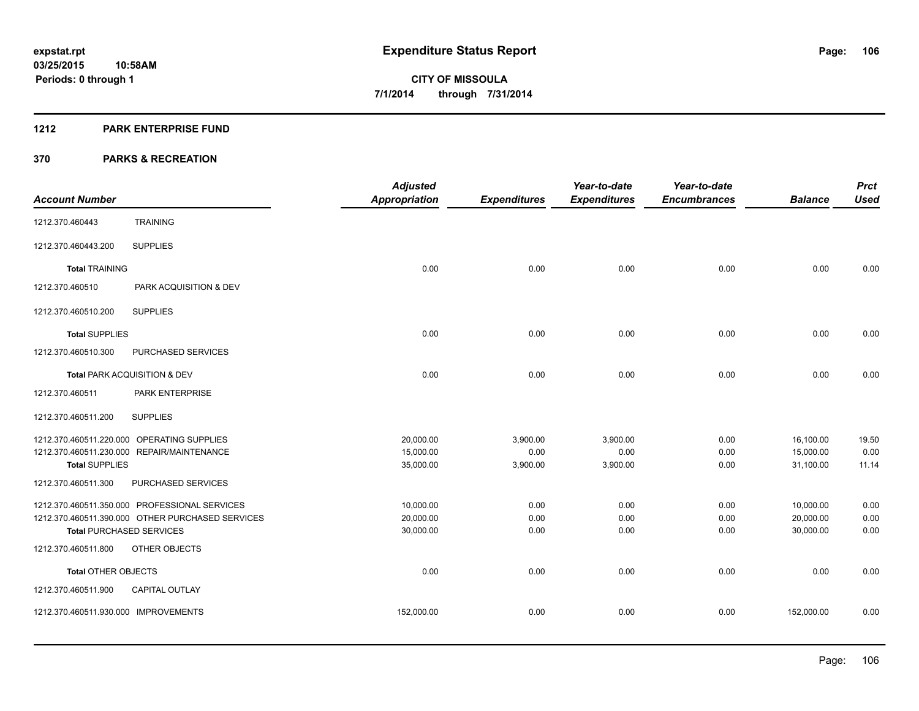# Expenditure Status Report

expstat.rpt
03/25/2015 10:58AM
Periods: 0 through 1

**CITY OF MISSOULA**
**7/1/2014 through 7/31/2014**

## 1212 PARK ENTERPRISE FUND

## 370 PARKS & RECREATION

| Account Number | | Adjusted Appropriation | Expenditures | Year-to-date Expenditures | Year-to-date Encumbrances | Balance | Prct Used |
|---|---|---|---|---|---|---|---|
| 1212.370.460443 | TRAINING | | | | | | |
| 1212.370.460443.200 | SUPPLIES | | | | | | |
| **Total** TRAINING | | 0.00 | 0.00 | 0.00 | 0.00 | 0.00 | 0.00 |
| 1212.370.460510 | PARK ACQUISITION & DEV | | | | | | |
| 1212.370.460510.200 | SUPPLIES | | | | | | |
| **Total** SUPPLIES | | 0.00 | 0.00 | 0.00 | 0.00 | 0.00 | 0.00 |
| 1212.370.460510.300 | PURCHASED SERVICES | | | | | | |
| **Total** PARK ACQUISITION & DEV | | 0.00 | 0.00 | 0.00 | 0.00 | 0.00 | 0.00 |
| 1212.370.460511 | PARK ENTERPRISE | | | | | | |
| 1212.370.460511.200 | SUPPLIES | | | | | | |
| 1212.370.460511.220.000 | OPERATING SUPPLIES | 20,000.00 | 3,900.00 | 3,900.00 | 0.00 | 16,100.00 | 19.50 |
| 1212.370.460511.230.000 | REPAIR/MAINTENANCE | 15,000.00 | 0.00 | 0.00 | 0.00 | 15,000.00 | 0.00 |
| **Total** SUPPLIES | | 35,000.00 | 3,900.00 | 3,900.00 | 0.00 | 31,100.00 | 11.14 |
| 1212.370.460511.300 | PURCHASED SERVICES | | | | | | |
| 1212.370.460511.350.000 | PROFESSIONAL SERVICES | 10,000.00 | 0.00 | 0.00 | 0.00 | 10,000.00 | 0.00 |
| 1212.370.460511.390.000 | OTHER PURCHASED SERVICES | 20,000.00 | 0.00 | 0.00 | 0.00 | 20,000.00 | 0.00 |
| **Total** PURCHASED SERVICES | | 30,000.00 | 0.00 | 0.00 | 0.00 | 30,000.00 | 0.00 |
| 1212.370.460511.800 | OTHER OBJECTS | | | | | | |
| **Total** OTHER OBJECTS | | 0.00 | 0.00 | 0.00 | 0.00 | 0.00 | 0.00 |
| 1212.370.460511.900 | CAPITAL OUTLAY | | | | | | |
| 1212.370.460511.930.000 | IMPROVEMENTS | 152,000.00 | 0.00 | 0.00 | 0.00 | 152,000.00 | 0.00 |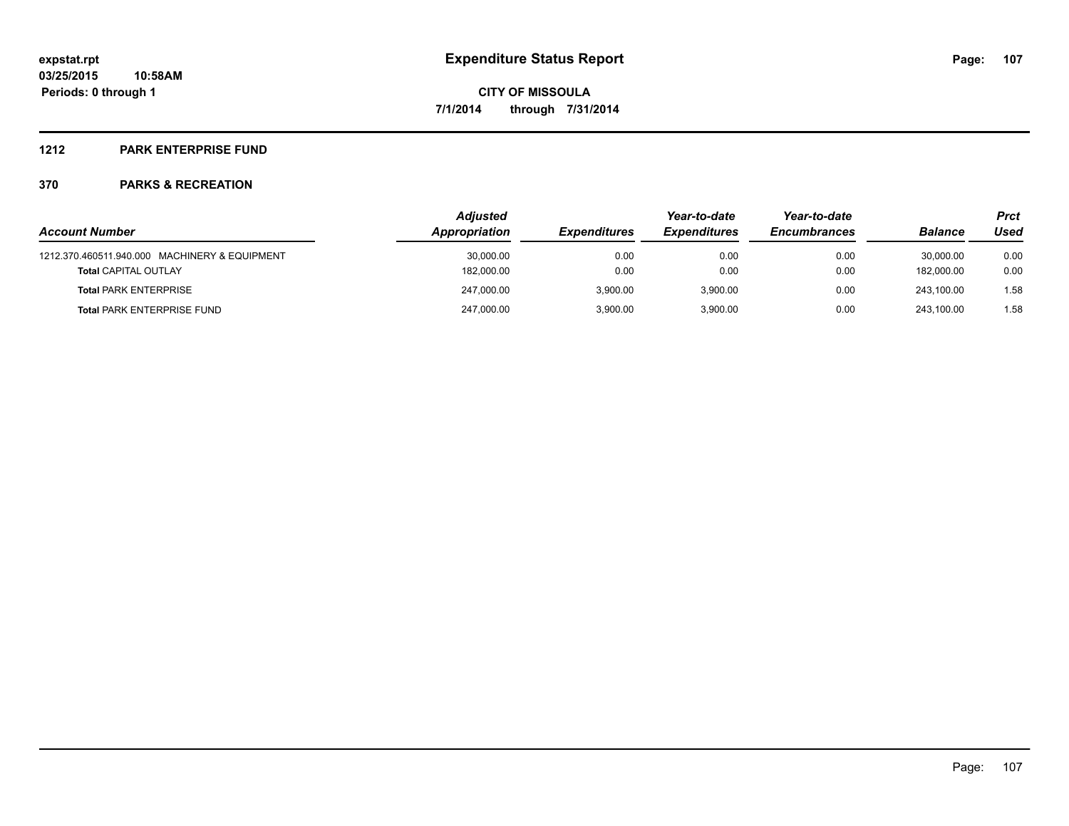**expstat.rpt**
**03/25/2015 10:58AM**
**Periods: 0 through 1**

# Expenditure Status Report

**CITY OF MISSOULA**
**7/1/2014 through 7/31/2014**

## 1212 PARK ENTERPRISE FUND

### 370 PARKS & RECREATION

| Account Number | Adjusted Appropriation | Expenditures | Year-to-date Expenditures | Year-to-date Encumbrances | Balance | Prct Used |
|---|---|---|---|---|---|---|
| 1212.370.460511.940.000 MACHINERY & EQUIPMENT | 30,000.00 | 0.00 | 0.00 | 0.00 | 30,000.00 | 0.00 |
| **Total** CAPITAL OUTLAY | 182,000.00 | 0.00 | 0.00 | 0.00 | 182,000.00 | 0.00 |
| **Total** PARK ENTERPRISE | 247,000.00 | 3,900.00 | 3,900.00 | 0.00 | 243,100.00 | 1.58 |
| **Total** PARK ENTERPRISE FUND | 247,000.00 | 3,900.00 | 3,900.00 | 0.00 | 243,100.00 | 1.58 |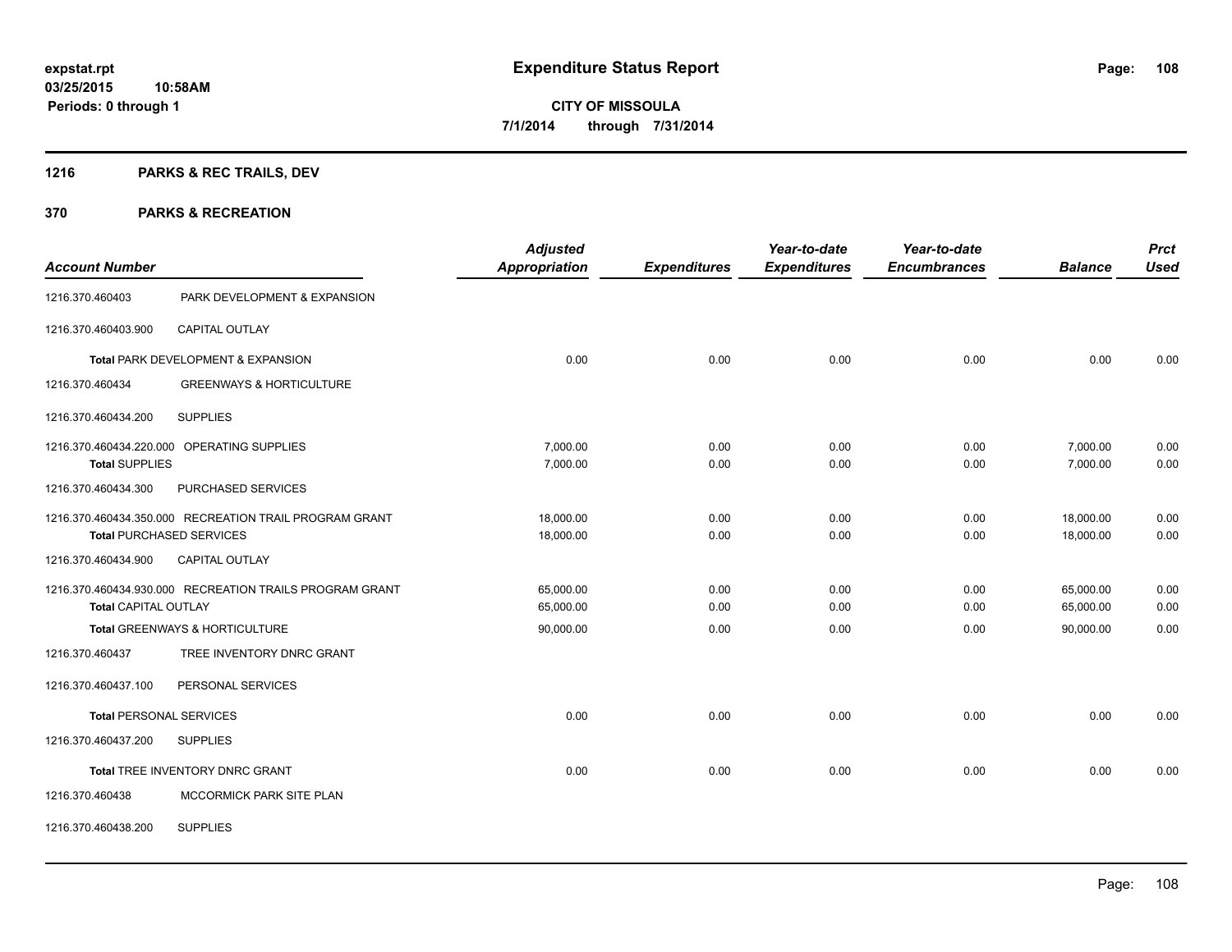**expstat.rpt**
**03/25/2015 10:58AM**
**Periods: 0 through 1**

# Expenditure Status Report

**CITY OF MISSOULA**
**7/1/2014 through 7/31/2014**

## 1216 PARKS & REC TRAILS, DEV

## 370 PARKS & RECREATION

| Account Number | | Adjusted Appropriation | Expenditures | Year-to-date Expenditures | Year-to-date Encumbrances | Balance | Prct Used |
|---|---|---|---|---|---|---|---|
| 1216.370.460403 | PARK DEVELOPMENT & EXPANSION | | | | | | |
| 1216.370.460403.900 | CAPITAL OUTLAY | | | | | | |
| | Total PARK DEVELOPMENT & EXPANSION | 0.00 | 0.00 | 0.00 | 0.00 | 0.00 | 0.00 |
| 1216.370.460434 | GREENWAYS & HORTICULTURE | | | | | | |
| 1216.370.460434.200 | SUPPLIES | | | | | | |
| 1216.370.460434.220.000 | OPERATING SUPPLIES | 7,000.00 | 0.00 | 0.00 | 0.00 | 7,000.00 | 0.00 |
| | Total SUPPLIES | 7,000.00 | 0.00 | 0.00 | 0.00 | 7,000.00 | 0.00 |
| 1216.370.460434.300 | PURCHASED SERVICES | | | | | | |
| 1216.370.460434.350.000 | RECREATION TRAIL PROGRAM GRANT | 18,000.00 | 0.00 | 0.00 | 0.00 | 18,000.00 | 0.00 |
| | Total PURCHASED SERVICES | 18,000.00 | 0.00 | 0.00 | 0.00 | 18,000.00 | 0.00 |
| 1216.370.460434.900 | CAPITAL OUTLAY | | | | | | |
| 1216.370.460434.930.000 | RECREATION TRAILS PROGRAM GRANT | 65,000.00 | 0.00 | 0.00 | 0.00 | 65,000.00 | 0.00 |
| | Total CAPITAL OUTLAY | 65,000.00 | 0.00 | 0.00 | 0.00 | 65,000.00 | 0.00 |
| | Total GREENWAYS & HORTICULTURE | 90,000.00 | 0.00 | 0.00 | 0.00 | 90,000.00 | 0.00 |
| 1216.370.460437 | TREE INVENTORY DNRC GRANT | | | | | | |
| 1216.370.460437.100 | PERSONAL SERVICES | | | | | | |
| | Total PERSONAL SERVICES | 0.00 | 0.00 | 0.00 | 0.00 | 0.00 | 0.00 |
| 1216.370.460437.200 | SUPPLIES | | | | | | |
| | Total TREE INVENTORY DNRC GRANT | 0.00 | 0.00 | 0.00 | 0.00 | 0.00 | 0.00 |
| 1216.370.460438 | MCCORMICK PARK SITE PLAN | | | | | | |
| 1216.370.460438.200 | SUPPLIES | | | | | | |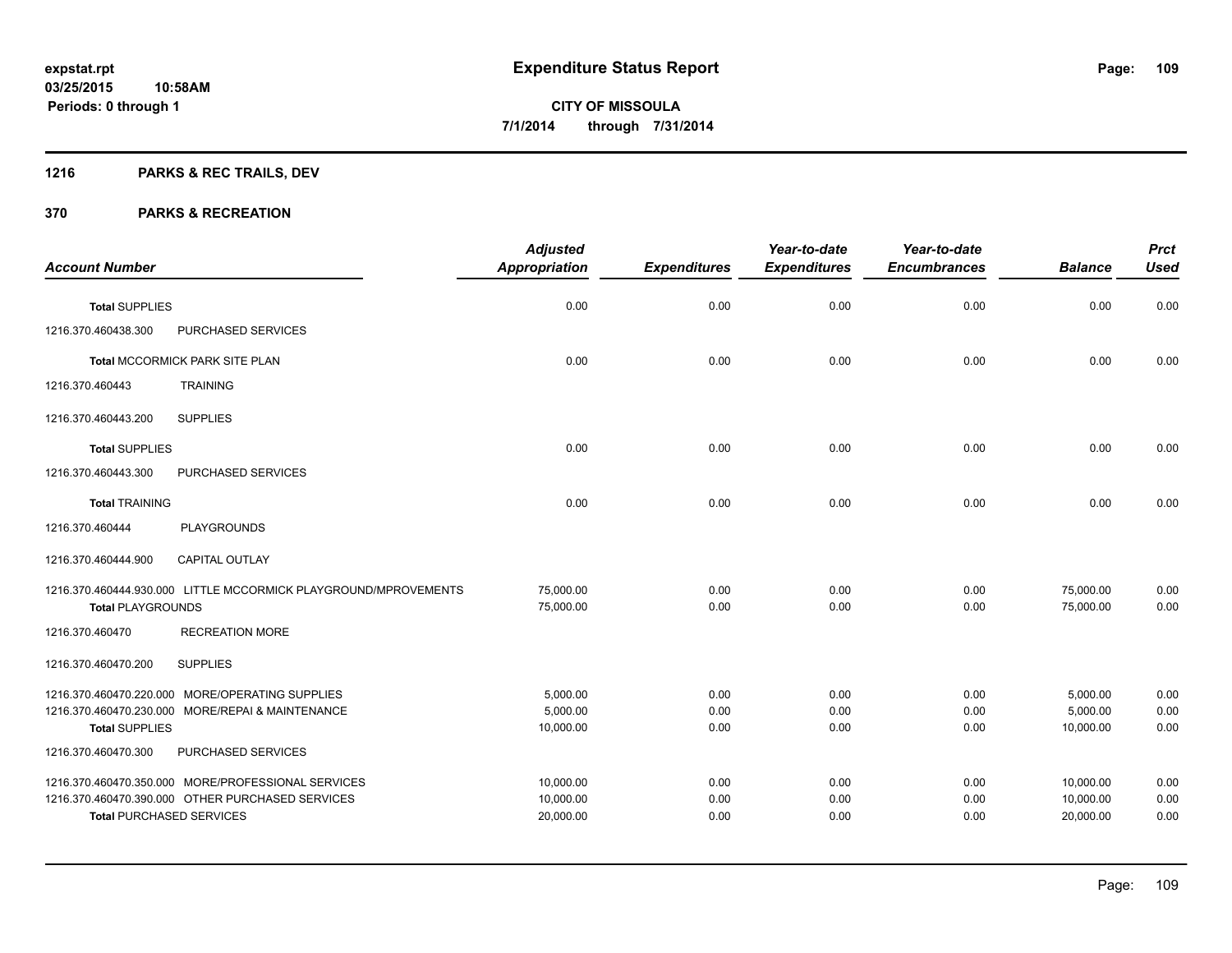**expstat.rpt**
**03/25/2015 10:58AM**
**Periods: 0 through 1**

# Expenditure Status Report

**CITY OF MISSOULA**
**7/1/2014 through 7/31/2014**

## 1216 PARKS & REC TRAILS, DEV

## 370 PARKS & RECREATION

| Account Number | | Adjusted Appropriation | Expenditures | Year-to-date Expenditures | Year-to-date Encumbrances | Balance | Prct Used |
|---|---|---|---|---|---|---|---|
| **Total** SUPPLIES | | 0.00 | 0.00 | 0.00 | 0.00 | 0.00 | 0.00 |
| 1216.370.460438.300 | PURCHASED SERVICES | | | | | | |
| **Total** MCCORMICK PARK SITE PLAN | | 0.00 | 0.00 | 0.00 | 0.00 | 0.00 | 0.00 |
| 1216.370.460443 | TRAINING | | | | | | |
| 1216.370.460443.200 | SUPPLIES | | | | | | |
| **Total** SUPPLIES | | 0.00 | 0.00 | 0.00 | 0.00 | 0.00 | 0.00 |
| 1216.370.460443.300 | PURCHASED SERVICES | | | | | | |
| **Total** TRAINING | | 0.00 | 0.00 | 0.00 | 0.00 | 0.00 | 0.00 |
| 1216.370.460444 | PLAYGROUNDS | | | | | | |
| 1216.370.460444.900 | CAPITAL OUTLAY | | | | | | |
| 1216.370.460444.930.000 | LITTLE MCCORMICK PLAYGROUND/MPROVEMENTS | 75,000.00 | 0.00 | 0.00 | 0.00 | 75,000.00 | 0.00 |
| **Total** PLAYGROUNDS | | 75,000.00 | 0.00 | 0.00 | 0.00 | 75,000.00 | 0.00 |
| 1216.370.460470 | RECREATION MORE | | | | | | |
| 1216.370.460470.200 | SUPPLIES | | | | | | |
| 1216.370.460470.220.000 | MORE/OPERATING SUPPLIES | 5,000.00 | 0.00 | 0.00 | 0.00 | 5,000.00 | 0.00 |
| 1216.370.460470.230.000 | MORE/REPAI & MAINTENANCE | 5,000.00 | 0.00 | 0.00 | 0.00 | 5,000.00 | 0.00 |
| **Total** SUPPLIES | | 10,000.00 | 0.00 | 0.00 | 0.00 | 10,000.00 | 0.00 |
| 1216.370.460470.300 | PURCHASED SERVICES | | | | | | |
| 1216.370.460470.350.000 | MORE/PROFESSIONAL SERVICES | 10,000.00 | 0.00 | 0.00 | 0.00 | 10,000.00 | 0.00 |
| 1216.370.460470.390.000 | OTHER PURCHASED SERVICES | 10,000.00 | 0.00 | 0.00 | 0.00 | 10,000.00 | 0.00 |
| **Total** PURCHASED SERVICES | | 20,000.00 | 0.00 | 0.00 | 0.00 | 20,000.00 | 0.00 |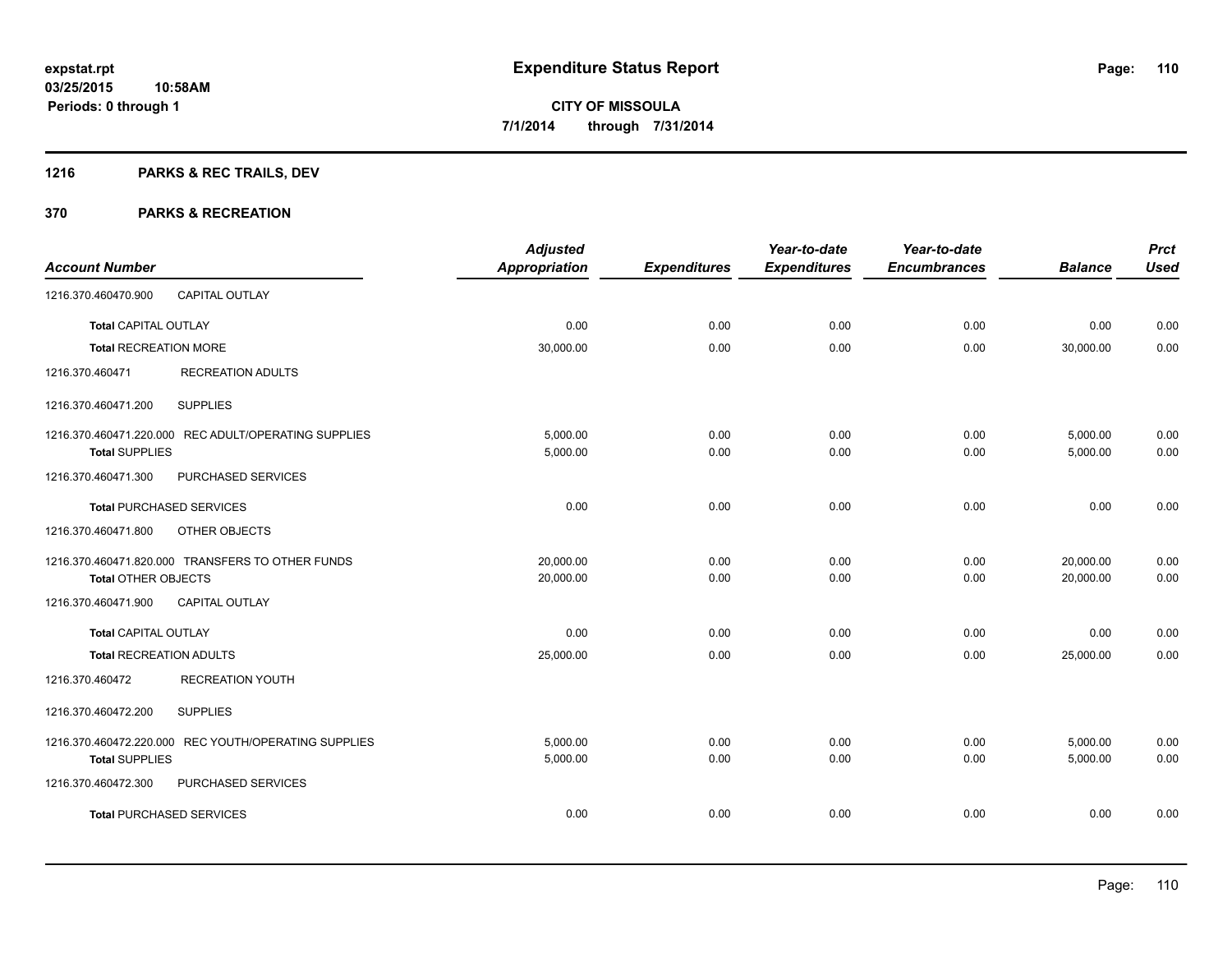**expstat.rpt**
**03/25/2015 10:58AM**
**Periods: 0 through 1**

# Expenditure Status Report

**CITY OF MISSOULA**
**7/1/2014 through 7/31/2014**

## 1216 PARKS & REC TRAILS, DEV

## 370 PARKS & RECREATION

| Account Number | | Adjusted Appropriation | Expenditures | Year-to-date Expenditures | Year-to-date Encumbrances | Balance | Prct Used |
|---|---|---|---|---|---|---|---|
| 1216.370.460470.900 | CAPITAL OUTLAY | | | | | | |
| **Total** CAPITAL OUTLAY | | 0.00 | 0.00 | 0.00 | 0.00 | 0.00 | 0.00 |
| **Total** RECREATION MORE | | 30,000.00 | 0.00 | 0.00 | 0.00 | 30,000.00 | 0.00 |
| 1216.370.460471 | RECREATION ADULTS | | | | | | |
| 1216.370.460471.200 | SUPPLIES | | | | | | |
| 1216.370.460471.220.000 | REC ADULT/OPERATING SUPPLIES | 5,000.00 | 0.00 | 0.00 | 0.00 | 5,000.00 | 0.00 |
| **Total** SUPPLIES | | 5,000.00 | 0.00 | 0.00 | 0.00 | 5,000.00 | 0.00 |
| 1216.370.460471.300 | PURCHASED SERVICES | | | | | | |
| **Total** PURCHASED SERVICES | | 0.00 | 0.00 | 0.00 | 0.00 | 0.00 | 0.00 |
| 1216.370.460471.800 | OTHER OBJECTS | | | | | | |
| 1216.370.460471.820.000 | TRANSFERS TO OTHER FUNDS | 20,000.00 | 0.00 | 0.00 | 0.00 | 20,000.00 | 0.00 |
| **Total** OTHER OBJECTS | | 20,000.00 | 0.00 | 0.00 | 0.00 | 20,000.00 | 0.00 |
| 1216.370.460471.900 | CAPITAL OUTLAY | | | | | | |
| **Total** CAPITAL OUTLAY | | 0.00 | 0.00 | 0.00 | 0.00 | 0.00 | 0.00 |
| **Total** RECREATION ADULTS | | 25,000.00 | 0.00 | 0.00 | 0.00 | 25,000.00 | 0.00 |
| 1216.370.460472 | RECREATION YOUTH | | | | | | |
| 1216.370.460472.200 | SUPPLIES | | | | | | |
| 1216.370.460472.220.000 | REC YOUTH/OPERATING SUPPLIES | 5,000.00 | 0.00 | 0.00 | 0.00 | 5,000.00 | 0.00 |
| **Total** SUPPLIES | | 5,000.00 | 0.00 | 0.00 | 0.00 | 5,000.00 | 0.00 |
| 1216.370.460472.300 | PURCHASED SERVICES | | | | | | |
| **Total** PURCHASED SERVICES | | 0.00 | 0.00 | 0.00 | 0.00 | 0.00 | 0.00 |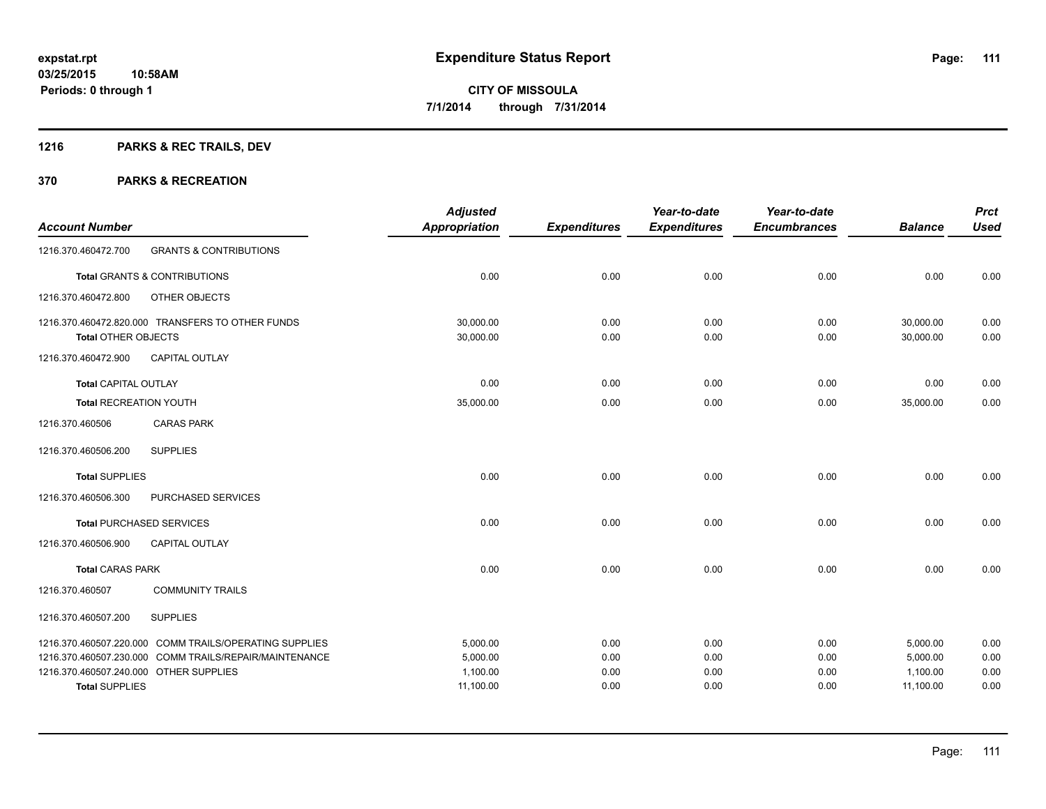**expstat.rpt**
**03/25/2015 10:58AM**
**Periods: 0 through 1**

# Expenditure Status Report

**CITY OF MISSOULA**
**7/1/2014 through 7/31/2014**

## 1216 PARKS & REC TRAILS, DEV

## 370 PARKS & RECREATION

| Account Number | | Adjusted Appropriation | Expenditures | Year-to-date Expenditures | Year-to-date Encumbrances | Balance | Prct Used |
|---|---|---|---|---|---|---|---|
| 1216.370.460472.700 | GRANTS & CONTRIBUTIONS | | | | | | |
| **Total** GRANTS & CONTRIBUTIONS | | 0.00 | 0.00 | 0.00 | 0.00 | 0.00 | 0.00 |
| 1216.370.460472.800 | OTHER OBJECTS | | | | | | |
| 1216.370.460472.820.000 | TRANSFERS TO OTHER FUNDS | 30,000.00 | 0.00 | 0.00 | 0.00 | 30,000.00 | 0.00 |
| **Total** OTHER OBJECTS | | 30,000.00 | 0.00 | 0.00 | 0.00 | 30,000.00 | 0.00 |
| 1216.370.460472.900 | CAPITAL OUTLAY | | | | | | |
| **Total** CAPITAL OUTLAY | | 0.00 | 0.00 | 0.00 | 0.00 | 0.00 | 0.00 |
| **Total** RECREATION YOUTH | | 35,000.00 | 0.00 | 0.00 | 0.00 | 35,000.00 | 0.00 |
| 1216.370.460506 | CARAS PARK | | | | | | |
| 1216.370.460506.200 | SUPPLIES | | | | | | |
| **Total** SUPPLIES | | 0.00 | 0.00 | 0.00 | 0.00 | 0.00 | 0.00 |
| 1216.370.460506.300 | PURCHASED SERVICES | | | | | | |
| **Total** PURCHASED SERVICES | | 0.00 | 0.00 | 0.00 | 0.00 | 0.00 | 0.00 |
| 1216.370.460506.900 | CAPITAL OUTLAY | | | | | | |
| **Total** CARAS PARK | | 0.00 | 0.00 | 0.00 | 0.00 | 0.00 | 0.00 |
| 1216.370.460507 | COMMUNITY TRAILS | | | | | | |
| 1216.370.460507.200 | SUPPLIES | | | | | | |
| 1216.370.460507.220.000 | COMM TRAILS/OPERATING SUPPLIES | 5,000.00 | 0.00 | 0.00 | 0.00 | 5,000.00 | 0.00 |
| 1216.370.460507.230.000 | COMM TRAILS/REPAIR/MAINTENANCE | 5,000.00 | 0.00 | 0.00 | 0.00 | 5,000.00 | 0.00 |
| 1216.370.460507.240.000 | OTHER SUPPLIES | 1,100.00 | 0.00 | 0.00 | 0.00 | 1,100.00 | 0.00 |
| **Total** SUPPLIES | | 11,100.00 | 0.00 | 0.00 | 0.00 | 11,100.00 | 0.00 |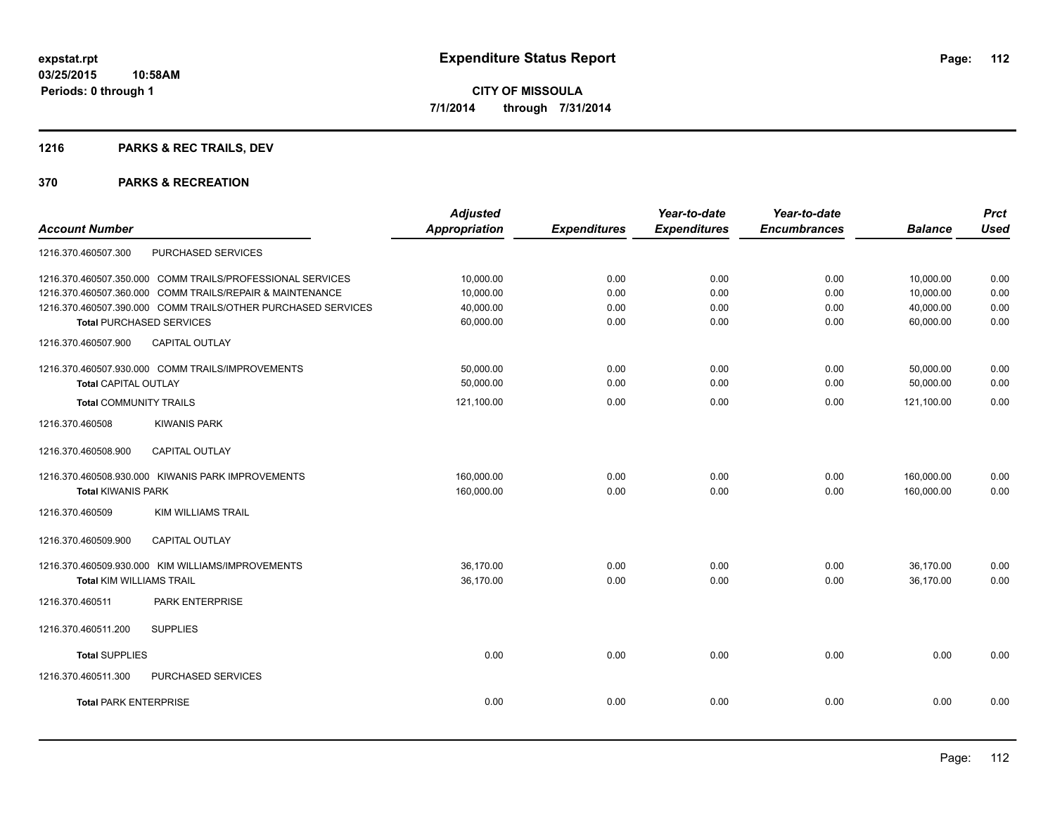**expstat.rpt**
**03/25/2015 10:58AM**
**Periods: 0 through 1**

# Expenditure Status Report

**CITY OF MISSOULA**
**7/1/2014 through 7/31/2014**

## 1216 PARKS & REC TRAILS, DEV

## 370 PARKS & RECREATION

| Account Number | | Adjusted Appropriation | Expenditures | Year-to-date Expenditures | Year-to-date Encumbrances | Balance | Prct Used |
|---|---|---|---|---|---|---|---|
| 1216.370.460507.300 | PURCHASED SERVICES | | | | | | |
| 1216.370.460507.350.000 | COMM TRAILS/PROFESSIONAL SERVICES | 10,000.00 | 0.00 | 0.00 | 0.00 | 10,000.00 | 0.00 |
| 1216.370.460507.360.000 | COMM TRAILS/REPAIR & MAINTENANCE | 10,000.00 | 0.00 | 0.00 | 0.00 | 10,000.00 | 0.00 |
| 1216.370.460507.390.000 | COMM TRAILS/OTHER PURCHASED SERVICES | 40,000.00 | 0.00 | 0.00 | 0.00 | 40,000.00 | 0.00 |
| **Total** PURCHASED SERVICES | | 60,000.00 | 0.00 | 0.00 | 0.00 | 60,000.00 | 0.00 |
| 1216.370.460507.900 | CAPITAL OUTLAY | | | | | | |
| 1216.370.460507.930.000 | COMM TRAILS/IMPROVEMENTS | 50,000.00 | 0.00 | 0.00 | 0.00 | 50,000.00 | 0.00 |
| **Total** CAPITAL OUTLAY | | 50,000.00 | 0.00 | 0.00 | 0.00 | 50,000.00 | 0.00 |
| **Total** COMMUNITY TRAILS | | 121,100.00 | 0.00 | 0.00 | 0.00 | 121,100.00 | 0.00 |
| 1216.370.460508 | KIWANIS PARK | | | | | | |
| 1216.370.460508.900 | CAPITAL OUTLAY | | | | | | |
| 1216.370.460508.930.000 | KIWANIS PARK IMPROVEMENTS | 160,000.00 | 0.00 | 0.00 | 0.00 | 160,000.00 | 0.00 |
| **Total** KIWANIS PARK | | 160,000.00 | 0.00 | 0.00 | 0.00 | 160,000.00 | 0.00 |
| 1216.370.460509 | KIM WILLIAMS TRAIL | | | | | | |
| 1216.370.460509.900 | CAPITAL OUTLAY | | | | | | |
| 1216.370.460509.930.000 | KIM WILLIAMS/IMPROVEMENTS | 36,170.00 | 0.00 | 0.00 | 0.00 | 36,170.00 | 0.00 |
| **Total** KIM WILLIAMS TRAIL | | 36,170.00 | 0.00 | 0.00 | 0.00 | 36,170.00 | 0.00 |
| 1216.370.460511 | PARK ENTERPRISE | | | | | | |
| 1216.370.460511.200 | SUPPLIES | | | | | | |
| **Total** SUPPLIES | | 0.00 | 0.00 | 0.00 | 0.00 | 0.00 | 0.00 |
| 1216.370.460511.300 | PURCHASED SERVICES | | | | | | |
| **Total** PARK ENTERPRISE | | 0.00 | 0.00 | 0.00 | 0.00 | 0.00 | 0.00 |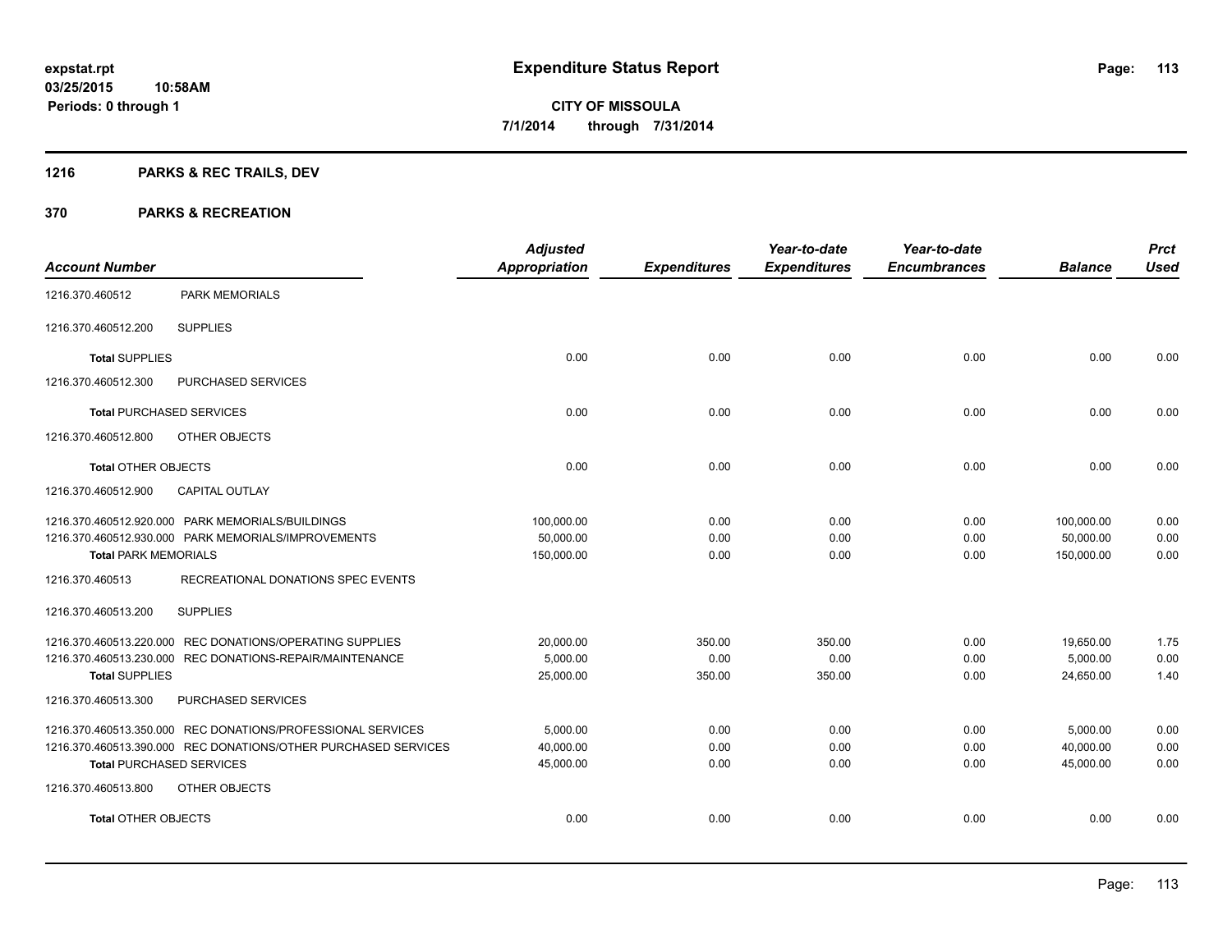**expstat.rpt**
**03/25/2015 10:58AM**
**Periods: 0 through 1**

# Expenditure Status Report

**CITY OF MISSOULA**
**7/1/2014 through 7/31/2014**

## 1216 PARKS & REC TRAILS, DEV

## 370 PARKS & RECREATION

| Account Number | | Adjusted Appropriation | Expenditures | Year-to-date Expenditures | Year-to-date Encumbrances | Balance | Prct Used |
|---|---|---|---|---|---|---|---|
| 1216.370.460512 | PARK MEMORIALS | | | | | | |
| 1216.370.460512.200 | SUPPLIES | | | | | | |
| **Total** SUPPLIES | | 0.00 | 0.00 | 0.00 | 0.00 | 0.00 | 0.00 |
| 1216.370.460512.300 | PURCHASED SERVICES | | | | | | |
| **Total** PURCHASED SERVICES | | 0.00 | 0.00 | 0.00 | 0.00 | 0.00 | 0.00 |
| 1216.370.460512.800 | OTHER OBJECTS | | | | | | |
| **Total** OTHER OBJECTS | | 0.00 | 0.00 | 0.00 | 0.00 | 0.00 | 0.00 |
| 1216.370.460512.900 | CAPITAL OUTLAY | | | | | | |
| 1216.370.460512.920.000 | PARK MEMORIALS/BUILDINGS | 100,000.00 | 0.00 | 0.00 | 0.00 | 100,000.00 | 0.00 |
| 1216.370.460512.930.000 | PARK MEMORIALS/IMPROVEMENTS | 50,000.00 | 0.00 | 0.00 | 0.00 | 50,000.00 | 0.00 |
| **Total** PARK MEMORIALS | | 150,000.00 | 0.00 | 0.00 | 0.00 | 150,000.00 | 0.00 |
| 1216.370.460513 | RECREATIONAL DONATIONS SPEC EVENTS | | | | | | |
| 1216.370.460513.200 | SUPPLIES | | | | | | |
| 1216.370.460513.220.000 | REC DONATIONS/OPERATING SUPPLIES | 20,000.00 | 350.00 | 350.00 | 0.00 | 19,650.00 | 1.75 |
| 1216.370.460513.230.000 | REC DONATIONS-REPAIR/MAINTENANCE | 5,000.00 | 0.00 | 0.00 | 0.00 | 5,000.00 | 0.00 |
| **Total** SUPPLIES | | 25,000.00 | 350.00 | 350.00 | 0.00 | 24,650.00 | 1.40 |
| 1216.370.460513.300 | PURCHASED SERVICES | | | | | | |
| 1216.370.460513.350.000 | REC DONATIONS/PROFESSIONAL SERVICES | 5,000.00 | 0.00 | 0.00 | 0.00 | 5,000.00 | 0.00 |
| 1216.370.460513.390.000 | REC DONATIONS/OTHER PURCHASED SERVICES | 40,000.00 | 0.00 | 0.00 | 0.00 | 40,000.00 | 0.00 |
| **Total** PURCHASED SERVICES | | 45,000.00 | 0.00 | 0.00 | 0.00 | 45,000.00 | 0.00 |
| 1216.370.460513.800 | OTHER OBJECTS | | | | | | |
| **Total** OTHER OBJECTS | | 0.00 | 0.00 | 0.00 | 0.00 | 0.00 | 0.00 |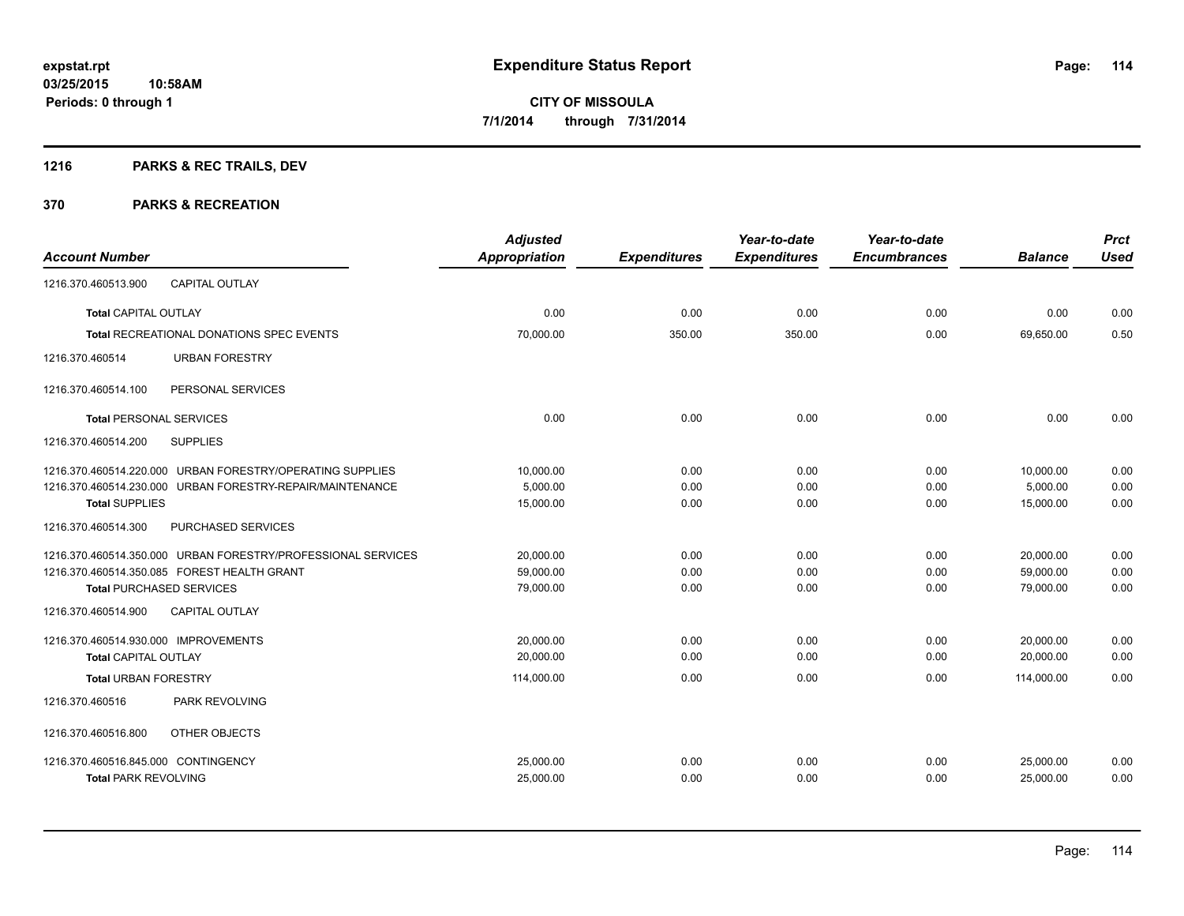# Expenditure Status Report

**CITY OF MISSOULA**

**7/1/2014 through 7/31/2014**

expstat.rpt
03/25/2015 10:58AM
Periods: 0 through 1

## 1216 PARKS & REC TRAILS, DEV

## 370 PARKS & RECREATION

| Account Number | | Adjusted Appropriation | Expenditures | Year-to-date Expenditures | Year-to-date Encumbrances | Balance | Prct Used |
|---|---|---|---|---|---|---|---|
| 1216.370.460513.900 | CAPITAL OUTLAY | | | | | | |
| **Total** CAPITAL OUTLAY | | 0.00 | 0.00 | 0.00 | 0.00 | 0.00 | 0.00 |
| **Total** RECREATIONAL DONATIONS SPEC EVENTS | | 70,000.00 | 350.00 | 350.00 | 0.00 | 69,650.00 | 0.50 |
| 1216.370.460514 | URBAN FORESTRY | | | | | | |
| 1216.370.460514.100 | PERSONAL SERVICES | | | | | | |
| **Total** PERSONAL SERVICES | | 0.00 | 0.00 | 0.00 | 0.00 | 0.00 | 0.00 |
| 1216.370.460514.200 | SUPPLIES | | | | | | |
| 1216.370.460514.220.000 | URBAN FORESTRY/OPERATING SUPPLIES | 10,000.00 | 0.00 | 0.00 | 0.00 | 10,000.00 | 0.00 |
| 1216.370.460514.230.000 | URBAN FORESTRY-REPAIR/MAINTENANCE | 5,000.00 | 0.00 | 0.00 | 0.00 | 5,000.00 | 0.00 |
| **Total** SUPPLIES | | 15,000.00 | 0.00 | 0.00 | 0.00 | 15,000.00 | 0.00 |
| 1216.370.460514.300 | PURCHASED SERVICES | | | | | | |
| 1216.370.460514.350.000 | URBAN FORESTRY/PROFESSIONAL SERVICES | 20,000.00 | 0.00 | 0.00 | 0.00 | 20,000.00 | 0.00 |
| 1216.370.460514.350.085 | FOREST HEALTH GRANT | 59,000.00 | 0.00 | 0.00 | 0.00 | 59,000.00 | 0.00 |
| **Total** PURCHASED SERVICES | | 79,000.00 | 0.00 | 0.00 | 0.00 | 79,000.00 | 0.00 |
| 1216.370.460514.900 | CAPITAL OUTLAY | | | | | | |
| 1216.370.460514.930.000 | IMPROVEMENTS | 20,000.00 | 0.00 | 0.00 | 0.00 | 20,000.00 | 0.00 |
| **Total** CAPITAL OUTLAY | | 20,000.00 | 0.00 | 0.00 | 0.00 | 20,000.00 | 0.00 |
| **Total** URBAN FORESTRY | | 114,000.00 | 0.00 | 0.00 | 0.00 | 114,000.00 | 0.00 |
| 1216.370.460516 | PARK REVOLVING | | | | | | |
| 1216.370.460516.800 | OTHER OBJECTS | | | | | | |
| 1216.370.460516.845.000 | CONTINGENCY | 25,000.00 | 0.00 | 0.00 | 0.00 | 25,000.00 | 0.00 |
| **Total** PARK REVOLVING | | 25,000.00 | 0.00 | 0.00 | 0.00 | 25,000.00 | 0.00 |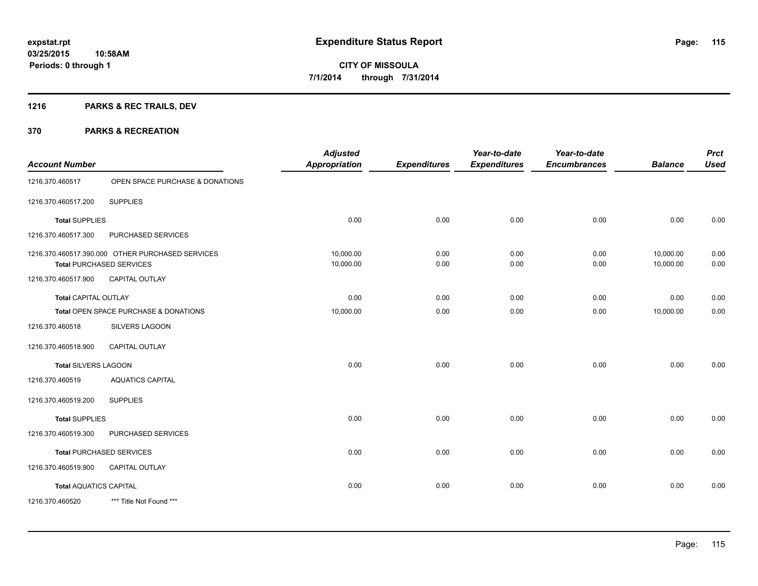expstat.rpt
03/25/2015 10:58AM
Periods: 0 through 1

# Expenditure Status Report

**CITY OF MISSOULA**
**7/1/2014 through 7/31/2014**

## 1216 PARKS & REC TRAILS, DEV

## 370 PARKS & RECREATION

| Account Number | | Adjusted Appropriation | Expenditures | Year-to-date Expenditures | Year-to-date Encumbrances | Balance | Prct Used |
|---|---|---|---|---|---|---|---|
| 1216.370.460517 | OPEN SPACE PURCHASE & DONATIONS | | | | | | |
| 1216.370.460517.200 | SUPPLIES | | | | | | |
| **Total** SUPPLIES | | 0.00 | 0.00 | 0.00 | 0.00 | 0.00 | 0.00 |
| 1216.370.460517.300 | PURCHASED SERVICES | | | | | | |
| 1216.370.460517.390.000 | OTHER PURCHASED SERVICES | 10,000.00 | 0.00 | 0.00 | 0.00 | 10,000.00 | 0.00 |
| **Total** PURCHASED SERVICES | | 10,000.00 | 0.00 | 0.00 | 0.00 | 10,000.00 | 0.00 |
| 1216.370.460517.900 | CAPITAL OUTLAY | | | | | | |
| **Total** CAPITAL OUTLAY | | 0.00 | 0.00 | 0.00 | 0.00 | 0.00 | 0.00 |
| **Total** OPEN SPACE PURCHASE & DONATIONS | | 10,000.00 | 0.00 | 0.00 | 0.00 | 10,000.00 | 0.00 |
| 1216.370.460518 | SILVERS LAGOON | | | | | | |
| 1216.370.460518.900 | CAPITAL OUTLAY | | | | | | |
| **Total** SILVERS LAGOON | | 0.00 | 0.00 | 0.00 | 0.00 | 0.00 | 0.00 |
| 1216.370.460519 | AQUATICS CAPITAL | | | | | | |
| 1216.370.460519.200 | SUPPLIES | | | | | | |
| **Total** SUPPLIES | | 0.00 | 0.00 | 0.00 | 0.00 | 0.00 | 0.00 |
| 1216.370.460519.300 | PURCHASED SERVICES | | | | | | |
| **Total** PURCHASED SERVICES | | 0.00 | 0.00 | 0.00 | 0.00 | 0.00 | 0.00 |
| 1216.370.460519.900 | CAPITAL OUTLAY | | | | | | |
| **Total** AQUATICS CAPITAL | | 0.00 | 0.00 | 0.00 | 0.00 | 0.00 | 0.00 |
| 1216.370.460520 | *** Title Not Found *** | | | | | | |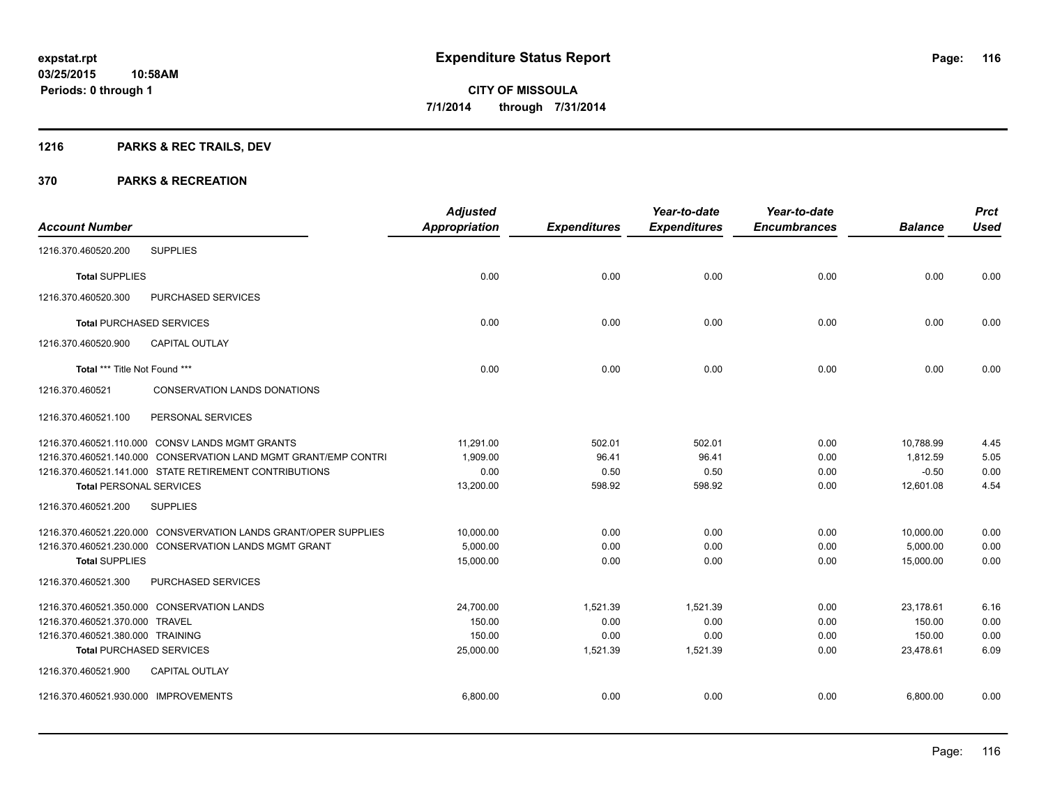**expstat.rpt**
**03/25/2015 10:58AM**
**Periods: 0 through 1**

# Expenditure Status Report

**CITY OF MISSOULA**
**7/1/2014 through 7/31/2014**

## 1216 PARKS & REC TRAILS, DEV

## 370 PARKS & RECREATION

| Account Number | | Adjusted Appropriation | Expenditures | Year-to-date Expenditures | Year-to-date Encumbrances | Balance | Prct Used |
|---|---|---|---|---|---|---|---|
| 1216.370.460520.200 | SUPPLIES | | | | | | |
| **Total** SUPPLIES | | 0.00 | 0.00 | 0.00 | 0.00 | 0.00 | 0.00 |
| 1216.370.460520.300 | PURCHASED SERVICES | | | | | | |
| **Total** PURCHASED SERVICES | | 0.00 | 0.00 | 0.00 | 0.00 | 0.00 | 0.00 |
| 1216.370.460520.900 | CAPITAL OUTLAY | | | | | | |
| **Total** *** Title Not Found *** | | 0.00 | 0.00 | 0.00 | 0.00 | 0.00 | 0.00 |
| 1216.370.460521 | CONSERVATION LANDS DONATIONS | | | | | | |
| 1216.370.460521.100 | PERSONAL SERVICES | | | | | | |
| 1216.370.460521.110.000 | CONSV LANDS MGMT GRANTS | 11,291.00 | 502.01 | 502.01 | 0.00 | 10,788.99 | 4.45 |
| 1216.370.460521.140.000 | CONSERVATION LAND MGMT GRANT/EMP CONTRI | 1,909.00 | 96.41 | 96.41 | 0.00 | 1,812.59 | 5.05 |
| 1216.370.460521.141.000 | STATE RETIREMENT CONTRIBUTIONS | 0.00 | 0.50 | 0.50 | 0.00 | -0.50 | 0.00 |
| **Total** PERSONAL SERVICES | | 13,200.00 | 598.92 | 598.92 | 0.00 | 12,601.08 | 4.54 |
| 1216.370.460521.200 | SUPPLIES | | | | | | |
| 1216.370.460521.220.000 | CONSVERVATION LANDS GRANT/OPER SUPPLIES | 10,000.00 | 0.00 | 0.00 | 0.00 | 10,000.00 | 0.00 |
| 1216.370.460521.230.000 | CONSERVATION LANDS MGMT GRANT | 5,000.00 | 0.00 | 0.00 | 0.00 | 5,000.00 | 0.00 |
| **Total** SUPPLIES | | 15,000.00 | 0.00 | 0.00 | 0.00 | 15,000.00 | 0.00 |
| 1216.370.460521.300 | PURCHASED SERVICES | | | | | | |
| 1216.370.460521.350.000 | CONSERVATION LANDS | 24,700.00 | 1,521.39 | 1,521.39 | 0.00 | 23,178.61 | 6.16 |
| 1216.370.460521.370.000 | TRAVEL | 150.00 | 0.00 | 0.00 | 0.00 | 150.00 | 0.00 |
| 1216.370.460521.380.000 | TRAINING | 150.00 | 0.00 | 0.00 | 0.00 | 150.00 | 0.00 |
| **Total** PURCHASED SERVICES | | 25,000.00 | 1,521.39 | 1,521.39 | 0.00 | 23,478.61 | 6.09 |
| 1216.370.460521.900 | CAPITAL OUTLAY | | | | | | |
| 1216.370.460521.930.000 | IMPROVEMENTS | 6,800.00 | 0.00 | 0.00 | 0.00 | 6,800.00 | 0.00 |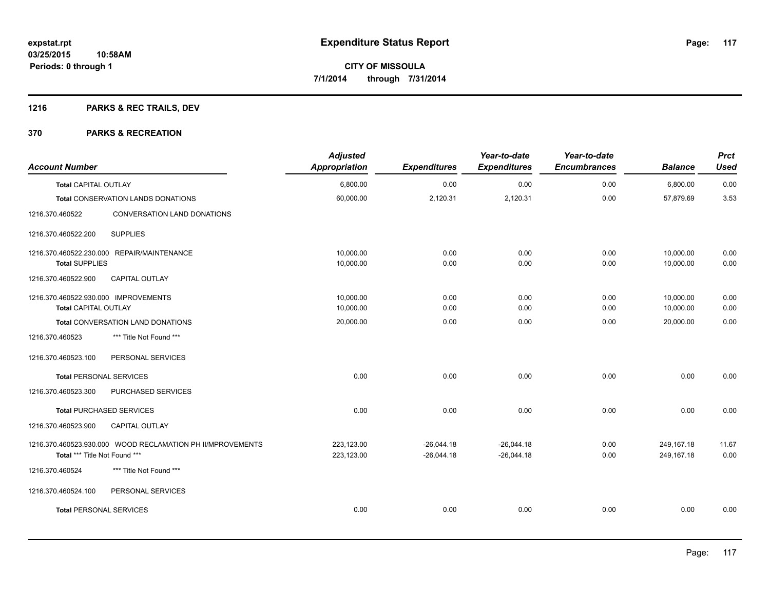**expstat.rpt**
**03/25/2015 10:58AM**
**Periods: 0 through 1**

# Expenditure Status Report

**CITY OF MISSOULA**
**7/1/2014 through 7/31/2014**

## 1216 PARKS & REC TRAILS, DEV

## 370 PARKS & RECREATION

| Account Number | | Adjusted Appropriation | Expenditures | Year-to-date Expenditures | Year-to-date Encumbrances | Balance | Prct Used |
|---|---|---|---|---|---|---|---|
| **Total** CAPITAL OUTLAY | | 6,800.00 | 0.00 | 0.00 | 0.00 | 6,800.00 | 0.00 |
| **Total** CONSERVATION LANDS DONATIONS | | 60,000.00 | 2,120.31 | 2,120.31 | 0.00 | 57,879.69 | 3.53 |
| 1216.370.460522 | CONVERSATION LAND DONATIONS | | | | | | |
| 1216.370.460522.200 | SUPPLIES | | | | | | |
| 1216.370.460522.230.000 | REPAIR/MAINTENANCE | 10,000.00 | 0.00 | 0.00 | 0.00 | 10,000.00 | 0.00 |
| **Total SUPPLIES** | | 10,000.00 | 0.00 | 0.00 | 0.00 | 10,000.00 | 0.00 |
| 1216.370.460522.900 | CAPITAL OUTLAY | | | | | | |
| 1216.370.460522.930.000 | IMPROVEMENTS | 10,000.00 | 0.00 | 0.00 | 0.00 | 10,000.00 | 0.00 |
| **Total CAPITAL OUTLAY** | | 10,000.00 | 0.00 | 0.00 | 0.00 | 10,000.00 | 0.00 |
| **Total** CONVERSATION LAND DONATIONS | | 20,000.00 | 0.00 | 0.00 | 0.00 | 20,000.00 | 0.00 |
| 1216.370.460523 | *** Title Not Found *** | | | | | | |
| 1216.370.460523.100 | PERSONAL SERVICES | | | | | | |
| **Total** PERSONAL SERVICES | | 0.00 | 0.00 | 0.00 | 0.00 | 0.00 | 0.00 |
| 1216.370.460523.300 | PURCHASED SERVICES | | | | | | |
| **Total** PURCHASED SERVICES | | 0.00 | 0.00 | 0.00 | 0.00 | 0.00 | 0.00 |
| 1216.370.460523.900 | CAPITAL OUTLAY | | | | | | |
| 1216.370.460523.930.000 | WOOD RECLAMATION PH II/MPROVEMENTS | 223,123.00 | -26,044.18 | -26,044.18 | 0.00 | 249,167.18 | 11.67 |
| **Total** *** Title Not Found *** | | 223,123.00 | -26,044.18 | -26,044.18 | 0.00 | 249,167.18 | 0.00 |
| 1216.370.460524 | *** Title Not Found *** | | | | | | |
| 1216.370.460524.100 | PERSONAL SERVICES | | | | | | |
| **Total** PERSONAL SERVICES | | 0.00 | 0.00 | 0.00 | 0.00 | 0.00 | 0.00 |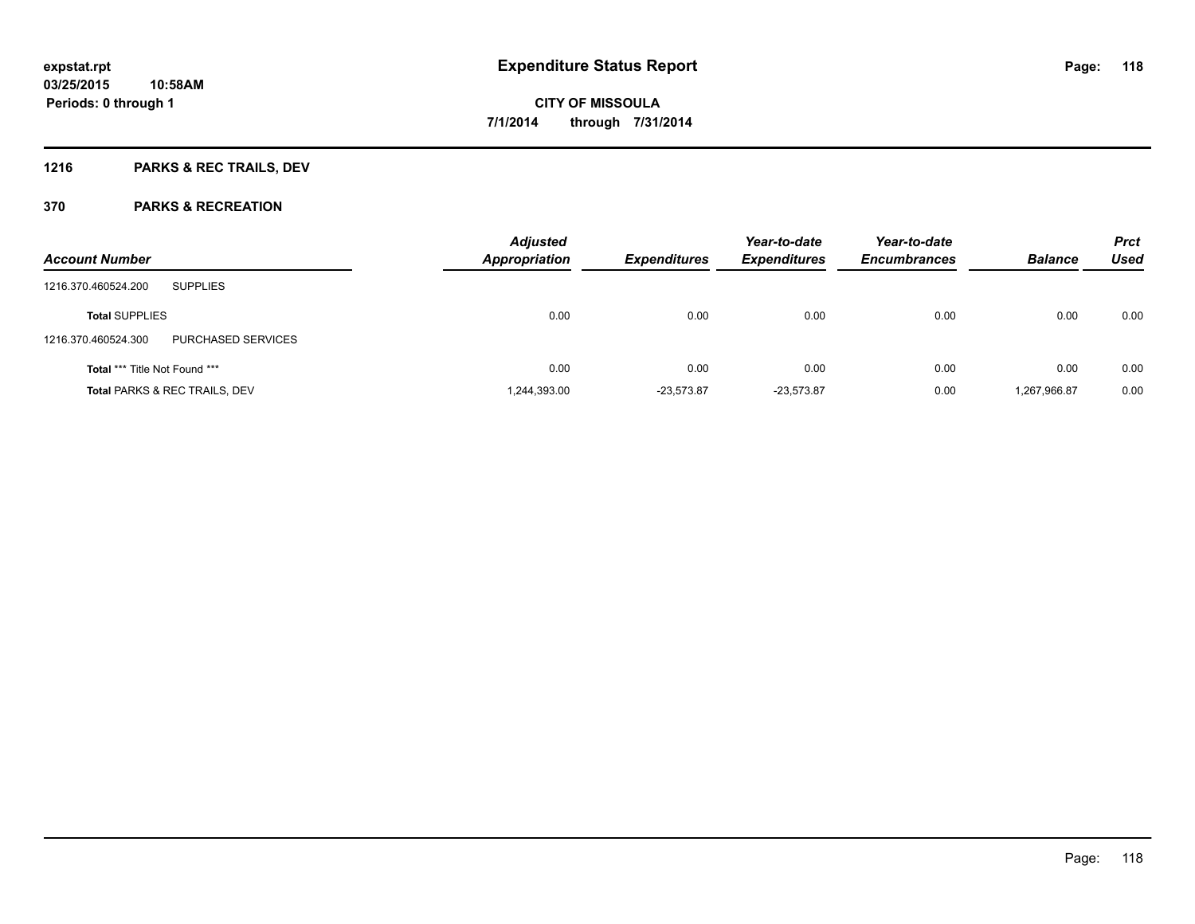expstat.rpt
03/25/2015 10:58AM
Periods: 0 through 1

# Expenditure Status Report

**CITY OF MISSOULA**
**7/1/2014 through 7/31/2014**

## 1216 PARKS & REC TRAILS, DEV

## 370 PARKS & RECREATION

| Account Number | | Adjusted Appropriation | Expenditures | Year-to-date Expenditures | Year-to-date Encumbrances | Balance | Prct Used |
|---|---|---|---|---|---|---|---|
| 1216.370.460524.200 | SUPPLIES | | | | | | |
| **Total** SUPPLIES | | 0.00 | 0.00 | 0.00 | 0.00 | 0.00 | 0.00 |
| 1216.370.460524.300 | PURCHASED SERVICES | | | | | | |
| **Total** *** Title Not Found *** | | 0.00 | 0.00 | 0.00 | 0.00 | 0.00 | 0.00 |
| **Total** PARKS & REC TRAILS, DEV | | 1,244,393.00 | -23,573.87 | -23,573.87 | 0.00 | 1,267,966.87 | 0.00 |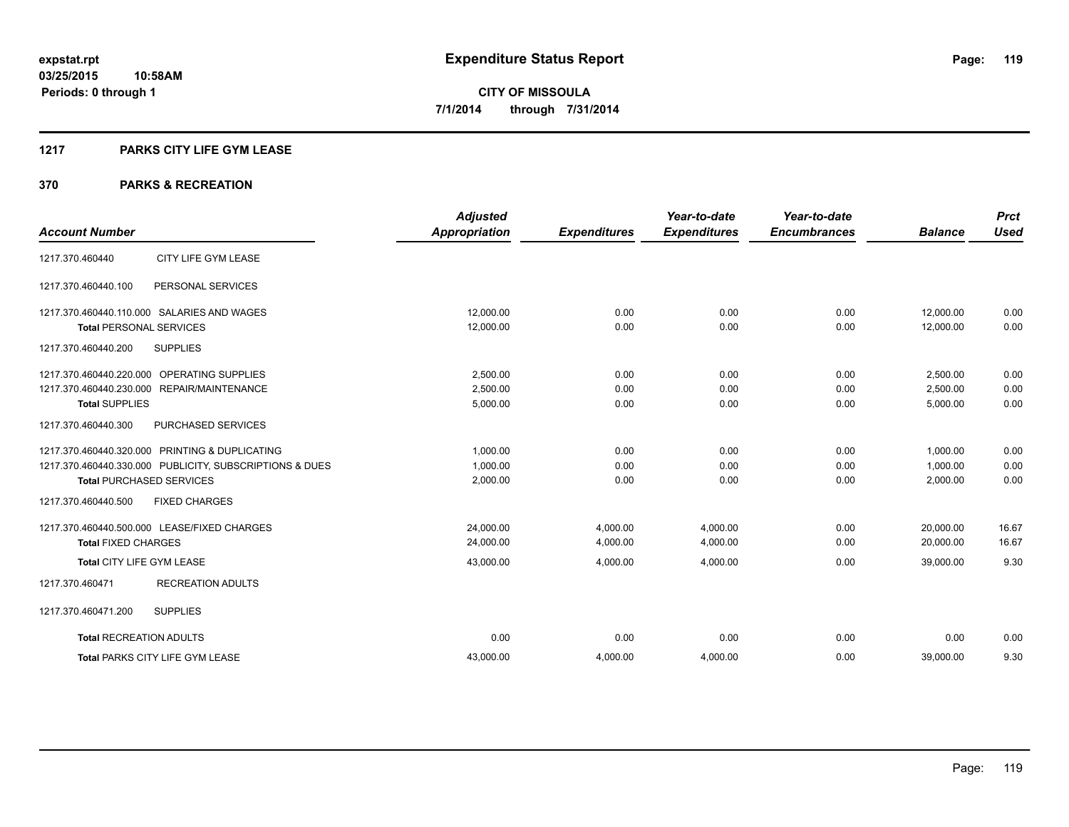**expstat.rpt**
**03/25/2015 10:58AM**
**Periods: 0 through 1**

# Expenditure Status Report

**CITY OF MISSOULA**
**7/1/2014 through 7/31/2014**

## 1217 PARKS CITY LIFE GYM LEASE

### 370 PARKS & RECREATION

| Account Number | | Adjusted Appropriation | Expenditures | Year-to-date Expenditures | Year-to-date Encumbrances | Balance | Prct Used |
|---|---|---|---|---|---|---|---|
| 1217.370.460440 | CITY LIFE GYM LEASE | | | | | | |
| 1217.370.460440.100 | PERSONAL SERVICES | | | | | | |
| 1217.370.460440.110.000 | SALARIES AND WAGES | 12,000.00 | 0.00 | 0.00 | 0.00 | 12,000.00 | 0.00 |
| **Total** PERSONAL SERVICES | | 12,000.00 | 0.00 | 0.00 | 0.00 | 12,000.00 | 0.00 |
| 1217.370.460440.200 | SUPPLIES | | | | | | |
| 1217.370.460440.220.000 | OPERATING SUPPLIES | 2,500.00 | 0.00 | 0.00 | 0.00 | 2,500.00 | 0.00 |
| 1217.370.460440.230.000 | REPAIR/MAINTENANCE | 2,500.00 | 0.00 | 0.00 | 0.00 | 2,500.00 | 0.00 |
| **Total** SUPPLIES | | 5,000.00 | 0.00 | 0.00 | 0.00 | 5,000.00 | 0.00 |
| 1217.370.460440.300 | PURCHASED SERVICES | | | | | | |
| 1217.370.460440.320.000 | PRINTING & DUPLICATING | 1,000.00 | 0.00 | 0.00 | 0.00 | 1,000.00 | 0.00 |
| 1217.370.460440.330.000 | PUBLICITY, SUBSCRIPTIONS & DUES | 1,000.00 | 0.00 | 0.00 | 0.00 | 1,000.00 | 0.00 |
| **Total** PURCHASED SERVICES | | 2,000.00 | 0.00 | 0.00 | 0.00 | 2,000.00 | 0.00 |
| 1217.370.460440.500 | FIXED CHARGES | | | | | | |
| 1217.370.460440.500.000 | LEASE/FIXED CHARGES | 24,000.00 | 4,000.00 | 4,000.00 | 0.00 | 20,000.00 | 16.67 |
| **Total** FIXED CHARGES | | 24,000.00 | 4,000.00 | 4,000.00 | 0.00 | 20,000.00 | 16.67 |
| **Total** CITY LIFE GYM LEASE | | 43,000.00 | 4,000.00 | 4,000.00 | 0.00 | 39,000.00 | 9.30 |
| 1217.370.460471 | RECREATION ADULTS | | | | | | |
| 1217.370.460471.200 | SUPPLIES | | | | | | |
| **Total** RECREATION ADULTS | | 0.00 | 0.00 | 0.00 | 0.00 | 0.00 | 0.00 |
| **Total** PARKS CITY LIFE GYM LEASE | | 43,000.00 | 4,000.00 | 4,000.00 | 0.00 | 39,000.00 | 9.30 |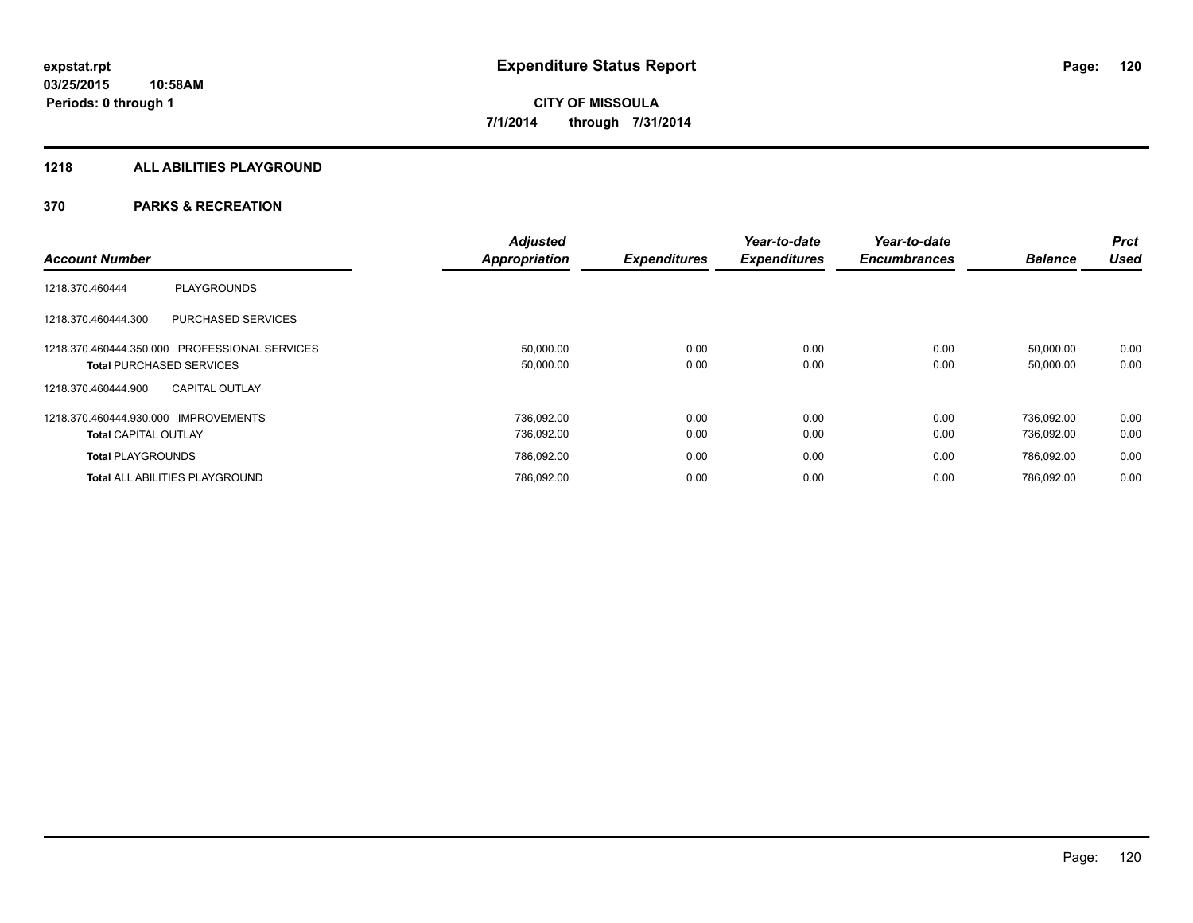**expstat.rpt**
**03/25/2015 10:58AM**
**Periods: 0 through 1**

# Expenditure Status Report

**CITY OF MISSOULA**
**7/1/2014 through 7/31/2014**

## 1218 ALL ABILITIES PLAYGROUND

## 370 PARKS & RECREATION

| Account Number | | Adjusted Appropriation | Expenditures | Year-to-date Expenditures | Year-to-date Encumbrances | Balance | Prct Used |
|---|---|---|---|---|---|---|---|
| 1218.370.460444 | PLAYGROUNDS | | | | | | |
| 1218.370.460444.300 | PURCHASED SERVICES | | | | | | |
| 1218.370.460444.350.000 | PROFESSIONAL SERVICES | 50,000.00 | 0.00 | 0.00 | 0.00 | 50,000.00 | 0.00 |
| **Total** PURCHASED SERVICES | | 50,000.00 | 0.00 | 0.00 | 0.00 | 50,000.00 | 0.00 |
| 1218.370.460444.900 | CAPITAL OUTLAY | | | | | | |
| 1218.370.460444.930.000 | IMPROVEMENTS | 736,092.00 | 0.00 | 0.00 | 0.00 | 736,092.00 | 0.00 |
| **Total** CAPITAL OUTLAY | | 736,092.00 | 0.00 | 0.00 | 0.00 | 736,092.00 | 0.00 |
| **Total** PLAYGROUNDS | | 786,092.00 | 0.00 | 0.00 | 0.00 | 786,092.00 | 0.00 |
| **Total** ALL ABILITIES PLAYGROUND | | 786,092.00 | 0.00 | 0.00 | 0.00 | 786,092.00 | 0.00 |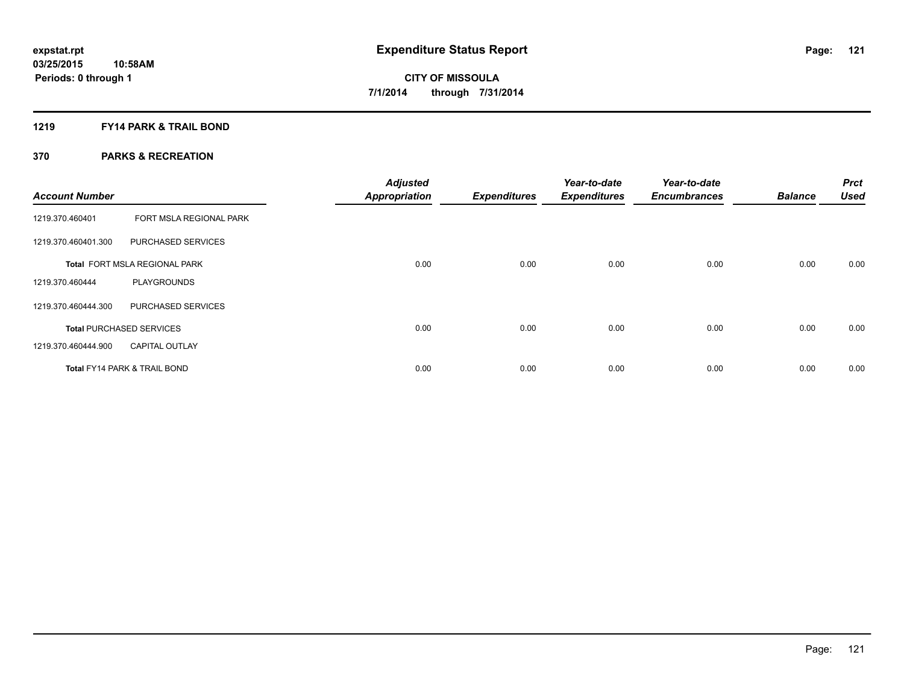**expstat.rpt**
**03/25/2015 10:58AM**
**Periods: 0 through 1**

# Expenditure Status Report

**CITY OF MISSOULA**
**7/1/2014 through 7/31/2014**

## 1219 FY14 PARK & TRAIL BOND

## 370 PARKS & RECREATION

| Account Number | | Adjusted Appropriation | Expenditures | Year-to-date Expenditures | Year-to-date Encumbrances | Balance | Prct Used |
|---|---|---|---|---|---|---|---|
| 1219.370.460401 | FORT MSLA REGIONAL PARK | | | | | | |
| 1219.370.460401.300 | PURCHASED SERVICES | | | | | | |
| **Total** FORT MSLA REGIONAL PARK | | 0.00 | 0.00 | 0.00 | 0.00 | 0.00 | 0.00 |
| 1219.370.460444 | PLAYGROUNDS | | | | | | |
| 1219.370.460444.300 | PURCHASED SERVICES | | | | | | |
| **Total** PURCHASED SERVICES | | 0.00 | 0.00 | 0.00 | 0.00 | 0.00 | 0.00 |
| 1219.370.460444.900 | CAPITAL OUTLAY | | | | | | |
| **Total** FY14 PARK & TRAIL BOND | | 0.00 | 0.00 | 0.00 | 0.00 | 0.00 | 0.00 |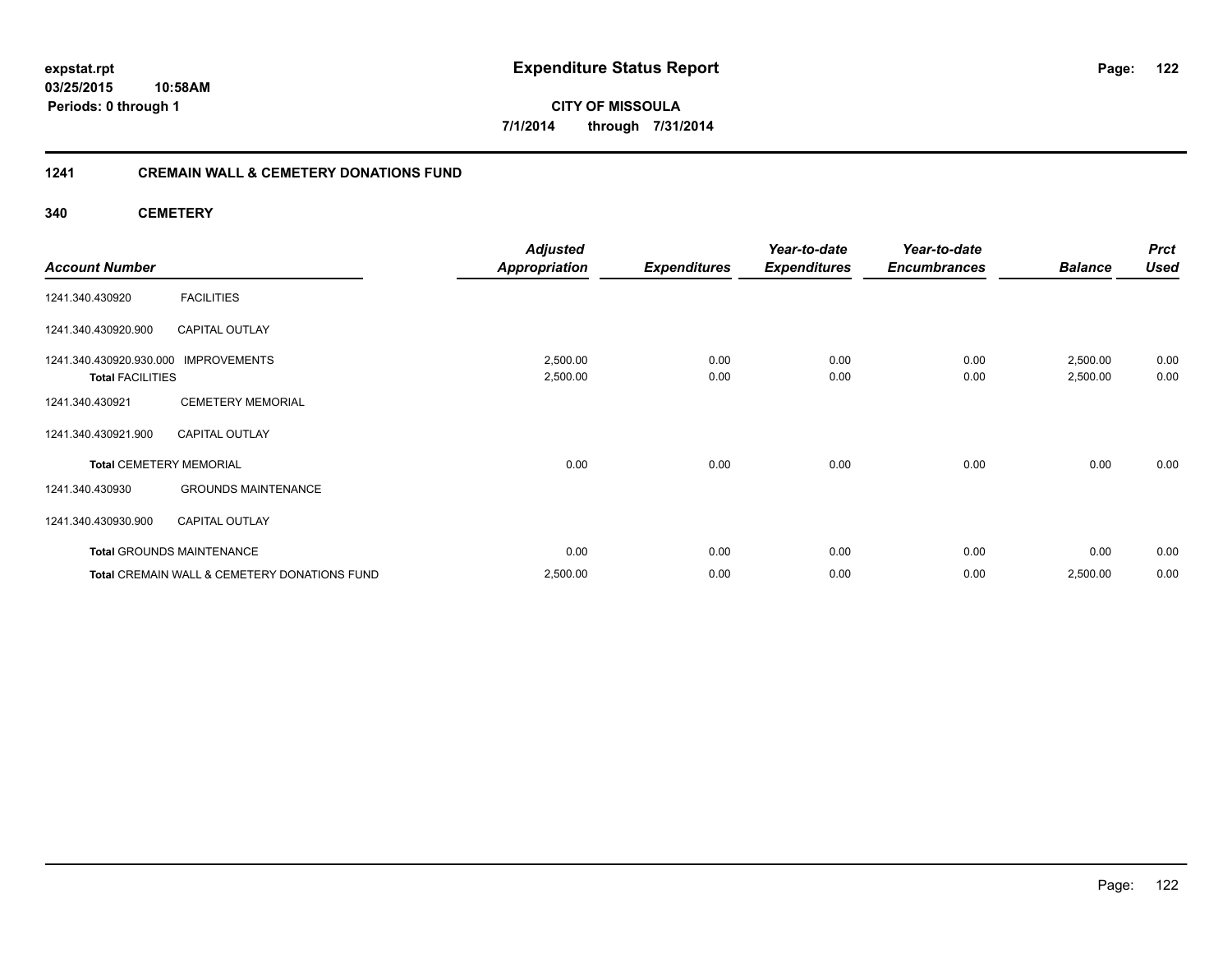# Expenditure Status Report

**CITY OF MISSOULA**

**7/1/2014 through 7/31/2014**

expstat.rpt
03/25/2015 10:58AM
Periods: 0 through 1

## 1241 CREMAIN WALL & CEMETERY DONATIONS FUND

### 340 CEMETERY

| Account Number | | Adjusted Appropriation | Expenditures | Year-to-date Expenditures | Year-to-date Encumbrances | Balance | Prct Used |
|---|---|---|---|---|---|---|---|
| 1241.340.430920 | FACILITIES | | | | | | |
| 1241.340.430920.900 | CAPITAL OUTLAY | | | | | | |
| 1241.340.430920.930.000 | IMPROVEMENTS | 2,500.00 | 0.00 | 0.00 | 0.00 | 2,500.00 | 0.00 |
| **Total** FACILITIES | | 2,500.00 | 0.00 | 0.00 | 0.00 | 2,500.00 | 0.00 |
| 1241.340.430921 | CEMETERY MEMORIAL | | | | | | |
| 1241.340.430921.900 | CAPITAL OUTLAY | | | | | | |
| **Total** CEMETERY MEMORIAL | | 0.00 | 0.00 | 0.00 | 0.00 | 0.00 | 0.00 |
| 1241.340.430930 | GROUNDS MAINTENANCE | | | | | | |
| 1241.340.430930.900 | CAPITAL OUTLAY | | | | | | |
| **Total** GROUNDS MAINTENANCE | | 0.00 | 0.00 | 0.00 | 0.00 | 0.00 | 0.00 |
| **Total** CREMAIN WALL & CEMETERY DONATIONS FUND | | 2,500.00 | 0.00 | 0.00 | 0.00 | 2,500.00 | 0.00 |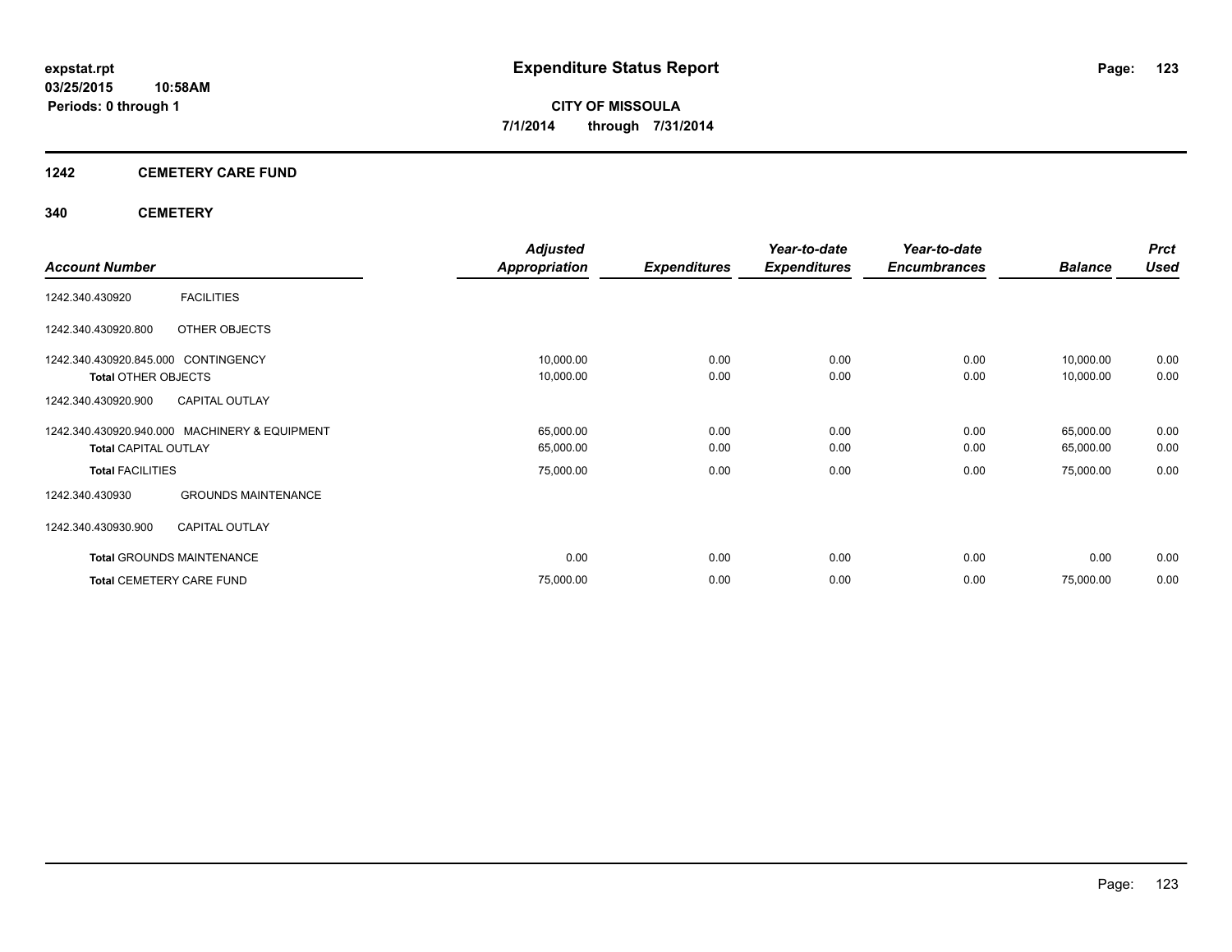# Expenditure Status Report

**expstat.rpt**
**03/25/2015 10:58AM**
**Periods: 0 through 1**

**CITY OF MISSOULA**
**7/1/2014 through 7/31/2014**

## 1242 CEMETERY CARE FUND

### 340 CEMETERY

| Account Number | | Adjusted Appropriation | Expenditures | Year-to-date Expenditures | Year-to-date Encumbrances | Balance | Prct Used |
|---|---|---|---|---|---|---|---|
| 1242.340.430920 | FACILITIES | | | | | | |
| 1242.340.430920.800 | OTHER OBJECTS | | | | | | |
| 1242.340.430920.845.000 | CONTINGENCY | 10,000.00 | 0.00 | 0.00 | 0.00 | 10,000.00 | 0.00 |
| **Total** OTHER OBJECTS | | 10,000.00 | 0.00 | 0.00 | 0.00 | 10,000.00 | 0.00 |
| 1242.340.430920.900 | CAPITAL OUTLAY | | | | | | |
| 1242.340.430920.940.000 | MACHINERY & EQUIPMENT | 65,000.00 | 0.00 | 0.00 | 0.00 | 65,000.00 | 0.00 |
| **Total** CAPITAL OUTLAY | | 65,000.00 | 0.00 | 0.00 | 0.00 | 65,000.00 | 0.00 |
| **Total** FACILITIES | | 75,000.00 | 0.00 | 0.00 | 0.00 | 75,000.00 | 0.00 |
| 1242.340.430930 | GROUNDS MAINTENANCE | | | | | | |
| 1242.340.430930.900 | CAPITAL OUTLAY | | | | | | |
| **Total** GROUNDS MAINTENANCE | | 0.00 | 0.00 | 0.00 | 0.00 | 0.00 | 0.00 |
| **Total** CEMETERY CARE FUND | | 75,000.00 | 0.00 | 0.00 | 0.00 | 75,000.00 | 0.00 |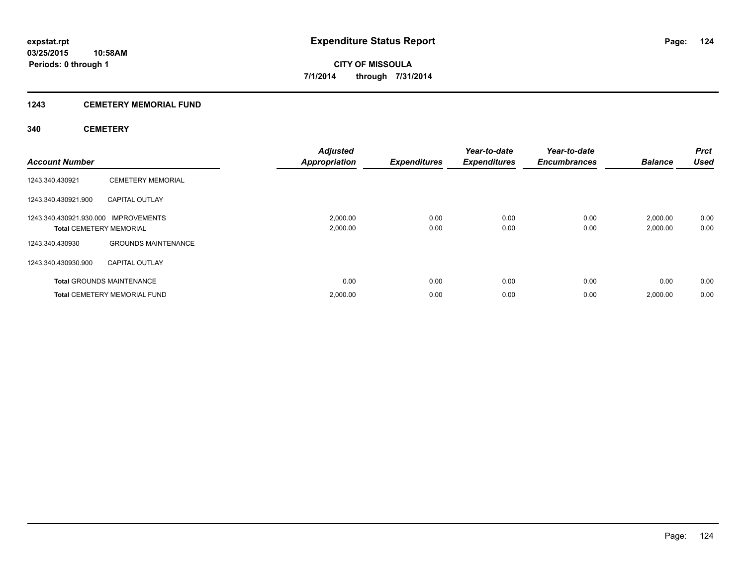**expstat.rpt**
**03/25/2015 10:58AM**
**Periods: 0 through 1**

# Expenditure Status Report

**CITY OF MISSOULA**
**7/1/2014 through 7/31/2014**

## 1243 CEMETERY MEMORIAL FUND

### 340 CEMETERY

| Account Number | | Adjusted Appropriation | Expenditures | Year-to-date Expenditures | Year-to-date Encumbrances | Balance | Prct Used |
|---|---|---|---|---|---|---|---|
| 1243.340.430921 | CEMETERY MEMORIAL | | | | | | |
| 1243.340.430921.900 | CAPITAL OUTLAY | | | | | | |
| 1243.340.430921.930.000 | IMPROVEMENTS | 2,000.00 | 0.00 | 0.00 | 0.00 | 2,000.00 | 0.00 |
| **Total** CEMETERY MEMORIAL | | 2,000.00 | 0.00 | 0.00 | 0.00 | 2,000.00 | 0.00 |
| 1243.340.430930 | GROUNDS MAINTENANCE | | | | | | |
| 1243.340.430930.900 | CAPITAL OUTLAY | | | | | | |
| **Total** GROUNDS MAINTENANCE | | 0.00 | 0.00 | 0.00 | 0.00 | 0.00 | 0.00 |
| **Total** CEMETERY MEMORIAL FUND | | 2,000.00 | 0.00 | 0.00 | 0.00 | 2,000.00 | 0.00 |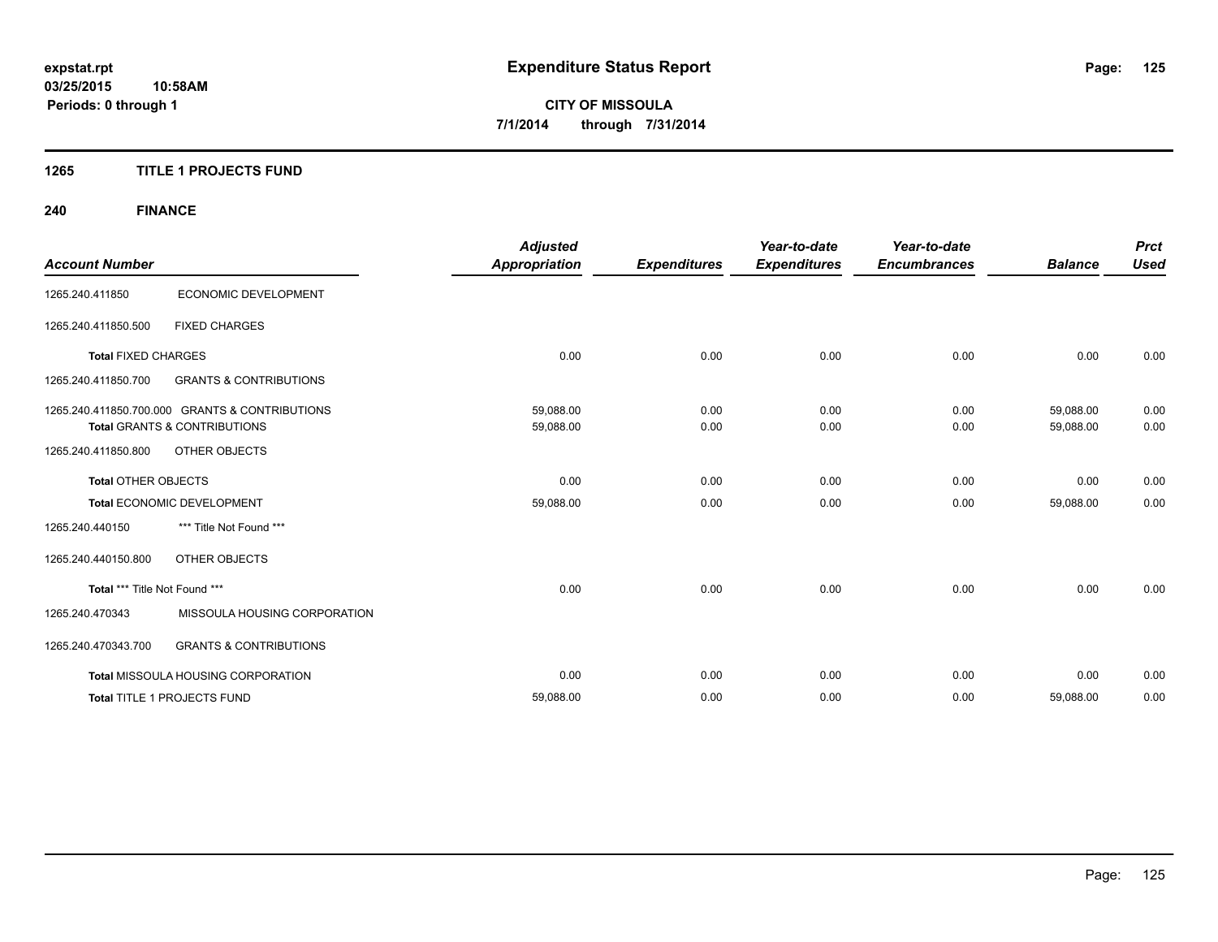**expstat.rpt**
**03/25/2015 10:58AM**
**Periods: 0 through 1**

# Expenditure Status Report

**CITY OF MISSOULA**
**7/1/2014 through 7/31/2014**

## 1265 TITLE 1 PROJECTS FUND

## 240 FINANCE

| Account Number | | Adjusted Appropriation | Expenditures | Year-to-date Expenditures | Year-to-date Encumbrances | Balance | Prct Used |
|---|---|---|---|---|---|---|---|
| 1265.240.411850 | ECONOMIC DEVELOPMENT | | | | | | |
| 1265.240.411850.500 | FIXED CHARGES | | | | | | |
| **Total** FIXED CHARGES | | 0.00 | 0.00 | 0.00 | 0.00 | 0.00 | 0.00 |
| 1265.240.411850.700 | GRANTS & CONTRIBUTIONS | | | | | | |
| 1265.240.411850.700.000 | GRANTS & CONTRIBUTIONS | 59,088.00 | 0.00 | 0.00 | 0.00 | 59,088.00 | 0.00 |
| **Total** GRANTS & CONTRIBUTIONS | | 59,088.00 | 0.00 | 0.00 | 0.00 | 59,088.00 | 0.00 |
| 1265.240.411850.800 | OTHER OBJECTS | | | | | | |
| **Total** OTHER OBJECTS | | 0.00 | 0.00 | 0.00 | 0.00 | 0.00 | 0.00 |
| **Total** ECONOMIC DEVELOPMENT | | 59,088.00 | 0.00 | 0.00 | 0.00 | 59,088.00 | 0.00 |
| 1265.240.440150 | *** Title Not Found *** | | | | | | |
| 1265.240.440150.800 | OTHER OBJECTS | | | | | | |
| **Total** *** Title Not Found *** | | 0.00 | 0.00 | 0.00 | 0.00 | 0.00 | 0.00 |
| 1265.240.470343 | MISSOULA HOUSING CORPORATION | | | | | | |
| 1265.240.470343.700 | GRANTS & CONTRIBUTIONS | | | | | | |
| **Total** MISSOULA HOUSING CORPORATION | | 0.00 | 0.00 | 0.00 | 0.00 | 0.00 | 0.00 |
| **Total** TITLE 1 PROJECTS FUND | | 59,088.00 | 0.00 | 0.00 | 0.00 | 59,088.00 | 0.00 |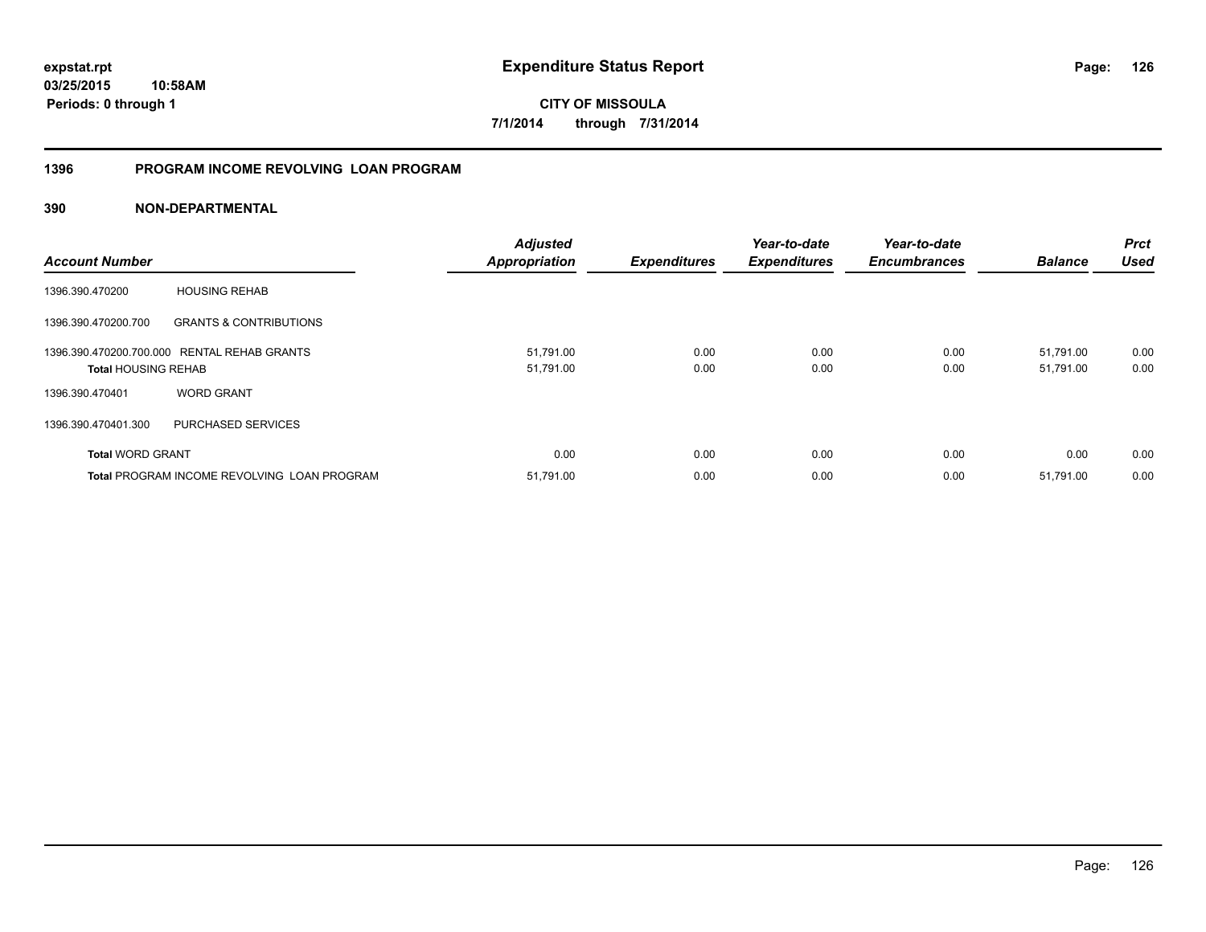**expstat.rpt**
**03/25/2015 10:58AM**
**Periods: 0 through 1**

# Expenditure Status Report

**CITY OF MISSOULA**
**7/1/2014 through 7/31/2014**

## 1396 PROGRAM INCOME REVOLVING LOAN PROGRAM

### 390 NON-DEPARTMENTAL

| Account Number | | Adjusted Appropriation | Expenditures | Year-to-date Expenditures | Year-to-date Encumbrances | Balance | Prct Used |
|---|---|---|---|---|---|---|---|
| 1396.390.470200 | HOUSING REHAB | | | | | | |
| 1396.390.470200.700 | GRANTS & CONTRIBUTIONS | | | | | | |
| 1396.390.470200.700.000 | RENTAL REHAB GRANTS | 51,791.00 | 0.00 | 0.00 | 0.00 | 51,791.00 | 0.00 |
| **Total** HOUSING REHAB | | 51,791.00 | 0.00 | 0.00 | 0.00 | 51,791.00 | 0.00 |
| 1396.390.470401 | WORD GRANT | | | | | | |
| 1396.390.470401.300 | PURCHASED SERVICES | | | | | | |
| **Total** WORD GRANT | | 0.00 | 0.00 | 0.00 | 0.00 | 0.00 | 0.00 |
| **Total** PROGRAM INCOME REVOLVING LOAN PROGRAM | | 51,791.00 | 0.00 | 0.00 | 0.00 | 51,791.00 | 0.00 |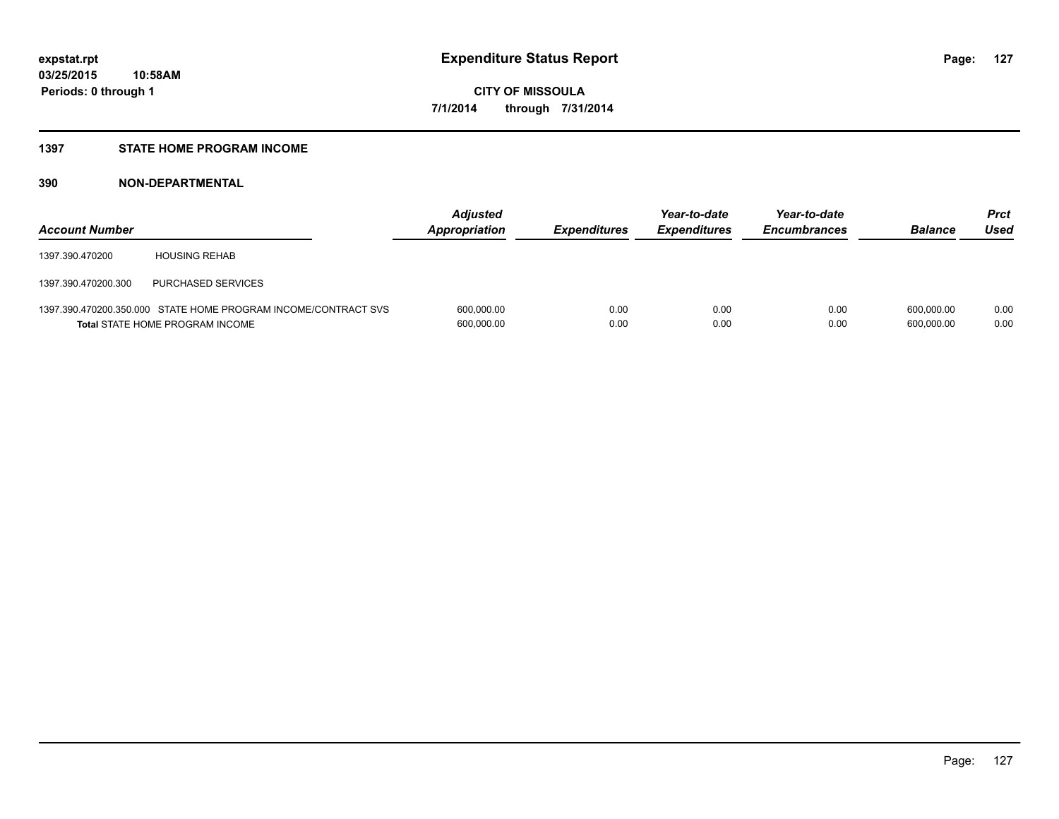expstat.rpt
03/25/2015 10:58AM
Periods: 0 through 1

# Expenditure Status Report

CITY OF MISSOULA
7/1/2014 through 7/31/2014

## 1397 STATE HOME PROGRAM INCOME

### 390 NON-DEPARTMENTAL

| Account Number | | Adjusted Appropriation | Expenditures | Year-to-date Expenditures | Year-to-date Encumbrances | Balance | Prct Used |
|---|---|---|---|---|---|---|---|
| 1397.390.470200 | HOUSING REHAB | | | | | | |
| 1397.390.470200.300 | PURCHASED SERVICES | | | | | | |
| 1397.390.470200.350.000 | STATE HOME PROGRAM INCOME/CONTRACT SVS | 600,000.00 | 0.00 | 0.00 | 0.00 | 600,000.00 | 0.00 |
| **Total** STATE HOME PROGRAM INCOME | | 600,000.00 | 0.00 | 0.00 | 0.00 | 600,000.00 | 0.00 |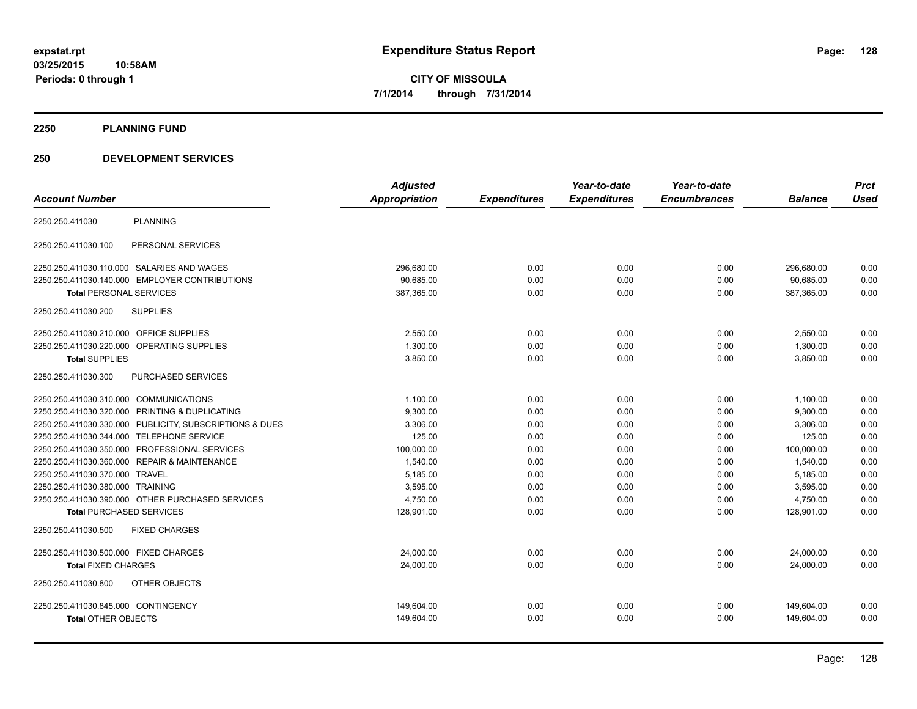expstat.rpt
03/25/2015 10:58AM
Periods: 0 through 1

# Expenditure Status Report

**CITY OF MISSOULA**
**7/1/2014 through 7/31/2014**

## 2250 PLANNING FUND

## 250 DEVELOPMENT SERVICES

| Account Number | Adjusted Appropriation | Expenditures | Year-to-date Expenditures | Year-to-date Encumbrances | Balance | Prct Used |
|---|---|---|---|---|---|---|
| 2250.250.411030 PLANNING | | | | | | |
| 2250.250.411030.100 PERSONAL SERVICES | | | | | | |
| 2250.250.411030.110.000 SALARIES AND WAGES | 296,680.00 | 0.00 | 0.00 | 0.00 | 296,680.00 | 0.00 |
| 2250.250.411030.140.000 EMPLOYER CONTRIBUTIONS | 90,685.00 | 0.00 | 0.00 | 0.00 | 90,685.00 | 0.00 |
| **Total** PERSONAL SERVICES | 387,365.00 | 0.00 | 0.00 | 0.00 | 387,365.00 | 0.00 |
| 2250.250.411030.200 SUPPLIES | | | | | | |
| 2250.250.411030.210.000 OFFICE SUPPLIES | 2,550.00 | 0.00 | 0.00 | 0.00 | 2,550.00 | 0.00 |
| 2250.250.411030.220.000 OPERATING SUPPLIES | 1,300.00 | 0.00 | 0.00 | 0.00 | 1,300.00 | 0.00 |
| **Total** SUPPLIES | 3,850.00 | 0.00 | 0.00 | 0.00 | 3,850.00 | 0.00 |
| 2250.250.411030.300 PURCHASED SERVICES | | | | | | |
| 2250.250.411030.310.000 COMMUNICATIONS | 1,100.00 | 0.00 | 0.00 | 0.00 | 1,100.00 | 0.00 |
| 2250.250.411030.320.000 PRINTING & DUPLICATING | 9,300.00 | 0.00 | 0.00 | 0.00 | 9,300.00 | 0.00 |
| 2250.250.411030.330.000 PUBLICITY, SUBSCRIPTIONS & DUES | 3,306.00 | 0.00 | 0.00 | 0.00 | 3,306.00 | 0.00 |
| 2250.250.411030.344.000 TELEPHONE SERVICE | 125.00 | 0.00 | 0.00 | 0.00 | 125.00 | 0.00 |
| 2250.250.411030.350.000 PROFESSIONAL SERVICES | 100,000.00 | 0.00 | 0.00 | 0.00 | 100,000.00 | 0.00 |
| 2250.250.411030.360.000 REPAIR & MAINTENANCE | 1,540.00 | 0.00 | 0.00 | 0.00 | 1,540.00 | 0.00 |
| 2250.250.411030.370.000 TRAVEL | 5,185.00 | 0.00 | 0.00 | 0.00 | 5,185.00 | 0.00 |
| 2250.250.411030.380.000 TRAINING | 3,595.00 | 0.00 | 0.00 | 0.00 | 3,595.00 | 0.00 |
| 2250.250.411030.390.000 OTHER PURCHASED SERVICES | 4,750.00 | 0.00 | 0.00 | 0.00 | 4,750.00 | 0.00 |
| **Total** PURCHASED SERVICES | 128,901.00 | 0.00 | 0.00 | 0.00 | 128,901.00 | 0.00 |
| 2250.250.411030.500 FIXED CHARGES | | | | | | |
| 2250.250.411030.500.000 FIXED CHARGES | 24,000.00 | 0.00 | 0.00 | 0.00 | 24,000.00 | 0.00 |
| **Total** FIXED CHARGES | 24,000.00 | 0.00 | 0.00 | 0.00 | 24,000.00 | 0.00 |
| 2250.250.411030.800 OTHER OBJECTS | | | | | | |
| 2250.250.411030.845.000 CONTINGENCY | 149,604.00 | 0.00 | 0.00 | 0.00 | 149,604.00 | 0.00 |
| **Total** OTHER OBJECTS | 149,604.00 | 0.00 | 0.00 | 0.00 | 149,604.00 | 0.00 |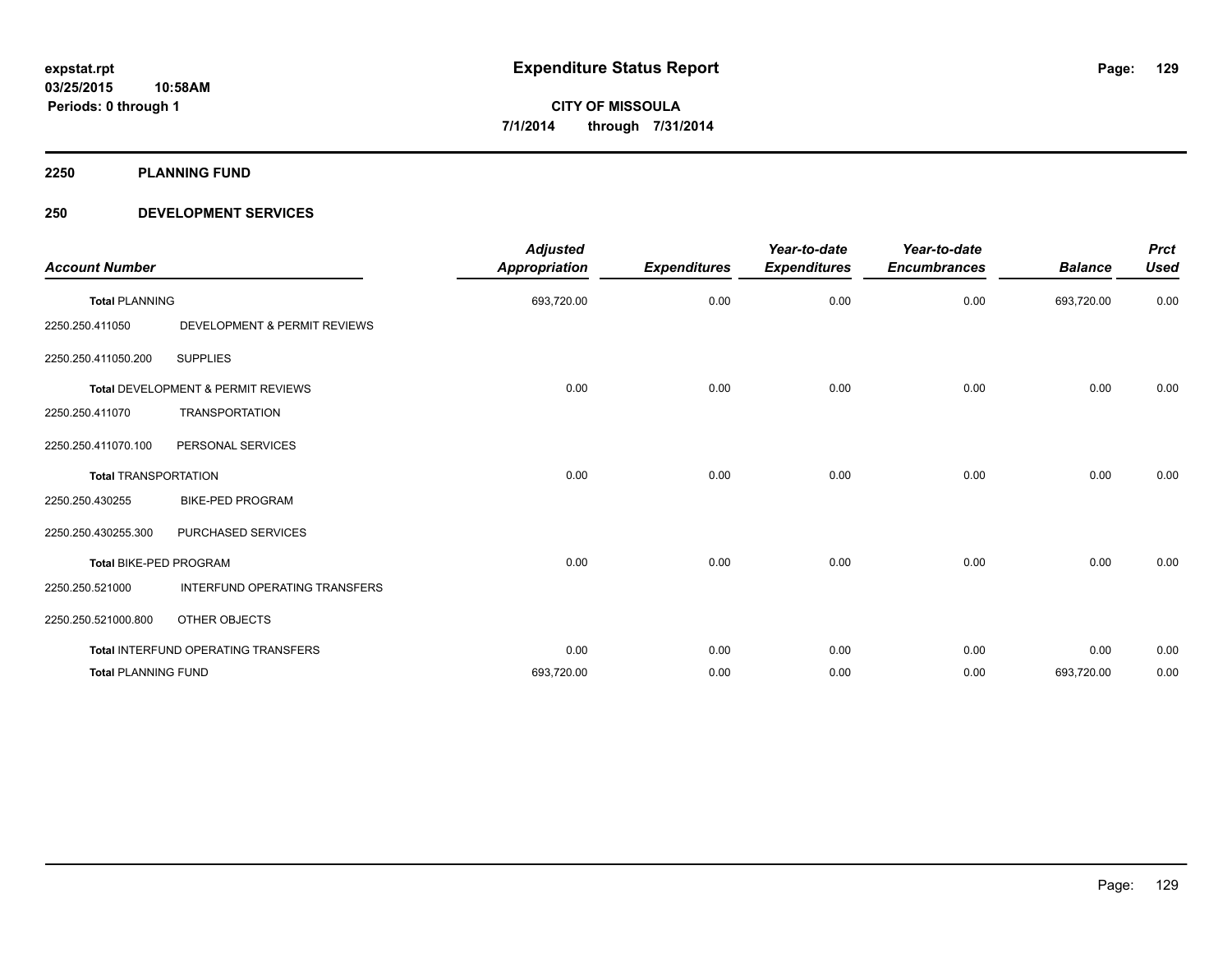**Expenditure Status Report**

**CITY OF MISSOULA**
**7/1/2014 through 7/31/2014**

expstat.rpt
03/25/2015 10:58AM
Periods: 0 through 1

## 2250 PLANNING FUND

## 250 DEVELOPMENT SERVICES

| Account Number | | Adjusted Appropriation | Expenditures | Year-to-date Expenditures | Year-to-date Encumbrances | Balance | Prct Used |
|---|---|---|---|---|---|---|---|
| **Total** PLANNING | | 693,720.00 | 0.00 | 0.00 | 0.00 | 693,720.00 | 0.00 |
| 2250.250.411050 | DEVELOPMENT & PERMIT REVIEWS | | | | | | |
| 2250.250.411050.200 | SUPPLIES | | | | | | |
| **Total** DEVELOPMENT & PERMIT REVIEWS | | 0.00 | 0.00 | 0.00 | 0.00 | 0.00 | 0.00 |
| 2250.250.411070 | TRANSPORTATION | | | | | | |
| 2250.250.411070.100 | PERSONAL SERVICES | | | | | | |
| **Total** TRANSPORTATION | | 0.00 | 0.00 | 0.00 | 0.00 | 0.00 | 0.00 |
| 2250.250.430255 | BIKE-PED PROGRAM | | | | | | |
| 2250.250.430255.300 | PURCHASED SERVICES | | | | | | |
| **Total** BIKE-PED PROGRAM | | 0.00 | 0.00 | 0.00 | 0.00 | 0.00 | 0.00 |
| 2250.250.521000 | INTERFUND OPERATING TRANSFERS | | | | | | |
| 2250.250.521000.800 | OTHER OBJECTS | | | | | | |
| **Total** INTERFUND OPERATING TRANSFERS | | 0.00 | 0.00 | 0.00 | 0.00 | 0.00 | 0.00 |
| **Total** PLANNING FUND | | 693,720.00 | 0.00 | 0.00 | 0.00 | 693,720.00 | 0.00 |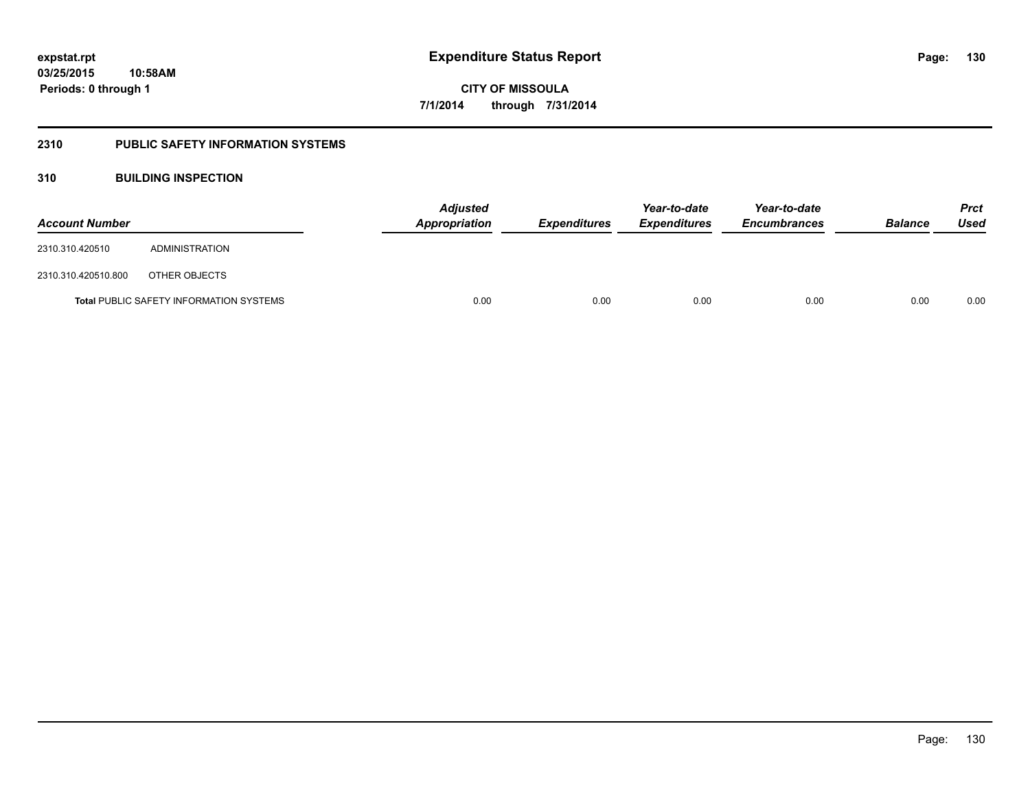expstat.rpt
03/25/2015 10:58AM
Periods: 0 through 1

# Expenditure Status Report

CITY OF MISSOULA
7/1/2014 through 7/31/2014

## 2310 PUBLIC SAFETY INFORMATION SYSTEMS

### 310 BUILDING INSPECTION

| Account Number | | Adjusted Appropriation | Expenditures | Year-to-date Expenditures | Year-to-date Encumbrances | Balance | Prct Used |
|---|---|---|---|---|---|---|---|
| 2310.310.420510 | ADMINISTRATION | | | | | | |
| 2310.310.420510.800 | OTHER OBJECTS | | | | | | |
| **Total** PUBLIC SAFETY INFORMATION SYSTEMS | | 0.00 | 0.00 | 0.00 | 0.00 | 0.00 | 0.00 |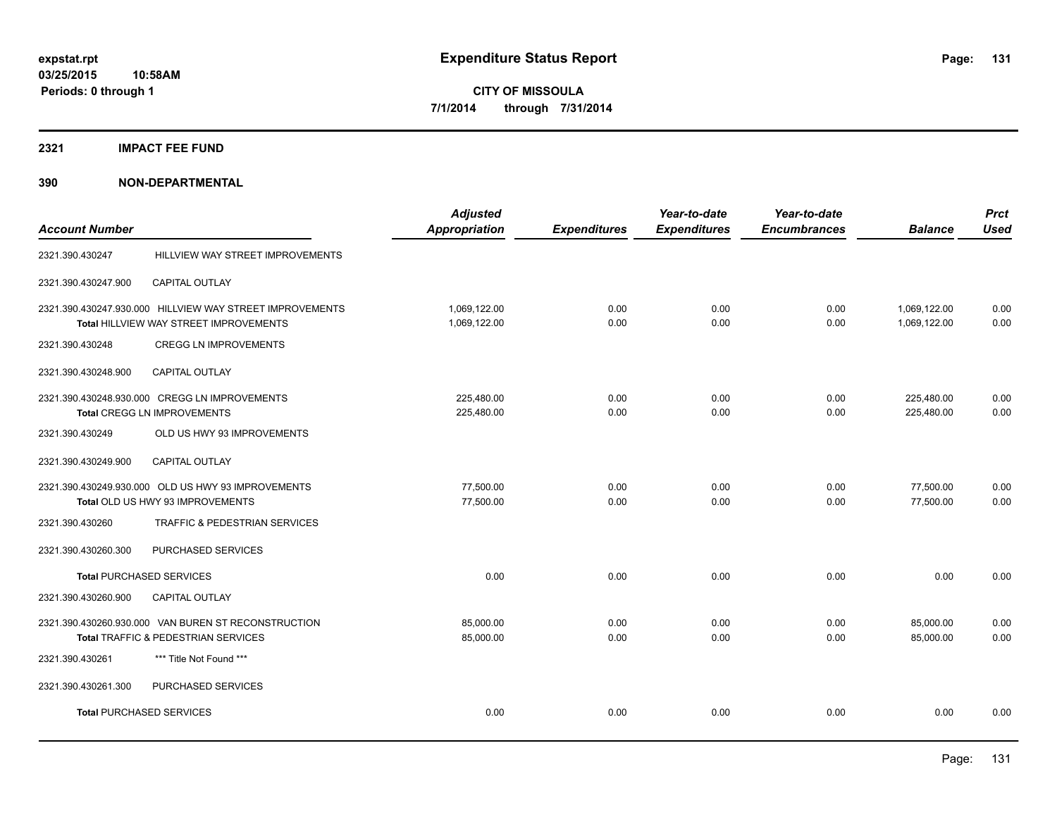**expstat.rpt**
**03/25/2015 10:58AM**
**Periods: 0 through 1**

# Expenditure Status Report

**CITY OF MISSOULA**
**7/1/2014 through 7/31/2014**

## 2321 IMPACT FEE FUND

## 390 NON-DEPARTMENTAL

| Account Number | | Adjusted Appropriation | Expenditures | Year-to-date Expenditures | Year-to-date Encumbrances | Balance | Prct Used |
|---|---|---|---|---|---|---|---|
| 2321.390.430247 | HILLVIEW WAY STREET IMPROVEMENTS | | | | | | |
| 2321.390.430247.900 | CAPITAL OUTLAY | | | | | | |
| 2321.390.430247.930.000 | HILLVIEW WAY STREET IMPROVEMENTS | 1,069,122.00 | 0.00 | 0.00 | 0.00 | 1,069,122.00 | 0.00 |
| | **Total** HILLVIEW WAY STREET IMPROVEMENTS | 1,069,122.00 | 0.00 | 0.00 | 0.00 | 1,069,122.00 | 0.00 |
| 2321.390.430248 | CREGG LN IMPROVEMENTS | | | | | | |
| 2321.390.430248.900 | CAPITAL OUTLAY | | | | | | |
| 2321.390.430248.930.000 | CREGG LN IMPROVEMENTS | 225,480.00 | 0.00 | 0.00 | 0.00 | 225,480.00 | 0.00 |
| | **Total** CREGG LN IMPROVEMENTS | 225,480.00 | 0.00 | 0.00 | 0.00 | 225,480.00 | 0.00 |
| 2321.390.430249 | OLD US HWY 93 IMPROVEMENTS | | | | | | |
| 2321.390.430249.900 | CAPITAL OUTLAY | | | | | | |
| 2321.390.430249.930.000 | OLD US HWY 93 IMPROVEMENTS | 77,500.00 | 0.00 | 0.00 | 0.00 | 77,500.00 | 0.00 |
| | **Total** OLD US HWY 93 IMPROVEMENTS | 77,500.00 | 0.00 | 0.00 | 0.00 | 77,500.00 | 0.00 |
| 2321.390.430260 | TRAFFIC & PEDESTRIAN SERVICES | | | | | | |
| 2321.390.430260.300 | PURCHASED SERVICES | | | | | | |
| | **Total** PURCHASED SERVICES | 0.00 | 0.00 | 0.00 | 0.00 | 0.00 | 0.00 |
| 2321.390.430260.900 | CAPITAL OUTLAY | | | | | | |
| 2321.390.430260.930.000 | VAN BUREN ST RECONSTRUCTION | 85,000.00 | 0.00 | 0.00 | 0.00 | 85,000.00 | 0.00 |
| | **Total** TRAFFIC & PEDESTRIAN SERVICES | 85,000.00 | 0.00 | 0.00 | 0.00 | 85,000.00 | 0.00 |
| 2321.390.430261 | *** Title Not Found *** | | | | | | |
| 2321.390.430261.300 | PURCHASED SERVICES | | | | | | |
| | **Total** PURCHASED SERVICES | 0.00 | 0.00 | 0.00 | 0.00 | 0.00 | 0.00 |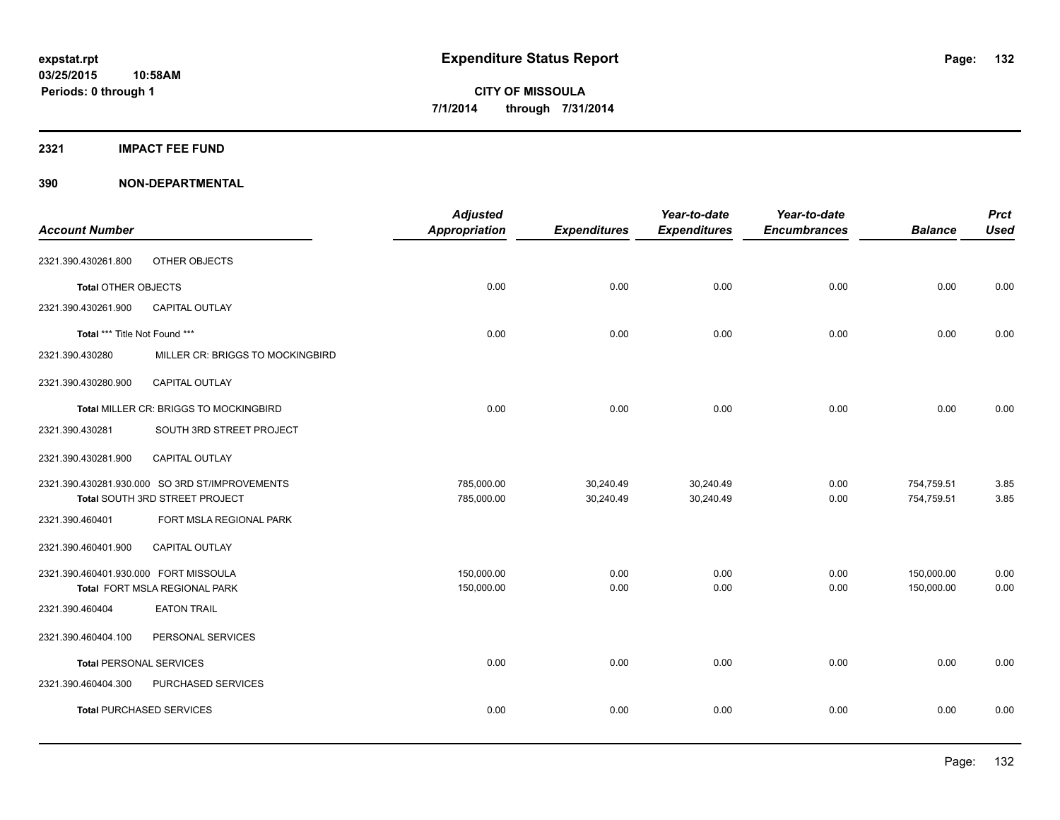# Expenditure Status Report

**CITY OF MISSOULA**

**7/1/2014 through 7/31/2014**

expstat.rpt
03/25/2015 10:58AM
Periods: 0 through 1

## 2321 IMPACT FEE FUND

## 390 NON-DEPARTMENTAL

| Account Number | | Adjusted Appropriation | Expenditures | Year-to-date Expenditures | Year-to-date Encumbrances | Balance | Prct Used |
|---|---|---|---|---|---|---|---|
| 2321.390.430261.800 | OTHER OBJECTS | | | | | | |
| **Total** OTHER OBJECTS | | 0.00 | 0.00 | 0.00 | 0.00 | 0.00 | 0.00 |
| 2321.390.430261.900 | CAPITAL OUTLAY | | | | | | |
| **Total** *** Title Not Found *** | | 0.00 | 0.00 | 0.00 | 0.00 | 0.00 | 0.00 |
| 2321.390.430280 | MILLER CR: BRIGGS TO MOCKINGBIRD | | | | | | |
| 2321.390.430280.900 | CAPITAL OUTLAY | | | | | | |
| **Total** MILLER CR: BRIGGS TO MOCKINGBIRD | | 0.00 | 0.00 | 0.00 | 0.00 | 0.00 | 0.00 |
| 2321.390.430281 | SOUTH 3RD STREET PROJECT | | | | | | |
| 2321.390.430281.900 | CAPITAL OUTLAY | | | | | | |
| 2321.390.430281.930.000 | SO 3RD ST/IMPROVEMENTS | 785,000.00 | 30,240.49 | 30,240.49 | 0.00 | 754,759.51 | 3.85 |
| **Total** SOUTH 3RD STREET PROJECT | | 785,000.00 | 30,240.49 | 30,240.49 | 0.00 | 754,759.51 | 3.85 |
| 2321.390.460401 | FORT MSLA REGIONAL PARK | | | | | | |
| 2321.390.460401.900 | CAPITAL OUTLAY | | | | | | |
| 2321.390.460401.930.000 | FORT MISSOULA | 150,000.00 | 0.00 | 0.00 | 0.00 | 150,000.00 | 0.00 |
| **Total** FORT MSLA REGIONAL PARK | | 150,000.00 | 0.00 | 0.00 | 0.00 | 150,000.00 | 0.00 |
| 2321.390.460404 | EATON TRAIL | | | | | | |
| 2321.390.460404.100 | PERSONAL SERVICES | | | | | | |
| **Total** PERSONAL SERVICES | | 0.00 | 0.00 | 0.00 | 0.00 | 0.00 | 0.00 |
| 2321.390.460404.300 | PURCHASED SERVICES | | | | | | |
| **Total** PURCHASED SERVICES | | 0.00 | 0.00 | 0.00 | 0.00 | 0.00 | 0.00 |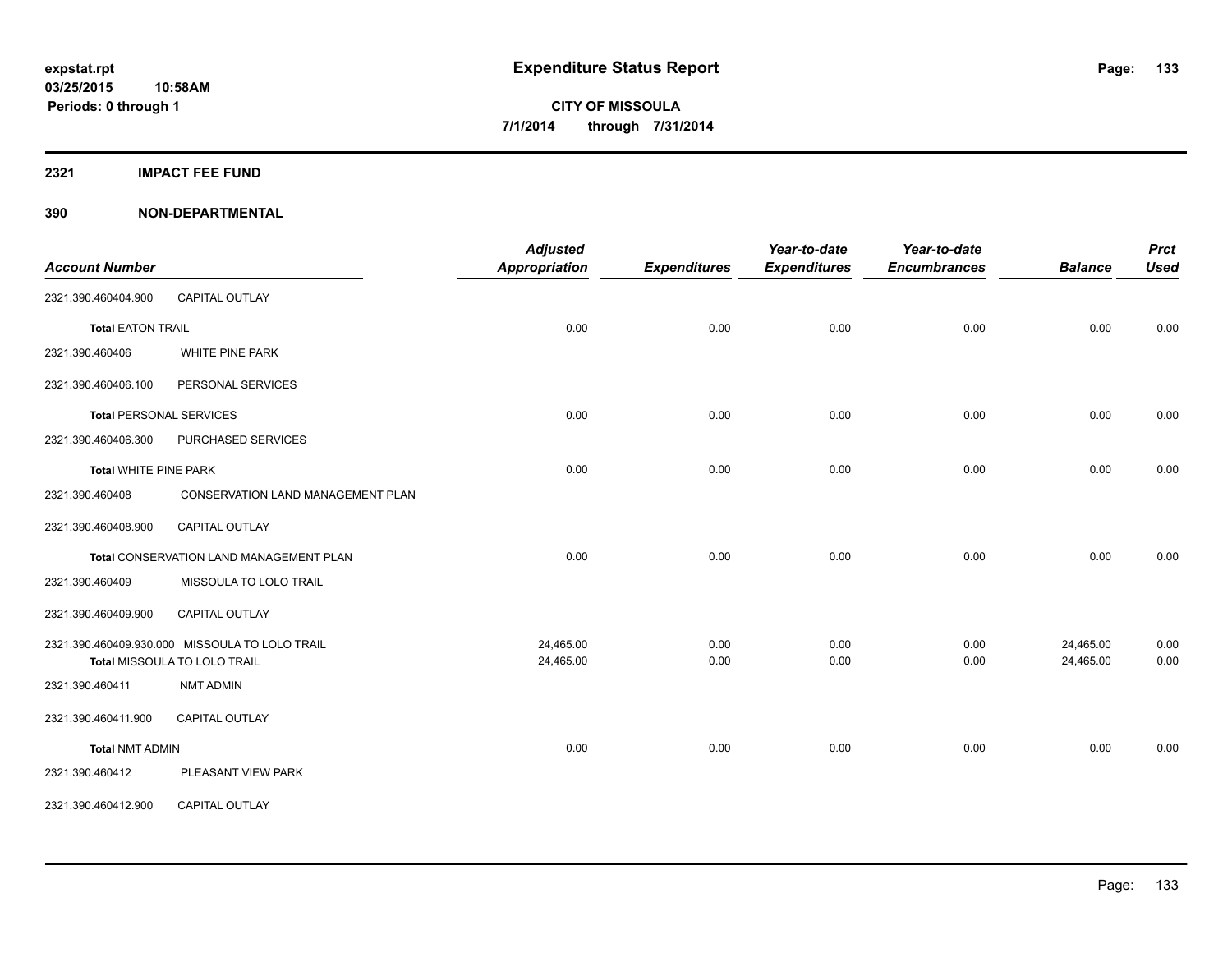**expstat.rpt**
**03/25/2015 10:58AM**
**Periods: 0 through 1**

# Expenditure Status Report

**CITY OF MISSOULA**
**7/1/2014 through 7/31/2014**

## 2321 IMPACT FEE FUND

## 390 NON-DEPARTMENTAL

| Account Number | | *Adjusted Appropriation* | *Expenditures* | *Year-to-date Expenditures* | *Year-to-date Encumbrances* | *Balance* | *Prct Used* |
|---|---|---|---|---|---|---|---|
| 2321.390.460404.900 | CAPITAL OUTLAY | | | | | | |
| **Total** EATON TRAIL | | 0.00 | 0.00 | 0.00 | 0.00 | 0.00 | 0.00 |
| 2321.390.460406 | WHITE PINE PARK | | | | | | |
| 2321.390.460406.100 | PERSONAL SERVICES | | | | | | |
| **Total** PERSONAL SERVICES | | 0.00 | 0.00 | 0.00 | 0.00 | 0.00 | 0.00 |
| 2321.390.460406.300 | PURCHASED SERVICES | | | | | | |
| **Total** WHITE PINE PARK | | 0.00 | 0.00 | 0.00 | 0.00 | 0.00 | 0.00 |
| 2321.390.460408 | CONSERVATION LAND MANAGEMENT PLAN | | | | | | |
| 2321.390.460408.900 | CAPITAL OUTLAY | | | | | | |
| **Total** CONSERVATION LAND MANAGEMENT PLAN | | 0.00 | 0.00 | 0.00 | 0.00 | 0.00 | 0.00 |
| 2321.390.460409 | MISSOULA TO LOLO TRAIL | | | | | | |
| 2321.390.460409.900 | CAPITAL OUTLAY | | | | | | |
| 2321.390.460409.930.000 | MISSOULA TO LOLO TRAIL | 24,465.00 | 0.00 | 0.00 | 0.00 | 24,465.00 | 0.00 |
| **Total** MISSOULA TO LOLO TRAIL | | 24,465.00 | 0.00 | 0.00 | 0.00 | 24,465.00 | 0.00 |
| 2321.390.460411 | NMT ADMIN | | | | | | |
| 2321.390.460411.900 | CAPITAL OUTLAY | | | | | | |
| **Total** NMT ADMIN | | 0.00 | 0.00 | 0.00 | 0.00 | 0.00 | 0.00 |
| 2321.390.460412 | PLEASANT VIEW PARK | | | | | | |
| 2321.390.460412.900 | CAPITAL OUTLAY | | | | | | |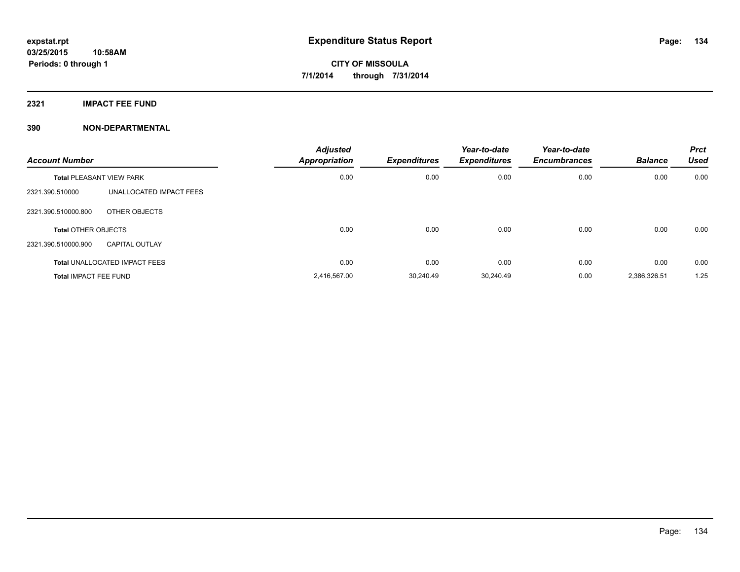# Expenditure Status Report

expstat.rpt
03/25/2015 10:58AM
Periods: 0 through 1

**CITY OF MISSOULA**
**7/1/2014 through 7/31/2014**

## 2321 IMPACT FEE FUND

## 390 NON-DEPARTMENTAL

| Account Number | | Adjusted Appropriation | Expenditures | Year-to-date Expenditures | Year-to-date Encumbrances | Balance | Prct Used |
|---|---|---|---|---|---|---|---|
| **Total** PLEASANT VIEW PARK | | 0.00 | 0.00 | 0.00 | 0.00 | 0.00 | 0.00 |
| 2321.390.510000 | UNALLOCATED IMPACT FEES | | | | | | |
| 2321.390.510000.800 | OTHER OBJECTS | | | | | | |
| **Total** OTHER OBJECTS | | 0.00 | 0.00 | 0.00 | 0.00 | 0.00 | 0.00 |
| 2321.390.510000.900 | CAPITAL OUTLAY | | | | | | |
| **Total** UNALLOCATED IMPACT FEES | | 0.00 | 0.00 | 0.00 | 0.00 | 0.00 | 0.00 |
| **Total** IMPACT FEE FUND | | 2,416,567.00 | 30,240.49 | 30,240.49 | 0.00 | 2,386,326.51 | 1.25 |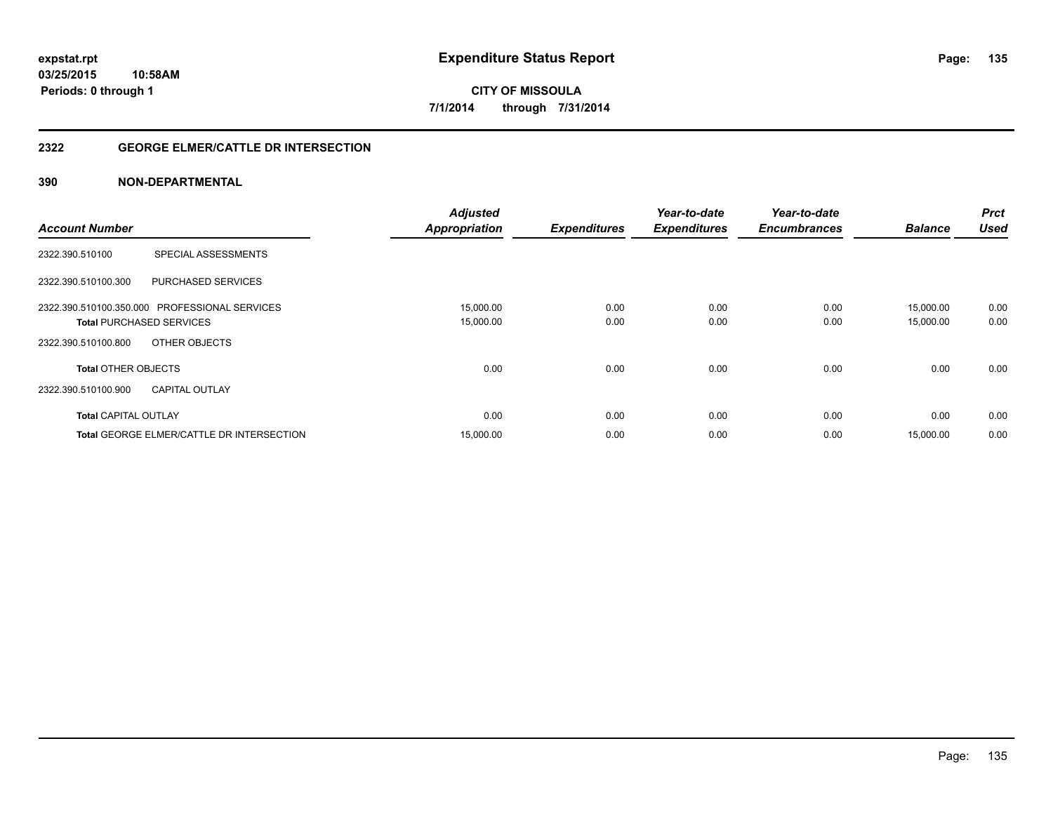**expstat.rpt**
**03/25/2015 10:58AM**
**Periods: 0 through 1**

# Expenditure Status Report

**CITY OF MISSOULA**
**7/1/2014 through 7/31/2014**

## 2322 GEORGE ELMER/CATTLE DR INTERSECTION

### 390 NON-DEPARTMENTAL

| Account Number | | Adjusted Appropriation | Expenditures | Year-to-date Expenditures | Year-to-date Encumbrances | Balance | Prct Used |
|---|---|---|---|---|---|---|---|
| 2322.390.510100 | SPECIAL ASSESSMENTS | | | | | | |
| 2322.390.510100.300 | PURCHASED SERVICES | | | | | | |
| 2322.390.510100.350.000 | PROFESSIONAL SERVICES | 15,000.00 | 0.00 | 0.00 | 0.00 | 15,000.00 | 0.00 |
| **Total** PURCHASED SERVICES | | 15,000.00 | 0.00 | 0.00 | 0.00 | 15,000.00 | 0.00 |
| 2322.390.510100.800 | OTHER OBJECTS | | | | | | |
| **Total** OTHER OBJECTS | | 0.00 | 0.00 | 0.00 | 0.00 | 0.00 | 0.00 |
| 2322.390.510100.900 | CAPITAL OUTLAY | | | | | | |
| **Total** CAPITAL OUTLAY | | 0.00 | 0.00 | 0.00 | 0.00 | 0.00 | 0.00 |
| **Total** GEORGE ELMER/CATTLE DR INTERSECTION | | 15,000.00 | 0.00 | 0.00 | 0.00 | 15,000.00 | 0.00 |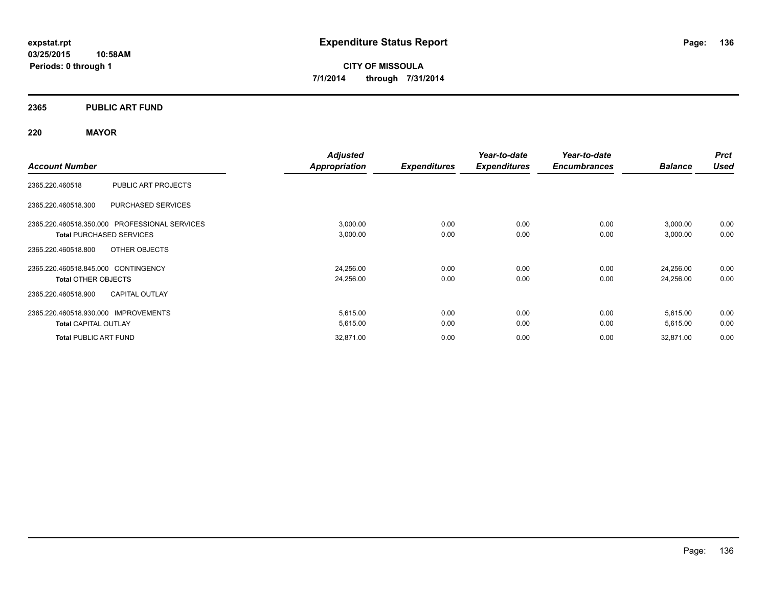# Expenditure Status Report

expstat.rpt
03/25/2015 10:58AM
Periods: 0 through 1

**CITY OF MISSOULA**
**7/1/2014 through 7/31/2014**

## 2365 PUBLIC ART FUND

### 220 MAYOR

| Account Number | | Adjusted Appropriation | Expenditures | Year-to-date Expenditures | Year-to-date Encumbrances | Balance | Prct Used |
|---|---|---|---|---|---|---|---|
| 2365.220.460518 | PUBLIC ART PROJECTS | | | | | | |
| 2365.220.460518.300 | PURCHASED SERVICES | | | | | | |
| 2365.220.460518.350.000 | PROFESSIONAL SERVICES | 3,000.00 | 0.00 | 0.00 | 0.00 | 3,000.00 | 0.00 |
| **Total** PURCHASED SERVICES | | 3,000.00 | 0.00 | 0.00 | 0.00 | 3,000.00 | 0.00 |
| 2365.220.460518.800 | OTHER OBJECTS | | | | | | |
| 2365.220.460518.845.000 | CONTINGENCY | 24,256.00 | 0.00 | 0.00 | 0.00 | 24,256.00 | 0.00 |
| **Total** OTHER OBJECTS | | 24,256.00 | 0.00 | 0.00 | 0.00 | 24,256.00 | 0.00 |
| 2365.220.460518.900 | CAPITAL OUTLAY | | | | | | |
| 2365.220.460518.930.000 | IMPROVEMENTS | 5,615.00 | 0.00 | 0.00 | 0.00 | 5,615.00 | 0.00 |
| **Total** CAPITAL OUTLAY | | 5,615.00 | 0.00 | 0.00 | 0.00 | 5,615.00 | 0.00 |
| **Total** PUBLIC ART FUND | | 32,871.00 | 0.00 | 0.00 | 0.00 | 32,871.00 | 0.00 |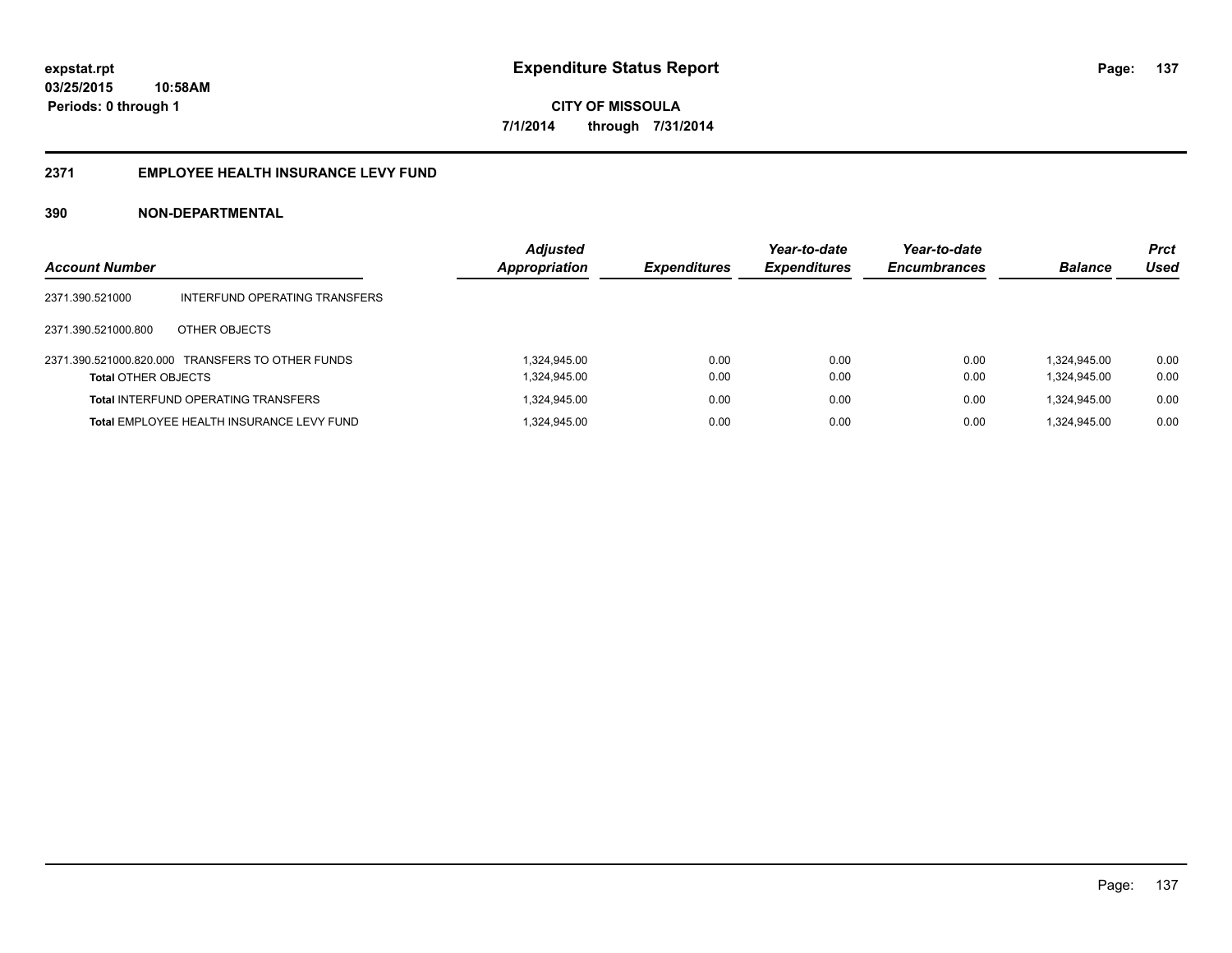**expstat.rpt**
**03/25/2015 10:58AM**
**Periods: 0 through 1**

# Expenditure Status Report

**CITY OF MISSOULA**
**7/1/2014 through 7/31/2014**

## 2371 EMPLOYEE HEALTH INSURANCE LEVY FUND

### 390 NON-DEPARTMENTAL

| Account Number | | Adjusted Appropriation | Expenditures | Year-to-date Expenditures | Year-to-date Encumbrances | Balance | Prct Used |
|---|---|---|---|---|---|---|---|
| 2371.390.521000 | INTERFUND OPERATING TRANSFERS | | | | | | |
| 2371.390.521000.800 | OTHER OBJECTS | | | | | | |
| 2371.390.521000.820.000 | TRANSFERS TO OTHER FUNDS | 1,324,945.00 | 0.00 | 0.00 | 0.00 | 1,324,945.00 | 0.00 |
| **Total** OTHER OBJECTS | | 1,324,945.00 | 0.00 | 0.00 | 0.00 | 1,324,945.00 | 0.00 |
| **Total** INTERFUND OPERATING TRANSFERS | | 1,324,945.00 | 0.00 | 0.00 | 0.00 | 1,324,945.00 | 0.00 |
| **Total** EMPLOYEE HEALTH INSURANCE LEVY FUND | | 1,324,945.00 | 0.00 | 0.00 | 0.00 | 1,324,945.00 | 0.00 |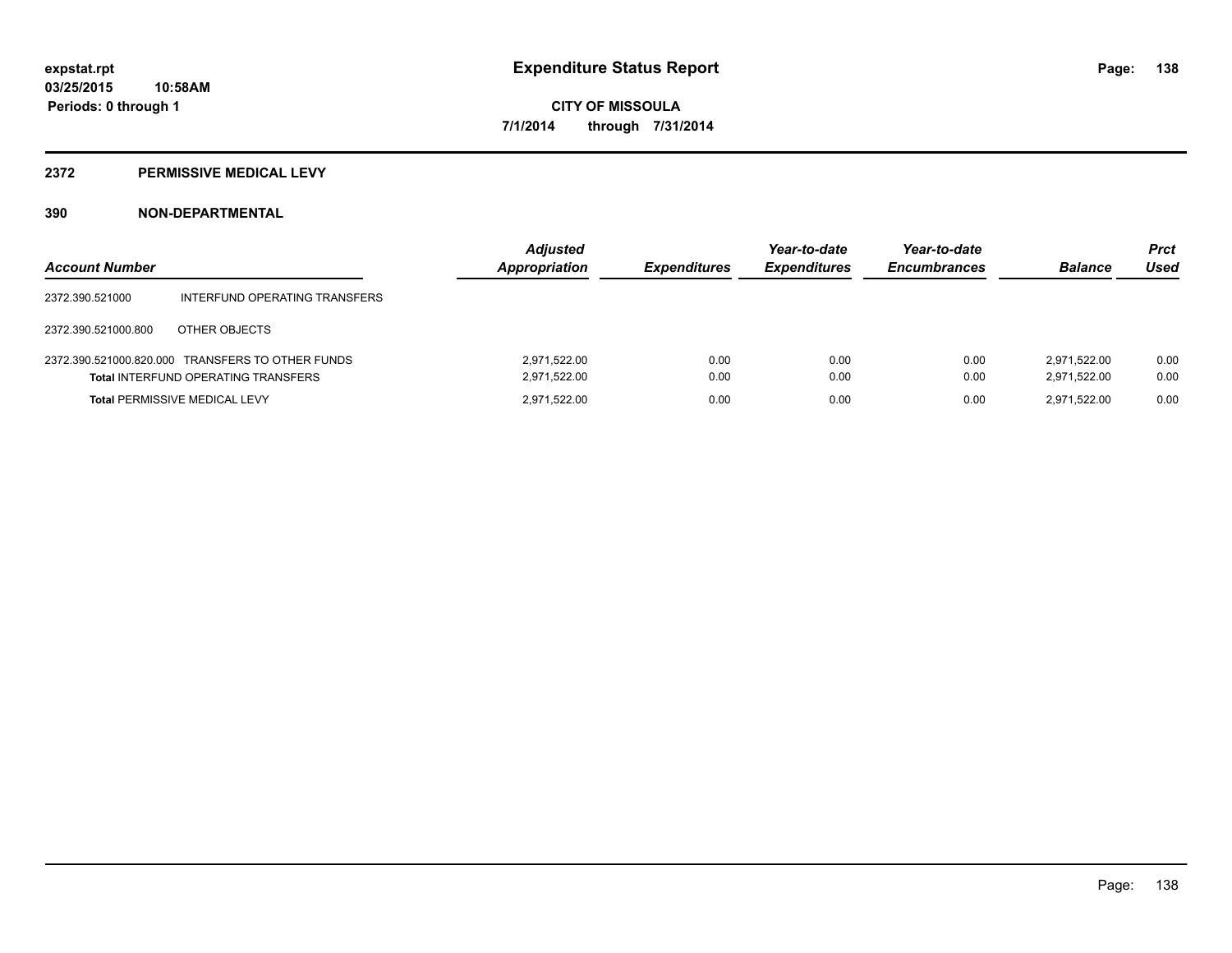**Expenditure Status Report**

**CITY OF MISSOULA**

**7/1/2014 through 7/31/2014**

expstat.rpt
03/25/2015 10:58AM
Periods: 0 through 1

## 2372 PERMISSIVE MEDICAL LEVY

## 390 NON-DEPARTMENTAL

| Account Number | | Adjusted Appropriation | Expenditures | Year-to-date Expenditures | Year-to-date Encumbrances | Balance | Prct Used |
|---|---|---|---|---|---|---|---|
| 2372.390.521000 | INTERFUND OPERATING TRANSFERS | | | | | | |
| 2372.390.521000.800 | OTHER OBJECTS | | | | | | |
| 2372.390.521000.820.000 | TRANSFERS TO OTHER FUNDS | 2,971,522.00 | 0.00 | 0.00 | 0.00 | 2,971,522.00 | 0.00 |
| **Total** INTERFUND OPERATING TRANSFERS | | 2,971,522.00 | 0.00 | 0.00 | 0.00 | 2,971,522.00 | 0.00 |
| **Total** PERMISSIVE MEDICAL LEVY | | 2,971,522.00 | 0.00 | 0.00 | 0.00 | 2,971,522.00 | 0.00 |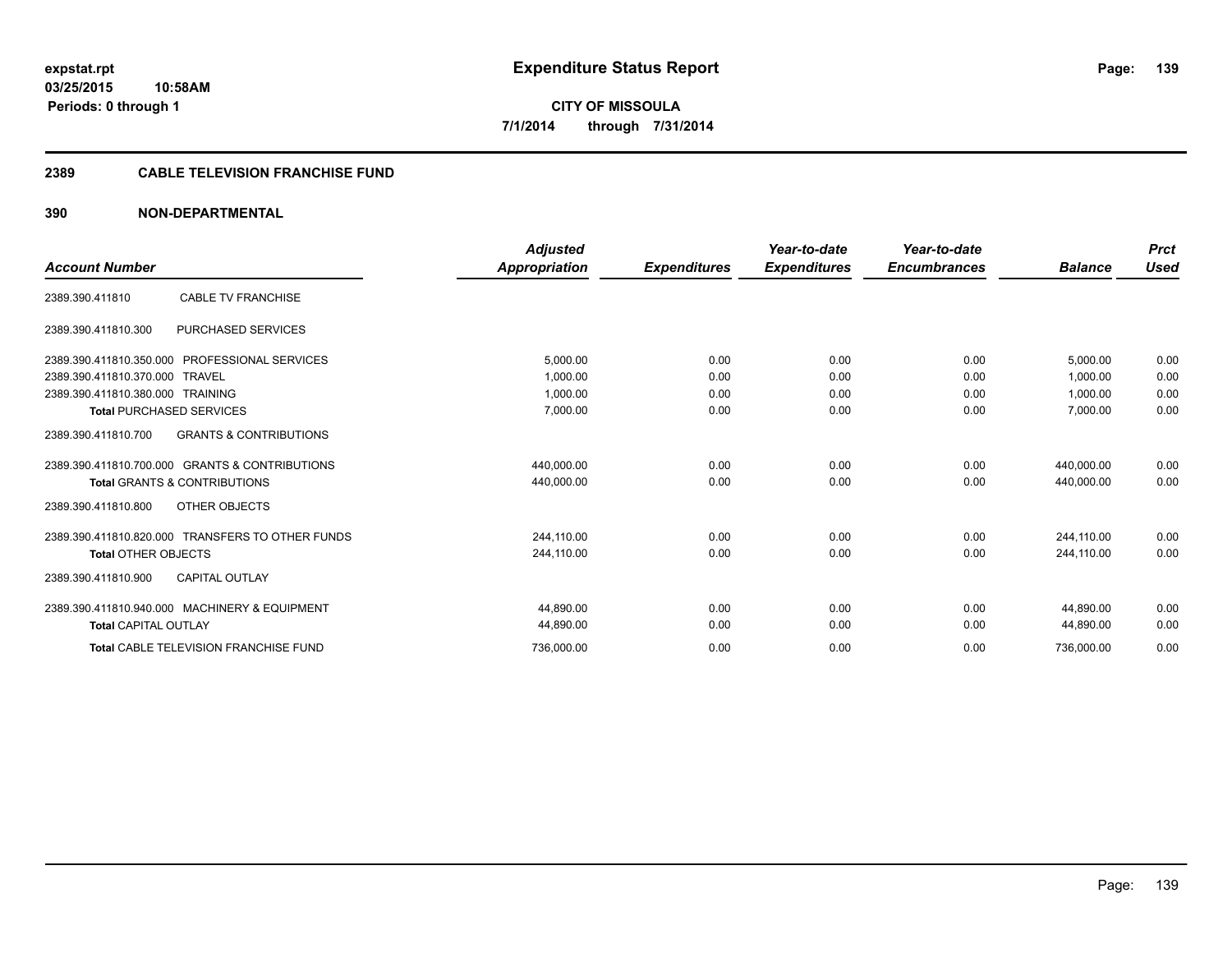**expstat.rpt**
**03/25/2015 10:58AM**
**Periods: 0 through 1**

# Expenditure Status Report

**CITY OF MISSOULA**
**7/1/2014 through 7/31/2014**

## 2389 CABLE TELEVISION FRANCHISE FUND

## 390 NON-DEPARTMENTAL

| Account Number | | Adjusted Appropriation | Expenditures | Year-to-date Expenditures | Year-to-date Encumbrances | Balance | Prct Used |
|---|---|---|---|---|---|---|---|
| 2389.390.411810 | CABLE TV FRANCHISE | | | | | | |
| 2389.390.411810.300 | PURCHASED SERVICES | | | | | | |
| 2389.390.411810.350.000 | PROFESSIONAL SERVICES | 5,000.00 | 0.00 | 0.00 | 0.00 | 5,000.00 | 0.00 |
| 2389.390.411810.370.000 | TRAVEL | 1,000.00 | 0.00 | 0.00 | 0.00 | 1,000.00 | 0.00 |
| 2389.390.411810.380.000 | TRAINING | 1,000.00 | 0.00 | 0.00 | 0.00 | 1,000.00 | 0.00 |
| **Total** PURCHASED SERVICES | | 7,000.00 | 0.00 | 0.00 | 0.00 | 7,000.00 | 0.00 |
| 2389.390.411810.700 | GRANTS & CONTRIBUTIONS | | | | | | |
| 2389.390.411810.700.000 | GRANTS & CONTRIBUTIONS | 440,000.00 | 0.00 | 0.00 | 0.00 | 440,000.00 | 0.00 |
| **Total** GRANTS & CONTRIBUTIONS | | 440,000.00 | 0.00 | 0.00 | 0.00 | 440,000.00 | 0.00 |
| 2389.390.411810.800 | OTHER OBJECTS | | | | | | |
| 2389.390.411810.820.000 | TRANSFERS TO OTHER FUNDS | 244,110.00 | 0.00 | 0.00 | 0.00 | 244,110.00 | 0.00 |
| **Total** OTHER OBJECTS | | 244,110.00 | 0.00 | 0.00 | 0.00 | 244,110.00 | 0.00 |
| 2389.390.411810.900 | CAPITAL OUTLAY | | | | | | |
| 2389.390.411810.940.000 | MACHINERY & EQUIPMENT | 44,890.00 | 0.00 | 0.00 | 0.00 | 44,890.00 | 0.00 |
| **Total** CAPITAL OUTLAY | | 44,890.00 | 0.00 | 0.00 | 0.00 | 44,890.00 | 0.00 |
| **Total** CABLE TELEVISION FRANCHISE FUND | | 736,000.00 | 0.00 | 0.00 | 0.00 | 736,000.00 | 0.00 |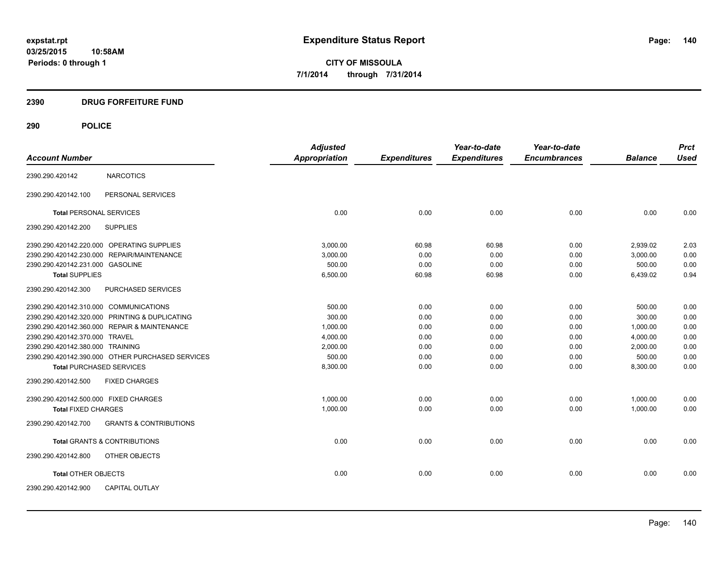# Expenditure Status Report

expstat.rpt
03/25/2015 10:58AM
Periods: 0 through 1

**CITY OF MISSOULA**
**7/1/2014 through 7/31/2014**

## 2390 DRUG FORFEITURE FUND

## 290 POLICE

| Account Number | | Adjusted Appropriation | Expenditures | Year-to-date Expenditures | Year-to-date Encumbrances | Balance | Prct Used |
|---|---|---|---|---|---|---|---|
| 2390.290.420142 | NARCOTICS | | | | | | |
| 2390.290.420142.100 | PERSONAL SERVICES | | | | | | |
| **Total** PERSONAL SERVICES | | 0.00 | 0.00 | 0.00 | 0.00 | 0.00 | 0.00 |
| 2390.290.420142.200 | SUPPLIES | | | | | | |
| 2390.290.420142.220.000 | OPERATING SUPPLIES | 3,000.00 | 60.98 | 60.98 | 0.00 | 2,939.02 | 2.03 |
| 2390.290.420142.230.000 | REPAIR/MAINTENANCE | 3,000.00 | 0.00 | 0.00 | 0.00 | 3,000.00 | 0.00 |
| 2390.290.420142.231.000 | GASOLINE | 500.00 | 0.00 | 0.00 | 0.00 | 500.00 | 0.00 |
| **Total** SUPPLIES | | 6,500.00 | 60.98 | 60.98 | 0.00 | 6,439.02 | 0.94 |
| 2390.290.420142.300 | PURCHASED SERVICES | | | | | | |
| 2390.290.420142.310.000 | COMMUNICATIONS | 500.00 | 0.00 | 0.00 | 0.00 | 500.00 | 0.00 |
| 2390.290.420142.320.000 | PRINTING & DUPLICATING | 300.00 | 0.00 | 0.00 | 0.00 | 300.00 | 0.00 |
| 2390.290.420142.360.000 | REPAIR & MAINTENANCE | 1,000.00 | 0.00 | 0.00 | 0.00 | 1,000.00 | 0.00 |
| 2390.290.420142.370.000 | TRAVEL | 4,000.00 | 0.00 | 0.00 | 0.00 | 4,000.00 | 0.00 |
| 2390.290.420142.380.000 | TRAINING | 2,000.00 | 0.00 | 0.00 | 0.00 | 2,000.00 | 0.00 |
| 2390.290.420142.390.000 | OTHER PURCHASED SERVICES | 500.00 | 0.00 | 0.00 | 0.00 | 500.00 | 0.00 |
| **Total** PURCHASED SERVICES | | 8,300.00 | 0.00 | 0.00 | 0.00 | 8,300.00 | 0.00 |
| 2390.290.420142.500 | FIXED CHARGES | | | | | | |
| 2390.290.420142.500.000 | FIXED CHARGES | 1,000.00 | 0.00 | 0.00 | 0.00 | 1,000.00 | 0.00 |
| **Total** FIXED CHARGES | | 1,000.00 | 0.00 | 0.00 | 0.00 | 1,000.00 | 0.00 |
| 2390.290.420142.700 | GRANTS & CONTRIBUTIONS | | | | | | |
| **Total** GRANTS & CONTRIBUTIONS | | 0.00 | 0.00 | 0.00 | 0.00 | 0.00 | 0.00 |
| 2390.290.420142.800 | OTHER OBJECTS | | | | | | |
| **Total** OTHER OBJECTS | | 0.00 | 0.00 | 0.00 | 0.00 | 0.00 | 0.00 |
| 2390.290.420142.900 | CAPITAL OUTLAY | | | | | | |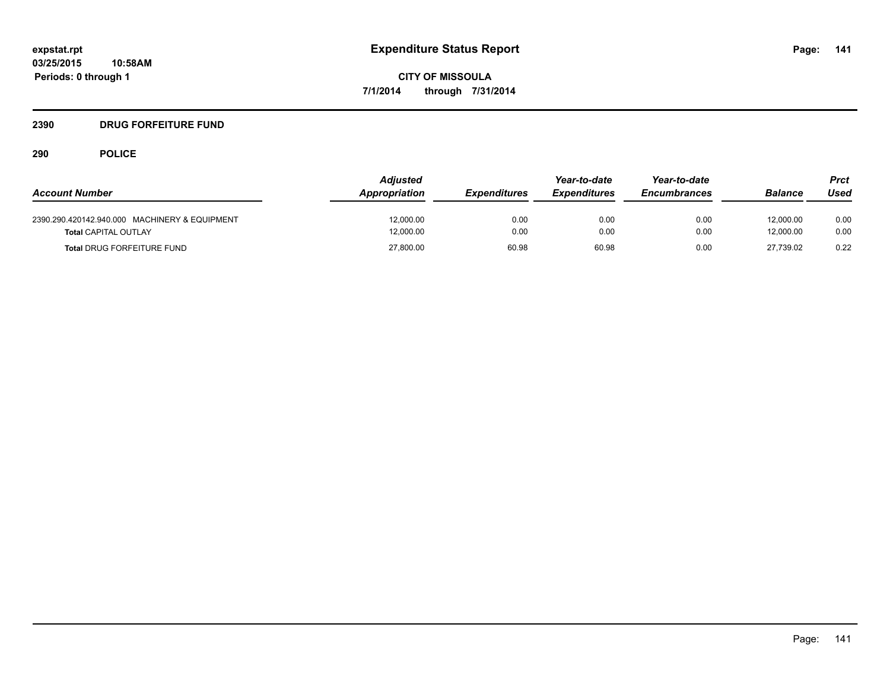# Expenditure Status Report

expstat.rpt
03/25/2015 10:58AM
Periods: 0 through 1

**CITY OF MISSOULA**
**7/1/2014 through 7/31/2014**

## 2390 DRUG FORFEITURE FUND

### 290 POLICE

| Account Number | Adjusted Appropriation | Expenditures | Year-to-date Expenditures | Year-to-date Encumbrances | Balance | Prct Used |
|---|---|---|---|---|---|---|
| 2390.290.420142.940.000 MACHINERY & EQUIPMENT | 12,000.00 | 0.00 | 0.00 | 0.00 | 12,000.00 | 0.00 |
| **Total** CAPITAL OUTLAY | 12,000.00 | 0.00 | 0.00 | 0.00 | 12,000.00 | 0.00 |
| **Total** DRUG FORFEITURE FUND | 27,800.00 | 60.98 | 60.98 | 0.00 | 27,739.02 | 0.22 |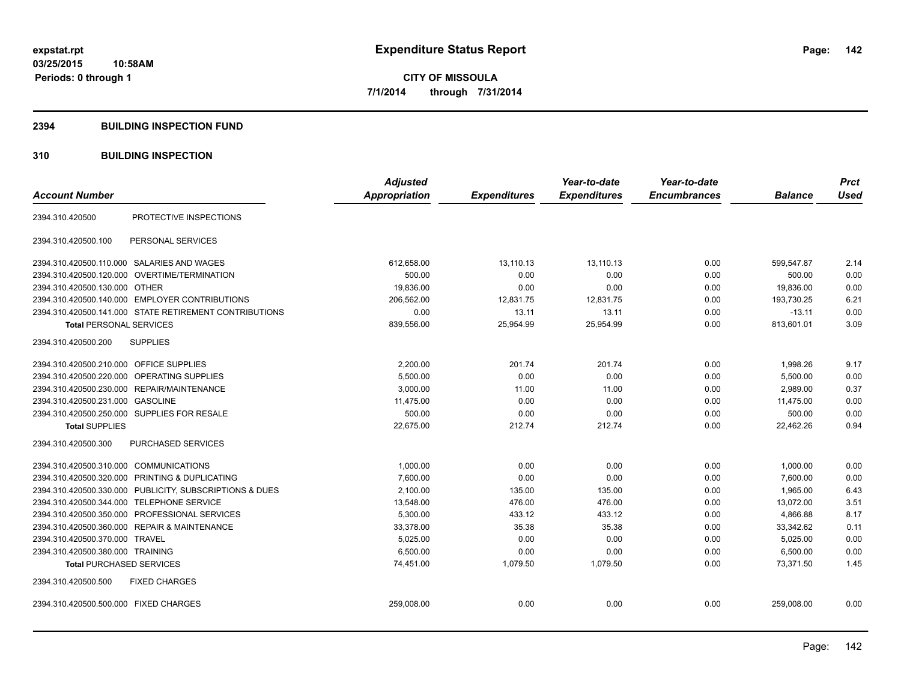# Expenditure Status Report

**CITY OF MISSOULA**
**7/1/2014 through 7/31/2014**

expstat.rpt
03/25/2015 10:58AM
Periods: 0 through 1

## 2394 BUILDING INSPECTION FUND

### 310 BUILDING INSPECTION

| Account Number | | Adjusted Appropriation | Expenditures | Year-to-date Expenditures | Year-to-date Encumbrances | Balance | Prct Used |
|---|---|---|---|---|---|---|---|
| 2394.310.420500 | PROTECTIVE INSPECTIONS | | | | | | |
| 2394.310.420500.100 | PERSONAL SERVICES | | | | | | |
| 2394.310.420500.110.000 | SALARIES AND WAGES | 612,658.00 | 13,110.13 | 13,110.13 | 0.00 | 599,547.87 | 2.14 |
| 2394.310.420500.120.000 | OVERTIME/TERMINATION | 500.00 | 0.00 | 0.00 | 0.00 | 500.00 | 0.00 |
| 2394.310.420500.130.000 | OTHER | 19,836.00 | 0.00 | 0.00 | 0.00 | 19,836.00 | 0.00 |
| 2394.310.420500.140.000 | EMPLOYER CONTRIBUTIONS | 206,562.00 | 12,831.75 | 12,831.75 | 0.00 | 193,730.25 | 6.21 |
| 2394.310.420500.141.000 | STATE RETIREMENT CONTRIBUTIONS | 0.00 | 13.11 | 13.11 | 0.00 | -13.11 | 0.00 |
| **Total** PERSONAL SERVICES | | 839,556.00 | 25,954.99 | 25,954.99 | 0.00 | 813,601.01 | 3.09 |
| 2394.310.420500.200 | SUPPLIES | | | | | | |
| 2394.310.420500.210.000 | OFFICE SUPPLIES | 2,200.00 | 201.74 | 201.74 | 0.00 | 1,998.26 | 9.17 |
| 2394.310.420500.220.000 | OPERATING SUPPLIES | 5,500.00 | 0.00 | 0.00 | 0.00 | 5,500.00 | 0.00 |
| 2394.310.420500.230.000 | REPAIR/MAINTENANCE | 3,000.00 | 11.00 | 11.00 | 0.00 | 2,989.00 | 0.37 |
| 2394.310.420500.231.000 | GASOLINE | 11,475.00 | 0.00 | 0.00 | 0.00 | 11,475.00 | 0.00 |
| 2394.310.420500.250.000 | SUPPLIES FOR RESALE | 500.00 | 0.00 | 0.00 | 0.00 | 500.00 | 0.00 |
| **Total** SUPPLIES | | 22,675.00 | 212.74 | 212.74 | 0.00 | 22,462.26 | 0.94 |
| 2394.310.420500.300 | PURCHASED SERVICES | | | | | | |
| 2394.310.420500.310.000 | COMMUNICATIONS | 1,000.00 | 0.00 | 0.00 | 0.00 | 1,000.00 | 0.00 |
| 2394.310.420500.320.000 | PRINTING & DUPLICATING | 7,600.00 | 0.00 | 0.00 | 0.00 | 7,600.00 | 0.00 |
| 2394.310.420500.330.000 | PUBLICITY, SUBSCRIPTIONS & DUES | 2,100.00 | 135.00 | 135.00 | 0.00 | 1,965.00 | 6.43 |
| 2394.310.420500.344.000 | TELEPHONE SERVICE | 13,548.00 | 476.00 | 476.00 | 0.00 | 13,072.00 | 3.51 |
| 2394.310.420500.350.000 | PROFESSIONAL SERVICES | 5,300.00 | 433.12 | 433.12 | 0.00 | 4,866.88 | 8.17 |
| 2394.310.420500.360.000 | REPAIR & MAINTENANCE | 33,378.00 | 35.38 | 35.38 | 0.00 | 33,342.62 | 0.11 |
| 2394.310.420500.370.000 | TRAVEL | 5,025.00 | 0.00 | 0.00 | 0.00 | 5,025.00 | 0.00 |
| 2394.310.420500.380.000 | TRAINING | 6,500.00 | 0.00 | 0.00 | 0.00 | 6,500.00 | 0.00 |
| **Total** PURCHASED SERVICES | | 74,451.00 | 1,079.50 | 1,079.50 | 0.00 | 73,371.50 | 1.45 |
| 2394.310.420500.500 | FIXED CHARGES | | | | | | |
| 2394.310.420500.500.000 | FIXED CHARGES | 259,008.00 | 0.00 | 0.00 | 0.00 | 259,008.00 | 0.00 |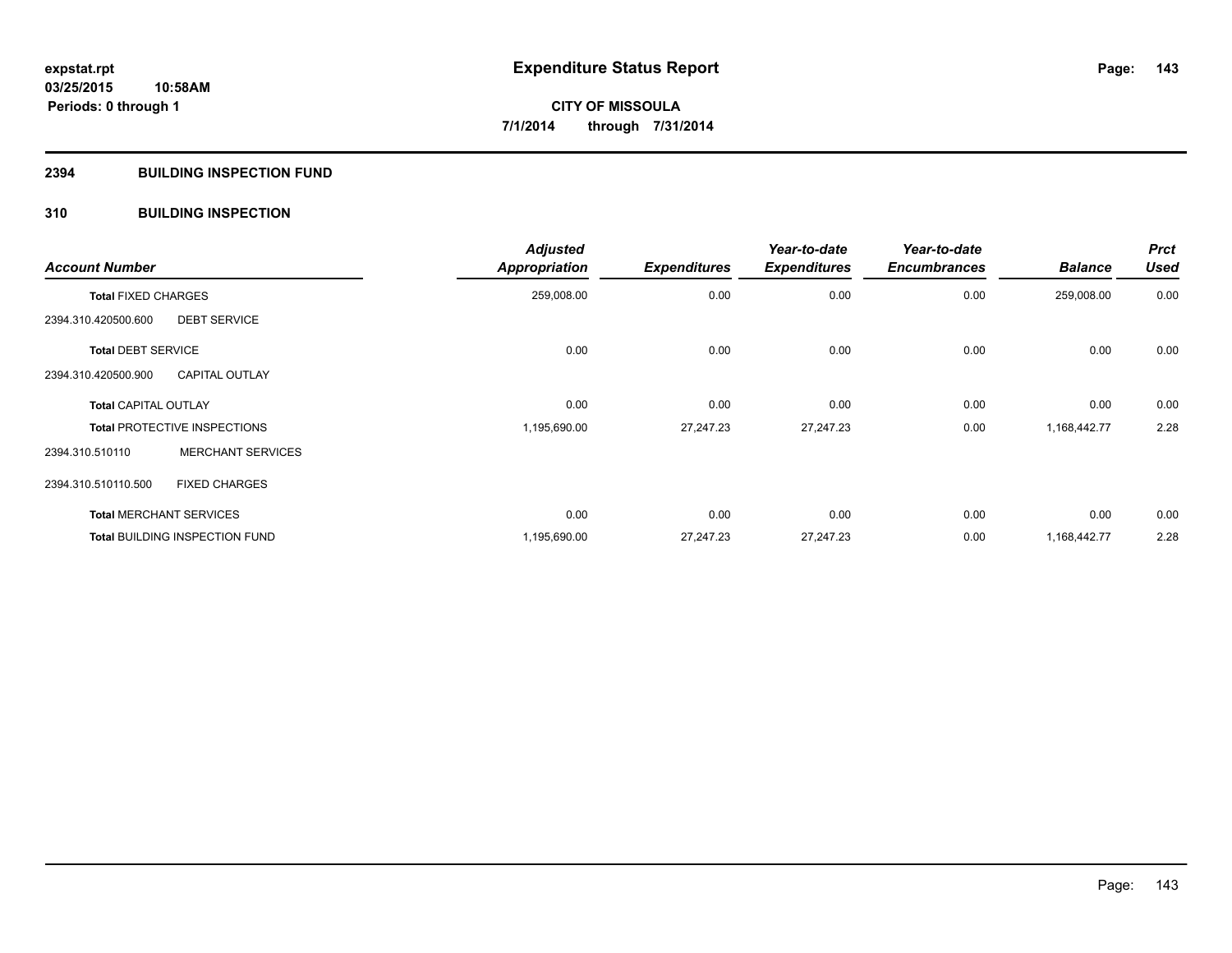# Expenditure Status Report

**CITY OF MISSOULA**

**7/1/2014 through 7/31/2014**

expstat.rpt
03/25/2015 10:58AM
Periods: 0 through 1

## 2394 BUILDING INSPECTION FUND

### 310 BUILDING INSPECTION

| Account Number | | Adjusted Appropriation | Expenditures | Year-to-date Expenditures | Year-to-date Encumbrances | Balance | Prct Used |
|---|---|---|---|---|---|---|---|
| **Total** FIXED CHARGES | | 259,008.00 | 0.00 | 0.00 | 0.00 | 259,008.00 | 0.00 |
| 2394.310.420500.600 | DEBT SERVICE | | | | | | |
| **Total** DEBT SERVICE | | 0.00 | 0.00 | 0.00 | 0.00 | 0.00 | 0.00 |
| 2394.310.420500.900 | CAPITAL OUTLAY | | | | | | |
| **Total** CAPITAL OUTLAY | | 0.00 | 0.00 | 0.00 | 0.00 | 0.00 | 0.00 |
| **Total** PROTECTIVE INSPECTIONS | | 1,195,690.00 | 27,247.23 | 27,247.23 | 0.00 | 1,168,442.77 | 2.28 |
| 2394.310.510110 | MERCHANT SERVICES | | | | | | |
| 2394.310.510110.500 | FIXED CHARGES | | | | | | |
| **Total** MERCHANT SERVICES | | 0.00 | 0.00 | 0.00 | 0.00 | 0.00 | 0.00 |
| **Total** BUILDING INSPECTION FUND | | 1,195,690.00 | 27,247.23 | 27,247.23 | 0.00 | 1,168,442.77 | 2.28 |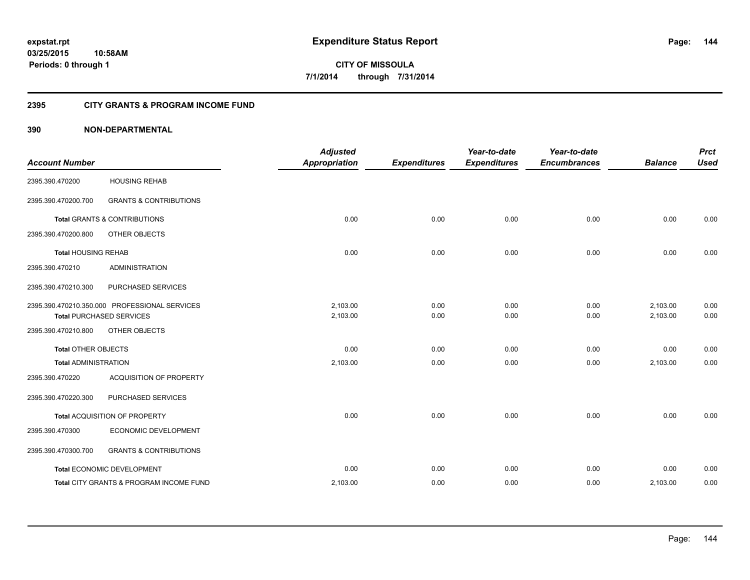# Expenditure Status Report

expstat.rpt
03/25/2015 10:58AM
Periods: 0 through 1

**CITY OF MISSOULA**
**7/1/2014 through 7/31/2014**

## 2395 CITY GRANTS & PROGRAM INCOME FUND

### 390 NON-DEPARTMENTAL

| Account Number | | Adjusted Appropriation | Expenditures | Year-to-date Expenditures | Year-to-date Encumbrances | Balance | Prct Used |
|---|---|---|---|---|---|---|---|
| 2395.390.470200 | HOUSING REHAB | | | | | | |
| 2395.390.470200.700 | GRANTS & CONTRIBUTIONS | | | | | | |
| **Total** GRANTS & CONTRIBUTIONS | | 0.00 | 0.00 | 0.00 | 0.00 | 0.00 | 0.00 |
| 2395.390.470200.800 | OTHER OBJECTS | | | | | | |
| **Total** HOUSING REHAB | | 0.00 | 0.00 | 0.00 | 0.00 | 0.00 | 0.00 |
| 2395.390.470210 | ADMINISTRATION | | | | | | |
| 2395.390.470210.300 | PURCHASED SERVICES | | | | | | |
| 2395.390.470210.350.000 | PROFESSIONAL SERVICES | 2,103.00 | 0.00 | 0.00 | 0.00 | 2,103.00 | 0.00 |
| **Total** PURCHASED SERVICES | | 2,103.00 | 0.00 | 0.00 | 0.00 | 2,103.00 | 0.00 |
| 2395.390.470210.800 | OTHER OBJECTS | | | | | | |
| **Total** OTHER OBJECTS | | 0.00 | 0.00 | 0.00 | 0.00 | 0.00 | 0.00 |
| **Total** ADMINISTRATION | | 2,103.00 | 0.00 | 0.00 | 0.00 | 2,103.00 | 0.00 |
| 2395.390.470220 | ACQUISITION OF PROPERTY | | | | | | |
| 2395.390.470220.300 | PURCHASED SERVICES | | | | | | |
| **Total** ACQUISITION OF PROPERTY | | 0.00 | 0.00 | 0.00 | 0.00 | 0.00 | 0.00 |
| 2395.390.470300 | ECONOMIC DEVELOPMENT | | | | | | |
| 2395.390.470300.700 | GRANTS & CONTRIBUTIONS | | | | | | |
| **Total** ECONOMIC DEVELOPMENT | | 0.00 | 0.00 | 0.00 | 0.00 | 0.00 | 0.00 |
| **Total** CITY GRANTS & PROGRAM INCOME FUND | | 2,103.00 | 0.00 | 0.00 | 0.00 | 2,103.00 | 0.00 |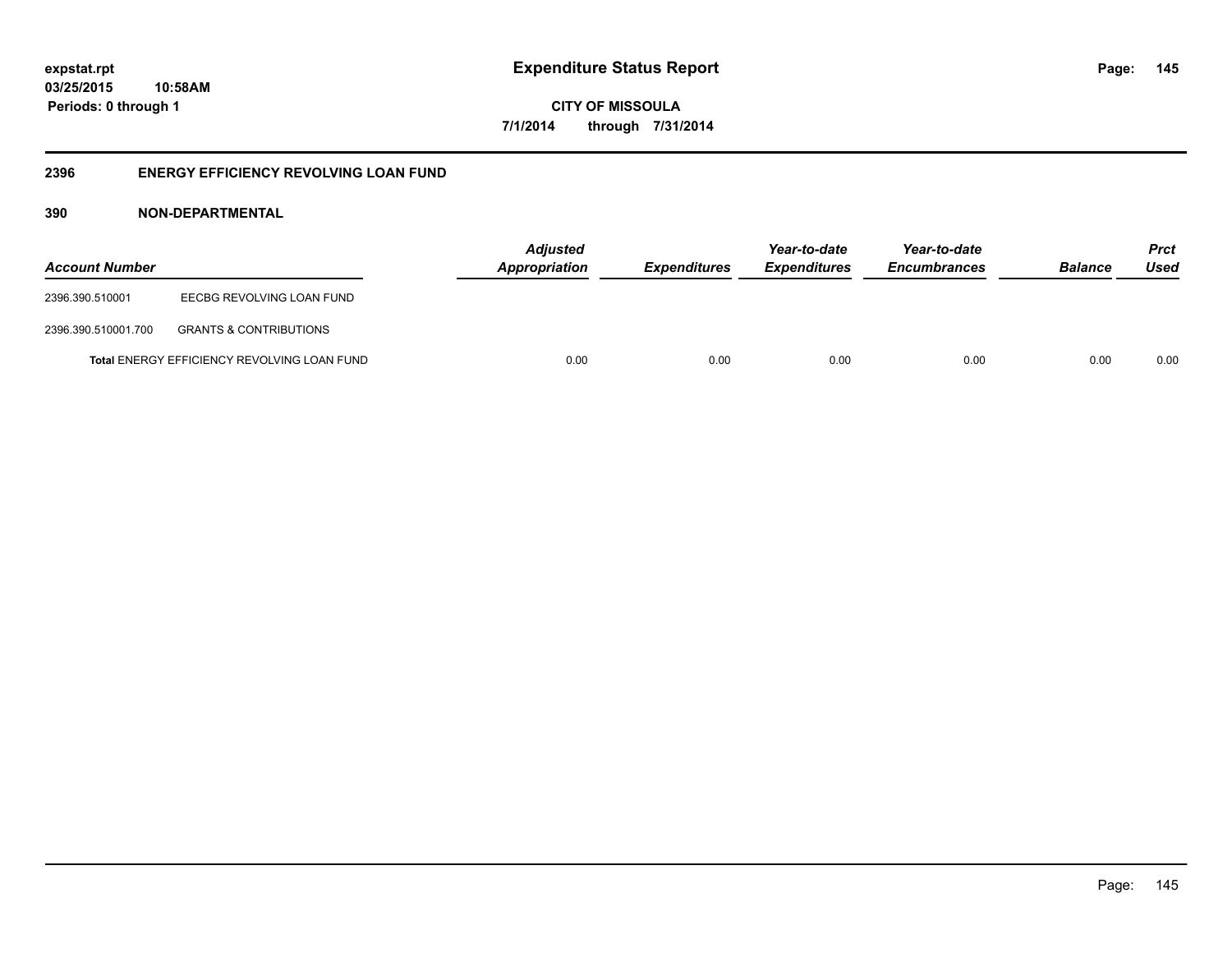**expstat.rpt**
**03/25/2015 10:58AM**
**Periods: 0 through 1**

# Expenditure Status Report

**CITY OF MISSOULA**
**7/1/2014 through 7/31/2014**

## 2396 ENERGY EFFICIENCY REVOLVING LOAN FUND

### 390 NON-DEPARTMENTAL

| Account Number | | Adjusted Appropriation | Expenditures | Year-to-date Expenditures | Year-to-date Encumbrances | Balance | Prct Used |
|---|---|---|---|---|---|---|---|
| 2396.390.510001 | EECBG REVOLVING LOAN FUND | | | | | | |
| 2396.390.510001.700 | GRANTS & CONTRIBUTIONS | | | | | | |
| **Total** ENERGY EFFICIENCY REVOLVING LOAN FUND | | 0.00 | 0.00 | 0.00 | 0.00 | 0.00 | 0.00 |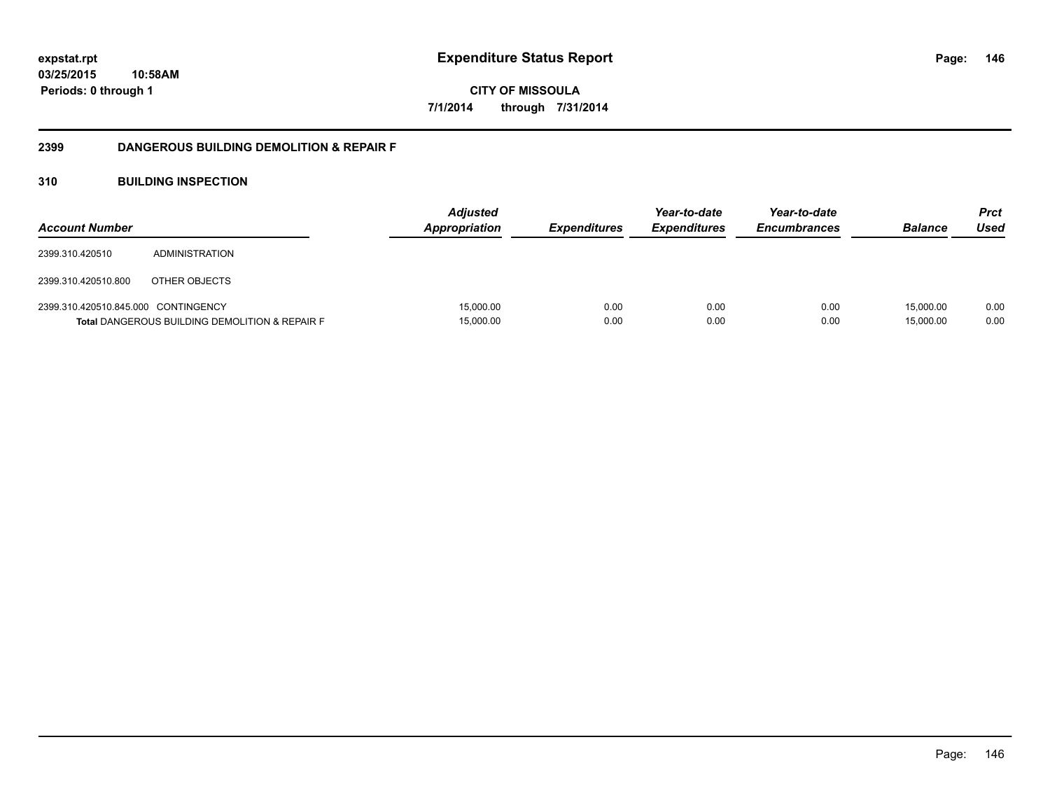**expstat.rpt**
**03/25/2015 10:58AM**
**Periods: 0 through 1**

# Expenditure Status Report

**CITY OF MISSOULA**
**7/1/2014 through 7/31/2014**

## 2399 DANGEROUS BUILDING DEMOLITION & REPAIR F

### 310 BUILDING INSPECTION

| Account Number | | Adjusted Appropriation | Expenditures | Year-to-date Expenditures | Year-to-date Encumbrances | Balance | Prct Used |
|---|---|---|---|---|---|---|---|
| 2399.310.420510 | ADMINISTRATION | | | | | | |
| 2399.310.420510.800 | OTHER OBJECTS | | | | | | |
| 2399.310.420510.845.000 | CONTINGENCY | 15,000.00 | 0.00 | 0.00 | 0.00 | 15,000.00 | 0.00 |
| **Total** DANGEROUS BUILDING DEMOLITION & REPAIR F | | 15,000.00 | 0.00 | 0.00 | 0.00 | 15,000.00 | 0.00 |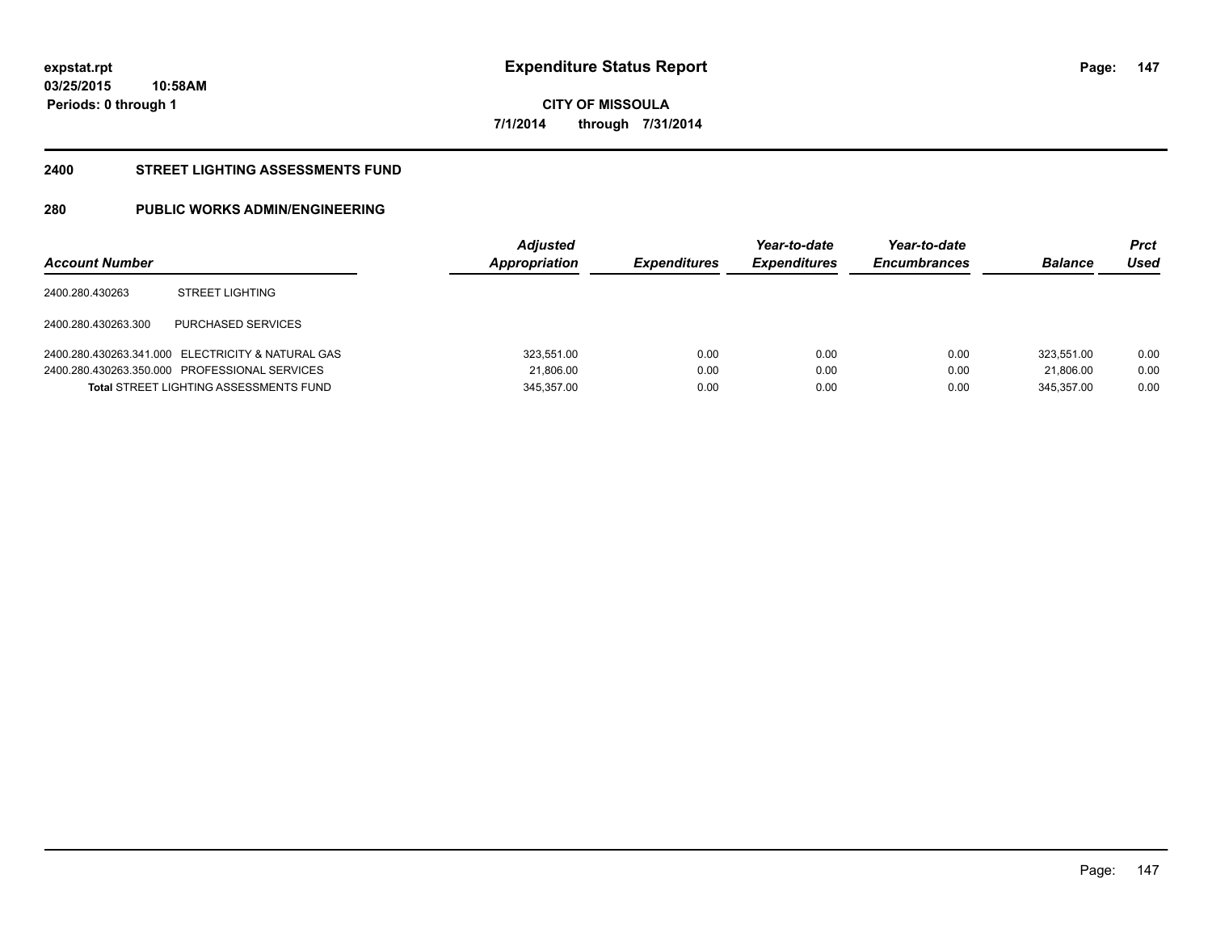**expstat.rpt**
**03/25/2015 10:58AM**
**Periods: 0 through 1**

# Expenditure Status Report

**CITY OF MISSOULA**
**7/1/2014 through 7/31/2014**

## 2400 STREET LIGHTING ASSESSMENTS FUND

## 280 PUBLIC WORKS ADMIN/ENGINEERING

| Account Number | | Adjusted Appropriation | Expenditures | Year-to-date Expenditures | Year-to-date Encumbrances | Balance | Prct Used |
|---|---|---|---|---|---|---|---|
| 2400.280.430263 | STREET LIGHTING | | | | | | |
| 2400.280.430263.300 | PURCHASED SERVICES | | | | | | |
| 2400.280.430263.341.000 | ELECTRICITY & NATURAL GAS | 323,551.00 | 0.00 | 0.00 | 0.00 | 323,551.00 | 0.00 |
| 2400.280.430263.350.000 | PROFESSIONAL SERVICES | 21,806.00 | 0.00 | 0.00 | 0.00 | 21,806.00 | 0.00 |
| **Total** STREET LIGHTING ASSESSMENTS FUND | | 345,357.00 | 0.00 | 0.00 | 0.00 | 345,357.00 | 0.00 |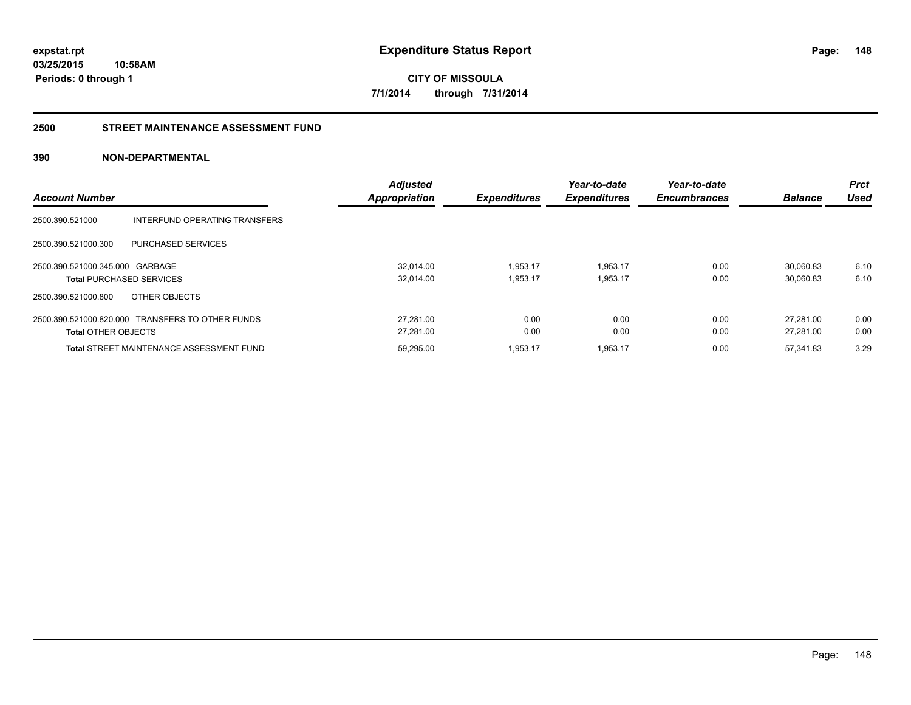**expstat.rpt**
**03/25/2015 10:58AM**
**Periods: 0 through 1**

# Expenditure Status Report

**CITY OF MISSOULA**
**7/1/2014 through 7/31/2014**

## 2500 STREET MAINTENANCE ASSESSMENT FUND

### 390 NON-DEPARTMENTAL

| Account Number | | Adjusted Appropriation | Expenditures | Year-to-date Expenditures | Year-to-date Encumbrances | Balance | Prct Used |
|---|---|---|---|---|---|---|---|
| 2500.390.521000 | INTERFUND OPERATING TRANSFERS | | | | | | |
| 2500.390.521000.300 | PURCHASED SERVICES | | | | | | |
| 2500.390.521000.345.000 | GARBAGE | 32,014.00 | 1,953.17 | 1,953.17 | 0.00 | 30,060.83 | 6.10 |
| **Total** PURCHASED SERVICES | | 32,014.00 | 1,953.17 | 1,953.17 | 0.00 | 30,060.83 | 6.10 |
| 2500.390.521000.800 | OTHER OBJECTS | | | | | | |
| 2500.390.521000.820.000 | TRANSFERS TO OTHER FUNDS | 27,281.00 | 0.00 | 0.00 | 0.00 | 27,281.00 | 0.00 |
| **Total** OTHER OBJECTS | | 27,281.00 | 0.00 | 0.00 | 0.00 | 27,281.00 | 0.00 |
| **Total** STREET MAINTENANCE ASSESSMENT FUND | | 59,295.00 | 1,953.17 | 1,953.17 | 0.00 | 57,341.83 | 3.29 |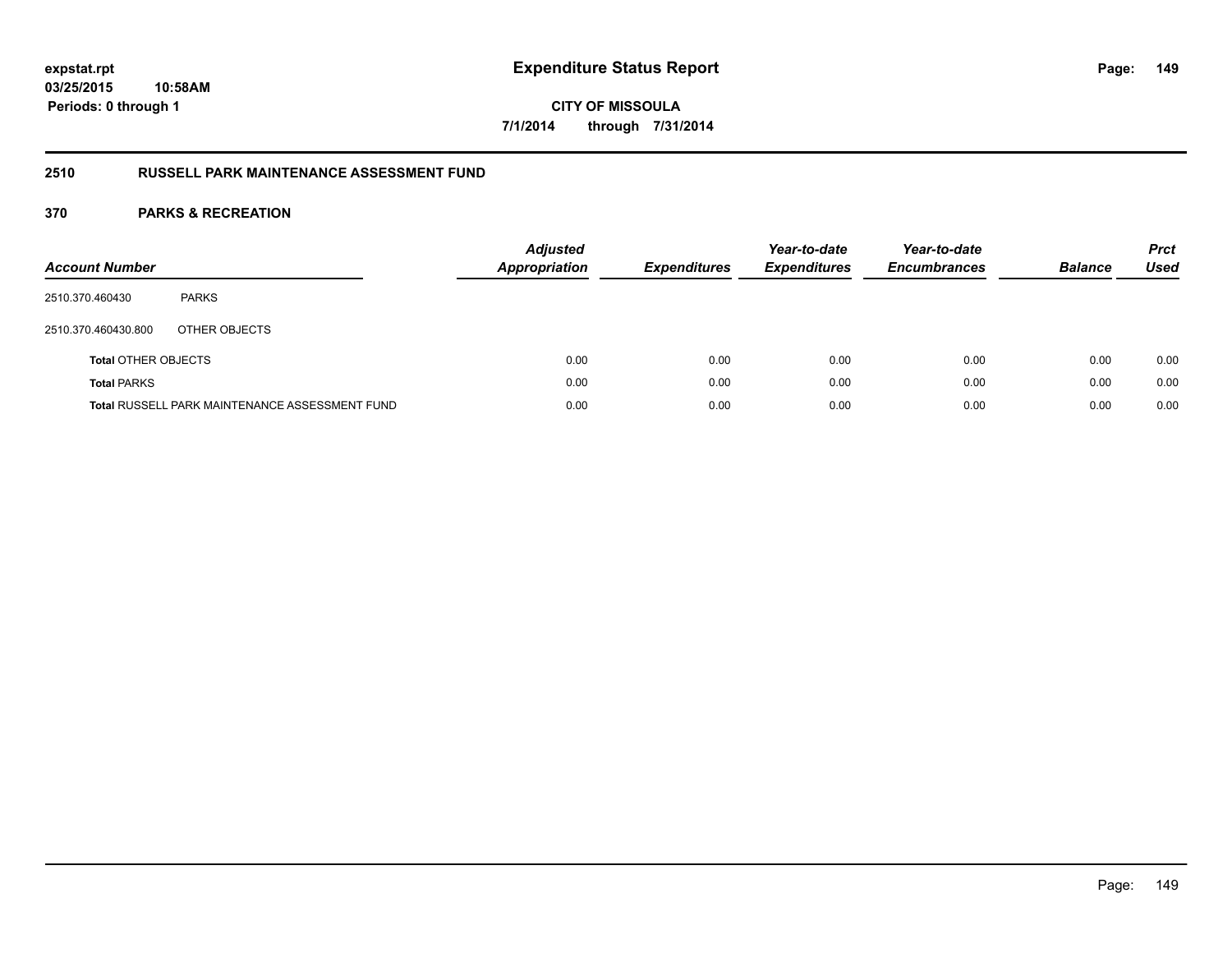**expstat.rpt**
**03/25/2015 10:58AM**
**Periods: 0 through 1**

# Expenditure Status Report

**CITY OF MISSOULA**
**7/1/2014 through 7/31/2014**

## 2510 RUSSELL PARK MAINTENANCE ASSESSMENT FUND

### 370 PARKS & RECREATION

| Account Number | | Adjusted Appropriation | Expenditures | Year-to-date Expenditures | Year-to-date Encumbrances | Balance | Prct Used |
|---|---|---|---|---|---|---|---|
| 2510.370.460430 | PARKS | | | | | | |
| 2510.370.460430.800 | OTHER OBJECTS | | | | | | |
| **Total** OTHER OBJECTS | | 0.00 | 0.00 | 0.00 | 0.00 | 0.00 | 0.00 |
| **Total** PARKS | | 0.00 | 0.00 | 0.00 | 0.00 | 0.00 | 0.00 |
| **Total** RUSSELL PARK MAINTENANCE ASSESSMENT FUND | | 0.00 | 0.00 | 0.00 | 0.00 | 0.00 | 0.00 |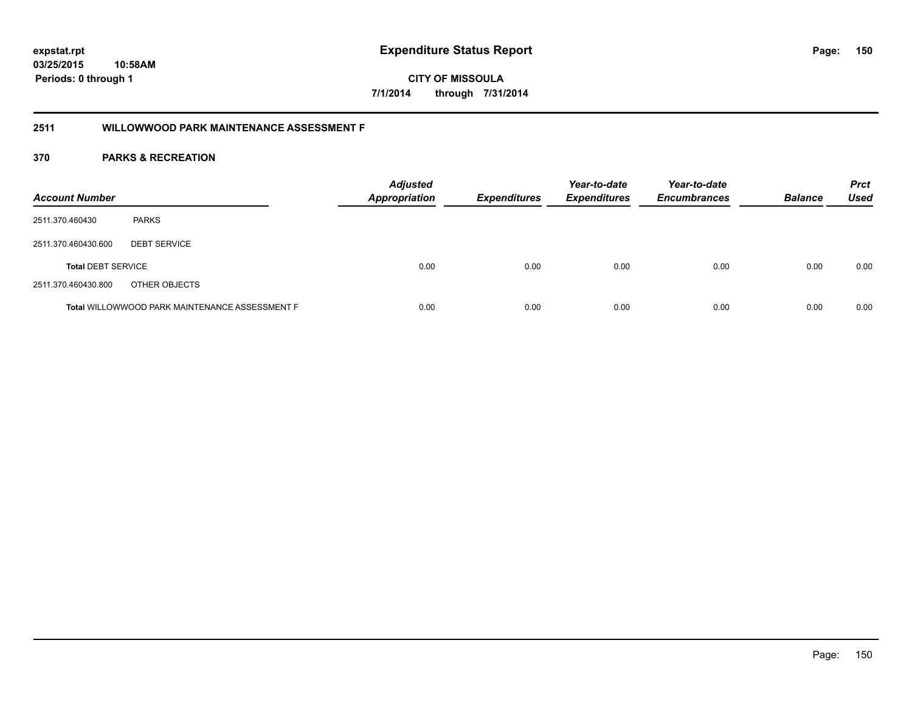**expstat.rpt**
**03/25/2015 10:58AM**
**Periods: 0 through 1**

# Expenditure Status Report

**CITY OF MISSOULA**
**7/1/2014 through 7/31/2014**

## 2511 WILLOWWOOD PARK MAINTENANCE ASSESSMENT F

## 370 PARKS & RECREATION

| Account Number | | Adjusted Appropriation | Expenditures | Year-to-date Expenditures | Year-to-date Encumbrances | Balance | Prct Used |
|---|---|---|---|---|---|---|---|
| 2511.370.460430 | PARKS | | | | | | |
| 2511.370.460430.600 | DEBT SERVICE | | | | | | |
| **Total** DEBT SERVICE | | 0.00 | 0.00 | 0.00 | 0.00 | 0.00 | 0.00 |
| 2511.370.460430.800 | OTHER OBJECTS | | | | | | |
| **Total** WILLOWWOOD PARK MAINTENANCE ASSESSMENT F | | 0.00 | 0.00 | 0.00 | 0.00 | 0.00 | 0.00 |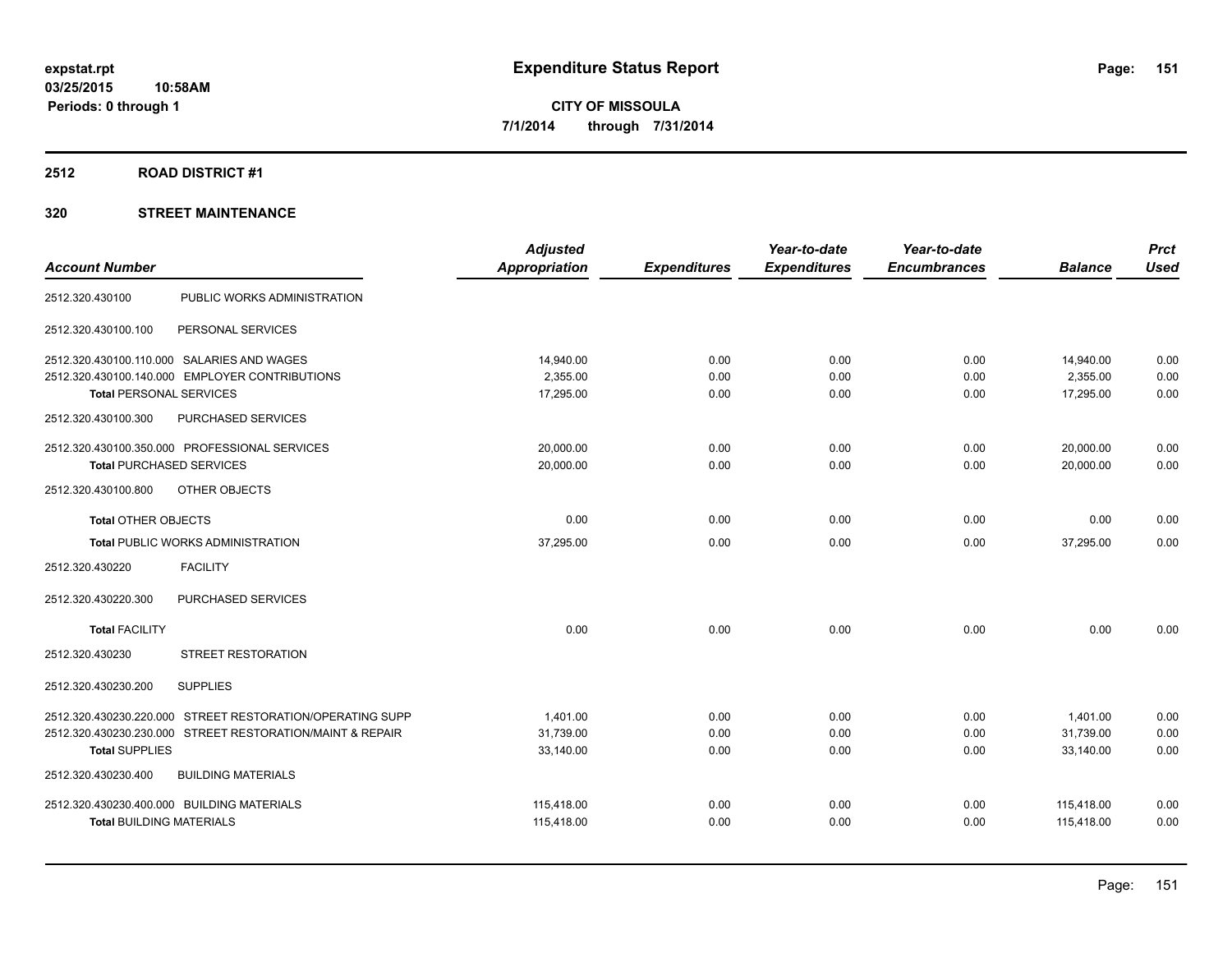expstat.rpt
03/25/2015 10:58AM
Periods: 0 through 1

# Expenditure Status Report

**CITY OF MISSOULA**
**7/1/2014 through 7/31/2014**

## 2512 ROAD DISTRICT #1

### 320 STREET MAINTENANCE

| Account Number | | Adjusted Appropriation | Expenditures | Year-to-date Expenditures | Year-to-date Encumbrances | Balance | Prct Used |
|---|---|---|---|---|---|---|---|
| 2512.320.430100 | PUBLIC WORKS ADMINISTRATION | | | | | | |
| 2512.320.430100.100 | PERSONAL SERVICES | | | | | | |
| 2512.320.430100.110.000 | SALARIES AND WAGES | 14,940.00 | 0.00 | 0.00 | 0.00 | 14,940.00 | 0.00 |
| 2512.320.430100.140.000 | EMPLOYER CONTRIBUTIONS | 2,355.00 | 0.00 | 0.00 | 0.00 | 2,355.00 | 0.00 |
| **Total** PERSONAL SERVICES | | 17,295.00 | 0.00 | 0.00 | 0.00 | 17,295.00 | 0.00 |
| 2512.320.430100.300 | PURCHASED SERVICES | | | | | | |
| 2512.320.430100.350.000 | PROFESSIONAL SERVICES | 20,000.00 | 0.00 | 0.00 | 0.00 | 20,000.00 | 0.00 |
| **Total** PURCHASED SERVICES | | 20,000.00 | 0.00 | 0.00 | 0.00 | 20,000.00 | 0.00 |
| 2512.320.430100.800 | OTHER OBJECTS | | | | | | |
| **Total** OTHER OBJECTS | | 0.00 | 0.00 | 0.00 | 0.00 | 0.00 | 0.00 |
| **Total** PUBLIC WORKS ADMINISTRATION | | 37,295.00 | 0.00 | 0.00 | 0.00 | 37,295.00 | 0.00 |
| 2512.320.430220 | FACILITY | | | | | | |
| 2512.320.430220.300 | PURCHASED SERVICES | | | | | | |
| **Total** FACILITY | | 0.00 | 0.00 | 0.00 | 0.00 | 0.00 | 0.00 |
| 2512.320.430230 | STREET RESTORATION | | | | | | |
| 2512.320.430230.200 | SUPPLIES | | | | | | |
| 2512.320.430230.220.000 | STREET RESTORATION/OPERATING SUPP | 1,401.00 | 0.00 | 0.00 | 0.00 | 1,401.00 | 0.00 |
| 2512.320.430230.230.000 | STREET RESTORATION/MAINT & REPAIR | 31,739.00 | 0.00 | 0.00 | 0.00 | 31,739.00 | 0.00 |
| **Total** SUPPLIES | | 33,140.00 | 0.00 | 0.00 | 0.00 | 33,140.00 | 0.00 |
| 2512.320.430230.400 | BUILDING MATERIALS | | | | | | |
| 2512.320.430230.400.000 | BUILDING MATERIALS | 115,418.00 | 0.00 | 0.00 | 0.00 | 115,418.00 | 0.00 |
| **Total** BUILDING MATERIALS | | 115,418.00 | 0.00 | 0.00 | 0.00 | 115,418.00 | 0.00 |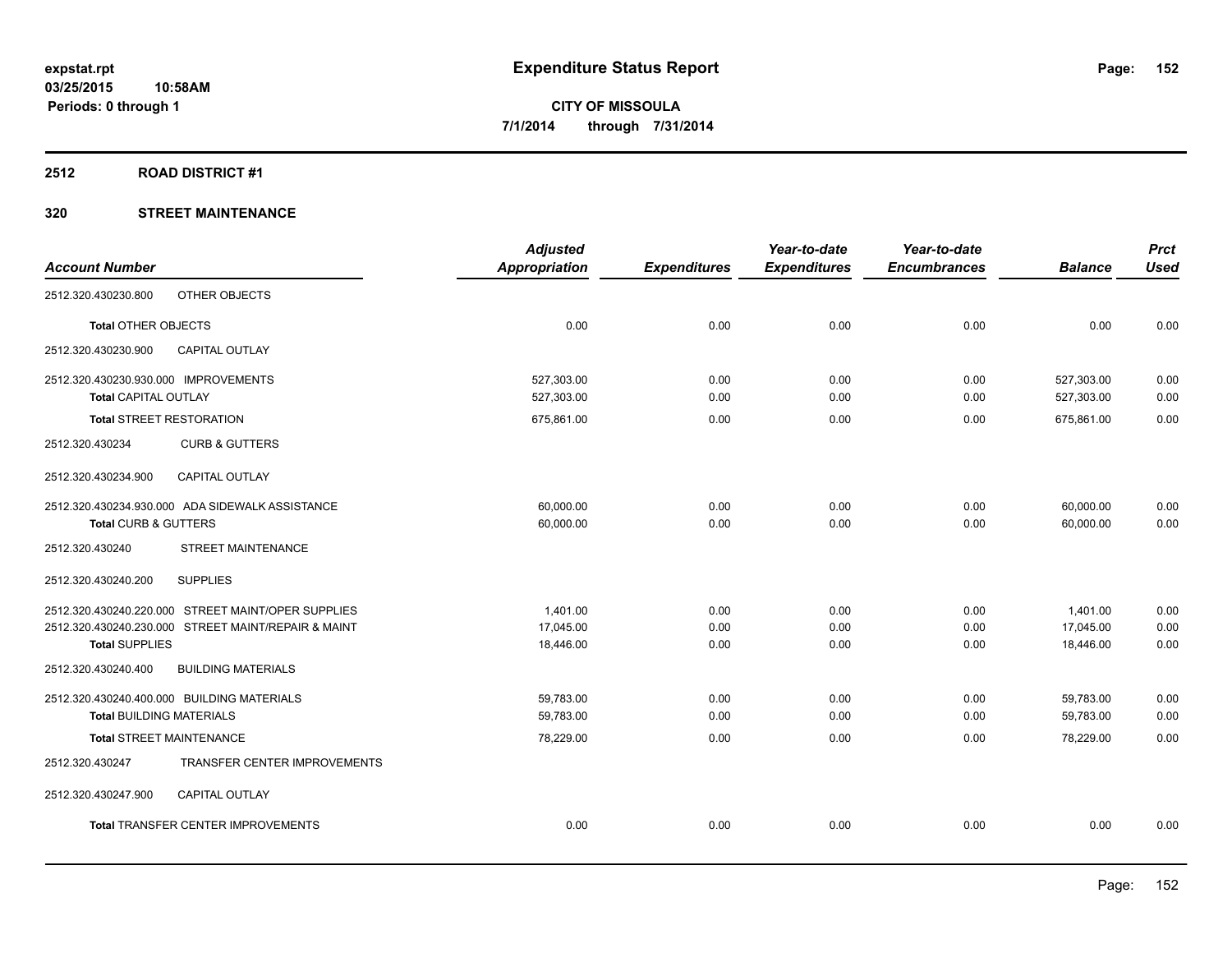**expstat.rpt**
**03/25/2015 10:58AM**
**Periods: 0 through 1**

# Expenditure Status Report

**CITY OF MISSOULA**
**7/1/2014 through 7/31/2014**

## 2512 ROAD DISTRICT #1

### 320 STREET MAINTENANCE

| Account Number | | Adjusted Appropriation | Expenditures | Year-to-date Expenditures | Year-to-date Encumbrances | Balance | Prct Used |
|---|---|---|---|---|---|---|---|
| 2512.320.430230.800 | OTHER OBJECTS | | | | | | |
| **Total** OTHER OBJECTS | | 0.00 | 0.00 | 0.00 | 0.00 | 0.00 | 0.00 |
| 2512.320.430230.900 | CAPITAL OUTLAY | | | | | | |
| 2512.320.430230.930.000 | IMPROVEMENTS | 527,303.00 | 0.00 | 0.00 | 0.00 | 527,303.00 | 0.00 |
| **Total** CAPITAL OUTLAY | | 527,303.00 | 0.00 | 0.00 | 0.00 | 527,303.00 | 0.00 |
| **Total** STREET RESTORATION | | 675,861.00 | 0.00 | 0.00 | 0.00 | 675,861.00 | 0.00 |
| 2512.320.430234 | CURB & GUTTERS | | | | | | |
| 2512.320.430234.900 | CAPITAL OUTLAY | | | | | | |
| 2512.320.430234.930.000 | ADA SIDEWALK ASSISTANCE | 60,000.00 | 0.00 | 0.00 | 0.00 | 60,000.00 | 0.00 |
| **Total** CURB & GUTTERS | | 60,000.00 | 0.00 | 0.00 | 0.00 | 60,000.00 | 0.00 |
| 2512.320.430240 | STREET MAINTENANCE | | | | | | |
| 2512.320.430240.200 | SUPPLIES | | | | | | |
| 2512.320.430240.220.000 | STREET MAINT/OPER SUPPLIES | 1,401.00 | 0.00 | 0.00 | 0.00 | 1,401.00 | 0.00 |
| 2512.320.430240.230.000 | STREET MAINT/REPAIR & MAINT | 17,045.00 | 0.00 | 0.00 | 0.00 | 17,045.00 | 0.00 |
| **Total** SUPPLIES | | 18,446.00 | 0.00 | 0.00 | 0.00 | 18,446.00 | 0.00 |
| 2512.320.430240.400 | BUILDING MATERIALS | | | | | | |
| 2512.320.430240.400.000 | BUILDING MATERIALS | 59,783.00 | 0.00 | 0.00 | 0.00 | 59,783.00 | 0.00 |
| **Total** BUILDING MATERIALS | | 59,783.00 | 0.00 | 0.00 | 0.00 | 59,783.00 | 0.00 |
| **Total** STREET MAINTENANCE | | 78,229.00 | 0.00 | 0.00 | 0.00 | 78,229.00 | 0.00 |
| 2512.320.430247 | TRANSFER CENTER IMPROVEMENTS | | | | | | |
| 2512.320.430247.900 | CAPITAL OUTLAY | | | | | | |
| **Total** TRANSFER CENTER IMPROVEMENTS | | 0.00 | 0.00 | 0.00 | 0.00 | 0.00 | 0.00 |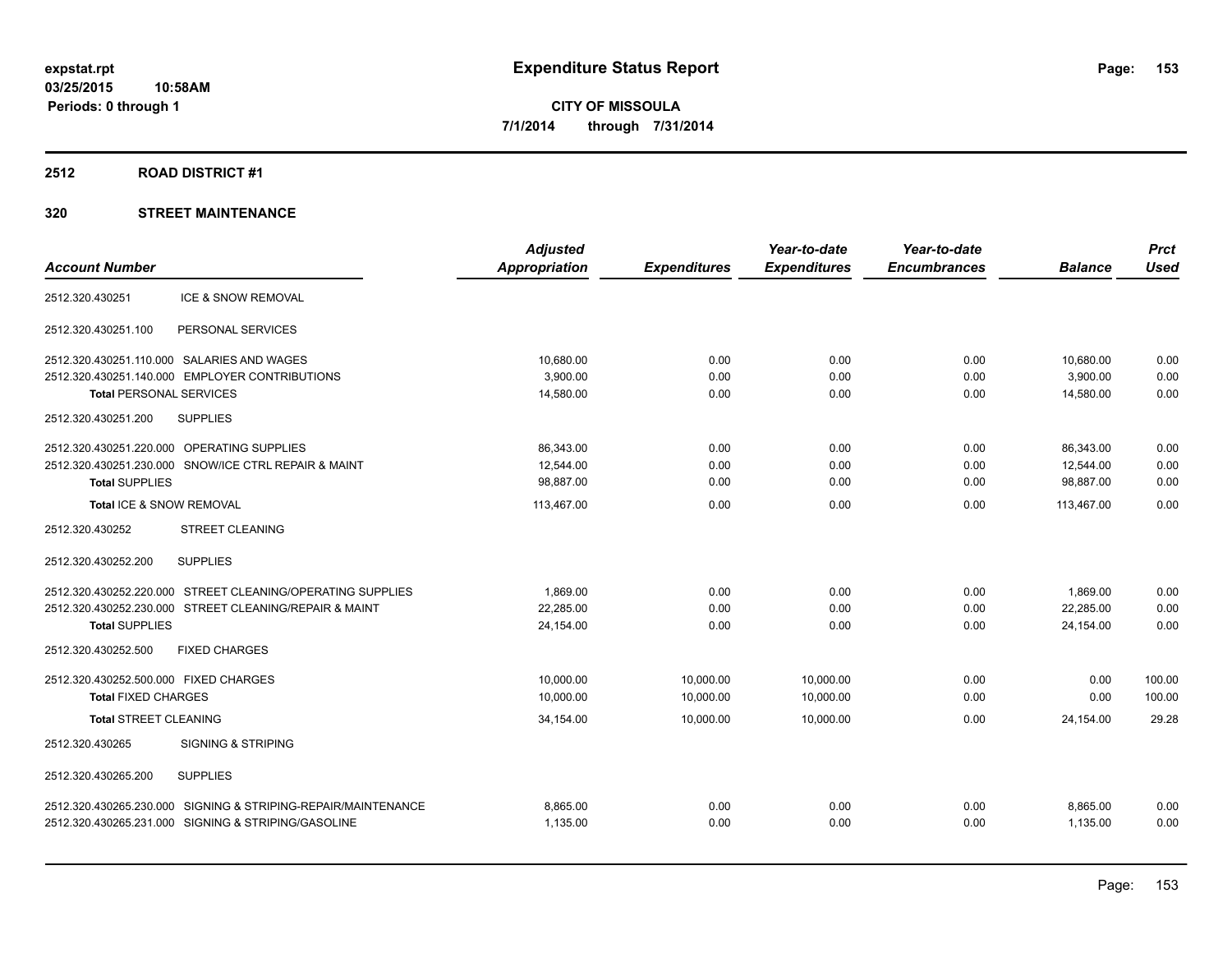expstat.rpt
03/25/2015 10:58AM
Periods: 0 through 1

# Expenditure Status Report

CITY OF MISSOULA
7/1/2014 through 7/31/2014

## 2512 ROAD DISTRICT #1

### 320 STREET MAINTENANCE

| Account Number | | Adjusted Appropriation | Expenditures | Year-to-date Expenditures | Year-to-date Encumbrances | Balance | Prct Used |
|---|---|---|---|---|---|---|---|
| 2512.320.430251 | ICE & SNOW REMOVAL | | | | | | |
| 2512.320.430251.100 | PERSONAL SERVICES | | | | | | |
| 2512.320.430251.110.000 | SALARIES AND WAGES | 10,680.00 | 0.00 | 0.00 | 0.00 | 10,680.00 | 0.00 |
| 2512.320.430251.140.000 | EMPLOYER CONTRIBUTIONS | 3,900.00 | 0.00 | 0.00 | 0.00 | 3,900.00 | 0.00 |
| Total PERSONAL SERVICES | | 14,580.00 | 0.00 | 0.00 | 0.00 | 14,580.00 | 0.00 |
| 2512.320.430251.200 | SUPPLIES | | | | | | |
| 2512.320.430251.220.000 | OPERATING SUPPLIES | 86,343.00 | 0.00 | 0.00 | 0.00 | 86,343.00 | 0.00 |
| 2512.320.430251.230.000 | SNOW/ICE CTRL REPAIR & MAINT | 12,544.00 | 0.00 | 0.00 | 0.00 | 12,544.00 | 0.00 |
| Total SUPPLIES | | 98,887.00 | 0.00 | 0.00 | 0.00 | 98,887.00 | 0.00 |
| Total ICE & SNOW REMOVAL | | 113,467.00 | 0.00 | 0.00 | 0.00 | 113,467.00 | 0.00 |
| 2512.320.430252 | STREET CLEANING | | | | | | |
| 2512.320.430252.200 | SUPPLIES | | | | | | |
| 2512.320.430252.220.000 | STREET CLEANING/OPERATING SUPPLIES | 1,869.00 | 0.00 | 0.00 | 0.00 | 1,869.00 | 0.00 |
| 2512.320.430252.230.000 | STREET CLEANING/REPAIR & MAINT | 22,285.00 | 0.00 | 0.00 | 0.00 | 22,285.00 | 0.00 |
| Total SUPPLIES | | 24,154.00 | 0.00 | 0.00 | 0.00 | 24,154.00 | 0.00 |
| 2512.320.430252.500 | FIXED CHARGES | | | | | | |
| 2512.320.430252.500.000 | FIXED CHARGES | 10,000.00 | 10,000.00 | 10,000.00 | 0.00 | 0.00 | 100.00 |
| Total FIXED CHARGES | | 10,000.00 | 10,000.00 | 10,000.00 | 0.00 | 0.00 | 100.00 |
| Total STREET CLEANING | | 34,154.00 | 10,000.00 | 10,000.00 | 0.00 | 24,154.00 | 29.28 |
| 2512.320.430265 | SIGNING & STRIPING | | | | | | |
| 2512.320.430265.200 | SUPPLIES | | | | | | |
| 2512.320.430265.230.000 | SIGNING & STRIPING-REPAIR/MAINTENANCE | 8,865.00 | 0.00 | 0.00 | 0.00 | 8,865.00 | 0.00 |
| 2512.320.430265.231.000 | SIGNING & STRIPING/GASOLINE | 1,135.00 | 0.00 | 0.00 | 0.00 | 1,135.00 | 0.00 |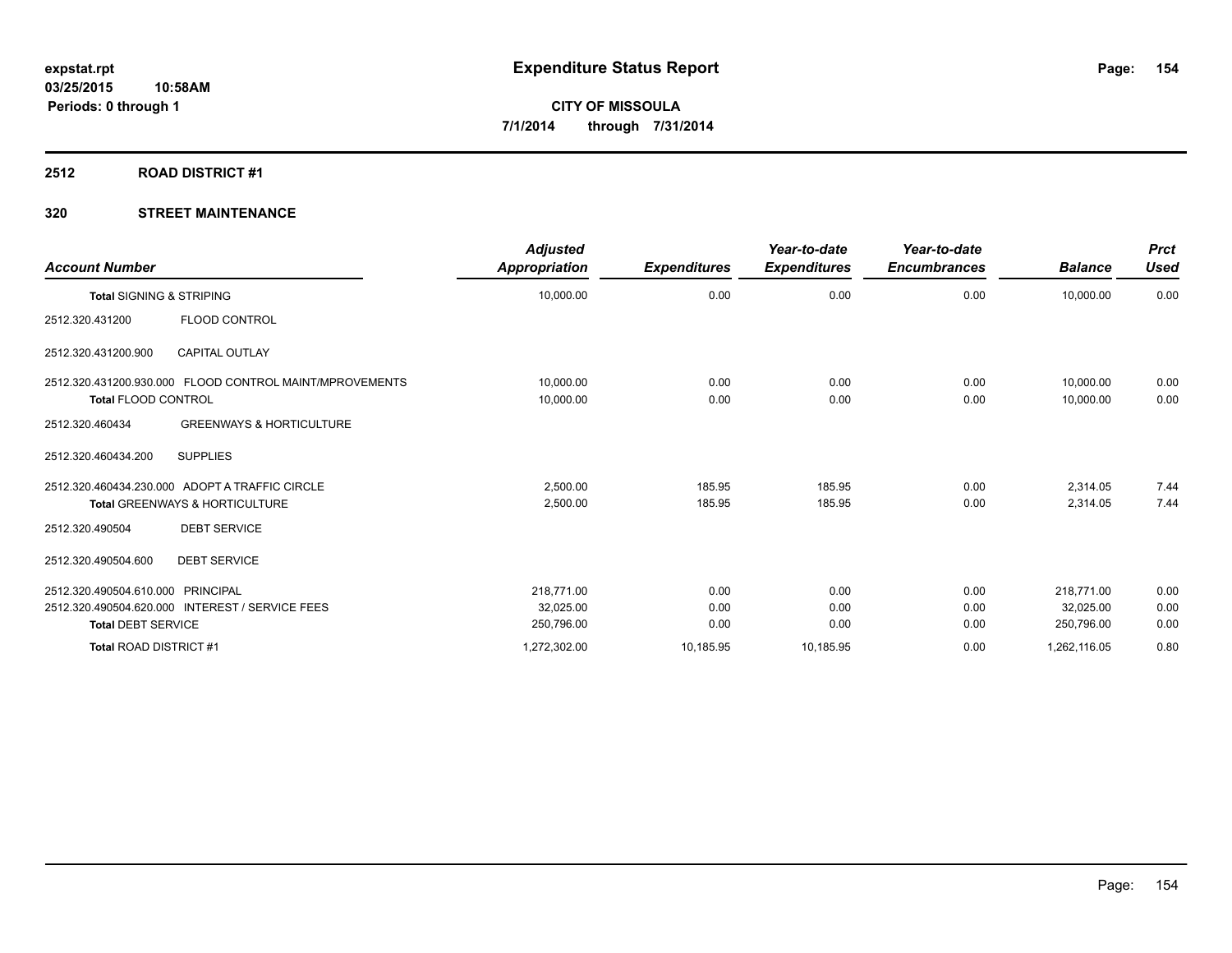**expstat.rpt**
**03/25/2015 10:58AM**
**Periods: 0 through 1**

# Expenditure Status Report

**CITY OF MISSOULA**
**7/1/2014 through 7/31/2014**

## 2512 ROAD DISTRICT #1

## 320 STREET MAINTENANCE

| Account Number | | Adjusted Appropriation | Expenditures | Year-to-date Expenditures | Year-to-date Encumbrances | Balance | Prct Used |
|---|---|---|---|---|---|---|---|
| **Total** SIGNING & STRIPING | | 10,000.00 | 0.00 | 0.00 | 0.00 | 10,000.00 | 0.00 |
| 2512.320.431200 | FLOOD CONTROL | | | | | | |
| 2512.320.431200.900 | CAPITAL OUTLAY | | | | | | |
| 2512.320.431200.930.000 | FLOOD CONTROL MAINT/MPROVEMENTS | 10,000.00 | 0.00 | 0.00 | 0.00 | 10,000.00 | 0.00 |
| **Total** FLOOD CONTROL | | 10,000.00 | 0.00 | 0.00 | 0.00 | 10,000.00 | 0.00 |
| 2512.320.460434 | GREENWAYS & HORTICULTURE | | | | | | |
| 2512.320.460434.200 | SUPPLIES | | | | | | |
| 2512.320.460434.230.000 | ADOPT A TRAFFIC CIRCLE | 2,500.00 | 185.95 | 185.95 | 0.00 | 2,314.05 | 7.44 |
| **Total** GREENWAYS & HORTICULTURE | | 2,500.00 | 185.95 | 185.95 | 0.00 | 2,314.05 | 7.44 |
| 2512.320.490504 | DEBT SERVICE | | | | | | |
| 2512.320.490504.600 | DEBT SERVICE | | | | | | |
| 2512.320.490504.610.000 | PRINCIPAL | 218,771.00 | 0.00 | 0.00 | 0.00 | 218,771.00 | 0.00 |
| 2512.320.490504.620.000 | INTEREST / SERVICE FEES | 32,025.00 | 0.00 | 0.00 | 0.00 | 32,025.00 | 0.00 |
| **Total** DEBT SERVICE | | 250,796.00 | 0.00 | 0.00 | 0.00 | 250,796.00 | 0.00 |
| **Total** ROAD DISTRICT #1 | | 1,272,302.00 | 10,185.95 | 10,185.95 | 0.00 | 1,262,116.05 | 0.80 |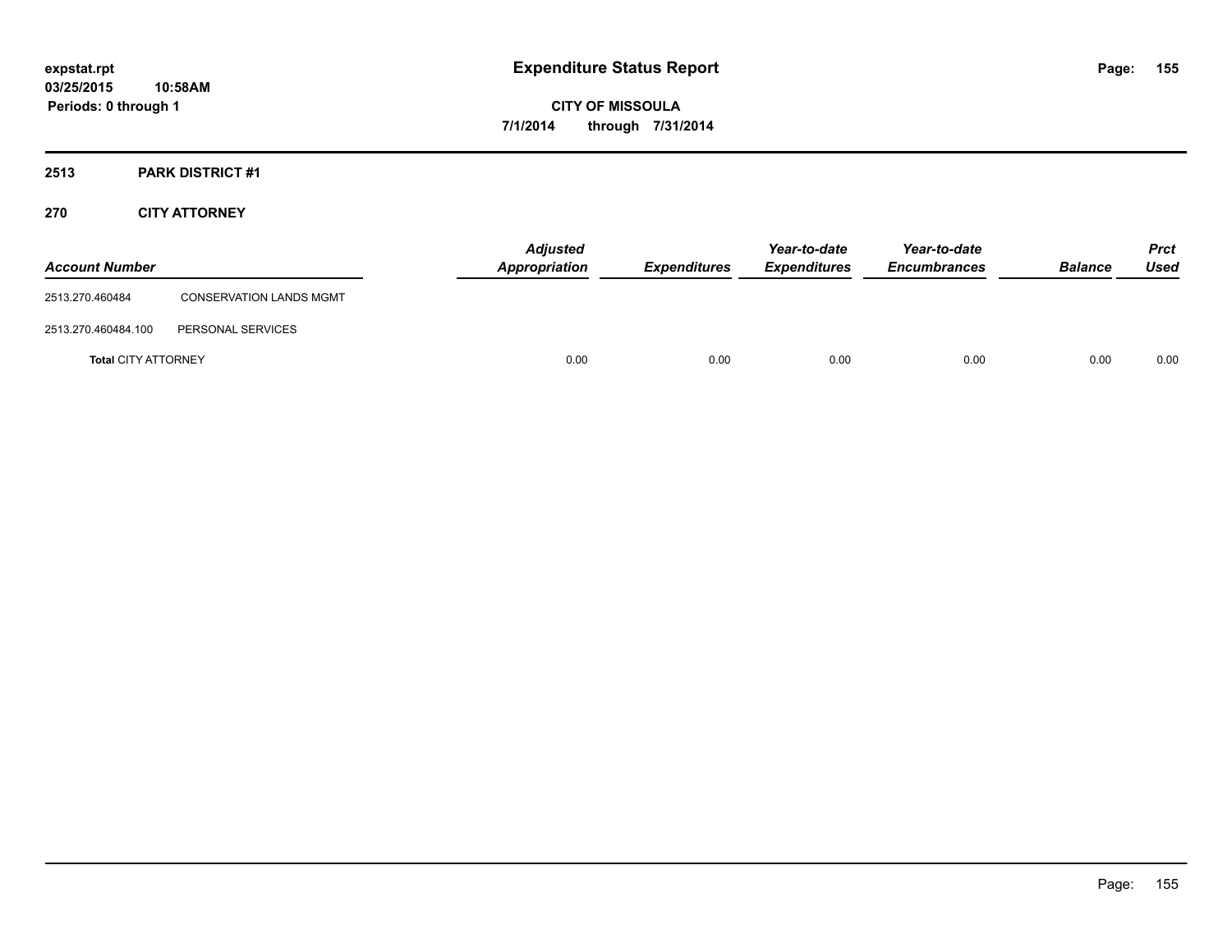**expstat.rpt**
**03/25/2015 10:58AM**
**Periods: 0 through 1**

# Expenditure Status Report

**CITY OF MISSOULA**
**7/1/2014 through 7/31/2014**

## 2513 PARK DISTRICT #1

### 270 CITY ATTORNEY

| Account Number | | Adjusted Appropriation | Expenditures | Year-to-date Expenditures | Year-to-date Encumbrances | Balance | Prct Used |
|---|---|---|---|---|---|---|---|
| 2513.270.460484 | CONSERVATION LANDS MGMT | | | | | | |
| 2513.270.460484.100 | PERSONAL SERVICES | | | | | | |
| **Total** CITY ATTORNEY | | 0.00 | 0.00 | 0.00 | 0.00 | 0.00 | 0.00 |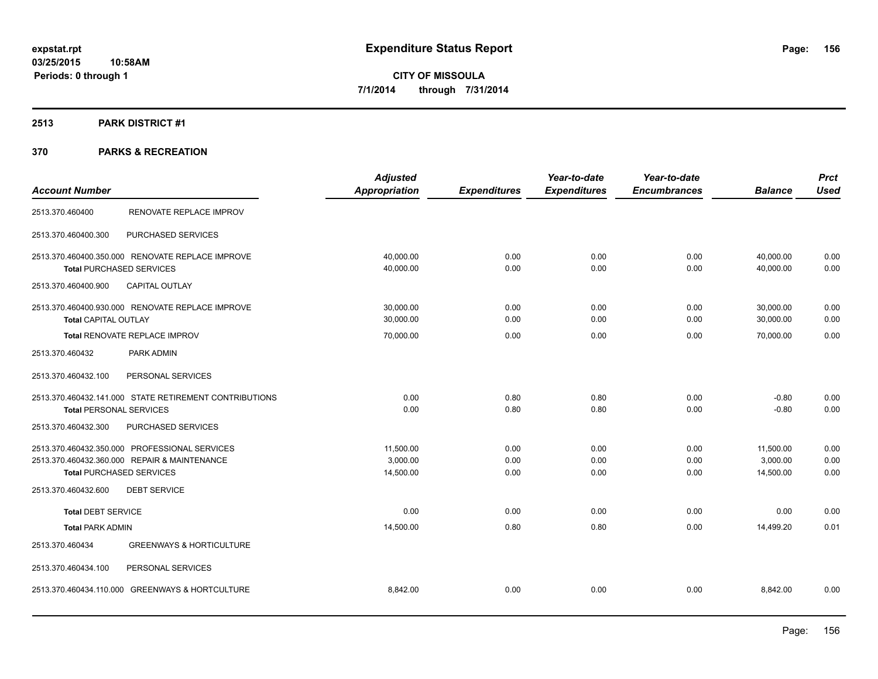# Expenditure Status Report

**CITY OF MISSOULA**

**7/1/2014 through 7/31/2014**

expstat.rpt
03/25/2015 10:58AM
Periods: 0 through 1

## 2513 PARK DISTRICT #1

## 370 PARKS & RECREATION

| Account Number | | Adjusted Appropriation | Expenditures | Year-to-date Expenditures | Year-to-date Encumbrances | Balance | Prct Used |
|---|---|---|---|---|---|---|---|
| 2513.370.460400 | RENOVATE REPLACE IMPROV | | | | | | |
| 2513.370.460400.300 | PURCHASED SERVICES | | | | | | |
| 2513.370.460400.350.000 | RENOVATE REPLACE IMPROVE | 40,000.00 | 0.00 | 0.00 | 0.00 | 40,000.00 | 0.00 |
| **Total** PURCHASED SERVICES | | 40,000.00 | 0.00 | 0.00 | 0.00 | 40,000.00 | 0.00 |
| 2513.370.460400.900 | CAPITAL OUTLAY | | | | | | |
| 2513.370.460400.930.000 | RENOVATE REPLACE IMPROVE | 30,000.00 | 0.00 | 0.00 | 0.00 | 30,000.00 | 0.00 |
| **Total** CAPITAL OUTLAY | | 30,000.00 | 0.00 | 0.00 | 0.00 | 30,000.00 | 0.00 |
| **Total** RENOVATE REPLACE IMPROV | | 70,000.00 | 0.00 | 0.00 | 0.00 | 70,000.00 | 0.00 |
| 2513.370.460432 | PARK ADMIN | | | | | | |
| 2513.370.460432.100 | PERSONAL SERVICES | | | | | | |
| 2513.370.460432.141.000 | STATE RETIREMENT CONTRIBUTIONS | 0.00 | 0.80 | 0.80 | 0.00 | -0.80 | 0.00 |
| **Total** PERSONAL SERVICES | | 0.00 | 0.80 | 0.80 | 0.00 | -0.80 | 0.00 |
| 2513.370.460432.300 | PURCHASED SERVICES | | | | | | |
| 2513.370.460432.350.000 | PROFESSIONAL SERVICES | 11,500.00 | 0.00 | 0.00 | 0.00 | 11,500.00 | 0.00 |
| 2513.370.460432.360.000 | REPAIR & MAINTENANCE | 3,000.00 | 0.00 | 0.00 | 0.00 | 3,000.00 | 0.00 |
| **Total** PURCHASED SERVICES | | 14,500.00 | 0.00 | 0.00 | 0.00 | 14,500.00 | 0.00 |
| 2513.370.460432.600 | DEBT SERVICE | | | | | | |
| **Total** DEBT SERVICE | | 0.00 | 0.00 | 0.00 | 0.00 | 0.00 | 0.00 |
| **Total** PARK ADMIN | | 14,500.00 | 0.80 | 0.80 | 0.00 | 14,499.20 | 0.01 |
| 2513.370.460434 | GREENWAYS & HORTICULTURE | | | | | | |
| 2513.370.460434.100 | PERSONAL SERVICES | | | | | | |
| 2513.370.460434.110.000 | GREENWAYS & HORTCULTURE | 8,842.00 | 0.00 | 0.00 | 0.00 | 8,842.00 | 0.00 |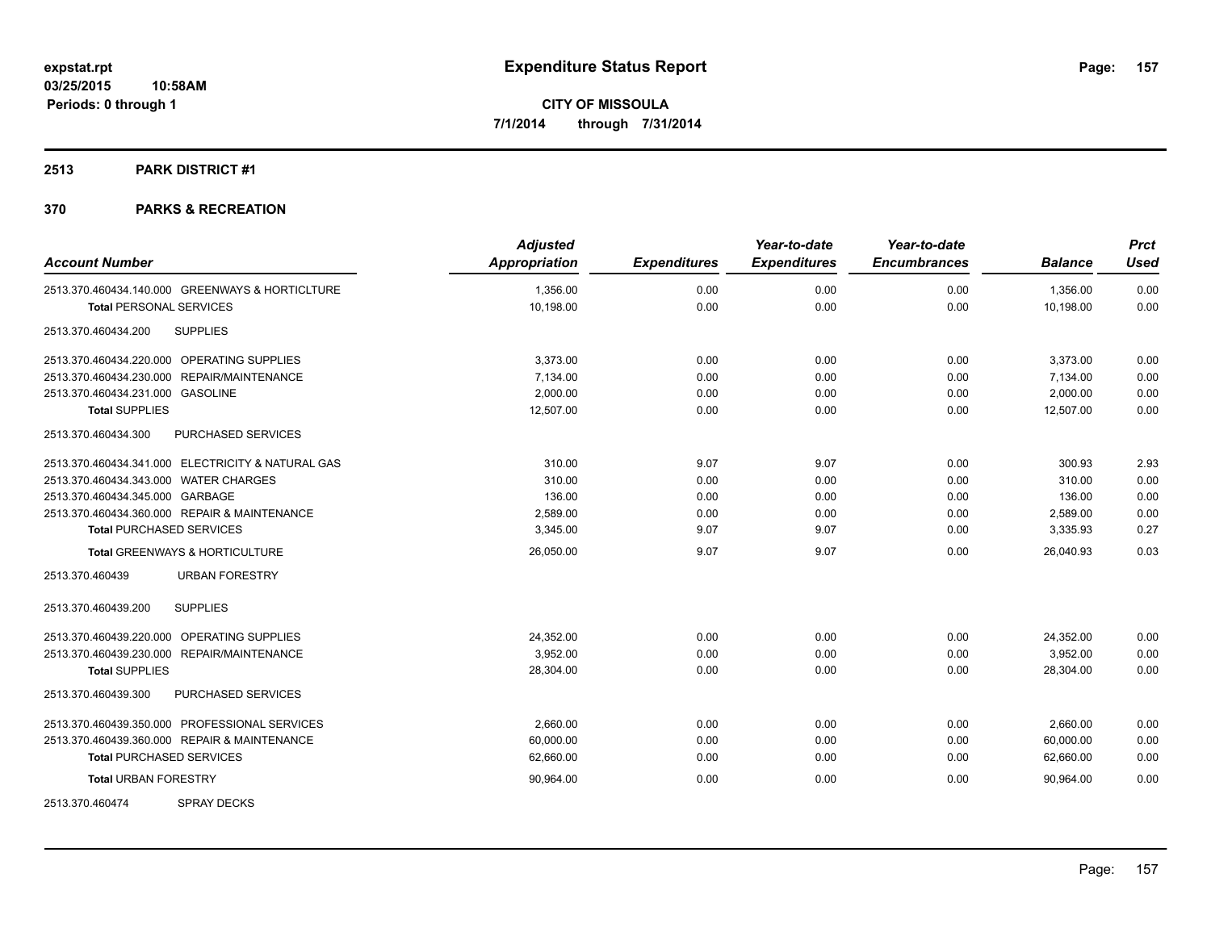**expstat.rpt**
**03/25/2015 10:58AM**
**Periods: 0 through 1**

# Expenditure Status Report

**CITY OF MISSOULA**
**7/1/2014 through 7/31/2014**

## 2513 PARK DISTRICT #1

## 370 PARKS & RECREATION

| Account Number | Adjusted Appropriation | Expenditures | Year-to-date Expenditures | Year-to-date Encumbrances | Balance | Prct Used |
|---|---|---|---|---|---|---|
| 2513.370.460434.140.000 GREENWAYS & HORTICLTURE | 1,356.00 | 0.00 | 0.00 | 0.00 | 1,356.00 | 0.00 |
| **Total** PERSONAL SERVICES | 10,198.00 | 0.00 | 0.00 | 0.00 | 10,198.00 | 0.00 |
| 2513.370.460434.200 SUPPLIES | | | | | | |
| 2513.370.460434.220.000 OPERATING SUPPLIES | 3,373.00 | 0.00 | 0.00 | 0.00 | 3,373.00 | 0.00 |
| 2513.370.460434.230.000 REPAIR/MAINTENANCE | 7,134.00 | 0.00 | 0.00 | 0.00 | 7,134.00 | 0.00 |
| 2513.370.460434.231.000 GASOLINE | 2,000.00 | 0.00 | 0.00 | 0.00 | 2,000.00 | 0.00 |
| **Total** SUPPLIES | 12,507.00 | 0.00 | 0.00 | 0.00 | 12,507.00 | 0.00 |
| 2513.370.460434.300 PURCHASED SERVICES | | | | | | |
| 2513.370.460434.341.000 ELECTRICITY & NATURAL GAS | 310.00 | 9.07 | 9.07 | 0.00 | 300.93 | 2.93 |
| 2513.370.460434.343.000 WATER CHARGES | 310.00 | 0.00 | 0.00 | 0.00 | 310.00 | 0.00 |
| 2513.370.460434.345.000 GARBAGE | 136.00 | 0.00 | 0.00 | 0.00 | 136.00 | 0.00 |
| 2513.370.460434.360.000 REPAIR & MAINTENANCE | 2,589.00 | 0.00 | 0.00 | 0.00 | 2,589.00 | 0.00 |
| **Total** PURCHASED SERVICES | 3,345.00 | 9.07 | 9.07 | 0.00 | 3,335.93 | 0.27 |
| **Total** GREENWAYS & HORTICULTURE | 26,050.00 | 9.07 | 9.07 | 0.00 | 26,040.93 | 0.03 |
| 2513.370.460439 URBAN FORESTRY | | | | | | |
| 2513.370.460439.200 SUPPLIES | | | | | | |
| 2513.370.460439.220.000 OPERATING SUPPLIES | 24,352.00 | 0.00 | 0.00 | 0.00 | 24,352.00 | 0.00 |
| 2513.370.460439.230.000 REPAIR/MAINTENANCE | 3,952.00 | 0.00 | 0.00 | 0.00 | 3,952.00 | 0.00 |
| **Total** SUPPLIES | 28,304.00 | 0.00 | 0.00 | 0.00 | 28,304.00 | 0.00 |
| 2513.370.460439.300 PURCHASED SERVICES | | | | | | |
| 2513.370.460439.350.000 PROFESSIONAL SERVICES | 2,660.00 | 0.00 | 0.00 | 0.00 | 2,660.00 | 0.00 |
| 2513.370.460439.360.000 REPAIR & MAINTENANCE | 60,000.00 | 0.00 | 0.00 | 0.00 | 60,000.00 | 0.00 |
| **Total** PURCHASED SERVICES | 62,660.00 | 0.00 | 0.00 | 0.00 | 62,660.00 | 0.00 |
| **Total** URBAN FORESTRY | 90,964.00 | 0.00 | 0.00 | 0.00 | 90,964.00 | 0.00 |
| 2513.370.460474 SPRAY DECKS | | | | | | |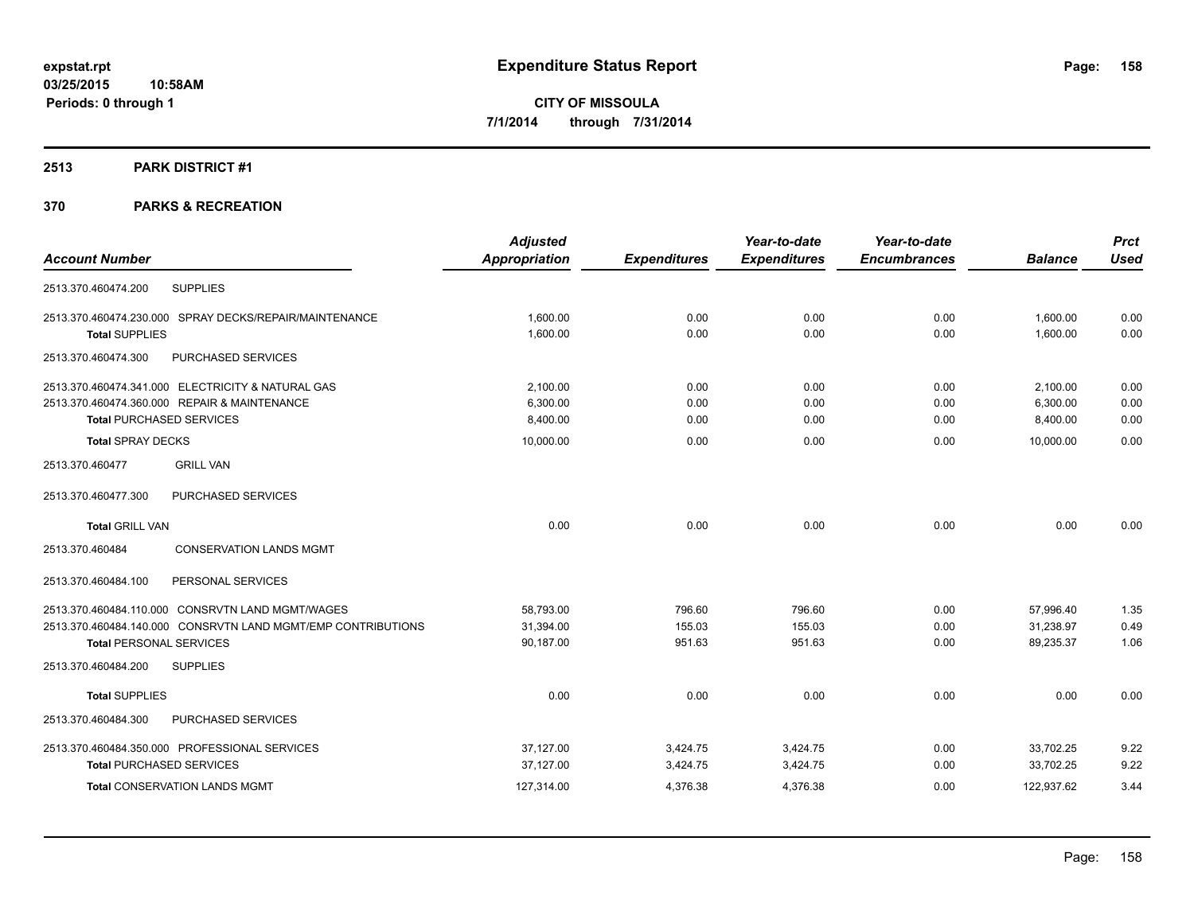**expstat.rpt**
**03/25/2015 10:58AM**
**Periods: 0 through 1**

# Expenditure Status Report

**CITY OF MISSOULA**
**7/1/2014 through 7/31/2014**

## 2513 PARK DISTRICT #1

## 370 PARKS & RECREATION

| Account Number | Adjusted Appropriation | Expenditures | Year-to-date Expenditures | Year-to-date Encumbrances | Balance | Prct Used |
|---|---|---|---|---|---|---|
| 2513.370.460474.200 SUPPLIES | | | | | | |
| 2513.370.460474.230.000 SPRAY DECKS/REPAIR/MAINTENANCE | 1,600.00 | 0.00 | 0.00 | 0.00 | 1,600.00 | 0.00 |
| **Total** SUPPLIES | 1,600.00 | 0.00 | 0.00 | 0.00 | 1,600.00 | 0.00 |
| 2513.370.460474.300 PURCHASED SERVICES | | | | | | |
| 2513.370.460474.341.000 ELECTRICITY & NATURAL GAS | 2,100.00 | 0.00 | 0.00 | 0.00 | 2,100.00 | 0.00 |
| 2513.370.460474.360.000 REPAIR & MAINTENANCE | 6,300.00 | 0.00 | 0.00 | 0.00 | 6,300.00 | 0.00 |
| **Total** PURCHASED SERVICES | 8,400.00 | 0.00 | 0.00 | 0.00 | 8,400.00 | 0.00 |
| **Total** SPRAY DECKS | 10,000.00 | 0.00 | 0.00 | 0.00 | 10,000.00 | 0.00 |
| 2513.370.460477 GRILL VAN | | | | | | |
| 2513.370.460477.300 PURCHASED SERVICES | | | | | | |
| **Total** GRILL VAN | 0.00 | 0.00 | 0.00 | 0.00 | 0.00 | 0.00 |
| 2513.370.460484 CONSERVATION LANDS MGMT | | | | | | |
| 2513.370.460484.100 PERSONAL SERVICES | | | | | | |
| 2513.370.460484.110.000 CONSRVTN LAND MGMT/WAGES | 58,793.00 | 796.60 | 796.60 | 0.00 | 57,996.40 | 1.35 |
| 2513.370.460484.140.000 CONSRVTN LAND MGMT/EMP CONTRIBUTIONS | 31,394.00 | 155.03 | 155.03 | 0.00 | 31,238.97 | 0.49 |
| **Total** PERSONAL SERVICES | 90,187.00 | 951.63 | 951.63 | 0.00 | 89,235.37 | 1.06 |
| 2513.370.460484.200 SUPPLIES | | | | | | |
| **Total** SUPPLIES | 0.00 | 0.00 | 0.00 | 0.00 | 0.00 | 0.00 |
| 2513.370.460484.300 PURCHASED SERVICES | | | | | | |
| 2513.370.460484.350.000 PROFESSIONAL SERVICES | 37,127.00 | 3,424.75 | 3,424.75 | 0.00 | 33,702.25 | 9.22 |
| **Total** PURCHASED SERVICES | 37,127.00 | 3,424.75 | 3,424.75 | 0.00 | 33,702.25 | 9.22 |
| **Total** CONSERVATION LANDS MGMT | 127,314.00 | 4,376.38 | 4,376.38 | 0.00 | 122,937.62 | 3.44 |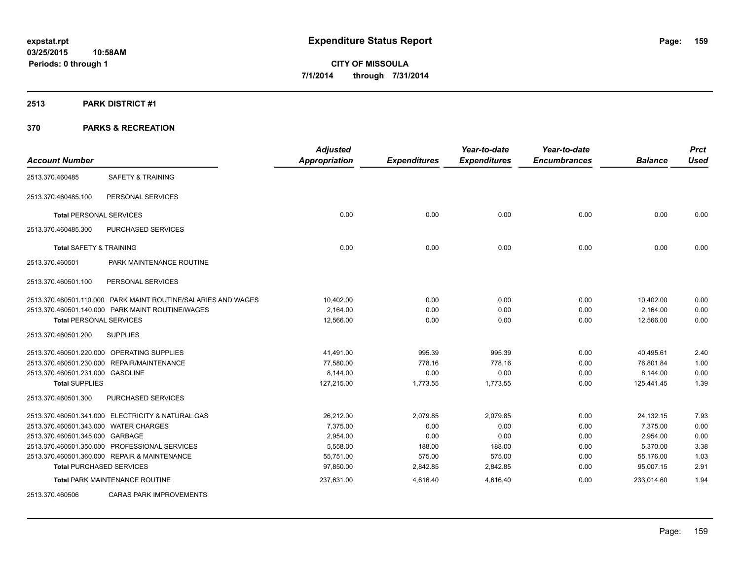**expstat.rpt**
**03/25/2015 10:58AM**
**Periods: 0 through 1**

# Expenditure Status Report

**CITY OF MISSOULA**
**7/1/2014 through 7/31/2014**

## 2513 PARK DISTRICT #1

## 370 PARKS & RECREATION

| Account Number | | Adjusted Appropriation | Expenditures | Year-to-date Expenditures | Year-to-date Encumbrances | Balance | Prct Used |
|---|---|---|---|---|---|---|---|
| 2513.370.460485 | SAFETY & TRAINING | | | | | | |
| 2513.370.460485.100 | PERSONAL SERVICES | | | | | | |
| **Total** PERSONAL SERVICES | | 0.00 | 0.00 | 0.00 | 0.00 | 0.00 | 0.00 |
| 2513.370.460485.300 | PURCHASED SERVICES | | | | | | |
| **Total** SAFETY & TRAINING | | 0.00 | 0.00 | 0.00 | 0.00 | 0.00 | 0.00 |
| 2513.370.460501 | PARK MAINTENANCE ROUTINE | | | | | | |
| 2513.370.460501.100 | PERSONAL SERVICES | | | | | | |
| 2513.370.460501.110.000 | PARK MAINT ROUTINE/SALARIES AND WAGES | 10,402.00 | 0.00 | 0.00 | 0.00 | 10,402.00 | 0.00 |
| 2513.370.460501.140.000 | PARK MAINT ROUTINE/WAGES | 2,164.00 | 0.00 | 0.00 | 0.00 | 2,164.00 | 0.00 |
| **Total** PERSONAL SERVICES | | 12,566.00 | 0.00 | 0.00 | 0.00 | 12,566.00 | 0.00 |
| 2513.370.460501.200 | SUPPLIES | | | | | | |
| 2513.370.460501.220.000 | OPERATING SUPPLIES | 41,491.00 | 995.39 | 995.39 | 0.00 | 40,495.61 | 2.40 |
| 2513.370.460501.230.000 | REPAIR/MAINTENANCE | 77,580.00 | 778.16 | 778.16 | 0.00 | 76,801.84 | 1.00 |
| 2513.370.460501.231.000 | GASOLINE | 8,144.00 | 0.00 | 0.00 | 0.00 | 8,144.00 | 0.00 |
| **Total** SUPPLIES | | 127,215.00 | 1,773.55 | 1,773.55 | 0.00 | 125,441.45 | 1.39 |
| 2513.370.460501.300 | PURCHASED SERVICES | | | | | | |
| 2513.370.460501.341.000 | ELECTRICITY & NATURAL GAS | 26,212.00 | 2,079.85 | 2,079.85 | 0.00 | 24,132.15 | 7.93 |
| 2513.370.460501.343.000 | WATER CHARGES | 7,375.00 | 0.00 | 0.00 | 0.00 | 7,375.00 | 0.00 |
| 2513.370.460501.345.000 | GARBAGE | 2,954.00 | 0.00 | 0.00 | 0.00 | 2,954.00 | 0.00 |
| 2513.370.460501.350.000 | PROFESSIONAL SERVICES | 5,558.00 | 188.00 | 188.00 | 0.00 | 5,370.00 | 3.38 |
| 2513.370.460501.360.000 | REPAIR & MAINTENANCE | 55,751.00 | 575.00 | 575.00 | 0.00 | 55,176.00 | 1.03 |
| **Total** PURCHASED SERVICES | | 97,850.00 | 2,842.85 | 2,842.85 | 0.00 | 95,007.15 | 2.91 |
| **Total** PARK MAINTENANCE ROUTINE | | 237,631.00 | 4,616.40 | 4,616.40 | 0.00 | 233,014.60 | 1.94 |
| 2513.370.460506 | CARAS PARK IMPROVEMENTS | | | | | | |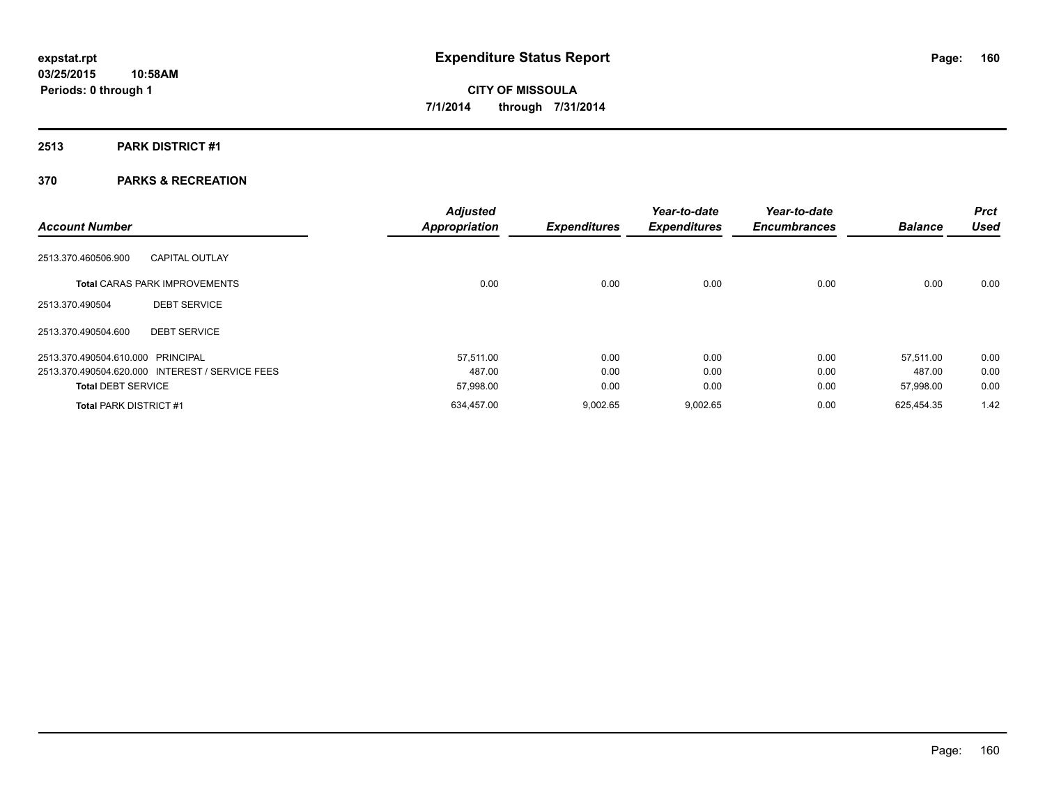**expstat.rpt**
**03/25/2015 10:58AM**
**Periods: 0 through 1**

# Expenditure Status Report

**CITY OF MISSOULA**
**7/1/2014 through 7/31/2014**

## 2513 PARK DISTRICT #1

## 370 PARKS & RECREATION

| Account Number | | Adjusted Appropriation | Expenditures | Year-to-date Expenditures | Year-to-date Encumbrances | Balance | Prct Used |
|---|---|---|---|---|---|---|---|
| 2513.370.460506.900 | CAPITAL OUTLAY | | | | | | |
| **Total** CARAS PARK IMPROVEMENTS | | 0.00 | 0.00 | 0.00 | 0.00 | 0.00 | 0.00 |
| 2513.370.490504 | DEBT SERVICE | | | | | | |
| 2513.370.490504.600 | DEBT SERVICE | | | | | | |
| 2513.370.490504.610.000 | PRINCIPAL | 57,511.00 | 0.00 | 0.00 | 0.00 | 57,511.00 | 0.00 |
| 2513.370.490504.620.000 | INTEREST / SERVICE FEES | 487.00 | 0.00 | 0.00 | 0.00 | 487.00 | 0.00 |
| **Total** DEBT SERVICE | | 57,998.00 | 0.00 | 0.00 | 0.00 | 57,998.00 | 0.00 |
| **Total** PARK DISTRICT #1 | | 634,457.00 | 9,002.65 | 9,002.65 | 0.00 | 625,454.35 | 1.42 |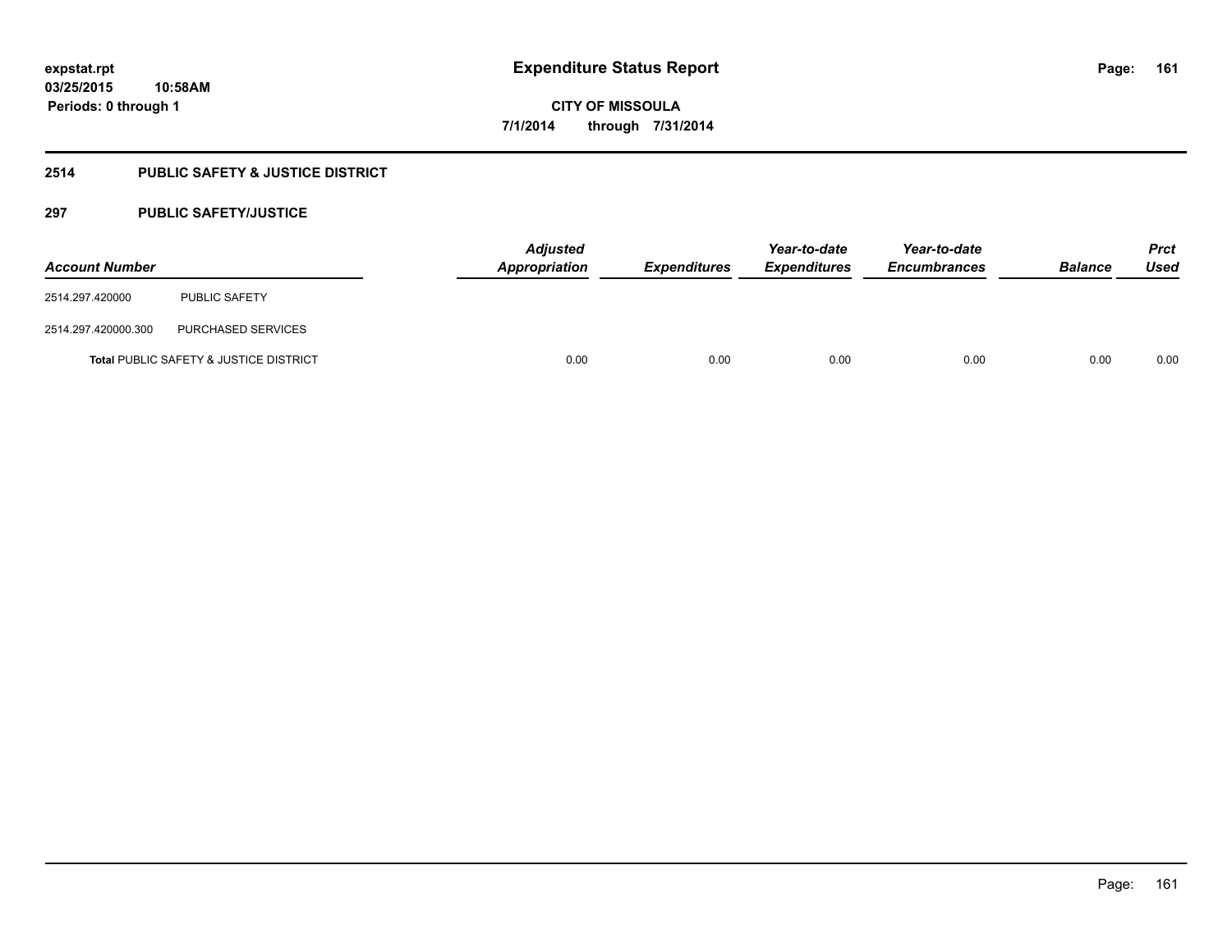expstat.rpt
03/25/2015 10:58AM
Periods: 0 through 1

# Expenditure Status Report

CITY OF MISSOULA
7/1/2014 through 7/31/2014

## 2514 PUBLIC SAFETY & JUSTICE DISTRICT

### 297 PUBLIC SAFETY/JUSTICE

| Account Number | | Adjusted Appropriation | Expenditures | Year-to-date Expenditures | Year-to-date Encumbrances | Balance | Prct Used |
|---|---|---|---|---|---|---|---|
| 2514.297.420000 | PUBLIC SAFETY | | | | | | |
| 2514.297.420000.300 | PURCHASED SERVICES | | | | | | |
| **Total** PUBLIC SAFETY & JUSTICE DISTRICT | | 0.00 | 0.00 | 0.00 | 0.00 | 0.00 | 0.00 |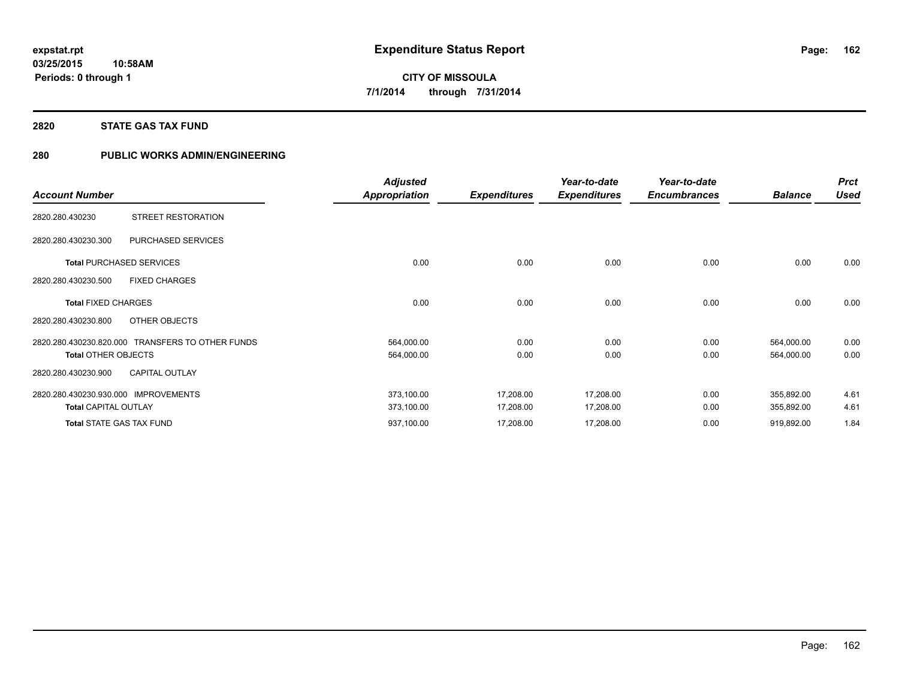**expstat.rpt**
**03/25/2015 10:58AM**
**Periods: 0 through 1**

# Expenditure Status Report

**CITY OF MISSOULA**
**7/1/2014 through 7/31/2014**

## 2820 STATE GAS TAX FUND

## 280 PUBLIC WORKS ADMIN/ENGINEERING

| Account Number | | Adjusted Appropriation | Expenditures | Year-to-date Expenditures | Year-to-date Encumbrances | Balance | Prct Used |
|---|---|---|---|---|---|---|---|
| 2820.280.430230 | STREET RESTORATION | | | | | | |
| 2820.280.430230.300 | PURCHASED SERVICES | | | | | | |
| **Total** PURCHASED SERVICES | | 0.00 | 0.00 | 0.00 | 0.00 | 0.00 | 0.00 |
| 2820.280.430230.500 | FIXED CHARGES | | | | | | |
| **Total** FIXED CHARGES | | 0.00 | 0.00 | 0.00 | 0.00 | 0.00 | 0.00 |
| 2820.280.430230.800 | OTHER OBJECTS | | | | | | |
| 2820.280.430230.820.000 | TRANSFERS TO OTHER FUNDS | 564,000.00 | 0.00 | 0.00 | 0.00 | 564,000.00 | 0.00 |
| **Total** OTHER OBJECTS | | 564,000.00 | 0.00 | 0.00 | 0.00 | 564,000.00 | 0.00 |
| 2820.280.430230.900 | CAPITAL OUTLAY | | | | | | |
| 2820.280.430230.930.000 | IMPROVEMENTS | 373,100.00 | 17,208.00 | 17,208.00 | 0.00 | 355,892.00 | 4.61 |
| **Total** CAPITAL OUTLAY | | 373,100.00 | 17,208.00 | 17,208.00 | 0.00 | 355,892.00 | 4.61 |
| **Total** STATE GAS TAX FUND | | 937,100.00 | 17,208.00 | 17,208.00 | 0.00 | 919,892.00 | 1.84 |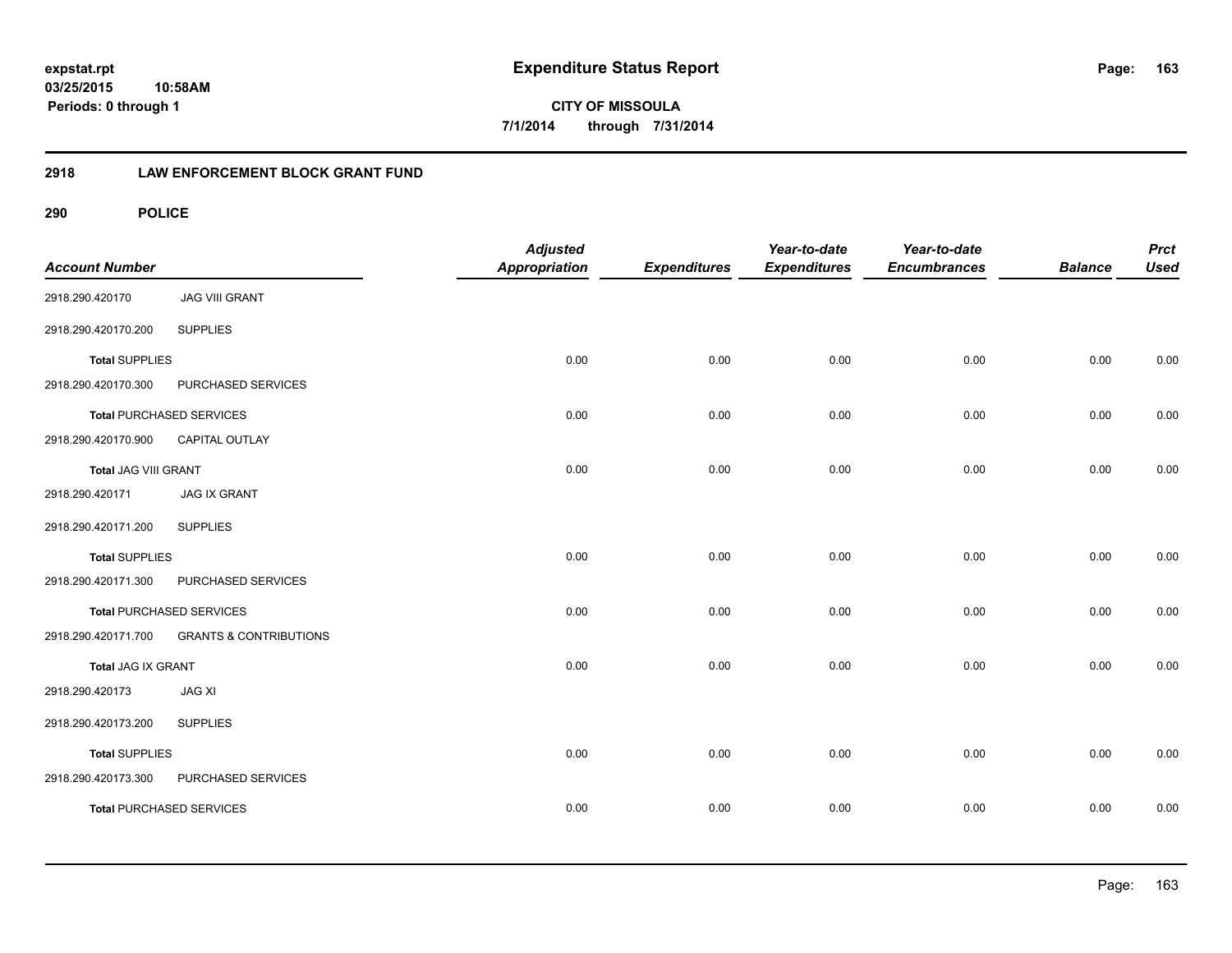**expstat.rpt**
**03/25/2015 10:58AM**
**Periods: 0 through 1**

# Expenditure Status Report

**CITY OF MISSOULA**
**7/1/2014 through 7/31/2014**

## 2918 LAW ENFORCEMENT BLOCK GRANT FUND

### 290 POLICE

| Account Number | | Adjusted Appropriation | Expenditures | Year-to-date Expenditures | Year-to-date Encumbrances | Balance | Prct Used |
|---|---|---|---|---|---|---|---|
| 2918.290.420170 | JAG VIII GRANT | | | | | | |
| 2918.290.420170.200 | SUPPLIES | | | | | | |
| **Total** SUPPLIES | | 0.00 | 0.00 | 0.00 | 0.00 | 0.00 | 0.00 |
| 2918.290.420170.300 | PURCHASED SERVICES | | | | | | |
| **Total** PURCHASED SERVICES | | 0.00 | 0.00 | 0.00 | 0.00 | 0.00 | 0.00 |
| 2918.290.420170.900 | CAPITAL OUTLAY | | | | | | |
| **Total** JAG VIII GRANT | | 0.00 | 0.00 | 0.00 | 0.00 | 0.00 | 0.00 |
| 2918.290.420171 | JAG IX GRANT | | | | | | |
| 2918.290.420171.200 | SUPPLIES | | | | | | |
| **Total** SUPPLIES | | 0.00 | 0.00 | 0.00 | 0.00 | 0.00 | 0.00 |
| 2918.290.420171.300 | PURCHASED SERVICES | | | | | | |
| **Total** PURCHASED SERVICES | | 0.00 | 0.00 | 0.00 | 0.00 | 0.00 | 0.00 |
| 2918.290.420171.700 | GRANTS & CONTRIBUTIONS | | | | | | |
| **Total** JAG IX GRANT | | 0.00 | 0.00 | 0.00 | 0.00 | 0.00 | 0.00 |
| 2918.290.420173 | JAG XI | | | | | | |
| 2918.290.420173.200 | SUPPLIES | | | | | | |
| **Total** SUPPLIES | | 0.00 | 0.00 | 0.00 | 0.00 | 0.00 | 0.00 |
| 2918.290.420173.300 | PURCHASED SERVICES | | | | | | |
| **Total** PURCHASED SERVICES | | 0.00 | 0.00 | 0.00 | 0.00 | 0.00 | 0.00 |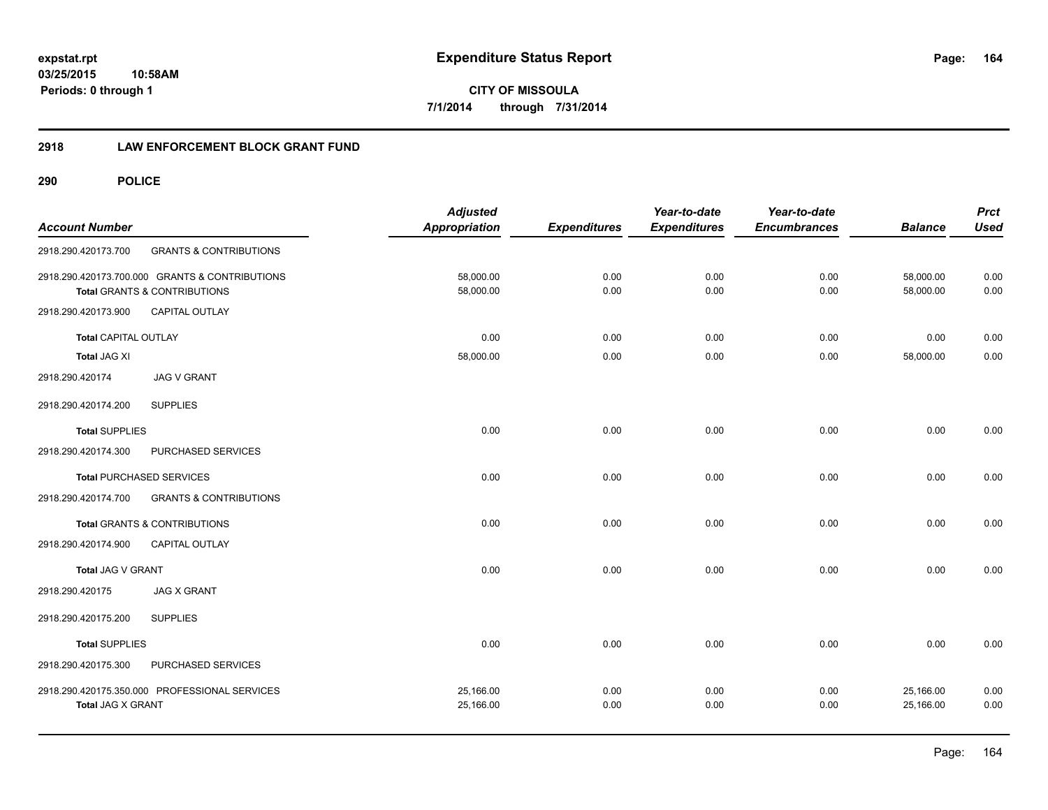**expstat.rpt**
**03/25/2015 10:58AM**
**Periods: 0 through 1**

# Expenditure Status Report

**CITY OF MISSOULA**
**7/1/2014 through 7/31/2014**

## 2918 LAW ENFORCEMENT BLOCK GRANT FUND

## 290 POLICE

| Account Number | | Adjusted Appropriation | Expenditures | Year-to-date Expenditures | Year-to-date Encumbrances | Balance | Prct Used |
|---|---|---|---|---|---|---|---|
| 2918.290.420173.700 | GRANTS & CONTRIBUTIONS | | | | | | |
| 2918.290.420173.700.000 GRANTS & CONTRIBUTIONS | | 58,000.00 | 0.00 | 0.00 | 0.00 | 58,000.00 | 0.00 |
| **Total** GRANTS & CONTRIBUTIONS | | 58,000.00 | 0.00 | 0.00 | 0.00 | 58,000.00 | 0.00 |
| 2918.290.420173.900 | CAPITAL OUTLAY | | | | | | |
| **Total** CAPITAL OUTLAY | | 0.00 | 0.00 | 0.00 | 0.00 | 0.00 | 0.00 |
| **Total** JAG XI | | 58,000.00 | 0.00 | 0.00 | 0.00 | 58,000.00 | 0.00 |
| 2918.290.420174 | JAG V GRANT | | | | | | |
| 2918.290.420174.200 | SUPPLIES | | | | | | |
| **Total** SUPPLIES | | 0.00 | 0.00 | 0.00 | 0.00 | 0.00 | 0.00 |
| 2918.290.420174.300 | PURCHASED SERVICES | | | | | | |
| **Total** PURCHASED SERVICES | | 0.00 | 0.00 | 0.00 | 0.00 | 0.00 | 0.00 |
| 2918.290.420174.700 | GRANTS & CONTRIBUTIONS | | | | | | |
| **Total** GRANTS & CONTRIBUTIONS | | 0.00 | 0.00 | 0.00 | 0.00 | 0.00 | 0.00 |
| 2918.290.420174.900 | CAPITAL OUTLAY | | | | | | |
| **Total** JAG V GRANT | | 0.00 | 0.00 | 0.00 | 0.00 | 0.00 | 0.00 |
| 2918.290.420175 | JAG X GRANT | | | | | | |
| 2918.290.420175.200 | SUPPLIES | | | | | | |
| **Total** SUPPLIES | | 0.00 | 0.00 | 0.00 | 0.00 | 0.00 | 0.00 |
| 2918.290.420175.300 | PURCHASED SERVICES | | | | | | |
| 2918.290.420175.350.000 PROFESSIONAL SERVICES | | 25,166.00 | 0.00 | 0.00 | 0.00 | 25,166.00 | 0.00 |
| **Total** JAG X GRANT | | 25,166.00 | 0.00 | 0.00 | 0.00 | 25,166.00 | 0.00 |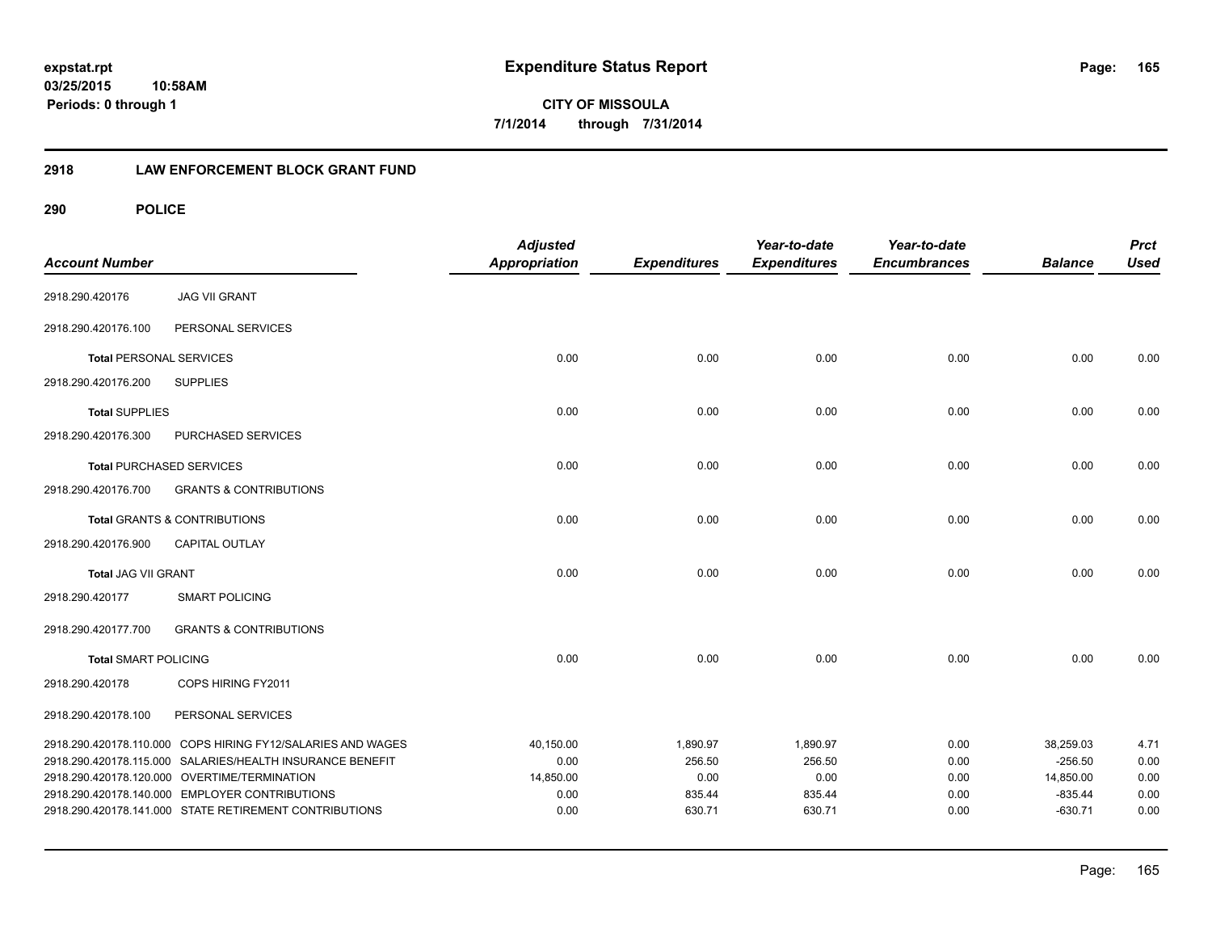**expstat.rpt**
**03/25/2015 10:58AM**
**Periods: 0 through 1**

# Expenditure Status Report

**CITY OF MISSOULA**
**7/1/2014 through 7/31/2014**

## 2918 LAW ENFORCEMENT BLOCK GRANT FUND

## 290 POLICE

| Account Number | | Adjusted Appropriation | Expenditures | Year-to-date Expenditures | Year-to-date Encumbrances | Balance | Prct Used |
|---|---|---|---|---|---|---|---|
| 2918.290.420176 | JAG VII GRANT | | | | | | |
| 2918.290.420176.100 | PERSONAL SERVICES | | | | | | |
| **Total** PERSONAL SERVICES | | 0.00 | 0.00 | 0.00 | 0.00 | 0.00 | 0.00 |
| 2918.290.420176.200 | SUPPLIES | | | | | | |
| **Total** SUPPLIES | | 0.00 | 0.00 | 0.00 | 0.00 | 0.00 | 0.00 |
| 2918.290.420176.300 | PURCHASED SERVICES | | | | | | |
| **Total** PURCHASED SERVICES | | 0.00 | 0.00 | 0.00 | 0.00 | 0.00 | 0.00 |
| 2918.290.420176.700 | GRANTS & CONTRIBUTIONS | | | | | | |
| **Total** GRANTS & CONTRIBUTIONS | | 0.00 | 0.00 | 0.00 | 0.00 | 0.00 | 0.00 |
| 2918.290.420176.900 | CAPITAL OUTLAY | | | | | | |
| **Total** JAG VII GRANT | | 0.00 | 0.00 | 0.00 | 0.00 | 0.00 | 0.00 |
| 2918.290.420177 | SMART POLICING | | | | | | |
| 2918.290.420177.700 | GRANTS & CONTRIBUTIONS | | | | | | |
| **Total** SMART POLICING | | 0.00 | 0.00 | 0.00 | 0.00 | 0.00 | 0.00 |
| 2918.290.420178 | COPS HIRING FY2011 | | | | | | |
| 2918.290.420178.100 | PERSONAL SERVICES | | | | | | |
| 2918.290.420178.110.000 | COPS HIRING FY12/SALARIES AND WAGES | 40,150.00 | 1,890.97 | 1,890.97 | 0.00 | 38,259.03 | 4.71 |
| 2918.290.420178.115.000 | SALARIES/HEALTH INSURANCE BENEFIT | 0.00 | 256.50 | 256.50 | 0.00 | -256.50 | 0.00 |
| 2918.290.420178.120.000 | OVERTIME/TERMINATION | 14,850.00 | 0.00 | 0.00 | 0.00 | 14,850.00 | 0.00 |
| 2918.290.420178.140.000 | EMPLOYER CONTRIBUTIONS | 0.00 | 835.44 | 835.44 | 0.00 | -835.44 | 0.00 |
| 2918.290.420178.141.000 | STATE RETIREMENT CONTRIBUTIONS | 0.00 | 630.71 | 630.71 | 0.00 | -630.71 | 0.00 |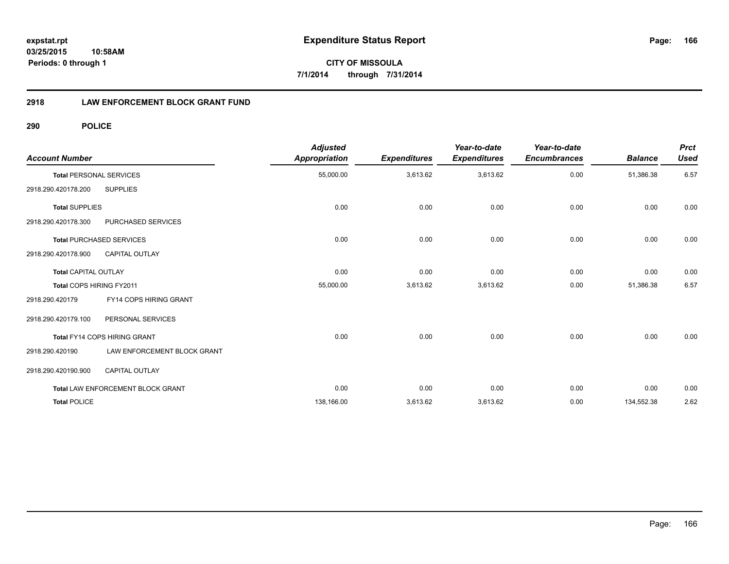**expstat.rpt**
**03/25/2015 10:58AM**
**Periods: 0 through 1**

# Expenditure Status Report

**CITY OF MISSOULA**
**7/1/2014 through 7/31/2014**

## 2918 LAW ENFORCEMENT BLOCK GRANT FUND

### 290 POLICE

| Account Number | | Adjusted Appropriation | Expenditures | Year-to-date Expenditures | Year-to-date Encumbrances | Balance | Prct Used |
|---|---|---|---|---|---|---|---|
| **Total** PERSONAL SERVICES | | 55,000.00 | 3,613.62 | 3,613.62 | 0.00 | 51,386.38 | 6.57 |
| 2918.290.420178.200 | SUPPLIES | | | | | | |
| **Total** SUPPLIES | | 0.00 | 0.00 | 0.00 | 0.00 | 0.00 | 0.00 |
| 2918.290.420178.300 | PURCHASED SERVICES | | | | | | |
| **Total** PURCHASED SERVICES | | 0.00 | 0.00 | 0.00 | 0.00 | 0.00 | 0.00 |
| 2918.290.420178.900 | CAPITAL OUTLAY | | | | | | |
| **Total** CAPITAL OUTLAY | | 0.00 | 0.00 | 0.00 | 0.00 | 0.00 | 0.00 |
| **Total** COPS HIRING FY2011 | | 55,000.00 | 3,613.62 | 3,613.62 | 0.00 | 51,386.38 | 6.57 |
| 2918.290.420179 | FY14 COPS HIRING GRANT | | | | | | |
| 2918.290.420179.100 | PERSONAL SERVICES | | | | | | |
| **Total** FY14 COPS HIRING GRANT | | 0.00 | 0.00 | 0.00 | 0.00 | 0.00 | 0.00 |
| 2918.290.420190 | LAW ENFORCEMENT BLOCK GRANT | | | | | | |
| 2918.290.420190.900 | CAPITAL OUTLAY | | | | | | |
| **Total** LAW ENFORCEMENT BLOCK GRANT | | 0.00 | 0.00 | 0.00 | 0.00 | 0.00 | 0.00 |
| **Total** POLICE | | 138,166.00 | 3,613.62 | 3,613.62 | 0.00 | 134,552.38 | 2.62 |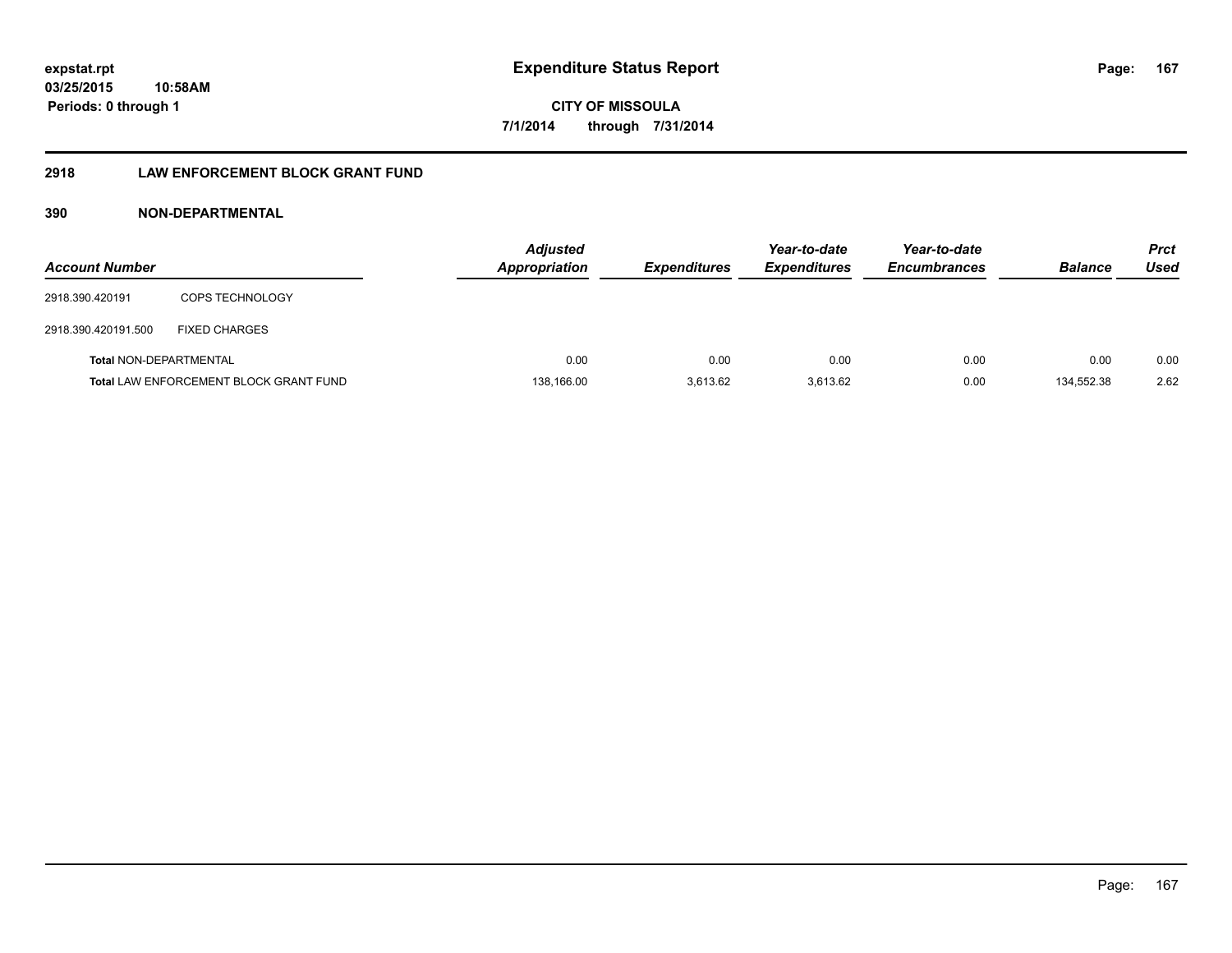# Expenditure Status Report

**CITY OF MISSOULA**

**7/1/2014 through 7/31/2014**

expstat.rpt
03/25/2015 10:58AM
Periods: 0 through 1

## 2918 LAW ENFORCEMENT BLOCK GRANT FUND

### 390 NON-DEPARTMENTAL

| Account Number | | Adjusted Appropriation | Expenditures | Year-to-date Expenditures | Year-to-date Encumbrances | Balance | Prct Used |
|---|---|---|---|---|---|---|---|
| 2918.390.420191 | COPS TECHNOLOGY | | | | | | |
| 2918.390.420191.500 | FIXED CHARGES | | | | | | |
| **Total** NON-DEPARTMENTAL | | 0.00 | 0.00 | 0.00 | 0.00 | 0.00 | 0.00 |
| **Total** LAW ENFORCEMENT BLOCK GRANT FUND | | 138,166.00 | 3,613.62 | 3,613.62 | 0.00 | 134,552.38 | 2.62 |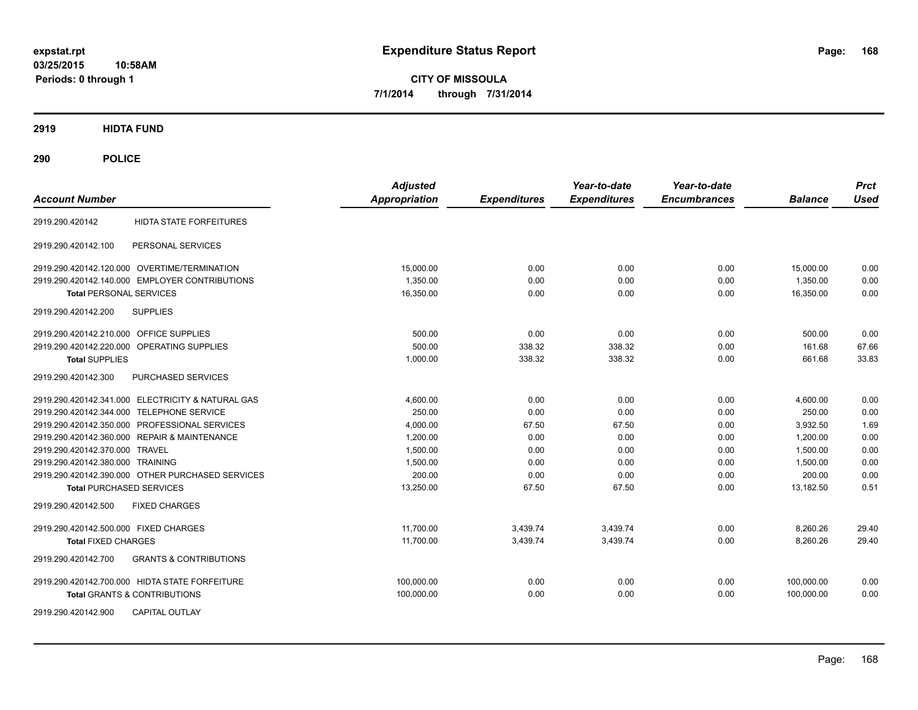**expstat.rpt**
**03/25/2015 10:58AM**
**Periods: 0 through 1**

# Expenditure Status Report

**CITY OF MISSOULA**
**7/1/2014 through 7/31/2014**

## 2919 HIDTA FUND

## 290 POLICE

| Account Number | | Adjusted Appropriation | Expenditures | Year-to-date Expenditures | Year-to-date Encumbrances | Balance | Prct Used |
|---|---|---|---|---|---|---|---|
| 2919.290.420142 | HIDTA STATE FORFEITURES | | | | | | |
| 2919.290.420142.100 | PERSONAL SERVICES | | | | | | |
| 2919.290.420142.120.000 | OVERTIME/TERMINATION | 15,000.00 | 0.00 | 0.00 | 0.00 | 15,000.00 | 0.00 |
| 2919.290.420142.140.000 | EMPLOYER CONTRIBUTIONS | 1,350.00 | 0.00 | 0.00 | 0.00 | 1,350.00 | 0.00 |
| **Total** PERSONAL SERVICES | | 16,350.00 | 0.00 | 0.00 | 0.00 | 16,350.00 | 0.00 |
| 2919.290.420142.200 | SUPPLIES | | | | | | |
| 2919.290.420142.210.000 | OFFICE SUPPLIES | 500.00 | 0.00 | 0.00 | 0.00 | 500.00 | 0.00 |
| 2919.290.420142.220.000 | OPERATING SUPPLIES | 500.00 | 338.32 | 338.32 | 0.00 | 161.68 | 67.66 |
| **Total** SUPPLIES | | 1,000.00 | 338.32 | 338.32 | 0.00 | 661.68 | 33.83 |
| 2919.290.420142.300 | PURCHASED SERVICES | | | | | | |
| 2919.290.420142.341.000 | ELECTRICITY & NATURAL GAS | 4,600.00 | 0.00 | 0.00 | 0.00 | 4,600.00 | 0.00 |
| 2919.290.420142.344.000 | TELEPHONE SERVICE | 250.00 | 0.00 | 0.00 | 0.00 | 250.00 | 0.00 |
| 2919.290.420142.350.000 | PROFESSIONAL SERVICES | 4,000.00 | 67.50 | 67.50 | 0.00 | 3,932.50 | 1.69 |
| 2919.290.420142.360.000 | REPAIR & MAINTENANCE | 1,200.00 | 0.00 | 0.00 | 0.00 | 1,200.00 | 0.00 |
| 2919.290.420142.370.000 | TRAVEL | 1,500.00 | 0.00 | 0.00 | 0.00 | 1,500.00 | 0.00 |
| 2919.290.420142.380.000 | TRAINING | 1,500.00 | 0.00 | 0.00 | 0.00 | 1,500.00 | 0.00 |
| 2919.290.420142.390.000 | OTHER PURCHASED SERVICES | 200.00 | 0.00 | 0.00 | 0.00 | 200.00 | 0.00 |
| **Total** PURCHASED SERVICES | | 13,250.00 | 67.50 | 67.50 | 0.00 | 13,182.50 | 0.51 |
| 2919.290.420142.500 | FIXED CHARGES | | | | | | |
| 2919.290.420142.500.000 | FIXED CHARGES | 11,700.00 | 3,439.74 | 3,439.74 | 0.00 | 8,260.26 | 29.40 |
| **Total** FIXED CHARGES | | 11,700.00 | 3,439.74 | 3,439.74 | 0.00 | 8,260.26 | 29.40 |
| 2919.290.420142.700 | GRANTS & CONTRIBUTIONS | | | | | | |
| 2919.290.420142.700.000 | HIDTA STATE FORFEITURE | 100,000.00 | 0.00 | 0.00 | 0.00 | 100,000.00 | 0.00 |
| **Total** GRANTS & CONTRIBUTIONS | | 100,000.00 | 0.00 | 0.00 | 0.00 | 100,000.00 | 0.00 |
| 2919.290.420142.900 | CAPITAL OUTLAY | | | | | | |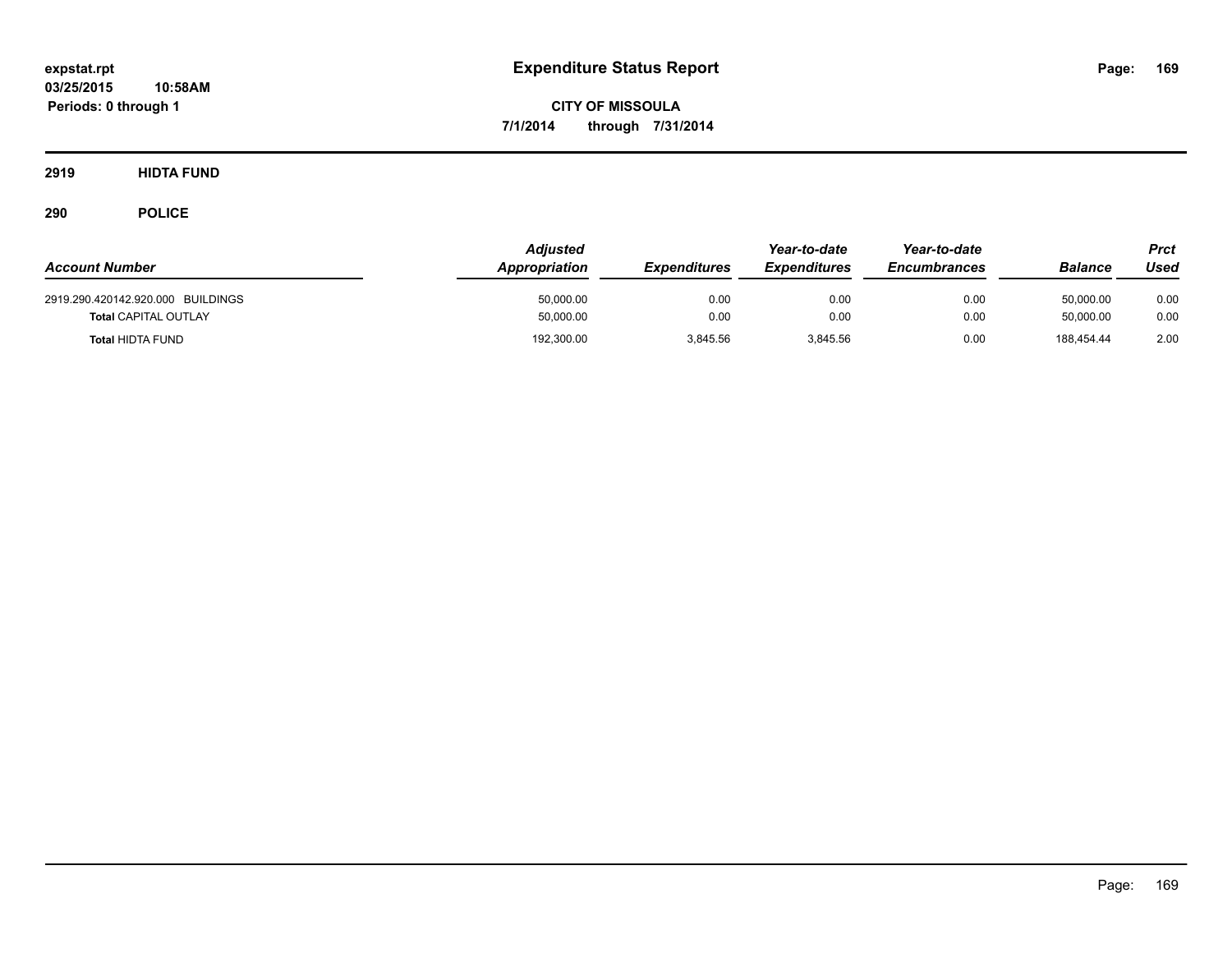# Expenditure Status Report

**CITY OF MISSOULA**

**7/1/2014 through 7/31/2014**

expstat.rpt
03/25/2015 10:58AM
Periods: 0 through 1

## 2919 HIDTA FUND

## 290 POLICE

| Account Number | Adjusted Appropriation | Expenditures | Year-to-date Expenditures | Year-to-date Encumbrances | Balance | Prct Used |
|---|---|---|---|---|---|---|
| 2919.290.420142.920.000 BUILDINGS | 50,000.00 | 0.00 | 0.00 | 0.00 | 50,000.00 | 0.00 |
| **Total** CAPITAL OUTLAY | 50,000.00 | 0.00 | 0.00 | 0.00 | 50,000.00 | 0.00 |
| **Total** HIDTA FUND | 192,300.00 | 3,845.56 | 3,845.56 | 0.00 | 188,454.44 | 2.00 |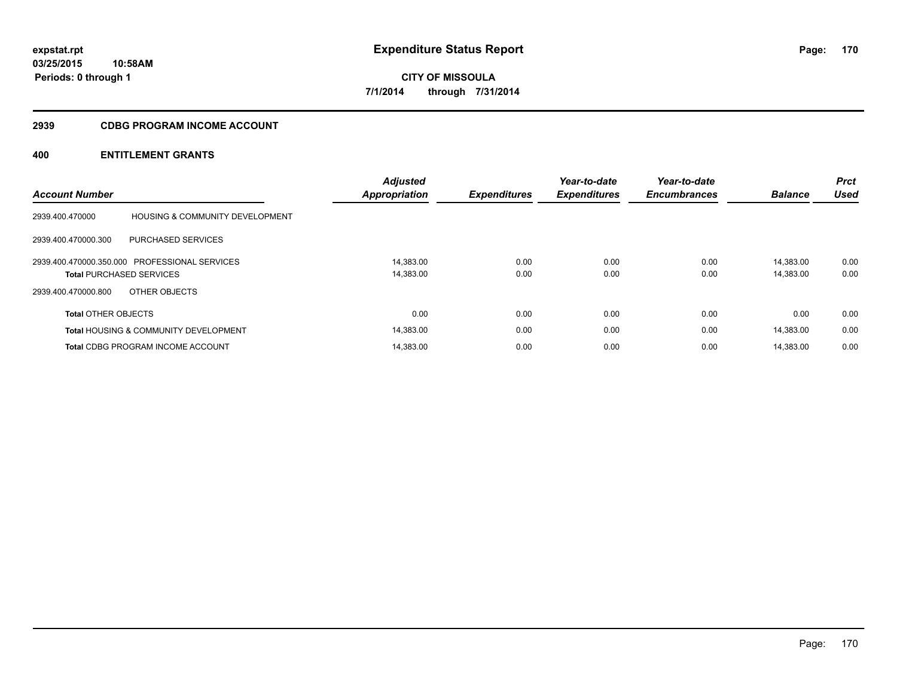**expstat.rpt**
**03/25/2015 10:58AM**
**Periods: 0 through 1**

# Expenditure Status Report

**CITY OF MISSOULA**
**7/1/2014 through 7/31/2014**

## 2939 CDBG PROGRAM INCOME ACCOUNT

## 400 ENTITLEMENT GRANTS

| Account Number | | Adjusted Appropriation | Expenditures | Year-to-date Expenditures | Year-to-date Encumbrances | Balance | Prct Used |
|---|---|---|---|---|---|---|---|
| 2939.400.470000 | HOUSING & COMMUNITY DEVELOPMENT | | | | | | |
| 2939.400.470000.300 | PURCHASED SERVICES | | | | | | |
| 2939.400.470000.350.000 | PROFESSIONAL SERVICES | 14,383.00 | 0.00 | 0.00 | 0.00 | 14,383.00 | 0.00 |
| **Total** PURCHASED SERVICES | | 14,383.00 | 0.00 | 0.00 | 0.00 | 14,383.00 | 0.00 |
| 2939.400.470000.800 | OTHER OBJECTS | | | | | | |
| **Total** OTHER OBJECTS | | 0.00 | 0.00 | 0.00 | 0.00 | 0.00 | 0.00 |
| **Total** HOUSING & COMMUNITY DEVELOPMENT | | 14,383.00 | 0.00 | 0.00 | 0.00 | 14,383.00 | 0.00 |
| **Total** CDBG PROGRAM INCOME ACCOUNT | | 14,383.00 | 0.00 | 0.00 | 0.00 | 14,383.00 | 0.00 |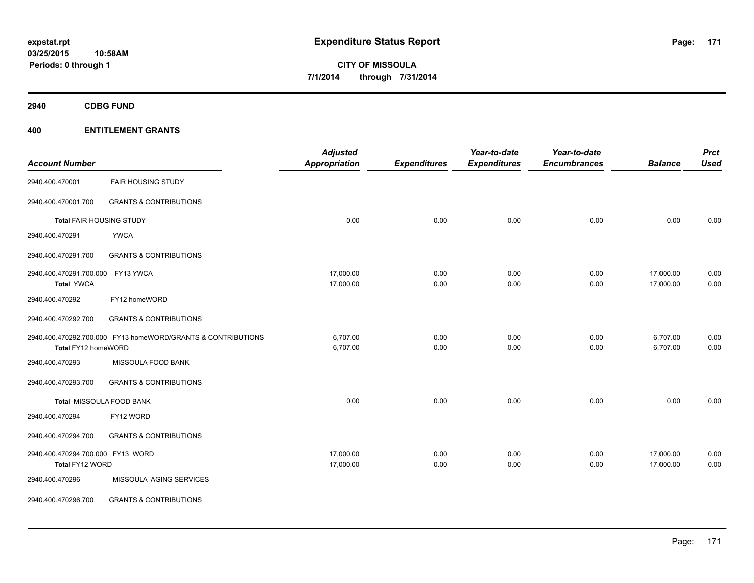**expstat.rpt**
**03/25/2015 10:58AM**
**Periods: 0 through 1**

# Expenditure Status Report

**CITY OF MISSOULA**
**7/1/2014 through 7/31/2014**

## 2940 CDBG FUND

## 400 ENTITLEMENT GRANTS

| Account Number | | Adjusted Appropriation | Expenditures | Year-to-date Expenditures | Year-to-date Encumbrances | Balance | Prct Used |
|---|---|---|---|---|---|---|---|
| 2940.400.470001 | FAIR HOUSING STUDY | | | | | | |
| 2940.400.470001.700 | GRANTS & CONTRIBUTIONS | | | | | | |
| **Total** FAIR HOUSING STUDY | | 0.00 | 0.00 | 0.00 | 0.00 | 0.00 | 0.00 |
| 2940.400.470291 | YWCA | | | | | | |
| 2940.400.470291.700 | GRANTS & CONTRIBUTIONS | | | | | | |
| 2940.400.470291.700.000 | FY13 YWCA | 17,000.00 | 0.00 | 0.00 | 0.00 | 17,000.00 | 0.00 |
| **Total** YWCA | | 17,000.00 | 0.00 | 0.00 | 0.00 | 17,000.00 | 0.00 |
| 2940.400.470292 | FY12 homeWORD | | | | | | |
| 2940.400.470292.700 | GRANTS & CONTRIBUTIONS | | | | | | |
| 2940.400.470292.700.000 | FY13 homeWORD/GRANTS & CONTRIBUTIONS | 6,707.00 | 0.00 | 0.00 | 0.00 | 6,707.00 | 0.00 |
| **Total** FY12 homeWORD | | 6,707.00 | 0.00 | 0.00 | 0.00 | 6,707.00 | 0.00 |
| 2940.400.470293 | MISSOULA FOOD BANK | | | | | | |
| 2940.400.470293.700 | GRANTS & CONTRIBUTIONS | | | | | | |
| **Total** MISSOULA FOOD BANK | | 0.00 | 0.00 | 0.00 | 0.00 | 0.00 | 0.00 |
| 2940.400.470294 | FY12 WORD | | | | | | |
| 2940.400.470294.700 | GRANTS & CONTRIBUTIONS | | | | | | |
| 2940.400.470294.700.000 | FY13 WORD | 17,000.00 | 0.00 | 0.00 | 0.00 | 17,000.00 | 0.00 |
| **Total** FY12 WORD | | 17,000.00 | 0.00 | 0.00 | 0.00 | 17,000.00 | 0.00 |
| 2940.400.470296 | MISSOULA AGING SERVICES | | | | | | |
| 2940.400.470296.700 | GRANTS & CONTRIBUTIONS | | | | | | |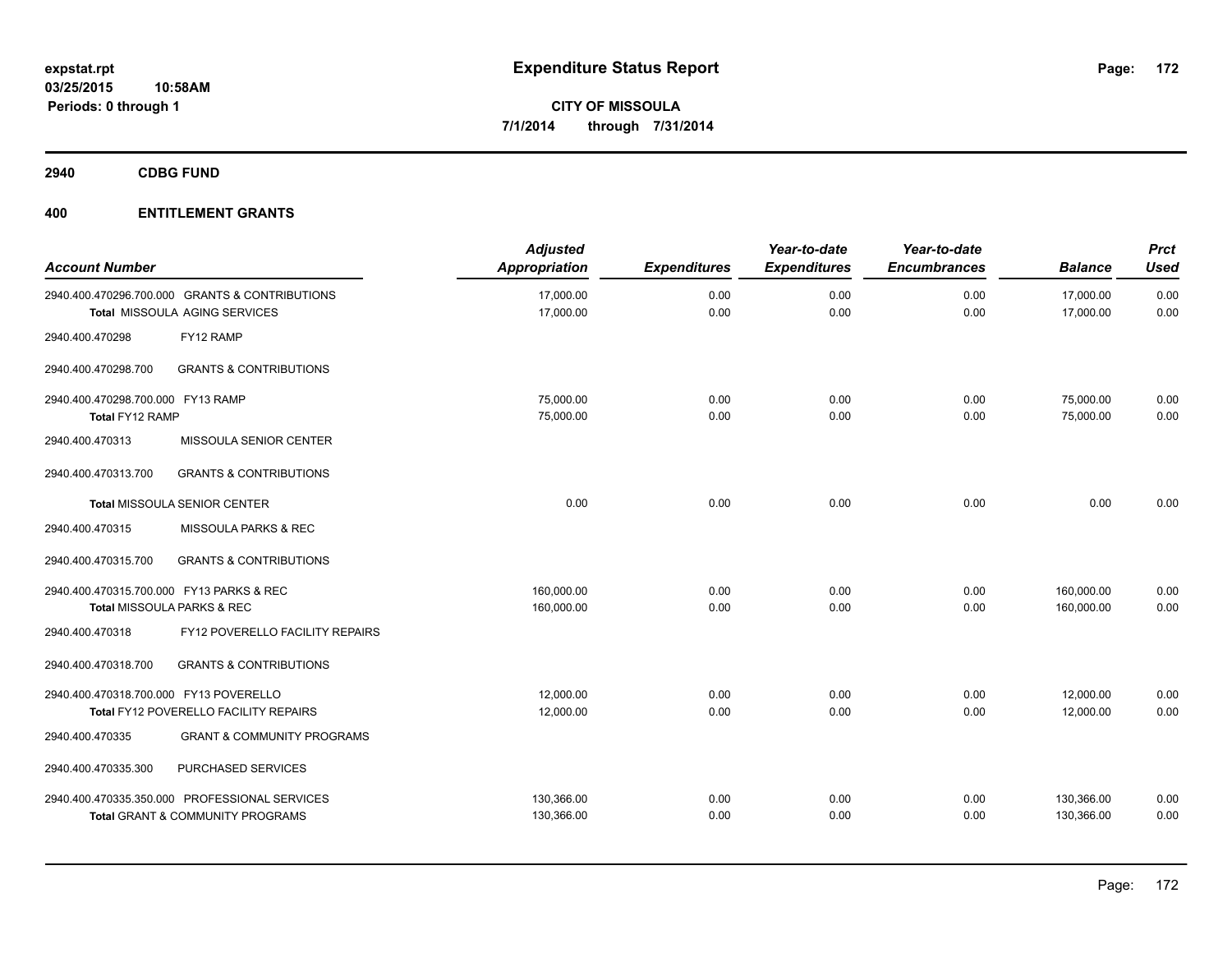**expstat.rpt**
**03/25/2015 10:58AM**
**Periods: 0 through 1**

# Expenditure Status Report

**CITY OF MISSOULA**
**7/1/2014 through 7/31/2014**

## 2940 CDBG FUND

## 400 ENTITLEMENT GRANTS

| Account Number | | Adjusted Appropriation | Expenditures | Year-to-date Expenditures | Year-to-date Encumbrances | Balance | Prct Used |
|---|---|---|---|---|---|---|---|
| 2940.400.470296.700.000 | GRANTS & CONTRIBUTIONS | 17,000.00 | 0.00 | 0.00 | 0.00 | 17,000.00 | 0.00 |
| **Total** | MISSOULA AGING SERVICES | 17,000.00 | 0.00 | 0.00 | 0.00 | 17,000.00 | 0.00 |
| 2940.400.470298 | FY12 RAMP | | | | | | |
| 2940.400.470298.700 | GRANTS & CONTRIBUTIONS | | | | | | |
| 2940.400.470298.700.000 | FY13 RAMP | 75,000.00 | 0.00 | 0.00 | 0.00 | 75,000.00 | 0.00 |
| **Total** | FY12 RAMP | 75,000.00 | 0.00 | 0.00 | 0.00 | 75,000.00 | 0.00 |
| 2940.400.470313 | MISSOULA SENIOR CENTER | | | | | | |
| 2940.400.470313.700 | GRANTS & CONTRIBUTIONS | | | | | | |
| **Total** | MISSOULA SENIOR CENTER | 0.00 | 0.00 | 0.00 | 0.00 | 0.00 | 0.00 |
| 2940.400.470315 | MISSOULA PARKS & REC | | | | | | |
| 2940.400.470315.700 | GRANTS & CONTRIBUTIONS | | | | | | |
| 2940.400.470315.700.000 | FY13 PARKS & REC | 160,000.00 | 0.00 | 0.00 | 0.00 | 160,000.00 | 0.00 |
| **Total** | MISSOULA PARKS & REC | 160,000.00 | 0.00 | 0.00 | 0.00 | 160,000.00 | 0.00 |
| 2940.400.470318 | FY12 POVERELLO FACILITY REPAIRS | | | | | | |
| 2940.400.470318.700 | GRANTS & CONTRIBUTIONS | | | | | | |
| 2940.400.470318.700.000 | FY13 POVERELLO | 12,000.00 | 0.00 | 0.00 | 0.00 | 12,000.00 | 0.00 |
| **Total** | FY12 POVERELLO FACILITY REPAIRS | 12,000.00 | 0.00 | 0.00 | 0.00 | 12,000.00 | 0.00 |
| 2940.400.470335 | GRANT & COMMUNITY PROGRAMS | | | | | | |
| 2940.400.470335.300 | PURCHASED SERVICES | | | | | | |
| 2940.400.470335.350.000 | PROFESSIONAL SERVICES | 130,366.00 | 0.00 | 0.00 | 0.00 | 130,366.00 | 0.00 |
| **Total** | GRANT & COMMUNITY PROGRAMS | 130,366.00 | 0.00 | 0.00 | 0.00 | 130,366.00 | 0.00 |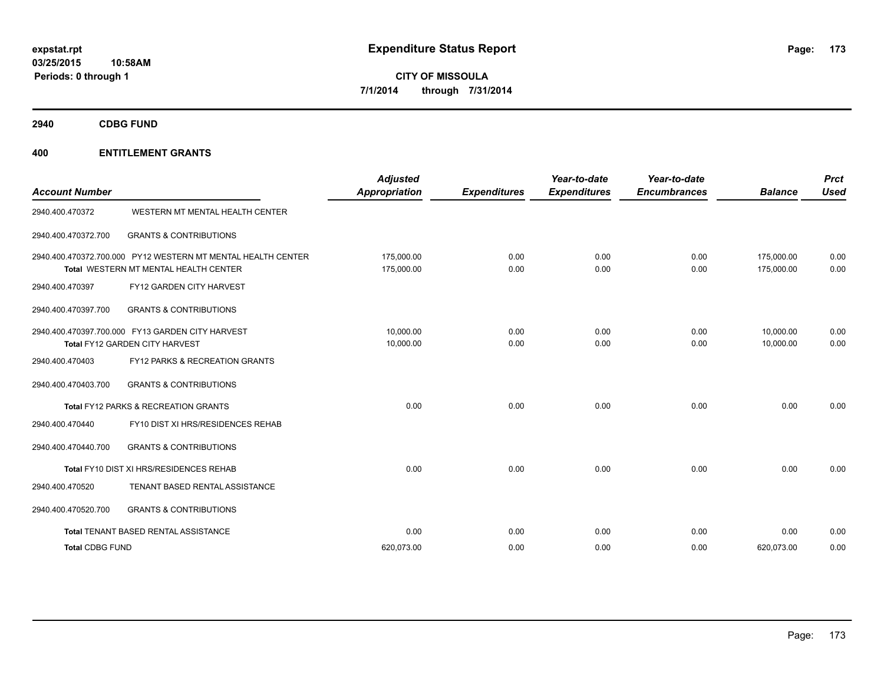# Expenditure Status Report

expstat.rpt
03/25/2015 10:58AM
Periods: 0 through 1

CITY OF MISSOULA
7/1/2014 through 7/31/2014

## 2940 CDBG FUND

## 400 ENTITLEMENT GRANTS

| Account Number | | Adjusted Appropriation | Expenditures | Year-to-date Expenditures | Year-to-date Encumbrances | Balance | Prct Used |
|---|---|---|---|---|---|---|---|
| 2940.400.470372 | WESTERN MT MENTAL HEALTH CENTER | | | | | | |
| 2940.400.470372.700 | GRANTS & CONTRIBUTIONS | | | | | | |
| 2940.400.470372.700.000 | PY12 WESTERN MT MENTAL HEALTH CENTER | 175,000.00 | 0.00 | 0.00 | 0.00 | 175,000.00 | 0.00 |
| | Total WESTERN MT MENTAL HEALTH CENTER | 175,000.00 | 0.00 | 0.00 | 0.00 | 175,000.00 | 0.00 |
| 2940.400.470397 | FY12 GARDEN CITY HARVEST | | | | | | |
| 2940.400.470397.700 | GRANTS & CONTRIBUTIONS | | | | | | |
| 2940.400.470397.700.000 | FY13 GARDEN CITY HARVEST | 10,000.00 | 0.00 | 0.00 | 0.00 | 10,000.00 | 0.00 |
| | Total FY12 GARDEN CITY HARVEST | 10,000.00 | 0.00 | 0.00 | 0.00 | 10,000.00 | 0.00 |
| 2940.400.470403 | FY12 PARKS & RECREATION GRANTS | | | | | | |
| 2940.400.470403.700 | GRANTS & CONTRIBUTIONS | | | | | | |
| | Total FY12 PARKS & RECREATION GRANTS | 0.00 | 0.00 | 0.00 | 0.00 | 0.00 | 0.00 |
| 2940.400.470440 | FY10 DIST XI HRS/RESIDENCES REHAB | | | | | | |
| 2940.400.470440.700 | GRANTS & CONTRIBUTIONS | | | | | | |
| | Total FY10 DIST XI HRS/RESIDENCES REHAB | 0.00 | 0.00 | 0.00 | 0.00 | 0.00 | 0.00 |
| 2940.400.470520 | TENANT BASED RENTAL ASSISTANCE | | | | | | |
| 2940.400.470520.700 | GRANTS & CONTRIBUTIONS | | | | | | |
| | Total TENANT BASED RENTAL ASSISTANCE | 0.00 | 0.00 | 0.00 | 0.00 | 0.00 | 0.00 |
| Total CDBG FUND | | 620,073.00 | 0.00 | 0.00 | 0.00 | 620,073.00 | 0.00 |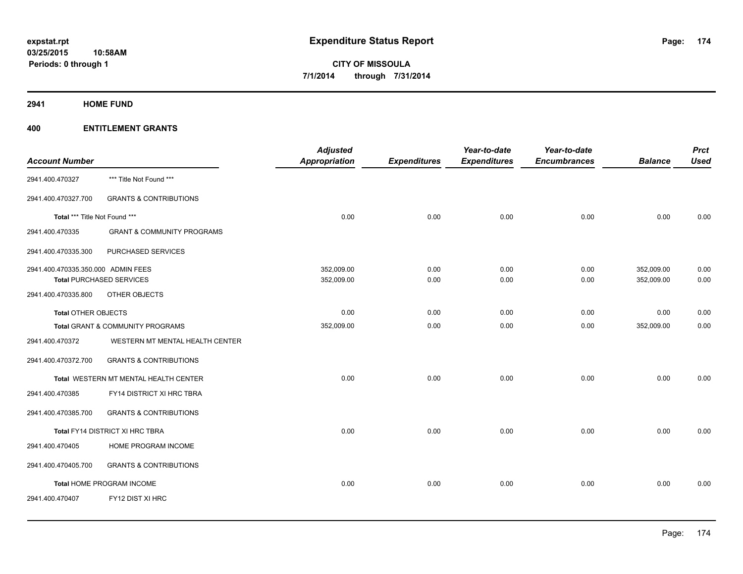expstat.rpt
03/25/2015 10:58AM
Periods: 0 through 1

# Expenditure Status Report

CITY OF MISSOULA
7/1/2014 through 7/31/2014

## 2941 HOME FUND

## 400 ENTITLEMENT GRANTS

| Account Number | | Adjusted Appropriation | Expenditures | Year-to-date Expenditures | Year-to-date Encumbrances | Balance | Prct Used |
|---|---|---|---|---|---|---|---|
| 2941.400.470327 | *** Title Not Found *** | | | | | | |
| 2941.400.470327.700 | GRANTS & CONTRIBUTIONS | | | | | | |
| Total *** Title Not Found *** | | 0.00 | 0.00 | 0.00 | 0.00 | 0.00 | 0.00 |
| 2941.400.470335 | GRANT & COMMUNITY PROGRAMS | | | | | | |
| 2941.400.470335.300 | PURCHASED SERVICES | | | | | | |
| 2941.400.470335.350.000 | ADMIN FEES | 352,009.00 | 0.00 | 0.00 | 0.00 | 352,009.00 | 0.00 |
| Total PURCHASED SERVICES | | 352,009.00 | 0.00 | 0.00 | 0.00 | 352,009.00 | 0.00 |
| 2941.400.470335.800 | OTHER OBJECTS | | | | | | |
| Total OTHER OBJECTS | | 0.00 | 0.00 | 0.00 | 0.00 | 0.00 | 0.00 |
| Total GRANT & COMMUNITY PROGRAMS | | 352,009.00 | 0.00 | 0.00 | 0.00 | 352,009.00 | 0.00 |
| 2941.400.470372 | WESTERN MT MENTAL HEALTH CENTER | | | | | | |
| 2941.400.470372.700 | GRANTS & CONTRIBUTIONS | | | | | | |
| Total WESTERN MT MENTAL HEALTH CENTER | | 0.00 | 0.00 | 0.00 | 0.00 | 0.00 | 0.00 |
| 2941.400.470385 | FY14 DISTRICT XI HRC TBRA | | | | | | |
| 2941.400.470385.700 | GRANTS & CONTRIBUTIONS | | | | | | |
| Total FY14 DISTRICT XI HRC TBRA | | 0.00 | 0.00 | 0.00 | 0.00 | 0.00 | 0.00 |
| 2941.400.470405 | HOME PROGRAM INCOME | | | | | | |
| 2941.400.470405.700 | GRANTS & CONTRIBUTIONS | | | | | | |
| Total HOME PROGRAM INCOME | | 0.00 | 0.00 | 0.00 | 0.00 | 0.00 | 0.00 |
| 2941.400.470407 | FY12 DIST XI HRC | | | | | | |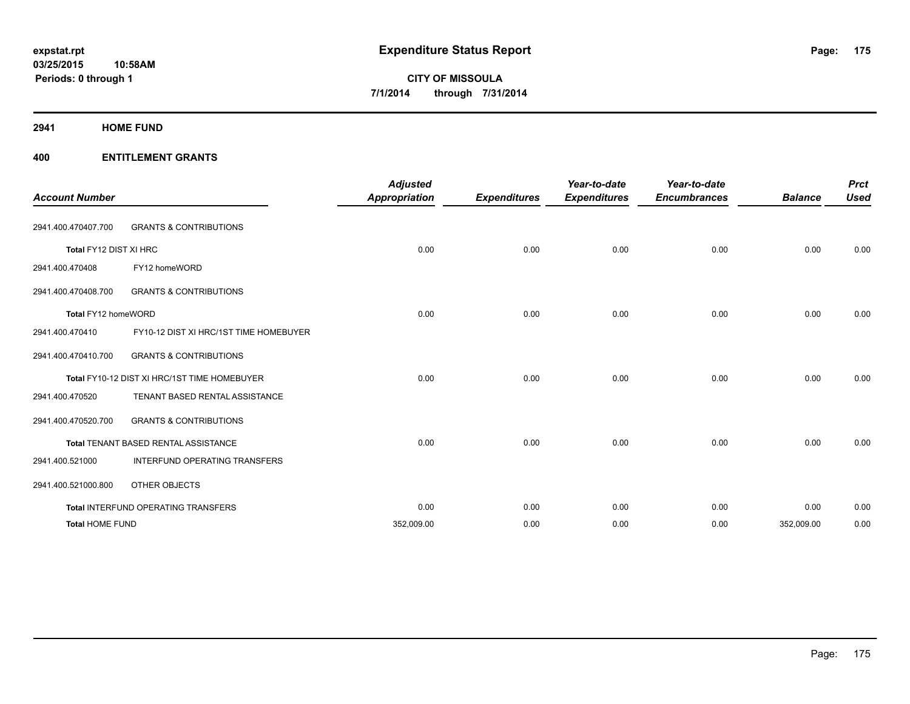**expstat.rpt**
**03/25/2015 10:58AM**
**Periods: 0 through 1**

# Expenditure Status Report

**CITY OF MISSOULA**
**7/1/2014 through 7/31/2014**

## 2941 HOME FUND

### 400 ENTITLEMENT GRANTS

| Account Number | | Adjusted Appropriation | Expenditures | Year-to-date Expenditures | Year-to-date Encumbrances | Balance | Prct Used |
|---|---|---|---|---|---|---|---|
| 2941.400.470407.700 | GRANTS & CONTRIBUTIONS | | | | | | |
| **Total** FY12 DIST XI HRC | | 0.00 | 0.00 | 0.00 | 0.00 | 0.00 | 0.00 |
| 2941.400.470408 | FY12 homeWORD | | | | | | |
| 2941.400.470408.700 | GRANTS & CONTRIBUTIONS | | | | | | |
| **Total** FY12 homeWORD | | 0.00 | 0.00 | 0.00 | 0.00 | 0.00 | 0.00 |
| 2941.400.470410 | FY10-12 DIST XI HRC/1ST TIME HOMEBUYER | | | | | | |
| 2941.400.470410.700 | GRANTS & CONTRIBUTIONS | | | | | | |
| **Total** FY10-12 DIST XI HRC/1ST TIME HOMEBUYER | | 0.00 | 0.00 | 0.00 | 0.00 | 0.00 | 0.00 |
| 2941.400.470520 | TENANT BASED RENTAL ASSISTANCE | | | | | | |
| 2941.400.470520.700 | GRANTS & CONTRIBUTIONS | | | | | | |
| **Total** TENANT BASED RENTAL ASSISTANCE | | 0.00 | 0.00 | 0.00 | 0.00 | 0.00 | 0.00 |
| 2941.400.521000 | INTERFUND OPERATING TRANSFERS | | | | | | |
| 2941.400.521000.800 | OTHER OBJECTS | | | | | | |
| **Total** INTERFUND OPERATING TRANSFERS | | 0.00 | 0.00 | 0.00 | 0.00 | 0.00 | 0.00 |
| **Total HOME FUND** | | 352,009.00 | 0.00 | 0.00 | 0.00 | 352,009.00 | 0.00 |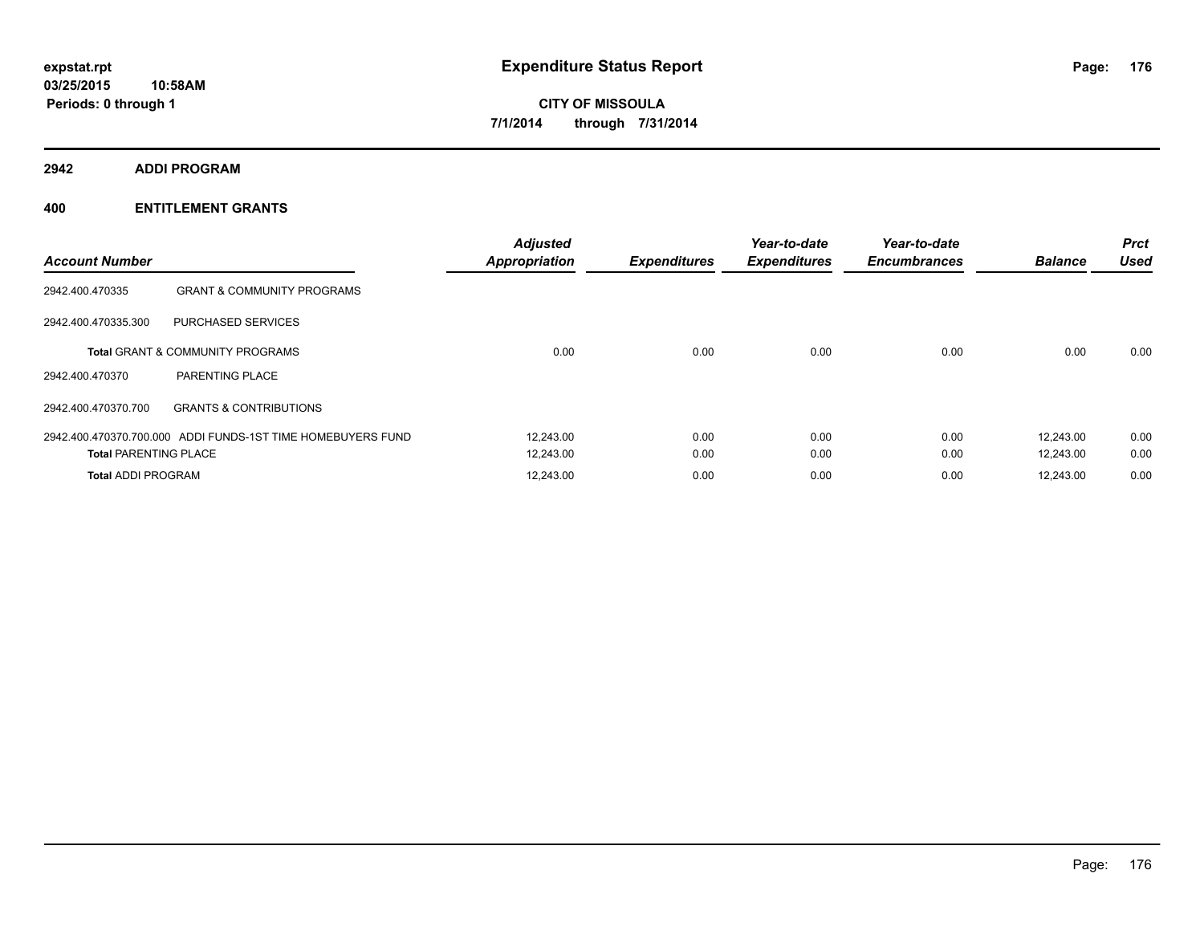expstat.rpt
03/25/2015 10:58AM
Periods: 0 through 1

# Expenditure Status Report

CITY OF MISSOULA
7/1/2014 through 7/31/2014

## 2942 ADDI PROGRAM

## 400 ENTITLEMENT GRANTS

| Account Number | | Adjusted Appropriation | Expenditures | Year-to-date Expenditures | Year-to-date Encumbrances | Balance | Prct Used |
|---|---|---|---|---|---|---|---|
| 2942.400.470335 | GRANT & COMMUNITY PROGRAMS | | | | | | |
| 2942.400.470335.300 | PURCHASED SERVICES | | | | | | |
| **Total** GRANT & COMMUNITY PROGRAMS | | 0.00 | 0.00 | 0.00 | 0.00 | 0.00 | 0.00 |
| 2942.400.470370 | PARENTING PLACE | | | | | | |
| 2942.400.470370.700 | GRANTS & CONTRIBUTIONS | | | | | | |
| 2942.400.470370.700.000 | ADDI FUNDS-1ST TIME HOMEBUYERS FUND | 12,243.00 | 0.00 | 0.00 | 0.00 | 12,243.00 | 0.00 |
| **Total** PARENTING PLACE | | 12,243.00 | 0.00 | 0.00 | 0.00 | 12,243.00 | 0.00 |
| **Total** ADDI PROGRAM | | 12,243.00 | 0.00 | 0.00 | 0.00 | 12,243.00 | 0.00 |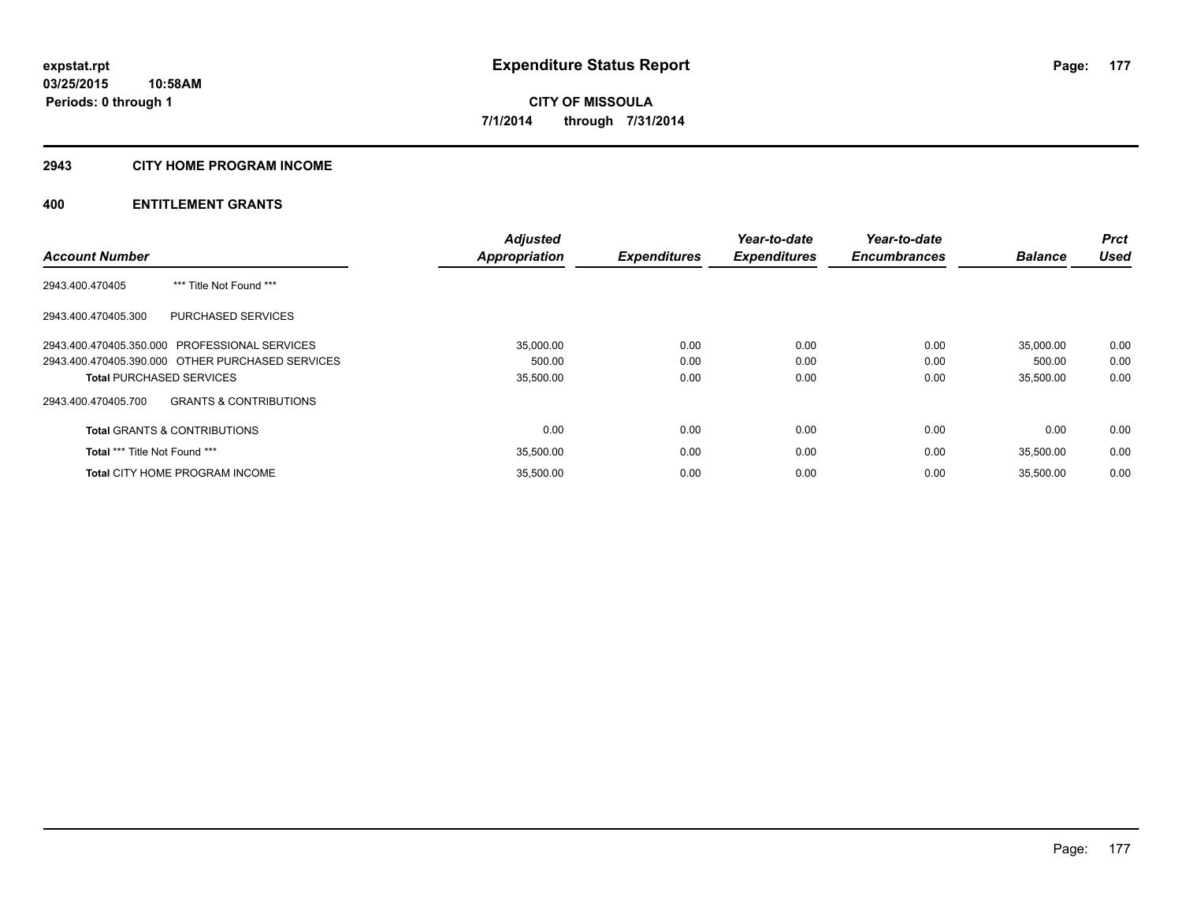expstat.rpt
03/25/2015 10:58AM
Periods: 0 through 1

# Expenditure Status Report

CITY OF MISSOULA
7/1/2014 through 7/31/2014

## 2943 CITY HOME PROGRAM INCOME

## 400 ENTITLEMENT GRANTS

| Account Number | | Adjusted Appropriation | Expenditures | Year-to-date Expenditures | Year-to-date Encumbrances | Balance | Prct Used |
|---|---|---|---|---|---|---|---|
| 2943.400.470405 | *** Title Not Found *** | | | | | | |
| 2943.400.470405.300 | PURCHASED SERVICES | | | | | | |
| 2943.400.470405.350.000 | PROFESSIONAL SERVICES | 35,000.00 | 0.00 | 0.00 | 0.00 | 35,000.00 | 0.00 |
| 2943.400.470405.390.000 | OTHER PURCHASED SERVICES | 500.00 | 0.00 | 0.00 | 0.00 | 500.00 | 0.00 |
| **Total** PURCHASED SERVICES | | 35,500.00 | 0.00 | 0.00 | 0.00 | 35,500.00 | 0.00 |
| 2943.400.470405.700 | GRANTS & CONTRIBUTIONS | | | | | | |
| **Total** GRANTS & CONTRIBUTIONS | | 0.00 | 0.00 | 0.00 | 0.00 | 0.00 | 0.00 |
| **Total** *** Title Not Found *** | | 35,500.00 | 0.00 | 0.00 | 0.00 | 35,500.00 | 0.00 |
| **Total** CITY HOME PROGRAM INCOME | | 35,500.00 | 0.00 | 0.00 | 0.00 | 35,500.00 | 0.00 |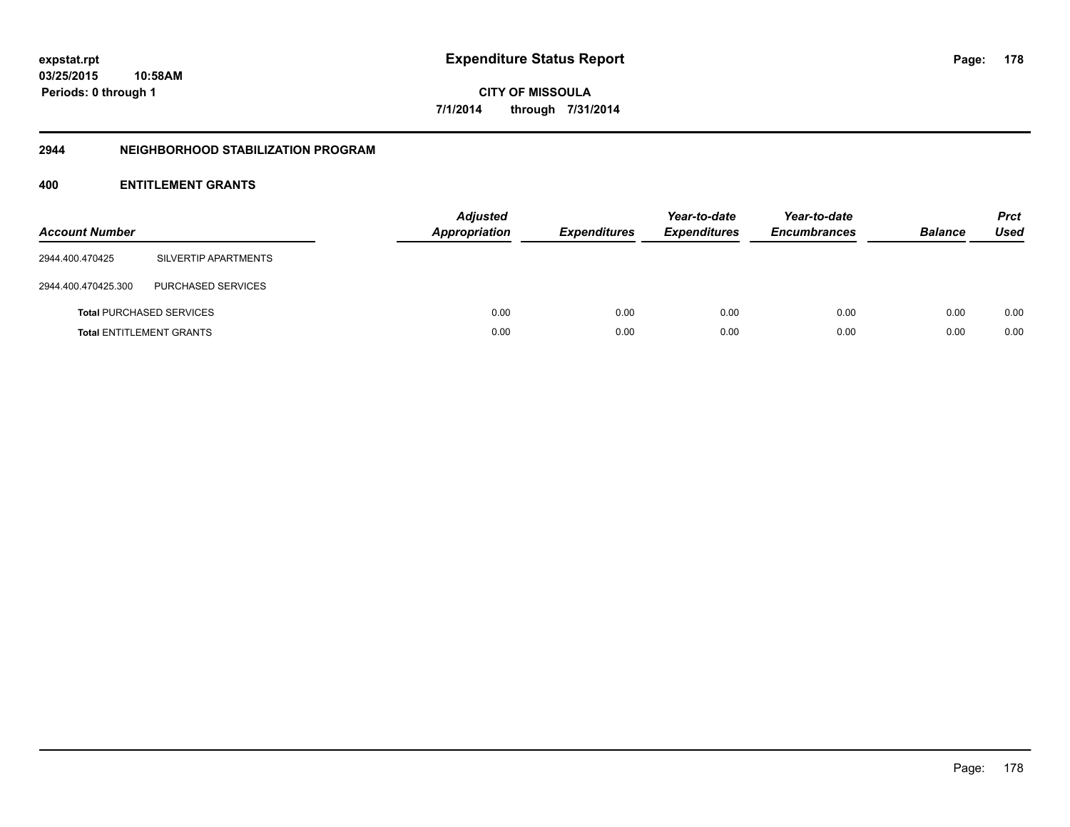expstat.rpt
03/25/2015 10:58AM
Periods: 0 through 1

# Expenditure Status Report

CITY OF MISSOULA
7/1/2014 through 7/31/2014

## 2944 NEIGHBORHOOD STABILIZATION PROGRAM

### 400 ENTITLEMENT GRANTS

| Account Number | | Adjusted Appropriation | Expenditures | Year-to-date Expenditures | Year-to-date Encumbrances | Balance | Prct Used |
|---|---|---|---|---|---|---|---|
| 2944.400.470425 | SILVERTIP APARTMENTS | | | | | | |
| 2944.400.470425.300 | PURCHASED SERVICES | | | | | | |
| **Total** PURCHASED SERVICES | | 0.00 | 0.00 | 0.00 | 0.00 | 0.00 | 0.00 |
| **Total** ENTITLEMENT GRANTS | | 0.00 | 0.00 | 0.00 | 0.00 | 0.00 | 0.00 |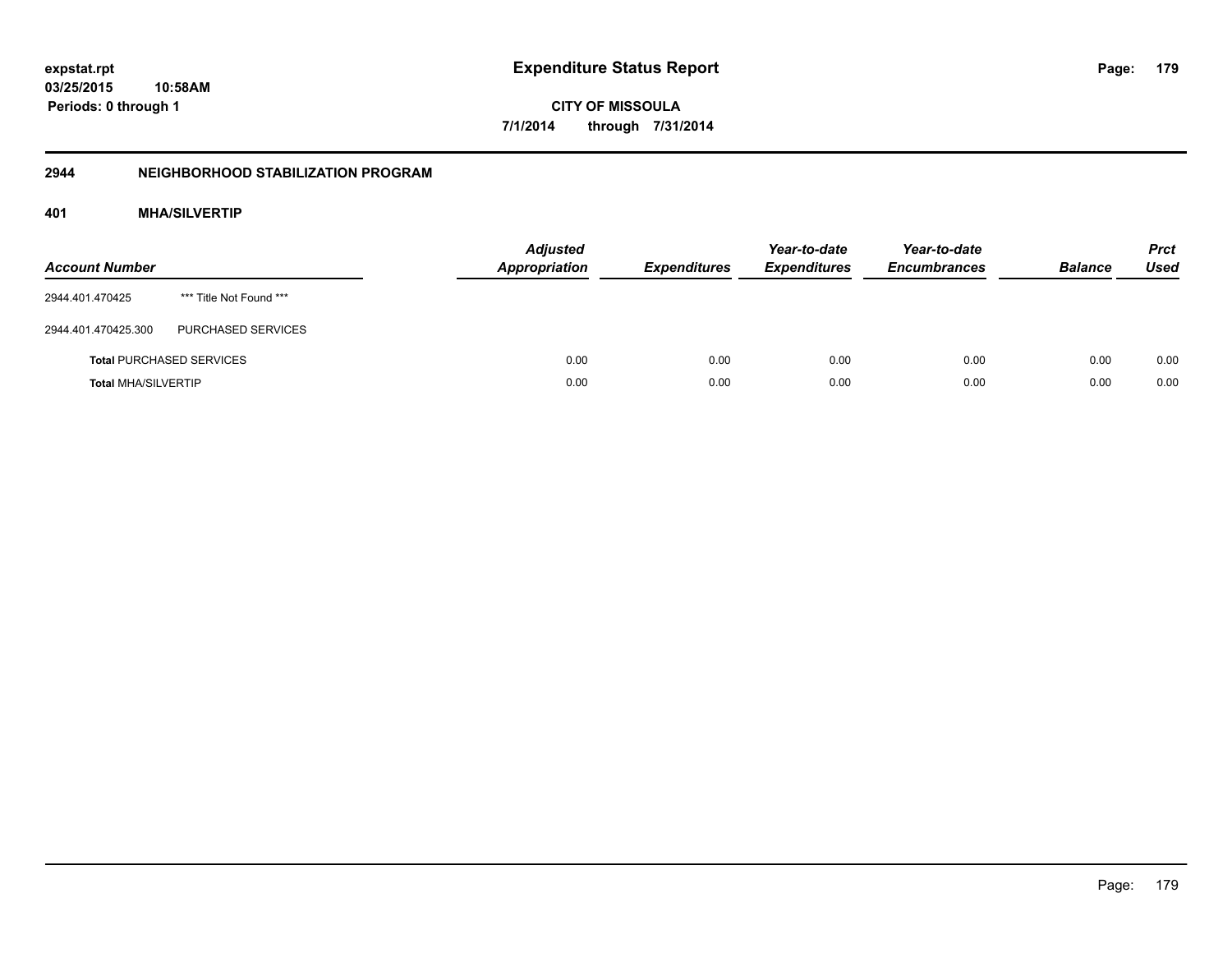**expstat.rpt**
**03/25/2015 10:58AM**
**Periods: 0 through 1**

# Expenditure Status Report

**CITY OF MISSOULA**
**7/1/2014 through 7/31/2014**

## 2944 NEIGHBORHOOD STABILIZATION PROGRAM

### 401 MHA/SILVERTIP

| Account Number | | Adjusted Appropriation | Expenditures | Year-to-date Expenditures | Year-to-date Encumbrances | Balance | Prct Used |
|---|---|---|---|---|---|---|---|
| 2944.401.470425 | *** Title Not Found *** | | | | | | |
| 2944.401.470425.300 | PURCHASED SERVICES | | | | | | |
| **Total** PURCHASED SERVICES | | 0.00 | 0.00 | 0.00 | 0.00 | 0.00 | 0.00 |
| **Total** MHA/SILVERTIP | | 0.00 | 0.00 | 0.00 | 0.00 | 0.00 | 0.00 |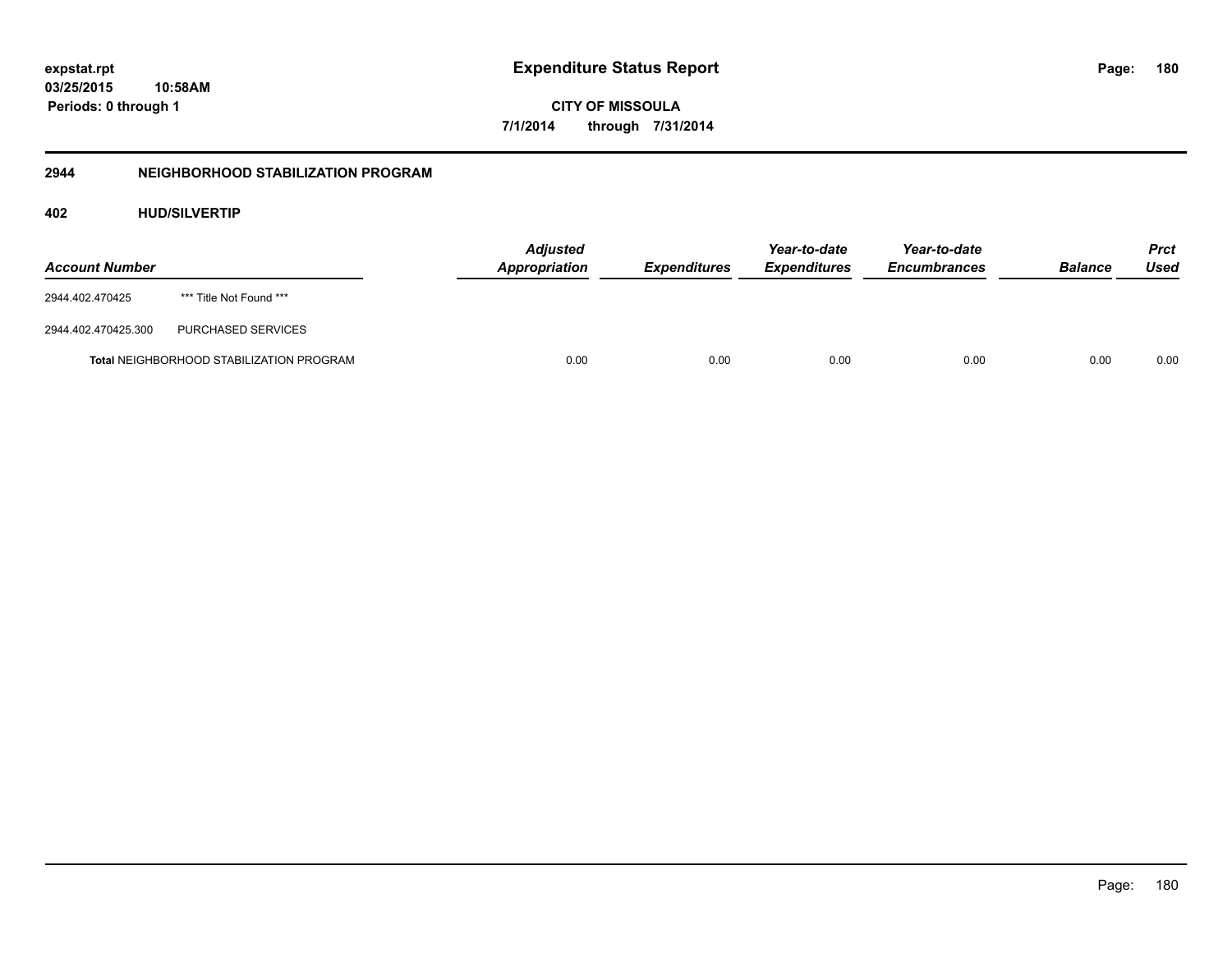**Expenditure Status Report**

**CITY OF MISSOULA**

**7/1/2014 through 7/31/2014**

expstat.rpt
03/25/2015 10:58AM
Periods: 0 through 1

## 2944 NEIGHBORHOOD STABILIZATION PROGRAM

### 402 HUD/SILVERTIP

| Account Number | | Adjusted Appropriation | Expenditures | Year-to-date Expenditures | Year-to-date Encumbrances | Balance | Prct Used |
|---|---|---|---|---|---|---|---|
| 2944.402.470425 | *** Title Not Found *** | | | | | | |
| 2944.402.470425.300 | PURCHASED SERVICES | | | | | | |
| **Total** NEIGHBORHOOD STABILIZATION PROGRAM | | 0.00 | 0.00 | 0.00 | 0.00 | 0.00 | 0.00 |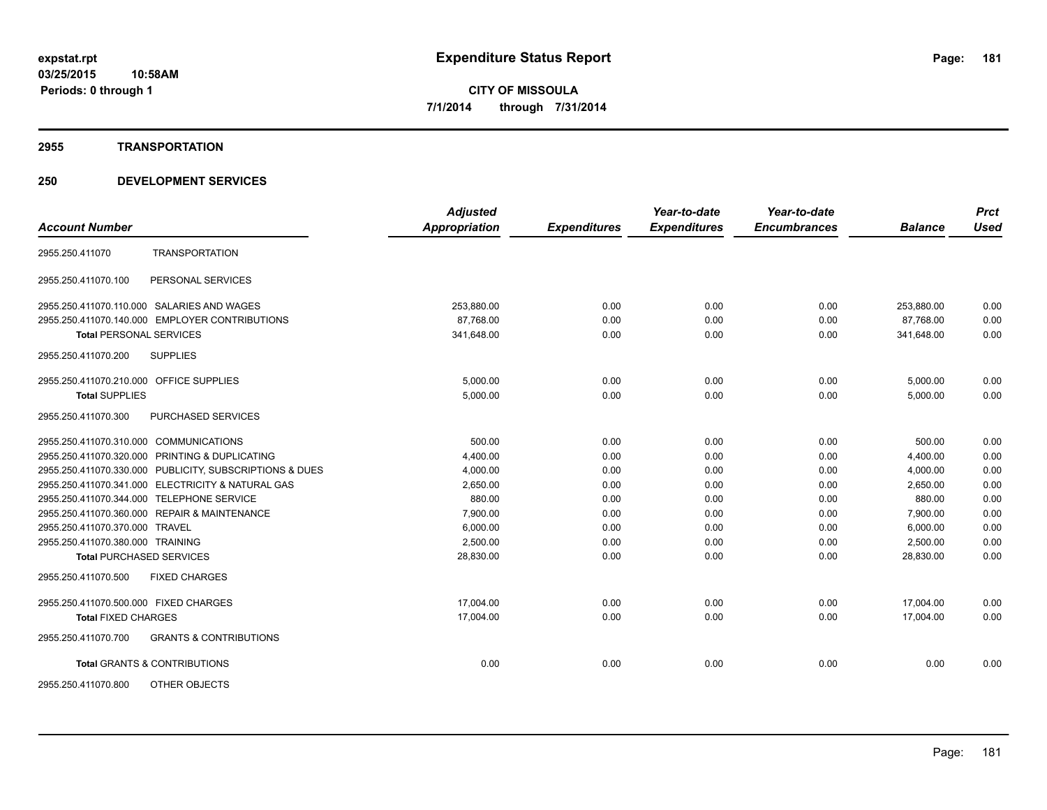**expstat.rpt**
**03/25/2015 10:58AM**
**Periods: 0 through 1**

# Expenditure Status Report

**CITY OF MISSOULA**
**7/1/2014 through 7/31/2014**

## 2955 TRANSPORTATION

## 250 DEVELOPMENT SERVICES

| Account Number | | Adjusted Appropriation | Expenditures | Year-to-date Expenditures | Year-to-date Encumbrances | Balance | Prct Used |
|---|---|---|---|---|---|---|---|
| 2955.250.411070 | TRANSPORTATION | | | | | | |
| 2955.250.411070.100 | PERSONAL SERVICES | | | | | | |
| 2955.250.411070.110.000 | SALARIES AND WAGES | 253,880.00 | 0.00 | 0.00 | 0.00 | 253,880.00 | 0.00 |
| 2955.250.411070.140.000 | EMPLOYER CONTRIBUTIONS | 87,768.00 | 0.00 | 0.00 | 0.00 | 87,768.00 | 0.00 |
| **Total** PERSONAL SERVICES | | 341,648.00 | 0.00 | 0.00 | 0.00 | 341,648.00 | 0.00 |
| 2955.250.411070.200 | SUPPLIES | | | | | | |
| 2955.250.411070.210.000 | OFFICE SUPPLIES | 5,000.00 | 0.00 | 0.00 | 0.00 | 5,000.00 | 0.00 |
| **Total** SUPPLIES | | 5,000.00 | 0.00 | 0.00 | 0.00 | 5,000.00 | 0.00 |
| 2955.250.411070.300 | PURCHASED SERVICES | | | | | | |
| 2955.250.411070.310.000 | COMMUNICATIONS | 500.00 | 0.00 | 0.00 | 0.00 | 500.00 | 0.00 |
| 2955.250.411070.320.000 | PRINTING & DUPLICATING | 4,400.00 | 0.00 | 0.00 | 0.00 | 4,400.00 | 0.00 |
| 2955.250.411070.330.000 | PUBLICITY, SUBSCRIPTIONS & DUES | 4,000.00 | 0.00 | 0.00 | 0.00 | 4,000.00 | 0.00 |
| 2955.250.411070.341.000 | ELECTRICITY & NATURAL GAS | 2,650.00 | 0.00 | 0.00 | 0.00 | 2,650.00 | 0.00 |
| 2955.250.411070.344.000 | TELEPHONE SERVICE | 880.00 | 0.00 | 0.00 | 0.00 | 880.00 | 0.00 |
| 2955.250.411070.360.000 | REPAIR & MAINTENANCE | 7,900.00 | 0.00 | 0.00 | 0.00 | 7,900.00 | 0.00 |
| 2955.250.411070.370.000 | TRAVEL | 6,000.00 | 0.00 | 0.00 | 0.00 | 6,000.00 | 0.00 |
| 2955.250.411070.380.000 | TRAINING | 2,500.00 | 0.00 | 0.00 | 0.00 | 2,500.00 | 0.00 |
| **Total** PURCHASED SERVICES | | 28,830.00 | 0.00 | 0.00 | 0.00 | 28,830.00 | 0.00 |
| 2955.250.411070.500 | FIXED CHARGES | | | | | | |
| 2955.250.411070.500.000 | FIXED CHARGES | 17,004.00 | 0.00 | 0.00 | 0.00 | 17,004.00 | 0.00 |
| **Total** FIXED CHARGES | | 17,004.00 | 0.00 | 0.00 | 0.00 | 17,004.00 | 0.00 |
| 2955.250.411070.700 | GRANTS & CONTRIBUTIONS | | | | | | |
| **Total** GRANTS & CONTRIBUTIONS | | 0.00 | 0.00 | 0.00 | 0.00 | 0.00 | 0.00 |
| 2955.250.411070.800 | OTHER OBJECTS | | | | | | |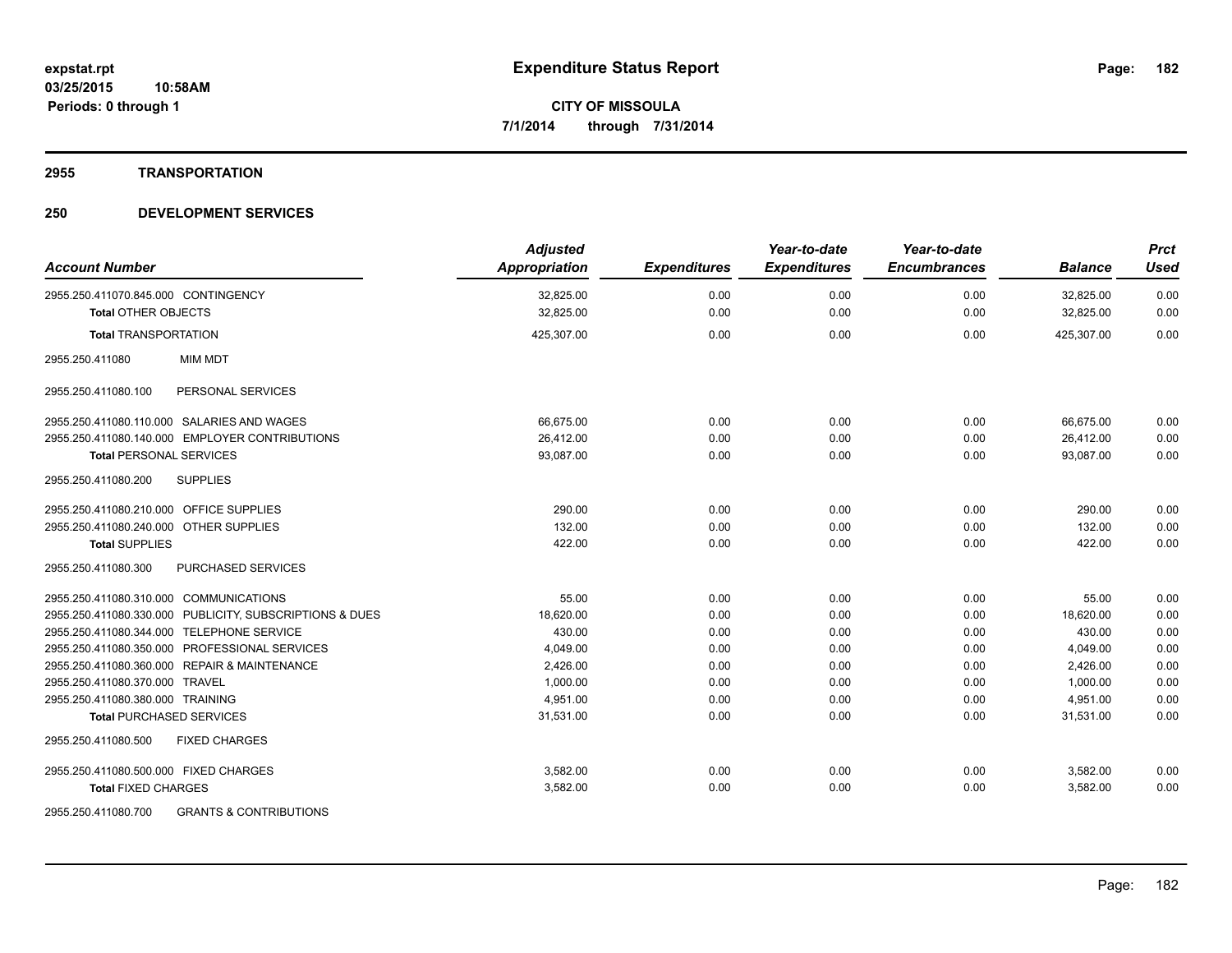**expstat.rpt**
**03/25/2015 10:58AM**
**Periods: 0 through 1**

# Expenditure Status Report

**CITY OF MISSOULA**
**7/1/2014 through 7/31/2014**

## 2955 TRANSPORTATION

## 250 DEVELOPMENT SERVICES

| Account Number | Adjusted Appropriation | Expenditures | Year-to-date Expenditures | Year-to-date Encumbrances | Balance | Prct Used |
|---|---|---|---|---|---|---|
| 2955.250.411070.845.000 CONTINGENCY | 32,825.00 | 0.00 | 0.00 | 0.00 | 32,825.00 | 0.00 |
| **Total** OTHER OBJECTS | 32,825.00 | 0.00 | 0.00 | 0.00 | 32,825.00 | 0.00 |
| **Total** TRANSPORTATION | 425,307.00 | 0.00 | 0.00 | 0.00 | 425,307.00 | 0.00 |
| 2955.250.411080 MIM MDT | | | | | | |
| 2955.250.411080.100 PERSONAL SERVICES | | | | | | |
| 2955.250.411080.110.000 SALARIES AND WAGES | 66,675.00 | 0.00 | 0.00 | 0.00 | 66,675.00 | 0.00 |
| 2955.250.411080.140.000 EMPLOYER CONTRIBUTIONS | 26,412.00 | 0.00 | 0.00 | 0.00 | 26,412.00 | 0.00 |
| **Total** PERSONAL SERVICES | 93,087.00 | 0.00 | 0.00 | 0.00 | 93,087.00 | 0.00 |
| 2955.250.411080.200 SUPPLIES | | | | | | |
| 2955.250.411080.210.000 OFFICE SUPPLIES | 290.00 | 0.00 | 0.00 | 0.00 | 290.00 | 0.00 |
| 2955.250.411080.240.000 OTHER SUPPLIES | 132.00 | 0.00 | 0.00 | 0.00 | 132.00 | 0.00 |
| **Total** SUPPLIES | 422.00 | 0.00 | 0.00 | 0.00 | 422.00 | 0.00 |
| 2955.250.411080.300 PURCHASED SERVICES | | | | | | |
| 2955.250.411080.310.000 COMMUNICATIONS | 55.00 | 0.00 | 0.00 | 0.00 | 55.00 | 0.00 |
| 2955.250.411080.330.000 PUBLICITY, SUBSCRIPTIONS & DUES | 18,620.00 | 0.00 | 0.00 | 0.00 | 18,620.00 | 0.00 |
| 2955.250.411080.344.000 TELEPHONE SERVICE | 430.00 | 0.00 | 0.00 | 0.00 | 430.00 | 0.00 |
| 2955.250.411080.350.000 PROFESSIONAL SERVICES | 4,049.00 | 0.00 | 0.00 | 0.00 | 4,049.00 | 0.00 |
| 2955.250.411080.360.000 REPAIR & MAINTENANCE | 2,426.00 | 0.00 | 0.00 | 0.00 | 2,426.00 | 0.00 |
| 2955.250.411080.370.000 TRAVEL | 1,000.00 | 0.00 | 0.00 | 0.00 | 1,000.00 | 0.00 |
| 2955.250.411080.380.000 TRAINING | 4,951.00 | 0.00 | 0.00 | 0.00 | 4,951.00 | 0.00 |
| **Total** PURCHASED SERVICES | 31,531.00 | 0.00 | 0.00 | 0.00 | 31,531.00 | 0.00 |
| 2955.250.411080.500 FIXED CHARGES | | | | | | |
| 2955.250.411080.500.000 FIXED CHARGES | 3,582.00 | 0.00 | 0.00 | 0.00 | 3,582.00 | 0.00 |
| **Total** FIXED CHARGES | 3,582.00 | 0.00 | 0.00 | 0.00 | 3,582.00 | 0.00 |
| 2955.250.411080.700 GRANTS & CONTRIBUTIONS | | | | | | |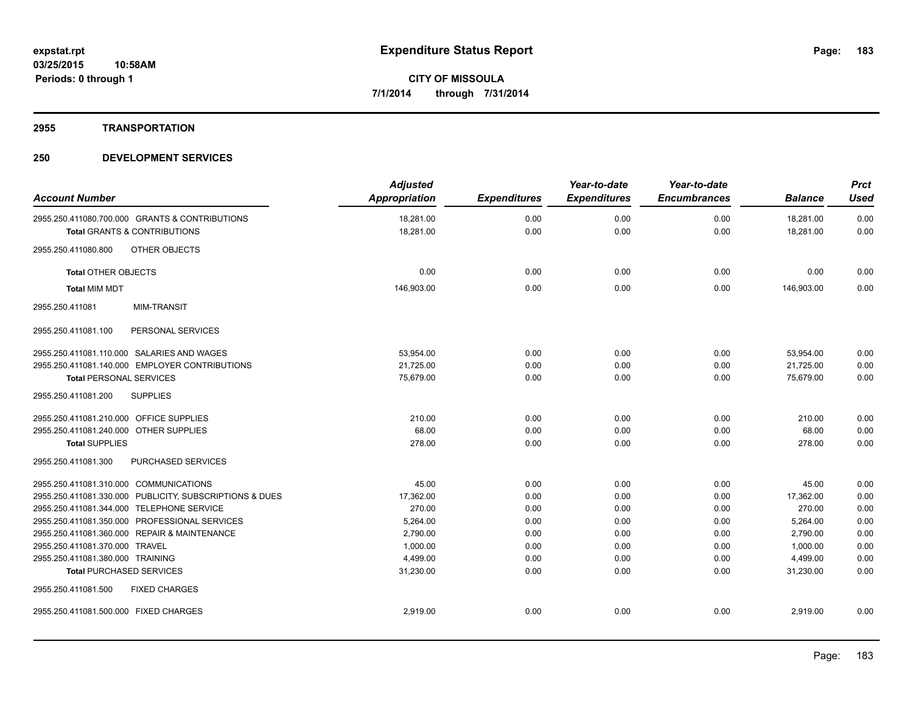# Expenditure Status Report

expstat.rpt
03/25/2015 10:58AM
Periods: 0 through 1

**CITY OF MISSOULA**
**7/1/2014 through 7/31/2014**

## 2955 TRANSPORTATION

## 250 DEVELOPMENT SERVICES

| Account Number | Adjusted Appropriation | Expenditures | Year-to-date Expenditures | Year-to-date Encumbrances | Balance | Prct Used |
|---|---|---|---|---|---|---|
| 2955.250.411080.700.000 GRANTS & CONTRIBUTIONS | 18,281.00 | 0.00 | 0.00 | 0.00 | 18,281.00 | 0.00 |
| **Total** GRANTS & CONTRIBUTIONS | 18,281.00 | 0.00 | 0.00 | 0.00 | 18,281.00 | 0.00 |
| 2955.250.411080.800 OTHER OBJECTS | | | | | | |
| **Total** OTHER OBJECTS | 0.00 | 0.00 | 0.00 | 0.00 | 0.00 | 0.00 |
| **Total** MIM MDT | 146,903.00 | 0.00 | 0.00 | 0.00 | 146,903.00 | 0.00 |
| 2955.250.411081 MIM-TRANSIT | | | | | | |
| 2955.250.411081.100 PERSONAL SERVICES | | | | | | |
| 2955.250.411081.110.000 SALARIES AND WAGES | 53,954.00 | 0.00 | 0.00 | 0.00 | 53,954.00 | 0.00 |
| 2955.250.411081.140.000 EMPLOYER CONTRIBUTIONS | 21,725.00 | 0.00 | 0.00 | 0.00 | 21,725.00 | 0.00 |
| **Total** PERSONAL SERVICES | 75,679.00 | 0.00 | 0.00 | 0.00 | 75,679.00 | 0.00 |
| 2955.250.411081.200 SUPPLIES | | | | | | |
| 2955.250.411081.210.000 OFFICE SUPPLIES | 210.00 | 0.00 | 0.00 | 0.00 | 210.00 | 0.00 |
| 2955.250.411081.240.000 OTHER SUPPLIES | 68.00 | 0.00 | 0.00 | 0.00 | 68.00 | 0.00 |
| **Total** SUPPLIES | 278.00 | 0.00 | 0.00 | 0.00 | 278.00 | 0.00 |
| 2955.250.411081.300 PURCHASED SERVICES | | | | | | |
| 2955.250.411081.310.000 COMMUNICATIONS | 45.00 | 0.00 | 0.00 | 0.00 | 45.00 | 0.00 |
| 2955.250.411081.330.000 PUBLICITY, SUBSCRIPTIONS & DUES | 17,362.00 | 0.00 | 0.00 | 0.00 | 17,362.00 | 0.00 |
| 2955.250.411081.344.000 TELEPHONE SERVICE | 270.00 | 0.00 | 0.00 | 0.00 | 270.00 | 0.00 |
| 2955.250.411081.350.000 PROFESSIONAL SERVICES | 5,264.00 | 0.00 | 0.00 | 0.00 | 5,264.00 | 0.00 |
| 2955.250.411081.360.000 REPAIR & MAINTENANCE | 2,790.00 | 0.00 | 0.00 | 0.00 | 2,790.00 | 0.00 |
| 2955.250.411081.370.000 TRAVEL | 1,000.00 | 0.00 | 0.00 | 0.00 | 1,000.00 | 0.00 |
| 2955.250.411081.380.000 TRAINING | 4,499.00 | 0.00 | 0.00 | 0.00 | 4,499.00 | 0.00 |
| **Total** PURCHASED SERVICES | 31,230.00 | 0.00 | 0.00 | 0.00 | 31,230.00 | 0.00 |
| 2955.250.411081.500 FIXED CHARGES | | | | | | |
| 2955.250.411081.500.000 FIXED CHARGES | 2,919.00 | 0.00 | 0.00 | 0.00 | 2,919.00 | 0.00 |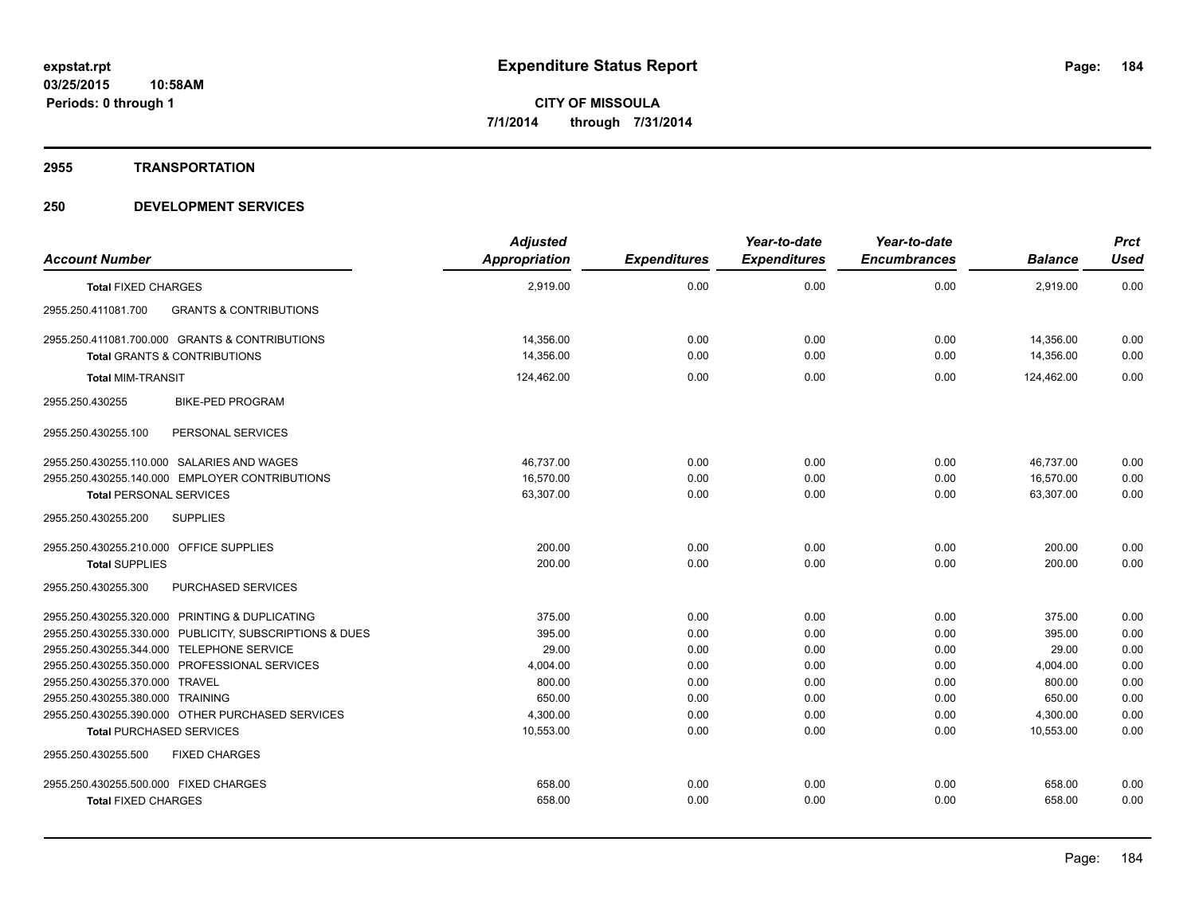**expstat.rpt**
**03/25/2015 10:58AM**
**Periods: 0 through 1**

# Expenditure Status Report

**CITY OF MISSOULA**
**7/1/2014 through 7/31/2014**

## 2955 TRANSPORTATION

## 250 DEVELOPMENT SERVICES

| Account Number | Adjusted Appropriation | Expenditures | Year-to-date Expenditures | Year-to-date Encumbrances | Balance | Prct Used |
|---|---|---|---|---|---|---|
| **Total** FIXED CHARGES | 2,919.00 | 0.00 | 0.00 | 0.00 | 2,919.00 | 0.00 |
| 2955.250.411081.700 GRANTS & CONTRIBUTIONS | | | | | | |
| 2955.250.411081.700.000 GRANTS & CONTRIBUTIONS | 14,356.00 | 0.00 | 0.00 | 0.00 | 14,356.00 | 0.00 |
| **Total** GRANTS & CONTRIBUTIONS | 14,356.00 | 0.00 | 0.00 | 0.00 | 14,356.00 | 0.00 |
| **Total** MIM-TRANSIT | 124,462.00 | 0.00 | 0.00 | 0.00 | 124,462.00 | 0.00 |
| 2955.250.430255 BIKE-PED PROGRAM | | | | | | |
| 2955.250.430255.100 PERSONAL SERVICES | | | | | | |
| 2955.250.430255.110.000 SALARIES AND WAGES | 46,737.00 | 0.00 | 0.00 | 0.00 | 46,737.00 | 0.00 |
| 2955.250.430255.140.000 EMPLOYER CONTRIBUTIONS | 16,570.00 | 0.00 | 0.00 | 0.00 | 16,570.00 | 0.00 |
| **Total** PERSONAL SERVICES | 63,307.00 | 0.00 | 0.00 | 0.00 | 63,307.00 | 0.00 |
| 2955.250.430255.200 SUPPLIES | | | | | | |
| 2955.250.430255.210.000 OFFICE SUPPLIES | 200.00 | 0.00 | 0.00 | 0.00 | 200.00 | 0.00 |
| **Total** SUPPLIES | 200.00 | 0.00 | 0.00 | 0.00 | 200.00 | 0.00 |
| 2955.250.430255.300 PURCHASED SERVICES | | | | | | |
| 2955.250.430255.320.000 PRINTING & DUPLICATING | 375.00 | 0.00 | 0.00 | 0.00 | 375.00 | 0.00 |
| 2955.250.430255.330.000 PUBLICITY, SUBSCRIPTIONS & DUES | 395.00 | 0.00 | 0.00 | 0.00 | 395.00 | 0.00 |
| 2955.250.430255.344.000 TELEPHONE SERVICE | 29.00 | 0.00 | 0.00 | 0.00 | 29.00 | 0.00 |
| 2955.250.430255.350.000 PROFESSIONAL SERVICES | 4,004.00 | 0.00 | 0.00 | 0.00 | 4,004.00 | 0.00 |
| 2955.250.430255.370.000 TRAVEL | 800.00 | 0.00 | 0.00 | 0.00 | 800.00 | 0.00 |
| 2955.250.430255.380.000 TRAINING | 650.00 | 0.00 | 0.00 | 0.00 | 650.00 | 0.00 |
| 2955.250.430255.390.000 OTHER PURCHASED SERVICES | 4,300.00 | 0.00 | 0.00 | 0.00 | 4,300.00 | 0.00 |
| **Total** PURCHASED SERVICES | 10,553.00 | 0.00 | 0.00 | 0.00 | 10,553.00 | 0.00 |
| 2955.250.430255.500 FIXED CHARGES | | | | | | |
| 2955.250.430255.500.000 FIXED CHARGES | 658.00 | 0.00 | 0.00 | 0.00 | 658.00 | 0.00 |
| **Total** FIXED CHARGES | 658.00 | 0.00 | 0.00 | 0.00 | 658.00 | 0.00 |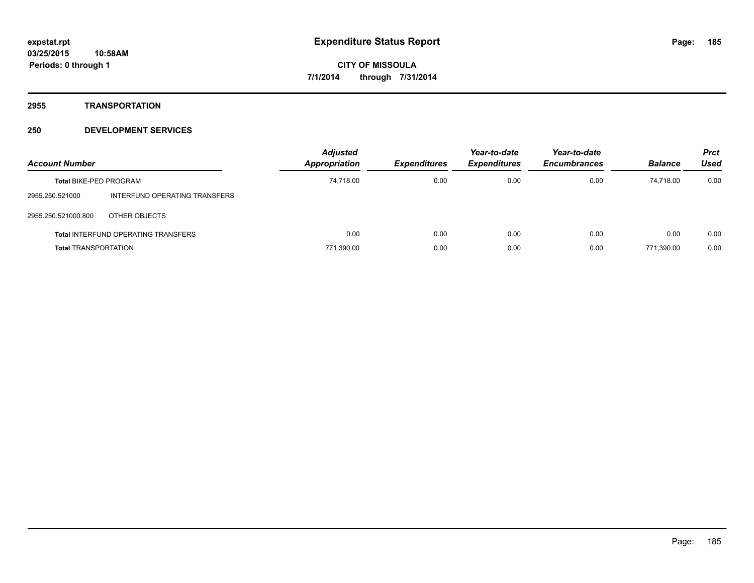**expstat.rpt**
**03/25/2015 10:58AM**
**Periods: 0 through 1**

# Expenditure Status Report

**CITY OF MISSOULA**
**7/1/2014 through 7/31/2014**

## 2955 TRANSPORTATION

## 250 DEVELOPMENT SERVICES

| Account Number | | Adjusted Appropriation | Expenditures | Year-to-date Expenditures | Year-to-date Encumbrances | Balance | Prct Used |
|---|---|---|---|---|---|---|---|
| **Total** BIKE-PED PROGRAM | | 74,718.00 | 0.00 | 0.00 | 0.00 | 74,718.00 | 0.00 |
| 2955.250.521000 | INTERFUND OPERATING TRANSFERS | | | | | | |
| 2955.250.521000.800 | OTHER OBJECTS | | | | | | |
| **Total** INTERFUND OPERATING TRANSFERS | | 0.00 | 0.00 | 0.00 | 0.00 | 0.00 | 0.00 |
| **Total** TRANSPORTATION | | 771,390.00 | 0.00 | 0.00 | 0.00 | 771,390.00 | 0.00 |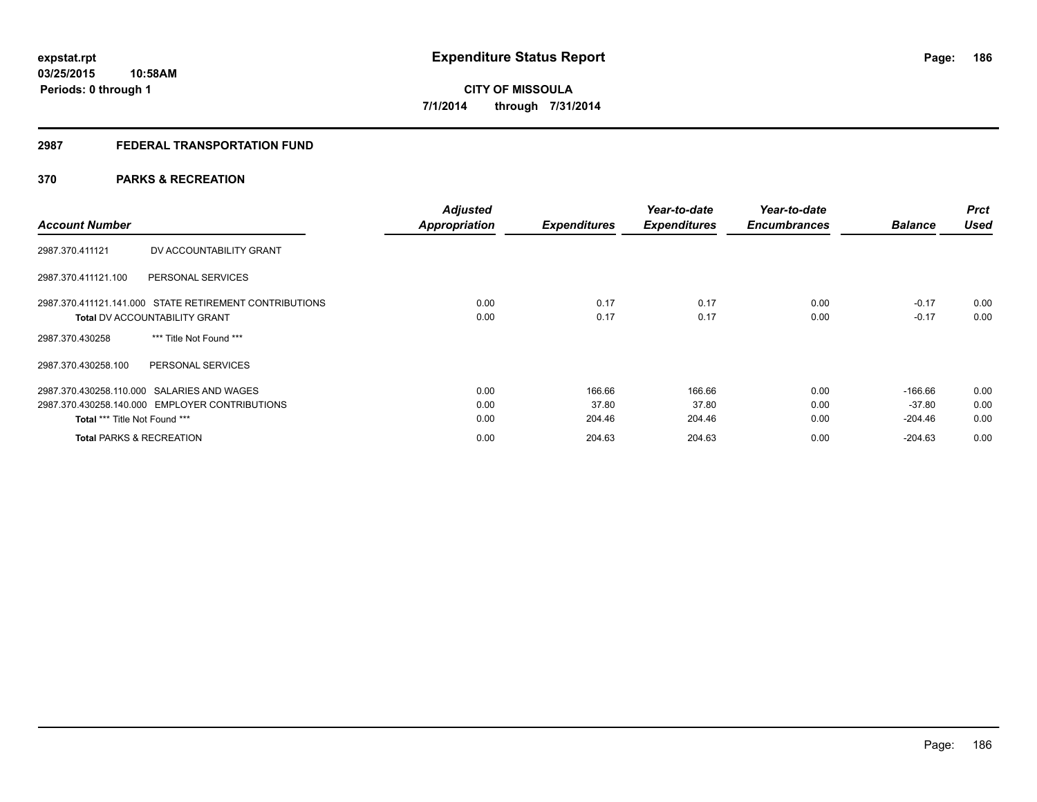**expstat.rpt**
**03/25/2015 10:58AM**
**Periods: 0 through 1**

# Expenditure Status Report

**CITY OF MISSOULA**
**7/1/2014 through 7/31/2014**

## 2987 FEDERAL TRANSPORTATION FUND

## 370 PARKS & RECREATION

| Account Number | | Adjusted Appropriation | Expenditures | Year-to-date Expenditures | Year-to-date Encumbrances | Balance | Prct Used |
|---|---|---|---|---|---|---|---|
| 2987.370.411121 | DV ACCOUNTABILITY GRANT | | | | | | |
| 2987.370.411121.100 | PERSONAL SERVICES | | | | | | |
| 2987.370.411121.141.000 | STATE RETIREMENT CONTRIBUTIONS | 0.00 | 0.17 | 0.17 | 0.00 | -0.17 | 0.00 |
| **Total** DV ACCOUNTABILITY GRANT | | 0.00 | 0.17 | 0.17 | 0.00 | -0.17 | 0.00 |
| 2987.370.430258 | *** Title Not Found *** | | | | | | |
| 2987.370.430258.100 | PERSONAL SERVICES | | | | | | |
| 2987.370.430258.110.000 | SALARIES AND WAGES | 0.00 | 166.66 | 166.66 | 0.00 | -166.66 | 0.00 |
| 2987.370.430258.140.000 | EMPLOYER CONTRIBUTIONS | 0.00 | 37.80 | 37.80 | 0.00 | -37.80 | 0.00 |
| **Total** *** Title Not Found *** | | 0.00 | 204.46 | 204.46 | 0.00 | -204.46 | 0.00 |
| **Total** PARKS & RECREATION | | 0.00 | 204.63 | 204.63 | 0.00 | -204.63 | 0.00 |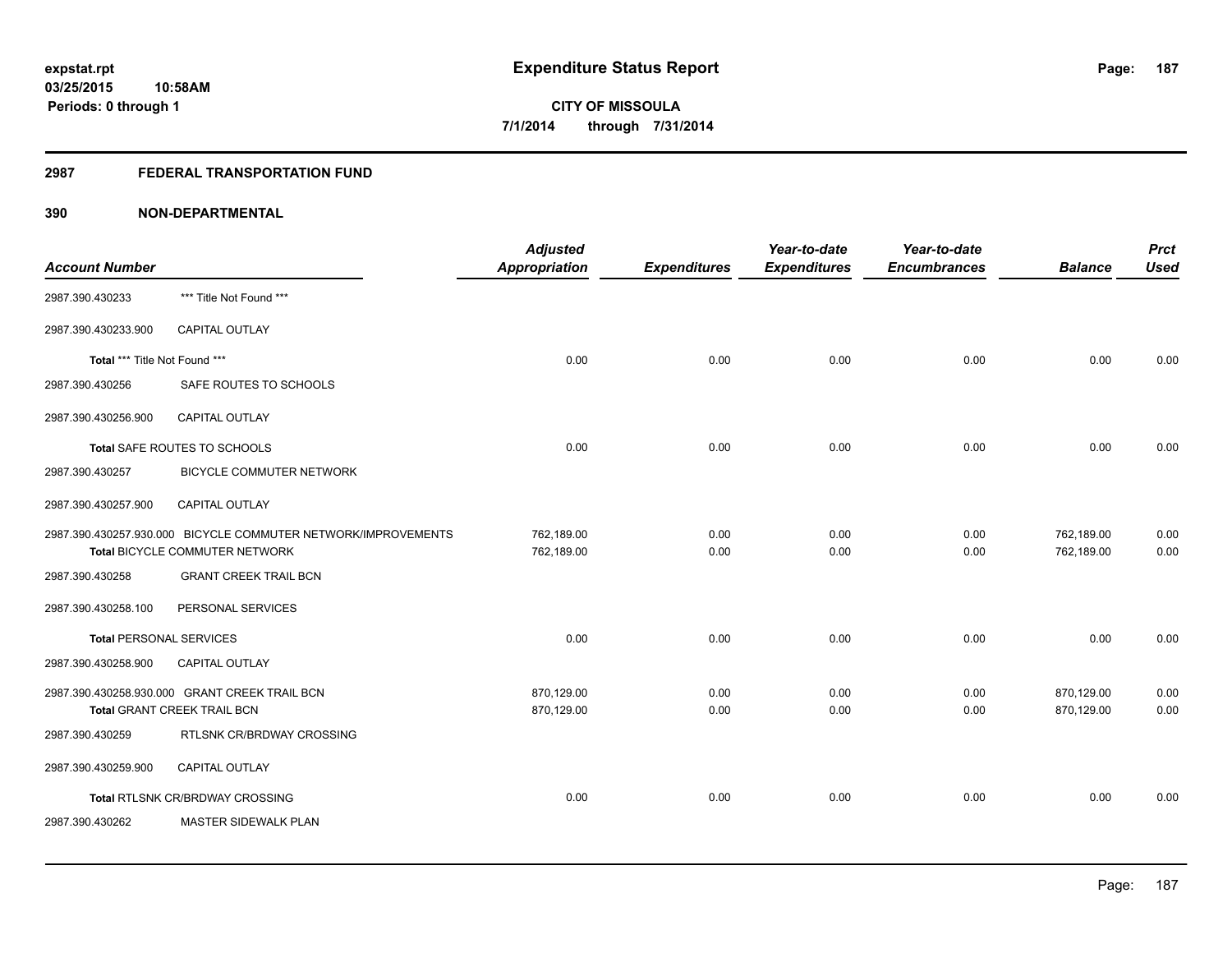expstat.rpt
03/25/2015 10:58AM
Periods: 0 through 1

# Expenditure Status Report

CITY OF MISSOULA
7/1/2014 through 7/31/2014

## 2987 FEDERAL TRANSPORTATION FUND

## 390 NON-DEPARTMENTAL

| Account Number | | Adjusted Appropriation | Expenditures | Year-to-date Expenditures | Year-to-date Encumbrances | Balance | Prct Used |
|---|---|---|---|---|---|---|---|
| 2987.390.430233 | *** Title Not Found *** | | | | | | |
| 2987.390.430233.900 | CAPITAL OUTLAY | | | | | | |
| **Total** *** Title Not Found *** | | 0.00 | 0.00 | 0.00 | 0.00 | 0.00 | 0.00 |
| 2987.390.430256 | SAFE ROUTES TO SCHOOLS | | | | | | |
| 2987.390.430256.900 | CAPITAL OUTLAY | | | | | | |
| **Total** SAFE ROUTES TO SCHOOLS | | 0.00 | 0.00 | 0.00 | 0.00 | 0.00 | 0.00 |
| 2987.390.430257 | BICYCLE COMMUTER NETWORK | | | | | | |
| 2987.390.430257.900 | CAPITAL OUTLAY | | | | | | |
| 2987.390.430257.930.000 | BICYCLE COMMUTER NETWORK/IMPROVEMENTS | 762,189.00 | 0.00 | 0.00 | 0.00 | 762,189.00 | 0.00 |
| **Total** BICYCLE COMMUTER NETWORK | | 762,189.00 | 0.00 | 0.00 | 0.00 | 762,189.00 | 0.00 |
| 2987.390.430258 | GRANT CREEK TRAIL BCN | | | | | | |
| 2987.390.430258.100 | PERSONAL SERVICES | | | | | | |
| **Total** PERSONAL SERVICES | | 0.00 | 0.00 | 0.00 | 0.00 | 0.00 | 0.00 |
| 2987.390.430258.900 | CAPITAL OUTLAY | | | | | | |
| 2987.390.430258.930.000 | GRANT CREEK TRAIL BCN | 870,129.00 | 0.00 | 0.00 | 0.00 | 870,129.00 | 0.00 |
| **Total** GRANT CREEK TRAIL BCN | | 870,129.00 | 0.00 | 0.00 | 0.00 | 870,129.00 | 0.00 |
| 2987.390.430259 | RTLSNK CR/BRDWAY CROSSING | | | | | | |
| 2987.390.430259.900 | CAPITAL OUTLAY | | | | | | |
| **Total** RTLSNK CR/BRDWAY CROSSING | | 0.00 | 0.00 | 0.00 | 0.00 | 0.00 | 0.00 |
| 2987.390.430262 | MASTER SIDEWALK PLAN | | | | | | |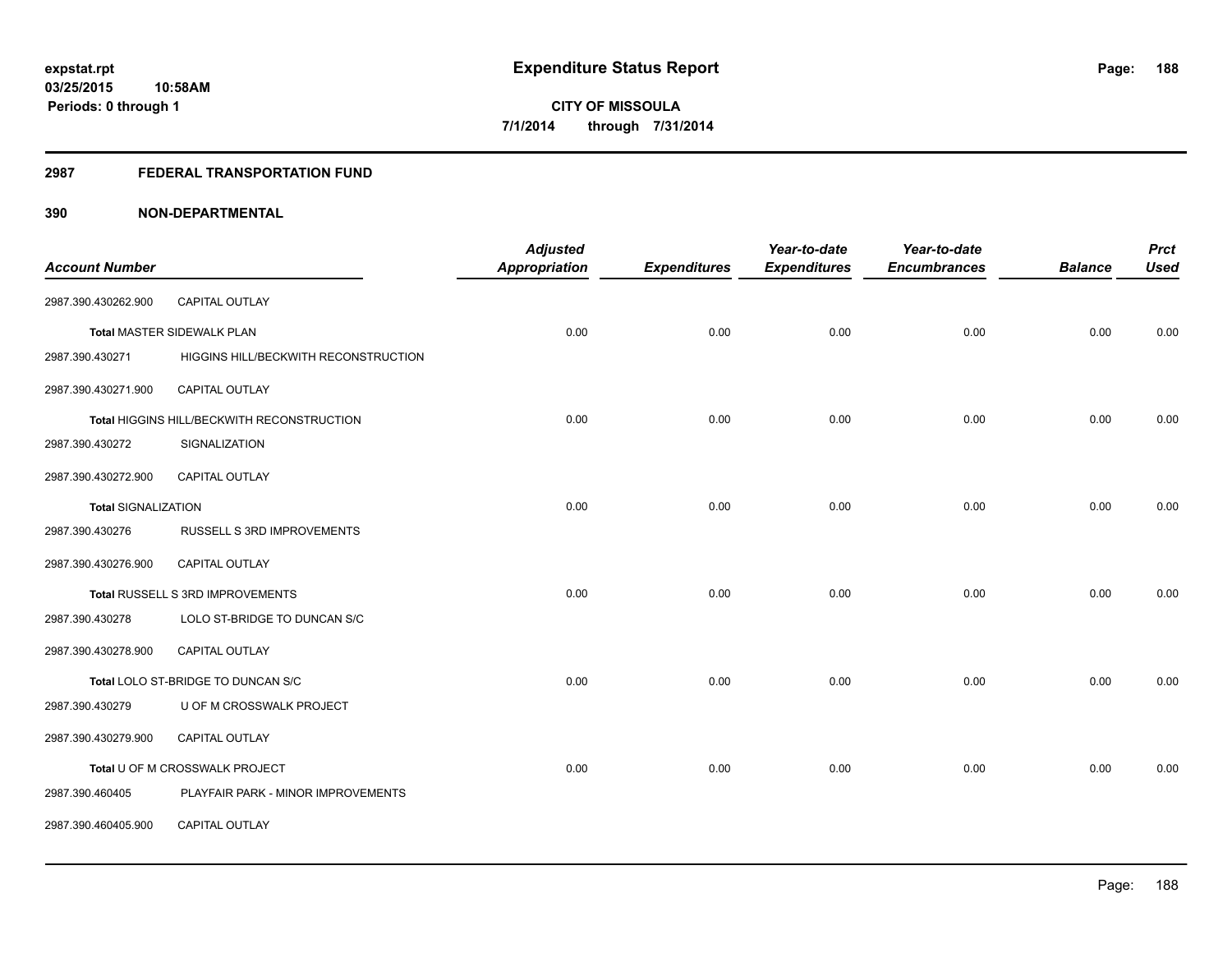**expstat.rpt**
**03/25/2015 10:58AM**
**Periods: 0 through 1**

# Expenditure Status Report

**CITY OF MISSOULA**
**7/1/2014 through 7/31/2014**

## 2987 FEDERAL TRANSPORTATION FUND

## 390 NON-DEPARTMENTAL

| Account Number | | Adjusted Appropriation | Expenditures | Year-to-date Expenditures | Year-to-date Encumbrances | Balance | Prct Used |
|---|---|---|---|---|---|---|---|
| 2987.390.430262.900 | CAPITAL OUTLAY | | | | | | |
| Total MASTER SIDEWALK PLAN | | 0.00 | 0.00 | 0.00 | 0.00 | 0.00 | 0.00 |
| 2987.390.430271 | HIGGINS HILL/BECKWITH RECONSTRUCTION | | | | | | |
| 2987.390.430271.900 | CAPITAL OUTLAY | | | | | | |
| Total HIGGINS HILL/BECKWITH RECONSTRUCTION | | 0.00 | 0.00 | 0.00 | 0.00 | 0.00 | 0.00 |
| 2987.390.430272 | SIGNALIZATION | | | | | | |
| 2987.390.430272.900 | CAPITAL OUTLAY | | | | | | |
| Total SIGNALIZATION | | 0.00 | 0.00 | 0.00 | 0.00 | 0.00 | 0.00 |
| 2987.390.430276 | RUSSELL S 3RD IMPROVEMENTS | | | | | | |
| 2987.390.430276.900 | CAPITAL OUTLAY | | | | | | |
| Total RUSSELL S 3RD IMPROVEMENTS | | 0.00 | 0.00 | 0.00 | 0.00 | 0.00 | 0.00 |
| 2987.390.430278 | LOLO ST-BRIDGE TO DUNCAN S/C | | | | | | |
| 2987.390.430278.900 | CAPITAL OUTLAY | | | | | | |
| Total LOLO ST-BRIDGE TO DUNCAN S/C | | 0.00 | 0.00 | 0.00 | 0.00 | 0.00 | 0.00 |
| 2987.390.430279 | U OF M CROSSWALK PROJECT | | | | | | |
| 2987.390.430279.900 | CAPITAL OUTLAY | | | | | | |
| Total U OF M CROSSWALK PROJECT | | 0.00 | 0.00 | 0.00 | 0.00 | 0.00 | 0.00 |
| 2987.390.460405 | PLAYFAIR PARK - MINOR IMPROVEMENTS | | | | | | |
| 2987.390.460405.900 | CAPITAL OUTLAY | | | | | | |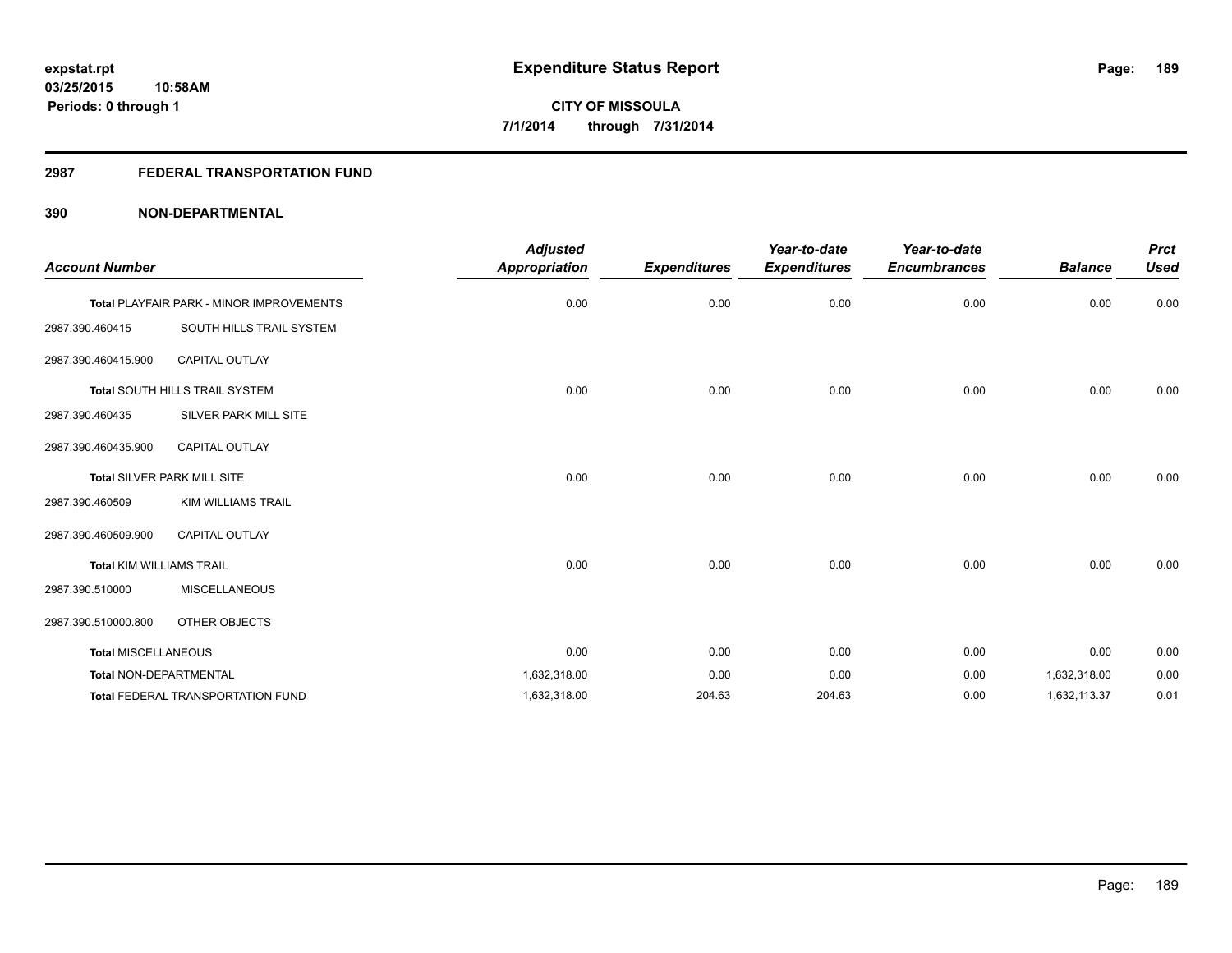**expstat.rpt**
**03/25/2015 10:58AM**
**Periods: 0 through 1**

# Expenditure Status Report

**CITY OF MISSOULA**
**7/1/2014 through 7/31/2014**

## 2987 FEDERAL TRANSPORTATION FUND

## 390 NON-DEPARTMENTAL

| Account Number | | Adjusted Appropriation | Expenditures | Year-to-date Expenditures | Year-to-date Encumbrances | Balance | Prct Used |
|---|---|---|---|---|---|---|---|
| Total PLAYFAIR PARK - MINOR IMPROVEMENTS | | 0.00 | 0.00 | 0.00 | 0.00 | 0.00 | 0.00 |
| 2987.390.460415 | SOUTH HILLS TRAIL SYSTEM | | | | | | |
| 2987.390.460415.900 | CAPITAL OUTLAY | | | | | | |
| Total SOUTH HILLS TRAIL SYSTEM | | 0.00 | 0.00 | 0.00 | 0.00 | 0.00 | 0.00 |
| 2987.390.460435 | SILVER PARK MILL SITE | | | | | | |
| 2987.390.460435.900 | CAPITAL OUTLAY | | | | | | |
| Total SILVER PARK MILL SITE | | 0.00 | 0.00 | 0.00 | 0.00 | 0.00 | 0.00 |
| 2987.390.460509 | KIM WILLIAMS TRAIL | | | | | | |
| 2987.390.460509.900 | CAPITAL OUTLAY | | | | | | |
| Total KIM WILLIAMS TRAIL | | 0.00 | 0.00 | 0.00 | 0.00 | 0.00 | 0.00 |
| 2987.390.510000 | MISCELLANEOUS | | | | | | |
| 2987.390.510000.800 | OTHER OBJECTS | | | | | | |
| Total MISCELLANEOUS | | 0.00 | 0.00 | 0.00 | 0.00 | 0.00 | 0.00 |
| Total NON-DEPARTMENTAL | | 1,632,318.00 | 0.00 | 0.00 | 0.00 | 1,632,318.00 | 0.00 |
| Total FEDERAL TRANSPORTATION FUND | | 1,632,318.00 | 204.63 | 204.63 | 0.00 | 1,632,113.37 | 0.01 |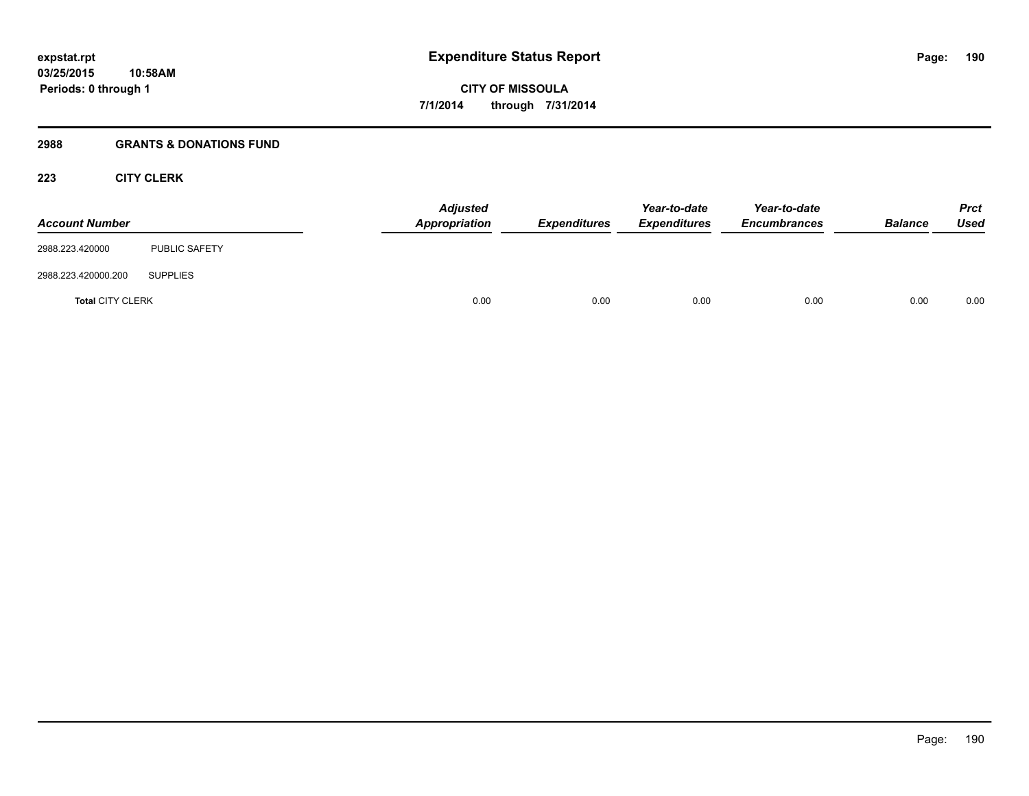**expstat.rpt**
**03/25/2015 10:58AM**
**Periods: 0 through 1**

# Expenditure Status Report

**CITY OF MISSOULA**
**7/1/2014 through 7/31/2014**

## 2988 GRANTS & DONATIONS FUND

### 223 CITY CLERK

| Account Number | | Adjusted Appropriation | Expenditures | Year-to-date Expenditures | Year-to-date Encumbrances | Balance | Prct Used |
|---|---|---|---|---|---|---|---|
| 2988.223.420000 | PUBLIC SAFETY | | | | | | |
| 2988.223.420000.200 | SUPPLIES | | | | | | |
| **Total** CITY CLERK | | 0.00 | 0.00 | 0.00 | 0.00 | 0.00 | 0.00 |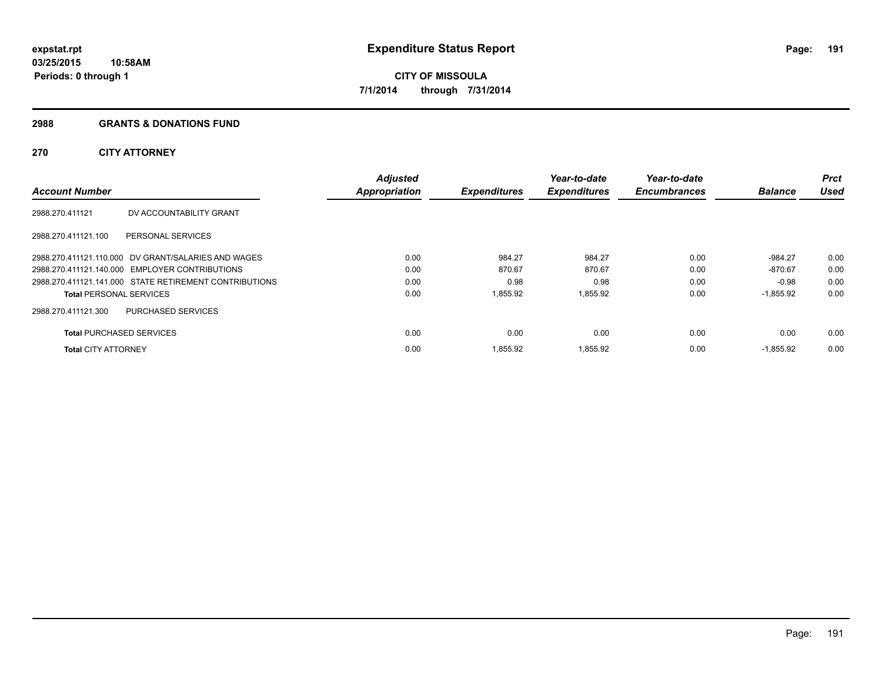**expstat.rpt**
**03/25/2015 10:58AM**
**Periods: 0 through 1**

# Expenditure Status Report

**CITY OF MISSOULA**
**7/1/2014 through 7/31/2014**

## 2988 GRANTS & DONATIONS FUND

### 270 CITY ATTORNEY

| Account Number | | Adjusted Appropriation | Expenditures | Year-to-date Expenditures | Year-to-date Encumbrances | Balance | Prct Used |
|---|---|---|---|---|---|---|---|
| 2988.270.411121 | DV ACCOUNTABILITY GRANT | | | | | | |
| 2988.270.411121.100 | PERSONAL SERVICES | | | | | | |
| 2988.270.411121.110.000 | DV GRANT/SALARIES AND WAGES | 0.00 | 984.27 | 984.27 | 0.00 | -984.27 | 0.00 |
| 2988.270.411121.140.000 | EMPLOYER CONTRIBUTIONS | 0.00 | 870.67 | 870.67 | 0.00 | -870.67 | 0.00 |
| 2988.270.411121.141.000 | STATE RETIREMENT CONTRIBUTIONS | 0.00 | 0.98 | 0.98 | 0.00 | -0.98 | 0.00 |
| **Total** PERSONAL SERVICES | | 0.00 | 1,855.92 | 1,855.92 | 0.00 | -1,855.92 | 0.00 |
| 2988.270.411121.300 | PURCHASED SERVICES | | | | | | |
| **Total** PURCHASED SERVICES | | 0.00 | 0.00 | 0.00 | 0.00 | 0.00 | 0.00 |
| **Total** CITY ATTORNEY | | 0.00 | 1,855.92 | 1,855.92 | 0.00 | -1,855.92 | 0.00 |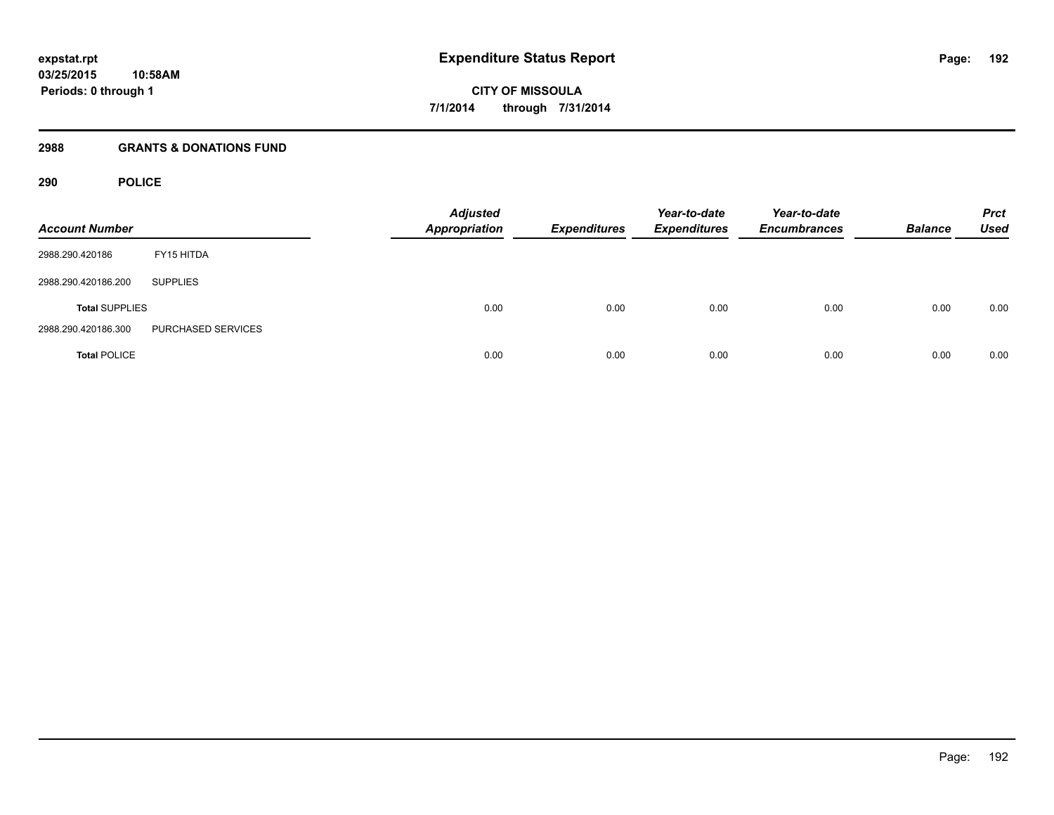# Expenditure Status Report

**CITY OF MISSOULA**
**7/1/2014 through 7/31/2014**

expstat.rpt
03/25/2015 10:58AM
Periods: 0 through 1

## 2988 GRANTS & DONATIONS FUND

### 290 POLICE

| Account Number | | Adjusted Appropriation | Expenditures | Year-to-date Expenditures | Year-to-date Encumbrances | Balance | Prct Used |
|---|---|---|---|---|---|---|---|
| 2988.290.420186 | FY15 HITDA | | | | | | |
| 2988.290.420186.200 | SUPPLIES | | | | | | |
| **Total** SUPPLIES | | 0.00 | 0.00 | 0.00 | 0.00 | 0.00 | 0.00 |
| 2988.290.420186.300 | PURCHASED SERVICES | | | | | | |
| **Total** POLICE | | 0.00 | 0.00 | 0.00 | 0.00 | 0.00 | 0.00 |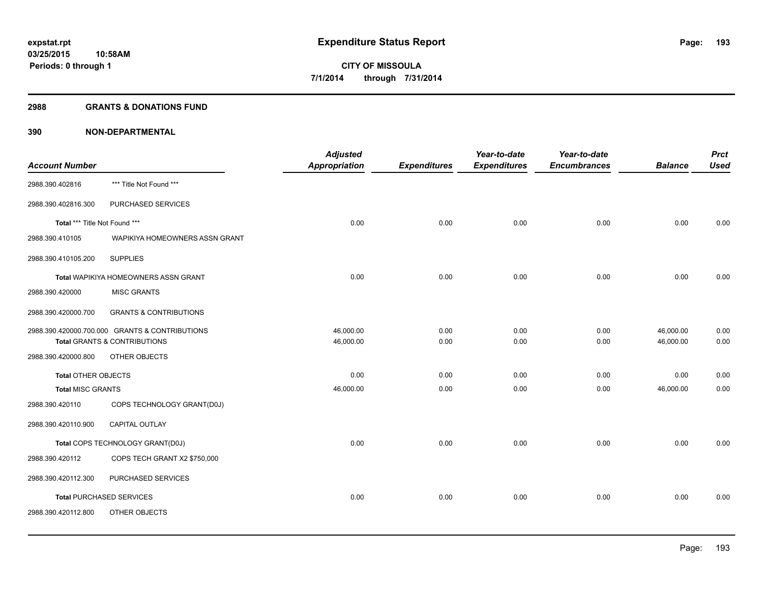**expstat.rpt**
**03/25/2015 10:58AM**
**Periods: 0 through 1**

# Expenditure Status Report

**CITY OF MISSOULA**
**7/1/2014 through 7/31/2014**

## 2988 GRANTS & DONATIONS FUND

## 390 NON-DEPARTMENTAL

| Account Number | | Adjusted Appropriation | Expenditures | Year-to-date Expenditures | Year-to-date Encumbrances | Balance | Prct Used |
|---|---|---|---|---|---|---|---|
| 2988.390.402816 | *** Title Not Found *** | | | | | | |
| 2988.390.402816.300 | PURCHASED SERVICES | | | | | | |
| Total *** Title Not Found *** | | 0.00 | 0.00 | 0.00 | 0.00 | 0.00 | 0.00 |
| 2988.390.410105 | WAPIKIYA HOMEOWNERS ASSN GRANT | | | | | | |
| 2988.390.410105.200 | SUPPLIES | | | | | | |
| Total WAPIKIYA HOMEOWNERS ASSN GRANT | | 0.00 | 0.00 | 0.00 | 0.00 | 0.00 | 0.00 |
| 2988.390.420000 | MISC GRANTS | | | | | | |
| 2988.390.420000.700 | GRANTS & CONTRIBUTIONS | | | | | | |
| 2988.390.420000.700.000 | GRANTS & CONTRIBUTIONS | 46,000.00 | 0.00 | 0.00 | 0.00 | 46,000.00 | 0.00 |
| Total GRANTS & CONTRIBUTIONS | | 46,000.00 | 0.00 | 0.00 | 0.00 | 46,000.00 | 0.00 |
| 2988.390.420000.800 | OTHER OBJECTS | | | | | | |
| Total OTHER OBJECTS | | 0.00 | 0.00 | 0.00 | 0.00 | 0.00 | 0.00 |
| Total MISC GRANTS | | 46,000.00 | 0.00 | 0.00 | 0.00 | 46,000.00 | 0.00 |
| 2988.390.420110 | COPS TECHNOLOGY GRANT(D0J) | | | | | | |
| 2988.390.420110.900 | CAPITAL OUTLAY | | | | | | |
| Total COPS TECHNOLOGY GRANT(D0J) | | 0.00 | 0.00 | 0.00 | 0.00 | 0.00 | 0.00 |
| 2988.390.420112 | COPS TECH GRANT X2 $750,000 | | | | | | |
| 2988.390.420112.300 | PURCHASED SERVICES | | | | | | |
| Total PURCHASED SERVICES | | 0.00 | 0.00 | 0.00 | 0.00 | 0.00 | 0.00 |
| 2988.390.420112.800 | OTHER OBJECTS | | | | | | |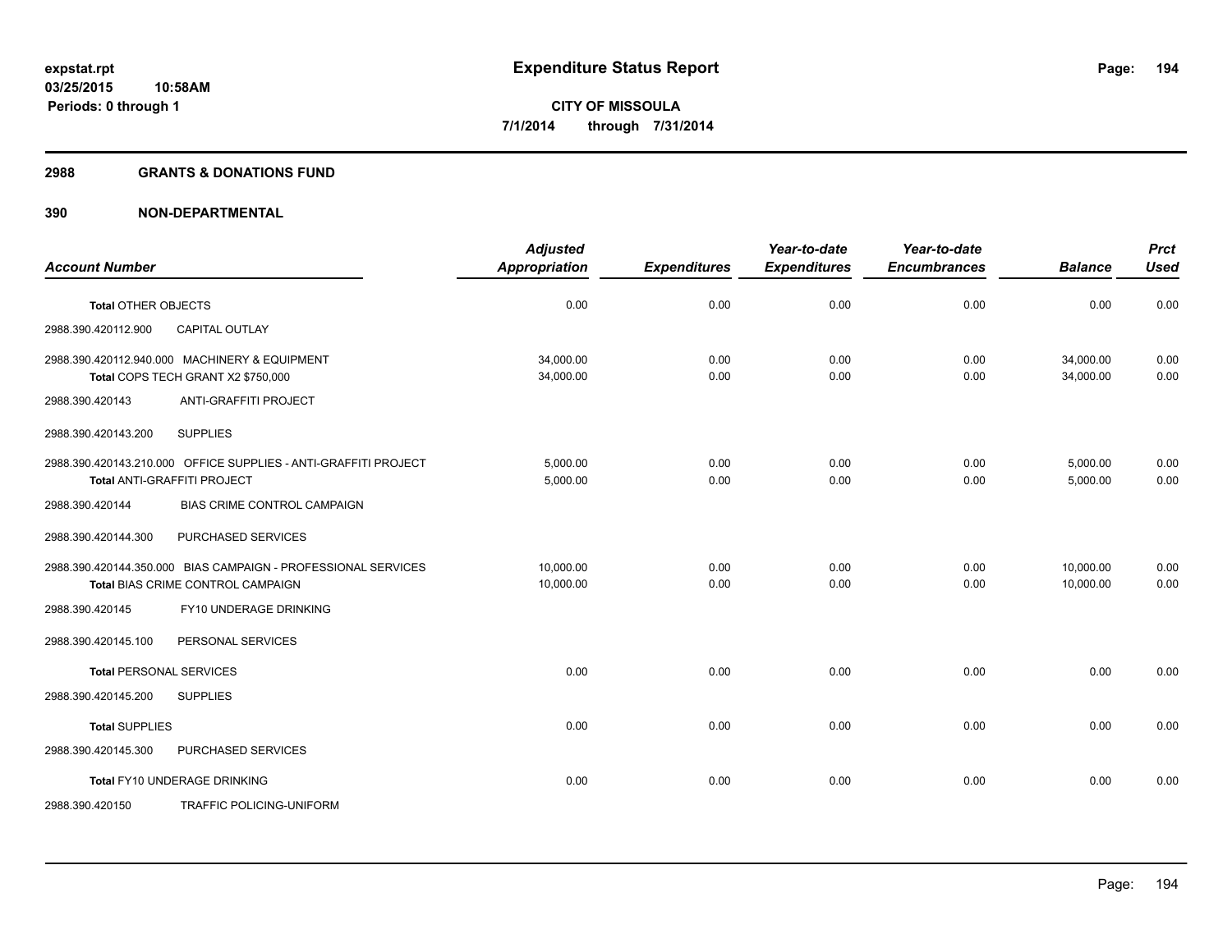**expstat.rpt**
**03/25/2015 10:58AM**
**Periods: 0 through 1**

# Expenditure Status Report

**CITY OF MISSOULA**
**7/1/2014 through 7/31/2014**

## 2988 GRANTS & DONATIONS FUND

## 390 NON-DEPARTMENTAL

| Account Number | Adjusted Appropriation | Expenditures | Year-to-date Expenditures | Year-to-date Encumbrances | Balance | Prct Used |
|---|---|---|---|---|---|---|
| **Total** OTHER OBJECTS | 0.00 | 0.00 | 0.00 | 0.00 | 0.00 | 0.00 |
| 2988.390.420112.900 CAPITAL OUTLAY | | | | | | |
| 2988.390.420112.940.000 MACHINERY & EQUIPMENT | 34,000.00 | 0.00 | 0.00 | 0.00 | 34,000.00 | 0.00 |
| **Total** COPS TECH GRANT X2 $750,000 | 34,000.00 | 0.00 | 0.00 | 0.00 | 34,000.00 | 0.00 |
| 2988.390.420143 ANTI-GRAFFITI PROJECT | | | | | | |
| 2988.390.420143.200 SUPPLIES | | | | | | |
| 2988.390.420143.210.000 OFFICE SUPPLIES - ANTI-GRAFFITI PROJECT | 5,000.00 | 0.00 | 0.00 | 0.00 | 5,000.00 | 0.00 |
| **Total** ANTI-GRAFFITI PROJECT | 5,000.00 | 0.00 | 0.00 | 0.00 | 5,000.00 | 0.00 |
| 2988.390.420144 BIAS CRIME CONTROL CAMPAIGN | | | | | | |
| 2988.390.420144.300 PURCHASED SERVICES | | | | | | |
| 2988.390.420144.350.000 BIAS CAMPAIGN - PROFESSIONAL SERVICES | 10,000.00 | 0.00 | 0.00 | 0.00 | 10,000.00 | 0.00 |
| **Total** BIAS CRIME CONTROL CAMPAIGN | 10,000.00 | 0.00 | 0.00 | 0.00 | 10,000.00 | 0.00 |
| 2988.390.420145 FY10 UNDERAGE DRINKING | | | | | | |
| 2988.390.420145.100 PERSONAL SERVICES | | | | | | |
| **Total** PERSONAL SERVICES | 0.00 | 0.00 | 0.00 | 0.00 | 0.00 | 0.00 |
| 2988.390.420145.200 SUPPLIES | | | | | | |
| **Total** SUPPLIES | 0.00 | 0.00 | 0.00 | 0.00 | 0.00 | 0.00 |
| 2988.390.420145.300 PURCHASED SERVICES | | | | | | |
| **Total** FY10 UNDERAGE DRINKING | 0.00 | 0.00 | 0.00 | 0.00 | 0.00 | 0.00 |
| 2988.390.420150 TRAFFIC POLICING-UNIFORM | | | | | | |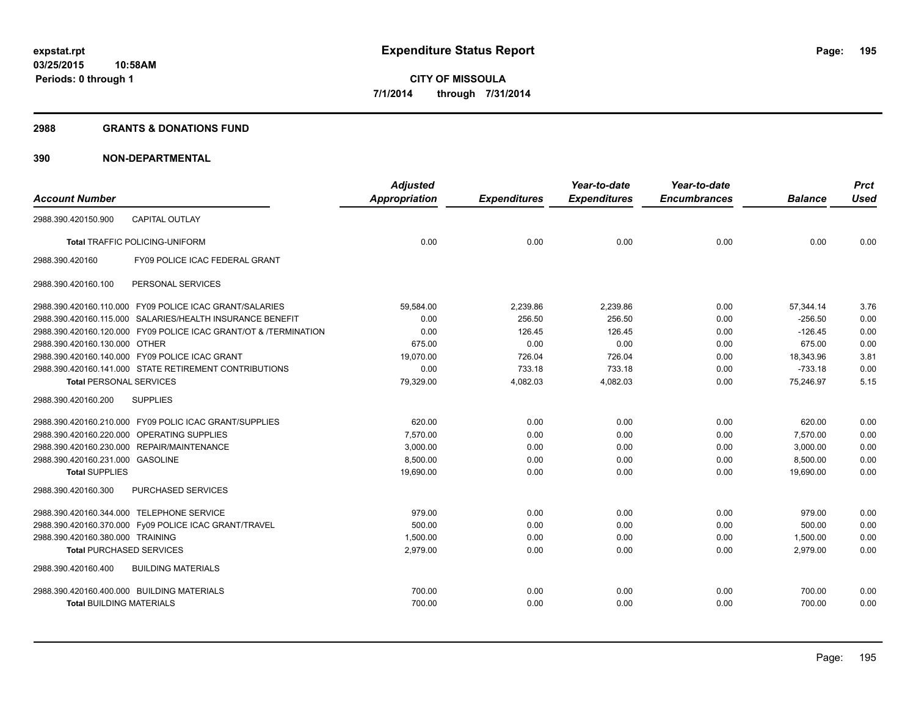**expstat.rpt**
**03/25/2015 10:58AM**
**Periods: 0 through 1**

# Expenditure Status Report

**CITY OF MISSOULA**
**7/1/2014 through 7/31/2014**

## 2988 GRANTS & DONATIONS FUND

## 390 NON-DEPARTMENTAL

| Account Number | Adjusted Appropriation | Expenditures | Year-to-date Expenditures | Year-to-date Encumbrances | Balance | Prct Used |
|---|---|---|---|---|---|---|
| 2988.390.420150.900 CAPITAL OUTLAY | | | | | | |
| **Total** TRAFFIC POLICING-UNIFORM | 0.00 | 0.00 | 0.00 | 0.00 | 0.00 | 0.00 |
| 2988.390.420160 FY09 POLICE ICAC FEDERAL GRANT | | | | | | |
| 2988.390.420160.100 PERSONAL SERVICES | | | | | | |
| 2988.390.420160.110.000 FY09 POLICE ICAC GRANT/SALARIES | 59,584.00 | 2,239.86 | 2,239.86 | 0.00 | 57,344.14 | 3.76 |
| 2988.390.420160.115.000 SALARIES/HEALTH INSURANCE BENEFIT | 0.00 | 256.50 | 256.50 | 0.00 | -256.50 | 0.00 |
| 2988.390.420160.120.000 FY09 POLICE ICAC GRANT/OT & /TERMINATION | 0.00 | 126.45 | 126.45 | 0.00 | -126.45 | 0.00 |
| 2988.390.420160.130.000 OTHER | 675.00 | 0.00 | 0.00 | 0.00 | 675.00 | 0.00 |
| 2988.390.420160.140.000 FY09 POLICE ICAC GRANT | 19,070.00 | 726.04 | 726.04 | 0.00 | 18,343.96 | 3.81 |
| 2988.390.420160.141.000 STATE RETIREMENT CONTRIBUTIONS | 0.00 | 733.18 | 733.18 | 0.00 | -733.18 | 0.00 |
| **Total** PERSONAL SERVICES | 79,329.00 | 4,082.03 | 4,082.03 | 0.00 | 75,246.97 | 5.15 |
| 2988.390.420160.200 SUPPLIES | | | | | | |
| 2988.390.420160.210.000 FY09 POLIC ICAC GRANT/SUPPLIES | 620.00 | 0.00 | 0.00 | 0.00 | 620.00 | 0.00 |
| 2988.390.420160.220.000 OPERATING SUPPLIES | 7,570.00 | 0.00 | 0.00 | 0.00 | 7,570.00 | 0.00 |
| 2988.390.420160.230.000 REPAIR/MAINTENANCE | 3,000.00 | 0.00 | 0.00 | 0.00 | 3,000.00 | 0.00 |
| 2988.390.420160.231.000 GASOLINE | 8,500.00 | 0.00 | 0.00 | 0.00 | 8,500.00 | 0.00 |
| **Total** SUPPLIES | 19,690.00 | 0.00 | 0.00 | 0.00 | 19,690.00 | 0.00 |
| 2988.390.420160.300 PURCHASED SERVICES | | | | | | |
| 2988.390.420160.344.000 TELEPHONE SERVICE | 979.00 | 0.00 | 0.00 | 0.00 | 979.00 | 0.00 |
| 2988.390.420160.370.000 Fy09 POLICE ICAC GRANT/TRAVEL | 500.00 | 0.00 | 0.00 | 0.00 | 500.00 | 0.00 |
| 2988.390.420160.380.000 TRAINING | 1,500.00 | 0.00 | 0.00 | 0.00 | 1,500.00 | 0.00 |
| **Total** PURCHASED SERVICES | 2,979.00 | 0.00 | 0.00 | 0.00 | 2,979.00 | 0.00 |
| 2988.390.420160.400 BUILDING MATERIALS | | | | | | |
| 2988.390.420160.400.000 BUILDING MATERIALS | 700.00 | 0.00 | 0.00 | 0.00 | 700.00 | 0.00 |
| **Total** BUILDING MATERIALS | 700.00 | 0.00 | 0.00 | 0.00 | 700.00 | 0.00 |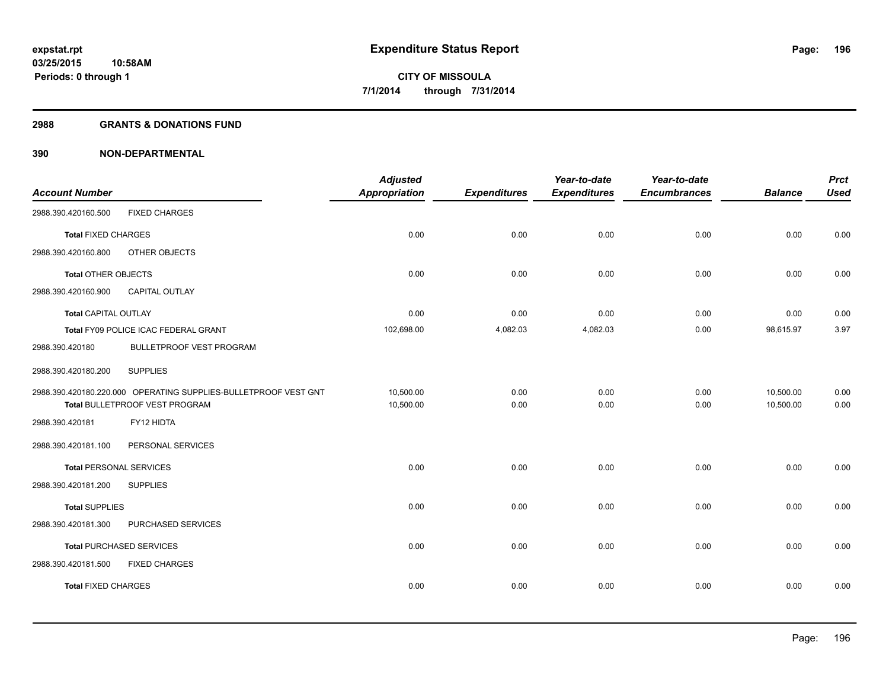# Expenditure Status Report

**CITY OF MISSOULA**
**7/1/2014 through 7/31/2014**

expstat.rpt
03/25/2015 10:58AM
Periods: 0 through 1

## 2988 GRANTS & DONATIONS FUND

## 390 NON-DEPARTMENTAL

| Account Number | | Adjusted Appropriation | Expenditures | Year-to-date Expenditures | Year-to-date Encumbrances | Balance | Prct Used |
|---|---|---|---|---|---|---|---|
| 2988.390.420160.500 | FIXED CHARGES | | | | | | |
| **Total** FIXED CHARGES | | 0.00 | 0.00 | 0.00 | 0.00 | 0.00 | 0.00 |
| 2988.390.420160.800 | OTHER OBJECTS | | | | | | |
| **Total** OTHER OBJECTS | | 0.00 | 0.00 | 0.00 | 0.00 | 0.00 | 0.00 |
| 2988.390.420160.900 | CAPITAL OUTLAY | | | | | | |
| **Total** CAPITAL OUTLAY | | 0.00 | 0.00 | 0.00 | 0.00 | 0.00 | 0.00 |
| Total FY09 POLICE ICAC FEDERAL GRANT | | 102,698.00 | 4,082.03 | 4,082.03 | 0.00 | 98,615.97 | 3.97 |
| 2988.390.420180 | BULLETPROOF VEST PROGRAM | | | | | | |
| 2988.390.420180.200 | SUPPLIES | | | | | | |
| 2988.390.420180.220.000 | OPERATING SUPPLIES-BULLETPROOF VEST GNT | 10,500.00 | 0.00 | 0.00 | 0.00 | 10,500.00 | 0.00 |
| Total BULLETPROOF VEST PROGRAM | | 10,500.00 | 0.00 | 0.00 | 0.00 | 10,500.00 | 0.00 |
| 2988.390.420181 | FY12 HIDTA | | | | | | |
| 2988.390.420181.100 | PERSONAL SERVICES | | | | | | |
| **Total** PERSONAL SERVICES | | 0.00 | 0.00 | 0.00 | 0.00 | 0.00 | 0.00 |
| 2988.390.420181.200 | SUPPLIES | | | | | | |
| **Total** SUPPLIES | | 0.00 | 0.00 | 0.00 | 0.00 | 0.00 | 0.00 |
| 2988.390.420181.300 | PURCHASED SERVICES | | | | | | |
| **Total** PURCHASED SERVICES | | 0.00 | 0.00 | 0.00 | 0.00 | 0.00 | 0.00 |
| 2988.390.420181.500 | FIXED CHARGES | | | | | | |
| **Total** FIXED CHARGES | | 0.00 | 0.00 | 0.00 | 0.00 | 0.00 | 0.00 |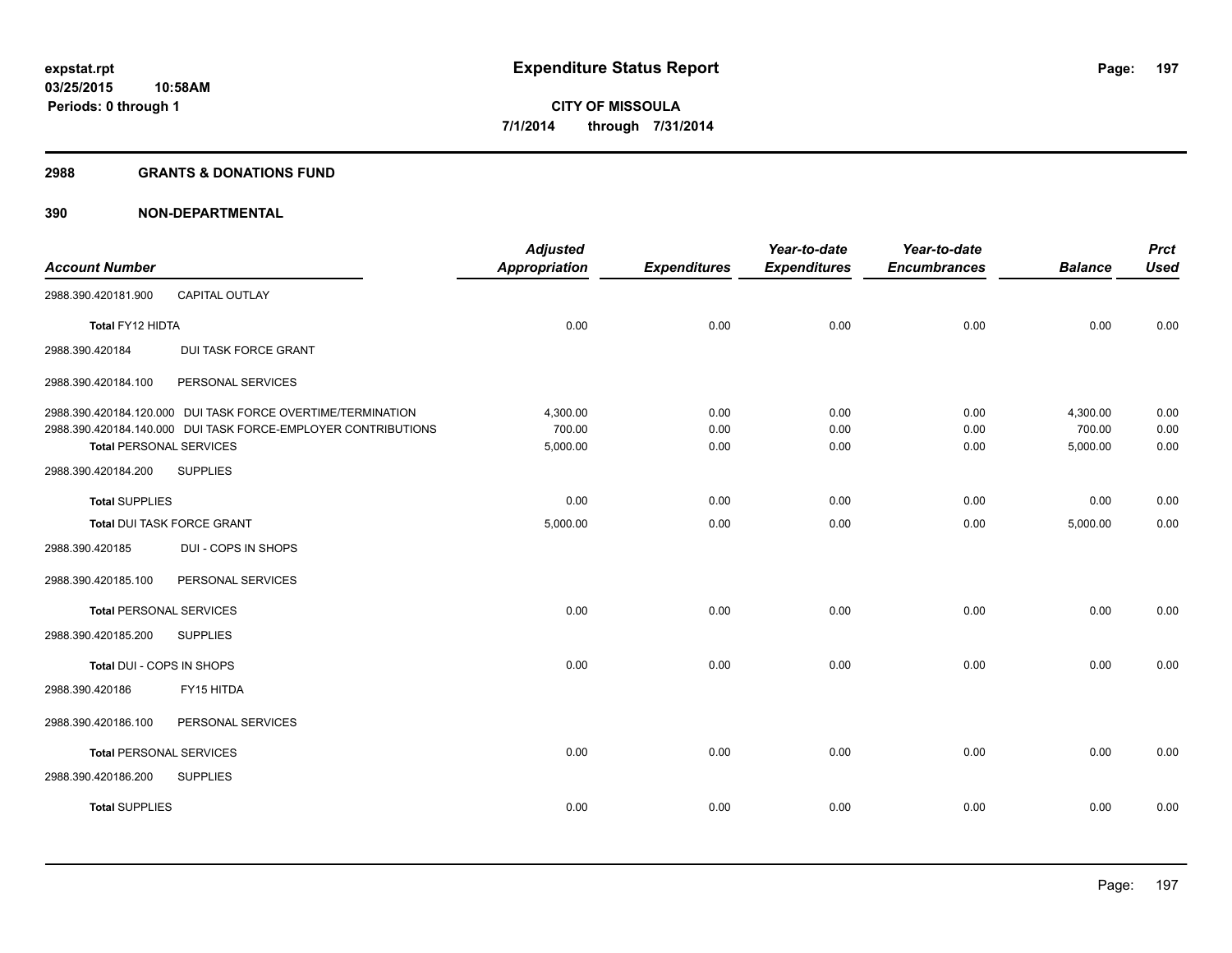# Expenditure Status Report

**CITY OF MISSOULA**
**7/1/2014 through 7/31/2014**

expstat.rpt
03/25/2015 10:58AM
Periods: 0 through 1

## 2988 GRANTS & DONATIONS FUND

## 390 NON-DEPARTMENTAL

| Account Number | | Adjusted Appropriation | Expenditures | Year-to-date Expenditures | Year-to-date Encumbrances | Balance | Prct Used |
|---|---|---|---|---|---|---|---|
| 2988.390.420181.900 | CAPITAL OUTLAY | | | | | | |
| Total FY12 HIDTA | | 0.00 | 0.00 | 0.00 | 0.00 | 0.00 | 0.00 |
| 2988.390.420184 | DUI TASK FORCE GRANT | | | | | | |
| 2988.390.420184.100 | PERSONAL SERVICES | | | | | | |
| 2988.390.420184.120.000 | DUI TASK FORCE OVERTIME/TERMINATION | 4,300.00 | 0.00 | 0.00 | 0.00 | 4,300.00 | 0.00 |
| 2988.390.420184.140.000 | DUI TASK FORCE-EMPLOYER CONTRIBUTIONS | 700.00 | 0.00 | 0.00 | 0.00 | 700.00 | 0.00 |
| Total PERSONAL SERVICES | | 5,000.00 | 0.00 | 0.00 | 0.00 | 5,000.00 | 0.00 |
| 2988.390.420184.200 | SUPPLIES | | | | | | |
| Total SUPPLIES | | 0.00 | 0.00 | 0.00 | 0.00 | 0.00 | 0.00 |
| Total DUI TASK FORCE GRANT | | 5,000.00 | 0.00 | 0.00 | 0.00 | 5,000.00 | 0.00 |
| 2988.390.420185 | DUI - COPS IN SHOPS | | | | | | |
| 2988.390.420185.100 | PERSONAL SERVICES | | | | | | |
| Total PERSONAL SERVICES | | 0.00 | 0.00 | 0.00 | 0.00 | 0.00 | 0.00 |
| 2988.390.420185.200 | SUPPLIES | | | | | | |
| Total DUI - COPS IN SHOPS | | 0.00 | 0.00 | 0.00 | 0.00 | 0.00 | 0.00 |
| 2988.390.420186 | FY15 HITDA | | | | | | |
| 2988.390.420186.100 | PERSONAL SERVICES | | | | | | |
| Total PERSONAL SERVICES | | 0.00 | 0.00 | 0.00 | 0.00 | 0.00 | 0.00 |
| 2988.390.420186.200 | SUPPLIES | | | | | | |
| Total SUPPLIES | | 0.00 | 0.00 | 0.00 | 0.00 | 0.00 | 0.00 |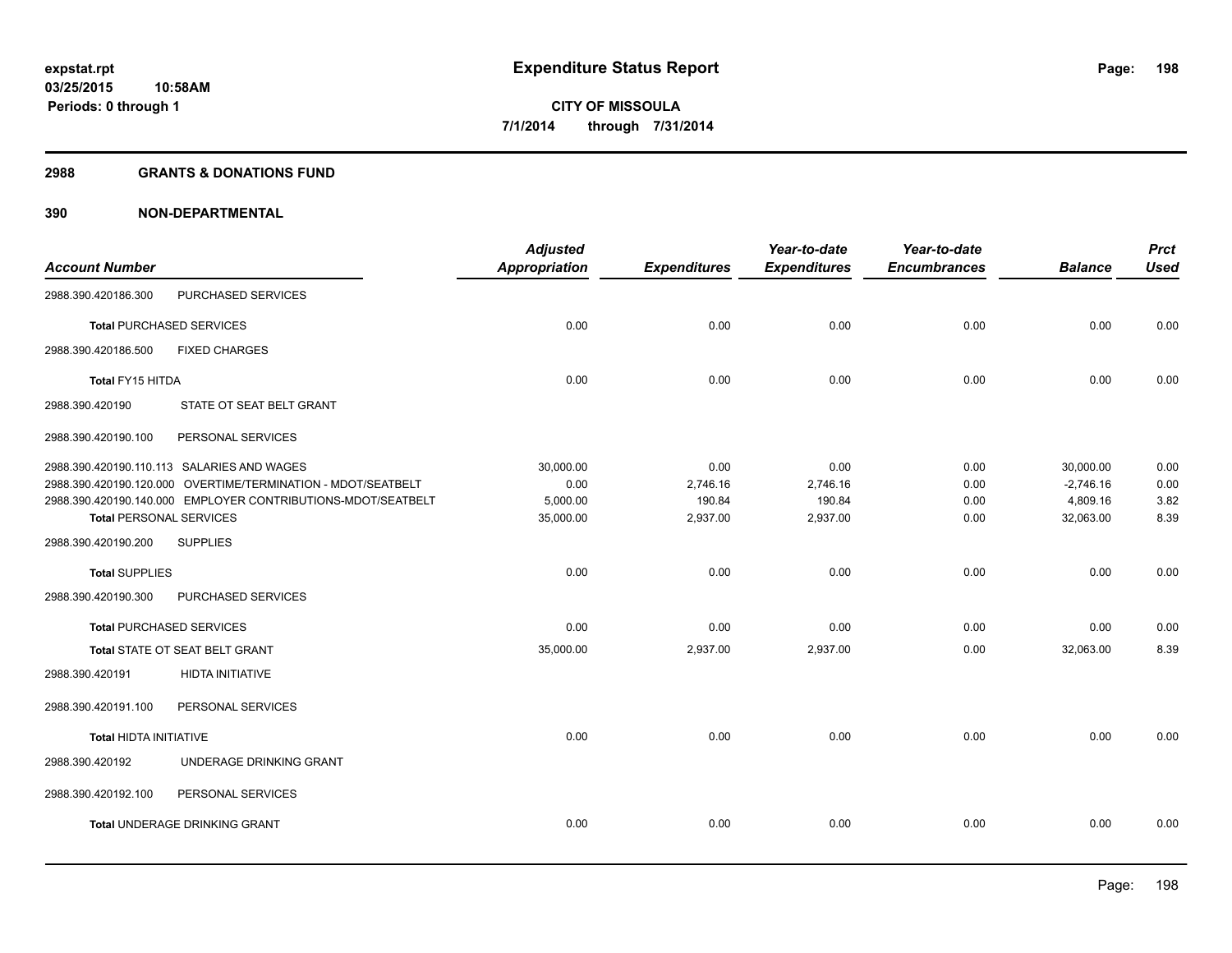# Expenditure Status Report

**expstat.rpt**
**03/25/2015 10:58AM**
**Periods: 0 through 1**

**CITY OF MISSOULA**
**7/1/2014 through 7/31/2014**

## 2988 GRANTS & DONATIONS FUND

### 390 NON-DEPARTMENTAL

| Account Number | | Adjusted Appropriation | Expenditures | Year-to-date Expenditures | Year-to-date Encumbrances | Balance | Prct Used |
|---|---|---|---|---|---|---|---|
| 2988.390.420186.300 | PURCHASED SERVICES | | | | | | |
| **Total** PURCHASED SERVICES | | 0.00 | 0.00 | 0.00 | 0.00 | 0.00 | 0.00 |
| 2988.390.420186.500 | FIXED CHARGES | | | | | | |
| **Total** FY15 HITDA | | 0.00 | 0.00 | 0.00 | 0.00 | 0.00 | 0.00 |
| 2988.390.420190 | STATE OT SEAT BELT GRANT | | | | | | |
| 2988.390.420190.100 | PERSONAL SERVICES | | | | | | |
| 2988.390.420190.110.113 | SALARIES AND WAGES | 30,000.00 | 0.00 | 0.00 | 0.00 | 30,000.00 | 0.00 |
| 2988.390.420190.120.000 | OVERTIME/TERMINATION - MDOT/SEATBELT | 0.00 | 2,746.16 | 2,746.16 | 0.00 | -2,746.16 | 0.00 |
| 2988.390.420190.140.000 | EMPLOYER CONTRIBUTIONS-MDOT/SEATBELT | 5,000.00 | 190.84 | 190.84 | 0.00 | 4,809.16 | 3.82 |
| **Total** PERSONAL SERVICES | | 35,000.00 | 2,937.00 | 2,937.00 | 0.00 | 32,063.00 | 8.39 |
| 2988.390.420190.200 | SUPPLIES | | | | | | |
| **Total** SUPPLIES | | 0.00 | 0.00 | 0.00 | 0.00 | 0.00 | 0.00 |
| 2988.390.420190.300 | PURCHASED SERVICES | | | | | | |
| **Total** PURCHASED SERVICES | | 0.00 | 0.00 | 0.00 | 0.00 | 0.00 | 0.00 |
| **Total** STATE OT SEAT BELT GRANT | | 35,000.00 | 2,937.00 | 2,937.00 | 0.00 | 32,063.00 | 8.39 |
| 2988.390.420191 | HIDTA INITIATIVE | | | | | | |
| 2988.390.420191.100 | PERSONAL SERVICES | | | | | | |
| **Total** HIDTA INITIATIVE | | 0.00 | 0.00 | 0.00 | 0.00 | 0.00 | 0.00 |
| 2988.390.420192 | UNDERAGE DRINKING GRANT | | | | | | |
| 2988.390.420192.100 | PERSONAL SERVICES | | | | | | |
| **Total** UNDERAGE DRINKING GRANT | | 0.00 | 0.00 | 0.00 | 0.00 | 0.00 | 0.00 |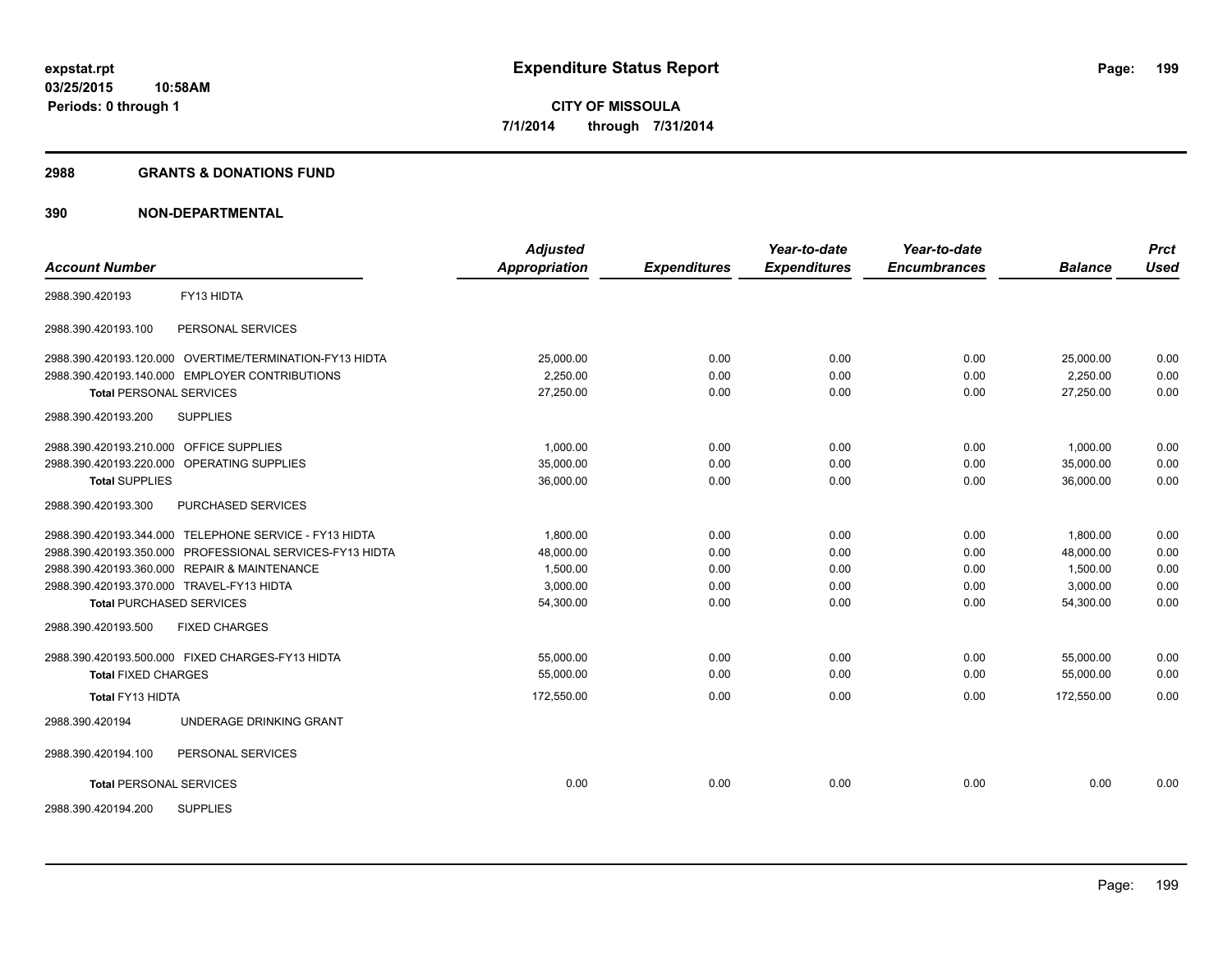**expstat.rpt**
**03/25/2015 10:58AM**
**Periods: 0 through 1**

# Expenditure Status Report

**CITY OF MISSOULA**
**7/1/2014 through 7/31/2014**

## 2988 GRANTS & DONATIONS FUND

## 390 NON-DEPARTMENTAL

| Account Number | | Adjusted Appropriation | Expenditures | Year-to-date Expenditures | Year-to-date Encumbrances | Balance | Prct Used |
|---|---|---|---|---|---|---|---|
| 2988.390.420193 | FY13 HIDTA | | | | | | |
| 2988.390.420193.100 | PERSONAL SERVICES | | | | | | |
| 2988.390.420193.120.000 | OVERTIME/TERMINATION-FY13 HIDTA | 25,000.00 | 0.00 | 0.00 | 0.00 | 25,000.00 | 0.00 |
| 2988.390.420193.140.000 | EMPLOYER CONTRIBUTIONS | 2,250.00 | 0.00 | 0.00 | 0.00 | 2,250.00 | 0.00 |
| **Total** PERSONAL SERVICES | | 27,250.00 | 0.00 | 0.00 | 0.00 | 27,250.00 | 0.00 |
| 2988.390.420193.200 | SUPPLIES | | | | | | |
| 2988.390.420193.210.000 | OFFICE SUPPLIES | 1,000.00 | 0.00 | 0.00 | 0.00 | 1,000.00 | 0.00 |
| 2988.390.420193.220.000 | OPERATING SUPPLIES | 35,000.00 | 0.00 | 0.00 | 0.00 | 35,000.00 | 0.00 |
| **Total** SUPPLIES | | 36,000.00 | 0.00 | 0.00 | 0.00 | 36,000.00 | 0.00 |
| 2988.390.420193.300 | PURCHASED SERVICES | | | | | | |
| 2988.390.420193.344.000 | TELEPHONE SERVICE - FY13 HIDTA | 1,800.00 | 0.00 | 0.00 | 0.00 | 1,800.00 | 0.00 |
| 2988.390.420193.350.000 | PROFESSIONAL SERVICES-FY13 HIDTA | 48,000.00 | 0.00 | 0.00 | 0.00 | 48,000.00 | 0.00 |
| 2988.390.420193.360.000 | REPAIR & MAINTENANCE | 1,500.00 | 0.00 | 0.00 | 0.00 | 1,500.00 | 0.00 |
| 2988.390.420193.370.000 | TRAVEL-FY13 HIDTA | 3,000.00 | 0.00 | 0.00 | 0.00 | 3,000.00 | 0.00 |
| **Total** PURCHASED SERVICES | | 54,300.00 | 0.00 | 0.00 | 0.00 | 54,300.00 | 0.00 |
| 2988.390.420193.500 | FIXED CHARGES | | | | | | |
| 2988.390.420193.500.000 | FIXED CHARGES-FY13 HIDTA | 55,000.00 | 0.00 | 0.00 | 0.00 | 55,000.00 | 0.00 |
| **Total** FIXED CHARGES | | 55,000.00 | 0.00 | 0.00 | 0.00 | 55,000.00 | 0.00 |
| **Total** FY13 HIDTA | | 172,550.00 | 0.00 | 0.00 | 0.00 | 172,550.00 | 0.00 |
| 2988.390.420194 | UNDERAGE DRINKING GRANT | | | | | | |
| 2988.390.420194.100 | PERSONAL SERVICES | | | | | | |
| **Total** PERSONAL SERVICES | | 0.00 | 0.00 | 0.00 | 0.00 | 0.00 | 0.00 |
| 2988.390.420194.200 | SUPPLIES | | | | | | |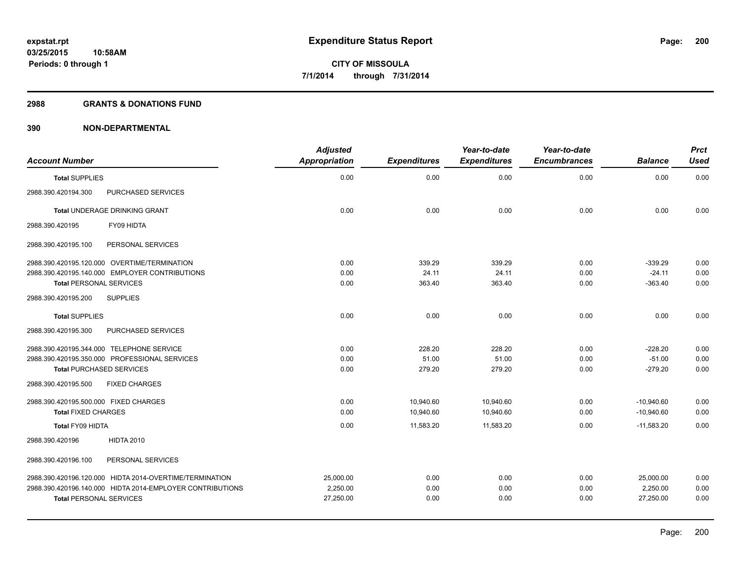**expstat.rpt**
**03/25/2015 10:58AM**
**Periods: 0 through 1**

# Expenditure Status Report

**CITY OF MISSOULA**
**7/1/2014 through 7/31/2014**

## 2988 GRANTS & DONATIONS FUND

## 390 NON-DEPARTMENTAL

| Account Number | | Adjusted Appropriation | Expenditures | Year-to-date Expenditures | Year-to-date Encumbrances | Balance | Prct Used |
|---|---|---|---|---|---|---|---|
| **Total SUPPLIES** | | 0.00 | 0.00 | 0.00 | 0.00 | 0.00 | 0.00 |
| 2988.390.420194.300 | PURCHASED SERVICES | | | | | | |
| **Total UNDERAGE DRINKING GRANT** | | 0.00 | 0.00 | 0.00 | 0.00 | 0.00 | 0.00 |
| 2988.390.420195 | FY09 HIDTA | | | | | | |
| 2988.390.420195.100 | PERSONAL SERVICES | | | | | | |
| 2988.390.420195.120.000 | OVERTIME/TERMINATION | 0.00 | 339.29 | 339.29 | 0.00 | -339.29 | 0.00 |
| 2988.390.420195.140.000 | EMPLOYER CONTRIBUTIONS | 0.00 | 24.11 | 24.11 | 0.00 | -24.11 | 0.00 |
| **Total PERSONAL SERVICES** | | 0.00 | 363.40 | 363.40 | 0.00 | -363.40 | 0.00 |
| 2988.390.420195.200 | SUPPLIES | | | | | | |
| **Total SUPPLIES** | | 0.00 | 0.00 | 0.00 | 0.00 | 0.00 | 0.00 |
| 2988.390.420195.300 | PURCHASED SERVICES | | | | | | |
| 2988.390.420195.344.000 | TELEPHONE SERVICE | 0.00 | 228.20 | 228.20 | 0.00 | -228.20 | 0.00 |
| 2988.390.420195.350.000 | PROFESSIONAL SERVICES | 0.00 | 51.00 | 51.00 | 0.00 | -51.00 | 0.00 |
| **Total PURCHASED SERVICES** | | 0.00 | 279.20 | 279.20 | 0.00 | -279.20 | 0.00 |
| 2988.390.420195.500 | FIXED CHARGES | | | | | | |
| 2988.390.420195.500.000 | FIXED CHARGES | 0.00 | 10,940.60 | 10,940.60 | 0.00 | -10,940.60 | 0.00 |
| **Total FIXED CHARGES** | | 0.00 | 10,940.60 | 10,940.60 | 0.00 | -10,940.60 | 0.00 |
| **Total FY09 HIDTA** | | 0.00 | 11,583.20 | 11,583.20 | 0.00 | -11,583.20 | 0.00 |
| 2988.390.420196 | HIDTA 2010 | | | | | | |
| 2988.390.420196.100 | PERSONAL SERVICES | | | | | | |
| 2988.390.420196.120.000 | HIDTA 2014-OVERTIME/TERMINATION | 25,000.00 | 0.00 | 0.00 | 0.00 | 25,000.00 | 0.00 |
| 2988.390.420196.140.000 | HIDTA 2014-EMPLOYER CONTRIBUTIONS | 2,250.00 | 0.00 | 0.00 | 0.00 | 2,250.00 | 0.00 |
| **Total PERSONAL SERVICES** | | 27,250.00 | 0.00 | 0.00 | 0.00 | 27,250.00 | 0.00 |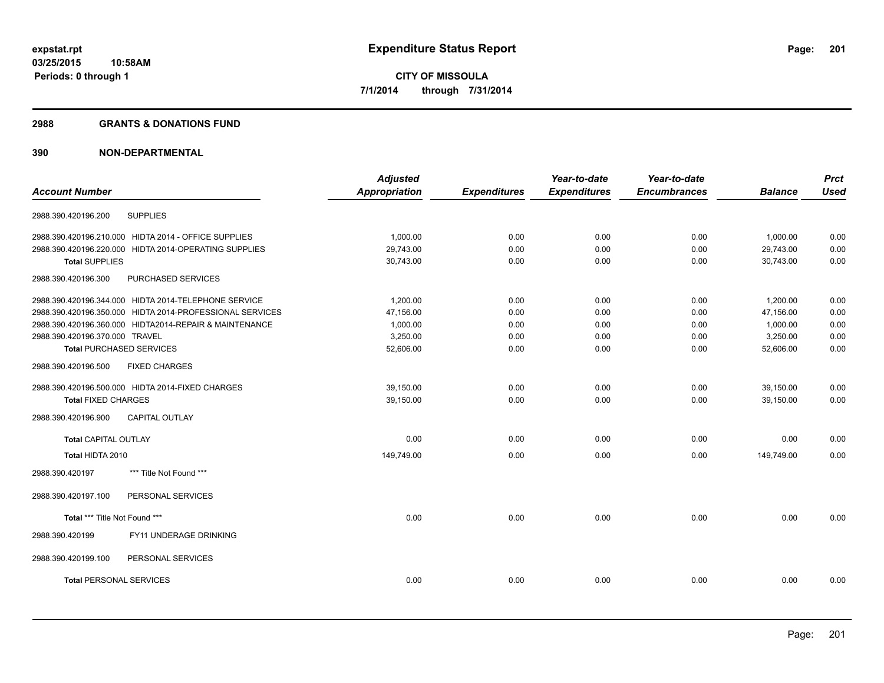# Expenditure Status Report

**CITY OF MISSOULA**

**7/1/2014 through 7/31/2014**

expstat.rpt
03/25/2015 10:58AM
Periods: 0 through 1

## 2988 GRANTS & DONATIONS FUND

## 390 NON-DEPARTMENTAL

| Account Number | Adjusted Appropriation | Expenditures | Year-to-date Expenditures | Year-to-date Encumbrances | Balance | Prct Used |
|---|---|---|---|---|---|---|
| 2988.390.420196.200 SUPPLIES | | | | | | |
| 2988.390.420196.210.000 HIDTA 2014 - OFFICE SUPPLIES | 1,000.00 | 0.00 | 0.00 | 0.00 | 1,000.00 | 0.00 |
| 2988.390.420196.220.000 HIDTA 2014-OPERATING SUPPLIES | 29,743.00 | 0.00 | 0.00 | 0.00 | 29,743.00 | 0.00 |
| **Total** SUPPLIES | 30,743.00 | 0.00 | 0.00 | 0.00 | 30,743.00 | 0.00 |
| 2988.390.420196.300 PURCHASED SERVICES | | | | | | |
| 2988.390.420196.344.000 HIDTA 2014-TELEPHONE SERVICE | 1,200.00 | 0.00 | 0.00 | 0.00 | 1,200.00 | 0.00 |
| 2988.390.420196.350.000 HIDTA 2014-PROFESSIONAL SERVICES | 47,156.00 | 0.00 | 0.00 | 0.00 | 47,156.00 | 0.00 |
| 2988.390.420196.360.000 HIDTA2014-REPAIR & MAINTENANCE | 1,000.00 | 0.00 | 0.00 | 0.00 | 1,000.00 | 0.00 |
| 2988.390.420196.370.000 TRAVEL | 3,250.00 | 0.00 | 0.00 | 0.00 | 3,250.00 | 0.00 |
| **Total** PURCHASED SERVICES | 52,606.00 | 0.00 | 0.00 | 0.00 | 52,606.00 | 0.00 |
| 2988.390.420196.500 FIXED CHARGES | | | | | | |
| 2988.390.420196.500.000 HIDTA 2014-FIXED CHARGES | 39,150.00 | 0.00 | 0.00 | 0.00 | 39,150.00 | 0.00 |
| **Total** FIXED CHARGES | 39,150.00 | 0.00 | 0.00 | 0.00 | 39,150.00 | 0.00 |
| 2988.390.420196.900 CAPITAL OUTLAY | | | | | | |
| **Total** CAPITAL OUTLAY | 0.00 | 0.00 | 0.00 | 0.00 | 0.00 | 0.00 |
| **Total HIDTA 2010** | 149,749.00 | 0.00 | 0.00 | 0.00 | 149,749.00 | 0.00 |
| 2988.390.420197 *** Title Not Found *** | | | | | | |
| 2988.390.420197.100 PERSONAL SERVICES | | | | | | |
| **Total** *** Title Not Found *** | 0.00 | 0.00 | 0.00 | 0.00 | 0.00 | 0.00 |
| 2988.390.420199 FY11 UNDERAGE DRINKING | | | | | | |
| 2988.390.420199.100 PERSONAL SERVICES | | | | | | |
| **Total** PERSONAL SERVICES | 0.00 | 0.00 | 0.00 | 0.00 | 0.00 | 0.00 |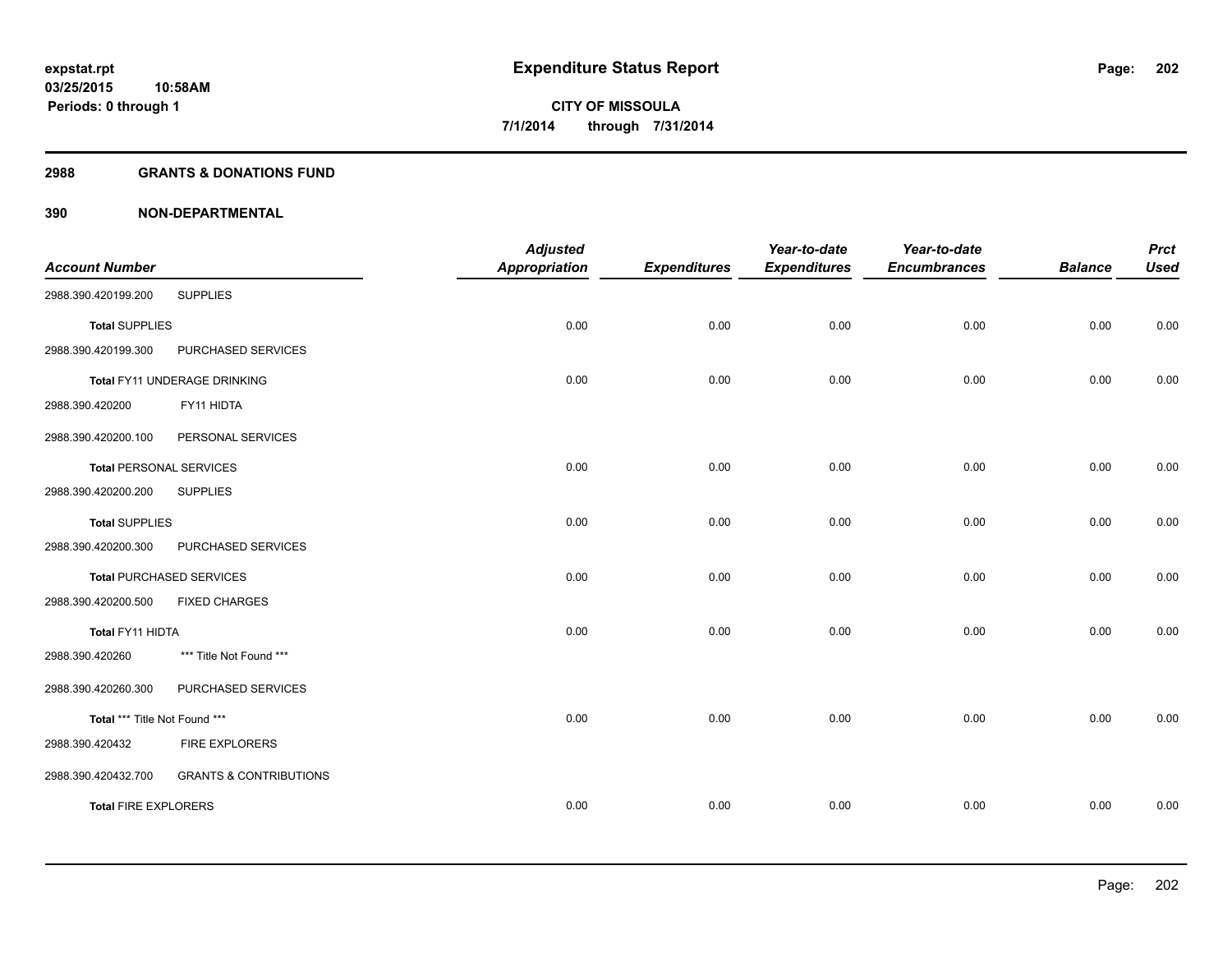**expstat.rpt**
**03/25/2015 10:58AM**
**Periods: 0 through 1**

# Expenditure Status Report

**CITY OF MISSOULA**
**7/1/2014 through 7/31/2014**

## 2988 GRANTS & DONATIONS FUND

### 390 NON-DEPARTMENTAL

| Account Number | | Adjusted Appropriation | Expenditures | Year-to-date Expenditures | Year-to-date Encumbrances | Balance | Prct Used |
|---|---|---|---|---|---|---|---|
| 2988.390.420199.200 | SUPPLIES | | | | | | |
| **Total SUPPLIES** | | 0.00 | 0.00 | 0.00 | 0.00 | 0.00 | 0.00 |
| 2988.390.420199.300 | PURCHASED SERVICES | | | | | | |
| **Total FY11 UNDERAGE DRINKING** | | 0.00 | 0.00 | 0.00 | 0.00 | 0.00 | 0.00 |
| 2988.390.420200 | FY11 HIDTA | | | | | | |
| 2988.390.420200.100 | PERSONAL SERVICES | | | | | | |
| **Total PERSONAL SERVICES** | | 0.00 | 0.00 | 0.00 | 0.00 | 0.00 | 0.00 |
| 2988.390.420200.200 | SUPPLIES | | | | | | |
| **Total SUPPLIES** | | 0.00 | 0.00 | 0.00 | 0.00 | 0.00 | 0.00 |
| 2988.390.420200.300 | PURCHASED SERVICES | | | | | | |
| **Total PURCHASED SERVICES** | | 0.00 | 0.00 | 0.00 | 0.00 | 0.00 | 0.00 |
| 2988.390.420200.500 | FIXED CHARGES | | | | | | |
| **Total FY11 HIDTA** | | 0.00 | 0.00 | 0.00 | 0.00 | 0.00 | 0.00 |
| 2988.390.420260 | *** Title Not Found *** | | | | | | |
| 2988.390.420260.300 | PURCHASED SERVICES | | | | | | |
| **Total *** Title Not Found **\*** | | 0.00 | 0.00 | 0.00 | 0.00 | 0.00 | 0.00 |
| 2988.390.420432 | FIRE EXPLORERS | | | | | | |
| 2988.390.420432.700 | GRANTS & CONTRIBUTIONS | | | | | | |
| **Total FIRE EXPLORERS** | | 0.00 | 0.00 | 0.00 | 0.00 | 0.00 | 0.00 |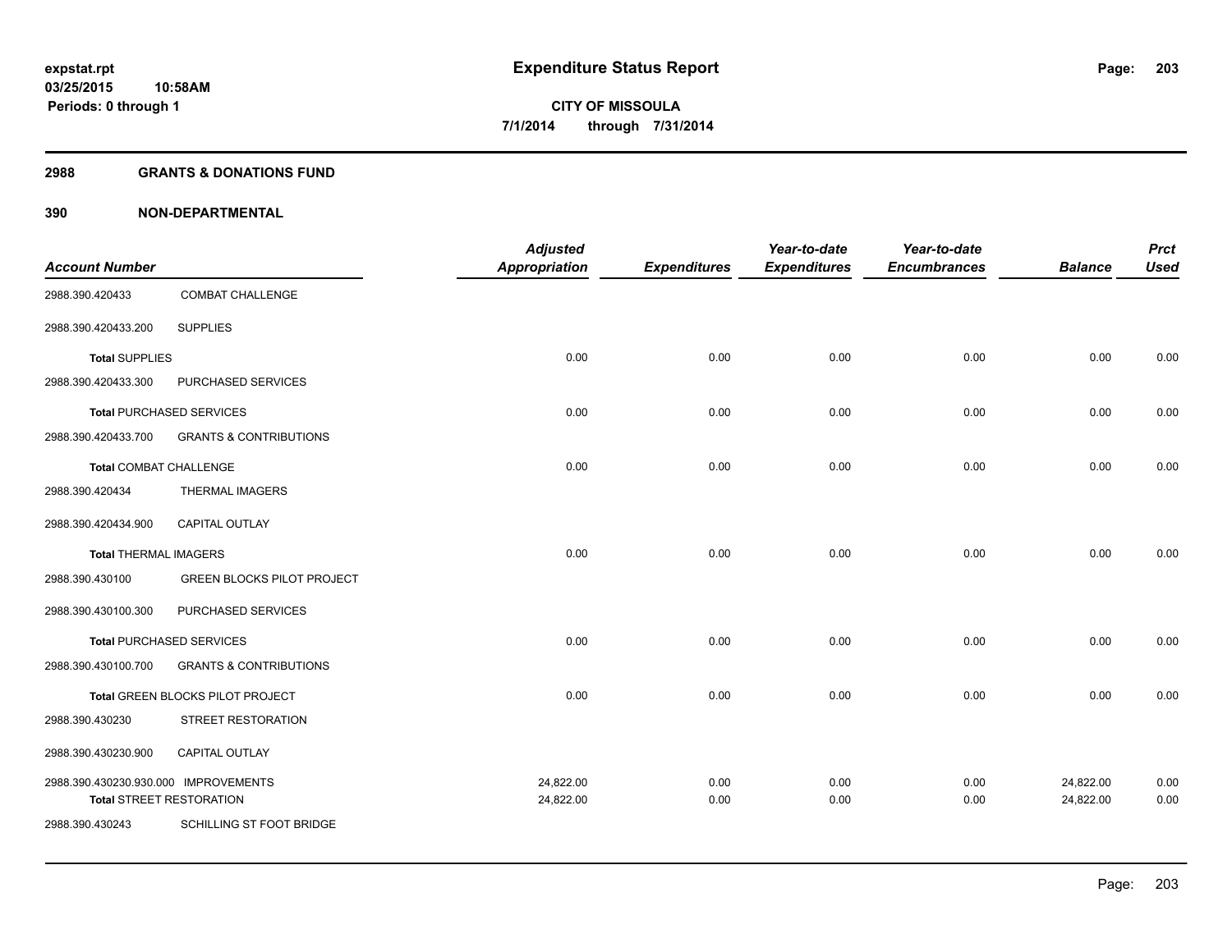# Expenditure Status Report

**CITY OF MISSOULA**

**7/1/2014 through 7/31/2014**

expstat.rpt
03/25/2015 10:58AM
Periods: 0 through 1

## 2988 GRANTS & DONATIONS FUND

### 390 NON-DEPARTMENTAL

| Account Number | | Adjusted Appropriation | Expenditures | Year-to-date Expenditures | Year-to-date Encumbrances | Balance | Prct Used |
|---|---|---|---|---|---|---|---|
| 2988.390.420433 | COMBAT CHALLENGE | | | | | | |
| 2988.390.420433.200 | SUPPLIES | | | | | | |
| **Total** SUPPLIES | | 0.00 | 0.00 | 0.00 | 0.00 | 0.00 | 0.00 |
| 2988.390.420433.300 | PURCHASED SERVICES | | | | | | |
| **Total** PURCHASED SERVICES | | 0.00 | 0.00 | 0.00 | 0.00 | 0.00 | 0.00 |
| 2988.390.420433.700 | GRANTS & CONTRIBUTIONS | | | | | | |
| **Total** COMBAT CHALLENGE | | 0.00 | 0.00 | 0.00 | 0.00 | 0.00 | 0.00 |
| 2988.390.420434 | THERMAL IMAGERS | | | | | | |
| 2988.390.420434.900 | CAPITAL OUTLAY | | | | | | |
| **Total** THERMAL IMAGERS | | 0.00 | 0.00 | 0.00 | 0.00 | 0.00 | 0.00 |
| 2988.390.430100 | GREEN BLOCKS PILOT PROJECT | | | | | | |
| 2988.390.430100.300 | PURCHASED SERVICES | | | | | | |
| **Total** PURCHASED SERVICES | | 0.00 | 0.00 | 0.00 | 0.00 | 0.00 | 0.00 |
| 2988.390.430100.700 | GRANTS & CONTRIBUTIONS | | | | | | |
| **Total** GREEN BLOCKS PILOT PROJECT | | 0.00 | 0.00 | 0.00 | 0.00 | 0.00 | 0.00 |
| 2988.390.430230 | STREET RESTORATION | | | | | | |
| 2988.390.430230.900 | CAPITAL OUTLAY | | | | | | |
| 2988.390.430230.930.000 | IMPROVEMENTS | 24,822.00 | 0.00 | 0.00 | 0.00 | 24,822.00 | 0.00 |
| **Total** STREET RESTORATION | | 24,822.00 | 0.00 | 0.00 | 0.00 | 24,822.00 | 0.00 |
| 2988.390.430243 | SCHILLING ST FOOT BRIDGE | | | | | | |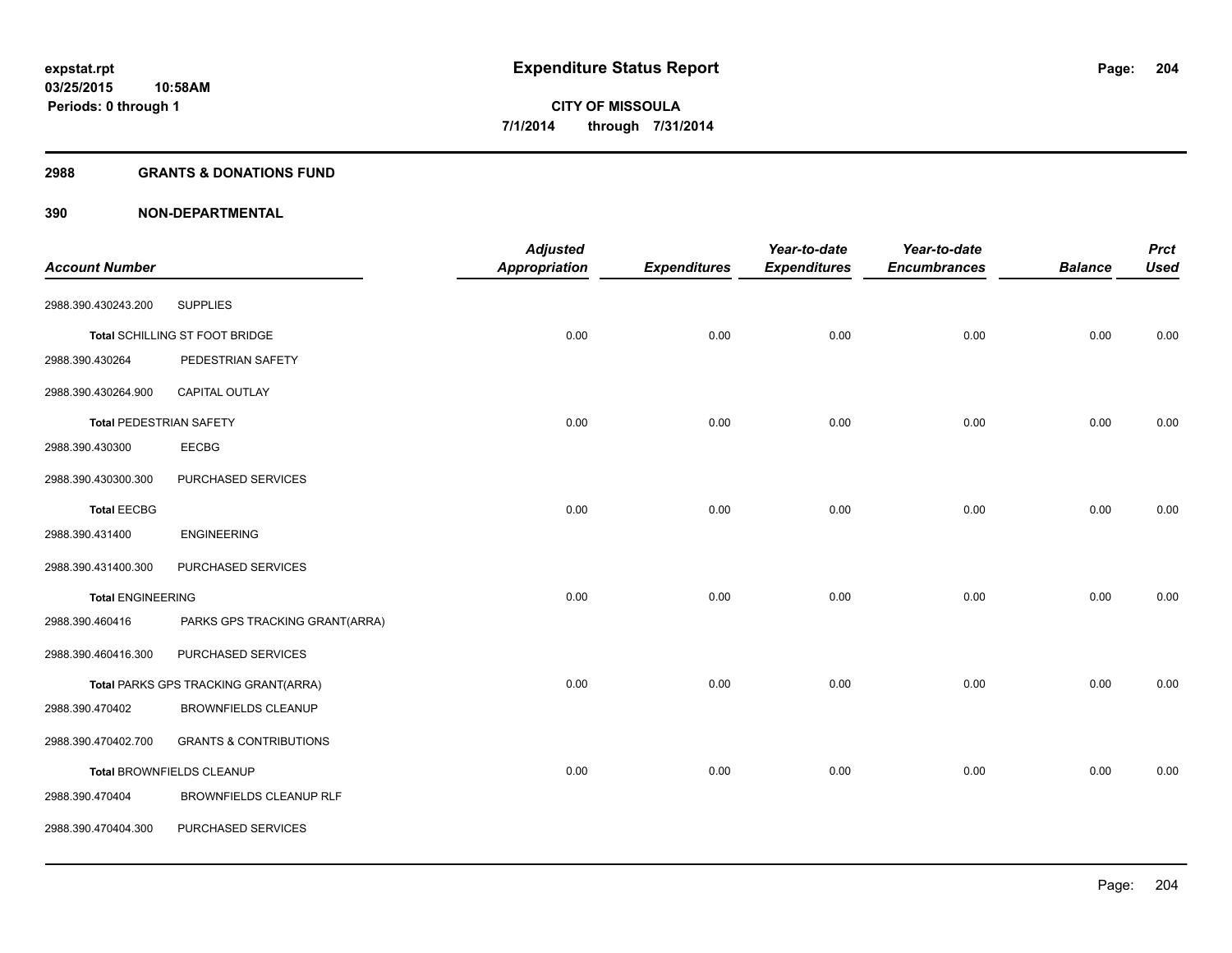**expstat.rpt**
**03/25/2015 10:58AM**
**Periods: 0 through 1**

# Expenditure Status Report

**CITY OF MISSOULA**
**7/1/2014 through 7/31/2014**

## 2988 GRANTS & DONATIONS FUND

### 390 NON-DEPARTMENTAL

| Account Number | | Adjusted Appropriation | Expenditures | Year-to-date Expenditures | Year-to-date Encumbrances | Balance | Prct Used |
|---|---|---|---|---|---|---|---|
| 2988.390.430243.200 | SUPPLIES | | | | | | |
| Total SCHILLING ST FOOT BRIDGE | | 0.00 | 0.00 | 0.00 | 0.00 | 0.00 | 0.00 |
| 2988.390.430264 | PEDESTRIAN SAFETY | | | | | | |
| 2988.390.430264.900 | CAPITAL OUTLAY | | | | | | |
| Total PEDESTRIAN SAFETY | | 0.00 | 0.00 | 0.00 | 0.00 | 0.00 | 0.00 |
| 2988.390.430300 | EECBG | | | | | | |
| 2988.390.430300.300 | PURCHASED SERVICES | | | | | | |
| Total EECBG | | 0.00 | 0.00 | 0.00 | 0.00 | 0.00 | 0.00 |
| 2988.390.431400 | ENGINEERING | | | | | | |
| 2988.390.431400.300 | PURCHASED SERVICES | | | | | | |
| Total ENGINEERING | | 0.00 | 0.00 | 0.00 | 0.00 | 0.00 | 0.00 |
| 2988.390.460416 | PARKS GPS TRACKING GRANT(ARRA) | | | | | | |
| 2988.390.460416.300 | PURCHASED SERVICES | | | | | | |
| Total PARKS GPS TRACKING GRANT(ARRA) | | 0.00 | 0.00 | 0.00 | 0.00 | 0.00 | 0.00 |
| 2988.390.470402 | BROWNFIELDS CLEANUP | | | | | | |
| 2988.390.470402.700 | GRANTS & CONTRIBUTIONS | | | | | | |
| Total BROWNFIELDS CLEANUP | | 0.00 | 0.00 | 0.00 | 0.00 | 0.00 | 0.00 |
| 2988.390.470404 | BROWNFIELDS CLEANUP RLF | | | | | | |
| 2988.390.470404.300 | PURCHASED SERVICES | | | | | | |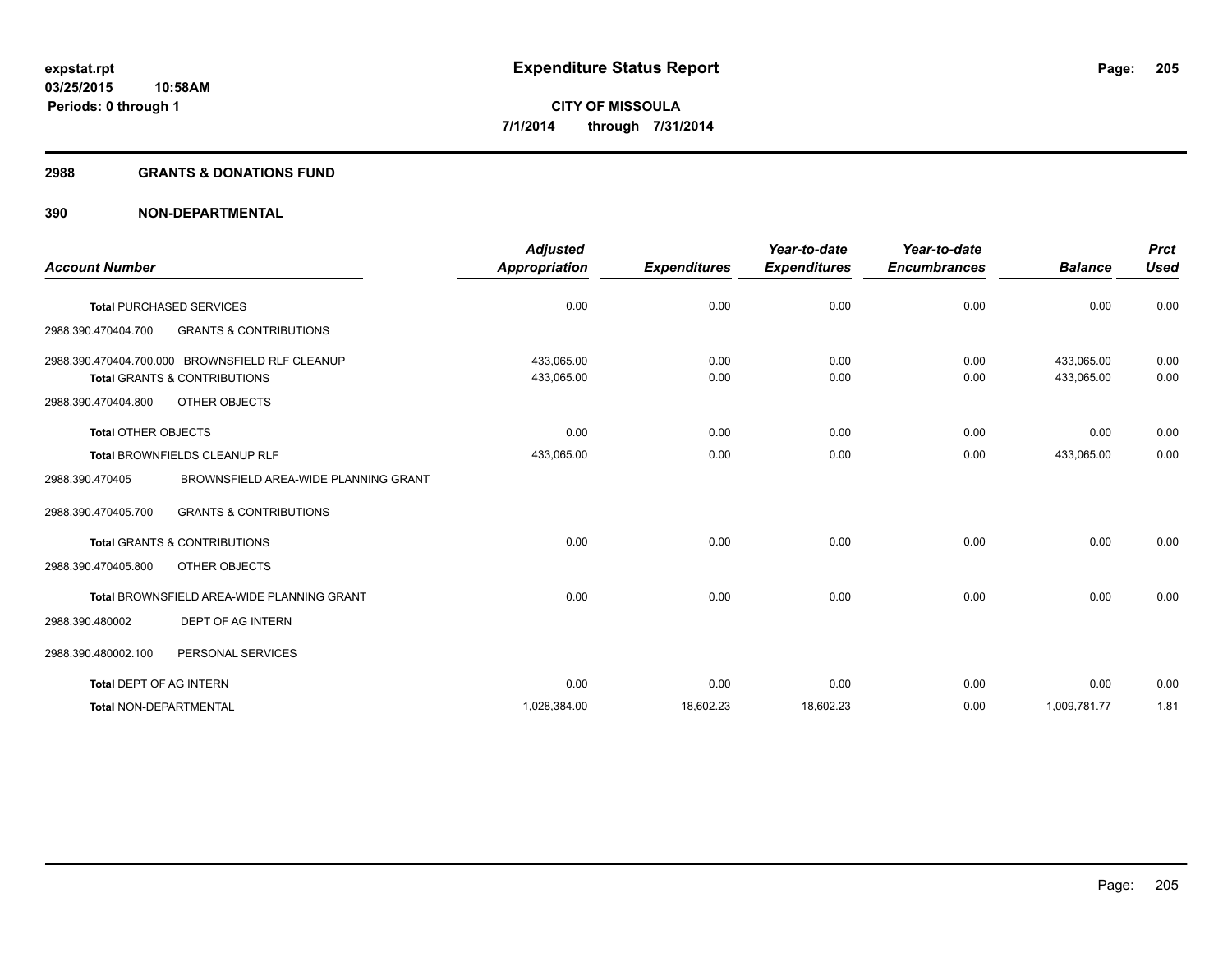# Expenditure Status Report

**CITY OF MISSOULA**
**7/1/2014 through 7/31/2014**

expstat.rpt
03/25/2015 10:58AM
Periods: 0 through 1

## 2988 GRANTS & DONATIONS FUND

## 390 NON-DEPARTMENTAL

| Account Number | Adjusted Appropriation | Expenditures | Year-to-date Expenditures | Year-to-date Encumbrances | Balance | Prct Used |
|---|---|---|---|---|---|---|
| **Total** PURCHASED SERVICES | 0.00 | 0.00 | 0.00 | 0.00 | 0.00 | 0.00 |
| 2988.390.470404.700 GRANTS & CONTRIBUTIONS | | | | | | |
| 2988.390.470404.700.000 BROWNSFIELD RLF CLEANUP | 433,065.00 | 0.00 | 0.00 | 0.00 | 433,065.00 | 0.00 |
| **Total** GRANTS & CONTRIBUTIONS | 433,065.00 | 0.00 | 0.00 | 0.00 | 433,065.00 | 0.00 |
| 2988.390.470404.800 OTHER OBJECTS | | | | | | |
| **Total** OTHER OBJECTS | 0.00 | 0.00 | 0.00 | 0.00 | 0.00 | 0.00 |
| **Total** BROWNFIELDS CLEANUP RLF | 433,065.00 | 0.00 | 0.00 | 0.00 | 433,065.00 | 0.00 |
| 2988.390.470405 BROWNSFIELD AREA-WIDE PLANNING GRANT | | | | | | |
| 2988.390.470405.700 GRANTS & CONTRIBUTIONS | | | | | | |
| **Total** GRANTS & CONTRIBUTIONS | 0.00 | 0.00 | 0.00 | 0.00 | 0.00 | 0.00 |
| 2988.390.470405.800 OTHER OBJECTS | | | | | | |
| **Total** BROWNSFIELD AREA-WIDE PLANNING GRANT | 0.00 | 0.00 | 0.00 | 0.00 | 0.00 | 0.00 |
| 2988.390.480002 DEPT OF AG INTERN | | | | | | |
| 2988.390.480002.100 PERSONAL SERVICES | | | | | | |
| **Total** DEPT OF AG INTERN | 0.00 | 0.00 | 0.00 | 0.00 | 0.00 | 0.00 |
| **Total** NON-DEPARTMENTAL | 1,028,384.00 | 18,602.23 | 18,602.23 | 0.00 | 1,009,781.77 | 1.81 |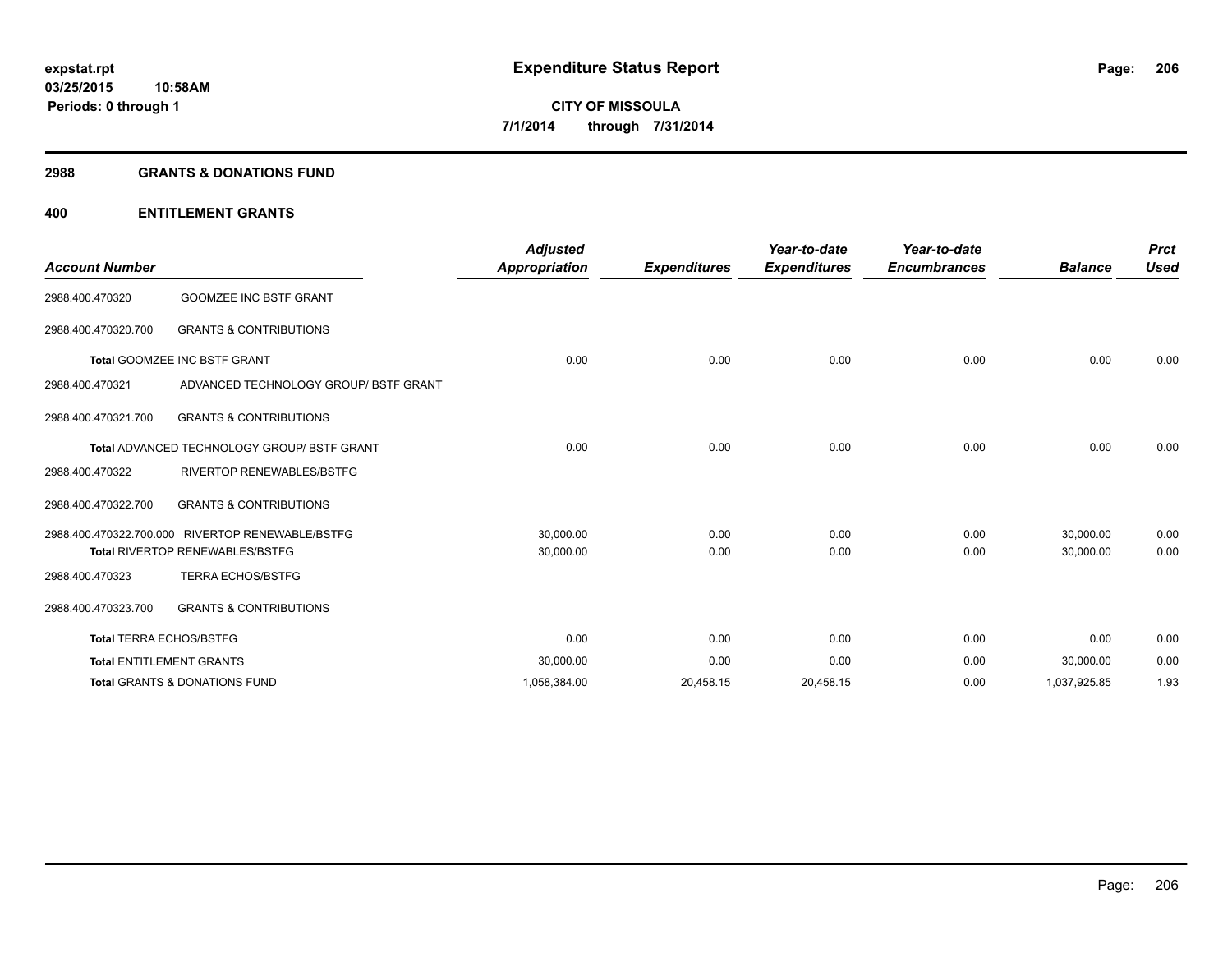# Expenditure Status Report

**CITY OF MISSOULA**
**7/1/2014 through 7/31/2014**

expstat.rpt
03/25/2015 10:58AM
Periods: 0 through 1

## 2988 GRANTS & DONATIONS FUND

### 400 ENTITLEMENT GRANTS

| Account Number | | Adjusted Appropriation | Expenditures | Year-to-date Expenditures | Year-to-date Encumbrances | Balance | Prct Used |
|---|---|---|---|---|---|---|---|
| 2988.400.470320 | GOOMZEE INC BSTF GRANT | | | | | | |
| 2988.400.470320.700 | GRANTS & CONTRIBUTIONS | | | | | | |
| **Total** GOOMZEE INC BSTF GRANT | | 0.00 | 0.00 | 0.00 | 0.00 | 0.00 | 0.00 |
| 2988.400.470321 | ADVANCED TECHNOLOGY GROUP/ BSTF GRANT | | | | | | |
| 2988.400.470321.700 | GRANTS & CONTRIBUTIONS | | | | | | |
| **Total** ADVANCED TECHNOLOGY GROUP/ BSTF GRANT | | 0.00 | 0.00 | 0.00 | 0.00 | 0.00 | 0.00 |
| 2988.400.470322 | RIVERTOP RENEWABLES/BSTFG | | | | | | |
| 2988.400.470322.700 | GRANTS & CONTRIBUTIONS | | | | | | |
| 2988.400.470322.700.000 | RIVERTOP RENEWABLE/BSTFG | 30,000.00 | 0.00 | 0.00 | 0.00 | 30,000.00 | 0.00 |
| **Total** RIVERTOP RENEWABLES/BSTFG | | 30,000.00 | 0.00 | 0.00 | 0.00 | 30,000.00 | 0.00 |
| 2988.400.470323 | TERRA ECHOS/BSTFG | | | | | | |
| 2988.400.470323.700 | GRANTS & CONTRIBUTIONS | | | | | | |
| **Total** TERRA ECHOS/BSTFG | | 0.00 | 0.00 | 0.00 | 0.00 | 0.00 | 0.00 |
| **Total** ENTITLEMENT GRANTS | | 30,000.00 | 0.00 | 0.00 | 0.00 | 30,000.00 | 0.00 |
| **Total** GRANTS & DONATIONS FUND | | 1,058,384.00 | 20,458.15 | 20,458.15 | 0.00 | 1,037,925.85 | 1.93 |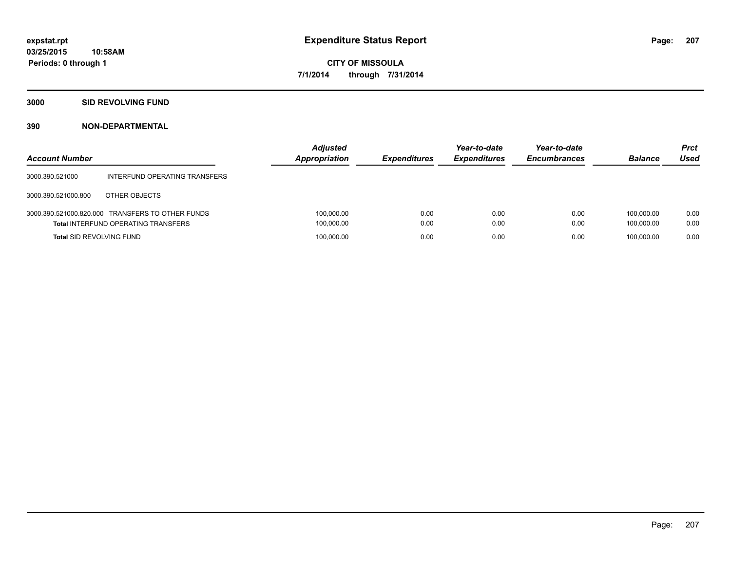**expstat.rpt**
**03/25/2015 10:58AM**
**Periods: 0 through 1**

# Expenditure Status Report

**CITY OF MISSOULA**
**7/1/2014 through 7/31/2014**

## 3000 SID REVOLVING FUND

### 390 NON-DEPARTMENTAL

| Account Number | | Adjusted Appropriation | Expenditures | Year-to-date Expenditures | Year-to-date Encumbrances | Balance | Prct Used |
|---|---|---|---|---|---|---|---|
| 3000.390.521000 | INTERFUND OPERATING TRANSFERS | | | | | | |
| 3000.390.521000.800 | OTHER OBJECTS | | | | | | |
| 3000.390.521000.820.000 | TRANSFERS TO OTHER FUNDS | 100,000.00 | 0.00 | 0.00 | 0.00 | 100,000.00 | 0.00 |
| **Total** INTERFUND OPERATING TRANSFERS | | 100,000.00 | 0.00 | 0.00 | 0.00 | 100,000.00 | 0.00 |
| **Total** SID REVOLVING FUND | | 100,000.00 | 0.00 | 0.00 | 0.00 | 100,000.00 | 0.00 |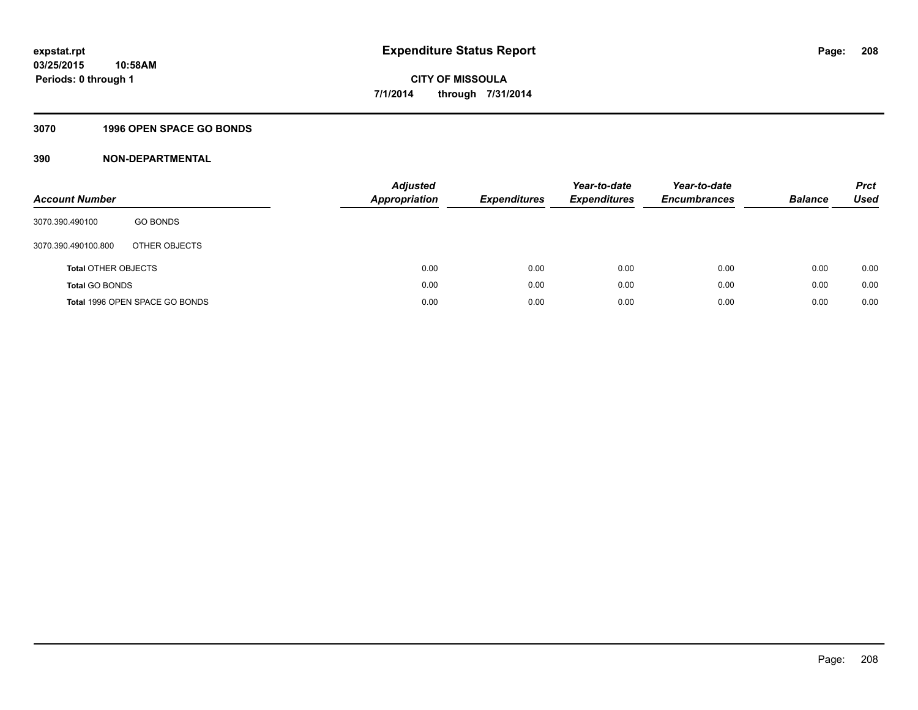**expstat.rpt**
**03/25/2015 10:58AM**
**Periods: 0 through 1**

# Expenditure Status Report

**CITY OF MISSOULA**
**7/1/2014 through 7/31/2014**

## 3070 1996 OPEN SPACE GO BONDS

## 390 NON-DEPARTMENTAL

| Account Number | | Adjusted Appropriation | Expenditures | Year-to-date Expenditures | Year-to-date Encumbrances | Balance | Prct Used |
|---|---|---|---|---|---|---|---|
| 3070.390.490100 | GO BONDS | | | | | | |
| 3070.390.490100.800 | OTHER OBJECTS | | | | | | |
| **Total** OTHER OBJECTS | | 0.00 | 0.00 | 0.00 | 0.00 | 0.00 | 0.00 |
| **Total** GO BONDS | | 0.00 | 0.00 | 0.00 | 0.00 | 0.00 | 0.00 |
| **Total** 1996 OPEN SPACE GO BONDS | | 0.00 | 0.00 | 0.00 | 0.00 | 0.00 | 0.00 |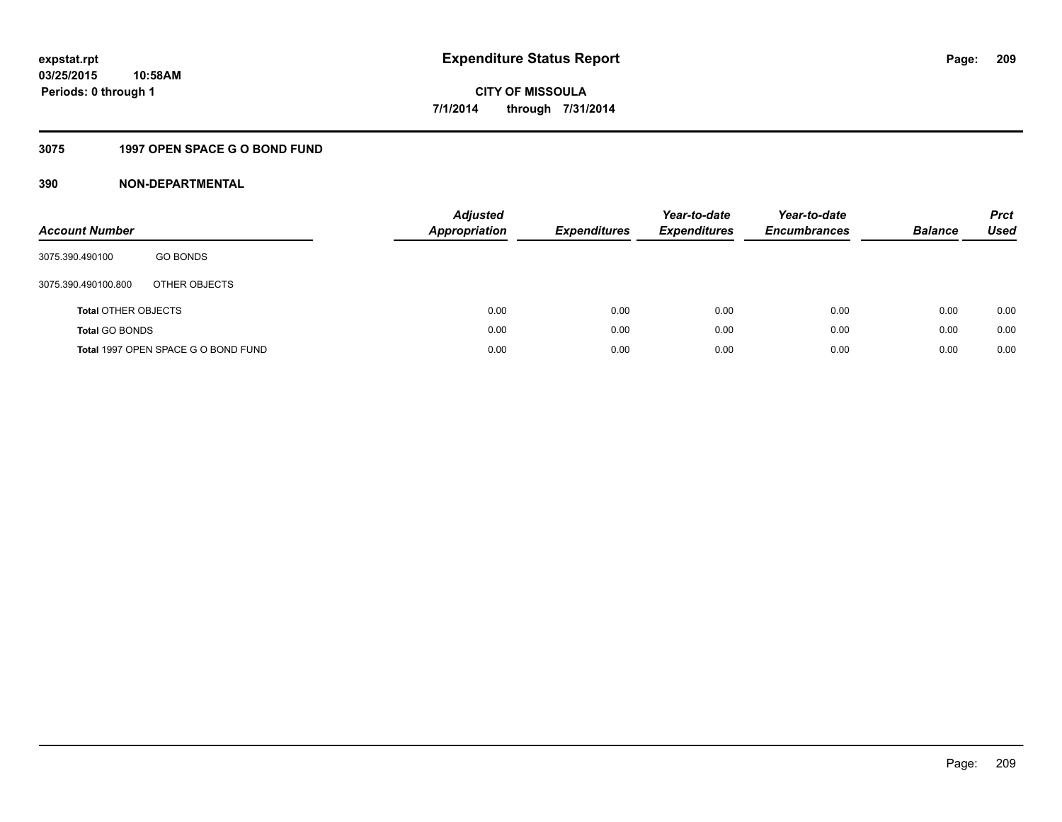expstat.rpt
03/25/2015 10:58AM
Periods: 0 through 1

# Expenditure Status Report

CITY OF MISSOULA
7/1/2014 through 7/31/2014

## 3075 1997 OPEN SPACE G O BOND FUND

## 390 NON-DEPARTMENTAL

| Account Number | | Adjusted Appropriation | Expenditures | Year-to-date Expenditures | Year-to-date Encumbrances | Balance | Prct Used |
|---|---|---|---|---|---|---|---|
| 3075.390.490100 | GO BONDS | | | | | | |
| 3075.390.490100.800 | OTHER OBJECTS | | | | | | |
| **Total** OTHER OBJECTS | | 0.00 | 0.00 | 0.00 | 0.00 | 0.00 | 0.00 |
| **Total** GO BONDS | | 0.00 | 0.00 | 0.00 | 0.00 | 0.00 | 0.00 |
| **Total** 1997 OPEN SPACE G O BOND FUND | | 0.00 | 0.00 | 0.00 | 0.00 | 0.00 | 0.00 |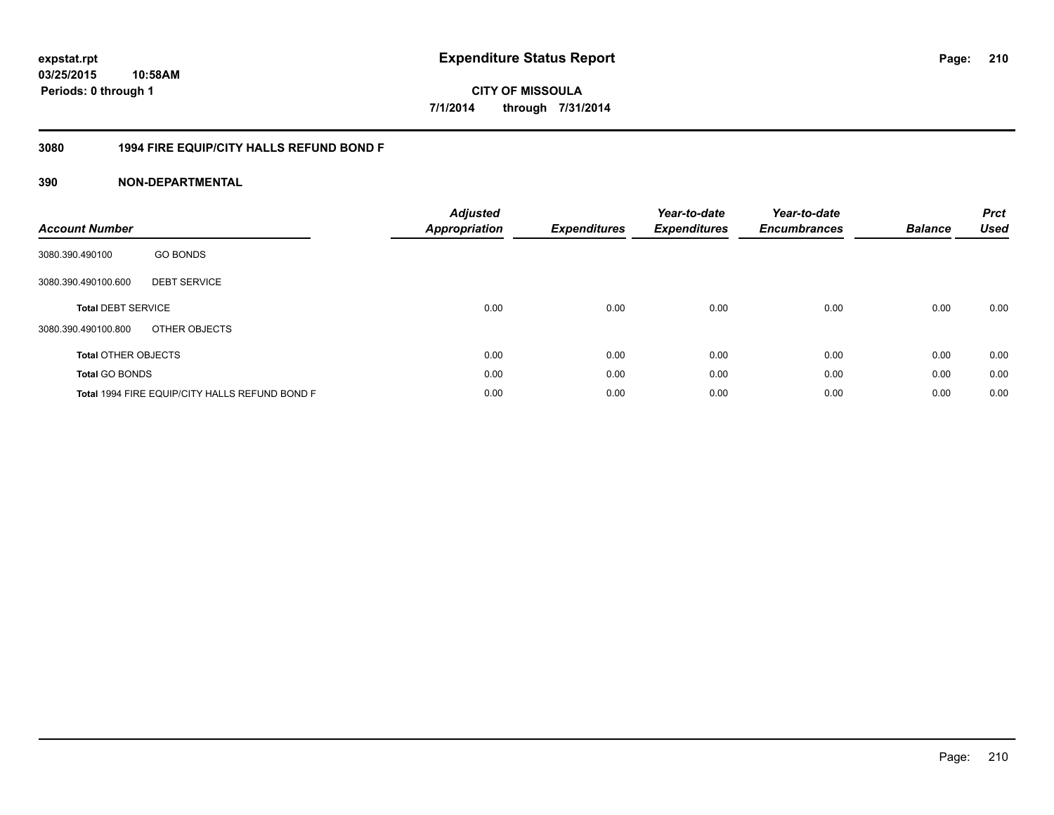expstat.rpt
03/25/2015 10:58AM
Periods: 0 through 1

# Expenditure Status Report

**CITY OF MISSOULA**
**7/1/2014 through 7/31/2014**

## 3080 1994 FIRE EQUIP/CITY HALLS REFUND BOND F

## 390 NON-DEPARTMENTAL

| Account Number | | Adjusted Appropriation | Expenditures | Year-to-date Expenditures | Year-to-date Encumbrances | Balance | Prct Used |
|---|---|---|---|---|---|---|---|
| 3080.390.490100 | GO BONDS | | | | | | |
| 3080.390.490100.600 | DEBT SERVICE | | | | | | |
| **Total** DEBT SERVICE | | 0.00 | 0.00 | 0.00 | 0.00 | 0.00 | 0.00 |
| 3080.390.490100.800 | OTHER OBJECTS | | | | | | |
| **Total** OTHER OBJECTS | | 0.00 | 0.00 | 0.00 | 0.00 | 0.00 | 0.00 |
| **Total** GO BONDS | | 0.00 | 0.00 | 0.00 | 0.00 | 0.00 | 0.00 |
| **Total** 1994 FIRE EQUIP/CITY HALLS REFUND BOND F | | 0.00 | 0.00 | 0.00 | 0.00 | 0.00 | 0.00 |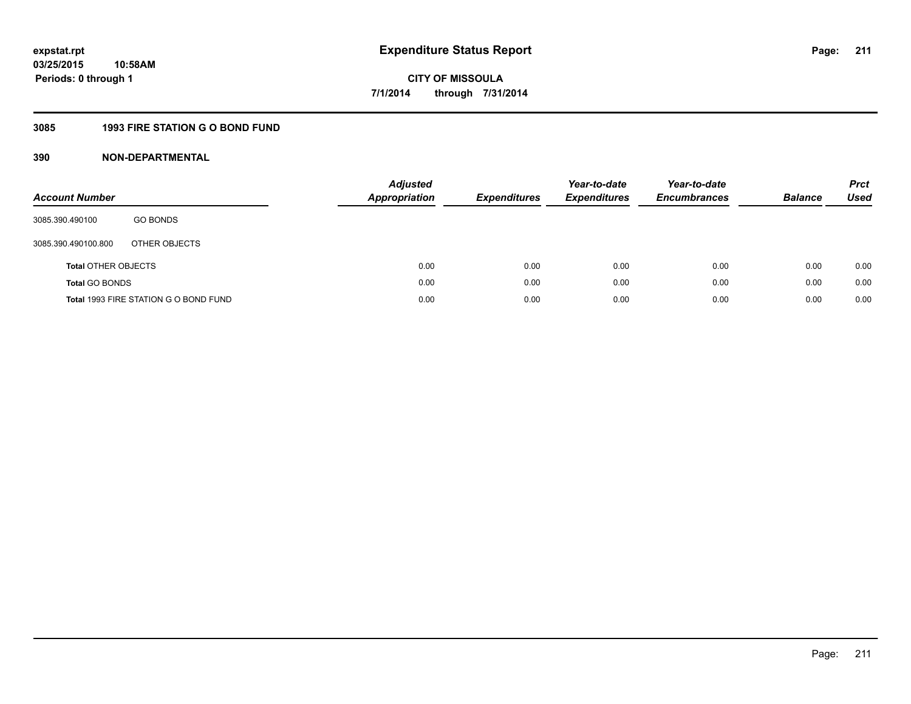**expstat.rpt**
**03/25/2015 10:58AM**
**Periods: 0 through 1**

# Expenditure Status Report

**CITY OF MISSOULA**
**7/1/2014 through 7/31/2014**

## 3085 1993 FIRE STATION G O BOND FUND

## 390 NON-DEPARTMENTAL

| Account Number | | Adjusted Appropriation | Expenditures | Year-to-date Expenditures | Year-to-date Encumbrances | Balance | Prct Used |
|---|---|---|---|---|---|---|---|
| 3085.390.490100 | GO BONDS | | | | | | |
| 3085.390.490100.800 | OTHER OBJECTS | | | | | | |
| **Total** OTHER OBJECTS | | 0.00 | 0.00 | 0.00 | 0.00 | 0.00 | 0.00 |
| **Total** GO BONDS | | 0.00 | 0.00 | 0.00 | 0.00 | 0.00 | 0.00 |
| **Total** 1993 FIRE STATION G O BOND FUND | | 0.00 | 0.00 | 0.00 | 0.00 | 0.00 | 0.00 |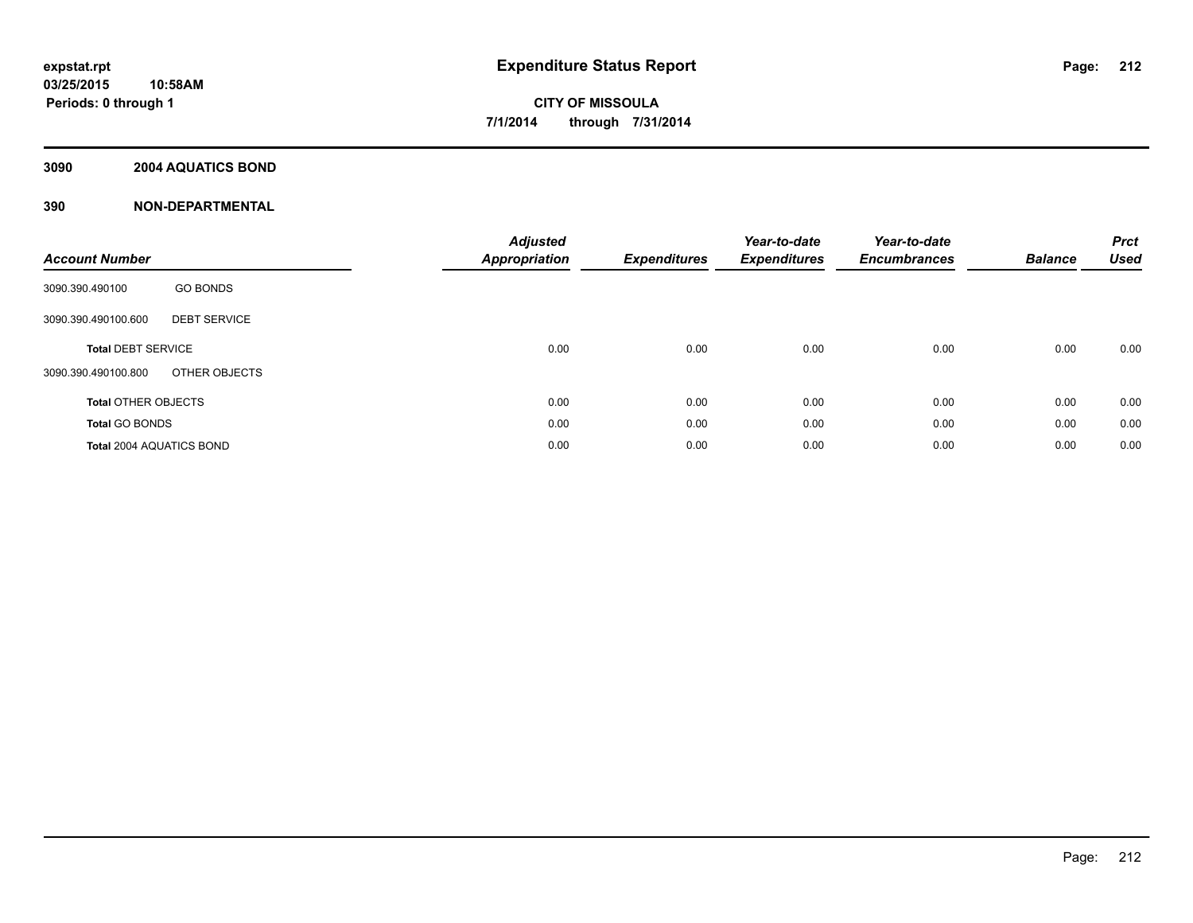**expstat.rpt**
**03/25/2015 10:58AM**
**Periods: 0 through 1**

# Expenditure Status Report

**CITY OF MISSOULA**
**7/1/2014 through 7/31/2014**

## 3090 2004 AQUATICS BOND

## 390 NON-DEPARTMENTAL

| Account Number | | Adjusted Appropriation | Expenditures | Year-to-date Expenditures | Year-to-date Encumbrances | Balance | Prct Used |
|---|---|---|---|---|---|---|---|
| 3090.390.490100 | GO BONDS | | | | | | |
| 3090.390.490100.600 | DEBT SERVICE | | | | | | |
| **Total** DEBT SERVICE | | 0.00 | 0.00 | 0.00 | 0.00 | 0.00 | 0.00 |
| 3090.390.490100.800 | OTHER OBJECTS | | | | | | |
| **Total** OTHER OBJECTS | | 0.00 | 0.00 | 0.00 | 0.00 | 0.00 | 0.00 |
| **Total** GO BONDS | | 0.00 | 0.00 | 0.00 | 0.00 | 0.00 | 0.00 |
| **Total** 2004 AQUATICS BOND | | 0.00 | 0.00 | 0.00 | 0.00 | 0.00 | 0.00 |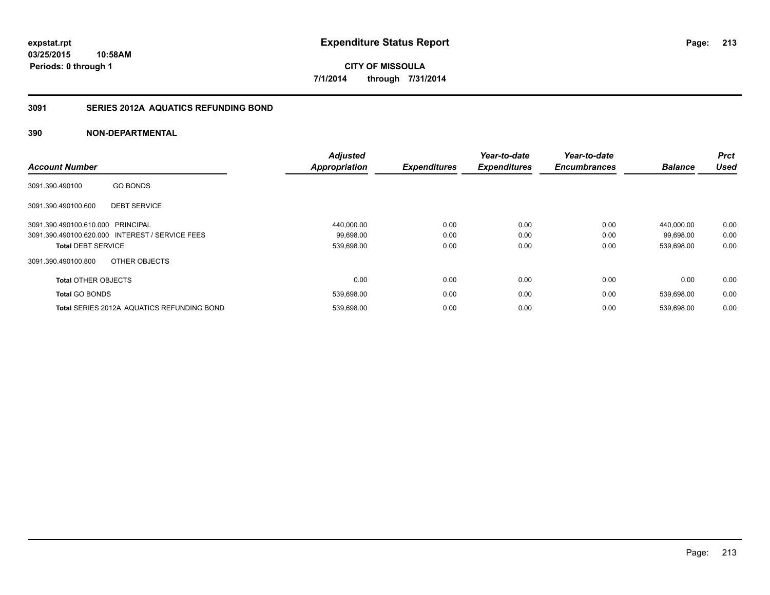**expstat.rpt**
**03/25/2015 10:58AM**
**Periods: 0 through 1**

# Expenditure Status Report

**CITY OF MISSOULA**
**7/1/2014 through 7/31/2014**

## 3091 SERIES 2012A AQUATICS REFUNDING BOND

## 390 NON-DEPARTMENTAL

| Account Number | | Adjusted Appropriation | Expenditures | Year-to-date Expenditures | Year-to-date Encumbrances | Balance | Prct Used |
|---|---|---|---|---|---|---|---|
| 3091.390.490100 | GO BONDS | | | | | | |
| 3091.390.490100.600 | DEBT SERVICE | | | | | | |
| 3091.390.490100.610.000 | PRINCIPAL | 440,000.00 | 0.00 | 0.00 | 0.00 | 440,000.00 | 0.00 |
| 3091.390.490100.620.000 | INTEREST / SERVICE FEES | 99,698.00 | 0.00 | 0.00 | 0.00 | 99,698.00 | 0.00 |
| **Total** DEBT SERVICE | | 539,698.00 | 0.00 | 0.00 | 0.00 | 539,698.00 | 0.00 |
| 3091.390.490100.800 | OTHER OBJECTS | | | | | | |
| **Total** OTHER OBJECTS | | 0.00 | 0.00 | 0.00 | 0.00 | 0.00 | 0.00 |
| **Total** GO BONDS | | 539,698.00 | 0.00 | 0.00 | 0.00 | 539,698.00 | 0.00 |
| **Total** SERIES 2012A AQUATICS REFUNDING BOND | | 539,698.00 | 0.00 | 0.00 | 0.00 | 539,698.00 | 0.00 |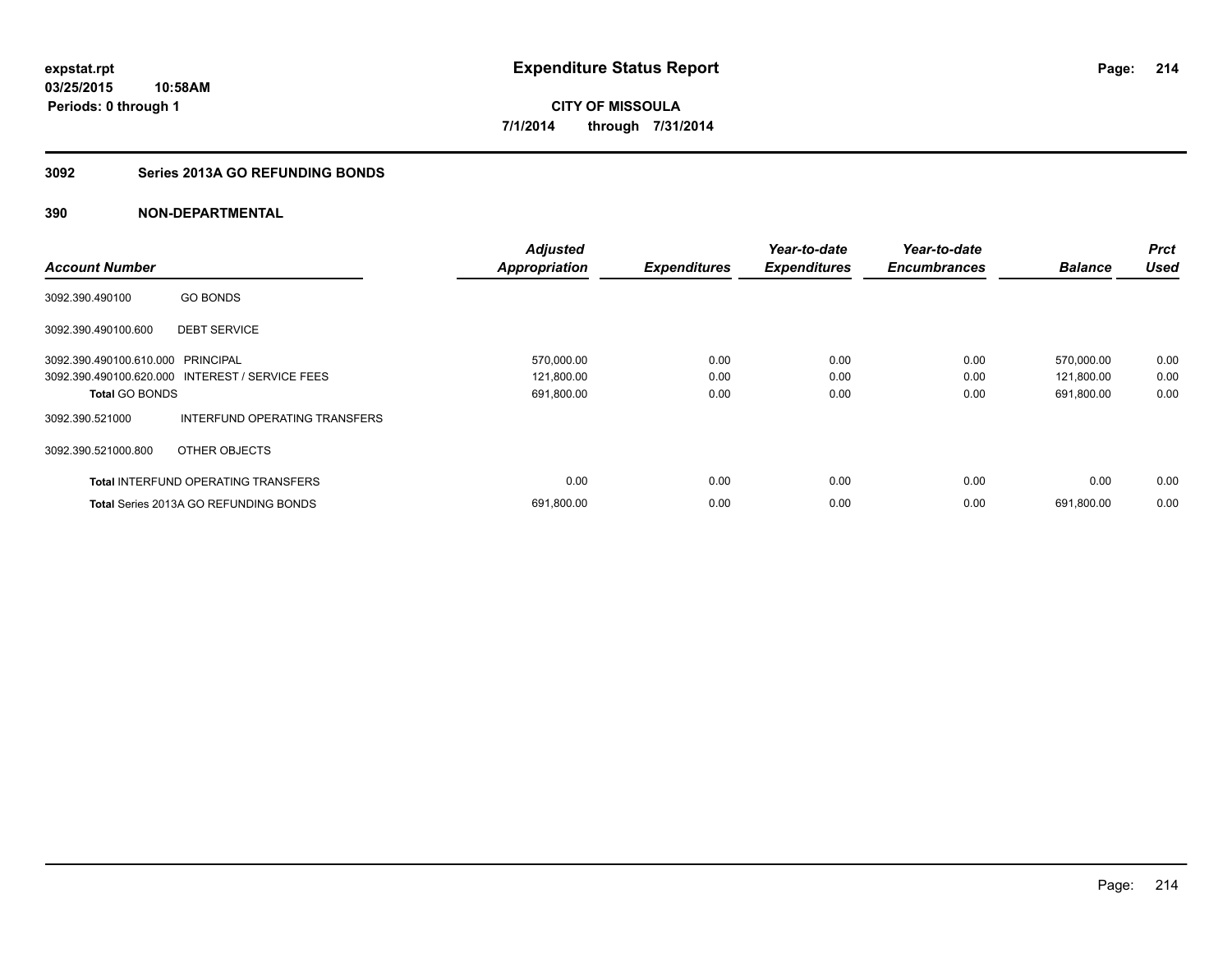**expstat.rpt**
**03/25/2015 10:58AM**
**Periods: 0 through 1**

# Expenditure Status Report

**CITY OF MISSOULA**
**7/1/2014 through 7/31/2014**

## 3092 Series 2013A GO REFUNDING BONDS

## 390 NON-DEPARTMENTAL

| Account Number | | Adjusted Appropriation | Expenditures | Year-to-date Expenditures | Year-to-date Encumbrances | Balance | Prct Used |
|---|---|---|---|---|---|---|---|
| 3092.390.490100 | GO BONDS | | | | | | |
| 3092.390.490100.600 | DEBT SERVICE | | | | | | |
| 3092.390.490100.610.000 | PRINCIPAL | 570,000.00 | 0.00 | 0.00 | 0.00 | 570,000.00 | 0.00 |
| 3092.390.490100.620.000 | INTEREST / SERVICE FEES | 121,800.00 | 0.00 | 0.00 | 0.00 | 121,800.00 | 0.00 |
| **Total** GO BONDS | | 691,800.00 | 0.00 | 0.00 | 0.00 | 691,800.00 | 0.00 |
| 3092.390.521000 | INTERFUND OPERATING TRANSFERS | | | | | | |
| 3092.390.521000.800 | OTHER OBJECTS | | | | | | |
| **Total** INTERFUND OPERATING TRANSFERS | | 0.00 | 0.00 | 0.00 | 0.00 | 0.00 | 0.00 |
| **Total** Series 2013A GO REFUNDING BONDS | | 691,800.00 | 0.00 | 0.00 | 0.00 | 691,800.00 | 0.00 |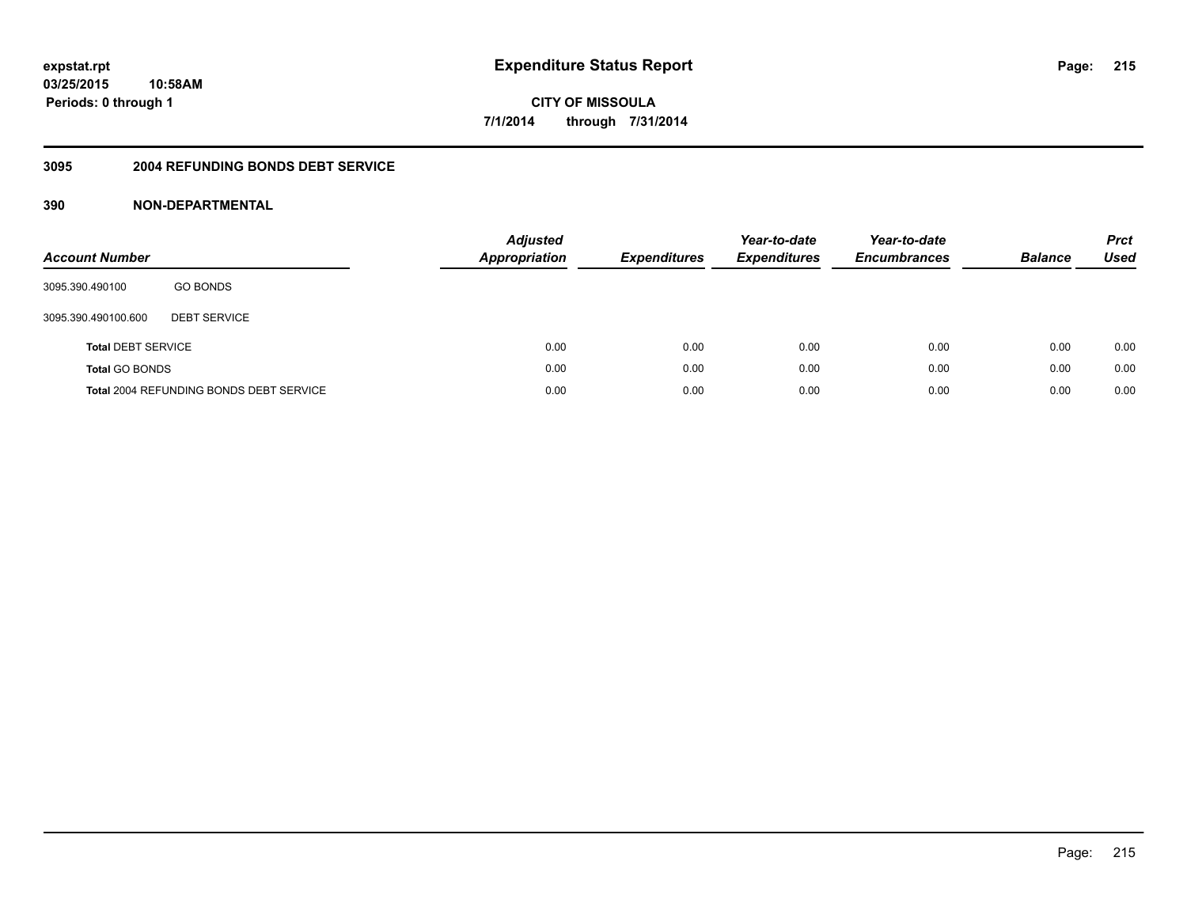**expstat.rpt**
**03/25/2015 10:58AM**
**Periods: 0 through 1**

# Expenditure Status Report

**CITY OF MISSOULA**
**7/1/2014 through 7/31/2014**

## 3095 2004 REFUNDING BONDS DEBT SERVICE

## 390 NON-DEPARTMENTAL

| Account Number | | Adjusted Appropriation | Expenditures | Year-to-date Expenditures | Year-to-date Encumbrances | Balance | Prct Used |
|---|---|---|---|---|---|---|---|
| 3095.390.490100 | GO BONDS | | | | | | |
| 3095.390.490100.600 | DEBT SERVICE | | | | | | |
| **Total** DEBT SERVICE | | 0.00 | 0.00 | 0.00 | 0.00 | 0.00 | 0.00 |
| **Total** GO BONDS | | 0.00 | 0.00 | 0.00 | 0.00 | 0.00 | 0.00 |
| **Total** 2004 REFUNDING BONDS DEBT SERVICE | | 0.00 | 0.00 | 0.00 | 0.00 | 0.00 | 0.00 |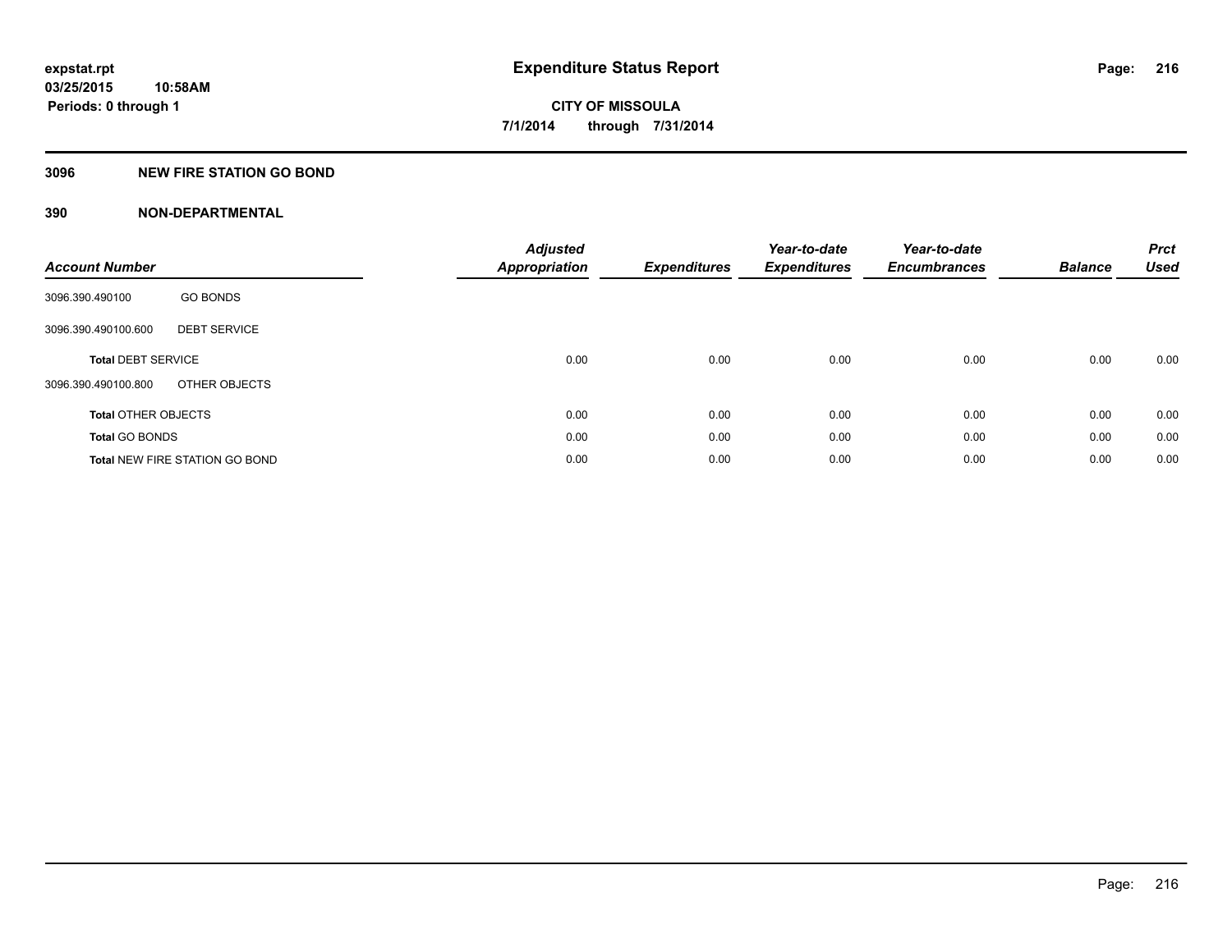**expstat.rpt**
**03/25/2015 10:58AM**
**Periods: 0 through 1**

# Expenditure Status Report

**CITY OF MISSOULA**
**7/1/2014 through 7/31/2014**

## 3096 NEW FIRE STATION GO BOND

### 390 NON-DEPARTMENTAL

| Account Number | | Adjusted Appropriation | Expenditures | Year-to-date Expenditures | Year-to-date Encumbrances | Balance | Prct Used |
|---|---|---|---|---|---|---|---|
| 3096.390.490100 | GO BONDS | | | | | | |
| 3096.390.490100.600 | DEBT SERVICE | | | | | | |
| **Total** DEBT SERVICE | | 0.00 | 0.00 | 0.00 | 0.00 | 0.00 | 0.00 |
| 3096.390.490100.800 | OTHER OBJECTS | | | | | | |
| **Total** OTHER OBJECTS | | 0.00 | 0.00 | 0.00 | 0.00 | 0.00 | 0.00 |
| **Total** GO BONDS | | 0.00 | 0.00 | 0.00 | 0.00 | 0.00 | 0.00 |
| **Total** NEW FIRE STATION GO BOND | | 0.00 | 0.00 | 0.00 | 0.00 | 0.00 | 0.00 |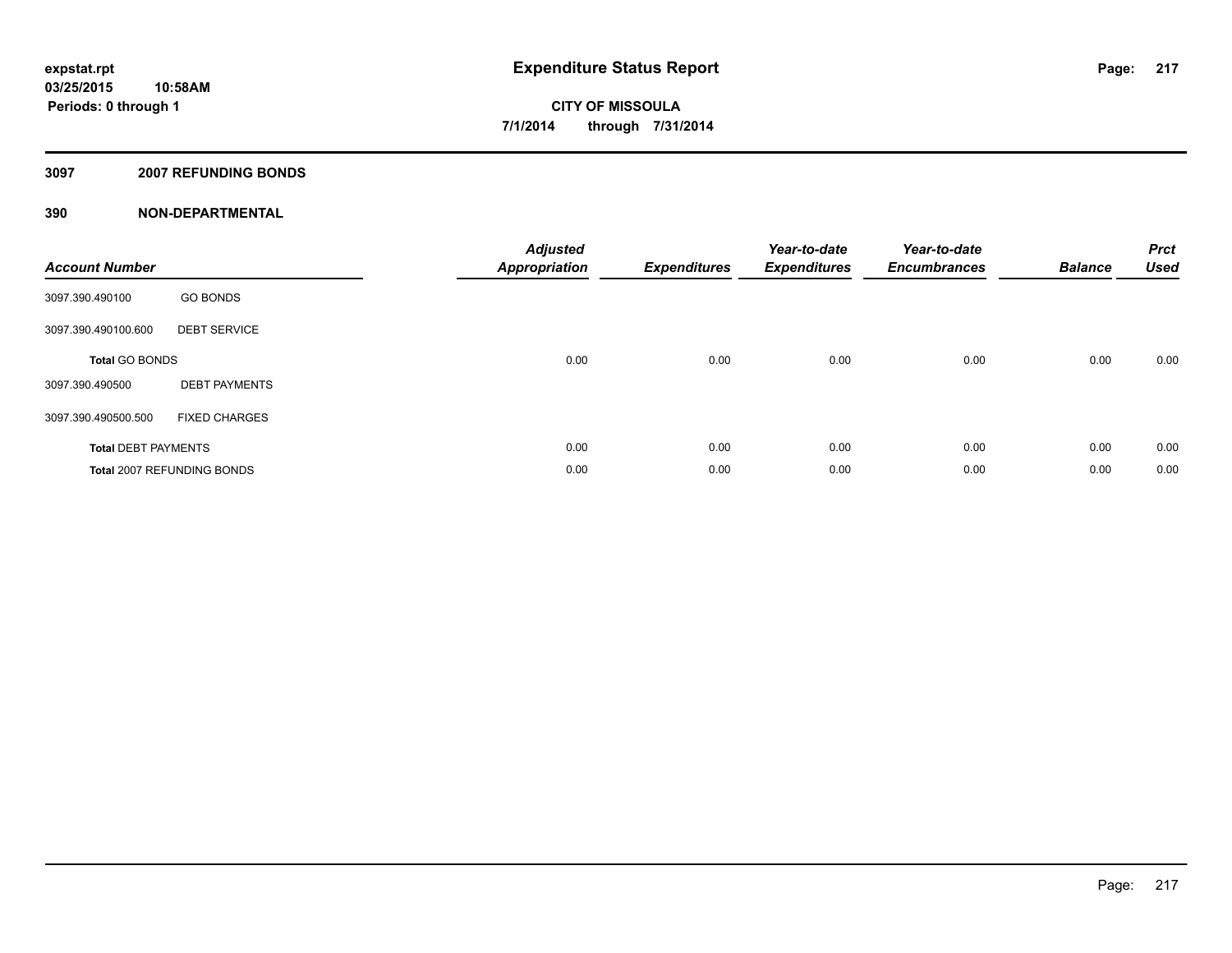expstat.rpt
03/25/2015 10:58AM
Periods: 0 through 1

# Expenditure Status Report

CITY OF MISSOULA
7/1/2014 through 7/31/2014

## 3097 2007 REFUNDING BONDS

### 390 NON-DEPARTMENTAL

| Account Number | | Adjusted Appropriation | Expenditures | Year-to-date Expenditures | Year-to-date Encumbrances | Balance | Prct Used |
|---|---|---|---|---|---|---|---|
| 3097.390.490100 | GO BONDS | | | | | | |
| 3097.390.490100.600 | DEBT SERVICE | | | | | | |
| **Total** GO BONDS | | 0.00 | 0.00 | 0.00 | 0.00 | 0.00 | 0.00 |
| 3097.390.490500 | DEBT PAYMENTS | | | | | | |
| 3097.390.490500.500 | FIXED CHARGES | | | | | | |
| **Total** DEBT PAYMENTS | | 0.00 | 0.00 | 0.00 | 0.00 | 0.00 | 0.00 |
| **Total** 2007 REFUNDING BONDS | | 0.00 | 0.00 | 0.00 | 0.00 | 0.00 | 0.00 |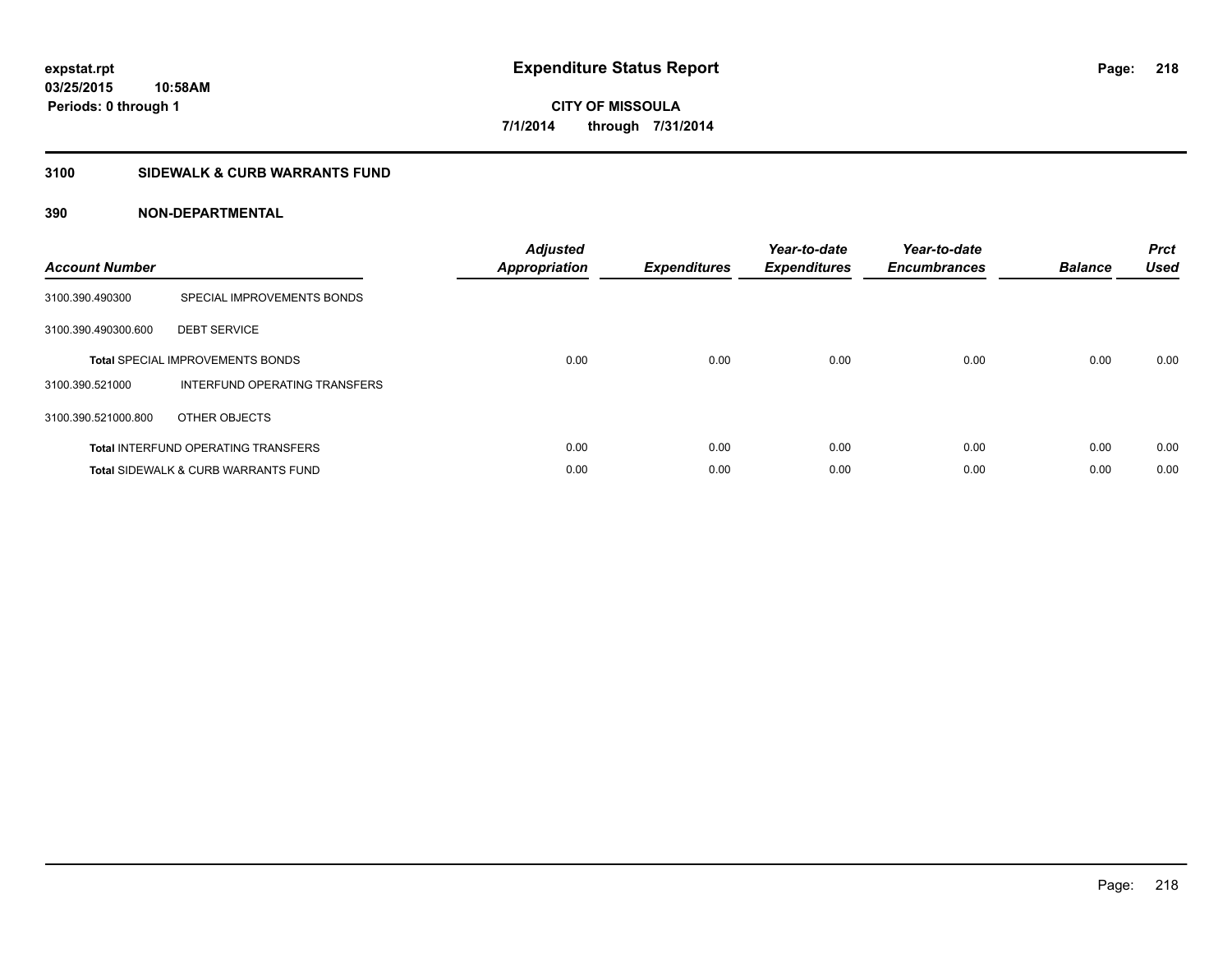expstat.rpt
03/25/2015 10:58AM
Periods: 0 through 1

# Expenditure Status Report

CITY OF MISSOULA
7/1/2014 through 7/31/2014

## 3100 SIDEWALK & CURB WARRANTS FUND

## 390 NON-DEPARTMENTAL

| Account Number | | Adjusted Appropriation | Expenditures | Year-to-date Expenditures | Year-to-date Encumbrances | Balance | Prct Used |
|---|---|---|---|---|---|---|---|
| 3100.390.490300 | SPECIAL IMPROVEMENTS BONDS | | | | | | |
| 3100.390.490300.600 | DEBT SERVICE | | | | | | |
| **Total** SPECIAL IMPROVEMENTS BONDS | | 0.00 | 0.00 | 0.00 | 0.00 | 0.00 | 0.00 |
| 3100.390.521000 | INTERFUND OPERATING TRANSFERS | | | | | | |
| 3100.390.521000.800 | OTHER OBJECTS | | | | | | |
| **Total** INTERFUND OPERATING TRANSFERS | | 0.00 | 0.00 | 0.00 | 0.00 | 0.00 | 0.00 |
| **Total** SIDEWALK & CURB WARRANTS FUND | | 0.00 | 0.00 | 0.00 | 0.00 | 0.00 | 0.00 |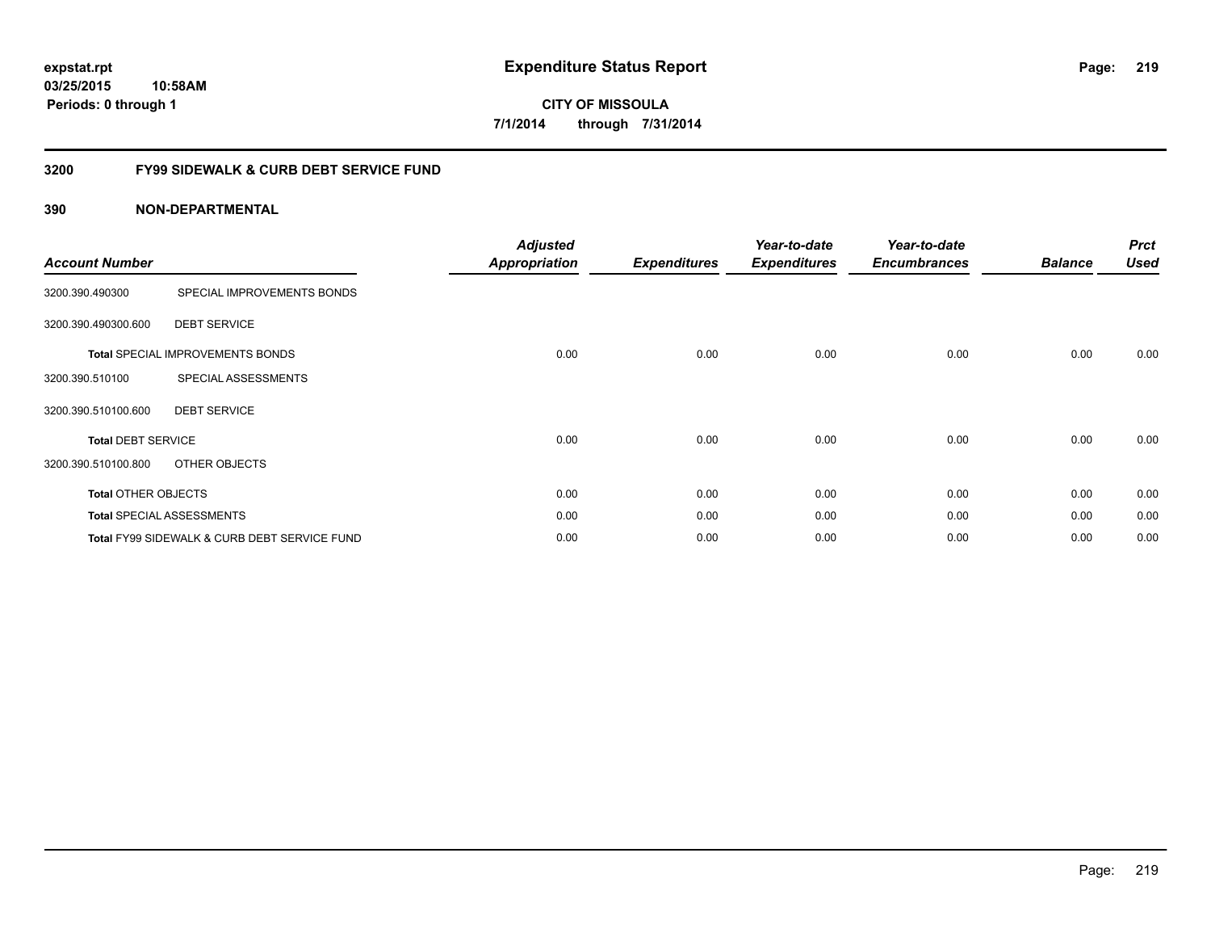**expstat.rpt**
**03/25/2015 10:58AM**
**Periods: 0 through 1**

# Expenditure Status Report

**CITY OF MISSOULA**
**7/1/2014 through 7/31/2014**

## 3200 FY99 SIDEWALK & CURB DEBT SERVICE FUND

### 390 NON-DEPARTMENTAL

| Account Number | | Adjusted Appropriation | Expenditures | Year-to-date Expenditures | Year-to-date Encumbrances | Balance | Prct Used |
|---|---|---|---|---|---|---|---|
| 3200.390.490300 | SPECIAL IMPROVEMENTS BONDS | | | | | | |
| 3200.390.490300.600 | DEBT SERVICE | | | | | | |
| **Total** SPECIAL IMPROVEMENTS BONDS | | 0.00 | 0.00 | 0.00 | 0.00 | 0.00 | 0.00 |
| 3200.390.510100 | SPECIAL ASSESSMENTS | | | | | | |
| 3200.390.510100.600 | DEBT SERVICE | | | | | | |
| **Total** DEBT SERVICE | | 0.00 | 0.00 | 0.00 | 0.00 | 0.00 | 0.00 |
| 3200.390.510100.800 | OTHER OBJECTS | | | | | | |
| **Total** OTHER OBJECTS | | 0.00 | 0.00 | 0.00 | 0.00 | 0.00 | 0.00 |
| **Total** SPECIAL ASSESSMENTS | | 0.00 | 0.00 | 0.00 | 0.00 | 0.00 | 0.00 |
| **Total** FY99 SIDEWALK & CURB DEBT SERVICE FUND | | 0.00 | 0.00 | 0.00 | 0.00 | 0.00 | 0.00 |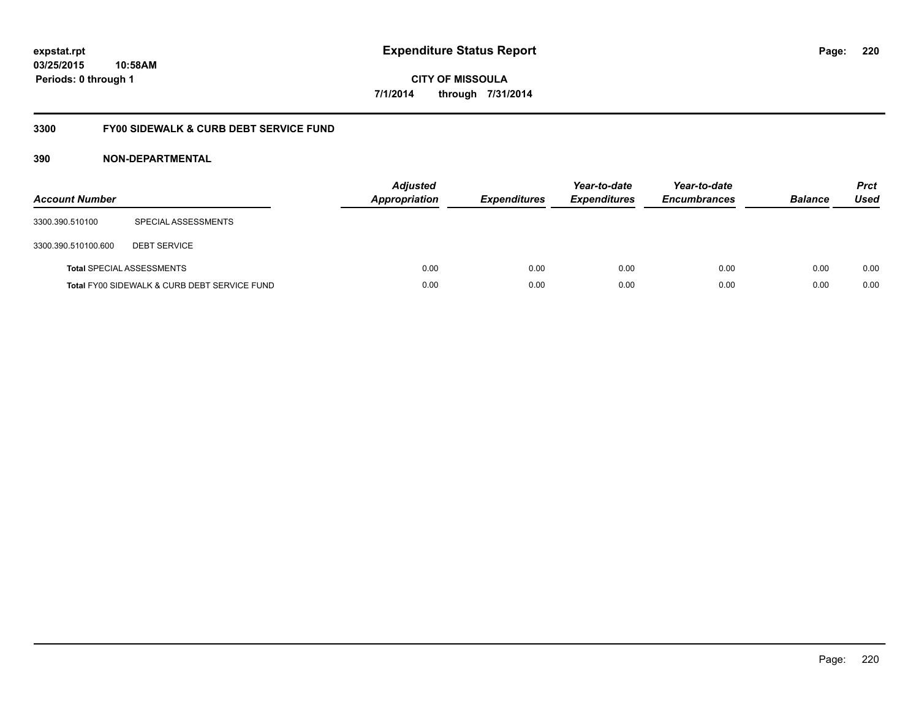**expstat.rpt**
**03/25/2015 10:58AM**
**Periods: 0 through 1**

# Expenditure Status Report

**CITY OF MISSOULA**
**7/1/2014 through 7/31/2014**

## 3300 FY00 SIDEWALK & CURB DEBT SERVICE FUND

## 390 NON-DEPARTMENTAL

| Account Number | | Adjusted Appropriation | Expenditures | Year-to-date Expenditures | Year-to-date Encumbrances | Balance | Prct Used |
|---|---|---|---|---|---|---|---|
| 3300.390.510100 | SPECIAL ASSESSMENTS | | | | | | |
| 3300.390.510100.600 | DEBT SERVICE | | | | | | |
| **Total** SPECIAL ASSESSMENTS | | 0.00 | 0.00 | 0.00 | 0.00 | 0.00 | 0.00 |
| **Total** FY00 SIDEWALK & CURB DEBT SERVICE FUND | | 0.00 | 0.00 | 0.00 | 0.00 | 0.00 | 0.00 |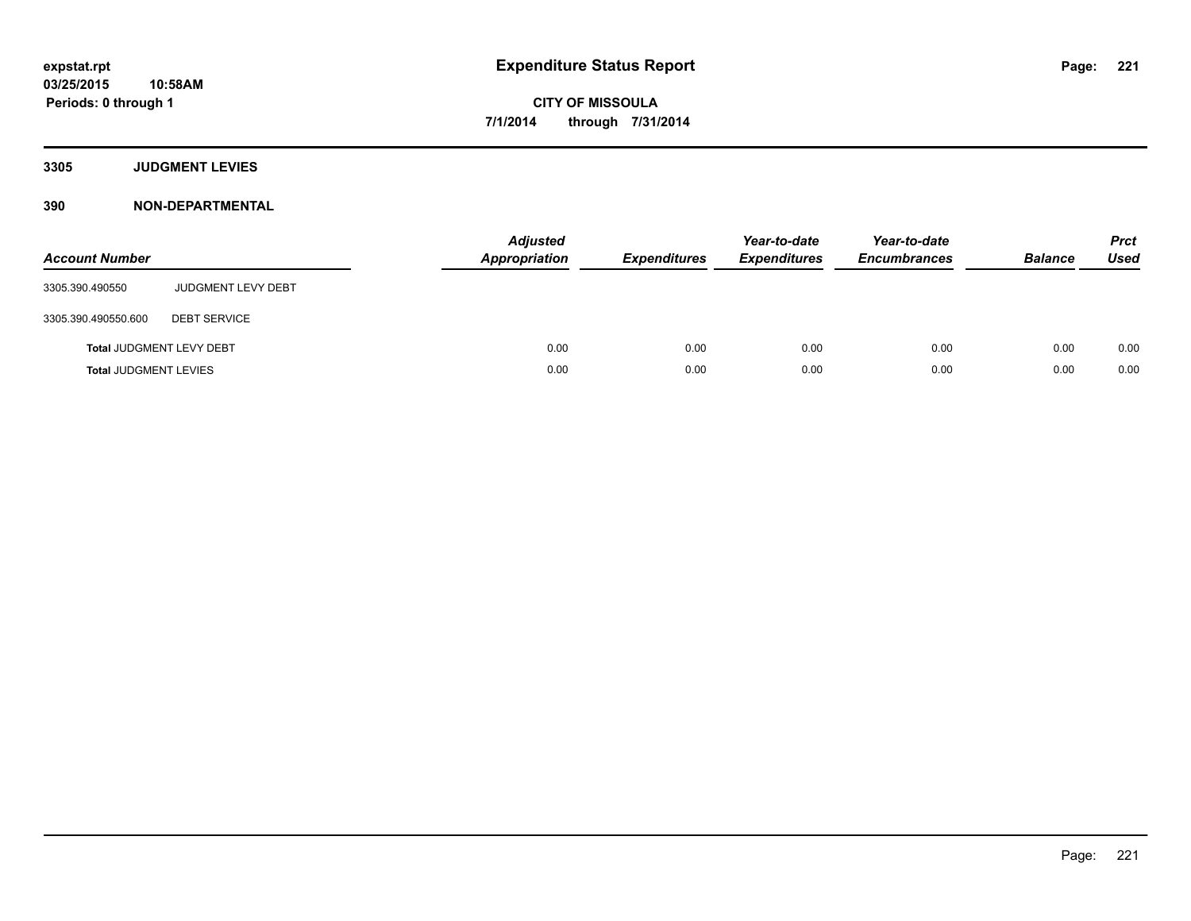**expstat.rpt**
**03/25/2015 10:58AM**
**Periods: 0 through 1**

# Expenditure Status Report

**CITY OF MISSOULA**
**7/1/2014 through 7/31/2014**

## 3305 JUDGMENT LEVIES

## 390 NON-DEPARTMENTAL

| Account Number | | Adjusted Appropriation | Expenditures | Year-to-date Expenditures | Year-to-date Encumbrances | Balance | Prct Used |
|---|---|---|---|---|---|---|---|
| 3305.390.490550 | JUDGMENT LEVY DEBT | | | | | | |
| 3305.390.490550.600 | DEBT SERVICE | | | | | | |
| **Total** JUDGMENT LEVY DEBT | | 0.00 | 0.00 | 0.00 | 0.00 | 0.00 | 0.00 |
| **Total** JUDGMENT LEVIES | | 0.00 | 0.00 | 0.00 | 0.00 | 0.00 | 0.00 |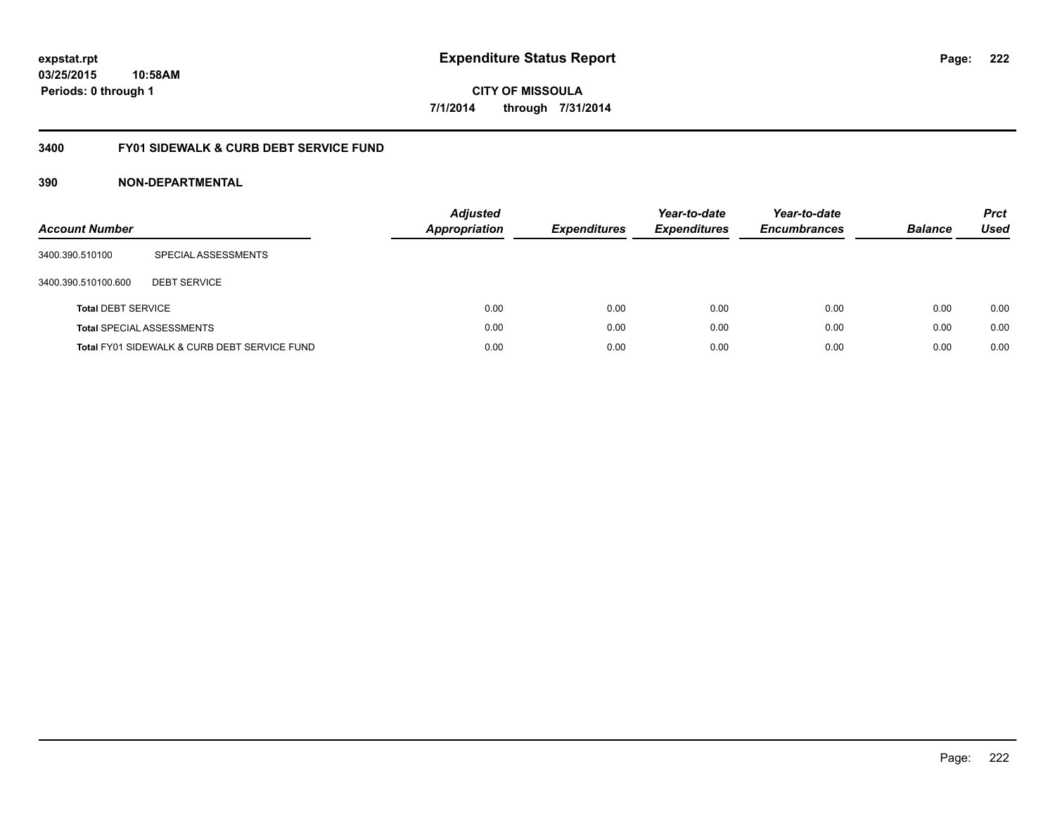expstat.rpt
03/25/2015 10:58AM
Periods: 0 through 1

# Expenditure Status Report

CITY OF MISSOULA
7/1/2014 through 7/31/2014

## 3400 FY01 SIDEWALK & CURB DEBT SERVICE FUND

### 390 NON-DEPARTMENTAL

| Account Number | | Adjusted Appropriation | Expenditures | Year-to-date Expenditures | Year-to-date Encumbrances | Balance | Prct Used |
|---|---|---|---|---|---|---|---|
| 3400.390.510100 | SPECIAL ASSESSMENTS | | | | | | |
| 3400.390.510100.600 | DEBT SERVICE | | | | | | |
| **Total** DEBT SERVICE | | 0.00 | 0.00 | 0.00 | 0.00 | 0.00 | 0.00 |
| **Total** SPECIAL ASSESSMENTS | | 0.00 | 0.00 | 0.00 | 0.00 | 0.00 | 0.00 |
| **Total** FY01 SIDEWALK & CURB DEBT SERVICE FUND | | 0.00 | 0.00 | 0.00 | 0.00 | 0.00 | 0.00 |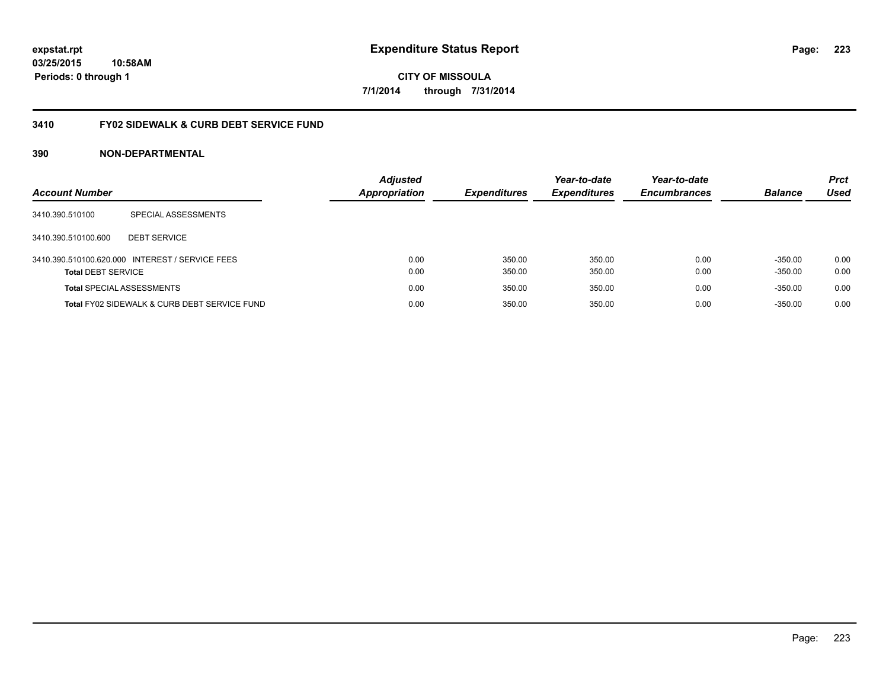expstat.rpt
03/25/2015 10:58AM
Periods: 0 through 1

# Expenditure Status Report

CITY OF MISSOULA
7/1/2014 through 7/31/2014

## 3410 FY02 SIDEWALK & CURB DEBT SERVICE FUND

### 390 NON-DEPARTMENTAL

| Account Number | | Adjusted Appropriation | Expenditures | Year-to-date Expenditures | Year-to-date Encumbrances | Balance | Prct Used |
|---|---|---|---|---|---|---|---|
| 3410.390.510100 | SPECIAL ASSESSMENTS | | | | | | |
| 3410.390.510100.600 | DEBT SERVICE | | | | | | |
| 3410.390.510100.620.000 | INTEREST / SERVICE FEES | 0.00 | 350.00 | 350.00 | 0.00 | -350.00 | 0.00 |
| **Total** DEBT SERVICE | | 0.00 | 350.00 | 350.00 | 0.00 | -350.00 | 0.00 |
| **Total** SPECIAL ASSESSMENTS | | 0.00 | 350.00 | 350.00 | 0.00 | -350.00 | 0.00 |
| **Total** FY02 SIDEWALK & CURB DEBT SERVICE FUND | | 0.00 | 350.00 | 350.00 | 0.00 | -350.00 | 0.00 |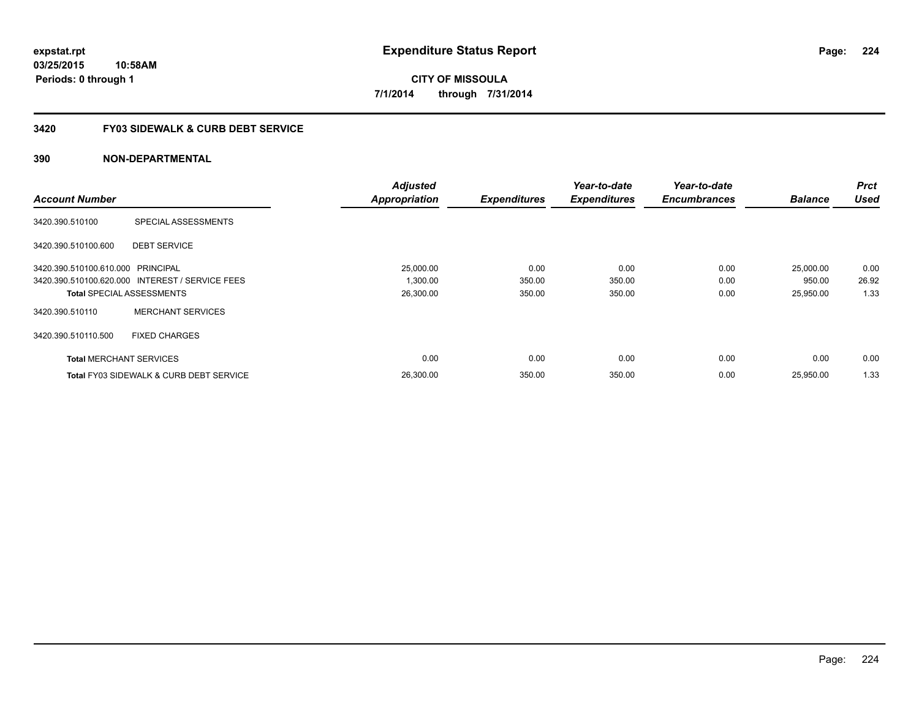**expstat.rpt**
**03/25/2015 10:58AM**
**Periods: 0 through 1**

# Expenditure Status Report

**CITY OF MISSOULA**
**7/1/2014 through 7/31/2014**

## 3420 FY03 SIDEWALK & CURB DEBT SERVICE

## 390 NON-DEPARTMENTAL

| Account Number | | Adjusted Appropriation | Expenditures | Year-to-date Expenditures | Year-to-date Encumbrances | Balance | Prct Used |
|---|---|---|---|---|---|---|---|
| 3420.390.510100 | SPECIAL ASSESSMENTS | | | | | | |
| 3420.390.510100.600 | DEBT SERVICE | | | | | | |
| 3420.390.510100.610.000 | PRINCIPAL | 25,000.00 | 0.00 | 0.00 | 0.00 | 25,000.00 | 0.00 |
| 3420.390.510100.620.000 | INTEREST / SERVICE FEES | 1,300.00 | 350.00 | 350.00 | 0.00 | 950.00 | 26.92 |
| **Total** SPECIAL ASSESSMENTS | | 26,300.00 | 350.00 | 350.00 | 0.00 | 25,950.00 | 1.33 |
| 3420.390.510110 | MERCHANT SERVICES | | | | | | |
| 3420.390.510110.500 | FIXED CHARGES | | | | | | |
| **Total** MERCHANT SERVICES | | 0.00 | 0.00 | 0.00 | 0.00 | 0.00 | 0.00 |
| **Total** FY03 SIDEWALK & CURB DEBT SERVICE | | 26,300.00 | 350.00 | 350.00 | 0.00 | 25,950.00 | 1.33 |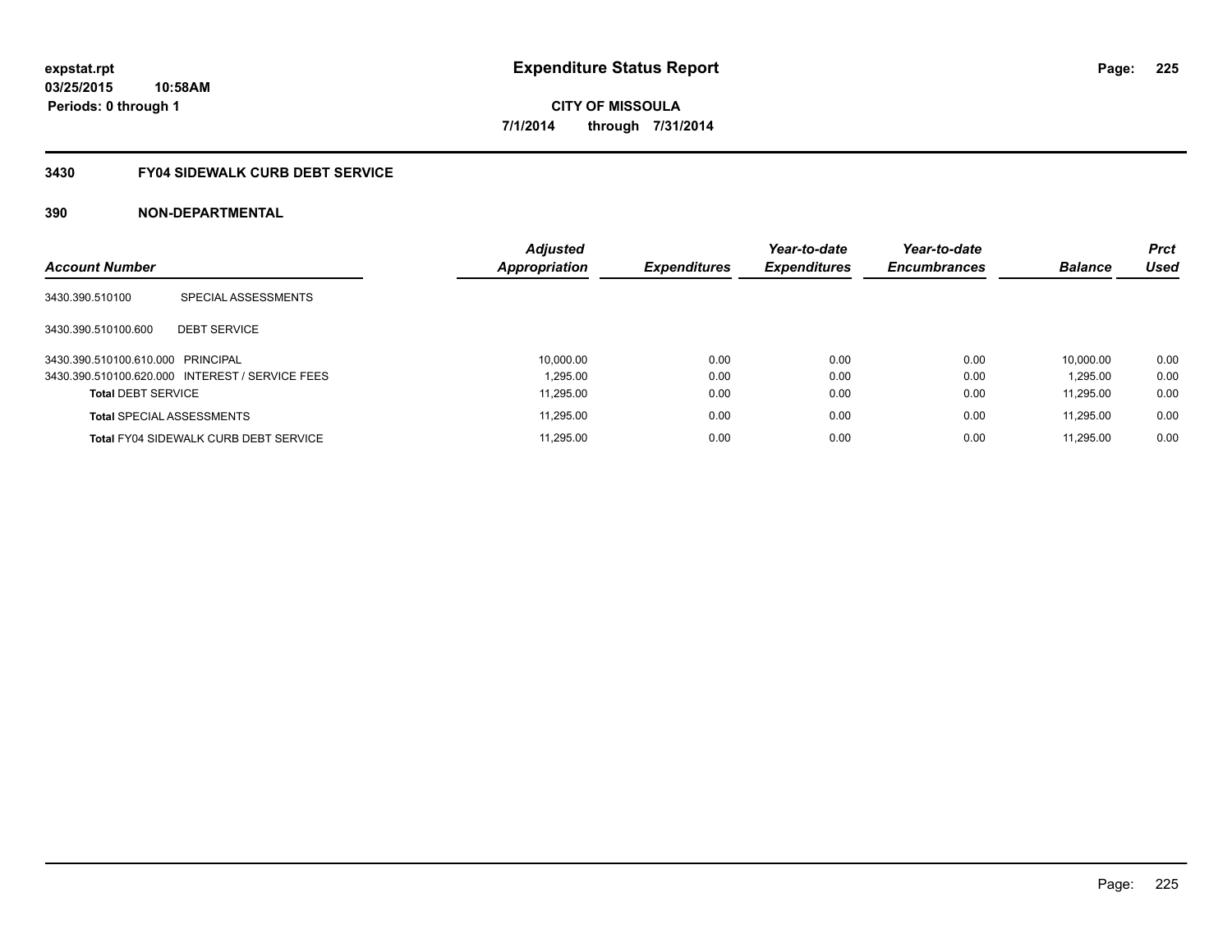expstat.rpt
03/25/2015 10:58AM
Periods: 0 through 1

# Expenditure Status Report

CITY OF MISSOULA
7/1/2014 through 7/31/2014

## 3430 FY04 SIDEWALK CURB DEBT SERVICE

### 390 NON-DEPARTMENTAL

| Account Number | | *Adjusted Appropriation* | *Expenditures* | *Year-to-date Expenditures* | *Year-to-date Encumbrances* | *Balance* | *Prct Used* |
|---|---|---|---|---|---|---|---|
| 3430.390.510100 | SPECIAL ASSESSMENTS | | | | | | |
| 3430.390.510100.600 | DEBT SERVICE | | | | | | |
| 3430.390.510100.610.000 | PRINCIPAL | 10,000.00 | 0.00 | 0.00 | 0.00 | 10,000.00 | 0.00 |
| 3430.390.510100.620.000 | INTEREST / SERVICE FEES | 1,295.00 | 0.00 | 0.00 | 0.00 | 1,295.00 | 0.00 |
| **Total** DEBT SERVICE | | 11,295.00 | 0.00 | 0.00 | 0.00 | 11,295.00 | 0.00 |
| **Total** SPECIAL ASSESSMENTS | | 11,295.00 | 0.00 | 0.00 | 0.00 | 11,295.00 | 0.00 |
| **Total** FY04 SIDEWALK CURB DEBT SERVICE | | 11,295.00 | 0.00 | 0.00 | 0.00 | 11,295.00 | 0.00 |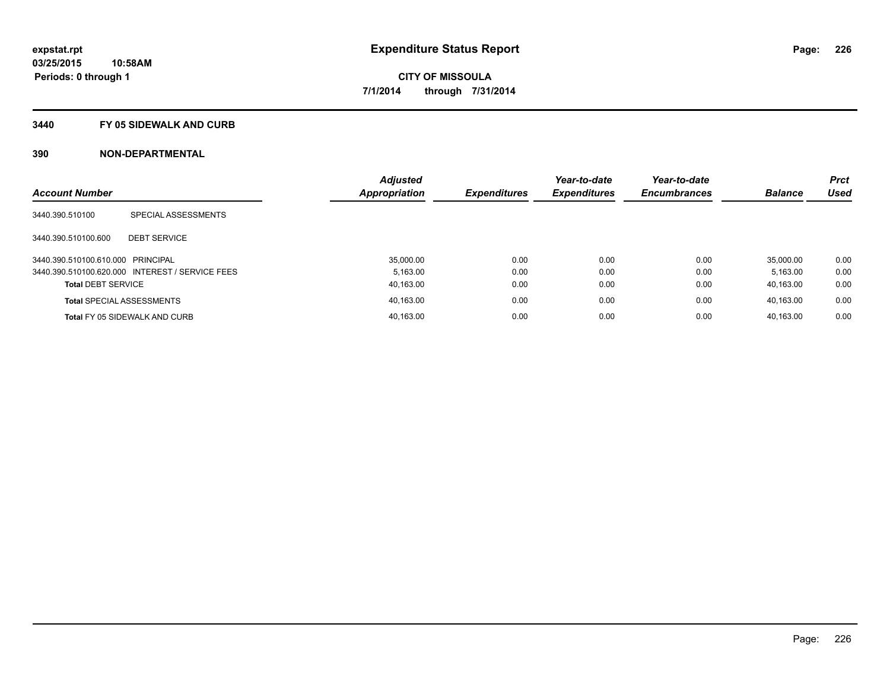expstat.rpt
03/25/2015 10:58AM
Periods: 0 through 1

# Expenditure Status Report

**CITY OF MISSOULA**
**7/1/2014 through 7/31/2014**

## 3440 FY 05 SIDEWALK AND CURB

## 390 NON-DEPARTMENTAL

| Account Number | | Adjusted Appropriation | Expenditures | Year-to-date Expenditures | Year-to-date Encumbrances | Balance | Prct Used |
|---|---|---|---|---|---|---|---|
| 3440.390.510100 | SPECIAL ASSESSMENTS | | | | | | |
| 3440.390.510100.600 | DEBT SERVICE | | | | | | |
| 3440.390.510100.610.000 | PRINCIPAL | 35,000.00 | 0.00 | 0.00 | 0.00 | 35,000.00 | 0.00 |
| 3440.390.510100.620.000 | INTEREST / SERVICE FEES | 5,163.00 | 0.00 | 0.00 | 0.00 | 5,163.00 | 0.00 |
| **Total** DEBT SERVICE | | 40,163.00 | 0.00 | 0.00 | 0.00 | 40,163.00 | 0.00 |
| **Total** SPECIAL ASSESSMENTS | | 40,163.00 | 0.00 | 0.00 | 0.00 | 40,163.00 | 0.00 |
| **Total** FY 05 SIDEWALK AND CURB | | 40,163.00 | 0.00 | 0.00 | 0.00 | 40,163.00 | 0.00 |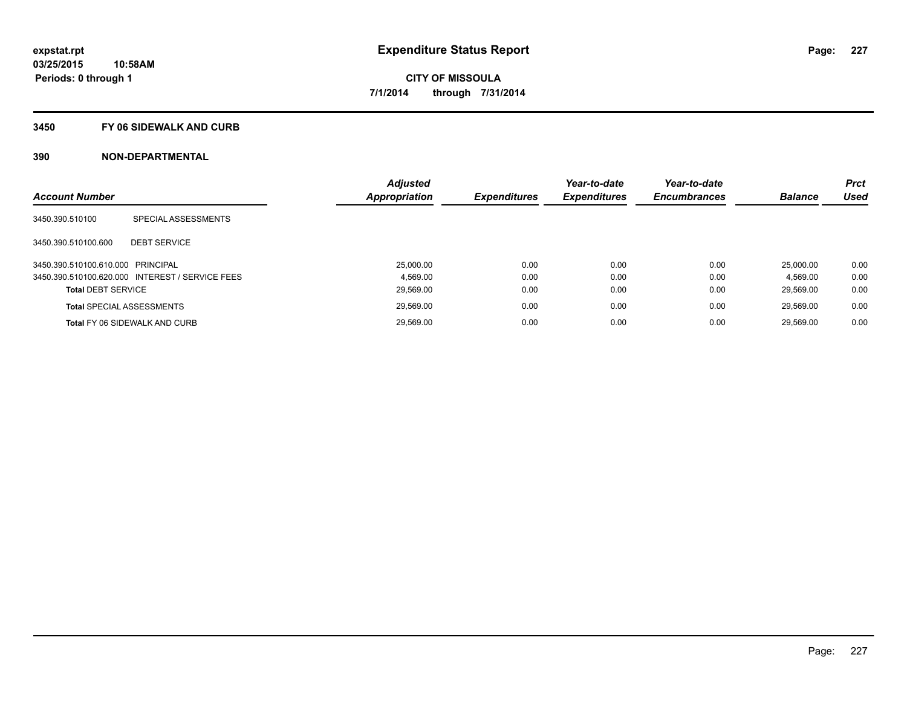expstat.rpt
03/25/2015 10:58AM
Periods: 0 through 1

# Expenditure Status Report

**CITY OF MISSOULA**
**7/1/2014 through 7/31/2014**

## 3450 FY 06 SIDEWALK AND CURB

## 390 NON-DEPARTMENTAL

| Account Number | | Adjusted Appropriation | Expenditures | Year-to-date Expenditures | Year-to-date Encumbrances | Balance | Prct Used |
|---|---|---|---|---|---|---|---|
| 3450.390.510100 | SPECIAL ASSESSMENTS | | | | | | |
| 3450.390.510100.600 | DEBT SERVICE | | | | | | |
| 3450.390.510100.610.000 | PRINCIPAL | 25,000.00 | 0.00 | 0.00 | 0.00 | 25,000.00 | 0.00 |
| 3450.390.510100.620.000 | INTEREST / SERVICE FEES | 4,569.00 | 0.00 | 0.00 | 0.00 | 4,569.00 | 0.00 |
| **Total** DEBT SERVICE | | 29,569.00 | 0.00 | 0.00 | 0.00 | 29,569.00 | 0.00 |
| **Total** SPECIAL ASSESSMENTS | | 29,569.00 | 0.00 | 0.00 | 0.00 | 29,569.00 | 0.00 |
| **Total** FY 06 SIDEWALK AND CURB | | 29,569.00 | 0.00 | 0.00 | 0.00 | 29,569.00 | 0.00 |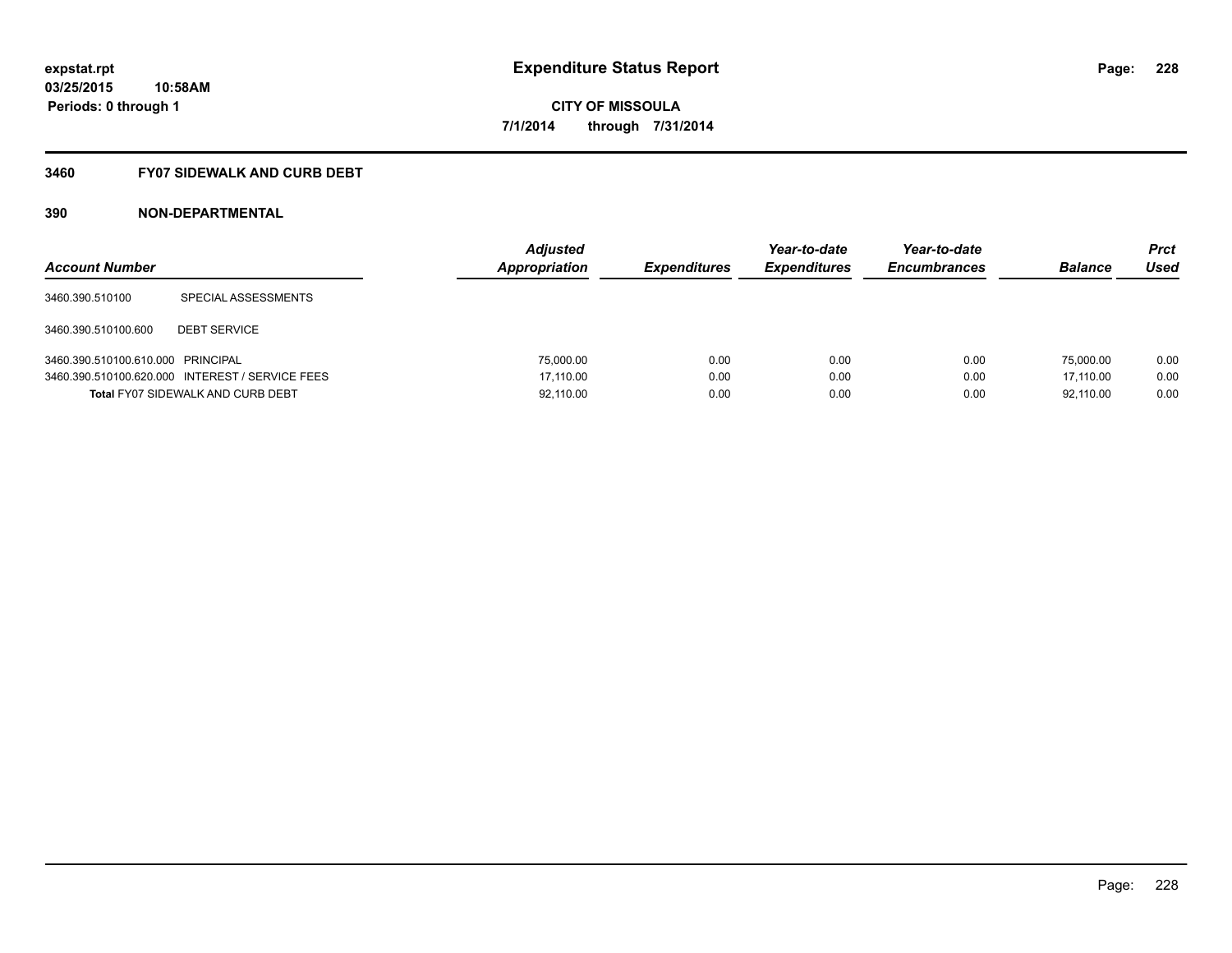**expstat.rpt**
**03/25/2015 10:58AM**
**Periods: 0 through 1**

# Expenditure Status Report

**CITY OF MISSOULA**
**7/1/2014 through 7/31/2014**

## 3460 FY07 SIDEWALK AND CURB DEBT

### 390 NON-DEPARTMENTAL

| Account Number | | Adjusted Appropriation | Expenditures | Year-to-date Expenditures | Year-to-date Encumbrances | Balance | Prct Used |
|---|---|---|---|---|---|---|---|
| 3460.390.510100 | SPECIAL ASSESSMENTS | | | | | | |
| 3460.390.510100.600 | DEBT SERVICE | | | | | | |
| 3460.390.510100.610.000 | PRINCIPAL | 75,000.00 | 0.00 | 0.00 | 0.00 | 75,000.00 | 0.00 |
| 3460.390.510100.620.000 | INTEREST / SERVICE FEES | 17,110.00 | 0.00 | 0.00 | 0.00 | 17,110.00 | 0.00 |
| **Total** FY07 SIDEWALK AND CURB DEBT | | 92,110.00 | 0.00 | 0.00 | 0.00 | 92,110.00 | 0.00 |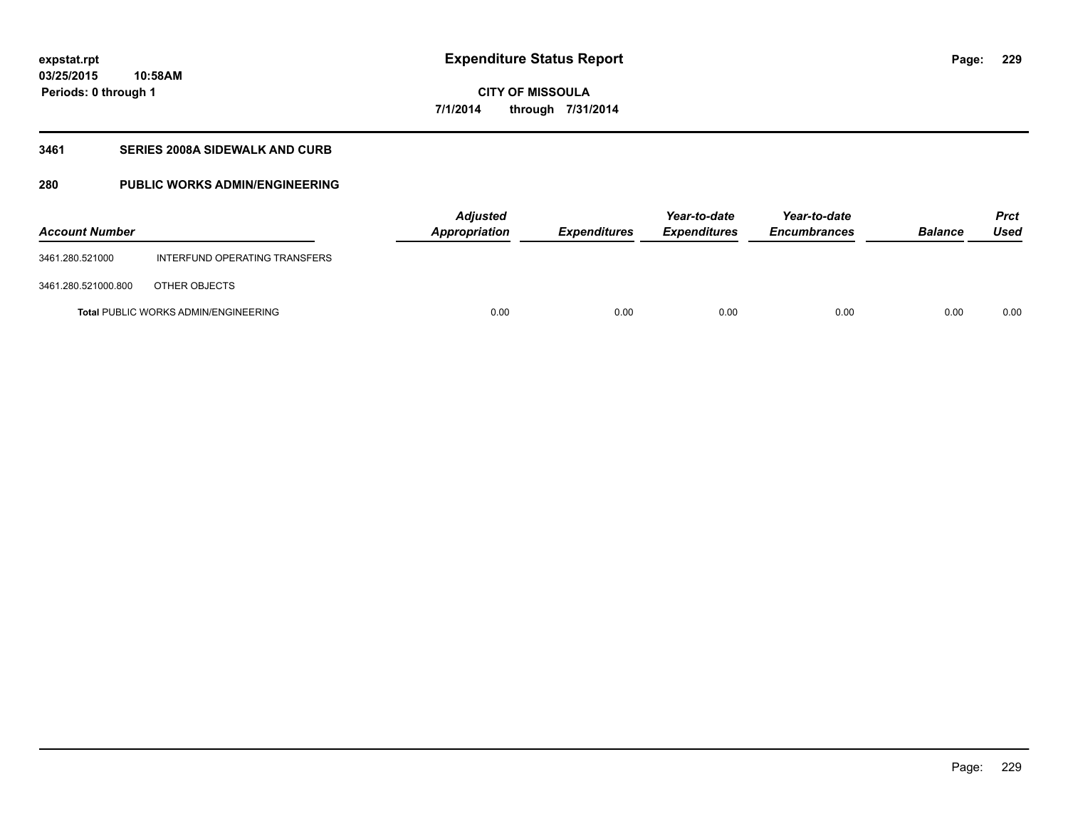# Expenditure Status Report

expstat.rpt
03/25/2015 10:58AM
Periods: 0 through 1

**CITY OF MISSOULA**
**7/1/2014 through 7/31/2014**

## 3461 SERIES 2008A SIDEWALK AND CURB

## 280 PUBLIC WORKS ADMIN/ENGINEERING

| Account Number | | Adjusted Appropriation | Expenditures | Year-to-date Expenditures | Year-to-date Encumbrances | Balance | Prct Used |
|---|---|---|---|---|---|---|---|
| 3461.280.521000 | INTERFUND OPERATING TRANSFERS | | | | | | |
| 3461.280.521000.800 | OTHER OBJECTS | | | | | | |
| **Total** PUBLIC WORKS ADMIN/ENGINEERING | | 0.00 | 0.00 | 0.00 | 0.00 | 0.00 | 0.00 |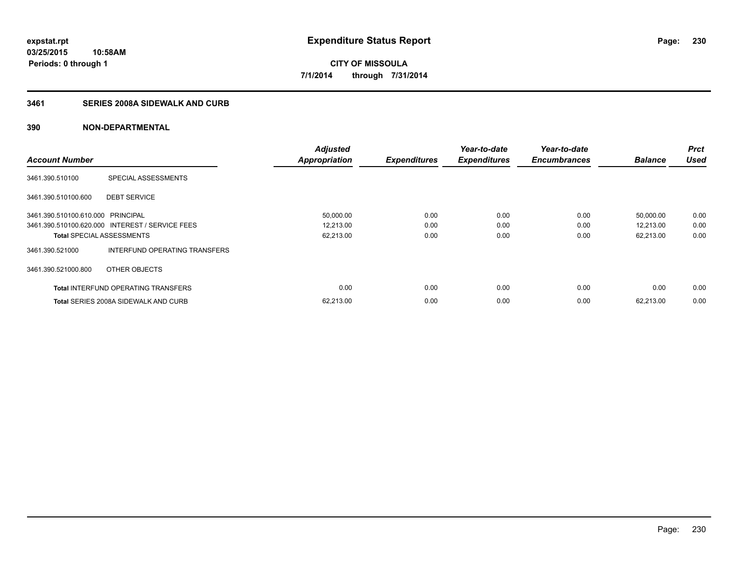**expstat.rpt**
**03/25/2015 10:58AM**
**Periods: 0 through 1**

# Expenditure Status Report

**CITY OF MISSOULA**
**7/1/2014 through 7/31/2014**

## 3461 SERIES 2008A SIDEWALK AND CURB

### 390 NON-DEPARTMENTAL

| Account Number | | Adjusted Appropriation | Expenditures | Year-to-date Expenditures | Year-to-date Encumbrances | Balance | Prct Used |
|---|---|---|---|---|---|---|---|
| 3461.390.510100 | SPECIAL ASSESSMENTS | | | | | | |
| 3461.390.510100.600 | DEBT SERVICE | | | | | | |
| 3461.390.510100.610.000 | PRINCIPAL | 50,000.00 | 0.00 | 0.00 | 0.00 | 50,000.00 | 0.00 |
| 3461.390.510100.620.000 | INTEREST / SERVICE FEES | 12,213.00 | 0.00 | 0.00 | 0.00 | 12,213.00 | 0.00 |
| **Total** SPECIAL ASSESSMENTS | | 62,213.00 | 0.00 | 0.00 | 0.00 | 62,213.00 | 0.00 |
| 3461.390.521000 | INTERFUND OPERATING TRANSFERS | | | | | | |
| 3461.390.521000.800 | OTHER OBJECTS | | | | | | |
| **Total** INTERFUND OPERATING TRANSFERS | | 0.00 | 0.00 | 0.00 | 0.00 | 0.00 | 0.00 |
| **Total** SERIES 2008A SIDEWALK AND CURB | | 62,213.00 | 0.00 | 0.00 | 0.00 | 62,213.00 | 0.00 |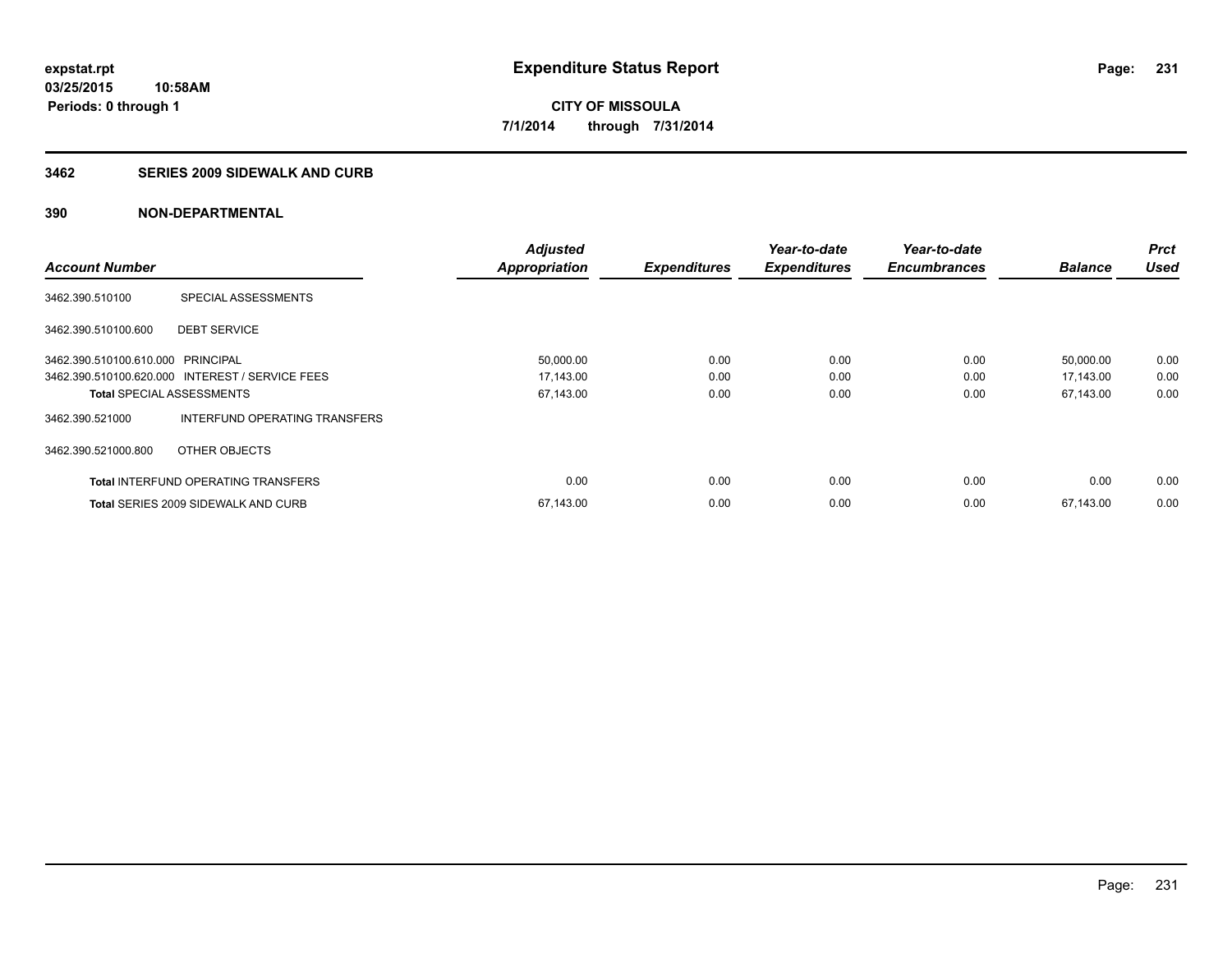expstat.rpt
03/25/2015 10:58AM
Periods: 0 through 1

# Expenditure Status Report

CITY OF MISSOULA
7/1/2014 through 7/31/2014

## 3462 SERIES 2009 SIDEWALK AND CURB

## 390 NON-DEPARTMENTAL

| Account Number | | Adjusted Appropriation | Expenditures | Year-to-date Expenditures | Year-to-date Encumbrances | Balance | Prct Used |
|---|---|---|---|---|---|---|---|
| 3462.390.510100 | SPECIAL ASSESSMENTS | | | | | | |
| 3462.390.510100.600 | DEBT SERVICE | | | | | | |
| 3462.390.510100.610.000 | PRINCIPAL | 50,000.00 | 0.00 | 0.00 | 0.00 | 50,000.00 | 0.00 |
| 3462.390.510100.620.000 | INTEREST / SERVICE FEES | 17,143.00 | 0.00 | 0.00 | 0.00 | 17,143.00 | 0.00 |
| **Total** SPECIAL ASSESSMENTS | | 67,143.00 | 0.00 | 0.00 | 0.00 | 67,143.00 | 0.00 |
| 3462.390.521000 | INTERFUND OPERATING TRANSFERS | | | | | | |
| 3462.390.521000.800 | OTHER OBJECTS | | | | | | |
| **Total** INTERFUND OPERATING TRANSFERS | | 0.00 | 0.00 | 0.00 | 0.00 | 0.00 | 0.00 |
| **Total** SERIES 2009 SIDEWALK AND CURB | | 67,143.00 | 0.00 | 0.00 | 0.00 | 67,143.00 | 0.00 |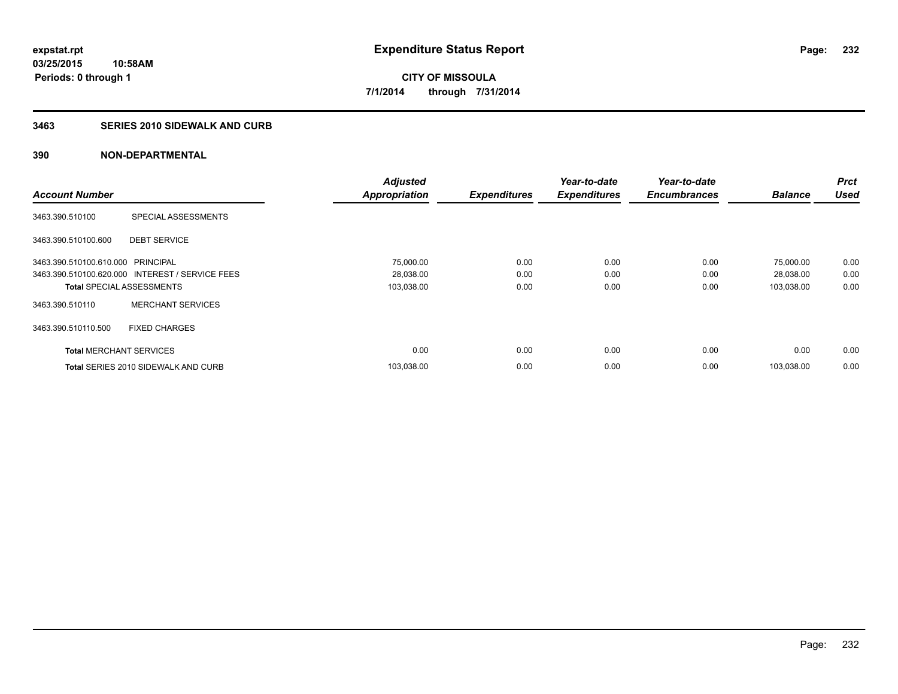# Expenditure Status Report

**CITY OF MISSOULA**

**7/1/2014 through 7/31/2014**

expstat.rpt
03/25/2015 10:58AM
Periods: 0 through 1

## 3463 SERIES 2010 SIDEWALK AND CURB

## 390 NON-DEPARTMENTAL

| Account Number | | Adjusted Appropriation | Expenditures | Year-to-date Expenditures | Year-to-date Encumbrances | Balance | Prct Used |
|---|---|---|---|---|---|---|---|
| 3463.390.510100 | SPECIAL ASSESSMENTS | | | | | | |
| 3463.390.510100.600 | DEBT SERVICE | | | | | | |
| 3463.390.510100.610.000 | PRINCIPAL | 75,000.00 | 0.00 | 0.00 | 0.00 | 75,000.00 | 0.00 |
| 3463.390.510100.620.000 | INTEREST / SERVICE FEES | 28,038.00 | 0.00 | 0.00 | 0.00 | 28,038.00 | 0.00 |
| **Total** SPECIAL ASSESSMENTS | | 103,038.00 | 0.00 | 0.00 | 0.00 | 103,038.00 | 0.00 |
| 3463.390.510110 | MERCHANT SERVICES | | | | | | |
| 3463.390.510110.500 | FIXED CHARGES | | | | | | |
| **Total** MERCHANT SERVICES | | 0.00 | 0.00 | 0.00 | 0.00 | 0.00 | 0.00 |
| **Total** SERIES 2010 SIDEWALK AND CURB | | 103,038.00 | 0.00 | 0.00 | 0.00 | 103,038.00 | 0.00 |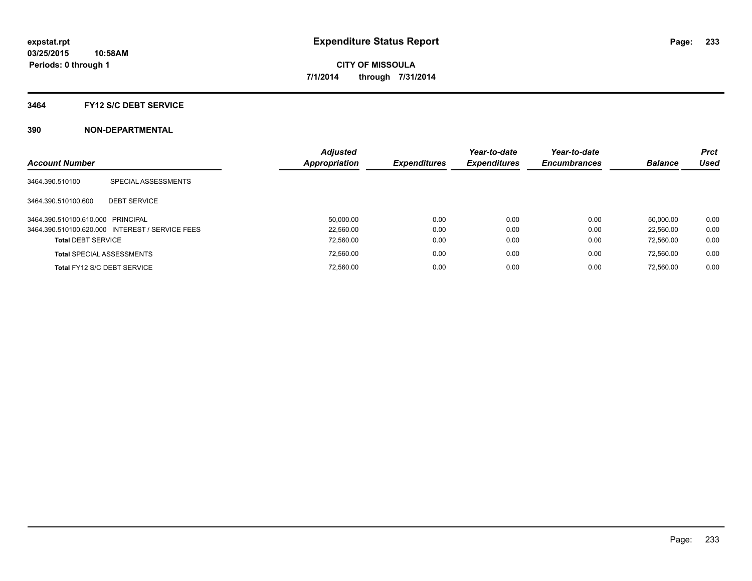expstat.rpt
03/25/2015 10:58AM
Periods: 0 through 1

# Expenditure Status Report

CITY OF MISSOULA
7/1/2014 through 7/31/2014

## 3464 FY12 S/C DEBT SERVICE

## 390 NON-DEPARTMENTAL

| Account Number | | Adjusted Appropriation | Expenditures | Year-to-date Expenditures | Year-to-date Encumbrances | Balance | Prct Used |
|---|---|---|---|---|---|---|---|
| 3464.390.510100 | SPECIAL ASSESSMENTS | | | | | | |
| 3464.390.510100.600 | DEBT SERVICE | | | | | | |
| 3464.390.510100.610.000 | PRINCIPAL | 50,000.00 | 0.00 | 0.00 | 0.00 | 50,000.00 | 0.00 |
| 3464.390.510100.620.000 | INTEREST / SERVICE FEES | 22,560.00 | 0.00 | 0.00 | 0.00 | 22,560.00 | 0.00 |
| **Total** DEBT SERVICE | | 72,560.00 | 0.00 | 0.00 | 0.00 | 72,560.00 | 0.00 |
| **Total** SPECIAL ASSESSMENTS | | 72,560.00 | 0.00 | 0.00 | 0.00 | 72,560.00 | 0.00 |
| **Total** FY12 S/C DEBT SERVICE | | 72,560.00 | 0.00 | 0.00 | 0.00 | 72,560.00 | 0.00 |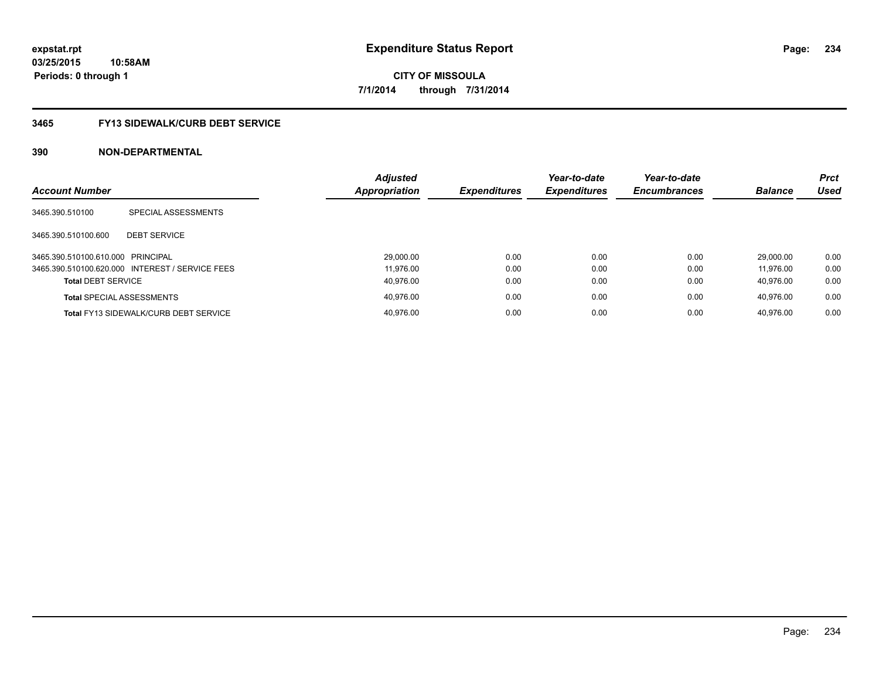**expstat.rpt**
**03/25/2015 10:58AM**
**Periods: 0 through 1**

# Expenditure Status Report

**CITY OF MISSOULA**
**7/1/2014 through 7/31/2014**

## 3465 FY13 SIDEWALK/CURB DEBT SERVICE

### 390 NON-DEPARTMENTAL

| Account Number | | Adjusted Appropriation | Expenditures | Year-to-date Expenditures | Year-to-date Encumbrances | Balance | Prct Used |
|---|---|---|---|---|---|---|---|
| 3465.390.510100 | SPECIAL ASSESSMENTS | | | | | | |
| 3465.390.510100.600 | DEBT SERVICE | | | | | | |
| 3465.390.510100.610.000 | PRINCIPAL | 29,000.00 | 0.00 | 0.00 | 0.00 | 29,000.00 | 0.00 |
| 3465.390.510100.620.000 | INTEREST / SERVICE FEES | 11,976.00 | 0.00 | 0.00 | 0.00 | 11,976.00 | 0.00 |
| **Total** DEBT SERVICE | | 40,976.00 | 0.00 | 0.00 | 0.00 | 40,976.00 | 0.00 |
| **Total** SPECIAL ASSESSMENTS | | 40,976.00 | 0.00 | 0.00 | 0.00 | 40,976.00 | 0.00 |
| **Total** FY13 SIDEWALK/CURB DEBT SERVICE | | 40,976.00 | 0.00 | 0.00 | 0.00 | 40,976.00 | 0.00 |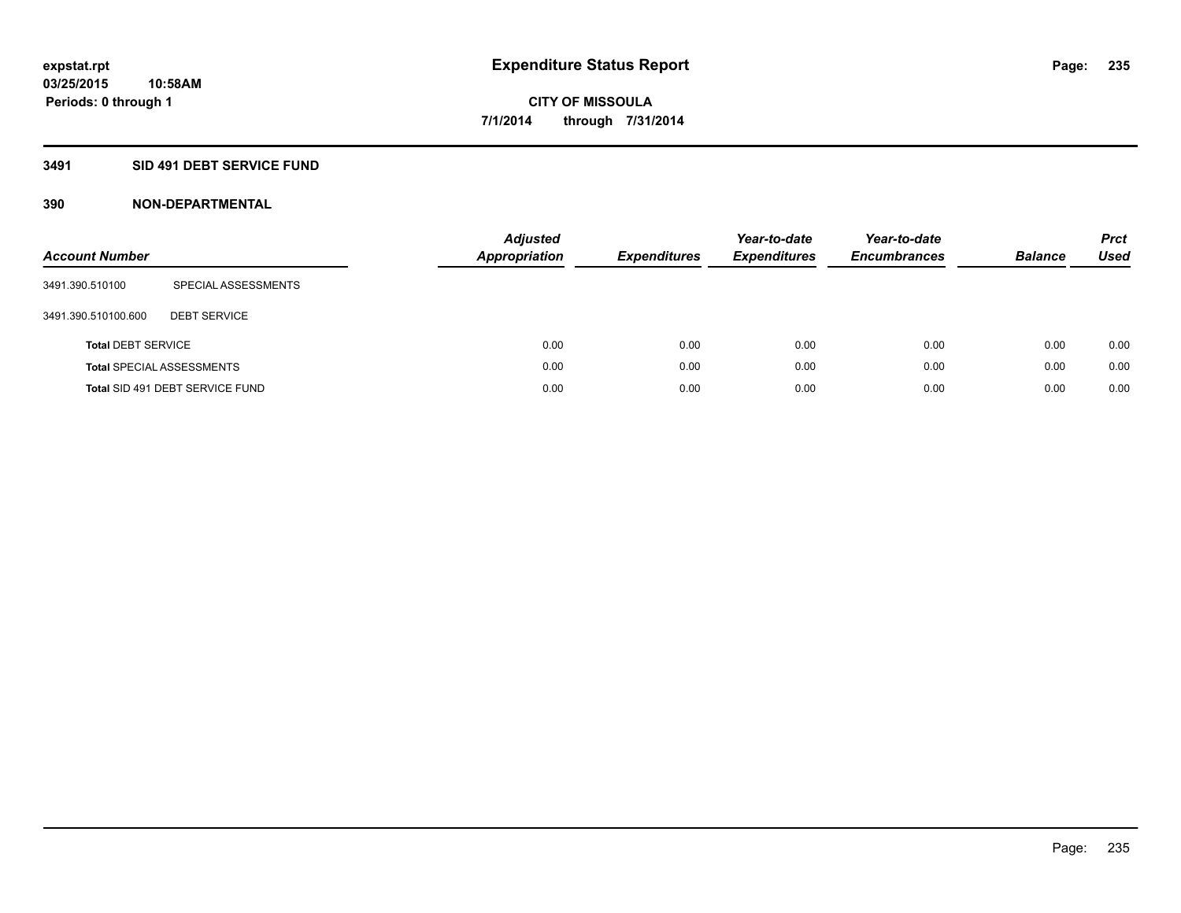**expstat.rpt**
**03/25/2015 10:58AM**
**Periods: 0 through 1**

# Expenditure Status Report

**CITY OF MISSOULA**
**7/1/2014 through 7/31/2014**

## 3491 SID 491 DEBT SERVICE FUND

## 390 NON-DEPARTMENTAL

| Account Number | | Adjusted Appropriation | Expenditures | Year-to-date Expenditures | Year-to-date Encumbrances | Balance | Prct Used |
|---|---|---|---|---|---|---|---|
| 3491.390.510100 | SPECIAL ASSESSMENTS | | | | | | |
| 3491.390.510100.600 | DEBT SERVICE | | | | | | |
| **Total** DEBT SERVICE | | 0.00 | 0.00 | 0.00 | 0.00 | 0.00 | 0.00 |
| **Total** SPECIAL ASSESSMENTS | | 0.00 | 0.00 | 0.00 | 0.00 | 0.00 | 0.00 |
| **Total** SID 491 DEBT SERVICE FUND | | 0.00 | 0.00 | 0.00 | 0.00 | 0.00 | 0.00 |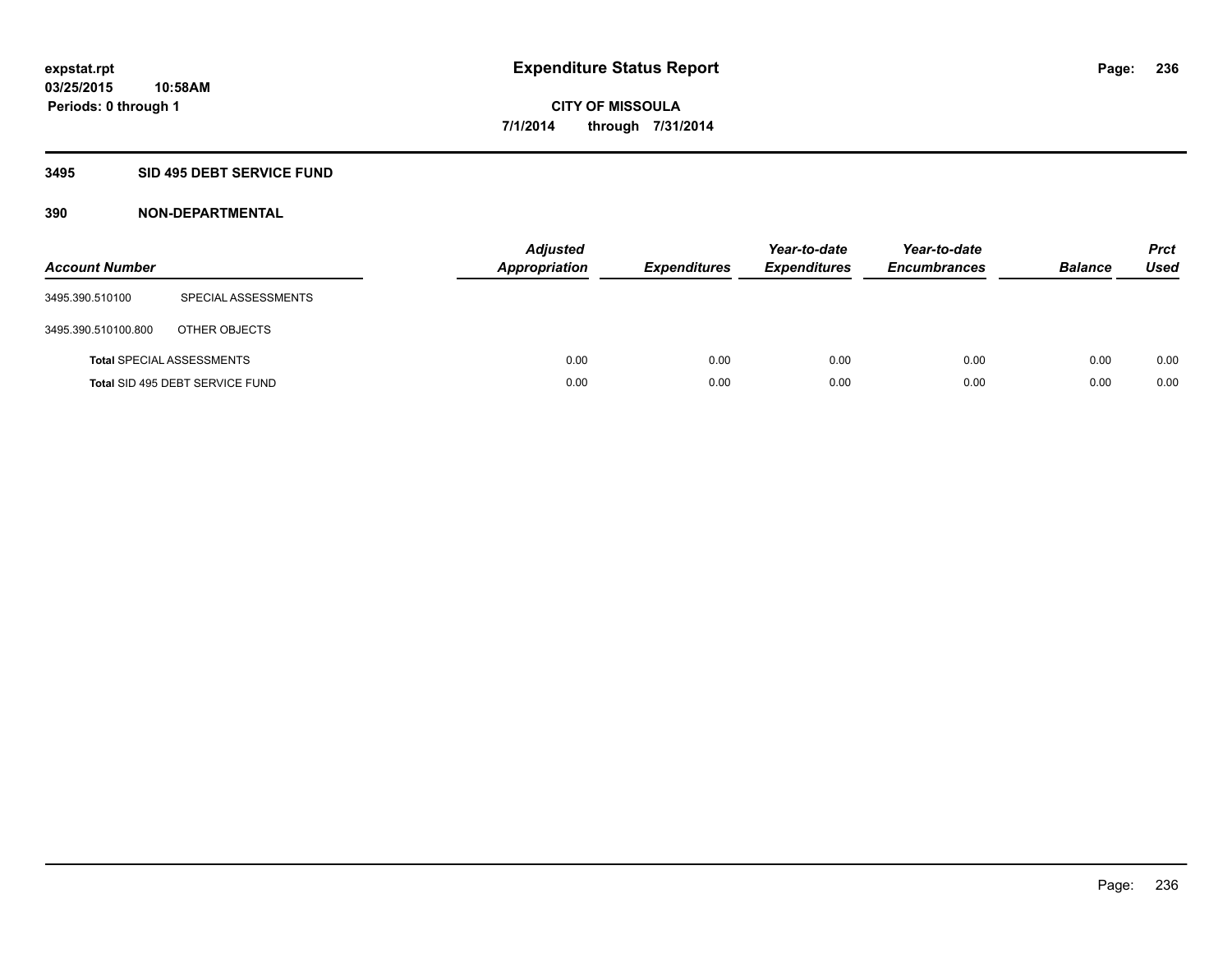expstat.rpt
03/25/2015 10:58AM
Periods: 0 through 1

# Expenditure Status Report

CITY OF MISSOULA
7/1/2014 through 7/31/2014

## 3495 SID 495 DEBT SERVICE FUND

### 390 NON-DEPARTMENTAL

| Account Number | | Adjusted Appropriation | Expenditures | Year-to-date Expenditures | Year-to-date Encumbrances | Balance | Prct Used |
|---|---|---|---|---|---|---|---|
| 3495.390.510100 | SPECIAL ASSESSMENTS | | | | | | |
| 3495.390.510100.800 | OTHER OBJECTS | | | | | | |
| **Total** SPECIAL ASSESSMENTS | | 0.00 | 0.00 | 0.00 | 0.00 | 0.00 | 0.00 |
| **Total** SID 495 DEBT SERVICE FUND | | 0.00 | 0.00 | 0.00 | 0.00 | 0.00 | 0.00 |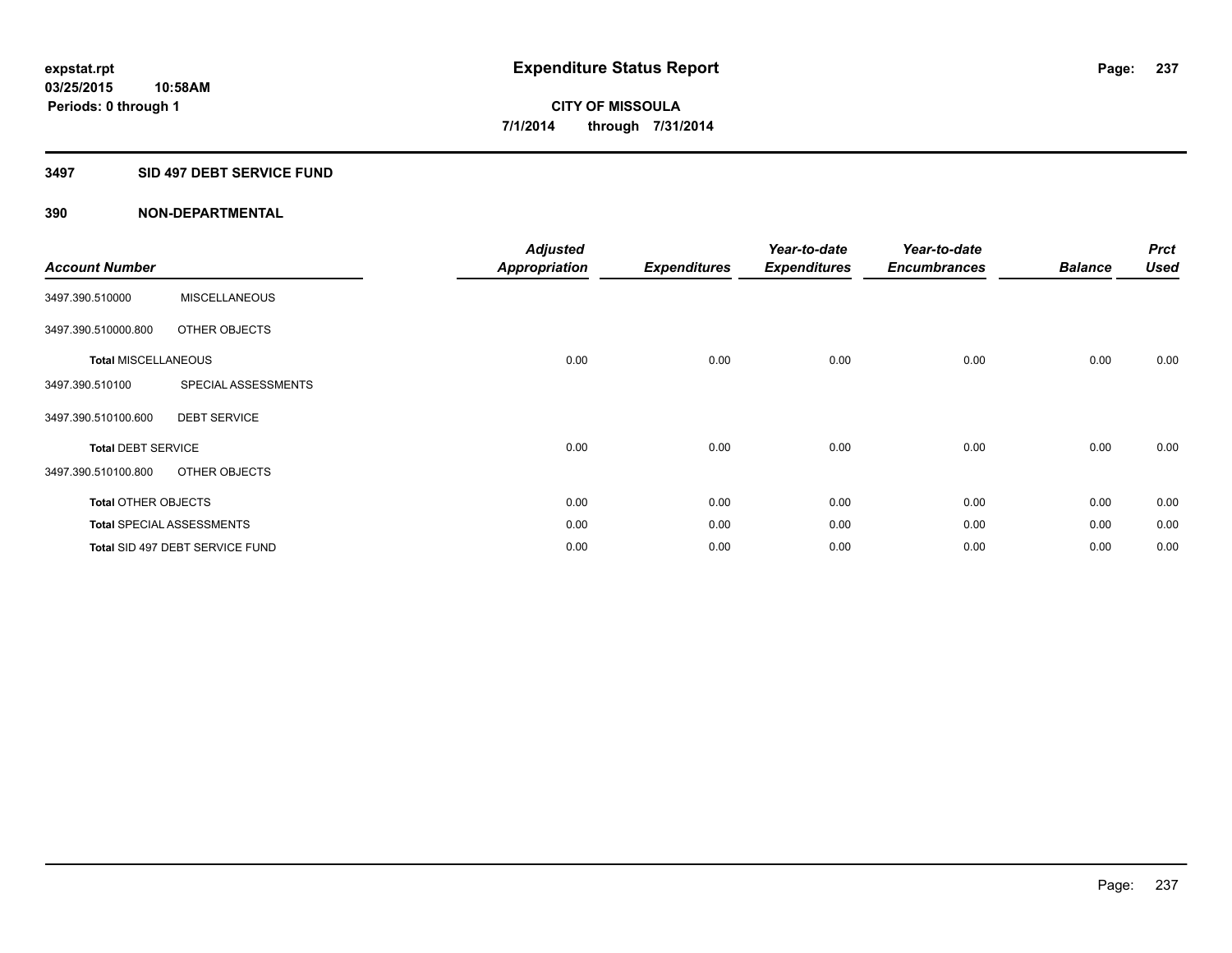**expstat.rpt**
**03/25/2015 10:58AM**
**Periods: 0 through 1**

# Expenditure Status Report

**CITY OF MISSOULA**
**7/1/2014 through 7/31/2014**

## 3497 SID 497 DEBT SERVICE FUND

### 390 NON-DEPARTMENTAL

| Account Number | | Adjusted Appropriation | Expenditures | Year-to-date Expenditures | Year-to-date Encumbrances | Balance | Prct Used |
|---|---|---|---|---|---|---|---|
| 3497.390.510000 | MISCELLANEOUS | | | | | | |
| 3497.390.510000.800 | OTHER OBJECTS | | | | | | |
| **Total** MISCELLANEOUS | | 0.00 | 0.00 | 0.00 | 0.00 | 0.00 | 0.00 |
| 3497.390.510100 | SPECIAL ASSESSMENTS | | | | | | |
| 3497.390.510100.600 | DEBT SERVICE | | | | | | |
| **Total** DEBT SERVICE | | 0.00 | 0.00 | 0.00 | 0.00 | 0.00 | 0.00 |
| 3497.390.510100.800 | OTHER OBJECTS | | | | | | |
| **Total** OTHER OBJECTS | | 0.00 | 0.00 | 0.00 | 0.00 | 0.00 | 0.00 |
| **Total** SPECIAL ASSESSMENTS | | 0.00 | 0.00 | 0.00 | 0.00 | 0.00 | 0.00 |
| **Total** SID 497 DEBT SERVICE FUND | | 0.00 | 0.00 | 0.00 | 0.00 | 0.00 | 0.00 |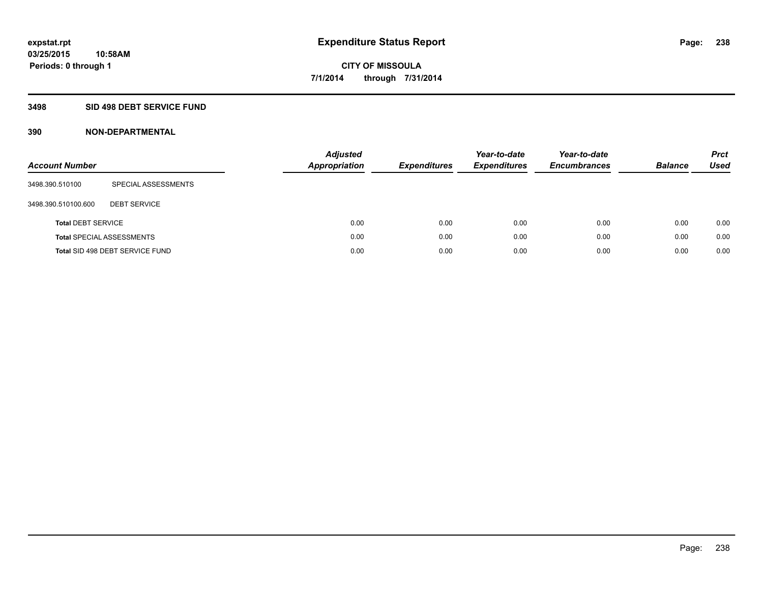# Expenditure Status Report

expstat.rpt
03/25/2015 10:58AM
Periods: 0 through 1

**CITY OF MISSOULA**
**7/1/2014 through 7/31/2014**

## 3498 SID 498 DEBT SERVICE FUND

### 390 NON-DEPARTMENTAL

| Account Number | | *Adjusted Appropriation* | *Expenditures* | *Year-to-date Expenditures* | *Year-to-date Encumbrances* | *Balance* | *Prct Used* |
|---|---|---|---|---|---|---|---|
| 3498.390.510100 | SPECIAL ASSESSMENTS | | | | | | |
| 3498.390.510100.600 | DEBT SERVICE | | | | | | |
| **Total** DEBT SERVICE | | 0.00 | 0.00 | 0.00 | 0.00 | 0.00 | 0.00 |
| **Total** SPECIAL ASSESSMENTS | | 0.00 | 0.00 | 0.00 | 0.00 | 0.00 | 0.00 |
| **Total** SID 498 DEBT SERVICE FUND | | 0.00 | 0.00 | 0.00 | 0.00 | 0.00 | 0.00 |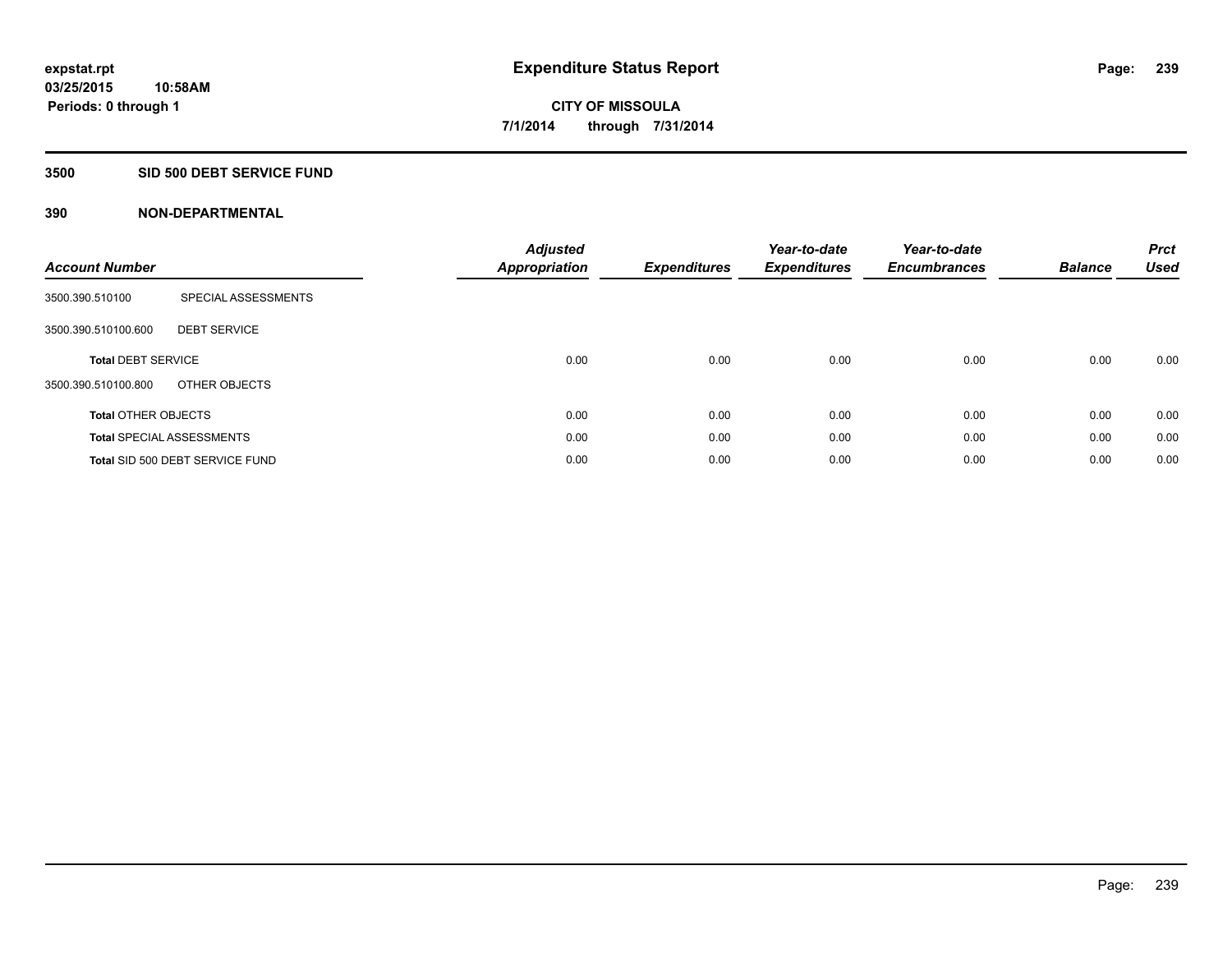# Expenditure Status Report

expstat.rpt
03/25/2015 10:58AM
Periods: 0 through 1

**CITY OF MISSOULA**
**7/1/2014 through 7/31/2014**

## 3500 SID 500 DEBT SERVICE FUND

### 390 NON-DEPARTMENTAL

| Account Number | | Adjusted Appropriation | Expenditures | Year-to-date Expenditures | Year-to-date Encumbrances | Balance | Prct Used |
|---|---|---|---|---|---|---|---|
| 3500.390.510100 | SPECIAL ASSESSMENTS | | | | | | |
| 3500.390.510100.600 | DEBT SERVICE | | | | | | |
| **Total** DEBT SERVICE | | 0.00 | 0.00 | 0.00 | 0.00 | 0.00 | 0.00 |
| 3500.390.510100.800 | OTHER OBJECTS | | | | | | |
| **Total** OTHER OBJECTS | | 0.00 | 0.00 | 0.00 | 0.00 | 0.00 | 0.00 |
| **Total** SPECIAL ASSESSMENTS | | 0.00 | 0.00 | 0.00 | 0.00 | 0.00 | 0.00 |
| **Total** SID 500 DEBT SERVICE FUND | | 0.00 | 0.00 | 0.00 | 0.00 | 0.00 | 0.00 |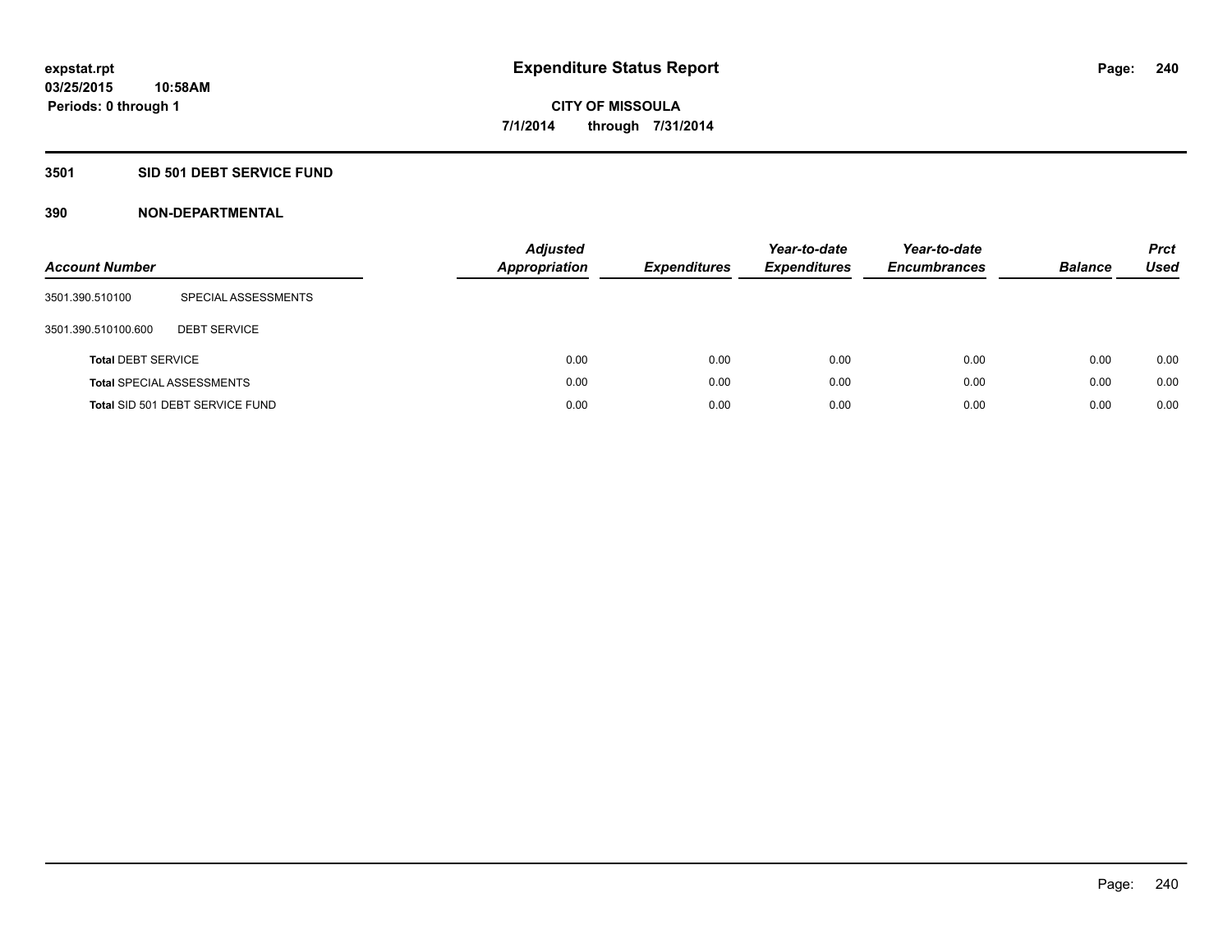expstat.rpt
03/25/2015 10:58AM
Periods: 0 through 1

# Expenditure Status Report

CITY OF MISSOULA
7/1/2014 through 7/31/2014

## 3501 SID 501 DEBT SERVICE FUND

## 390 NON-DEPARTMENTAL

| Account Number | | Adjusted Appropriation | Expenditures | Year-to-date Expenditures | Year-to-date Encumbrances | Balance | Prct Used |
|---|---|---|---|---|---|---|---|
| 3501.390.510100 | SPECIAL ASSESSMENTS | | | | | | |
| 3501.390.510100.600 | DEBT SERVICE | | | | | | |
| **Total** DEBT SERVICE | | 0.00 | 0.00 | 0.00 | 0.00 | 0.00 | 0.00 |
| **Total** SPECIAL ASSESSMENTS | | 0.00 | 0.00 | 0.00 | 0.00 | 0.00 | 0.00 |
| **Total** SID 501 DEBT SERVICE FUND | | 0.00 | 0.00 | 0.00 | 0.00 | 0.00 | 0.00 |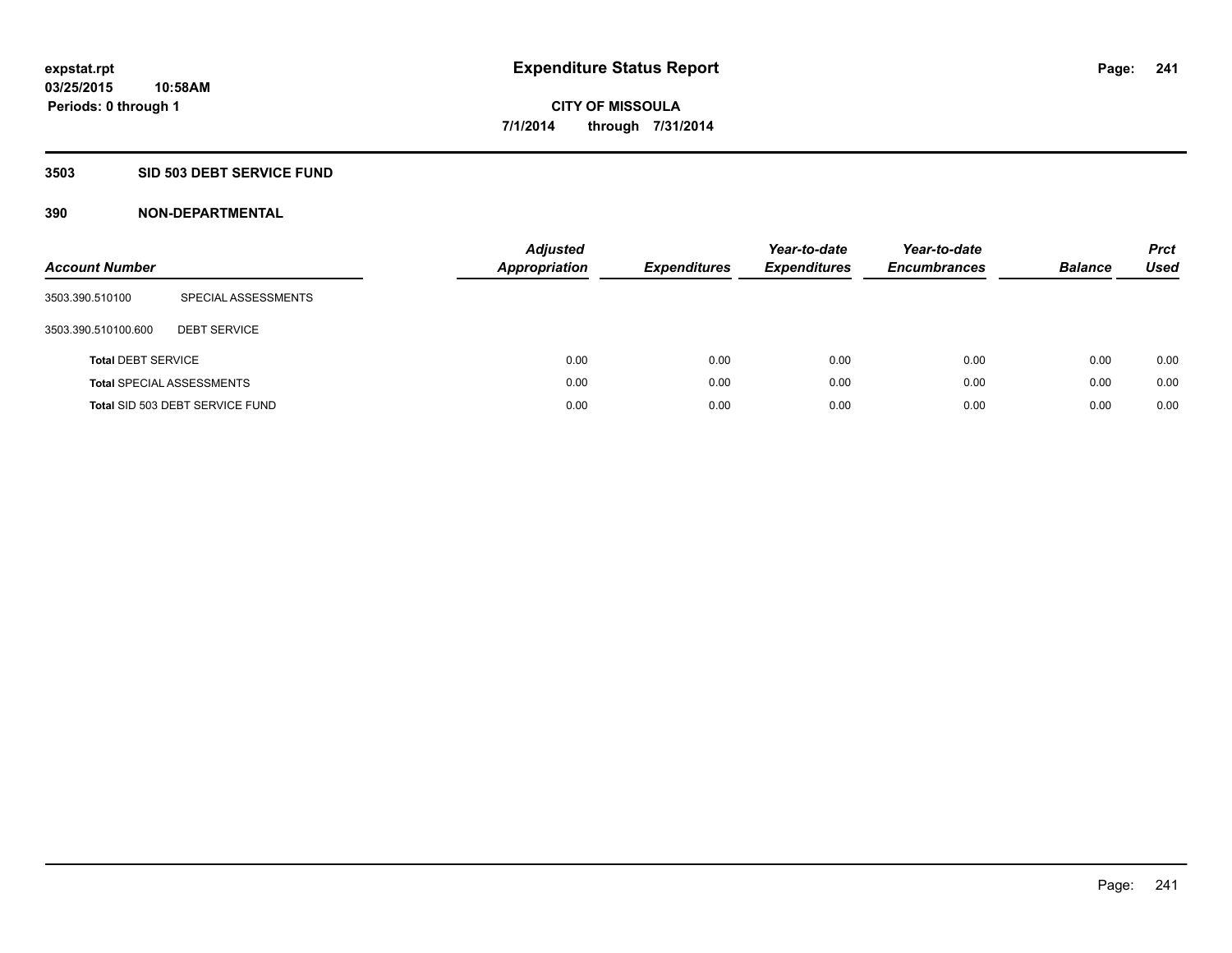expstat.rpt
03/25/2015 10:58AM
Periods: 0 through 1

# Expenditure Status Report

CITY OF MISSOULA
7/1/2014 through 7/31/2014

## 3503 SID 503 DEBT SERVICE FUND

### 390 NON-DEPARTMENTAL

| Account Number | | Adjusted Appropriation | Expenditures | Year-to-date Expenditures | Year-to-date Encumbrances | Balance | Prct Used |
|---|---|---|---|---|---|---|---|
| 3503.390.510100 | SPECIAL ASSESSMENTS | | | | | | |
| 3503.390.510100.600 | DEBT SERVICE | | | | | | |
| **Total** DEBT SERVICE | | 0.00 | 0.00 | 0.00 | 0.00 | 0.00 | 0.00 |
| **Total** SPECIAL ASSESSMENTS | | 0.00 | 0.00 | 0.00 | 0.00 | 0.00 | 0.00 |
| **Total** SID 503 DEBT SERVICE FUND | | 0.00 | 0.00 | 0.00 | 0.00 | 0.00 | 0.00 |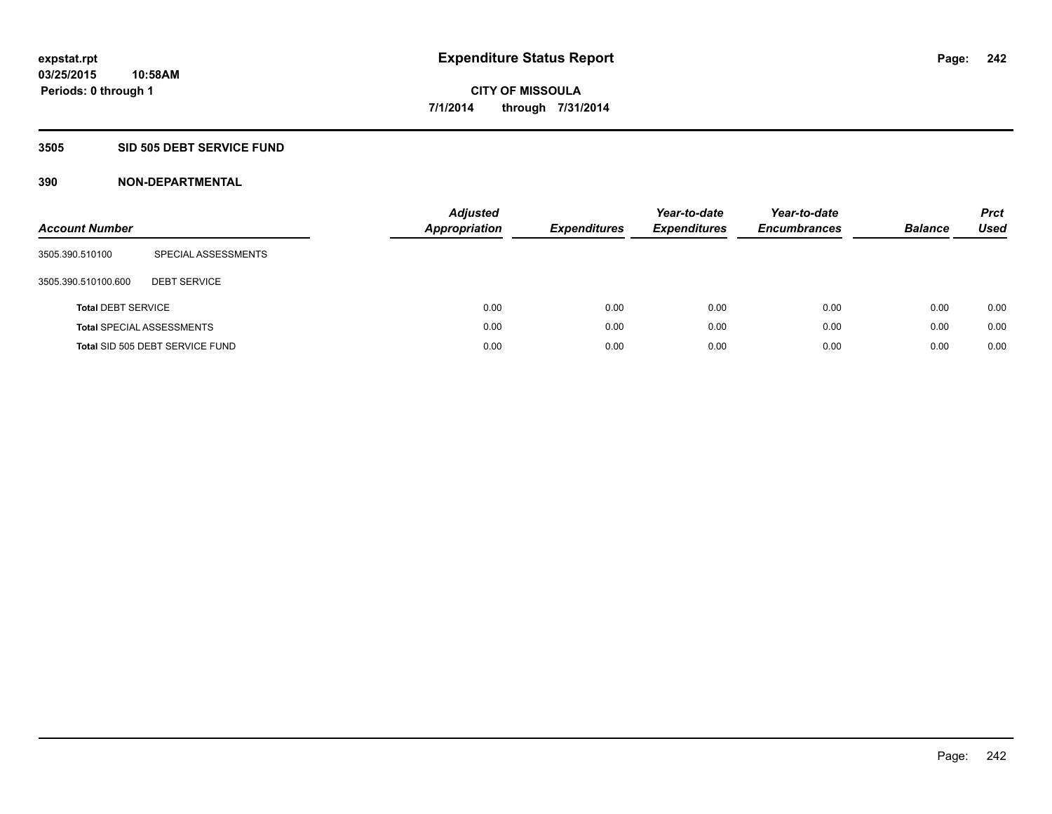# Expenditure Status Report

**CITY OF MISSOULA**

**7/1/2014 through 7/31/2014**

expstat.rpt
03/25/2015 10:58AM
Periods: 0 through 1

## 3505 SID 505 DEBT SERVICE FUND

### 390 NON-DEPARTMENTAL

| Account Number | | Adjusted Appropriation | Expenditures | Year-to-date Expenditures | Year-to-date Encumbrances | Balance | Prct Used |
|---|---|---|---|---|---|---|---|
| 3505.390.510100 | SPECIAL ASSESSMENTS | | | | | | |
| 3505.390.510100.600 | DEBT SERVICE | | | | | | |
| **Total** DEBT SERVICE | | 0.00 | 0.00 | 0.00 | 0.00 | 0.00 | 0.00 |
| **Total** SPECIAL ASSESSMENTS | | 0.00 | 0.00 | 0.00 | 0.00 | 0.00 | 0.00 |
| **Total** SID 505 DEBT SERVICE FUND | | 0.00 | 0.00 | 0.00 | 0.00 | 0.00 | 0.00 |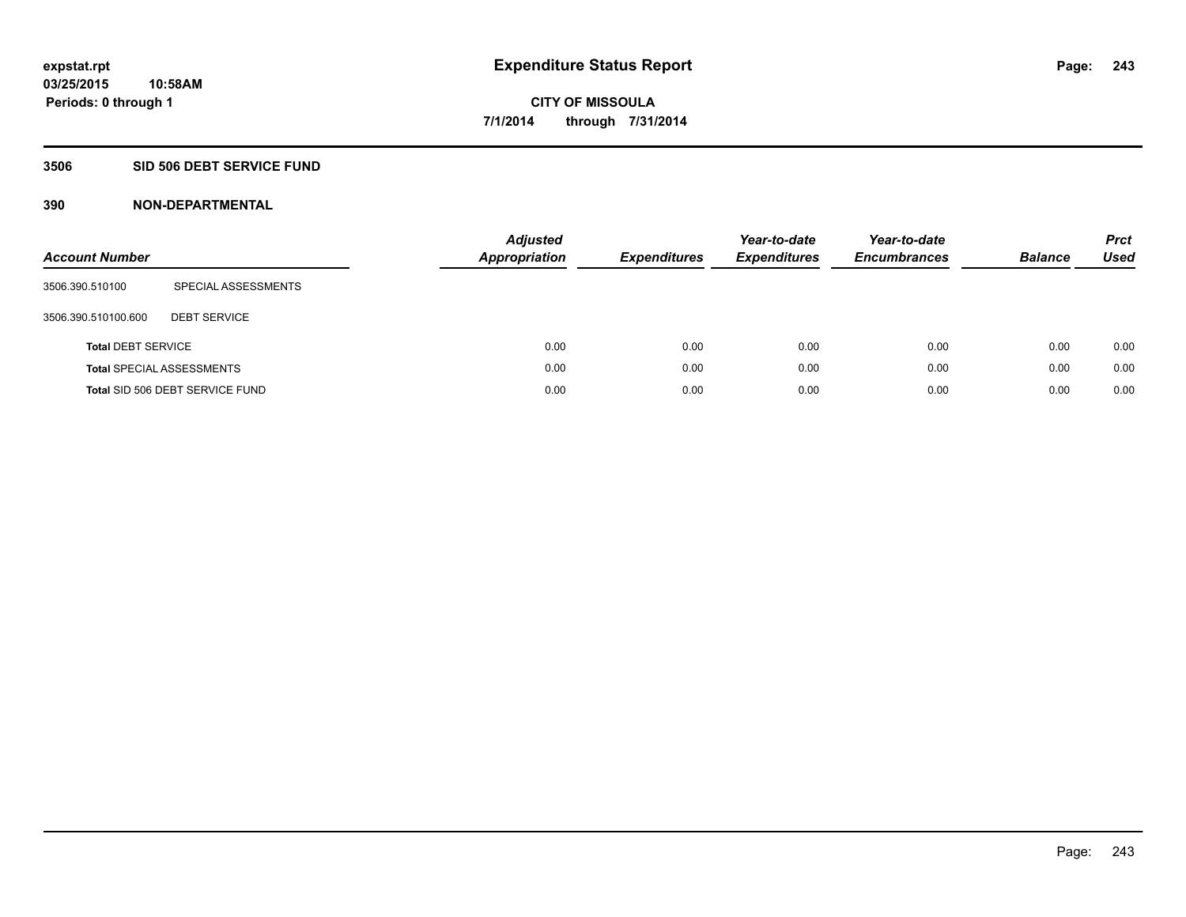# Expenditure Status Report

**expstat.rpt**
**03/25/2015 10:58AM**
**Periods: 0 through 1**

**CITY OF MISSOULA**
**7/1/2014 through 7/31/2014**

## 3506 SID 506 DEBT SERVICE FUND

## 390 NON-DEPARTMENTAL

| Account Number | | *Adjusted Appropriation* | *Expenditures* | *Year-to-date Expenditures* | *Year-to-date Encumbrances* | *Balance* | *Prct Used* |
|---|---|---|---|---|---|---|---|
| 3506.390.510100 | SPECIAL ASSESSMENTS | | | | | | |
| 3506.390.510100.600 | DEBT SERVICE | | | | | | |
| **Total** DEBT SERVICE | | 0.00 | 0.00 | 0.00 | 0.00 | 0.00 | 0.00 |
| **Total** SPECIAL ASSESSMENTS | | 0.00 | 0.00 | 0.00 | 0.00 | 0.00 | 0.00 |
| **Total** SID 506 DEBT SERVICE FUND | | 0.00 | 0.00 | 0.00 | 0.00 | 0.00 | 0.00 |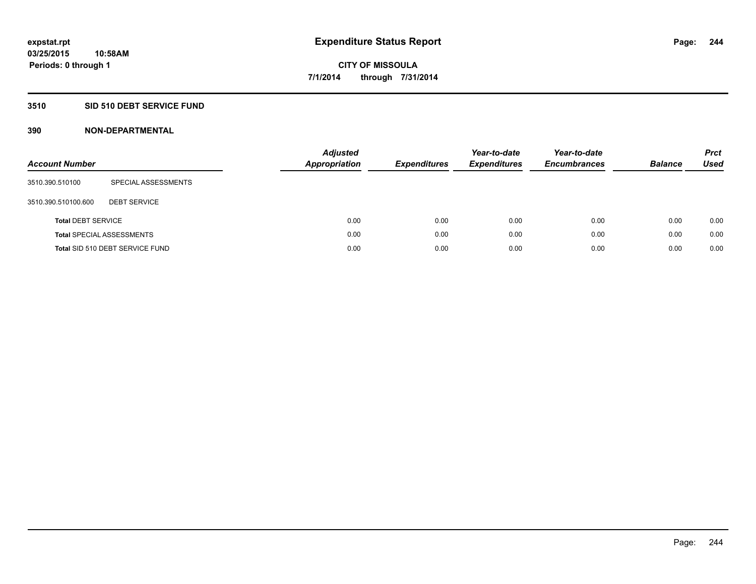expstat.rpt
03/25/2015 10:58AM
Periods: 0 through 1

# Expenditure Status Report

CITY OF MISSOULA
7/1/2014 through 7/31/2014

## 3510 SID 510 DEBT SERVICE FUND

## 390 NON-DEPARTMENTAL

| Account Number | | Adjusted Appropriation | Expenditures | Year-to-date Expenditures | Year-to-date Encumbrances | Balance | Prct Used |
|---|---|---|---|---|---|---|---|
| 3510.390.510100 | SPECIAL ASSESSMENTS | | | | | | |
| 3510.390.510100.600 | DEBT SERVICE | | | | | | |
| **Total** DEBT SERVICE | | 0.00 | 0.00 | 0.00 | 0.00 | 0.00 | 0.00 |
| **Total** SPECIAL ASSESSMENTS | | 0.00 | 0.00 | 0.00 | 0.00 | 0.00 | 0.00 |
| **Total** SID 510 DEBT SERVICE FUND | | 0.00 | 0.00 | 0.00 | 0.00 | 0.00 | 0.00 |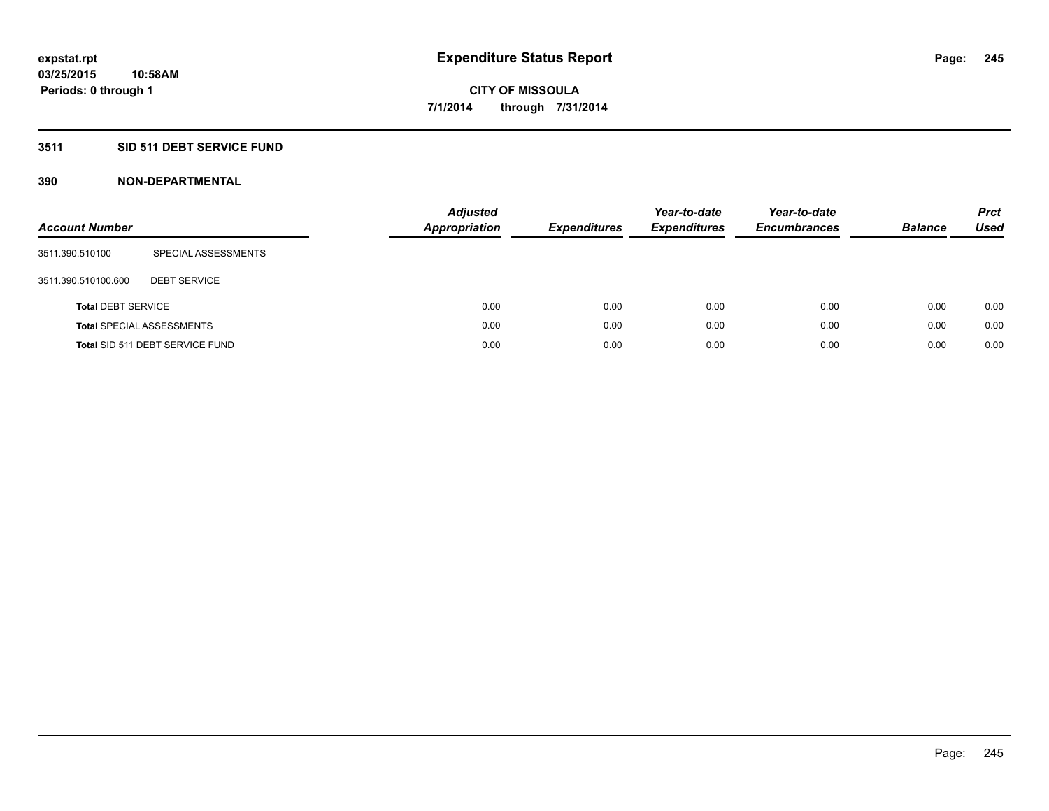**expstat.rpt**
**03/25/2015 10:58AM**
**Periods: 0 through 1**

# Expenditure Status Report

**CITY OF MISSOULA**
**7/1/2014 through 7/31/2014**

## 3511 SID 511 DEBT SERVICE FUND

### 390 NON-DEPARTMENTAL

| Account Number | | Adjusted Appropriation | Expenditures | Year-to-date Expenditures | Year-to-date Encumbrances | Balance | Prct Used |
|---|---|---|---|---|---|---|---|
| 3511.390.510100 | SPECIAL ASSESSMENTS | | | | | | |
| 3511.390.510100.600 | DEBT SERVICE | | | | | | |
| **Total** DEBT SERVICE | | 0.00 | 0.00 | 0.00 | 0.00 | 0.00 | 0.00 |
| **Total** SPECIAL ASSESSMENTS | | 0.00 | 0.00 | 0.00 | 0.00 | 0.00 | 0.00 |
| **Total** SID 511 DEBT SERVICE FUND | | 0.00 | 0.00 | 0.00 | 0.00 | 0.00 | 0.00 |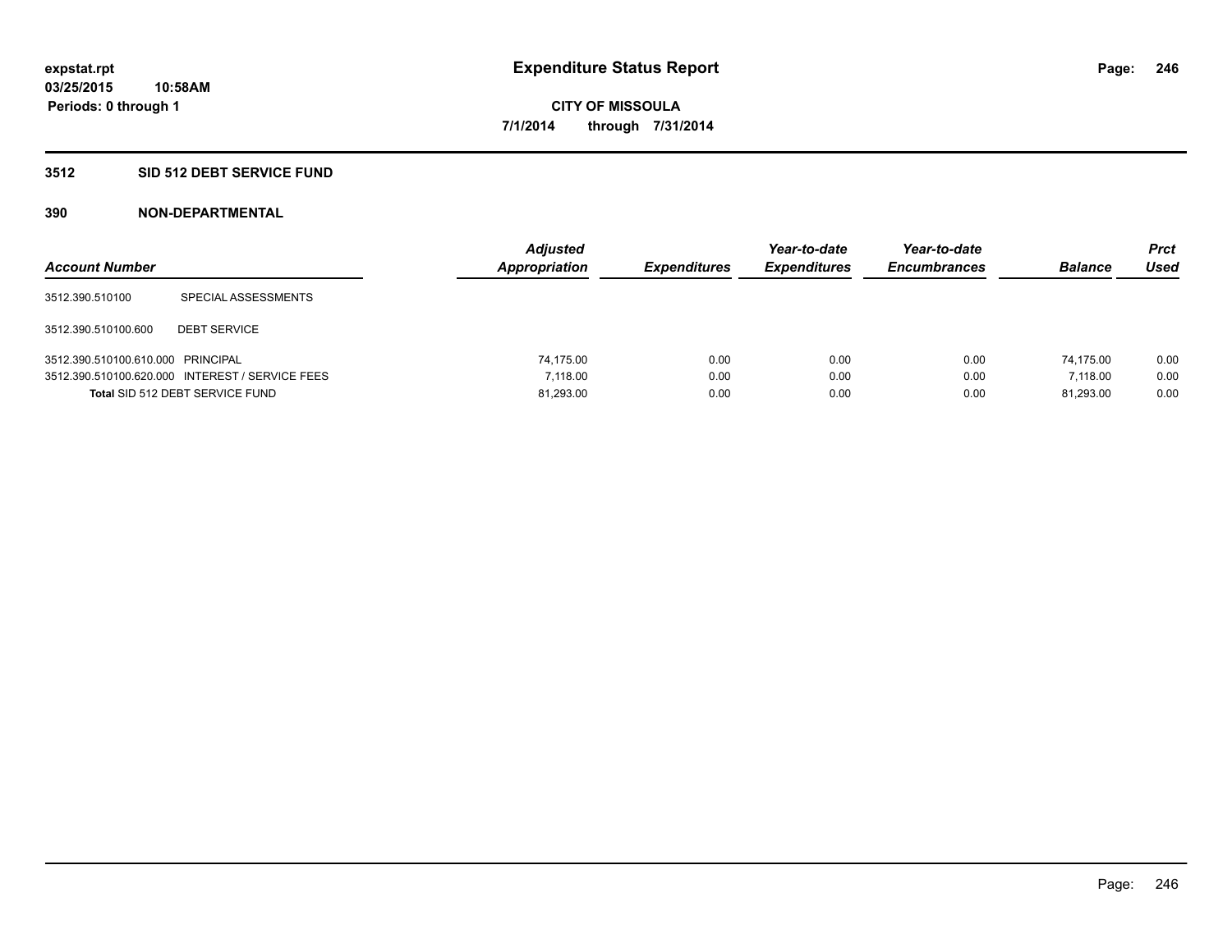**expstat.rpt**
**03/25/2015 10:58AM**
**Periods: 0 through 1**

# Expenditure Status Report

**CITY OF MISSOULA**
**7/1/2014 through 7/31/2014**

## 3512 SID 512 DEBT SERVICE FUND

### 390 NON-DEPARTMENTAL

| Account Number | | Adjusted Appropriation | Expenditures | Year-to-date Expenditures | Year-to-date Encumbrances | Balance | Prct Used |
|---|---|---|---|---|---|---|---|
| 3512.390.510100 | SPECIAL ASSESSMENTS | | | | | | |
| 3512.390.510100.600 | DEBT SERVICE | | | | | | |
| 3512.390.510100.610.000 | PRINCIPAL | 74,175.00 | 0.00 | 0.00 | 0.00 | 74,175.00 | 0.00 |
| 3512.390.510100.620.000 | INTEREST / SERVICE FEES | 7,118.00 | 0.00 | 0.00 | 0.00 | 7,118.00 | 0.00 |
| **Total** SID 512 DEBT SERVICE FUND | | 81,293.00 | 0.00 | 0.00 | 0.00 | 81,293.00 | 0.00 |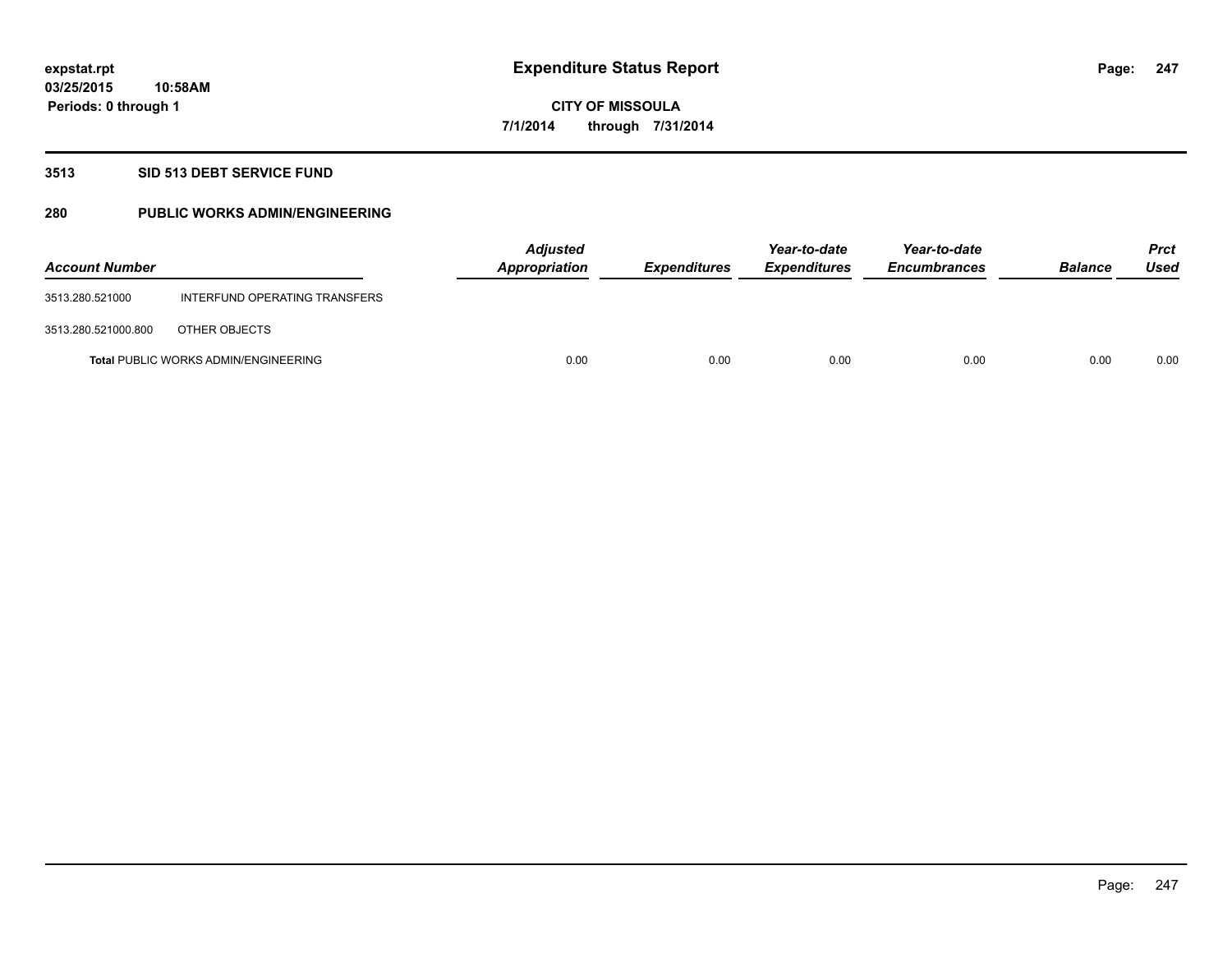**expstat.rpt**
**03/25/2015 10:58AM**
**Periods: 0 through 1**

# Expenditure Status Report

**CITY OF MISSOULA**
**7/1/2014 through 7/31/2014**

## 3513 SID 513 DEBT SERVICE FUND

## 280 PUBLIC WORKS ADMIN/ENGINEERING

| Account Number | | Adjusted Appropriation | Expenditures | Year-to-date Expenditures | Year-to-date Encumbrances | Balance | Prct Used |
|---|---|---|---|---|---|---|---|
| 3513.280.521000 | INTERFUND OPERATING TRANSFERS | | | | | | |
| 3513.280.521000.800 | OTHER OBJECTS | | | | | | |
| **Total** PUBLIC WORKS ADMIN/ENGINEERING | | 0.00 | 0.00 | 0.00 | 0.00 | 0.00 | 0.00 |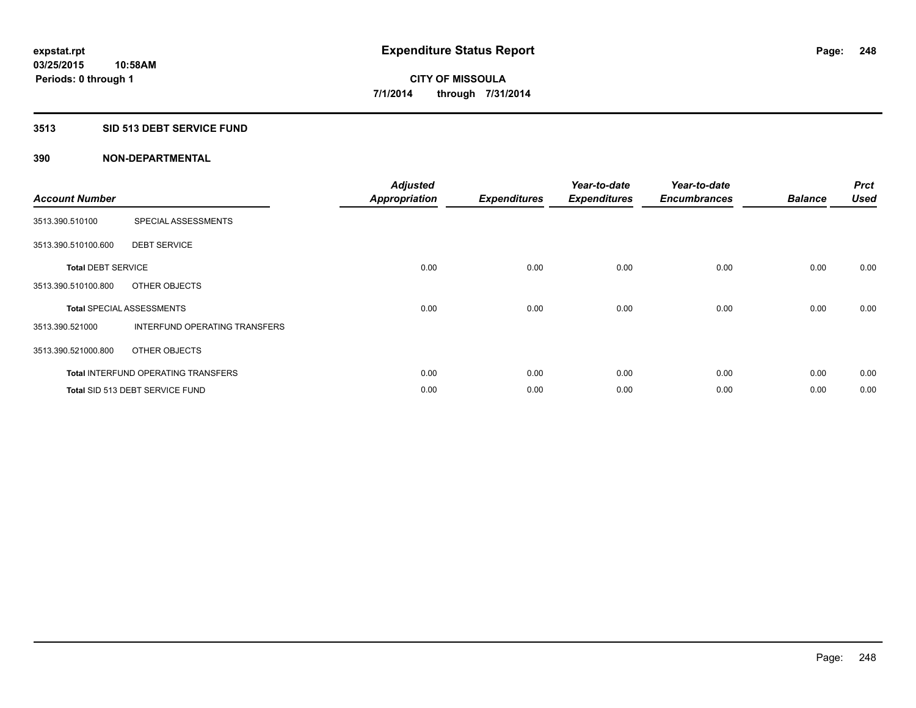expstat.rpt
03/25/2015 10:58AM
Periods: 0 through 1

# Expenditure Status Report

**CITY OF MISSOULA**
**7/1/2014 through 7/31/2014**

## 3513 SID 513 DEBT SERVICE FUND

## 390 NON-DEPARTMENTAL

| Account Number | | Adjusted Appropriation | Expenditures | Year-to-date Expenditures | Year-to-date Encumbrances | Balance | Prct Used |
|---|---|---|---|---|---|---|---|
| 3513.390.510100 | SPECIAL ASSESSMENTS | | | | | | |
| 3513.390.510100.600 | DEBT SERVICE | | | | | | |
| **Total** DEBT SERVICE | | 0.00 | 0.00 | 0.00 | 0.00 | 0.00 | 0.00 |
| 3513.390.510100.800 | OTHER OBJECTS | | | | | | |
| **Total** SPECIAL ASSESSMENTS | | 0.00 | 0.00 | 0.00 | 0.00 | 0.00 | 0.00 |
| 3513.390.521000 | INTERFUND OPERATING TRANSFERS | | | | | | |
| 3513.390.521000.800 | OTHER OBJECTS | | | | | | |
| **Total** INTERFUND OPERATING TRANSFERS | | 0.00 | 0.00 | 0.00 | 0.00 | 0.00 | 0.00 |
| **Total** SID 513 DEBT SERVICE FUND | | 0.00 | 0.00 | 0.00 | 0.00 | 0.00 | 0.00 |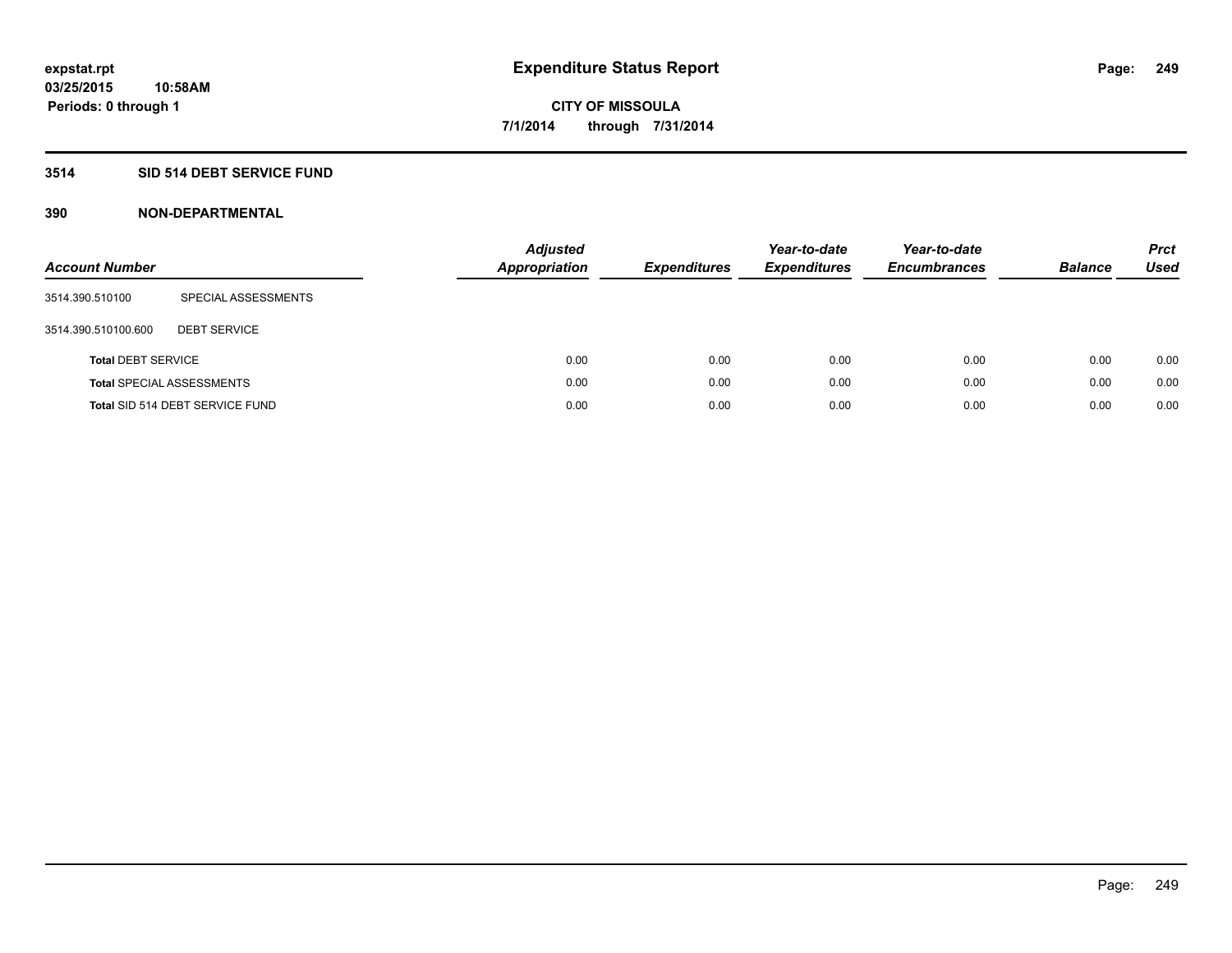expstat.rpt
03/25/2015 10:58AM
Periods: 0 through 1

# Expenditure Status Report

CITY OF MISSOULA
7/1/2014 through 7/31/2014

## 3514 SID 514 DEBT SERVICE FUND

### 390 NON-DEPARTMENTAL

| Account Number | | Adjusted Appropriation | Expenditures | Year-to-date Expenditures | Year-to-date Encumbrances | Balance | Prct Used |
|---|---|---|---|---|---|---|---|
| 3514.390.510100 | SPECIAL ASSESSMENTS | | | | | | |
| 3514.390.510100.600 | DEBT SERVICE | | | | | | |
| **Total** DEBT SERVICE | | 0.00 | 0.00 | 0.00 | 0.00 | 0.00 | 0.00 |
| **Total** SPECIAL ASSESSMENTS | | 0.00 | 0.00 | 0.00 | 0.00 | 0.00 | 0.00 |
| **Total** SID 514 DEBT SERVICE FUND | | 0.00 | 0.00 | 0.00 | 0.00 | 0.00 | 0.00 |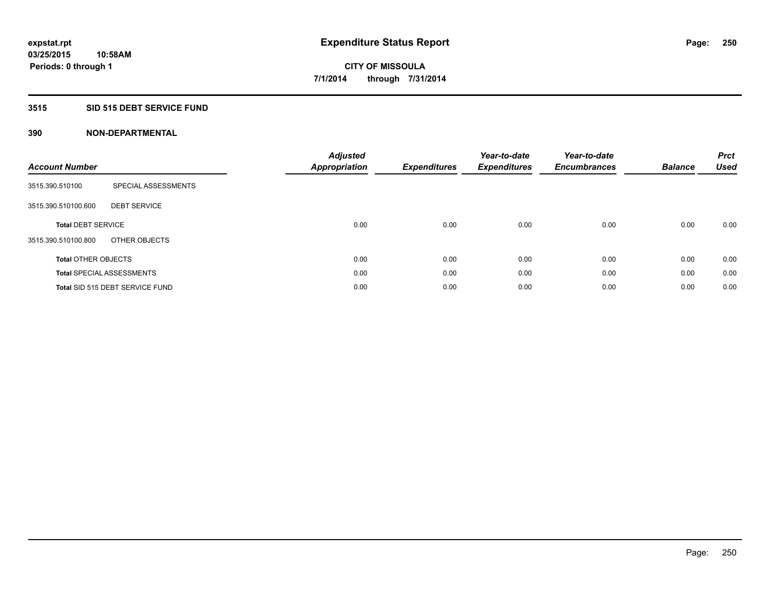expstat.rpt
03/25/2015 10:58AM
Periods: 0 through 1

# Expenditure Status Report

**CITY OF MISSOULA**
**7/1/2014 through 7/31/2014**

## 3515 SID 515 DEBT SERVICE FUND

## 390 NON-DEPARTMENTAL

| Account Number | | Adjusted Appropriation | Expenditures | Year-to-date Expenditures | Year-to-date Encumbrances | Balance | Prct Used |
|---|---|---|---|---|---|---|---|
| 3515.390.510100 | SPECIAL ASSESSMENTS | | | | | | |
| 3515.390.510100.600 | DEBT SERVICE | | | | | | |
| **Total** DEBT SERVICE | | 0.00 | 0.00 | 0.00 | 0.00 | 0.00 | 0.00 |
| 3515.390.510100.800 | OTHER OBJECTS | | | | | | |
| **Total** OTHER OBJECTS | | 0.00 | 0.00 | 0.00 | 0.00 | 0.00 | 0.00 |
| **Total** SPECIAL ASSESSMENTS | | 0.00 | 0.00 | 0.00 | 0.00 | 0.00 | 0.00 |
| **Total** SID 515 DEBT SERVICE FUND | | 0.00 | 0.00 | 0.00 | 0.00 | 0.00 | 0.00 |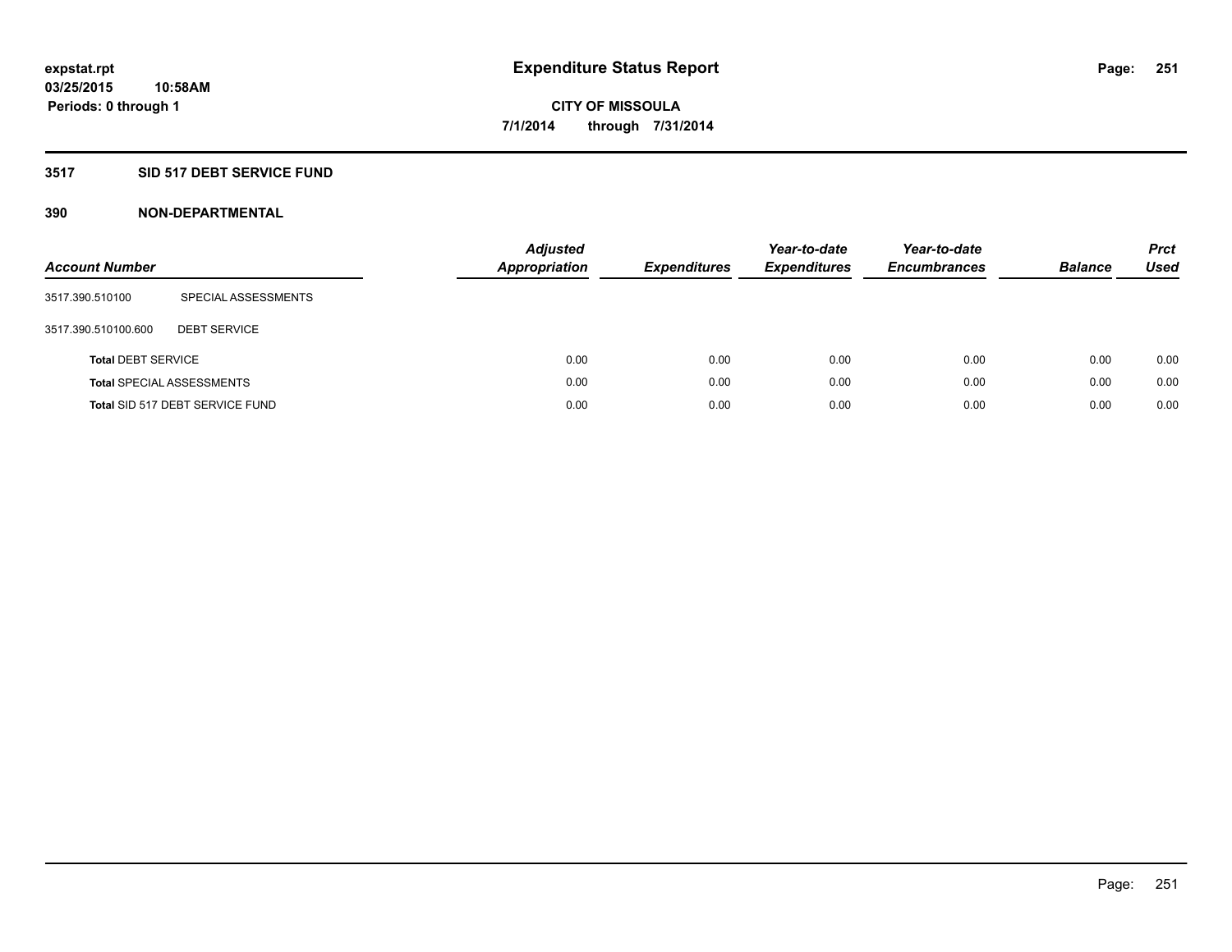expstat.rpt
03/25/2015 10:58AM
Periods: 0 through 1

# Expenditure Status Report

CITY OF MISSOULA
7/1/2014 through 7/31/2014

## 3517 SID 517 DEBT SERVICE FUND

### 390 NON-DEPARTMENTAL

| Account Number | | Adjusted Appropriation | Expenditures | Year-to-date Expenditures | Year-to-date Encumbrances | Balance | Prct Used |
|---|---|---|---|---|---|---|---|
| 3517.390.510100 | SPECIAL ASSESSMENTS | | | | | | |
| 3517.390.510100.600 | DEBT SERVICE | | | | | | |
| **Total** DEBT SERVICE | | 0.00 | 0.00 | 0.00 | 0.00 | 0.00 | 0.00 |
| **Total** SPECIAL ASSESSMENTS | | 0.00 | 0.00 | 0.00 | 0.00 | 0.00 | 0.00 |
| **Total** SID 517 DEBT SERVICE FUND | | 0.00 | 0.00 | 0.00 | 0.00 | 0.00 | 0.00 |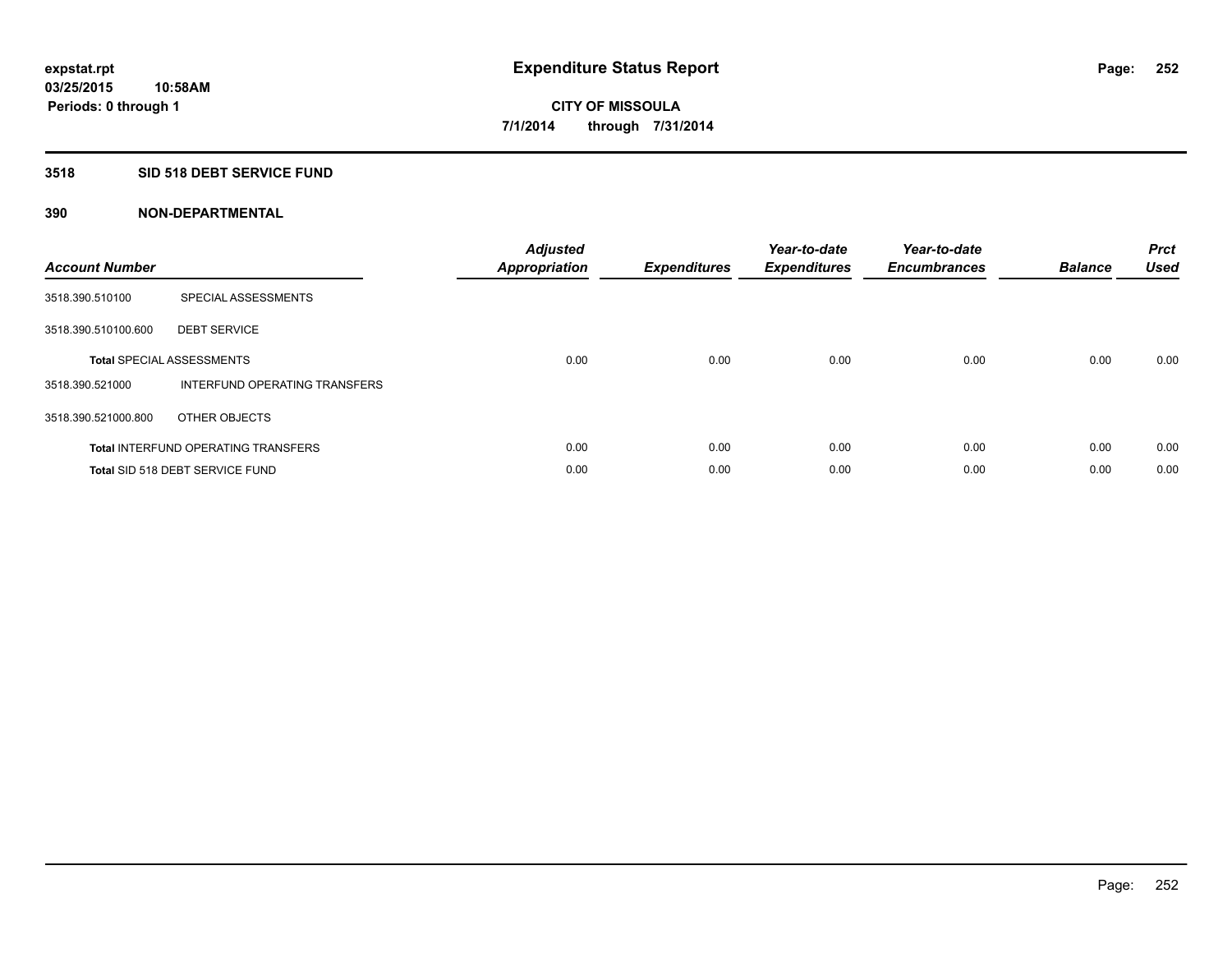# Expenditure Status Report

expstat.rpt
03/25/2015 10:58AM
Periods: 0 through 1

**CITY OF MISSOULA**
**7/1/2014 through 7/31/2014**

## 3518 SID 518 DEBT SERVICE FUND

### 390 NON-DEPARTMENTAL

| Account Number | | Adjusted Appropriation | Expenditures | Year-to-date Expenditures | Year-to-date Encumbrances | Balance | Prct Used |
|---|---|---|---|---|---|---|---|
| 3518.390.510100 | SPECIAL ASSESSMENTS | | | | | | |
| 3518.390.510100.600 | DEBT SERVICE | | | | | | |
| **Total** SPECIAL ASSESSMENTS | | 0.00 | 0.00 | 0.00 | 0.00 | 0.00 | 0.00 |
| 3518.390.521000 | INTERFUND OPERATING TRANSFERS | | | | | | |
| 3518.390.521000.800 | OTHER OBJECTS | | | | | | |
| **Total** INTERFUND OPERATING TRANSFERS | | 0.00 | 0.00 | 0.00 | 0.00 | 0.00 | 0.00 |
| **Total** SID 518 DEBT SERVICE FUND | | 0.00 | 0.00 | 0.00 | 0.00 | 0.00 | 0.00 |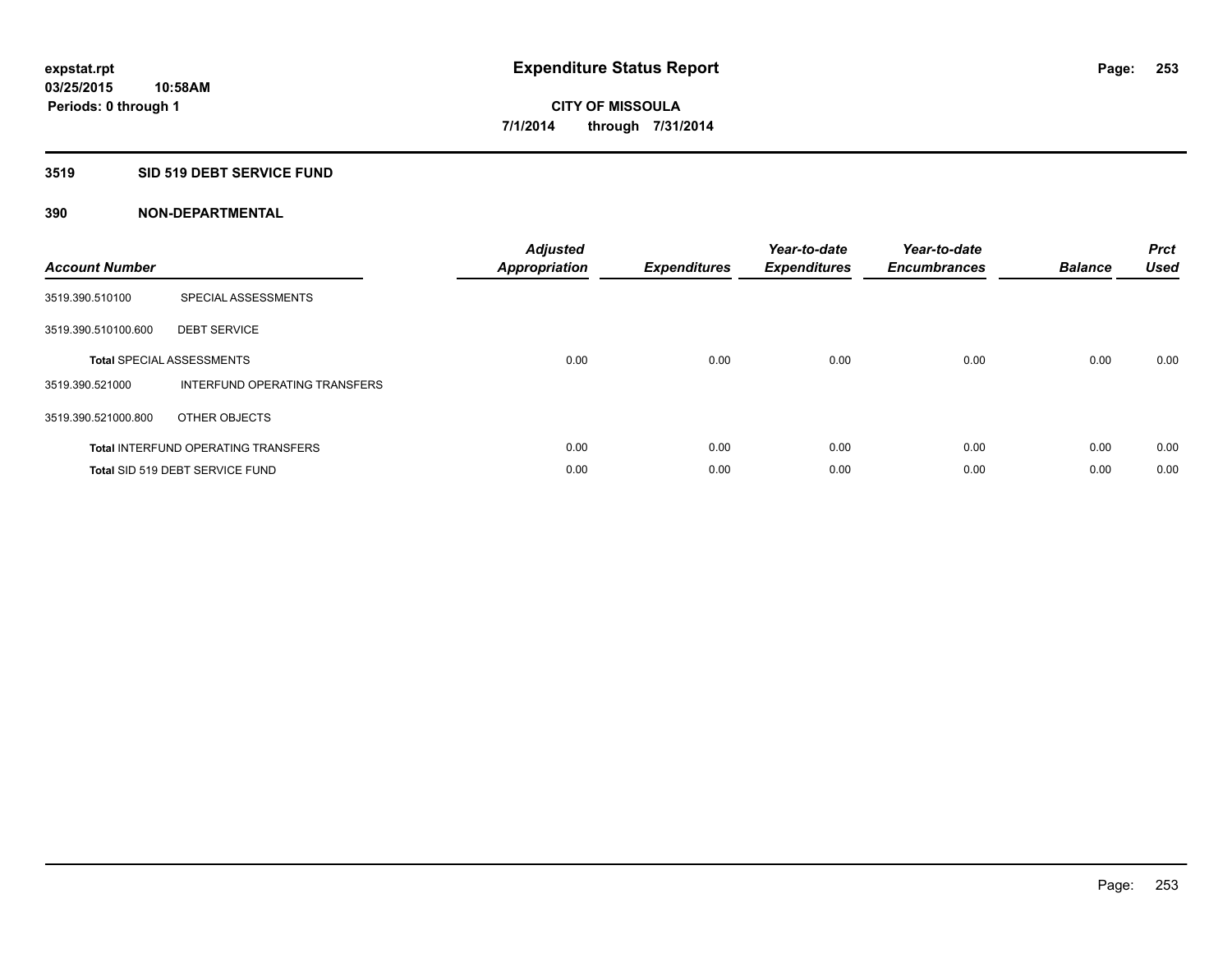expstat.rpt
03/25/2015 10:58AM
Periods: 0 through 1

# Expenditure Status Report

CITY OF MISSOULA
7/1/2014 through 7/31/2014

## 3519 SID 519 DEBT SERVICE FUND

### 390 NON-DEPARTMENTAL

| Account Number | | Adjusted Appropriation | Expenditures | Year-to-date Expenditures | Year-to-date Encumbrances | Balance | Prct Used |
|---|---|---|---|---|---|---|---|
| 3519.390.510100 | SPECIAL ASSESSMENTS | | | | | | |
| 3519.390.510100.600 | DEBT SERVICE | | | | | | |
| **Total** SPECIAL ASSESSMENTS | | 0.00 | 0.00 | 0.00 | 0.00 | 0.00 | 0.00 |
| 3519.390.521000 | INTERFUND OPERATING TRANSFERS | | | | | | |
| 3519.390.521000.800 | OTHER OBJECTS | | | | | | |
| **Total** INTERFUND OPERATING TRANSFERS | | 0.00 | 0.00 | 0.00 | 0.00 | 0.00 | 0.00 |
| **Total** SID 519 DEBT SERVICE FUND | | 0.00 | 0.00 | 0.00 | 0.00 | 0.00 | 0.00 |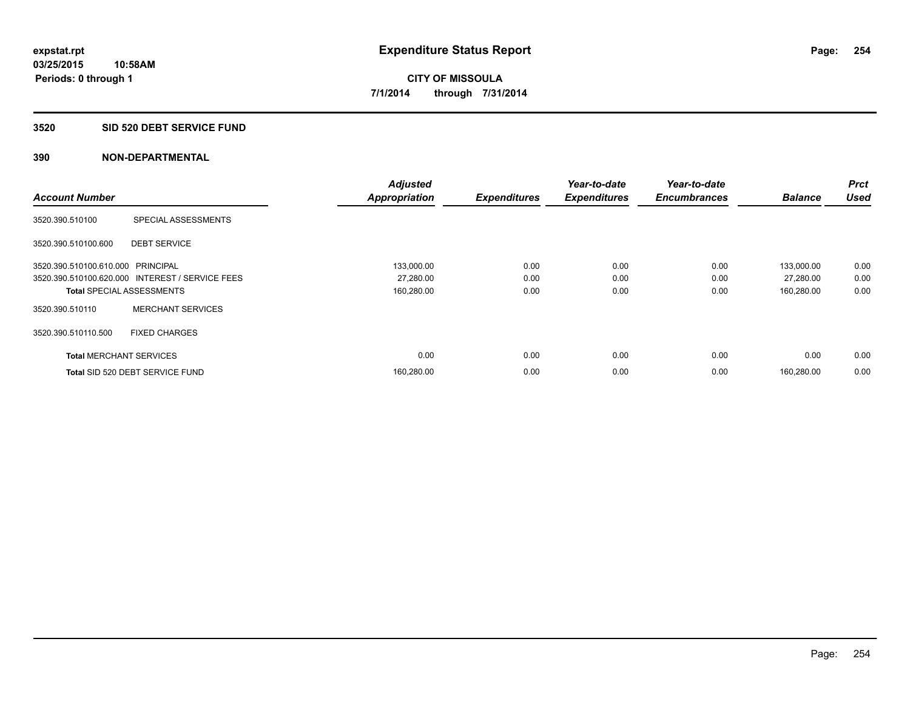**expstat.rpt**
**03/25/2015 10:58AM**
**Periods: 0 through 1**

# Expenditure Status Report

**CITY OF MISSOULA**
**7/1/2014 through 7/31/2014**

## 3520 SID 520 DEBT SERVICE FUND

### 390 NON-DEPARTMENTAL

| Account Number | | *Adjusted Appropriation* | *Expenditures* | *Year-to-date Expenditures* | *Year-to-date Encumbrances* | *Balance* | *Prct Used* |
|---|---|---|---|---|---|---|---|
| 3520.390.510100 | SPECIAL ASSESSMENTS | | | | | | |
| 3520.390.510100.600 | DEBT SERVICE | | | | | | |
| 3520.390.510100.610.000 | PRINCIPAL | 133,000.00 | 0.00 | 0.00 | 0.00 | 133,000.00 | 0.00 |
| 3520.390.510100.620.000 | INTEREST / SERVICE FEES | 27,280.00 | 0.00 | 0.00 | 0.00 | 27,280.00 | 0.00 |
| **Total** SPECIAL ASSESSMENTS | | 160,280.00 | 0.00 | 0.00 | 0.00 | 160,280.00 | 0.00 |
| 3520.390.510110 | MERCHANT SERVICES | | | | | | |
| 3520.390.510110.500 | FIXED CHARGES | | | | | | |
| **Total** MERCHANT SERVICES | | 0.00 | 0.00 | 0.00 | 0.00 | 0.00 | 0.00 |
| **Total** SID 520 DEBT SERVICE FUND | | 160,280.00 | 0.00 | 0.00 | 0.00 | 160,280.00 | 0.00 |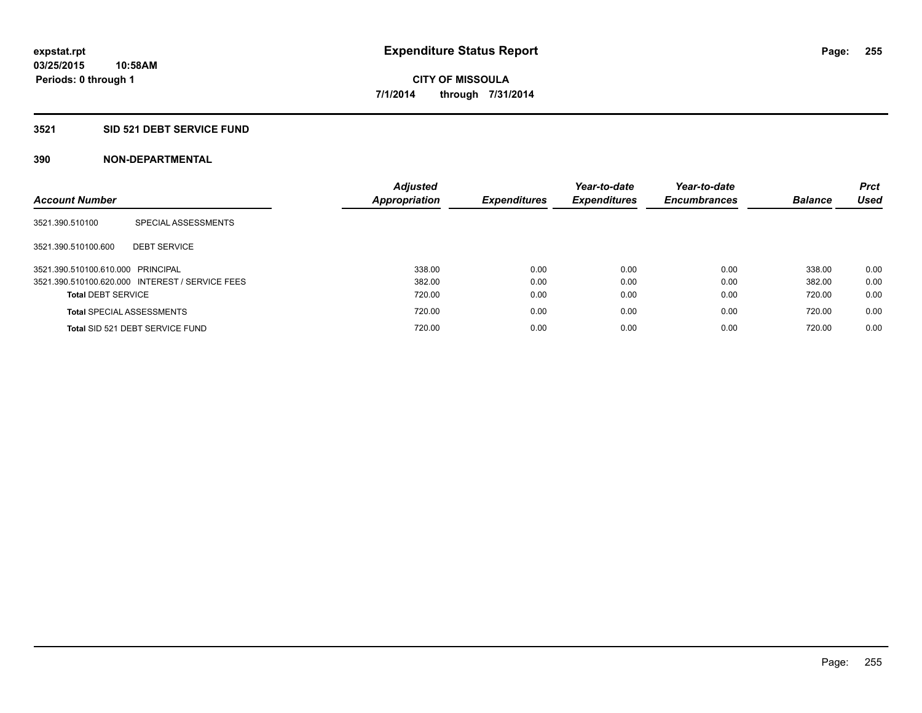# Expenditure Status Report

**expstat.rpt**
**03/25/2015 10:58AM**
**Periods: 0 through 1**

**CITY OF MISSOULA**
**7/1/2014 through 7/31/2014**

## 3521 SID 521 DEBT SERVICE FUND

### 390 NON-DEPARTMENTAL

| Account Number | | Adjusted Appropriation | Expenditures | Year-to-date Expenditures | Year-to-date Encumbrances | Balance | Prct Used |
|---|---|---|---|---|---|---|---|
| 3521.390.510100 | SPECIAL ASSESSMENTS | | | | | | |
| 3521.390.510100.600 | DEBT SERVICE | | | | | | |
| 3521.390.510100.610.000 | PRINCIPAL | 338.00 | 0.00 | 0.00 | 0.00 | 338.00 | 0.00 |
| 3521.390.510100.620.000 | INTEREST / SERVICE FEES | 382.00 | 0.00 | 0.00 | 0.00 | 382.00 | 0.00 |
| **Total** DEBT SERVICE | | 720.00 | 0.00 | 0.00 | 0.00 | 720.00 | 0.00 |
| **Total** SPECIAL ASSESSMENTS | | 720.00 | 0.00 | 0.00 | 0.00 | 720.00 | 0.00 |
| **Total** SID 521 DEBT SERVICE FUND | | 720.00 | 0.00 | 0.00 | 0.00 | 720.00 | 0.00 |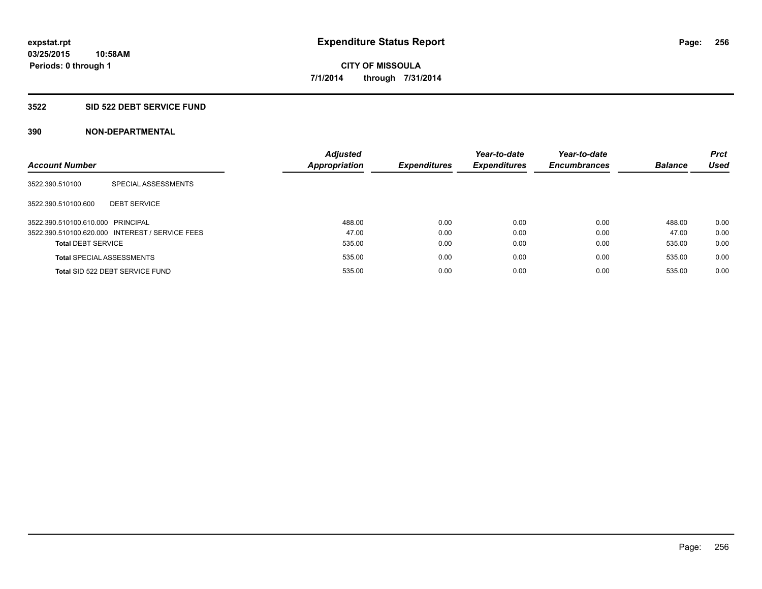expstat.rpt
03/25/2015 10:58AM
Periods: 0 through 1

# Expenditure Status Report

**CITY OF MISSOULA**
**7/1/2014 through 7/31/2014**

## 3522 SID 522 DEBT SERVICE FUND

### 390 NON-DEPARTMENTAL

| Account Number | | Adjusted Appropriation | Expenditures | Year-to-date Expenditures | Year-to-date Encumbrances | Balance | Prct Used |
|---|---|---|---|---|---|---|---|
| 3522.390.510100 | SPECIAL ASSESSMENTS | | | | | | |
| 3522.390.510100.600 | DEBT SERVICE | | | | | | |
| 3522.390.510100.610.000 | PRINCIPAL | 488.00 | 0.00 | 0.00 | 0.00 | 488.00 | 0.00 |
| 3522.390.510100.620.000 | INTEREST / SERVICE FEES | 47.00 | 0.00 | 0.00 | 0.00 | 47.00 | 0.00 |
| **Total** DEBT SERVICE | | 535.00 | 0.00 | 0.00 | 0.00 | 535.00 | 0.00 |
| **Total** SPECIAL ASSESSMENTS | | 535.00 | 0.00 | 0.00 | 0.00 | 535.00 | 0.00 |
| **Total** SID 522 DEBT SERVICE FUND | | 535.00 | 0.00 | 0.00 | 0.00 | 535.00 | 0.00 |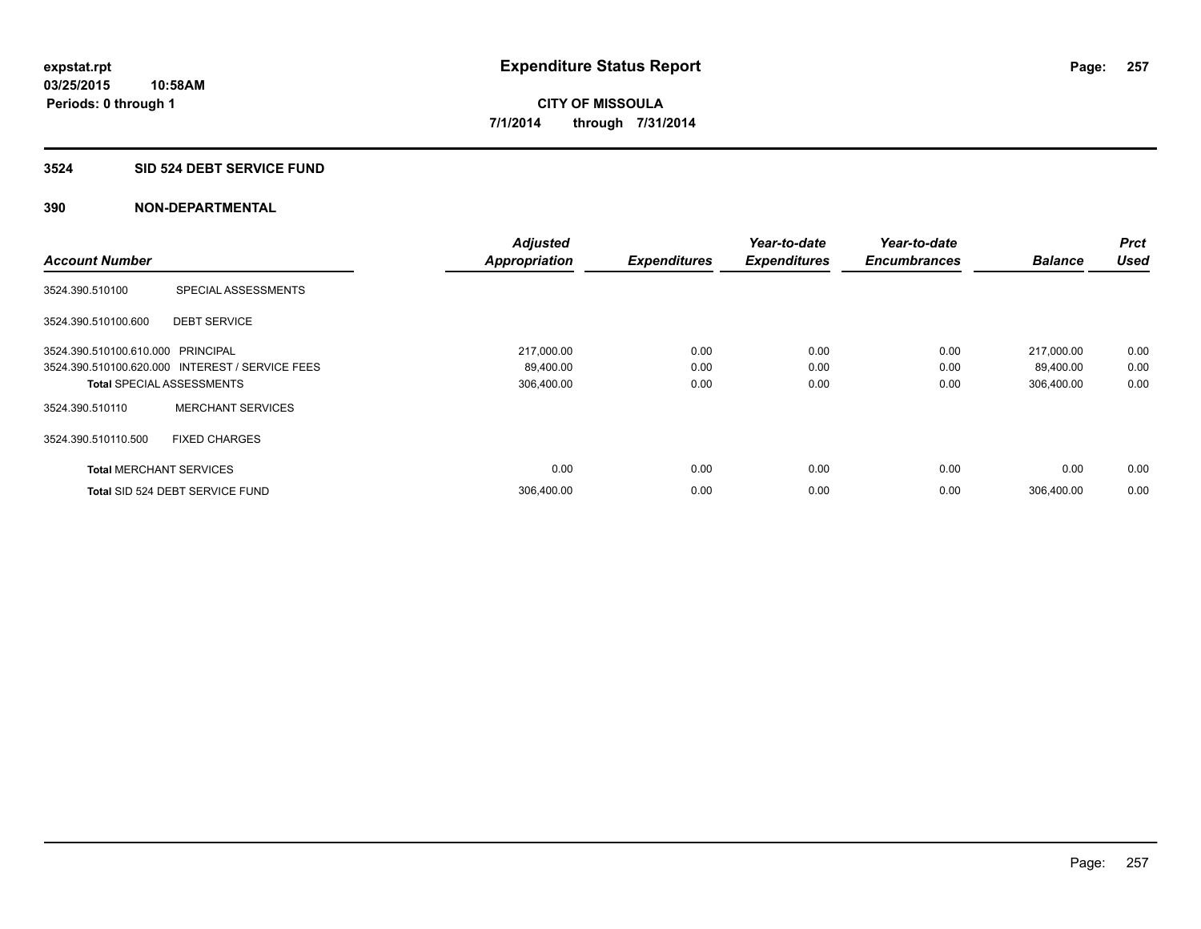expstat.rpt
03/25/2015 10:58AM
Periods: 0 through 1

# Expenditure Status Report

**CITY OF MISSOULA**
**7/1/2014 through 7/31/2014**

## 3524 SID 524 DEBT SERVICE FUND

## 390 NON-DEPARTMENTAL

| Account Number | | Adjusted Appropriation | Expenditures | Year-to-date Expenditures | Year-to-date Encumbrances | Balance | Prct Used |
|---|---|---|---|---|---|---|---|
| 3524.390.510100 | SPECIAL ASSESSMENTS | | | | | | |
| 3524.390.510100.600 | DEBT SERVICE | | | | | | |
| 3524.390.510100.610.000 | PRINCIPAL | 217,000.00 | 0.00 | 0.00 | 0.00 | 217,000.00 | 0.00 |
| 3524.390.510100.620.000 | INTEREST / SERVICE FEES | 89,400.00 | 0.00 | 0.00 | 0.00 | 89,400.00 | 0.00 |
| **Total** SPECIAL ASSESSMENTS | | 306,400.00 | 0.00 | 0.00 | 0.00 | 306,400.00 | 0.00 |
| 3524.390.510110 | MERCHANT SERVICES | | | | | | |
| 3524.390.510110.500 | FIXED CHARGES | | | | | | |
| **Total** MERCHANT SERVICES | | 0.00 | 0.00 | 0.00 | 0.00 | 0.00 | 0.00 |
| **Total** SID 524 DEBT SERVICE FUND | | 306,400.00 | 0.00 | 0.00 | 0.00 | 306,400.00 | 0.00 |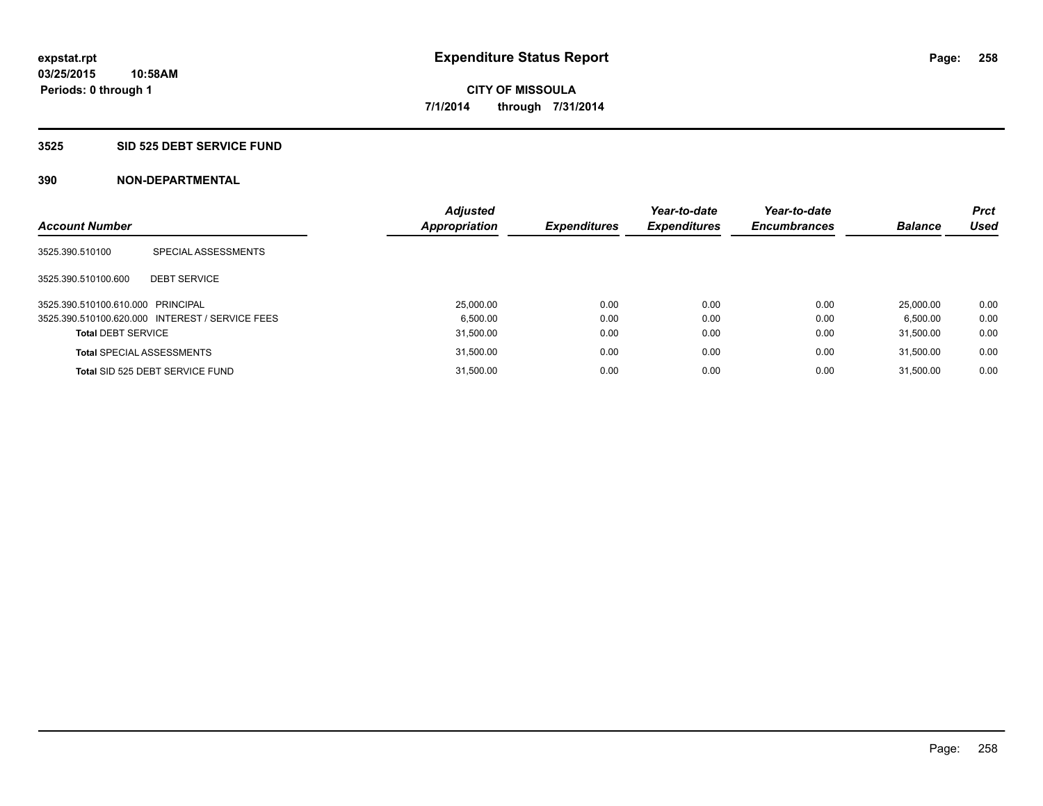expstat.rpt
03/25/2015 10:58AM
Periods: 0 through 1

# Expenditure Status Report

CITY OF MISSOULA
7/1/2014 through 7/31/2014

## 3525 SID 525 DEBT SERVICE FUND

### 390 NON-DEPARTMENTAL

| Account Number | | Adjusted Appropriation | Expenditures | Year-to-date Expenditures | Year-to-date Encumbrances | Balance | Prct Used |
|---|---|---|---|---|---|---|---|
| 3525.390.510100 | SPECIAL ASSESSMENTS | | | | | | |
| 3525.390.510100.600 | DEBT SERVICE | | | | | | |
| 3525.390.510100.610.000 | PRINCIPAL | 25,000.00 | 0.00 | 0.00 | 0.00 | 25,000.00 | 0.00 |
| 3525.390.510100.620.000 | INTEREST / SERVICE FEES | 6,500.00 | 0.00 | 0.00 | 0.00 | 6,500.00 | 0.00 |
| **Total** DEBT SERVICE | | 31,500.00 | 0.00 | 0.00 | 0.00 | 31,500.00 | 0.00 |
| **Total** SPECIAL ASSESSMENTS | | 31,500.00 | 0.00 | 0.00 | 0.00 | 31,500.00 | 0.00 |
| **Total** SID 525 DEBT SERVICE FUND | | 31,500.00 | 0.00 | 0.00 | 0.00 | 31,500.00 | 0.00 |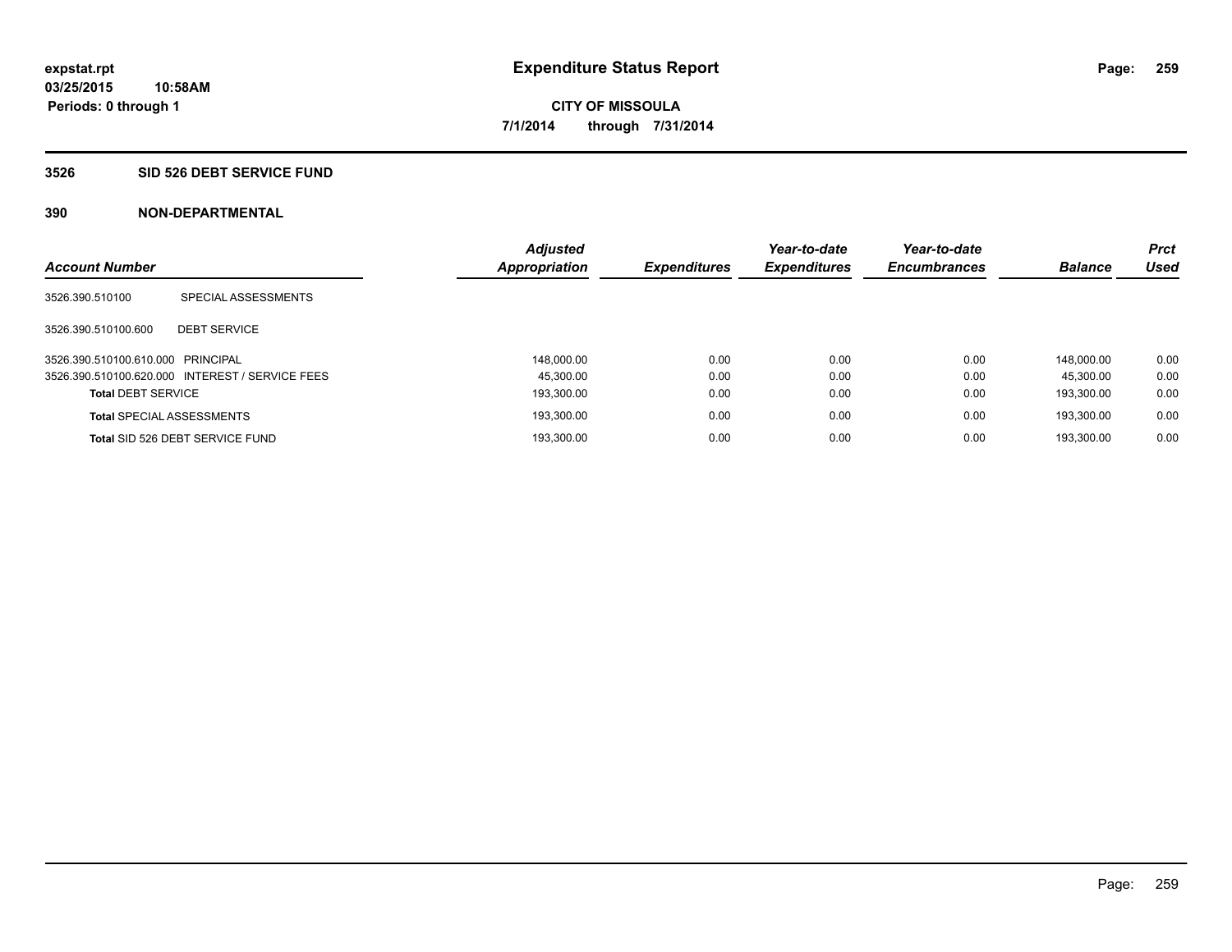expstat.rpt
03/25/2015 10:58AM
Periods: 0 through 1

# Expenditure Status Report

CITY OF MISSOULA
7/1/2014 through 7/31/2014

## 3526 SID 526 DEBT SERVICE FUND

### 390 NON-DEPARTMENTAL

| Account Number | | Adjusted Appropriation | Expenditures | Year-to-date Expenditures | Year-to-date Encumbrances | Balance | Prct Used |
|---|---|---|---|---|---|---|---|
| 3526.390.510100 | SPECIAL ASSESSMENTS | | | | | | |
| 3526.390.510100.600 | DEBT SERVICE | | | | | | |
| 3526.390.510100.610.000 | PRINCIPAL | 148,000.00 | 0.00 | 0.00 | 0.00 | 148,000.00 | 0.00 |
| 3526.390.510100.620.000 | INTEREST / SERVICE FEES | 45,300.00 | 0.00 | 0.00 | 0.00 | 45,300.00 | 0.00 |
| **Total** DEBT SERVICE | | 193,300.00 | 0.00 | 0.00 | 0.00 | 193,300.00 | 0.00 |
| **Total** SPECIAL ASSESSMENTS | | 193,300.00 | 0.00 | 0.00 | 0.00 | 193,300.00 | 0.00 |
| **Total** SID 526 DEBT SERVICE FUND | | 193,300.00 | 0.00 | 0.00 | 0.00 | 193,300.00 | 0.00 |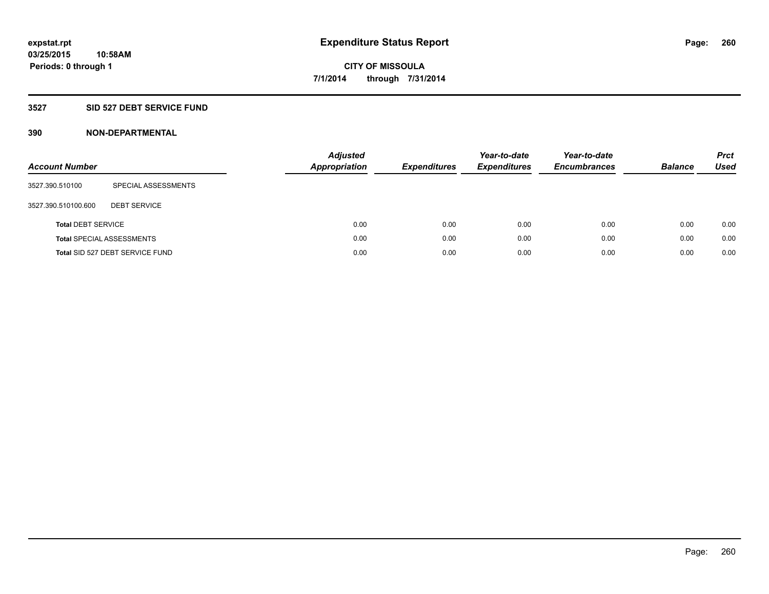**expstat.rpt**
**03/25/2015 10:58AM**
**Periods: 0 through 1**

# Expenditure Status Report

**CITY OF MISSOULA**
**7/1/2014 through 7/31/2014**

## 3527 SID 527 DEBT SERVICE FUND

### 390 NON-DEPARTMENTAL

| Account Number | | Adjusted Appropriation | Expenditures | Year-to-date Expenditures | Year-to-date Encumbrances | Balance | Prct Used |
|---|---|---|---|---|---|---|---|
| 3527.390.510100 | SPECIAL ASSESSMENTS | | | | | | |
| 3527.390.510100.600 | DEBT SERVICE | | | | | | |
| **Total** DEBT SERVICE | | 0.00 | 0.00 | 0.00 | 0.00 | 0.00 | 0.00 |
| **Total** SPECIAL ASSESSMENTS | | 0.00 | 0.00 | 0.00 | 0.00 | 0.00 | 0.00 |
| **Total** SID 527 DEBT SERVICE FUND | | 0.00 | 0.00 | 0.00 | 0.00 | 0.00 | 0.00 |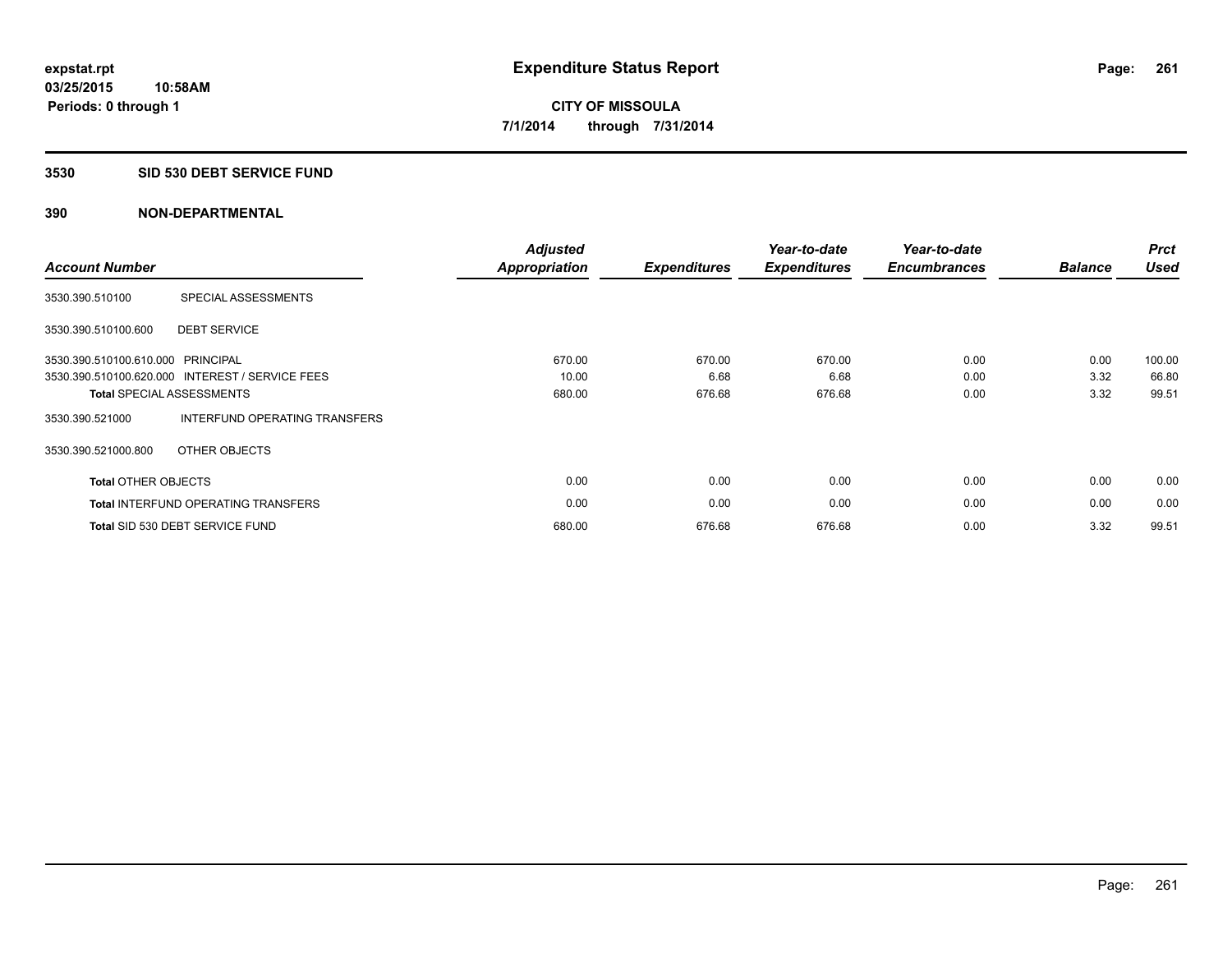expstat.rpt
03/25/2015 10:58AM
Periods: 0 through 1

# Expenditure Status Report

CITY OF MISSOULA
7/1/2014 through 7/31/2014

## 3530 SID 530 DEBT SERVICE FUND

## 390 NON-DEPARTMENTAL

| Account Number | | Adjusted Appropriation | Expenditures | Year-to-date Expenditures | Year-to-date Encumbrances | Balance | Prct Used |
|---|---|---|---|---|---|---|---|
| 3530.390.510100 | SPECIAL ASSESSMENTS | | | | | | |
| 3530.390.510100.600 | DEBT SERVICE | | | | | | |
| 3530.390.510100.610.000 | PRINCIPAL | 670.00 | 670.00 | 670.00 | 0.00 | 0.00 | 100.00 |
| 3530.390.510100.620.000 | INTEREST / SERVICE FEES | 10.00 | 6.68 | 6.68 | 0.00 | 3.32 | 66.80 |
| **Total** SPECIAL ASSESSMENTS | | 680.00 | 676.68 | 676.68 | 0.00 | 3.32 | 99.51 |
| 3530.390.521000 | INTERFUND OPERATING TRANSFERS | | | | | | |
| 3530.390.521000.800 | OTHER OBJECTS | | | | | | |
| **Total** OTHER OBJECTS | | 0.00 | 0.00 | 0.00 | 0.00 | 0.00 | 0.00 |
| **Total** INTERFUND OPERATING TRANSFERS | | 0.00 | 0.00 | 0.00 | 0.00 | 0.00 | 0.00 |
| **Total** SID 530 DEBT SERVICE FUND | | 680.00 | 676.68 | 676.68 | 0.00 | 3.32 | 99.51 |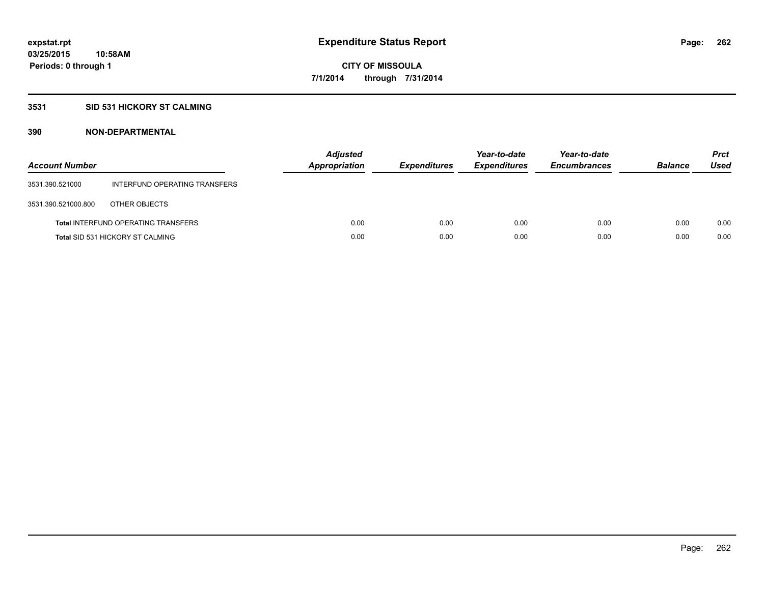# Expenditure Status Report

expstat.rpt
03/25/2015 10:58AM
Periods: 0 through 1

CITY OF MISSOULA
7/1/2014 through 7/31/2014

## 3531 SID 531 HICKORY ST CALMING

### 390 NON-DEPARTMENTAL

| Account Number | | Adjusted Appropriation | Expenditures | Year-to-date Expenditures | Year-to-date Encumbrances | Balance | Prct Used |
|---|---|---|---|---|---|---|---|
| 3531.390.521000 | INTERFUND OPERATING TRANSFERS | | | | | | |
| 3531.390.521000.800 | OTHER OBJECTS | | | | | | |
| **Total** INTERFUND OPERATING TRANSFERS | | 0.00 | 0.00 | 0.00 | 0.00 | 0.00 | 0.00 |
| **Total** SID 531 HICKORY ST CALMING | | 0.00 | 0.00 | 0.00 | 0.00 | 0.00 | 0.00 |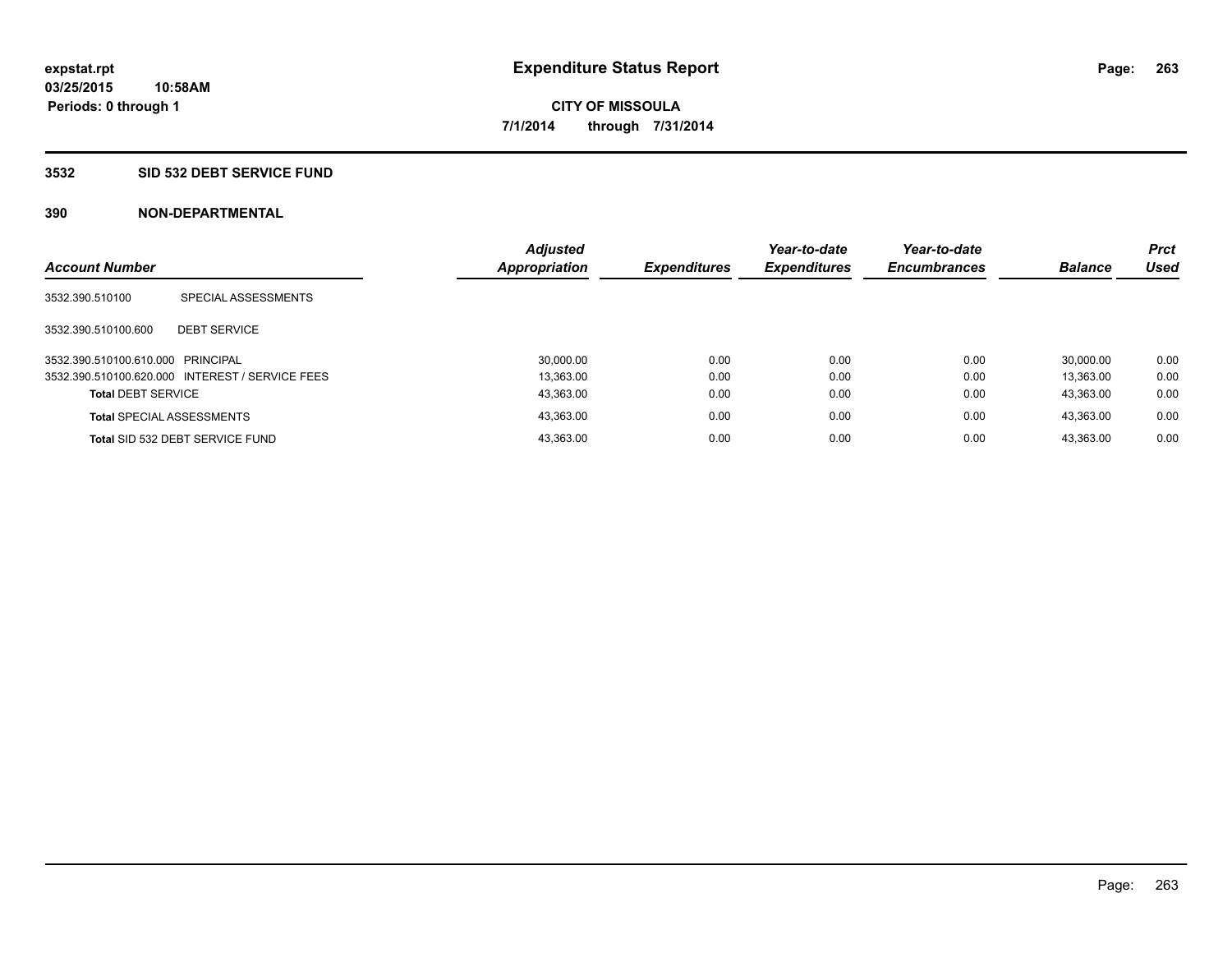**expstat.rpt**
**03/25/2015 10:58AM**
**Periods: 0 through 1**

# Expenditure Status Report

**CITY OF MISSOULA**
**7/1/2014 through 7/31/2014**

## 3532 SID 532 DEBT SERVICE FUND

## 390 NON-DEPARTMENTAL

| Account Number | | Adjusted Appropriation | Expenditures | Year-to-date Expenditures | Year-to-date Encumbrances | Balance | Prct Used |
|---|---|---|---|---|---|---|---|
| 3532.390.510100 | SPECIAL ASSESSMENTS | | | | | | |
| 3532.390.510100.600 | DEBT SERVICE | | | | | | |
| 3532.390.510100.610.000 | PRINCIPAL | 30,000.00 | 0.00 | 0.00 | 0.00 | 30,000.00 | 0.00 |
| 3532.390.510100.620.000 | INTEREST / SERVICE FEES | 13,363.00 | 0.00 | 0.00 | 0.00 | 13,363.00 | 0.00 |
| **Total** DEBT SERVICE | | 43,363.00 | 0.00 | 0.00 | 0.00 | 43,363.00 | 0.00 |
| **Total** SPECIAL ASSESSMENTS | | 43,363.00 | 0.00 | 0.00 | 0.00 | 43,363.00 | 0.00 |
| **Total** SID 532 DEBT SERVICE FUND | | 43,363.00 | 0.00 | 0.00 | 0.00 | 43,363.00 | 0.00 |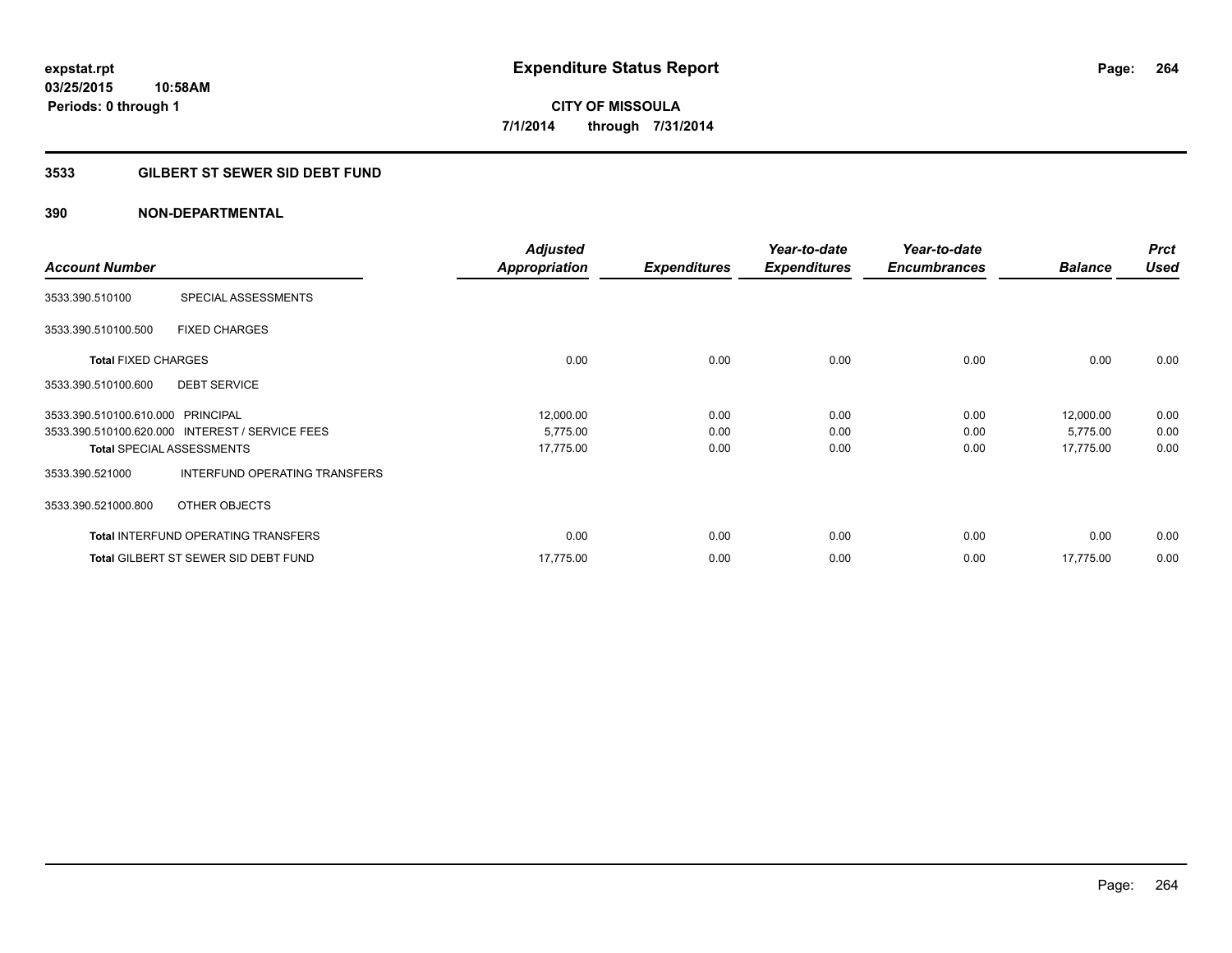expstat.rpt
03/25/2015 10:58AM
Periods: 0 through 1

# Expenditure Status Report

CITY OF MISSOULA
7/1/2014 through 7/31/2014

## 3533 GILBERT ST SEWER SID DEBT FUND

## 390 NON-DEPARTMENTAL

| Account Number | | Adjusted Appropriation | Expenditures | Year-to-date Expenditures | Year-to-date Encumbrances | Balance | Prct Used |
|---|---|---|---|---|---|---|---|
| 3533.390.510100 | SPECIAL ASSESSMENTS | | | | | | |
| 3533.390.510100.500 | FIXED CHARGES | | | | | | |
| **Total** FIXED CHARGES | | 0.00 | 0.00 | 0.00 | 0.00 | 0.00 | 0.00 |
| 3533.390.510100.600 | DEBT SERVICE | | | | | | |
| 3533.390.510100.610.000 | PRINCIPAL | 12,000.00 | 0.00 | 0.00 | 0.00 | 12,000.00 | 0.00 |
| 3533.390.510100.620.000 | INTEREST / SERVICE FEES | 5,775.00 | 0.00 | 0.00 | 0.00 | 5,775.00 | 0.00 |
| **Total** SPECIAL ASSESSMENTS | | 17,775.00 | 0.00 | 0.00 | 0.00 | 17,775.00 | 0.00 |
| 3533.390.521000 | INTERFUND OPERATING TRANSFERS | | | | | | |
| 3533.390.521000.800 | OTHER OBJECTS | | | | | | |
| **Total** INTERFUND OPERATING TRANSFERS | | 0.00 | 0.00 | 0.00 | 0.00 | 0.00 | 0.00 |
| **Total** GILBERT ST SEWER SID DEBT FUND | | 17,775.00 | 0.00 | 0.00 | 0.00 | 17,775.00 | 0.00 |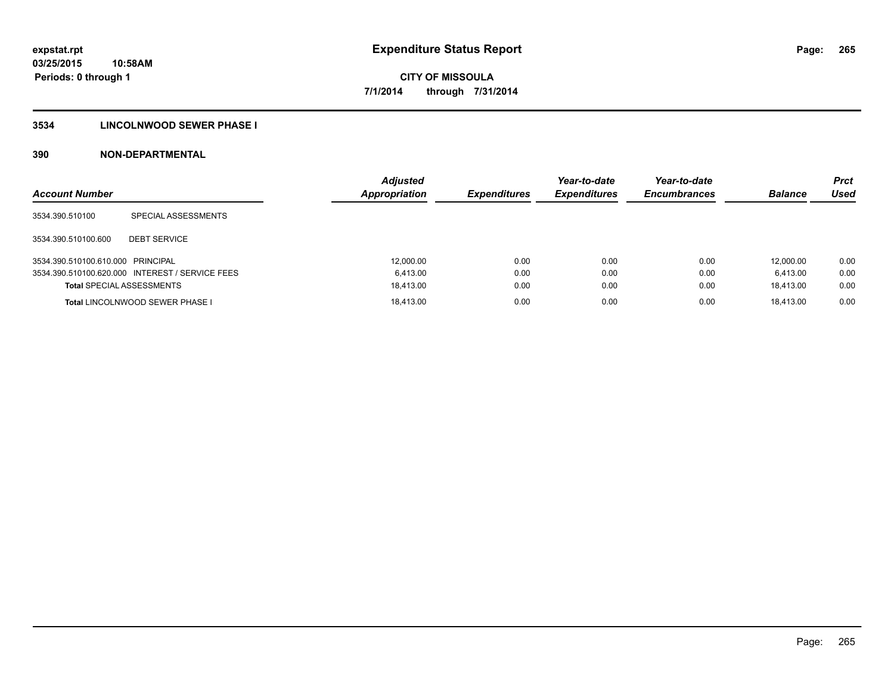**expstat.rpt**
**03/25/2015 10:58AM**
**Periods: 0 through 1**

# Expenditure Status Report

**CITY OF MISSOULA**
**7/1/2014 through 7/31/2014**

## 3534 LINCOLNWOOD SEWER PHASE I

## 390 NON-DEPARTMENTAL

| Account Number | | Adjusted Appropriation | Expenditures | Year-to-date Expenditures | Year-to-date Encumbrances | Balance | Prct Used |
|---|---|---|---|---|---|---|---|
| 3534.390.510100 | SPECIAL ASSESSMENTS | | | | | | |
| 3534.390.510100.600 | DEBT SERVICE | | | | | | |
| 3534.390.510100.610.000 | PRINCIPAL | 12,000.00 | 0.00 | 0.00 | 0.00 | 12,000.00 | 0.00 |
| 3534.390.510100.620.000 | INTEREST / SERVICE FEES | 6,413.00 | 0.00 | 0.00 | 0.00 | 6,413.00 | 0.00 |
| **Total** SPECIAL ASSESSMENTS | | 18,413.00 | 0.00 | 0.00 | 0.00 | 18,413.00 | 0.00 |
| **Total** LINCOLNWOOD SEWER PHASE I | | 18,413.00 | 0.00 | 0.00 | 0.00 | 18,413.00 | 0.00 |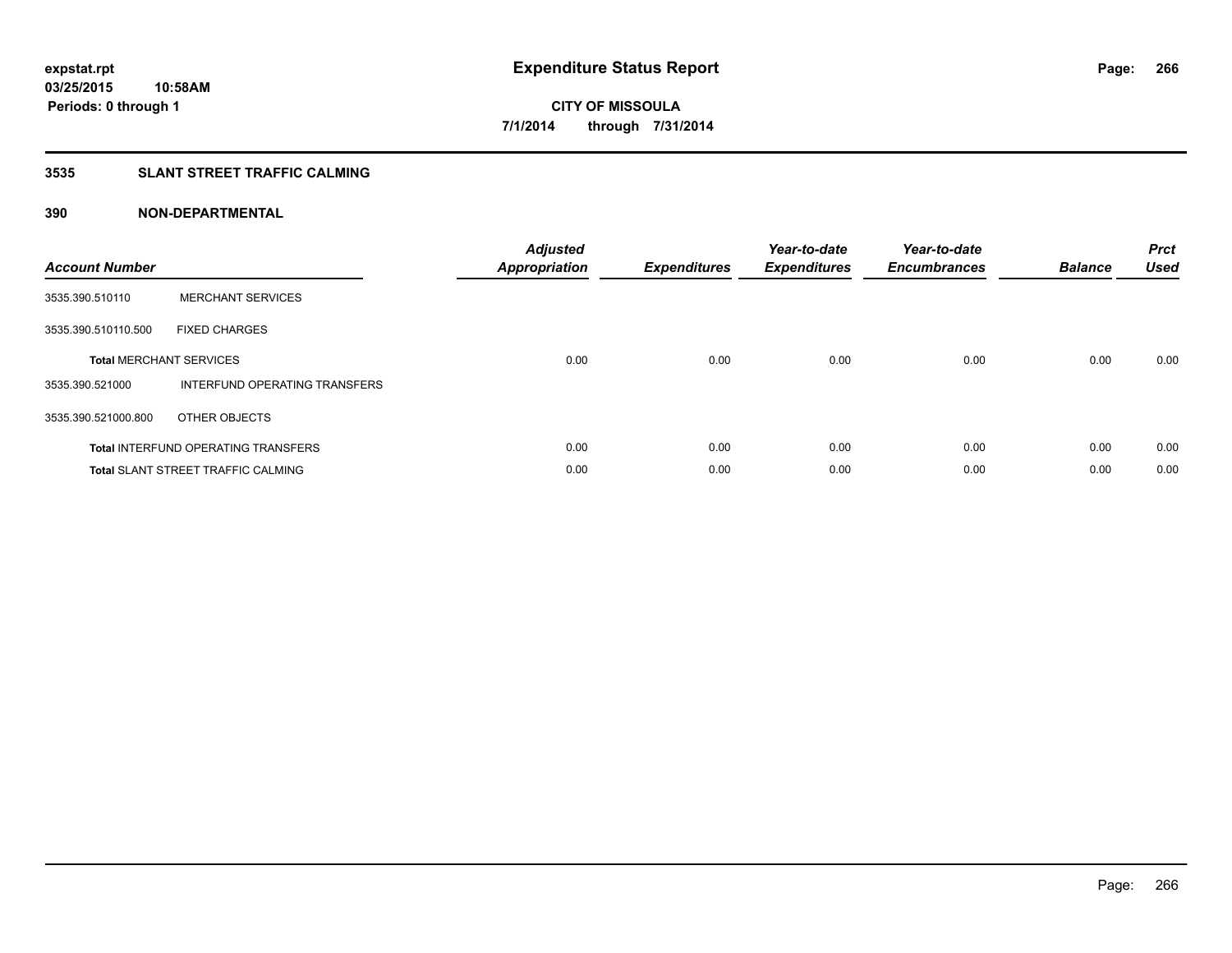# Expenditure Status Report

**CITY OF MISSOULA**

**7/1/2014 through 7/31/2014**

expstat.rpt
03/25/2015 10:58AM
Periods: 0 through 1

## 3535 SLANT STREET TRAFFIC CALMING

## 390 NON-DEPARTMENTAL

| Account Number | | Adjusted Appropriation | Expenditures | Year-to-date Expenditures | Year-to-date Encumbrances | Balance | Prct Used |
|---|---|---|---|---|---|---|---|
| 3535.390.510110 | MERCHANT SERVICES | | | | | | |
| 3535.390.510110.500 | FIXED CHARGES | | | | | | |
| **Total** MERCHANT SERVICES | | 0.00 | 0.00 | 0.00 | 0.00 | 0.00 | 0.00 |
| 3535.390.521000 | INTERFUND OPERATING TRANSFERS | | | | | | |
| 3535.390.521000.800 | OTHER OBJECTS | | | | | | |
| **Total** INTERFUND OPERATING TRANSFERS | | 0.00 | 0.00 | 0.00 | 0.00 | 0.00 | 0.00 |
| **Total** SLANT STREET TRAFFIC CALMING | | 0.00 | 0.00 | 0.00 | 0.00 | 0.00 | 0.00 |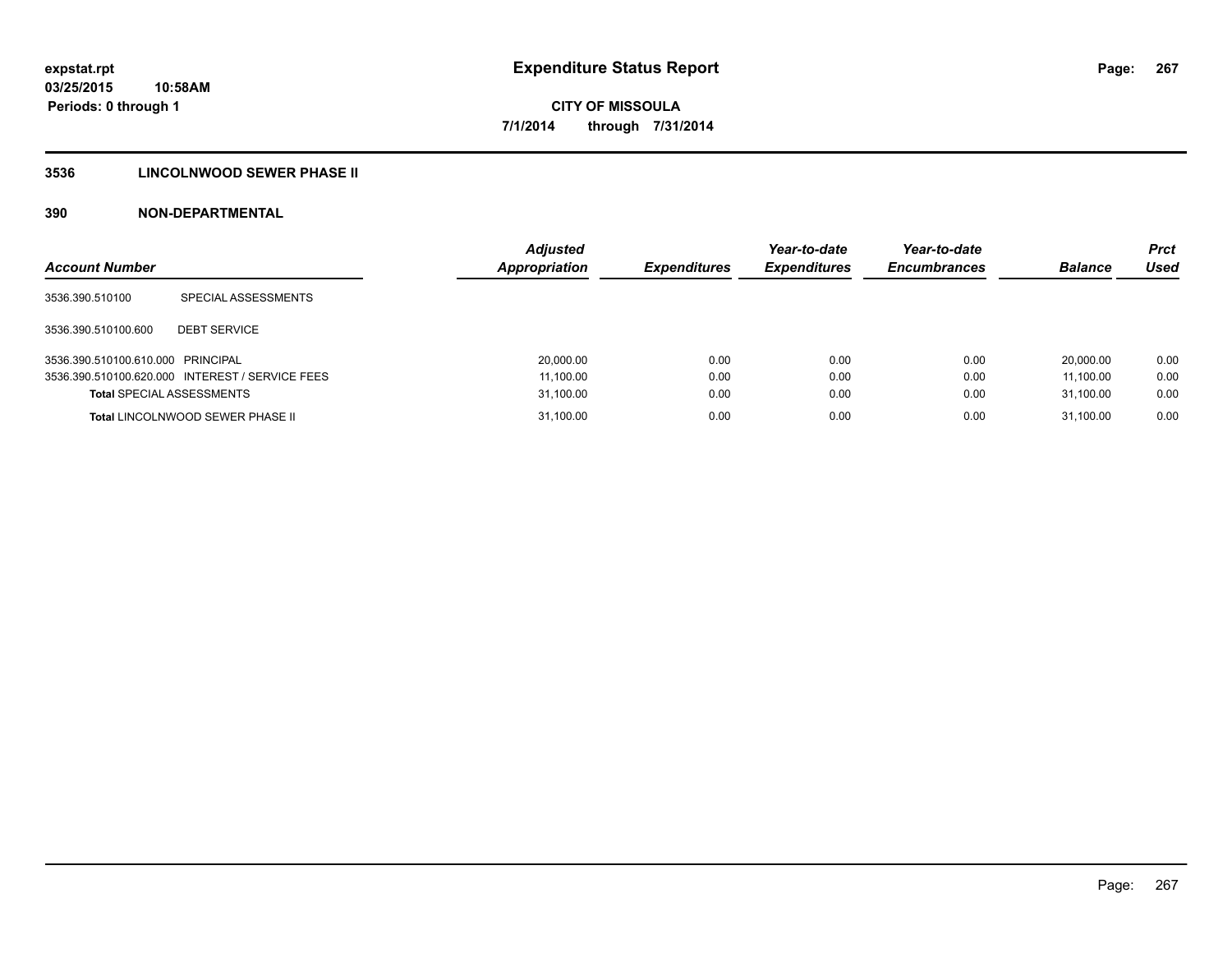expstat.rpt
03/25/2015 10:58AM
Periods: 0 through 1

# Expenditure Status Report

CITY OF MISSOULA
7/1/2014 through 7/31/2014

## 3536 LINCOLNWOOD SEWER PHASE II

## 390 NON-DEPARTMENTAL

| Account Number | | Adjusted Appropriation | Expenditures | Year-to-date Expenditures | Year-to-date Encumbrances | Balance | Prct Used |
|---|---|---|---|---|---|---|---|
| 3536.390.510100 | SPECIAL ASSESSMENTS | | | | | | |
| 3536.390.510100.600 | DEBT SERVICE | | | | | | |
| 3536.390.510100.610.000 | PRINCIPAL | 20,000.00 | 0.00 | 0.00 | 0.00 | 20,000.00 | 0.00 |
| 3536.390.510100.620.000 | INTEREST / SERVICE FEES | 11,100.00 | 0.00 | 0.00 | 0.00 | 11,100.00 | 0.00 |
| **Total** SPECIAL ASSESSMENTS | | 31,100.00 | 0.00 | 0.00 | 0.00 | 31,100.00 | 0.00 |
| **Total** LINCOLNWOOD SEWER PHASE II | | 31,100.00 | 0.00 | 0.00 | 0.00 | 31,100.00 | 0.00 |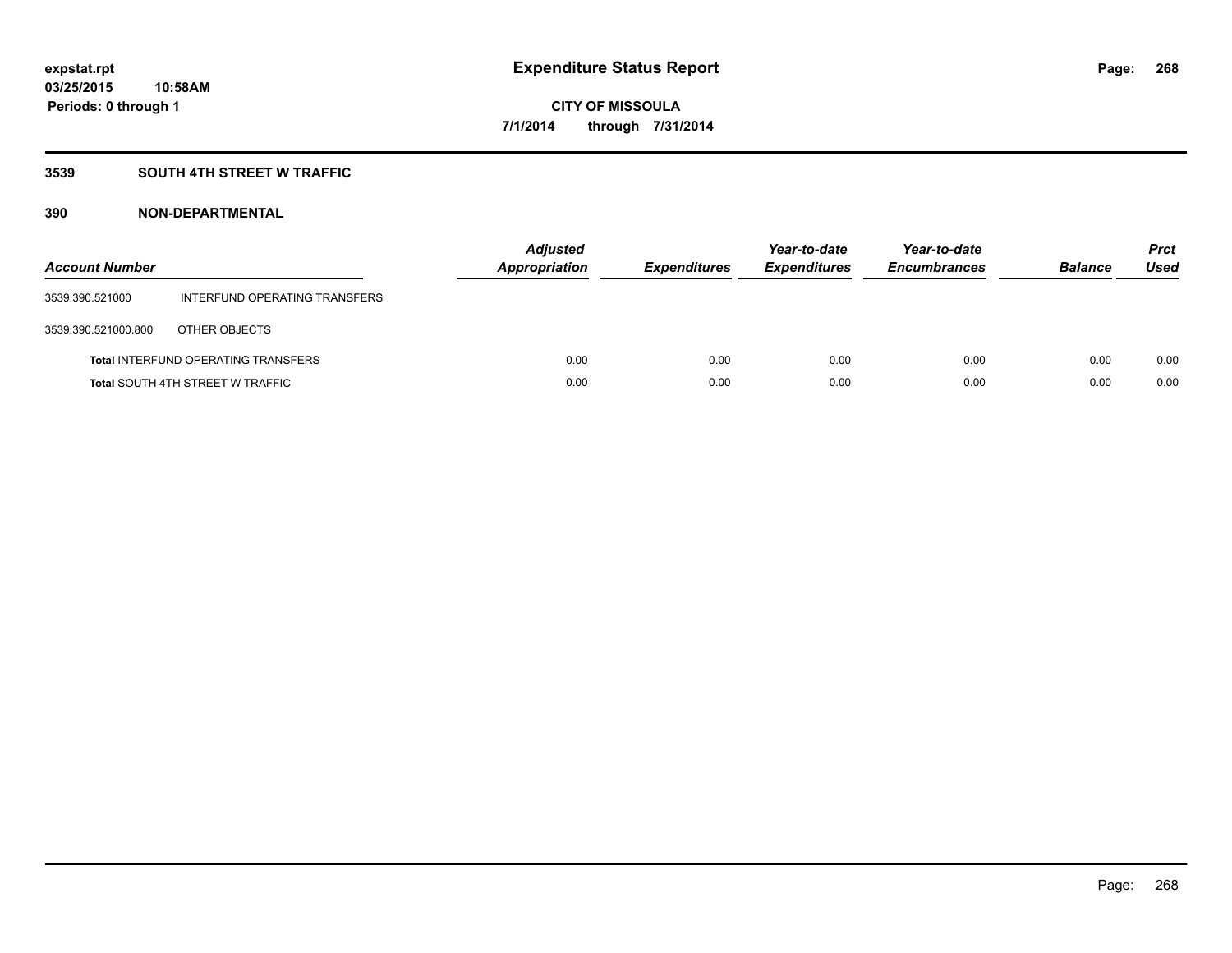# Expenditure Status Report

expstat.rpt
03/25/2015 10:58AM
Periods: 0 through 1

**CITY OF MISSOULA**
**7/1/2014 through 7/31/2014**

## 3539 SOUTH 4TH STREET W TRAFFIC

### 390 NON-DEPARTMENTAL

| Account Number | | Adjusted Appropriation | Expenditures | Year-to-date Expenditures | Year-to-date Encumbrances | Balance | Prct Used |
|---|---|---|---|---|---|---|---|
| 3539.390.521000 | INTERFUND OPERATING TRANSFERS | | | | | | |
| 3539.390.521000.800 | OTHER OBJECTS | | | | | | |
| **Total** INTERFUND OPERATING TRANSFERS | | 0.00 | 0.00 | 0.00 | 0.00 | 0.00 | 0.00 |
| **Total** SOUTH 4TH STREET W TRAFFIC | | 0.00 | 0.00 | 0.00 | 0.00 | 0.00 | 0.00 |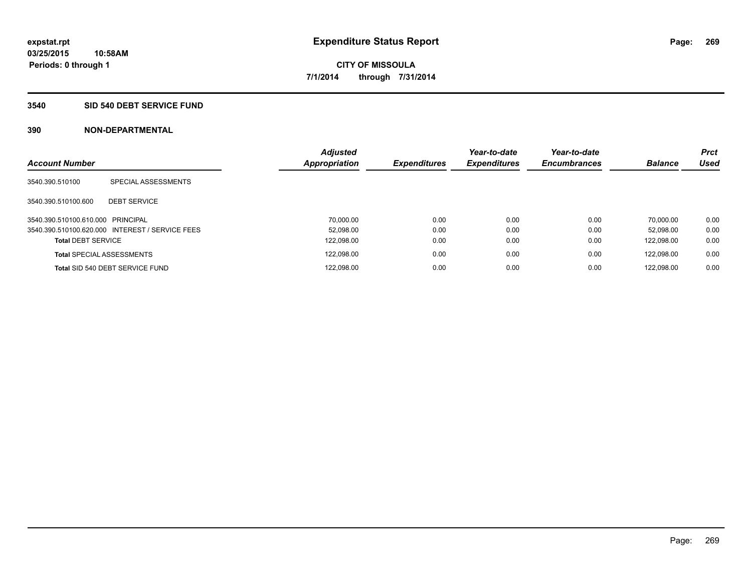**expstat.rpt**
**03/25/2015 10:58AM**
**Periods: 0 through 1**

# Expenditure Status Report

**CITY OF MISSOULA**
**7/1/2014 through 7/31/2014**

## 3540 SID 540 DEBT SERVICE FUND

## 390 NON-DEPARTMENTAL

| Account Number | | Adjusted Appropriation | Expenditures | Year-to-date Expenditures | Year-to-date Encumbrances | Balance | Prct Used |
|---|---|---|---|---|---|---|---|
| 3540.390.510100 | SPECIAL ASSESSMENTS | | | | | | |
| 3540.390.510100.600 | DEBT SERVICE | | | | | | |
| 3540.390.510100.610.000 | PRINCIPAL | 70,000.00 | 0.00 | 0.00 | 0.00 | 70,000.00 | 0.00 |
| 3540.390.510100.620.000 | INTEREST / SERVICE FEES | 52,098.00 | 0.00 | 0.00 | 0.00 | 52,098.00 | 0.00 |
| **Total** DEBT SERVICE | | 122,098.00 | 0.00 | 0.00 | 0.00 | 122,098.00 | 0.00 |
| **Total** SPECIAL ASSESSMENTS | | 122,098.00 | 0.00 | 0.00 | 0.00 | 122,098.00 | 0.00 |
| **Total** SID 540 DEBT SERVICE FUND | | 122,098.00 | 0.00 | 0.00 | 0.00 | 122,098.00 | 0.00 |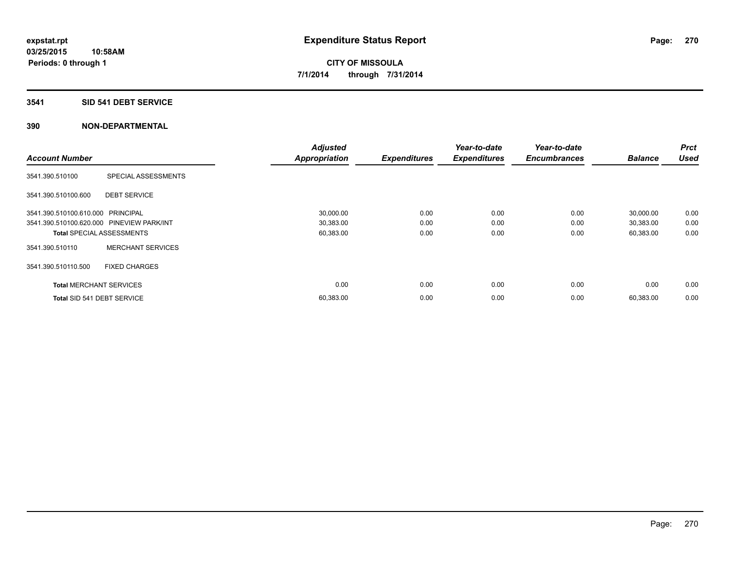# Expenditure Status Report

expstat.rpt
03/25/2015 10:58AM
Periods: 0 through 1

**CITY OF MISSOULA**
**7/1/2014 through 7/31/2014**

## 3541 SID 541 DEBT SERVICE

## 390 NON-DEPARTMENTAL

| Account Number | | Adjusted Appropriation | Expenditures | Year-to-date Expenditures | Year-to-date Encumbrances | Balance | Prct Used |
|---|---|---|---|---|---|---|---|
| 3541.390.510100 | SPECIAL ASSESSMENTS | | | | | | |
| 3541.390.510100.600 | DEBT SERVICE | | | | | | |
| 3541.390.510100.610.000 | PRINCIPAL | 30,000.00 | 0.00 | 0.00 | 0.00 | 30,000.00 | 0.00 |
| 3541.390.510100.620.000 | PINEVIEW PARK/INT | 30,383.00 | 0.00 | 0.00 | 0.00 | 30,383.00 | 0.00 |
| **Total** SPECIAL ASSESSMENTS | | 60,383.00 | 0.00 | 0.00 | 0.00 | 60,383.00 | 0.00 |
| 3541.390.510110 | MERCHANT SERVICES | | | | | | |
| 3541.390.510110.500 | FIXED CHARGES | | | | | | |
| **Total** MERCHANT SERVICES | | 0.00 | 0.00 | 0.00 | 0.00 | 0.00 | 0.00 |
| **Total** SID 541 DEBT SERVICE | | 60,383.00 | 0.00 | 0.00 | 0.00 | 60,383.00 | 0.00 |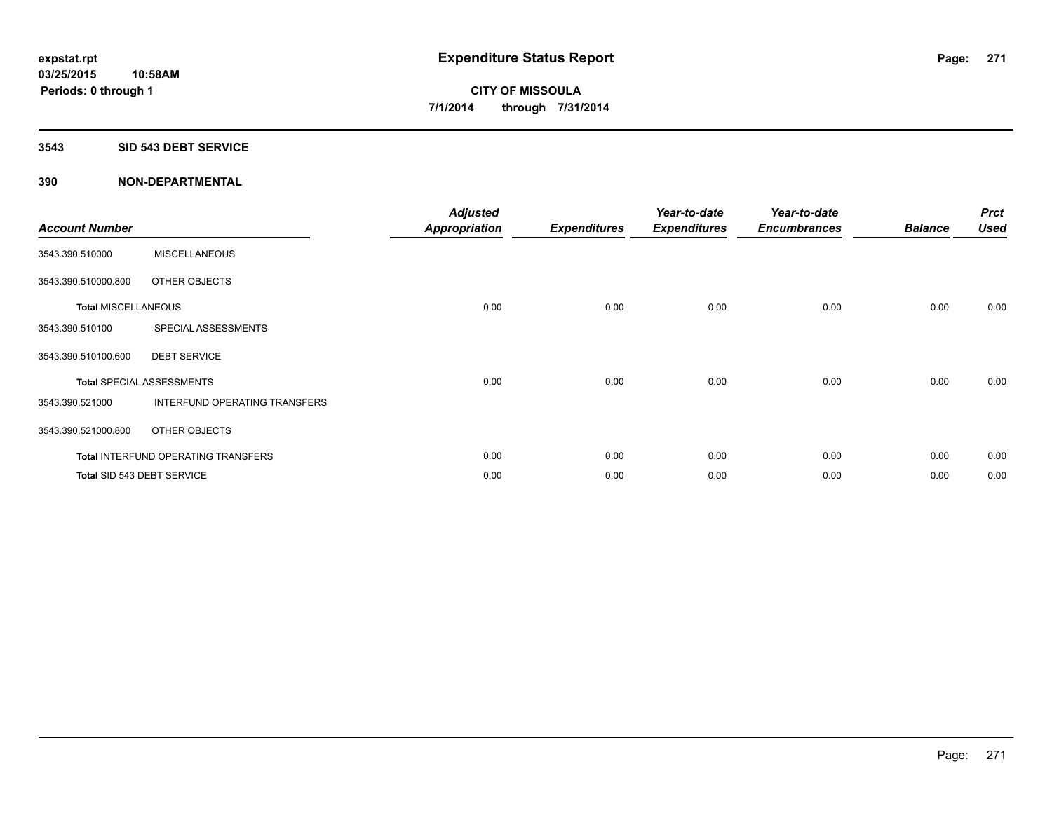expstat.rpt
03/25/2015 10:58AM
Periods: 0 through 1

# Expenditure Status Report

**CITY OF MISSOULA**
**7/1/2014 through 7/31/2014**

## 3543 SID 543 DEBT SERVICE

## 390 NON-DEPARTMENTAL

| Account Number | | Adjusted Appropriation | Expenditures | Year-to-date Expenditures | Year-to-date Encumbrances | Balance | Prct Used |
|---|---|---|---|---|---|---|---|
| 3543.390.510000 | MISCELLANEOUS | | | | | | |
| 3543.390.510000.800 | OTHER OBJECTS | | | | | | |
| Total MISCELLANEOUS | | 0.00 | 0.00 | 0.00 | 0.00 | 0.00 | 0.00 |
| 3543.390.510100 | SPECIAL ASSESSMENTS | | | | | | |
| 3543.390.510100.600 | DEBT SERVICE | | | | | | |
| Total SPECIAL ASSESSMENTS | | 0.00 | 0.00 | 0.00 | 0.00 | 0.00 | 0.00 |
| 3543.390.521000 | INTERFUND OPERATING TRANSFERS | | | | | | |
| 3543.390.521000.800 | OTHER OBJECTS | | | | | | |
| Total INTERFUND OPERATING TRANSFERS | | 0.00 | 0.00 | 0.00 | 0.00 | 0.00 | 0.00 |
| Total SID 543 DEBT SERVICE | | 0.00 | 0.00 | 0.00 | 0.00 | 0.00 | 0.00 |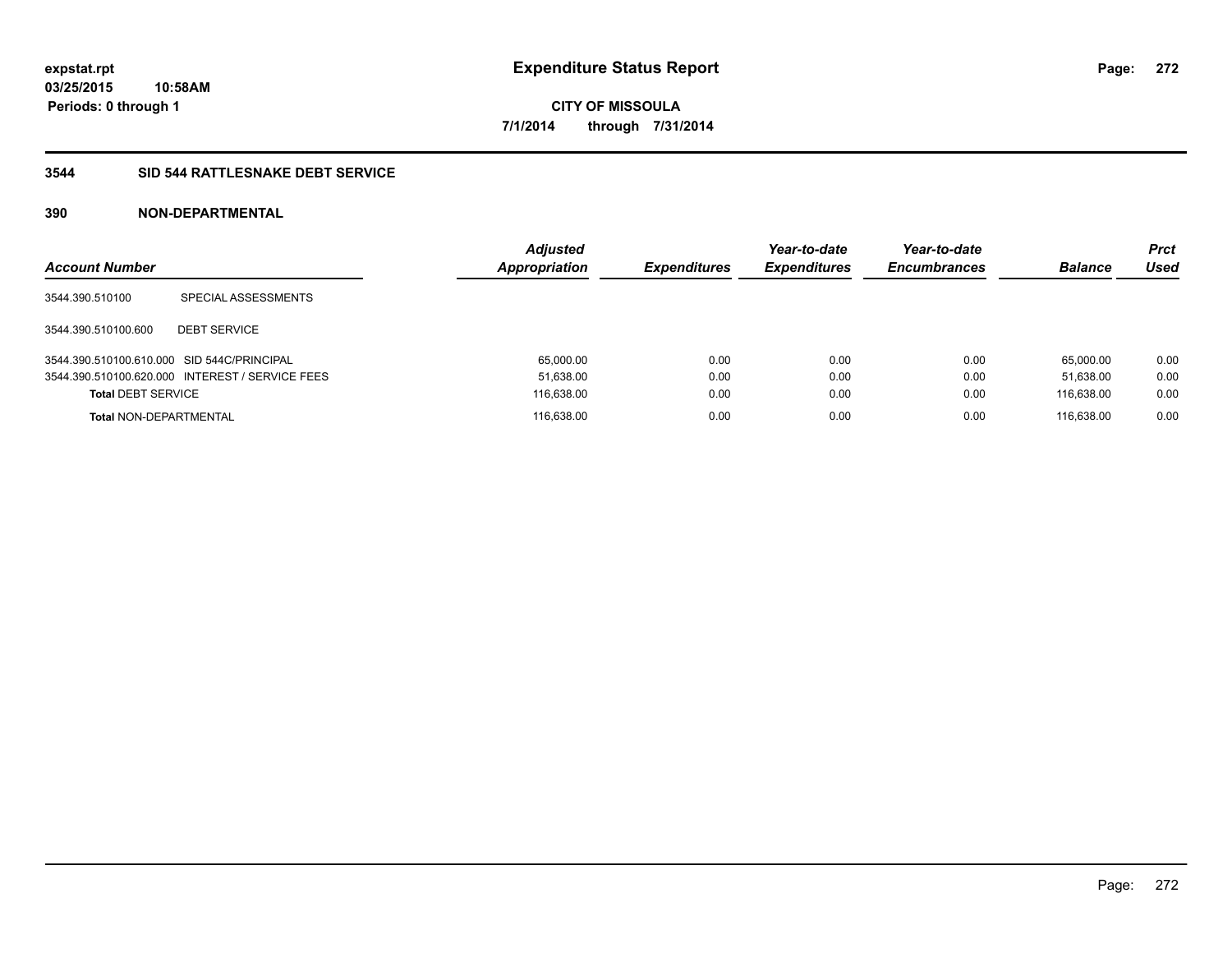expstat.rpt
03/25/2015 10:58AM
Periods: 0 through 1

# Expenditure Status Report

CITY OF MISSOULA
7/1/2014 through 7/31/2014

## 3544 SID 544 RATTLESNAKE DEBT SERVICE

### 390 NON-DEPARTMENTAL

| Account Number | | *Adjusted Appropriation* | *Expenditures* | *Year-to-date Expenditures* | *Year-to-date Encumbrances* | *Balance* | *Prct Used* |
|---|---|---|---|---|---|---|---|
| 3544.390.510100 | SPECIAL ASSESSMENTS | | | | | | |
| 3544.390.510100.600 | DEBT SERVICE | | | | | | |
| 3544.390.510100.610.000 | SID 544C/PRINCIPAL | 65,000.00 | 0.00 | 0.00 | 0.00 | 65,000.00 | 0.00 |
| 3544.390.510100.620.000 | INTEREST / SERVICE FEES | 51,638.00 | 0.00 | 0.00 | 0.00 | 51,638.00 | 0.00 |
| **Total** DEBT SERVICE | | 116,638.00 | 0.00 | 0.00 | 0.00 | 116,638.00 | 0.00 |
| **Total** NON-DEPARTMENTAL | | 116,638.00 | 0.00 | 0.00 | 0.00 | 116,638.00 | 0.00 |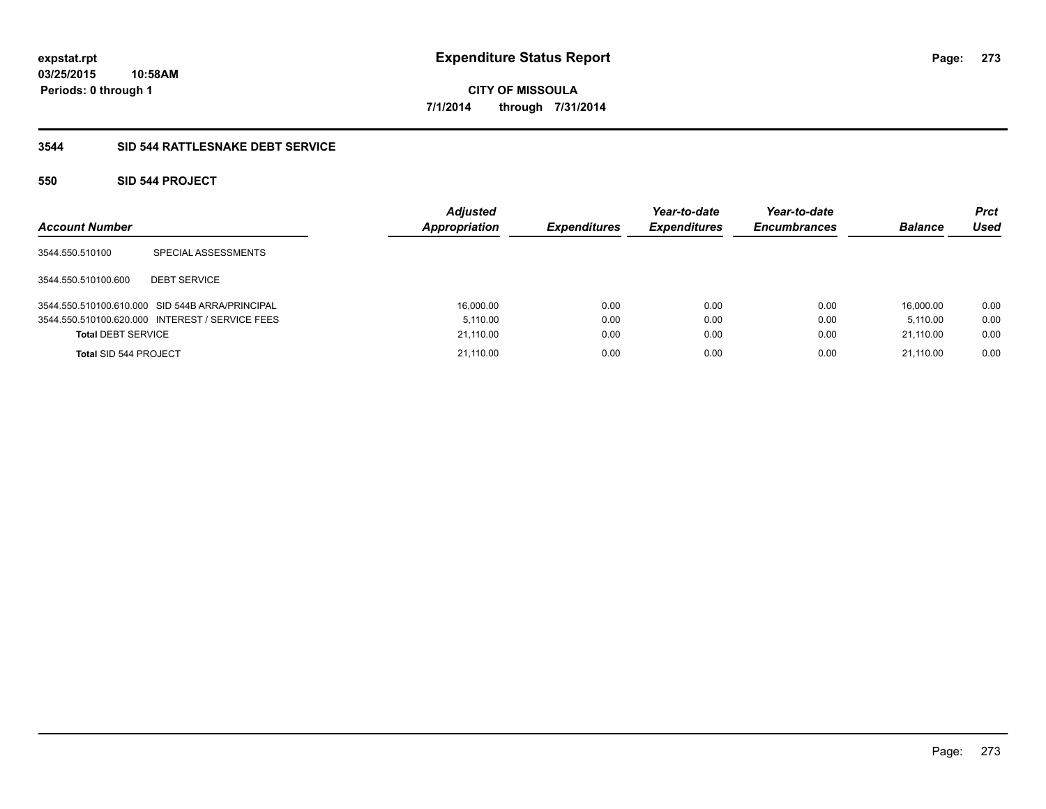# Expenditure Status Report

**CITY OF MISSOULA**

**7/1/2014 through 7/31/2014**

expstat.rpt
03/25/2015 10:58AM
Periods: 0 through 1

## 3544 SID 544 RATTLESNAKE DEBT SERVICE

### 550 SID 544 PROJECT

| Account Number | | Adjusted Appropriation | Expenditures | Year-to-date Expenditures | Year-to-date Encumbrances | Balance | Prct Used |
|---|---|---|---|---|---|---|---|
| 3544.550.510100 | SPECIAL ASSESSMENTS | | | | | | |
| 3544.550.510100.600 | DEBT SERVICE | | | | | | |
| 3544.550.510100.610.000 | SID 544B ARRA/PRINCIPAL | 16,000.00 | 0.00 | 0.00 | 0.00 | 16,000.00 | 0.00 |
| 3544.550.510100.620.000 | INTEREST / SERVICE FEES | 5,110.00 | 0.00 | 0.00 | 0.00 | 5,110.00 | 0.00 |
| **Total** DEBT SERVICE | | 21,110.00 | 0.00 | 0.00 | 0.00 | 21,110.00 | 0.00 |
| **Total** SID 544 PROJECT | | 21,110.00 | 0.00 | 0.00 | 0.00 | 21,110.00 | 0.00 |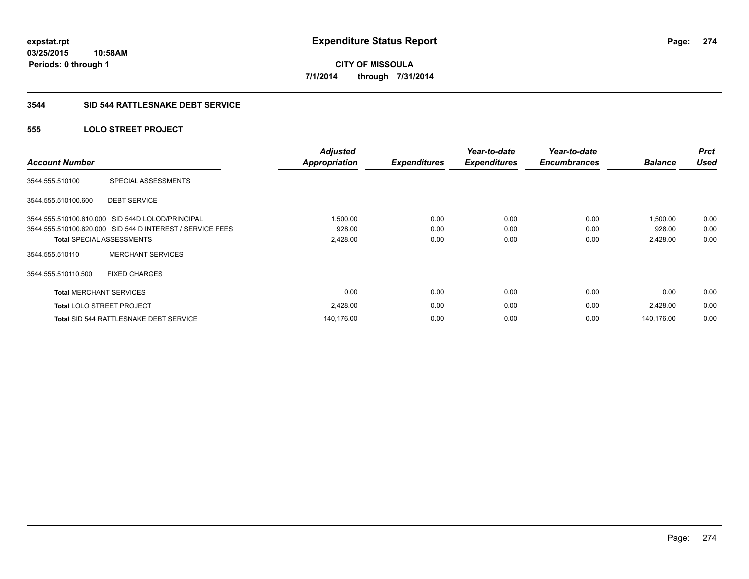expstat.rpt
03/25/2015 10:58AM
Periods: 0 through 1

# Expenditure Status Report

CITY OF MISSOULA
7/1/2014 through 7/31/2014

## 3544 SID 544 RATTLESNAKE DEBT SERVICE

### 555 LOLO STREET PROJECT

| Account Number | | Adjusted Appropriation | Expenditures | Year-to-date Expenditures | Year-to-date Encumbrances | Balance | Prct Used |
|---|---|---|---|---|---|---|---|
| 3544.555.510100 | SPECIAL ASSESSMENTS | | | | | | |
| 3544.555.510100.600 | DEBT SERVICE | | | | | | |
| 3544.555.510100.610.000 | SID 544D LOLOD/PRINCIPAL | 1,500.00 | 0.00 | 0.00 | 0.00 | 1,500.00 | 0.00 |
| 3544.555.510100.620.000 | SID 544 D INTEREST / SERVICE FEES | 928.00 | 0.00 | 0.00 | 0.00 | 928.00 | 0.00 |
| **Total** SPECIAL ASSESSMENTS | | 2,428.00 | 0.00 | 0.00 | 0.00 | 2,428.00 | 0.00 |
| 3544.555.510110 | MERCHANT SERVICES | | | | | | |
| 3544.555.510110.500 | FIXED CHARGES | | | | | | |
| **Total** MERCHANT SERVICES | | 0.00 | 0.00 | 0.00 | 0.00 | 0.00 | 0.00 |
| **Total** LOLO STREET PROJECT | | 2,428.00 | 0.00 | 0.00 | 0.00 | 2,428.00 | 0.00 |
| **Total** SID 544 RATTLESNAKE DEBT SERVICE | | 140,176.00 | 0.00 | 0.00 | 0.00 | 140,176.00 | 0.00 |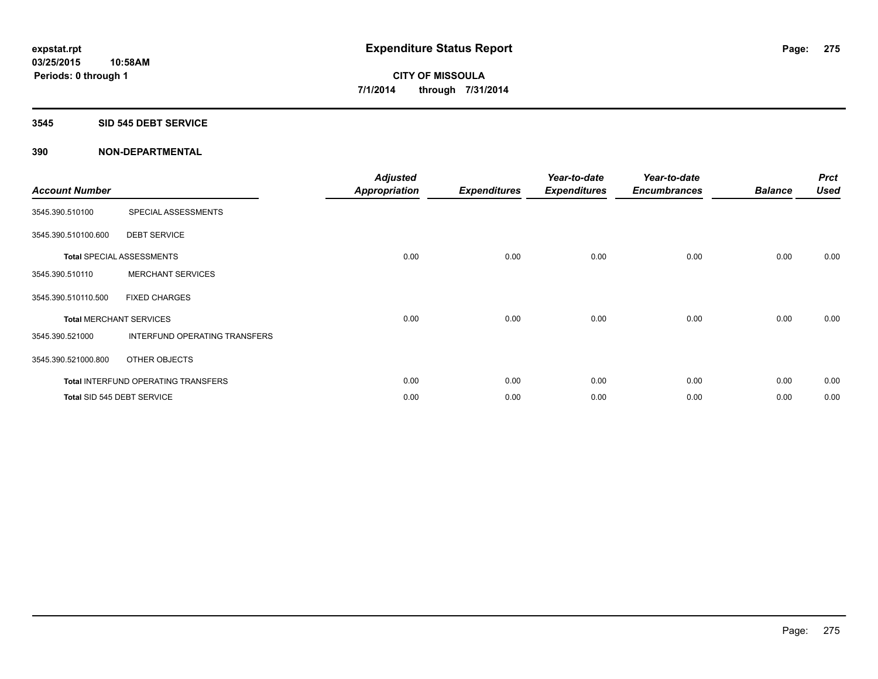expstat.rpt
03/25/2015 10:58AM
Periods: 0 through 1

# Expenditure Status Report

CITY OF MISSOULA
7/1/2014 through 7/31/2014

## 3545 SID 545 DEBT SERVICE

## 390 NON-DEPARTMENTAL

| Account Number | | Adjusted Appropriation | Expenditures | Year-to-date Expenditures | Year-to-date Encumbrances | Balance | Prct Used |
|---|---|---|---|---|---|---|---|
| 3545.390.510100 | SPECIAL ASSESSMENTS | | | | | | |
| 3545.390.510100.600 | DEBT SERVICE | | | | | | |
| **Total** SPECIAL ASSESSMENTS | | 0.00 | 0.00 | 0.00 | 0.00 | 0.00 | 0.00 |
| 3545.390.510110 | MERCHANT SERVICES | | | | | | |
| 3545.390.510110.500 | FIXED CHARGES | | | | | | |
| **Total** MERCHANT SERVICES | | 0.00 | 0.00 | 0.00 | 0.00 | 0.00 | 0.00 |
| 3545.390.521000 | INTERFUND OPERATING TRANSFERS | | | | | | |
| 3545.390.521000.800 | OTHER OBJECTS | | | | | | |
| **Total** INTERFUND OPERATING TRANSFERS | | 0.00 | 0.00 | 0.00 | 0.00 | 0.00 | 0.00 |
| **Total** SID 545 DEBT SERVICE | | 0.00 | 0.00 | 0.00 | 0.00 | 0.00 | 0.00 |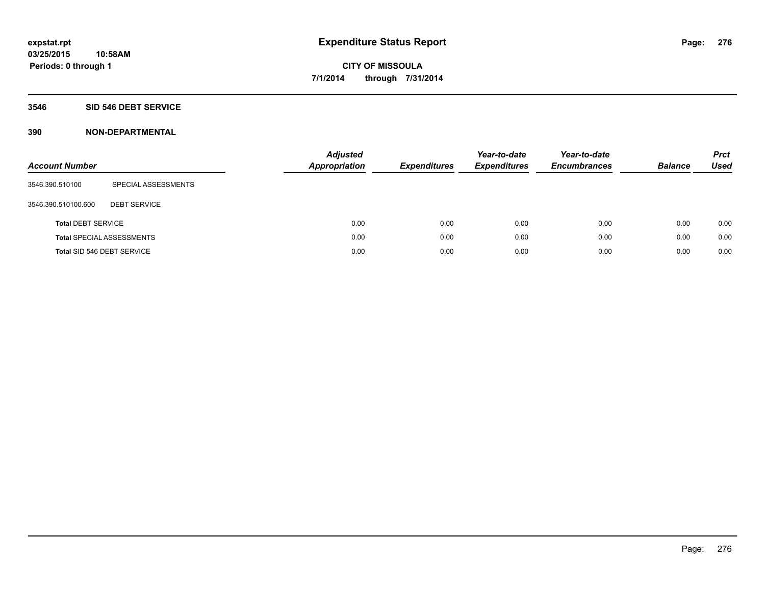expstat.rpt
03/25/2015 10:58AM
Periods: 0 through 1

# Expenditure Status Report

**CITY OF MISSOULA**
**7/1/2014 through 7/31/2014**

## 3546 SID 546 DEBT SERVICE

### 390 NON-DEPARTMENTAL

| Account Number | | Adjusted Appropriation | Expenditures | Year-to-date Expenditures | Year-to-date Encumbrances | Balance | Prct Used |
|---|---|---|---|---|---|---|---|
| 3546.390.510100 | SPECIAL ASSESSMENTS | | | | | | |
| 3546.390.510100.600 | DEBT SERVICE | | | | | | |
| **Total** DEBT SERVICE | | 0.00 | 0.00 | 0.00 | 0.00 | 0.00 | 0.00 |
| **Total** SPECIAL ASSESSMENTS | | 0.00 | 0.00 | 0.00 | 0.00 | 0.00 | 0.00 |
| **Total** SID 546 DEBT SERVICE | | 0.00 | 0.00 | 0.00 | 0.00 | 0.00 | 0.00 |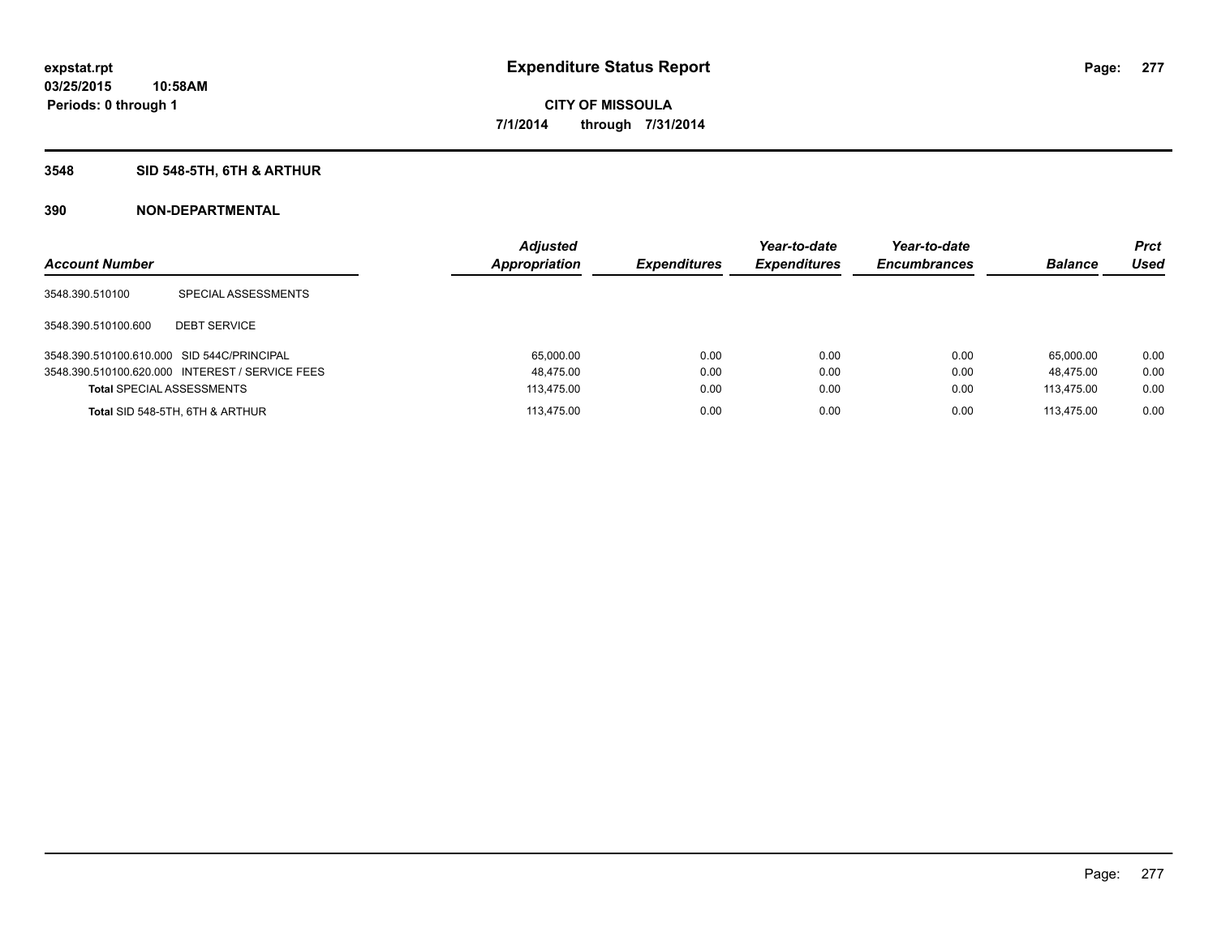**expstat.rpt**
**03/25/2015 10:58AM**
**Periods: 0 through 1**

# Expenditure Status Report

**CITY OF MISSOULA**
**7/1/2014 through 7/31/2014**

## 3548 SID 548-5TH, 6TH & ARTHUR

## 390 NON-DEPARTMENTAL

| Account Number | | Adjusted Appropriation | Expenditures | Year-to-date Expenditures | Year-to-date Encumbrances | Balance | Prct Used |
|---|---|---|---|---|---|---|---|
| 3548.390.510100 | SPECIAL ASSESSMENTS | | | | | | |
| 3548.390.510100.600 | DEBT SERVICE | | | | | | |
| 3548.390.510100.610.000 | SID 544C/PRINCIPAL | 65,000.00 | 0.00 | 0.00 | 0.00 | 65,000.00 | 0.00 |
| 3548.390.510100.620.000 | INTEREST / SERVICE FEES | 48,475.00 | 0.00 | 0.00 | 0.00 | 48,475.00 | 0.00 |
| **Total** SPECIAL ASSESSMENTS | | 113,475.00 | 0.00 | 0.00 | 0.00 | 113,475.00 | 0.00 |
| **Total** SID 548-5TH, 6TH & ARTHUR | | 113,475.00 | 0.00 | 0.00 | 0.00 | 113,475.00 | 0.00 |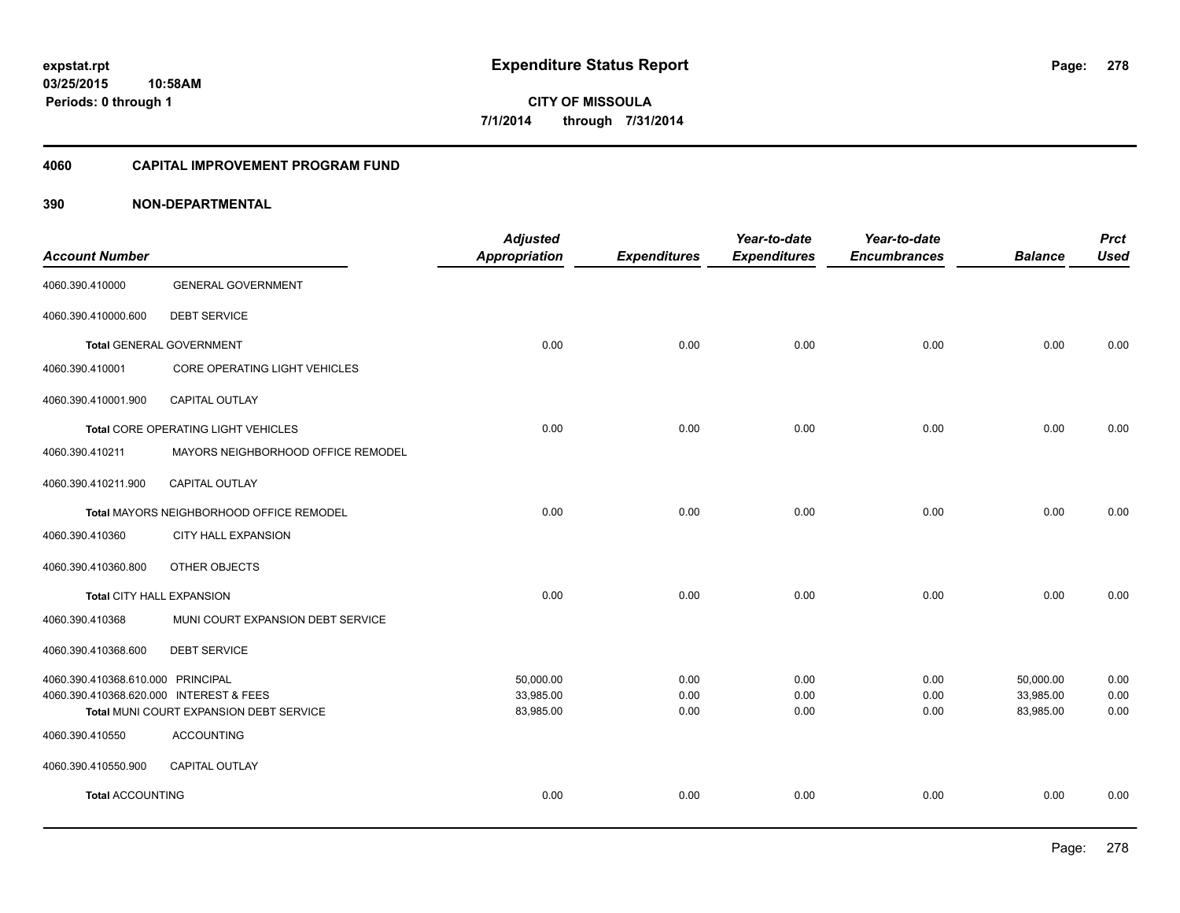**expstat.rpt**
**03/25/2015 10:58AM**
**Periods: 0 through 1**

# Expenditure Status Report

**CITY OF MISSOULA**
**7/1/2014 through 7/31/2014**

## 4060 CAPITAL IMPROVEMENT PROGRAM FUND

## 390 NON-DEPARTMENTAL

| Account Number | | Adjusted Appropriation | Expenditures | Year-to-date Expenditures | Year-to-date Encumbrances | Balance | Prct Used |
|---|---|---|---|---|---|---|---|
| 4060.390.410000 | GENERAL GOVERNMENT | | | | | | |
| 4060.390.410000.600 | DEBT SERVICE | | | | | | |
| **Total** GENERAL GOVERNMENT | | 0.00 | 0.00 | 0.00 | 0.00 | 0.00 | 0.00 |
| 4060.390.410001 | CORE OPERATING LIGHT VEHICLES | | | | | | |
| 4060.390.410001.900 | CAPITAL OUTLAY | | | | | | |
| **Total** CORE OPERATING LIGHT VEHICLES | | 0.00 | 0.00 | 0.00 | 0.00 | 0.00 | 0.00 |
| 4060.390.410211 | MAYORS NEIGHBORHOOD OFFICE REMODEL | | | | | | |
| 4060.390.410211.900 | CAPITAL OUTLAY | | | | | | |
| **Total** MAYORS NEIGHBORHOOD OFFICE REMODEL | | 0.00 | 0.00 | 0.00 | 0.00 | 0.00 | 0.00 |
| 4060.390.410360 | CITY HALL EXPANSION | | | | | | |
| 4060.390.410360.800 | OTHER OBJECTS | | | | | | |
| **Total** CITY HALL EXPANSION | | 0.00 | 0.00 | 0.00 | 0.00 | 0.00 | 0.00 |
| 4060.390.410368 | MUNI COURT EXPANSION DEBT SERVICE | | | | | | |
| 4060.390.410368.600 | DEBT SERVICE | | | | | | |
| 4060.390.410368.610.000 | PRINCIPAL | 50,000.00 | 0.00 | 0.00 | 0.00 | 50,000.00 | 0.00 |
| 4060.390.410368.620.000 | INTEREST & FEES | 33,985.00 | 0.00 | 0.00 | 0.00 | 33,985.00 | 0.00 |
| **Total** MUNI COURT EXPANSION DEBT SERVICE | | 83,985.00 | 0.00 | 0.00 | 0.00 | 83,985.00 | 0.00 |
| 4060.390.410550 | ACCOUNTING | | | | | | |
| 4060.390.410550.900 | CAPITAL OUTLAY | | | | | | |
| **Total** ACCOUNTING | | 0.00 | 0.00 | 0.00 | 0.00 | 0.00 | 0.00 |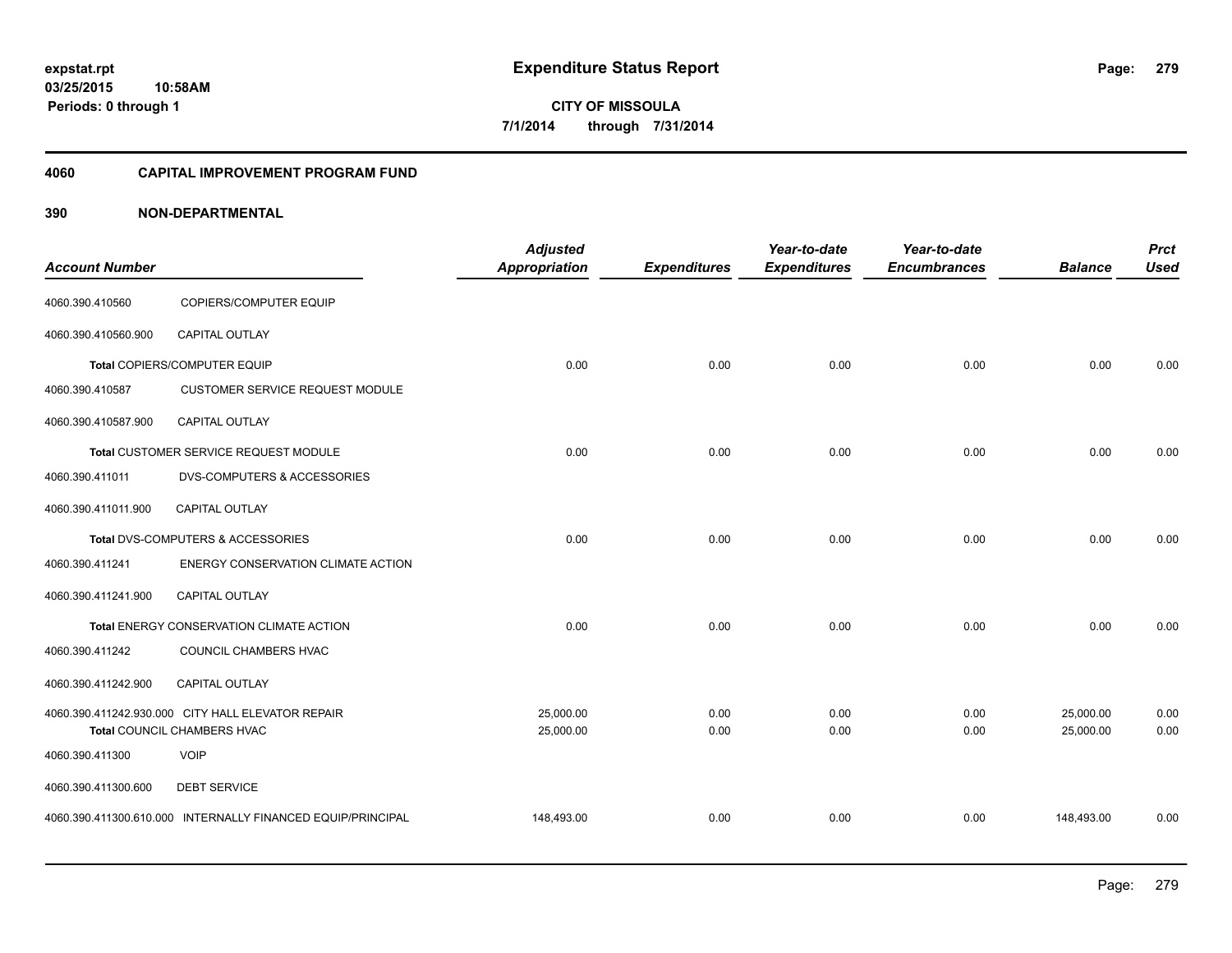expstat.rpt
03/25/2015 10:58AM
Periods: 0 through 1

# Expenditure Status Report

**CITY OF MISSOULA**
**7/1/2014 through 7/31/2014**

## 4060 CAPITAL IMPROVEMENT PROGRAM FUND

## 390 NON-DEPARTMENTAL

| Account Number | | Adjusted Appropriation | Expenditures | Year-to-date Expenditures | Year-to-date Encumbrances | Balance | Prct Used |
|---|---|---|---|---|---|---|---|
| 4060.390.410560 | COPIERS/COMPUTER EQUIP | | | | | | |
| 4060.390.410560.900 | CAPITAL OUTLAY | | | | | | |
| | **Total** COPIERS/COMPUTER EQUIP | 0.00 | 0.00 | 0.00 | 0.00 | 0.00 | 0.00 |
| 4060.390.410587 | CUSTOMER SERVICE REQUEST MODULE | | | | | | |
| 4060.390.410587.900 | CAPITAL OUTLAY | | | | | | |
| | **Total** CUSTOMER SERVICE REQUEST MODULE | 0.00 | 0.00 | 0.00 | 0.00 | 0.00 | 0.00 |
| 4060.390.411011 | DVS-COMPUTERS & ACCESSORIES | | | | | | |
| 4060.390.411011.900 | CAPITAL OUTLAY | | | | | | |
| | **Total** DVS-COMPUTERS & ACCESSORIES | 0.00 | 0.00 | 0.00 | 0.00 | 0.00 | 0.00 |
| 4060.390.411241 | ENERGY CONSERVATION CLIMATE ACTION | | | | | | |
| 4060.390.411241.900 | CAPITAL OUTLAY | | | | | | |
| | **Total** ENERGY CONSERVATION CLIMATE ACTION | 0.00 | 0.00 | 0.00 | 0.00 | 0.00 | 0.00 |
| 4060.390.411242 | COUNCIL CHAMBERS HVAC | | | | | | |
| 4060.390.411242.900 | CAPITAL OUTLAY | | | | | | |
| 4060.390.411242.930.000 | CITY HALL ELEVATOR REPAIR | 25,000.00 | 0.00 | 0.00 | 0.00 | 25,000.00 | 0.00 |
| | **Total** COUNCIL CHAMBERS HVAC | 25,000.00 | 0.00 | 0.00 | 0.00 | 25,000.00 | 0.00 |
| 4060.390.411300 | VOIP | | | | | | |
| 4060.390.411300.600 | DEBT SERVICE | | | | | | |
| 4060.390.411300.610.000 | INTERNALLY FINANCED EQUIP/PRINCIPAL | 148,493.00 | 0.00 | 0.00 | 0.00 | 148,493.00 | 0.00 |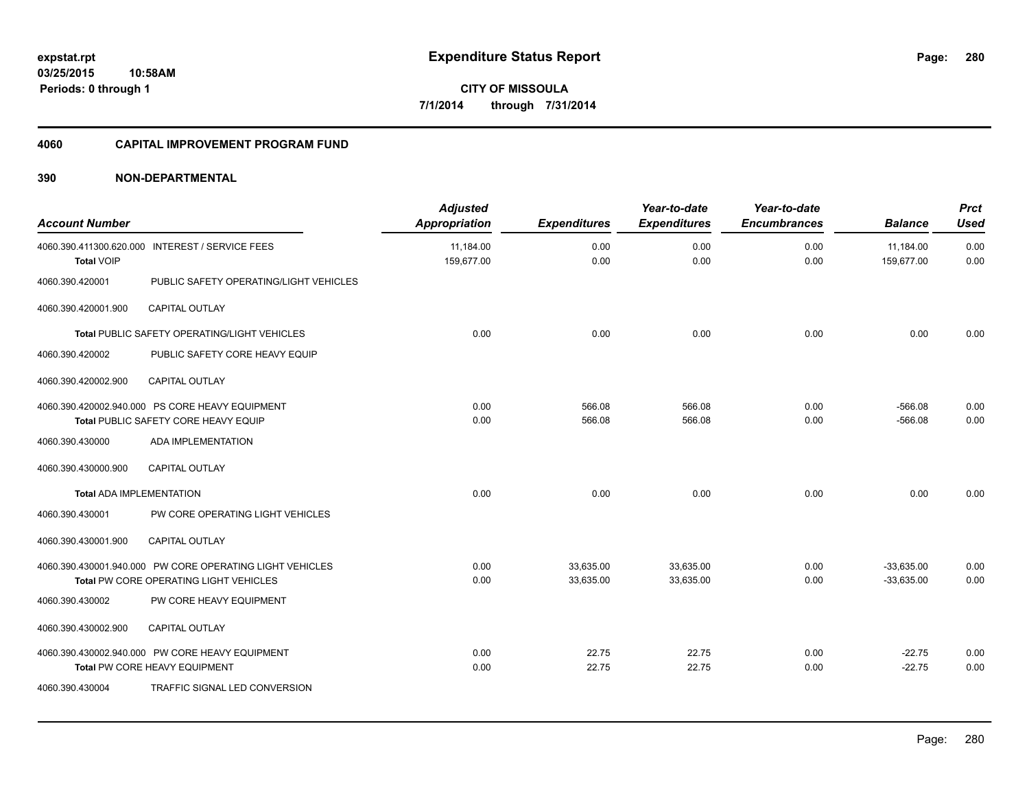**expstat.rpt**
**03/25/2015 10:58AM**
**Periods: 0 through 1**

# Expenditure Status Report

**CITY OF MISSOULA**
**7/1/2014 through 7/31/2014**

## 4060 CAPITAL IMPROVEMENT PROGRAM FUND

### 390 NON-DEPARTMENTAL

| Account Number | | Adjusted Appropriation | Expenditures | Year-to-date Expenditures | Year-to-date Encumbrances | Balance | Prct Used |
|---|---|---|---|---|---|---|---|
| 4060.390.411300.620.000 | INTEREST / SERVICE FEES | 11,184.00 | 0.00 | 0.00 | 0.00 | 11,184.00 | 0.00 |
| **Total** VOIP | | 159,677.00 | 0.00 | 0.00 | 0.00 | 159,677.00 | 0.00 |
| 4060.390.420001 | PUBLIC SAFETY OPERATING/LIGHT VEHICLES | | | | | | |
| 4060.390.420001.900 | CAPITAL OUTLAY | | | | | | |
| **Total** PUBLIC SAFETY OPERATING/LIGHT VEHICLES | | 0.00 | 0.00 | 0.00 | 0.00 | 0.00 | 0.00 |
| 4060.390.420002 | PUBLIC SAFETY CORE HEAVY EQUIP | | | | | | |
| 4060.390.420002.900 | CAPITAL OUTLAY | | | | | | |
| 4060.390.420002.940.000 | PS CORE HEAVY EQUIPMENT | 0.00 | 566.08 | 566.08 | 0.00 | -566.08 | 0.00 |
| **Total** PUBLIC SAFETY CORE HEAVY EQUIP | | 0.00 | 566.08 | 566.08 | 0.00 | -566.08 | 0.00 |
| 4060.390.430000 | ADA IMPLEMENTATION | | | | | | |
| 4060.390.430000.900 | CAPITAL OUTLAY | | | | | | |
| **Total** ADA IMPLEMENTATION | | 0.00 | 0.00 | 0.00 | 0.00 | 0.00 | 0.00 |
| 4060.390.430001 | PW CORE OPERATING LIGHT VEHICLES | | | | | | |
| 4060.390.430001.900 | CAPITAL OUTLAY | | | | | | |
| 4060.390.430001.940.000 | PW CORE OPERATING LIGHT VEHICLES | 0.00 | 33,635.00 | 33,635.00 | 0.00 | -33,635.00 | 0.00 |
| **Total** PW CORE OPERATING LIGHT VEHICLES | | 0.00 | 33,635.00 | 33,635.00 | 0.00 | -33,635.00 | 0.00 |
| 4060.390.430002 | PW CORE HEAVY EQUIPMENT | | | | | | |
| 4060.390.430002.900 | CAPITAL OUTLAY | | | | | | |
| 4060.390.430002.940.000 | PW CORE HEAVY EQUIPMENT | 0.00 | 22.75 | 22.75 | 0.00 | -22.75 | 0.00 |
| **Total** PW CORE HEAVY EQUIPMENT | | 0.00 | 22.75 | 22.75 | 0.00 | -22.75 | 0.00 |
| 4060.390.430004 | TRAFFIC SIGNAL LED CONVERSION | | | | | | |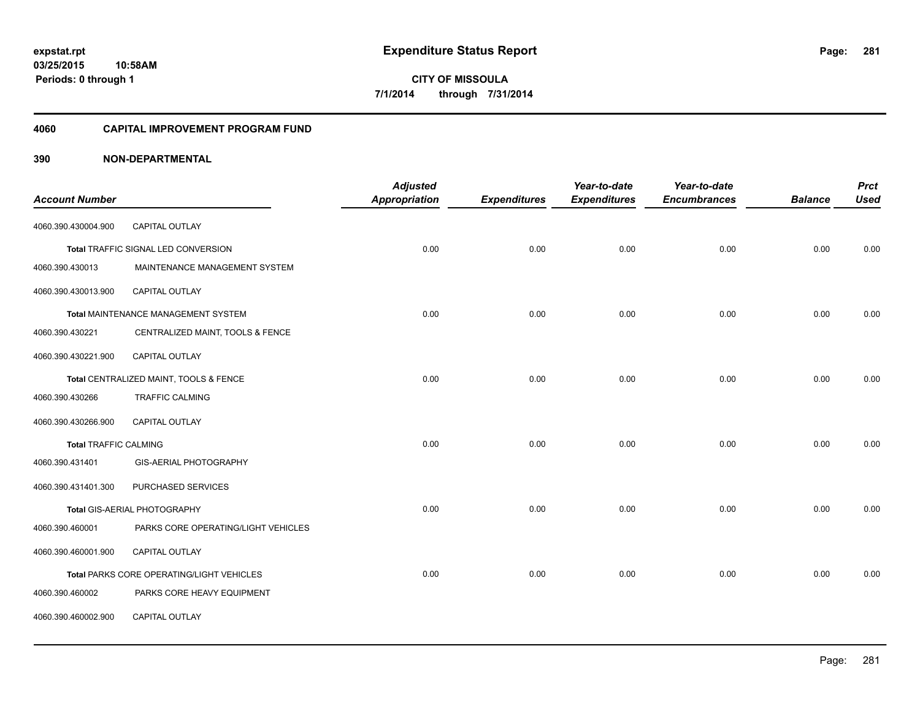**expstat.rpt**
**03/25/2015 10:58AM**
**Periods: 0 through 1**

# Expenditure Status Report

**CITY OF MISSOULA**
**7/1/2014 through 7/31/2014**

## 4060 CAPITAL IMPROVEMENT PROGRAM FUND

## 390 NON-DEPARTMENTAL

| Account Number | | Adjusted Appropriation | Expenditures | Year-to-date Expenditures | Year-to-date Encumbrances | Balance | Prct Used |
|---|---|---|---|---|---|---|---|
| 4060.390.430004.900 | CAPITAL OUTLAY | | | | | | |
| **Total** TRAFFIC SIGNAL LED CONVERSION | | 0.00 | 0.00 | 0.00 | 0.00 | 0.00 | 0.00 |
| 4060.390.430013 | MAINTENANCE MANAGEMENT SYSTEM | | | | | | |
| 4060.390.430013.900 | CAPITAL OUTLAY | | | | | | |
| **Total** MAINTENANCE MANAGEMENT SYSTEM | | 0.00 | 0.00 | 0.00 | 0.00 | 0.00 | 0.00 |
| 4060.390.430221 | CENTRALIZED MAINT, TOOLS & FENCE | | | | | | |
| 4060.390.430221.900 | CAPITAL OUTLAY | | | | | | |
| **Total** CENTRALIZED MAINT, TOOLS & FENCE | | 0.00 | 0.00 | 0.00 | 0.00 | 0.00 | 0.00 |
| 4060.390.430266 | TRAFFIC CALMING | | | | | | |
| 4060.390.430266.900 | CAPITAL OUTLAY | | | | | | |
| **Total** TRAFFIC CALMING | | 0.00 | 0.00 | 0.00 | 0.00 | 0.00 | 0.00 |
| 4060.390.431401 | GIS-AERIAL PHOTOGRAPHY | | | | | | |
| 4060.390.431401.300 | PURCHASED SERVICES | | | | | | |
| **Total** GIS-AERIAL PHOTOGRAPHY | | 0.00 | 0.00 | 0.00 | 0.00 | 0.00 | 0.00 |
| 4060.390.460001 | PARKS CORE OPERATING/LIGHT VEHICLES | | | | | | |
| 4060.390.460001.900 | CAPITAL OUTLAY | | | | | | |
| **Total** PARKS CORE OPERATING/LIGHT VEHICLES | | 0.00 | 0.00 | 0.00 | 0.00 | 0.00 | 0.00 |
| 4060.390.460002 | PARKS CORE HEAVY EQUIPMENT | | | | | | |
| 4060.390.460002.900 | CAPITAL OUTLAY | | | | | | |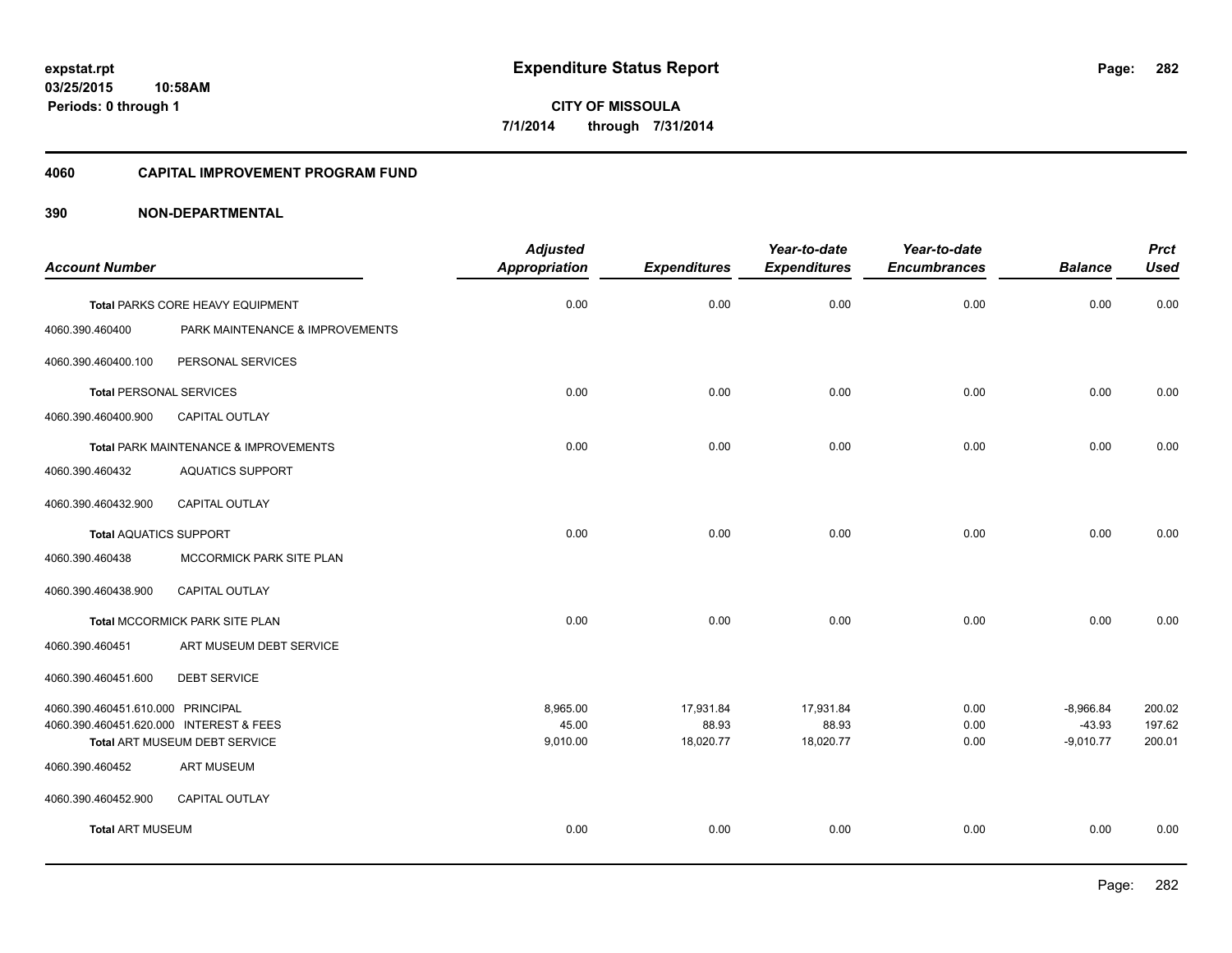# Expenditure Status Report

**CITY OF MISSOULA**

**7/1/2014 through 7/31/2014**

expstat.rpt
03/25/2015 10:58AM
Periods: 0 through 1

## 4060 CAPITAL IMPROVEMENT PROGRAM FUND

## 390 NON-DEPARTMENTAL

| Account Number | | Adjusted Appropriation | Expenditures | Year-to-date Expenditures | Year-to-date Encumbrances | Balance | Prct Used |
|---|---|---|---|---|---|---|---|
| **Total** PARKS CORE HEAVY EQUIPMENT | | 0.00 | 0.00 | 0.00 | 0.00 | 0.00 | 0.00 |
| 4060.390.460400 | PARK MAINTENANCE & IMPROVEMENTS | | | | | | |
| 4060.390.460400.100 | PERSONAL SERVICES | | | | | | |
| **Total** PERSONAL SERVICES | | 0.00 | 0.00 | 0.00 | 0.00 | 0.00 | 0.00 |
| 4060.390.460400.900 | CAPITAL OUTLAY | | | | | | |
| **Total** PARK MAINTENANCE & IMPROVEMENTS | | 0.00 | 0.00 | 0.00 | 0.00 | 0.00 | 0.00 |
| 4060.390.460432 | AQUATICS SUPPORT | | | | | | |
| 4060.390.460432.900 | CAPITAL OUTLAY | | | | | | |
| **Total** AQUATICS SUPPORT | | 0.00 | 0.00 | 0.00 | 0.00 | 0.00 | 0.00 |
| 4060.390.460438 | MCCORMICK PARK SITE PLAN | | | | | | |
| 4060.390.460438.900 | CAPITAL OUTLAY | | | | | | |
| **Total** MCCORMICK PARK SITE PLAN | | 0.00 | 0.00 | 0.00 | 0.00 | 0.00 | 0.00 |
| 4060.390.460451 | ART MUSEUM DEBT SERVICE | | | | | | |
| 4060.390.460451.600 | DEBT SERVICE | | | | | | |
| 4060.390.460451.610.000 | PRINCIPAL | 8,965.00 | 17,931.84 | 17,931.84 | 0.00 | -8,966.84 | 200.02 |
| 4060.390.460451.620.000 | INTEREST & FEES | 45.00 | 88.93 | 88.93 | 0.00 | -43.93 | 197.62 |
| **Total** ART MUSEUM DEBT SERVICE | | 9,010.00 | 18,020.77 | 18,020.77 | 0.00 | -9,010.77 | 200.01 |
| 4060.390.460452 | ART MUSEUM | | | | | | |
| 4060.390.460452.900 | CAPITAL OUTLAY | | | | | | |
| **Total** ART MUSEUM | | 0.00 | 0.00 | 0.00 | 0.00 | 0.00 | 0.00 |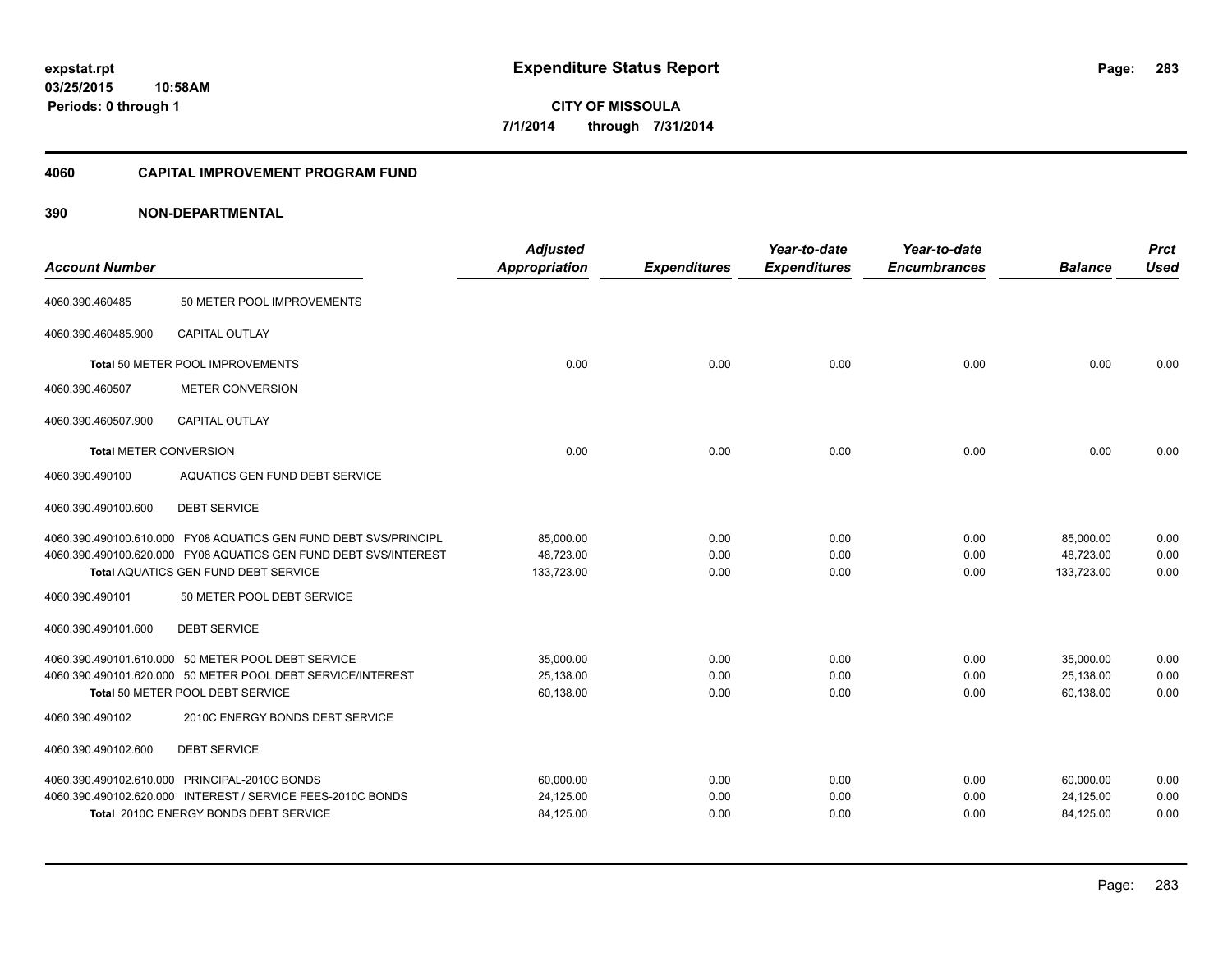**expstat.rpt**
**03/25/2015 10:58AM**
**Periods: 0 through 1**

# Expenditure Status Report

**CITY OF MISSOULA**
**7/1/2014 through 7/31/2014**

## 4060 CAPITAL IMPROVEMENT PROGRAM FUND

## 390 NON-DEPARTMENTAL

| Account Number | | Adjusted Appropriation | Expenditures | Year-to-date Expenditures | Year-to-date Encumbrances | Balance | Prct Used |
|---|---|---|---|---|---|---|---|
| 4060.390.460485 | 50 METER POOL IMPROVEMENTS | | | | | | |
| 4060.390.460485.900 | CAPITAL OUTLAY | | | | | | |
| | **Total** 50 METER POOL IMPROVEMENTS | 0.00 | 0.00 | 0.00 | 0.00 | 0.00 | 0.00 |
| 4060.390.460507 | METER CONVERSION | | | | | | |
| 4060.390.460507.900 | CAPITAL OUTLAY | | | | | | |
| | **Total** METER CONVERSION | 0.00 | 0.00 | 0.00 | 0.00 | 0.00 | 0.00 |
| 4060.390.490100 | AQUATICS GEN FUND DEBT SERVICE | | | | | | |
| 4060.390.490100.600 | DEBT SERVICE | | | | | | |
| 4060.390.490100.610.000 | FY08 AQUATICS GEN FUND DEBT SVS/PRINCIPL | 85,000.00 | 0.00 | 0.00 | 0.00 | 85,000.00 | 0.00 |
| 4060.390.490100.620.000 | FY08 AQUATICS GEN FUND DEBT SVS/INTEREST | 48,723.00 | 0.00 | 0.00 | 0.00 | 48,723.00 | 0.00 |
| | **Total** AQUATICS GEN FUND DEBT SERVICE | 133,723.00 | 0.00 | 0.00 | 0.00 | 133,723.00 | 0.00 |
| 4060.390.490101 | 50 METER POOL DEBT SERVICE | | | | | | |
| 4060.390.490101.600 | DEBT SERVICE | | | | | | |
| 4060.390.490101.610.000 | 50 METER POOL DEBT SERVICE | 35,000.00 | 0.00 | 0.00 | 0.00 | 35,000.00 | 0.00 |
| 4060.390.490101.620.000 | 50 METER POOL DEBT SERVICE/INTEREST | 25,138.00 | 0.00 | 0.00 | 0.00 | 25,138.00 | 0.00 |
| | **Total** 50 METER POOL DEBT SERVICE | 60,138.00 | 0.00 | 0.00 | 0.00 | 60,138.00 | 0.00 |
| 4060.390.490102 | 2010C ENERGY BONDS DEBT SERVICE | | | | | | |
| 4060.390.490102.600 | DEBT SERVICE | | | | | | |
| 4060.390.490102.610.000 | PRINCIPAL-2010C BONDS | 60,000.00 | 0.00 | 0.00 | 0.00 | 60,000.00 | 0.00 |
| 4060.390.490102.620.000 | INTEREST / SERVICE FEES-2010C BONDS | 24,125.00 | 0.00 | 0.00 | 0.00 | 24,125.00 | 0.00 |
| | **Total** 2010C ENERGY BONDS DEBT SERVICE | 84,125.00 | 0.00 | 0.00 | 0.00 | 84,125.00 | 0.00 |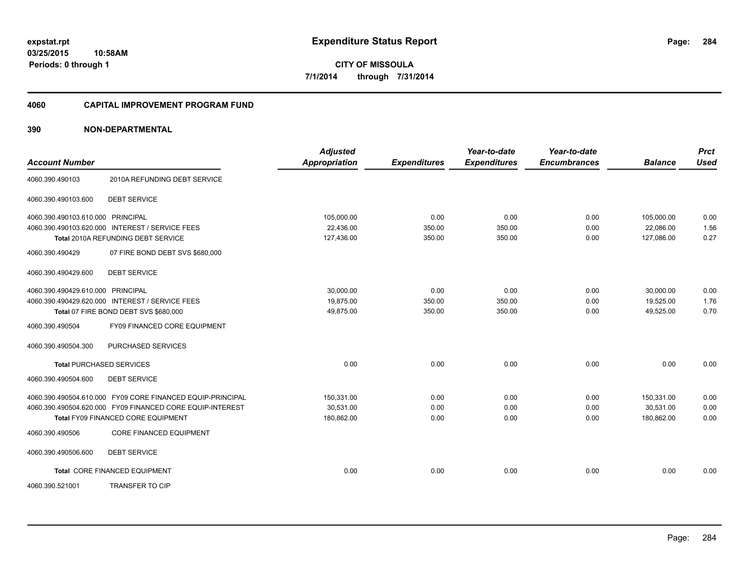# Expenditure Status Report

expstat.rpt
03/25/2015 10:58AM
Periods: 0 through 1

**CITY OF MISSOULA**
7/1/2014 through 7/31/2014

## 4060 CAPITAL IMPROVEMENT PROGRAM FUND

### 390 NON-DEPARTMENTAL

| Account Number | | Adjusted Appropriation | Expenditures | Year-to-date Expenditures | Year-to-date Encumbrances | Balance | Prct Used |
|---|---|---|---|---|---|---|---|
| 4060.390.490103 | 2010A REFUNDING DEBT SERVICE | | | | | | |
| 4060.390.490103.600 | DEBT SERVICE | | | | | | |
| 4060.390.490103.610.000 | PRINCIPAL | 105,000.00 | 0.00 | 0.00 | 0.00 | 105,000.00 | 0.00 |
| 4060.390.490103.620.000 | INTEREST / SERVICE FEES | 22,436.00 | 350.00 | 350.00 | 0.00 | 22,086.00 | 1.56 |
| **Total** 2010A REFUNDING DEBT SERVICE | | 127,436.00 | 350.00 | 350.00 | 0.00 | 127,086.00 | 0.27 |
| 4060.390.490429 | 07 FIRE BOND DEBT SVS $680,000 | | | | | | |
| 4060.390.490429.600 | DEBT SERVICE | | | | | | |
| 4060.390.490429.610.000 | PRINCIPAL | 30,000.00 | 0.00 | 0.00 | 0.00 | 30,000.00 | 0.00 |
| 4060.390.490429.620.000 | INTEREST / SERVICE FEES | 19,875.00 | 350.00 | 350.00 | 0.00 | 19,525.00 | 1.76 |
| **Total** 07 FIRE BOND DEBT SVS $680,000 | | 49,875.00 | 350.00 | 350.00 | 0.00 | 49,525.00 | 0.70 |
| 4060.390.490504 | FY09 FINANCED CORE EQUIPMENT | | | | | | |
| 4060.390.490504.300 | PURCHASED SERVICES | | | | | | |
| **Total** PURCHASED SERVICES | | 0.00 | 0.00 | 0.00 | 0.00 | 0.00 | 0.00 |
| 4060.390.490504.600 | DEBT SERVICE | | | | | | |
| 4060.390.490504.610.000 | FY09 CORE FINANCED EQUIP-PRINCIPAL | 150,331.00 | 0.00 | 0.00 | 0.00 | 150,331.00 | 0.00 |
| 4060.390.490504.620.000 | FY09 FINANCED CORE EQUIP-INTEREST | 30,531.00 | 0.00 | 0.00 | 0.00 | 30,531.00 | 0.00 |
| **Total** FY09 FINANCED CORE EQUIPMENT | | 180,862.00 | 0.00 | 0.00 | 0.00 | 180,862.00 | 0.00 |
| 4060.390.490506 | CORE FINANCED EQUIPMENT | | | | | | |
| 4060.390.490506.600 | DEBT SERVICE | | | | | | |
| **Total** CORE FINANCED EQUIPMENT | | 0.00 | 0.00 | 0.00 | 0.00 | 0.00 | 0.00 |
| 4060.390.521001 | TRANSFER TO CIP | | | | | | |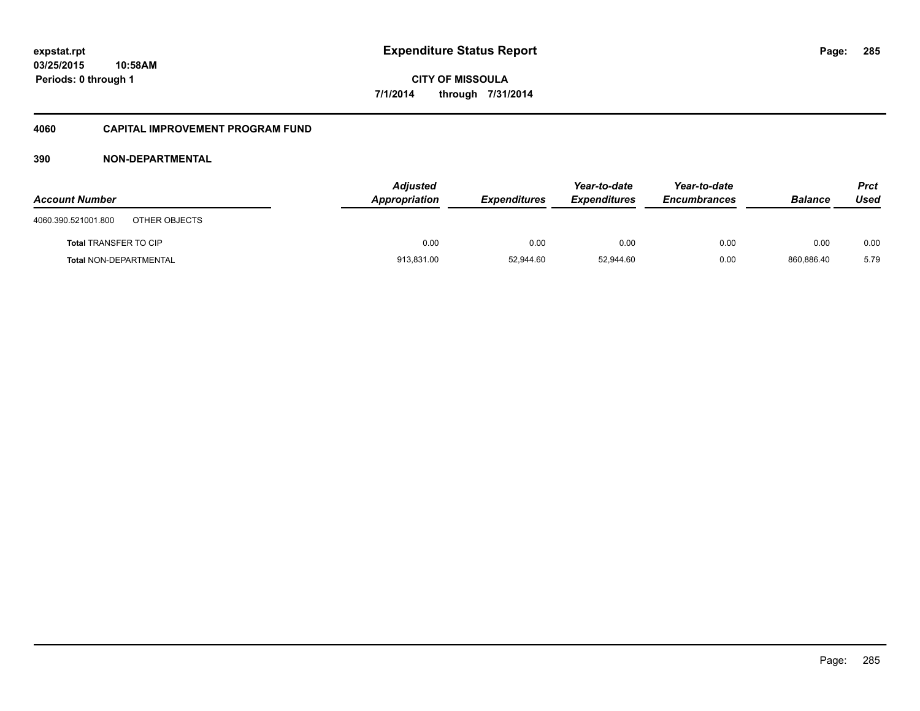# Expenditure Status Report

**CITY OF MISSOULA**

**7/1/2014 through 7/31/2014**

expstat.rpt
03/25/2015 10:58AM
Periods: 0 through 1

## 4060 CAPITAL IMPROVEMENT PROGRAM FUND

### 390 NON-DEPARTMENTAL

| Account Number | | Adjusted Appropriation | Expenditures | Year-to-date Expenditures | Year-to-date Encumbrances | Balance | Prct Used |
|---|---|---|---|---|---|---|---|
| 4060.390.521001.800 | OTHER OBJECTS | | | | | | |
| **Total** TRANSFER TO CIP | | 0.00 | 0.00 | 0.00 | 0.00 | 0.00 | 0.00 |
| **Total** NON-DEPARTMENTAL | | 913,831.00 | 52,944.60 | 52,944.60 | 0.00 | 860,886.40 | 5.79 |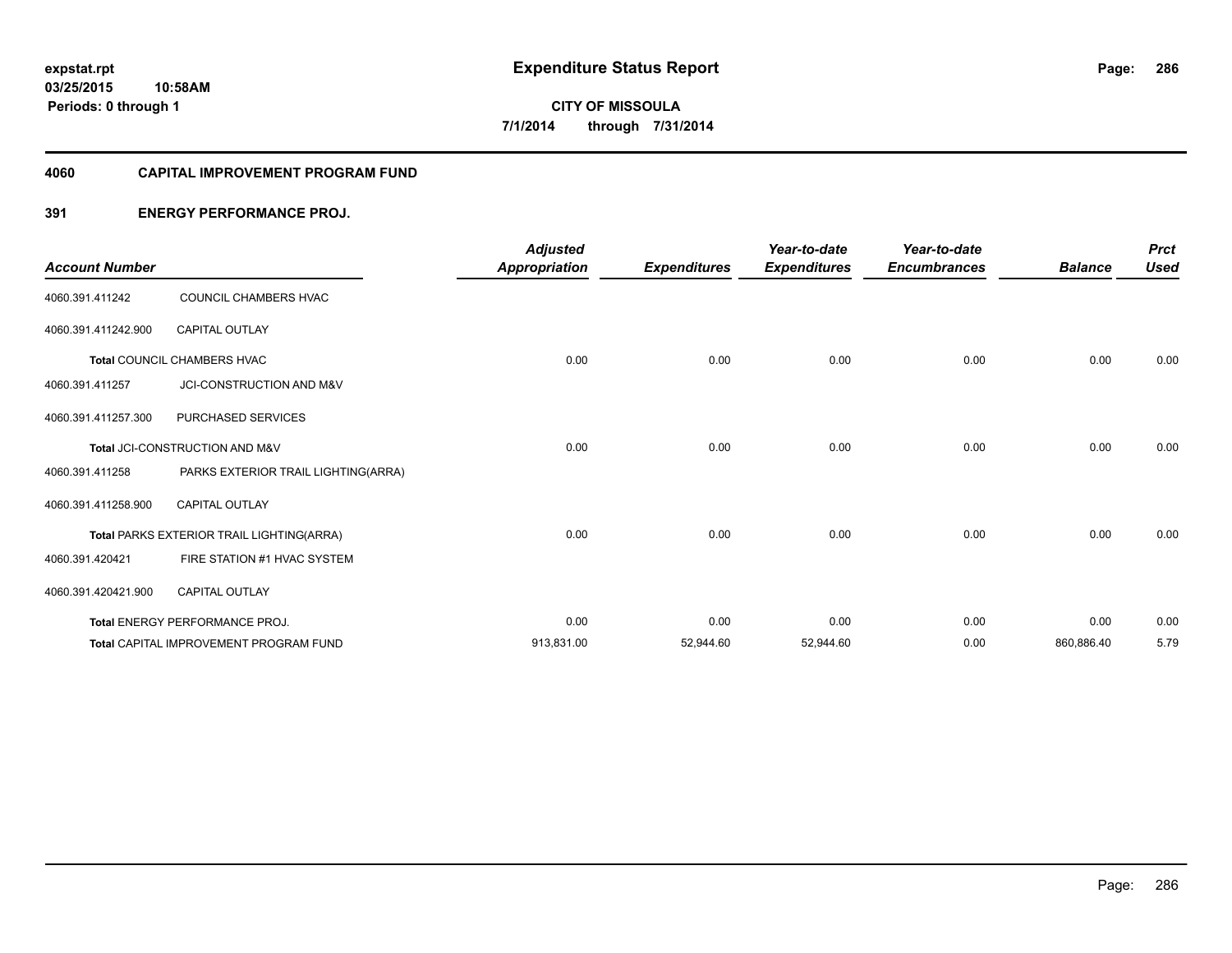**expstat.rpt**
**03/25/2015 10:58AM**
**Periods: 0 through 1**

# Expenditure Status Report

**CITY OF MISSOULA**
**7/1/2014 through 7/31/2014**

## 4060 CAPITAL IMPROVEMENT PROGRAM FUND

### 391 ENERGY PERFORMANCE PROJ.

| Account Number | | Adjusted Appropriation | Expenditures | Year-to-date Expenditures | Year-to-date Encumbrances | Balance | Prct Used |
|---|---|---|---|---|---|---|---|
| 4060.391.411242 | COUNCIL CHAMBERS HVAC | | | | | | |
| 4060.391.411242.900 | CAPITAL OUTLAY | | | | | | |
| **Total** COUNCIL CHAMBERS HVAC | | 0.00 | 0.00 | 0.00 | 0.00 | 0.00 | 0.00 |
| 4060.391.411257 | JCI-CONSTRUCTION AND M&V | | | | | | |
| 4060.391.411257.300 | PURCHASED SERVICES | | | | | | |
| **Total** JCI-CONSTRUCTION AND M&V | | 0.00 | 0.00 | 0.00 | 0.00 | 0.00 | 0.00 |
| 4060.391.411258 | PARKS EXTERIOR TRAIL LIGHTING(ARRA) | | | | | | |
| 4060.391.411258.900 | CAPITAL OUTLAY | | | | | | |
| **Total** PARKS EXTERIOR TRAIL LIGHTING(ARRA) | | 0.00 | 0.00 | 0.00 | 0.00 | 0.00 | 0.00 |
| 4060.391.420421 | FIRE STATION #1 HVAC SYSTEM | | | | | | |
| 4060.391.420421.900 | CAPITAL OUTLAY | | | | | | |
| **Total** ENERGY PERFORMANCE PROJ. | | 0.00 | 0.00 | 0.00 | 0.00 | 0.00 | 0.00 |
| **Total** CAPITAL IMPROVEMENT PROGRAM FUND | | 913,831.00 | 52,944.60 | 52,944.60 | 0.00 | 860,886.40 | 5.79 |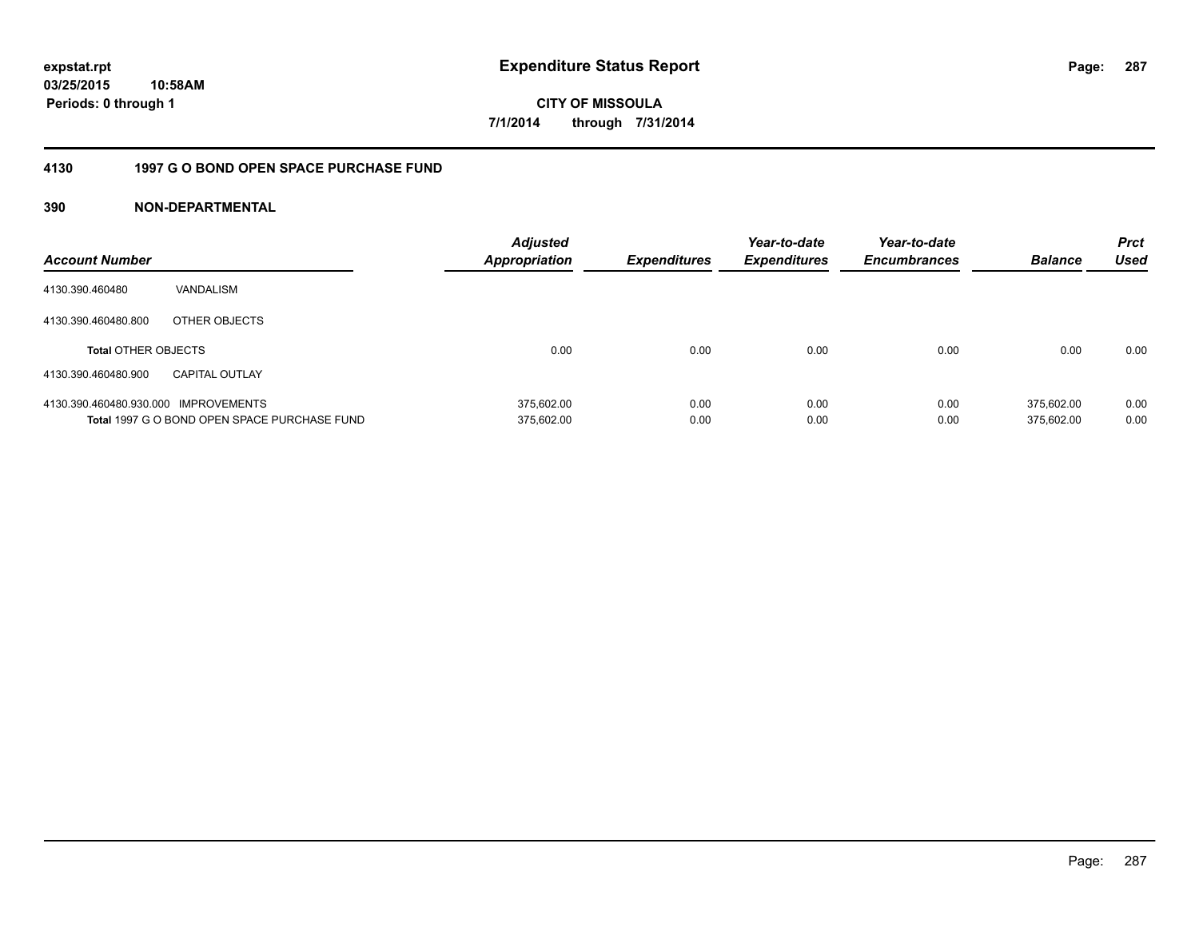**expstat.rpt**
**03/25/2015 10:58AM**
**Periods: 0 through 1**

# Expenditure Status Report

**CITY OF MISSOULA**
**7/1/2014 through 7/31/2014**

## 4130 1997 G O BOND OPEN SPACE PURCHASE FUND

### 390 NON-DEPARTMENTAL

| Account Number | | Adjusted Appropriation | Expenditures | Year-to-date Expenditures | Year-to-date Encumbrances | Balance | Prct Used |
|---|---|---|---|---|---|---|---|
| 4130.390.460480 | VANDALISM | | | | | | |
| 4130.390.460480.800 | OTHER OBJECTS | | | | | | |
| **Total** OTHER OBJECTS | | 0.00 | 0.00 | 0.00 | 0.00 | 0.00 | 0.00 |
| 4130.390.460480.900 | CAPITAL OUTLAY | | | | | | |
| 4130.390.460480.930.000 | IMPROVEMENTS | 375,602.00 | 0.00 | 0.00 | 0.00 | 375,602.00 | 0.00 |
| **Total** 1997 G O BOND OPEN SPACE PURCHASE FUND | | 375,602.00 | 0.00 | 0.00 | 0.00 | 375,602.00 | 0.00 |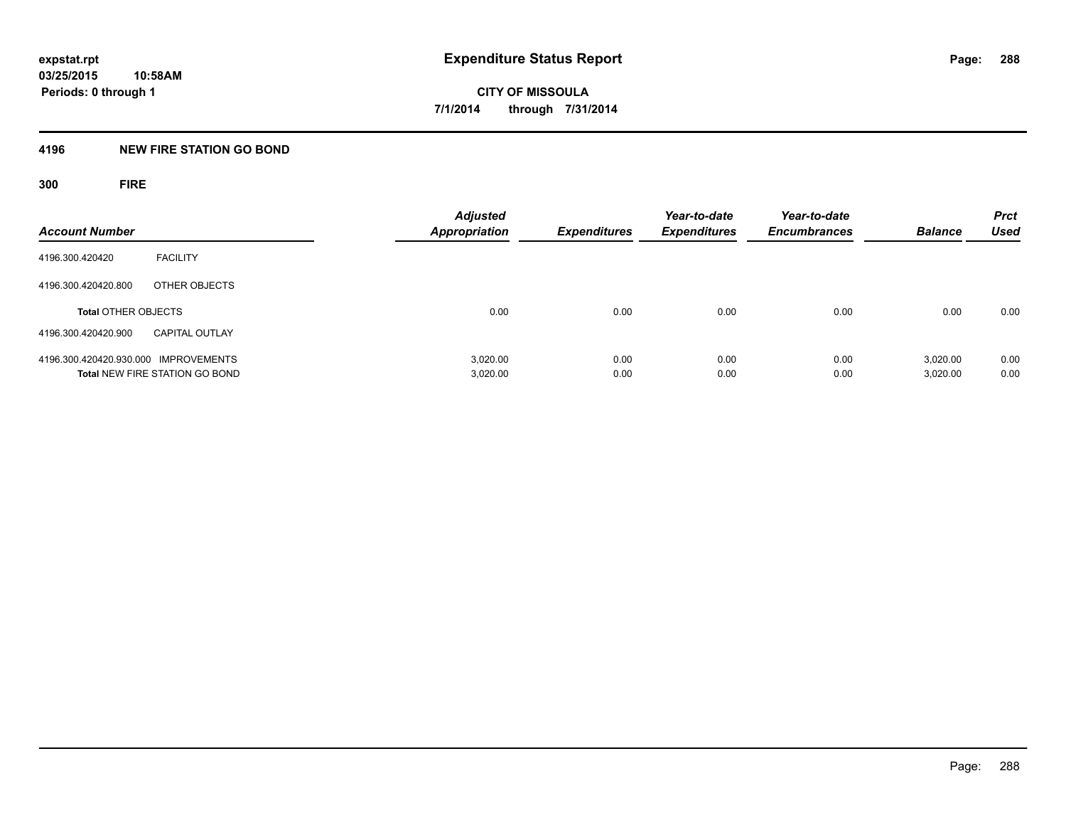# Expenditure Status Report

expstat.rpt
03/25/2015 10:58AM
Periods: 0 through 1

CITY OF MISSOULA
7/1/2014 through 7/31/2014

## 4196 NEW FIRE STATION GO BOND

### 300 FIRE

| Account Number | | Adjusted Appropriation | Expenditures | Year-to-date Expenditures | Year-to-date Encumbrances | Balance | Prct Used |
|---|---|---|---|---|---|---|---|
| 4196.300.420420 | FACILITY | | | | | | |
| 4196.300.420420.800 | OTHER OBJECTS | | | | | | |
| **Total** OTHER OBJECTS | | 0.00 | 0.00 | 0.00 | 0.00 | 0.00 | 0.00 |
| 4196.300.420420.900 | CAPITAL OUTLAY | | | | | | |
| 4196.300.420420.930.000 | IMPROVEMENTS | 3,020.00 | 0.00 | 0.00 | 0.00 | 3,020.00 | 0.00 |
| **Total** NEW FIRE STATION GO BOND | | 3,020.00 | 0.00 | 0.00 | 0.00 | 3,020.00 | 0.00 |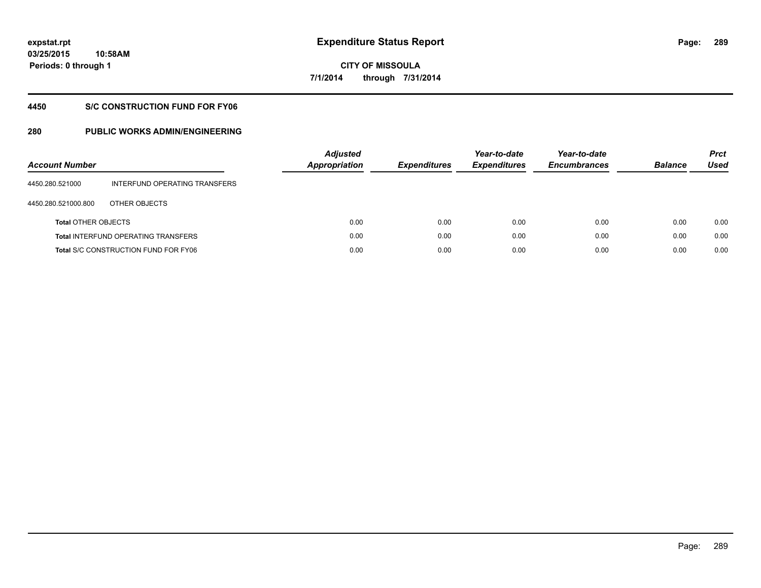**expstat.rpt**
**03/25/2015 10:58AM**
**Periods: 0 through 1**

# Expenditure Status Report

**CITY OF MISSOULA**
**7/1/2014 through 7/31/2014**

## 4450 S/C CONSTRUCTION FUND FOR FY06

## 280 PUBLIC WORKS ADMIN/ENGINEERING

| Account Number | | Adjusted Appropriation | Expenditures | Year-to-date Expenditures | Year-to-date Encumbrances | Balance | Prct Used |
|---|---|---|---|---|---|---|---|
| 4450.280.521000 | INTERFUND OPERATING TRANSFERS | | | | | | |
| 4450.280.521000.800 | OTHER OBJECTS | | | | | | |
| **Total** OTHER OBJECTS | | 0.00 | 0.00 | 0.00 | 0.00 | 0.00 | 0.00 |
| **Total** INTERFUND OPERATING TRANSFERS | | 0.00 | 0.00 | 0.00 | 0.00 | 0.00 | 0.00 |
| **Total** S/C CONSTRUCTION FUND FOR FY06 | | 0.00 | 0.00 | 0.00 | 0.00 | 0.00 | 0.00 |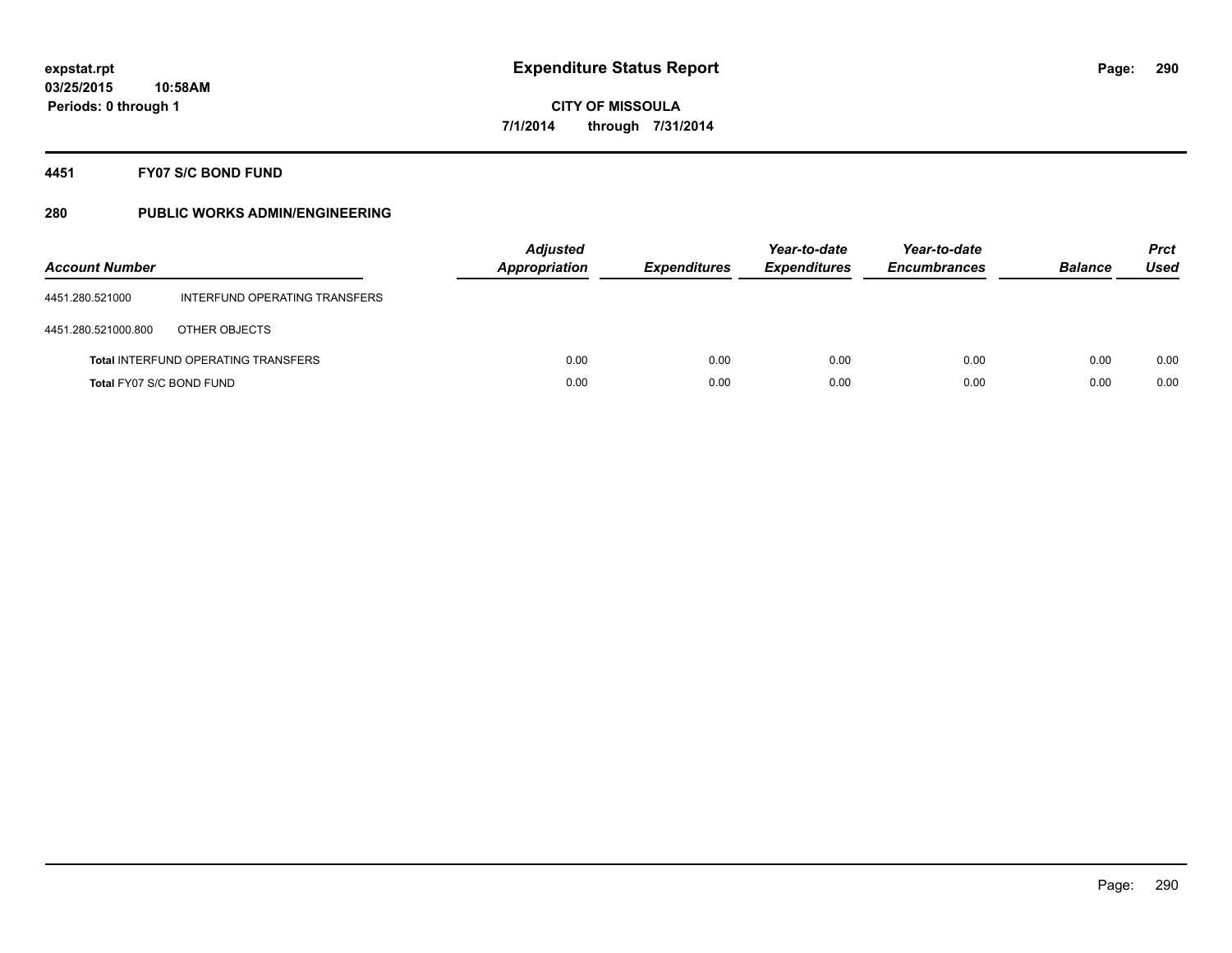# Expenditure Status Report

expstat.rpt
03/25/2015 10:58AM
Periods: 0 through 1

**CITY OF MISSOULA**
**7/1/2014 through 7/31/2014**

## 4451 FY07 S/C BOND FUND

## 280 PUBLIC WORKS ADMIN/ENGINEERING

| Account Number | | Adjusted Appropriation | Expenditures | Year-to-date Expenditures | Year-to-date Encumbrances | Balance | Prct Used |
|---|---|---|---|---|---|---|---|
| 4451.280.521000 | INTERFUND OPERATING TRANSFERS | | | | | | |
| 4451.280.521000.800 | OTHER OBJECTS | | | | | | |
| Total INTERFUND OPERATING TRANSFERS | | 0.00 | 0.00 | 0.00 | 0.00 | 0.00 | 0.00 |
| Total FY07 S/C BOND FUND | | 0.00 | 0.00 | 0.00 | 0.00 | 0.00 | 0.00 |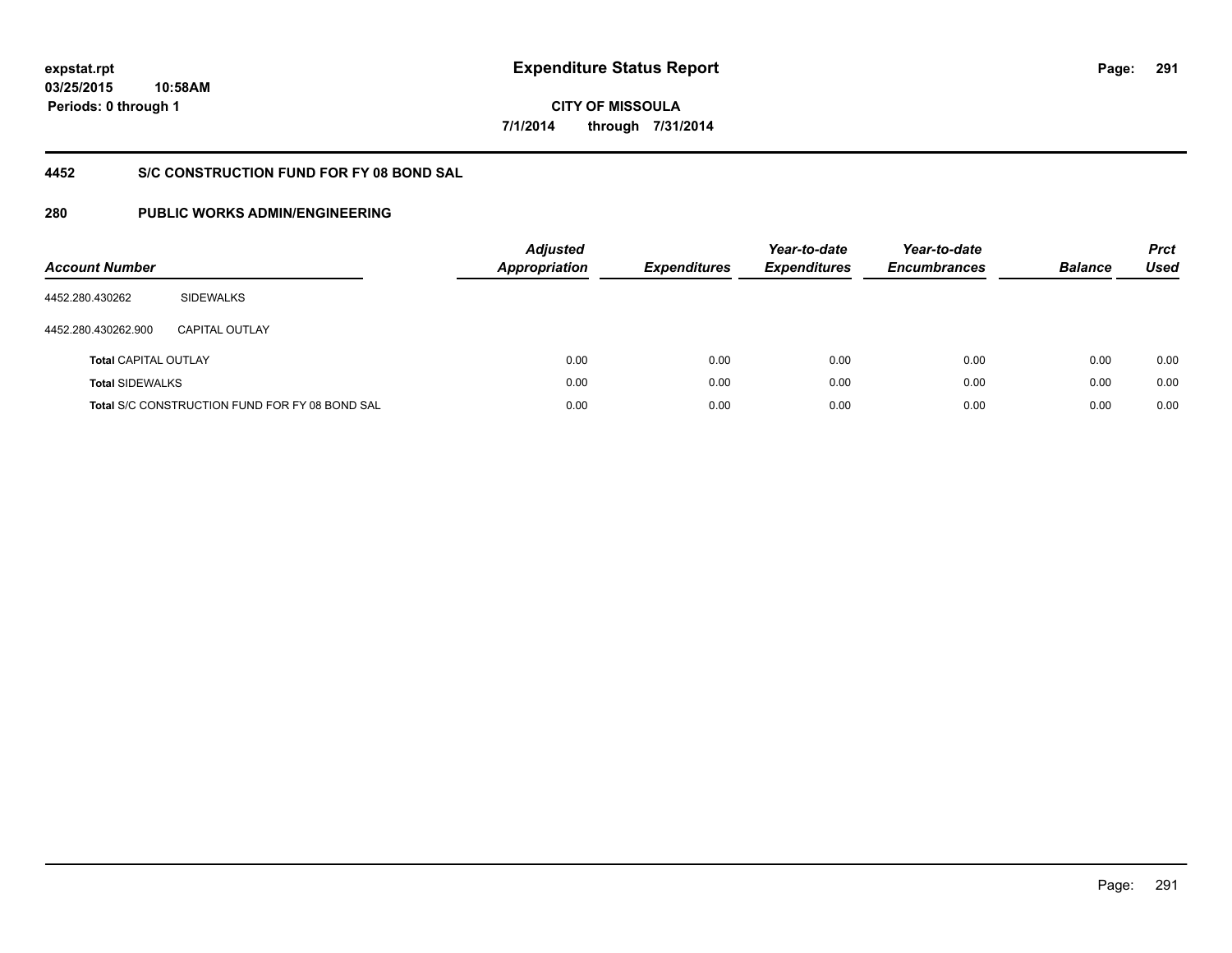# Expenditure Status Report

expstat.rpt
03/25/2015 10:58AM
Periods: 0 through 1

CITY OF MISSOULA
7/1/2014 through 7/31/2014

## 4452 S/C CONSTRUCTION FUND FOR FY 08 BOND SAL

## 280 PUBLIC WORKS ADMIN/ENGINEERING

| Account Number | | Adjusted Appropriation | Expenditures | Year-to-date Expenditures | Year-to-date Encumbrances | Balance | Prct Used |
|---|---|---|---|---|---|---|---|
| 4452.280.430262 | SIDEWALKS | | | | | | |
| 4452.280.430262.900 | CAPITAL OUTLAY | | | | | | |
| **Total** CAPITAL OUTLAY | | 0.00 | 0.00 | 0.00 | 0.00 | 0.00 | 0.00 |
| **Total** SIDEWALKS | | 0.00 | 0.00 | 0.00 | 0.00 | 0.00 | 0.00 |
| **Total** S/C CONSTRUCTION FUND FOR FY 08 BOND SAL | | 0.00 | 0.00 | 0.00 | 0.00 | 0.00 | 0.00 |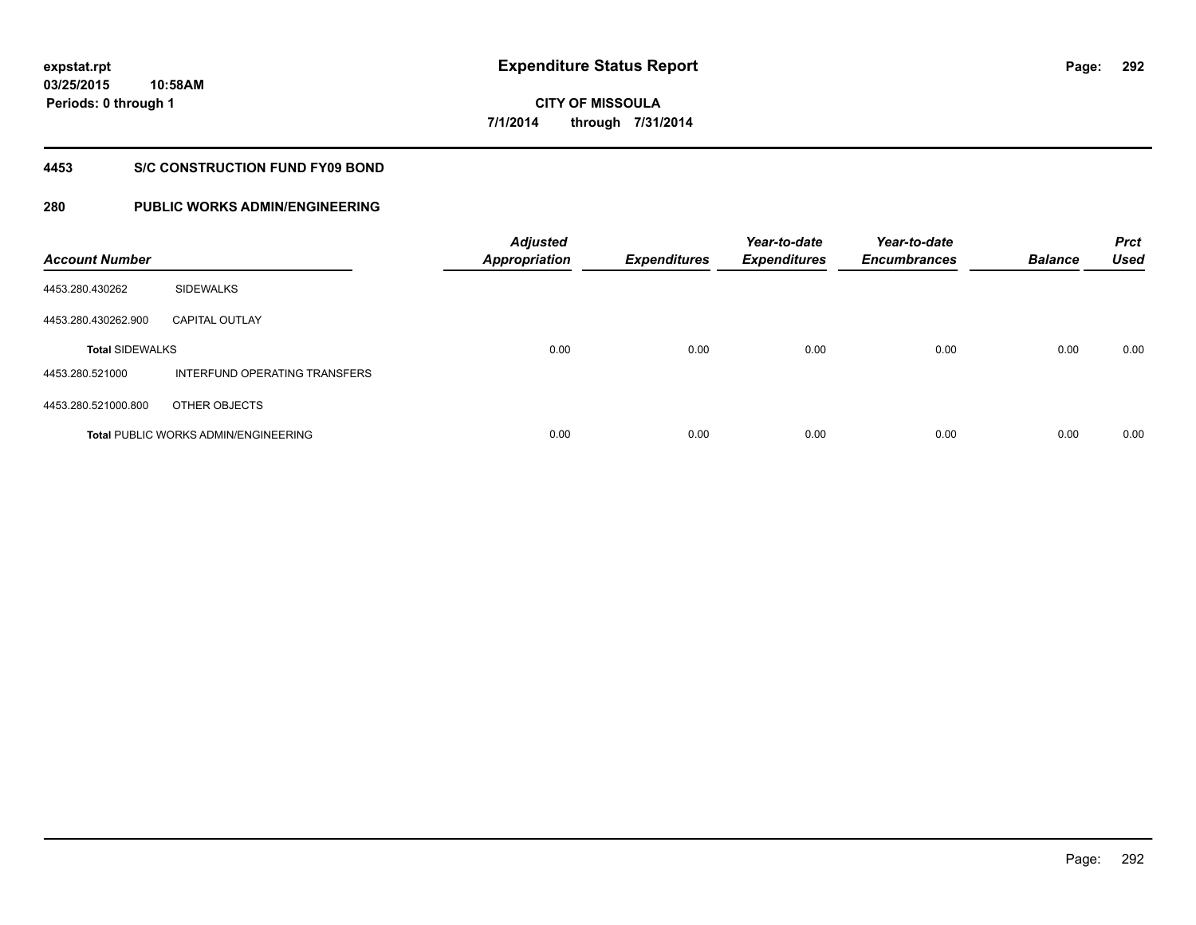# Expenditure Status Report

**CITY OF MISSOULA**

**7/1/2014 through 7/31/2014**

expstat.rpt
03/25/2015 10:58AM
Periods: 0 through 1

## 4453 S/C CONSTRUCTION FUND FY09 BOND

## 280 PUBLIC WORKS ADMIN/ENGINEERING

| Account Number | | Adjusted Appropriation | Expenditures | Year-to-date Expenditures | Year-to-date Encumbrances | Balance | Prct Used |
|---|---|---|---|---|---|---|---|
| 4453.280.430262 | SIDEWALKS | | | | | | |
| 4453.280.430262.900 | CAPITAL OUTLAY | | | | | | |
| **Total** SIDEWALKS | | 0.00 | 0.00 | 0.00 | 0.00 | 0.00 | 0.00 |
| 4453.280.521000 | INTERFUND OPERATING TRANSFERS | | | | | | |
| 4453.280.521000.800 | OTHER OBJECTS | | | | | | |
| **Total** PUBLIC WORKS ADMIN/ENGINEERING | | 0.00 | 0.00 | 0.00 | 0.00 | 0.00 | 0.00 |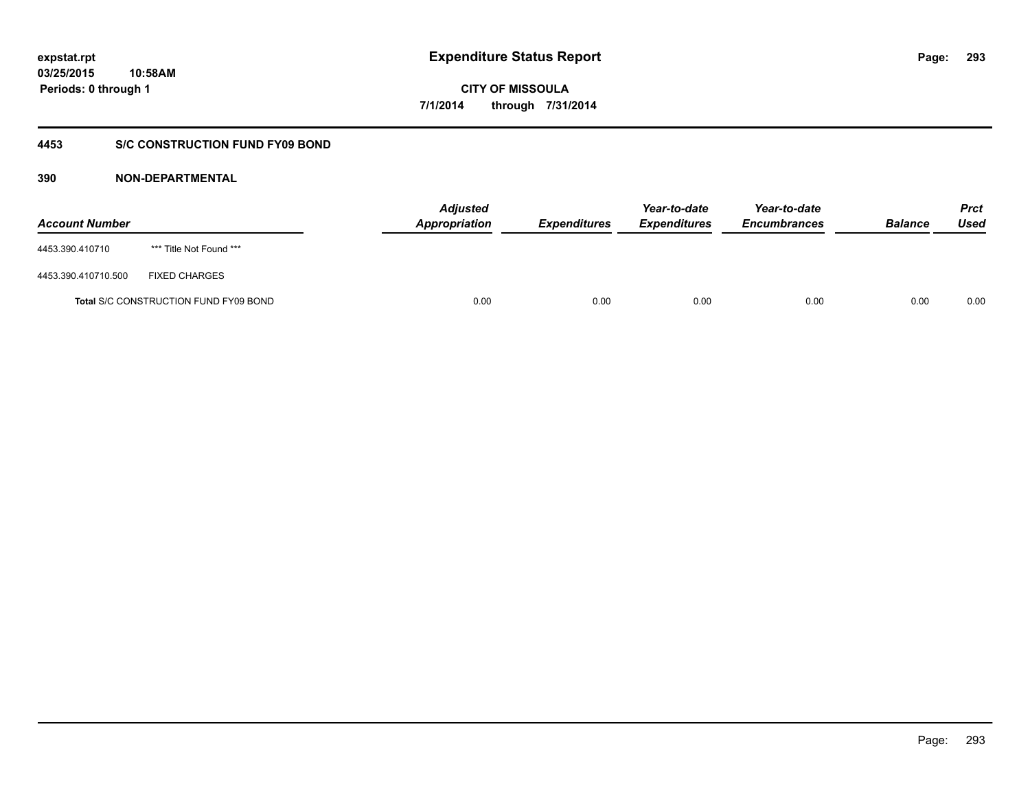expstat.rpt
03/25/2015 10:58AM
Periods: 0 through 1

# Expenditure Status Report

**CITY OF MISSOULA**
**7/1/2014 through 7/31/2014**

## 4453 S/C CONSTRUCTION FUND FY09 BOND

### 390 NON-DEPARTMENTAL

| Account Number | | Adjusted Appropriation | Expenditures | Year-to-date Expenditures | Year-to-date Encumbrances | Balance | Prct Used |
|---|---|---|---|---|---|---|---|
| 4453.390.410710 | *** Title Not Found *** | | | | | | |
| 4453.390.410710.500 | FIXED CHARGES | | | | | | |
| **Total** S/C CONSTRUCTION FUND FY09 BOND | | 0.00 | 0.00 | 0.00 | 0.00 | 0.00 | 0.00 |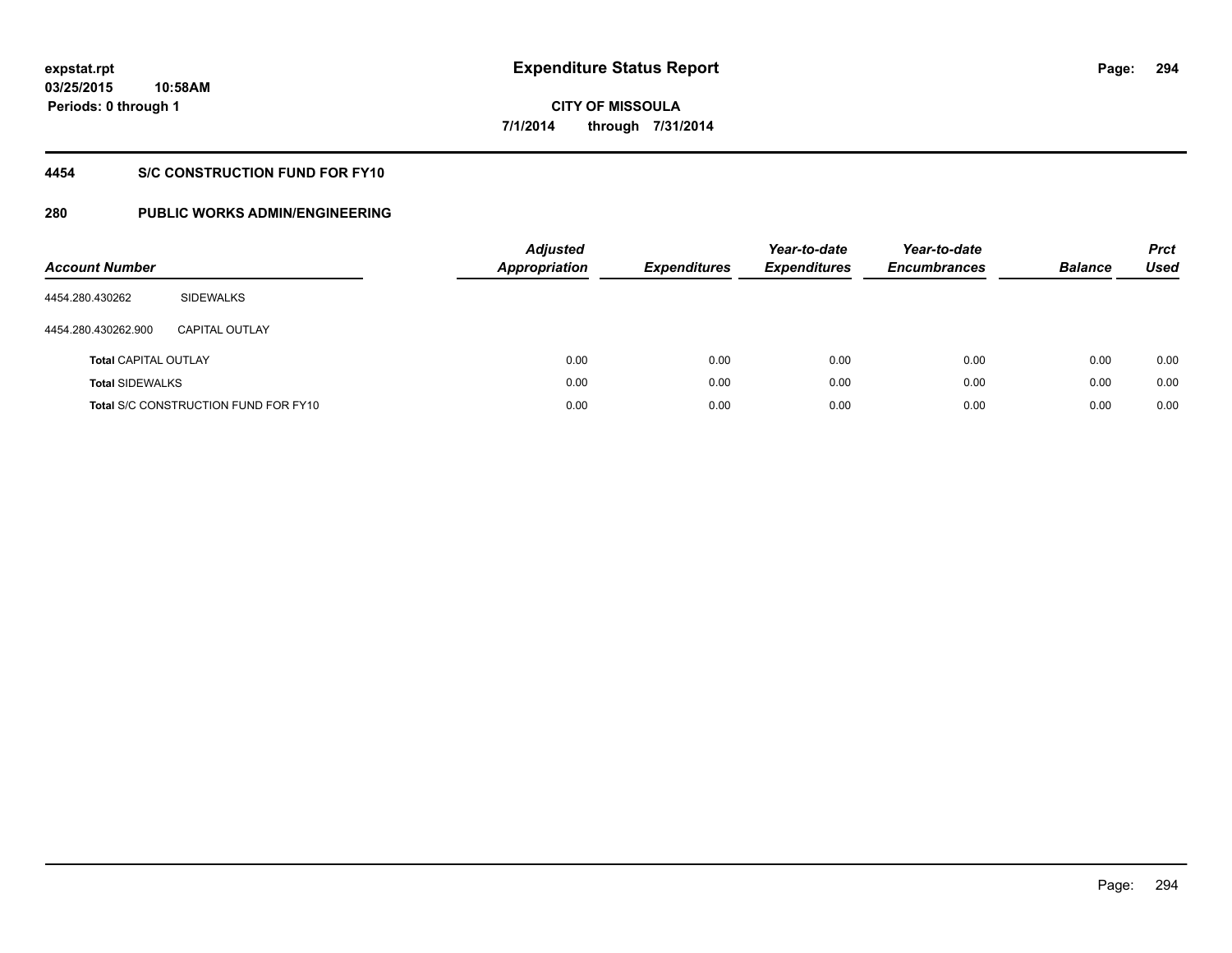**expstat.rpt**
**03/25/2015 10:58AM**
**Periods: 0 through 1**

# Expenditure Status Report

**CITY OF MISSOULA**
**7/1/2014 through 7/31/2014**

## 4454 S/C CONSTRUCTION FUND FOR FY10

## 280 PUBLIC WORKS ADMIN/ENGINEERING

| Account Number | | Adjusted Appropriation | Expenditures | Year-to-date Expenditures | Year-to-date Encumbrances | Balance | Prct Used |
|---|---|---|---|---|---|---|---|
| 4454.280.430262 | SIDEWALKS | | | | | | |
| 4454.280.430262.900 | CAPITAL OUTLAY | | | | | | |
| **Total** CAPITAL OUTLAY | | 0.00 | 0.00 | 0.00 | 0.00 | 0.00 | 0.00 |
| **Total** SIDEWALKS | | 0.00 | 0.00 | 0.00 | 0.00 | 0.00 | 0.00 |
| **Total** S/C CONSTRUCTION FUND FOR FY10 | | 0.00 | 0.00 | 0.00 | 0.00 | 0.00 | 0.00 |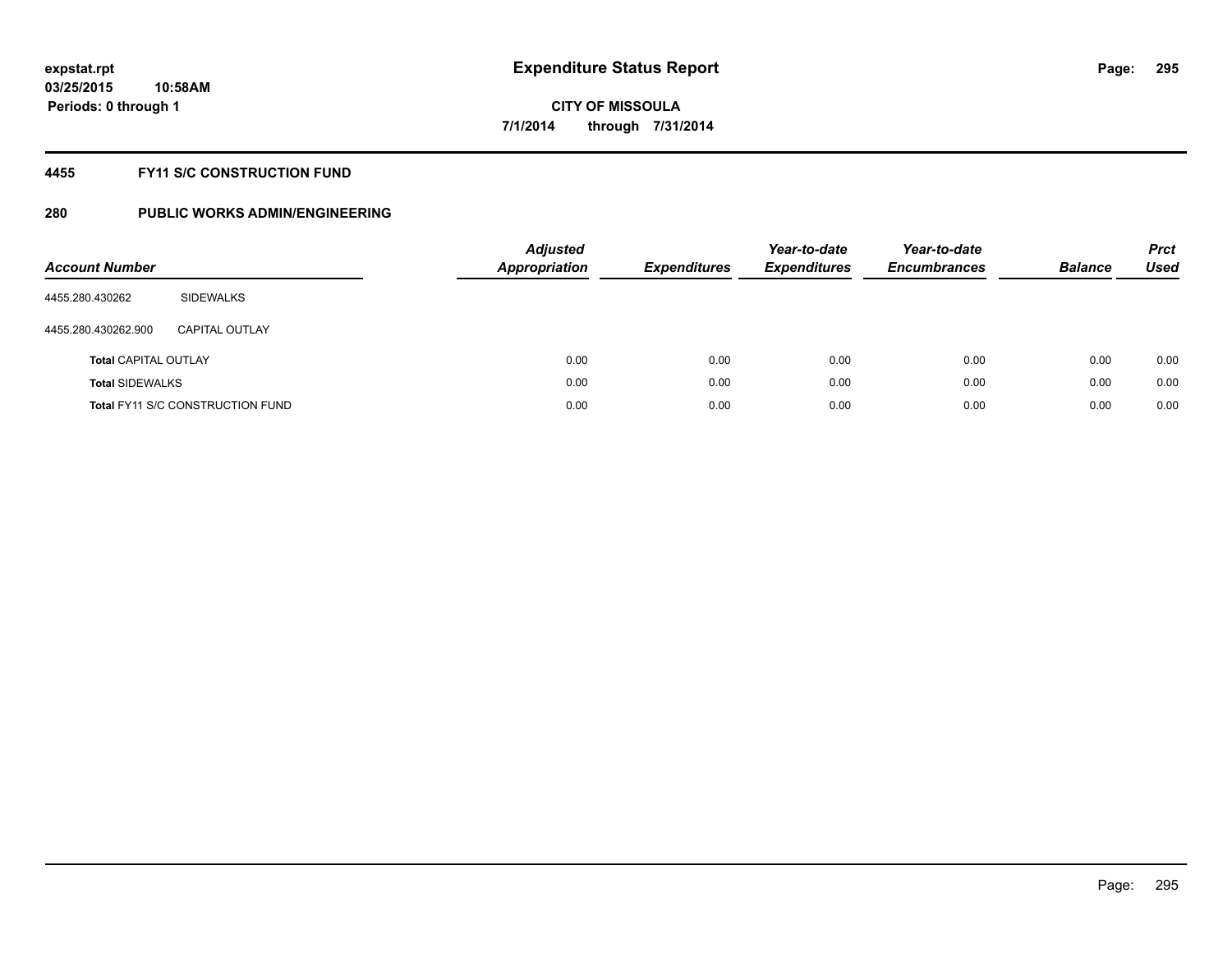expstat.rpt
03/25/2015 10:58AM
Periods: 0 through 1

# Expenditure Status Report

CITY OF MISSOULA
7/1/2014 through 7/31/2014

## 4455 FY11 S/C CONSTRUCTION FUND

## 280 PUBLIC WORKS ADMIN/ENGINEERING

| Account Number | | Adjusted Appropriation | Expenditures | Year-to-date Expenditures | Year-to-date Encumbrances | Balance | Prct Used |
|---|---|---|---|---|---|---|---|
| 4455.280.430262 | SIDEWALKS | | | | | | |
| 4455.280.430262.900 | CAPITAL OUTLAY | | | | | | |
| **Total** CAPITAL OUTLAY | | 0.00 | 0.00 | 0.00 | 0.00 | 0.00 | 0.00 |
| **Total** SIDEWALKS | | 0.00 | 0.00 | 0.00 | 0.00 | 0.00 | 0.00 |
| **Total** FY11 S/C CONSTRUCTION FUND | | 0.00 | 0.00 | 0.00 | 0.00 | 0.00 | 0.00 |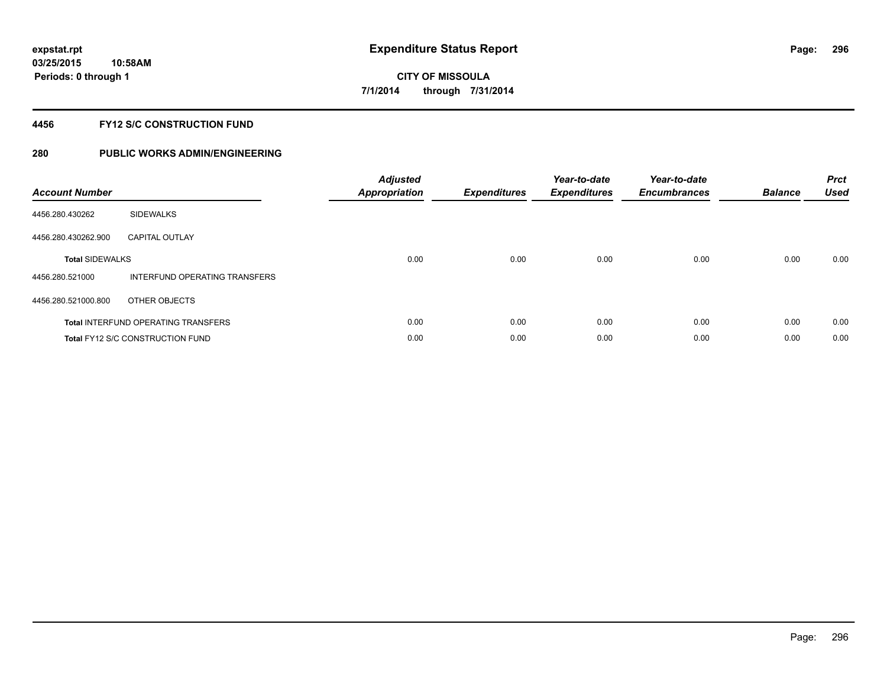expstat.rpt
03/25/2015 10:58AM
Periods: 0 through 1

# Expenditure Status Report

**CITY OF MISSOULA**
**7/1/2014 through 7/31/2014**

## 4456 FY12 S/C CONSTRUCTION FUND

## 280 PUBLIC WORKS ADMIN/ENGINEERING

| Account Number | | Adjusted Appropriation | Expenditures | Year-to-date Expenditures | Year-to-date Encumbrances | Balance | Prct Used |
|---|---|---|---|---|---|---|---|
| 4456.280.430262 | SIDEWALKS | | | | | | |
| 4456.280.430262.900 | CAPITAL OUTLAY | | | | | | |
| **Total** SIDEWALKS | | 0.00 | 0.00 | 0.00 | 0.00 | 0.00 | 0.00 |
| 4456.280.521000 | INTERFUND OPERATING TRANSFERS | | | | | | |
| 4456.280.521000.800 | OTHER OBJECTS | | | | | | |
| **Total** INTERFUND OPERATING TRANSFERS | | 0.00 | 0.00 | 0.00 | 0.00 | 0.00 | 0.00 |
| **Total** FY12 S/C CONSTRUCTION FUND | | 0.00 | 0.00 | 0.00 | 0.00 | 0.00 | 0.00 |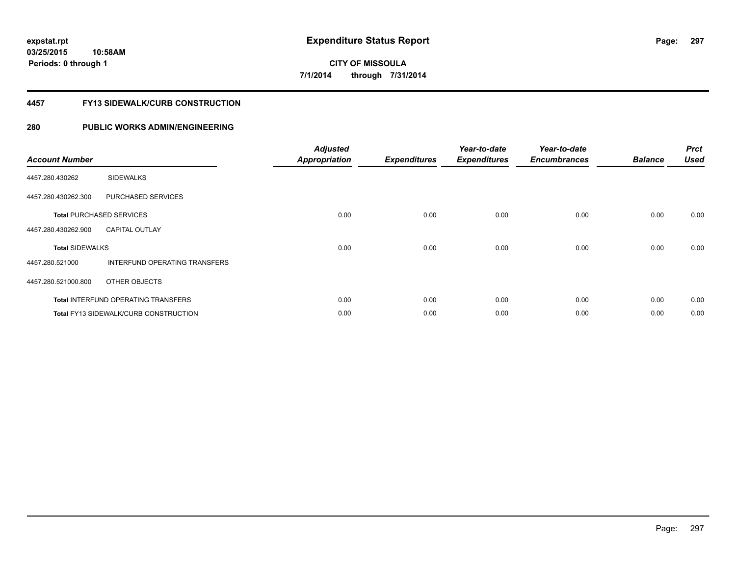**expstat.rpt**
**03/25/2015 10:58AM**
**Periods: 0 through 1**

# Expenditure Status Report

**CITY OF MISSOULA**
**7/1/2014 through 7/31/2014**

## 4457 FY13 SIDEWALK/CURB CONSTRUCTION

## 280 PUBLIC WORKS ADMIN/ENGINEERING

| Account Number | | Adjusted Appropriation | Expenditures | Year-to-date Expenditures | Year-to-date Encumbrances | Balance | Prct Used |
|---|---|---|---|---|---|---|---|
| 4457.280.430262 | SIDEWALKS | | | | | | |
| 4457.280.430262.300 | PURCHASED SERVICES | | | | | | |
| **Total** PURCHASED SERVICES | | 0.00 | 0.00 | 0.00 | 0.00 | 0.00 | 0.00 |
| 4457.280.430262.900 | CAPITAL OUTLAY | | | | | | |
| **Total** SIDEWALKS | | 0.00 | 0.00 | 0.00 | 0.00 | 0.00 | 0.00 |
| 4457.280.521000 | INTERFUND OPERATING TRANSFERS | | | | | | |
| 4457.280.521000.800 | OTHER OBJECTS | | | | | | |
| **Total** INTERFUND OPERATING TRANSFERS | | 0.00 | 0.00 | 0.00 | 0.00 | 0.00 | 0.00 |
| **Total** FY13 SIDEWALK/CURB CONSTRUCTION | | 0.00 | 0.00 | 0.00 | 0.00 | 0.00 | 0.00 |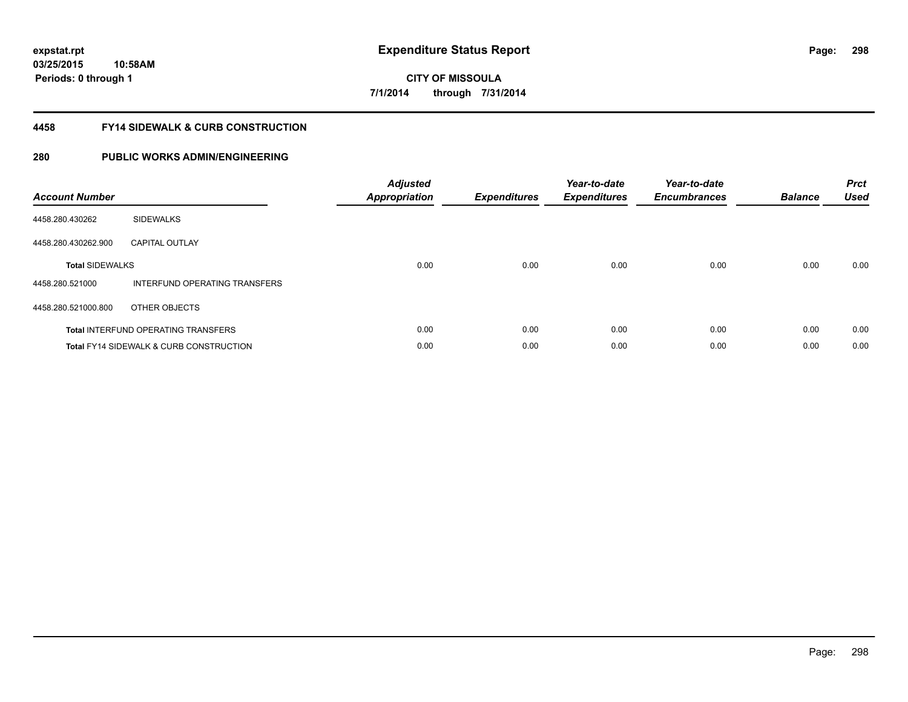**expstat.rpt**
**03/25/2015 10:58AM**
**Periods: 0 through 1**

# Expenditure Status Report

**CITY OF MISSOULA**
**7/1/2014 through 7/31/2014**

## 4458 FY14 SIDEWALK & CURB CONSTRUCTION

## 280 PUBLIC WORKS ADMIN/ENGINEERING

| Account Number | | Adjusted Appropriation | Expenditures | Year-to-date Expenditures | Year-to-date Encumbrances | Balance | Prct Used |
|---|---|---|---|---|---|---|---|
| 4458.280.430262 | SIDEWALKS | | | | | | |
| 4458.280.430262.900 | CAPITAL OUTLAY | | | | | | |
| **Total** SIDEWALKS | | 0.00 | 0.00 | 0.00 | 0.00 | 0.00 | 0.00 |
| 4458.280.521000 | INTERFUND OPERATING TRANSFERS | | | | | | |
| 4458.280.521000.800 | OTHER OBJECTS | | | | | | |
| **Total** INTERFUND OPERATING TRANSFERS | | 0.00 | 0.00 | 0.00 | 0.00 | 0.00 | 0.00 |
| **Total** FY14 SIDEWALK & CURB CONSTRUCTION | | 0.00 | 0.00 | 0.00 | 0.00 | 0.00 | 0.00 |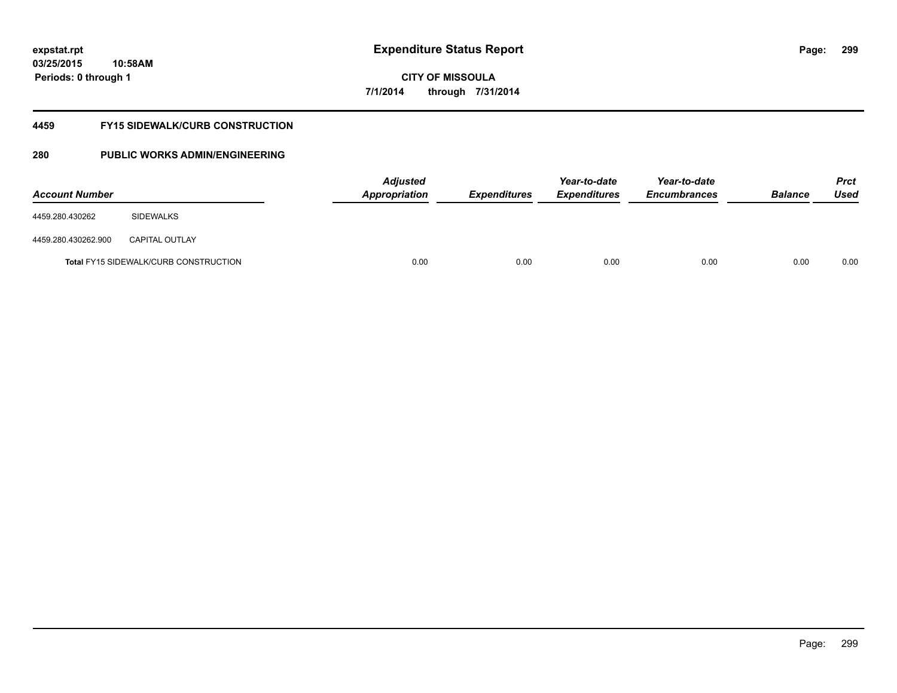**expstat.rpt**
**03/25/2015 10:58AM**
**Periods: 0 through 1**

# Expenditure Status Report

**CITY OF MISSOULA**
**7/1/2014 through 7/31/2014**

## 4459 FY15 SIDEWALK/CURB CONSTRUCTION

## 280 PUBLIC WORKS ADMIN/ENGINEERING

| Account Number | | Adjusted Appropriation | Expenditures | Year-to-date Expenditures | Year-to-date Encumbrances | Balance | Prct Used |
|---|---|---|---|---|---|---|---|
| 4459.280.430262 | SIDEWALKS | | | | | | |
| 4459.280.430262.900 | CAPITAL OUTLAY | | | | | | |
| **Total** FY15 SIDEWALK/CURB CONSTRUCTION | | 0.00 | 0.00 | 0.00 | 0.00 | 0.00 | 0.00 |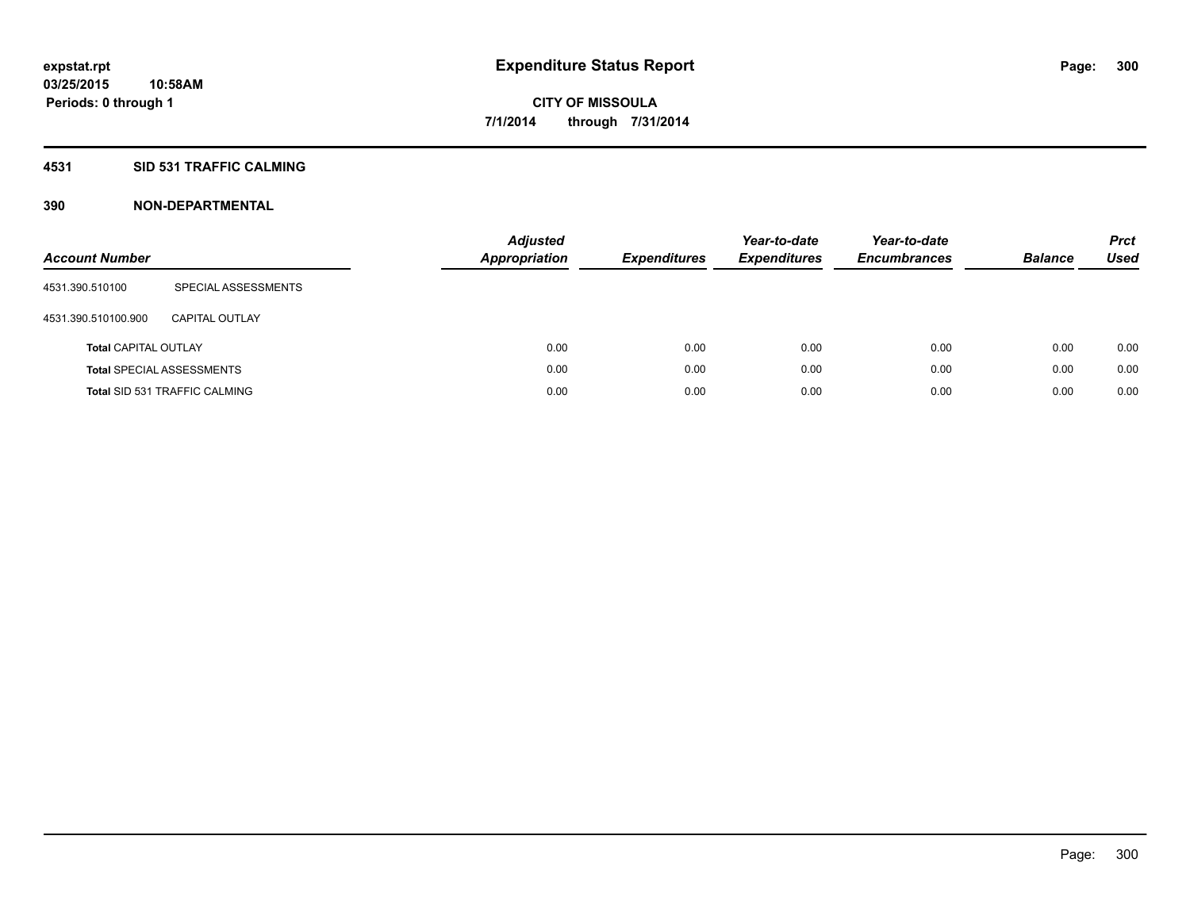**expstat.rpt**
**03/25/2015 10:58AM**
**Periods: 0 through 1**

# Expenditure Status Report

**CITY OF MISSOULA**
**7/1/2014 through 7/31/2014**

## 4531 SID 531 TRAFFIC CALMING

## 390 NON-DEPARTMENTAL

| Account Number | | Adjusted Appropriation | Expenditures | Year-to-date Expenditures | Year-to-date Encumbrances | Balance | Prct Used |
|---|---|---|---|---|---|---|---|
| 4531.390.510100 | SPECIAL ASSESSMENTS | | | | | | |
| 4531.390.510100.900 | CAPITAL OUTLAY | | | | | | |
| **Total** CAPITAL OUTLAY | | 0.00 | 0.00 | 0.00 | 0.00 | 0.00 | 0.00 |
| **Total** SPECIAL ASSESSMENTS | | 0.00 | 0.00 | 0.00 | 0.00 | 0.00 | 0.00 |
| **Total** SID 531 TRAFFIC CALMING | | 0.00 | 0.00 | 0.00 | 0.00 | 0.00 | 0.00 |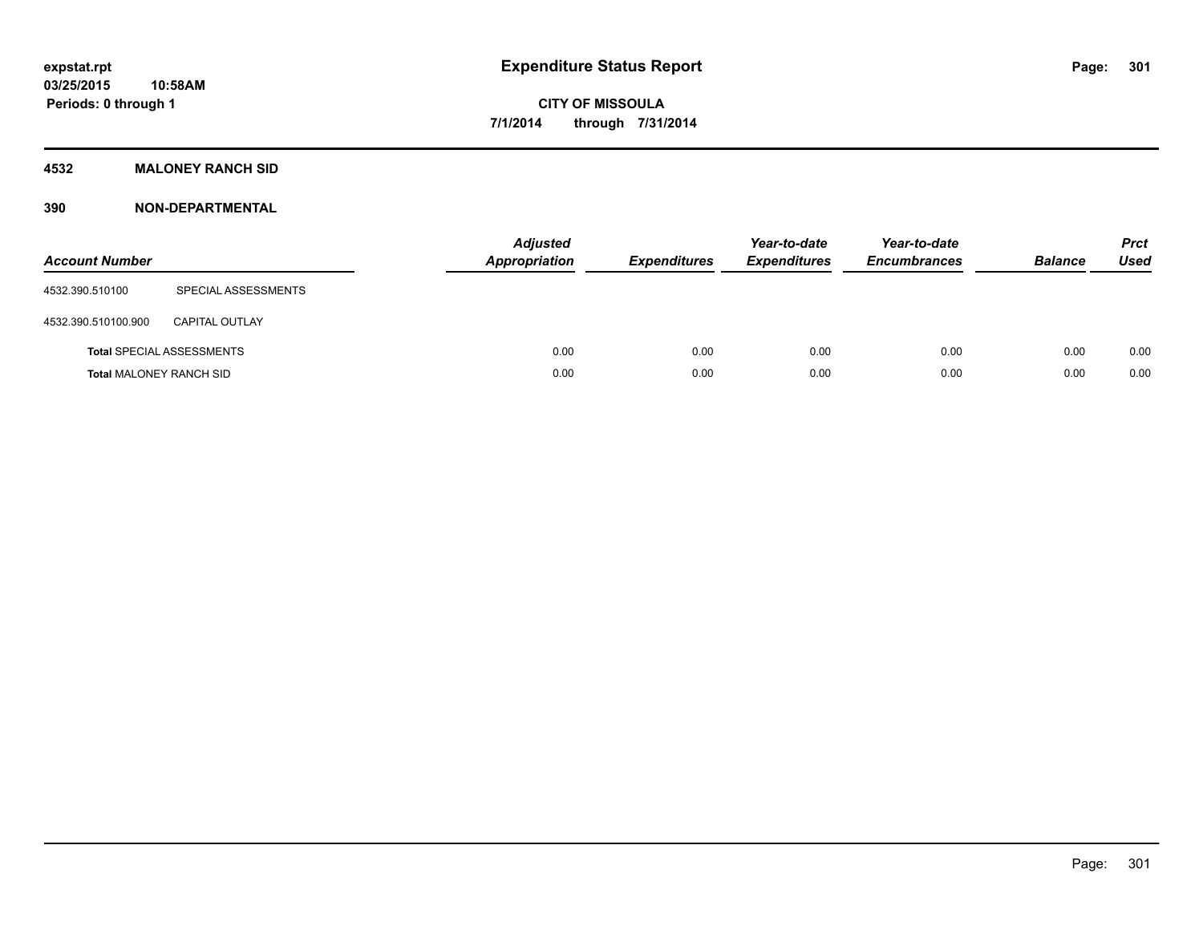# Expenditure Status Report

**CITY OF MISSOULA**

**7/1/2014 through 7/31/2014**

expstat.rpt
03/25/2015 10:58AM
Periods: 0 through 1

## 4532 MALONEY RANCH SID

## 390 NON-DEPARTMENTAL

| Account Number | | Adjusted Appropriation | Expenditures | Year-to-date Expenditures | Year-to-date Encumbrances | Balance | Prct Used |
|---|---|---|---|---|---|---|---|
| 4532.390.510100 | SPECIAL ASSESSMENTS | | | | | | |
| 4532.390.510100.900 | CAPITAL OUTLAY | | | | | | |
| **Total** SPECIAL ASSESSMENTS | | 0.00 | 0.00 | 0.00 | 0.00 | 0.00 | 0.00 |
| **Total** MALONEY RANCH SID | | 0.00 | 0.00 | 0.00 | 0.00 | 0.00 | 0.00 |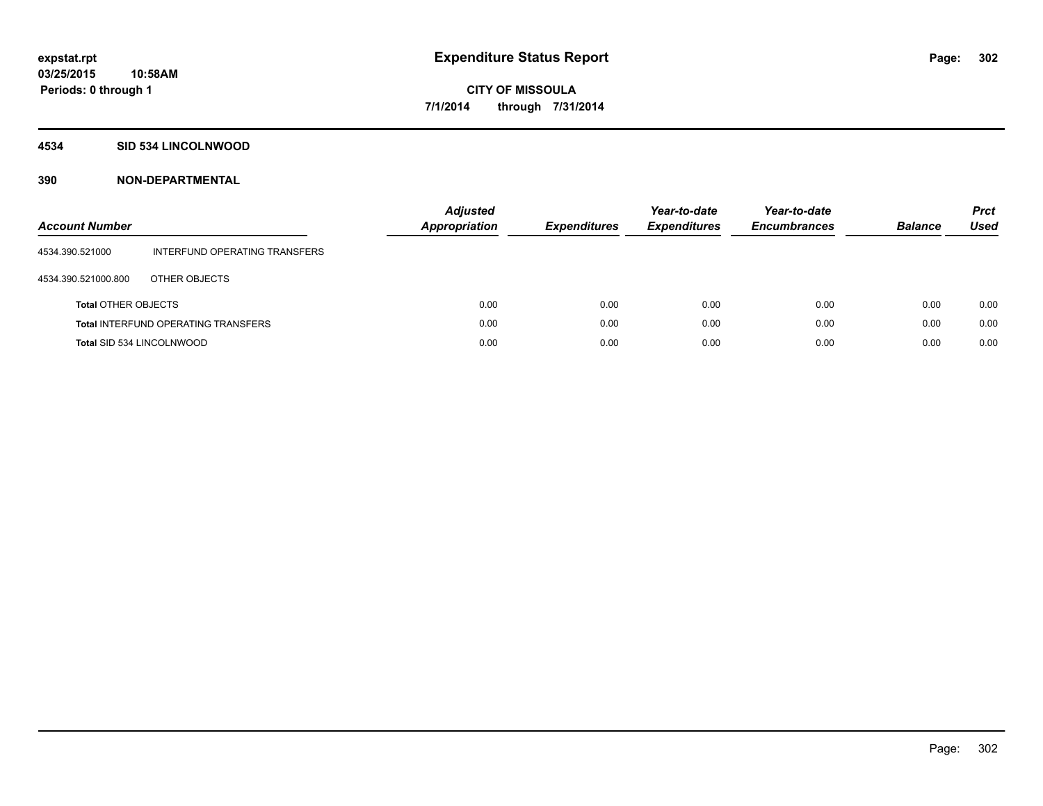# Expenditure Status Report

expstat.rpt
03/25/2015 10:58AM
Periods: 0 through 1

CITY OF MISSOULA
7/1/2014 through 7/31/2014

## 4534 SID 534 LINCOLNWOOD

## 390 NON-DEPARTMENTAL

| Account Number | | Adjusted Appropriation | Expenditures | Year-to-date Expenditures | Year-to-date Encumbrances | Balance | Prct Used |
|---|---|---|---|---|---|---|---|
| 4534.390.521000 | INTERFUND OPERATING TRANSFERS | | | | | | |
| 4534.390.521000.800 | OTHER OBJECTS | | | | | | |
| **Total** OTHER OBJECTS | | 0.00 | 0.00 | 0.00 | 0.00 | 0.00 | 0.00 |
| **Total** INTERFUND OPERATING TRANSFERS | | 0.00 | 0.00 | 0.00 | 0.00 | 0.00 | 0.00 |
| **Total** SID 534 LINCOLNWOOD | | 0.00 | 0.00 | 0.00 | 0.00 | 0.00 | 0.00 |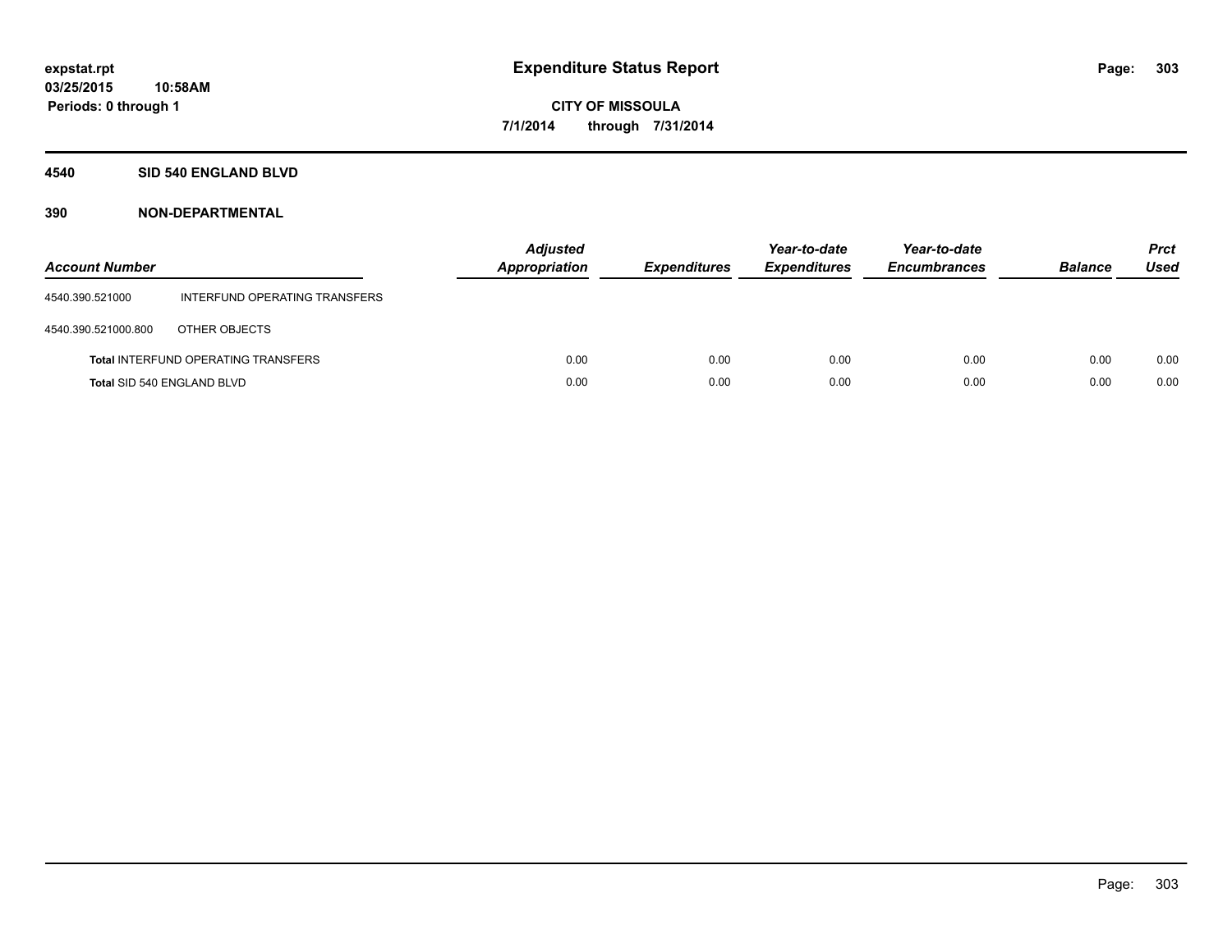# Expenditure Status Report

expstat.rpt
03/25/2015 10:58AM
Periods: 0 through 1

CITY OF MISSOULA
7/1/2014 through 7/31/2014

## 4540 SID 540 ENGLAND BLVD

### 390 NON-DEPARTMENTAL

| Account Number | | Adjusted Appropriation | Expenditures | Year-to-date Expenditures | Year-to-date Encumbrances | Balance | Prct Used |
|---|---|---|---|---|---|---|---|
| 4540.390.521000 | INTERFUND OPERATING TRANSFERS | | | | | | |
| 4540.390.521000.800 | OTHER OBJECTS | | | | | | |
| **Total** INTERFUND OPERATING TRANSFERS | | 0.00 | 0.00 | 0.00 | 0.00 | 0.00 | 0.00 |
| **Total** SID 540 ENGLAND BLVD | | 0.00 | 0.00 | 0.00 | 0.00 | 0.00 | 0.00 |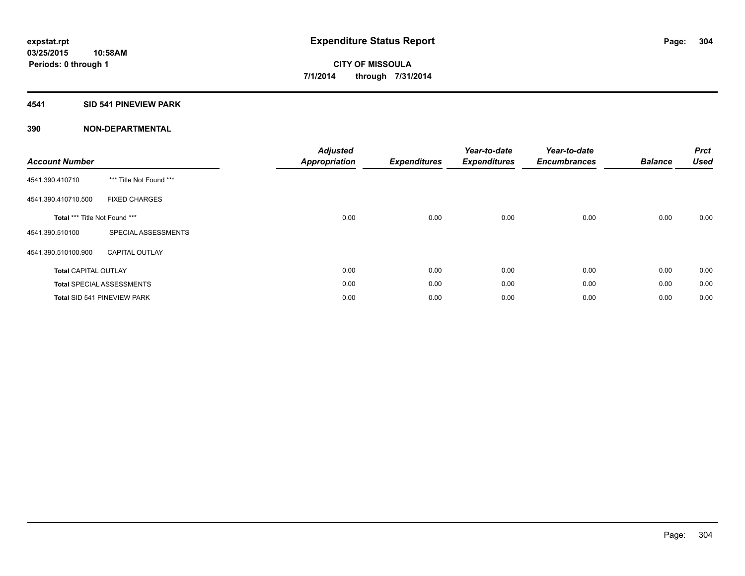# Expenditure Status Report

expstat.rpt
03/25/2015 10:58AM
Periods: 0 through 1

**CITY OF MISSOULA**
**7/1/2014 through 7/31/2014**

## 4541 SID 541 PINEVIEW PARK

## 390 NON-DEPARTMENTAL

| Account Number | | Adjusted Appropriation | Expenditures | Year-to-date Expenditures | Year-to-date Encumbrances | Balance | Prct Used |
|---|---|---|---|---|---|---|---|
| 4541.390.410710 | *** Title Not Found *** | | | | | | |
| 4541.390.410710.500 | FIXED CHARGES | | | | | | |
| **Total** *** Title Not Found *** | | 0.00 | 0.00 | 0.00 | 0.00 | 0.00 | 0.00 |
| 4541.390.510100 | SPECIAL ASSESSMENTS | | | | | | |
| 4541.390.510100.900 | CAPITAL OUTLAY | | | | | | |
| **Total** CAPITAL OUTLAY | | 0.00 | 0.00 | 0.00 | 0.00 | 0.00 | 0.00 |
| **Total** SPECIAL ASSESSMENTS | | 0.00 | 0.00 | 0.00 | 0.00 | 0.00 | 0.00 |
| **Total** SID 541 PINEVIEW PARK | | 0.00 | 0.00 | 0.00 | 0.00 | 0.00 | 0.00 |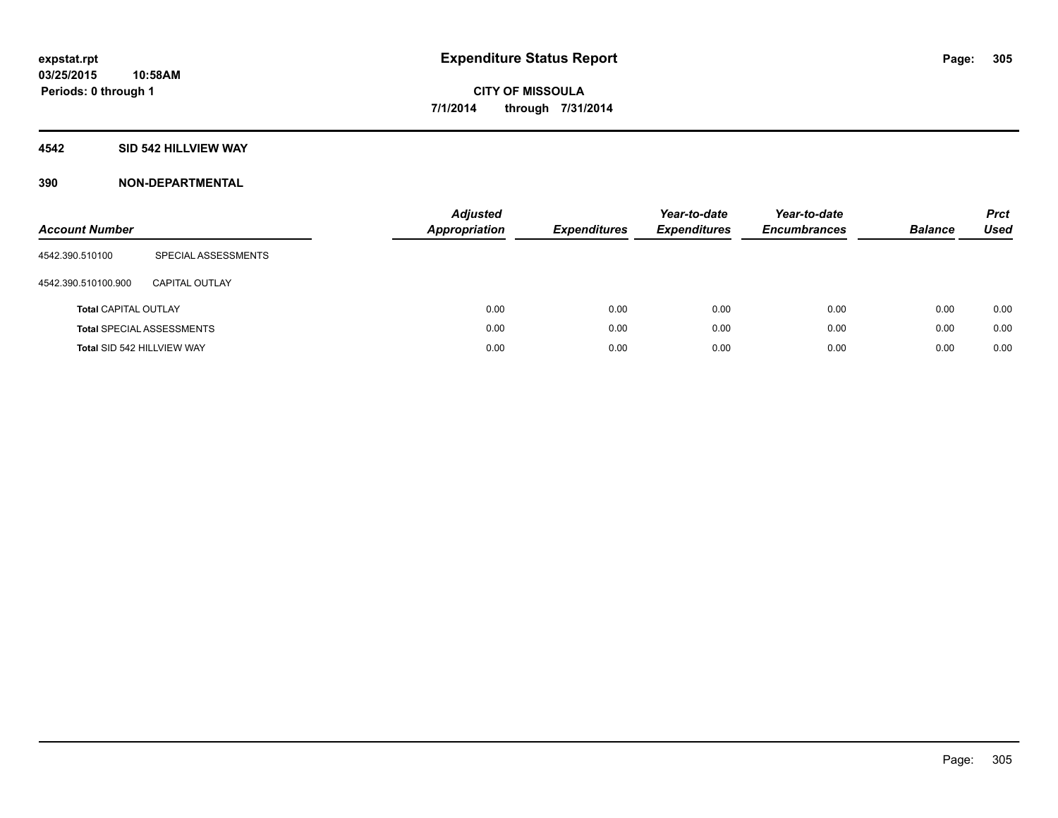# Expenditure Status Report

**CITY OF MISSOULA**

**7/1/2014 through 7/31/2014**

expstat.rpt
03/25/2015 10:58AM
Periods: 0 through 1

## 4542 SID 542 HILLVIEW WAY

## 390 NON-DEPARTMENTAL

| Account Number | | Adjusted Appropriation | Expenditures | Year-to-date Expenditures | Year-to-date Encumbrances | Balance | Prct Used |
|---|---|---|---|---|---|---|---|
| 4542.390.510100 | SPECIAL ASSESSMENTS | | | | | | |
| 4542.390.510100.900 | CAPITAL OUTLAY | | | | | | |
| **Total** CAPITAL OUTLAY | | 0.00 | 0.00 | 0.00 | 0.00 | 0.00 | 0.00 |
| **Total** SPECIAL ASSESSMENTS | | 0.00 | 0.00 | 0.00 | 0.00 | 0.00 | 0.00 |
| **Total** SID 542 HILLVIEW WAY | | 0.00 | 0.00 | 0.00 | 0.00 | 0.00 | 0.00 |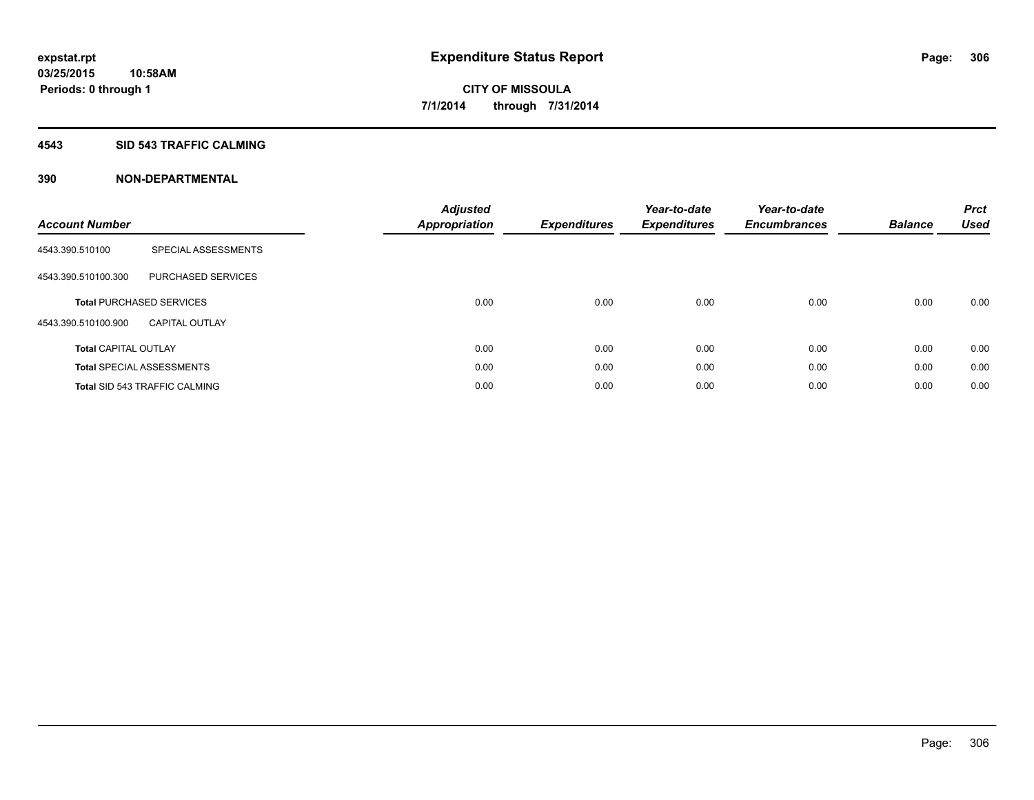expstat.rpt
03/25/2015 10:58AM
Periods: 0 through 1

# Expenditure Status Report

CITY OF MISSOULA
7/1/2014 through 7/31/2014

## 4543 SID 543 TRAFFIC CALMING

### 390 NON-DEPARTMENTAL

| Account Number | | Adjusted Appropriation | Expenditures | Year-to-date Expenditures | Year-to-date Encumbrances | Balance | Prct Used |
|---|---|---|---|---|---|---|---|
| 4543.390.510100 | SPECIAL ASSESSMENTS | | | | | | |
| 4543.390.510100.300 | PURCHASED SERVICES | | | | | | |
| **Total** PURCHASED SERVICES | | 0.00 | 0.00 | 0.00 | 0.00 | 0.00 | 0.00 |
| 4543.390.510100.900 | CAPITAL OUTLAY | | | | | | |
| **Total** CAPITAL OUTLAY | | 0.00 | 0.00 | 0.00 | 0.00 | 0.00 | 0.00 |
| **Total** SPECIAL ASSESSMENTS | | 0.00 | 0.00 | 0.00 | 0.00 | 0.00 | 0.00 |
| **Total** SID 543 TRAFFIC CALMING | | 0.00 | 0.00 | 0.00 | 0.00 | 0.00 | 0.00 |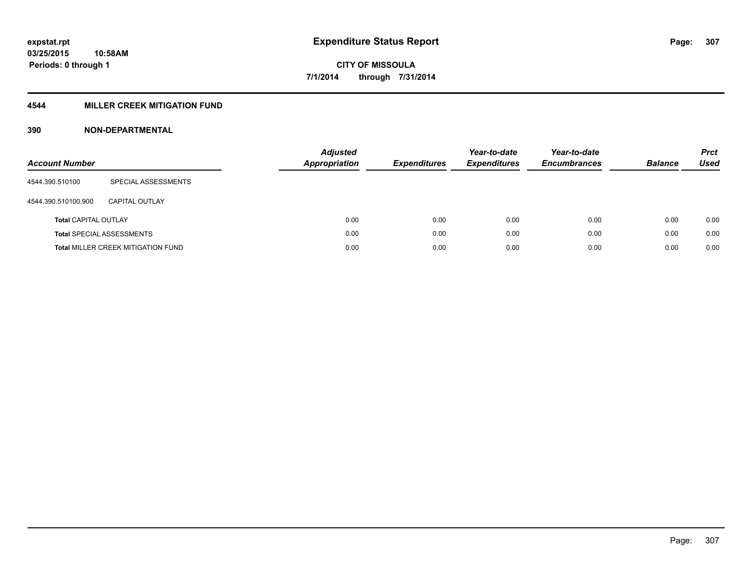# Expenditure Status Report

**CITY OF MISSOULA**

**7/1/2014 through 7/31/2014**

expstat.rpt
03/25/2015 10:58AM
Periods: 0 through 1

## 4544 MILLER CREEK MITIGATION FUND

### 390 NON-DEPARTMENTAL

| Account Number | | Adjusted Appropriation | Expenditures | Year-to-date Expenditures | Year-to-date Encumbrances | Balance | Prct Used |
|---|---|---|---|---|---|---|---|
| 4544.390.510100 | SPECIAL ASSESSMENTS | | | | | | |
| 4544.390.510100.900 | CAPITAL OUTLAY | | | | | | |
| **Total** CAPITAL OUTLAY | | 0.00 | 0.00 | 0.00 | 0.00 | 0.00 | 0.00 |
| **Total** SPECIAL ASSESSMENTS | | 0.00 | 0.00 | 0.00 | 0.00 | 0.00 | 0.00 |
| **Total** MILLER CREEK MITIGATION FUND | | 0.00 | 0.00 | 0.00 | 0.00 | 0.00 | 0.00 |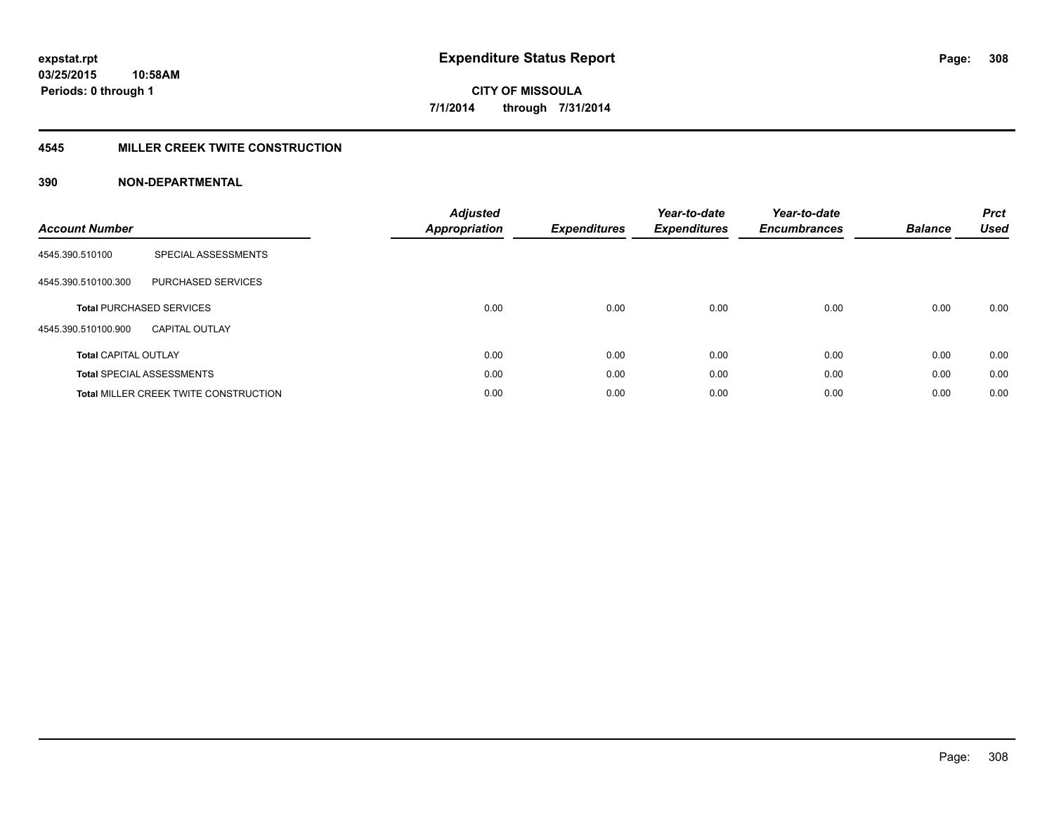**expstat.rpt**
**03/25/2015 10:58AM**
**Periods: 0 through 1**

# Expenditure Status Report

**CITY OF MISSOULA**
**7/1/2014 through 7/31/2014**

## 4545 MILLER CREEK TWITE CONSTRUCTION

### 390 NON-DEPARTMENTAL

| Account Number | | Adjusted Appropriation | Expenditures | Year-to-date Expenditures | Year-to-date Encumbrances | Balance | Prct Used |
|---|---|---|---|---|---|---|---|
| 4545.390.510100 | SPECIAL ASSESSMENTS | | | | | | |
| 4545.390.510100.300 | PURCHASED SERVICES | | | | | | |
| **Total** PURCHASED SERVICES | | 0.00 | 0.00 | 0.00 | 0.00 | 0.00 | 0.00 |
| 4545.390.510100.900 | CAPITAL OUTLAY | | | | | | |
| **Total** CAPITAL OUTLAY | | 0.00 | 0.00 | 0.00 | 0.00 | 0.00 | 0.00 |
| **Total** SPECIAL ASSESSMENTS | | 0.00 | 0.00 | 0.00 | 0.00 | 0.00 | 0.00 |
| **Total** MILLER CREEK TWITE CONSTRUCTION | | 0.00 | 0.00 | 0.00 | 0.00 | 0.00 | 0.00 |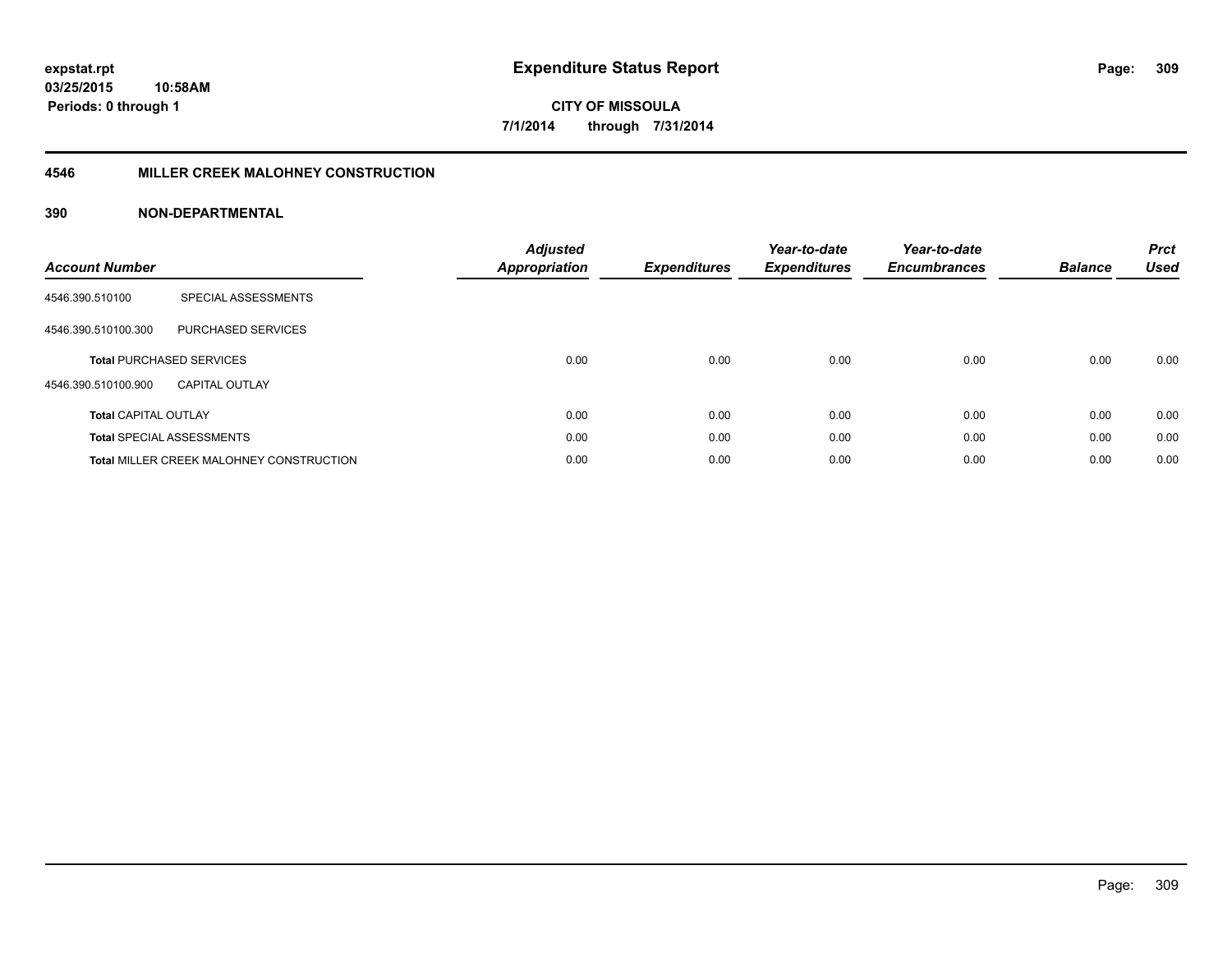expstat.rpt
03/25/2015 10:58AM
Periods: 0 through 1

# Expenditure Status Report

CITY OF MISSOULA
7/1/2014 through 7/31/2014

## 4546 MILLER CREEK MALOHNEY CONSTRUCTION

### 390 NON-DEPARTMENTAL

| Account Number | | Adjusted Appropriation | Expenditures | Year-to-date Expenditures | Year-to-date Encumbrances | Balance | Prct Used |
|---|---|---|---|---|---|---|---|
| 4546.390.510100 | SPECIAL ASSESSMENTS | | | | | | |
| 4546.390.510100.300 | PURCHASED SERVICES | | | | | | |
| **Total** PURCHASED SERVICES | | 0.00 | 0.00 | 0.00 | 0.00 | 0.00 | 0.00 |
| 4546.390.510100.900 | CAPITAL OUTLAY | | | | | | |
| **Total** CAPITAL OUTLAY | | 0.00 | 0.00 | 0.00 | 0.00 | 0.00 | 0.00 |
| **Total** SPECIAL ASSESSMENTS | | 0.00 | 0.00 | 0.00 | 0.00 | 0.00 | 0.00 |
| **Total** MILLER CREEK MALOHNEY CONSTRUCTION | | 0.00 | 0.00 | 0.00 | 0.00 | 0.00 | 0.00 |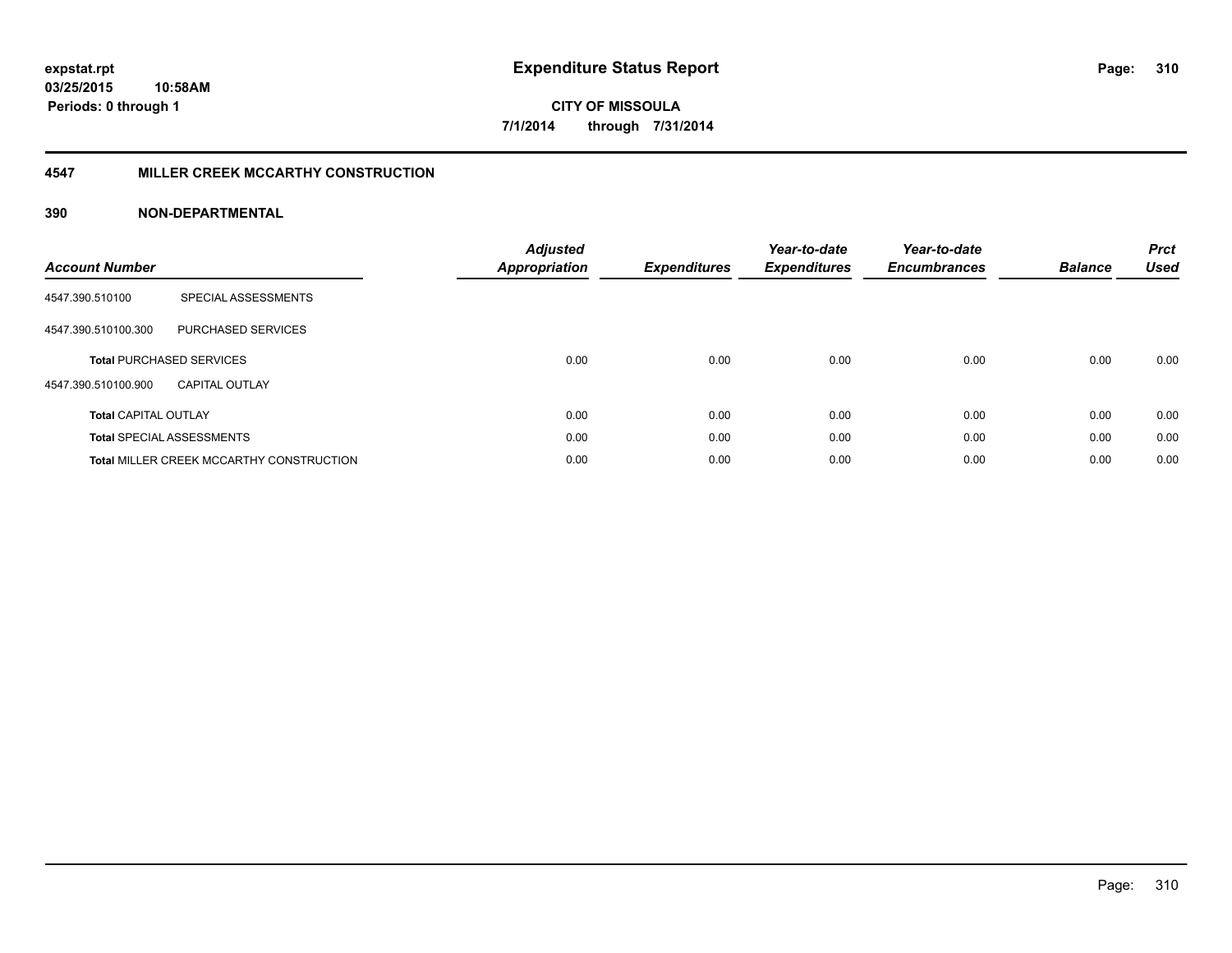**expstat.rpt**
**03/25/2015 10:58AM**
**Periods: 0 through 1**

# Expenditure Status Report

**CITY OF MISSOULA**
**7/1/2014 through 7/31/2014**

## 4547 MILLER CREEK MCCARTHY CONSTRUCTION

### 390 NON-DEPARTMENTAL

| Account Number | | Adjusted Appropriation | Expenditures | Year-to-date Expenditures | Year-to-date Encumbrances | Balance | Prct Used |
|---|---|---|---|---|---|---|---|
| 4547.390.510100 | SPECIAL ASSESSMENTS | | | | | | |
| 4547.390.510100.300 | PURCHASED SERVICES | | | | | | |
| **Total** PURCHASED SERVICES | | 0.00 | 0.00 | 0.00 | 0.00 | 0.00 | 0.00 |
| 4547.390.510100.900 | CAPITAL OUTLAY | | | | | | |
| **Total** CAPITAL OUTLAY | | 0.00 | 0.00 | 0.00 | 0.00 | 0.00 | 0.00 |
| **Total** SPECIAL ASSESSMENTS | | 0.00 | 0.00 | 0.00 | 0.00 | 0.00 | 0.00 |
| **Total** MILLER CREEK MCCARTHY CONSTRUCTION | | 0.00 | 0.00 | 0.00 | 0.00 | 0.00 | 0.00 |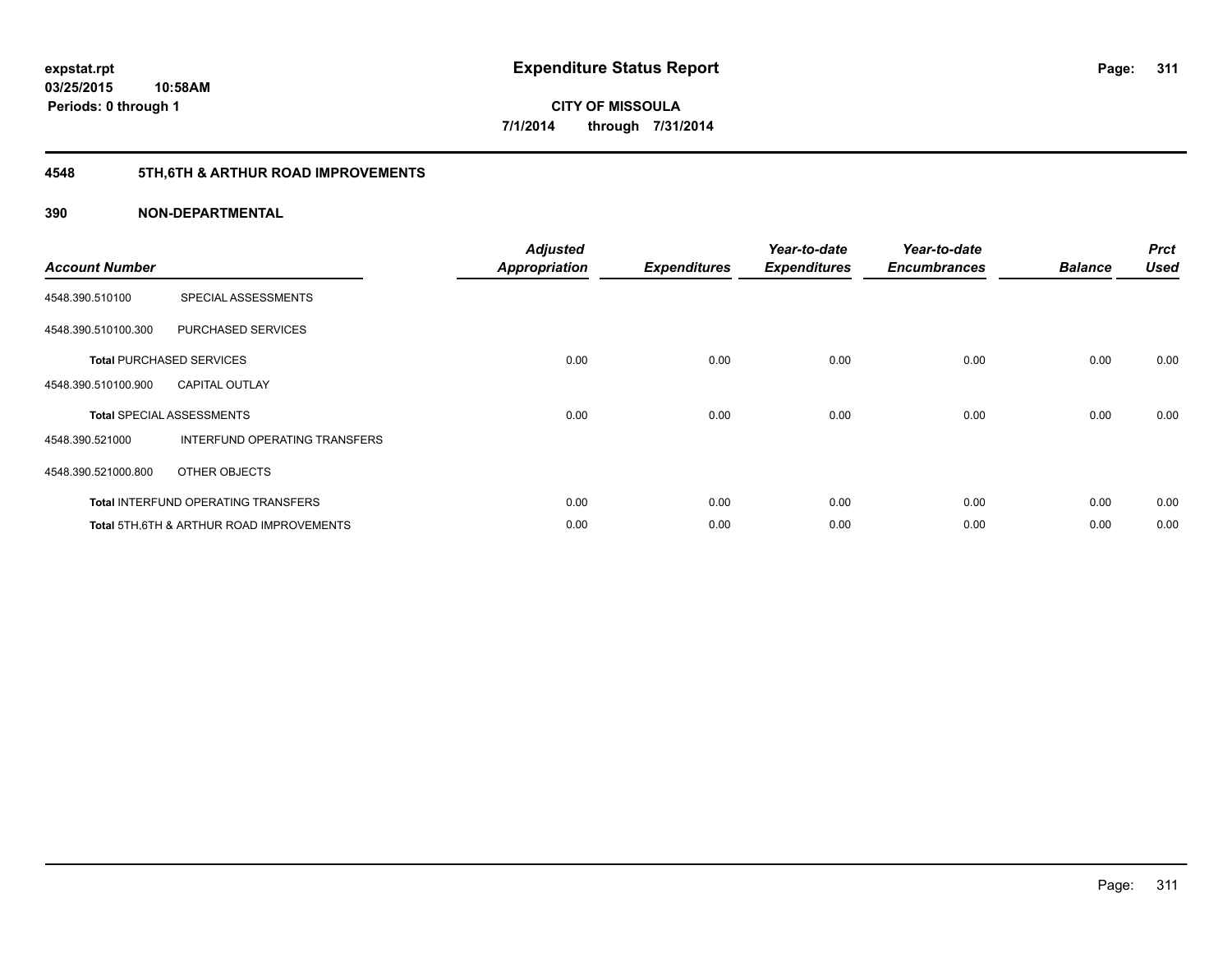expstat.rpt
03/25/2015 10:58AM
Periods: 0 through 1

# Expenditure Status Report

CITY OF MISSOULA
7/1/2014 through 7/31/2014

## 4548 5TH,6TH & ARTHUR ROAD IMPROVEMENTS

### 390 NON-DEPARTMENTAL

| Account Number | | Adjusted Appropriation | Expenditures | Year-to-date Expenditures | Year-to-date Encumbrances | Balance | Prct Used |
|---|---|---|---|---|---|---|---|
| 4548.390.510100 | SPECIAL ASSESSMENTS | | | | | | |
| 4548.390.510100.300 | PURCHASED SERVICES | | | | | | |
| **Total** PURCHASED SERVICES | | 0.00 | 0.00 | 0.00 | 0.00 | 0.00 | 0.00 |
| 4548.390.510100.900 | CAPITAL OUTLAY | | | | | | |
| **Total** SPECIAL ASSESSMENTS | | 0.00 | 0.00 | 0.00 | 0.00 | 0.00 | 0.00 |
| 4548.390.521000 | INTERFUND OPERATING TRANSFERS | | | | | | |
| 4548.390.521000.800 | OTHER OBJECTS | | | | | | |
| **Total** INTERFUND OPERATING TRANSFERS | | 0.00 | 0.00 | 0.00 | 0.00 | 0.00 | 0.00 |
| **Total** 5TH,6TH & ARTHUR ROAD IMPROVEMENTS | | 0.00 | 0.00 | 0.00 | 0.00 | 0.00 | 0.00 |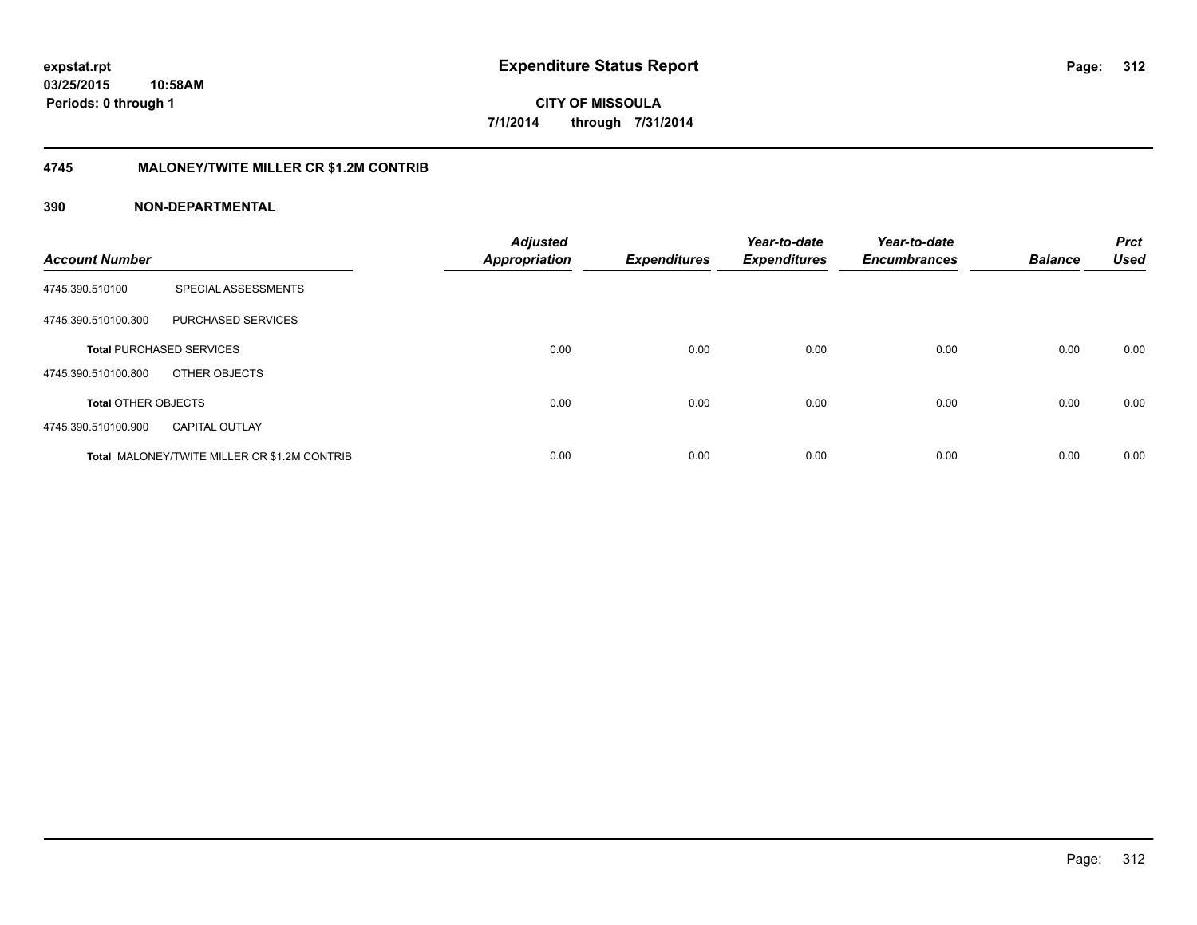**expstat.rpt**
**03/25/2015 10:58AM**
**Periods: 0 through 1**

# Expenditure Status Report

**CITY OF MISSOULA**
**7/1/2014 through 7/31/2014**

## 4745 MALONEY/TWITE MILLER CR $1.2M CONTRIB

### 390 NON-DEPARTMENTAL

| Account Number | | Adjusted Appropriation | Expenditures | Year-to-date Expenditures | Year-to-date Encumbrances | Balance | Prct Used |
|---|---|---|---|---|---|---|---|
| 4745.390.510100 | SPECIAL ASSESSMENTS | | | | | | |
| 4745.390.510100.300 | PURCHASED SERVICES | | | | | | |
| **Total** PURCHASED SERVICES | | 0.00 | 0.00 | 0.00 | 0.00 | 0.00 | 0.00 |
| 4745.390.510100.800 | OTHER OBJECTS | | | | | | |
| **Total** OTHER OBJECTS | | 0.00 | 0.00 | 0.00 | 0.00 | 0.00 | 0.00 |
| 4745.390.510100.900 | CAPITAL OUTLAY | | | | | | |
| **Total** MALONEY/TWITE MILLER CR $1.2M CONTRIB | | 0.00 | 0.00 | 0.00 | 0.00 | 0.00 | 0.00 |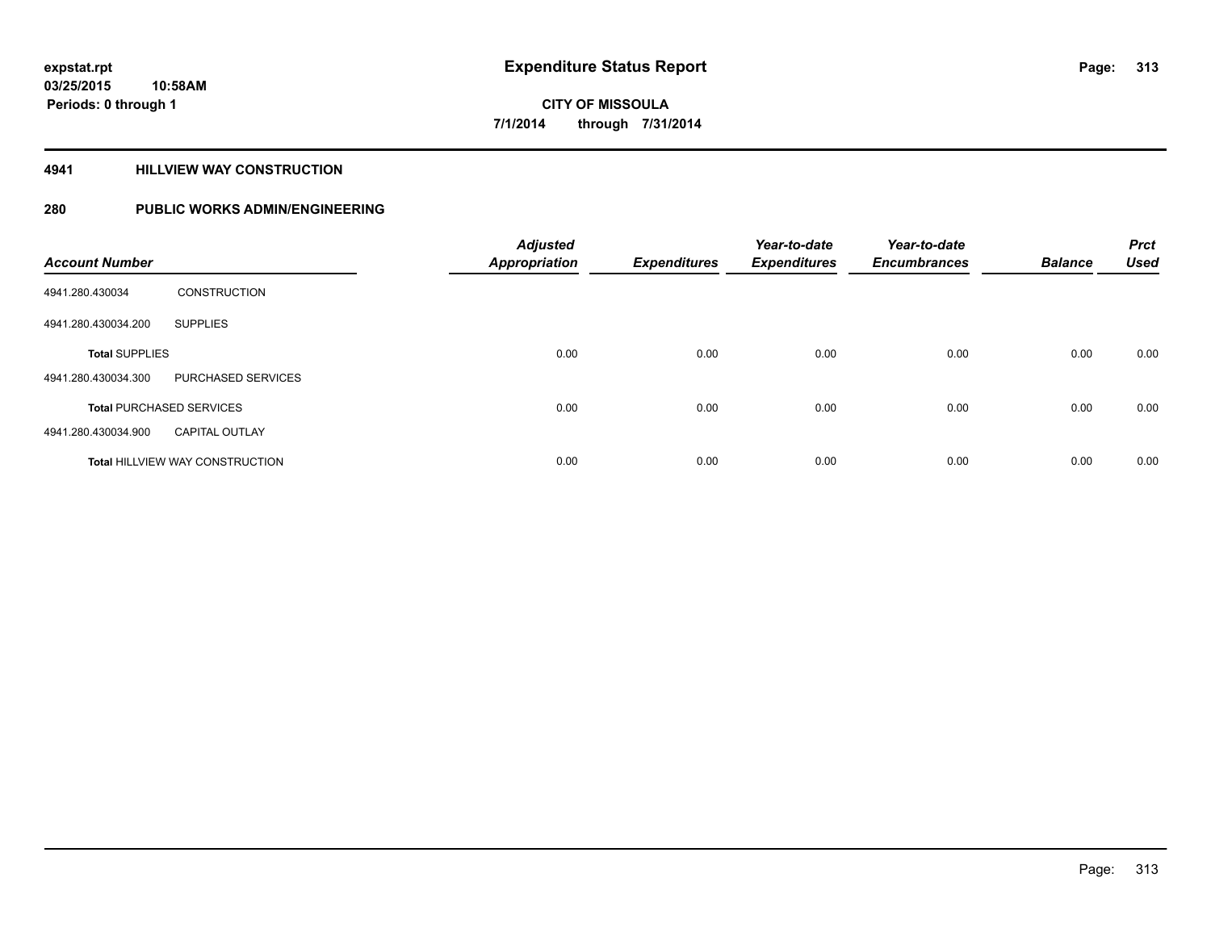**expstat.rpt**
**03/25/2015 10:58AM**
**Periods: 0 through 1**

# Expenditure Status Report

**CITY OF MISSOULA**
**7/1/2014 through 7/31/2014**

## 4941 HILLVIEW WAY CONSTRUCTION

## 280 PUBLIC WORKS ADMIN/ENGINEERING

| Account Number | | Adjusted Appropriation | Expenditures | Year-to-date Expenditures | Year-to-date Encumbrances | Balance | Prct Used |
|---|---|---|---|---|---|---|---|
| 4941.280.430034 | CONSTRUCTION | | | | | | |
| 4941.280.430034.200 | SUPPLIES | | | | | | |
| **Total** SUPPLIES | | 0.00 | 0.00 | 0.00 | 0.00 | 0.00 | 0.00 |
| 4941.280.430034.300 | PURCHASED SERVICES | | | | | | |
| **Total** PURCHASED SERVICES | | 0.00 | 0.00 | 0.00 | 0.00 | 0.00 | 0.00 |
| 4941.280.430034.900 | CAPITAL OUTLAY | | | | | | |
| **Total** HILLVIEW WAY CONSTRUCTION | | 0.00 | 0.00 | 0.00 | 0.00 | 0.00 | 0.00 |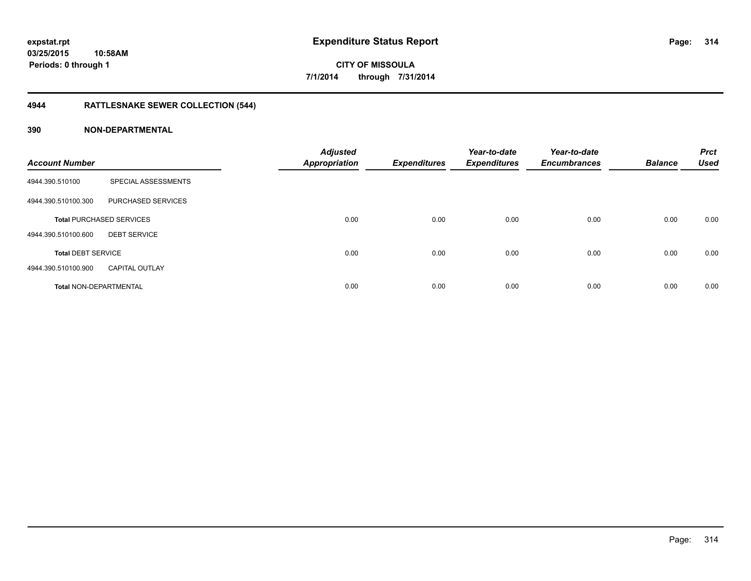# Expenditure Status Report

**CITY OF MISSOULA**

**7/1/2014 through 7/31/2014**

expstat.rpt
03/25/2015 10:58AM
Periods: 0 through 1

## 4944 RATTLESNAKE SEWER COLLECTION (544)

### 390 NON-DEPARTMENTAL

| Account Number | | Adjusted Appropriation | Expenditures | Year-to-date Expenditures | Year-to-date Encumbrances | Balance | Prct Used |
|---|---|---|---|---|---|---|---|
| 4944.390.510100 | SPECIAL ASSESSMENTS | | | | | | |
| 4944.390.510100.300 | PURCHASED SERVICES | | | | | | |
| **Total** PURCHASED SERVICES | | 0.00 | 0.00 | 0.00 | 0.00 | 0.00 | 0.00 |
| 4944.390.510100.600 | DEBT SERVICE | | | | | | |
| **Total** DEBT SERVICE | | 0.00 | 0.00 | 0.00 | 0.00 | 0.00 | 0.00 |
| 4944.390.510100.900 | CAPITAL OUTLAY | | | | | | |
| **Total** NON-DEPARTMENTAL | | 0.00 | 0.00 | 0.00 | 0.00 | 0.00 | 0.00 |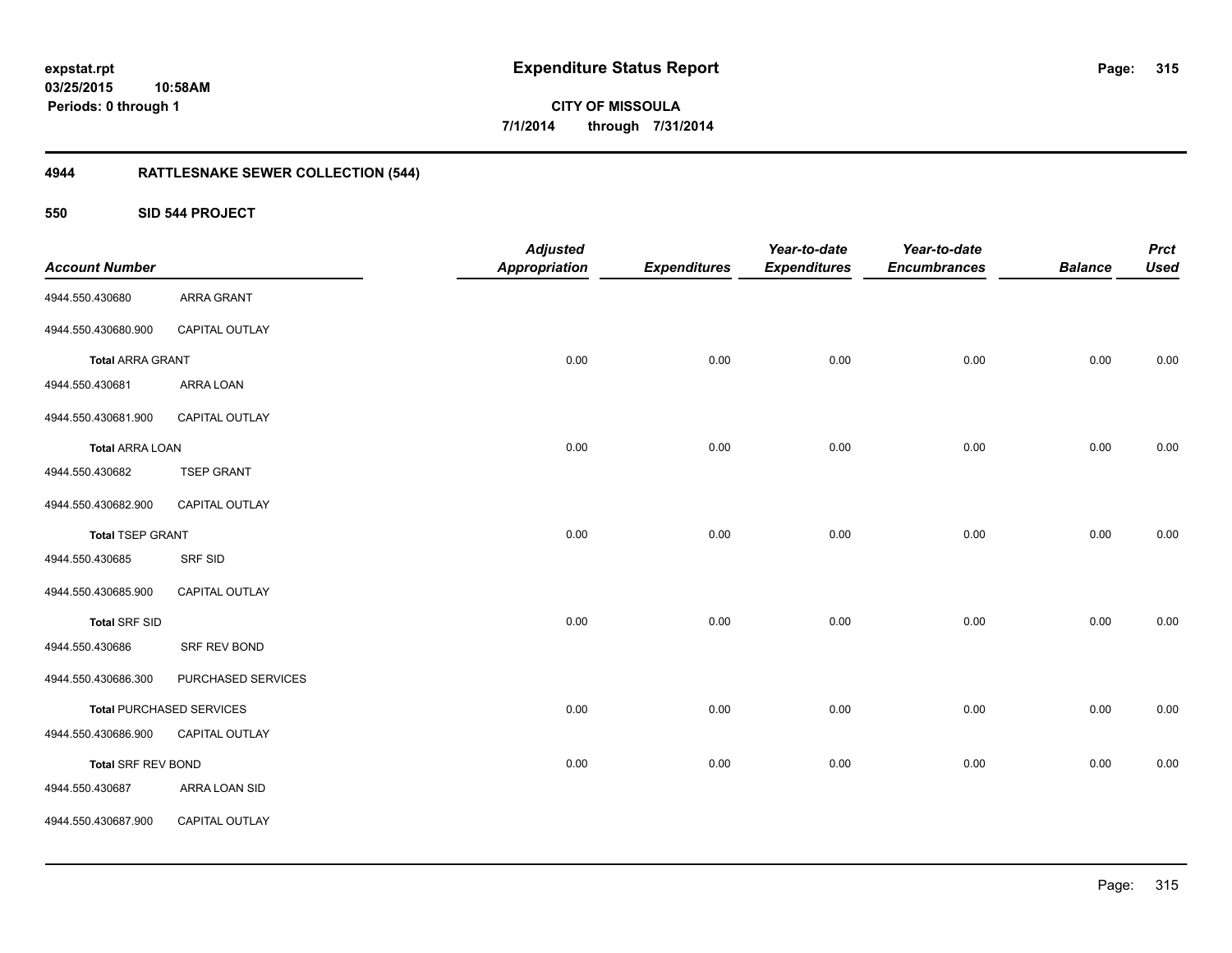# Expenditure Status Report

**CITY OF MISSOULA**

**7/1/2014 through 7/31/2014**

expstat.rpt
03/25/2015 10:58AM
Periods: 0 through 1

## 4944 RATTLESNAKE SEWER COLLECTION (544)

### 550 SID 544 PROJECT

| Account Number | | Adjusted Appropriation | Expenditures | Year-to-date Expenditures | Year-to-date Encumbrances | Balance | Prct Used |
|---|---|---|---|---|---|---|---|
| 4944.550.430680 | ARRA GRANT | | | | | | |
| 4944.550.430680.900 | CAPITAL OUTLAY | | | | | | |
| **Total** ARRA GRANT | | 0.00 | 0.00 | 0.00 | 0.00 | 0.00 | 0.00 |
| 4944.550.430681 | ARRA LOAN | | | | | | |
| 4944.550.430681.900 | CAPITAL OUTLAY | | | | | | |
| **Total** ARRA LOAN | | 0.00 | 0.00 | 0.00 | 0.00 | 0.00 | 0.00 |
| 4944.550.430682 | TSEP GRANT | | | | | | |
| 4944.550.430682.900 | CAPITAL OUTLAY | | | | | | |
| **Total** TSEP GRANT | | 0.00 | 0.00 | 0.00 | 0.00 | 0.00 | 0.00 |
| 4944.550.430685 | SRF SID | | | | | | |
| 4944.550.430685.900 | CAPITAL OUTLAY | | | | | | |
| **Total** SRF SID | | 0.00 | 0.00 | 0.00 | 0.00 | 0.00 | 0.00 |
| 4944.550.430686 | SRF REV BOND | | | | | | |
| 4944.550.430686.300 | PURCHASED SERVICES | | | | | | |
| **Total** PURCHASED SERVICES | | 0.00 | 0.00 | 0.00 | 0.00 | 0.00 | 0.00 |
| 4944.550.430686.900 | CAPITAL OUTLAY | | | | | | |
| **Total** SRF REV BOND | | 0.00 | 0.00 | 0.00 | 0.00 | 0.00 | 0.00 |
| 4944.550.430687 | ARRA LOAN SID | | | | | | |
| 4944.550.430687.900 | CAPITAL OUTLAY | | | | | | |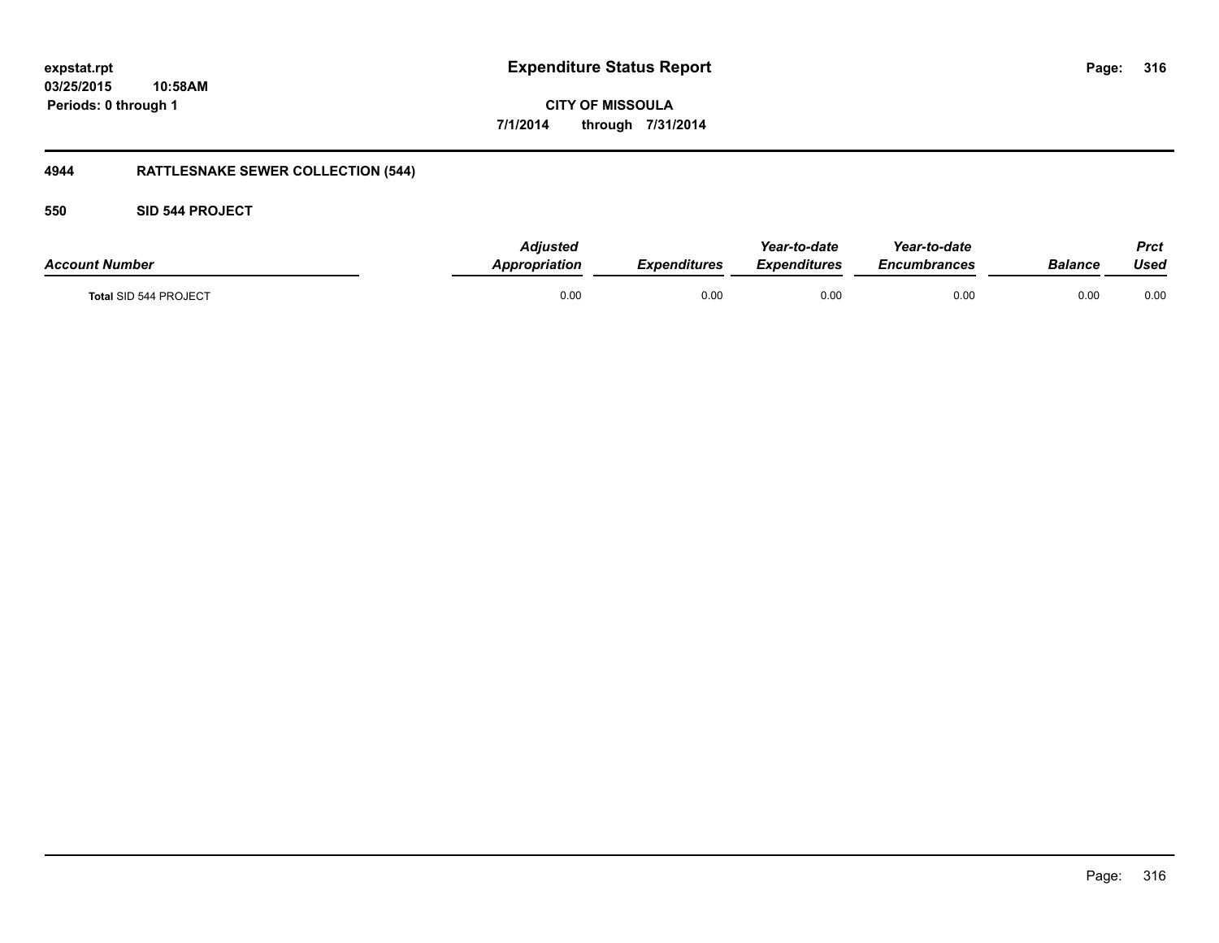**expstat.rpt**
**03/25/2015 10:58AM**
**Periods: 0 through 1**

# Expenditure Status Report

**CITY OF MISSOULA**
**7/1/2014 through 7/31/2014**

## 4944 RATTLESNAKE SEWER COLLECTION (544)

### 550 SID 544 PROJECT

| *Account Number* | *Adjusted Appropriation* | *Expenditures* | *Year-to-date Expenditures* | *Year-to-date Encumbrances* | *Balance* | *Prct Used* |
|---|---|---|---|---|---|---|
| **Total** SID 544 PROJECT | 0.00 | 0.00 | 0.00 | 0.00 | 0.00 | 0.00 |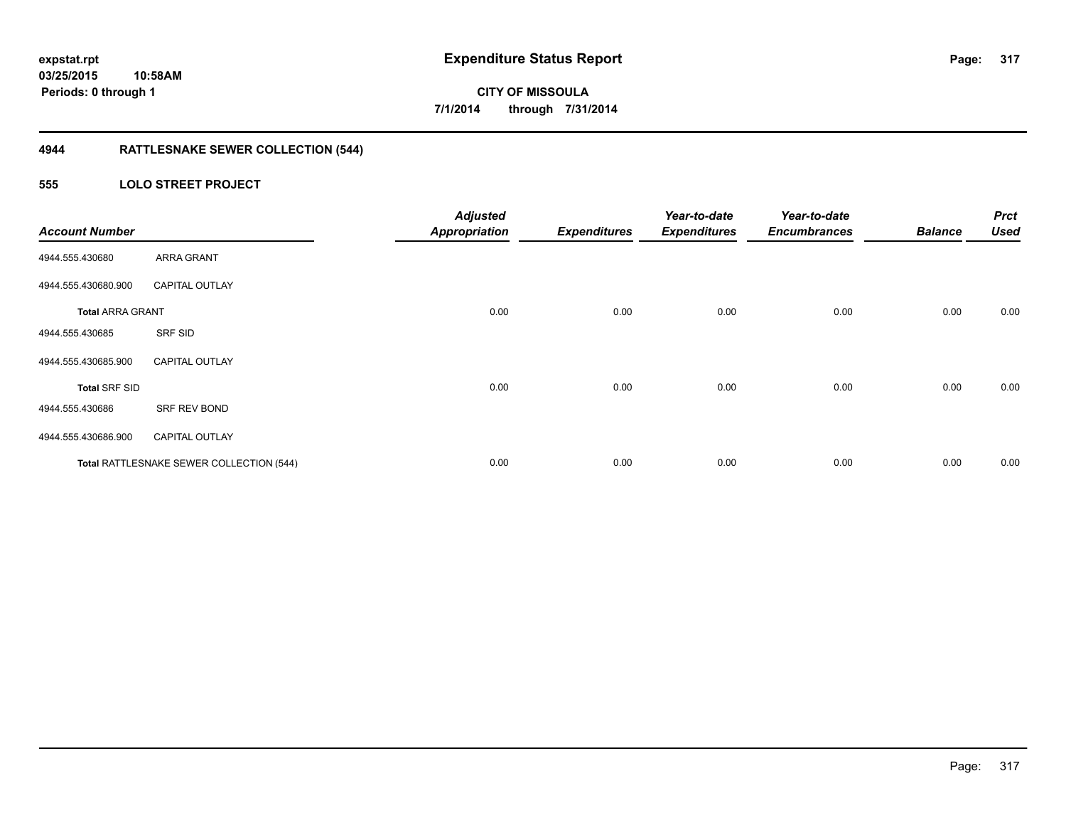expstat.rpt
03/25/2015 10:58AM
Periods: 0 through 1

# Expenditure Status Report

CITY OF MISSOULA
7/1/2014 through 7/31/2014

## 4944 RATTLESNAKE SEWER COLLECTION (544)

### 555 LOLO STREET PROJECT

| Account Number | | Adjusted Appropriation | Expenditures | Year-to-date Expenditures | Year-to-date Encumbrances | Balance | Prct Used |
|---|---|---|---|---|---|---|---|
| 4944.555.430680 | ARRA GRANT | | | | | | |
| 4944.555.430680.900 | CAPITAL OUTLAY | | | | | | |
| **Total** ARRA GRANT | | 0.00 | 0.00 | 0.00 | 0.00 | 0.00 | 0.00 |
| 4944.555.430685 | SRF SID | | | | | | |
| 4944.555.430685.900 | CAPITAL OUTLAY | | | | | | |
| **Total** SRF SID | | 0.00 | 0.00 | 0.00 | 0.00 | 0.00 | 0.00 |
| 4944.555.430686 | SRF REV BOND | | | | | | |
| 4944.555.430686.900 | CAPITAL OUTLAY | | | | | | |
| **Total** RATTLESNAKE SEWER COLLECTION (544) | | 0.00 | 0.00 | 0.00 | 0.00 | 0.00 | 0.00 |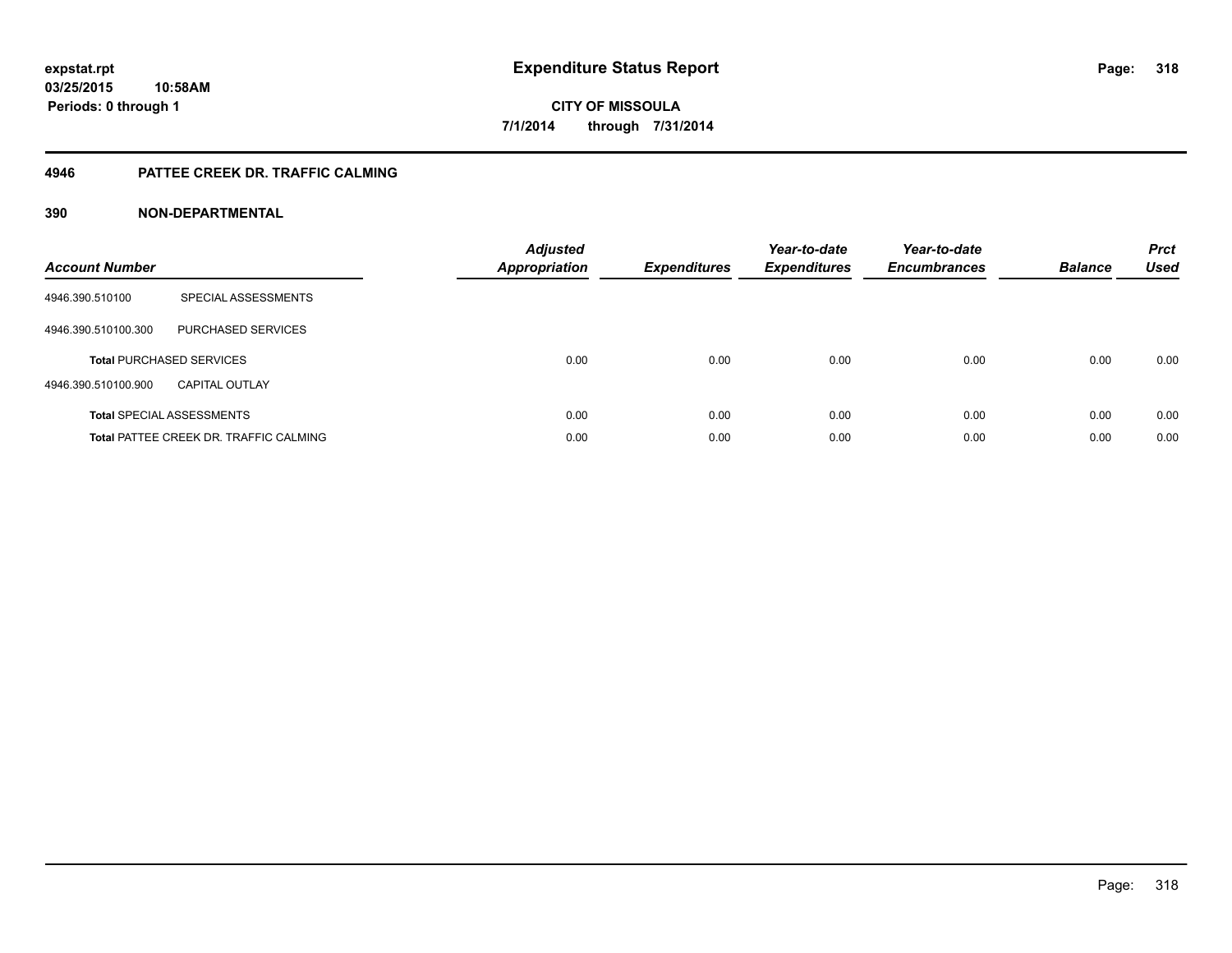expstat.rpt
03/25/2015 10:58AM
Periods: 0 through 1

# Expenditure Status Report

CITY OF MISSOULA
7/1/2014 through 7/31/2014

## 4946 PATTEE CREEK DR. TRAFFIC CALMING

### 390 NON-DEPARTMENTAL

| Account Number | | Adjusted Appropriation | Expenditures | Year-to-date Expenditures | Year-to-date Encumbrances | Balance | Prct Used |
|---|---|---|---|---|---|---|---|
| 4946.390.510100 | SPECIAL ASSESSMENTS | | | | | | |
| 4946.390.510100.300 | PURCHASED SERVICES | | | | | | |
| **Total** PURCHASED SERVICES | | 0.00 | 0.00 | 0.00 | 0.00 | 0.00 | 0.00 |
| 4946.390.510100.900 | CAPITAL OUTLAY | | | | | | |
| **Total** SPECIAL ASSESSMENTS | | 0.00 | 0.00 | 0.00 | 0.00 | 0.00 | 0.00 |
| **Total** PATTEE CREEK DR. TRAFFIC CALMING | | 0.00 | 0.00 | 0.00 | 0.00 | 0.00 | 0.00 |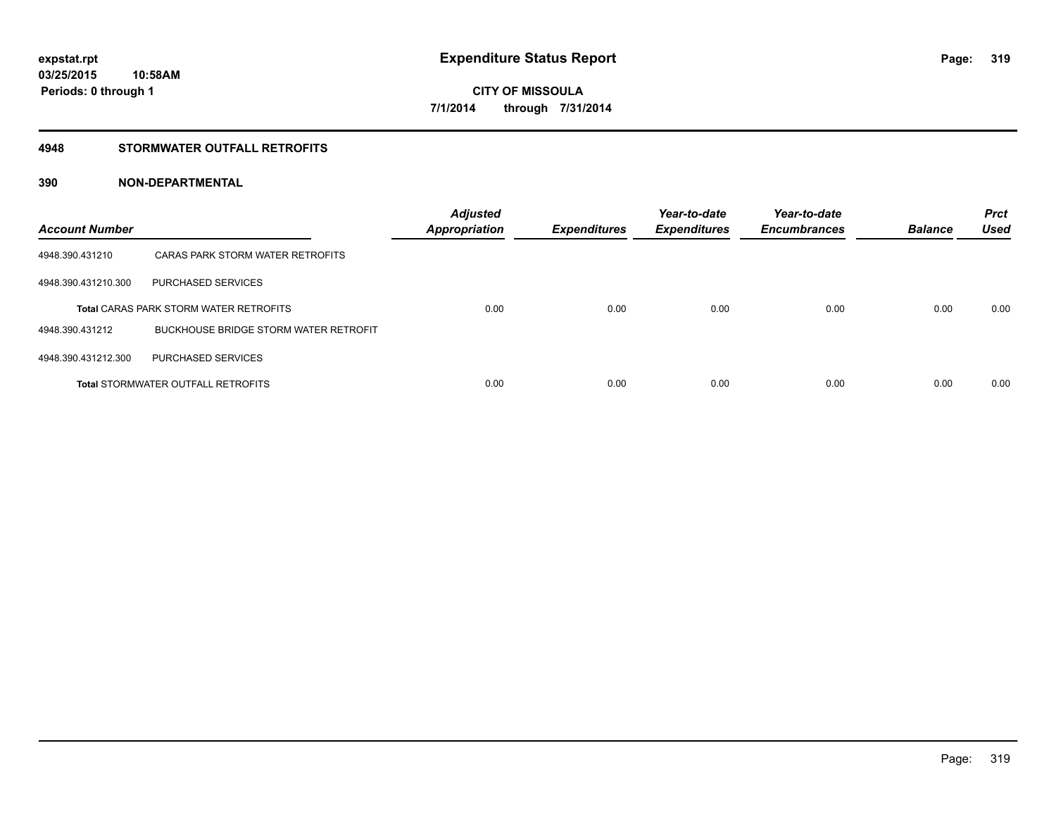**expstat.rpt**
**03/25/2015 10:58AM**
**Periods: 0 through 1**

# Expenditure Status Report

**CITY OF MISSOULA**
**7/1/2014 through 7/31/2014**

## 4948 STORMWATER OUTFALL RETROFITS

### 390 NON-DEPARTMENTAL

| Account Number | | Adjusted Appropriation | Expenditures | Year-to-date Expenditures | Year-to-date Encumbrances | Balance | Prct Used |
|---|---|---|---|---|---|---|---|
| 4948.390.431210 | CARAS PARK STORM WATER RETROFITS | | | | | | |
| 4948.390.431210.300 | PURCHASED SERVICES | | | | | | |
| **Total** CARAS PARK STORM WATER RETROFITS | | 0.00 | 0.00 | 0.00 | 0.00 | 0.00 | 0.00 |
| 4948.390.431212 | BUCKHOUSE BRIDGE STORM WATER RETROFIT | | | | | | |
| 4948.390.431212.300 | PURCHASED SERVICES | | | | | | |
| **Total** STORMWATER OUTFALL RETROFITS | | 0.00 | 0.00 | 0.00 | 0.00 | 0.00 | 0.00 |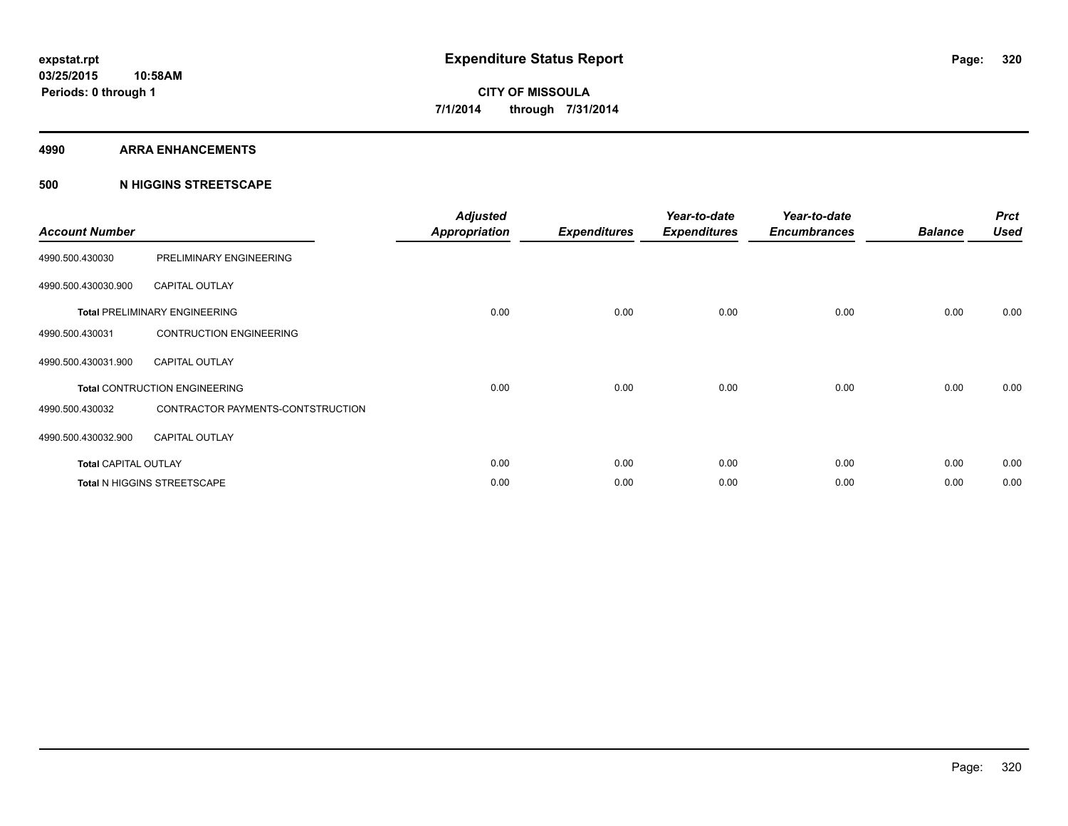**expstat.rpt**
**03/25/2015 10:58AM**
**Periods: 0 through 1**

# Expenditure Status Report

**CITY OF MISSOULA**
**7/1/2014 through 7/31/2014**

## 4990 ARRA ENHANCEMENTS

## 500 N HIGGINS STREETSCAPE

| Account Number | | Adjusted Appropriation | Expenditures | Year-to-date Expenditures | Year-to-date Encumbrances | Balance | Prct Used |
|---|---|---|---|---|---|---|---|
| 4990.500.430030 | PRELIMINARY ENGINEERING | | | | | | |
| 4990.500.430030.900 | CAPITAL OUTLAY | | | | | | |
| **Total** PRELIMINARY ENGINEERING | | 0.00 | 0.00 | 0.00 | 0.00 | 0.00 | 0.00 |
| 4990.500.430031 | CONTRUCTION ENGINEERING | | | | | | |
| 4990.500.430031.900 | CAPITAL OUTLAY | | | | | | |
| **Total** CONTRUCTION ENGINEERING | | 0.00 | 0.00 | 0.00 | 0.00 | 0.00 | 0.00 |
| 4990.500.430032 | CONTRACTOR PAYMENTS-CONTSTRUCTION | | | | | | |
| 4990.500.430032.900 | CAPITAL OUTLAY | | | | | | |
| **Total** CAPITAL OUTLAY | | 0.00 | 0.00 | 0.00 | 0.00 | 0.00 | 0.00 |
| **Total** N HIGGINS STREETSCAPE | | 0.00 | 0.00 | 0.00 | 0.00 | 0.00 | 0.00 |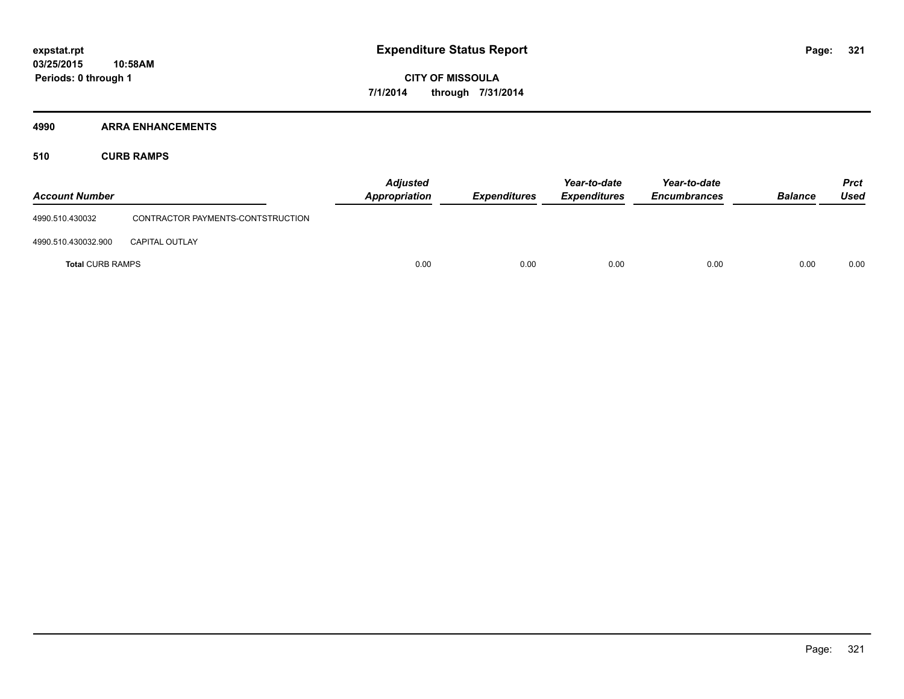expstat.rpt
03/25/2015 10:58AM
Periods: 0 through 1

# Expenditure Status Report

CITY OF MISSOULA

7/1/2014 through 7/31/2014

## 4990 ARRA ENHANCEMENTS

### 510 CURB RAMPS

| Account Number | | Adjusted Appropriation | Expenditures | Year-to-date Expenditures | Year-to-date Encumbrances | Balance | Prct Used |
|---|---|---|---|---|---|---|---|
| 4990.510.430032 | CONTRACTOR PAYMENTS-CONTSTRUCTION | | | | | | |
| 4990.510.430032.900 | CAPITAL OUTLAY | | | | | | |
| **Total** CURB RAMPS | | 0.00 | 0.00 | 0.00 | 0.00 | 0.00 | 0.00 |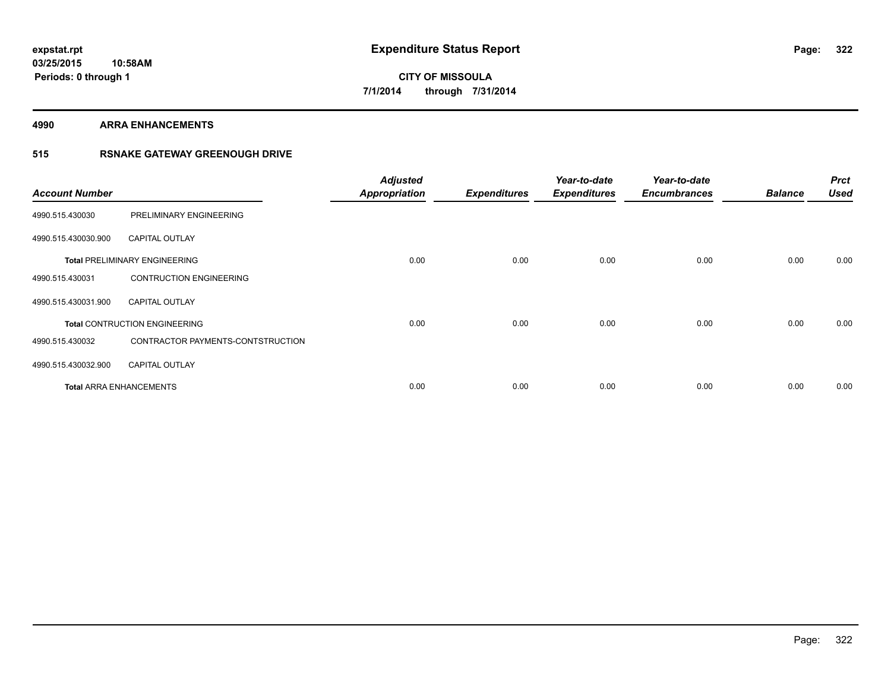# Expenditure Status Report

**CITY OF MISSOULA**

**7/1/2014 through 7/31/2014**

expstat.rpt
03/25/2015 10:58AM
Periods: 0 through 1

**4990 ARRA ENHANCEMENTS**

**515 RSNAKE GATEWAY GREENOUGH DRIVE**

| Account Number | | Adjusted Appropriation | Expenditures | Year-to-date Expenditures | Year-to-date Encumbrances | Balance | Prct Used |
|---|---|---|---|---|---|---|---|
| 4990.515.430030 | PRELIMINARY ENGINEERING | | | | | | |
| 4990.515.430030.900 | CAPITAL OUTLAY | | | | | | |
| **Total** PRELIMINARY ENGINEERING | | 0.00 | 0.00 | 0.00 | 0.00 | 0.00 | 0.00 |
| 4990.515.430031 | CONTRUCTION ENGINEERING | | | | | | |
| 4990.515.430031.900 | CAPITAL OUTLAY | | | | | | |
| **Total** CONTRUCTION ENGINEERING | | 0.00 | 0.00 | 0.00 | 0.00 | 0.00 | 0.00 |
| 4990.515.430032 | CONTRACTOR PAYMENTS-CONTSTRUCTION | | | | | | |
| 4990.515.430032.900 | CAPITAL OUTLAY | | | | | | |
| **Total** ARRA ENHANCEMENTS | | 0.00 | 0.00 | 0.00 | 0.00 | 0.00 | 0.00 |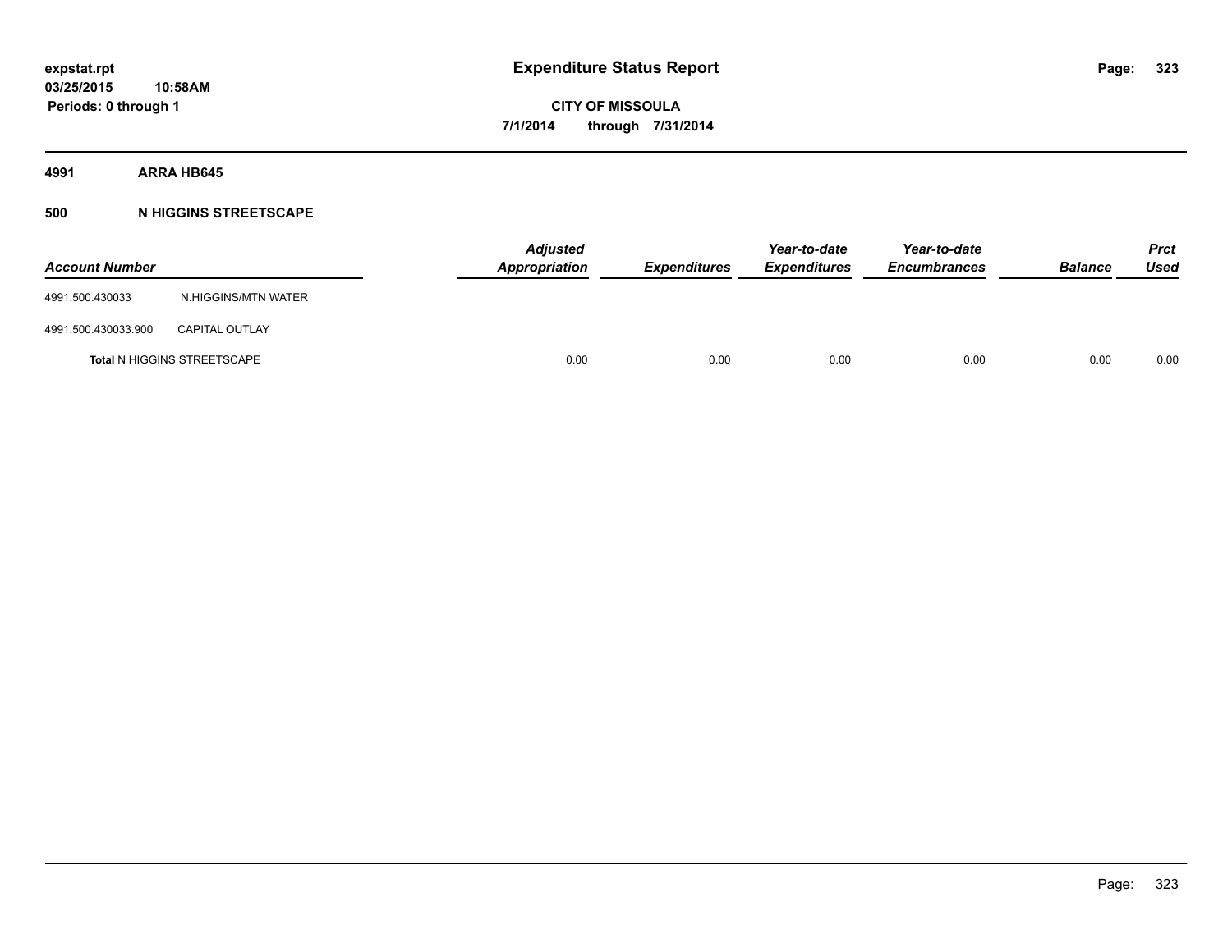**expstat.rpt**
**03/25/2015 10:58AM**
**Periods: 0 through 1**

# Expenditure Status Report

**CITY OF MISSOULA**
**7/1/2014 through 7/31/2014**

## 4991 ARRA HB645

### 500 N HIGGINS STREETSCAPE

| Account Number | | Adjusted Appropriation | Expenditures | Year-to-date Expenditures | Year-to-date Encumbrances | Balance | Prct Used |
|---|---|---|---|---|---|---|---|
| 4991.500.430033 | N.HIGGINS/MTN WATER | | | | | | |
| 4991.500.430033.900 | CAPITAL OUTLAY | | | | | | |
| **Total** N HIGGINS STREETSCAPE | | 0.00 | 0.00 | 0.00 | 0.00 | 0.00 | 0.00 |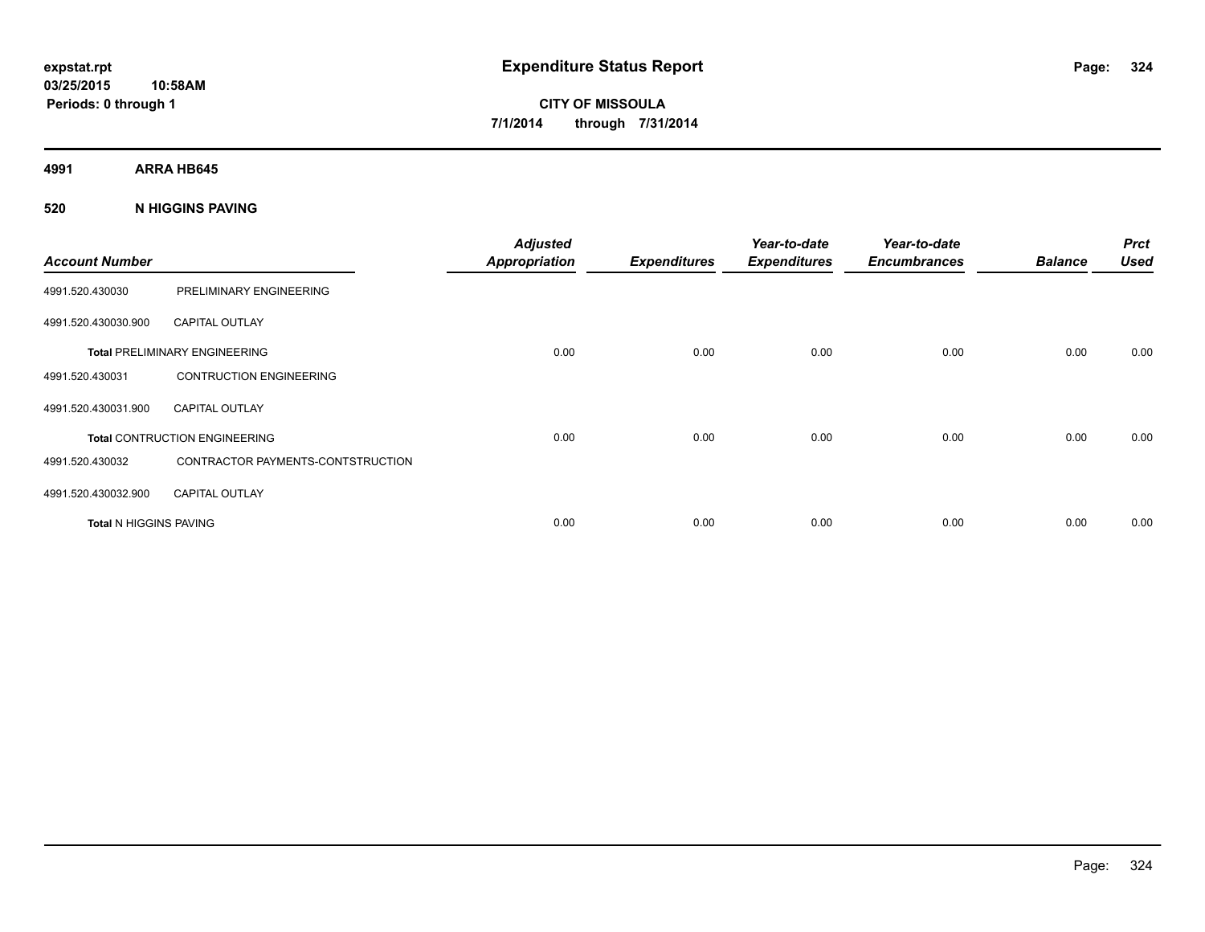**expstat.rpt**
**03/25/2015 10:58AM**
**Periods: 0 through 1**

# Expenditure Status Report

**CITY OF MISSOULA**
**7/1/2014 through 7/31/2014**

## 4991 ARRA HB645

### 520 N HIGGINS PAVING

| Account Number | | Adjusted Appropriation | Expenditures | Year-to-date Expenditures | Year-to-date Encumbrances | Balance | Prct Used |
|---|---|---|---|---|---|---|---|
| 4991.520.430030 | PRELIMINARY ENGINEERING | | | | | | |
| 4991.520.430030.900 | CAPITAL OUTLAY | | | | | | |
| **Total** PRELIMINARY ENGINEERING | | 0.00 | 0.00 | 0.00 | 0.00 | 0.00 | 0.00 |
| 4991.520.430031 | CONTRUCTION ENGINEERING | | | | | | |
| 4991.520.430031.900 | CAPITAL OUTLAY | | | | | | |
| **Total** CONTRUCTION ENGINEERING | | 0.00 | 0.00 | 0.00 | 0.00 | 0.00 | 0.00 |
| 4991.520.430032 | CONTRACTOR PAYMENTS-CONTSTRUCTION | | | | | | |
| 4991.520.430032.900 | CAPITAL OUTLAY | | | | | | |
| **Total** N HIGGINS PAVING | | 0.00 | 0.00 | 0.00 | 0.00 | 0.00 | 0.00 |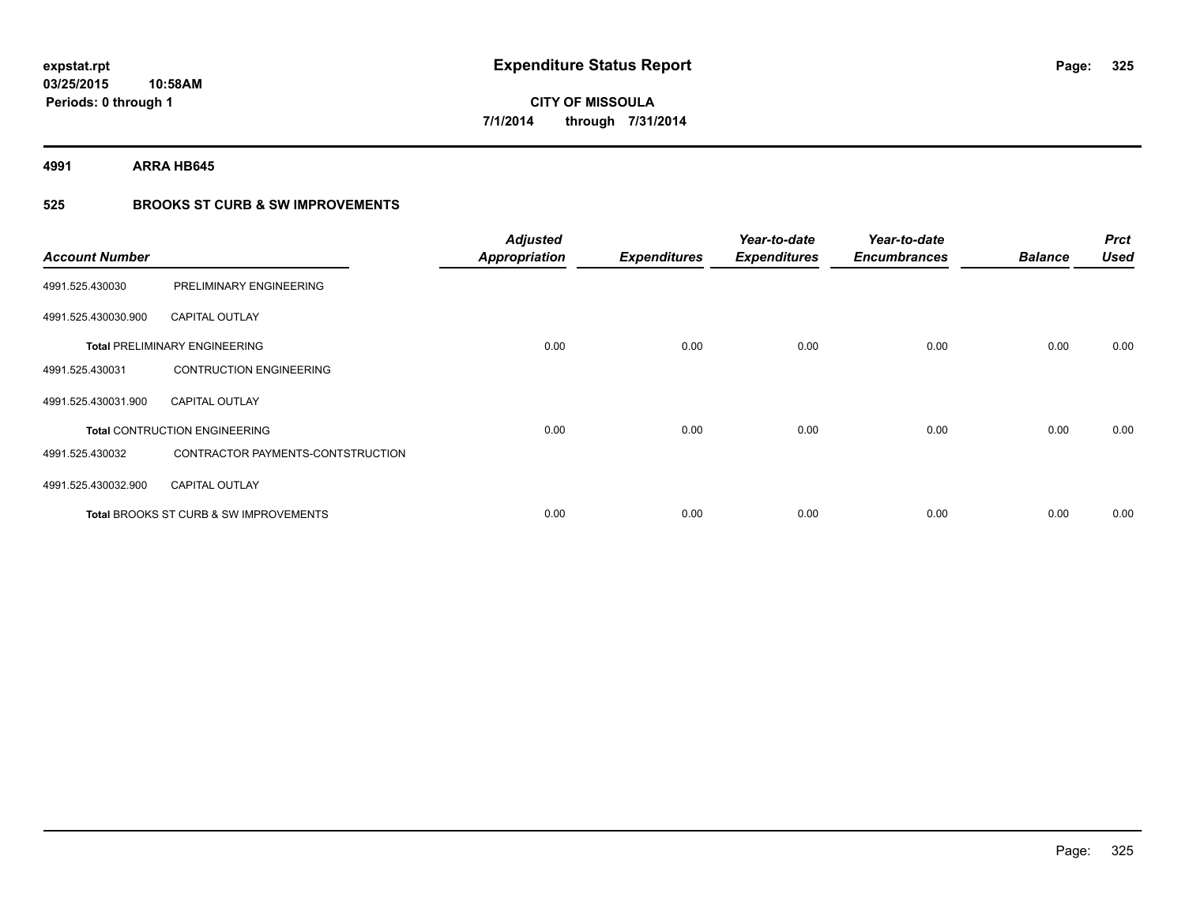# Expenditure Status Report

**CITY OF MISSOULA**

**7/1/2014 through 7/31/2014**

expstat.rpt
03/25/2015 10:58AM
Periods: 0 through 1

**4991 ARRA HB645**

**525 BROOKS ST CURB & SW IMPROVEMENTS**

| Account Number | | Adjusted Appropriation | Expenditures | Year-to-date Expenditures | Year-to-date Encumbrances | Balance | Prct Used |
|---|---|---|---|---|---|---|---|
| 4991.525.430030 | PRELIMINARY ENGINEERING | | | | | | |
| 4991.525.430030.900 | CAPITAL OUTLAY | | | | | | |
| **Total** PRELIMINARY ENGINEERING | | 0.00 | 0.00 | 0.00 | 0.00 | 0.00 | 0.00 |
| 4991.525.430031 | CONTRUCTION ENGINEERING | | | | | | |
| 4991.525.430031.900 | CAPITAL OUTLAY | | | | | | |
| **Total** CONTRUCTION ENGINEERING | | 0.00 | 0.00 | 0.00 | 0.00 | 0.00 | 0.00 |
| 4991.525.430032 | CONTRACTOR PAYMENTS-CONTSTRUCTION | | | | | | |
| 4991.525.430032.900 | CAPITAL OUTLAY | | | | | | |
| **Total** BROOKS ST CURB & SW IMPROVEMENTS | | 0.00 | 0.00 | 0.00 | 0.00 | 0.00 | 0.00 |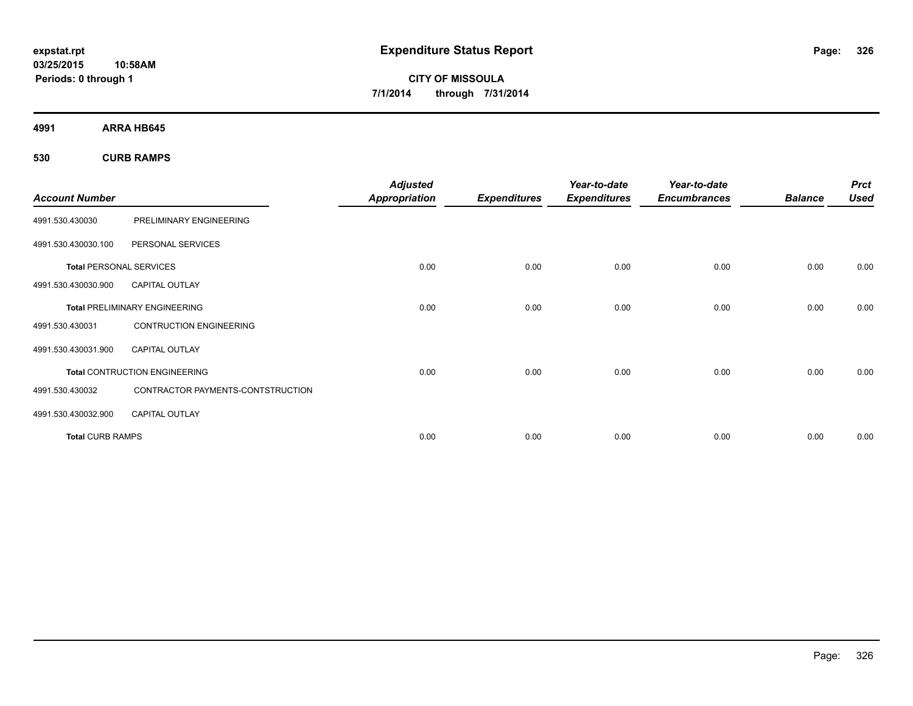expstat.rpt
03/25/2015 10:58AM
Periods: 0 through 1

# Expenditure Status Report

CITY OF MISSOULA
7/1/2014 through 7/31/2014

## 4991 ARRA HB645

### 530 CURB RAMPS

| Account Number | | Adjusted Appropriation | Expenditures | Year-to-date Expenditures | Year-to-date Encumbrances | Balance | Prct Used |
|---|---|---|---|---|---|---|---|
| 4991.530.430030 | PRELIMINARY ENGINEERING | | | | | | |
| 4991.530.430030.100 | PERSONAL SERVICES | | | | | | |
| **Total** PERSONAL SERVICES | | 0.00 | 0.00 | 0.00 | 0.00 | 0.00 | 0.00 |
| 4991.530.430030.900 | CAPITAL OUTLAY | | | | | | |
| **Total** PRELIMINARY ENGINEERING | | 0.00 | 0.00 | 0.00 | 0.00 | 0.00 | 0.00 |
| 4991.530.430031 | CONTRUCTION ENGINEERING | | | | | | |
| 4991.530.430031.900 | CAPITAL OUTLAY | | | | | | |
| **Total** CONTRUCTION ENGINEERING | | 0.00 | 0.00 | 0.00 | 0.00 | 0.00 | 0.00 |
| 4991.530.430032 | CONTRACTOR PAYMENTS-CONTSTRUCTION | | | | | | |
| 4991.530.430032.900 | CAPITAL OUTLAY | | | | | | |
| **Total** CURB RAMPS | | 0.00 | 0.00 | 0.00 | 0.00 | 0.00 | 0.00 |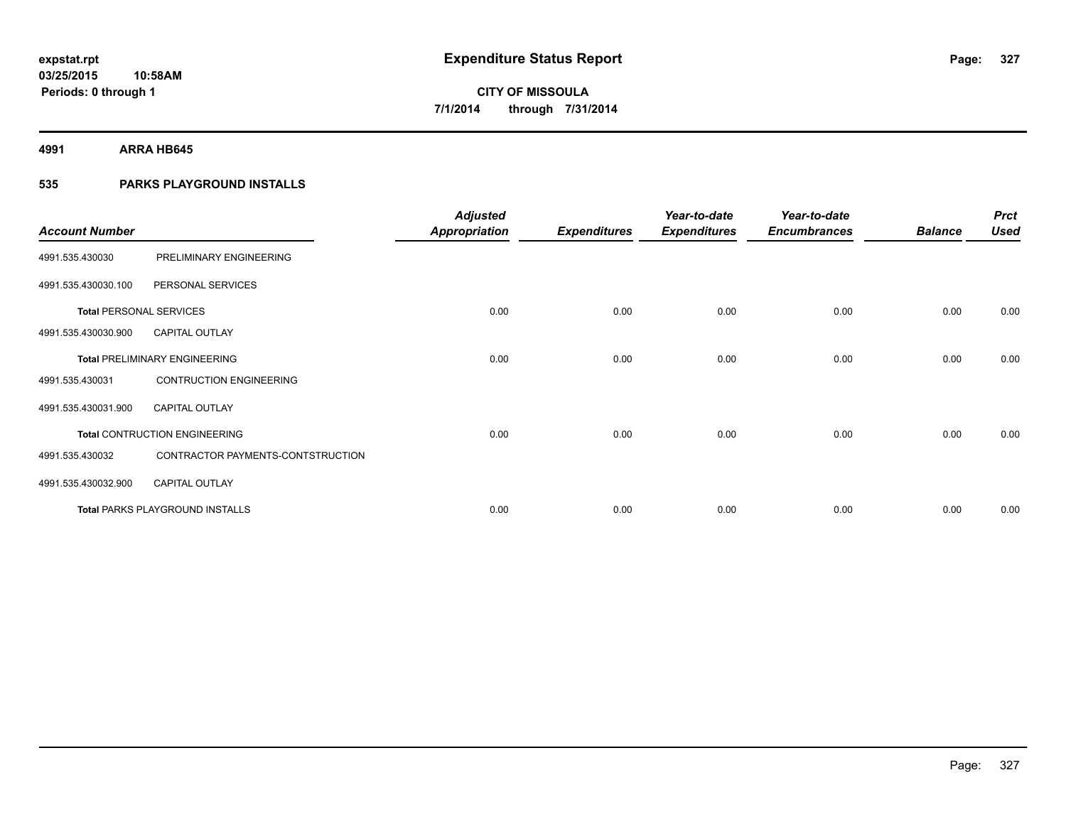**expstat.rpt**
**03/25/2015 10:58AM**
**Periods: 0 through 1**

# Expenditure Status Report

**CITY OF MISSOULA**
**7/1/2014 through 7/31/2014**

**4991 ARRA HB645**

**535 PARKS PLAYGROUND INSTALLS**

| Account Number | | Adjusted Appropriation | Expenditures | Year-to-date Expenditures | Year-to-date Encumbrances | Balance | Prct Used |
|---|---|---|---|---|---|---|---|
| 4991.535.430030 | PRELIMINARY ENGINEERING | | | | | | |
| 4991.535.430030.100 | PERSONAL SERVICES | | | | | | |
| **Total** PERSONAL SERVICES | | 0.00 | 0.00 | 0.00 | 0.00 | 0.00 | 0.00 |
| 4991.535.430030.900 | CAPITAL OUTLAY | | | | | | |
| **Total** PRELIMINARY ENGINEERING | | 0.00 | 0.00 | 0.00 | 0.00 | 0.00 | 0.00 |
| 4991.535.430031 | CONTRUCTION ENGINEERING | | | | | | |
| 4991.535.430031.900 | CAPITAL OUTLAY | | | | | | |
| **Total** CONTRUCTION ENGINEERING | | 0.00 | 0.00 | 0.00 | 0.00 | 0.00 | 0.00 |
| 4991.535.430032 | CONTRACTOR PAYMENTS-CONTSTRUCTION | | | | | | |
| 4991.535.430032.900 | CAPITAL OUTLAY | | | | | | |
| **Total** PARKS PLAYGROUND INSTALLS | | 0.00 | 0.00 | 0.00 | 0.00 | 0.00 | 0.00 |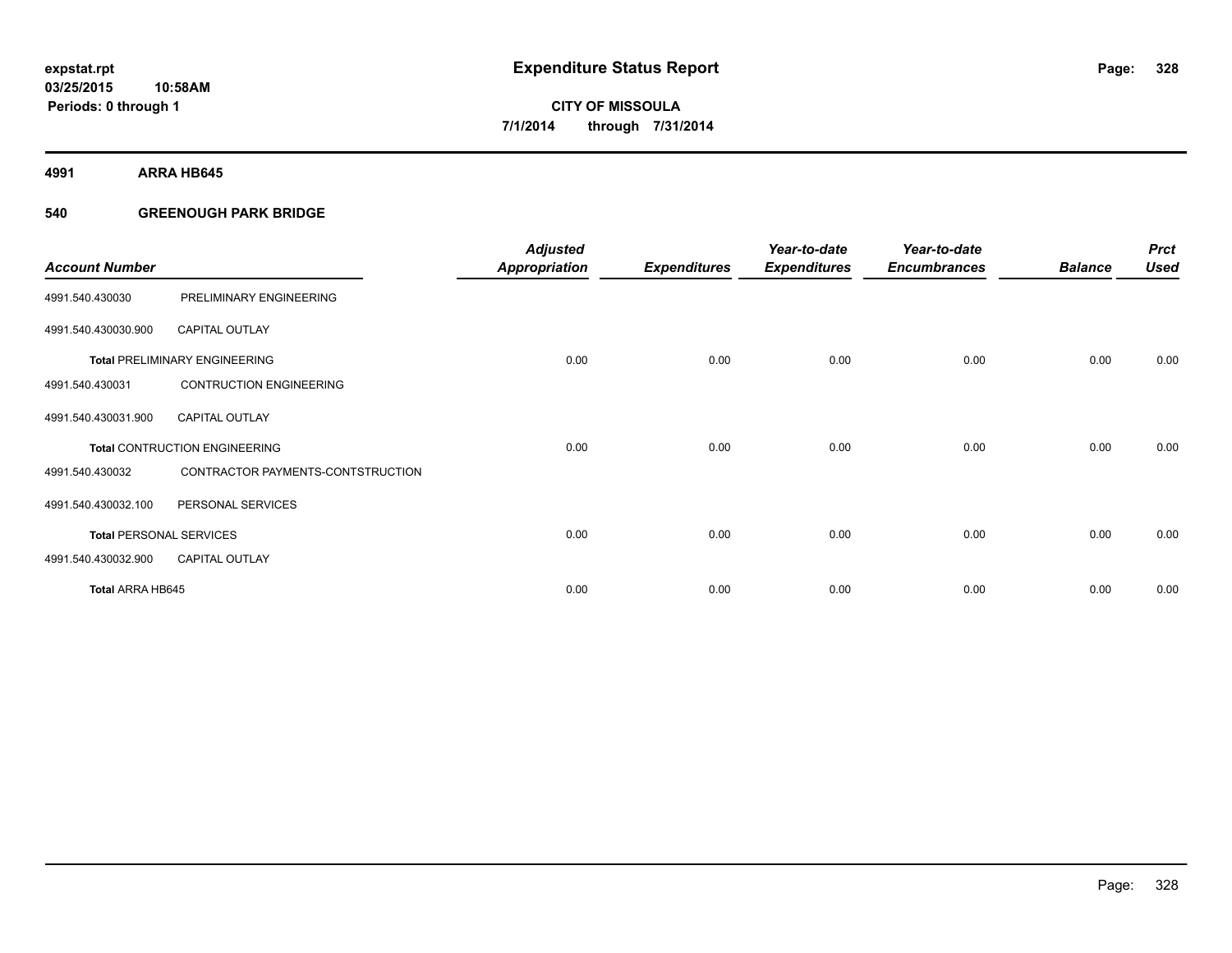**expstat.rpt**
**03/25/2015 10:58AM**
**Periods: 0 through 1**

# Expenditure Status Report

**CITY OF MISSOULA**
**7/1/2014 through 7/31/2014**

## 4991 ARRA HB645

### 540 GREENOUGH PARK BRIDGE

| Account Number | | Adjusted Appropriation | Expenditures | Year-to-date Expenditures | Year-to-date Encumbrances | Balance | Prct Used |
|---|---|---|---|---|---|---|---|
| 4991.540.430030 | PRELIMINARY ENGINEERING | | | | | | |
| 4991.540.430030.900 | CAPITAL OUTLAY | | | | | | |
| **Total** PRELIMINARY ENGINEERING | | 0.00 | 0.00 | 0.00 | 0.00 | 0.00 | 0.00 |
| 4991.540.430031 | CONTRUCTION ENGINEERING | | | | | | |
| 4991.540.430031.900 | CAPITAL OUTLAY | | | | | | |
| **Total** CONTRUCTION ENGINEERING | | 0.00 | 0.00 | 0.00 | 0.00 | 0.00 | 0.00 |
| 4991.540.430032 | CONTRACTOR PAYMENTS-CONTSTRUCTION | | | | | | |
| 4991.540.430032.100 | PERSONAL SERVICES | | | | | | |
| **Total** PERSONAL SERVICES | | 0.00 | 0.00 | 0.00 | 0.00 | 0.00 | 0.00 |
| 4991.540.430032.900 | CAPITAL OUTLAY | | | | | | |
| **Total** ARRA HB645 | | 0.00 | 0.00 | 0.00 | 0.00 | 0.00 | 0.00 |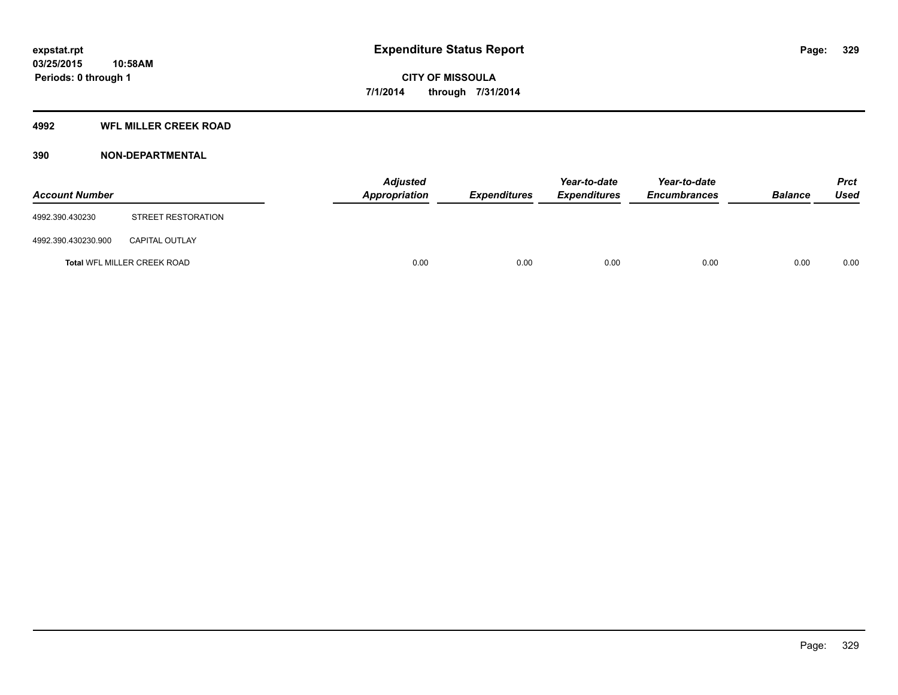# Expenditure Status Report

**CITY OF MISSOULA**

**7/1/2014 through 7/31/2014**

expstat.rpt
03/25/2015 10:58AM
Periods: 0 through 1

## 4992 WFL MILLER CREEK ROAD

### 390 NON-DEPARTMENTAL

| Account Number | | Adjusted Appropriation | Expenditures | Year-to-date Expenditures | Year-to-date Encumbrances | Balance | Prct Used |
|---|---|---|---|---|---|---|---|
| 4992.390.430230 | STREET RESTORATION | | | | | | |
| 4992.390.430230.900 | CAPITAL OUTLAY | | | | | | |
| **Total** WFL MILLER CREEK ROAD | | 0.00 | 0.00 | 0.00 | 0.00 | 0.00 | 0.00 |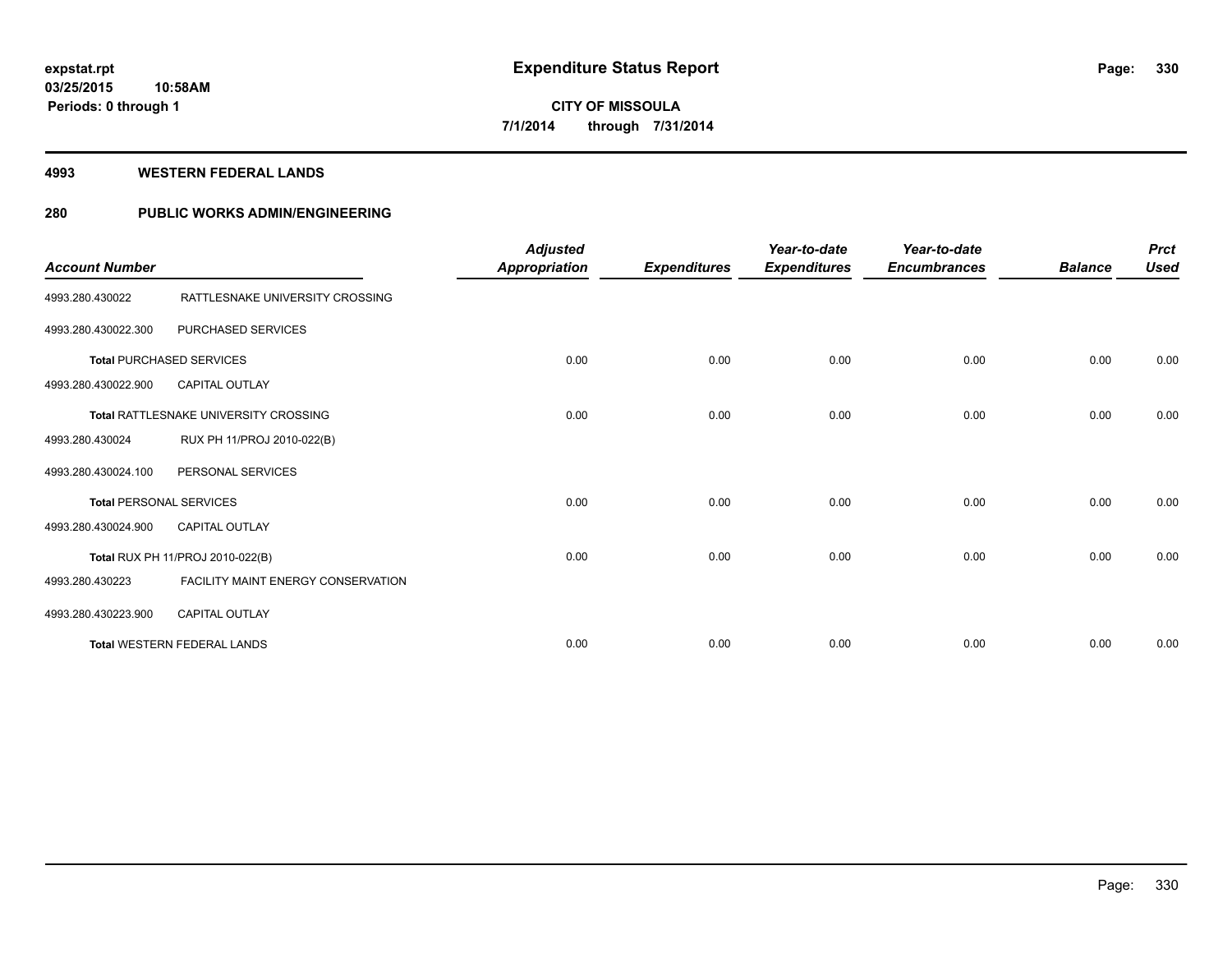**expstat.rpt**
**03/25/2015 10:58AM**
**Periods: 0 through 1**

# Expenditure Status Report

**CITY OF MISSOULA**
**7/1/2014 through 7/31/2014**

## 4993 WESTERN FEDERAL LANDS

## 280 PUBLIC WORKS ADMIN/ENGINEERING

| Account Number | | Adjusted Appropriation | Expenditures | Year-to-date Expenditures | Year-to-date Encumbrances | Balance | Prct Used |
|---|---|---|---|---|---|---|---|
| 4993.280.430022 | RATTLESNAKE UNIVERSITY CROSSING | | | | | | |
| 4993.280.430022.300 | PURCHASED SERVICES | | | | | | |
| **Total** PURCHASED SERVICES | | 0.00 | 0.00 | 0.00 | 0.00 | 0.00 | 0.00 |
| 4993.280.430022.900 | CAPITAL OUTLAY | | | | | | |
| **Total** RATTLESNAKE UNIVERSITY CROSSING | | 0.00 | 0.00 | 0.00 | 0.00 | 0.00 | 0.00 |
| 4993.280.430024 | RUX PH 11/PROJ 2010-022(B) | | | | | | |
| 4993.280.430024.100 | PERSONAL SERVICES | | | | | | |
| **Total** PERSONAL SERVICES | | 0.00 | 0.00 | 0.00 | 0.00 | 0.00 | 0.00 |
| 4993.280.430024.900 | CAPITAL OUTLAY | | | | | | |
| **Total** RUX PH 11/PROJ 2010-022(B) | | 0.00 | 0.00 | 0.00 | 0.00 | 0.00 | 0.00 |
| 4993.280.430223 | FACILITY MAINT ENERGY CONSERVATION | | | | | | |
| 4993.280.430223.900 | CAPITAL OUTLAY | | | | | | |
| **Total** WESTERN FEDERAL LANDS | | 0.00 | 0.00 | 0.00 | 0.00 | 0.00 | 0.00 |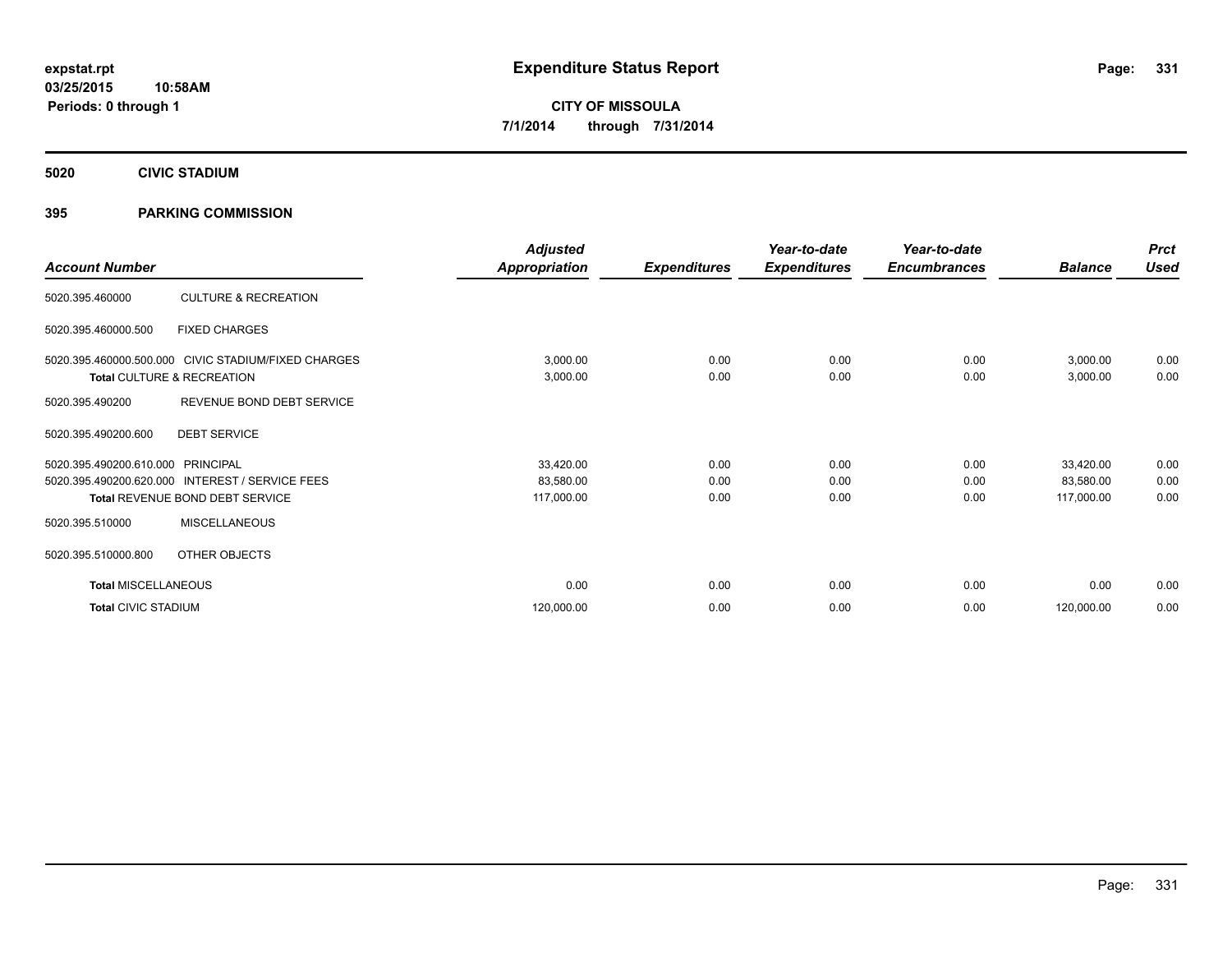expstat.rpt
03/25/2015 10:58AM
Periods: 0 through 1

# Expenditure Status Report

**CITY OF MISSOULA**
**7/1/2014 through 7/31/2014**

## 5020 CIVIC STADIUM

### 395 PARKING COMMISSION

| Account Number | | Adjusted Appropriation | Expenditures | Year-to-date Expenditures | Year-to-date Encumbrances | Balance | Prct Used |
|---|---|---|---|---|---|---|---|
| 5020.395.460000 | CULTURE & RECREATION | | | | | | |
| 5020.395.460000.500 | FIXED CHARGES | | | | | | |
| 5020.395.460000.500.000 | CIVIC STADIUM/FIXED CHARGES | 3,000.00 | 0.00 | 0.00 | 0.00 | 3,000.00 | 0.00 |
| **Total** CULTURE & RECREATION | | 3,000.00 | 0.00 | 0.00 | 0.00 | 3,000.00 | 0.00 |
| 5020.395.490200 | REVENUE BOND DEBT SERVICE | | | | | | |
| 5020.395.490200.600 | DEBT SERVICE | | | | | | |
| 5020.395.490200.610.000 | PRINCIPAL | 33,420.00 | 0.00 | 0.00 | 0.00 | 33,420.00 | 0.00 |
| 5020.395.490200.620.000 | INTEREST / SERVICE FEES | 83,580.00 | 0.00 | 0.00 | 0.00 | 83,580.00 | 0.00 |
| **Total** REVENUE BOND DEBT SERVICE | | 117,000.00 | 0.00 | 0.00 | 0.00 | 117,000.00 | 0.00 |
| 5020.395.510000 | MISCELLANEOUS | | | | | | |
| 5020.395.510000.800 | OTHER OBJECTS | | | | | | |
| **Total** MISCELLANEOUS | | 0.00 | 0.00 | 0.00 | 0.00 | 0.00 | 0.00 |
| **Total** CIVIC STADIUM | | 120,000.00 | 0.00 | 0.00 | 0.00 | 120,000.00 | 0.00 |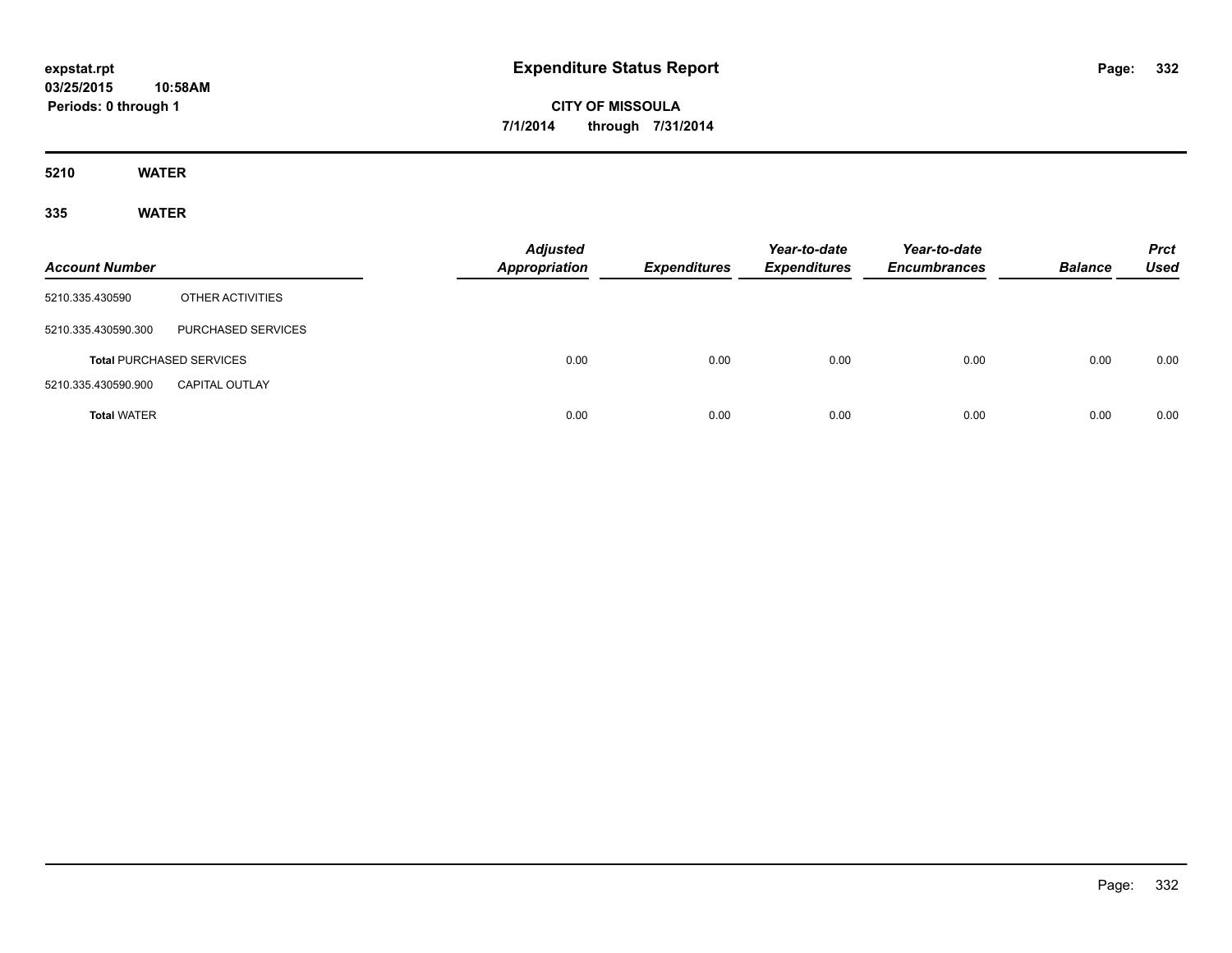**expstat.rpt**
**03/25/2015 10:58AM**
**Periods: 0 through 1**

# Expenditure Status Report

**CITY OF MISSOULA**
**7/1/2014 through 7/31/2014**

## 5210 WATER

## 335 WATER

| Account Number | | Adjusted Appropriation | Expenditures | Year-to-date Expenditures | Year-to-date Encumbrances | Balance | Prct Used |
|---|---|---|---|---|---|---|---|
| 5210.335.430590 | OTHER ACTIVITIES | | | | | | |
| 5210.335.430590.300 | PURCHASED SERVICES | | | | | | |
| **Total** PURCHASED SERVICES | | 0.00 | 0.00 | 0.00 | 0.00 | 0.00 | 0.00 |
| 5210.335.430590.900 | CAPITAL OUTLAY | | | | | | |
| **Total** WATER | | 0.00 | 0.00 | 0.00 | 0.00 | 0.00 | 0.00 |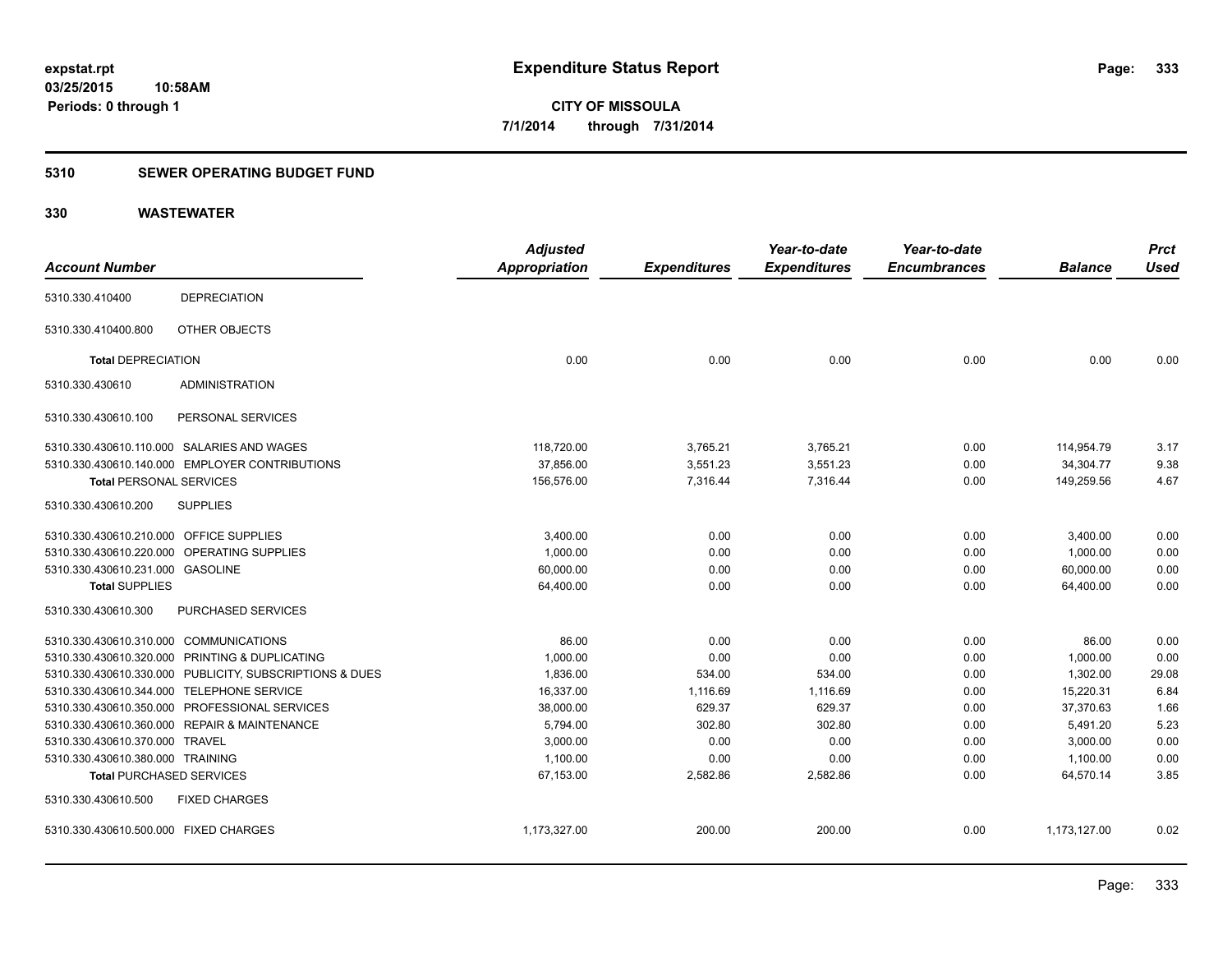**expstat.rpt**
**03/25/2015 10:58AM**
**Periods: 0 through 1**

# Expenditure Status Report

**CITY OF MISSOULA**
**7/1/2014 through 7/31/2014**

## 5310 SEWER OPERATING BUDGET FUND

## 330 WASTEWATER

| Account Number | | Adjusted Appropriation | Expenditures | Year-to-date Expenditures | Year-to-date Encumbrances | Balance | Prct Used |
|---|---|---|---|---|---|---|---|
| 5310.330.410400 | DEPRECIATION | | | | | | |
| 5310.330.410400.800 | OTHER OBJECTS | | | | | | |
| **Total** DEPRECIATION | | 0.00 | 0.00 | 0.00 | 0.00 | 0.00 | 0.00 |
| 5310.330.430610 | ADMINISTRATION | | | | | | |
| 5310.330.430610.100 | PERSONAL SERVICES | | | | | | |
| 5310.330.430610.110.000 | SALARIES AND WAGES | 118,720.00 | 3,765.21 | 3,765.21 | 0.00 | 114,954.79 | 3.17 |
| 5310.330.430610.140.000 | EMPLOYER CONTRIBUTIONS | 37,856.00 | 3,551.23 | 3,551.23 | 0.00 | 34,304.77 | 9.38 |
| **Total** PERSONAL SERVICES | | 156,576.00 | 7,316.44 | 7,316.44 | 0.00 | 149,259.56 | 4.67 |
| 5310.330.430610.200 | SUPPLIES | | | | | | |
| 5310.330.430610.210.000 | OFFICE SUPPLIES | 3,400.00 | 0.00 | 0.00 | 0.00 | 3,400.00 | 0.00 |
| 5310.330.430610.220.000 | OPERATING SUPPLIES | 1,000.00 | 0.00 | 0.00 | 0.00 | 1,000.00 | 0.00 |
| 5310.330.430610.231.000 | GASOLINE | 60,000.00 | 0.00 | 0.00 | 0.00 | 60,000.00 | 0.00 |
| **Total** SUPPLIES | | 64,400.00 | 0.00 | 0.00 | 0.00 | 64,400.00 | 0.00 |
| 5310.330.430610.300 | PURCHASED SERVICES | | | | | | |
| 5310.330.430610.310.000 | COMMUNICATIONS | 86.00 | 0.00 | 0.00 | 0.00 | 86.00 | 0.00 |
| 5310.330.430610.320.000 | PRINTING & DUPLICATING | 1,000.00 | 0.00 | 0.00 | 0.00 | 1,000.00 | 0.00 |
| 5310.330.430610.330.000 | PUBLICITY, SUBSCRIPTIONS & DUES | 1,836.00 | 534.00 | 534.00 | 0.00 | 1,302.00 | 29.08 |
| 5310.330.430610.344.000 | TELEPHONE SERVICE | 16,337.00 | 1,116.69 | 1,116.69 | 0.00 | 15,220.31 | 6.84 |
| 5310.330.430610.350.000 | PROFESSIONAL SERVICES | 38,000.00 | 629.37 | 629.37 | 0.00 | 37,370.63 | 1.66 |
| 5310.330.430610.360.000 | REPAIR & MAINTENANCE | 5,794.00 | 302.80 | 302.80 | 0.00 | 5,491.20 | 5.23 |
| 5310.330.430610.370.000 | TRAVEL | 3,000.00 | 0.00 | 0.00 | 0.00 | 3,000.00 | 0.00 |
| 5310.330.430610.380.000 | TRAINING | 1,100.00 | 0.00 | 0.00 | 0.00 | 1,100.00 | 0.00 |
| **Total** PURCHASED SERVICES | | 67,153.00 | 2,582.86 | 2,582.86 | 0.00 | 64,570.14 | 3.85 |
| 5310.330.430610.500 | FIXED CHARGES | | | | | | |
| 5310.330.430610.500.000 | FIXED CHARGES | 1,173,327.00 | 200.00 | 200.00 | 0.00 | 1,173,127.00 | 0.02 |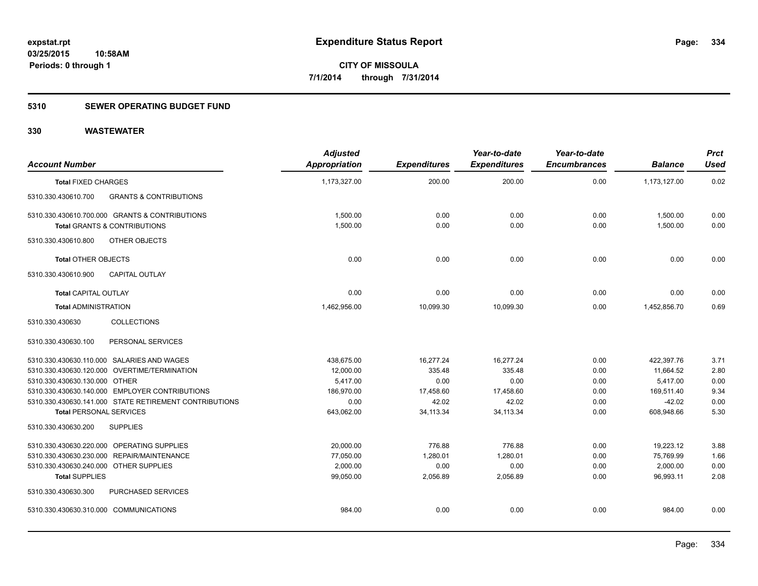**expstat.rpt**
**03/25/2015 10:58AM**
**Periods: 0 through 1**

# Expenditure Status Report

**CITY OF MISSOULA**
**7/1/2014 through 7/31/2014**

## 5310 SEWER OPERATING BUDGET FUND

## 330 WASTEWATER

| Account Number | Adjusted Appropriation | Expenditures | Year-to-date Expenditures | Year-to-date Encumbrances | Balance | Prct Used |
|---|---|---|---|---|---|---|
| **Total** FIXED CHARGES | 1,173,327.00 | 200.00 | 200.00 | 0.00 | 1,173,127.00 | 0.02 |
| 5310.330.430610.700 GRANTS & CONTRIBUTIONS | | | | | | |
| 5310.330.430610.700.000 GRANTS & CONTRIBUTIONS | 1,500.00 | 0.00 | 0.00 | 0.00 | 1,500.00 | 0.00 |
| **Total** GRANTS & CONTRIBUTIONS | 1,500.00 | 0.00 | 0.00 | 0.00 | 1,500.00 | 0.00 |
| 5310.330.430610.800 OTHER OBJECTS | | | | | | |
| **Total** OTHER OBJECTS | 0.00 | 0.00 | 0.00 | 0.00 | 0.00 | 0.00 |
| 5310.330.430610.900 CAPITAL OUTLAY | | | | | | |
| **Total** CAPITAL OUTLAY | 0.00 | 0.00 | 0.00 | 0.00 | 0.00 | 0.00 |
| **Total** ADMINISTRATION | 1,462,956.00 | 10,099.30 | 10,099.30 | 0.00 | 1,452,856.70 | 0.69 |
| 5310.330.430630 COLLECTIONS | | | | | | |
| 5310.330.430630.100 PERSONAL SERVICES | | | | | | |
| 5310.330.430630.110.000 SALARIES AND WAGES | 438,675.00 | 16,277.24 | 16,277.24 | 0.00 | 422,397.76 | 3.71 |
| 5310.330.430630.120.000 OVERTIME/TERMINATION | 12,000.00 | 335.48 | 335.48 | 0.00 | 11,664.52 | 2.80 |
| 5310.330.430630.130.000 OTHER | 5,417.00 | 0.00 | 0.00 | 0.00 | 5,417.00 | 0.00 |
| 5310.330.430630.140.000 EMPLOYER CONTRIBUTIONS | 186,970.00 | 17,458.60 | 17,458.60 | 0.00 | 169,511.40 | 9.34 |
| 5310.330.430630.141.000 STATE RETIREMENT CONTRIBUTIONS | 0.00 | 42.02 | 42.02 | 0.00 | -42.02 | 0.00 |
| **Total** PERSONAL SERVICES | 643,062.00 | 34,113.34 | 34,113.34 | 0.00 | 608,948.66 | 5.30 |
| 5310.330.430630.200 SUPPLIES | | | | | | |
| 5310.330.430630.220.000 OPERATING SUPPLIES | 20,000.00 | 776.88 | 776.88 | 0.00 | 19,223.12 | 3.88 |
| 5310.330.430630.230.000 REPAIR/MAINTENANCE | 77,050.00 | 1,280.01 | 1,280.01 | 0.00 | 75,769.99 | 1.66 |
| 5310.330.430630.240.000 OTHER SUPPLIES | 2,000.00 | 0.00 | 0.00 | 0.00 | 2,000.00 | 0.00 |
| **Total** SUPPLIES | 99,050.00 | 2,056.89 | 2,056.89 | 0.00 | 96,993.11 | 2.08 |
| 5310.330.430630.300 PURCHASED SERVICES | | | | | | |
| 5310.330.430630.310.000 COMMUNICATIONS | 984.00 | 0.00 | 0.00 | 0.00 | 984.00 | 0.00 |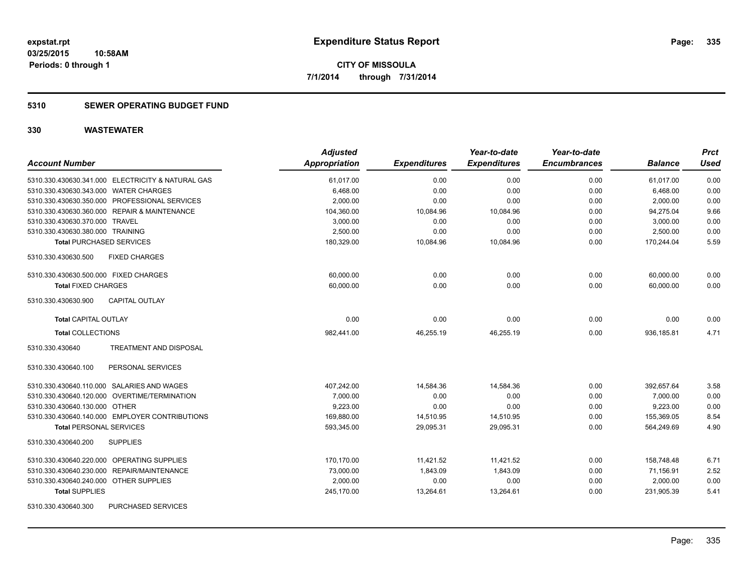**expstat.rpt**
**03/25/2015 10:58AM**
**Periods: 0 through 1**

# Expenditure Status Report

**CITY OF MISSOULA**
**7/1/2014 through 7/31/2014**

## 5310 SEWER OPERATING BUDGET FUND

## 330 WASTEWATER

| Account Number | Adjusted Appropriation | Expenditures | Year-to-date Expenditures | Year-to-date Encumbrances | Balance | Prct Used |
|---|---|---|---|---|---|---|
| 5310.330.430630.341.000 ELECTRICITY & NATURAL GAS | 61,017.00 | 0.00 | 0.00 | 0.00 | 61,017.00 | 0.00 |
| 5310.330.430630.343.000 WATER CHARGES | 6,468.00 | 0.00 | 0.00 | 0.00 | 6,468.00 | 0.00 |
| 5310.330.430630.350.000 PROFESSIONAL SERVICES | 2,000.00 | 0.00 | 0.00 | 0.00 | 2,000.00 | 0.00 |
| 5310.330.430630.360.000 REPAIR & MAINTENANCE | 104,360.00 | 10,084.96 | 10,084.96 | 0.00 | 94,275.04 | 9.66 |
| 5310.330.430630.370.000 TRAVEL | 3,000.00 | 0.00 | 0.00 | 0.00 | 3,000.00 | 0.00 |
| 5310.330.430630.380.000 TRAINING | 2,500.00 | 0.00 | 0.00 | 0.00 | 2,500.00 | 0.00 |
| **Total** PURCHASED SERVICES | 180,329.00 | 10,084.96 | 10,084.96 | 0.00 | 170,244.04 | 5.59 |
| 5310.330.430630.500 FIXED CHARGES | | | | | | |
| 5310.330.430630.500.000 FIXED CHARGES | 60,000.00 | 0.00 | 0.00 | 0.00 | 60,000.00 | 0.00 |
| **Total** FIXED CHARGES | 60,000.00 | 0.00 | 0.00 | 0.00 | 60,000.00 | 0.00 |
| 5310.330.430630.900 CAPITAL OUTLAY | | | | | | |
| **Total** CAPITAL OUTLAY | 0.00 | 0.00 | 0.00 | 0.00 | 0.00 | 0.00 |
| **Total** COLLECTIONS | 982,441.00 | 46,255.19 | 46,255.19 | 0.00 | 936,185.81 | 4.71 |
| 5310.330.430640 TREATMENT AND DISPOSAL | | | | | | |
| 5310.330.430640.100 PERSONAL SERVICES | | | | | | |
| 5310.330.430640.110.000 SALARIES AND WAGES | 407,242.00 | 14,584.36 | 14,584.36 | 0.00 | 392,657.64 | 3.58 |
| 5310.330.430640.120.000 OVERTIME/TERMINATION | 7,000.00 | 0.00 | 0.00 | 0.00 | 7,000.00 | 0.00 |
| 5310.330.430640.130.000 OTHER | 9,223.00 | 0.00 | 0.00 | 0.00 | 9,223.00 | 0.00 |
| 5310.330.430640.140.000 EMPLOYER CONTRIBUTIONS | 169,880.00 | 14,510.95 | 14,510.95 | 0.00 | 155,369.05 | 8.54 |
| **Total** PERSONAL SERVICES | 593,345.00 | 29,095.31 | 29,095.31 | 0.00 | 564,249.69 | 4.90 |
| 5310.330.430640.200 SUPPLIES | | | | | | |
| 5310.330.430640.220.000 OPERATING SUPPLIES | 170,170.00 | 11,421.52 | 11,421.52 | 0.00 | 158,748.48 | 6.71 |
| 5310.330.430640.230.000 REPAIR/MAINTENANCE | 73,000.00 | 1,843.09 | 1,843.09 | 0.00 | 71,156.91 | 2.52 |
| 5310.330.430640.240.000 OTHER SUPPLIES | 2,000.00 | 0.00 | 0.00 | 0.00 | 2,000.00 | 0.00 |
| **Total** SUPPLIES | 245,170.00 | 13,264.61 | 13,264.61 | 0.00 | 231,905.39 | 5.41 |
| 5310.330.430640.300 PURCHASED SERVICES | | | | | | |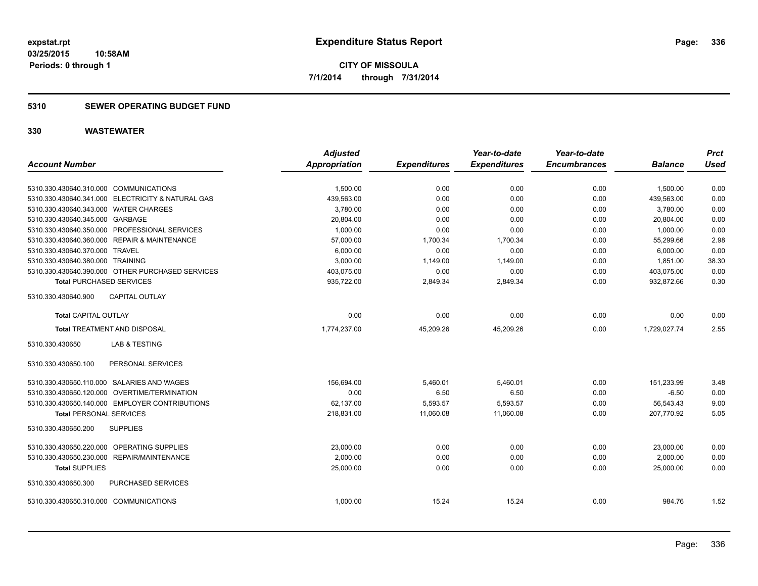**Expenditure Status Report**

**CITY OF MISSOULA**

**7/1/2014 through 7/31/2014**

expstat.rpt
03/25/2015 10:58AM
Periods: 0 through 1

## 5310 SEWER OPERATING BUDGET FUND

## 330 WASTEWATER

| Account Number | Adjusted Appropriation | Expenditures | Year-to-date Expenditures | Year-to-date Encumbrances | Balance | Prct Used |
|---|---|---|---|---|---|---|
| 5310.330.430640.310.000 COMMUNICATIONS | 1,500.00 | 0.00 | 0.00 | 0.00 | 1,500.00 | 0.00 |
| 5310.330.430640.341.000 ELECTRICITY & NATURAL GAS | 439,563.00 | 0.00 | 0.00 | 0.00 | 439,563.00 | 0.00 |
| 5310.330.430640.343.000 WATER CHARGES | 3,780.00 | 0.00 | 0.00 | 0.00 | 3,780.00 | 0.00 |
| 5310.330.430640.345.000 GARBAGE | 20,804.00 | 0.00 | 0.00 | 0.00 | 20,804.00 | 0.00 |
| 5310.330.430640.350.000 PROFESSIONAL SERVICES | 1,000.00 | 0.00 | 0.00 | 0.00 | 1,000.00 | 0.00 |
| 5310.330.430640.360.000 REPAIR & MAINTENANCE | 57,000.00 | 1,700.34 | 1,700.34 | 0.00 | 55,299.66 | 2.98 |
| 5310.330.430640.370.000 TRAVEL | 6,000.00 | 0.00 | 0.00 | 0.00 | 6,000.00 | 0.00 |
| 5310.330.430640.380.000 TRAINING | 3,000.00 | 1,149.00 | 1,149.00 | 0.00 | 1,851.00 | 38.30 |
| 5310.330.430640.390.000 OTHER PURCHASED SERVICES | 403,075.00 | 0.00 | 0.00 | 0.00 | 403,075.00 | 0.00 |
| **Total** PURCHASED SERVICES | 935,722.00 | 2,849.34 | 2,849.34 | 0.00 | 932,872.66 | 0.30 |
| 5310.330.430640.900 CAPITAL OUTLAY | | | | | | |
| **Total** CAPITAL OUTLAY | 0.00 | 0.00 | 0.00 | 0.00 | 0.00 | 0.00 |
| **Total** TREATMENT AND DISPOSAL | 1,774,237.00 | 45,209.26 | 45,209.26 | 0.00 | 1,729,027.74 | 2.55 |
| 5310.330.430650 LAB & TESTING | | | | | | |
| 5310.330.430650.100 PERSONAL SERVICES | | | | | | |
| 5310.330.430650.110.000 SALARIES AND WAGES | 156,694.00 | 5,460.01 | 5,460.01 | 0.00 | 151,233.99 | 3.48 |
| 5310.330.430650.120.000 OVERTIME/TERMINATION | 0.00 | 6.50 | 6.50 | 0.00 | -6.50 | 0.00 |
| 5310.330.430650.140.000 EMPLOYER CONTRIBUTIONS | 62,137.00 | 5,593.57 | 5,593.57 | 0.00 | 56,543.43 | 9.00 |
| **Total** PERSONAL SERVICES | 218,831.00 | 11,060.08 | 11,060.08 | 0.00 | 207,770.92 | 5.05 |
| 5310.330.430650.200 SUPPLIES | | | | | | |
| 5310.330.430650.220.000 OPERATING SUPPLIES | 23,000.00 | 0.00 | 0.00 | 0.00 | 23,000.00 | 0.00 |
| 5310.330.430650.230.000 REPAIR/MAINTENANCE | 2,000.00 | 0.00 | 0.00 | 0.00 | 2,000.00 | 0.00 |
| **Total** SUPPLIES | 25,000.00 | 0.00 | 0.00 | 0.00 | 25,000.00 | 0.00 |
| 5310.330.430650.300 PURCHASED SERVICES | | | | | | |
| 5310.330.430650.310.000 COMMUNICATIONS | 1,000.00 | 15.24 | 15.24 | 0.00 | 984.76 | 1.52 |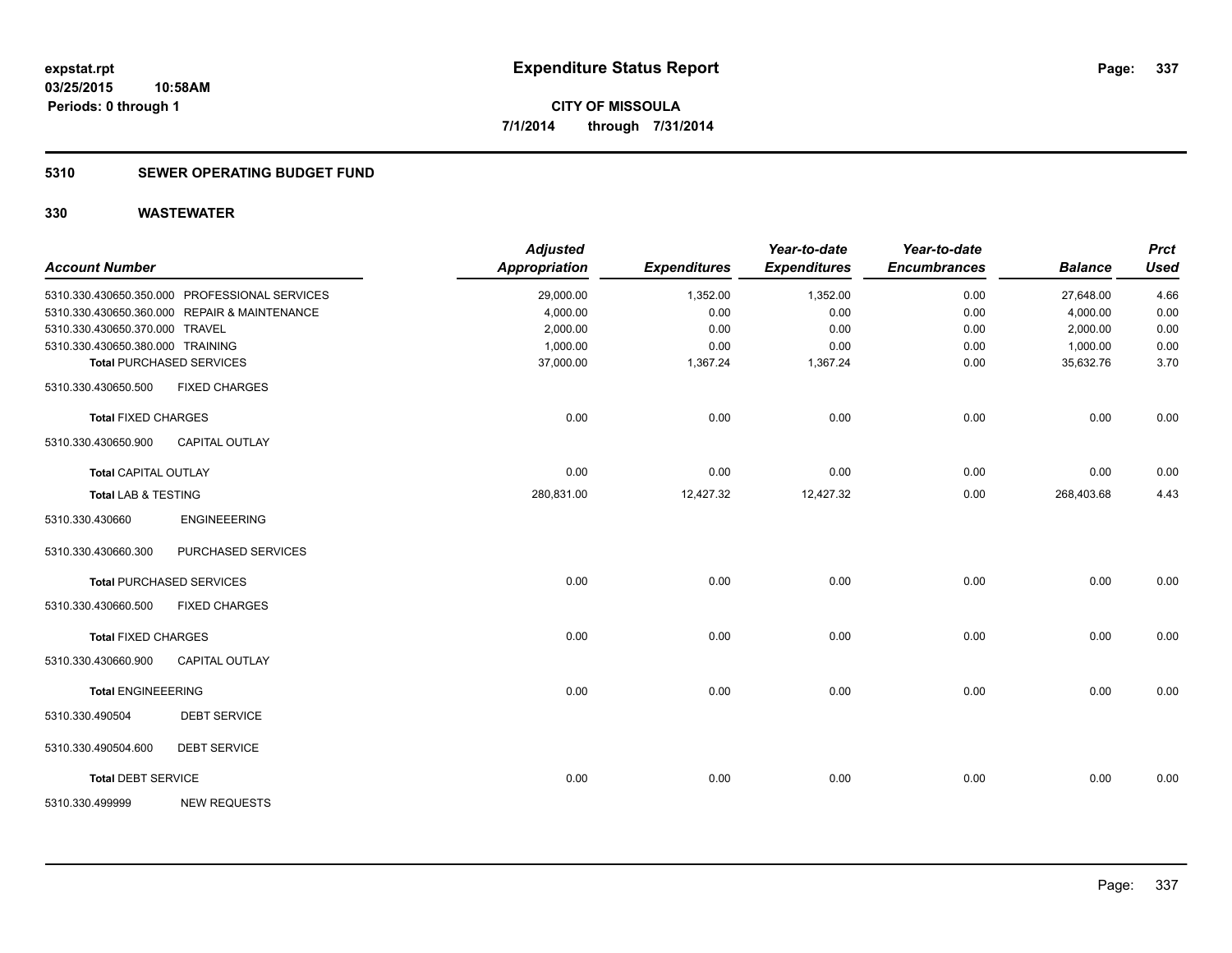**expstat.rpt**
**03/25/2015 10:58AM**
**Periods: 0 through 1**

# Expenditure Status Report

**CITY OF MISSOULA**
**7/1/2014 through 7/31/2014**

## 5310 SEWER OPERATING BUDGET FUND

## 330 WASTEWATER

| Account Number | | Adjusted Appropriation | Expenditures | Year-to-date Expenditures | Year-to-date Encumbrances | Balance | Prct Used |
|---|---|---|---|---|---|---|---|
| 5310.330.430650.350.000 | PROFESSIONAL SERVICES | 29,000.00 | 1,352.00 | 1,352.00 | 0.00 | 27,648.00 | 4.66 |
| 5310.330.430650.360.000 | REPAIR & MAINTENANCE | 4,000.00 | 0.00 | 0.00 | 0.00 | 4,000.00 | 0.00 |
| 5310.330.430650.370.000 | TRAVEL | 2,000.00 | 0.00 | 0.00 | 0.00 | 2,000.00 | 0.00 |
| 5310.330.430650.380.000 | TRAINING | 1,000.00 | 0.00 | 0.00 | 0.00 | 1,000.00 | 0.00 |
| **Total** PURCHASED SERVICES | | 37,000.00 | 1,367.24 | 1,367.24 | 0.00 | 35,632.76 | 3.70 |
| 5310.330.430650.500 | FIXED CHARGES | | | | | | |
| **Total** FIXED CHARGES | | 0.00 | 0.00 | 0.00 | 0.00 | 0.00 | 0.00 |
| 5310.330.430650.900 | CAPITAL OUTLAY | | | | | | |
| **Total** CAPITAL OUTLAY | | 0.00 | 0.00 | 0.00 | 0.00 | 0.00 | 0.00 |
| **Total** LAB & TESTING | | 280,831.00 | 12,427.32 | 12,427.32 | 0.00 | 268,403.68 | 4.43 |
| 5310.330.430660 | ENGINEEERING | | | | | | |
| 5310.330.430660.300 | PURCHASED SERVICES | | | | | | |
| **Total** PURCHASED SERVICES | | 0.00 | 0.00 | 0.00 | 0.00 | 0.00 | 0.00 |
| 5310.330.430660.500 | FIXED CHARGES | | | | | | |
| **Total** FIXED CHARGES | | 0.00 | 0.00 | 0.00 | 0.00 | 0.00 | 0.00 |
| 5310.330.430660.900 | CAPITAL OUTLAY | | | | | | |
| **Total** ENGINEEERING | | 0.00 | 0.00 | 0.00 | 0.00 | 0.00 | 0.00 |
| 5310.330.490504 | DEBT SERVICE | | | | | | |
| 5310.330.490504.600 | DEBT SERVICE | | | | | | |
| **Total** DEBT SERVICE | | 0.00 | 0.00 | 0.00 | 0.00 | 0.00 | 0.00 |
| 5310.330.499999 | NEW REQUESTS | | | | | | |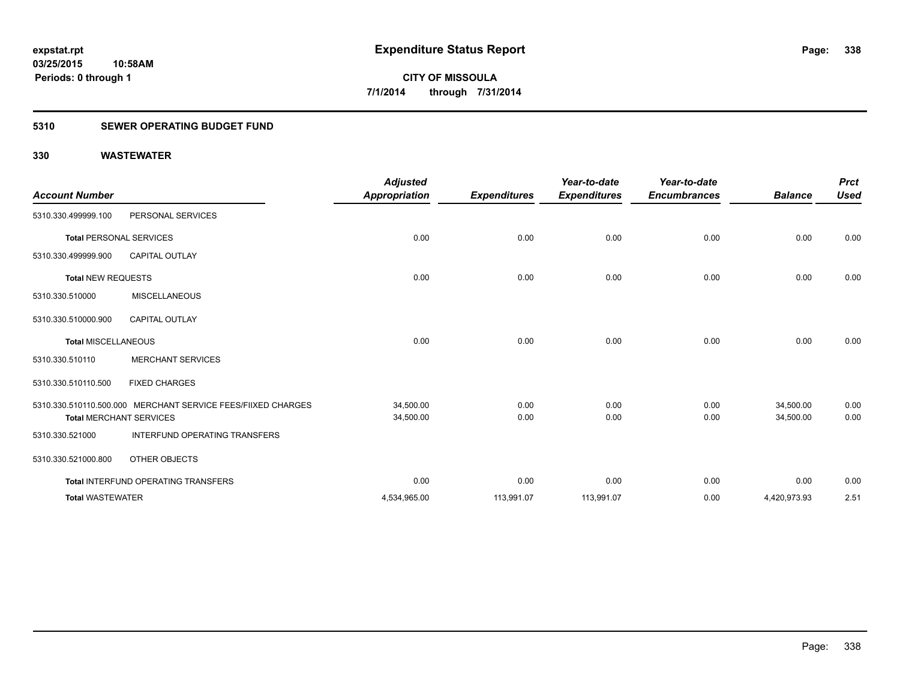**expstat.rpt**
**03/25/2015 10:58AM**
**Periods: 0 through 1**

# Expenditure Status Report

**CITY OF MISSOULA**
**7/1/2014 through 7/31/2014**

## 5310 SEWER OPERATING BUDGET FUND

## 330 WASTEWATER

| Account Number | | Adjusted Appropriation | Expenditures | Year-to-date Expenditures | Year-to-date Encumbrances | Balance | Prct Used |
|---|---|---|---|---|---|---|---|
| 5310.330.499999.100 | PERSONAL SERVICES | | | | | | |
| **Total** PERSONAL SERVICES | | 0.00 | 0.00 | 0.00 | 0.00 | 0.00 | 0.00 |
| 5310.330.499999.900 | CAPITAL OUTLAY | | | | | | |
| **Total** NEW REQUESTS | | 0.00 | 0.00 | 0.00 | 0.00 | 0.00 | 0.00 |
| 5310.330.510000 | MISCELLANEOUS | | | | | | |
| 5310.330.510000.900 | CAPITAL OUTLAY | | | | | | |
| **Total** MISCELLANEOUS | | 0.00 | 0.00 | 0.00 | 0.00 | 0.00 | 0.00 |
| 5310.330.510110 | MERCHANT SERVICES | | | | | | |
| 5310.330.510110.500 | FIXED CHARGES | | | | | | |
| 5310.330.510110.500.000 | MERCHANT SERVICE FEES/FIIXED CHARGES | 34,500.00 | 0.00 | 0.00 | 0.00 | 34,500.00 | 0.00 |
| **Total** MERCHANT SERVICES | | 34,500.00 | 0.00 | 0.00 | 0.00 | 34,500.00 | 0.00 |
| 5310.330.521000 | INTERFUND OPERATING TRANSFERS | | | | | | |
| 5310.330.521000.800 | OTHER OBJECTS | | | | | | |
| **Total** INTERFUND OPERATING TRANSFERS | | 0.00 | 0.00 | 0.00 | 0.00 | 0.00 | 0.00 |
| **Total** WASTEWATER | | 4,534,965.00 | 113,991.07 | 113,991.07 | 0.00 | 4,420,973.93 | 2.51 |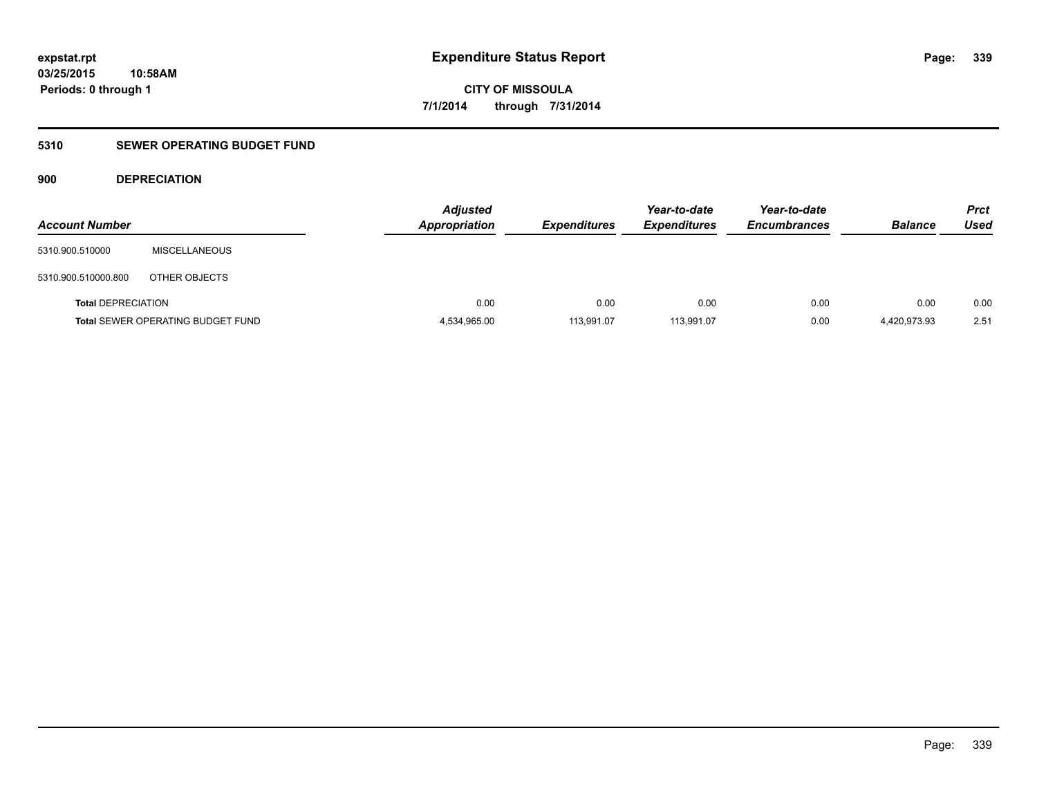**expstat.rpt**
**03/25/2015 10:58AM**
**Periods: 0 through 1**

# Expenditure Status Report

**CITY OF MISSOULA**
**7/1/2014 through 7/31/2014**

## 5310 SEWER OPERATING BUDGET FUND

### 900 DEPRECIATION

| Account Number | | Adjusted Appropriation | Expenditures | Year-to-date Expenditures | Year-to-date Encumbrances | Balance | Prct Used |
|---|---|---|---|---|---|---|---|
| 5310.900.510000 | MISCELLANEOUS | | | | | | |
| 5310.900.510000.800 | OTHER OBJECTS | | | | | | |
| **Total** DEPRECIATION | | 0.00 | 0.00 | 0.00 | 0.00 | 0.00 | 0.00 |
| **Total** SEWER OPERATING BUDGET FUND | | 4,534,965.00 | 113,991.07 | 113,991.07 | 0.00 | 4,420,973.93 | 2.51 |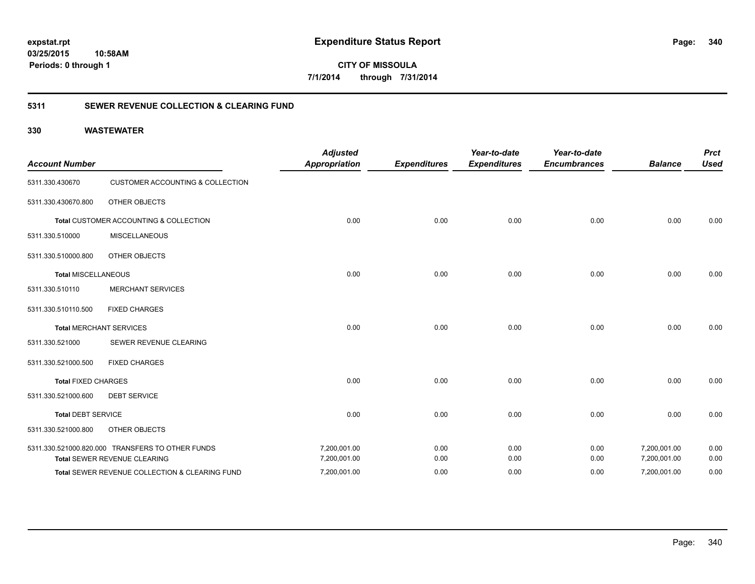# Expenditure Status Report

expstat.rpt
03/25/2015 10:58AM
Periods: 0 through 1

**CITY OF MISSOULA**
**7/1/2014 through 7/31/2014**

## 5311 SEWER REVENUE COLLECTION & CLEARING FUND

### 330 WASTEWATER

| Account Number | | Adjusted Appropriation | Expenditures | Year-to-date Expenditures | Year-to-date Encumbrances | Balance | Prct Used |
|---|---|---|---|---|---|---|---|
| 5311.330.430670 | CUSTOMER ACCOUNTING & COLLECTION | | | | | | |
| 5311.330.430670.800 | OTHER OBJECTS | | | | | | |
| **Total** CUSTOMER ACCOUNTING & COLLECTION | | 0.00 | 0.00 | 0.00 | 0.00 | 0.00 | 0.00 |
| 5311.330.510000 | MISCELLANEOUS | | | | | | |
| 5311.330.510000.800 | OTHER OBJECTS | | | | | | |
| **Total** MISCELLANEOUS | | 0.00 | 0.00 | 0.00 | 0.00 | 0.00 | 0.00 |
| 5311.330.510110 | MERCHANT SERVICES | | | | | | |
| 5311.330.510110.500 | FIXED CHARGES | | | | | | |
| **Total** MERCHANT SERVICES | | 0.00 | 0.00 | 0.00 | 0.00 | 0.00 | 0.00 |
| 5311.330.521000 | SEWER REVENUE CLEARING | | | | | | |
| 5311.330.521000.500 | FIXED CHARGES | | | | | | |
| **Total** FIXED CHARGES | | 0.00 | 0.00 | 0.00 | 0.00 | 0.00 | 0.00 |
| 5311.330.521000.600 | DEBT SERVICE | | | | | | |
| **Total** DEBT SERVICE | | 0.00 | 0.00 | 0.00 | 0.00 | 0.00 | 0.00 |
| 5311.330.521000.800 | OTHER OBJECTS | | | | | | |
| 5311.330.521000.820.000 | TRANSFERS TO OTHER FUNDS | 7,200,001.00 | 0.00 | 0.00 | 0.00 | 7,200,001.00 | 0.00 |
| **Total** SEWER REVENUE CLEARING | | 7,200,001.00 | 0.00 | 0.00 | 0.00 | 7,200,001.00 | 0.00 |
| **Total** SEWER REVENUE COLLECTION & CLEARING FUND | | 7,200,001.00 | 0.00 | 0.00 | 0.00 | 7,200,001.00 | 0.00 |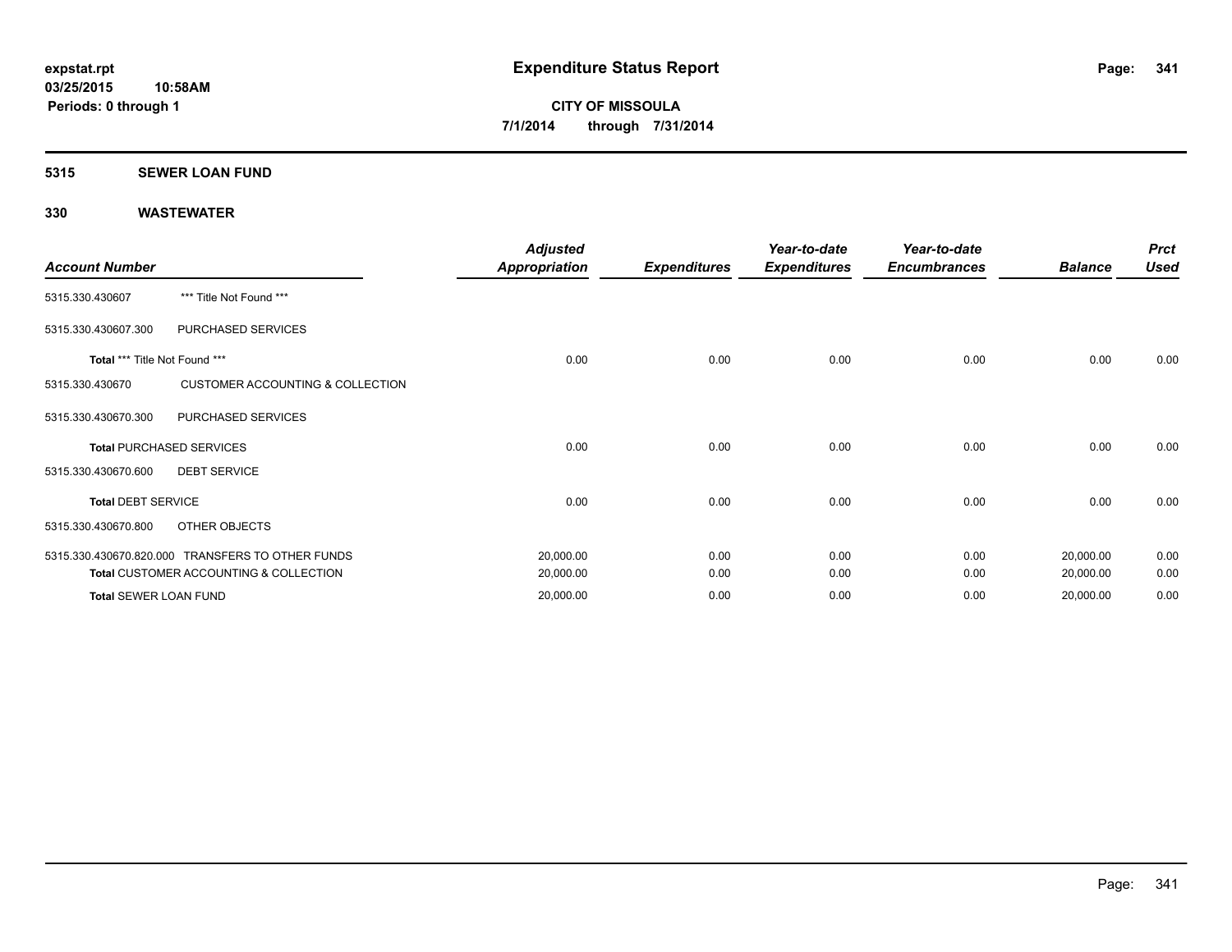expstat.rpt
03/25/2015 10:58AM
Periods: 0 through 1

# Expenditure Status Report

CITY OF MISSOULA
7/1/2014 through 7/31/2014

## 5315 SEWER LOAN FUND

## 330 WASTEWATER

| Account Number | | Adjusted Appropriation | Expenditures | Year-to-date Expenditures | Year-to-date Encumbrances | Balance | Prct Used |
|---|---|---|---|---|---|---|---|
| 5315.330.430607 | *** Title Not Found *** | | | | | | |
| 5315.330.430607.300 | PURCHASED SERVICES | | | | | | |
| Total *** Title Not Found *** | | 0.00 | 0.00 | 0.00 | 0.00 | 0.00 | 0.00 |
| 5315.330.430670 | CUSTOMER ACCOUNTING & COLLECTION | | | | | | |
| 5315.330.430670.300 | PURCHASED SERVICES | | | | | | |
| Total PURCHASED SERVICES | | 0.00 | 0.00 | 0.00 | 0.00 | 0.00 | 0.00 |
| 5315.330.430670.600 | DEBT SERVICE | | | | | | |
| Total DEBT SERVICE | | 0.00 | 0.00 | 0.00 | 0.00 | 0.00 | 0.00 |
| 5315.330.430670.800 | OTHER OBJECTS | | | | | | |
| 5315.330.430670.820.000 | TRANSFERS TO OTHER FUNDS | 20,000.00 | 0.00 | 0.00 | 0.00 | 20,000.00 | 0.00 |
| Total CUSTOMER ACCOUNTING & COLLECTION | | 20,000.00 | 0.00 | 0.00 | 0.00 | 20,000.00 | 0.00 |
| Total SEWER LOAN FUND | | 20,000.00 | 0.00 | 0.00 | 0.00 | 20,000.00 | 0.00 |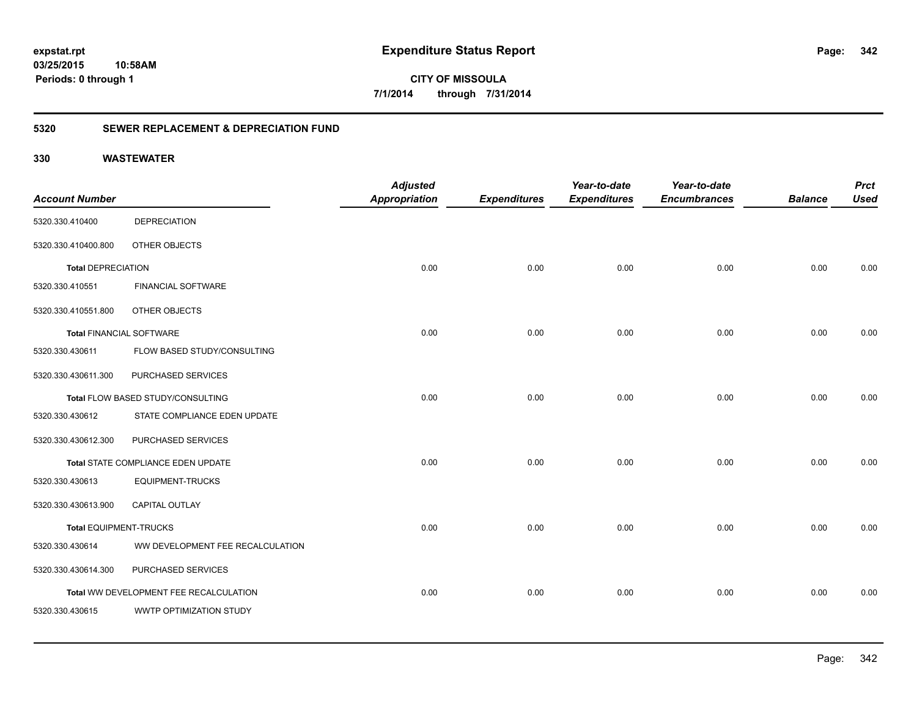# Expenditure Status Report

**CITY OF MISSOULA**

**7/1/2014 through 7/31/2014**

**expstat.rpt**
**03/25/2015 10:58AM**
**Periods: 0 through 1**

## 5320 SEWER REPLACEMENT & DEPRECIATION FUND

## 330 WASTEWATER

| Account Number | | Adjusted Appropriation | Expenditures | Year-to-date Expenditures | Year-to-date Encumbrances | Balance | Prct Used |
|---|---|---|---|---|---|---|---|
| 5320.330.410400 | DEPRECIATION | | | | | | |
| 5320.330.410400.800 | OTHER OBJECTS | | | | | | |
| **Total** DEPRECIATION | | 0.00 | 0.00 | 0.00 | 0.00 | 0.00 | 0.00 |
| 5320.330.410551 | FINANCIAL SOFTWARE | | | | | | |
| 5320.330.410551.800 | OTHER OBJECTS | | | | | | |
| **Total** FINANCIAL SOFTWARE | | 0.00 | 0.00 | 0.00 | 0.00 | 0.00 | 0.00 |
| 5320.330.430611 | FLOW BASED STUDY/CONSULTING | | | | | | |
| 5320.330.430611.300 | PURCHASED SERVICES | | | | | | |
| **Total** FLOW BASED STUDY/CONSULTING | | 0.00 | 0.00 | 0.00 | 0.00 | 0.00 | 0.00 |
| 5320.330.430612 | STATE COMPLIANCE EDEN UPDATE | | | | | | |
| 5320.330.430612.300 | PURCHASED SERVICES | | | | | | |
| **Total** STATE COMPLIANCE EDEN UPDATE | | 0.00 | 0.00 | 0.00 | 0.00 | 0.00 | 0.00 |
| 5320.330.430613 | EQUIPMENT-TRUCKS | | | | | | |
| 5320.330.430613.900 | CAPITAL OUTLAY | | | | | | |
| **Total** EQUIPMENT-TRUCKS | | 0.00 | 0.00 | 0.00 | 0.00 | 0.00 | 0.00 |
| 5320.330.430614 | WW DEVELOPMENT FEE RECALCULATION | | | | | | |
| 5320.330.430614.300 | PURCHASED SERVICES | | | | | | |
| **Total** WW DEVELOPMENT FEE RECALCULATION | | 0.00 | 0.00 | 0.00 | 0.00 | 0.00 | 0.00 |
| 5320.330.430615 | WWTP OPTIMIZATION STUDY | | | | | | |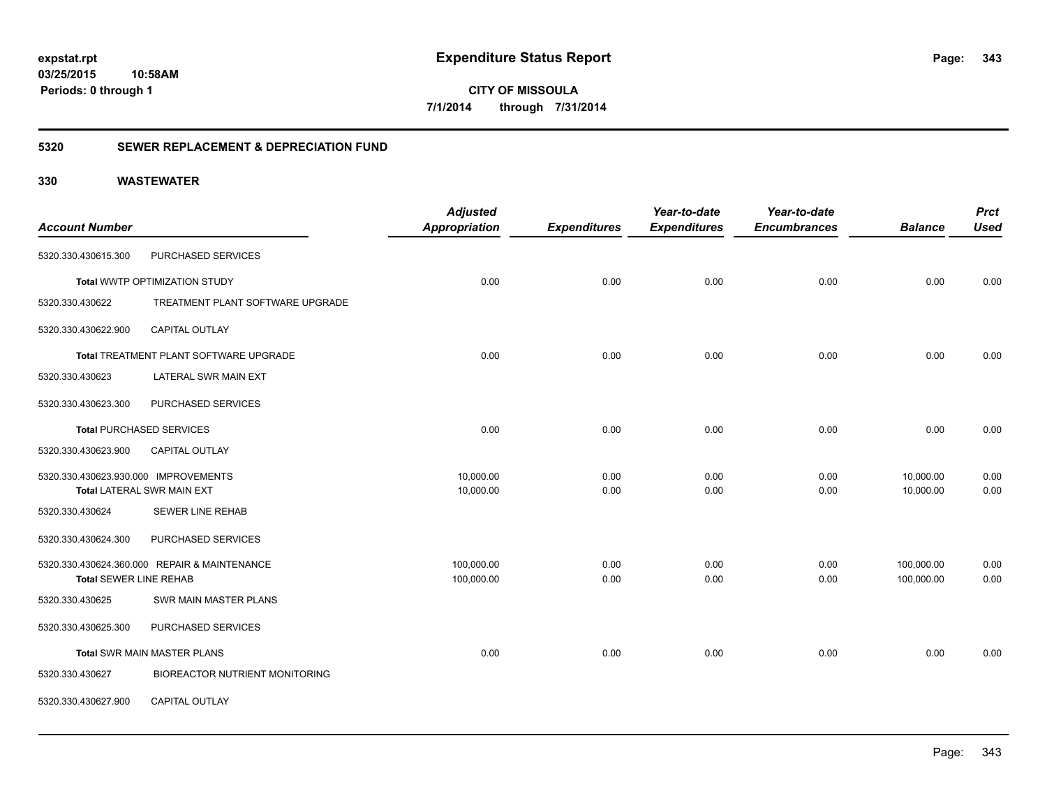# Expenditure Status Report

**CITY OF MISSOULA**

**7/1/2014 through 7/31/2014**

expstat.rpt
03/25/2015 10:58AM
Periods: 0 through 1

## 5320 SEWER REPLACEMENT & DEPRECIATION FUND

### 330 WASTEWATER

| Account Number | | Adjusted Appropriation | Expenditures | Year-to-date Expenditures | Year-to-date Encumbrances | Balance | Prct Used |
|---|---|---|---|---|---|---|---|
| 5320.330.430615.300 | PURCHASED SERVICES | | | | | | |
| **Total** WWTP OPTIMIZATION STUDY | | 0.00 | 0.00 | 0.00 | 0.00 | 0.00 | 0.00 |
| 5320.330.430622 | TREATMENT PLANT SOFTWARE UPGRADE | | | | | | |
| 5320.330.430622.900 | CAPITAL OUTLAY | | | | | | |
| **Total** TREATMENT PLANT SOFTWARE UPGRADE | | 0.00 | 0.00 | 0.00 | 0.00 | 0.00 | 0.00 |
| 5320.330.430623 | LATERAL SWR MAIN EXT | | | | | | |
| 5320.330.430623.300 | PURCHASED SERVICES | | | | | | |
| **Total** PURCHASED SERVICES | | 0.00 | 0.00 | 0.00 | 0.00 | 0.00 | 0.00 |
| 5320.330.430623.900 | CAPITAL OUTLAY | | | | | | |
| 5320.330.430623.930.000 | IMPROVEMENTS | 10,000.00 | 0.00 | 0.00 | 0.00 | 10,000.00 | 0.00 |
| **Total** LATERAL SWR MAIN EXT | | 10,000.00 | 0.00 | 0.00 | 0.00 | 10,000.00 | 0.00 |
| 5320.330.430624 | SEWER LINE REHAB | | | | | | |
| 5320.330.430624.300 | PURCHASED SERVICES | | | | | | |
| 5320.330.430624.360.000 | REPAIR & MAINTENANCE | 100,000.00 | 0.00 | 0.00 | 0.00 | 100,000.00 | 0.00 |
| **Total** SEWER LINE REHAB | | 100,000.00 | 0.00 | 0.00 | 0.00 | 100,000.00 | 0.00 |
| 5320.330.430625 | SWR MAIN MASTER PLANS | | | | | | |
| 5320.330.430625.300 | PURCHASED SERVICES | | | | | | |
| **Total** SWR MAIN MASTER PLANS | | 0.00 | 0.00 | 0.00 | 0.00 | 0.00 | 0.00 |
| 5320.330.430627 | BIOREACTOR NUTRIENT MONITORING | | | | | | |
| 5320.330.430627.900 | CAPITAL OUTLAY | | | | | | |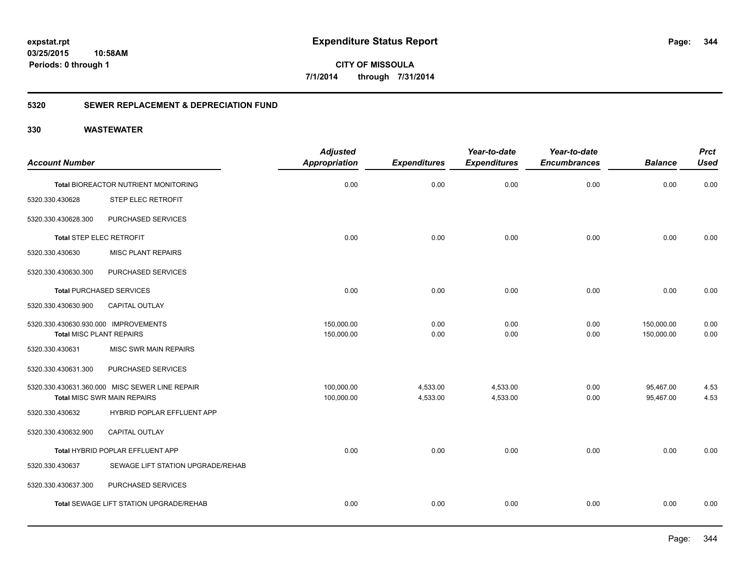# Expenditure Status Report

expstat.rpt
03/25/2015 10:58AM
Periods: 0 through 1

**CITY OF MISSOULA**
**7/1/2014 through 7/31/2014**

## 5320 SEWER REPLACEMENT & DEPRECIATION FUND

## 330 WASTEWATER

| Account Number | | Adjusted Appropriation | Expenditures | Year-to-date Expenditures | Year-to-date Encumbrances | Balance | Prct Used |
|---|---|---|---|---|---|---|---|
| Total BIOREACTOR NUTRIENT MONITORING | | 0.00 | 0.00 | 0.00 | 0.00 | 0.00 | 0.00 |
| 5320.330.430628 | STEP ELEC RETROFIT | | | | | | |
| 5320.330.430628.300 | PURCHASED SERVICES | | | | | | |
| Total STEP ELEC RETROFIT | | 0.00 | 0.00 | 0.00 | 0.00 | 0.00 | 0.00 |
| 5320.330.430630 | MISC PLANT REPAIRS | | | | | | |
| 5320.330.430630.300 | PURCHASED SERVICES | | | | | | |
| Total PURCHASED SERVICES | | 0.00 | 0.00 | 0.00 | 0.00 | 0.00 | 0.00 |
| 5320.330.430630.900 | CAPITAL OUTLAY | | | | | | |
| 5320.330.430630.930.000 | IMPROVEMENTS | 150,000.00 | 0.00 | 0.00 | 0.00 | 150,000.00 | 0.00 |
| Total MISC PLANT REPAIRS | | 150,000.00 | 0.00 | 0.00 | 0.00 | 150,000.00 | 0.00 |
| 5320.330.430631 | MISC SWR MAIN REPAIRS | | | | | | |
| 5320.330.430631.300 | PURCHASED SERVICES | | | | | | |
| 5320.330.430631.360.000 | MISC SEWER LINE REPAIR | 100,000.00 | 4,533.00 | 4,533.00 | 0.00 | 95,467.00 | 4.53 |
| Total MISC SWR MAIN REPAIRS | | 100,000.00 | 4,533.00 | 4,533.00 | 0.00 | 95,467.00 | 4.53 |
| 5320.330.430632 | HYBRID POPLAR EFFLUENT APP | | | | | | |
| 5320.330.430632.900 | CAPITAL OUTLAY | | | | | | |
| Total HYBRID POPLAR EFFLUENT APP | | 0.00 | 0.00 | 0.00 | 0.00 | 0.00 | 0.00 |
| 5320.330.430637 | SEWAGE LIFT STATION UPGRADE/REHAB | | | | | | |
| 5320.330.430637.300 | PURCHASED SERVICES | | | | | | |
| Total SEWAGE LIFT STATION UPGRADE/REHAB | | 0.00 | 0.00 | 0.00 | 0.00 | 0.00 | 0.00 |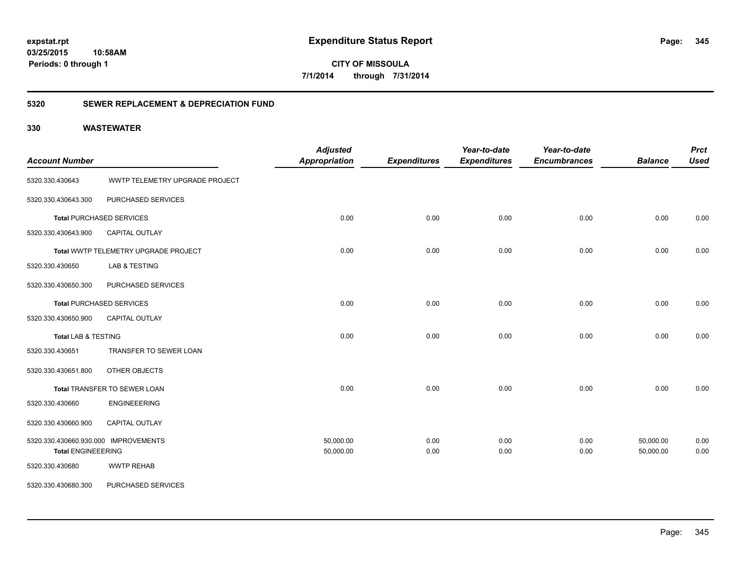**expstat.rpt**
**03/25/2015 10:58AM**
**Periods: 0 through 1**

# Expenditure Status Report

**CITY OF MISSOULA**
**7/1/2014 through 7/31/2014**

## 5320 SEWER REPLACEMENT & DEPRECIATION FUND

## 330 WASTEWATER

| Account Number | | Adjusted Appropriation | Expenditures | Year-to-date Expenditures | Year-to-date Encumbrances | Balance | Prct Used |
|---|---|---|---|---|---|---|---|
| 5320.330.430643 | WWTP TELEMETRY UPGRADE PROJECT | | | | | | |
| 5320.330.430643.300 | PURCHASED SERVICES | | | | | | |
| **Total** PURCHASED SERVICES | | 0.00 | 0.00 | 0.00 | 0.00 | 0.00 | 0.00 |
| 5320.330.430643.900 | CAPITAL OUTLAY | | | | | | |
| **Total** WWTP TELEMETRY UPGRADE PROJECT | | 0.00 | 0.00 | 0.00 | 0.00 | 0.00 | 0.00 |
| 5320.330.430650 | LAB & TESTING | | | | | | |
| 5320.330.430650.300 | PURCHASED SERVICES | | | | | | |
| **Total** PURCHASED SERVICES | | 0.00 | 0.00 | 0.00 | 0.00 | 0.00 | 0.00 |
| 5320.330.430650.900 | CAPITAL OUTLAY | | | | | | |
| **Total** LAB & TESTING | | 0.00 | 0.00 | 0.00 | 0.00 | 0.00 | 0.00 |
| 5320.330.430651 | TRANSFER TO SEWER LOAN | | | | | | |
| 5320.330.430651.800 | OTHER OBJECTS | | | | | | |
| **Total** TRANSFER TO SEWER LOAN | | 0.00 | 0.00 | 0.00 | 0.00 | 0.00 | 0.00 |
| 5320.330.430660 | ENGINEEERING | | | | | | |
| 5320.330.430660.900 | CAPITAL OUTLAY | | | | | | |
| 5320.330.430660.930.000 | IMPROVEMENTS | 50,000.00 | 0.00 | 0.00 | 0.00 | 50,000.00 | 0.00 |
| **Total** ENGINEEERING | | 50,000.00 | 0.00 | 0.00 | 0.00 | 50,000.00 | 0.00 |
| 5320.330.430680 | WWTP REHAB | | | | | | |
| 5320.330.430680.300 | PURCHASED SERVICES | | | | | | |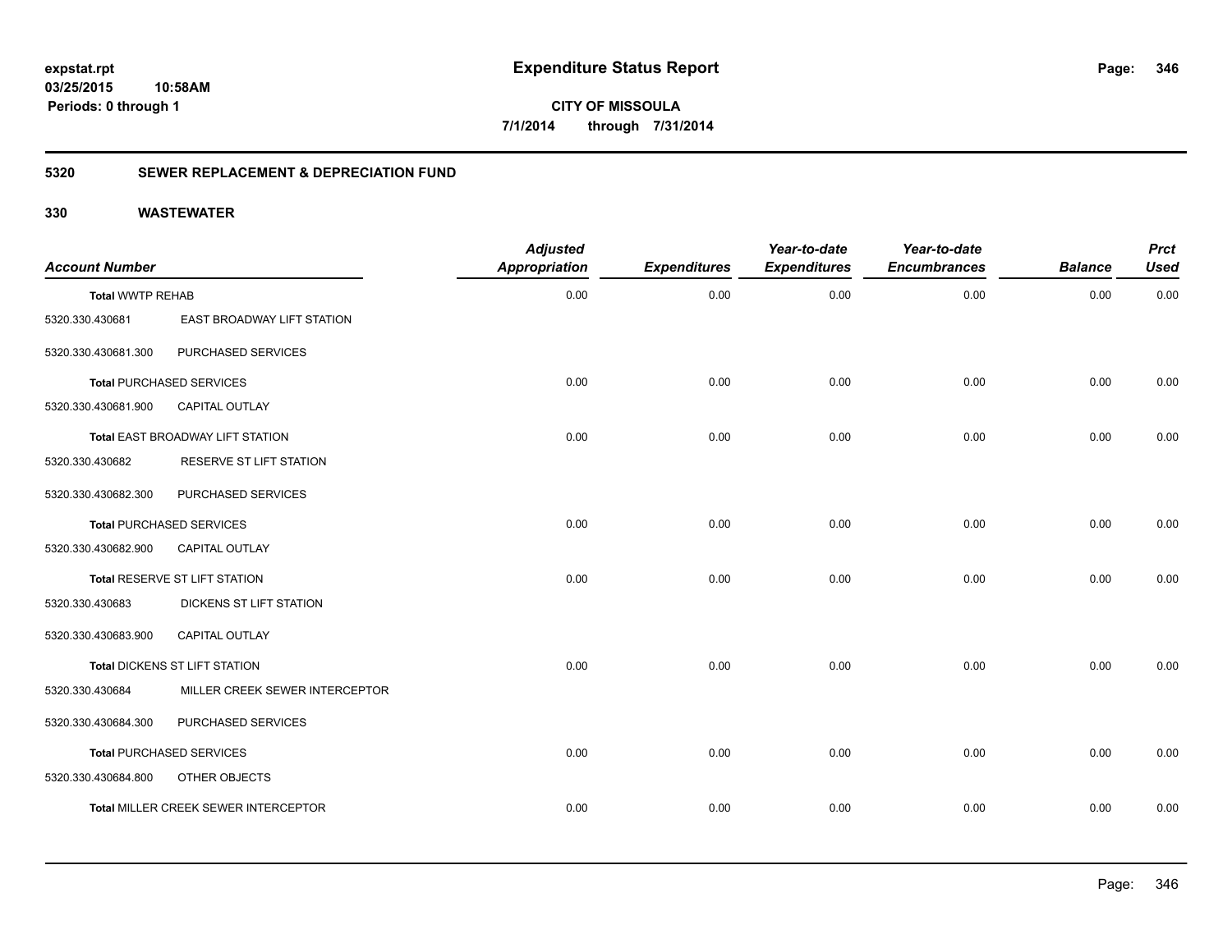**expstat.rpt**
**03/25/2015 10:58AM**
**Periods: 0 through 1**

# Expenditure Status Report

**CITY OF MISSOULA**
**7/1/2014 through 7/31/2014**

## 5320 SEWER REPLACEMENT & DEPRECIATION FUND

## 330 WASTEWATER

| Account Number | | Adjusted Appropriation | Expenditures | Year-to-date Expenditures | Year-to-date Encumbrances | Balance | Prct Used |
|---|---|---|---|---|---|---|---|
| **Total** WWTP REHAB | | 0.00 | 0.00 | 0.00 | 0.00 | 0.00 | 0.00 |
| 5320.330.430681 | EAST BROADWAY LIFT STATION | | | | | | |
| 5320.330.430681.300 | PURCHASED SERVICES | | | | | | |
| **Total** PURCHASED SERVICES | | 0.00 | 0.00 | 0.00 | 0.00 | 0.00 | 0.00 |
| 5320.330.430681.900 | CAPITAL OUTLAY | | | | | | |
| **Total** EAST BROADWAY LIFT STATION | | 0.00 | 0.00 | 0.00 | 0.00 | 0.00 | 0.00 |
| 5320.330.430682 | RESERVE ST LIFT STATION | | | | | | |
| 5320.330.430682.300 | PURCHASED SERVICES | | | | | | |
| **Total** PURCHASED SERVICES | | 0.00 | 0.00 | 0.00 | 0.00 | 0.00 | 0.00 |
| 5320.330.430682.900 | CAPITAL OUTLAY | | | | | | |
| **Total** RESERVE ST LIFT STATION | | 0.00 | 0.00 | 0.00 | 0.00 | 0.00 | 0.00 |
| 5320.330.430683 | DICKENS ST LIFT STATION | | | | | | |
| 5320.330.430683.900 | CAPITAL OUTLAY | | | | | | |
| **Total** DICKENS ST LIFT STATION | | 0.00 | 0.00 | 0.00 | 0.00 | 0.00 | 0.00 |
| 5320.330.430684 | MILLER CREEK SEWER INTERCEPTOR | | | | | | |
| 5320.330.430684.300 | PURCHASED SERVICES | | | | | | |
| **Total** PURCHASED SERVICES | | 0.00 | 0.00 | 0.00 | 0.00 | 0.00 | 0.00 |
| 5320.330.430684.800 | OTHER OBJECTS | | | | | | |
| **Total** MILLER CREEK SEWER INTERCEPTOR | | 0.00 | 0.00 | 0.00 | 0.00 | 0.00 | 0.00 |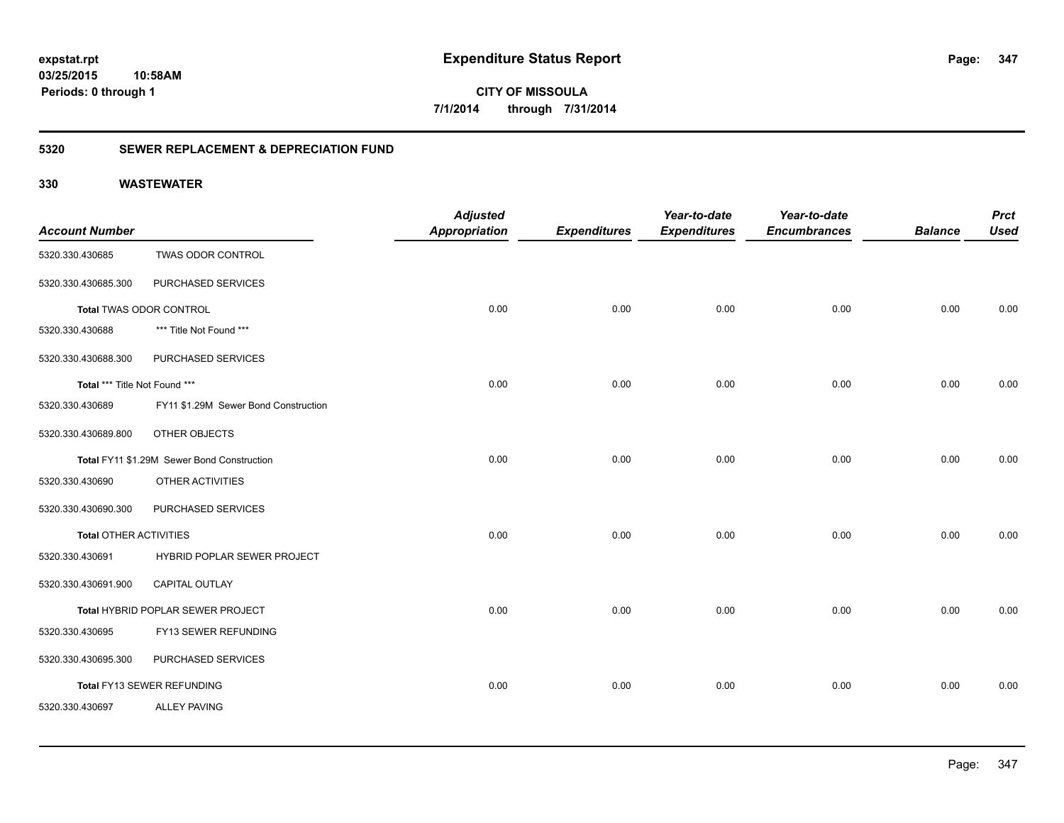**expstat.rpt**
**03/25/2015 10:58AM**
**Periods: 0 through 1**

# Expenditure Status Report

**CITY OF MISSOULA**
**7/1/2014 through 7/31/2014**

## 5320 SEWER REPLACEMENT & DEPRECIATION FUND

### 330 WASTEWATER

| Account Number | | Adjusted Appropriation | Expenditures | Year-to-date Expenditures | Year-to-date Encumbrances | Balance | Prct Used |
|---|---|---|---|---|---|---|---|
| 5320.330.430685 | TWAS ODOR CONTROL | | | | | | |
| 5320.330.430685.300 | PURCHASED SERVICES | | | | | | |
| **Total** TWAS ODOR CONTROL | | 0.00 | 0.00 | 0.00 | 0.00 | 0.00 | 0.00 |
| 5320.330.430688 | *** Title Not Found *** | | | | | | |
| 5320.330.430688.300 | PURCHASED SERVICES | | | | | | |
| **Total** *** Title Not Found *** | | 0.00 | 0.00 | 0.00 | 0.00 | 0.00 | 0.00 |
| 5320.330.430689 | FY11 $1.29M Sewer Bond Construction | | | | | | |
| 5320.330.430689.800 | OTHER OBJECTS | | | | | | |
| **Total** FY11 $1.29M Sewer Bond Construction | | 0.00 | 0.00 | 0.00 | 0.00 | 0.00 | 0.00 |
| 5320.330.430690 | OTHER ACTIVITIES | | | | | | |
| 5320.330.430690.300 | PURCHASED SERVICES | | | | | | |
| **Total** OTHER ACTIVITIES | | 0.00 | 0.00 | 0.00 | 0.00 | 0.00 | 0.00 |
| 5320.330.430691 | HYBRID POPLAR SEWER PROJECT | | | | | | |
| 5320.330.430691.900 | CAPITAL OUTLAY | | | | | | |
| **Total** HYBRID POPLAR SEWER PROJECT | | 0.00 | 0.00 | 0.00 | 0.00 | 0.00 | 0.00 |
| 5320.330.430695 | FY13 SEWER REFUNDING | | | | | | |
| 5320.330.430695.300 | PURCHASED SERVICES | | | | | | |
| **Total** FY13 SEWER REFUNDING | | 0.00 | 0.00 | 0.00 | 0.00 | 0.00 | 0.00 |
| 5320.330.430697 | ALLEY PAVING | | | | | | |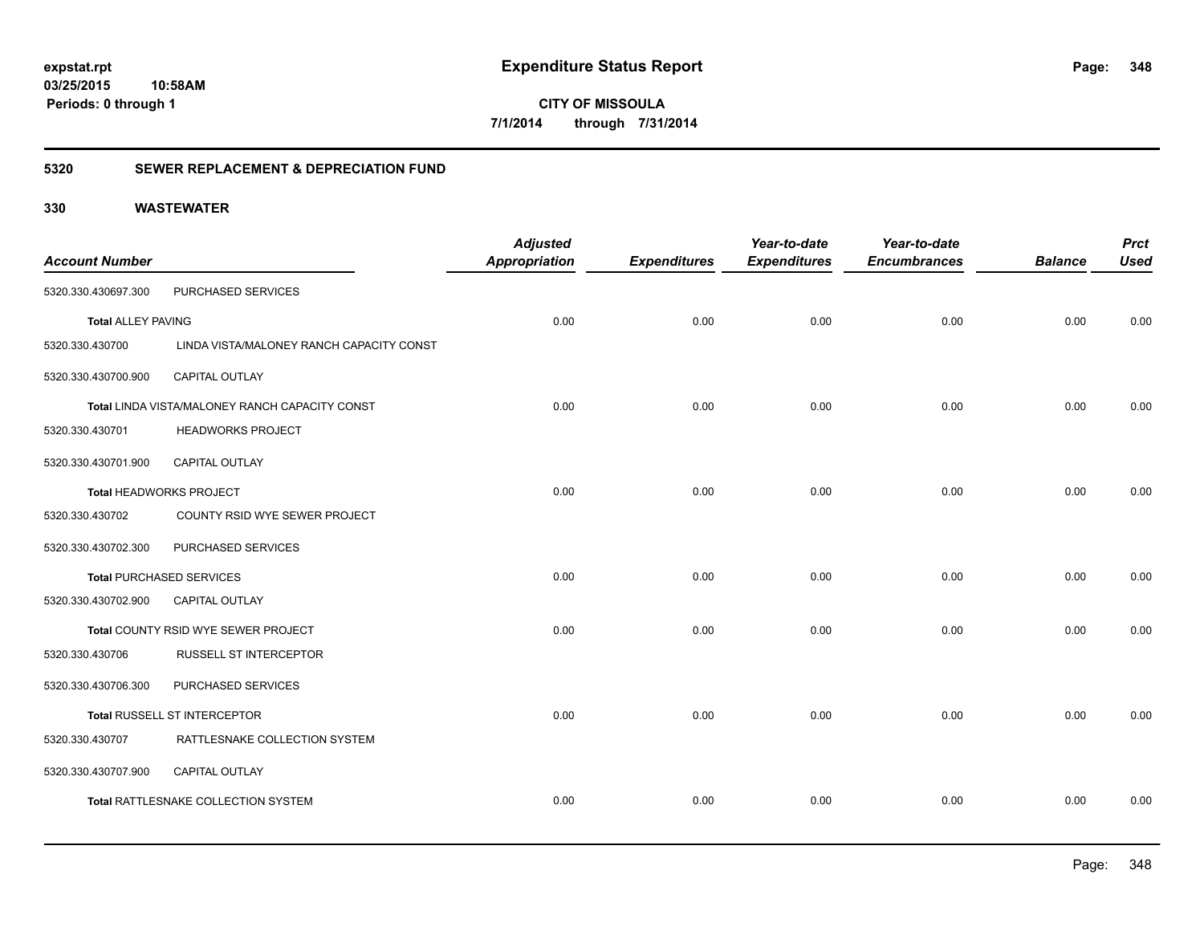**expstat.rpt**
**03/25/2015 10:58AM**
**Periods: 0 through 1**

# Expenditure Status Report

**CITY OF MISSOULA**
**7/1/2014 through 7/31/2014**

## 5320 SEWER REPLACEMENT & DEPRECIATION FUND

## 330 WASTEWATER

| Account Number | | Adjusted Appropriation | Expenditures | Year-to-date Expenditures | Year-to-date Encumbrances | Balance | Prct Used |
|---|---|---|---|---|---|---|---|
| 5320.330.430697.300 | PURCHASED SERVICES | | | | | | |
| **Total** ALLEY PAVING | | 0.00 | 0.00 | 0.00 | 0.00 | 0.00 | 0.00 |
| 5320.330.430700 | LINDA VISTA/MALONEY RANCH CAPACITY CONST | | | | | | |
| 5320.330.430700.900 | CAPITAL OUTLAY | | | | | | |
| **Total** LINDA VISTA/MALONEY RANCH CAPACITY CONST | | 0.00 | 0.00 | 0.00 | 0.00 | 0.00 | 0.00 |
| 5320.330.430701 | HEADWORKS PROJECT | | | | | | |
| 5320.330.430701.900 | CAPITAL OUTLAY | | | | | | |
| **Total** HEADWORKS PROJECT | | 0.00 | 0.00 | 0.00 | 0.00 | 0.00 | 0.00 |
| 5320.330.430702 | COUNTY RSID WYE SEWER PROJECT | | | | | | |
| 5320.330.430702.300 | PURCHASED SERVICES | | | | | | |
| **Total** PURCHASED SERVICES | | 0.00 | 0.00 | 0.00 | 0.00 | 0.00 | 0.00 |
| 5320.330.430702.900 | CAPITAL OUTLAY | | | | | | |
| **Total** COUNTY RSID WYE SEWER PROJECT | | 0.00 | 0.00 | 0.00 | 0.00 | 0.00 | 0.00 |
| 5320.330.430706 | RUSSELL ST INTERCEPTOR | | | | | | |
| 5320.330.430706.300 | PURCHASED SERVICES | | | | | | |
| **Total** RUSSELL ST INTERCEPTOR | | 0.00 | 0.00 | 0.00 | 0.00 | 0.00 | 0.00 |
| 5320.330.430707 | RATTLESNAKE COLLECTION SYSTEM | | | | | | |
| 5320.330.430707.900 | CAPITAL OUTLAY | | | | | | |
| **Total** RATTLESNAKE COLLECTION SYSTEM | | 0.00 | 0.00 | 0.00 | 0.00 | 0.00 | 0.00 |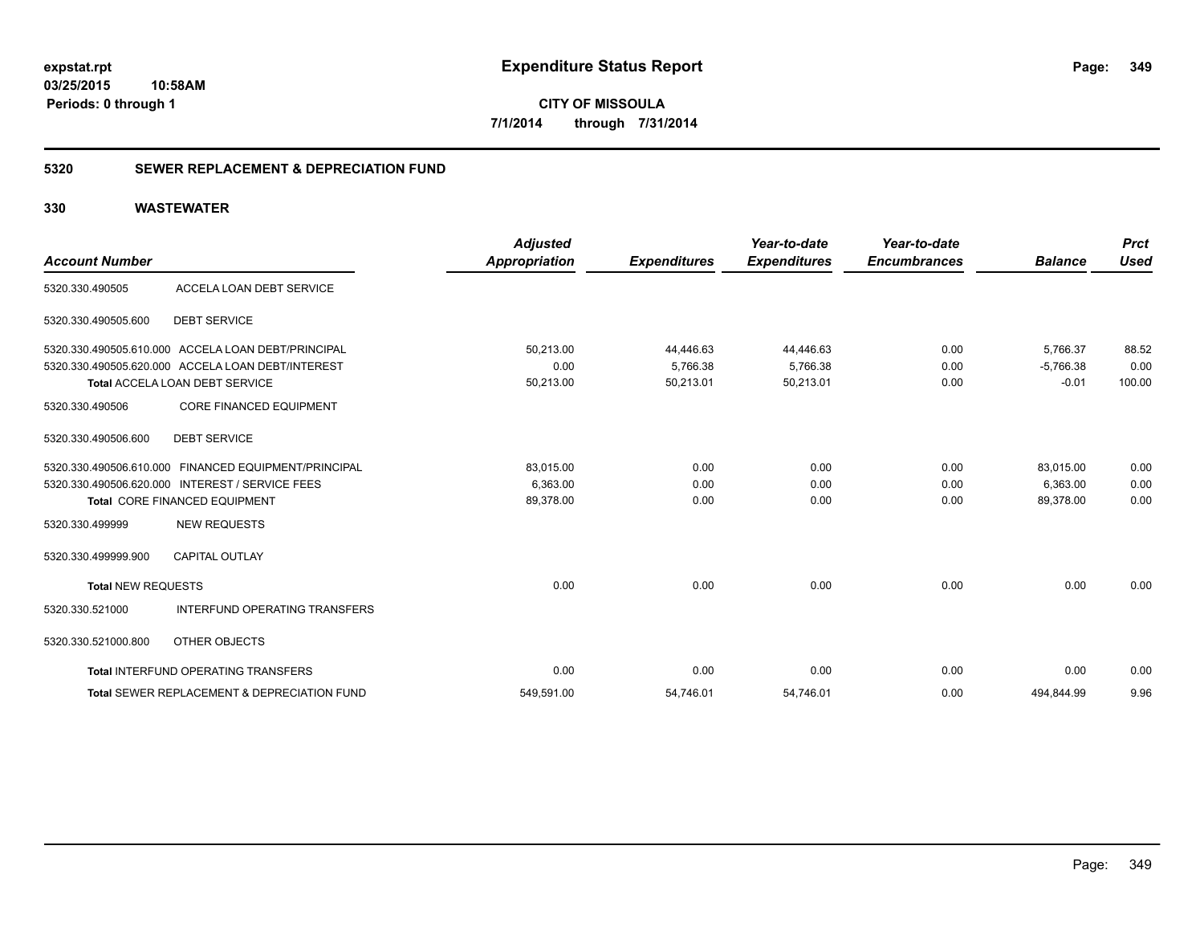**expstat.rpt**
**03/25/2015 10:58AM**
**Periods: 0 through 1**

# Expenditure Status Report

**CITY OF MISSOULA**
**7/1/2014 through 7/31/2014**

## 5320 SEWER REPLACEMENT & DEPRECIATION FUND

### 330 WASTEWATER

| Account Number | | Adjusted Appropriation | Expenditures | Year-to-date Expenditures | Year-to-date Encumbrances | Balance | Prct Used |
|---|---|---|---|---|---|---|---|
| 5320.330.490505 | ACCELA LOAN DEBT SERVICE | | | | | | |
| 5320.330.490505.600 | DEBT SERVICE | | | | | | |
| 5320.330.490505.610.000 | ACCELA LOAN DEBT/PRINCIPAL | 50,213.00 | 44,446.63 | 44,446.63 | 0.00 | 5,766.37 | 88.52 |
| 5320.330.490505.620.000 | ACCELA LOAN DEBT/INTEREST | 0.00 | 5,766.38 | 5,766.38 | 0.00 | -5,766.38 | 0.00 |
| Total ACCELA LOAN DEBT SERVICE | | 50,213.00 | 50,213.01 | 50,213.01 | 0.00 | -0.01 | 100.00 |
| 5320.330.490506 | CORE FINANCED EQUIPMENT | | | | | | |
| 5320.330.490506.600 | DEBT SERVICE | | | | | | |
| 5320.330.490506.610.000 | FINANCED EQUIPMENT/PRINCIPAL | 83,015.00 | 0.00 | 0.00 | 0.00 | 83,015.00 | 0.00 |
| 5320.330.490506.620.000 | INTEREST / SERVICE FEES | 6,363.00 | 0.00 | 0.00 | 0.00 | 6,363.00 | 0.00 |
| Total CORE FINANCED EQUIPMENT | | 89,378.00 | 0.00 | 0.00 | 0.00 | 89,378.00 | 0.00 |
| 5320.330.499999 | NEW REQUESTS | | | | | | |
| 5320.330.499999.900 | CAPITAL OUTLAY | | | | | | |
| Total NEW REQUESTS | | 0.00 | 0.00 | 0.00 | 0.00 | 0.00 | 0.00 |
| 5320.330.521000 | INTERFUND OPERATING TRANSFERS | | | | | | |
| 5320.330.521000.800 | OTHER OBJECTS | | | | | | |
| Total INTERFUND OPERATING TRANSFERS | | 0.00 | 0.00 | 0.00 | 0.00 | 0.00 | 0.00 |
| Total SEWER REPLACEMENT & DEPRECIATION FUND | | 549,591.00 | 54,746.01 | 54,746.01 | 0.00 | 494,844.99 | 9.96 |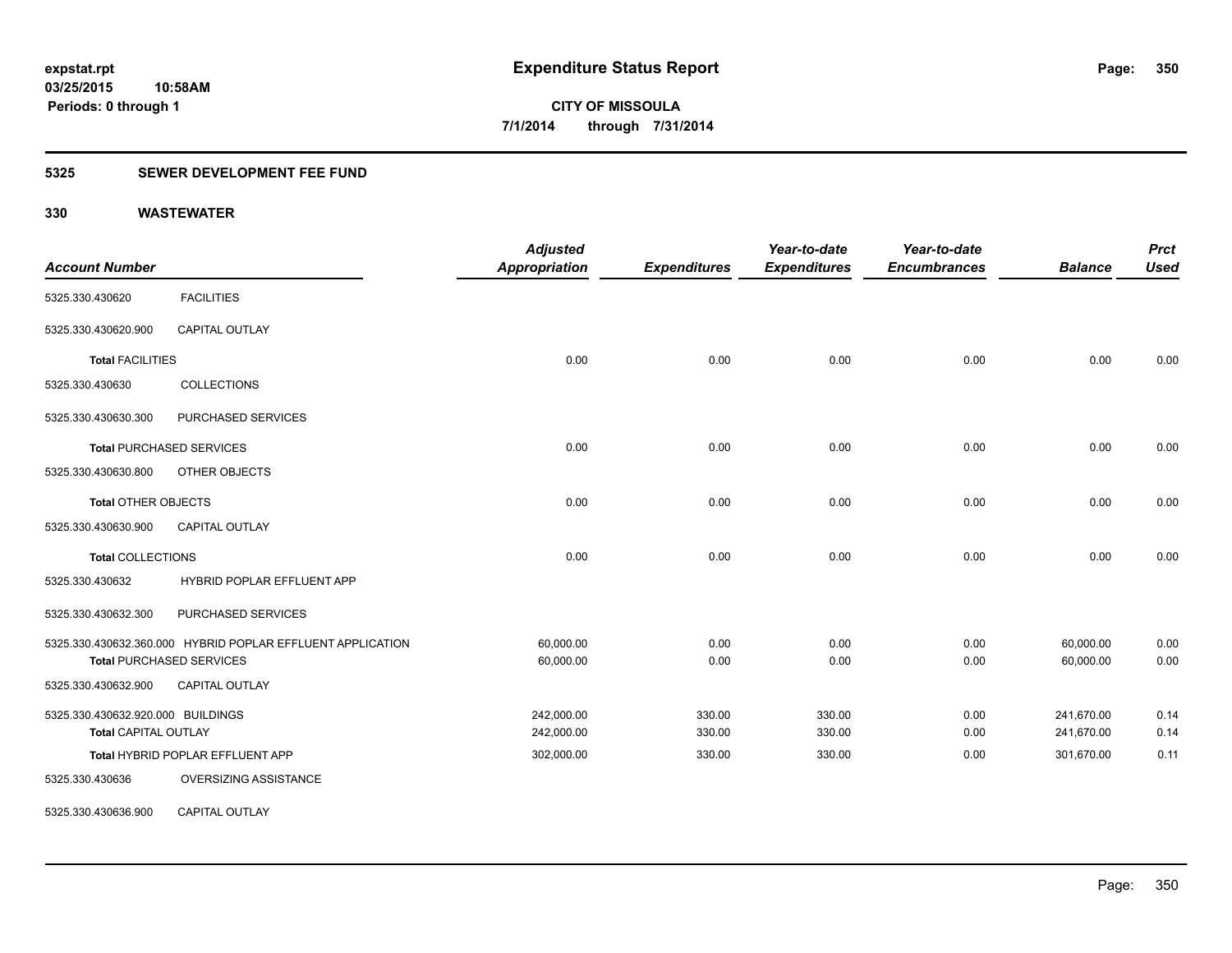**expstat.rpt**
**03/25/2015 10:58AM**
**Periods: 0 through 1**

# Expenditure Status Report

**CITY OF MISSOULA**
**7/1/2014 through 7/31/2014**

## 5325 SEWER DEVELOPMENT FEE FUND

## 330 WASTEWATER

| Account Number | | Adjusted Appropriation | Expenditures | Year-to-date Expenditures | Year-to-date Encumbrances | Balance | Prct Used |
|---|---|---|---|---|---|---|---|
| 5325.330.430620 | FACILITIES | | | | | | |
| 5325.330.430620.900 | CAPITAL OUTLAY | | | | | | |
| **Total** FACILITIES | | 0.00 | 0.00 | 0.00 | 0.00 | 0.00 | 0.00 |
| 5325.330.430630 | COLLECTIONS | | | | | | |
| 5325.330.430630.300 | PURCHASED SERVICES | | | | | | |
| **Total** PURCHASED SERVICES | | 0.00 | 0.00 | 0.00 | 0.00 | 0.00 | 0.00 |
| 5325.330.430630.800 | OTHER OBJECTS | | | | | | |
| **Total** OTHER OBJECTS | | 0.00 | 0.00 | 0.00 | 0.00 | 0.00 | 0.00 |
| 5325.330.430630.900 | CAPITAL OUTLAY | | | | | | |
| **Total** COLLECTIONS | | 0.00 | 0.00 | 0.00 | 0.00 | 0.00 | 0.00 |
| 5325.330.430632 | HYBRID POPLAR EFFLUENT APP | | | | | | |
| 5325.330.430632.300 | PURCHASED SERVICES | | | | | | |
| 5325.330.430632.360.000 | HYBRID POPLAR EFFLUENT APPLICATION | 60,000.00 | 0.00 | 0.00 | 0.00 | 60,000.00 | 0.00 |
| **Total** PURCHASED SERVICES | | 60,000.00 | 0.00 | 0.00 | 0.00 | 60,000.00 | 0.00 |
| 5325.330.430632.900 | CAPITAL OUTLAY | | | | | | |
| 5325.330.430632.920.000 | BUILDINGS | 242,000.00 | 330.00 | 330.00 | 0.00 | 241,670.00 | 0.14 |
| **Total** CAPITAL OUTLAY | | 242,000.00 | 330.00 | 330.00 | 0.00 | 241,670.00 | 0.14 |
| **Total** HYBRID POPLAR EFFLUENT APP | | 302,000.00 | 330.00 | 330.00 | 0.00 | 301,670.00 | 0.11 |
| 5325.330.430636 | OVERSIZING ASSISTANCE | | | | | | |
| 5325.330.430636.900 | CAPITAL OUTLAY | | | | | | |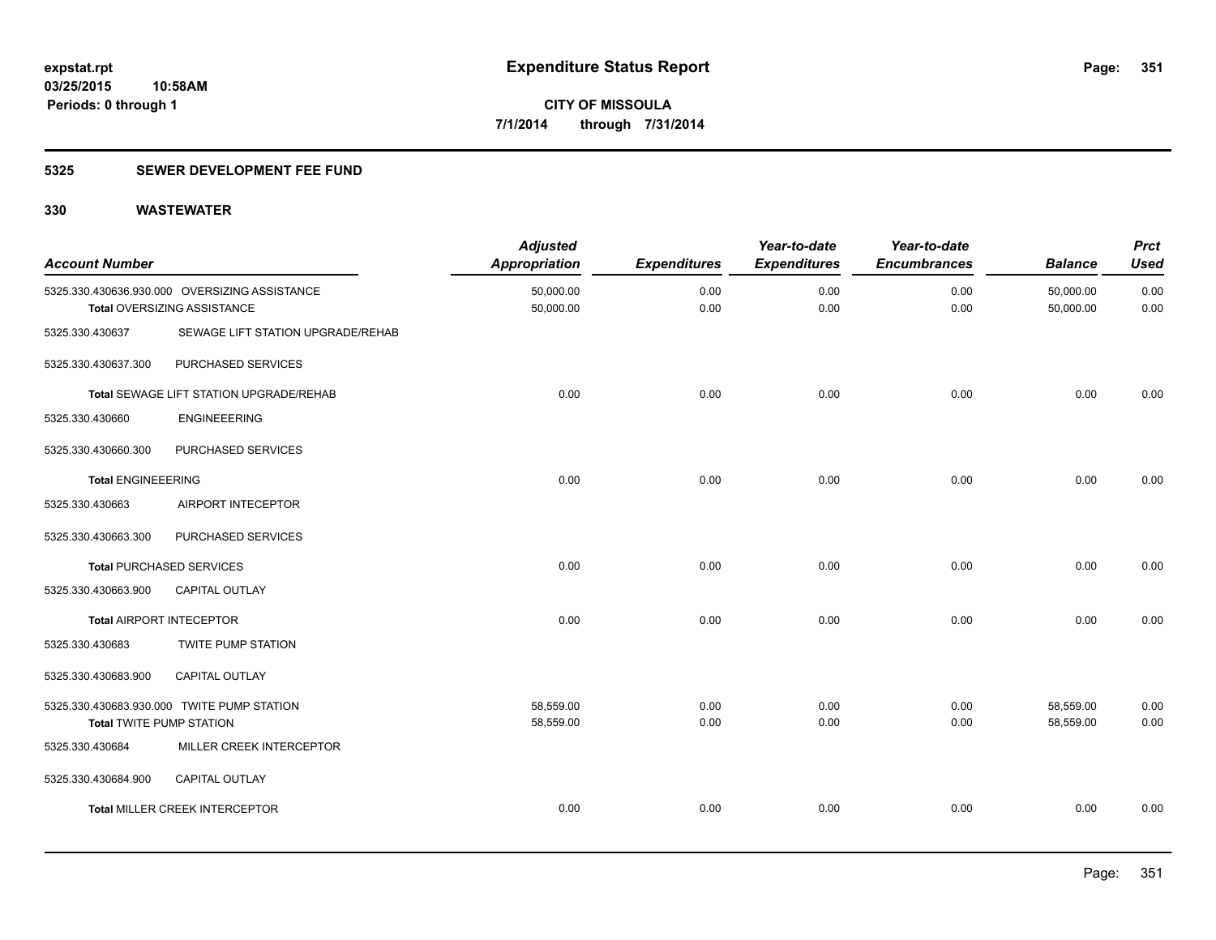**expstat.rpt**
**03/25/2015 10:58AM**
**Periods: 0 through 1**

# Expenditure Status Report

**CITY OF MISSOULA**
**7/1/2014 through 7/31/2014**

## 5325 SEWER DEVELOPMENT FEE FUND

## 330 WASTEWATER

| Account Number | | Adjusted Appropriation | Expenditures | Year-to-date Expenditures | Year-to-date Encumbrances | Balance | Prct Used |
|---|---|---|---|---|---|---|---|
| 5325.330.430636.930.000 | OVERSIZING ASSISTANCE | 50,000.00 | 0.00 | 0.00 | 0.00 | 50,000.00 | 0.00 |
| **Total** OVERSIZING ASSISTANCE | | 50,000.00 | 0.00 | 0.00 | 0.00 | 50,000.00 | 0.00 |
| 5325.330.430637 | SEWAGE LIFT STATION UPGRADE/REHAB | | | | | | |
| 5325.330.430637.300 | PURCHASED SERVICES | | | | | | |
| **Total** SEWAGE LIFT STATION UPGRADE/REHAB | | 0.00 | 0.00 | 0.00 | 0.00 | 0.00 | 0.00 |
| 5325.330.430660 | ENGINEEERING | | | | | | |
| 5325.330.430660.300 | PURCHASED SERVICES | | | | | | |
| **Total** ENGINEEERING | | 0.00 | 0.00 | 0.00 | 0.00 | 0.00 | 0.00 |
| 5325.330.430663 | AIRPORT INTECEPTOR | | | | | | |
| 5325.330.430663.300 | PURCHASED SERVICES | | | | | | |
| **Total** PURCHASED SERVICES | | 0.00 | 0.00 | 0.00 | 0.00 | 0.00 | 0.00 |
| 5325.330.430663.900 | CAPITAL OUTLAY | | | | | | |
| **Total** AIRPORT INTECEPTOR | | 0.00 | 0.00 | 0.00 | 0.00 | 0.00 | 0.00 |
| 5325.330.430683 | TWITE PUMP STATION | | | | | | |
| 5325.330.430683.900 | CAPITAL OUTLAY | | | | | | |
| 5325.330.430683.930.000 | TWITE PUMP STATION | 58,559.00 | 0.00 | 0.00 | 0.00 | 58,559.00 | 0.00 |
| **Total** TWITE PUMP STATION | | 58,559.00 | 0.00 | 0.00 | 0.00 | 58,559.00 | 0.00 |
| 5325.330.430684 | MILLER CREEK INTERCEPTOR | | | | | | |
| 5325.330.430684.900 | CAPITAL OUTLAY | | | | | | |
| **Total** MILLER CREEK INTERCEPTOR | | 0.00 | 0.00 | 0.00 | 0.00 | 0.00 | 0.00 |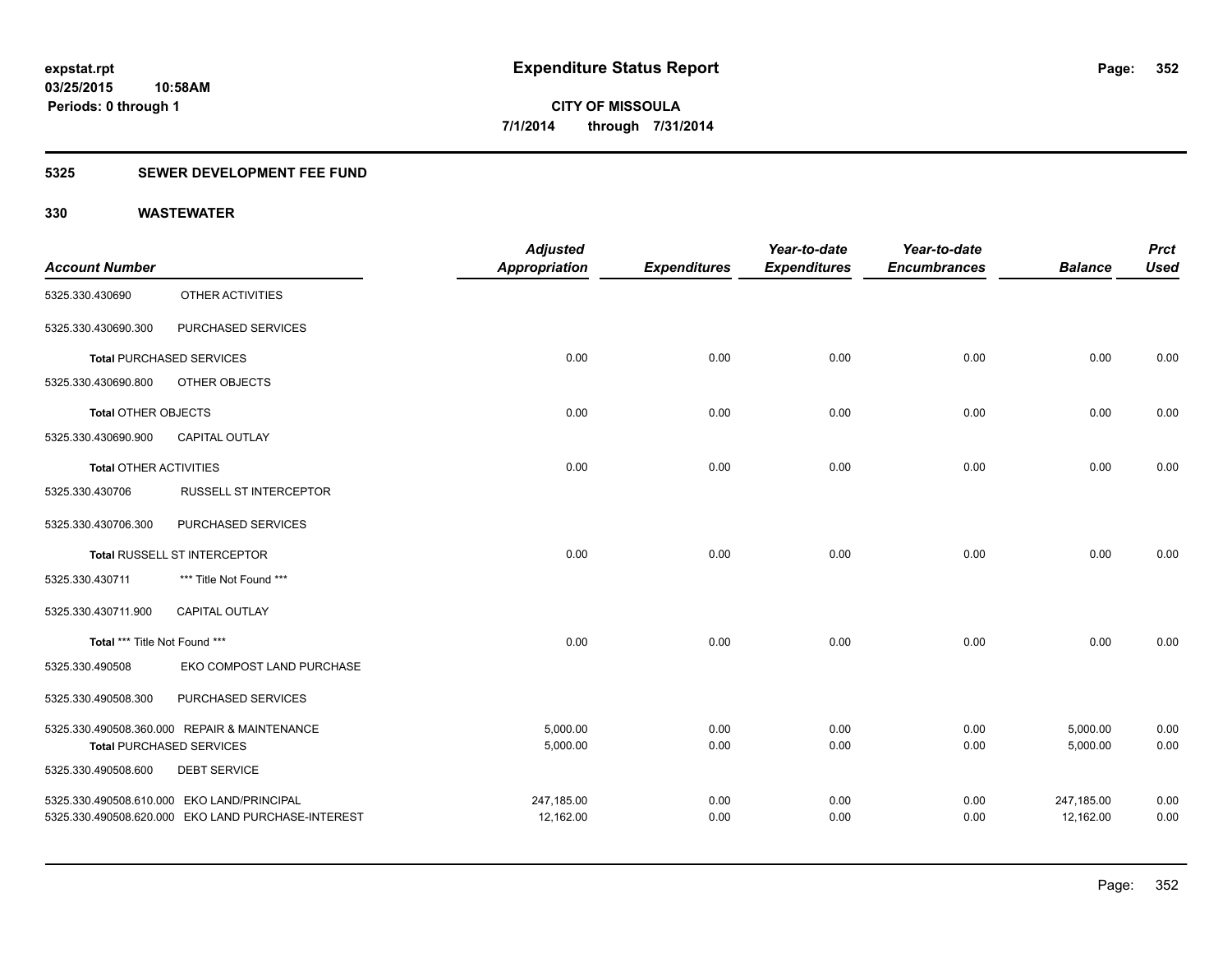# Expenditure Status Report

expstat.rpt
03/25/2015 10:58AM
Periods: 0 through 1

**CITY OF MISSOULA**
**7/1/2014 through 7/31/2014**

## 5325 SEWER DEVELOPMENT FEE FUND

### 330 WASTEWATER

| Account Number | | Adjusted Appropriation | Expenditures | Year-to-date Expenditures | Year-to-date Encumbrances | Balance | Prct Used |
|---|---|---|---|---|---|---|---|
| 5325.330.430690 | OTHER ACTIVITIES | | | | | | |
| 5325.330.430690.300 | PURCHASED SERVICES | | | | | | |
| **Total** PURCHASED SERVICES | | 0.00 | 0.00 | 0.00 | 0.00 | 0.00 | 0.00 |
| 5325.330.430690.800 | OTHER OBJECTS | | | | | | |
| **Total** OTHER OBJECTS | | 0.00 | 0.00 | 0.00 | 0.00 | 0.00 | 0.00 |
| 5325.330.430690.900 | CAPITAL OUTLAY | | | | | | |
| **Total** OTHER ACTIVITIES | | 0.00 | 0.00 | 0.00 | 0.00 | 0.00 | 0.00 |
| 5325.330.430706 | RUSSELL ST INTERCEPTOR | | | | | | |
| 5325.330.430706.300 | PURCHASED SERVICES | | | | | | |
| **Total** RUSSELL ST INTERCEPTOR | | 0.00 | 0.00 | 0.00 | 0.00 | 0.00 | 0.00 |
| 5325.330.430711 | *** Title Not Found *** | | | | | | |
| 5325.330.430711.900 | CAPITAL OUTLAY | | | | | | |
| **Total** *** Title Not Found *** | | 0.00 | 0.00 | 0.00 | 0.00 | 0.00 | 0.00 |
| 5325.330.490508 | EKO COMPOST LAND PURCHASE | | | | | | |
| 5325.330.490508.300 | PURCHASED SERVICES | | | | | | |
| 5325.330.490508.360.000 | REPAIR & MAINTENANCE | 5,000.00 | 0.00 | 0.00 | 0.00 | 5,000.00 | 0.00 |
| **Total** PURCHASED SERVICES | | 5,000.00 | 0.00 | 0.00 | 0.00 | 5,000.00 | 0.00 |
| 5325.330.490508.600 | DEBT SERVICE | | | | | | |
| 5325.330.490508.610.000 | EKO LAND/PRINCIPAL | 247,185.00 | 0.00 | 0.00 | 0.00 | 247,185.00 | 0.00 |
| 5325.330.490508.620.000 | EKO LAND PURCHASE-INTEREST | 12,162.00 | 0.00 | 0.00 | 0.00 | 12,162.00 | 0.00 |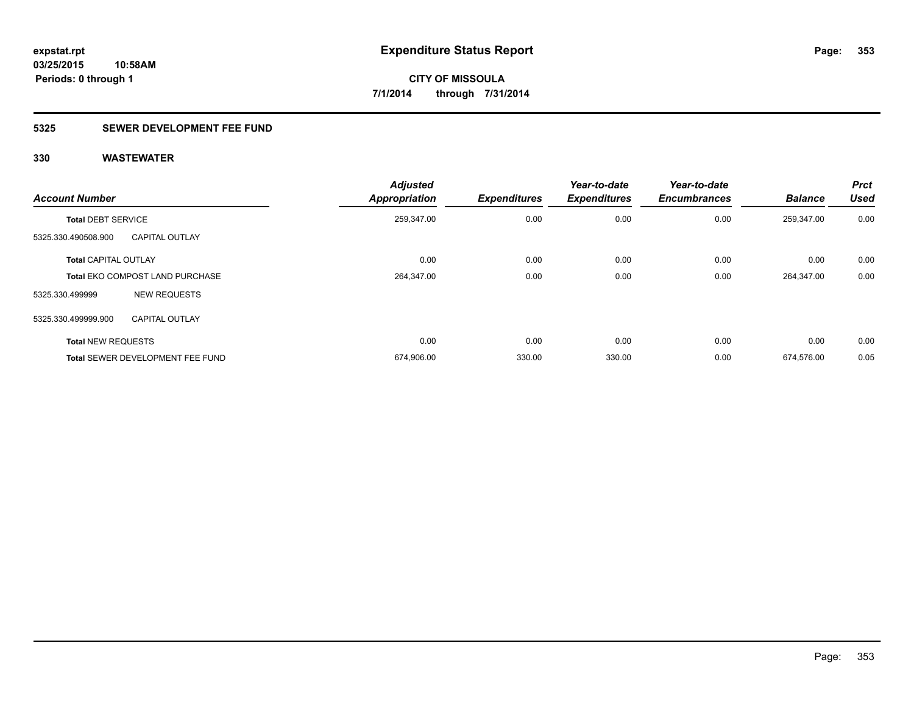# Expenditure Status Report

expstat.rpt
03/25/2015 10:58AM
Periods: 0 through 1

**CITY OF MISSOULA**
**7/1/2014 through 7/31/2014**

## 5325 SEWER DEVELOPMENT FEE FUND

### 330 WASTEWATER

| Account Number | | Adjusted Appropriation | Expenditures | Year-to-date Expenditures | Year-to-date Encumbrances | Balance | Prct Used |
|---|---|---|---|---|---|---|---|
| **Total** DEBT SERVICE | | 259,347.00 | 0.00 | 0.00 | 0.00 | 259,347.00 | 0.00 |
| 5325.330.490508.900 | CAPITAL OUTLAY | | | | | | |
| **Total** CAPITAL OUTLAY | | 0.00 | 0.00 | 0.00 | 0.00 | 0.00 | 0.00 |
| **Total** EKO COMPOST LAND PURCHASE | | 264,347.00 | 0.00 | 0.00 | 0.00 | 264,347.00 | 0.00 |
| 5325.330.499999 | NEW REQUESTS | | | | | | |
| 5325.330.499999.900 | CAPITAL OUTLAY | | | | | | |
| **Total** NEW REQUESTS | | 0.00 | 0.00 | 0.00 | 0.00 | 0.00 | 0.00 |
| **Total** SEWER DEVELOPMENT FEE FUND | | 674,906.00 | 330.00 | 330.00 | 0.00 | 674,576.00 | 0.05 |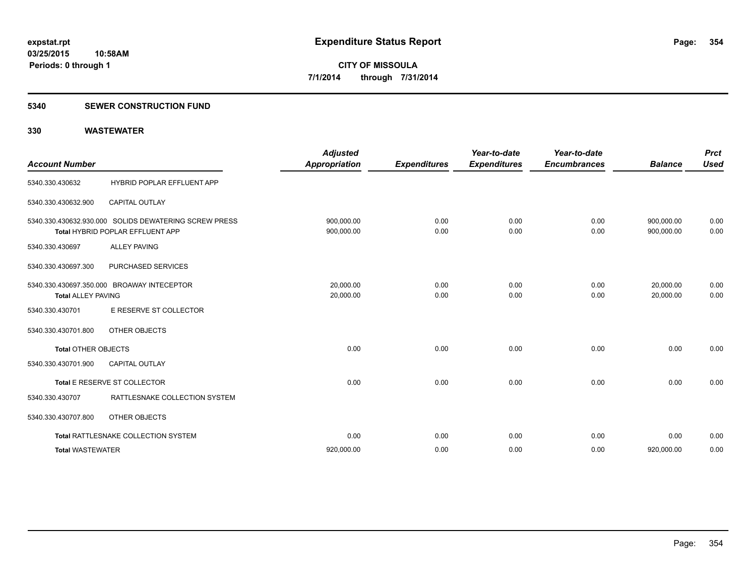**expstat.rpt**
**03/25/2015 10:58AM**
**Periods: 0 through 1**

# Expenditure Status Report

**CITY OF MISSOULA**
**7/1/2014 through 7/31/2014**

## 5340 SEWER CONSTRUCTION FUND

### 330 WASTEWATER

| Account Number | | Adjusted Appropriation | Expenditures | Year-to-date Expenditures | Year-to-date Encumbrances | Balance | Prct Used |
|---|---|---|---|---|---|---|---|
| 5340.330.430632 | HYBRID POPLAR EFFLUENT APP | | | | | | |
| 5340.330.430632.900 | CAPITAL OUTLAY | | | | | | |
| 5340.330.430632.930.000 | SOLIDS DEWATERING SCREW PRESS | 900,000.00 | 0.00 | 0.00 | 0.00 | 900,000.00 | 0.00 |
| **Total** HYBRID POPLAR EFFLUENT APP | | 900,000.00 | 0.00 | 0.00 | 0.00 | 900,000.00 | 0.00 |
| 5340.330.430697 | ALLEY PAVING | | | | | | |
| 5340.330.430697.300 | PURCHASED SERVICES | | | | | | |
| 5340.330.430697.350.000 | BROAWAY INTECEPTOR | 20,000.00 | 0.00 | 0.00 | 0.00 | 20,000.00 | 0.00 |
| **Total ALLEY PAVING** | | 20,000.00 | 0.00 | 0.00 | 0.00 | 20,000.00 | 0.00 |
| 5340.330.430701 | E RESERVE ST COLLECTOR | | | | | | |
| 5340.330.430701.800 | OTHER OBJECTS | | | | | | |
| **Total** OTHER OBJECTS | | 0.00 | 0.00 | 0.00 | 0.00 | 0.00 | 0.00 |
| 5340.330.430701.900 | CAPITAL OUTLAY | | | | | | |
| **Total** E RESERVE ST COLLECTOR | | 0.00 | 0.00 | 0.00 | 0.00 | 0.00 | 0.00 |
| 5340.330.430707 | RATTLESNAKE COLLECTION SYSTEM | | | | | | |
| 5340.330.430707.800 | OTHER OBJECTS | | | | | | |
| **Total** RATTLESNAKE COLLECTION SYSTEM | | 0.00 | 0.00 | 0.00 | 0.00 | 0.00 | 0.00 |
| **Total WASTEWATER** | | 920,000.00 | 0.00 | 0.00 | 0.00 | 920,000.00 | 0.00 |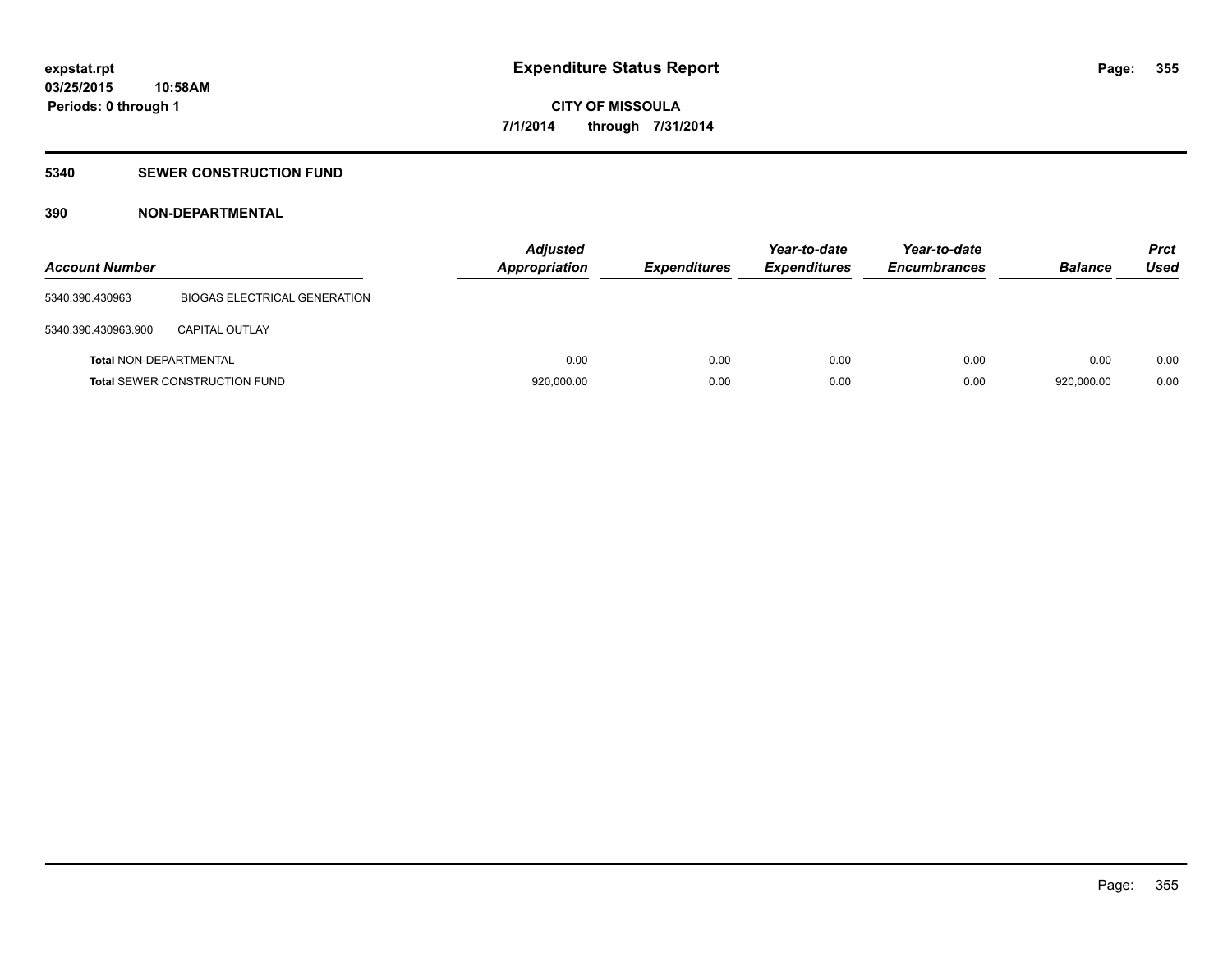# Expenditure Status Report

**CITY OF MISSOULA**

**7/1/2014 through 7/31/2014**

expstat.rpt
03/25/2015 10:58AM
Periods: 0 through 1

## 5340 SEWER CONSTRUCTION FUND

### 390 NON-DEPARTMENTAL

| Account Number | | Adjusted Appropriation | Expenditures | Year-to-date Expenditures | Year-to-date Encumbrances | Balance | Prct Used |
|---|---|---|---|---|---|---|---|
| 5340.390.430963 | BIOGAS ELECTRICAL GENERATION | | | | | | |
| 5340.390.430963.900 | CAPITAL OUTLAY | | | | | | |
| **Total** NON-DEPARTMENTAL | | 0.00 | 0.00 | 0.00 | 0.00 | 0.00 | 0.00 |
| **Total** SEWER CONSTRUCTION FUND | | 920,000.00 | 0.00 | 0.00 | 0.00 | 920,000.00 | 0.00 |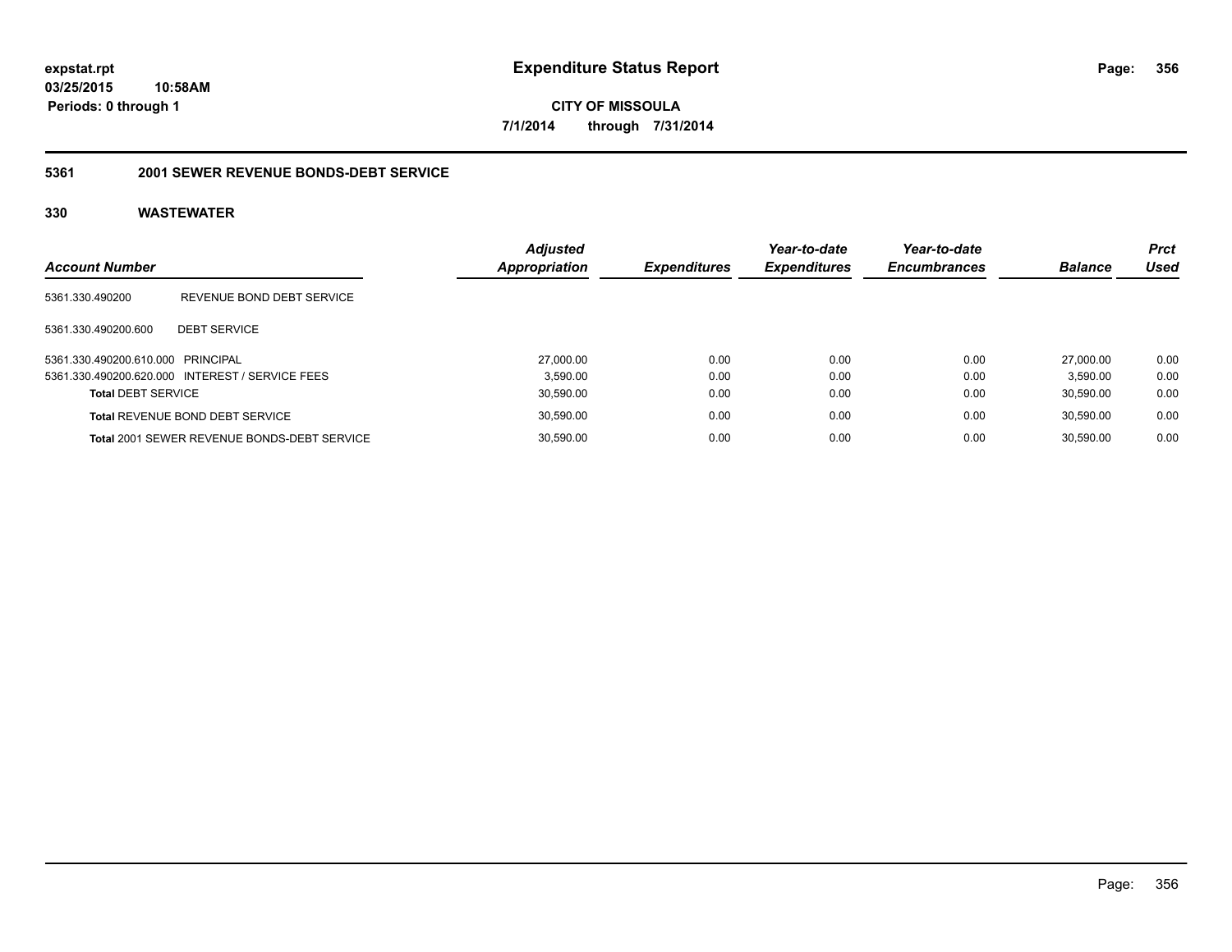# Expenditure Status Report

expstat.rpt
03/25/2015 10:58AM
Periods: 0 through 1

**CITY OF MISSOULA**
**7/1/2014 through 7/31/2014**

## 5361 2001 SEWER REVENUE BONDS-DEBT SERVICE

### 330 WASTEWATER

| Account Number | | Adjusted Appropriation | Expenditures | Year-to-date Expenditures | Year-to-date Encumbrances | Balance | Prct Used |
|---|---|---|---|---|---|---|---|
| 5361.330.490200 | REVENUE BOND DEBT SERVICE | | | | | | |
| 5361.330.490200.600 | DEBT SERVICE | | | | | | |
| 5361.330.490200.610.000 | PRINCIPAL | 27,000.00 | 0.00 | 0.00 | 0.00 | 27,000.00 | 0.00 |
| 5361.330.490200.620.000 | INTEREST / SERVICE FEES | 3,590.00 | 0.00 | 0.00 | 0.00 | 3,590.00 | 0.00 |
| **Total** DEBT SERVICE | | 30,590.00 | 0.00 | 0.00 | 0.00 | 30,590.00 | 0.00 |
| **Total** REVENUE BOND DEBT SERVICE | | 30,590.00 | 0.00 | 0.00 | 0.00 | 30,590.00 | 0.00 |
| **Total** 2001 SEWER REVENUE BONDS-DEBT SERVICE | | 30,590.00 | 0.00 | 0.00 | 0.00 | 30,590.00 | 0.00 |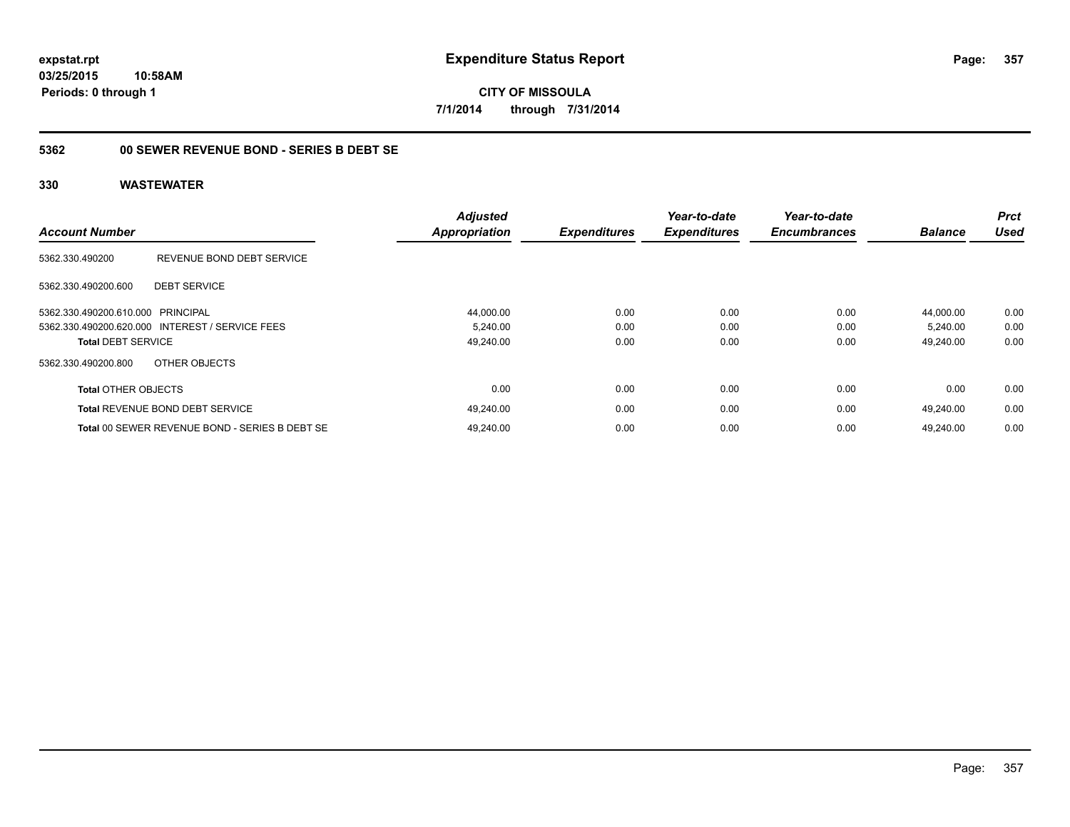**expstat.rpt**
**03/25/2015 10:58AM**
**Periods: 0 through 1**

# Expenditure Status Report

**CITY OF MISSOULA**
**7/1/2014 through 7/31/2014**

## 5362 00 SEWER REVENUE BOND - SERIES B DEBT SE

## 330 WASTEWATER

| Account Number | | Adjusted Appropriation | Expenditures | Year-to-date Expenditures | Year-to-date Encumbrances | Balance | Prct Used |
|---|---|---|---|---|---|---|---|
| 5362.330.490200 | REVENUE BOND DEBT SERVICE | | | | | | |
| 5362.330.490200.600 | DEBT SERVICE | | | | | | |
| 5362.330.490200.610.000 | PRINCIPAL | 44,000.00 | 0.00 | 0.00 | 0.00 | 44,000.00 | 0.00 |
| 5362.330.490200.620.000 | INTEREST / SERVICE FEES | 5,240.00 | 0.00 | 0.00 | 0.00 | 5,240.00 | 0.00 |
| **Total** DEBT SERVICE | | 49,240.00 | 0.00 | 0.00 | 0.00 | 49,240.00 | 0.00 |
| 5362.330.490200.800 | OTHER OBJECTS | | | | | | |
| **Total** OTHER OBJECTS | | 0.00 | 0.00 | 0.00 | 0.00 | 0.00 | 0.00 |
| **Total** REVENUE BOND DEBT SERVICE | | 49,240.00 | 0.00 | 0.00 | 0.00 | 49,240.00 | 0.00 |
| **Total** 00 SEWER REVENUE BOND - SERIES B DEBT SE | | 49,240.00 | 0.00 | 0.00 | 0.00 | 49,240.00 | 0.00 |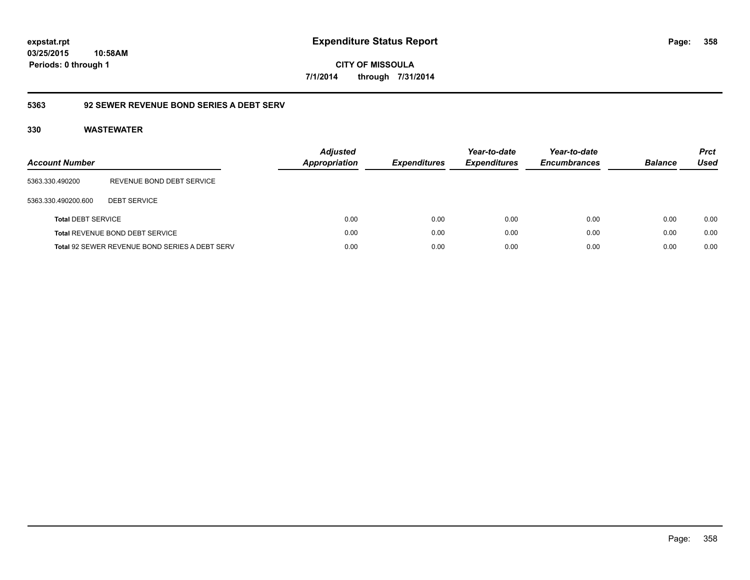**expstat.rpt**
**03/25/2015 10:58AM**
**Periods: 0 through 1**

# Expenditure Status Report

**CITY OF MISSOULA**
**7/1/2014 through 7/31/2014**

## 5363 92 SEWER REVENUE BOND SERIES A DEBT SERV

### 330 WASTEWATER

| Account Number | | Adjusted Appropriation | Expenditures | Year-to-date Expenditures | Year-to-date Encumbrances | Balance | Prct Used |
|---|---|---|---|---|---|---|---|
| 5363.330.490200 | REVENUE BOND DEBT SERVICE | | | | | | |
| 5363.330.490200.600 | DEBT SERVICE | | | | | | |
| **Total** DEBT SERVICE | | 0.00 | 0.00 | 0.00 | 0.00 | 0.00 | 0.00 |
| **Total** REVENUE BOND DEBT SERVICE | | 0.00 | 0.00 | 0.00 | 0.00 | 0.00 | 0.00 |
| **Total** 92 SEWER REVENUE BOND SERIES A DEBT SERV | | 0.00 | 0.00 | 0.00 | 0.00 | 0.00 | 0.00 |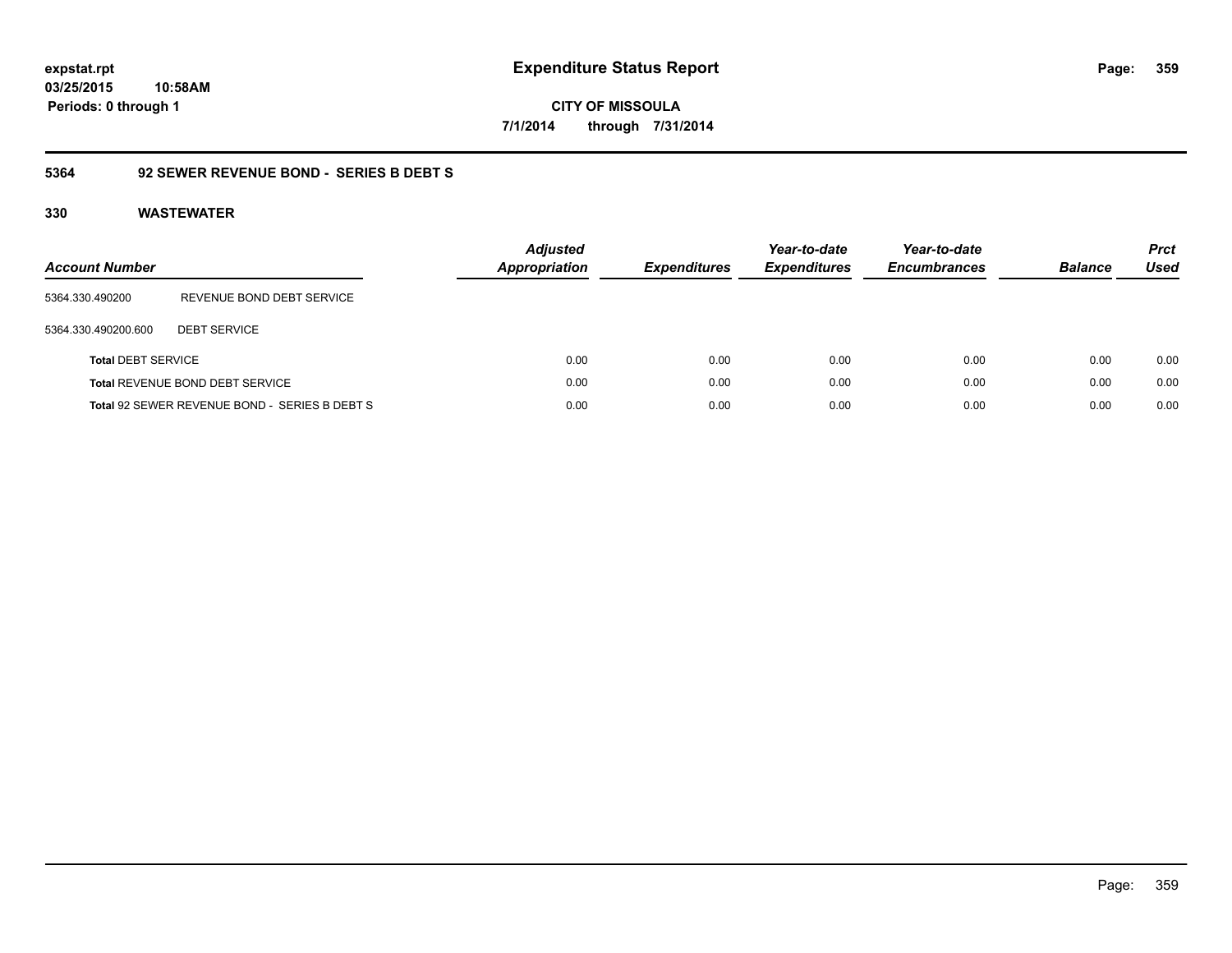# Expenditure Status Report

**CITY OF MISSOULA**

**7/1/2014 through 7/31/2014**

expstat.rpt
03/25/2015 10:58AM
Periods: 0 through 1

## 5364 92 SEWER REVENUE BOND - SERIES B DEBT S

### 330 WASTEWATER

| Account Number | | Adjusted Appropriation | Expenditures | Year-to-date Expenditures | Year-to-date Encumbrances | Balance | Prct Used |
|---|---|---|---|---|---|---|---|
| 5364.330.490200 | REVENUE BOND DEBT SERVICE | | | | | | |
| 5364.330.490200.600 | DEBT SERVICE | | | | | | |
| **Total** DEBT SERVICE | | 0.00 | 0.00 | 0.00 | 0.00 | 0.00 | 0.00 |
| **Total** REVENUE BOND DEBT SERVICE | | 0.00 | 0.00 | 0.00 | 0.00 | 0.00 | 0.00 |
| **Total** 92 SEWER REVENUE BOND - SERIES B DEBT S | | 0.00 | 0.00 | 0.00 | 0.00 | 0.00 | 0.00 |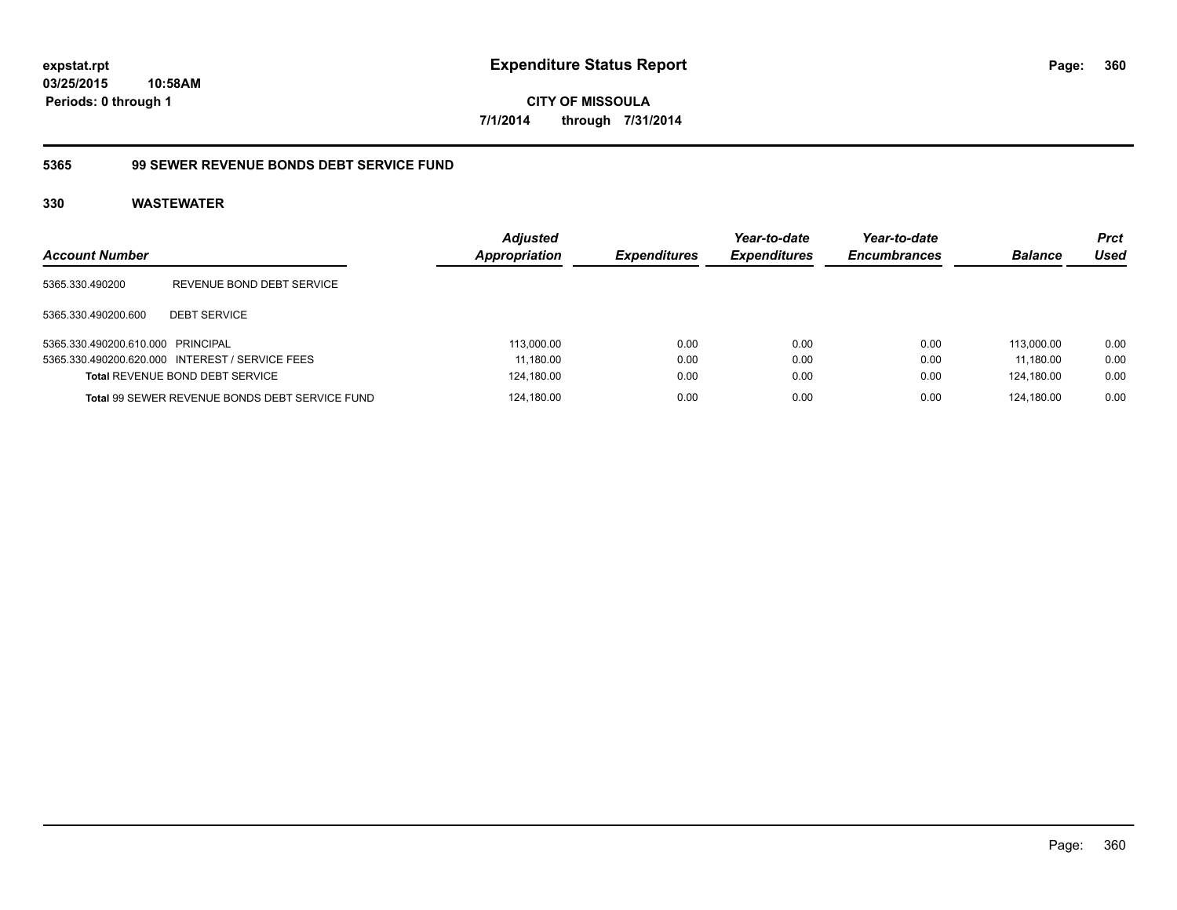**expstat.rpt**
**03/25/2015 10:58AM**
**Periods: 0 through 1**

# Expenditure Status Report

**CITY OF MISSOULA**
**7/1/2014 through 7/31/2014**

## 5365 99 SEWER REVENUE BONDS DEBT SERVICE FUND

### 330 WASTEWATER

| Account Number | | Adjusted Appropriation | Expenditures | Year-to-date Expenditures | Year-to-date Encumbrances | Balance | Prct Used |
|---|---|---|---|---|---|---|---|
| 5365.330.490200 | REVENUE BOND DEBT SERVICE | | | | | | |
| 5365.330.490200.600 | DEBT SERVICE | | | | | | |
| 5365.330.490200.610.000 | PRINCIPAL | 113,000.00 | 0.00 | 0.00 | 0.00 | 113,000.00 | 0.00 |
| 5365.330.490200.620.000 | INTEREST / SERVICE FEES | 11,180.00 | 0.00 | 0.00 | 0.00 | 11,180.00 | 0.00 |
| **Total** REVENUE BOND DEBT SERVICE | | 124,180.00 | 0.00 | 0.00 | 0.00 | 124,180.00 | 0.00 |
| **Total** 99 SEWER REVENUE BONDS DEBT SERVICE FUND | | 124,180.00 | 0.00 | 0.00 | 0.00 | 124,180.00 | 0.00 |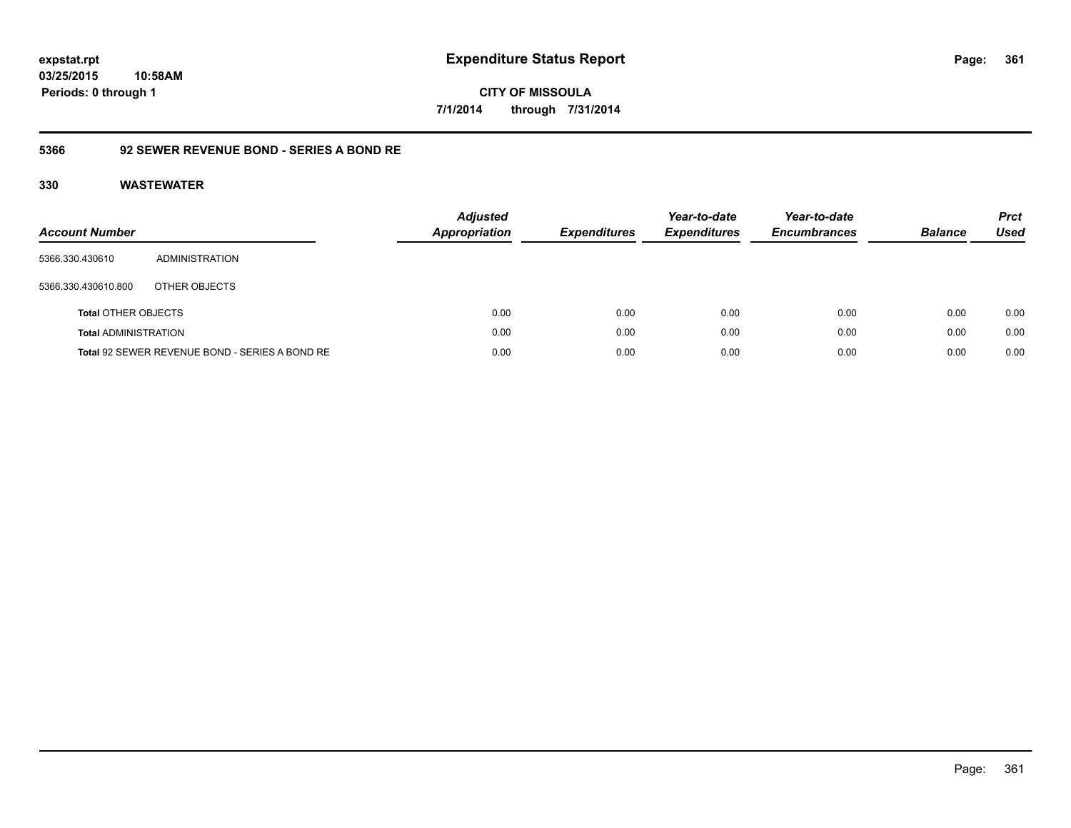expstat.rpt
03/25/2015 10:58AM
Periods: 0 through 1

# Expenditure Status Report

CITY OF MISSOULA
7/1/2014 through 7/31/2014

## 5366 92 SEWER REVENUE BOND - SERIES A BOND RE

### 330 WASTEWATER

| Account Number | | Adjusted Appropriation | Expenditures | Year-to-date Expenditures | Year-to-date Encumbrances | Balance | Prct Used |
|---|---|---|---|---|---|---|---|
| 5366.330.430610 | ADMINISTRATION | | | | | | |
| 5366.330.430610.800 | OTHER OBJECTS | | | | | | |
| **Total** OTHER OBJECTS | | 0.00 | 0.00 | 0.00 | 0.00 | 0.00 | 0.00 |
| **Total** ADMINISTRATION | | 0.00 | 0.00 | 0.00 | 0.00 | 0.00 | 0.00 |
| **Total** 92 SEWER REVENUE BOND - SERIES A BOND RE | | 0.00 | 0.00 | 0.00 | 0.00 | 0.00 | 0.00 |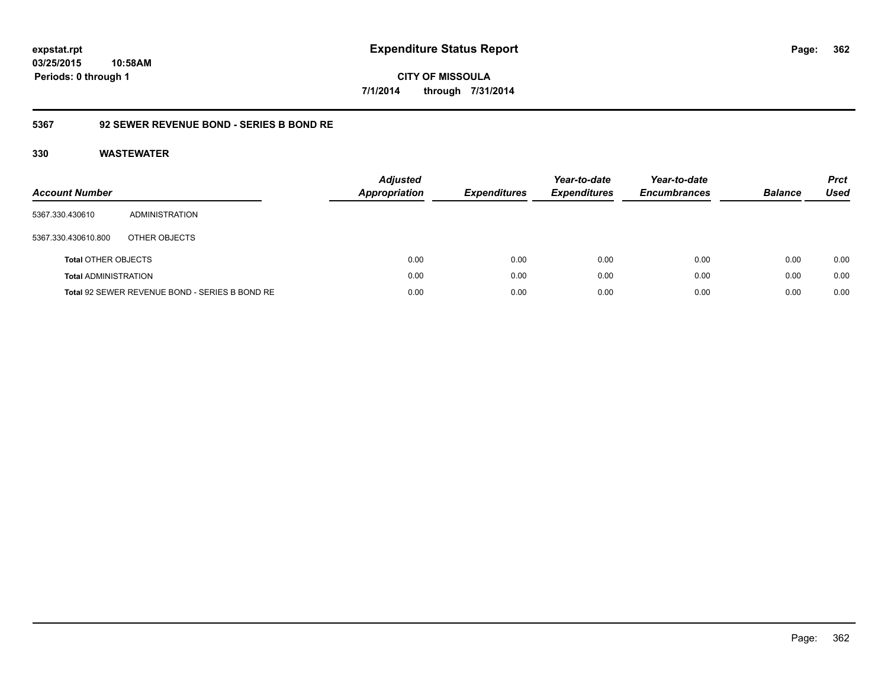**expstat.rpt**
**03/25/2015 10:58AM**
**Periods: 0 through 1**

# Expenditure Status Report

**CITY OF MISSOULA**
**7/1/2014 through 7/31/2014**

## 5367 92 SEWER REVENUE BOND - SERIES B BOND RE

## 330 WASTEWATER

| Account Number | | Adjusted Appropriation | Expenditures | Year-to-date Expenditures | Year-to-date Encumbrances | Balance | Prct Used |
|---|---|---|---|---|---|---|---|
| 5367.330.430610 | ADMINISTRATION | | | | | | |
| 5367.330.430610.800 | OTHER OBJECTS | | | | | | |
| **Total** OTHER OBJECTS | | 0.00 | 0.00 | 0.00 | 0.00 | 0.00 | 0.00 |
| **Total** ADMINISTRATION | | 0.00 | 0.00 | 0.00 | 0.00 | 0.00 | 0.00 |
| **Total** 92 SEWER REVENUE BOND - SERIES B BOND RE | | 0.00 | 0.00 | 0.00 | 0.00 | 0.00 | 0.00 |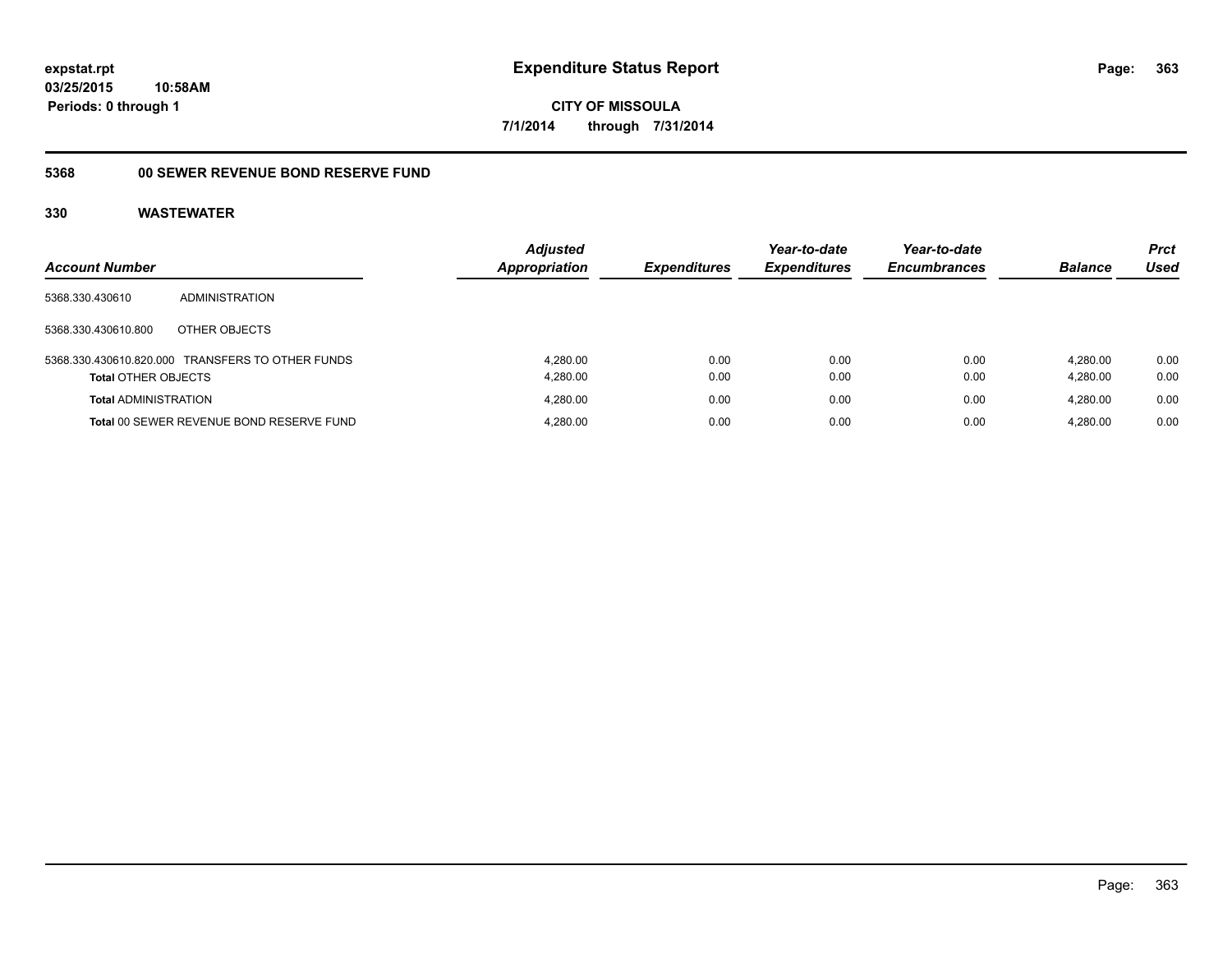# Expenditure Status Report

expstat.rpt
03/25/2015 10:58AM
Periods: 0 through 1

CITY OF MISSOULA
7/1/2014 through 7/31/2014

## 5368 00 SEWER REVENUE BOND RESERVE FUND

### 330 WASTEWATER

| Account Number | | Adjusted Appropriation | Expenditures | Year-to-date Expenditures | Year-to-date Encumbrances | Balance | Prct Used |
|---|---|---|---|---|---|---|---|
| 5368.330.430610 | ADMINISTRATION | | | | | | |
| 5368.330.430610.800 | OTHER OBJECTS | | | | | | |
| 5368.330.430610.820.000 | TRANSFERS TO OTHER FUNDS | 4,280.00 | 0.00 | 0.00 | 0.00 | 4,280.00 | 0.00 |
| **Total** OTHER OBJECTS | | 4,280.00 | 0.00 | 0.00 | 0.00 | 4,280.00 | 0.00 |
| **Total** ADMINISTRATION | | 4,280.00 | 0.00 | 0.00 | 0.00 | 4,280.00 | 0.00 |
| **Total** 00 SEWER REVENUE BOND RESERVE FUND | | 4,280.00 | 0.00 | 0.00 | 0.00 | 4,280.00 | 0.00 |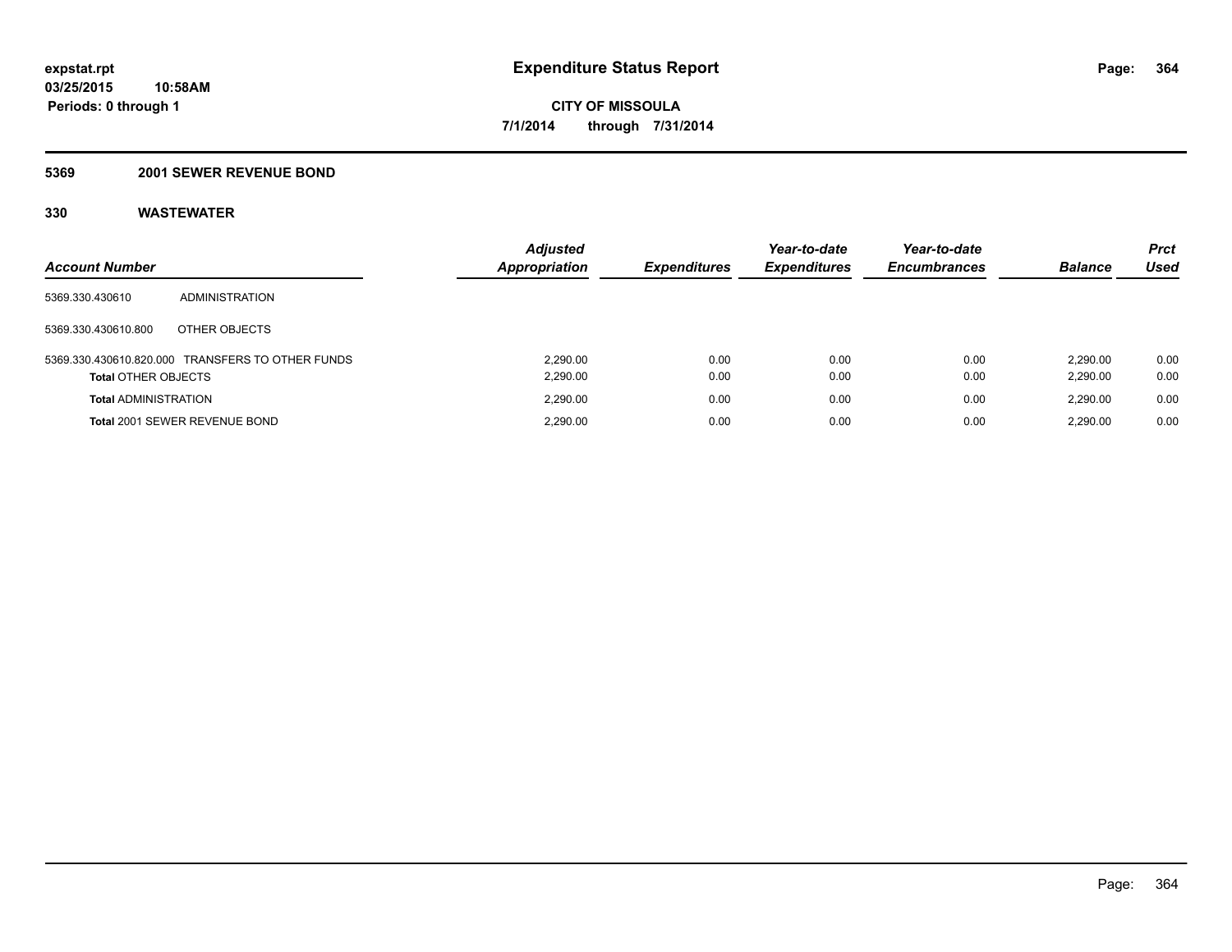**expstat.rpt**
**03/25/2015 10:58AM**
**Periods: 0 through 1**

# Expenditure Status Report

**CITY OF MISSOULA**
**7/1/2014 through 7/31/2014**

## 5369 2001 SEWER REVENUE BOND

### 330 WASTEWATER

| Account Number | | Adjusted Appropriation | Expenditures | Year-to-date Expenditures | Year-to-date Encumbrances | Balance | Prct Used |
|---|---|---|---|---|---|---|---|
| 5369.330.430610 | ADMINISTRATION | | | | | | |
| 5369.330.430610.800 | OTHER OBJECTS | | | | | | |
| 5369.330.430610.820.000 | TRANSFERS TO OTHER FUNDS | 2,290.00 | 0.00 | 0.00 | 0.00 | 2,290.00 | 0.00 |
| **Total** OTHER OBJECTS | | 2,290.00 | 0.00 | 0.00 | 0.00 | 2,290.00 | 0.00 |
| **Total** ADMINISTRATION | | 2,290.00 | 0.00 | 0.00 | 0.00 | 2,290.00 | 0.00 |
| **Total** 2001 SEWER REVENUE BOND | | 2,290.00 | 0.00 | 0.00 | 0.00 | 2,290.00 | 0.00 |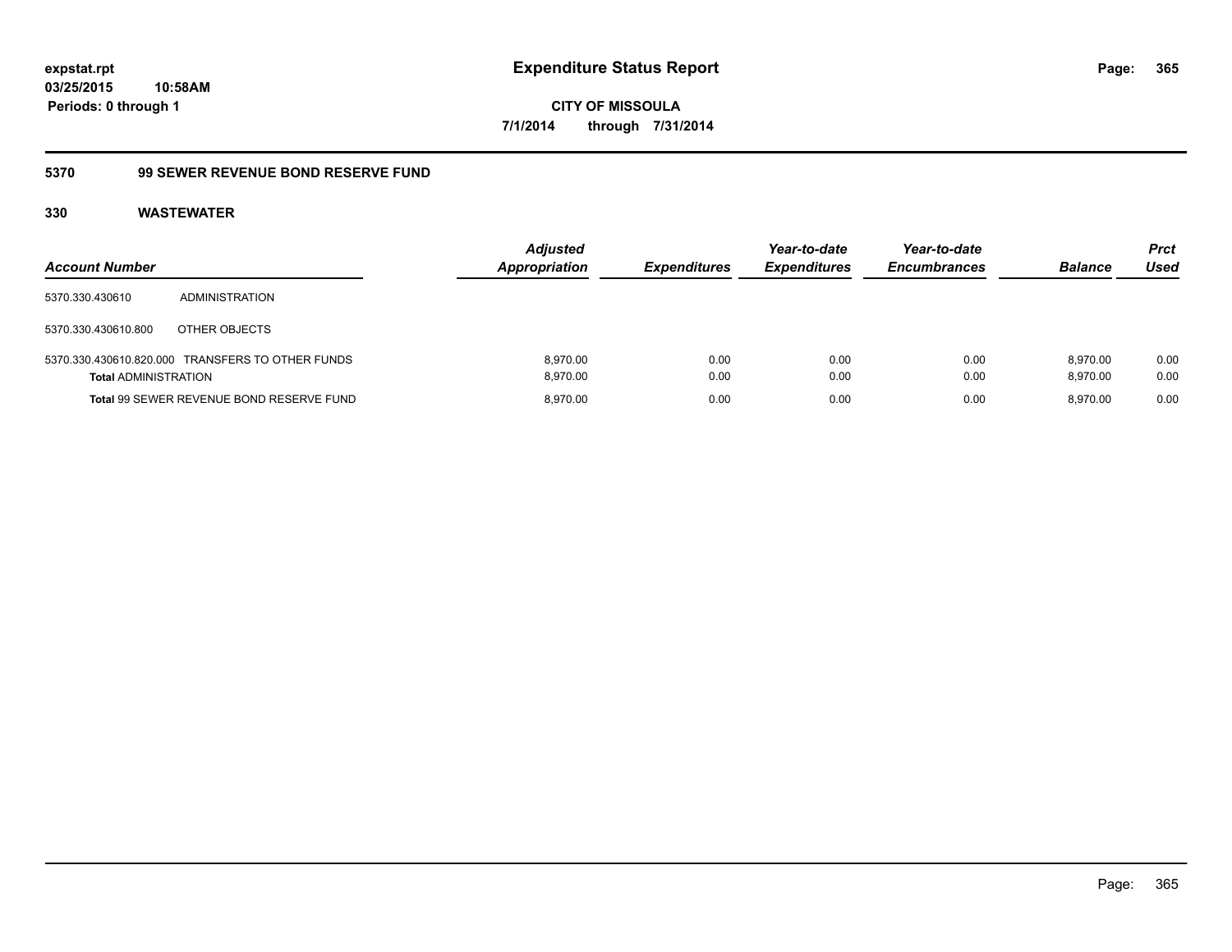expstat.rpt
03/25/2015 10:58AM
Periods: 0 through 1

# Expenditure Status Report

CITY OF MISSOULA
7/1/2014 through 7/31/2014

## 5370 99 SEWER REVENUE BOND RESERVE FUND

### 330 WASTEWATER

| Account Number | | Adjusted Appropriation | Expenditures | Year-to-date Expenditures | Year-to-date Encumbrances | Balance | Prct Used |
|---|---|---|---|---|---|---|---|
| 5370.330.430610 | ADMINISTRATION | | | | | | |
| 5370.330.430610.800 | OTHER OBJECTS | | | | | | |
| 5370.330.430610.820.000 | TRANSFERS TO OTHER FUNDS | 8,970.00 | 0.00 | 0.00 | 0.00 | 8,970.00 | 0.00 |
| **Total** ADMINISTRATION | | 8,970.00 | 0.00 | 0.00 | 0.00 | 8,970.00 | 0.00 |
| **Total** 99 SEWER REVENUE BOND RESERVE FUND | | 8,970.00 | 0.00 | 0.00 | 0.00 | 8,970.00 | 0.00 |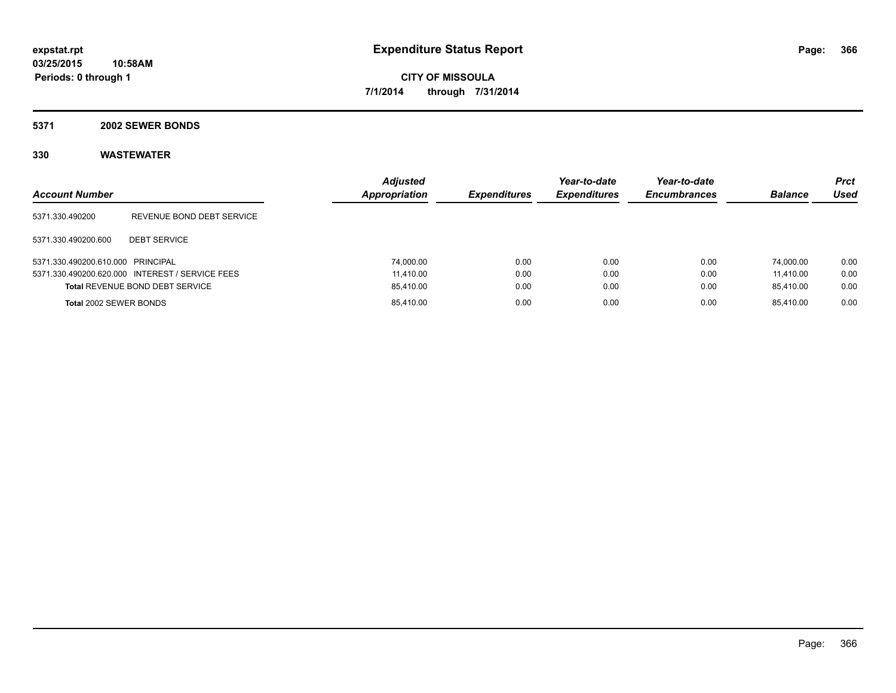**expstat.rpt**
**03/25/2015 10:58AM**
**Periods: 0 through 1**

# Expenditure Status Report

**CITY OF MISSOULA**
**7/1/2014 through 7/31/2014**

## 5371 2002 SEWER BONDS

### 330 WASTEWATER

| Account Number | | Adjusted Appropriation | Expenditures | Year-to-date Expenditures | Year-to-date Encumbrances | Balance | Prct Used |
|---|---|---|---|---|---|---|---|
| 5371.330.490200 | REVENUE BOND DEBT SERVICE | | | | | | |
| 5371.330.490200.600 | DEBT SERVICE | | | | | | |
| 5371.330.490200.610.000 | PRINCIPAL | 74,000.00 | 0.00 | 0.00 | 0.00 | 74,000.00 | 0.00 |
| 5371.330.490200.620.000 | INTEREST / SERVICE FEES | 11,410.00 | 0.00 | 0.00 | 0.00 | 11,410.00 | 0.00 |
| **Total** REVENUE BOND DEBT SERVICE | | 85,410.00 | 0.00 | 0.00 | 0.00 | 85,410.00 | 0.00 |
| **Total** 2002 SEWER BONDS | | 85,410.00 | 0.00 | 0.00 | 0.00 | 85,410.00 | 0.00 |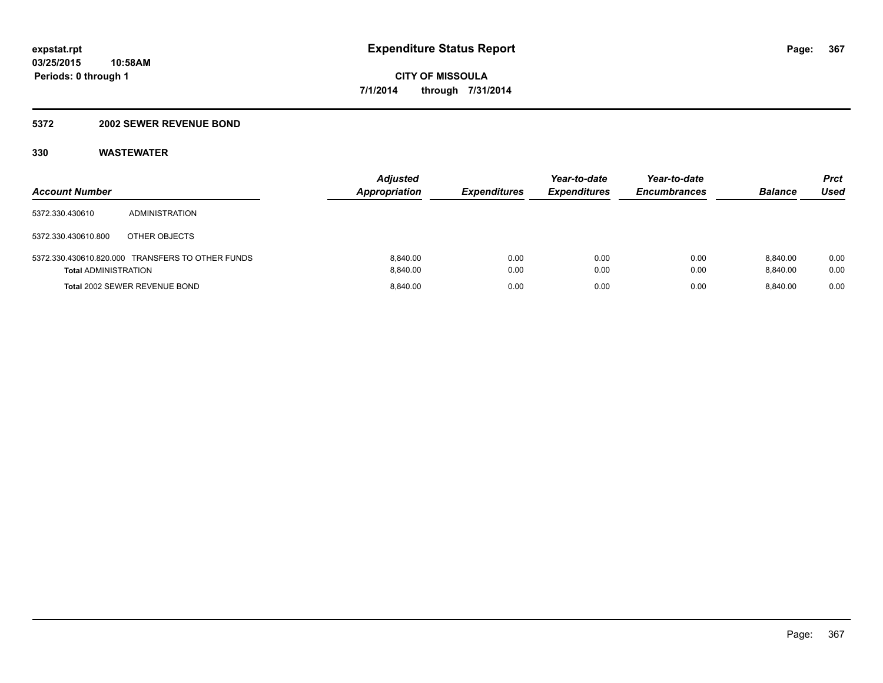expstat.rpt
03/25/2015 10:58AM
Periods: 0 through 1

# Expenditure Status Report

CITY OF MISSOULA
7/1/2014 through 7/31/2014

## 5372 2002 SEWER REVENUE BOND

## 330 WASTEWATER

| Account Number | | Adjusted Appropriation | Expenditures | Year-to-date Expenditures | Year-to-date Encumbrances | Balance | Prct Used |
|---|---|---|---|---|---|---|---|
| 5372.330.430610 | ADMINISTRATION | | | | | | |
| 5372.330.430610.800 | OTHER OBJECTS | | | | | | |
| 5372.330.430610.820.000 | TRANSFERS TO OTHER FUNDS | 8,840.00 | 0.00 | 0.00 | 0.00 | 8,840.00 | 0.00 |
| **Total** ADMINISTRATION | | 8,840.00 | 0.00 | 0.00 | 0.00 | 8,840.00 | 0.00 |
| **Total** 2002 SEWER REVENUE BOND | | 8,840.00 | 0.00 | 0.00 | 0.00 | 8,840.00 | 0.00 |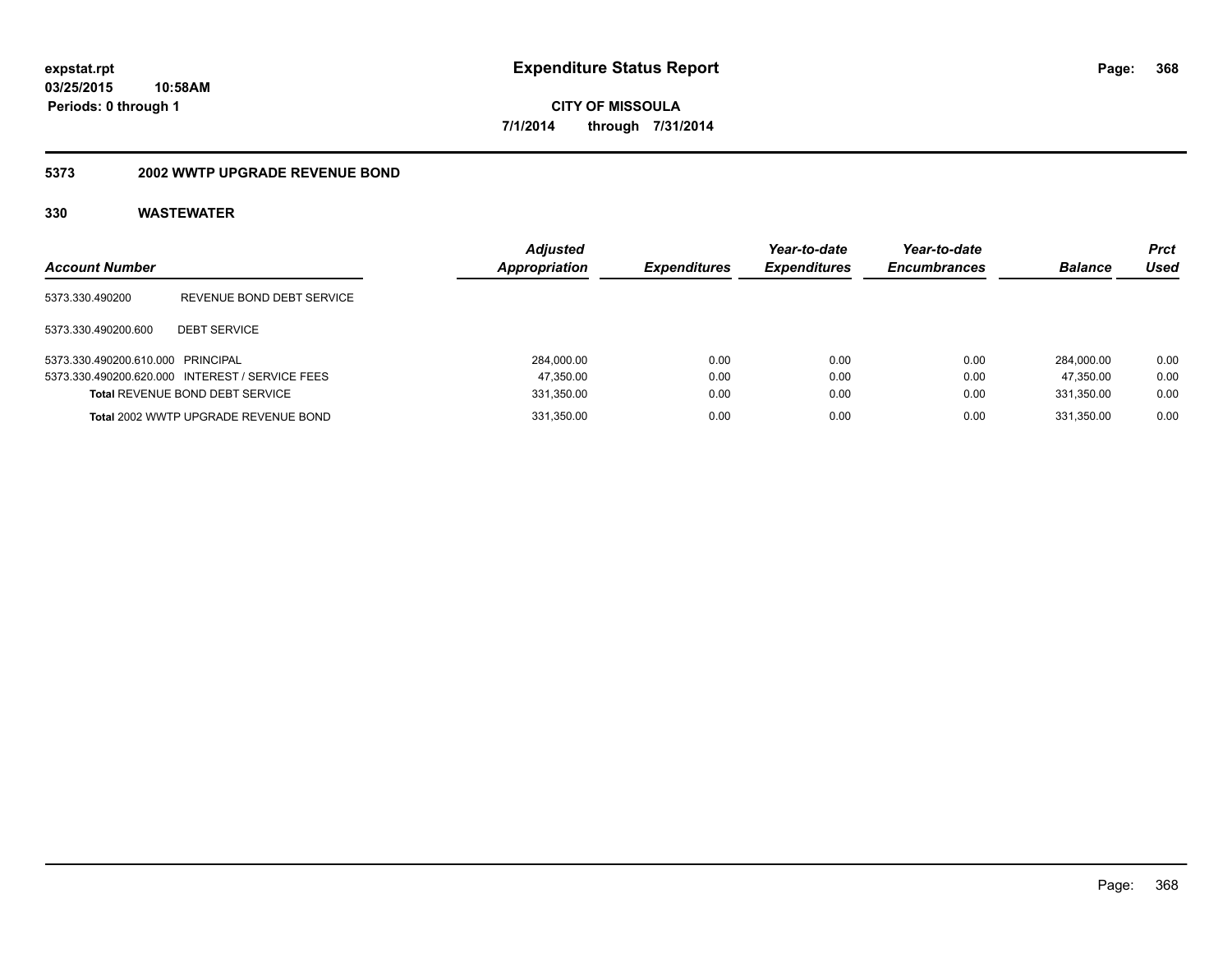**expstat.rpt**
**03/25/2015 10:58AM**
**Periods: 0 through 1**

# Expenditure Status Report

**CITY OF MISSOULA**
**7/1/2014 through 7/31/2014**

## 5373 2002 WWTP UPGRADE REVENUE BOND

### 330 WASTEWATER

| Account Number | | Adjusted Appropriation | Expenditures | Year-to-date Expenditures | Year-to-date Encumbrances | Balance | Prct Used |
|---|---|---|---|---|---|---|---|
| 5373.330.490200 | REVENUE BOND DEBT SERVICE | | | | | | |
| 5373.330.490200.600 | DEBT SERVICE | | | | | | |
| 5373.330.490200.610.000 | PRINCIPAL | 284,000.00 | 0.00 | 0.00 | 0.00 | 284,000.00 | 0.00 |
| 5373.330.490200.620.000 | INTEREST / SERVICE FEES | 47,350.00 | 0.00 | 0.00 | 0.00 | 47,350.00 | 0.00 |
| **Total** REVENUE BOND DEBT SERVICE | | 331,350.00 | 0.00 | 0.00 | 0.00 | 331,350.00 | 0.00 |
| **Total** 2002 WWTP UPGRADE REVENUE BOND | | 331,350.00 | 0.00 | 0.00 | 0.00 | 331,350.00 | 0.00 |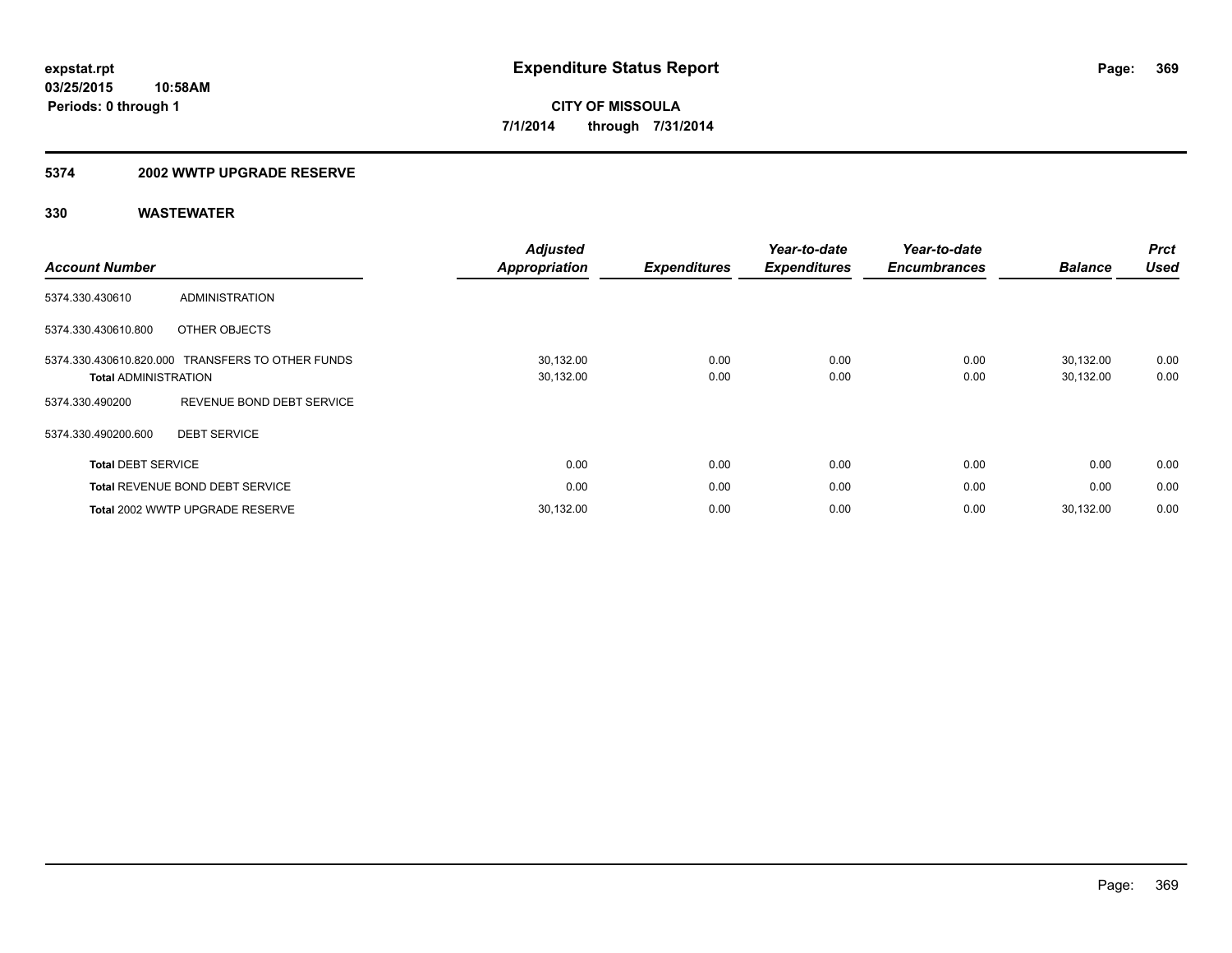**expstat.rpt**
**03/25/2015 10:58AM**
**Periods: 0 through 1**

# Expenditure Status Report

**CITY OF MISSOULA**
**7/1/2014 through 7/31/2014**

## 5374 2002 WWTP UPGRADE RESERVE

### 330 WASTEWATER

| Account Number | | Adjusted Appropriation | Expenditures | Year-to-date Expenditures | Year-to-date Encumbrances | Balance | Prct Used |
|---|---|---|---|---|---|---|---|
| 5374.330.430610 | ADMINISTRATION | | | | | | |
| 5374.330.430610.800 | OTHER OBJECTS | | | | | | |
| 5374.330.430610.820.000 | TRANSFERS TO OTHER FUNDS | 30,132.00 | 0.00 | 0.00 | 0.00 | 30,132.00 | 0.00 |
| **Total** ADMINISTRATION | | 30,132.00 | 0.00 | 0.00 | 0.00 | 30,132.00 | 0.00 |
| 5374.330.490200 | REVENUE BOND DEBT SERVICE | | | | | | |
| 5374.330.490200.600 | DEBT SERVICE | | | | | | |
| **Total** DEBT SERVICE | | 0.00 | 0.00 | 0.00 | 0.00 | 0.00 | 0.00 |
| **Total** REVENUE BOND DEBT SERVICE | | 0.00 | 0.00 | 0.00 | 0.00 | 0.00 | 0.00 |
| **Total** 2002 WWTP UPGRADE RESERVE | | 30,132.00 | 0.00 | 0.00 | 0.00 | 30,132.00 | 0.00 |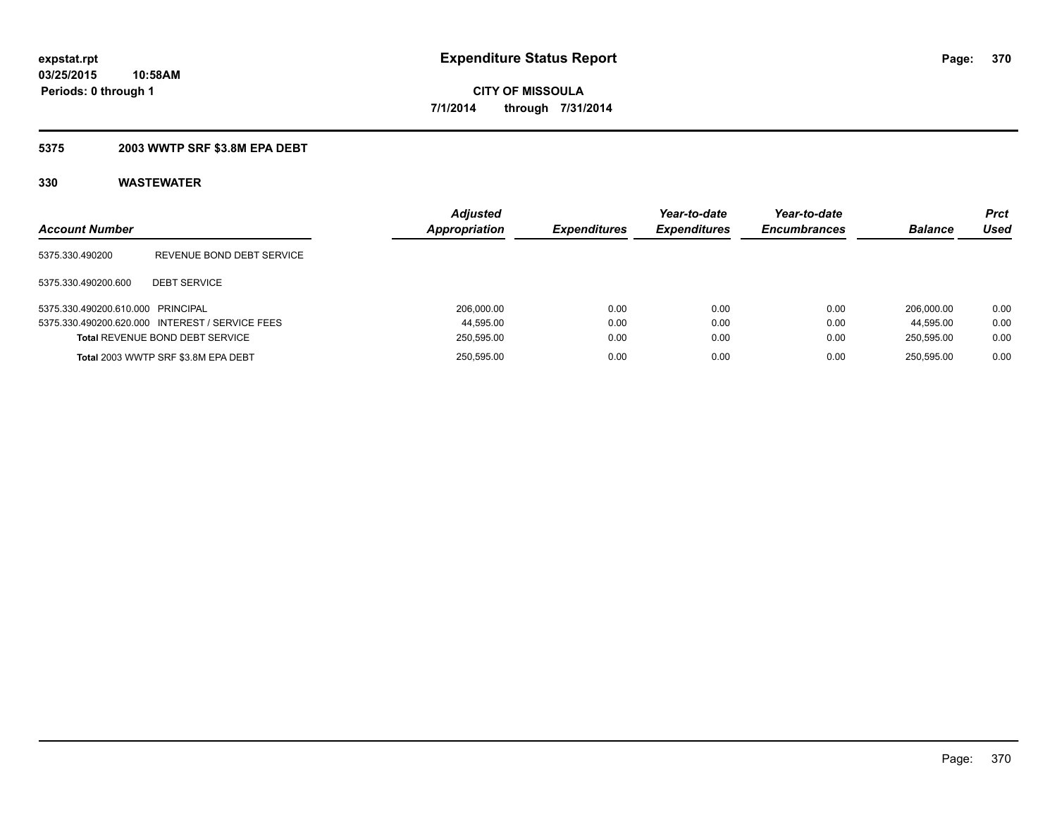**expstat.rpt**
**03/25/2015 10:58AM**
**Periods: 0 through 1**

# Expenditure Status Report

**CITY OF MISSOULA**
**7/1/2014 through 7/31/2014**

## 5375 2003 WWTP SRF $3.8M EPA DEBT

## 330 WASTEWATER

| Account Number | | Adjusted Appropriation | Expenditures | Year-to-date Expenditures | Year-to-date Encumbrances | Balance | Prct Used |
|---|---|---|---|---|---|---|---|
| 5375.330.490200 | REVENUE BOND DEBT SERVICE | | | | | | |
| 5375.330.490200.600 | DEBT SERVICE | | | | | | |
| 5375.330.490200.610.000 | PRINCIPAL | 206,000.00 | 0.00 | 0.00 | 0.00 | 206,000.00 | 0.00 |
| 5375.330.490200.620.000 | INTEREST / SERVICE FEES | 44,595.00 | 0.00 | 0.00 | 0.00 | 44,595.00 | 0.00 |
| **Total** REVENUE BOND DEBT SERVICE | | 250,595.00 | 0.00 | 0.00 | 0.00 | 250,595.00 | 0.00 |
| **Total** 2003 WWTP SRF $3.8M EPA DEBT | | 250,595.00 | 0.00 | 0.00 | 0.00 | 250,595.00 | 0.00 |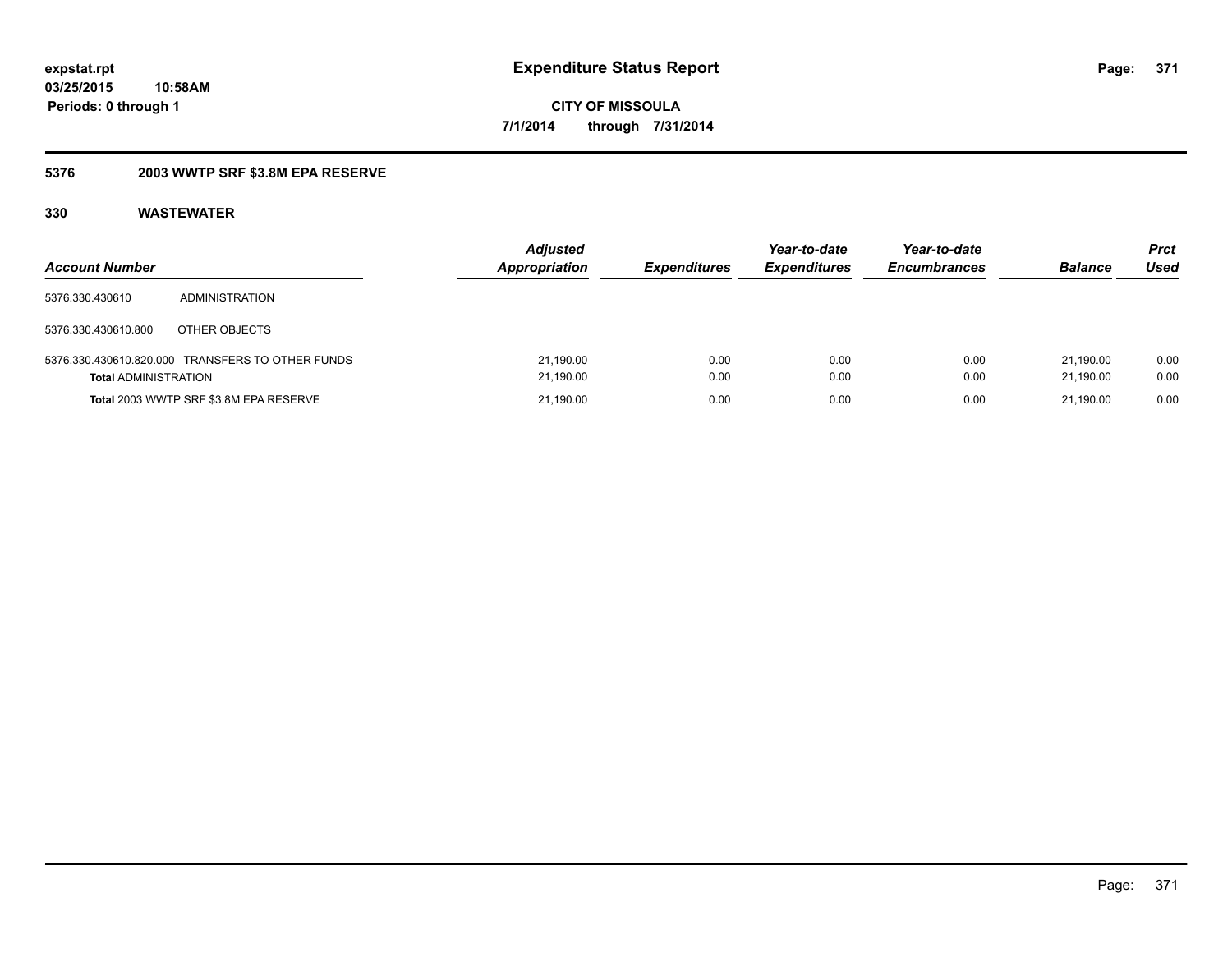**expstat.rpt**
**03/25/2015 10:58AM**
**Periods: 0 through 1**

# Expenditure Status Report

**CITY OF MISSOULA**
**7/1/2014 through 7/31/2014**

## 5376 2003 WWTP SRF $3.8M EPA RESERVE

### 330 WASTEWATER

| Account Number | | Adjusted Appropriation | Expenditures | Year-to-date Expenditures | Year-to-date Encumbrances | Balance | Prct Used |
|---|---|---|---|---|---|---|---|
| 5376.330.430610 | ADMINISTRATION | | | | | | |
| 5376.330.430610.800 | OTHER OBJECTS | | | | | | |
| 5376.330.430610.820.000 | TRANSFERS TO OTHER FUNDS | 21,190.00 | 0.00 | 0.00 | 0.00 | 21,190.00 | 0.00 |
| **Total** ADMINISTRATION | | 21,190.00 | 0.00 | 0.00 | 0.00 | 21,190.00 | 0.00 |
| **Total** 2003 WWTP SRF $3.8M EPA RESERVE | | 21,190.00 | 0.00 | 0.00 | 0.00 | 21,190.00 | 0.00 |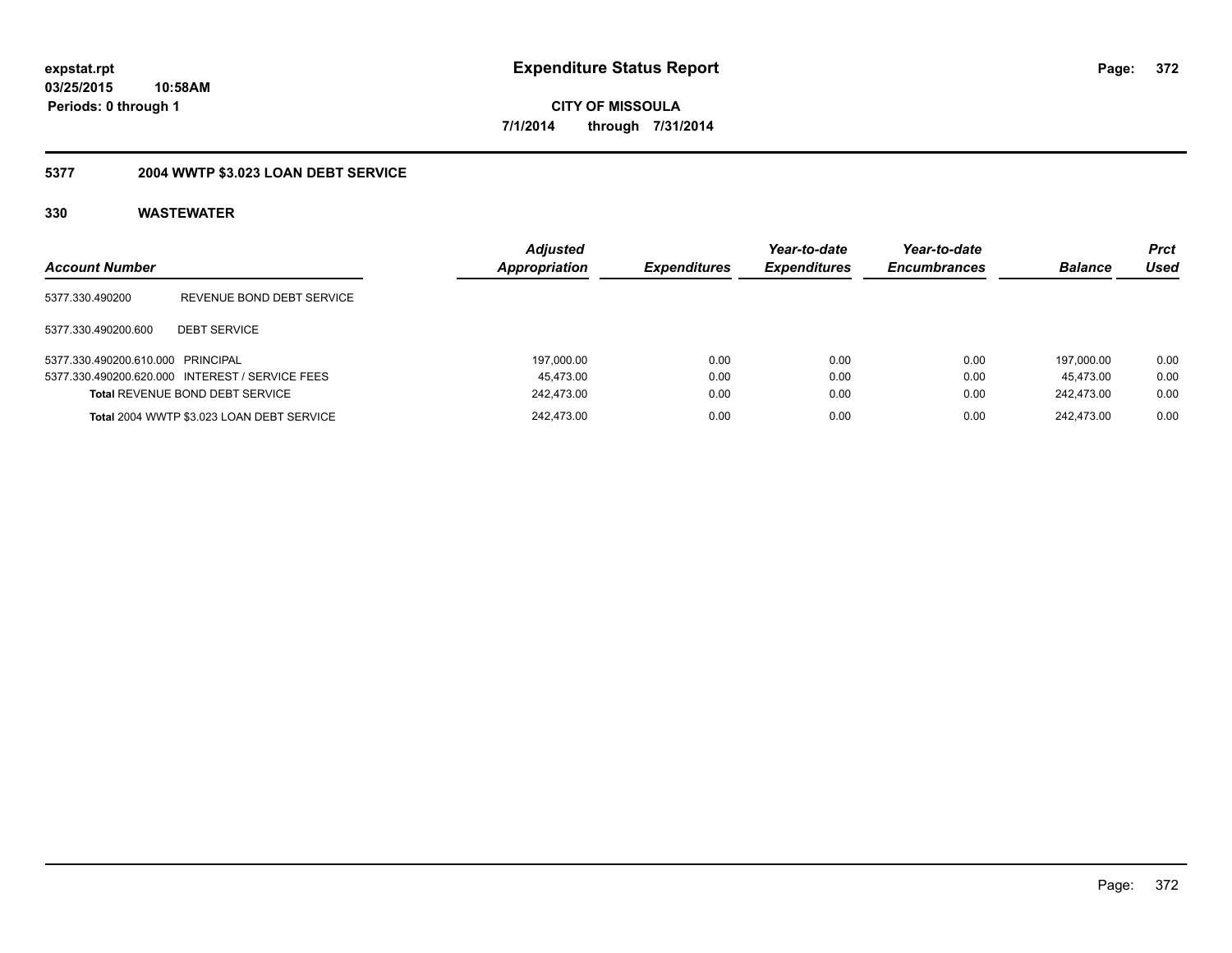**expstat.rpt**
**03/25/2015 10:58AM**
**Periods: 0 through 1**

# Expenditure Status Report

**CITY OF MISSOULA**
**7/1/2014 through 7/31/2014**

## 5377 2004 WWTP $3.023 LOAN DEBT SERVICE

### 330 WASTEWATER

| Account Number | | Adjusted Appropriation | Expenditures | Year-to-date Expenditures | Year-to-date Encumbrances | Balance | Prct Used |
|---|---|---|---|---|---|---|---|
| 5377.330.490200 | REVENUE BOND DEBT SERVICE | | | | | | |
| 5377.330.490200.600 | DEBT SERVICE | | | | | | |
| 5377.330.490200.610.000 | PRINCIPAL | 197,000.00 | 0.00 | 0.00 | 0.00 | 197,000.00 | 0.00 |
| 5377.330.490200.620.000 | INTEREST / SERVICE FEES | 45,473.00 | 0.00 | 0.00 | 0.00 | 45,473.00 | 0.00 |
| **Total** REVENUE BOND DEBT SERVICE | | 242,473.00 | 0.00 | 0.00 | 0.00 | 242,473.00 | 0.00 |
| **Total** 2004 WWTP $3.023 LOAN DEBT SERVICE | | 242,473.00 | 0.00 | 0.00 | 0.00 | 242,473.00 | 0.00 |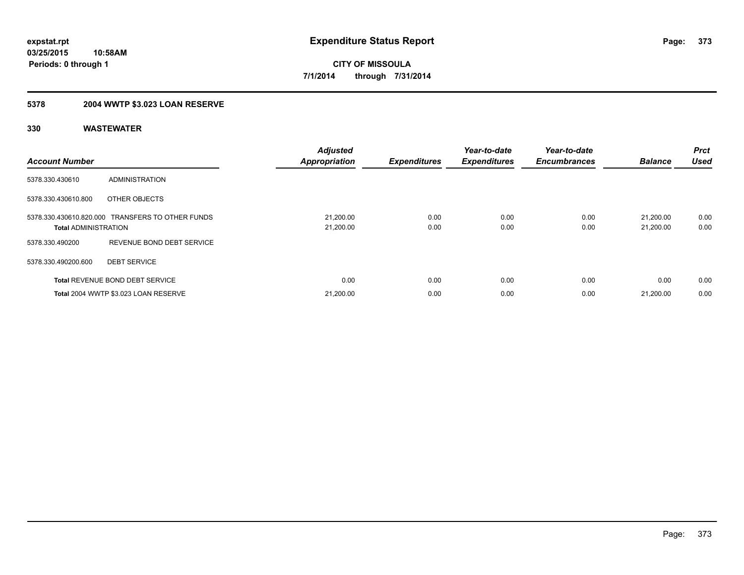**expstat.rpt**
**03/25/2015 10:58AM**
**Periods: 0 through 1**

# Expenditure Status Report

**CITY OF MISSOULA**
**7/1/2014 through 7/31/2014**

## 5378 2004 WWTP $3.023 LOAN RESERVE

### 330 WASTEWATER

| Account Number | | Adjusted Appropriation | Expenditures | Year-to-date Expenditures | Year-to-date Encumbrances | Balance | Prct Used |
|---|---|---|---|---|---|---|---|
| 5378.330.430610 | ADMINISTRATION | | | | | | |
| 5378.330.430610.800 | OTHER OBJECTS | | | | | | |
| 5378.330.430610.820.000 | TRANSFERS TO OTHER FUNDS | 21,200.00 | 0.00 | 0.00 | 0.00 | 21,200.00 | 0.00 |
| **Total** ADMINISTRATION | | 21,200.00 | 0.00 | 0.00 | 0.00 | 21,200.00 | 0.00 |
| 5378.330.490200 | REVENUE BOND DEBT SERVICE | | | | | | |
| 5378.330.490200.600 | DEBT SERVICE | | | | | | |
| **Total** REVENUE BOND DEBT SERVICE | | 0.00 | 0.00 | 0.00 | 0.00 | 0.00 | 0.00 |
| **Total** 2004 WWTP $3.023 LOAN RESERVE | | 21,200.00 | 0.00 | 0.00 | 0.00 | 21,200.00 | 0.00 |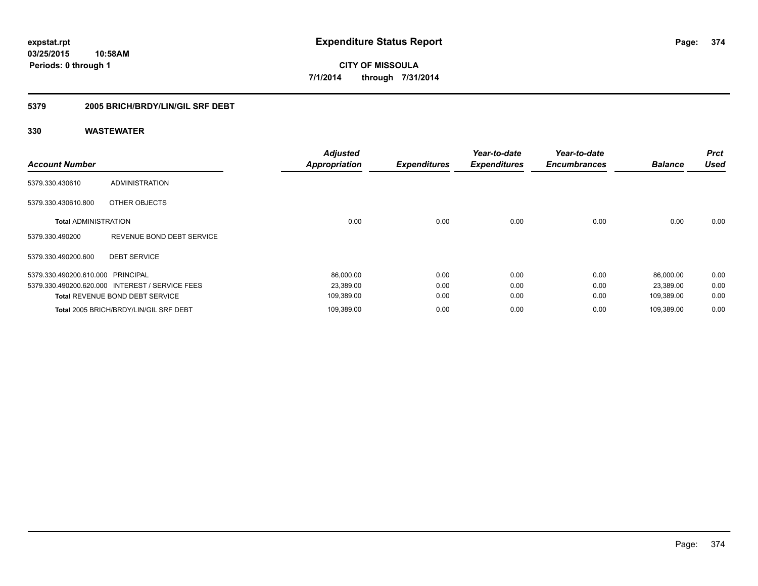**expstat.rpt**
**03/25/2015 10:58AM**
**Periods: 0 through 1**

# Expenditure Status Report

**CITY OF MISSOULA**
**7/1/2014 through 7/31/2014**

## 5379 2005 BRICH/BRDY/LIN/GIL SRF DEBT

### 330 WASTEWATER

| Account Number | | Adjusted Appropriation | Expenditures | Year-to-date Expenditures | Year-to-date Encumbrances | Balance | Prct Used |
|---|---|---|---|---|---|---|---|
| 5379.330.430610 | ADMINISTRATION | | | | | | |
| 5379.330.430610.800 | OTHER OBJECTS | | | | | | |
| **Total** ADMINISTRATION | | 0.00 | 0.00 | 0.00 | 0.00 | 0.00 | 0.00 |
| 5379.330.490200 | REVENUE BOND DEBT SERVICE | | | | | | |
| 5379.330.490200.600 | DEBT SERVICE | | | | | | |
| 5379.330.490200.610.000 | PRINCIPAL | 86,000.00 | 0.00 | 0.00 | 0.00 | 86,000.00 | 0.00 |
| 5379.330.490200.620.000 | INTEREST / SERVICE FEES | 23,389.00 | 0.00 | 0.00 | 0.00 | 23,389.00 | 0.00 |
| **Total** REVENUE BOND DEBT SERVICE | | 109,389.00 | 0.00 | 0.00 | 0.00 | 109,389.00 | 0.00 |
| **Total** 2005 BRICH/BRDY/LIN/GIL SRF DEBT | | 109,389.00 | 0.00 | 0.00 | 0.00 | 109,389.00 | 0.00 |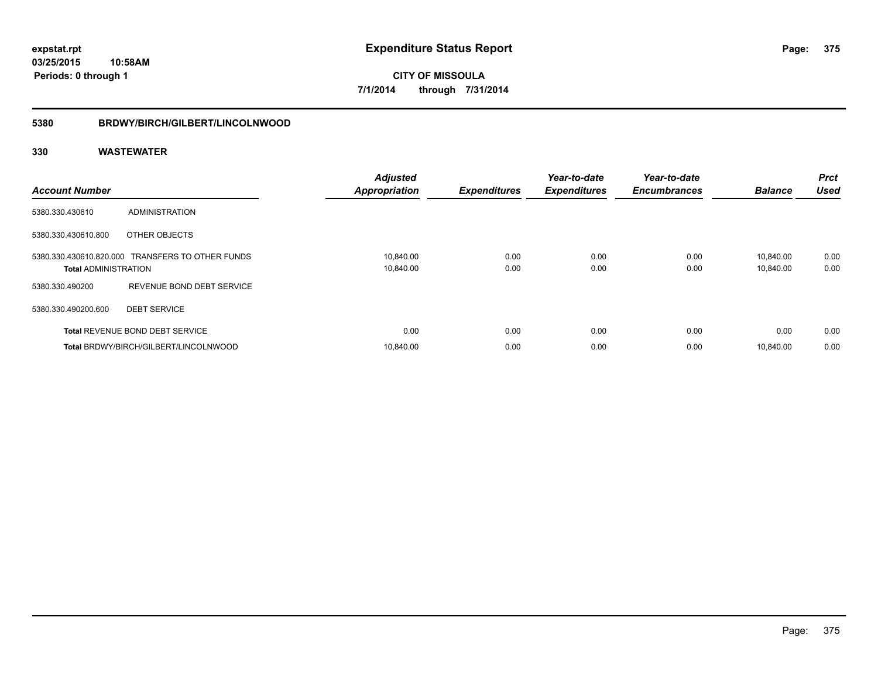**expstat.rpt**
**03/25/2015 10:58AM**
**Periods: 0 through 1**

# Expenditure Status Report

**CITY OF MISSOULA**
**7/1/2014 through 7/31/2014**

## 5380 BRDWY/BIRCH/GILBERT/LINCOLNWOOD

## 330 WASTEWATER

| Account Number | | Adjusted Appropriation | Expenditures | Year-to-date Expenditures | Year-to-date Encumbrances | Balance | Prct Used |
|---|---|---|---|---|---|---|---|
| 5380.330.430610 | ADMINISTRATION | | | | | | |
| 5380.330.430610.800 | OTHER OBJECTS | | | | | | |
| 5380.330.430610.820.000 | TRANSFERS TO OTHER FUNDS | 10,840.00 | 0.00 | 0.00 | 0.00 | 10,840.00 | 0.00 |
| **Total** ADMINISTRATION | | 10,840.00 | 0.00 | 0.00 | 0.00 | 10,840.00 | 0.00 |
| 5380.330.490200 | REVENUE BOND DEBT SERVICE | | | | | | |
| 5380.330.490200.600 | DEBT SERVICE | | | | | | |
| **Total** REVENUE BOND DEBT SERVICE | | 0.00 | 0.00 | 0.00 | 0.00 | 0.00 | 0.00 |
| **Total** BRDWY/BIRCH/GILBERT/LINCOLNWOOD | | 10,840.00 | 0.00 | 0.00 | 0.00 | 10,840.00 | 0.00 |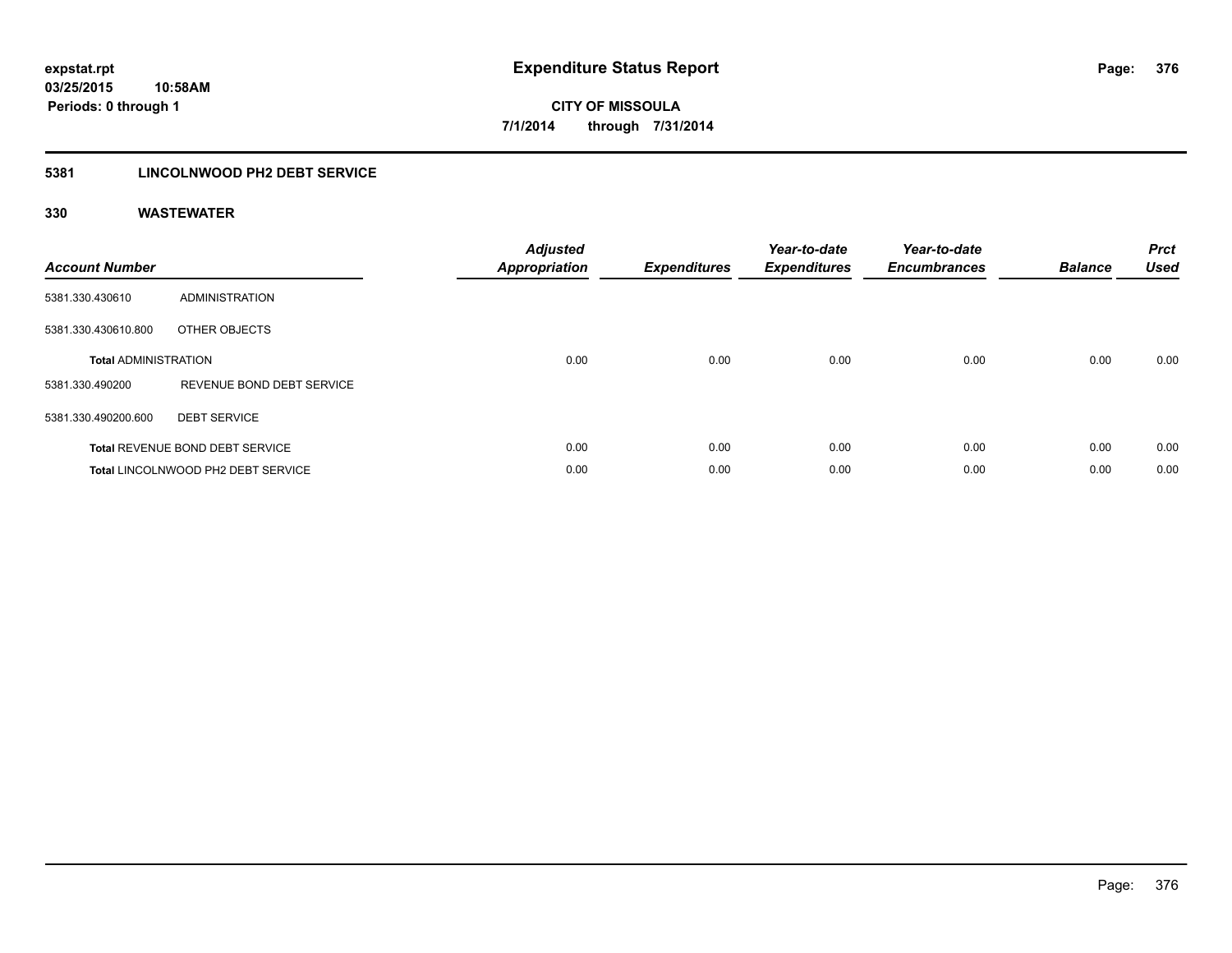**expstat.rpt**
**03/25/2015 10:58AM**
**Periods: 0 through 1**

# Expenditure Status Report

**CITY OF MISSOULA**
**7/1/2014 through 7/31/2014**

## 5381 LINCOLNWOOD PH2 DEBT SERVICE

### 330 WASTEWATER

| Account Number | | Adjusted Appropriation | Expenditures | Year-to-date Expenditures | Year-to-date Encumbrances | Balance | Prct Used |
|---|---|---|---|---|---|---|---|
| 5381.330.430610 | ADMINISTRATION | | | | | | |
| 5381.330.430610.800 | OTHER OBJECTS | | | | | | |
| **Total** ADMINISTRATION | | 0.00 | 0.00 | 0.00 | 0.00 | 0.00 | 0.00 |
| 5381.330.490200 | REVENUE BOND DEBT SERVICE | | | | | | |
| 5381.330.490200.600 | DEBT SERVICE | | | | | | |
| **Total** REVENUE BOND DEBT SERVICE | | 0.00 | 0.00 | 0.00 | 0.00 | 0.00 | 0.00 |
| **Total** LINCOLNWOOD PH2 DEBT SERVICE | | 0.00 | 0.00 | 0.00 | 0.00 | 0.00 | 0.00 |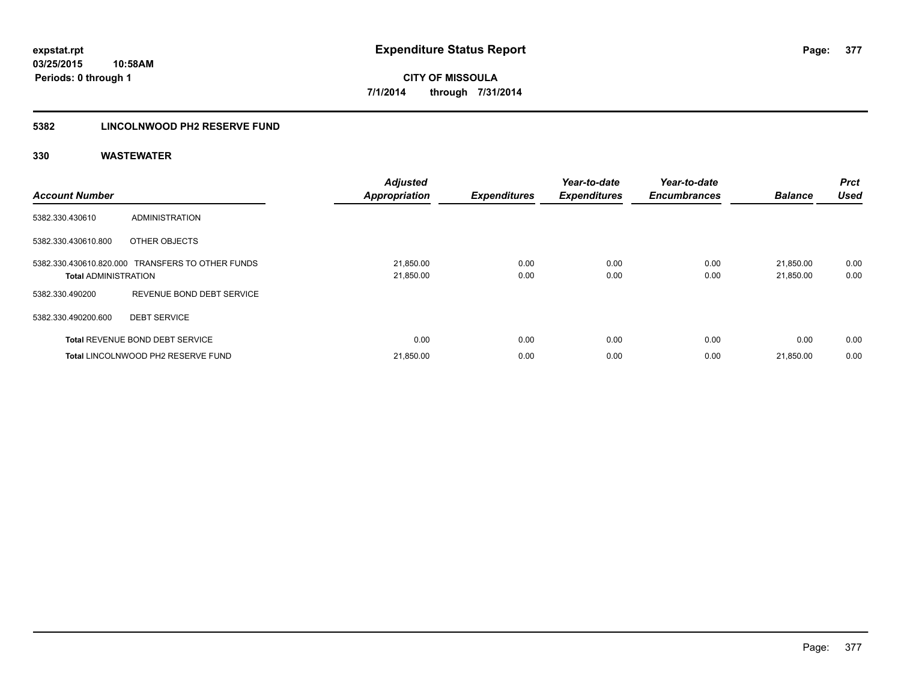**expstat.rpt**
**03/25/2015 10:58AM**
**Periods: 0 through 1**

# Expenditure Status Report

**CITY OF MISSOULA**
**7/1/2014 through 7/31/2014**

## 5382 LINCOLNWOOD PH2 RESERVE FUND

### 330 WASTEWATER

| Account Number | | Adjusted Appropriation | Expenditures | Year-to-date Expenditures | Year-to-date Encumbrances | Balance | Prct Used |
|---|---|---|---|---|---|---|---|
| 5382.330.430610 | ADMINISTRATION | | | | | | |
| 5382.330.430610.800 | OTHER OBJECTS | | | | | | |
| 5382.330.430610.820.000 | TRANSFERS TO OTHER FUNDS | 21,850.00 | 0.00 | 0.00 | 0.00 | 21,850.00 | 0.00 |
| **Total** ADMINISTRATION | | 21,850.00 | 0.00 | 0.00 | 0.00 | 21,850.00 | 0.00 |
| 5382.330.490200 | REVENUE BOND DEBT SERVICE | | | | | | |
| 5382.330.490200.600 | DEBT SERVICE | | | | | | |
| **Total** REVENUE BOND DEBT SERVICE | | 0.00 | 0.00 | 0.00 | 0.00 | 0.00 | 0.00 |
| **Total** LINCOLNWOOD PH2 RESERVE FUND | | 21,850.00 | 0.00 | 0.00 | 0.00 | 21,850.00 | 0.00 |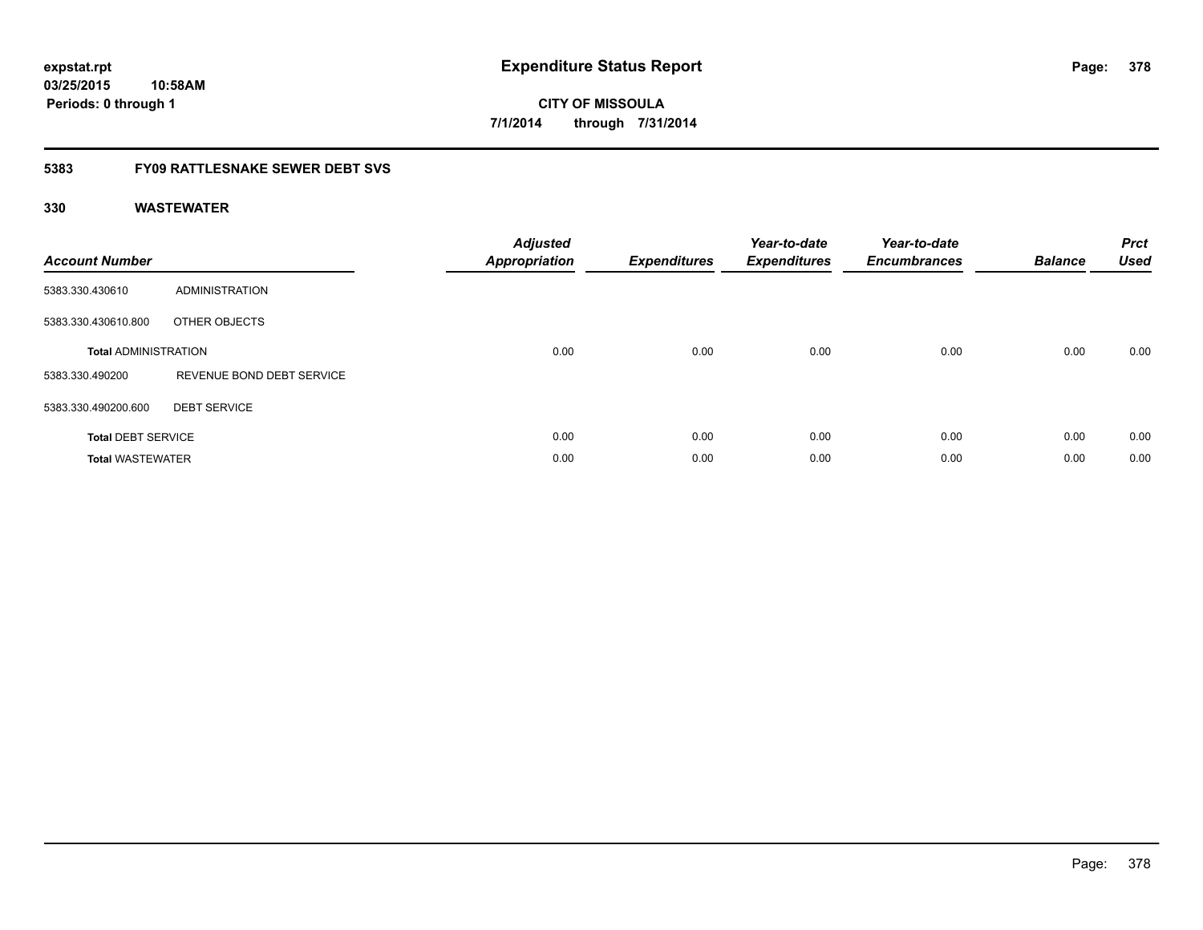# Expenditure Status Report

**expstat.rpt**
**03/25/2015 10:58AM**
**Periods: 0 through 1**

**CITY OF MISSOULA**
**7/1/2014 through 7/31/2014**

## 5383 FY09 RATTLESNAKE SEWER DEBT SVS

### 330 WASTEWATER

| Account Number | | Adjusted Appropriation | Expenditures | Year-to-date Expenditures | Year-to-date Encumbrances | Balance | Prct Used |
|---|---|---|---|---|---|---|---|
| 5383.330.430610 | ADMINISTRATION | | | | | | |
| 5383.330.430610.800 | OTHER OBJECTS | | | | | | |
| **Total** ADMINISTRATION | | 0.00 | 0.00 | 0.00 | 0.00 | 0.00 | 0.00 |
| 5383.330.490200 | REVENUE BOND DEBT SERVICE | | | | | | |
| 5383.330.490200.600 | DEBT SERVICE | | | | | | |
| **Total** DEBT SERVICE | | 0.00 | 0.00 | 0.00 | 0.00 | 0.00 | 0.00 |
| **Total** WASTEWATER | | 0.00 | 0.00 | 0.00 | 0.00 | 0.00 | 0.00 |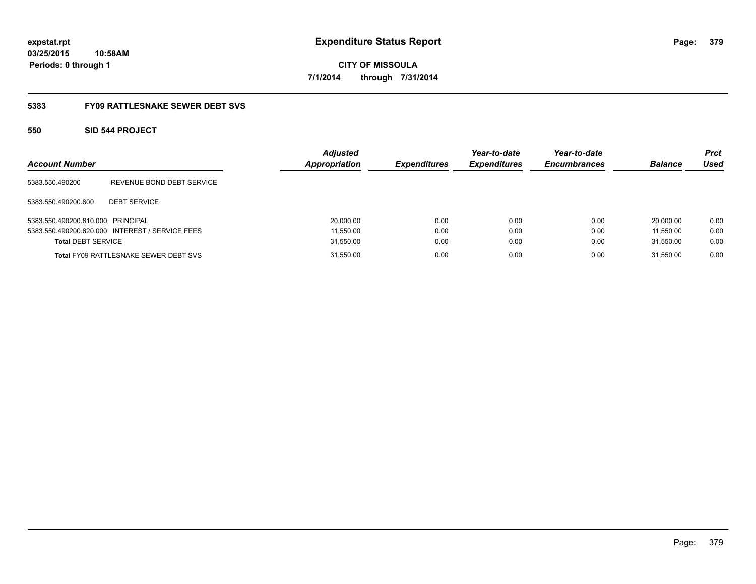**expstat.rpt**
**03/25/2015 10:58AM**
**Periods: 0 through 1**

# Expenditure Status Report

**CITY OF MISSOULA**
**7/1/2014 through 7/31/2014**

## 5383 FY09 RATTLESNAKE SEWER DEBT SVS

### 550 SID 544 PROJECT

| Account Number | | *Adjusted Appropriation* | *Expenditures* | *Year-to-date Expenditures* | *Year-to-date Encumbrances* | *Balance* | *Prct Used* |
|---|---|---|---|---|---|---|---|
| 5383.550.490200 | REVENUE BOND DEBT SERVICE | | | | | | |
| 5383.550.490200.600 | DEBT SERVICE | | | | | | |
| 5383.550.490200.610.000 | PRINCIPAL | 20,000.00 | 0.00 | 0.00 | 0.00 | 20,000.00 | 0.00 |
| 5383.550.490200.620.000 | INTEREST / SERVICE FEES | 11,550.00 | 0.00 | 0.00 | 0.00 | 11,550.00 | 0.00 |
| **Total** DEBT SERVICE | | 31,550.00 | 0.00 | 0.00 | 0.00 | 31,550.00 | 0.00 |
| **Total** FY09 RATTLESNAKE SEWER DEBT SVS | | 31,550.00 | 0.00 | 0.00 | 0.00 | 31,550.00 | 0.00 |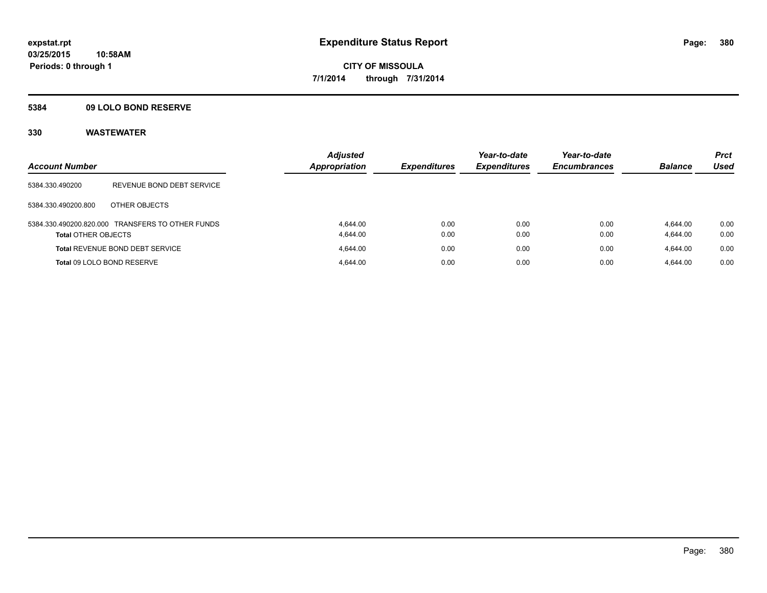**expstat.rpt**
**03/25/2015 10:58AM**
**Periods: 0 through 1**

# Expenditure Status Report

**CITY OF MISSOULA**
**7/1/2014 through 7/31/2014**

## 5384 09 LOLO BOND RESERVE

## 330 WASTEWATER

| Account Number | | Adjusted Appropriation | Expenditures | Year-to-date Expenditures | Year-to-date Encumbrances | Balance | Prct Used |
|---|---|---|---|---|---|---|---|
| 5384.330.490200 | REVENUE BOND DEBT SERVICE | | | | | | |
| 5384.330.490200.800 | OTHER OBJECTS | | | | | | |
| 5384.330.490200.820.000 | TRANSFERS TO OTHER FUNDS | 4,644.00 | 0.00 | 0.00 | 0.00 | 4,644.00 | 0.00 |
| **Total** OTHER OBJECTS | | 4,644.00 | 0.00 | 0.00 | 0.00 | 4,644.00 | 0.00 |
| **Total** REVENUE BOND DEBT SERVICE | | 4,644.00 | 0.00 | 0.00 | 0.00 | 4,644.00 | 0.00 |
| **Total** 09 LOLO BOND RESERVE | | 4,644.00 | 0.00 | 0.00 | 0.00 | 4,644.00 | 0.00 |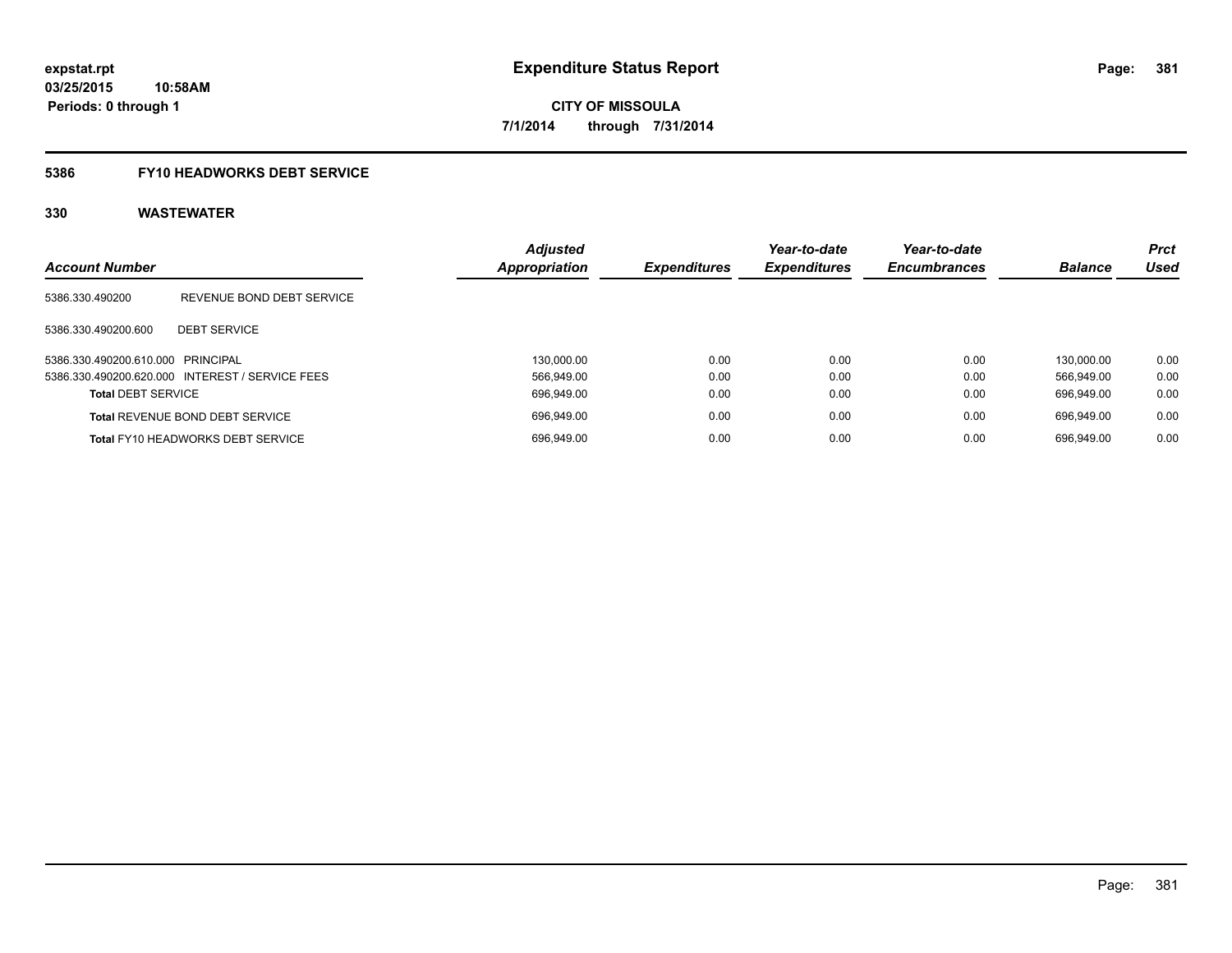# Expenditure Status Report

**CITY OF MISSOULA**

**7/1/2014 through 7/31/2014**

expstat.rpt
03/25/2015 10:58AM
Periods: 0 through 1

## 5386 FY10 HEADWORKS DEBT SERVICE

### 330 WASTEWATER

| Account Number | | Adjusted Appropriation | Expenditures | Year-to-date Expenditures | Year-to-date Encumbrances | Balance | Prct Used |
|---|---|---|---|---|---|---|---|
| 5386.330.490200 | REVENUE BOND DEBT SERVICE | | | | | | |
| 5386.330.490200.600 | DEBT SERVICE | | | | | | |
| 5386.330.490200.610.000 | PRINCIPAL | 130,000.00 | 0.00 | 0.00 | 0.00 | 130,000.00 | 0.00 |
| 5386.330.490200.620.000 | INTEREST / SERVICE FEES | 566,949.00 | 0.00 | 0.00 | 0.00 | 566,949.00 | 0.00 |
| **Total** DEBT SERVICE | | 696,949.00 | 0.00 | 0.00 | 0.00 | 696,949.00 | 0.00 |
| **Total** REVENUE BOND DEBT SERVICE | | 696,949.00 | 0.00 | 0.00 | 0.00 | 696,949.00 | 0.00 |
| **Total** FY10 HEADWORKS DEBT SERVICE | | 696,949.00 | 0.00 | 0.00 | 0.00 | 696,949.00 | 0.00 |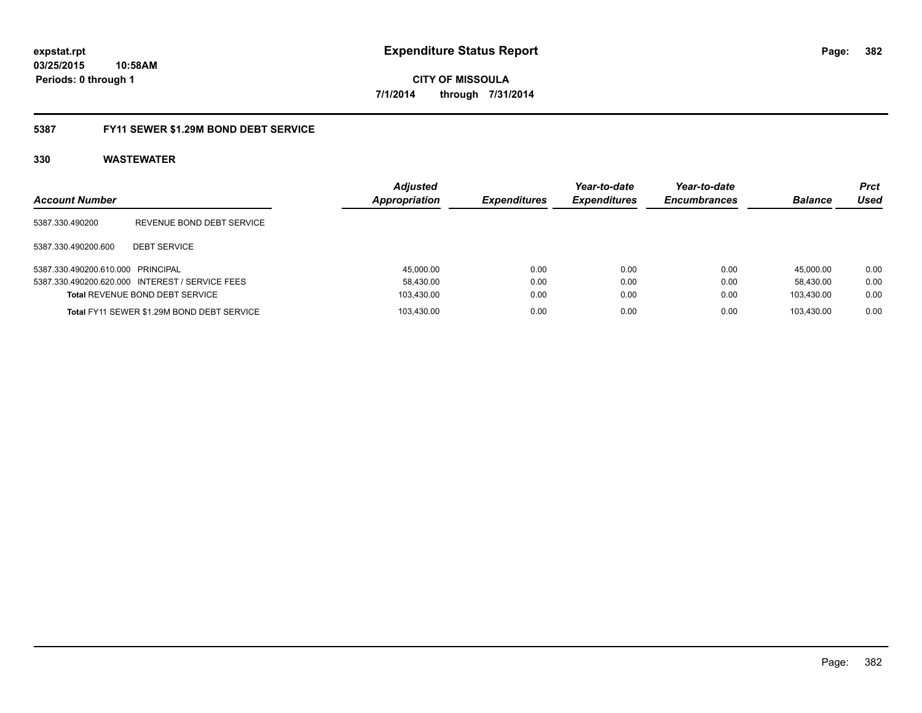expstat.rpt
03/25/2015 10:58AM
Periods: 0 through 1

# Expenditure Status Report

CITY OF MISSOULA
7/1/2014 through 7/31/2014

## 5387 FY11 SEWER $1.29M BOND DEBT SERVICE

### 330 WASTEWATER

| Account Number | | Adjusted Appropriation | Expenditures | Year-to-date Expenditures | Year-to-date Encumbrances | Balance | Prct Used |
|---|---|---|---|---|---|---|---|
| 5387.330.490200 | REVENUE BOND DEBT SERVICE | | | | | | |
| 5387.330.490200.600 | DEBT SERVICE | | | | | | |
| 5387.330.490200.610.000 | PRINCIPAL | 45,000.00 | 0.00 | 0.00 | 0.00 | 45,000.00 | 0.00 |
| 5387.330.490200.620.000 | INTEREST / SERVICE FEES | 58,430.00 | 0.00 | 0.00 | 0.00 | 58,430.00 | 0.00 |
| **Total** REVENUE BOND DEBT SERVICE | | 103,430.00 | 0.00 | 0.00 | 0.00 | 103,430.00 | 0.00 |
| **Total** FY11 SEWER $1.29M BOND DEBT SERVICE | | 103,430.00 | 0.00 | 0.00 | 0.00 | 103,430.00 | 0.00 |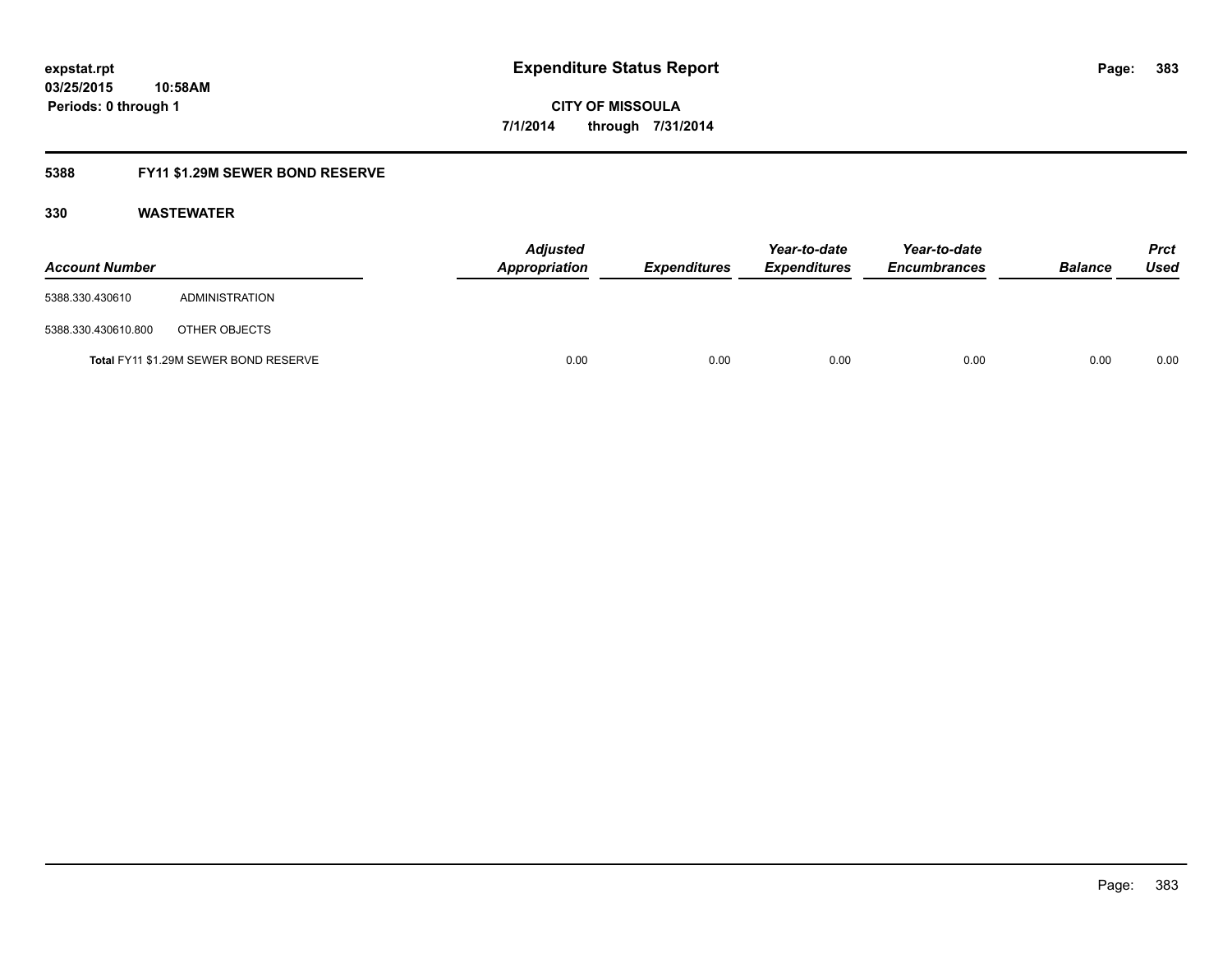# Expenditure Status Report

**expstat.rpt**
**03/25/2015 10:58AM**
**Periods: 0 through 1**

**CITY OF MISSOULA**
**7/1/2014 through 7/31/2014**

## 5388 FY11 $1.29M SEWER BOND RESERVE

### 330 WASTEWATER

| Account Number | | Adjusted Appropriation | Expenditures | Year-to-date Expenditures | Year-to-date Encumbrances | Balance | Prct Used |
|---|---|---|---|---|---|---|---|
| 5388.330.430610 | ADMINISTRATION | | | | | | |
| 5388.330.430610.800 | OTHER OBJECTS | | | | | | |
| Total FY11 $1.29M SEWER BOND RESERVE | | 0.00 | 0.00 | 0.00 | 0.00 | 0.00 | 0.00 |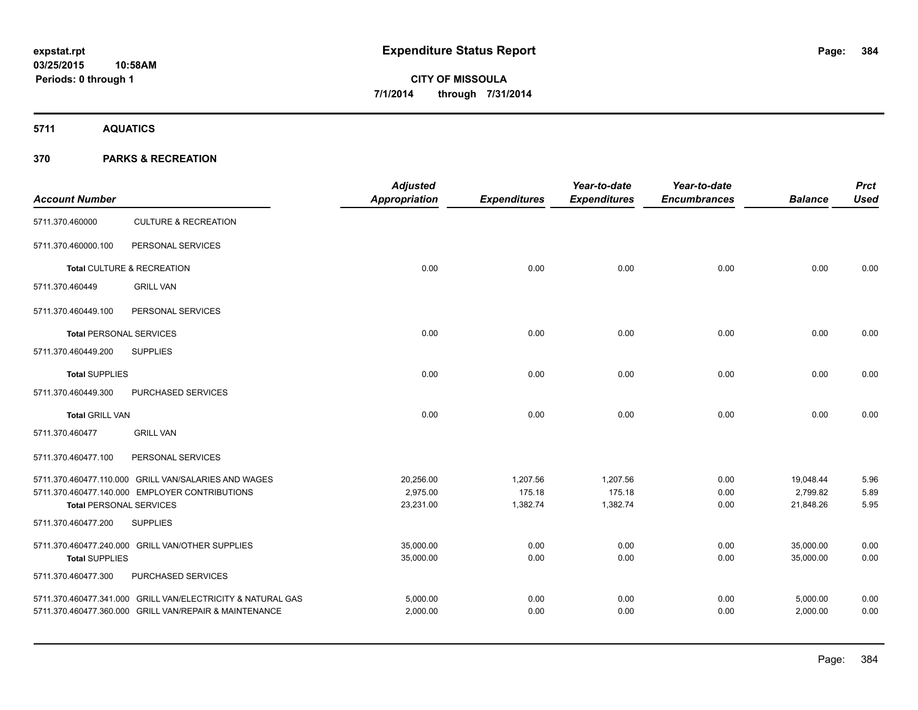# Expenditure Status Report

**CITY OF MISSOULA**
**7/1/2014 through 7/31/2014**

expstat.rpt
03/25/2015 10:58AM
Periods: 0 through 1

## 5711 AQUATICS

## 370 PARKS & RECREATION

| Account Number | | Adjusted Appropriation | Expenditures | Year-to-date Expenditures | Year-to-date Encumbrances | Balance | Prct Used |
|---|---|---|---|---|---|---|---|
| 5711.370.460000 | CULTURE & RECREATION | | | | | | |
| 5711.370.460000.100 | PERSONAL SERVICES | | | | | | |
| **Total** CULTURE & RECREATION | | 0.00 | 0.00 | 0.00 | 0.00 | 0.00 | 0.00 |
| 5711.370.460449 | GRILL VAN | | | | | | |
| 5711.370.460449.100 | PERSONAL SERVICES | | | | | | |
| **Total** PERSONAL SERVICES | | 0.00 | 0.00 | 0.00 | 0.00 | 0.00 | 0.00 |
| 5711.370.460449.200 | SUPPLIES | | | | | | |
| **Total** SUPPLIES | | 0.00 | 0.00 | 0.00 | 0.00 | 0.00 | 0.00 |
| 5711.370.460449.300 | PURCHASED SERVICES | | | | | | |
| **Total** GRILL VAN | | 0.00 | 0.00 | 0.00 | 0.00 | 0.00 | 0.00 |
| 5711.370.460477 | GRILL VAN | | | | | | |
| 5711.370.460477.100 | PERSONAL SERVICES | | | | | | |
| 5711.370.460477.110.000 | GRILL VAN/SALARIES AND WAGES | 20,256.00 | 1,207.56 | 1,207.56 | 0.00 | 19,048.44 | 5.96 |
| 5711.370.460477.140.000 | EMPLOYER CONTRIBUTIONS | 2,975.00 | 175.18 | 175.18 | 0.00 | 2,799.82 | 5.89 |
| **Total** PERSONAL SERVICES | | 23,231.00 | 1,382.74 | 1,382.74 | 0.00 | 21,848.26 | 5.95 |
| 5711.370.460477.200 | SUPPLIES | | | | | | |
| 5711.370.460477.240.000 | GRILL VAN/OTHER SUPPLIES | 35,000.00 | 0.00 | 0.00 | 0.00 | 35,000.00 | 0.00 |
| **Total** SUPPLIES | | 35,000.00 | 0.00 | 0.00 | 0.00 | 35,000.00 | 0.00 |
| 5711.370.460477.300 | PURCHASED SERVICES | | | | | | |
| 5711.370.460477.341.000 | GRILL VAN/ELECTRICITY & NATURAL GAS | 5,000.00 | 0.00 | 0.00 | 0.00 | 5,000.00 | 0.00 |
| 5711.370.460477.360.000 | GRILL VAN/REPAIR & MAINTENANCE | 2,000.00 | 0.00 | 0.00 | 0.00 | 2,000.00 | 0.00 |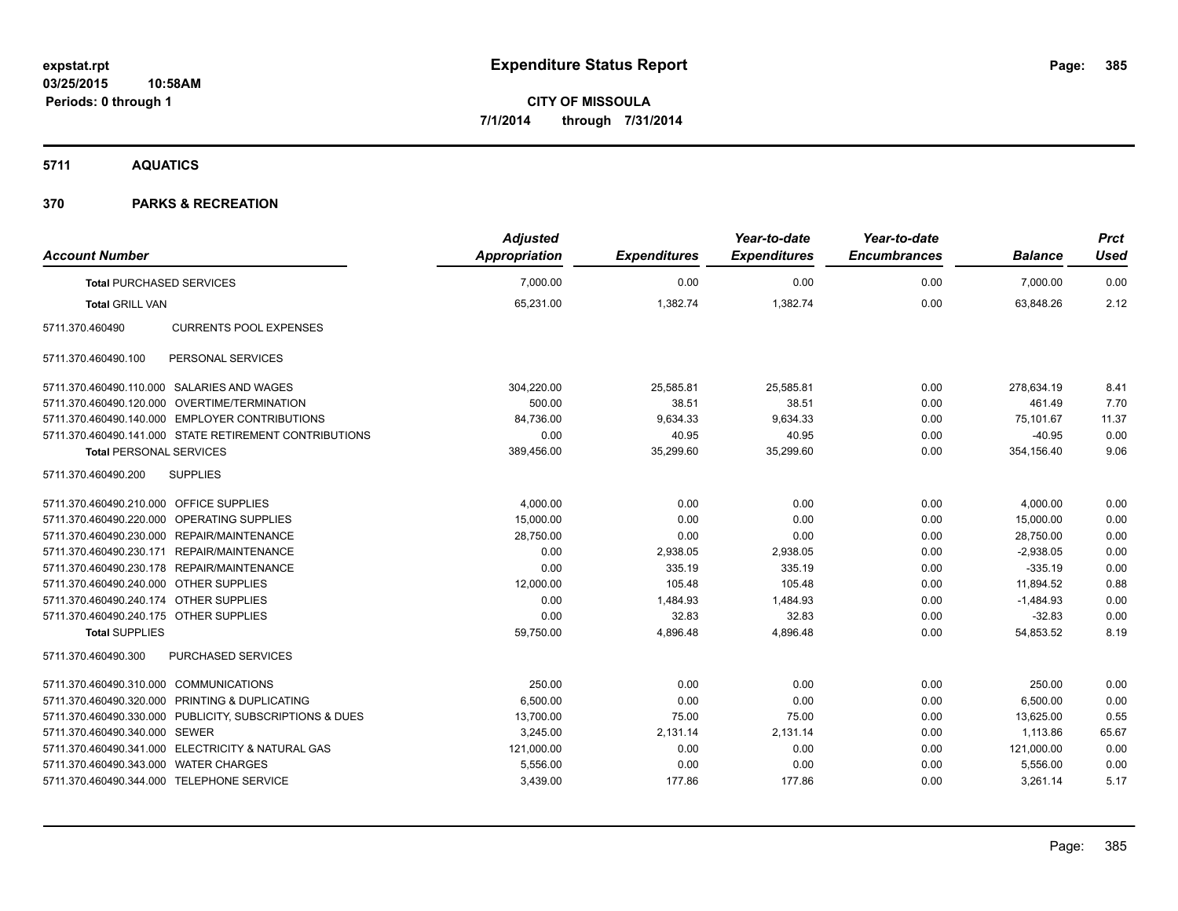# Expenditure Status Report

expstat.rpt
03/25/2015 10:58AM
Periods: 0 through 1

**CITY OF MISSOULA**
**7/1/2014 through 7/31/2014**

## 5711 AQUATICS

## 370 PARKS & RECREATION

| Account Number | | Adjusted Appropriation | Expenditures | Year-to-date Expenditures | Year-to-date Encumbrances | Balance | Prct Used |
|---|---|---|---|---|---|---|---|
| **Total** PURCHASED SERVICES | | 7,000.00 | 0.00 | 0.00 | 0.00 | 7,000.00 | 0.00 |
| **Total** GRILL VAN | | 65,231.00 | 1,382.74 | 1,382.74 | 0.00 | 63,848.26 | 2.12 |
| 5711.370.460490 | CURRENTS POOL EXPENSES | | | | | | |
| 5711.370.460490.100 | PERSONAL SERVICES | | | | | | |
| 5711.370.460490.110.000 | SALARIES AND WAGES | 304,220.00 | 25,585.81 | 25,585.81 | 0.00 | 278,634.19 | 8.41 |
| 5711.370.460490.120.000 | OVERTIME/TERMINATION | 500.00 | 38.51 | 38.51 | 0.00 | 461.49 | 7.70 |
| 5711.370.460490.140.000 | EMPLOYER CONTRIBUTIONS | 84,736.00 | 9,634.33 | 9,634.33 | 0.00 | 75,101.67 | 11.37 |
| 5711.370.460490.141.000 | STATE RETIREMENT CONTRIBUTIONS | 0.00 | 40.95 | 40.95 | 0.00 | -40.95 | 0.00 |
| **Total** PERSONAL SERVICES | | 389,456.00 | 35,299.60 | 35,299.60 | 0.00 | 354,156.40 | 9.06 |
| 5711.370.460490.200 | SUPPLIES | | | | | | |
| 5711.370.460490.210.000 | OFFICE SUPPLIES | 4,000.00 | 0.00 | 0.00 | 0.00 | 4,000.00 | 0.00 |
| 5711.370.460490.220.000 | OPERATING SUPPLIES | 15,000.00 | 0.00 | 0.00 | 0.00 | 15,000.00 | 0.00 |
| 5711.370.460490.230.000 | REPAIR/MAINTENANCE | 28,750.00 | 0.00 | 0.00 | 0.00 | 28,750.00 | 0.00 |
| 5711.370.460490.230.171 | REPAIR/MAINTENANCE | 0.00 | 2,938.05 | 2,938.05 | 0.00 | -2,938.05 | 0.00 |
| 5711.370.460490.230.178 | REPAIR/MAINTENANCE | 0.00 | 335.19 | 335.19 | 0.00 | -335.19 | 0.00 |
| 5711.370.460490.240.000 | OTHER SUPPLIES | 12,000.00 | 105.48 | 105.48 | 0.00 | 11,894.52 | 0.88 |
| 5711.370.460490.240.174 | OTHER SUPPLIES | 0.00 | 1,484.93 | 1,484.93 | 0.00 | -1,484.93 | 0.00 |
| 5711.370.460490.240.175 | OTHER SUPPLIES | 0.00 | 32.83 | 32.83 | 0.00 | -32.83 | 0.00 |
| **Total** SUPPLIES | | 59,750.00 | 4,896.48 | 4,896.48 | 0.00 | 54,853.52 | 8.19 |
| 5711.370.460490.300 | PURCHASED SERVICES | | | | | | |
| 5711.370.460490.310.000 | COMMUNICATIONS | 250.00 | 0.00 | 0.00 | 0.00 | 250.00 | 0.00 |
| 5711.370.460490.320.000 | PRINTING & DUPLICATING | 6,500.00 | 0.00 | 0.00 | 0.00 | 6,500.00 | 0.00 |
| 5711.370.460490.330.000 | PUBLICITY, SUBSCRIPTIONS & DUES | 13,700.00 | 75.00 | 75.00 | 0.00 | 13,625.00 | 0.55 |
| 5711.370.460490.340.000 | SEWER | 3,245.00 | 2,131.14 | 2,131.14 | 0.00 | 1,113.86 | 65.67 |
| 5711.370.460490.341.000 | ELECTRICITY & NATURAL GAS | 121,000.00 | 0.00 | 0.00 | 0.00 | 121,000.00 | 0.00 |
| 5711.370.460490.343.000 | WATER CHARGES | 5,556.00 | 0.00 | 0.00 | 0.00 | 5,556.00 | 0.00 |
| 5711.370.460490.344.000 | TELEPHONE SERVICE | 3,439.00 | 177.86 | 177.86 | 0.00 | 3,261.14 | 5.17 |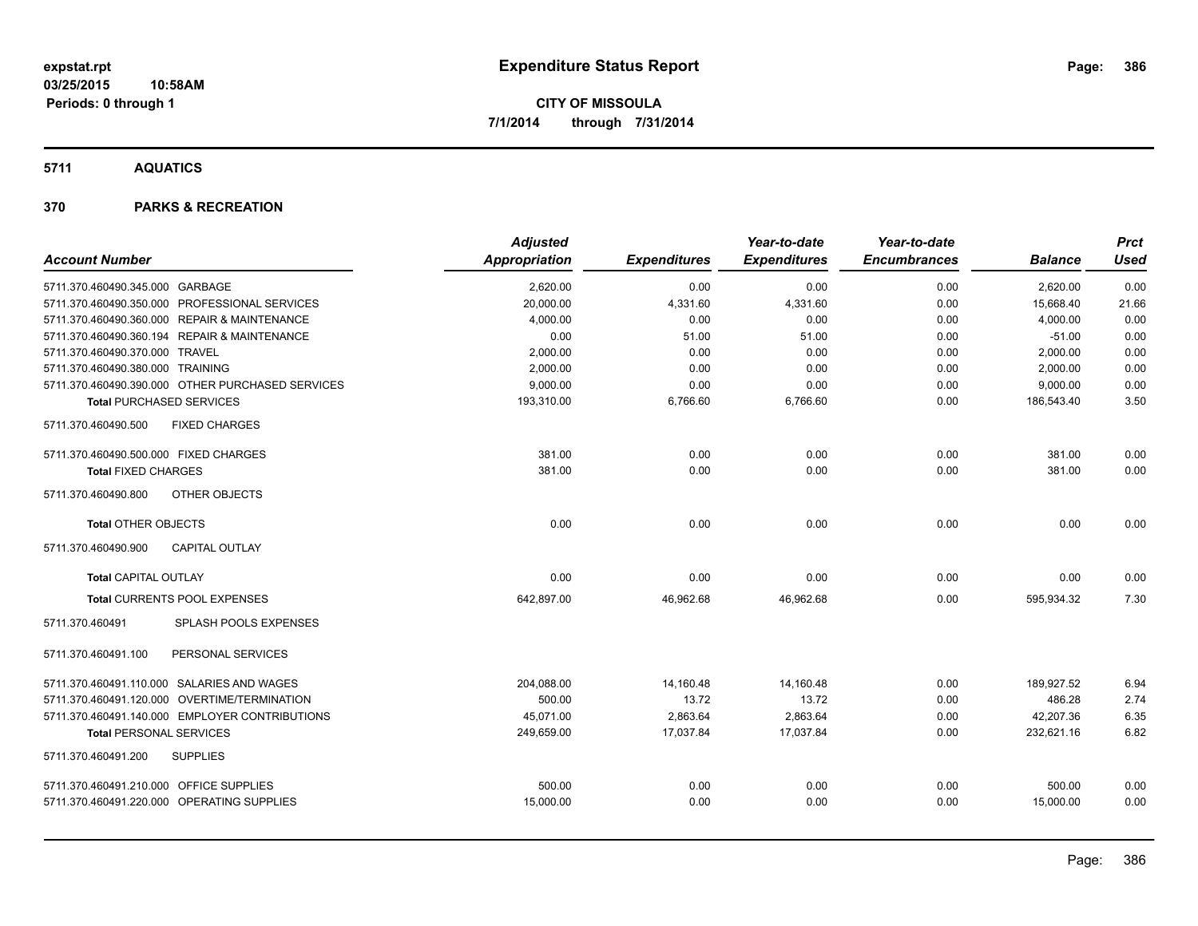**expstat.rpt**
**03/25/2015 10:58AM**
**Periods: 0 through 1**

# Expenditure Status Report

**CITY OF MISSOULA**
**7/1/2014 through 7/31/2014**

## 5711 AQUATICS

## 370 PARKS & RECREATION

| Account Number | Adjusted Appropriation | Expenditures | Year-to-date Expenditures | Year-to-date Encumbrances | Balance | Prct Used |
|---|---|---|---|---|---|---|
| 5711.370.460490.345.000 GARBAGE | 2,620.00 | 0.00 | 0.00 | 0.00 | 2,620.00 | 0.00 |
| 5711.370.460490.350.000 PROFESSIONAL SERVICES | 20,000.00 | 4,331.60 | 4,331.60 | 0.00 | 15,668.40 | 21.66 |
| 5711.370.460490.360.000 REPAIR & MAINTENANCE | 4,000.00 | 0.00 | 0.00 | 0.00 | 4,000.00 | 0.00 |
| 5711.370.460490.360.194 REPAIR & MAINTENANCE | 0.00 | 51.00 | 51.00 | 0.00 | -51.00 | 0.00 |
| 5711.370.460490.370.000 TRAVEL | 2,000.00 | 0.00 | 0.00 | 0.00 | 2,000.00 | 0.00 |
| 5711.370.460490.380.000 TRAINING | 2,000.00 | 0.00 | 0.00 | 0.00 | 2,000.00 | 0.00 |
| 5711.370.460490.390.000 OTHER PURCHASED SERVICES | 9,000.00 | 0.00 | 0.00 | 0.00 | 9,000.00 | 0.00 |
| **Total** PURCHASED SERVICES | 193,310.00 | 6,766.60 | 6,766.60 | 0.00 | 186,543.40 | 3.50 |
| 5711.370.460490.500 FIXED CHARGES | | | | | | |
| 5711.370.460490.500.000 FIXED CHARGES | 381.00 | 0.00 | 0.00 | 0.00 | 381.00 | 0.00 |
| **Total** FIXED CHARGES | 381.00 | 0.00 | 0.00 | 0.00 | 381.00 | 0.00 |
| 5711.370.460490.800 OTHER OBJECTS | | | | | | |
| **Total** OTHER OBJECTS | 0.00 | 0.00 | 0.00 | 0.00 | 0.00 | 0.00 |
| 5711.370.460490.900 CAPITAL OUTLAY | | | | | | |
| **Total** CAPITAL OUTLAY | 0.00 | 0.00 | 0.00 | 0.00 | 0.00 | 0.00 |
| **Total** CURRENTS POOL EXPENSES | 642,897.00 | 46,962.68 | 46,962.68 | 0.00 | 595,934.32 | 7.30 |
| 5711.370.460491 SPLASH POOLS EXPENSES | | | | | | |
| 5711.370.460491.100 PERSONAL SERVICES | | | | | | |
| 5711.370.460491.110.000 SALARIES AND WAGES | 204,088.00 | 14,160.48 | 14,160.48 | 0.00 | 189,927.52 | 6.94 |
| 5711.370.460491.120.000 OVERTIME/TERMINATION | 500.00 | 13.72 | 13.72 | 0.00 | 486.28 | 2.74 |
| 5711.370.460491.140.000 EMPLOYER CONTRIBUTIONS | 45,071.00 | 2,863.64 | 2,863.64 | 0.00 | 42,207.36 | 6.35 |
| **Total** PERSONAL SERVICES | 249,659.00 | 17,037.84 | 17,037.84 | 0.00 | 232,621.16 | 6.82 |
| 5711.370.460491.200 SUPPLIES | | | | | | |
| 5711.370.460491.210.000 OFFICE SUPPLIES | 500.00 | 0.00 | 0.00 | 0.00 | 500.00 | 0.00 |
| 5711.370.460491.220.000 OPERATING SUPPLIES | 15,000.00 | 0.00 | 0.00 | 0.00 | 15,000.00 | 0.00 |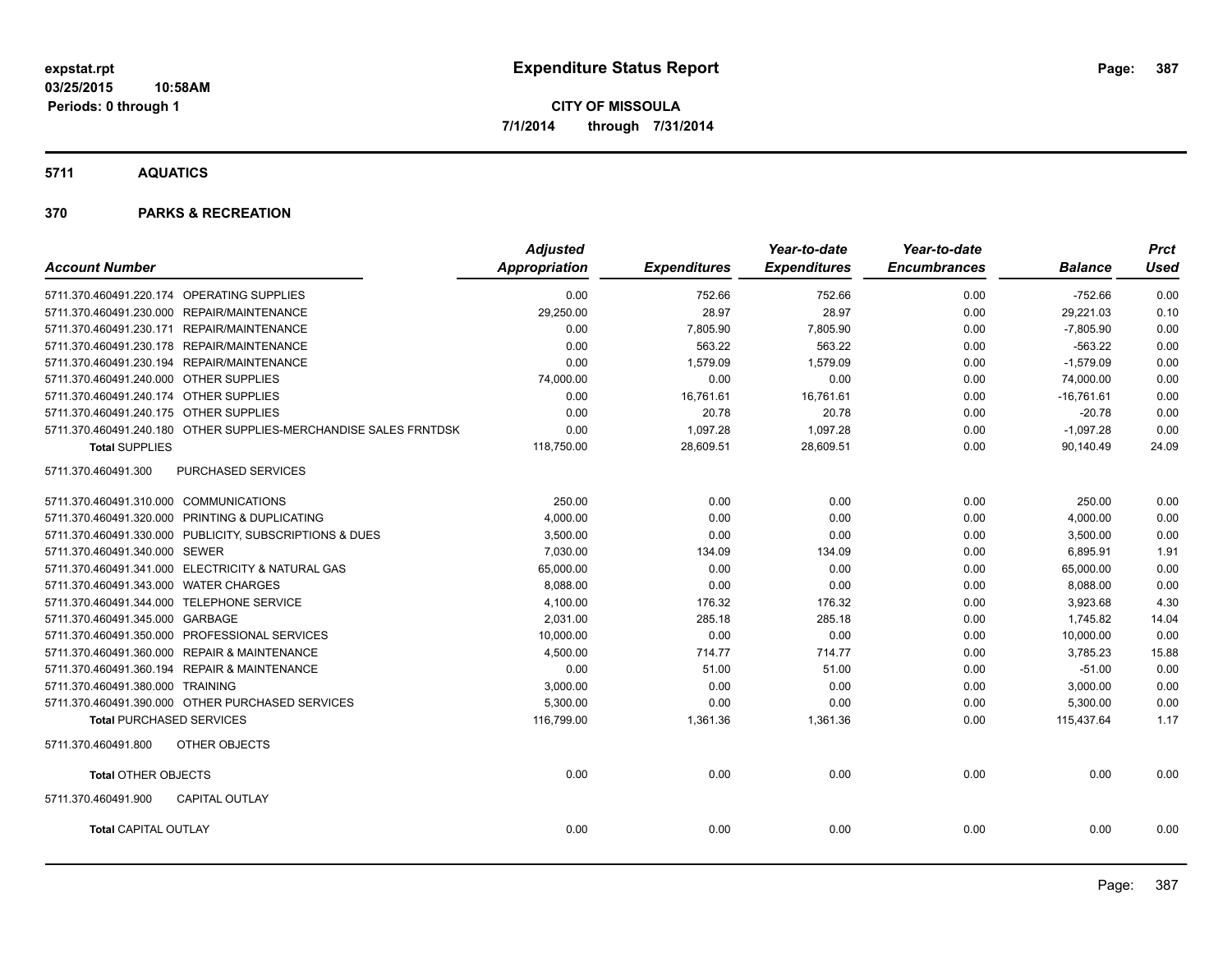**expstat.rpt**
**03/25/2015 10:58AM**
**Periods: 0 through 1**

# Expenditure Status Report

**CITY OF MISSOULA**
**7/1/2014 through 7/31/2014**

## 5711 AQUATICS

## 370 PARKS & RECREATION

| Account Number | | Adjusted Appropriation | Expenditures | Year-to-date Expenditures | Year-to-date Encumbrances | Balance | Prct Used |
|---|---|---|---|---|---|---|---|
| 5711.370.460491.220.174 | OPERATING SUPPLIES | 0.00 | 752.66 | 752.66 | 0.00 | -752.66 | 0.00 |
| 5711.370.460491.230.000 | REPAIR/MAINTENANCE | 29,250.00 | 28.97 | 28.97 | 0.00 | 29,221.03 | 0.10 |
| 5711.370.460491.230.171 | REPAIR/MAINTENANCE | 0.00 | 7,805.90 | 7,805.90 | 0.00 | -7,805.90 | 0.00 |
| 5711.370.460491.230.178 | REPAIR/MAINTENANCE | 0.00 | 563.22 | 563.22 | 0.00 | -563.22 | 0.00 |
| 5711.370.460491.230.194 | REPAIR/MAINTENANCE | 0.00 | 1,579.09 | 1,579.09 | 0.00 | -1,579.09 | 0.00 |
| 5711.370.460491.240.000 | OTHER SUPPLIES | 74,000.00 | 0.00 | 0.00 | 0.00 | 74,000.00 | 0.00 |
| 5711.370.460491.240.174 | OTHER SUPPLIES | 0.00 | 16,761.61 | 16,761.61 | 0.00 | -16,761.61 | 0.00 |
| 5711.370.460491.240.175 | OTHER SUPPLIES | 0.00 | 20.78 | 20.78 | 0.00 | -20.78 | 0.00 |
| 5711.370.460491.240.180 | OTHER SUPPLIES-MERCHANDISE SALES FRNTDSK | 0.00 | 1,097.28 | 1,097.28 | 0.00 | -1,097.28 | 0.00 |
| **Total** SUPPLIES | | 118,750.00 | 28,609.51 | 28,609.51 | 0.00 | 90,140.49 | 24.09 |
| 5711.370.460491.300 | PURCHASED SERVICES | | | | | | |
| 5711.370.460491.310.000 | COMMUNICATIONS | 250.00 | 0.00 | 0.00 | 0.00 | 250.00 | 0.00 |
| 5711.370.460491.320.000 | PRINTING & DUPLICATING | 4,000.00 | 0.00 | 0.00 | 0.00 | 4,000.00 | 0.00 |
| 5711.370.460491.330.000 | PUBLICITY, SUBSCRIPTIONS & DUES | 3,500.00 | 0.00 | 0.00 | 0.00 | 3,500.00 | 0.00 |
| 5711.370.460491.340.000 | SEWER | 7,030.00 | 134.09 | 134.09 | 0.00 | 6,895.91 | 1.91 |
| 5711.370.460491.341.000 | ELECTRICITY & NATURAL GAS | 65,000.00 | 0.00 | 0.00 | 0.00 | 65,000.00 | 0.00 |
| 5711.370.460491.343.000 | WATER CHARGES | 8,088.00 | 0.00 | 0.00 | 0.00 | 8,088.00 | 0.00 |
| 5711.370.460491.344.000 | TELEPHONE SERVICE | 4,100.00 | 176.32 | 176.32 | 0.00 | 3,923.68 | 4.30 |
| 5711.370.460491.345.000 | GARBAGE | 2,031.00 | 285.18 | 285.18 | 0.00 | 1,745.82 | 14.04 |
| 5711.370.460491.350.000 | PROFESSIONAL SERVICES | 10,000.00 | 0.00 | 0.00 | 0.00 | 10,000.00 | 0.00 |
| 5711.370.460491.360.000 | REPAIR & MAINTENANCE | 4,500.00 | 714.77 | 714.77 | 0.00 | 3,785.23 | 15.88 |
| 5711.370.460491.360.194 | REPAIR & MAINTENANCE | 0.00 | 51.00 | 51.00 | 0.00 | -51.00 | 0.00 |
| 5711.370.460491.380.000 | TRAINING | 3,000.00 | 0.00 | 0.00 | 0.00 | 3,000.00 | 0.00 |
| 5711.370.460491.390.000 | OTHER PURCHASED SERVICES | 5,300.00 | 0.00 | 0.00 | 0.00 | 5,300.00 | 0.00 |
| **Total** PURCHASED SERVICES | | 116,799.00 | 1,361.36 | 1,361.36 | 0.00 | 115,437.64 | 1.17 |
| 5711.370.460491.800 | OTHER OBJECTS | | | | | | |
| **Total** OTHER OBJECTS | | 0.00 | 0.00 | 0.00 | 0.00 | 0.00 | 0.00 |
| 5711.370.460491.900 | CAPITAL OUTLAY | | | | | | |
| **Total** CAPITAL OUTLAY | | 0.00 | 0.00 | 0.00 | 0.00 | 0.00 | 0.00 |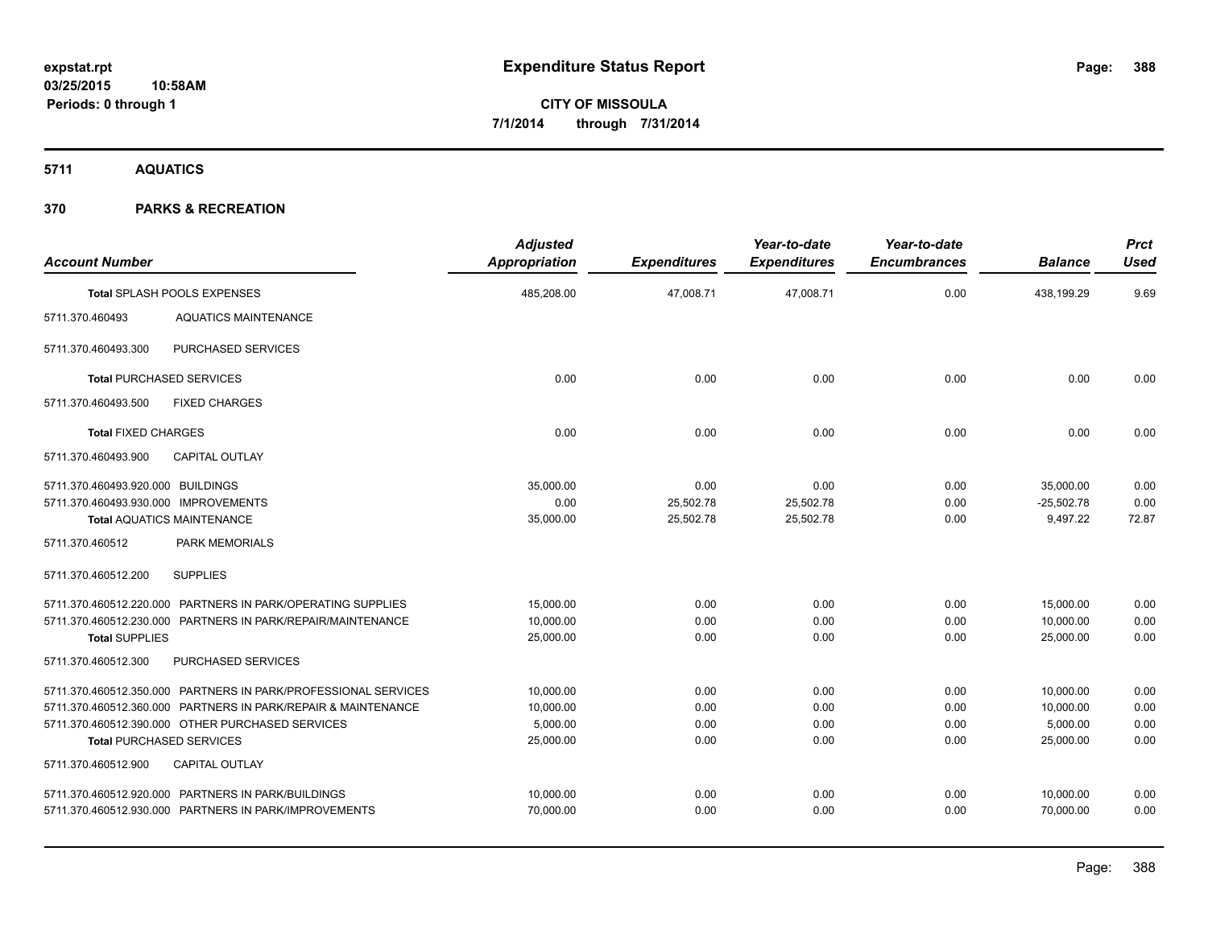**expstat.rpt**
**03/25/2015 10:58AM**
**Periods: 0 through 1**

# Expenditure Status Report

**CITY OF MISSOULA**
**7/1/2014 through 7/31/2014**

## 5711 AQUATICS

## 370 PARKS & RECREATION

| Account Number | | Adjusted Appropriation | Expenditures | Year-to-date Expenditures | Year-to-date Encumbrances | Balance | Prct Used |
|---|---|---|---|---|---|---|---|
| **Total** SPLASH POOLS EXPENSES | | 485,208.00 | 47,008.71 | 47,008.71 | 0.00 | 438,199.29 | 9.69 |
| 5711.370.460493 | AQUATICS MAINTENANCE | | | | | | |
| 5711.370.460493.300 | PURCHASED SERVICES | | | | | | |
| **Total** PURCHASED SERVICES | | 0.00 | 0.00 | 0.00 | 0.00 | 0.00 | 0.00 |
| 5711.370.460493.500 | FIXED CHARGES | | | | | | |
| **Total** FIXED CHARGES | | 0.00 | 0.00 | 0.00 | 0.00 | 0.00 | 0.00 |
| 5711.370.460493.900 | CAPITAL OUTLAY | | | | | | |
| 5711.370.460493.920.000 | BUILDINGS | 35,000.00 | 0.00 | 0.00 | 0.00 | 35,000.00 | 0.00 |
| 5711.370.460493.930.000 | IMPROVEMENTS | 0.00 | 25,502.78 | 25,502.78 | 0.00 | -25,502.78 | 0.00 |
| **Total** AQUATICS MAINTENANCE | | 35,000.00 | 25,502.78 | 25,502.78 | 0.00 | 9,497.22 | 72.87 |
| 5711.370.460512 | PARK MEMORIALS | | | | | | |
| 5711.370.460512.200 | SUPPLIES | | | | | | |
| 5711.370.460512.220.000 | PARTNERS IN PARK/OPERATING SUPPLIES | 15,000.00 | 0.00 | 0.00 | 0.00 | 15,000.00 | 0.00 |
| 5711.370.460512.230.000 | PARTNERS IN PARK/REPAIR/MAINTENANCE | 10,000.00 | 0.00 | 0.00 | 0.00 | 10,000.00 | 0.00 |
| **Total** SUPPLIES | | 25,000.00 | 0.00 | 0.00 | 0.00 | 25,000.00 | 0.00 |
| 5711.370.460512.300 | PURCHASED SERVICES | | | | | | |
| 5711.370.460512.350.000 | PARTNERS IN PARK/PROFESSIONAL SERVICES | 10,000.00 | 0.00 | 0.00 | 0.00 | 10,000.00 | 0.00 |
| 5711.370.460512.360.000 | PARTNERS IN PARK/REPAIR & MAINTENANCE | 10,000.00 | 0.00 | 0.00 | 0.00 | 10,000.00 | 0.00 |
| 5711.370.460512.390.000 | OTHER PURCHASED SERVICES | 5,000.00 | 0.00 | 0.00 | 0.00 | 5,000.00 | 0.00 |
| **Total** PURCHASED SERVICES | | 25,000.00 | 0.00 | 0.00 | 0.00 | 25,000.00 | 0.00 |
| 5711.370.460512.900 | CAPITAL OUTLAY | | | | | | |
| 5711.370.460512.920.000 | PARTNERS IN PARK/BUILDINGS | 10,000.00 | 0.00 | 0.00 | 0.00 | 10,000.00 | 0.00 |
| 5711.370.460512.930.000 | PARTNERS IN PARK/IMPROVEMENTS | 70,000.00 | 0.00 | 0.00 | 0.00 | 70,000.00 | 0.00 |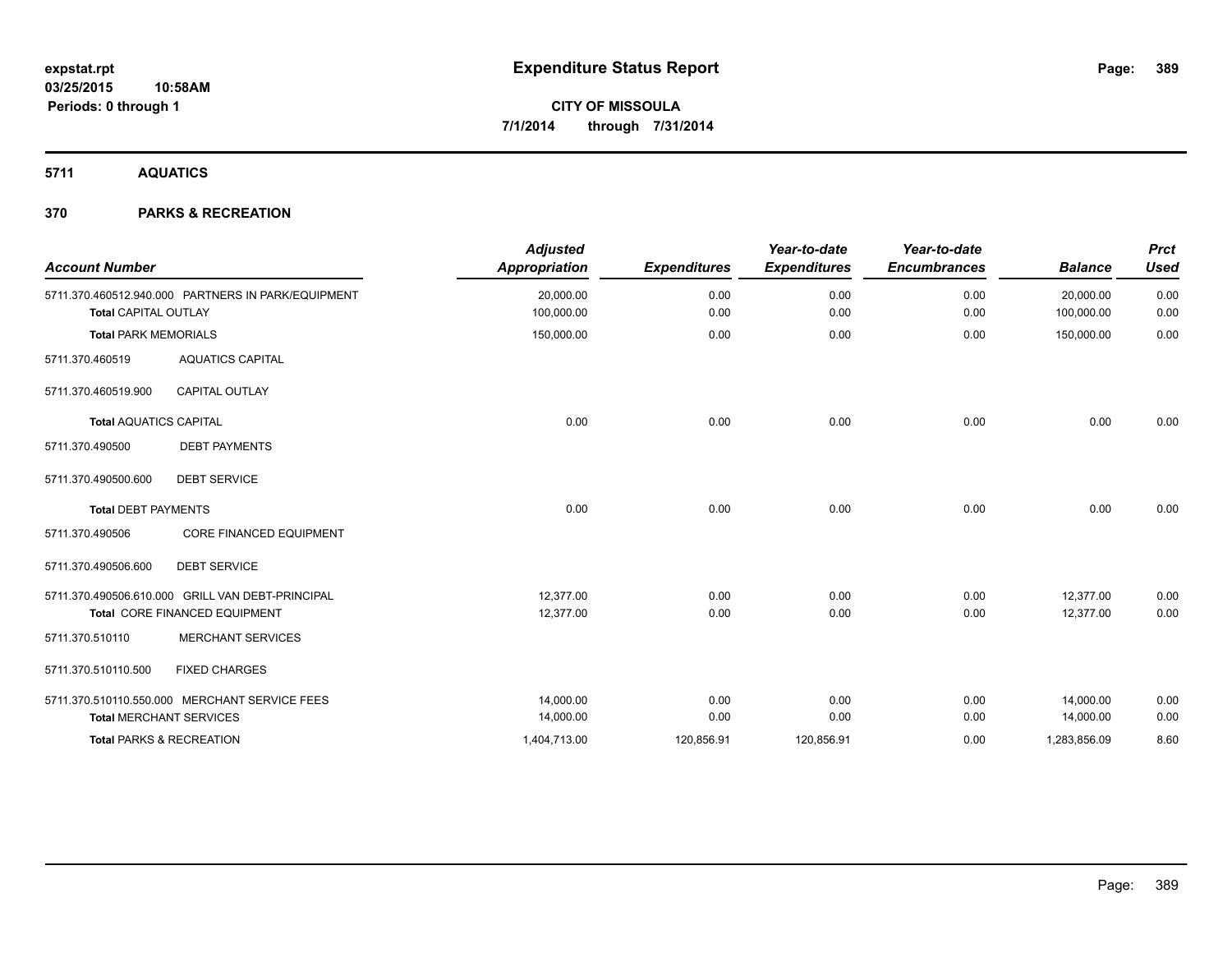**expstat.rpt**
**03/25/2015 10:58AM**
**Periods: 0 through 1**

# Expenditure Status Report

**CITY OF MISSOULA**
**7/1/2014 through 7/31/2014**

## 5711 AQUATICS

### 370 PARKS & RECREATION

| Account Number | | Adjusted Appropriation | Expenditures | Year-to-date Expenditures | Year-to-date Encumbrances | Balance | Prct Used |
|---|---|---|---|---|---|---|---|
| 5711.370.460512.940.000 | PARTNERS IN PARK/EQUIPMENT | 20,000.00 | 0.00 | 0.00 | 0.00 | 20,000.00 | 0.00 |
| **Total** CAPITAL OUTLAY | | 100,000.00 | 0.00 | 0.00 | 0.00 | 100,000.00 | 0.00 |
| **Total** PARK MEMORIALS | | 150,000.00 | 0.00 | 0.00 | 0.00 | 150,000.00 | 0.00 |
| 5711.370.460519 | AQUATICS CAPITAL | | | | | | |
| 5711.370.460519.900 | CAPITAL OUTLAY | | | | | | |
| **Total** AQUATICS CAPITAL | | 0.00 | 0.00 | 0.00 | 0.00 | 0.00 | 0.00 |
| 5711.370.490500 | DEBT PAYMENTS | | | | | | |
| 5711.370.490500.600 | DEBT SERVICE | | | | | | |
| **Total** DEBT PAYMENTS | | 0.00 | 0.00 | 0.00 | 0.00 | 0.00 | 0.00 |
| 5711.370.490506 | CORE FINANCED EQUIPMENT | | | | | | |
| 5711.370.490506.600 | DEBT SERVICE | | | | | | |
| 5711.370.490506.610.000 | GRILL VAN DEBT-PRINCIPAL | 12,377.00 | 0.00 | 0.00 | 0.00 | 12,377.00 | 0.00 |
| **Total** CORE FINANCED EQUIPMENT | | 12,377.00 | 0.00 | 0.00 | 0.00 | 12,377.00 | 0.00 |
| 5711.370.510110 | MERCHANT SERVICES | | | | | | |
| 5711.370.510110.500 | FIXED CHARGES | | | | | | |
| 5711.370.510110.550.000 | MERCHANT SERVICE FEES | 14,000.00 | 0.00 | 0.00 | 0.00 | 14,000.00 | 0.00 |
| **Total** MERCHANT SERVICES | | 14,000.00 | 0.00 | 0.00 | 0.00 | 14,000.00 | 0.00 |
| **Total** PARKS & RECREATION | | 1,404,713.00 | 120,856.91 | 120,856.91 | 0.00 | 1,283,856.09 | 8.60 |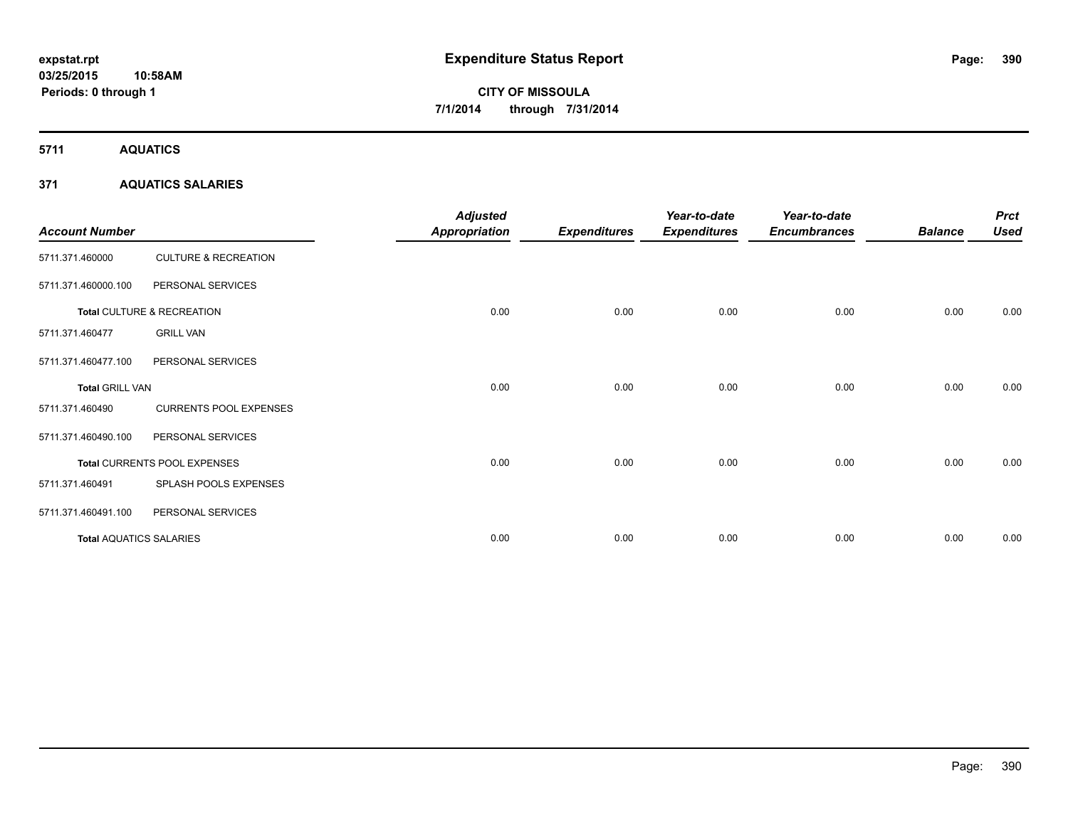**expstat.rpt**
**03/25/2015 10:58AM**
**Periods: 0 through 1**

# Expenditure Status Report

**CITY OF MISSOULA**
**7/1/2014 through 7/31/2014**

## 5711 AQUATICS

### 371 AQUATICS SALARIES

| Account Number | | Adjusted Appropriation | Expenditures | Year-to-date Expenditures | Year-to-date Encumbrances | Balance | Prct Used |
|---|---|---|---|---|---|---|---|
| 5711.371.460000 | CULTURE & RECREATION | | | | | | |
| 5711.371.460000.100 | PERSONAL SERVICES | | | | | | |
| **Total** CULTURE & RECREATION | | 0.00 | 0.00 | 0.00 | 0.00 | 0.00 | 0.00 |
| 5711.371.460477 | GRILL VAN | | | | | | |
| 5711.371.460477.100 | PERSONAL SERVICES | | | | | | |
| **Total** GRILL VAN | | 0.00 | 0.00 | 0.00 | 0.00 | 0.00 | 0.00 |
| 5711.371.460490 | CURRENTS POOL EXPENSES | | | | | | |
| 5711.371.460490.100 | PERSONAL SERVICES | | | | | | |
| **Total** CURRENTS POOL EXPENSES | | 0.00 | 0.00 | 0.00 | 0.00 | 0.00 | 0.00 |
| 5711.371.460491 | SPLASH POOLS EXPENSES | | | | | | |
| 5711.371.460491.100 | PERSONAL SERVICES | | | | | | |
| **Total** AQUATICS SALARIES | | 0.00 | 0.00 | 0.00 | 0.00 | 0.00 | 0.00 |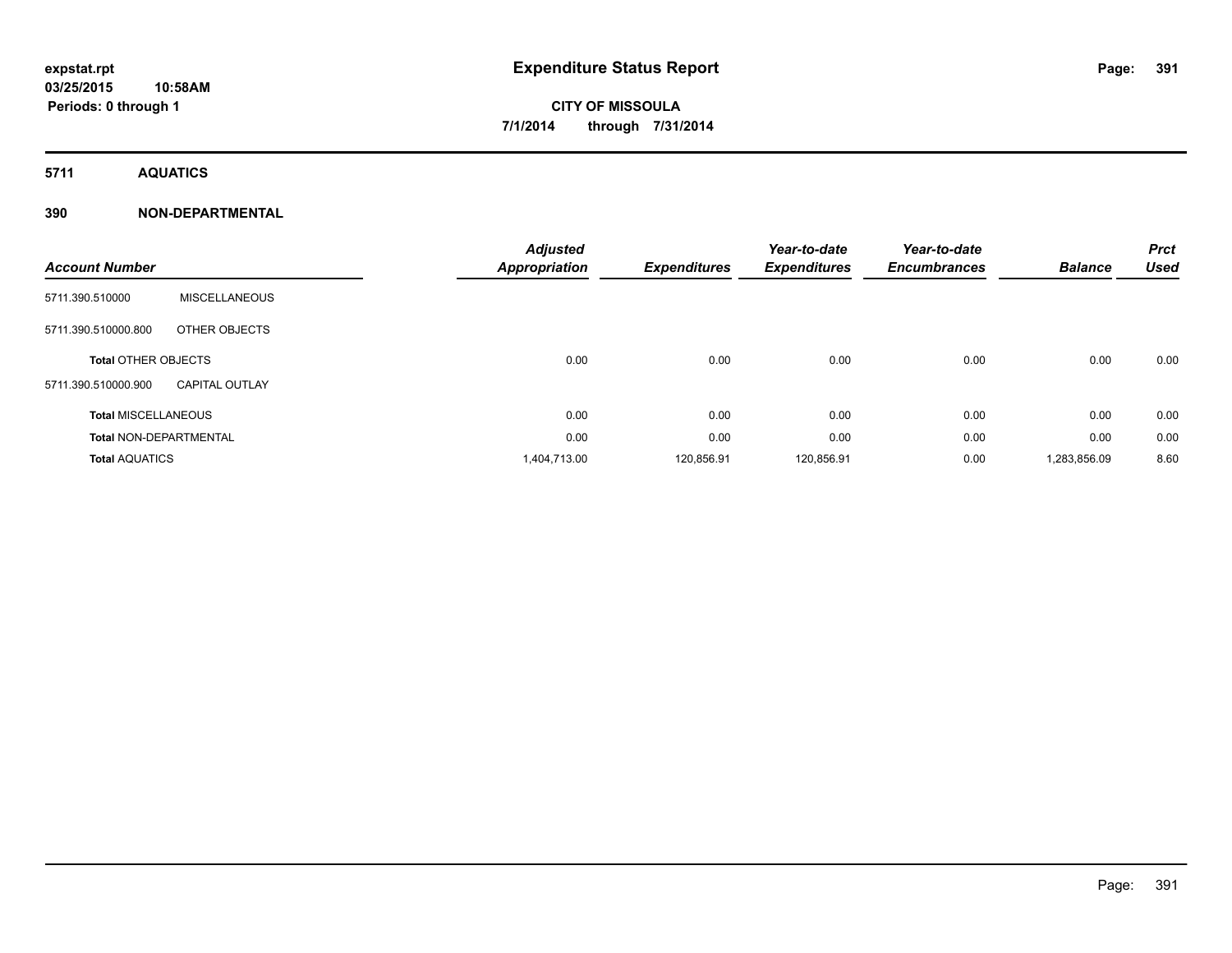**expstat.rpt**
**03/25/2015 10:58AM**
**Periods: 0 through 1**

# Expenditure Status Report

**CITY OF MISSOULA**
**7/1/2014 through 7/31/2014**

## 5711 AQUATICS

## 390 NON-DEPARTMENTAL

| Account Number | | Adjusted Appropriation | Expenditures | Year-to-date Expenditures | Year-to-date Encumbrances | Balance | Prct Used |
|---|---|---|---|---|---|---|---|
| 5711.390.510000 | MISCELLANEOUS | | | | | | |
| 5711.390.510000.800 | OTHER OBJECTS | | | | | | |
| **Total** OTHER OBJECTS | | 0.00 | 0.00 | 0.00 | 0.00 | 0.00 | 0.00 |
| 5711.390.510000.900 | CAPITAL OUTLAY | | | | | | |
| **Total** MISCELLANEOUS | | 0.00 | 0.00 | 0.00 | 0.00 | 0.00 | 0.00 |
| **Total** NON-DEPARTMENTAL | | 0.00 | 0.00 | 0.00 | 0.00 | 0.00 | 0.00 |
| **Total** AQUATICS | | 1,404,713.00 | 120,856.91 | 120,856.91 | 0.00 | 1,283,856.09 | 8.60 |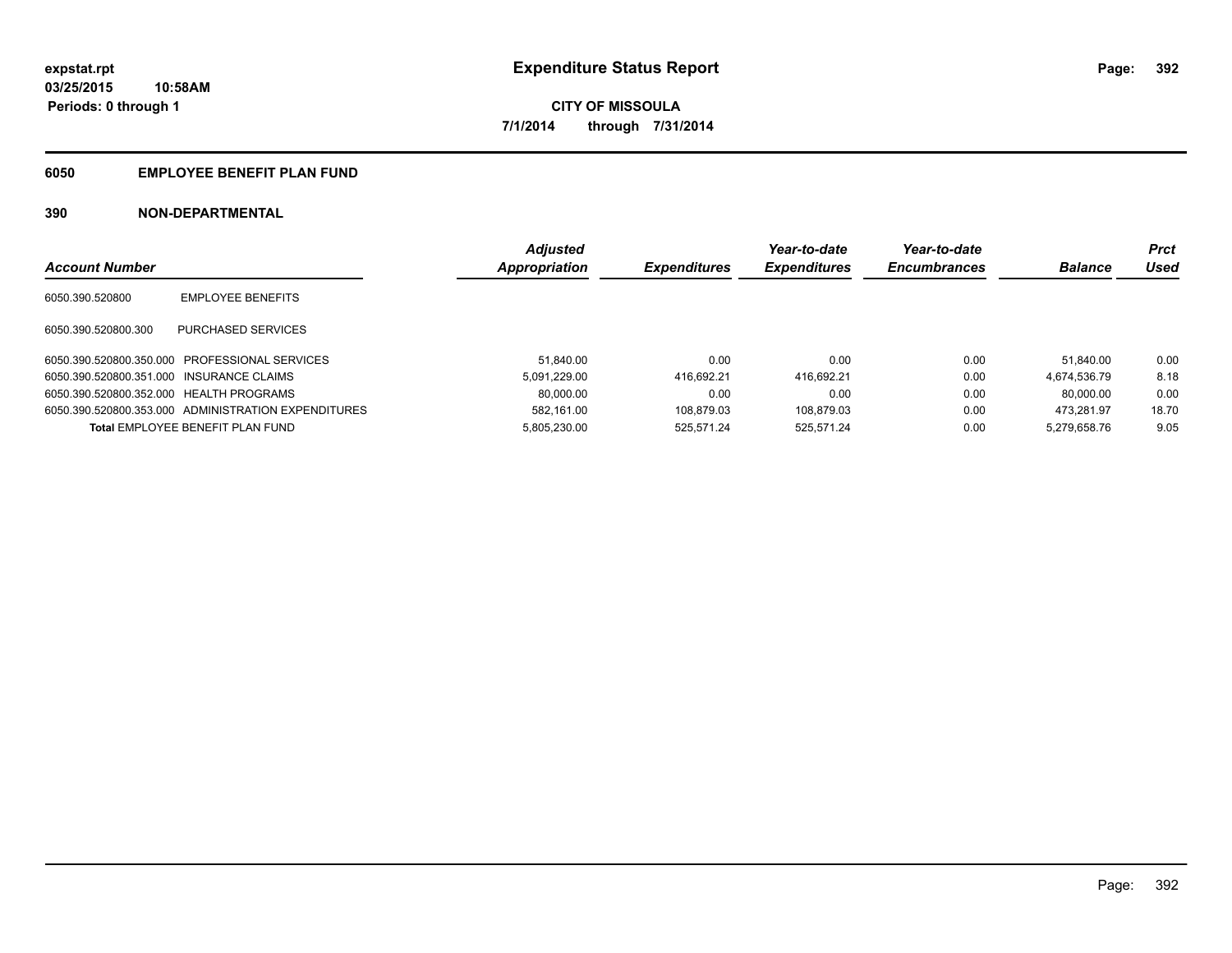expstat.rpt
03/25/2015 10:58AM
Periods: 0 through 1

# Expenditure Status Report

CITY OF MISSOULA
7/1/2014 through 7/31/2014

## 6050 EMPLOYEE BENEFIT PLAN FUND

## 390 NON-DEPARTMENTAL

| Account Number | | Adjusted Appropriation | Expenditures | Year-to-date Expenditures | Year-to-date Encumbrances | Balance | Prct Used |
|---|---|---|---|---|---|---|---|
| 6050.390.520800 | EMPLOYEE BENEFITS | | | | | | |
| 6050.390.520800.300 | PURCHASED SERVICES | | | | | | |
| 6050.390.520800.350.000 | PROFESSIONAL SERVICES | 51,840.00 | 0.00 | 0.00 | 0.00 | 51,840.00 | 0.00 |
| 6050.390.520800.351.000 | INSURANCE CLAIMS | 5,091,229.00 | 416,692.21 | 416,692.21 | 0.00 | 4,674,536.79 | 8.18 |
| 6050.390.520800.352.000 | HEALTH PROGRAMS | 80,000.00 | 0.00 | 0.00 | 0.00 | 80,000.00 | 0.00 |
| 6050.390.520800.353.000 | ADMINISTRATION EXPENDITURES | 582,161.00 | 108,879.03 | 108,879.03 | 0.00 | 473,281.97 | 18.70 |
| **Total** EMPLOYEE BENEFIT PLAN FUND | | 5,805,230.00 | 525,571.24 | 525,571.24 | 0.00 | 5,279,658.76 | 9.05 |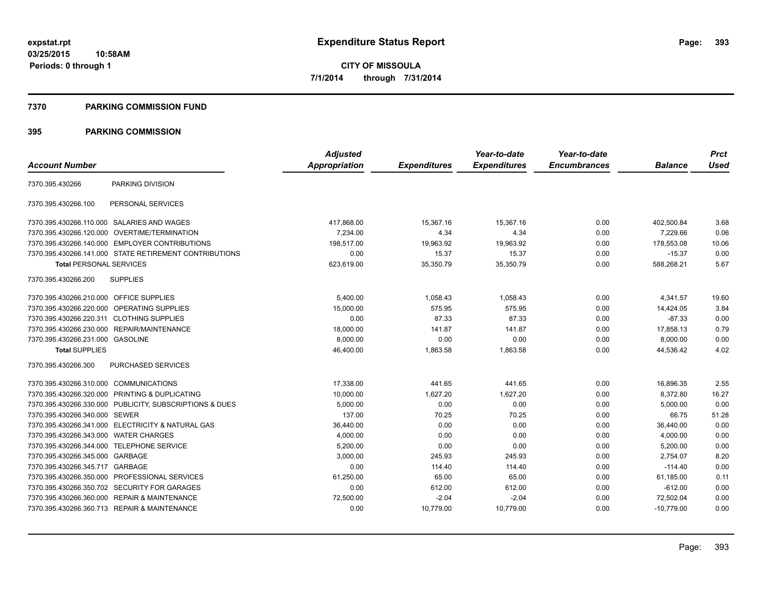**expstat.rpt**
**03/25/2015 10:58AM**
**Periods: 0 through 1**

# Expenditure Status Report

**CITY OF MISSOULA**
**7/1/2014 through 7/31/2014**

## 7370 PARKING COMMISSION FUND

## 395 PARKING COMMISSION

| Account Number | | Adjusted Appropriation | Expenditures | Year-to-date Expenditures | Year-to-date Encumbrances | Balance | Prct Used |
|---|---|---|---|---|---|---|---|
| 7370.395.430266 | PARKING DIVISION | | | | | | |
| 7370.395.430266.100 | PERSONAL SERVICES | | | | | | |
| 7370.395.430266.110.000 | SALARIES AND WAGES | 417,868.00 | 15,367.16 | 15,367.16 | 0.00 | 402,500.84 | 3.68 |
| 7370.395.430266.120.000 | OVERTIME/TERMINATION | 7,234.00 | 4.34 | 4.34 | 0.00 | 7,229.66 | 0.06 |
| 7370.395.430266.140.000 | EMPLOYER CONTRIBUTIONS | 198,517.00 | 19,963.92 | 19,963.92 | 0.00 | 178,553.08 | 10.06 |
| 7370.395.430266.141.000 | STATE RETIREMENT CONTRIBUTIONS | 0.00 | 15.37 | 15.37 | 0.00 | -15.37 | 0.00 |
| **Total** PERSONAL SERVICES | | 623,619.00 | 35,350.79 | 35,350.79 | 0.00 | 588,268.21 | 5.67 |
| 7370.395.430266.200 | SUPPLIES | | | | | | |
| 7370.395.430266.210.000 | OFFICE SUPPLIES | 5,400.00 | 1,058.43 | 1,058.43 | 0.00 | 4,341.57 | 19.60 |
| 7370.395.430266.220.000 | OPERATING SUPPLIES | 15,000.00 | 575.95 | 575.95 | 0.00 | 14,424.05 | 3.84 |
| 7370.395.430266.220.311 | CLOTHING SUPPLIES | 0.00 | 87.33 | 87.33 | 0.00 | -87.33 | 0.00 |
| 7370.395.430266.230.000 | REPAIR/MAINTENANCE | 18,000.00 | 141.87 | 141.87 | 0.00 | 17,858.13 | 0.79 |
| 7370.395.430266.231.000 | GASOLINE | 8,000.00 | 0.00 | 0.00 | 0.00 | 8,000.00 | 0.00 |
| **Total** SUPPLIES | | 46,400.00 | 1,863.58 | 1,863.58 | 0.00 | 44,536.42 | 4.02 |
| 7370.395.430266.300 | PURCHASED SERVICES | | | | | | |
| 7370.395.430266.310.000 | COMMUNICATIONS | 17,338.00 | 441.65 | 441.65 | 0.00 | 16,896.35 | 2.55 |
| 7370.395.430266.320.000 | PRINTING & DUPLICATING | 10,000.00 | 1,627.20 | 1,627.20 | 0.00 | 8,372.80 | 16.27 |
| 7370.395.430266.330.000 | PUBLICITY, SUBSCRIPTIONS & DUES | 5,000.00 | 0.00 | 0.00 | 0.00 | 5,000.00 | 0.00 |
| 7370.395.430266.340.000 | SEWER | 137.00 | 70.25 | 70.25 | 0.00 | 66.75 | 51.28 |
| 7370.395.430266.341.000 | ELECTRICITY & NATURAL GAS | 36,440.00 | 0.00 | 0.00 | 0.00 | 36,440.00 | 0.00 |
| 7370.395.430266.343.000 | WATER CHARGES | 4,000.00 | 0.00 | 0.00 | 0.00 | 4,000.00 | 0.00 |
| 7370.395.430266.344.000 | TELEPHONE SERVICE | 5,200.00 | 0.00 | 0.00 | 0.00 | 5,200.00 | 0.00 |
| 7370.395.430266.345.000 | GARBAGE | 3,000.00 | 245.93 | 245.93 | 0.00 | 2,754.07 | 8.20 |
| 7370.395.430266.345.717 | GARBAGE | 0.00 | 114.40 | 114.40 | 0.00 | -114.40 | 0.00 |
| 7370.395.430266.350.000 | PROFESSIONAL SERVICES | 61,250.00 | 65.00 | 65.00 | 0.00 | 61,185.00 | 0.11 |
| 7370.395.430266.350.702 | SECURITY FOR GARAGES | 0.00 | 612.00 | 612.00 | 0.00 | -612.00 | 0.00 |
| 7370.395.430266.360.000 | REPAIR & MAINTENANCE | 72,500.00 | -2.04 | -2.04 | 0.00 | 72,502.04 | 0.00 |
| 7370.395.430266.360.713 | REPAIR & MAINTENANCE | 0.00 | 10,779.00 | 10,779.00 | 0.00 | -10,779.00 | 0.00 |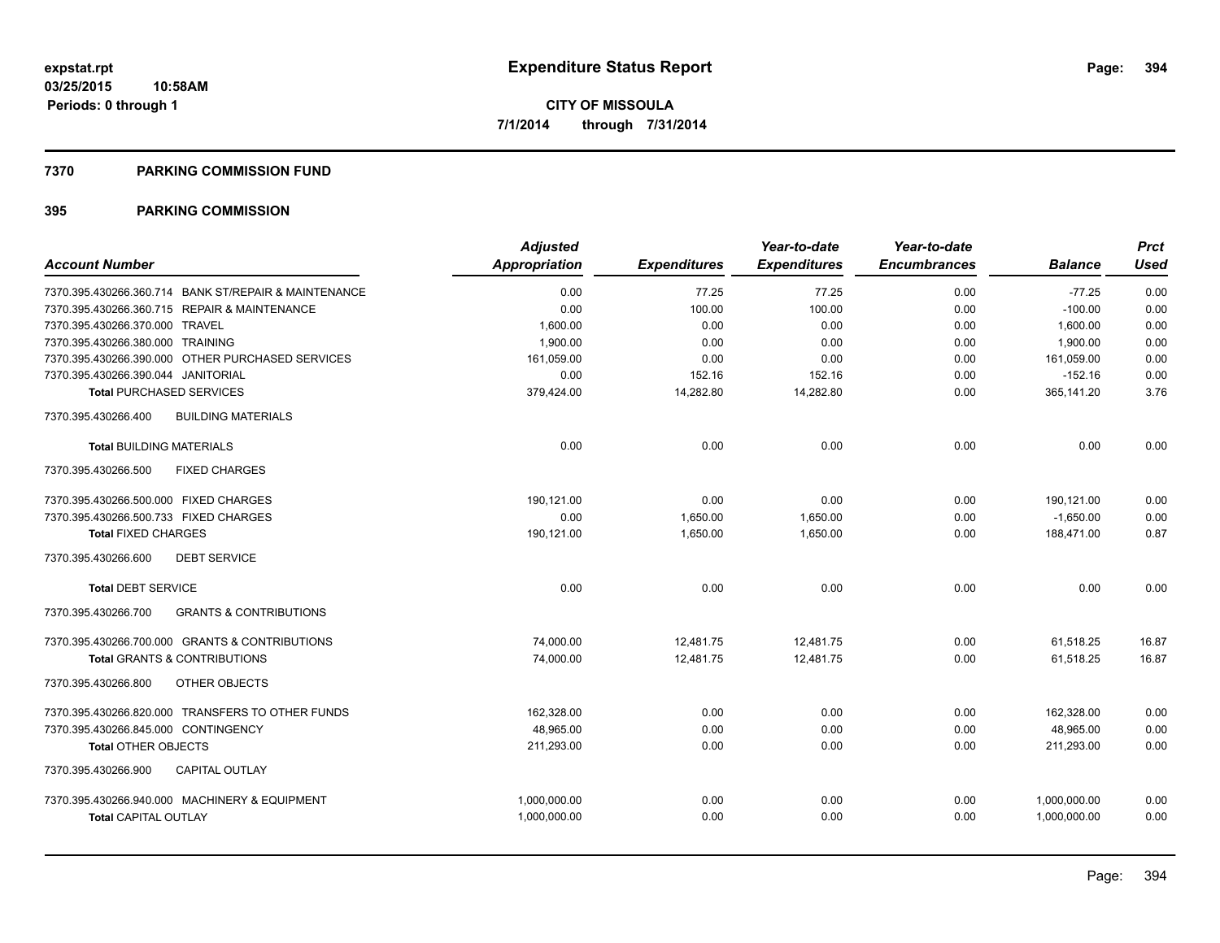**expstat.rpt**
**03/25/2015 10:58AM**
**Periods: 0 through 1**

# Expenditure Status Report

**CITY OF MISSOULA**
**7/1/2014 through 7/31/2014**

## 7370 PARKING COMMISSION FUND

## 395 PARKING COMMISSION

| Account Number | Adjusted Appropriation | Expenditures | Year-to-date Expenditures | Year-to-date Encumbrances | Balance | Prct Used |
|---|---|---|---|---|---|---|
| 7370.395.430266.360.714 BANK ST/REPAIR & MAINTENANCE | 0.00 | 77.25 | 77.25 | 0.00 | -77.25 | 0.00 |
| 7370.395.430266.360.715 REPAIR & MAINTENANCE | 0.00 | 100.00 | 100.00 | 0.00 | -100.00 | 0.00 |
| 7370.395.430266.370.000 TRAVEL | 1,600.00 | 0.00 | 0.00 | 0.00 | 1,600.00 | 0.00 |
| 7370.395.430266.380.000 TRAINING | 1,900.00 | 0.00 | 0.00 | 0.00 | 1,900.00 | 0.00 |
| 7370.395.430266.390.000 OTHER PURCHASED SERVICES | 161,059.00 | 0.00 | 0.00 | 0.00 | 161,059.00 | 0.00 |
| 7370.395.430266.390.044 JANITORIAL | 0.00 | 152.16 | 152.16 | 0.00 | -152.16 | 0.00 |
| **Total** PURCHASED SERVICES | 379,424.00 | 14,282.80 | 14,282.80 | 0.00 | 365,141.20 | 3.76 |
| 7370.395.430266.400 BUILDING MATERIALS | | | | | | |
| **Total** BUILDING MATERIALS | 0.00 | 0.00 | 0.00 | 0.00 | 0.00 | 0.00 |
| 7370.395.430266.500 FIXED CHARGES | | | | | | |
| 7370.395.430266.500.000 FIXED CHARGES | 190,121.00 | 0.00 | 0.00 | 0.00 | 190,121.00 | 0.00 |
| 7370.395.430266.500.733 FIXED CHARGES | 0.00 | 1,650.00 | 1,650.00 | 0.00 | -1,650.00 | 0.00 |
| **Total** FIXED CHARGES | 190,121.00 | 1,650.00 | 1,650.00 | 0.00 | 188,471.00 | 0.87 |
| 7370.395.430266.600 DEBT SERVICE | | | | | | |
| **Total** DEBT SERVICE | 0.00 | 0.00 | 0.00 | 0.00 | 0.00 | 0.00 |
| 7370.395.430266.700 GRANTS & CONTRIBUTIONS | | | | | | |
| 7370.395.430266.700.000 GRANTS & CONTRIBUTIONS | 74,000.00 | 12,481.75 | 12,481.75 | 0.00 | 61,518.25 | 16.87 |
| **Total** GRANTS & CONTRIBUTIONS | 74,000.00 | 12,481.75 | 12,481.75 | 0.00 | 61,518.25 | 16.87 |
| 7370.395.430266.800 OTHER OBJECTS | | | | | | |
| 7370.395.430266.820.000 TRANSFERS TO OTHER FUNDS | 162,328.00 | 0.00 | 0.00 | 0.00 | 162,328.00 | 0.00 |
| 7370.395.430266.845.000 CONTINGENCY | 48,965.00 | 0.00 | 0.00 | 0.00 | 48,965.00 | 0.00 |
| **Total** OTHER OBJECTS | 211,293.00 | 0.00 | 0.00 | 0.00 | 211,293.00 | 0.00 |
| 7370.395.430266.900 CAPITAL OUTLAY | | | | | | |
| 7370.395.430266.940.000 MACHINERY & EQUIPMENT | 1,000,000.00 | 0.00 | 0.00 | 0.00 | 1,000,000.00 | 0.00 |
| **Total** CAPITAL OUTLAY | 1,000,000.00 | 0.00 | 0.00 | 0.00 | 1,000,000.00 | 0.00 |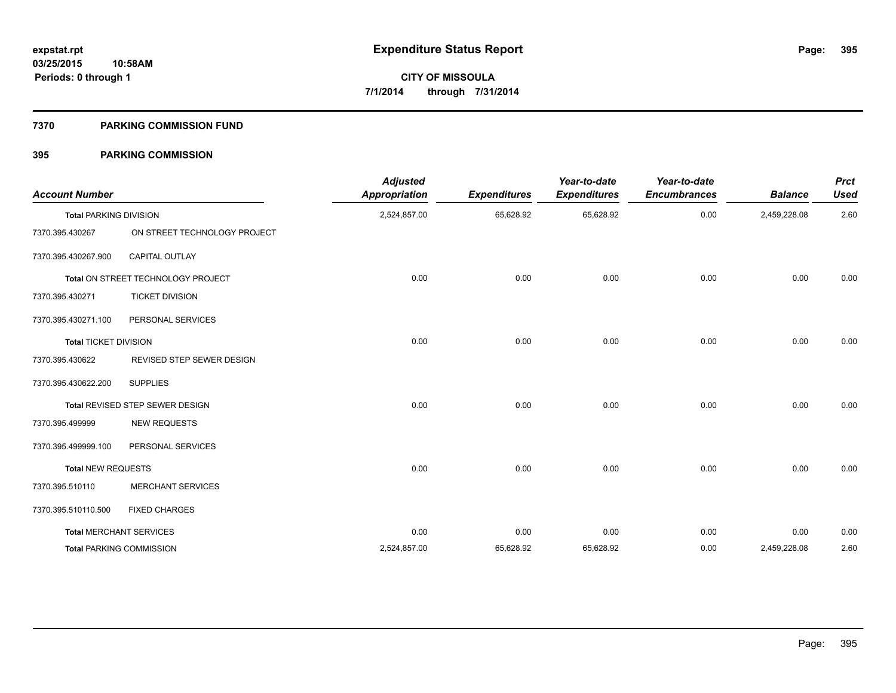**expstat.rpt**
**03/25/2015 10:58AM**
**Periods: 0 through 1**

# Expenditure Status Report

**CITY OF MISSOULA**
**7/1/2014 through 7/31/2014**

## 7370 PARKING COMMISSION FUND

## 395 PARKING COMMISSION

| Account Number | | Adjusted Appropriation | Expenditures | Year-to-date Expenditures | Year-to-date Encumbrances | Balance | Prct Used |
|---|---|---|---|---|---|---|---|
| **Total** PARKING DIVISION | | 2,524,857.00 | 65,628.92 | 65,628.92 | 0.00 | 2,459,228.08 | 2.60 |
| 7370.395.430267 | ON STREET TECHNOLOGY PROJECT | | | | | | |
| 7370.395.430267.900 | CAPITAL OUTLAY | | | | | | |
| **Total** ON STREET TECHNOLOGY PROJECT | | 0.00 | 0.00 | 0.00 | 0.00 | 0.00 | 0.00 |
| 7370.395.430271 | TICKET DIVISION | | | | | | |
| 7370.395.430271.100 | PERSONAL SERVICES | | | | | | |
| **Total** TICKET DIVISION | | 0.00 | 0.00 | 0.00 | 0.00 | 0.00 | 0.00 |
| 7370.395.430622 | REVISED STEP SEWER DESIGN | | | | | | |
| 7370.395.430622.200 | SUPPLIES | | | | | | |
| **Total** REVISED STEP SEWER DESIGN | | 0.00 | 0.00 | 0.00 | 0.00 | 0.00 | 0.00 |
| 7370.395.499999 | NEW REQUESTS | | | | | | |
| 7370.395.499999.100 | PERSONAL SERVICES | | | | | | |
| **Total** NEW REQUESTS | | 0.00 | 0.00 | 0.00 | 0.00 | 0.00 | 0.00 |
| 7370.395.510110 | MERCHANT SERVICES | | | | | | |
| 7370.395.510110.500 | FIXED CHARGES | | | | | | |
| **Total** MERCHANT SERVICES | | 0.00 | 0.00 | 0.00 | 0.00 | 0.00 | 0.00 |
| **Total** PARKING COMMISSION | | 2,524,857.00 | 65,628.92 | 65,628.92 | 0.00 | 2,459,228.08 | 2.60 |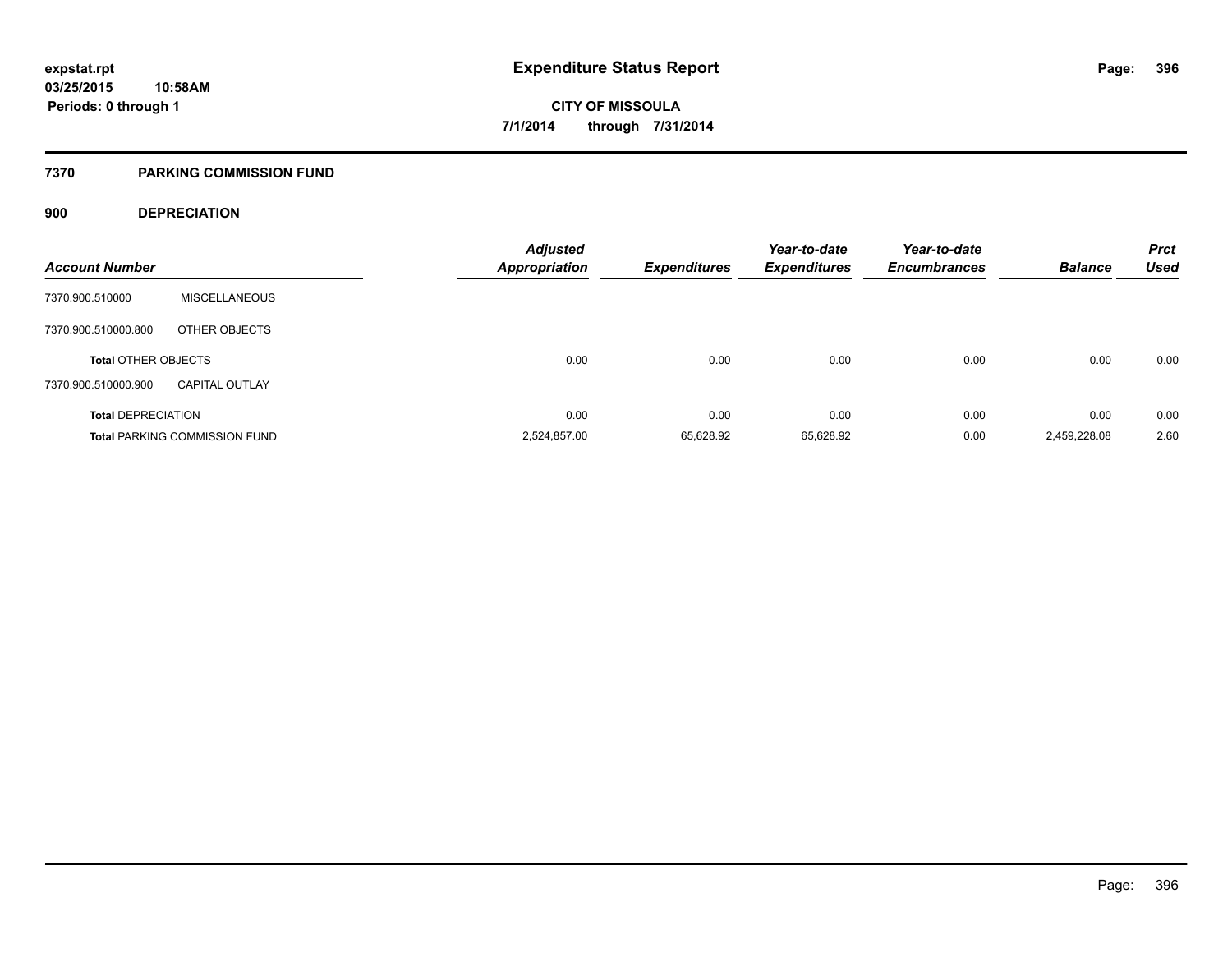**expstat.rpt**
**03/25/2015 10:58AM**
**Periods: 0 through 1**

# Expenditure Status Report

**CITY OF MISSOULA**
**7/1/2014 through 7/31/2014**

## 7370 PARKING COMMISSION FUND

### 900 DEPRECIATION

| Account Number | | Adjusted Appropriation | Expenditures | Year-to-date Expenditures | Year-to-date Encumbrances | Balance | Prct Used |
|---|---|---|---|---|---|---|---|
| 7370.900.510000 | MISCELLANEOUS | | | | | | |
| 7370.900.510000.800 | OTHER OBJECTS | | | | | | |
| **Total** OTHER OBJECTS | | 0.00 | 0.00 | 0.00 | 0.00 | 0.00 | 0.00 |
| 7370.900.510000.900 | CAPITAL OUTLAY | | | | | | |
| **Total** DEPRECIATION | | 0.00 | 0.00 | 0.00 | 0.00 | 0.00 | 0.00 |
| **Total** PARKING COMMISSION FUND | | 2,524,857.00 | 65,628.92 | 65,628.92 | 0.00 | 2,459,228.08 | 2.60 |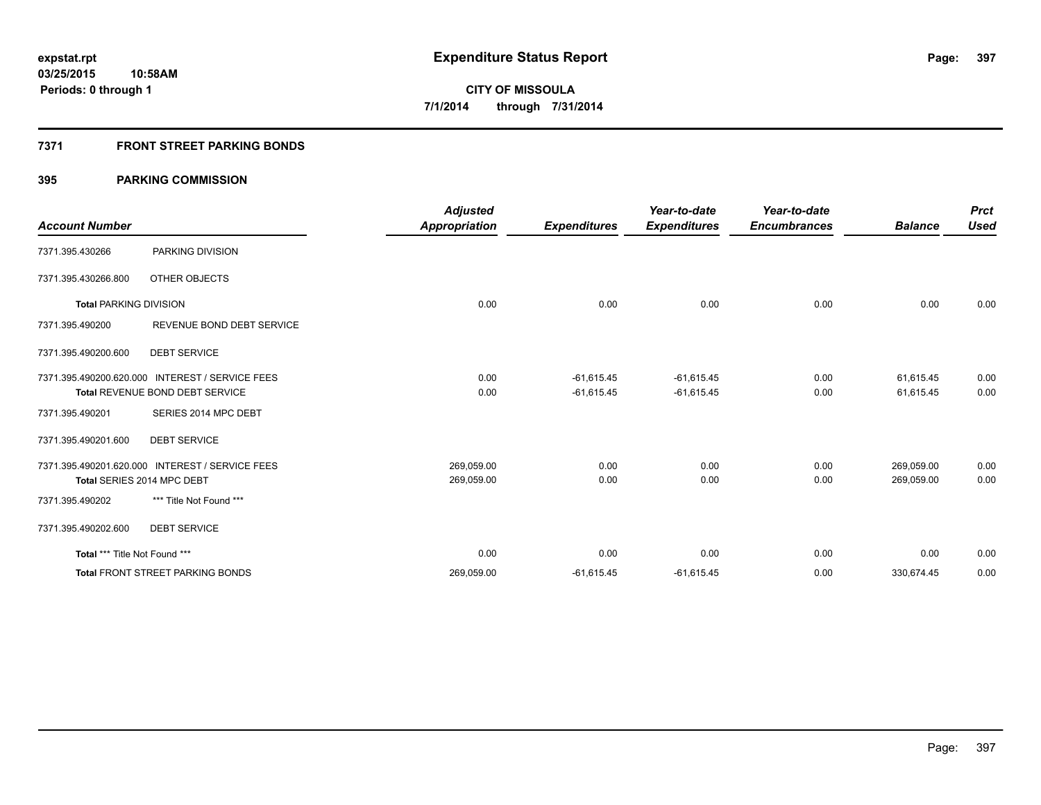expstat.rpt
03/25/2015 10:58AM
Periods: 0 through 1

# Expenditure Status Report

**CITY OF MISSOULA**
**7/1/2014 through 7/31/2014**

## 7371 FRONT STREET PARKING BONDS

### 395 PARKING COMMISSION

| Account Number | | Adjusted Appropriation | Expenditures | Year-to-date Expenditures | Year-to-date Encumbrances | Balance | Prct Used |
|---|---|---|---|---|---|---|---|
| 7371.395.430266 | PARKING DIVISION | | | | | | |
| 7371.395.430266.800 | OTHER OBJECTS | | | | | | |
| **Total** PARKING DIVISION | | 0.00 | 0.00 | 0.00 | 0.00 | 0.00 | 0.00 |
| 7371.395.490200 | REVENUE BOND DEBT SERVICE | | | | | | |
| 7371.395.490200.600 | DEBT SERVICE | | | | | | |
| 7371.395.490200.620.000 | INTEREST / SERVICE FEES | 0.00 | -61,615.45 | -61,615.45 | 0.00 | 61,615.45 | 0.00 |
| Total REVENUE BOND DEBT SERVICE | | 0.00 | -61,615.45 | -61,615.45 | 0.00 | 61,615.45 | 0.00 |
| 7371.395.490201 | SERIES 2014 MPC DEBT | | | | | | |
| 7371.395.490201.600 | DEBT SERVICE | | | | | | |
| 7371.395.490201.620.000 | INTEREST / SERVICE FEES | 269,059.00 | 0.00 | 0.00 | 0.00 | 269,059.00 | 0.00 |
| Total SERIES 2014 MPC DEBT | | 269,059.00 | 0.00 | 0.00 | 0.00 | 269,059.00 | 0.00 |
| 7371.395.490202 | *** Title Not Found *** | | | | | | |
| 7371.395.490202.600 | DEBT SERVICE | | | | | | |
| **Total** *** Title Not Found *** | | 0.00 | 0.00 | 0.00 | 0.00 | 0.00 | 0.00 |
| **Total** FRONT STREET PARKING BONDS | | 269,059.00 | -61,615.45 | -61,615.45 | 0.00 | 330,674.45 | 0.00 |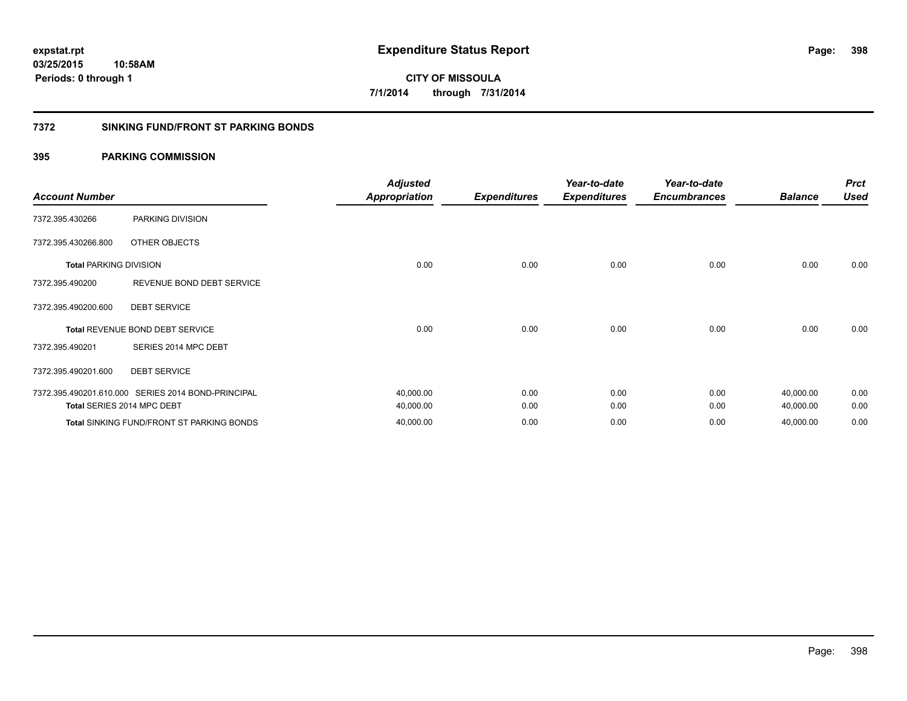expstat.rpt
03/25/2015 10:58AM
Periods: 0 through 1

# Expenditure Status Report

CITY OF MISSOULA
7/1/2014 through 7/31/2014

## 7372 SINKING FUND/FRONT ST PARKING BONDS

### 395 PARKING COMMISSION

| Account Number | | Adjusted Appropriation | Expenditures | Year-to-date Expenditures | Year-to-date Encumbrances | Balance | Prct Used |
|---|---|---|---|---|---|---|---|
| 7372.395.430266 | PARKING DIVISION | | | | | | |
| 7372.395.430266.800 | OTHER OBJECTS | | | | | | |
| **Total** PARKING DIVISION | | 0.00 | 0.00 | 0.00 | 0.00 | 0.00 | 0.00 |
| 7372.395.490200 | REVENUE BOND DEBT SERVICE | | | | | | |
| 7372.395.490200.600 | DEBT SERVICE | | | | | | |
| **Total** REVENUE BOND DEBT SERVICE | | 0.00 | 0.00 | 0.00 | 0.00 | 0.00 | 0.00 |
| 7372.395.490201 | SERIES 2014 MPC DEBT | | | | | | |
| 7372.395.490201.600 | DEBT SERVICE | | | | | | |
| 7372.395.490201.610.000 | SERIES 2014 BOND-PRINCIPAL | 40,000.00 | 0.00 | 0.00 | 0.00 | 40,000.00 | 0.00 |
| **Total** SERIES 2014 MPC DEBT | | 40,000.00 | 0.00 | 0.00 | 0.00 | 40,000.00 | 0.00 |
| **Total** SINKING FUND/FRONT ST PARKING BONDS | | 40,000.00 | 0.00 | 0.00 | 0.00 | 40,000.00 | 0.00 |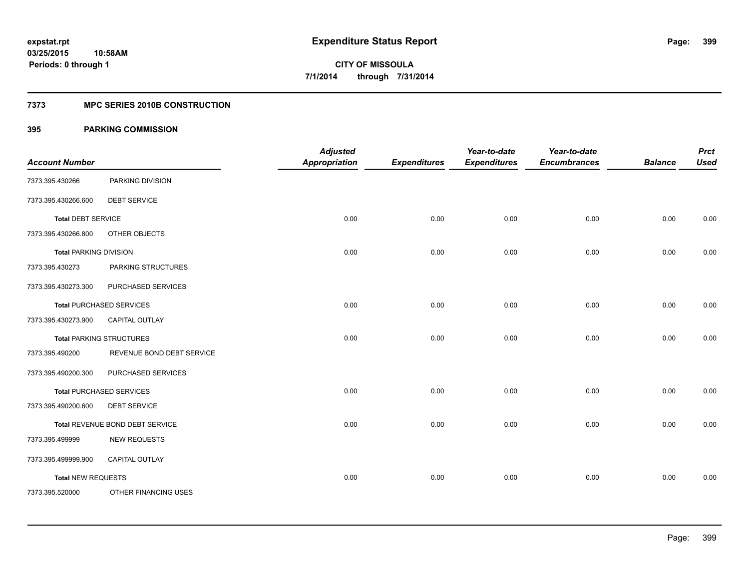expstat.rpt
03/25/2015 10:58AM
Periods: 0 through 1

# Expenditure Status Report

**CITY OF MISSOULA**
**7/1/2014 through 7/31/2014**

## 7373 MPC SERIES 2010B CONSTRUCTION

## 395 PARKING COMMISSION

| Account Number | | Adjusted Appropriation | Expenditures | Year-to-date Expenditures | Year-to-date Encumbrances | Balance | Prct Used |
|---|---|---|---|---|---|---|---|
| 7373.395.430266 | PARKING DIVISION | | | | | | |
| 7373.395.430266.600 | DEBT SERVICE | | | | | | |
| **Total** DEBT SERVICE | | 0.00 | 0.00 | 0.00 | 0.00 | 0.00 | 0.00 |
| 7373.395.430266.800 | OTHER OBJECTS | | | | | | |
| **Total** PARKING DIVISION | | 0.00 | 0.00 | 0.00 | 0.00 | 0.00 | 0.00 |
| 7373.395.430273 | PARKING STRUCTURES | | | | | | |
| 7373.395.430273.300 | PURCHASED SERVICES | | | | | | |
| **Total** PURCHASED SERVICES | | 0.00 | 0.00 | 0.00 | 0.00 | 0.00 | 0.00 |
| 7373.395.430273.900 | CAPITAL OUTLAY | | | | | | |
| **Total** PARKING STRUCTURES | | 0.00 | 0.00 | 0.00 | 0.00 | 0.00 | 0.00 |
| 7373.395.490200 | REVENUE BOND DEBT SERVICE | | | | | | |
| 7373.395.490200.300 | PURCHASED SERVICES | | | | | | |
| **Total** PURCHASED SERVICES | | 0.00 | 0.00 | 0.00 | 0.00 | 0.00 | 0.00 |
| 7373.395.490200.600 | DEBT SERVICE | | | | | | |
| **Total** REVENUE BOND DEBT SERVICE | | 0.00 | 0.00 | 0.00 | 0.00 | 0.00 | 0.00 |
| 7373.395.499999 | NEW REQUESTS | | | | | | |
| 7373.395.499999.900 | CAPITAL OUTLAY | | | | | | |
| **Total** NEW REQUESTS | | 0.00 | 0.00 | 0.00 | 0.00 | 0.00 | 0.00 |
| 7373.395.520000 | OTHER FINANCING USES | | | | | | |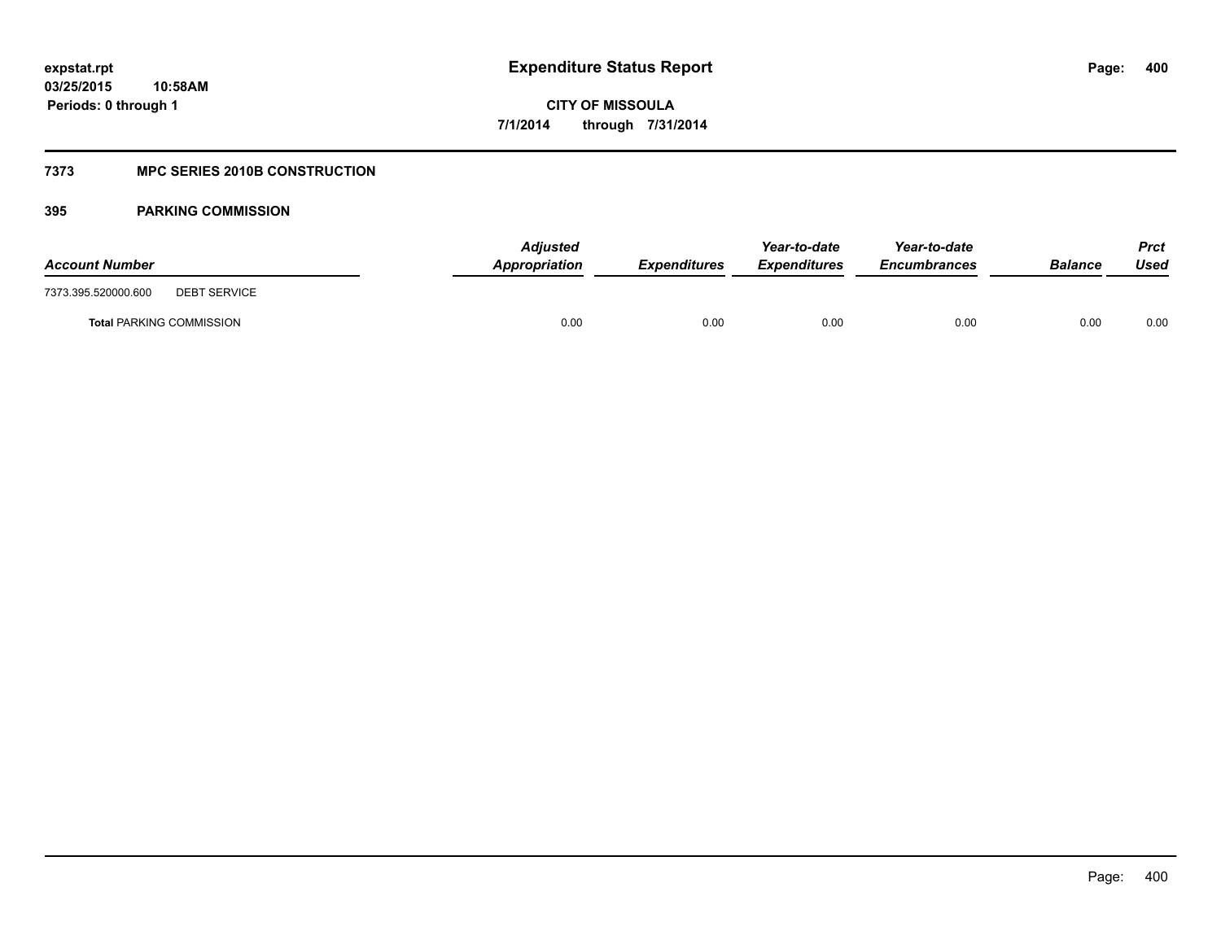# Expenditure Status Report

expstat.rpt
03/25/2015 10:58AM
Periods: 0 through 1

CITY OF MISSOULA
7/1/2014 through 7/31/2014

## 7373 MPC SERIES 2010B CONSTRUCTION

### 395 PARKING COMMISSION

| Account Number | | Adjusted Appropriation | Expenditures | Year-to-date Expenditures | Year-to-date Encumbrances | Balance | Prct Used |
|---|---|---|---|---|---|---|---|
| 7373.395.520000.600 | DEBT SERVICE | | | | | | |
| **Total** PARKING COMMISSION | | 0.00 | 0.00 | 0.00 | 0.00 | 0.00 | 0.00 |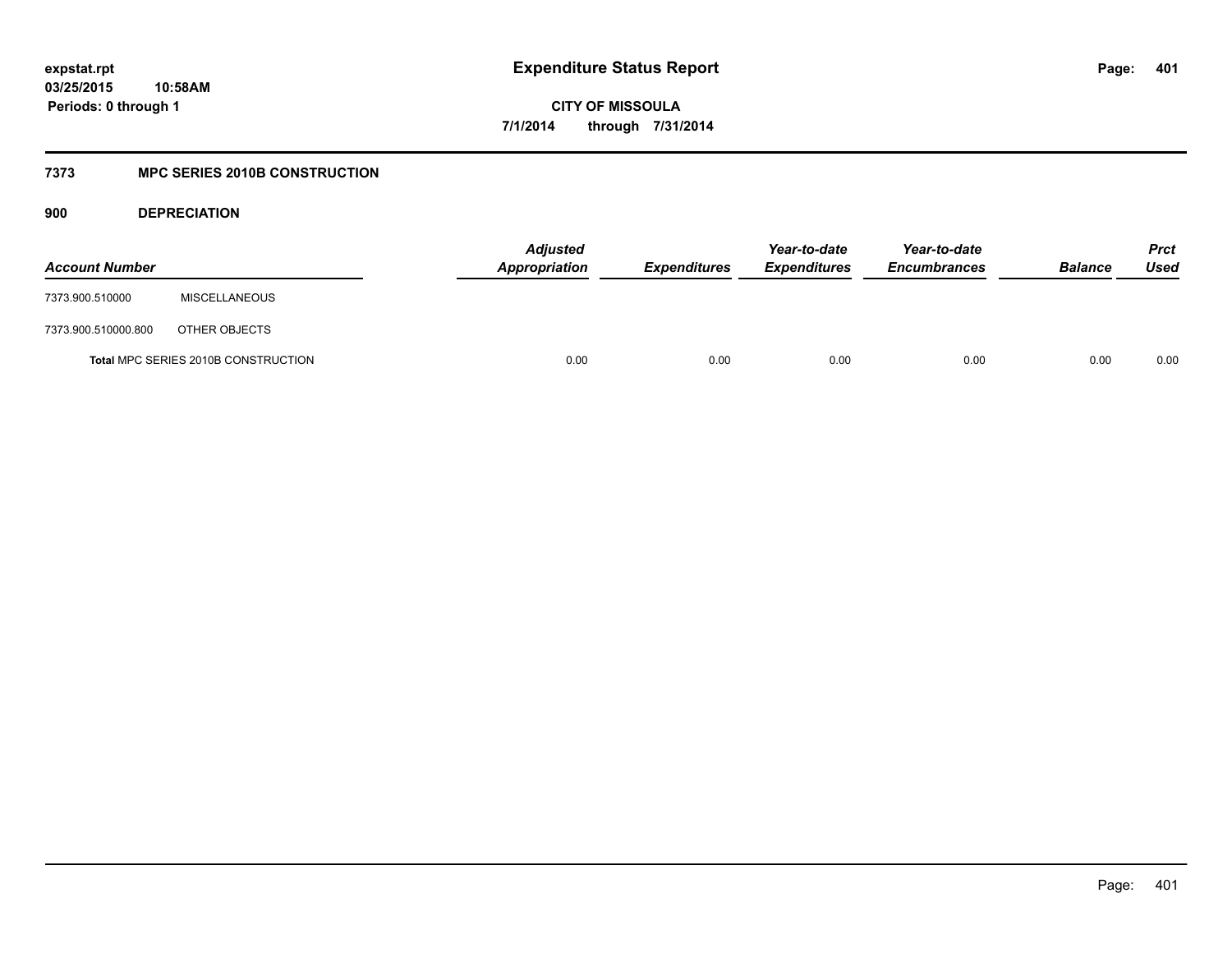expstat.rpt
03/25/2015 10:58AM
Periods: 0 through 1

# Expenditure Status Report

CITY OF MISSOULA
7/1/2014 through 7/31/2014

## 7373 MPC SERIES 2010B CONSTRUCTION

### 900 DEPRECIATION

| Account Number | | Adjusted Appropriation | Expenditures | Year-to-date Expenditures | Year-to-date Encumbrances | Balance | Prct Used |
|---|---|---|---|---|---|---|---|
| 7373.900.510000 | MISCELLANEOUS | | | | | | |
| 7373.900.510000.800 | OTHER OBJECTS | | | | | | |
| **Total** MPC SERIES 2010B CONSTRUCTION | | 0.00 | 0.00 | 0.00 | 0.00 | 0.00 | 0.00 |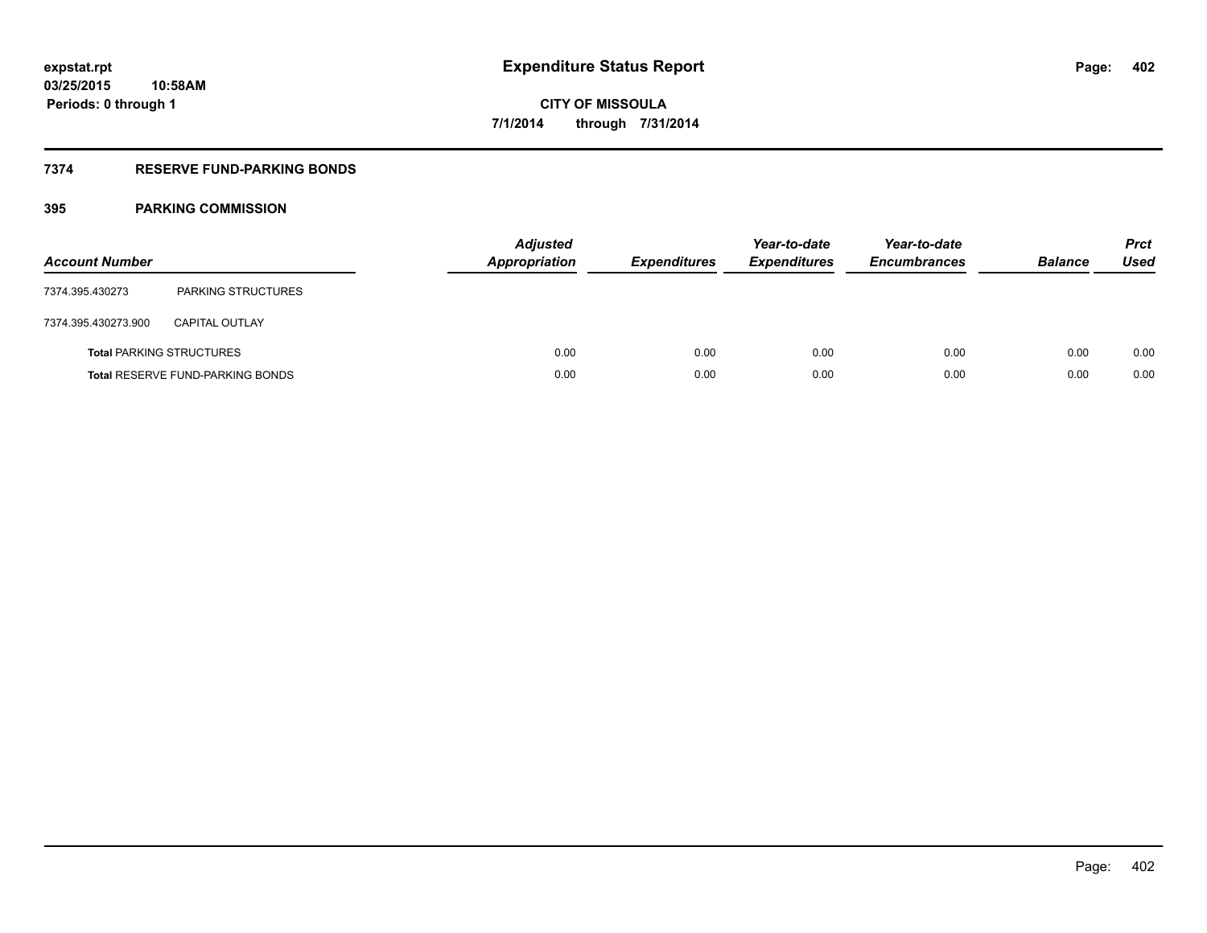**expstat.rpt**
**03/25/2015 10:58AM**
**Periods: 0 through 1**

# Expenditure Status Report

**CITY OF MISSOULA**
**7/1/2014 through 7/31/2014**

## 7374 RESERVE FUND-PARKING BONDS

## 395 PARKING COMMISSION

| Account Number | | Adjusted Appropriation | Expenditures | Year-to-date Expenditures | Year-to-date Encumbrances | Balance | Prct Used |
|---|---|---|---|---|---|---|---|
| 7374.395.430273 | PARKING STRUCTURES | | | | | | |
| 7374.395.430273.900 | CAPITAL OUTLAY | | | | | | |
| **Total** PARKING STRUCTURES | | 0.00 | 0.00 | 0.00 | 0.00 | 0.00 | 0.00 |
| **Total** RESERVE FUND-PARKING BONDS | | 0.00 | 0.00 | 0.00 | 0.00 | 0.00 | 0.00 |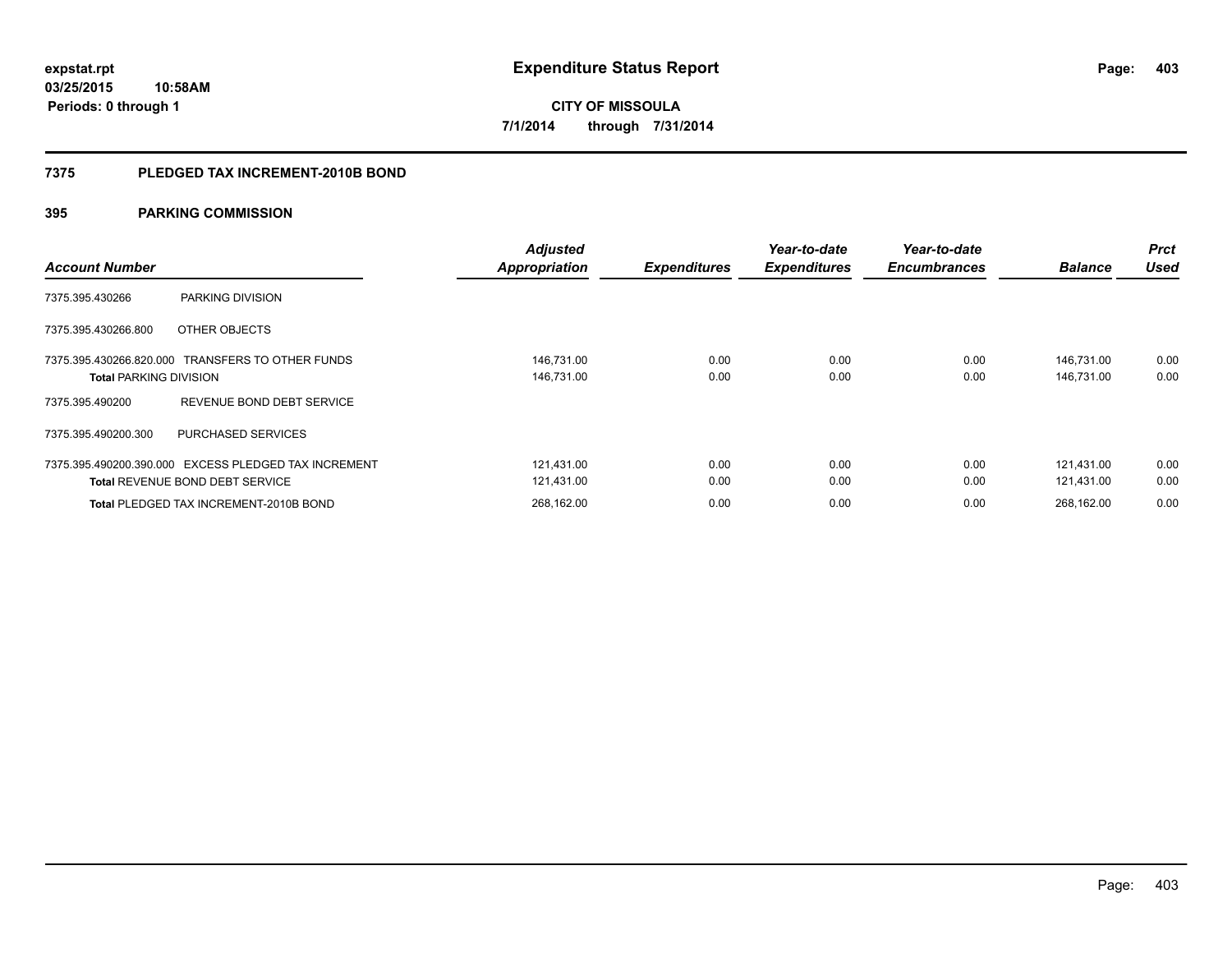expstat.rpt
03/25/2015 10:58AM
Periods: 0 through 1

# Expenditure Status Report

CITY OF MISSOULA
7/1/2014 through 7/31/2014

## 7375 PLEDGED TAX INCREMENT-2010B BOND

### 395 PARKING COMMISSION

| Account Number | | Adjusted Appropriation | Expenditures | Year-to-date Expenditures | Year-to-date Encumbrances | Balance | Prct Used |
|---|---|---|---|---|---|---|---|
| 7375.395.430266 | PARKING DIVISION | | | | | | |
| 7375.395.430266.800 | OTHER OBJECTS | | | | | | |
| 7375.395.430266.820.000 | TRANSFERS TO OTHER FUNDS | 146,731.00 | 0.00 | 0.00 | 0.00 | 146,731.00 | 0.00 |
| **Total** PARKING DIVISION | | 146,731.00 | 0.00 | 0.00 | 0.00 | 146,731.00 | 0.00 |
| 7375.395.490200 | REVENUE BOND DEBT SERVICE | | | | | | |
| 7375.395.490200.300 | PURCHASED SERVICES | | | | | | |
| 7375.395.490200.390.000 | EXCESS PLEDGED TAX INCREMENT | 121,431.00 | 0.00 | 0.00 | 0.00 | 121,431.00 | 0.00 |
| **Total** REVENUE BOND DEBT SERVICE | | 121,431.00 | 0.00 | 0.00 | 0.00 | 121,431.00 | 0.00 |
| **Total** PLEDGED TAX INCREMENT-2010B BOND | | 268,162.00 | 0.00 | 0.00 | 0.00 | 268,162.00 | 0.00 |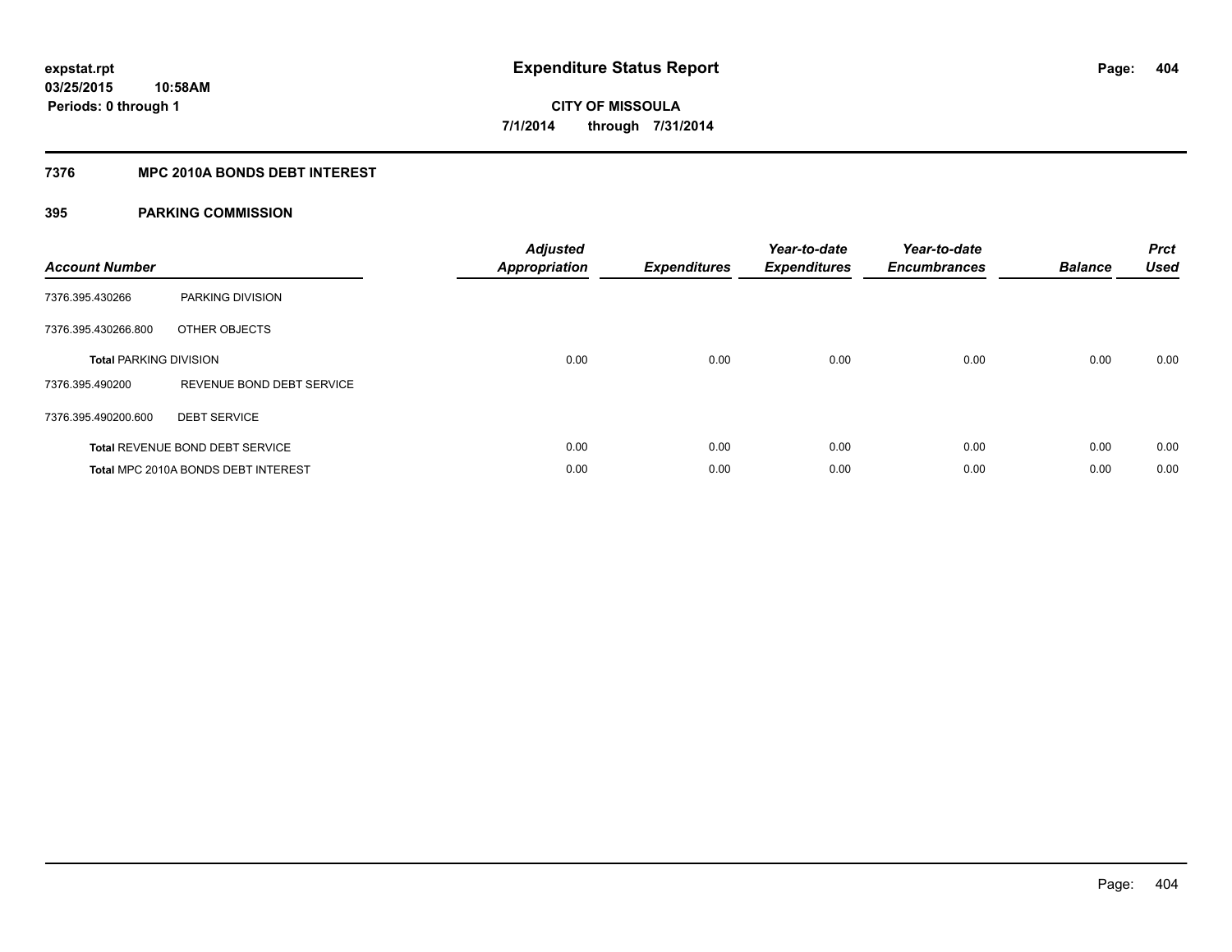**expstat.rpt**
**03/25/2015 10:58AM**
**Periods: 0 through 1**

# Expenditure Status Report

**CITY OF MISSOULA**
**7/1/2014 through 7/31/2014**

## 7376 MPC 2010A BONDS DEBT INTEREST

### 395 PARKING COMMISSION

| Account Number | | Adjusted Appropriation | Expenditures | Year-to-date Expenditures | Year-to-date Encumbrances | Balance | Prct Used |
|---|---|---|---|---|---|---|---|
| 7376.395.430266 | PARKING DIVISION | | | | | | |
| 7376.395.430266.800 | OTHER OBJECTS | | | | | | |
| **Total** PARKING DIVISION | | 0.00 | 0.00 | 0.00 | 0.00 | 0.00 | 0.00 |
| 7376.395.490200 | REVENUE BOND DEBT SERVICE | | | | | | |
| 7376.395.490200.600 | DEBT SERVICE | | | | | | |
| **Total** REVENUE BOND DEBT SERVICE | | 0.00 | 0.00 | 0.00 | 0.00 | 0.00 | 0.00 |
| **Total** MPC 2010A BONDS DEBT INTEREST | | 0.00 | 0.00 | 0.00 | 0.00 | 0.00 | 0.00 |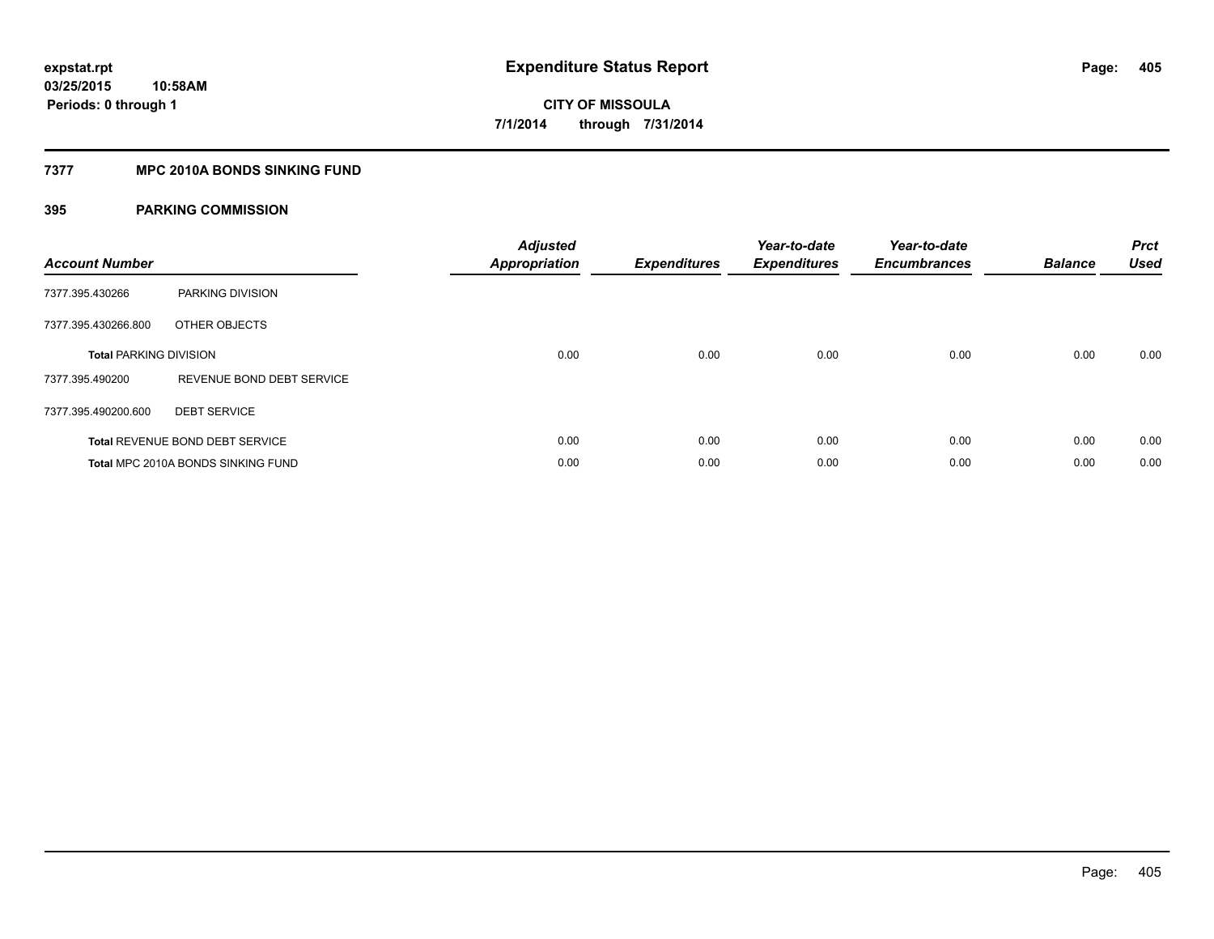**expstat.rpt**
**03/25/2015 10:58AM**
**Periods: 0 through 1**

# Expenditure Status Report

**CITY OF MISSOULA**
**7/1/2014 through 7/31/2014**

## 7377 MPC 2010A BONDS SINKING FUND

### 395 PARKING COMMISSION

| Account Number | | Adjusted Appropriation | Expenditures | Year-to-date Expenditures | Year-to-date Encumbrances | Balance | Prct Used |
|---|---|---|---|---|---|---|---|
| 7377.395.430266 | PARKING DIVISION | | | | | | |
| 7377.395.430266.800 | OTHER OBJECTS | | | | | | |
| **Total** PARKING DIVISION | | 0.00 | 0.00 | 0.00 | 0.00 | 0.00 | 0.00 |
| 7377.395.490200 | REVENUE BOND DEBT SERVICE | | | | | | |
| 7377.395.490200.600 | DEBT SERVICE | | | | | | |
| **Total** REVENUE BOND DEBT SERVICE | | 0.00 | 0.00 | 0.00 | 0.00 | 0.00 | 0.00 |
| **Total** MPC 2010A BONDS SINKING FUND | | 0.00 | 0.00 | 0.00 | 0.00 | 0.00 | 0.00 |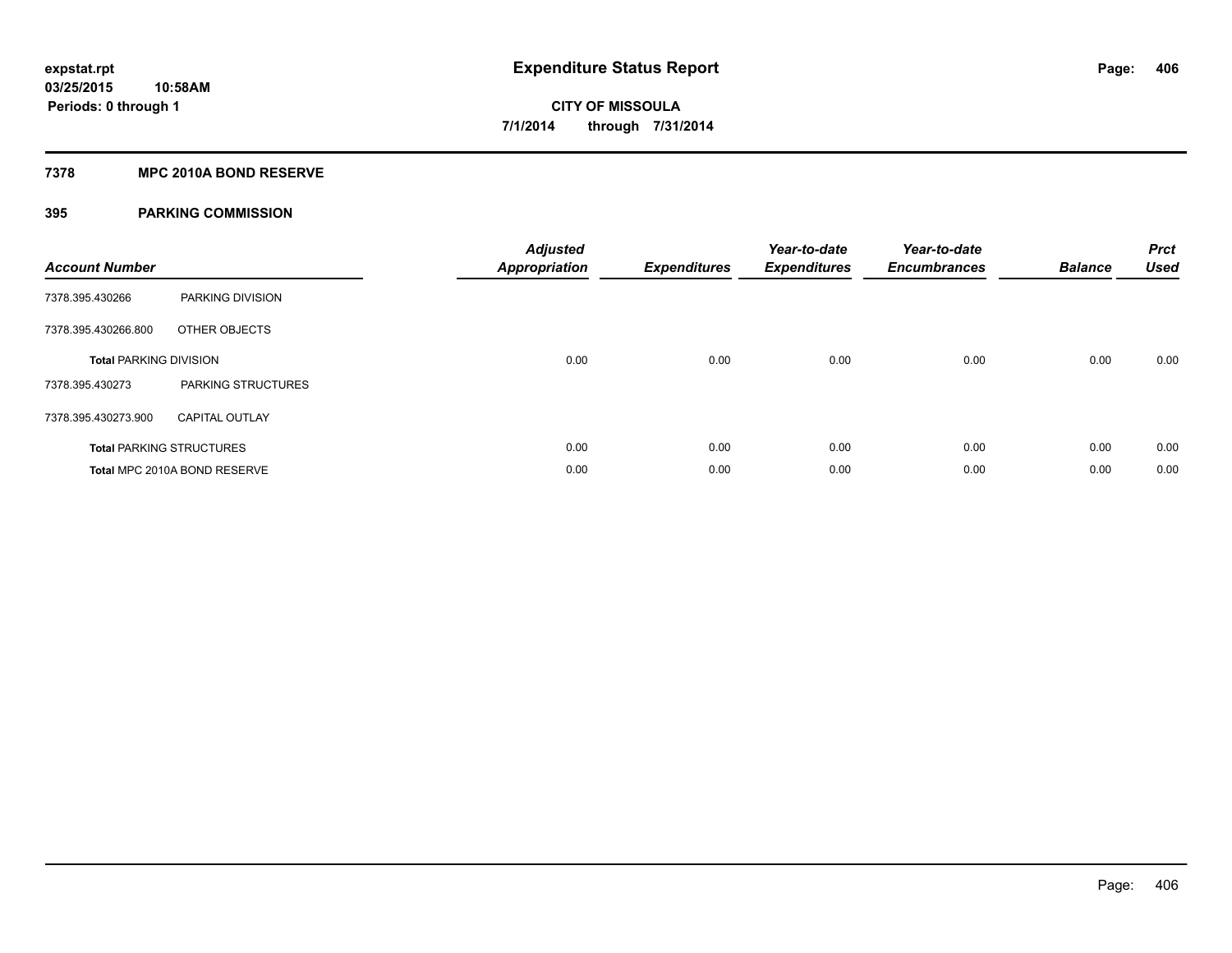**expstat.rpt**
**03/25/2015 10:58AM**
**Periods: 0 through 1**

# Expenditure Status Report

**CITY OF MISSOULA**
**7/1/2014 through 7/31/2014**

## 7378 MPC 2010A BOND RESERVE

### 395 PARKING COMMISSION

| Account Number | | Adjusted Appropriation | Expenditures | Year-to-date Expenditures | Year-to-date Encumbrances | Balance | Prct Used |
|---|---|---|---|---|---|---|---|
| 7378.395.430266 | PARKING DIVISION | | | | | | |
| 7378.395.430266.800 | OTHER OBJECTS | | | | | | |
| **Total** PARKING DIVISION | | 0.00 | 0.00 | 0.00 | 0.00 | 0.00 | 0.00 |
| 7378.395.430273 | PARKING STRUCTURES | | | | | | |
| 7378.395.430273.900 | CAPITAL OUTLAY | | | | | | |
| **Total** PARKING STRUCTURES | | 0.00 | 0.00 | 0.00 | 0.00 | 0.00 | 0.00 |
| **Total** MPC 2010A BOND RESERVE | | 0.00 | 0.00 | 0.00 | 0.00 | 0.00 | 0.00 |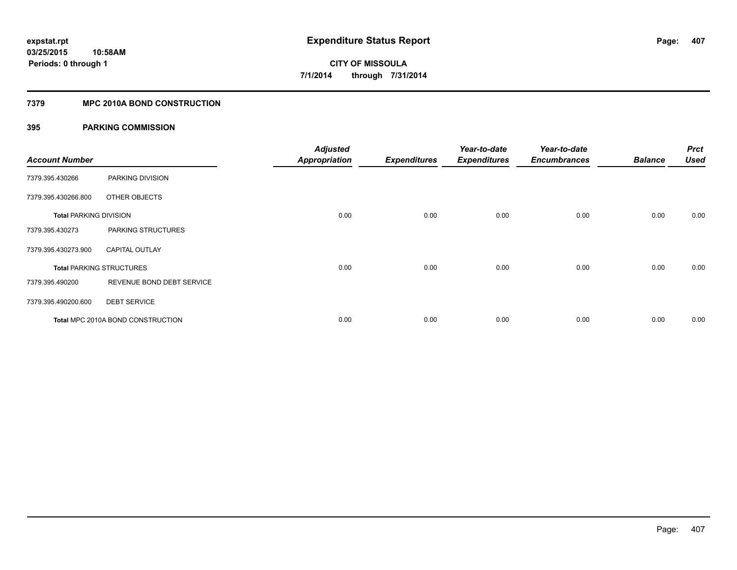**expstat.rpt**
**03/25/2015 10:58AM**
**Periods: 0 through 1**

# Expenditure Status Report

**CITY OF MISSOULA**
**7/1/2014 through 7/31/2014**

## 7379 MPC 2010A BOND CONSTRUCTION

### 395 PARKING COMMISSION

| Account Number | | Adjusted Appropriation | Expenditures | Year-to-date Expenditures | Year-to-date Encumbrances | Balance | Prct Used |
|---|---|---|---|---|---|---|---|
| 7379.395.430266 | PARKING DIVISION | | | | | | |
| 7379.395.430266.800 | OTHER OBJECTS | | | | | | |
| **Total** PARKING DIVISION | | 0.00 | 0.00 | 0.00 | 0.00 | 0.00 | 0.00 |
| 7379.395.430273 | PARKING STRUCTURES | | | | | | |
| 7379.395.430273.900 | CAPITAL OUTLAY | | | | | | |
| **Total** PARKING STRUCTURES | | 0.00 | 0.00 | 0.00 | 0.00 | 0.00 | 0.00 |
| 7379.395.490200 | REVENUE BOND DEBT SERVICE | | | | | | |
| 7379.395.490200.600 | DEBT SERVICE | | | | | | |
| **Total** MPC 2010A BOND CONSTRUCTION | | 0.00 | 0.00 | 0.00 | 0.00 | 0.00 | 0.00 |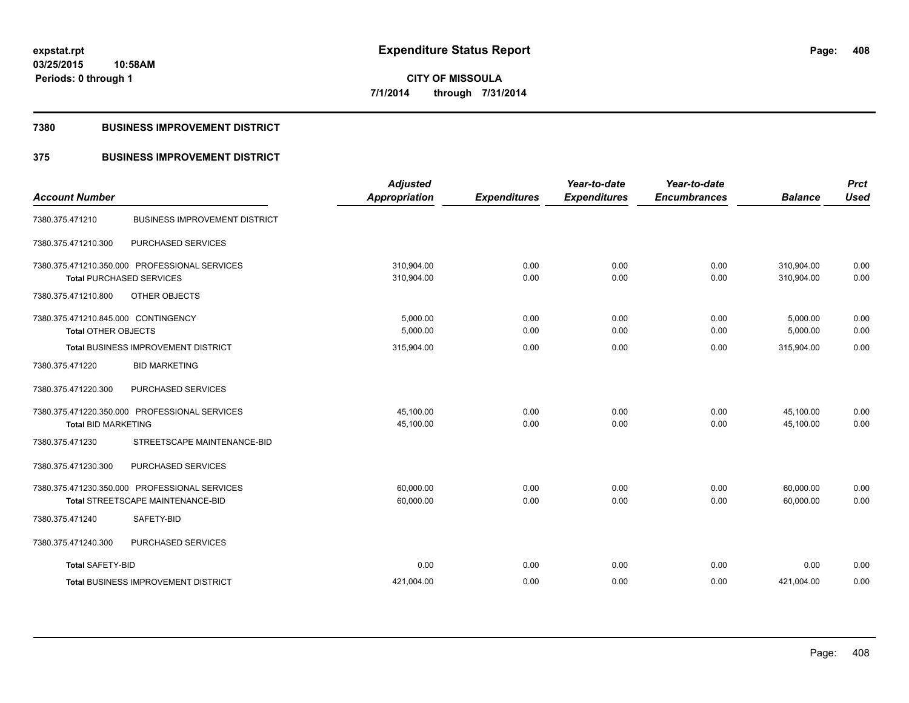**expstat.rpt**
**03/25/2015 10:58AM**
**Periods: 0 through 1**

# Expenditure Status Report

**CITY OF MISSOULA**
**7/1/2014 through 7/31/2014**

## 7380 BUSINESS IMPROVEMENT DISTRICT

## 375 BUSINESS IMPROVEMENT DISTRICT

| Account Number | | Adjusted Appropriation | Expenditures | Year-to-date Expenditures | Year-to-date Encumbrances | Balance | Prct Used |
|---|---|---|---|---|---|---|---|
| 7380.375.471210 | BUSINESS IMPROVEMENT DISTRICT | | | | | | |
| 7380.375.471210.300 | PURCHASED SERVICES | | | | | | |
| 7380.375.471210.350.000 | PROFESSIONAL SERVICES | 310,904.00 | 0.00 | 0.00 | 0.00 | 310,904.00 | 0.00 |
| **Total** PURCHASED SERVICES | | 310,904.00 | 0.00 | 0.00 | 0.00 | 310,904.00 | 0.00 |
| 7380.375.471210.800 | OTHER OBJECTS | | | | | | |
| 7380.375.471210.845.000 | CONTINGENCY | 5,000.00 | 0.00 | 0.00 | 0.00 | 5,000.00 | 0.00 |
| **Total** OTHER OBJECTS | | 5,000.00 | 0.00 | 0.00 | 0.00 | 5,000.00 | 0.00 |
| **Total** BUSINESS IMPROVEMENT DISTRICT | | 315,904.00 | 0.00 | 0.00 | 0.00 | 315,904.00 | 0.00 |
| 7380.375.471220 | BID MARKETING | | | | | | |
| 7380.375.471220.300 | PURCHASED SERVICES | | | | | | |
| 7380.375.471220.350.000 | PROFESSIONAL SERVICES | 45,100.00 | 0.00 | 0.00 | 0.00 | 45,100.00 | 0.00 |
| **Total** BID MARKETING | | 45,100.00 | 0.00 | 0.00 | 0.00 | 45,100.00 | 0.00 |
| 7380.375.471230 | STREETSCAPE MAINTENANCE-BID | | | | | | |
| 7380.375.471230.300 | PURCHASED SERVICES | | | | | | |
| 7380.375.471230.350.000 | PROFESSIONAL SERVICES | 60,000.00 | 0.00 | 0.00 | 0.00 | 60,000.00 | 0.00 |
| **Total** STREETSCAPE MAINTENANCE-BID | | 60,000.00 | 0.00 | 0.00 | 0.00 | 60,000.00 | 0.00 |
| 7380.375.471240 | SAFETY-BID | | | | | | |
| 7380.375.471240.300 | PURCHASED SERVICES | | | | | | |
| **Total** SAFETY-BID | | 0.00 | 0.00 | 0.00 | 0.00 | 0.00 | 0.00 |
| **Total** BUSINESS IMPROVEMENT DISTRICT | | 421,004.00 | 0.00 | 0.00 | 0.00 | 421,004.00 | 0.00 |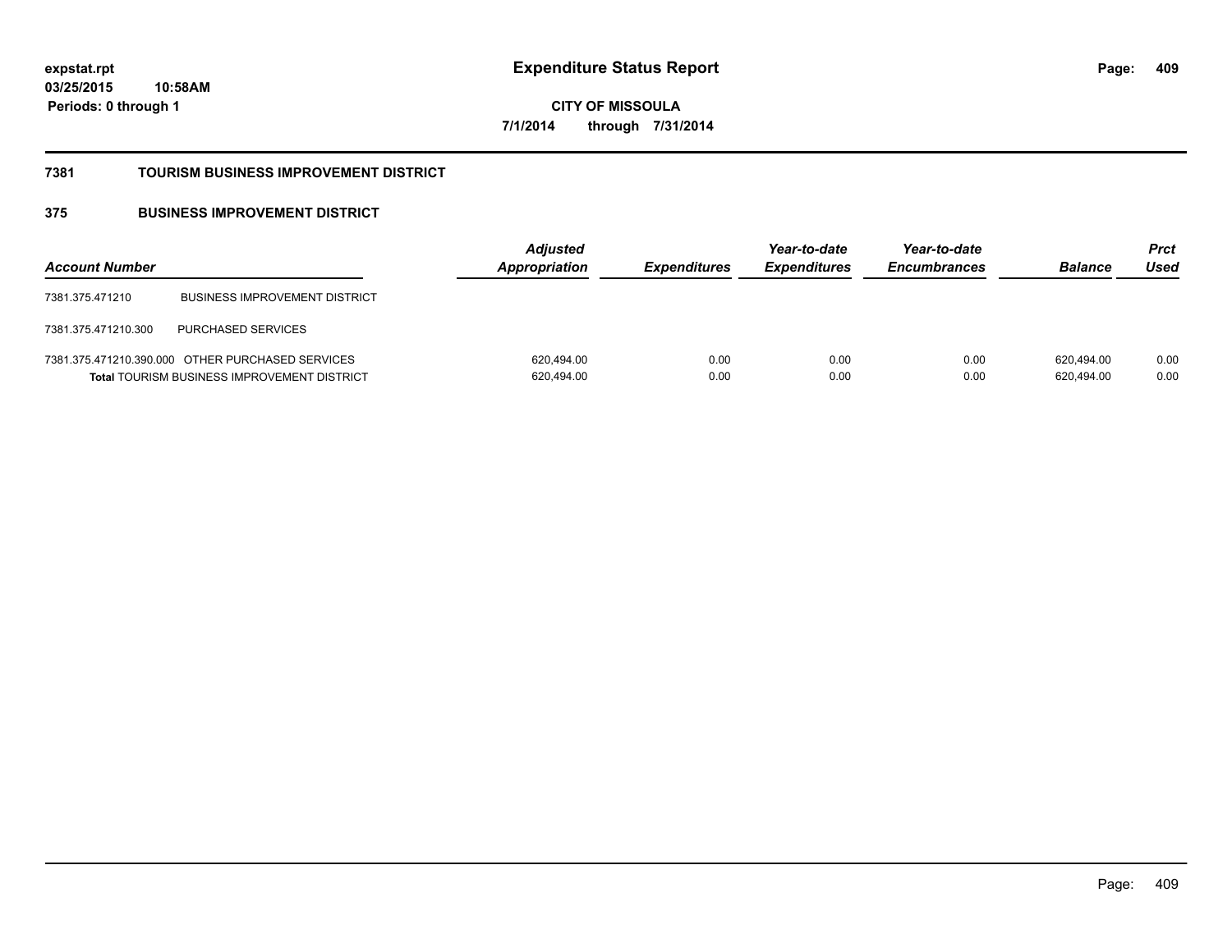expstat.rpt
03/25/2015 10:58AM
Periods: 0 through 1

# Expenditure Status Report

CITY OF MISSOULA
7/1/2014 through 7/31/2014

## 7381 TOURISM BUSINESS IMPROVEMENT DISTRICT

## 375 BUSINESS IMPROVEMENT DISTRICT

| Account Number | | Adjusted Appropriation | Expenditures | Year-to-date Expenditures | Year-to-date Encumbrances | Balance | Prct Used |
|---|---|---|---|---|---|---|---|
| 7381.375.471210 | BUSINESS IMPROVEMENT DISTRICT | | | | | | |
| 7381.375.471210.300 | PURCHASED SERVICES | | | | | | |
| 7381.375.471210.390.000 | OTHER PURCHASED SERVICES | 620,494.00 | 0.00 | 0.00 | 0.00 | 620,494.00 | 0.00 |
| **Total** TOURISM BUSINESS IMPROVEMENT DISTRICT | | 620,494.00 | 0.00 | 0.00 | 0.00 | 620,494.00 | 0.00 |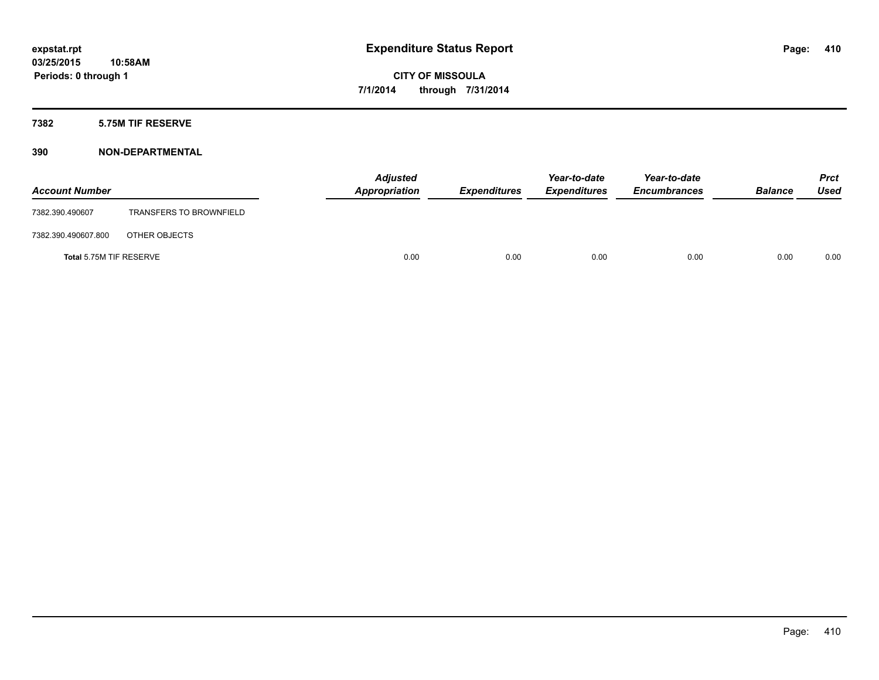**expstat.rpt**
**03/25/2015 10:58AM**
**Periods: 0 through 1**

# Expenditure Status Report

**CITY OF MISSOULA**
**7/1/2014 through 7/31/2014**

## 7382 5.75M TIF RESERVE

## 390 NON-DEPARTMENTAL

| Account Number | | Adjusted Appropriation | Expenditures | Year-to-date Expenditures | Year-to-date Encumbrances | Balance | Prct Used |
|---|---|---|---|---|---|---|---|
| 7382.390.490607 | TRANSFERS TO BROWNFIELD | | | | | | |
| 7382.390.490607.800 | OTHER OBJECTS | | | | | | |
| **Total** 5.75M TIF RESERVE | | 0.00 | 0.00 | 0.00 | 0.00 | 0.00 | 0.00 |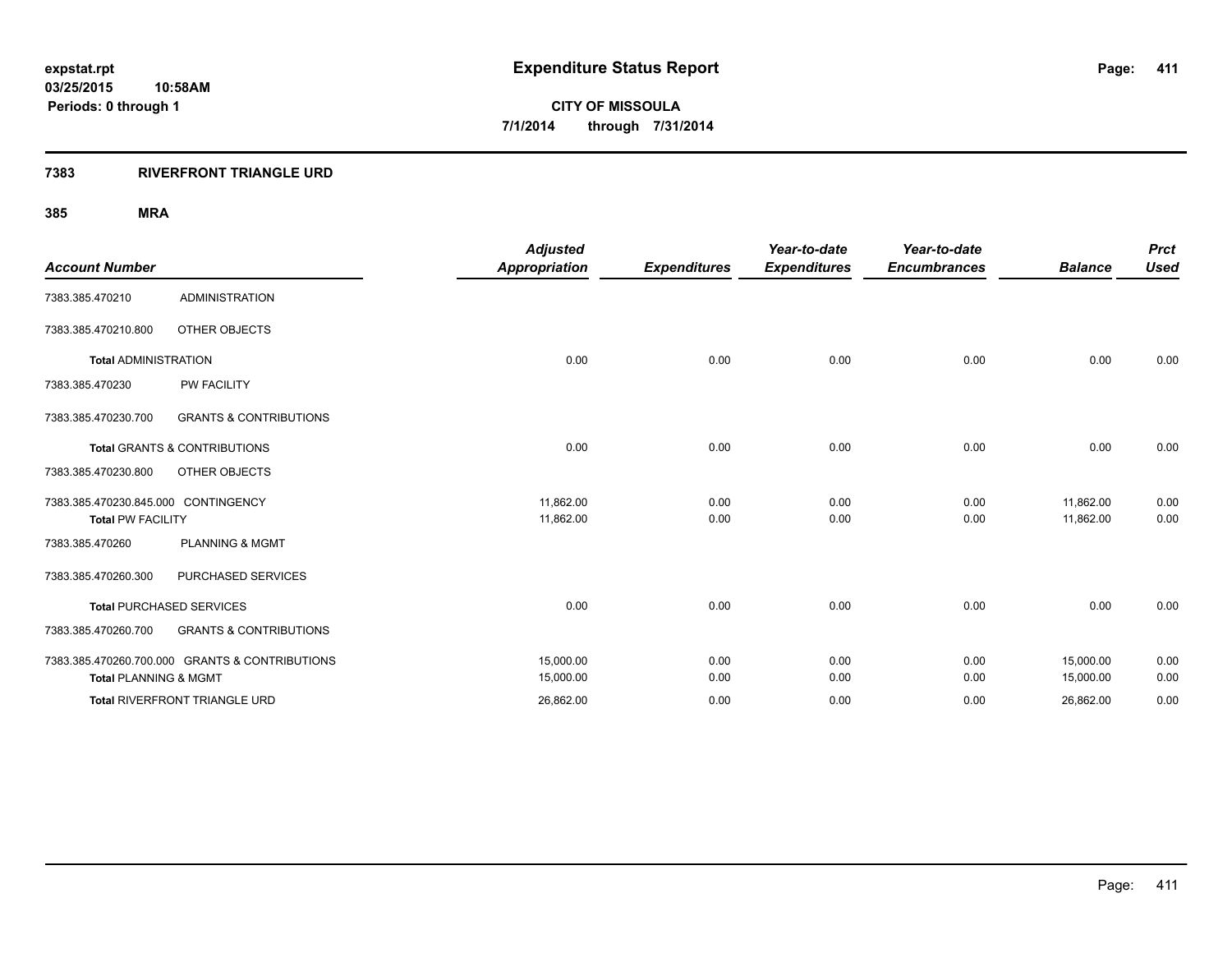**expstat.rpt**
**03/25/2015 10:58AM**
**Periods: 0 through 1**

# Expenditure Status Report

**CITY OF MISSOULA**
**7/1/2014 through 7/31/2014**

## 7383 RIVERFRONT TRIANGLE URD

### 385 MRA

| Account Number | | Adjusted Appropriation | Expenditures | Year-to-date Expenditures | Year-to-date Encumbrances | Balance | Prct Used |
|---|---|---|---|---|---|---|---|
| 7383.385.470210 | ADMINISTRATION | | | | | | |
| 7383.385.470210.800 | OTHER OBJECTS | | | | | | |
| **Total** ADMINISTRATION | | 0.00 | 0.00 | 0.00 | 0.00 | 0.00 | 0.00 |
| 7383.385.470230 | PW FACILITY | | | | | | |
| 7383.385.470230.700 | GRANTS & CONTRIBUTIONS | | | | | | |
| **Total** GRANTS & CONTRIBUTIONS | | 0.00 | 0.00 | 0.00 | 0.00 | 0.00 | 0.00 |
| 7383.385.470230.800 | OTHER OBJECTS | | | | | | |
| 7383.385.470230.845.000 | CONTINGENCY | 11,862.00 | 0.00 | 0.00 | 0.00 | 11,862.00 | 0.00 |
| **Total** PW FACILITY | | 11,862.00 | 0.00 | 0.00 | 0.00 | 11,862.00 | 0.00 |
| 7383.385.470260 | PLANNING & MGMT | | | | | | |
| 7383.385.470260.300 | PURCHASED SERVICES | | | | | | |
| **Total** PURCHASED SERVICES | | 0.00 | 0.00 | 0.00 | 0.00 | 0.00 | 0.00 |
| 7383.385.470260.700 | GRANTS & CONTRIBUTIONS | | | | | | |
| 7383.385.470260.700.000 | GRANTS & CONTRIBUTIONS | 15,000.00 | 0.00 | 0.00 | 0.00 | 15,000.00 | 0.00 |
| **Total** PLANNING & MGMT | | 15,000.00 | 0.00 | 0.00 | 0.00 | 15,000.00 | 0.00 |
| **Total** RIVERFRONT TRIANGLE URD | | 26,862.00 | 0.00 | 0.00 | 0.00 | 26,862.00 | 0.00 |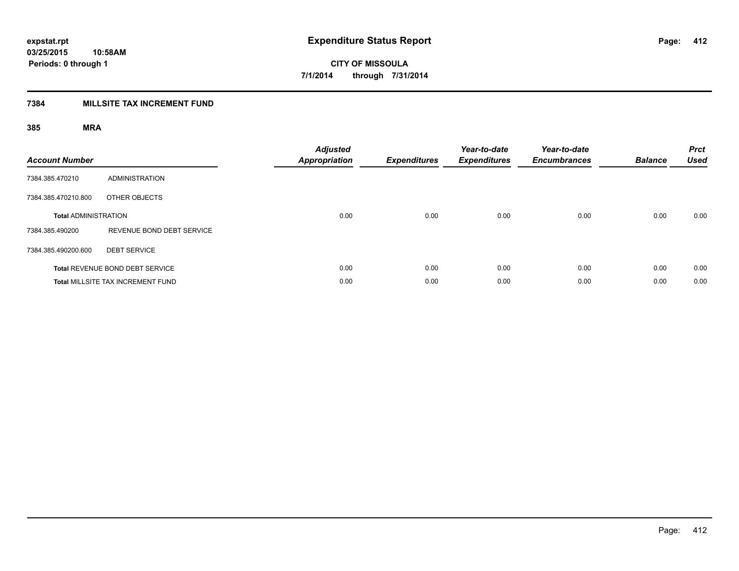**expstat.rpt**
**03/25/2015 10:58AM**
**Periods: 0 through 1**

# Expenditure Status Report

**CITY OF MISSOULA**
**7/1/2014 through 7/31/2014**

## 7384 MILLSITE TAX INCREMENT FUND

### 385 MRA

| Account Number | | Adjusted Appropriation | Expenditures | Year-to-date Expenditures | Year-to-date Encumbrances | Balance | Prct Used |
|---|---|---|---|---|---|---|---|
| 7384.385.470210 | ADMINISTRATION | | | | | | |
| 7384.385.470210.800 | OTHER OBJECTS | | | | | | |
| **Total** ADMINISTRATION | | 0.00 | 0.00 | 0.00 | 0.00 | 0.00 | 0.00 |
| 7384.385.490200 | REVENUE BOND DEBT SERVICE | | | | | | |
| 7384.385.490200.600 | DEBT SERVICE | | | | | | |
| **Total** REVENUE BOND DEBT SERVICE | | 0.00 | 0.00 | 0.00 | 0.00 | 0.00 | 0.00 |
| **Total** MILLSITE TAX INCREMENT FUND | | 0.00 | 0.00 | 0.00 | 0.00 | 0.00 | 0.00 |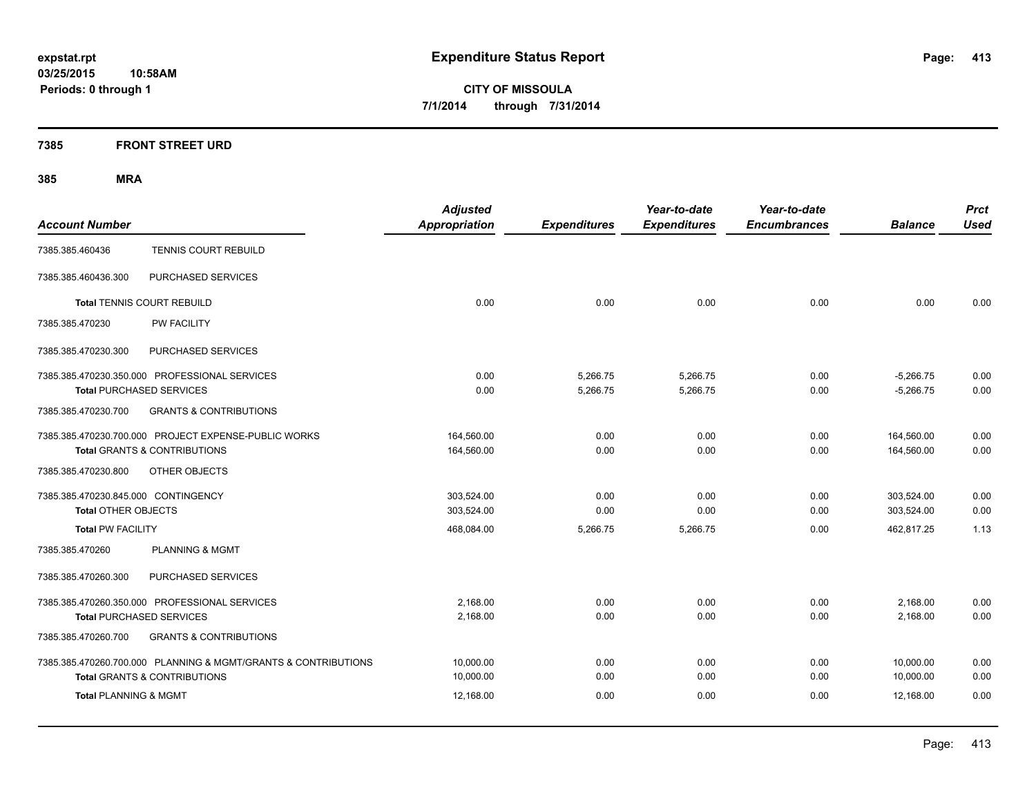**expstat.rpt**
**03/25/2015 10:58AM**
**Periods: 0 through 1**

# Expenditure Status Report

**CITY OF MISSOULA**
**7/1/2014 through 7/31/2014**

## 7385 FRONT STREET URD

### 385 MRA

| Account Number | | Adjusted Appropriation | Expenditures | Year-to-date Expenditures | Year-to-date Encumbrances | Balance | Prct Used |
|---|---|---|---|---|---|---|---|
| 7385.385.460436 | TENNIS COURT REBUILD | | | | | | |
| 7385.385.460436.300 | PURCHASED SERVICES | | | | | | |
| **Total** TENNIS COURT REBUILD | | 0.00 | 0.00 | 0.00 | 0.00 | 0.00 | 0.00 |
| 7385.385.470230 | PW FACILITY | | | | | | |
| 7385.385.470230.300 | PURCHASED SERVICES | | | | | | |
| 7385.385.470230.350.000 | PROFESSIONAL SERVICES | 0.00 | 5,266.75 | 5,266.75 | 0.00 | -5,266.75 | 0.00 |
| **Total** PURCHASED SERVICES | | 0.00 | 5,266.75 | 5,266.75 | 0.00 | -5,266.75 | 0.00 |
| 7385.385.470230.700 | GRANTS & CONTRIBUTIONS | | | | | | |
| 7385.385.470230.700.000 | PROJECT EXPENSE-PUBLIC WORKS | 164,560.00 | 0.00 | 0.00 | 0.00 | 164,560.00 | 0.00 |
| **Total** GRANTS & CONTRIBUTIONS | | 164,560.00 | 0.00 | 0.00 | 0.00 | 164,560.00 | 0.00 |
| 7385.385.470230.800 | OTHER OBJECTS | | | | | | |
| 7385.385.470230.845.000 | CONTINGENCY | 303,524.00 | 0.00 | 0.00 | 0.00 | 303,524.00 | 0.00 |
| **Total** OTHER OBJECTS | | 303,524.00 | 0.00 | 0.00 | 0.00 | 303,524.00 | 0.00 |
| **Total** PW FACILITY | | 468,084.00 | 5,266.75 | 5,266.75 | 0.00 | 462,817.25 | 1.13 |
| 7385.385.470260 | PLANNING & MGMT | | | | | | |
| 7385.385.470260.300 | PURCHASED SERVICES | | | | | | |
| 7385.385.470260.350.000 | PROFESSIONAL SERVICES | 2,168.00 | 0.00 | 0.00 | 0.00 | 2,168.00 | 0.00 |
| **Total** PURCHASED SERVICES | | 2,168.00 | 0.00 | 0.00 | 0.00 | 2,168.00 | 0.00 |
| 7385.385.470260.700 | GRANTS & CONTRIBUTIONS | | | | | | |
| 7385.385.470260.700.000 | PLANNING & MGMT/GRANTS & CONTRIBUTIONS | 10,000.00 | 0.00 | 0.00 | 0.00 | 10,000.00 | 0.00 |
| **Total** GRANTS & CONTRIBUTIONS | | 10,000.00 | 0.00 | 0.00 | 0.00 | 10,000.00 | 0.00 |
| **Total** PLANNING & MGMT | | 12,168.00 | 0.00 | 0.00 | 0.00 | 12,168.00 | 0.00 |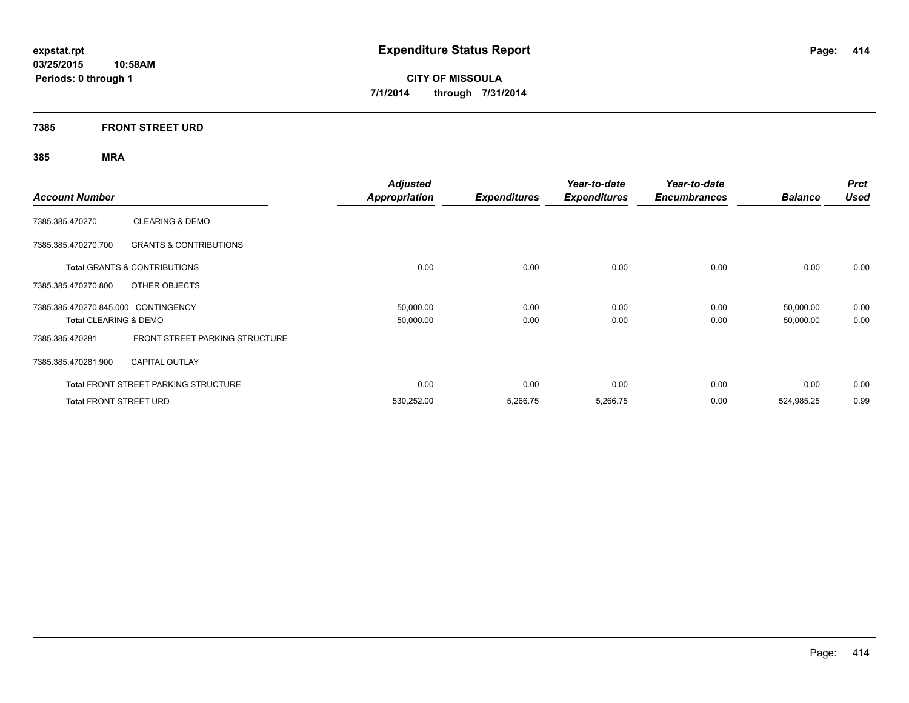**expstat.rpt**
**03/25/2015 10:58AM**
**Periods: 0 through 1**

# Expenditure Status Report

**CITY OF MISSOULA**
**7/1/2014 through 7/31/2014**

## 7385 FRONT STREET URD

### 385 MRA

| Account Number | | Adjusted Appropriation | Expenditures | Year-to-date Expenditures | Year-to-date Encumbrances | Balance | Prct Used |
|---|---|---|---|---|---|---|---|
| 7385.385.470270 | CLEARING & DEMO | | | | | | |
| 7385.385.470270.700 | GRANTS & CONTRIBUTIONS | | | | | | |
| **Total** GRANTS & CONTRIBUTIONS | | 0.00 | 0.00 | 0.00 | 0.00 | 0.00 | 0.00 |
| 7385.385.470270.800 | OTHER OBJECTS | | | | | | |
| 7385.385.470270.845.000 | CONTINGENCY | 50,000.00 | 0.00 | 0.00 | 0.00 | 50,000.00 | 0.00 |
| **Total** CLEARING & DEMO | | 50,000.00 | 0.00 | 0.00 | 0.00 | 50,000.00 | 0.00 |
| 7385.385.470281 | FRONT STREET PARKING STRUCTURE | | | | | | |
| 7385.385.470281.900 | CAPITAL OUTLAY | | | | | | |
| **Total** FRONT STREET PARKING STRUCTURE | | 0.00 | 0.00 | 0.00 | 0.00 | 0.00 | 0.00 |
| **Total** FRONT STREET URD | | 530,252.00 | 5,266.75 | 5,266.75 | 0.00 | 524,985.25 | 0.99 |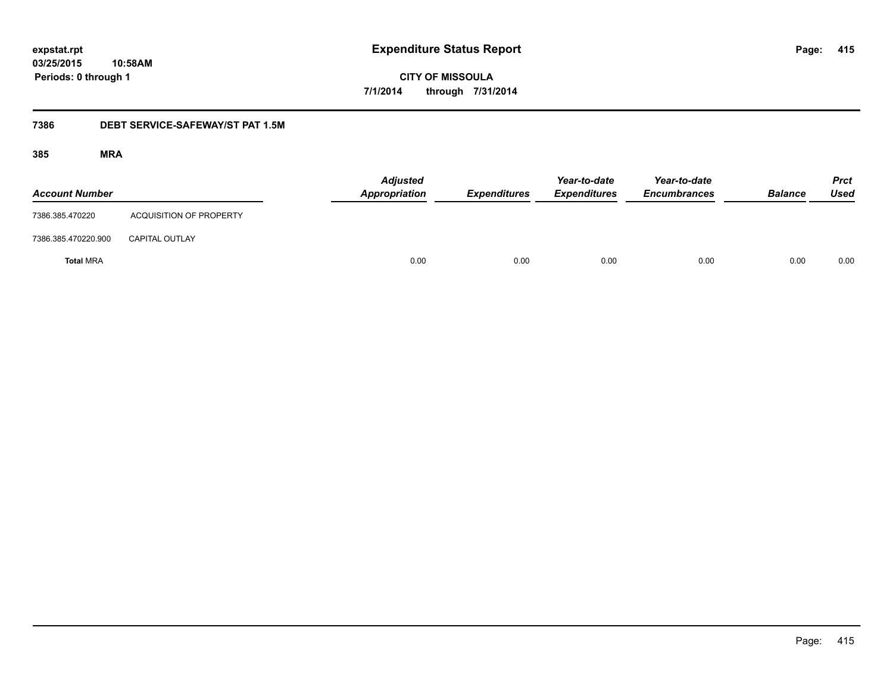**expstat.rpt**
**03/25/2015 10:58AM**
**Periods: 0 through 1**

# Expenditure Status Report

**CITY OF MISSOULA**
**7/1/2014 through 7/31/2014**

## 7386 DEBT SERVICE-SAFEWAY/ST PAT 1.5M

### 385 MRA

| Account Number | | Adjusted Appropriation | Expenditures | Year-to-date Expenditures | Year-to-date Encumbrances | Balance | Prct Used |
|---|---|---|---|---|---|---|---|
| 7386.385.470220 | ACQUISITION OF PROPERTY | | | | | | |
| 7386.385.470220.900 | CAPITAL OUTLAY | | | | | | |
| **Total** MRA | | 0.00 | 0.00 | 0.00 | 0.00 | 0.00 | 0.00 |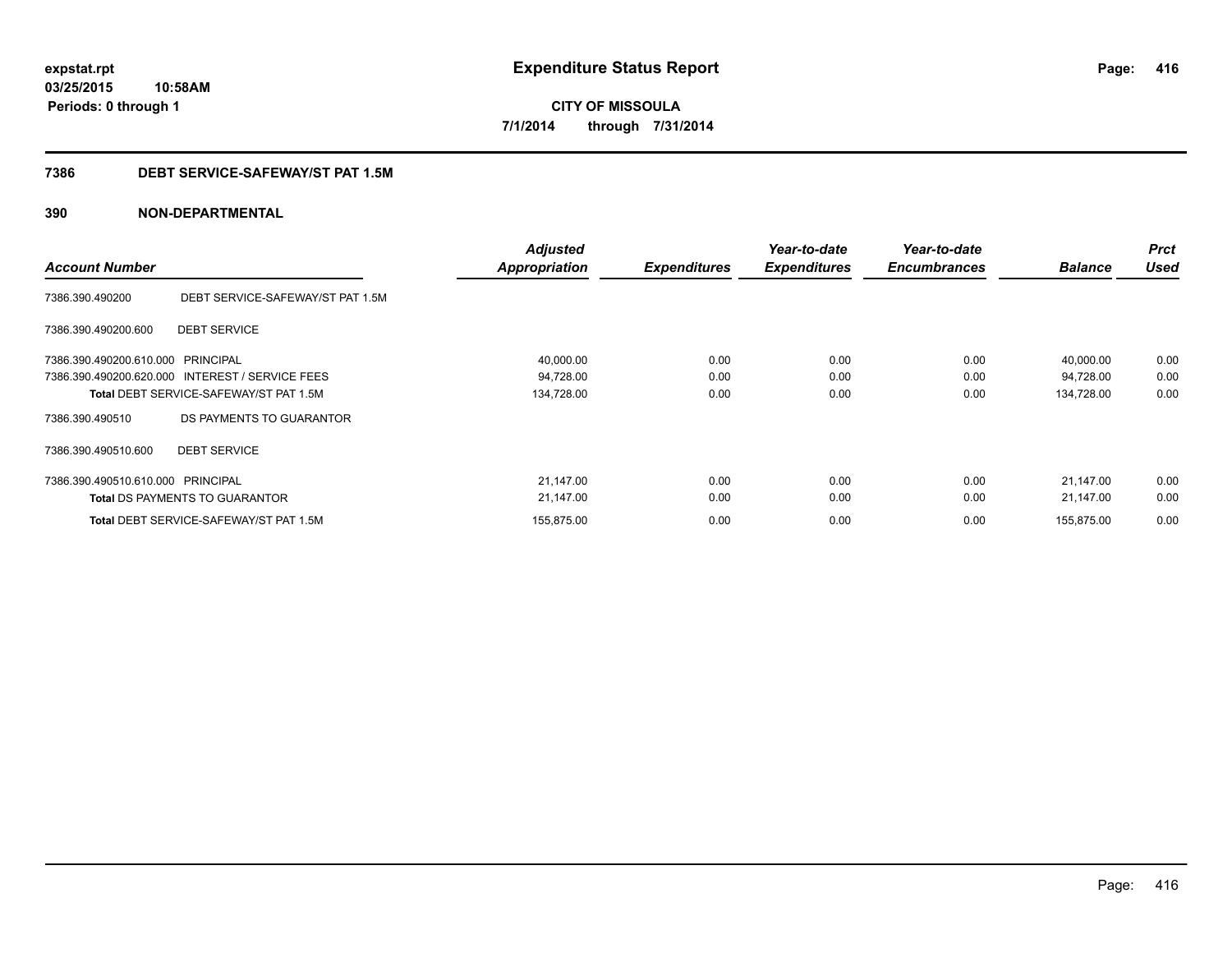**expstat.rpt**
**03/25/2015 10:58AM**
**Periods: 0 through 1**

# Expenditure Status Report

**CITY OF MISSOULA**
**7/1/2014 through 7/31/2014**

## 7386 DEBT SERVICE-SAFEWAY/ST PAT 1.5M

## 390 NON-DEPARTMENTAL

| Account Number | | Adjusted Appropriation | Expenditures | Year-to-date Expenditures | Year-to-date Encumbrances | Balance | Prct Used |
|---|---|---|---|---|---|---|---|
| 7386.390.490200 | DEBT SERVICE-SAFEWAY/ST PAT 1.5M | | | | | | |
| 7386.390.490200.600 | DEBT SERVICE | | | | | | |
| 7386.390.490200.610.000 | PRINCIPAL | 40,000.00 | 0.00 | 0.00 | 0.00 | 40,000.00 | 0.00 |
| 7386.390.490200.620.000 | INTEREST / SERVICE FEES | 94,728.00 | 0.00 | 0.00 | 0.00 | 94,728.00 | 0.00 |
| **Total** DEBT SERVICE-SAFEWAY/ST PAT 1.5M | | 134,728.00 | 0.00 | 0.00 | 0.00 | 134,728.00 | 0.00 |
| 7386.390.490510 | DS PAYMENTS TO GUARANTOR | | | | | | |
| 7386.390.490510.600 | DEBT SERVICE | | | | | | |
| 7386.390.490510.610.000 | PRINCIPAL | 21,147.00 | 0.00 | 0.00 | 0.00 | 21,147.00 | 0.00 |
| **Total** DS PAYMENTS TO GUARANTOR | | 21,147.00 | 0.00 | 0.00 | 0.00 | 21,147.00 | 0.00 |
| **Total** DEBT SERVICE-SAFEWAY/ST PAT 1.5M | | 155,875.00 | 0.00 | 0.00 | 0.00 | 155,875.00 | 0.00 |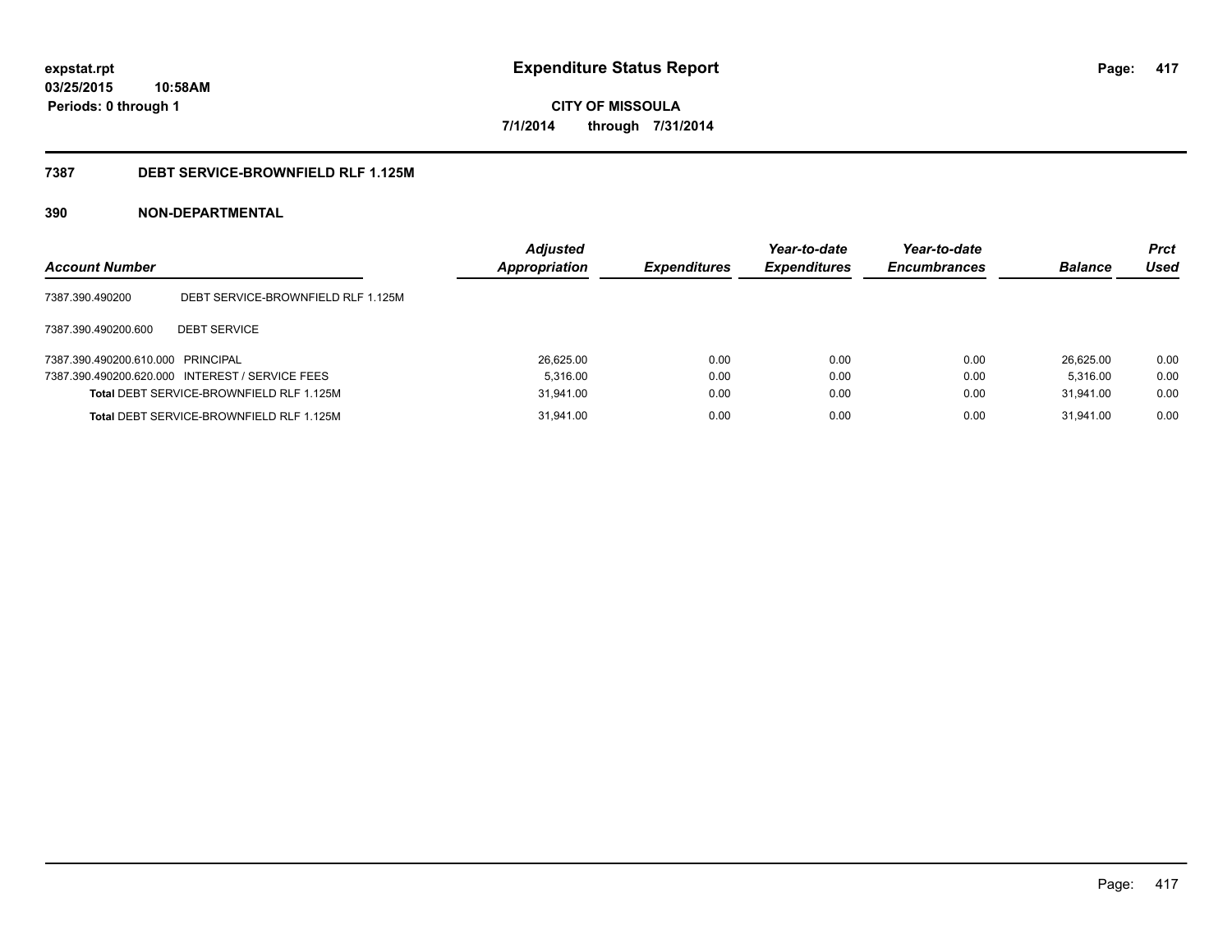expstat.rpt
03/25/2015 10:58AM
Periods: 0 through 1

# Expenditure Status Report

CITY OF MISSOULA
7/1/2014 through 7/31/2014

## 7387 DEBT SERVICE-BROWNFIELD RLF 1.125M

### 390 NON-DEPARTMENTAL

| Account Number | | Adjusted Appropriation | Expenditures | Year-to-date Expenditures | Year-to-date Encumbrances | Balance | Prct Used |
|---|---|---|---|---|---|---|---|
| 7387.390.490200 | DEBT SERVICE-BROWNFIELD RLF 1.125M | | | | | | |
| 7387.390.490200.600 | DEBT SERVICE | | | | | | |
| 7387.390.490200.610.000 | PRINCIPAL | 26,625.00 | 0.00 | 0.00 | 0.00 | 26,625.00 | 0.00 |
| 7387.390.490200.620.000 | INTEREST / SERVICE FEES | 5,316.00 | 0.00 | 0.00 | 0.00 | 5,316.00 | 0.00 |
| **Total** DEBT SERVICE-BROWNFIELD RLF 1.125M | | 31,941.00 | 0.00 | 0.00 | 0.00 | 31,941.00 | 0.00 |
| **Total** DEBT SERVICE-BROWNFIELD RLF 1.125M | | 31,941.00 | 0.00 | 0.00 | 0.00 | 31,941.00 | 0.00 |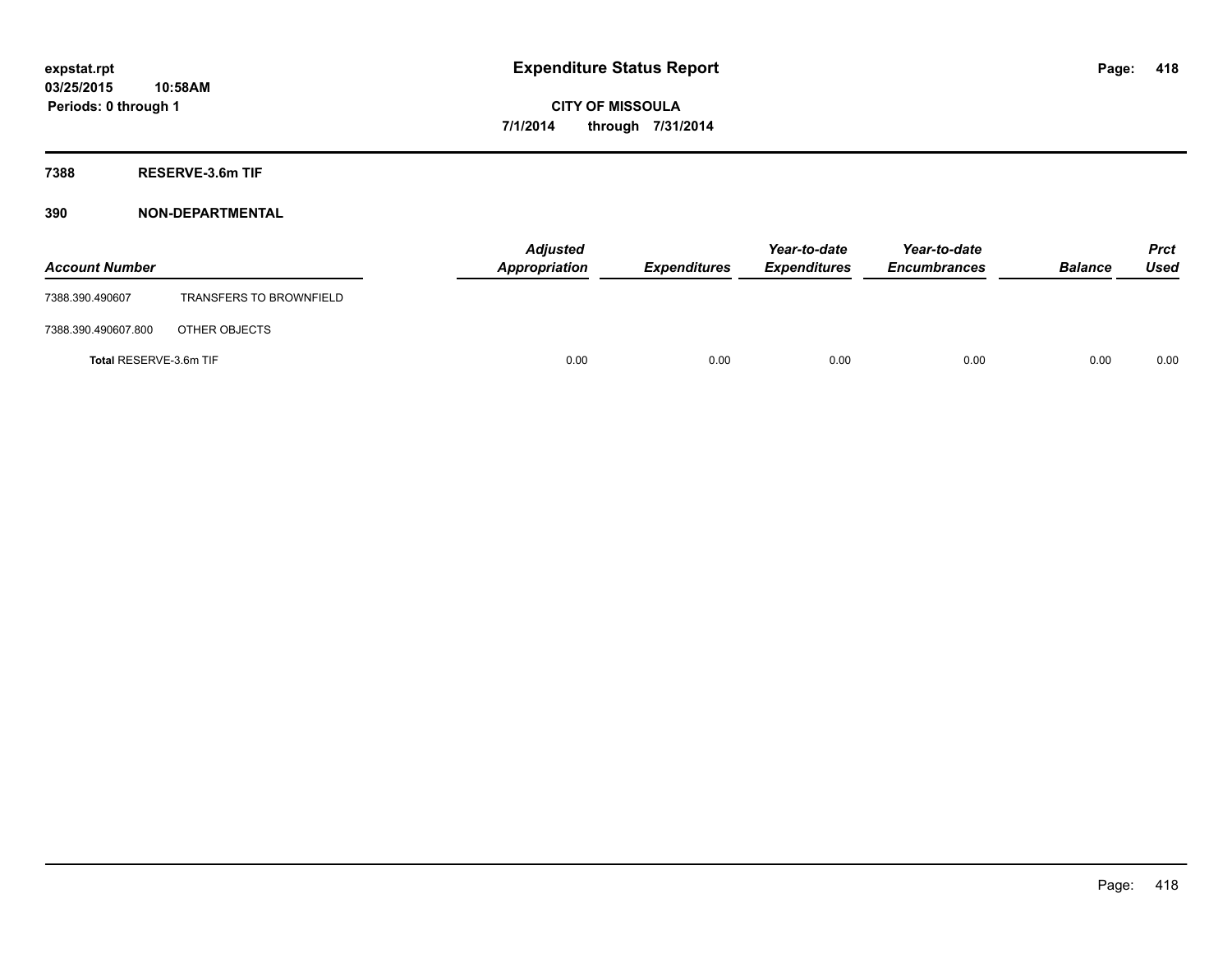**expstat.rpt**
**03/25/2015 10:58AM**
**Periods: 0 through 1**

# Expenditure Status Report

**CITY OF MISSOULA**
**7/1/2014 through 7/31/2014**

## 7388 RESERVE-3.6m TIF

## 390 NON-DEPARTMENTAL

| Account Number | | Adjusted Appropriation | Expenditures | Year-to-date Expenditures | Year-to-date Encumbrances | Balance | Prct Used |
|---|---|---|---|---|---|---|---|
| 7388.390.490607 | TRANSFERS TO BROWNFIELD | | | | | | |
| 7388.390.490607.800 | OTHER OBJECTS | | | | | | |
| **Total** RESERVE-3.6m TIF | | 0.00 | 0.00 | 0.00 | 0.00 | 0.00 | 0.00 |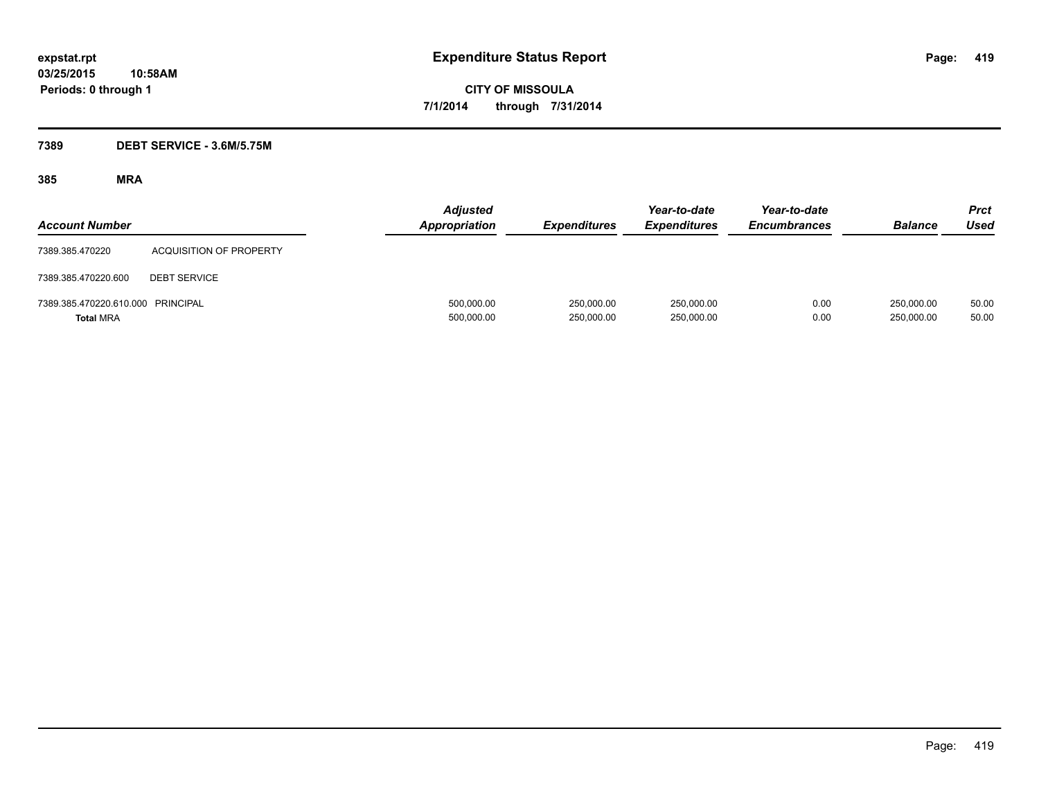**expstat.rpt**
**03/25/2015 10:58AM**
**Periods: 0 through 1**

# Expenditure Status Report

**CITY OF MISSOULA**
**7/1/2014 through 7/31/2014**

## 7389 DEBT SERVICE - 3.6M/5.75M

### 385 MRA

| Account Number | | Adjusted Appropriation | Expenditures | Year-to-date Expenditures | Year-to-date Encumbrances | Balance | Prct Used |
|---|---|---|---|---|---|---|---|
| 7389.385.470220 | ACQUISITION OF PROPERTY | | | | | | |
| 7389.385.470220.600 | DEBT SERVICE | | | | | | |
| 7389.385.470220.610.000 | PRINCIPAL | 500,000.00 | 250,000.00 | 250,000.00 | 0.00 | 250,000.00 | 50.00 |
| **Total** MRA | | 500,000.00 | 250,000.00 | 250,000.00 | 0.00 | 250,000.00 | 50.00 |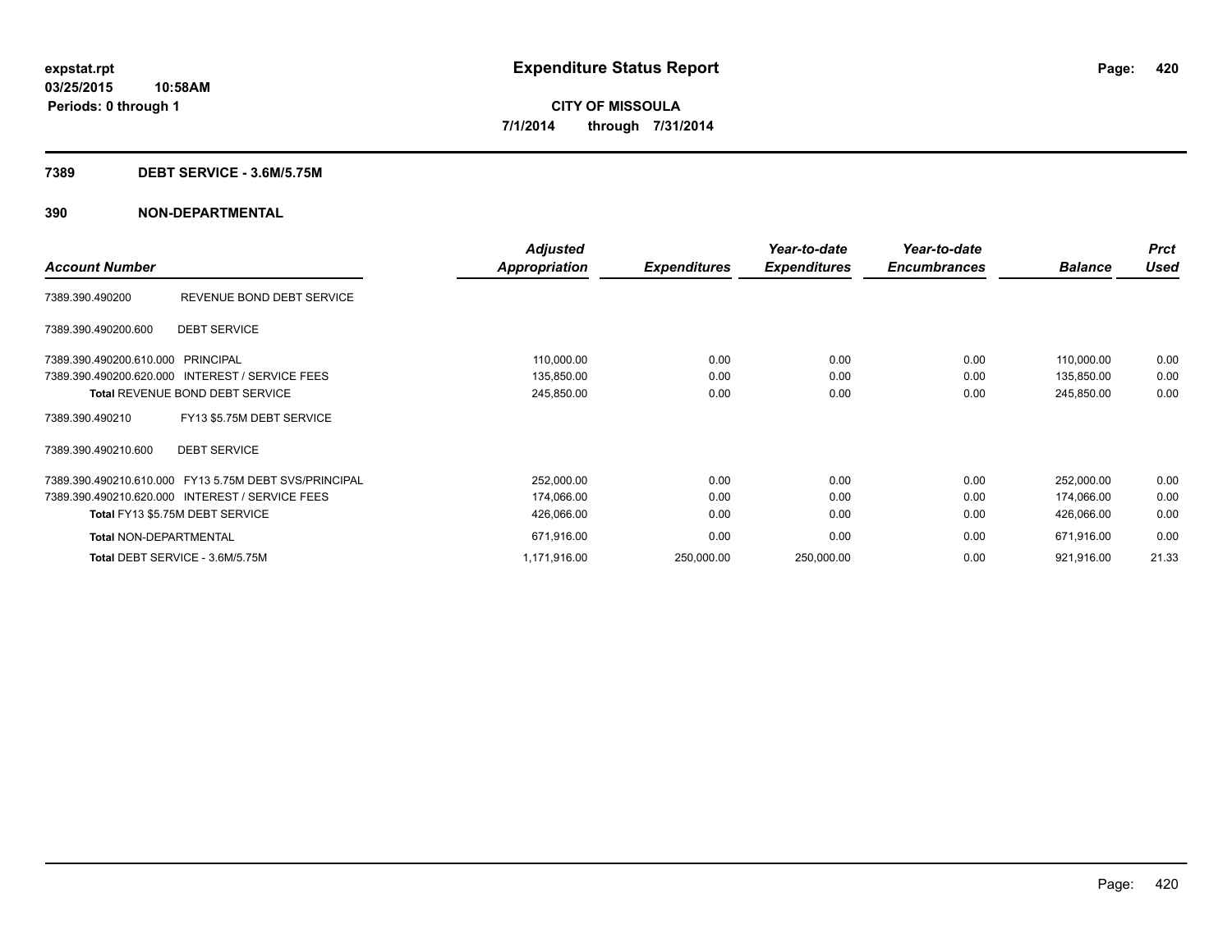**expstat.rpt**
**03/25/2015 10:58AM**
**Periods: 0 through 1**

# Expenditure Status Report

**CITY OF MISSOULA**
**7/1/2014 through 7/31/2014**

## 7389 DEBT SERVICE - 3.6M/5.75M

## 390 NON-DEPARTMENTAL

| Account Number | | Adjusted Appropriation | Expenditures | Year-to-date Expenditures | Year-to-date Encumbrances | Balance | Prct Used |
|---|---|---|---|---|---|---|---|
| 7389.390.490200 | REVENUE BOND DEBT SERVICE | | | | | | |
| 7389.390.490200.600 | DEBT SERVICE | | | | | | |
| 7389.390.490200.610.000 | PRINCIPAL | 110,000.00 | 0.00 | 0.00 | 0.00 | 110,000.00 | 0.00 |
| 7389.390.490200.620.000 | INTEREST / SERVICE FEES | 135,850.00 | 0.00 | 0.00 | 0.00 | 135,850.00 | 0.00 |
| **Total** REVENUE BOND DEBT SERVICE | | 245,850.00 | 0.00 | 0.00 | 0.00 | 245,850.00 | 0.00 |
| 7389.390.490210 | FY13 $5.75M DEBT SERVICE | | | | | | |
| 7389.390.490210.600 | DEBT SERVICE | | | | | | |
| 7389.390.490210.610.000 | FY13 5.75M DEBT SVS/PRINCIPAL | 252,000.00 | 0.00 | 0.00 | 0.00 | 252,000.00 | 0.00 |
| 7389.390.490210.620.000 | INTEREST / SERVICE FEES | 174,066.00 | 0.00 | 0.00 | 0.00 | 174,066.00 | 0.00 |
| **Total** FY13 $5.75M DEBT SERVICE | | 426,066.00 | 0.00 | 0.00 | 0.00 | 426,066.00 | 0.00 |
| **Total** NON-DEPARTMENTAL | | 671,916.00 | 0.00 | 0.00 | 0.00 | 671,916.00 | 0.00 |
| **Total** DEBT SERVICE - 3.6M/5.75M | | 1,171,916.00 | 250,000.00 | 250,000.00 | 0.00 | 921,916.00 | 21.33 |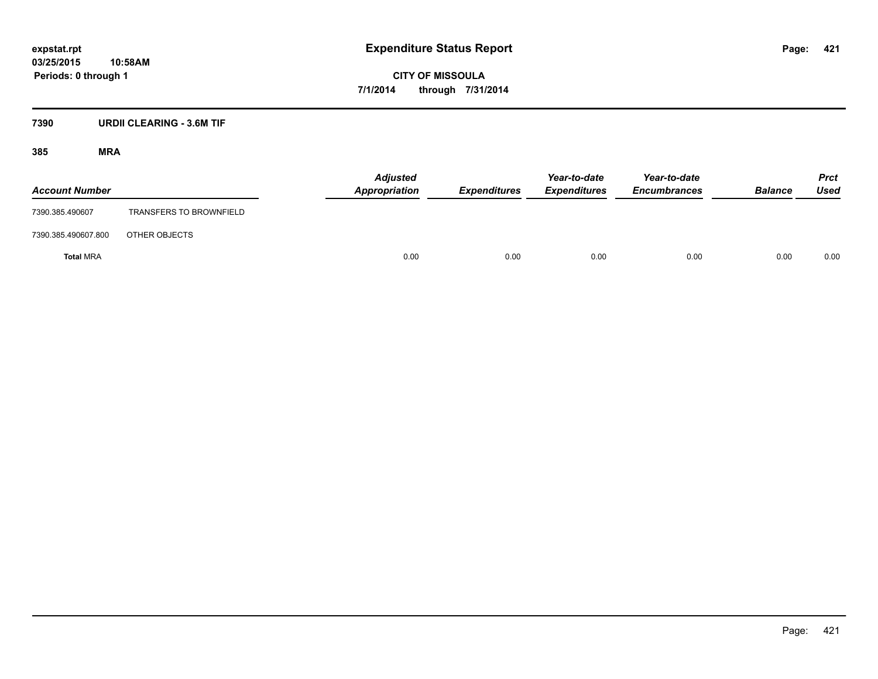# Expenditure Status Report

expstat.rpt
03/25/2015 10:58AM
Periods: 0 through 1

CITY OF MISSOULA
7/1/2014 through 7/31/2014

## 7390 URDII CLEARING - 3.6M TIF

### 385 MRA

| Account Number | | Adjusted Appropriation | Expenditures | Year-to-date Expenditures | Year-to-date Encumbrances | Balance | Prct Used |
|---|---|---|---|---|---|---|---|
| 7390.385.490607 | TRANSFERS TO BROWNFIELD | | | | | | |
| 7390.385.490607.800 | OTHER OBJECTS | | | | | | |
| **Total** MRA | | 0.00 | 0.00 | 0.00 | 0.00 | 0.00 | 0.00 |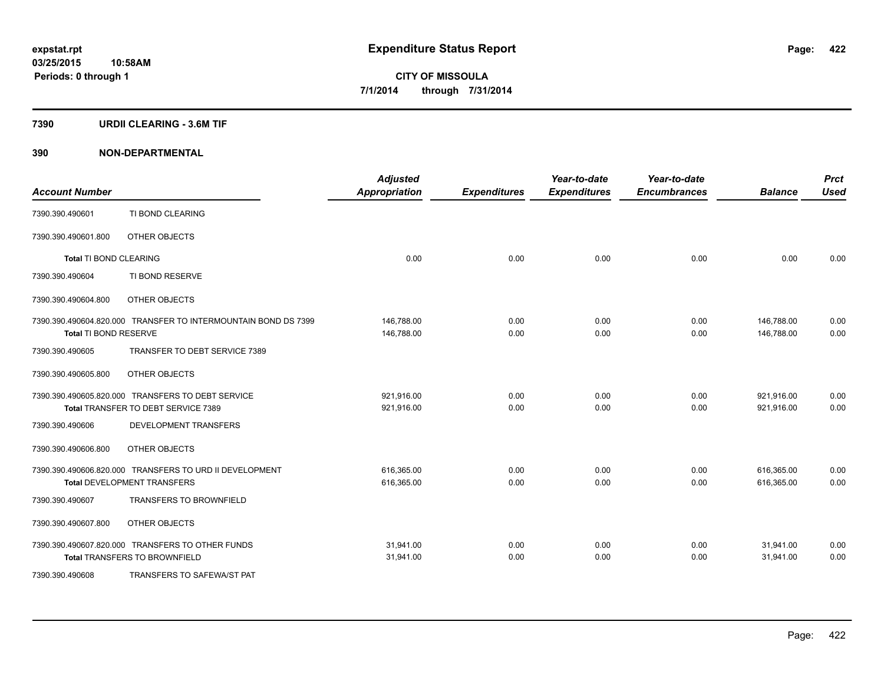**expstat.rpt**
**03/25/2015 10:58AM**
**Periods: 0 through 1**

# Expenditure Status Report

**CITY OF MISSOULA**
**7/1/2014 through 7/31/2014**

## 7390 URDII CLEARING - 3.6M TIF

## 390 NON-DEPARTMENTAL

| Account Number | | Adjusted Appropriation | Expenditures | Year-to-date Expenditures | Year-to-date Encumbrances | Balance | Prct Used |
|---|---|---|---|---|---|---|---|
| 7390.390.490601 | TI BOND CLEARING | | | | | | |
| 7390.390.490601.800 | OTHER OBJECTS | | | | | | |
| **Total** TI BOND CLEARING | | 0.00 | 0.00 | 0.00 | 0.00 | 0.00 | 0.00 |
| 7390.390.490604 | TI BOND RESERVE | | | | | | |
| 7390.390.490604.800 | OTHER OBJECTS | | | | | | |
| 7390.390.490604.820.000 | TRANSFER TO INTERMOUNTAIN BOND DS 7399 | 146,788.00 | 0.00 | 0.00 | 0.00 | 146,788.00 | 0.00 |
| **Total** TI BOND RESERVE | | 146,788.00 | 0.00 | 0.00 | 0.00 | 146,788.00 | 0.00 |
| 7390.390.490605 | TRANSFER TO DEBT SERVICE 7389 | | | | | | |
| 7390.390.490605.800 | OTHER OBJECTS | | | | | | |
| 7390.390.490605.820.000 | TRANSFERS TO DEBT SERVICE | 921,916.00 | 0.00 | 0.00 | 0.00 | 921,916.00 | 0.00 |
| **Total** TRANSFER TO DEBT SERVICE 7389 | | 921,916.00 | 0.00 | 0.00 | 0.00 | 921,916.00 | 0.00 |
| 7390.390.490606 | DEVELOPMENT TRANSFERS | | | | | | |
| 7390.390.490606.800 | OTHER OBJECTS | | | | | | |
| 7390.390.490606.820.000 | TRANSFERS TO URD II DEVELOPMENT | 616,365.00 | 0.00 | 0.00 | 0.00 | 616,365.00 | 0.00 |
| **Total** DEVELOPMENT TRANSFERS | | 616,365.00 | 0.00 | 0.00 | 0.00 | 616,365.00 | 0.00 |
| 7390.390.490607 | TRANSFERS TO BROWNFIELD | | | | | | |
| 7390.390.490607.800 | OTHER OBJECTS | | | | | | |
| 7390.390.490607.820.000 | TRANSFERS TO OTHER FUNDS | 31,941.00 | 0.00 | 0.00 | 0.00 | 31,941.00 | 0.00 |
| **Total** TRANSFERS TO BROWNFIELD | | 31,941.00 | 0.00 | 0.00 | 0.00 | 31,941.00 | 0.00 |
| 7390.390.490608 | TRANSFERS TO SAFEWA/ST PAT | | | | | | |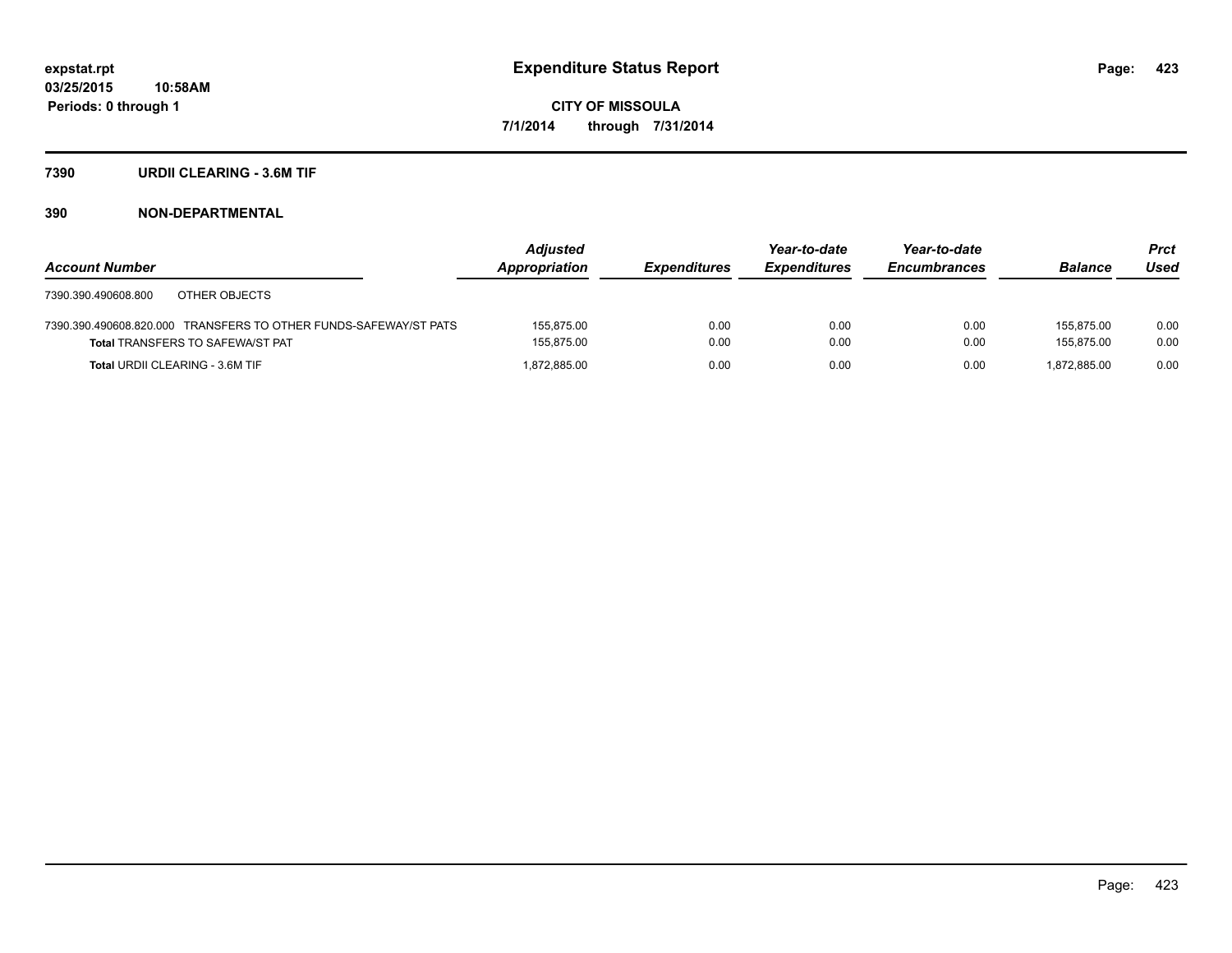# Expenditure Status Report

expstat.rpt
03/25/2015 10:58AM
Periods: 0 through 1

**CITY OF MISSOULA**
**7/1/2014 through 7/31/2014**

## 7390 URDII CLEARING - 3.6M TIF

### 390 NON-DEPARTMENTAL

| Account Number | Adjusted Appropriation | Expenditures | Year-to-date Expenditures | Year-to-date Encumbrances | Balance | Prct Used |
|---|---|---|---|---|---|---|
| 7390.390.490608.800 OTHER OBJECTS | | | | | | |
| 7390.390.490608.820.000 TRANSFERS TO OTHER FUNDS-SAFEWAY/ST PATS | 155,875.00 | 0.00 | 0.00 | 0.00 | 155,875.00 | 0.00 |
| **Total** TRANSFERS TO SAFEWA/ST PAT | 155,875.00 | 0.00 | 0.00 | 0.00 | 155,875.00 | 0.00 |
| **Total** URDII CLEARING - 3.6M TIF | 1,872,885.00 | 0.00 | 0.00 | 0.00 | 1,872,885.00 | 0.00 |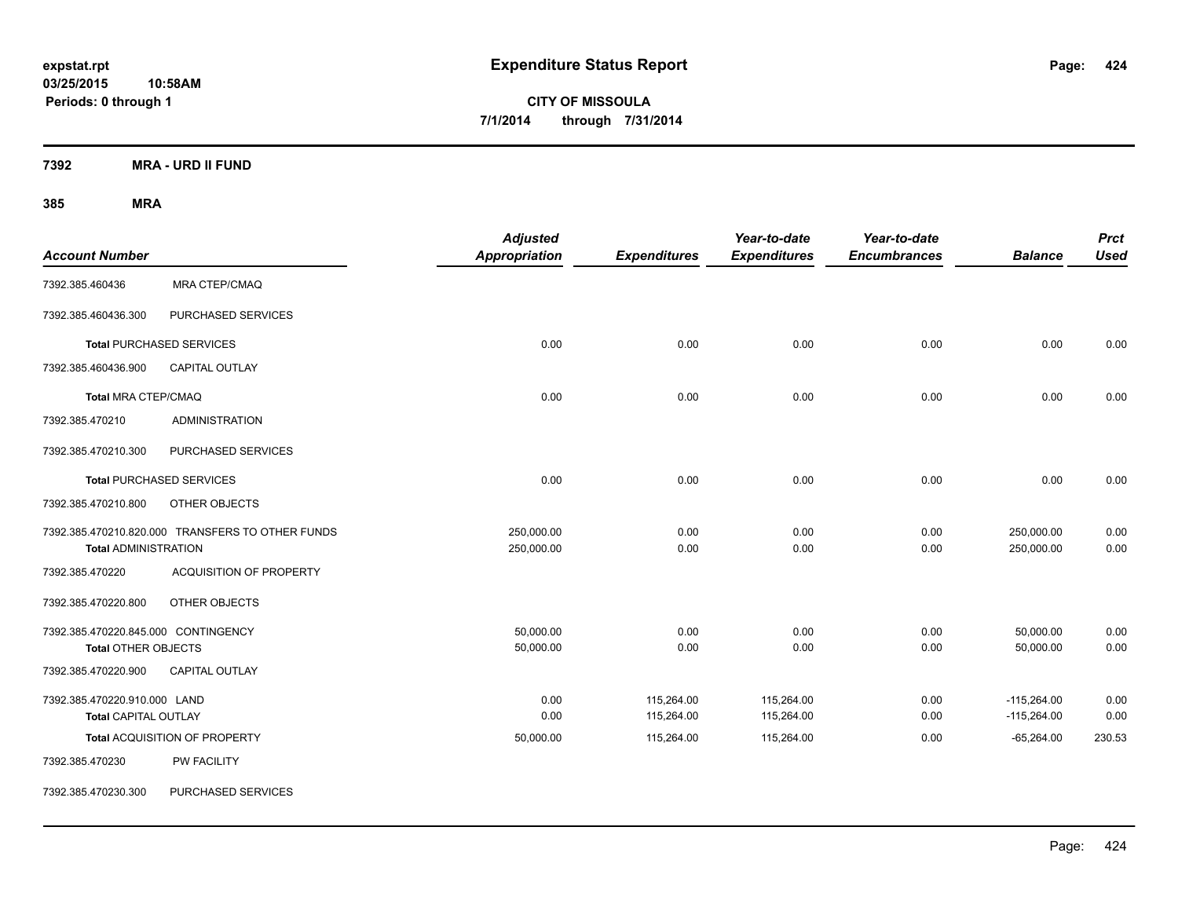# Expenditure Status Report

expstat.rpt
03/25/2015 10:58AM
Periods: 0 through 1

**CITY OF MISSOULA**
**7/1/2014 through 7/31/2014**

**7392 MRA - URD II FUND**

**385 MRA**

| Account Number | | Adjusted Appropriation | Expenditures | Year-to-date Expenditures | Year-to-date Encumbrances | Balance | Prct Used |
|---|---|---|---|---|---|---|---|
| 7392.385.460436 | MRA CTEP/CMAQ | | | | | | |
| 7392.385.460436.300 | PURCHASED SERVICES | | | | | | |
| **Total** PURCHASED SERVICES | | 0.00 | 0.00 | 0.00 | 0.00 | 0.00 | 0.00 |
| 7392.385.460436.900 | CAPITAL OUTLAY | | | | | | |
| **Total** MRA CTEP/CMAQ | | 0.00 | 0.00 | 0.00 | 0.00 | 0.00 | 0.00 |
| 7392.385.470210 | ADMINISTRATION | | | | | | |
| 7392.385.470210.300 | PURCHASED SERVICES | | | | | | |
| **Total** PURCHASED SERVICES | | 0.00 | 0.00 | 0.00 | 0.00 | 0.00 | 0.00 |
| 7392.385.470210.800 | OTHER OBJECTS | | | | | | |
| 7392.385.470210.820.000 | TRANSFERS TO OTHER FUNDS | 250,000.00 | 0.00 | 0.00 | 0.00 | 250,000.00 | 0.00 |
| **Total** ADMINISTRATION | | 250,000.00 | 0.00 | 0.00 | 0.00 | 250,000.00 | 0.00 |
| 7392.385.470220 | ACQUISITION OF PROPERTY | | | | | | |
| 7392.385.470220.800 | OTHER OBJECTS | | | | | | |
| 7392.385.470220.845.000 | CONTINGENCY | 50,000.00 | 0.00 | 0.00 | 0.00 | 50,000.00 | 0.00 |
| **Total** OTHER OBJECTS | | 50,000.00 | 0.00 | 0.00 | 0.00 | 50,000.00 | 0.00 |
| 7392.385.470220.900 | CAPITAL OUTLAY | | | | | | |
| 7392.385.470220.910.000 | LAND | 0.00 | 115,264.00 | 115,264.00 | 0.00 | -115,264.00 | 0.00 |
| **Total** CAPITAL OUTLAY | | 0.00 | 115,264.00 | 115,264.00 | 0.00 | -115,264.00 | 0.00 |
| **Total** ACQUISITION OF PROPERTY | | 50,000.00 | 115,264.00 | 115,264.00 | 0.00 | -65,264.00 | 230.53 |
| 7392.385.470230 | PW FACILITY | | | | | | |
| 7392.385.470230.300 | PURCHASED SERVICES | | | | | | |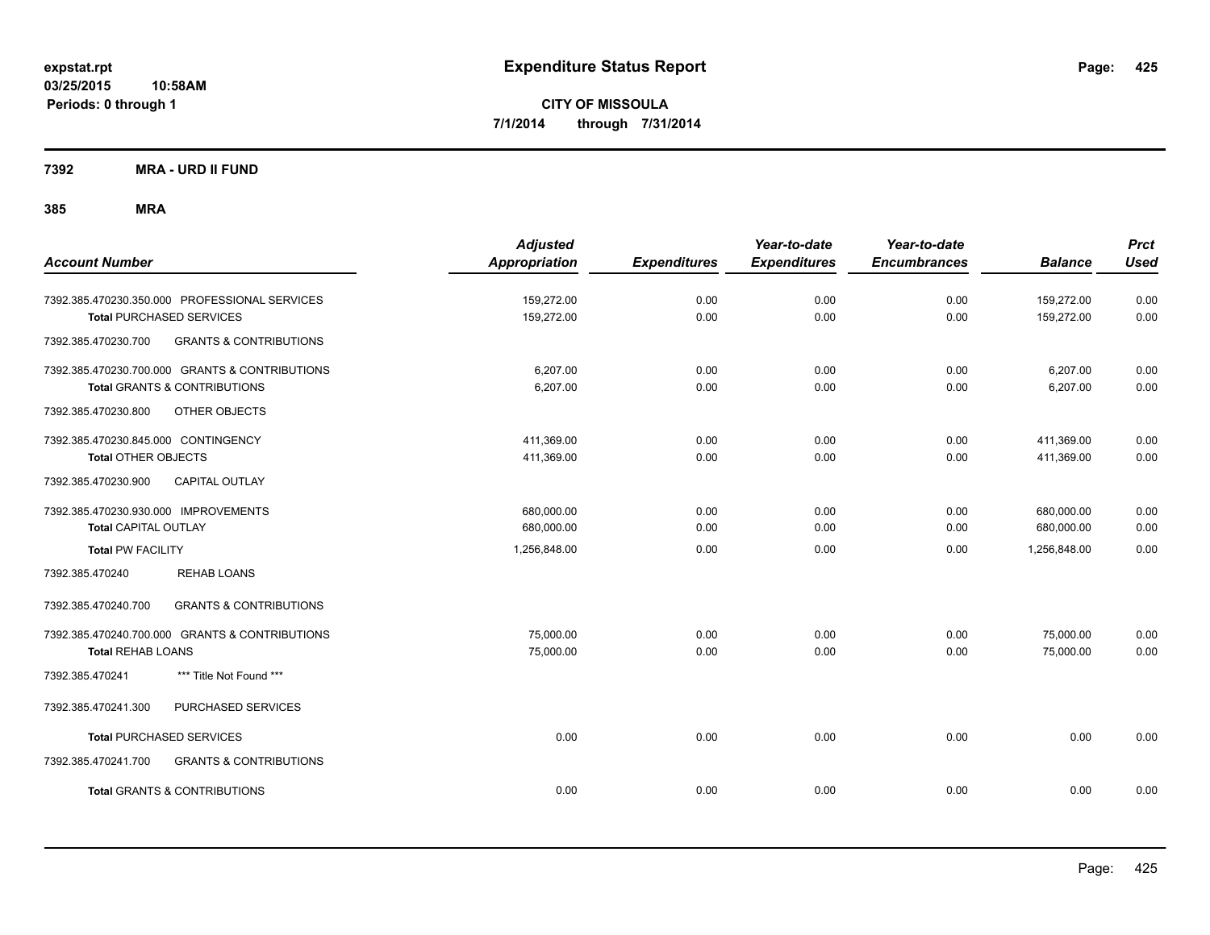**Expenditure Status Report**

**CITY OF MISSOULA**
**7/1/2014 through 7/31/2014**

expstat.rpt
03/25/2015 10:58AM
Periods: 0 through 1

**7392 MRA - URD II FUND**

**385 MRA**

| Account Number | Adjusted Appropriation | Expenditures | Year-to-date Expenditures | Year-to-date Encumbrances | Balance | Prct Used |
|---|---|---|---|---|---|---|
| 7392.385.470230.350.000 PROFESSIONAL SERVICES | 159,272.00 | 0.00 | 0.00 | 0.00 | 159,272.00 | 0.00 |
| **Total** PURCHASED SERVICES | 159,272.00 | 0.00 | 0.00 | 0.00 | 159,272.00 | 0.00 |
| 7392.385.470230.700 GRANTS & CONTRIBUTIONS | | | | | | |
| 7392.385.470230.700.000 GRANTS & CONTRIBUTIONS | 6,207.00 | 0.00 | 0.00 | 0.00 | 6,207.00 | 0.00 |
| **Total** GRANTS & CONTRIBUTIONS | 6,207.00 | 0.00 | 0.00 | 0.00 | 6,207.00 | 0.00 |
| 7392.385.470230.800 OTHER OBJECTS | | | | | | |
| 7392.385.470230.845.000 CONTINGENCY | 411,369.00 | 0.00 | 0.00 | 0.00 | 411,369.00 | 0.00 |
| **Total** OTHER OBJECTS | 411,369.00 | 0.00 | 0.00 | 0.00 | 411,369.00 | 0.00 |
| 7392.385.470230.900 CAPITAL OUTLAY | | | | | | |
| 7392.385.470230.930.000 IMPROVEMENTS | 680,000.00 | 0.00 | 0.00 | 0.00 | 680,000.00 | 0.00 |
| **Total** CAPITAL OUTLAY | 680,000.00 | 0.00 | 0.00 | 0.00 | 680,000.00 | 0.00 |
| **Total** PW FACILITY | 1,256,848.00 | 0.00 | 0.00 | 0.00 | 1,256,848.00 | 0.00 |
| 7392.385.470240 REHAB LOANS | | | | | | |
| 7392.385.470240.700 GRANTS & CONTRIBUTIONS | | | | | | |
| 7392.385.470240.700.000 GRANTS & CONTRIBUTIONS | 75,000.00 | 0.00 | 0.00 | 0.00 | 75,000.00 | 0.00 |
| **Total** REHAB LOANS | 75,000.00 | 0.00 | 0.00 | 0.00 | 75,000.00 | 0.00 |
| 7392.385.470241 *** Title Not Found *** | | | | | | |
| 7392.385.470241.300 PURCHASED SERVICES | | | | | | |
| **Total** PURCHASED SERVICES | 0.00 | 0.00 | 0.00 | 0.00 | 0.00 | 0.00 |
| 7392.385.470241.700 GRANTS & CONTRIBUTIONS | | | | | | |
| **Total** GRANTS & CONTRIBUTIONS | 0.00 | 0.00 | 0.00 | 0.00 | 0.00 | 0.00 |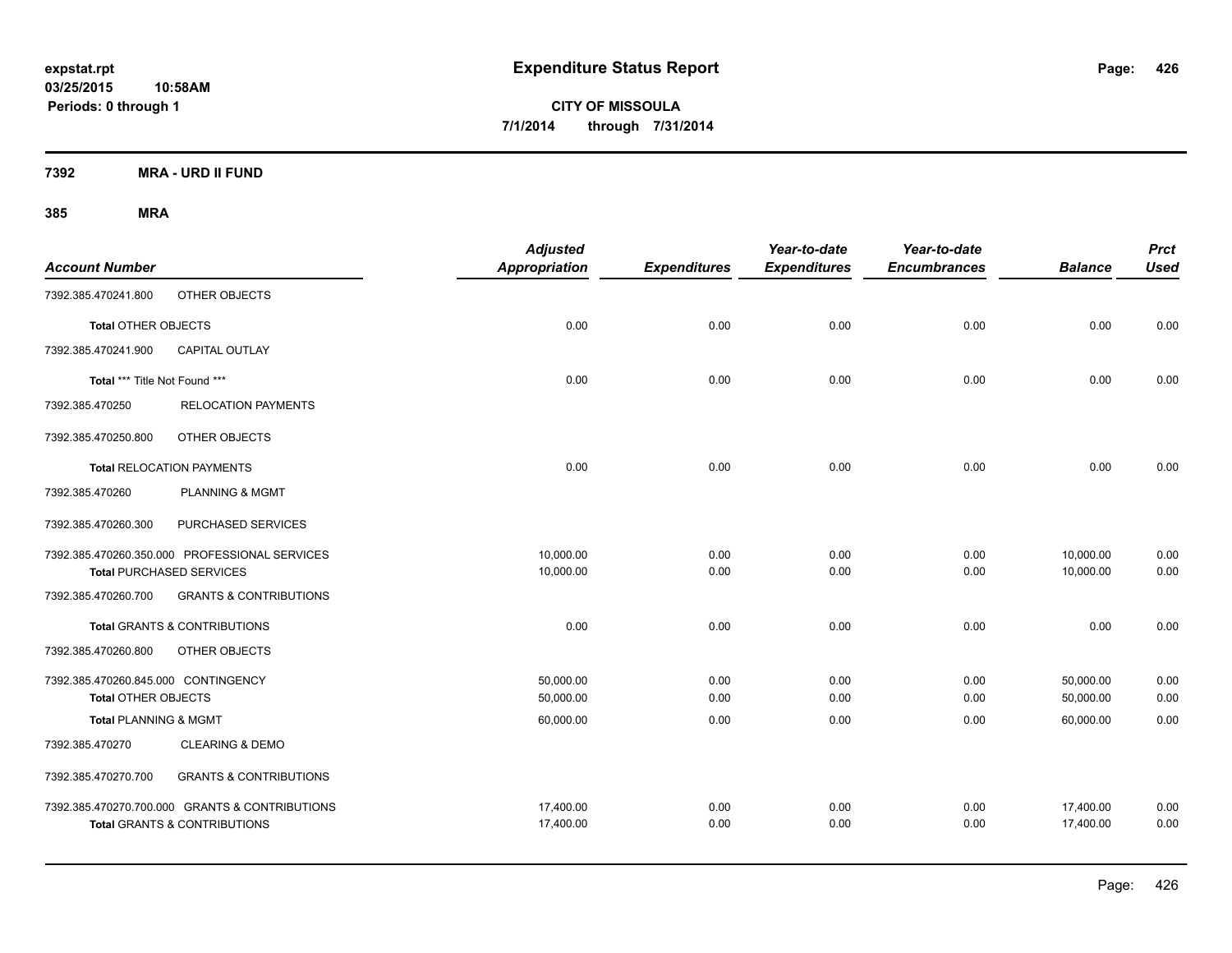**expstat.rpt**
**03/25/2015 10:58AM**
**Periods: 0 through 1**

# Expenditure Status Report

**CITY OF MISSOULA**
**7/1/2014 through 7/31/2014**

**7392 MRA - URD II FUND**

**385 MRA**

| Account Number | | Adjusted Appropriation | Expenditures | Year-to-date Expenditures | Year-to-date Encumbrances | Balance | Prct Used |
|---|---|---|---|---|---|---|---|
| 7392.385.470241.800 | OTHER OBJECTS | | | | | | |
| **Total** OTHER OBJECTS | | 0.00 | 0.00 | 0.00 | 0.00 | 0.00 | 0.00 |
| 7392.385.470241.900 | CAPITAL OUTLAY | | | | | | |
| **Total** *** Title Not Found *** | | 0.00 | 0.00 | 0.00 | 0.00 | 0.00 | 0.00 |
| 7392.385.470250 | RELOCATION PAYMENTS | | | | | | |
| 7392.385.470250.800 | OTHER OBJECTS | | | | | | |
| **Total** RELOCATION PAYMENTS | | 0.00 | 0.00 | 0.00 | 0.00 | 0.00 | 0.00 |
| 7392.385.470260 | PLANNING & MGMT | | | | | | |
| 7392.385.470260.300 | PURCHASED SERVICES | | | | | | |
| 7392.385.470260.350.000 | PROFESSIONAL SERVICES | 10,000.00 | 0.00 | 0.00 | 0.00 | 10,000.00 | 0.00 |
| **Total** PURCHASED SERVICES | | 10,000.00 | 0.00 | 0.00 | 0.00 | 10,000.00 | 0.00 |
| 7392.385.470260.700 | GRANTS & CONTRIBUTIONS | | | | | | |
| **Total** GRANTS & CONTRIBUTIONS | | 0.00 | 0.00 | 0.00 | 0.00 | 0.00 | 0.00 |
| 7392.385.470260.800 | OTHER OBJECTS | | | | | | |
| 7392.385.470260.845.000 | CONTINGENCY | 50,000.00 | 0.00 | 0.00 | 0.00 | 50,000.00 | 0.00 |
| **Total** OTHER OBJECTS | | 50,000.00 | 0.00 | 0.00 | 0.00 | 50,000.00 | 0.00 |
| **Total** PLANNING & MGMT | | 60,000.00 | 0.00 | 0.00 | 0.00 | 60,000.00 | 0.00 |
| 7392.385.470270 | CLEARING & DEMO | | | | | | |
| 7392.385.470270.700 | GRANTS & CONTRIBUTIONS | | | | | | |
| 7392.385.470270.700.000 | GRANTS & CONTRIBUTIONS | 17,400.00 | 0.00 | 0.00 | 0.00 | 17,400.00 | 0.00 |
| **Total** GRANTS & CONTRIBUTIONS | | 17,400.00 | 0.00 | 0.00 | 0.00 | 17,400.00 | 0.00 |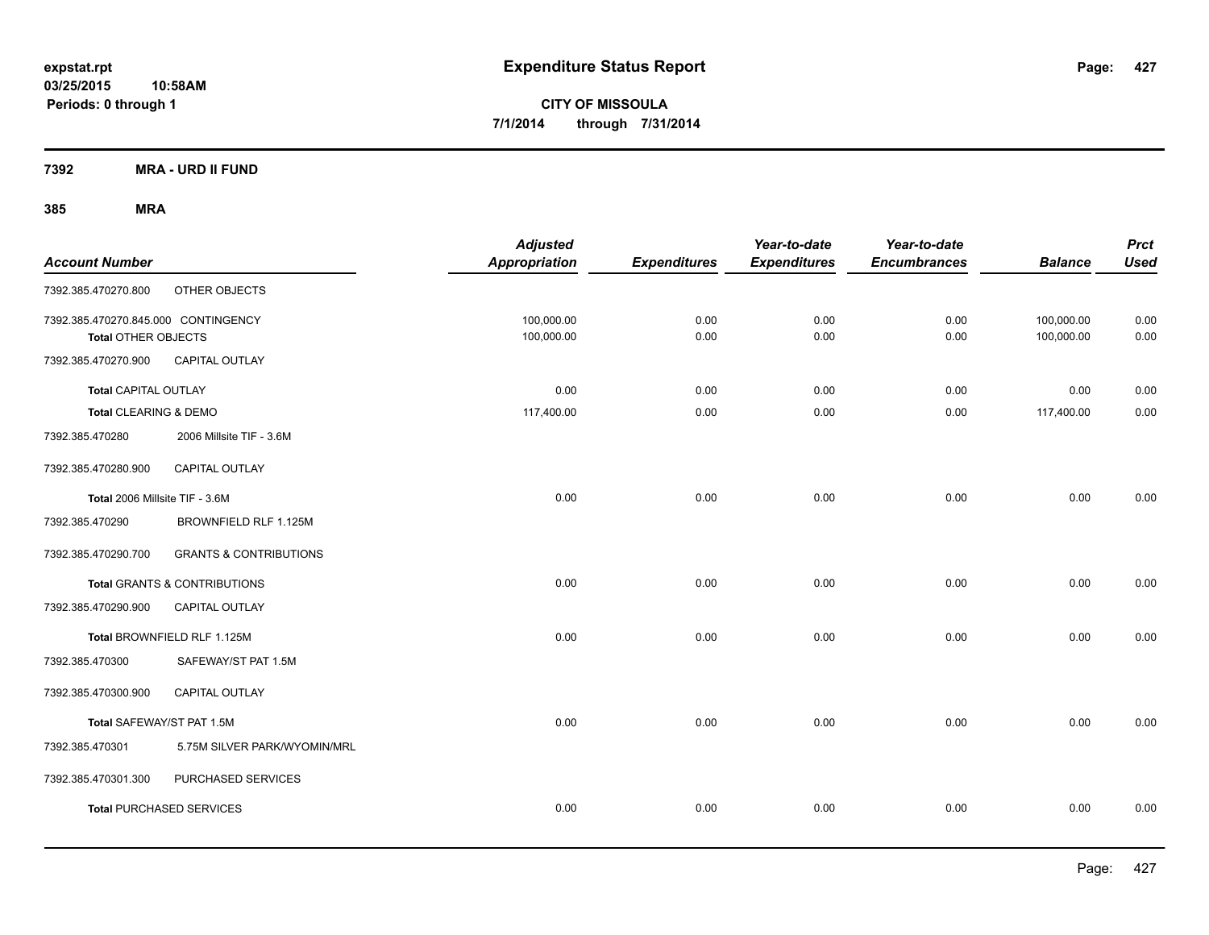**expstat.rpt**
**03/25/2015 10:58AM**
**Periods: 0 through 1**

# Expenditure Status Report

**CITY OF MISSOULA**
**7/1/2014 through 7/31/2014**

## 7392 MRA - URD II FUND

## 385 MRA

| Account Number | | Adjusted Appropriation | Expenditures | Year-to-date Expenditures | Year-to-date Encumbrances | Balance | Prct Used |
|---|---|---|---|---|---|---|---|
| 7392.385.470270.800 | OTHER OBJECTS | | | | | | |
| 7392.385.470270.845.000 | CONTINGENCY | 100,000.00 | 0.00 | 0.00 | 0.00 | 100,000.00 | 0.00 |
| **Total** OTHER OBJECTS | | 100,000.00 | 0.00 | 0.00 | 0.00 | 100,000.00 | 0.00 |
| 7392.385.470270.900 | CAPITAL OUTLAY | | | | | | |
| **Total** CAPITAL OUTLAY | | 0.00 | 0.00 | 0.00 | 0.00 | 0.00 | 0.00 |
| **Total** CLEARING & DEMO | | 117,400.00 | 0.00 | 0.00 | 0.00 | 117,400.00 | 0.00 |
| 7392.385.470280 | 2006 Millsite TIF - 3.6M | | | | | | |
| 7392.385.470280.900 | CAPITAL OUTLAY | | | | | | |
| **Total** 2006 Millsite TIF - 3.6M | | 0.00 | 0.00 | 0.00 | 0.00 | 0.00 | 0.00 |
| 7392.385.470290 | BROWNFIELD RLF 1.125M | | | | | | |
| 7392.385.470290.700 | GRANTS & CONTRIBUTIONS | | | | | | |
| **Total** GRANTS & CONTRIBUTIONS | | 0.00 | 0.00 | 0.00 | 0.00 | 0.00 | 0.00 |
| 7392.385.470290.900 | CAPITAL OUTLAY | | | | | | |
| **Total** BROWNFIELD RLF 1.125M | | 0.00 | 0.00 | 0.00 | 0.00 | 0.00 | 0.00 |
| 7392.385.470300 | SAFEWAY/ST PAT 1.5M | | | | | | |
| 7392.385.470300.900 | CAPITAL OUTLAY | | | | | | |
| **Total** SAFEWAY/ST PAT 1.5M | | 0.00 | 0.00 | 0.00 | 0.00 | 0.00 | 0.00 |
| 7392.385.470301 | 5.75M SILVER PARK/WYOMIN/MRL | | | | | | |
| 7392.385.470301.300 | PURCHASED SERVICES | | | | | | |
| **Total** PURCHASED SERVICES | | 0.00 | 0.00 | 0.00 | 0.00 | 0.00 | 0.00 |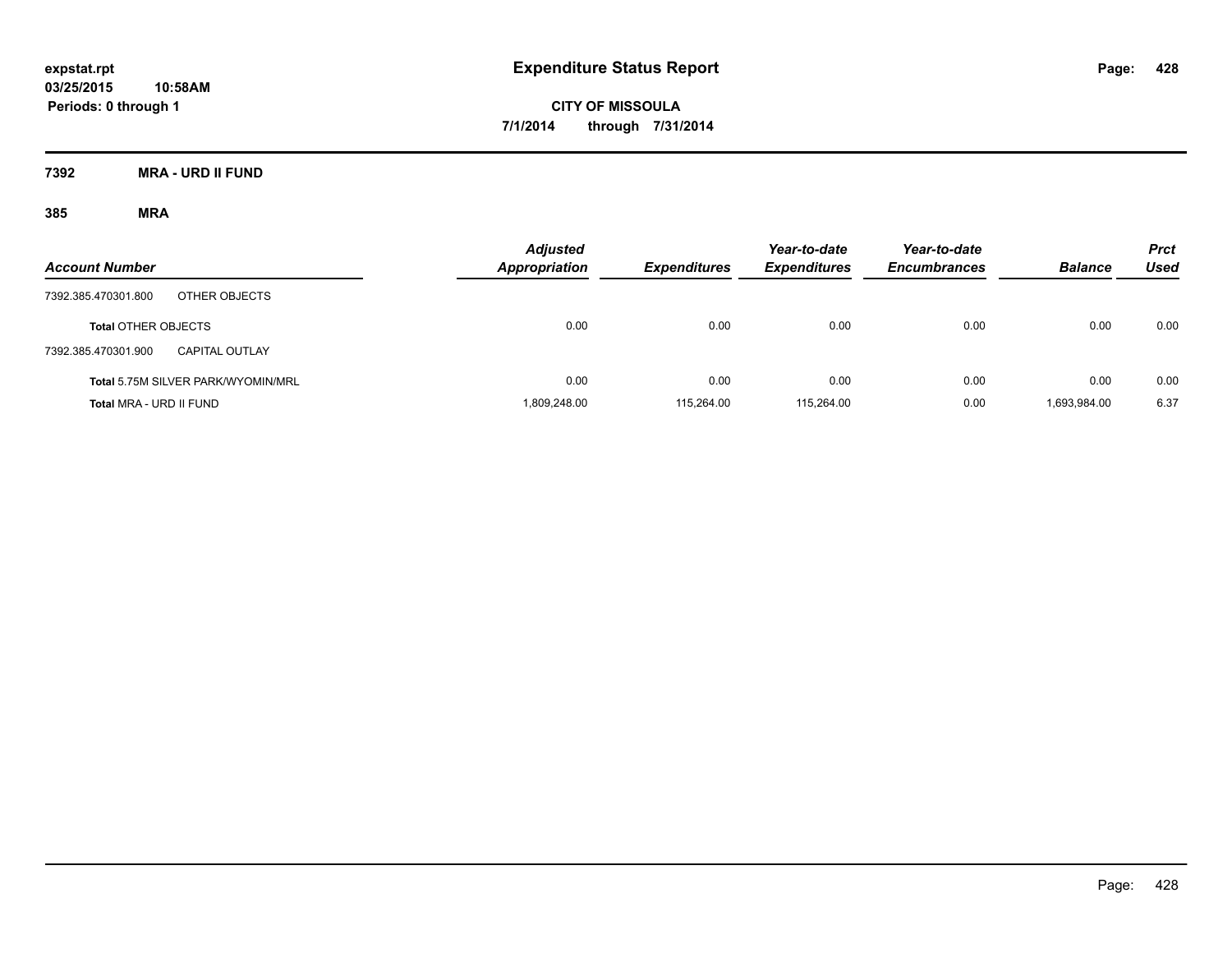# Expenditure Status Report

**CITY OF MISSOULA**

**7/1/2014 through 7/31/2014**

expstat.rpt
03/25/2015 10:58AM
Periods: 0 through 1

## 7392 MRA - URD II FUND

### 385 MRA

| Account Number | | Adjusted Appropriation | Expenditures | Year-to-date Expenditures | Year-to-date Encumbrances | Balance | Prct Used |
|---|---|---|---|---|---|---|---|
| 7392.385.470301.800 | OTHER OBJECTS | | | | | | |
| **Total** OTHER OBJECTS | | 0.00 | 0.00 | 0.00 | 0.00 | 0.00 | 0.00 |
| 7392.385.470301.900 | CAPITAL OUTLAY | | | | | | |
| **Total** 5.75M SILVER PARK/WYOMIN/MRL | | 0.00 | 0.00 | 0.00 | 0.00 | 0.00 | 0.00 |
| **Total** MRA - URD II FUND | | 1,809,248.00 | 115,264.00 | 115,264.00 | 0.00 | 1,693,984.00 | 6.37 |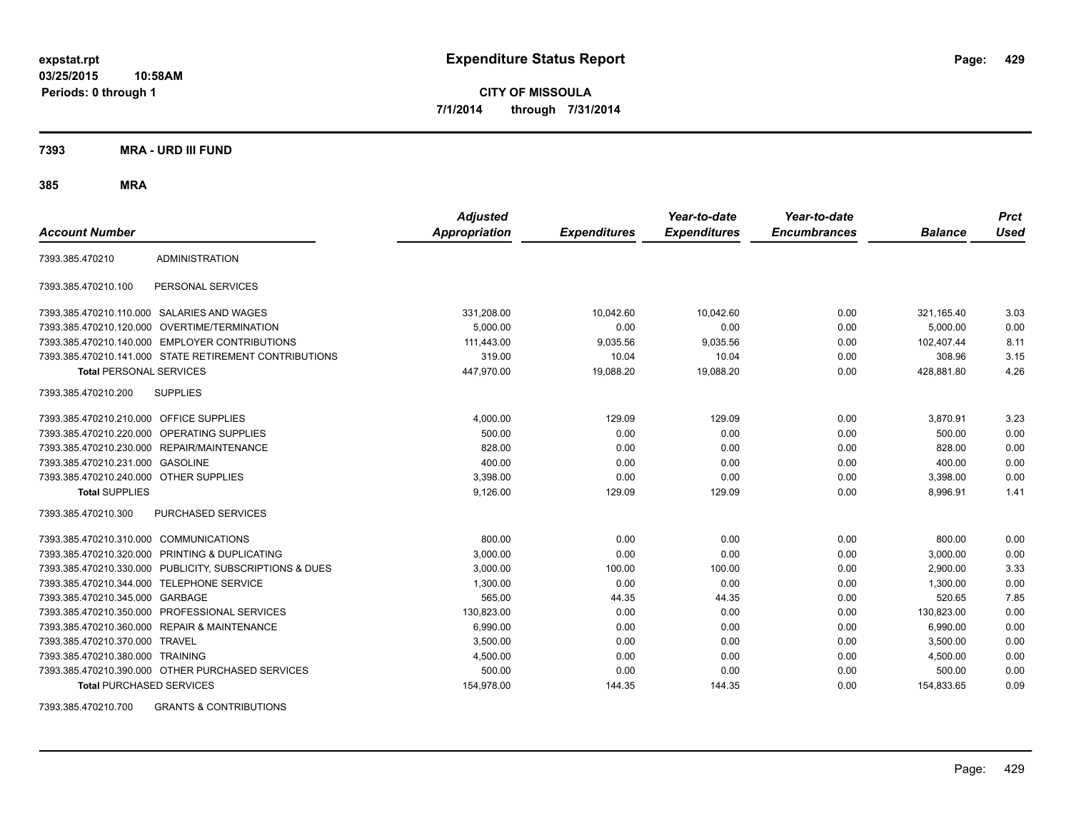**expstat.rpt**
**03/25/2015 10:58AM**
**Periods: 0 through 1**

# Expenditure Status Report

**CITY OF MISSOULA**
**7/1/2014 through 7/31/2014**

## 7393 MRA - URD III FUND

### 385 MRA

| Account Number | | Adjusted Appropriation | Expenditures | Year-to-date Expenditures | Year-to-date Encumbrances | Balance | Prct Used |
|---|---|---|---|---|---|---|---|
| 7393.385.470210 | ADMINISTRATION | | | | | | |
| 7393.385.470210.100 | PERSONAL SERVICES | | | | | | |
| 7393.385.470210.110.000 | SALARIES AND WAGES | 331,208.00 | 10,042.60 | 10,042.60 | 0.00 | 321,165.40 | 3.03 |
| 7393.385.470210.120.000 | OVERTIME/TERMINATION | 5,000.00 | 0.00 | 0.00 | 0.00 | 5,000.00 | 0.00 |
| 7393.385.470210.140.000 | EMPLOYER CONTRIBUTIONS | 111,443.00 | 9,035.56 | 9,035.56 | 0.00 | 102,407.44 | 8.11 |
| 7393.385.470210.141.000 | STATE RETIREMENT CONTRIBUTIONS | 319.00 | 10.04 | 10.04 | 0.00 | 308.96 | 3.15 |
| **Total** PERSONAL SERVICES | | 447,970.00 | 19,088.20 | 19,088.20 | 0.00 | 428,881.80 | 4.26 |
| 7393.385.470210.200 | SUPPLIES | | | | | | |
| 7393.385.470210.210.000 | OFFICE SUPPLIES | 4,000.00 | 129.09 | 129.09 | 0.00 | 3,870.91 | 3.23 |
| 7393.385.470210.220.000 | OPERATING SUPPLIES | 500.00 | 0.00 | 0.00 | 0.00 | 500.00 | 0.00 |
| 7393.385.470210.230.000 | REPAIR/MAINTENANCE | 828.00 | 0.00 | 0.00 | 0.00 | 828.00 | 0.00 |
| 7393.385.470210.231.000 | GASOLINE | 400.00 | 0.00 | 0.00 | 0.00 | 400.00 | 0.00 |
| 7393.385.470210.240.000 | OTHER SUPPLIES | 3,398.00 | 0.00 | 0.00 | 0.00 | 3,398.00 | 0.00 |
| **Total** SUPPLIES | | 9,126.00 | 129.09 | 129.09 | 0.00 | 8,996.91 | 1.41 |
| 7393.385.470210.300 | PURCHASED SERVICES | | | | | | |
| 7393.385.470210.310.000 | COMMUNICATIONS | 800.00 | 0.00 | 0.00 | 0.00 | 800.00 | 0.00 |
| 7393.385.470210.320.000 | PRINTING & DUPLICATING | 3,000.00 | 0.00 | 0.00 | 0.00 | 3,000.00 | 0.00 |
| 7393.385.470210.330.000 | PUBLICITY, SUBSCRIPTIONS & DUES | 3,000.00 | 100.00 | 100.00 | 0.00 | 2,900.00 | 3.33 |
| 7393.385.470210.344.000 | TELEPHONE SERVICE | 1,300.00 | 0.00 | 0.00 | 0.00 | 1,300.00 | 0.00 |
| 7393.385.470210.345.000 | GARBAGE | 565.00 | 44.35 | 44.35 | 0.00 | 520.65 | 7.85 |
| 7393.385.470210.350.000 | PROFESSIONAL SERVICES | 130,823.00 | 0.00 | 0.00 | 0.00 | 130,823.00 | 0.00 |
| 7393.385.470210.360.000 | REPAIR & MAINTENANCE | 6,990.00 | 0.00 | 0.00 | 0.00 | 6,990.00 | 0.00 |
| 7393.385.470210.370.000 | TRAVEL | 3,500.00 | 0.00 | 0.00 | 0.00 | 3,500.00 | 0.00 |
| 7393.385.470210.380.000 | TRAINING | 4,500.00 | 0.00 | 0.00 | 0.00 | 4,500.00 | 0.00 |
| 7393.385.470210.390.000 | OTHER PURCHASED SERVICES | 500.00 | 0.00 | 0.00 | 0.00 | 500.00 | 0.00 |
| **Total** PURCHASED SERVICES | | 154,978.00 | 144.35 | 144.35 | 0.00 | 154,833.65 | 0.09 |
| 7393.385.470210.700 | GRANTS & CONTRIBUTIONS | | | | | | |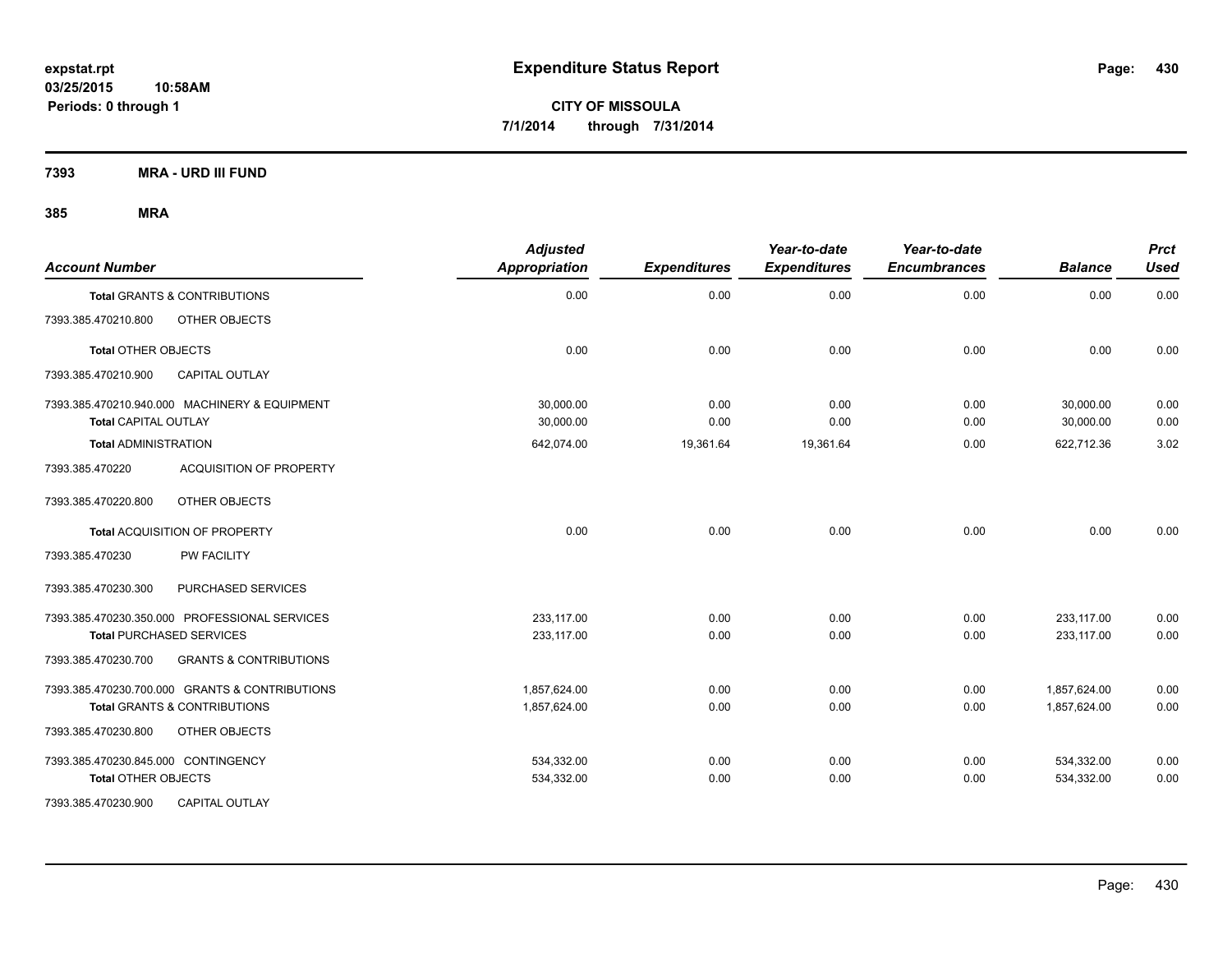# Expenditure Status Report

expstat.rpt
03/25/2015 10:58AM
Periods: 0 through 1

**CITY OF MISSOULA**
**7/1/2014 through 7/31/2014**

**7393 MRA - URD III FUND**

**385 MRA**

| Account Number | | Adjusted Appropriation | Expenditures | Year-to-date Expenditures | Year-to-date Encumbrances | Balance | Prct Used |
|---|---|---|---|---|---|---|---|
| **Total** GRANTS & CONTRIBUTIONS | | 0.00 | 0.00 | 0.00 | 0.00 | 0.00 | 0.00 |
| 7393.385.470210.800 | OTHER OBJECTS | | | | | | |
| **Total** OTHER OBJECTS | | 0.00 | 0.00 | 0.00 | 0.00 | 0.00 | 0.00 |
| 7393.385.470210.900 | CAPITAL OUTLAY | | | | | | |
| 7393.385.470210.940.000 | MACHINERY & EQUIPMENT | 30,000.00 | 0.00 | 0.00 | 0.00 | 30,000.00 | 0.00 |
| **Total** CAPITAL OUTLAY | | 30,000.00 | 0.00 | 0.00 | 0.00 | 30,000.00 | 0.00 |
| **Total** ADMINISTRATION | | 642,074.00 | 19,361.64 | 19,361.64 | 0.00 | 622,712.36 | 3.02 |
| 7393.385.470220 | ACQUISITION OF PROPERTY | | | | | | |
| 7393.385.470220.800 | OTHER OBJECTS | | | | | | |
| **Total** ACQUISITION OF PROPERTY | | 0.00 | 0.00 | 0.00 | 0.00 | 0.00 | 0.00 |
| 7393.385.470230 | PW FACILITY | | | | | | |
| 7393.385.470230.300 | PURCHASED SERVICES | | | | | | |
| 7393.385.470230.350.000 | PROFESSIONAL SERVICES | 233,117.00 | 0.00 | 0.00 | 0.00 | 233,117.00 | 0.00 |
| **Total** PURCHASED SERVICES | | 233,117.00 | 0.00 | 0.00 | 0.00 | 233,117.00 | 0.00 |
| 7393.385.470230.700 | GRANTS & CONTRIBUTIONS | | | | | | |
| 7393.385.470230.700.000 | GRANTS & CONTRIBUTIONS | 1,857,624.00 | 0.00 | 0.00 | 0.00 | 1,857,624.00 | 0.00 |
| **Total** GRANTS & CONTRIBUTIONS | | 1,857,624.00 | 0.00 | 0.00 | 0.00 | 1,857,624.00 | 0.00 |
| 7393.385.470230.800 | OTHER OBJECTS | | | | | | |
| 7393.385.470230.845.000 | CONTINGENCY | 534,332.00 | 0.00 | 0.00 | 0.00 | 534,332.00 | 0.00 |
| **Total** OTHER OBJECTS | | 534,332.00 | 0.00 | 0.00 | 0.00 | 534,332.00 | 0.00 |
| 7393.385.470230.900 | CAPITAL OUTLAY | | | | | | |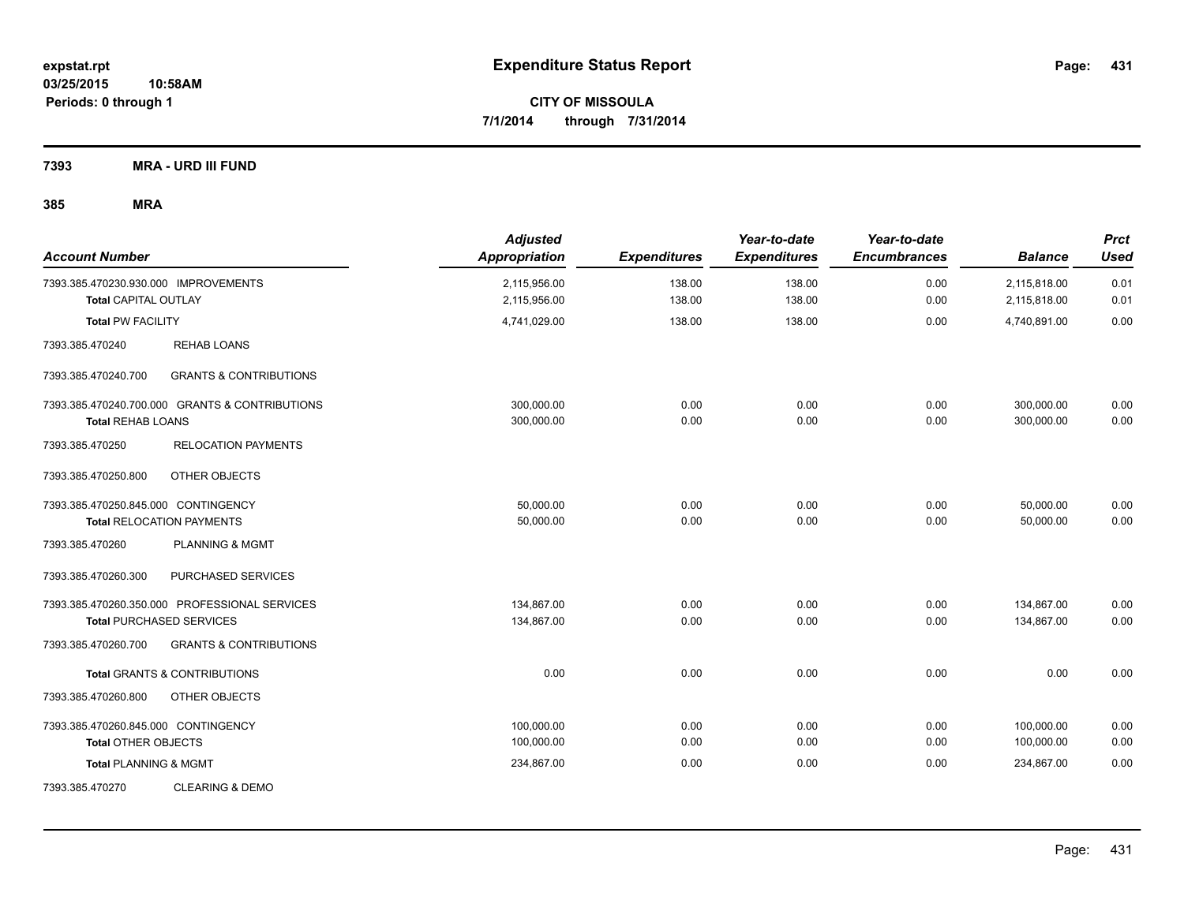**expstat.rpt**
**03/25/2015 10:58AM**
**Periods: 0 through 1**

# Expenditure Status Report

**CITY OF MISSOULA**
**7/1/2014 through 7/31/2014**

## 7393 MRA - URD III FUND

### 385 MRA

| Account Number | | Adjusted Appropriation | Expenditures | Year-to-date Expenditures | Year-to-date Encumbrances | Balance | Prct Used |
|---|---|---|---|---|---|---|---|
| 7393.385.470230.930.000 IMPROVEMENTS | | 2,115,956.00 | 138.00 | 138.00 | 0.00 | 2,115,818.00 | 0.01 |
| **Total** CAPITAL OUTLAY | | 2,115,956.00 | 138.00 | 138.00 | 0.00 | 2,115,818.00 | 0.01 |
| **Total** PW FACILITY | | 4,741,029.00 | 138.00 | 138.00 | 0.00 | 4,740,891.00 | 0.00 |
| 7393.385.470240 | REHAB LOANS | | | | | | |
| 7393.385.470240.700 | GRANTS & CONTRIBUTIONS | | | | | | |
| 7393.385.470240.700.000 GRANTS & CONTRIBUTIONS | | 300,000.00 | 0.00 | 0.00 | 0.00 | 300,000.00 | 0.00 |
| **Total** REHAB LOANS | | 300,000.00 | 0.00 | 0.00 | 0.00 | 300,000.00 | 0.00 |
| 7393.385.470250 | RELOCATION PAYMENTS | | | | | | |
| 7393.385.470250.800 | OTHER OBJECTS | | | | | | |
| 7393.385.470250.845.000 CONTINGENCY | | 50,000.00 | 0.00 | 0.00 | 0.00 | 50,000.00 | 0.00 |
| **Total** RELOCATION PAYMENTS | | 50,000.00 | 0.00 | 0.00 | 0.00 | 50,000.00 | 0.00 |
| 7393.385.470260 | PLANNING & MGMT | | | | | | |
| 7393.385.470260.300 | PURCHASED SERVICES | | | | | | |
| 7393.385.470260.350.000 PROFESSIONAL SERVICES | | 134,867.00 | 0.00 | 0.00 | 0.00 | 134,867.00 | 0.00 |
| **Total** PURCHASED SERVICES | | 134,867.00 | 0.00 | 0.00 | 0.00 | 134,867.00 | 0.00 |
| 7393.385.470260.700 | GRANTS & CONTRIBUTIONS | | | | | | |
| **Total** GRANTS & CONTRIBUTIONS | | 0.00 | 0.00 | 0.00 | 0.00 | 0.00 | 0.00 |
| 7393.385.470260.800 | OTHER OBJECTS | | | | | | |
| 7393.385.470260.845.000 CONTINGENCY | | 100,000.00 | 0.00 | 0.00 | 0.00 | 100,000.00 | 0.00 |
| **Total** OTHER OBJECTS | | 100,000.00 | 0.00 | 0.00 | 0.00 | 100,000.00 | 0.00 |
| **Total** PLANNING & MGMT | | 234,867.00 | 0.00 | 0.00 | 0.00 | 234,867.00 | 0.00 |
| 7393.385.470270 | CLEARING & DEMO | | | | | | |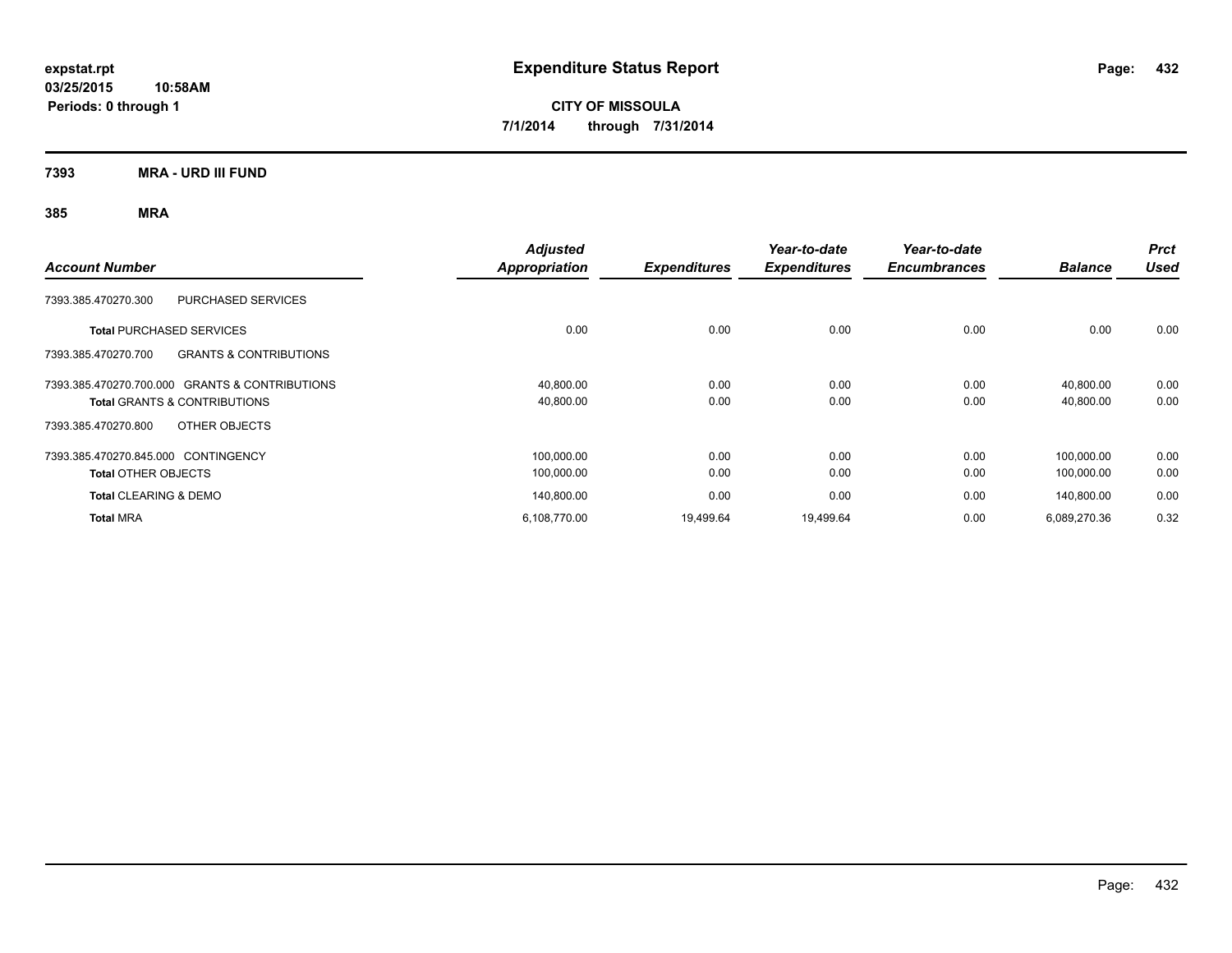# Expenditure Status Report

expstat.rpt
03/25/2015 10:58AM
Periods: 0 through 1

**CITY OF MISSOULA**
**7/1/2014 through 7/31/2014**

## 7393 MRA - URD III FUND

### 385 MRA

| Account Number | | Adjusted Appropriation | Expenditures | Year-to-date Expenditures | Year-to-date Encumbrances | Balance | Prct Used |
|---|---|---|---|---|---|---|---|
| 7393.385.470270.300 | PURCHASED SERVICES | | | | | | |
| **Total** PURCHASED SERVICES | | 0.00 | 0.00 | 0.00 | 0.00 | 0.00 | 0.00 |
| 7393.385.470270.700 | GRANTS & CONTRIBUTIONS | | | | | | |
| 7393.385.470270.700.000 | GRANTS & CONTRIBUTIONS | 40,800.00 | 0.00 | 0.00 | 0.00 | 40,800.00 | 0.00 |
| **Total** GRANTS & CONTRIBUTIONS | | 40,800.00 | 0.00 | 0.00 | 0.00 | 40,800.00 | 0.00 |
| 7393.385.470270.800 | OTHER OBJECTS | | | | | | |
| 7393.385.470270.845.000 | CONTINGENCY | 100,000.00 | 0.00 | 0.00 | 0.00 | 100,000.00 | 0.00 |
| **Total** OTHER OBJECTS | | 100,000.00 | 0.00 | 0.00 | 0.00 | 100,000.00 | 0.00 |
| **Total** CLEARING & DEMO | | 140,800.00 | 0.00 | 0.00 | 0.00 | 140,800.00 | 0.00 |
| **Total** MRA | | 6,108,770.00 | 19,499.64 | 19,499.64 | 0.00 | 6,089,270.36 | 0.32 |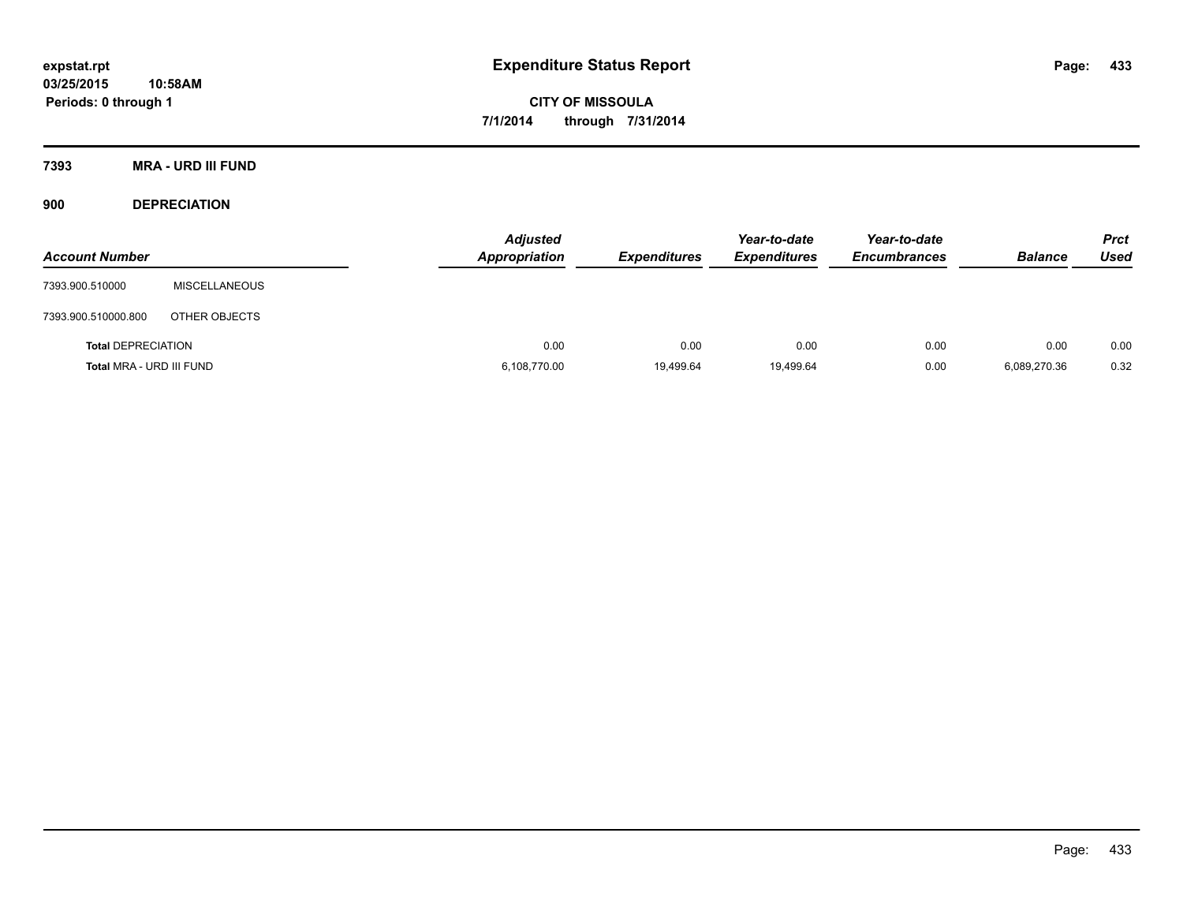# Expenditure Status Report

**CITY OF MISSOULA**
**7/1/2014 through 7/31/2014**

expstat.rpt
03/25/2015 10:58AM
Periods: 0 through 1

**7393 MRA - URD III FUND**

**900 DEPRECIATION**

| Account Number | | Adjusted Appropriation | Expenditures | Year-to-date Expenditures | Year-to-date Encumbrances | Balance | Prct Used |
|---|---|---|---|---|---|---|---|
| 7393.900.510000 | MISCELLANEOUS | | | | | | |
| 7393.900.510000.800 | OTHER OBJECTS | | | | | | |
| **Total DEPRECIATION** | | 0.00 | 0.00 | 0.00 | 0.00 | 0.00 | 0.00 |
| **Total MRA - URD III FUND** | | 6,108,770.00 | 19,499.64 | 19,499.64 | 0.00 | 6,089,270.36 | 0.32 |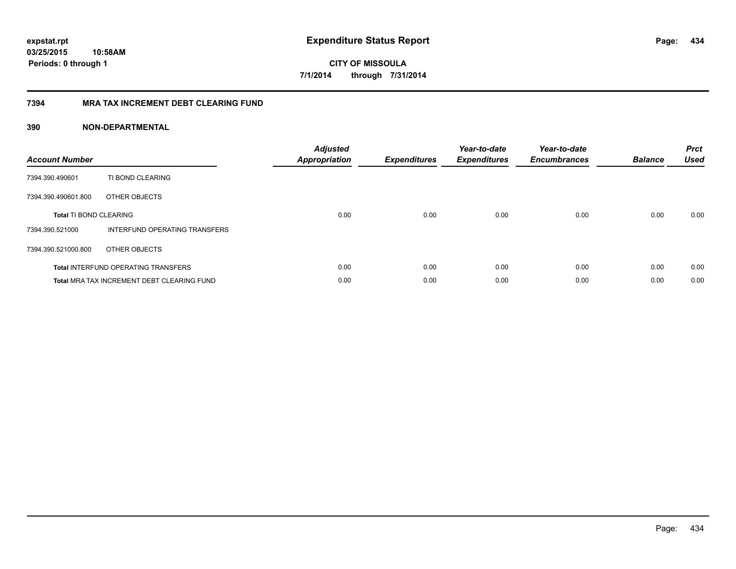expstat.rpt
03/25/2015 10:58AM
Periods: 0 through 1

# Expenditure Status Report

CITY OF MISSOULA
7/1/2014 through 7/31/2014

## 7394 MRA TAX INCREMENT DEBT CLEARING FUND

### 390 NON-DEPARTMENTAL

| Account Number | | Adjusted Appropriation | Expenditures | Year-to-date Expenditures | Year-to-date Encumbrances | Balance | Prct Used |
|---|---|---|---|---|---|---|---|
| 7394.390.490601 | TI BOND CLEARING | | | | | | |
| 7394.390.490601.800 | OTHER OBJECTS | | | | | | |
| **Total** TI BOND CLEARING | | 0.00 | 0.00 | 0.00 | 0.00 | 0.00 | 0.00 |
| 7394.390.521000 | INTERFUND OPERATING TRANSFERS | | | | | | |
| 7394.390.521000.800 | OTHER OBJECTS | | | | | | |
| **Total** INTERFUND OPERATING TRANSFERS | | 0.00 | 0.00 | 0.00 | 0.00 | 0.00 | 0.00 |
| **Total** MRA TAX INCREMENT DEBT CLEARING FUND | | 0.00 | 0.00 | 0.00 | 0.00 | 0.00 | 0.00 |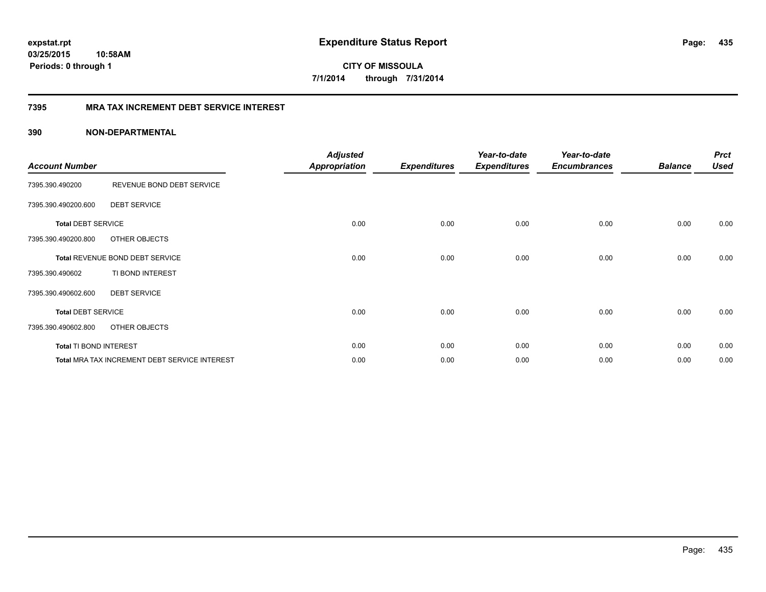expstat.rpt
03/25/2015 10:58AM
Periods: 0 through 1

# Expenditure Status Report

CITY OF MISSOULA
7/1/2014 through 7/31/2014

## 7395 MRA TAX INCREMENT DEBT SERVICE INTEREST

### 390 NON-DEPARTMENTAL

| Account Number | | Adjusted Appropriation | Expenditures | Year-to-date Expenditures | Year-to-date Encumbrances | Balance | Prct Used |
|---|---|---|---|---|---|---|---|
| 7395.390.490200 | REVENUE BOND DEBT SERVICE | | | | | | |
| 7395.390.490200.600 | DEBT SERVICE | | | | | | |
| **Total** DEBT SERVICE | | 0.00 | 0.00 | 0.00 | 0.00 | 0.00 | 0.00 |
| 7395.390.490200.800 | OTHER OBJECTS | | | | | | |
| **Total** REVENUE BOND DEBT SERVICE | | 0.00 | 0.00 | 0.00 | 0.00 | 0.00 | 0.00 |
| 7395.390.490602 | TI BOND INTEREST | | | | | | |
| 7395.390.490602.600 | DEBT SERVICE | | | | | | |
| **Total** DEBT SERVICE | | 0.00 | 0.00 | 0.00 | 0.00 | 0.00 | 0.00 |
| 7395.390.490602.800 | OTHER OBJECTS | | | | | | |
| **Total** TI BOND INTEREST | | 0.00 | 0.00 | 0.00 | 0.00 | 0.00 | 0.00 |
| **Total** MRA TAX INCREMENT DEBT SERVICE INTEREST | | 0.00 | 0.00 | 0.00 | 0.00 | 0.00 | 0.00 |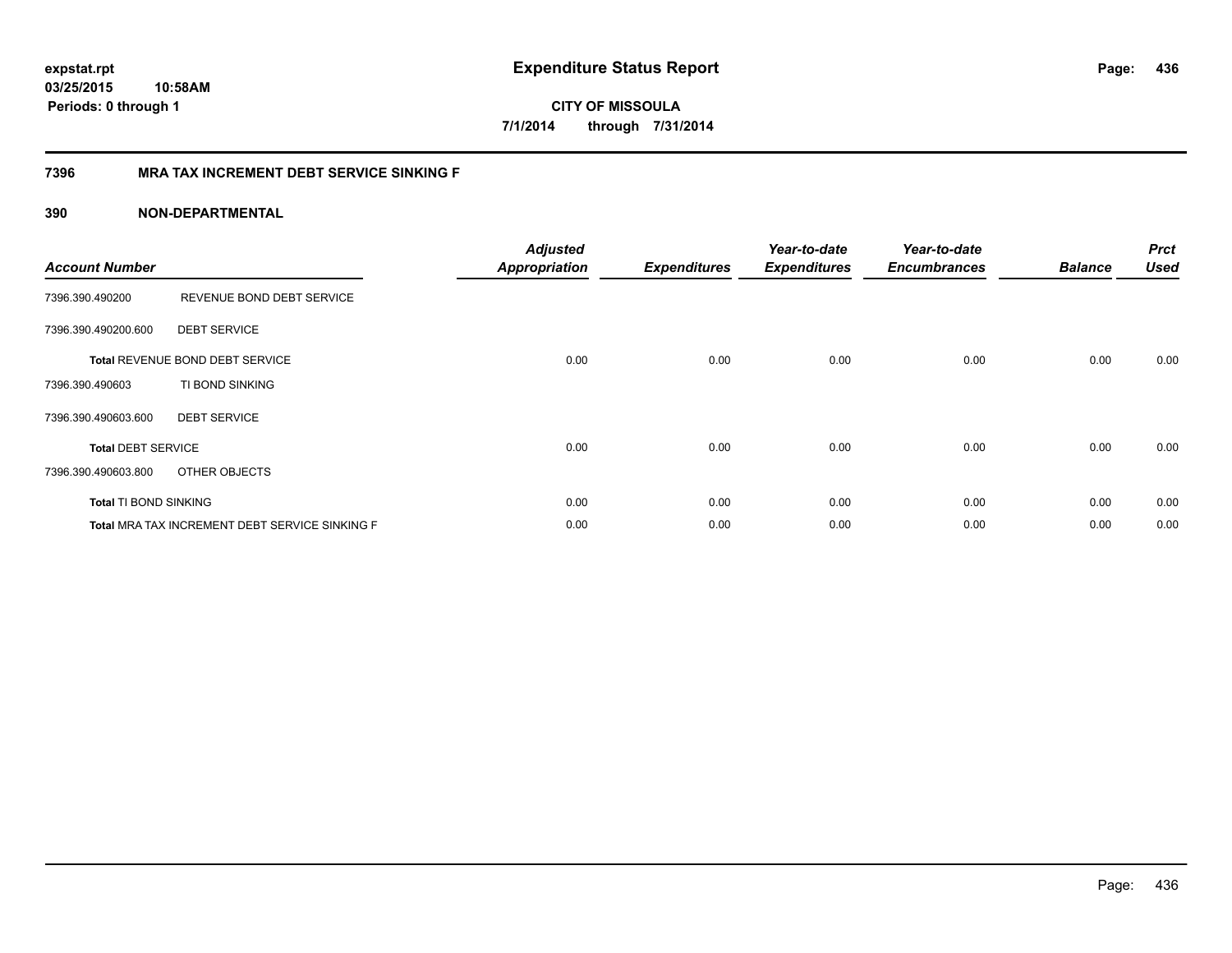**expstat.rpt**
**03/25/2015 10:58AM**
**Periods: 0 through 1**

# Expenditure Status Report

**CITY OF MISSOULA**
**7/1/2014 through 7/31/2014**

## 7396 MRA TAX INCREMENT DEBT SERVICE SINKING F

## 390 NON-DEPARTMENTAL

| Account Number | | Adjusted Appropriation | Expenditures | Year-to-date Expenditures | Year-to-date Encumbrances | Balance | Prct Used |
|---|---|---|---|---|---|---|---|
| 7396.390.490200 | REVENUE BOND DEBT SERVICE | | | | | | |
| 7396.390.490200.600 | DEBT SERVICE | | | | | | |
| **Total** REVENUE BOND DEBT SERVICE | | 0.00 | 0.00 | 0.00 | 0.00 | 0.00 | 0.00 |
| 7396.390.490603 | TI BOND SINKING | | | | | | |
| 7396.390.490603.600 | DEBT SERVICE | | | | | | |
| **Total** DEBT SERVICE | | 0.00 | 0.00 | 0.00 | 0.00 | 0.00 | 0.00 |
| 7396.390.490603.800 | OTHER OBJECTS | | | | | | |
| **Total** TI BOND SINKING | | 0.00 | 0.00 | 0.00 | 0.00 | 0.00 | 0.00 |
| **Total** MRA TAX INCREMENT DEBT SERVICE SINKING F | | 0.00 | 0.00 | 0.00 | 0.00 | 0.00 | 0.00 |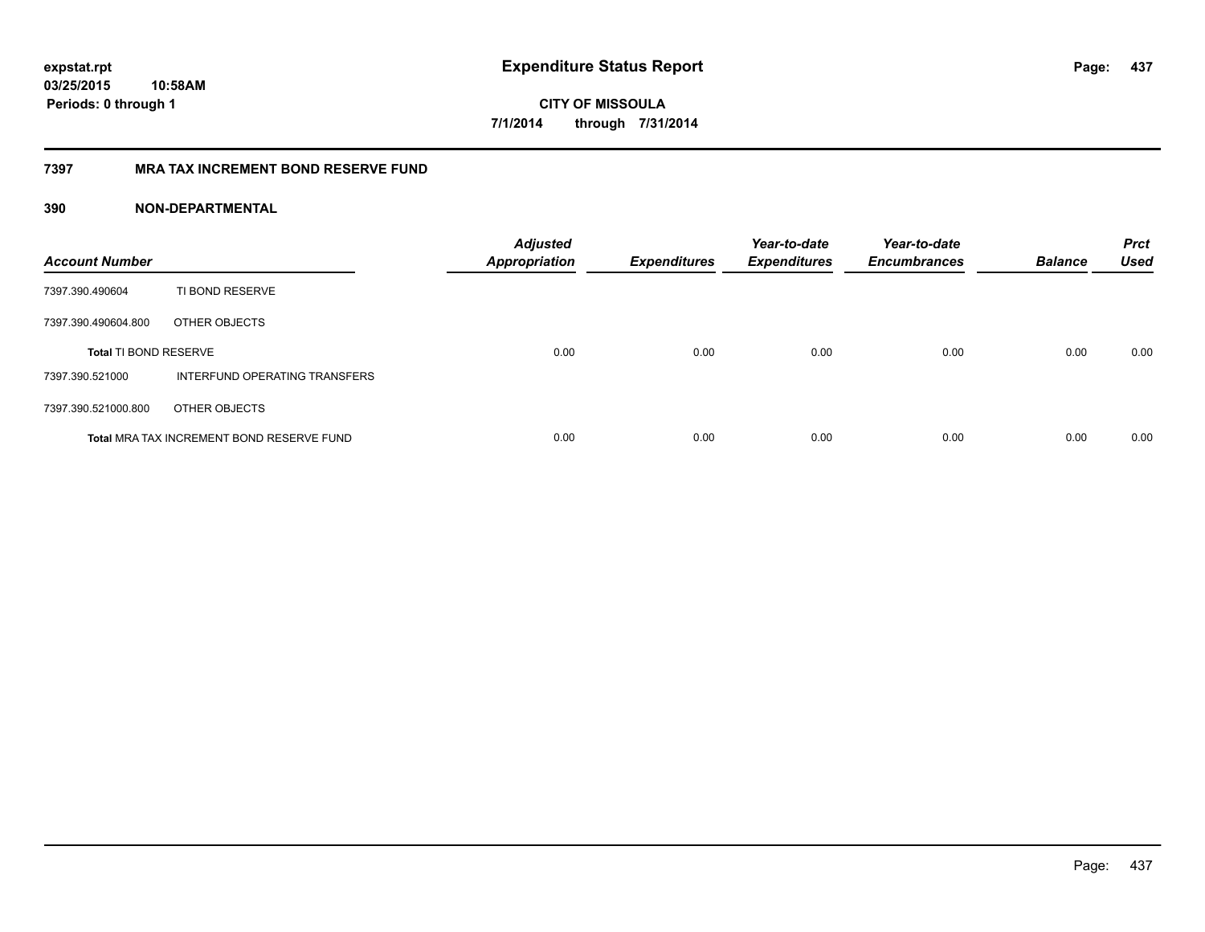expstat.rpt
03/25/2015 10:58AM
Periods: 0 through 1

# Expenditure Status Report

CITY OF MISSOULA
7/1/2014 through 7/31/2014

## 7397 MRA TAX INCREMENT BOND RESERVE FUND

### 390 NON-DEPARTMENTAL

| Account Number | | Adjusted Appropriation | Expenditures | Year-to-date Expenditures | Year-to-date Encumbrances | Balance | Prct Used |
|---|---|---|---|---|---|---|---|
| 7397.390.490604 | TI BOND RESERVE | | | | | | |
| 7397.390.490604.800 | OTHER OBJECTS | | | | | | |
| **Total** TI BOND RESERVE | | 0.00 | 0.00 | 0.00 | 0.00 | 0.00 | 0.00 |
| 7397.390.521000 | INTERFUND OPERATING TRANSFERS | | | | | | |
| 7397.390.521000.800 | OTHER OBJECTS | | | | | | |
| **Total** MRA TAX INCREMENT BOND RESERVE FUND | | 0.00 | 0.00 | 0.00 | 0.00 | 0.00 | 0.00 |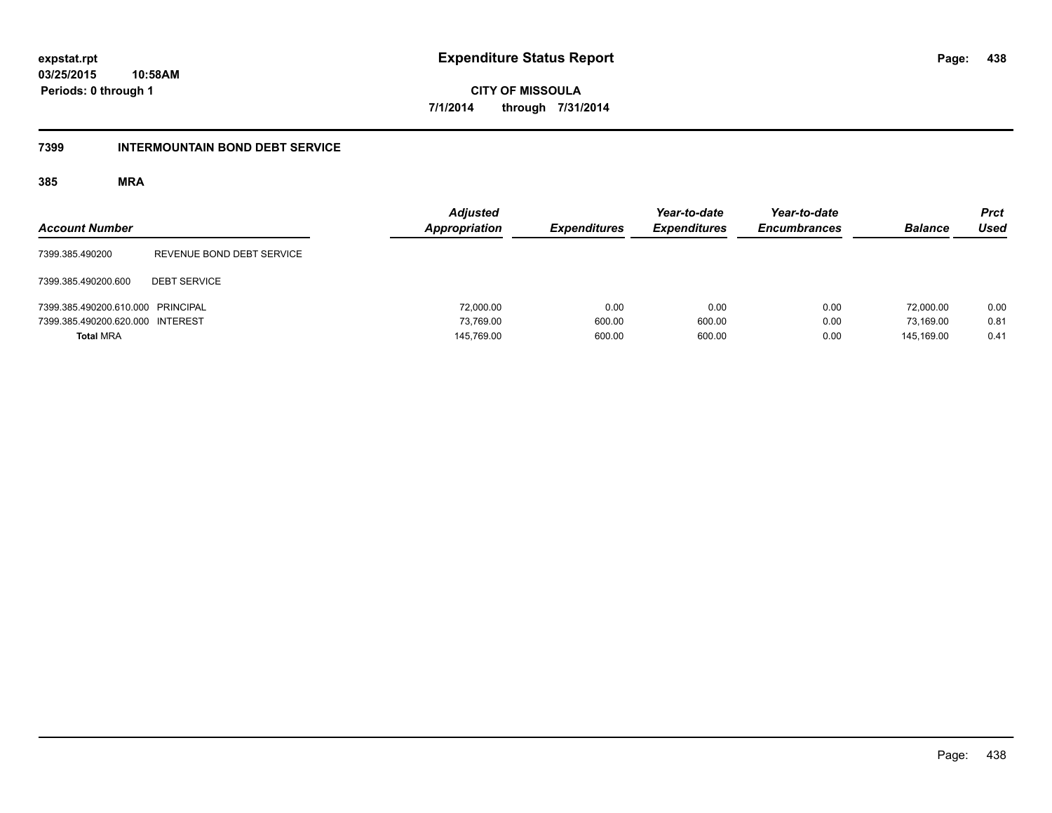**expstat.rpt**
**03/25/2015 10:58AM**
**Periods: 0 through 1**

# Expenditure Status Report

**CITY OF MISSOULA**
**7/1/2014 through 7/31/2014**

## 7399 INTERMOUNTAIN BOND DEBT SERVICE

### 385 MRA

| Account Number | | Adjusted Appropriation | Expenditures | Year-to-date Expenditures | Year-to-date Encumbrances | Balance | Prct Used |
|---|---|---|---|---|---|---|---|
| 7399.385.490200 | REVENUE BOND DEBT SERVICE | | | | | | |
| 7399.385.490200.600 | DEBT SERVICE | | | | | | |
| 7399.385.490200.610.000 | PRINCIPAL | 72,000.00 | 0.00 | 0.00 | 0.00 | 72,000.00 | 0.00 |
| 7399.385.490200.620.000 | INTEREST | 73,769.00 | 600.00 | 600.00 | 0.00 | 73,169.00 | 0.81 |
| **Total** MRA | | 145,769.00 | 600.00 | 600.00 | 0.00 | 145,169.00 | 0.41 |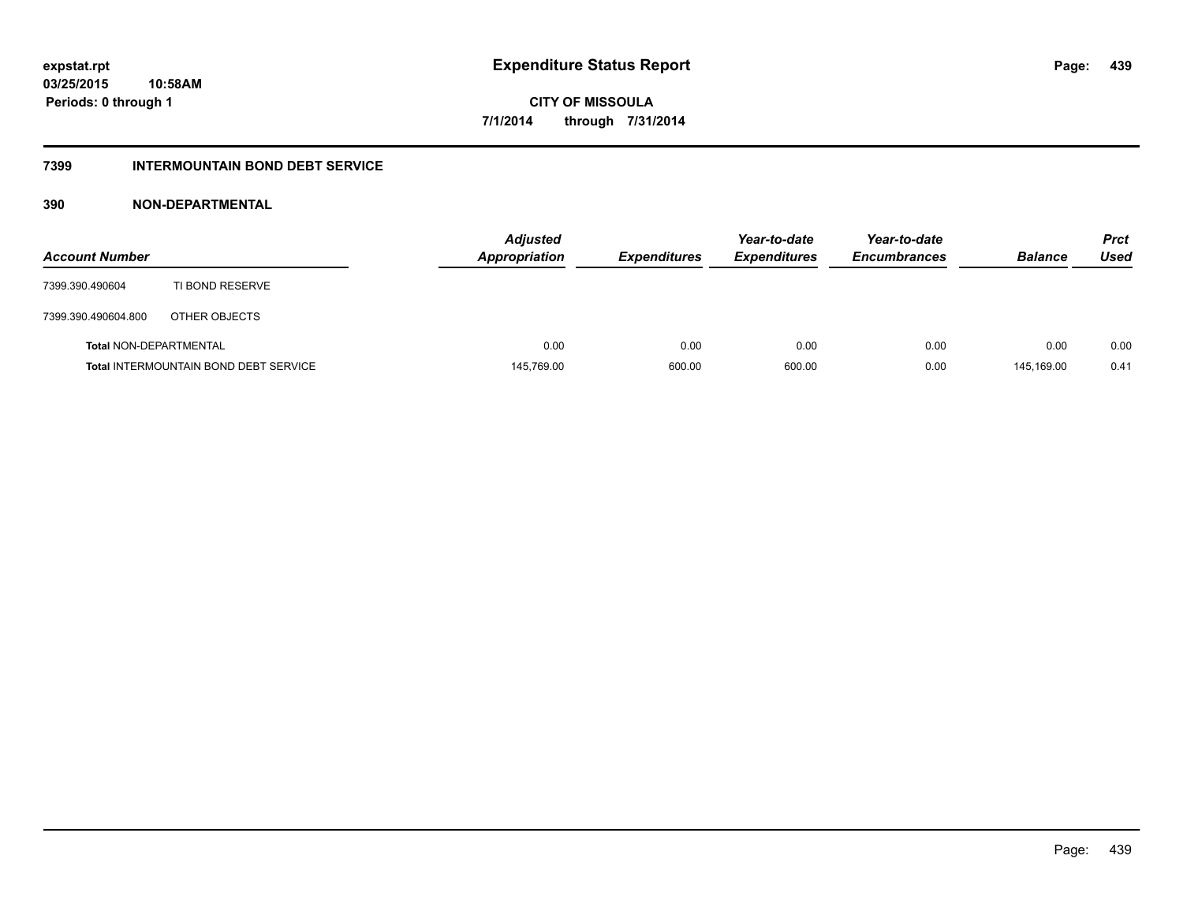# Expenditure Status Report

**CITY OF MISSOULA**

**7/1/2014 through 7/31/2014**

expstat.rpt
03/25/2015 10:58AM
Periods: 0 through 1

## 7399 INTERMOUNTAIN BOND DEBT SERVICE

### 390 NON-DEPARTMENTAL

| Account Number | | Adjusted Appropriation | Expenditures | Year-to-date Expenditures | Year-to-date Encumbrances | Balance | Prct Used |
|---|---|---|---|---|---|---|---|
| 7399.390.490604 | TI BOND RESERVE | | | | | | |
| 7399.390.490604.800 | OTHER OBJECTS | | | | | | |
| **Total** NON-DEPARTMENTAL | | 0.00 | 0.00 | 0.00 | 0.00 | 0.00 | 0.00 |
| **Total** INTERMOUNTAIN BOND DEBT SERVICE | | 145,769.00 | 600.00 | 600.00 | 0.00 | 145,169.00 | 0.41 |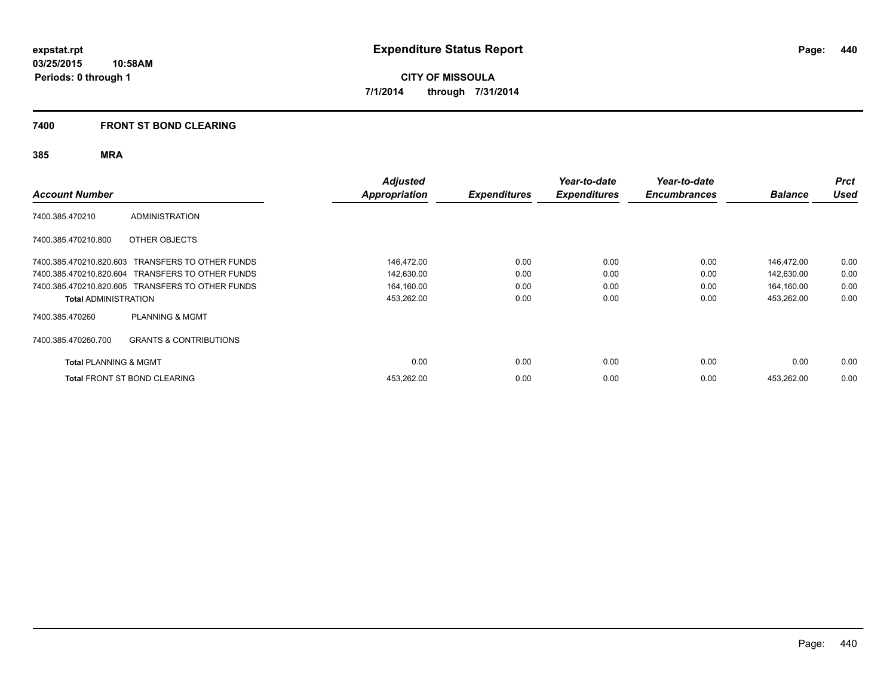expstat.rpt
03/25/2015 10:58AM
Periods: 0 through 1

# Expenditure Status Report

CITY OF MISSOULA
7/1/2014 through 7/31/2014

## 7400 FRONT ST BOND CLEARING

### 385 MRA

| Account Number | | Adjusted Appropriation | Expenditures | Year-to-date Expenditures | Year-to-date Encumbrances | Balance | Prct Used |
|---|---|---|---|---|---|---|---|
| 7400.385.470210 | ADMINISTRATION | | | | | | |
| 7400.385.470210.800 | OTHER OBJECTS | | | | | | |
| 7400.385.470210.820.603 | TRANSFERS TO OTHER FUNDS | 146,472.00 | 0.00 | 0.00 | 0.00 | 146,472.00 | 0.00 |
| 7400.385.470210.820.604 | TRANSFERS TO OTHER FUNDS | 142,630.00 | 0.00 | 0.00 | 0.00 | 142,630.00 | 0.00 |
| 7400.385.470210.820.605 | TRANSFERS TO OTHER FUNDS | 164,160.00 | 0.00 | 0.00 | 0.00 | 164,160.00 | 0.00 |
| **Total** ADMINISTRATION | | 453,262.00 | 0.00 | 0.00 | 0.00 | 453,262.00 | 0.00 |
| 7400.385.470260 | PLANNING & MGMT | | | | | | |
| 7400.385.470260.700 | GRANTS & CONTRIBUTIONS | | | | | | |
| **Total** PLANNING & MGMT | | 0.00 | 0.00 | 0.00 | 0.00 | 0.00 | 0.00 |
| **Total** FRONT ST BOND CLEARING | | 453,262.00 | 0.00 | 0.00 | 0.00 | 453,262.00 | 0.00 |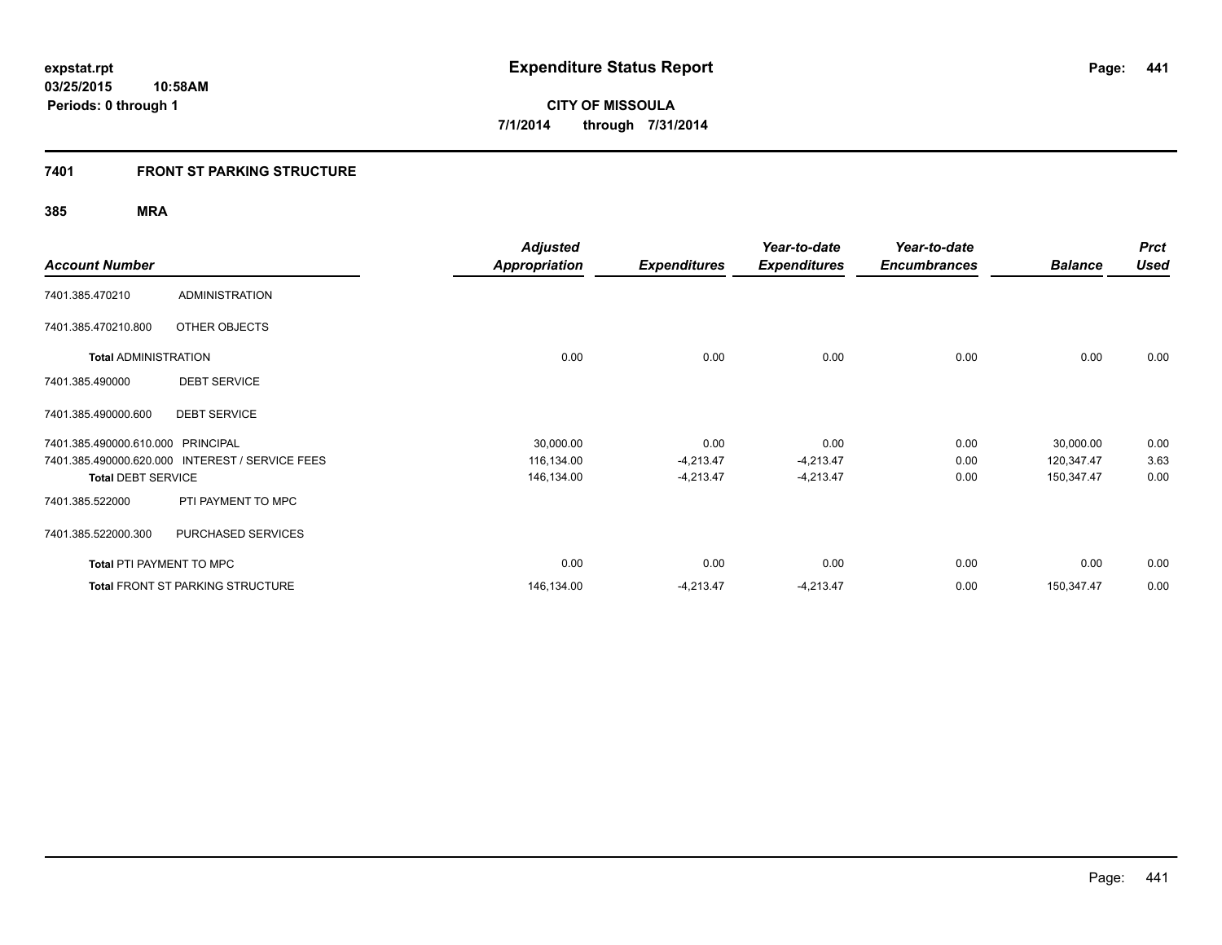expstat.rpt
03/25/2015 10:58AM
Periods: 0 through 1

# Expenditure Status Report

CITY OF MISSOULA

7/1/2014 through 7/31/2014

## 7401 FRONT ST PARKING STRUCTURE

### 385 MRA

| Account Number | | Adjusted Appropriation | Expenditures | Year-to-date Expenditures | Year-to-date Encumbrances | Balance | Prct Used |
|---|---|---|---|---|---|---|---|
| 7401.385.470210 | ADMINISTRATION | | | | | | |
| 7401.385.470210.800 | OTHER OBJECTS | | | | | | |
| **Total** ADMINISTRATION | | 0.00 | 0.00 | 0.00 | 0.00 | 0.00 | 0.00 |
| 7401.385.490000 | DEBT SERVICE | | | | | | |
| 7401.385.490000.600 | DEBT SERVICE | | | | | | |
| 7401.385.490000.610.000 | PRINCIPAL | 30,000.00 | 0.00 | 0.00 | 0.00 | 30,000.00 | 0.00 |
| 7401.385.490000.620.000 | INTEREST / SERVICE FEES | 116,134.00 | -4,213.47 | -4,213.47 | 0.00 | 120,347.47 | 3.63 |
| **Total** DEBT SERVICE | | 146,134.00 | -4,213.47 | -4,213.47 | 0.00 | 150,347.47 | 0.00 |
| 7401.385.522000 | PTI PAYMENT TO MPC | | | | | | |
| 7401.385.522000.300 | PURCHASED SERVICES | | | | | | |
| **Total** PTI PAYMENT TO MPC | | 0.00 | 0.00 | 0.00 | 0.00 | 0.00 | 0.00 |
| **Total** FRONT ST PARKING STRUCTURE | | 146,134.00 | -4,213.47 | -4,213.47 | 0.00 | 150,347.47 | 0.00 |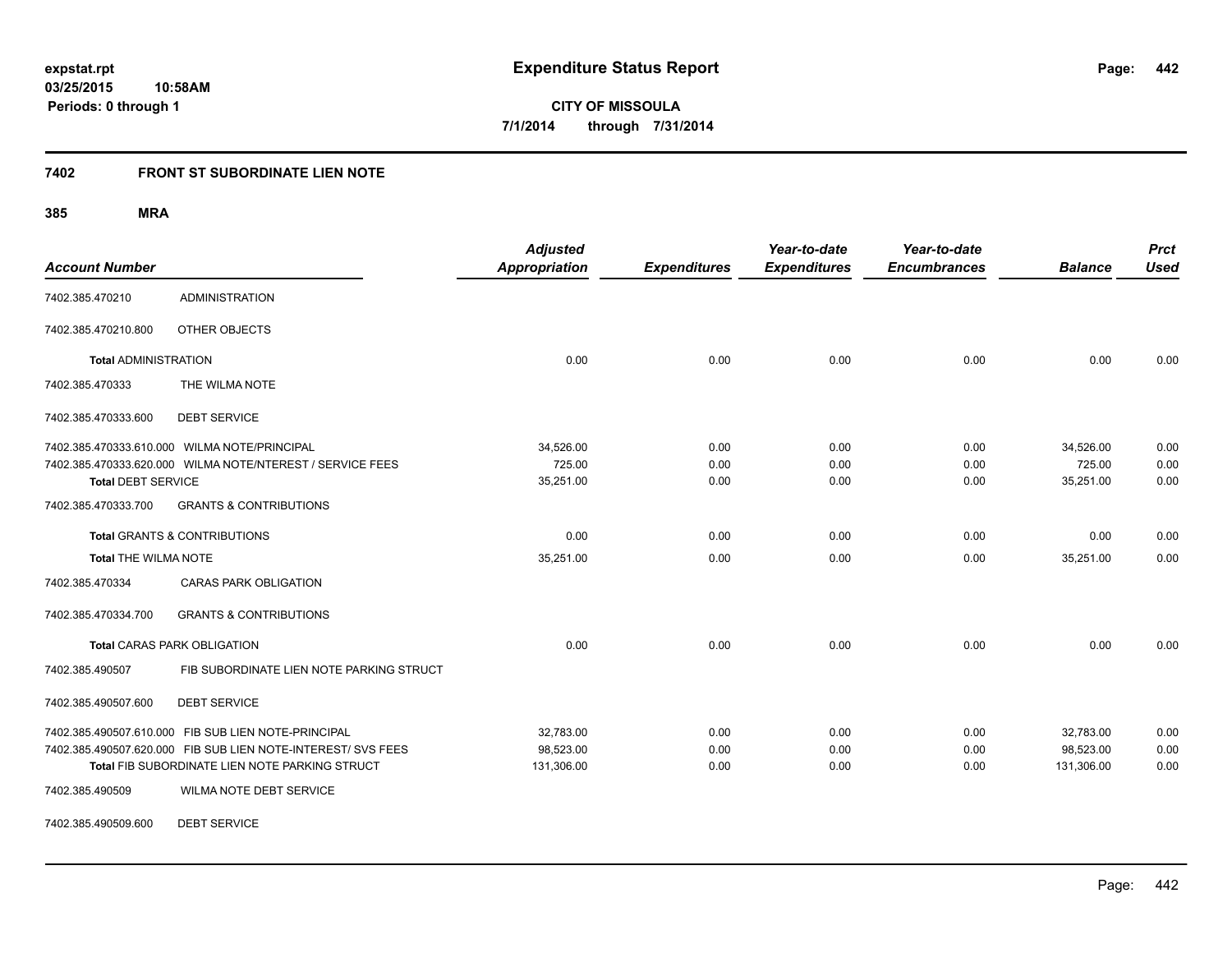**expstat.rpt**
**03/25/2015 10:58AM**
**Periods: 0 through 1**

# Expenditure Status Report

**CITY OF MISSOULA**
**7/1/2014 through 7/31/2014**

## 7402 FRONT ST SUBORDINATE LIEN NOTE

### 385 MRA

| Account Number | | Adjusted Appropriation | Expenditures | Year-to-date Expenditures | Year-to-date Encumbrances | Balance | Prct Used |
|---|---|---|---|---|---|---|---|
| 7402.385.470210 | ADMINISTRATION | | | | | | |
| 7402.385.470210.800 | OTHER OBJECTS | | | | | | |
| **Total** ADMINISTRATION | | 0.00 | 0.00 | 0.00 | 0.00 | 0.00 | 0.00 |
| 7402.385.470333 | THE WILMA NOTE | | | | | | |
| 7402.385.470333.600 | DEBT SERVICE | | | | | | |
| 7402.385.470333.610.000 | WILMA NOTE/PRINCIPAL | 34,526.00 | 0.00 | 0.00 | 0.00 | 34,526.00 | 0.00 |
| 7402.385.470333.620.000 | WILMA NOTE/NTEREST / SERVICE FEES | 725.00 | 0.00 | 0.00 | 0.00 | 725.00 | 0.00 |
| **Total** DEBT SERVICE | | 35,251.00 | 0.00 | 0.00 | 0.00 | 35,251.00 | 0.00 |
| 7402.385.470333.700 | GRANTS & CONTRIBUTIONS | | | | | | |
| **Total** GRANTS & CONTRIBUTIONS | | 0.00 | 0.00 | 0.00 | 0.00 | 0.00 | 0.00 |
| **Total** THE WILMA NOTE | | 35,251.00 | 0.00 | 0.00 | 0.00 | 35,251.00 | 0.00 |
| 7402.385.470334 | CARAS PARK OBLIGATION | | | | | | |
| 7402.385.470334.700 | GRANTS & CONTRIBUTIONS | | | | | | |
| **Total** CARAS PARK OBLIGATION | | 0.00 | 0.00 | 0.00 | 0.00 | 0.00 | 0.00 |
| 7402.385.490507 | FIB SUBORDINATE LIEN NOTE PARKING STRUCT | | | | | | |
| 7402.385.490507.600 | DEBT SERVICE | | | | | | |
| 7402.385.490507.610.000 | FIB SUB LIEN NOTE-PRINCIPAL | 32,783.00 | 0.00 | 0.00 | 0.00 | 32,783.00 | 0.00 |
| 7402.385.490507.620.000 | FIB SUB LIEN NOTE-INTEREST/ SVS FEES | 98,523.00 | 0.00 | 0.00 | 0.00 | 98,523.00 | 0.00 |
| **Total** FIB SUBORDINATE LIEN NOTE PARKING STRUCT | | 131,306.00 | 0.00 | 0.00 | 0.00 | 131,306.00 | 0.00 |
| 7402.385.490509 | WILMA NOTE DEBT SERVICE | | | | | | |
| 7402.385.490509.600 | DEBT SERVICE | | | | | | |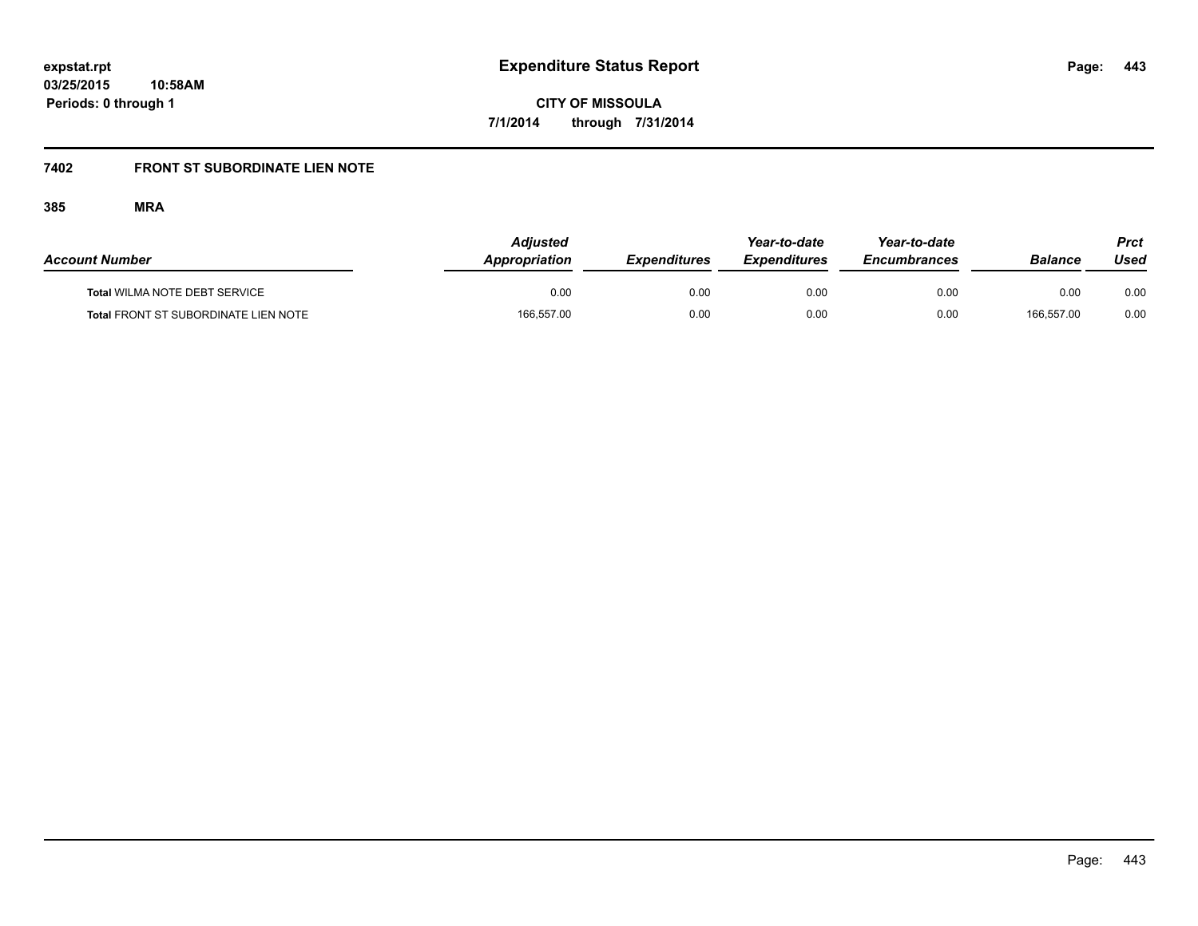# Expenditure Status Report

**expstat.rpt**
**03/25/2015 10:58AM**
**Periods: 0 through 1**

**CITY OF MISSOULA**
**7/1/2014 through 7/31/2014**

## 7402 FRONT ST SUBORDINATE LIEN NOTE

### 385 MRA

| Account Number | Adjusted Appropriation | Expenditures | Year-to-date Expenditures | Year-to-date Encumbrances | Balance | Prct Used |
|---|---|---|---|---|---|---|
| **Total** WILMA NOTE DEBT SERVICE | 0.00 | 0.00 | 0.00 | 0.00 | 0.00 | 0.00 |
| **Total** FRONT ST SUBORDINATE LIEN NOTE | 166,557.00 | 0.00 | 0.00 | 0.00 | 166,557.00 | 0.00 |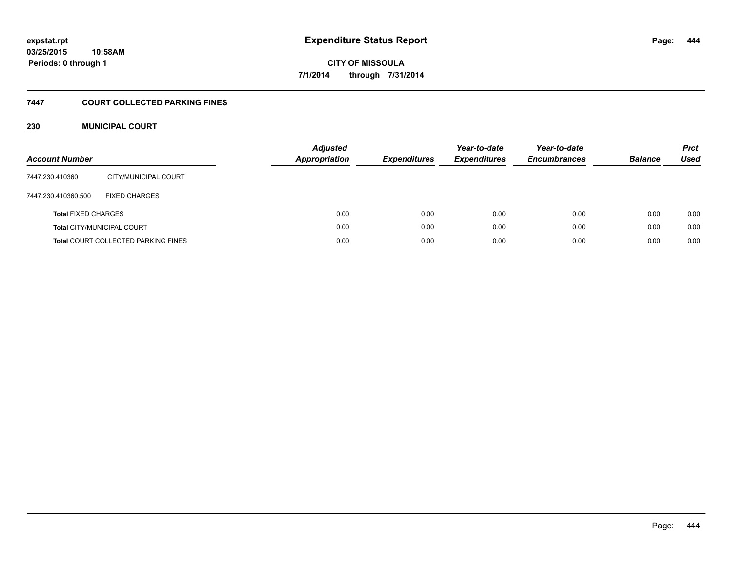**expstat.rpt**
**03/25/2015 10:58AM**
**Periods: 0 through 1**

# Expenditure Status Report

**CITY OF MISSOULA**
**7/1/2014 through 7/31/2014**

## 7447 COURT COLLECTED PARKING FINES

### 230 MUNICIPAL COURT

| Account Number | | Adjusted Appropriation | Expenditures | Year-to-date Expenditures | Year-to-date Encumbrances | Balance | Prct Used |
|---|---|---|---|---|---|---|---|
| 7447.230.410360 | CITY/MUNICIPAL COURT | | | | | | |
| 7447.230.410360.500 | FIXED CHARGES | | | | | | |
| **Total** FIXED CHARGES | | 0.00 | 0.00 | 0.00 | 0.00 | 0.00 | 0.00 |
| **Total** CITY/MUNICIPAL COURT | | 0.00 | 0.00 | 0.00 | 0.00 | 0.00 | 0.00 |
| **Total** COURT COLLECTED PARKING FINES | | 0.00 | 0.00 | 0.00 | 0.00 | 0.00 | 0.00 |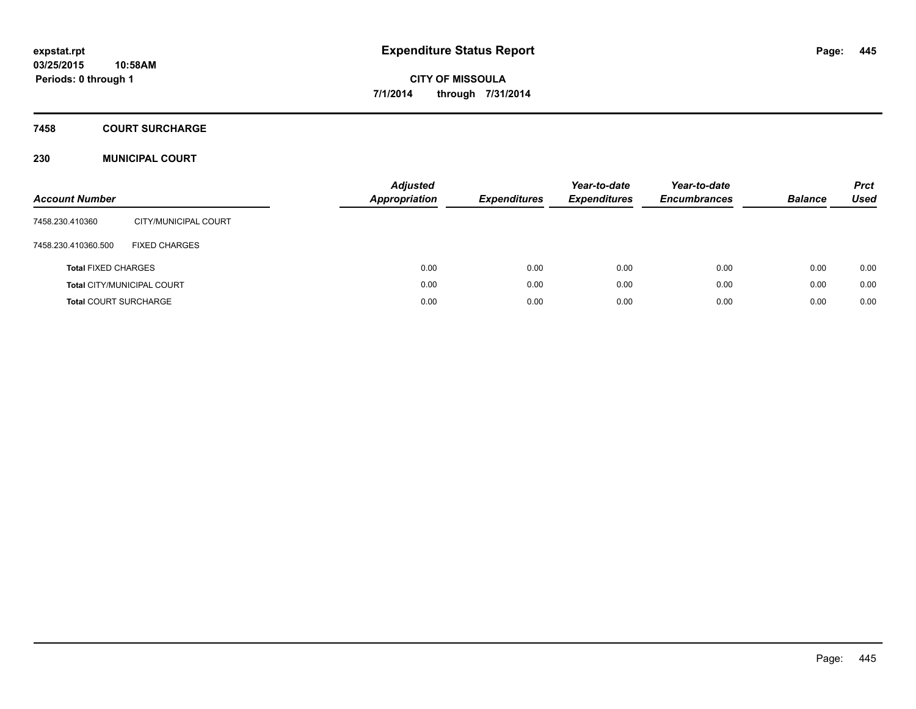expstat.rpt
03/25/2015 10:58AM
Periods: 0 through 1

# Expenditure Status Report

CITY OF MISSOULA
7/1/2014 through 7/31/2014

## 7458 COURT SURCHARGE

### 230 MUNICIPAL COURT

| Account Number | | Adjusted Appropriation | Expenditures | Year-to-date Expenditures | Year-to-date Encumbrances | Balance | Prct Used |
|---|---|---|---|---|---|---|---|
| 7458.230.410360 | CITY/MUNICIPAL COURT | | | | | | |
| 7458.230.410360.500 | FIXED CHARGES | | | | | | |
| **Total** FIXED CHARGES | | 0.00 | 0.00 | 0.00 | 0.00 | 0.00 | 0.00 |
| **Total** CITY/MUNICIPAL COURT | | 0.00 | 0.00 | 0.00 | 0.00 | 0.00 | 0.00 |
| **Total** COURT SURCHARGE | | 0.00 | 0.00 | 0.00 | 0.00 | 0.00 | 0.00 |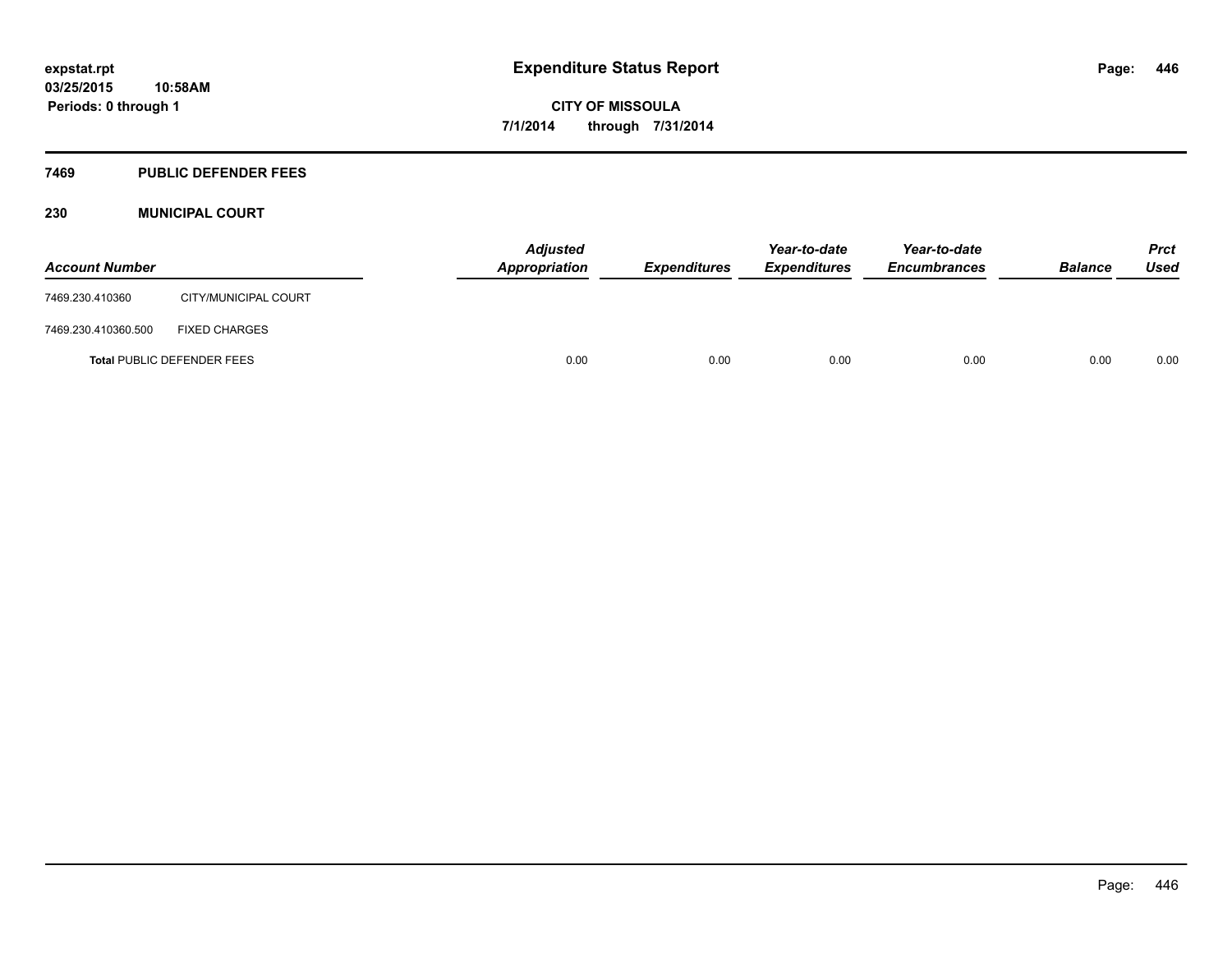**expstat.rpt**
**03/25/2015 10:58AM**
**Periods: 0 through 1**

# Expenditure Status Report

**CITY OF MISSOULA**
**7/1/2014 through 7/31/2014**

## 7469 PUBLIC DEFENDER FEES

### 230 MUNICIPAL COURT

| Account Number | | Adjusted Appropriation | Expenditures | Year-to-date Expenditures | Year-to-date Encumbrances | Balance | Prct Used |
|---|---|---|---|---|---|---|---|
| 7469.230.410360 | CITY/MUNICIPAL COURT | | | | | | |
| 7469.230.410360.500 | FIXED CHARGES | | | | | | |
| **Total** PUBLIC DEFENDER FEES | | 0.00 | 0.00 | 0.00 | 0.00 | 0.00 | 0.00 |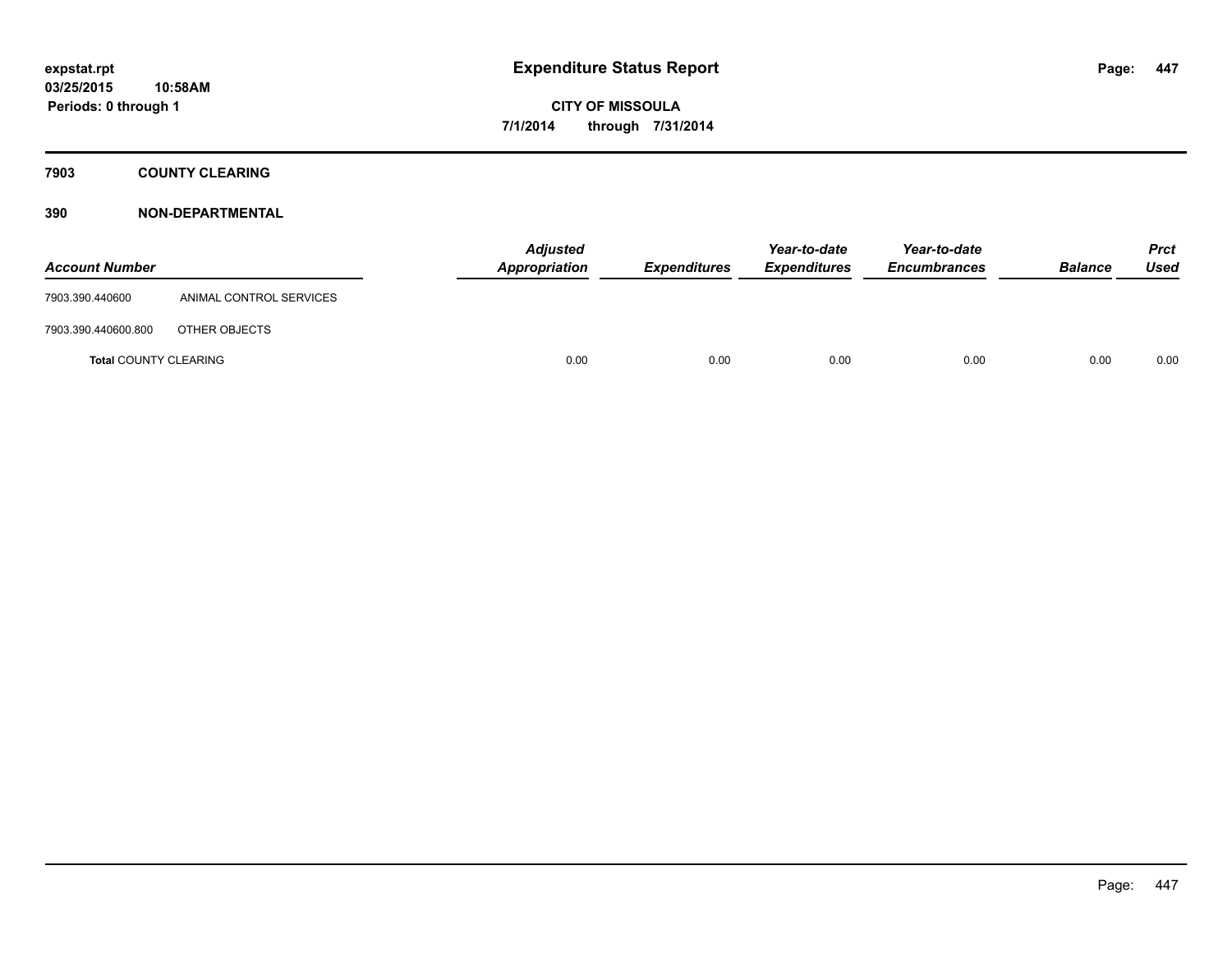# Expenditure Status Report

expstat.rpt
03/25/2015 10:58AM
Periods: 0 through 1

**CITY OF MISSOULA**
**7/1/2014 through 7/31/2014**

## 7903 COUNTY CLEARING

### 390 NON-DEPARTMENTAL

| Account Number | | Adjusted Appropriation | Expenditures | Year-to-date Expenditures | Year-to-date Encumbrances | Balance | Prct Used |
|---|---|---|---|---|---|---|---|
| 7903.390.440600 | ANIMAL CONTROL SERVICES | | | | | | |
| 7903.390.440600.800 | OTHER OBJECTS | | | | | | |
| **Total** COUNTY CLEARING | | 0.00 | 0.00 | 0.00 | 0.00 | 0.00 | 0.00 |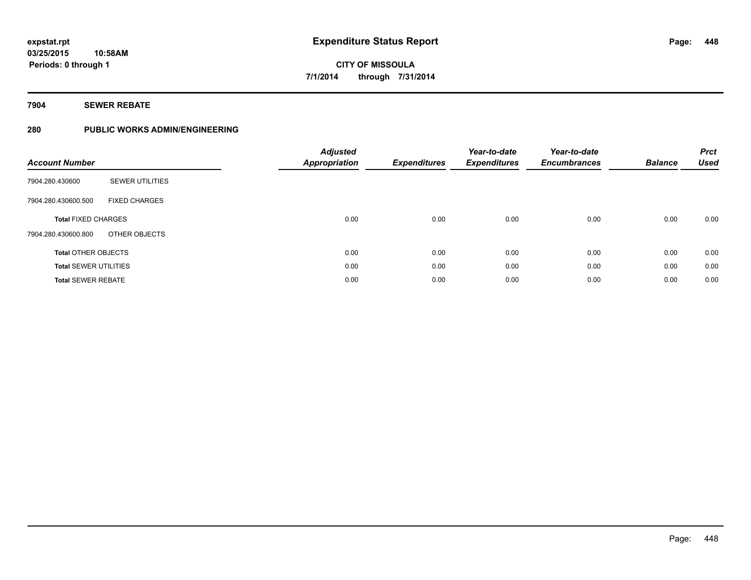**expstat.rpt**
**03/25/2015 10:58AM**
**Periods: 0 through 1**

# Expenditure Status Report

**CITY OF MISSOULA**
**7/1/2014 through 7/31/2014**

## 7904 SEWER REBATE

### 280 PUBLIC WORKS ADMIN/ENGINEERING

| Account Number | | *Adjusted Appropriation* | *Expenditures* | *Year-to-date Expenditures* | *Year-to-date Encumbrances* | *Balance* | *Prct Used* |
|---|---|---|---|---|---|---|---|
| 7904.280.430600 | SEWER UTILITIES | | | | | | |
| 7904.280.430600.500 | FIXED CHARGES | | | | | | |
| **Total** FIXED CHARGES | | 0.00 | 0.00 | 0.00 | 0.00 | 0.00 | 0.00 |
| 7904.280.430600.800 | OTHER OBJECTS | | | | | | |
| **Total** OTHER OBJECTS | | 0.00 | 0.00 | 0.00 | 0.00 | 0.00 | 0.00 |
| **Total** SEWER UTILITIES | | 0.00 | 0.00 | 0.00 | 0.00 | 0.00 | 0.00 |
| **Total** SEWER REBATE | | 0.00 | 0.00 | 0.00 | 0.00 | 0.00 | 0.00 |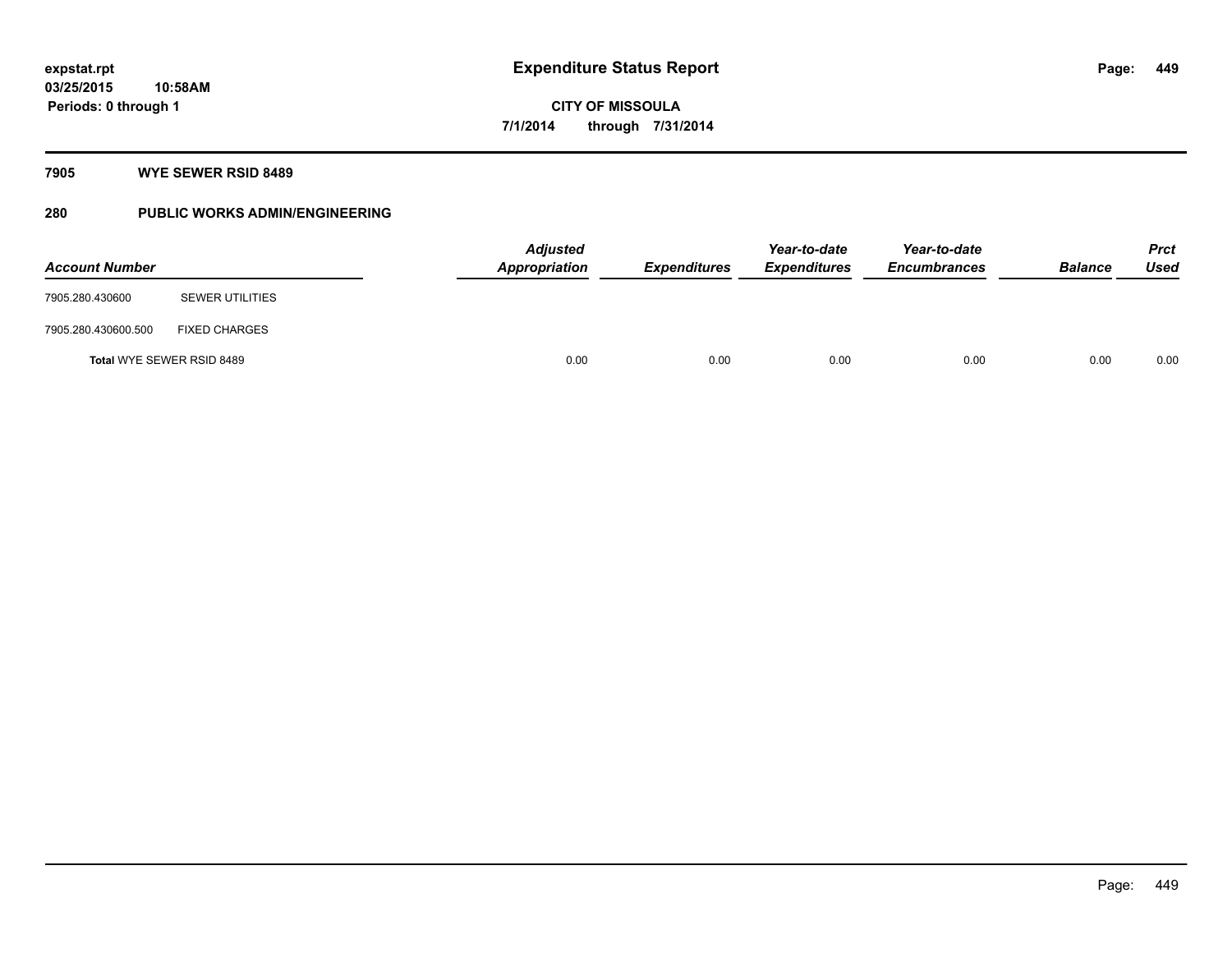**expstat.rpt**
**03/25/2015 10:58AM**
**Periods: 0 through 1**

# Expenditure Status Report

**CITY OF MISSOULA**
**7/1/2014 through 7/31/2014**

## 7905 WYE SEWER RSID 8489

## 280 PUBLIC WORKS ADMIN/ENGINEERING

| Account Number | | Adjusted Appropriation | Expenditures | Year-to-date Expenditures | Year-to-date Encumbrances | Balance | Prct Used |
|---|---|---|---|---|---|---|---|
| 7905.280.430600 | SEWER UTILITIES | | | | | | |
| 7905.280.430600.500 | FIXED CHARGES | | | | | | |
| **Total** WYE SEWER RSID 8489 | | 0.00 | 0.00 | 0.00 | 0.00 | 0.00 | 0.00 |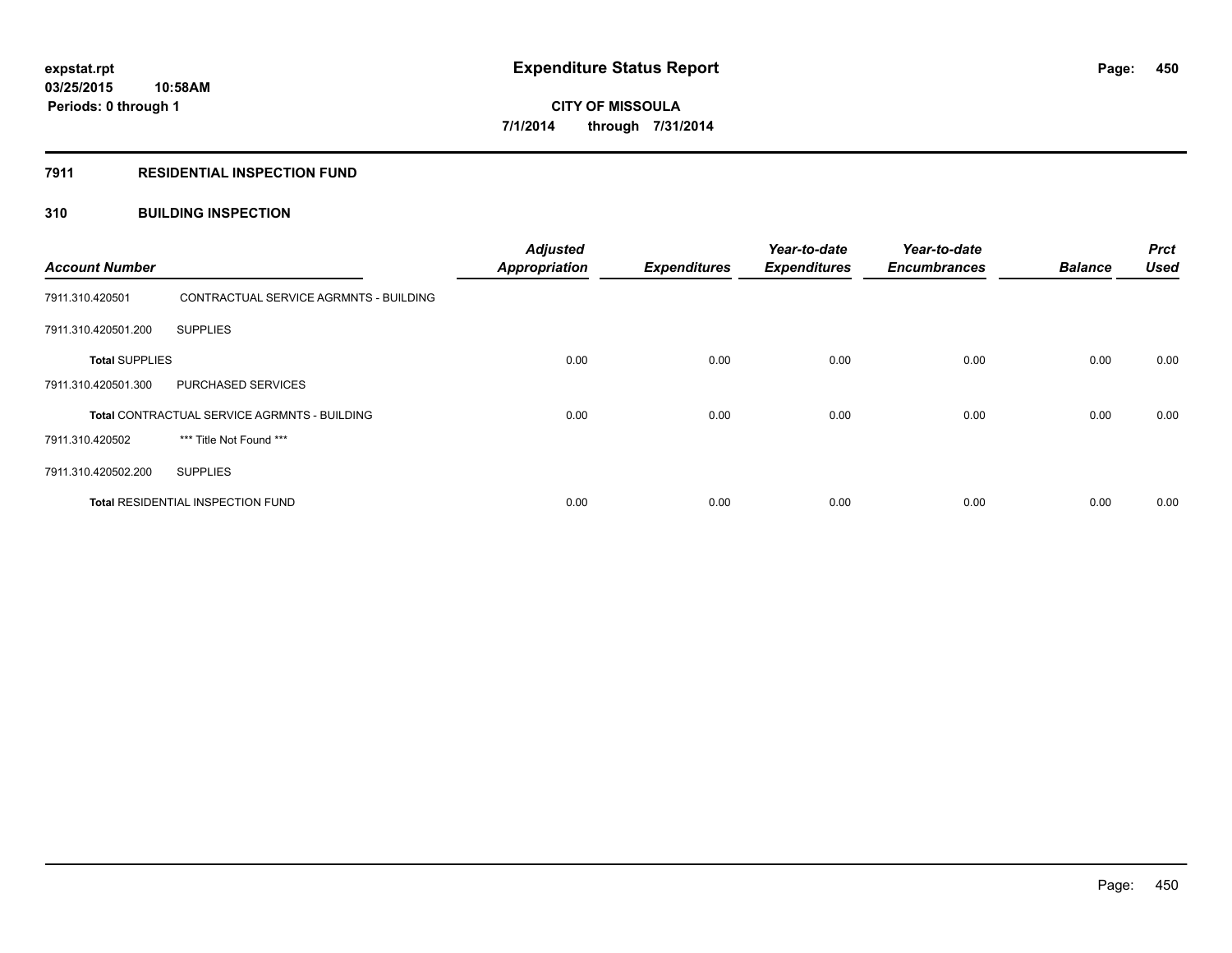# Expenditure Status Report

expstat.rpt
03/25/2015 10:58AM
Periods: 0 through 1

**CITY OF MISSOULA**
**7/1/2014 through 7/31/2014**

## 7911 RESIDENTIAL INSPECTION FUND

### 310 BUILDING INSPECTION

| Account Number | | Adjusted Appropriation | Expenditures | Year-to-date Expenditures | Year-to-date Encumbrances | Balance | Prct Used |
|---|---|---|---|---|---|---|---|
| 7911.310.420501 | CONTRACTUAL SERVICE AGRMNTS - BUILDING | | | | | | |
| 7911.310.420501.200 | SUPPLIES | | | | | | |
| **Total** SUPPLIES | | 0.00 | 0.00 | 0.00 | 0.00 | 0.00 | 0.00 |
| 7911.310.420501.300 | PURCHASED SERVICES | | | | | | |
| **Total** CONTRACTUAL SERVICE AGRMNTS - BUILDING | | 0.00 | 0.00 | 0.00 | 0.00 | 0.00 | 0.00 |
| 7911.310.420502 | *** Title Not Found *** | | | | | | |
| 7911.310.420502.200 | SUPPLIES | | | | | | |
| **Total** RESIDENTIAL INSPECTION FUND | | 0.00 | 0.00 | 0.00 | 0.00 | 0.00 | 0.00 |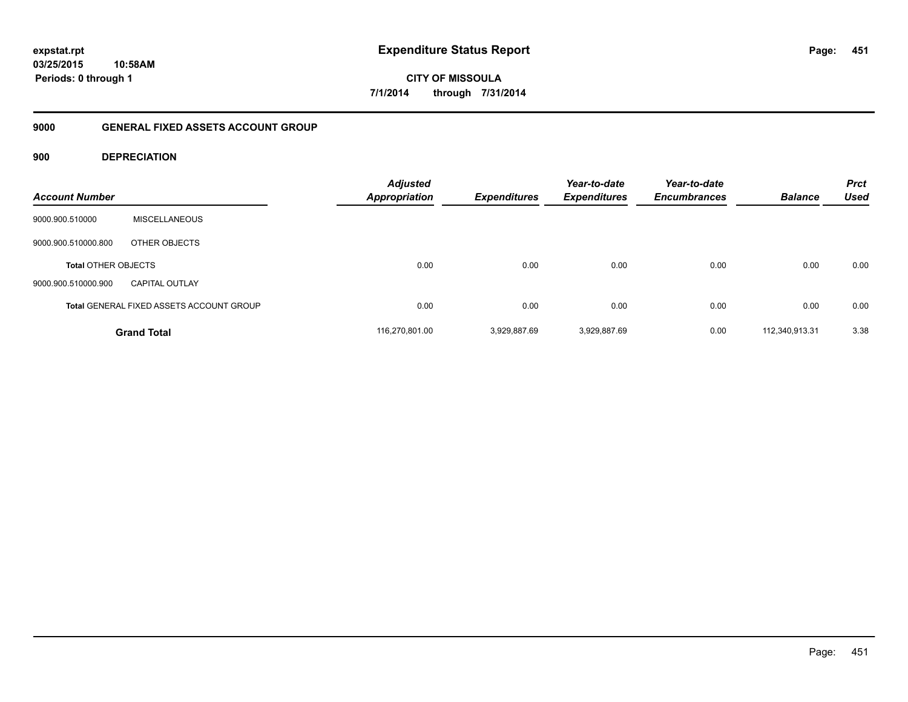**expstat.rpt**
**03/25/2015 10:58AM**
**Periods: 0 through 1**

# Expenditure Status Report

**CITY OF MISSOULA**
**7/1/2014 through 7/31/2014**

## 9000 GENERAL FIXED ASSETS ACCOUNT GROUP

## 900 DEPRECIATION

| Account Number | | Adjusted Appropriation | Expenditures | Year-to-date Expenditures | Year-to-date Encumbrances | Balance | Prct Used |
|---|---|---|---|---|---|---|---|
| 9000.900.510000 | MISCELLANEOUS | | | | | | |
| 9000.900.510000.800 | OTHER OBJECTS | | | | | | |
| **Total** OTHER OBJECTS | | 0.00 | 0.00 | 0.00 | 0.00 | 0.00 | 0.00 |
| 9000.900.510000.900 | CAPITAL OUTLAY | | | | | | |
| **Total** GENERAL FIXED ASSETS ACCOUNT GROUP | | 0.00 | 0.00 | 0.00 | 0.00 | 0.00 | 0.00 |
| **Grand Total** | | 116,270,801.00 | 3,929,887.69 | 3,929,887.69 | 0.00 | 112,340,913.31 | 3.38 |